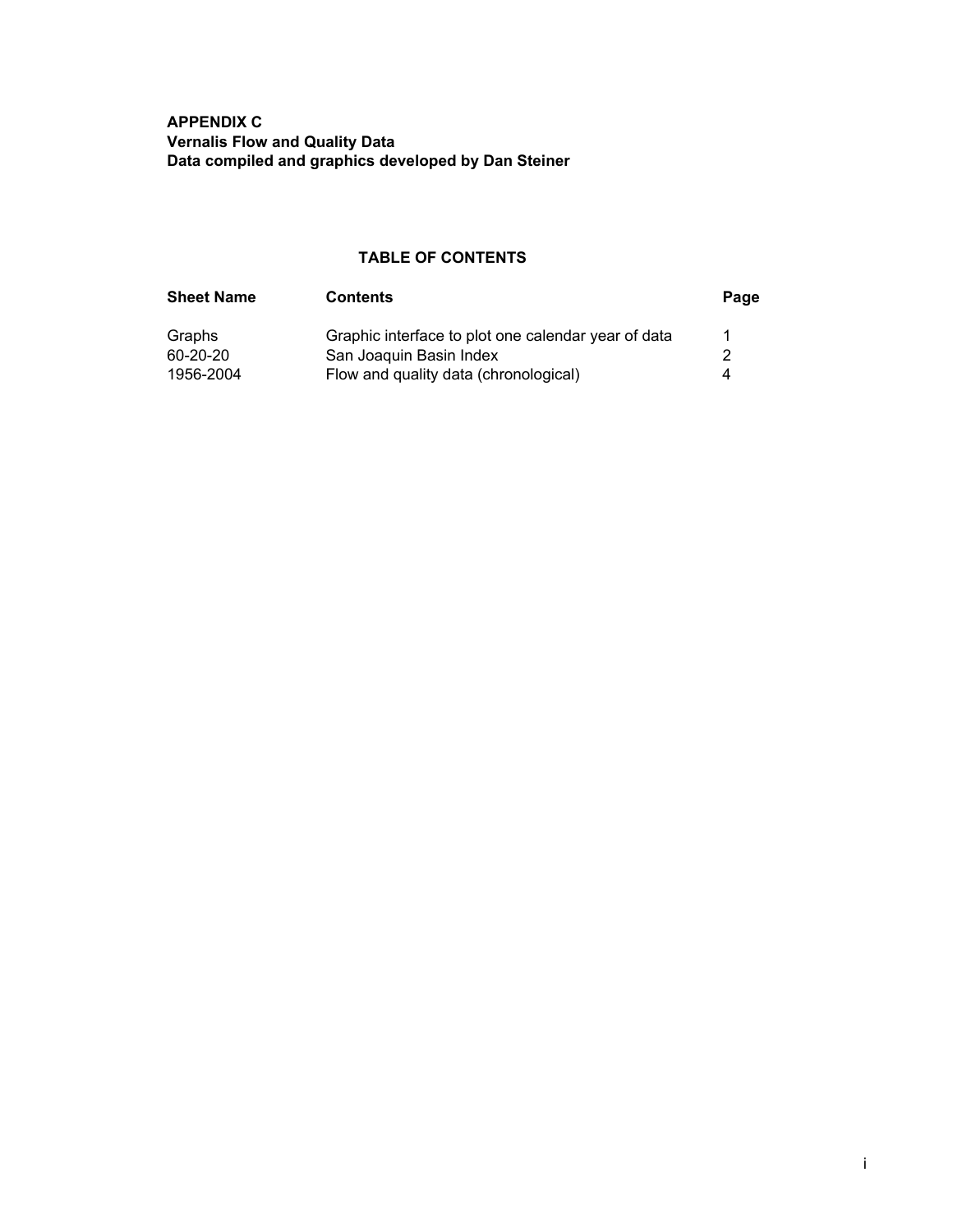**APPENDIX C**
**Vernalis Flow and Quality Data**
**Data compiled and graphics developed by Dan Steiner**

## TABLE OF CONTENTS

| Sheet Name | Contents | Page |
|---|---|---|
| Graphs | Graphic interface to plot one calendar year of data | 1 |
| 60-20-20 | San Joaquin Basin Index | 2 |
| 1956-2004 | Flow and quality data (chronological) | 4 |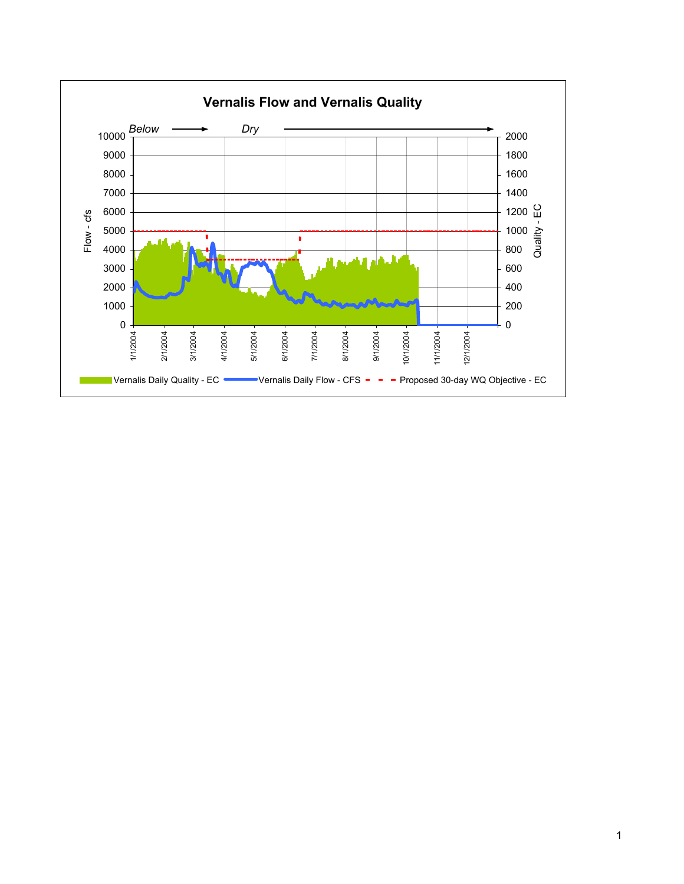**Vernalis Flow and Vernalis Quality**

*Below* → *Dry* →

Flow - cfs: 0, 1000, 2000, 3000, 4000, 5000, 6000, 7000, 8000, 9000, 10000

Quality - EC: 0, 200, 400, 600, 800, 1000, 1200, 1400, 1600, 1800, 2000

1/1/2004, 2/1/2004, 3/1/2004, 4/1/2004, 5/1/2004, 6/1/2004, 7/1/2004, 8/1/2004, 9/1/2004, 10/1/2004, 11/1/2004, 12/1/2004

Vernalis Daily Quality - EC — Vernalis Daily Flow - CFS — Proposed 30-day WQ Objective - EC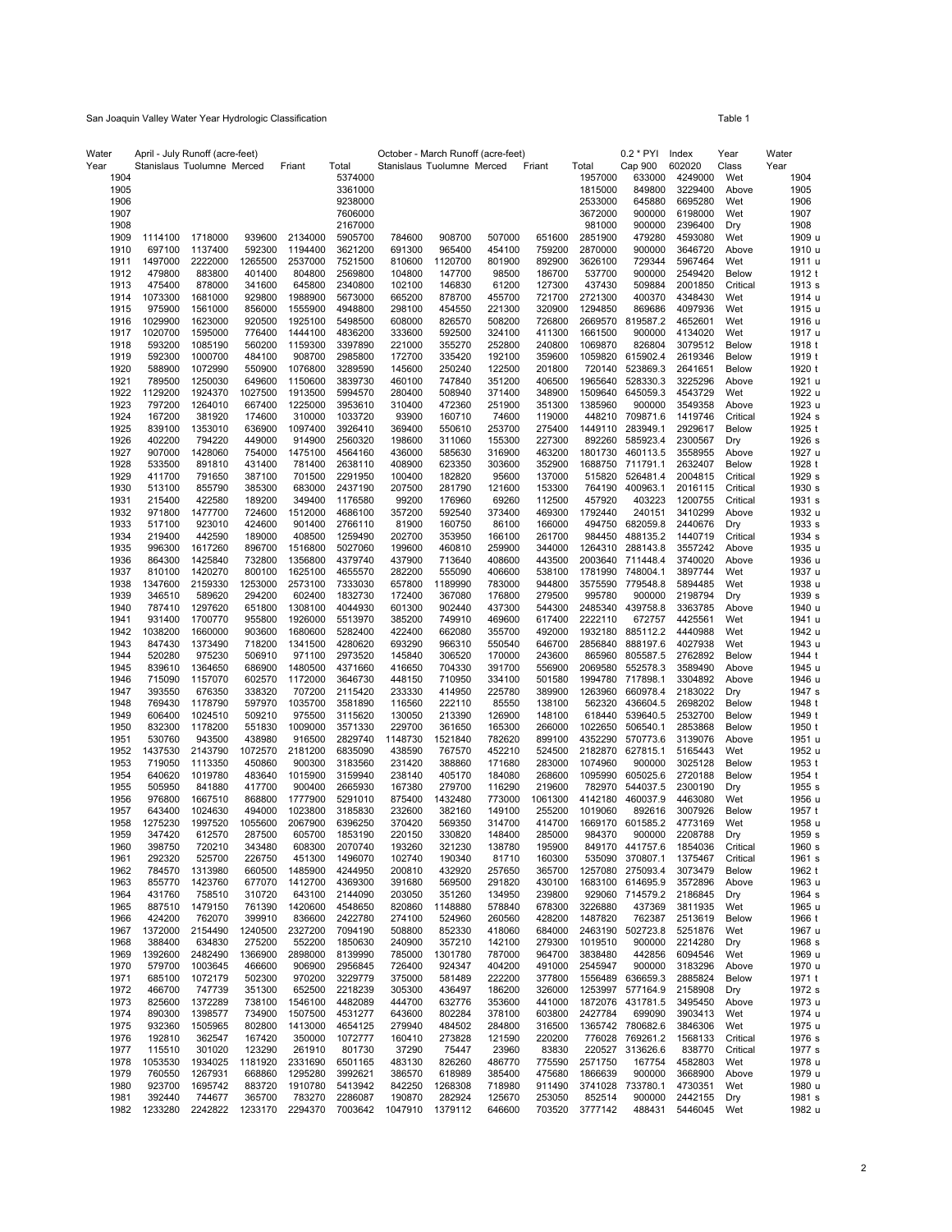San Joaquin Valley Water Year Hydrologic Classification

Table 1

| Water Year | April - July Runoff (acre-feet) | | | | | October - March Runoff (acre-feet) | | | | | 0.2 * PYI | Index | Year | Water |
|---|---|---|---|---|---|---|---|---|---|---|---|---|---|---|
| | Stanislaus | Tuolumne | Merced | Friant | Total | Stanislaus | Tuolumne | Merced | Friant | Total | Cap 900 | 602020 | Class | Year |
| 1904 | | | | | 5374000 | | | | | 1957000 | 633000 | 4249000 | Wet | 1904 |
| 1905 | | | | | 3361000 | | | | | 1815000 | 849800 | 3229400 | Above | 1905 |
| 1906 | | | | | 9238000 | | | | | 2533000 | 645880 | 6695280 | Wet | 1906 |
| 1907 | | | | | 7606000 | | | | | 3672000 | 900000 | 6198000 | Wet | 1907 |
| 1908 | | | | | 2167000 | | | | | 981000 | 900000 | 2396400 | Dry | 1908 |
| 1909 | 1114100 | 1718000 | 939600 | 2134000 | 5905700 | 784600 | 908700 | 507000 | 651600 | 2851900 | 479280 | 4593080 | Wet | 1909 u |
| 1910 | 697100 | 1137400 | 592300 | 1194400 | 3621200 | 691300 | 965400 | 454150 | 759200 | 2870000 | 900000 | 3646720 | Above | 1910 u |
| 1911 | 1497000 | 2222000 | 1265500 | 2537000 | 7521500 | 810600 | 1120700 | 801900 | 892900 | 3626100 | 729344 | 5967464 | Wet | 1911 u |
| 1912 | 479800 | 883800 | 401400 | 804800 | 2569800 | 104800 | 147700 | 98500 | 186700 | 537700 | 900000 | 2549420 | Below | 1912 t |
| 1913 | 475400 | 878000 | 341600 | 645800 | 2340800 | 102100 | 146830 | 61200 | 127300 | 437430 | 509884 | 2001850 | Critical | 1913 s |
| 1914 | 1073300 | 1681000 | 929800 | 1988900 | 5673000 | 665200 | 878700 | 455700 | 721700 | 2721300 | 400370 | 4348430 | Wet | 1914 u |
| 1915 | 975900 | 1561000 | 856000 | 1555900 | 4948800 | 298100 | 454550 | 221300 | 320900 | 1294850 | 869686 | 4097936 | Wet | 1915 u |
| 1916 | 1029900 | 1623000 | 920500 | 1925100 | 5498500 | 608000 | 826570 | 508200 | 726800 | 2669570 | 819587.2 | 4652601 | Wet | 1916 u |
| 1917 | 1020700 | 1595000 | 776400 | 1444100 | 4836200 | 333600 | 592500 | 324100 | 411300 | 1661500 | 900000 | 4134020 | Wet | 1917 u |
| 1918 | 593200 | 1085190 | 560200 | 1159300 | 3397890 | 221000 | 355270 | 252800 | 240800 | 1069870 | 826804 | 3079512 | Below | 1918 t |
| 1919 | 592300 | 1000700 | 484100 | 908700 | 2985800 | 172700 | 335420 | 192100 | 359600 | 1059820 | 615902.4 | 2619346 | Below | 1919 t |
| 1920 | 588900 | 1072990 | 550900 | 1076800 | 3289590 | 145600 | 250240 | 122500 | 201800 | 720140 | 523869.3 | 2641651 | Below | 1920 t |
| 1921 | 789500 | 1250030 | 649600 | 1150600 | 3839730 | 460100 | 747840 | 351200 | 406500 | 1965640 | 528330.3 | 3225296 | Above | 1921 u |
| 1922 | 1129200 | 1924370 | 1027500 | 1913500 | 5994570 | 280400 | 508940 | 371400 | 348900 | 1509640 | 645059.3 | 4543729 | Wet | 1922 u |
| 1923 | 797200 | 1264010 | 667400 | 1225000 | 3953610 | 310400 | 472360 | 251900 | 351300 | 1385960 | 900000 | 3549358 | Above | 1923 u |
| 1924 | 167200 | 381920 | 174600 | 310000 | 1033720 | 93900 | 160710 | 74600 | 119000 | 448210 | 709871.6 | 1419746 | Critical | 1924 s |
| 1925 | 839100 | 1353010 | 636900 | 1097400 | 3926410 | 369400 | 550610 | 253700 | 275400 | 1449110 | 283949.1 | 2929617 | Below | 1925 t |
| 1926 | 402200 | 794220 | 449000 | 914900 | 2560320 | 198600 | 311060 | 155300 | 227300 | 892260 | 585923.4 | 2300567 | Dry | 1926 s |
| 1927 | 907000 | 1428060 | 754000 | 1475100 | 4564160 | 436000 | 585630 | 316900 | 463200 | 1801730 | 460113.5 | 3558955 | Above | 1927 u |
| 1928 | 533500 | 891810 | 431400 | 781400 | 2638110 | 408900 | 623350 | 303600 | 352900 | 1688750 | 711791.1 | 2632407 | Below | 1928 t |
| 1929 | 411700 | 791650 | 387100 | 701500 | 2291950 | 100400 | 182820 | 95600 | 137000 | 515820 | 526481.4 | 2004815 | Critical | 1929 s |
| 1930 | 513100 | 855790 | 385300 | 683000 | 2437190 | 207500 | 281790 | 121600 | 153300 | 764190 | 400963.1 | 2016115 | Critical | 1930 s |
| 1931 | 215400 | 422580 | 189200 | 349400 | 1176580 | 99200 | 176960 | 69260 | 112500 | 457920 | 403223 | 1200755 | Critical | 1931 s |
| 1932 | 971800 | 1477700 | 724600 | 1512000 | 4686100 | 357200 | 592540 | 373400 | 469300 | 1792440 | 240151 | 3410299 | Above | 1932 u |
| 1933 | 517100 | 923010 | 424600 | 901400 | 2766110 | 81900 | 160750 | 86100 | 166000 | 494750 | 682059.8 | 2440676 | Dry | 1933 s |
| 1934 | 219400 | 442590 | 189000 | 408500 | 1259490 | 202700 | 353950 | 166100 | 261700 | 984450 | 488135.2 | 1440719 | Critical | 1934 s |
| 1935 | 996300 | 1617260 | 896700 | 1516800 | 5027060 | 199600 | 460810 | 259900 | 344000 | 1264310 | 288143.8 | 3557242 | Above | 1935 u |
| 1936 | 864300 | 1425840 | 732800 | 1356800 | 4379740 | 437900 | 713640 | 408600 | 443500 | 2003640 | 711448.4 | 3740020 | Above | 1936 u |
| 1937 | 810100 | 1420270 | 800100 | 1625100 | 4655570 | 282200 | 555090 | 406600 | 538100 | 1781990 | 748004.1 | 3897744 | Wet | 1937 u |
| 1938 | 1347600 | 2159330 | 1253000 | 2573100 | 7333030 | 657800 | 1189990 | 783000 | 944800 | 3575590 | 779548.8 | 5894485 | Wet | 1938 u |
| 1939 | 346510 | 589620 | 294200 | 602400 | 1832730 | 172400 | 367080 | 176800 | 279500 | 995780 | 900000 | 2198794 | Dry | 1939 s |
| 1940 | 787410 | 1297620 | 651800 | 1308100 | 4044930 | 601300 | 902440 | 437300 | 544300 | 2485340 | 439758.8 | 3363785 | Above | 1940 u |
| 1941 | 931400 | 1700770 | 955800 | 1926000 | 5513970 | 385200 | 749910 | 469600 | 617400 | 2222110 | 672757 | 4425561 | Wet | 1941 u |
| 1942 | 1038200 | 1660000 | 903600 | 1680600 | 5282400 | 422400 | 662080 | 355700 | 492000 | 1932180 | 885112.2 | 4440988 | Wet | 1942 u |
| 1943 | 847430 | 1373490 | 718200 | 1341500 | 4280620 | 693290 | 966310 | 550540 | 646700 | 2856840 | 888197.6 | 4027938 | Wet | 1943 u |
| 1944 | 520280 | 975230 | 506910 | 971100 | 2973520 | 145840 | 306520 | 170000 | 243600 | 865960 | 805587.5 | 2762892 | Below | 1944 t |
| 1945 | 839610 | 1364650 | 686900 | 1480500 | 4371660 | 416650 | 704330 | 391700 | 556900 | 2069580 | 552578.3 | 3589490 | Above | 1945 u |
| 1946 | 715090 | 1157070 | 602570 | 1172000 | 3646730 | 448150 | 710950 | 334100 | 501580 | 1994780 | 717898.1 | 3304892 | Above | 1946 u |
| 1947 | 393550 | 676350 | 338320 | 707200 | 2115420 | 233330 | 414950 | 225780 | 389900 | 1263960 | 660978.4 | 2183022 | Dry | 1947 s |
| 1948 | 769430 | 1178790 | 597970 | 1035700 | 3581890 | 116560 | 222110 | 85550 | 138000 | 562320 | 436604.5 | 2698202 | Below | 1948 t |
| 1949 | 606400 | 1024510 | 509210 | 975500 | 3115620 | 130050 | 213390 | 126900 | 148100 | 618440 | 539640.5 | 2532700 | Below | 1949 t |
| 1950 | 832300 | 1178200 | 551830 | 1009000 | 3571330 | 229700 | 361650 | 165300 | 266000 | 1022650 | 506540.1 | 2853868 | Below | 1950 t |
| 1951 | 530760 | 943500 | 438980 | 916500 | 2829740 | 1148730 | 1521840 | 782620 | 899100 | 4352290 | 570573.6 | 3139076 | Above | 1951 u |
| 1952 | 1437530 | 2143790 | 1072570 | 2181200 | 6835090 | 438590 | 767570 | 452210 | 524500 | 2182870 | 627815.1 | 5165443 | Wet | 1952 u |
| 1953 | 719050 | 1113350 | 450860 | 900300 | 3183560 | 231420 | 388860 | 171680 | 283000 | 1074960 | 900000 | 3025128 | Below | 1953 t |
| 1954 | 640620 | 1019780 | 483640 | 1015900 | 3159940 | 238140 | 405170 | 184080 | 268600 | 1095990 | 605025.6 | 2720188 | Below | 1954 t |
| 1955 | 505950 | 841880 | 417700 | 900400 | 2665930 | 167380 | 279700 | 116290 | 219600 | 782970 | 544037.5 | 2300190 | Dry | 1955 s |
| 1956 | 976800 | 1667510 | 868800 | 1777900 | 5291010 | 875400 | 1432480 | 773000 | 1061300 | 4142180 | 460037.9 | 4463080 | Wet | 1956 u |
| 1957 | 643400 | 1024630 | 494000 | 1023800 | 3185830 | 232600 | 382160 | 149100 | 255200 | 1019060 | 892616 | 3007926 | Below | 1957 t |
| 1958 | 1275230 | 1997520 | 1055600 | 2067900 | 6396250 | 370420 | 569350 | 314700 | 414700 | 1669170 | 601585.2 | 4773169 | Wet | 1958 u |
| 1959 | 347420 | 612570 | 287500 | 605700 | 1853190 | 220150 | 330820 | 148400 | 285000 | 984370 | 900000 | 2208788 | Dry | 1959 s |
| 1960 | 398750 | 720210 | 343480 | 608300 | 2070740 | 193260 | 321230 | 138780 | 195900 | 849170 | 441757.6 | 1854036 | Critical | 1960 s |
| 1961 | 292320 | 525700 | 226750 | 451300 | 1496070 | 102740 | 190340 | 81710 | 160300 | 535090 | 370807.1 | 1375467 | Critical | 1961 s |
| 1962 | 784570 | 1313980 | 660500 | 1485900 | 4244950 | 200810 | 432920 | 257650 | 365700 | 1257080 | 275093.4 | 3073479 | Below | 1962 t |
| 1963 | 855770 | 1423760 | 677070 | 1412700 | 4369300 | 391680 | 569500 | 291820 | 430100 | 1683100 | 614695.9 | 3572896 | Above | 1963 u |
| 1964 | 431760 | 758510 | 310720 | 643100 | 2144090 | 203050 | 351260 | 134950 | 239800 | 929060 | 714579.2 | 2186845 | Dry | 1964 s |
| 1965 | 887510 | 1479150 | 761390 | 1420600 | 4548650 | 820860 | 1148880 | 578840 | 678300 | 3226880 | 437369 | 3811935 | Wet | 1965 u |
| 1966 | 424200 | 762070 | 399910 | 836600 | 2422780 | 274100 | 524960 | 260560 | 428200 | 1487820 | 762387 | 2513619 | Below | 1966 t |
| 1967 | 1372000 | 2154490 | 1240500 | 2327200 | 7094190 | 508800 | 852330 | 418060 | 684000 | 2463190 | 502723.8 | 5251876 | Wet | 1967 u |
| 1968 | 388400 | 634830 | 275200 | 552200 | 1850630 | 240900 | 357210 | 142100 | 279300 | 1019510 | 900000 | 2214280 | Dry | 1968 s |
| 1969 | 1392600 | 2482490 | 1366900 | 2898000 | 8139990 | 785000 | 1301780 | 787000 | 964700 | 3838480 | 442856 | 6094546 | Wet | 1969 u |
| 1970 | 579700 | 1003645 | 466600 | 906900 | 2956845 | 726400 | 924347 | 404200 | 491000 | 2545947 | 900000 | 3183296 | Above | 1970 u |
| 1971 | 685100 | 1072179 | 502300 | 970200 | 3229779 | 375000 | 581489 | 222200 | 377800 | 1556489 | 636659.3 | 2885824 | Below | 1971 t |
| 1972 | 466700 | 747739 | 351300 | 652500 | 2218239 | 305300 | 436497 | 186200 | 326000 | 1253997 | 577164.9 | 2158908 | Dry | 1972 s |
| 1973 | 825600 | 1372289 | 738100 | 1546100 | 4482089 | 444700 | 632776 | 353600 | 441000 | 1872076 | 431781.5 | 3495450 | Above | 1973 u |
| 1974 | 890300 | 1398577 | 734900 | 1507500 | 4531277 | 643600 | 802284 | 378100 | 603800 | 2427784 | 699090 | 3903413 | Wet | 1974 u |
| 1975 | 932360 | 1505965 | 802800 | 1413000 | 4654125 | 279940 | 484502 | 284800 | 316500 | 1365742 | 780682.6 | 3846306 | Wet | 1975 u |
| 1976 | 192810 | 362547 | 167420 | 350000 | 1072777 | 160410 | 273828 | 121590 | 220200 | 776028 | 769261.2 | 1568133 | Critical | 1976 s |
| 1977 | 115510 | 301020 | 123290 | 261910 | 801730 | 37290 | 75447 | 23960 | 83830 | 220527 | 313626.6 | 838770 | Critical | 1977 s |
| 1978 | 1053530 | 1934025 | 1181920 | 2331690 | 6501165 | 483130 | 826260 | 486770 | 775590 | 2571750 | 167754 | 4582803 | Wet | 1978 u |
| 1979 | 760550 | 1267931 | 668860 | 1295280 | 3992621 | 386570 | 618989 | 385400 | 475680 | 1866639 | 900000 | 3668900 | Above | 1979 u |
| 1980 | 923700 | 1695742 | 883720 | 1910780 | 5413942 | 842250 | 1268308 | 718980 | 911490 | 3741028 | 733780.1 | 4730351 | Wet | 1980 u |
| 1981 | 392440 | 744677 | 365700 | 783270 | 2286087 | 190870 | 282924 | 125670 | 253050 | 852514 | 900000 | 2442155 | Dry | 1981 s |
| 1982 | 1233280 | 2242822 | 1233170 | 2294370 | 7003642 | 1047910 | 1379112 | 646600 | 703520 | 3777142 | 488431 | 5446045 | Wet | 1982 u |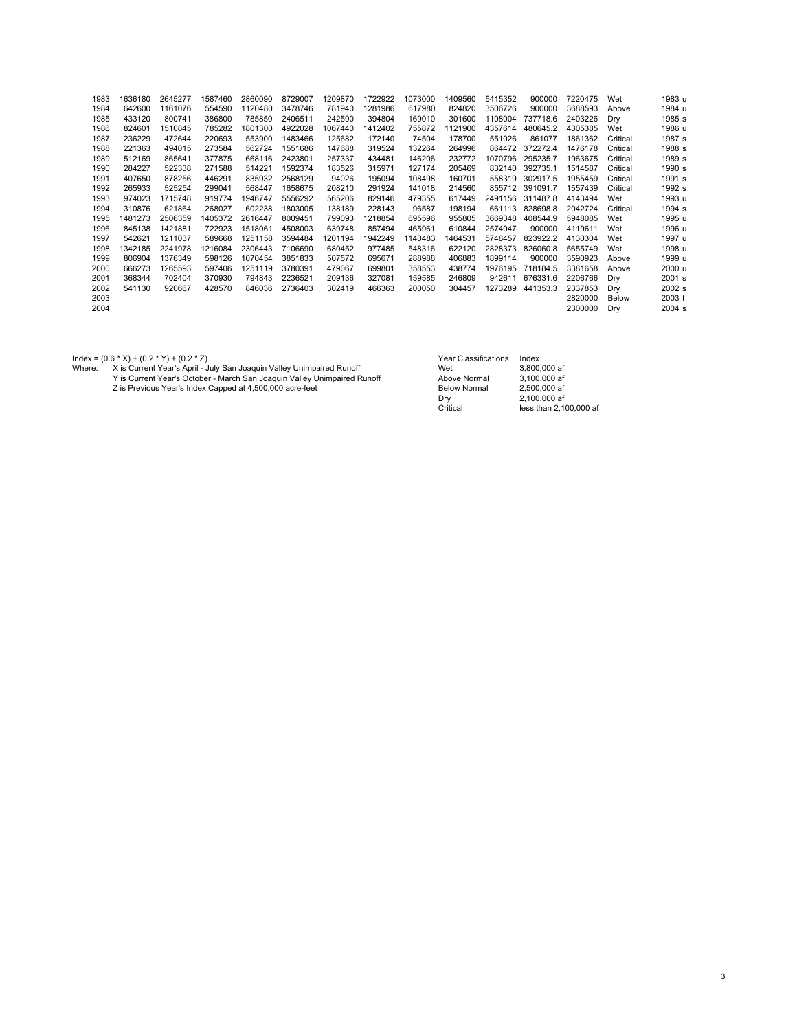| | | | | | | | | | | | | | | |
|---|---|---|---|---|---|---|---|---|---|---|---|---|---|---|
| 1983 | 1636180 | 2645277 | 1587460 | 2860090 | 8729007 | 1209870 | 1722922 | 1073000 | 1409560 | 5415352 | 900000 | 7220475 | Wet | 1983 u |
| 1984 | 642600 | 1161076 | 554590 | 1120480 | 3478746 | 781940 | 1281986 | 617980 | 824820 | 3506726 | 900000 | 3688593 | Above | 1984 u |
| 1985 | 433120 | 800741 | 386800 | 785850 | 2406511 | 242590 | 394804 | 169010 | 301600 | 1108004 | 737718.6 | 2403226 | Dry | 1985 s |
| 1986 | 824601 | 1510845 | 785282 | 1801300 | 4922028 | 1067440 | 1412402 | 755872 | 1121900 | 4357614 | 480645.2 | 4305385 | Wet | 1986 u |
| 1987 | 236229 | 472644 | 220693 | 553900 | 1483466 | 125682 | 172140 | 74504 | 178700 | 551026 | 861077 | 1861362 | Critical | 1987 s |
| 1988 | 221363 | 494015 | 273584 | 562724 | 1551686 | 147688 | 319524 | 132264 | 264996 | 864472 | 372272.4 | 1476178 | Critical | 1988 s |
| 1989 | 512169 | 865641 | 377875 | 668116 | 2423801 | 257337 | 434481 | 146206 | 232772 | 1070796 | 295235.7 | 1963675 | Critical | 1989 s |
| 1990 | 284227 | 522338 | 271588 | 514221 | 1592374 | 183526 | 315971 | 127174 | 205469 | 832140 | 392735.1 | 1514587 | Critical | 1990 s |
| 1991 | 407650 | 878256 | 446291 | 835932 | 2568129 | 94026 | 195094 | 108498 | 160701 | 558319 | 302917.5 | 1955459 | Critical | 1991 s |
| 1992 | 265933 | 525254 | 299041 | 568447 | 1658675 | 208210 | 291924 | 141018 | 214560 | 855712 | 391091.7 | 1557439 | Critical | 1992 s |
| 1993 | 974023 | 1715748 | 919774 | 1946747 | 5556292 | 565206 | 829146 | 479355 | 617449 | 2491156 | 311487.8 | 4143494 | Wet | 1993 u |
| 1994 | 310876 | 621864 | 268027 | 602238 | 1803005 | 138189 | 228143 | 96587 | 198194 | 661113 | 828698.8 | 2042724 | Critical | 1994 s |
| 1995 | 1481273 | 2506359 | 1405372 | 2616447 | 8009451 | 799093 | 1218854 | 695596 | 955805 | 3669348 | 408544.9 | 5948085 | Wet | 1995 u |
| 1996 | 845138 | 1421881 | 722923 | 1518061 | 4508003 | 639748 | 857494 | 465961 | 610844 | 2574047 | 900000 | 4119611 | Wet | 1996 u |
| 1997 | 542621 | 1211037 | 589668 | 1251158 | 3594484 | 1201194 | 1942249 | 1140483 | 1464531 | 5748457 | 823922.2 | 4130304 | Wet | 1997 u |
| 1998 | 1342185 | 2241978 | 1216084 | 2306443 | 7106690 | 680452 | 977485 | 548316 | 622120 | 2828373 | 826060.8 | 5655749 | Wet | 1998 u |
| 1999 | 806904 | 1376349 | 598126 | 1070454 | 3851833 | 507572 | 695671 | 288988 | 406883 | 1899114 | 900000 | 3590923 | Above | 1999 u |
| 2000 | 666273 | 1265593 | 597406 | 1251119 | 3780391 | 479067 | 699801 | 358553 | 438774 | 1976195 | 718184.5 | 3381658 | Above | 2000 u |
| 2001 | 368344 | 702404 | 370930 | 794843 | 2236521 | 209136 | 327081 | 159585 | 246809 | 942611 | 676331.6 | 2206766 | Dry | 2001 s |
| 2002 | 541130 | 920667 | 428570 | 846036 | 2736403 | 302419 | 466363 | 200050 | 304457 | 1273289 | 441353.3 | 2337853 | Dry | 2002 s |
| 2003 | | | | | | | | | | | | 2820000 | Below | 2003 t |
| 2004 | | | | | | | | | | | | 2300000 | Dry | 2004 s |

Index = (0.6 * X) + (0.2 * Y) + (0.2 * Z)

Where:
X is Current Year's April - July San Joaquin Valley Unimpaired Runoff
Y is Current Year's October - March San Joaquin Valley Unimpaired Runoff
Z is Previous Year's Index Capped at 4,500,000 acre-feet

| Year Classifications | Index |
|---|---|
| Wet | 3,800,000 af |
| Above Normal | 3,100,000 af |
| Below Normal | 2,500,000 af |
| Dry | 2,100,000 af |
| Critical | less than 2,100,000 af |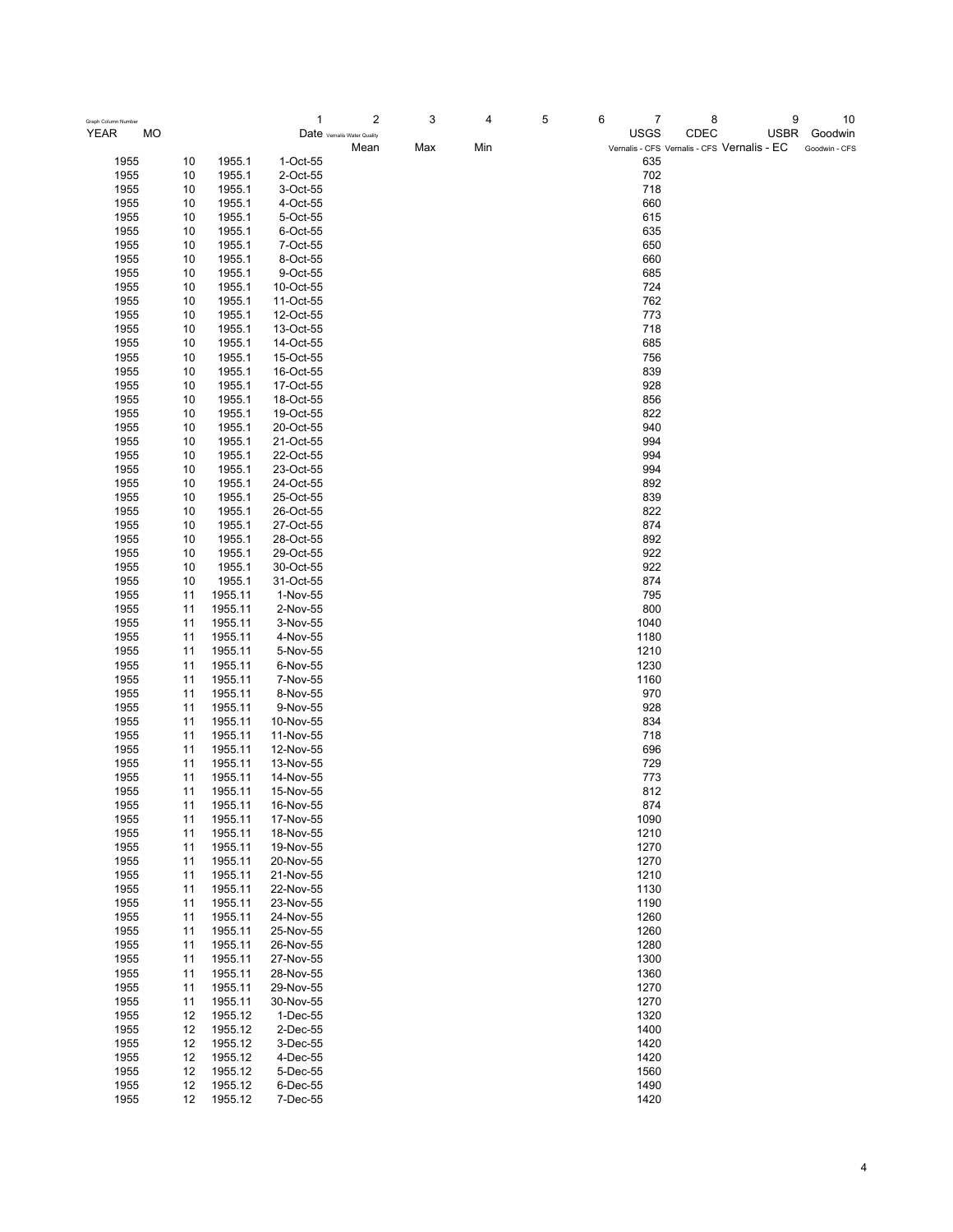| Graph Column Number | | | 1 | 2 | 3 | 4 | 5 | 6 | 7 | 8 | 9 | 10 |
|---|---|---|---|---|---|---|---|---|---|---|---|---|
| YEAR | MO | | Date | Vernalis Water Quality | | | | | USGS | CDEC | USBR | Goodwin |
| | | | | Mean | Max | Min | | | Vernalis - CFS | Vernalis - CFS | Vernalis - EC | Goodwin - CFS |
| 1955 | 10 | 1955.1 | 1-Oct-55 | | | | | | 635 | | | |
| 1955 | 10 | 1955.1 | 2-Oct-55 | | | | | | 702 | | | |
| 1955 | 10 | 1955.1 | 3-Oct-55 | | | | | | 718 | | | |
| 1955 | 10 | 1955.1 | 4-Oct-55 | | | | | | 660 | | | |
| 1955 | 10 | 1955.1 | 5-Oct-55 | | | | | | 615 | | | |
| 1955 | 10 | 1955.1 | 6-Oct-55 | | | | | | 635 | | | |
| 1955 | 10 | 1955.1 | 7-Oct-55 | | | | | | 650 | | | |
| 1955 | 10 | 1955.1 | 8-Oct-55 | | | | | | 660 | | | |
| 1955 | 10 | 1955.1 | 9-Oct-55 | | | | | | 685 | | | |
| 1955 | 10 | 1955.1 | 10-Oct-55 | | | | | | 724 | | | |
| 1955 | 10 | 1955.1 | 11-Oct-55 | | | | | | 762 | | | |
| 1955 | 10 | 1955.1 | 12-Oct-55 | | | | | | 773 | | | |
| 1955 | 10 | 1955.1 | 13-Oct-55 | | | | | | 718 | | | |
| 1955 | 10 | 1955.1 | 14-Oct-55 | | | | | | 685 | | | |
| 1955 | 10 | 1955.1 | 15-Oct-55 | | | | | | 756 | | | |
| 1955 | 10 | 1955.1 | 16-Oct-55 | | | | | | 839 | | | |
| 1955 | 10 | 1955.1 | 17-Oct-55 | | | | | | 928 | | | |
| 1955 | 10 | 1955.1 | 18-Oct-55 | | | | | | 856 | | | |
| 1955 | 10 | 1955.1 | 19-Oct-55 | | | | | | 822 | | | |
| 1955 | 10 | 1955.1 | 20-Oct-55 | | | | | | 940 | | | |
| 1955 | 10 | 1955.1 | 21-Oct-55 | | | | | | 994 | | | |
| 1955 | 10 | 1955.1 | 22-Oct-55 | | | | | | 994 | | | |
| 1955 | 10 | 1955.1 | 23-Oct-55 | | | | | | 994 | | | |
| 1955 | 10 | 1955.1 | 24-Oct-55 | | | | | | 892 | | | |
| 1955 | 10 | 1955.1 | 25-Oct-55 | | | | | | 839 | | | |
| 1955 | 10 | 1955.1 | 26-Oct-55 | | | | | | 822 | | | |
| 1955 | 10 | 1955.1 | 27-Oct-55 | | | | | | 874 | | | |
| 1955 | 10 | 1955.1 | 28-Oct-55 | | | | | | 892 | | | |
| 1955 | 10 | 1955.1 | 29-Oct-55 | | | | | | 922 | | | |
| 1955 | 10 | 1955.1 | 30-Oct-55 | | | | | | 922 | | | |
| 1955 | 10 | 1955.1 | 31-Oct-55 | | | | | | 874 | | | |
| 1955 | 11 | 1955.11 | 1-Nov-55 | | | | | | 795 | | | |
| 1955 | 11 | 1955.11 | 2-Nov-55 | | | | | | 800 | | | |
| 1955 | 11 | 1955.11 | 3-Nov-55 | | | | | | 1040 | | | |
| 1955 | 11 | 1955.11 | 4-Nov-55 | | | | | | 1180 | | | |
| 1955 | 11 | 1955.11 | 5-Nov-55 | | | | | | 1210 | | | |
| 1955 | 11 | 1955.11 | 6-Nov-55 | | | | | | 1230 | | | |
| 1955 | 11 | 1955.11 | 7-Nov-55 | | | | | | 1160 | | | |
| 1955 | 11 | 1955.11 | 8-Nov-55 | | | | | | 970 | | | |
| 1955 | 11 | 1955.11 | 9-Nov-55 | | | | | | 928 | | | |
| 1955 | 11 | 1955.11 | 10-Nov-55 | | | | | | 834 | | | |
| 1955 | 11 | 1955.11 | 11-Nov-55 | | | | | | 718 | | | |
| 1955 | 11 | 1955.11 | 12-Nov-55 | | | | | | 696 | | | |
| 1955 | 11 | 1955.11 | 13-Nov-55 | | | | | | 729 | | | |
| 1955 | 11 | 1955.11 | 14-Nov-55 | | | | | | 773 | | | |
| 1955 | 11 | 1955.11 | 15-Nov-55 | | | | | | 812 | | | |
| 1955 | 11 | 1955.11 | 16-Nov-55 | | | | | | 874 | | | |
| 1955 | 11 | 1955.11 | 17-Nov-55 | | | | | | 1090 | | | |
| 1955 | 11 | 1955.11 | 18-Nov-55 | | | | | | 1210 | | | |
| 1955 | 11 | 1955.11 | 19-Nov-55 | | | | | | 1270 | | | |
| 1955 | 11 | 1955.11 | 20-Nov-55 | | | | | | 1270 | | | |
| 1955 | 11 | 1955.11 | 21-Nov-55 | | | | | | 1210 | | | |
| 1955 | 11 | 1955.11 | 22-Nov-55 | | | | | | 1130 | | | |
| 1955 | 11 | 1955.11 | 23-Nov-55 | | | | | | 1190 | | | |
| 1955 | 11 | 1955.11 | 24-Nov-55 | | | | | | 1260 | | | |
| 1955 | 11 | 1955.11 | 25-Nov-55 | | | | | | 1260 | | | |
| 1955 | 11 | 1955.11 | 26-Nov-55 | | | | | | 1280 | | | |
| 1955 | 11 | 1955.11 | 27-Nov-55 | | | | | | 1300 | | | |
| 1955 | 11 | 1955.11 | 28-Nov-55 | | | | | | 1360 | | | |
| 1955 | 11 | 1955.11 | 29-Nov-55 | | | | | | 1270 | | | |
| 1955 | 11 | 1955.11 | 30-Nov-55 | | | | | | 1270 | | | |
| 1955 | 12 | 1955.12 | 1-Dec-55 | | | | | | 1320 | | | |
| 1955 | 12 | 1955.12 | 2-Dec-55 | | | | | | 1400 | | | |
| 1955 | 12 | 1955.12 | 3-Dec-55 | | | | | | 1420 | | | |
| 1955 | 12 | 1955.12 | 4-Dec-55 | | | | | | 1420 | | | |
| 1955 | 12 | 1955.12 | 5-Dec-55 | | | | | | 1560 | | | |
| 1955 | 12 | 1955.12 | 6-Dec-55 | | | | | | 1490 | | | |
| 1955 | 12 | 1955.12 | 7-Dec-55 | | | | | | 1420 | | | |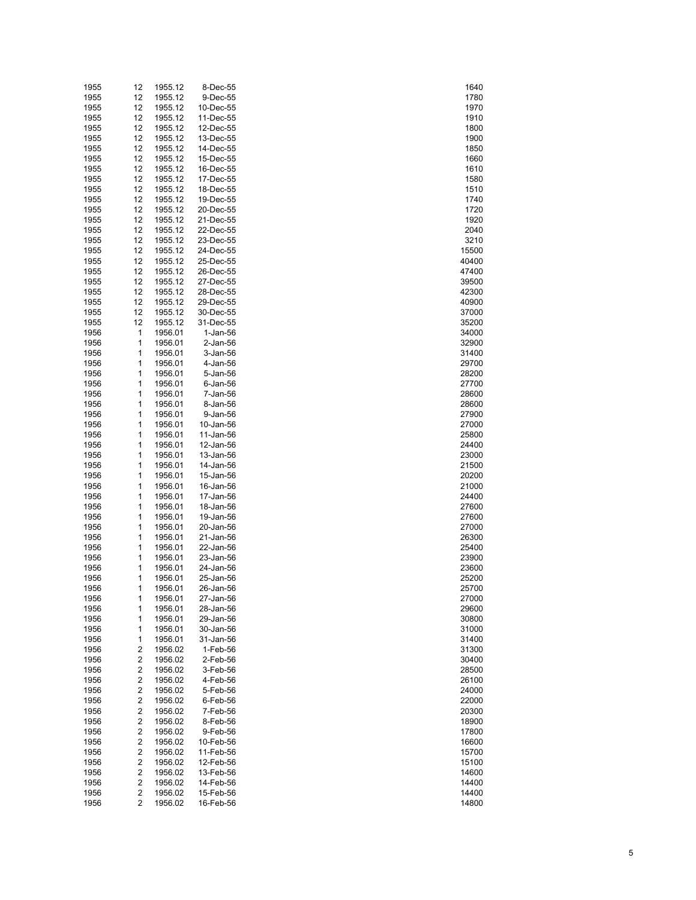| | | | | |
|---|---|---|---|---|
| 1955 | 12 | 1955.12 | 8-Dec-55 | 1640 |
| 1955 | 12 | 1955.12 | 9-Dec-55 | 1780 |
| 1955 | 12 | 1955.12 | 10-Dec-55 | 1970 |
| 1955 | 12 | 1955.12 | 11-Dec-55 | 1910 |
| 1955 | 12 | 1955.12 | 12-Dec-55 | 1800 |
| 1955 | 12 | 1955.12 | 13-Dec-55 | 1900 |
| 1955 | 12 | 1955.12 | 14-Dec-55 | 1850 |
| 1955 | 12 | 1955.12 | 15-Dec-55 | 1660 |
| 1955 | 12 | 1955.12 | 16-Dec-55 | 1610 |
| 1955 | 12 | 1955.12 | 17-Dec-55 | 1580 |
| 1955 | 12 | 1955.12 | 18-Dec-55 | 1510 |
| 1955 | 12 | 1955.12 | 19-Dec-55 | 1740 |
| 1955 | 12 | 1955.12 | 20-Dec-55 | 1720 |
| 1955 | 12 | 1955.12 | 21-Dec-55 | 1920 |
| 1955 | 12 | 1955.12 | 22-Dec-55 | 2040 |
| 1955 | 12 | 1955.12 | 23-Dec-55 | 3210 |
| 1955 | 12 | 1955.12 | 24-Dec-55 | 15500 |
| 1955 | 12 | 1955.12 | 25-Dec-55 | 40400 |
| 1955 | 12 | 1955.12 | 26-Dec-55 | 47400 |
| 1955 | 12 | 1955.12 | 27-Dec-55 | 39500 |
| 1955 | 12 | 1955.12 | 28-Dec-55 | 42300 |
| 1955 | 12 | 1955.12 | 29-Dec-55 | 40900 |
| 1955 | 12 | 1955.12 | 30-Dec-55 | 37000 |
| 1955 | 12 | 1955.12 | 31-Dec-55 | 35200 |
| 1956 | 1 | 1956.01 | 1-Jan-56 | 34000 |
| 1956 | 1 | 1956.01 | 2-Jan-56 | 32900 |
| 1956 | 1 | 1956.01 | 3-Jan-56 | 31400 |
| 1956 | 1 | 1956.01 | 4-Jan-56 | 29700 |
| 1956 | 1 | 1956.01 | 5-Jan-56 | 28200 |
| 1956 | 1 | 1956.01 | 6-Jan-56 | 27700 |
| 1956 | 1 | 1956.01 | 7-Jan-56 | 28600 |
| 1956 | 1 | 1956.01 | 8-Jan-56 | 28600 |
| 1956 | 1 | 1956.01 | 9-Jan-56 | 27900 |
| 1956 | 1 | 1956.01 | 10-Jan-56 | 27000 |
| 1956 | 1 | 1956.01 | 11-Jan-56 | 25800 |
| 1956 | 1 | 1956.01 | 12-Jan-56 | 24400 |
| 1956 | 1 | 1956.01 | 13-Jan-56 | 23000 |
| 1956 | 1 | 1956.01 | 14-Jan-56 | 21500 |
| 1956 | 1 | 1956.01 | 15-Jan-56 | 20200 |
| 1956 | 1 | 1956.01 | 16-Jan-56 | 21000 |
| 1956 | 1 | 1956.01 | 17-Jan-56 | 24400 |
| 1956 | 1 | 1956.01 | 18-Jan-56 | 27600 |
| 1956 | 1 | 1956.01 | 19-Jan-56 | 27600 |
| 1956 | 1 | 1956.01 | 20-Jan-56 | 27000 |
| 1956 | 1 | 1956.01 | 21-Jan-56 | 26300 |
| 1956 | 1 | 1956.01 | 22-Jan-56 | 25400 |
| 1956 | 1 | 1956.01 | 23-Jan-56 | 23900 |
| 1956 | 1 | 1956.01 | 24-Jan-56 | 23600 |
| 1956 | 1 | 1956.01 | 25-Jan-56 | 25200 |
| 1956 | 1 | 1956.01 | 26-Jan-56 | 25700 |
| 1956 | 1 | 1956.01 | 27-Jan-56 | 27000 |
| 1956 | 1 | 1956.01 | 28-Jan-56 | 29600 |
| 1956 | 1 | 1956.01 | 29-Jan-56 | 30800 |
| 1956 | 1 | 1956.01 | 30-Jan-56 | 31000 |
| 1956 | 1 | 1956.01 | 31-Jan-56 | 31400 |
| 1956 | 2 | 1956.02 | 1-Feb-56 | 31300 |
| 1956 | 2 | 1956.02 | 2-Feb-56 | 30400 |
| 1956 | 2 | 1956.02 | 3-Feb-56 | 28500 |
| 1956 | 2 | 1956.02 | 4-Feb-56 | 26100 |
| 1956 | 2 | 1956.02 | 5-Feb-56 | 24000 |
| 1956 | 2 | 1956.02 | 6-Feb-56 | 22000 |
| 1956 | 2 | 1956.02 | 7-Feb-56 | 20300 |
| 1956 | 2 | 1956.02 | 8-Feb-56 | 18900 |
| 1956 | 2 | 1956.02 | 9-Feb-56 | 17800 |
| 1956 | 2 | 1956.02 | 10-Feb-56 | 16600 |
| 1956 | 2 | 1956.02 | 11-Feb-56 | 15700 |
| 1956 | 2 | 1956.02 | 12-Feb-56 | 15100 |
| 1956 | 2 | 1956.02 | 13-Feb-56 | 14600 |
| 1956 | 2 | 1956.02 | 14-Feb-56 | 14400 |
| 1956 | 2 | 1956.02 | 15-Feb-56 | 14400 |
| 1956 | 2 | 1956.02 | 16-Feb-56 | 14800 |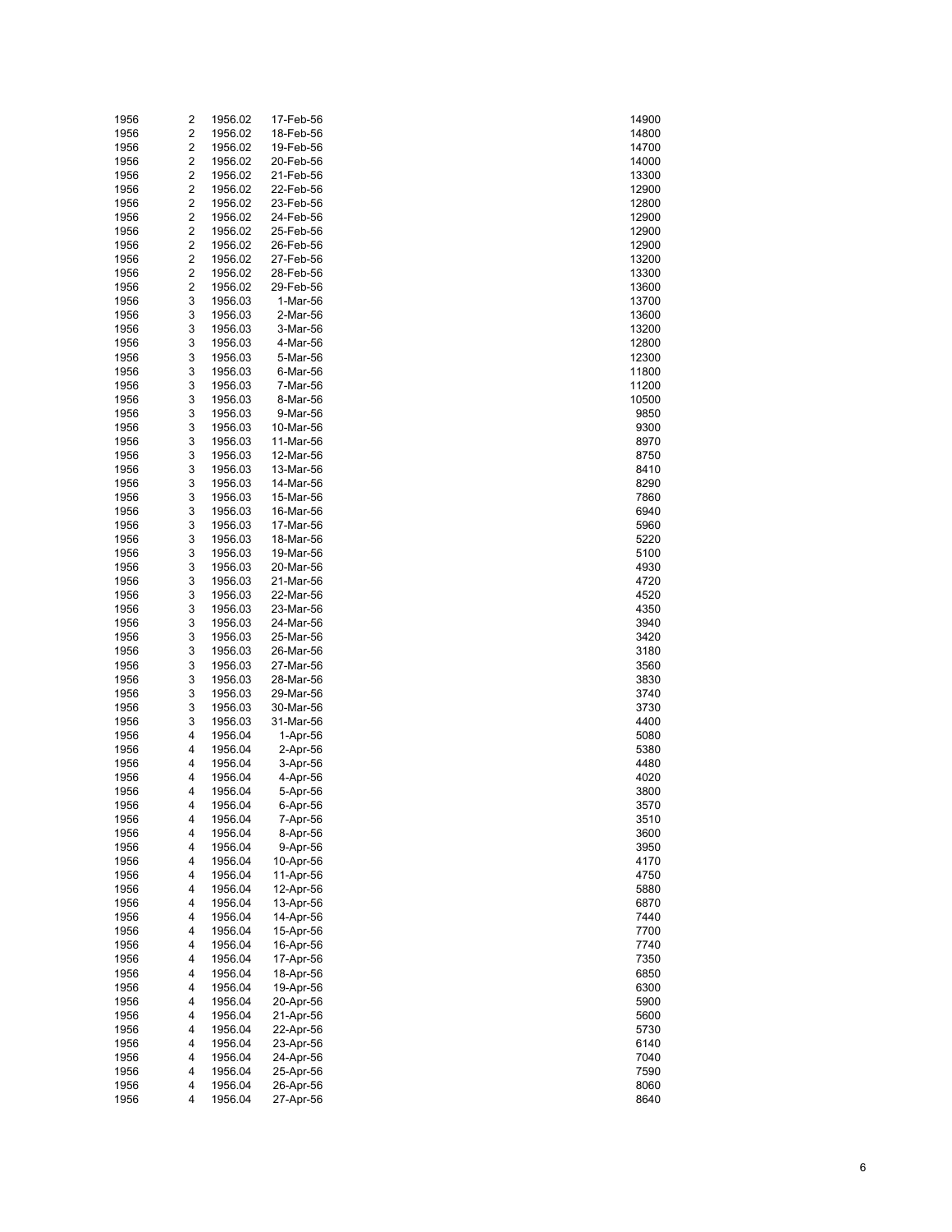| | | | | |
|---|---|---|---|---|
| 1956 | 2 | 1956.02 | 17-Feb-56 | 14900 |
| 1956 | 2 | 1956.02 | 18-Feb-56 | 14800 |
| 1956 | 2 | 1956.02 | 19-Feb-56 | 14700 |
| 1956 | 2 | 1956.02 | 20-Feb-56 | 14000 |
| 1956 | 2 | 1956.02 | 21-Feb-56 | 13300 |
| 1956 | 2 | 1956.02 | 22-Feb-56 | 12900 |
| 1956 | 2 | 1956.02 | 23-Feb-56 | 12800 |
| 1956 | 2 | 1956.02 | 24-Feb-56 | 12900 |
| 1956 | 2 | 1956.02 | 25-Feb-56 | 12900 |
| 1956 | 2 | 1956.02 | 26-Feb-56 | 12900 |
| 1956 | 2 | 1956.02 | 27-Feb-56 | 13200 |
| 1956 | 2 | 1956.02 | 28-Feb-56 | 13300 |
| 1956 | 2 | 1956.02 | 29-Feb-56 | 13600 |
| 1956 | 3 | 1956.03 | 1-Mar-56 | 13700 |
| 1956 | 3 | 1956.03 | 2-Mar-56 | 13600 |
| 1956 | 3 | 1956.03 | 3-Mar-56 | 13200 |
| 1956 | 3 | 1956.03 | 4-Mar-56 | 12800 |
| 1956 | 3 | 1956.03 | 5-Mar-56 | 12300 |
| 1956 | 3 | 1956.03 | 6-Mar-56 | 11800 |
| 1956 | 3 | 1956.03 | 7-Mar-56 | 11200 |
| 1956 | 3 | 1956.03 | 8-Mar-56 | 10500 |
| 1956 | 3 | 1956.03 | 9-Mar-56 | 9850 |
| 1956 | 3 | 1956.03 | 10-Mar-56 | 9300 |
| 1956 | 3 | 1956.03 | 11-Mar-56 | 8970 |
| 1956 | 3 | 1956.03 | 12-Mar-56 | 8750 |
| 1956 | 3 | 1956.03 | 13-Mar-56 | 8410 |
| 1956 | 3 | 1956.03 | 14-Mar-56 | 8290 |
| 1956 | 3 | 1956.03 | 15-Mar-56 | 7860 |
| 1956 | 3 | 1956.03 | 16-Mar-56 | 6940 |
| 1956 | 3 | 1956.03 | 17-Mar-56 | 5960 |
| 1956 | 3 | 1956.03 | 18-Mar-56 | 5220 |
| 1956 | 3 | 1956.03 | 19-Mar-56 | 5100 |
| 1956 | 3 | 1956.03 | 20-Mar-56 | 4930 |
| 1956 | 3 | 1956.03 | 21-Mar-56 | 4720 |
| 1956 | 3 | 1956.03 | 22-Mar-56 | 4520 |
| 1956 | 3 | 1956.03 | 23-Mar-56 | 4350 |
| 1956 | 3 | 1956.03 | 24-Mar-56 | 3940 |
| 1956 | 3 | 1956.03 | 25-Mar-56 | 3420 |
| 1956 | 3 | 1956.03 | 26-Mar-56 | 3180 |
| 1956 | 3 | 1956.03 | 27-Mar-56 | 3560 |
| 1956 | 3 | 1956.03 | 28-Mar-56 | 3830 |
| 1956 | 3 | 1956.03 | 29-Mar-56 | 3740 |
| 1956 | 3 | 1956.03 | 30-Mar-56 | 3730 |
| 1956 | 3 | 1956.03 | 31-Mar-56 | 4400 |
| 1956 | 4 | 1956.04 | 1-Apr-56 | 5080 |
| 1956 | 4 | 1956.04 | 2-Apr-56 | 5380 |
| 1956 | 4 | 1956.04 | 3-Apr-56 | 4480 |
| 1956 | 4 | 1956.04 | 4-Apr-56 | 4020 |
| 1956 | 4 | 1956.04 | 5-Apr-56 | 3800 |
| 1956 | 4 | 1956.04 | 6-Apr-56 | 3570 |
| 1956 | 4 | 1956.04 | 7-Apr-56 | 3510 |
| 1956 | 4 | 1956.04 | 8-Apr-56 | 3600 |
| 1956 | 4 | 1956.04 | 9-Apr-56 | 3950 |
| 1956 | 4 | 1956.04 | 10-Apr-56 | 4170 |
| 1956 | 4 | 1956.04 | 11-Apr-56 | 4750 |
| 1956 | 4 | 1956.04 | 12-Apr-56 | 5880 |
| 1956 | 4 | 1956.04 | 13-Apr-56 | 6870 |
| 1956 | 4 | 1956.04 | 14-Apr-56 | 7440 |
| 1956 | 4 | 1956.04 | 15-Apr-56 | 7700 |
| 1956 | 4 | 1956.04 | 16-Apr-56 | 7740 |
| 1956 | 4 | 1956.04 | 17-Apr-56 | 7350 |
| 1956 | 4 | 1956.04 | 18-Apr-56 | 6850 |
| 1956 | 4 | 1956.04 | 19-Apr-56 | 6300 |
| 1956 | 4 | 1956.04 | 20-Apr-56 | 5900 |
| 1956 | 4 | 1956.04 | 21-Apr-56 | 5600 |
| 1956 | 4 | 1956.04 | 22-Apr-56 | 5730 |
| 1956 | 4 | 1956.04 | 23-Apr-56 | 6140 |
| 1956 | 4 | 1956.04 | 24-Apr-56 | 7040 |
| 1956 | 4 | 1956.04 | 25-Apr-56 | 7590 |
| 1956 | 4 | 1956.04 | 26-Apr-56 | 8060 |
| 1956 | 4 | 1956.04 | 27-Apr-56 | 8640 |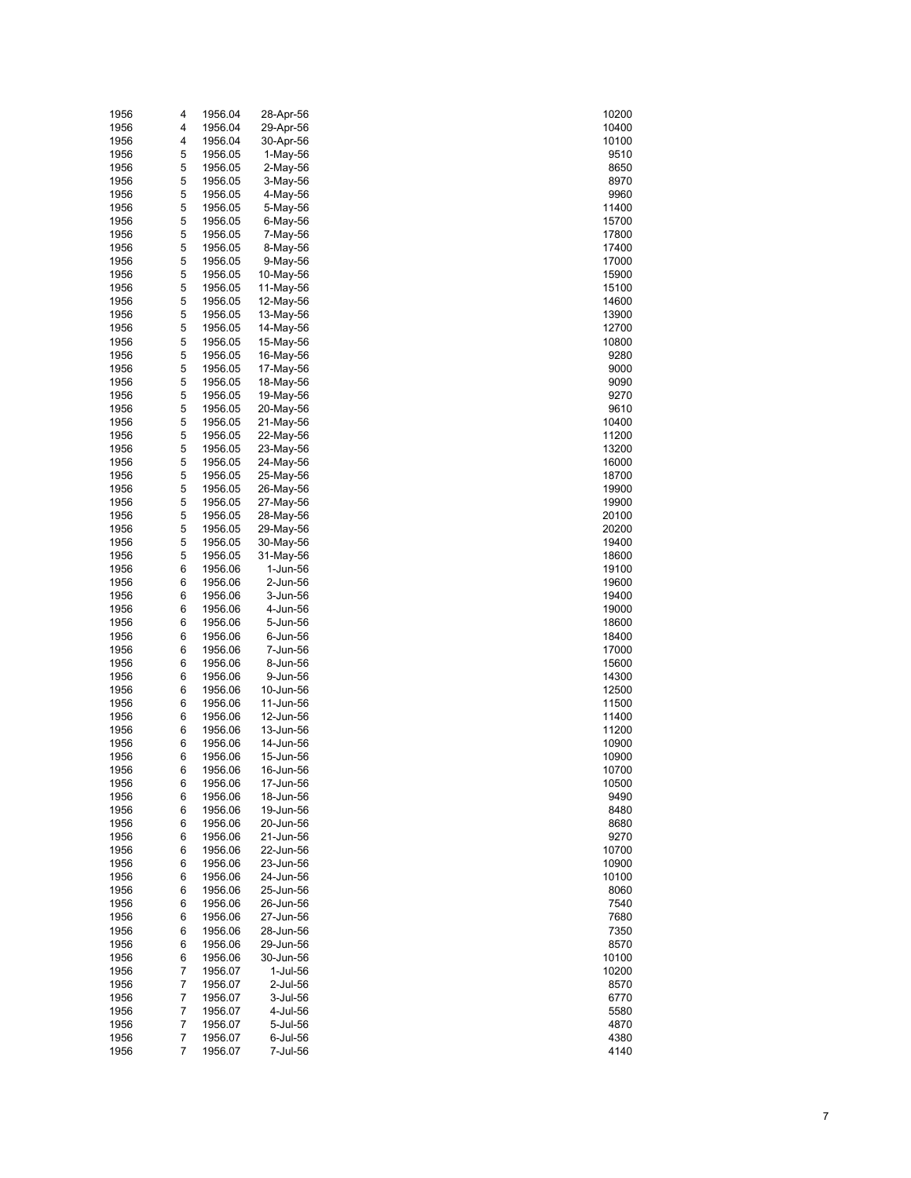| | | | | |
|---|---|---|---|---|
| 1956 | 4 | 1956.04 | 28-Apr-56 | 10200 |
| 1956 | 4 | 1956.04 | 29-Apr-56 | 10400 |
| 1956 | 4 | 1956.04 | 30-Apr-56 | 10100 |
| 1956 | 5 | 1956.05 | 1-May-56 | 9510 |
| 1956 | 5 | 1956.05 | 2-May-56 | 8650 |
| 1956 | 5 | 1956.05 | 3-May-56 | 8970 |
| 1956 | 5 | 1956.05 | 4-May-56 | 9960 |
| 1956 | 5 | 1956.05 | 5-May-56 | 11400 |
| 1956 | 5 | 1956.05 | 6-May-56 | 15700 |
| 1956 | 5 | 1956.05 | 7-May-56 | 17800 |
| 1956 | 5 | 1956.05 | 8-May-56 | 17400 |
| 1956 | 5 | 1956.05 | 9-May-56 | 17000 |
| 1956 | 5 | 1956.05 | 10-May-56 | 15900 |
| 1956 | 5 | 1956.05 | 11-May-56 | 15100 |
| 1956 | 5 | 1956.05 | 12-May-56 | 14600 |
| 1956 | 5 | 1956.05 | 13-May-56 | 13900 |
| 1956 | 5 | 1956.05 | 14-May-56 | 12700 |
| 1956 | 5 | 1956.05 | 15-May-56 | 10800 |
| 1956 | 5 | 1956.05 | 16-May-56 | 9280 |
| 1956 | 5 | 1956.05 | 17-May-56 | 9000 |
| 1956 | 5 | 1956.05 | 18-May-56 | 9090 |
| 1956 | 5 | 1956.05 | 19-May-56 | 9270 |
| 1956 | 5 | 1956.05 | 20-May-56 | 9610 |
| 1956 | 5 | 1956.05 | 21-May-56 | 10400 |
| 1956 | 5 | 1956.05 | 22-May-56 | 11200 |
| 1956 | 5 | 1956.05 | 23-May-56 | 13200 |
| 1956 | 5 | 1956.05 | 24-May-56 | 16000 |
| 1956 | 5 | 1956.05 | 25-May-56 | 18700 |
| 1956 | 5 | 1956.05 | 26-May-56 | 19900 |
| 1956 | 5 | 1956.05 | 27-May-56 | 19900 |
| 1956 | 5 | 1956.05 | 28-May-56 | 20100 |
| 1956 | 5 | 1956.05 | 29-May-56 | 20200 |
| 1956 | 5 | 1956.05 | 30-May-56 | 19400 |
| 1956 | 5 | 1956.05 | 31-May-56 | 18600 |
| 1956 | 6 | 1956.06 | 1-Jun-56 | 19100 |
| 1956 | 6 | 1956.06 | 2-Jun-56 | 19600 |
| 1956 | 6 | 1956.06 | 3-Jun-56 | 19400 |
| 1956 | 6 | 1956.06 | 4-Jun-56 | 19000 |
| 1956 | 6 | 1956.06 | 5-Jun-56 | 18600 |
| 1956 | 6 | 1956.06 | 6-Jun-56 | 18400 |
| 1956 | 6 | 1956.06 | 7-Jun-56 | 17000 |
| 1956 | 6 | 1956.06 | 8-Jun-56 | 15600 |
| 1956 | 6 | 1956.06 | 9-Jun-56 | 14300 |
| 1956 | 6 | 1956.06 | 10-Jun-56 | 12500 |
| 1956 | 6 | 1956.06 | 11-Jun-56 | 11500 |
| 1956 | 6 | 1956.06 | 12-Jun-56 | 11400 |
| 1956 | 6 | 1956.06 | 13-Jun-56 | 11200 |
| 1956 | 6 | 1956.06 | 14-Jun-56 | 10900 |
| 1956 | 6 | 1956.06 | 15-Jun-56 | 10900 |
| 1956 | 6 | 1956.06 | 16-Jun-56 | 10700 |
| 1956 | 6 | 1956.06 | 17-Jun-56 | 10500 |
| 1956 | 6 | 1956.06 | 18-Jun-56 | 9490 |
| 1956 | 6 | 1956.06 | 19-Jun-56 | 8480 |
| 1956 | 6 | 1956.06 | 20-Jun-56 | 8680 |
| 1956 | 6 | 1956.06 | 21-Jun-56 | 9270 |
| 1956 | 6 | 1956.06 | 22-Jun-56 | 10700 |
| 1956 | 6 | 1956.06 | 23-Jun-56 | 10900 |
| 1956 | 6 | 1956.06 | 24-Jun-56 | 10100 |
| 1956 | 6 | 1956.06 | 25-Jun-56 | 8060 |
| 1956 | 6 | 1956.06 | 26-Jun-56 | 7540 |
| 1956 | 6 | 1956.06 | 27-Jun-56 | 7680 |
| 1956 | 6 | 1956.06 | 28-Jun-56 | 7350 |
| 1956 | 6 | 1956.06 | 29-Jun-56 | 8570 |
| 1956 | 6 | 1956.06 | 30-Jun-56 | 10100 |
| 1956 | 7 | 1956.07 | 1-Jul-56 | 10200 |
| 1956 | 7 | 1956.07 | 2-Jul-56 | 8570 |
| 1956 | 7 | 1956.07 | 3-Jul-56 | 6770 |
| 1956 | 7 | 1956.07 | 4-Jul-56 | 5580 |
| 1956 | 7 | 1956.07 | 5-Jul-56 | 4870 |
| 1956 | 7 | 1956.07 | 6-Jul-56 | 4380 |
| 1956 | 7 | 1956.07 | 7-Jul-56 | 4140 |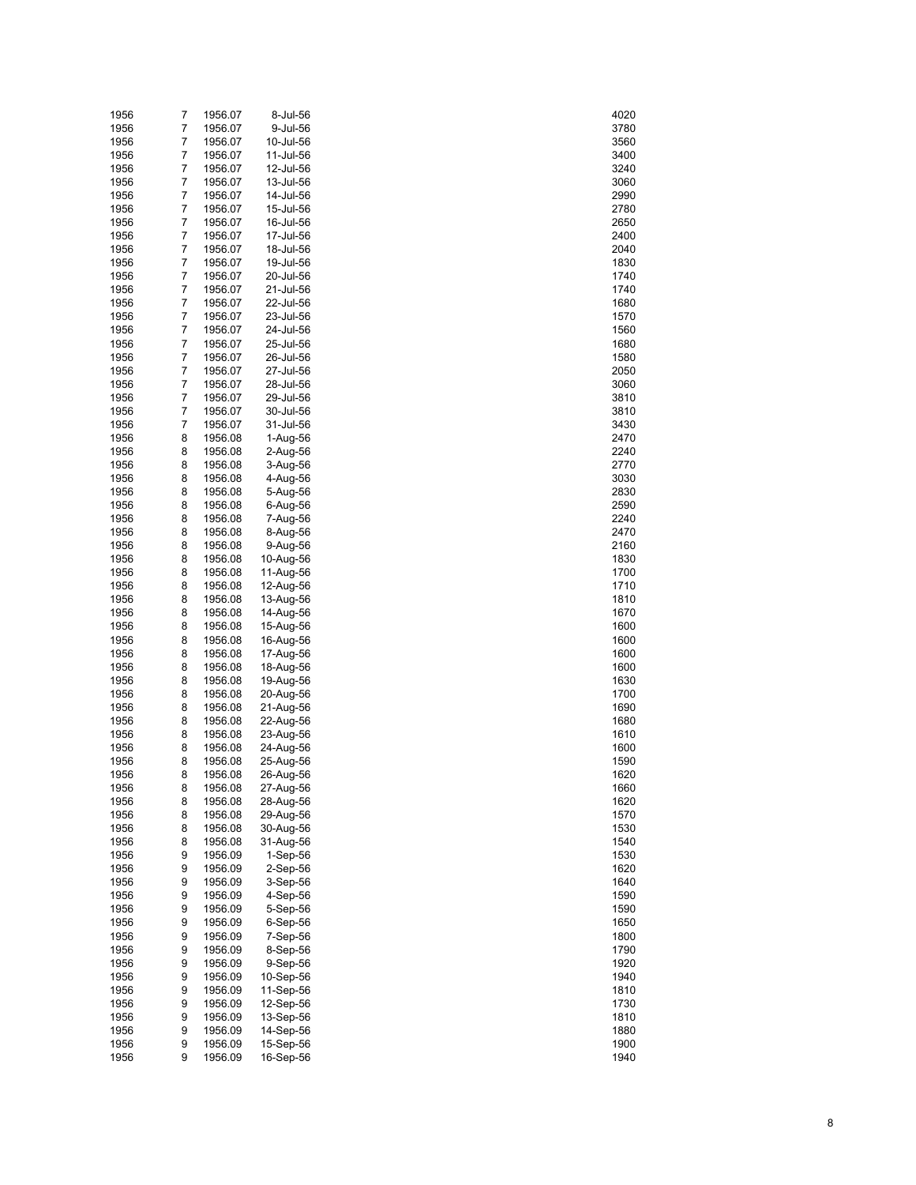| | | | | |
|---|---|---|---|---|
| 1956 | 7 | 1956.07 | 8-Jul-56 | 4020 |
| 1956 | 7 | 1956.07 | 9-Jul-56 | 3780 |
| 1956 | 7 | 1956.07 | 10-Jul-56 | 3560 |
| 1956 | 7 | 1956.07 | 11-Jul-56 | 3400 |
| 1956 | 7 | 1956.07 | 12-Jul-56 | 3240 |
| 1956 | 7 | 1956.07 | 13-Jul-56 | 3060 |
| 1956 | 7 | 1956.07 | 14-Jul-56 | 2990 |
| 1956 | 7 | 1956.07 | 15-Jul-56 | 2780 |
| 1956 | 7 | 1956.07 | 16-Jul-56 | 2650 |
| 1956 | 7 | 1956.07 | 17-Jul-56 | 2400 |
| 1956 | 7 | 1956.07 | 18-Jul-56 | 2040 |
| 1956 | 7 | 1956.07 | 19-Jul-56 | 1830 |
| 1956 | 7 | 1956.07 | 20-Jul-56 | 1740 |
| 1956 | 7 | 1956.07 | 21-Jul-56 | 1740 |
| 1956 | 7 | 1956.07 | 22-Jul-56 | 1680 |
| 1956 | 7 | 1956.07 | 23-Jul-56 | 1570 |
| 1956 | 7 | 1956.07 | 24-Jul-56 | 1560 |
| 1956 | 7 | 1956.07 | 25-Jul-56 | 1680 |
| 1956 | 7 | 1956.07 | 26-Jul-56 | 1580 |
| 1956 | 7 | 1956.07 | 27-Jul-56 | 2050 |
| 1956 | 7 | 1956.07 | 28-Jul-56 | 3060 |
| 1956 | 7 | 1956.07 | 29-Jul-56 | 3810 |
| 1956 | 7 | 1956.07 | 30-Jul-56 | 3810 |
| 1956 | 7 | 1956.07 | 31-Jul-56 | 3430 |
| 1956 | 8 | 1956.08 | 1-Aug-56 | 2470 |
| 1956 | 8 | 1956.08 | 2-Aug-56 | 2240 |
| 1956 | 8 | 1956.08 | 3-Aug-56 | 2770 |
| 1956 | 8 | 1956.08 | 4-Aug-56 | 3030 |
| 1956 | 8 | 1956.08 | 5-Aug-56 | 2830 |
| 1956 | 8 | 1956.08 | 6-Aug-56 | 2590 |
| 1956 | 8 | 1956.08 | 7-Aug-56 | 2240 |
| 1956 | 8 | 1956.08 | 8-Aug-56 | 2470 |
| 1956 | 8 | 1956.08 | 9-Aug-56 | 2160 |
| 1956 | 8 | 1956.08 | 10-Aug-56 | 1830 |
| 1956 | 8 | 1956.08 | 11-Aug-56 | 1700 |
| 1956 | 8 | 1956.08 | 12-Aug-56 | 1710 |
| 1956 | 8 | 1956.08 | 13-Aug-56 | 1810 |
| 1956 | 8 | 1956.08 | 14-Aug-56 | 1670 |
| 1956 | 8 | 1956.08 | 15-Aug-56 | 1600 |
| 1956 | 8 | 1956.08 | 16-Aug-56 | 1600 |
| 1956 | 8 | 1956.08 | 17-Aug-56 | 1600 |
| 1956 | 8 | 1956.08 | 18-Aug-56 | 1600 |
| 1956 | 8 | 1956.08 | 19-Aug-56 | 1630 |
| 1956 | 8 | 1956.08 | 20-Aug-56 | 1700 |
| 1956 | 8 | 1956.08 | 21-Aug-56 | 1690 |
| 1956 | 8 | 1956.08 | 22-Aug-56 | 1680 |
| 1956 | 8 | 1956.08 | 23-Aug-56 | 1610 |
| 1956 | 8 | 1956.08 | 24-Aug-56 | 1600 |
| 1956 | 8 | 1956.08 | 25-Aug-56 | 1590 |
| 1956 | 8 | 1956.08 | 26-Aug-56 | 1620 |
| 1956 | 8 | 1956.08 | 27-Aug-56 | 1660 |
| 1956 | 8 | 1956.08 | 28-Aug-56 | 1620 |
| 1956 | 8 | 1956.08 | 29-Aug-56 | 1570 |
| 1956 | 8 | 1956.08 | 30-Aug-56 | 1530 |
| 1956 | 8 | 1956.08 | 31-Aug-56 | 1540 |
| 1956 | 9 | 1956.09 | 1-Sep-56 | 1530 |
| 1956 | 9 | 1956.09 | 2-Sep-56 | 1620 |
| 1956 | 9 | 1956.09 | 3-Sep-56 | 1640 |
| 1956 | 9 | 1956.09 | 4-Sep-56 | 1590 |
| 1956 | 9 | 1956.09 | 5-Sep-56 | 1590 |
| 1956 | 9 | 1956.09 | 6-Sep-56 | 1650 |
| 1956 | 9 | 1956.09 | 7-Sep-56 | 1800 |
| 1956 | 9 | 1956.09 | 8-Sep-56 | 1790 |
| 1956 | 9 | 1956.09 | 9-Sep-56 | 1920 |
| 1956 | 9 | 1956.09 | 10-Sep-56 | 1940 |
| 1956 | 9 | 1956.09 | 11-Sep-56 | 1810 |
| 1956 | 9 | 1956.09 | 12-Sep-56 | 1730 |
| 1956 | 9 | 1956.09 | 13-Sep-56 | 1810 |
| 1956 | 9 | 1956.09 | 14-Sep-56 | 1880 |
| 1956 | 9 | 1956.09 | 15-Sep-56 | 1900 |
| 1956 | 9 | 1956.09 | 16-Sep-56 | 1940 |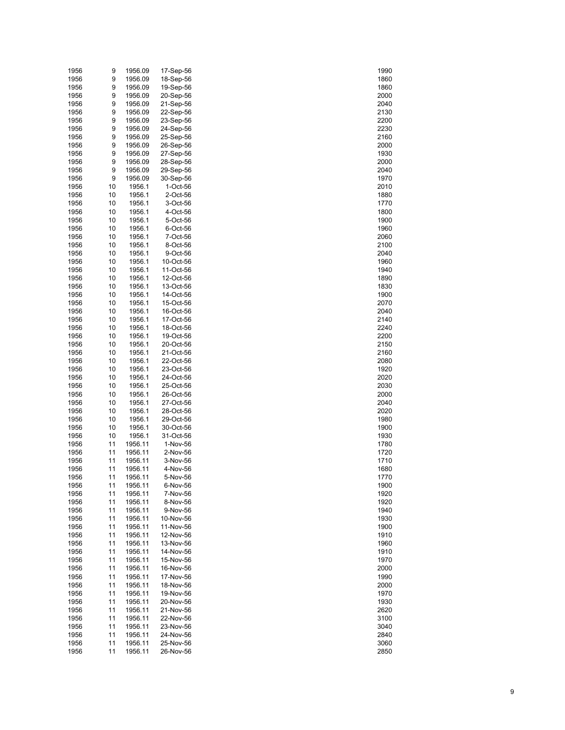| | | | | |
|---|---|---|---|---|
| 1956 | 9 | 1956.09 | 17-Sep-56 | 1990 |
| 1956 | 9 | 1956.09 | 18-Sep-56 | 1860 |
| 1956 | 9 | 1956.09 | 19-Sep-56 | 1860 |
| 1956 | 9 | 1956.09 | 20-Sep-56 | 2000 |
| 1956 | 9 | 1956.09 | 21-Sep-56 | 2040 |
| 1956 | 9 | 1956.09 | 22-Sep-56 | 2130 |
| 1956 | 9 | 1956.09 | 23-Sep-56 | 2200 |
| 1956 | 9 | 1956.09 | 24-Sep-56 | 2230 |
| 1956 | 9 | 1956.09 | 25-Sep-56 | 2160 |
| 1956 | 9 | 1956.09 | 26-Sep-56 | 2000 |
| 1956 | 9 | 1956.09 | 27-Sep-56 | 1930 |
| 1956 | 9 | 1956.09 | 28-Sep-56 | 2000 |
| 1956 | 9 | 1956.09 | 29-Sep-56 | 2040 |
| 1956 | 9 | 1956.09 | 30-Sep-56 | 1970 |
| 1956 | 10 | 1956.1 | 1-Oct-56 | 2010 |
| 1956 | 10 | 1956.1 | 2-Oct-56 | 1880 |
| 1956 | 10 | 1956.1 | 3-Oct-56 | 1770 |
| 1956 | 10 | 1956.1 | 4-Oct-56 | 1800 |
| 1956 | 10 | 1956.1 | 5-Oct-56 | 1900 |
| 1956 | 10 | 1956.1 | 6-Oct-56 | 1960 |
| 1956 | 10 | 1956.1 | 7-Oct-56 | 2060 |
| 1956 | 10 | 1956.1 | 8-Oct-56 | 2100 |
| 1956 | 10 | 1956.1 | 9-Oct-56 | 2040 |
| 1956 | 10 | 1956.1 | 10-Oct-56 | 1960 |
| 1956 | 10 | 1956.1 | 11-Oct-56 | 1940 |
| 1956 | 10 | 1956.1 | 12-Oct-56 | 1890 |
| 1956 | 10 | 1956.1 | 13-Oct-56 | 1830 |
| 1956 | 10 | 1956.1 | 14-Oct-56 | 1900 |
| 1956 | 10 | 1956.1 | 15-Oct-56 | 2070 |
| 1956 | 10 | 1956.1 | 16-Oct-56 | 2040 |
| 1956 | 10 | 1956.1 | 17-Oct-56 | 2140 |
| 1956 | 10 | 1956.1 | 18-Oct-56 | 2240 |
| 1956 | 10 | 1956.1 | 19-Oct-56 | 2200 |
| 1956 | 10 | 1956.1 | 20-Oct-56 | 2150 |
| 1956 | 10 | 1956.1 | 21-Oct-56 | 2160 |
| 1956 | 10 | 1956.1 | 22-Oct-56 | 2080 |
| 1956 | 10 | 1956.1 | 23-Oct-56 | 1920 |
| 1956 | 10 | 1956.1 | 24-Oct-56 | 2020 |
| 1956 | 10 | 1956.1 | 25-Oct-56 | 2030 |
| 1956 | 10 | 1956.1 | 26-Oct-56 | 2000 |
| 1956 | 10 | 1956.1 | 27-Oct-56 | 2040 |
| 1956 | 10 | 1956.1 | 28-Oct-56 | 2020 |
| 1956 | 10 | 1956.1 | 29-Oct-56 | 1980 |
| 1956 | 10 | 1956.1 | 30-Oct-56 | 1900 |
| 1956 | 10 | 1956.1 | 31-Oct-56 | 1930 |
| 1956 | 11 | 1956.11 | 1-Nov-56 | 1780 |
| 1956 | 11 | 1956.11 | 2-Nov-56 | 1720 |
| 1956 | 11 | 1956.11 | 3-Nov-56 | 1710 |
| 1956 | 11 | 1956.11 | 4-Nov-56 | 1680 |
| 1956 | 11 | 1956.11 | 5-Nov-56 | 1770 |
| 1956 | 11 | 1956.11 | 6-Nov-56 | 1900 |
| 1956 | 11 | 1956.11 | 7-Nov-56 | 1920 |
| 1956 | 11 | 1956.11 | 8-Nov-56 | 1920 |
| 1956 | 11 | 1956.11 | 9-Nov-56 | 1940 |
| 1956 | 11 | 1956.11 | 10-Nov-56 | 1930 |
| 1956 | 11 | 1956.11 | 11-Nov-56 | 1900 |
| 1956 | 11 | 1956.11 | 12-Nov-56 | 1910 |
| 1956 | 11 | 1956.11 | 13-Nov-56 | 1960 |
| 1956 | 11 | 1956.11 | 14-Nov-56 | 1910 |
| 1956 | 11 | 1956.11 | 15-Nov-56 | 1970 |
| 1956 | 11 | 1956.11 | 16-Nov-56 | 2000 |
| 1956 | 11 | 1956.11 | 17-Nov-56 | 1990 |
| 1956 | 11 | 1956.11 | 18-Nov-56 | 2000 |
| 1956 | 11 | 1956.11 | 19-Nov-56 | 1970 |
| 1956 | 11 | 1956.11 | 20-Nov-56 | 1930 |
| 1956 | 11 | 1956.11 | 21-Nov-56 | 2620 |
| 1956 | 11 | 1956.11 | 22-Nov-56 | 3100 |
| 1956 | 11 | 1956.11 | 23-Nov-56 | 3040 |
| 1956 | 11 | 1956.11 | 24-Nov-56 | 2840 |
| 1956 | 11 | 1956.11 | 25-Nov-56 | 3060 |
| 1956 | 11 | 1956.11 | 26-Nov-56 | 2850 |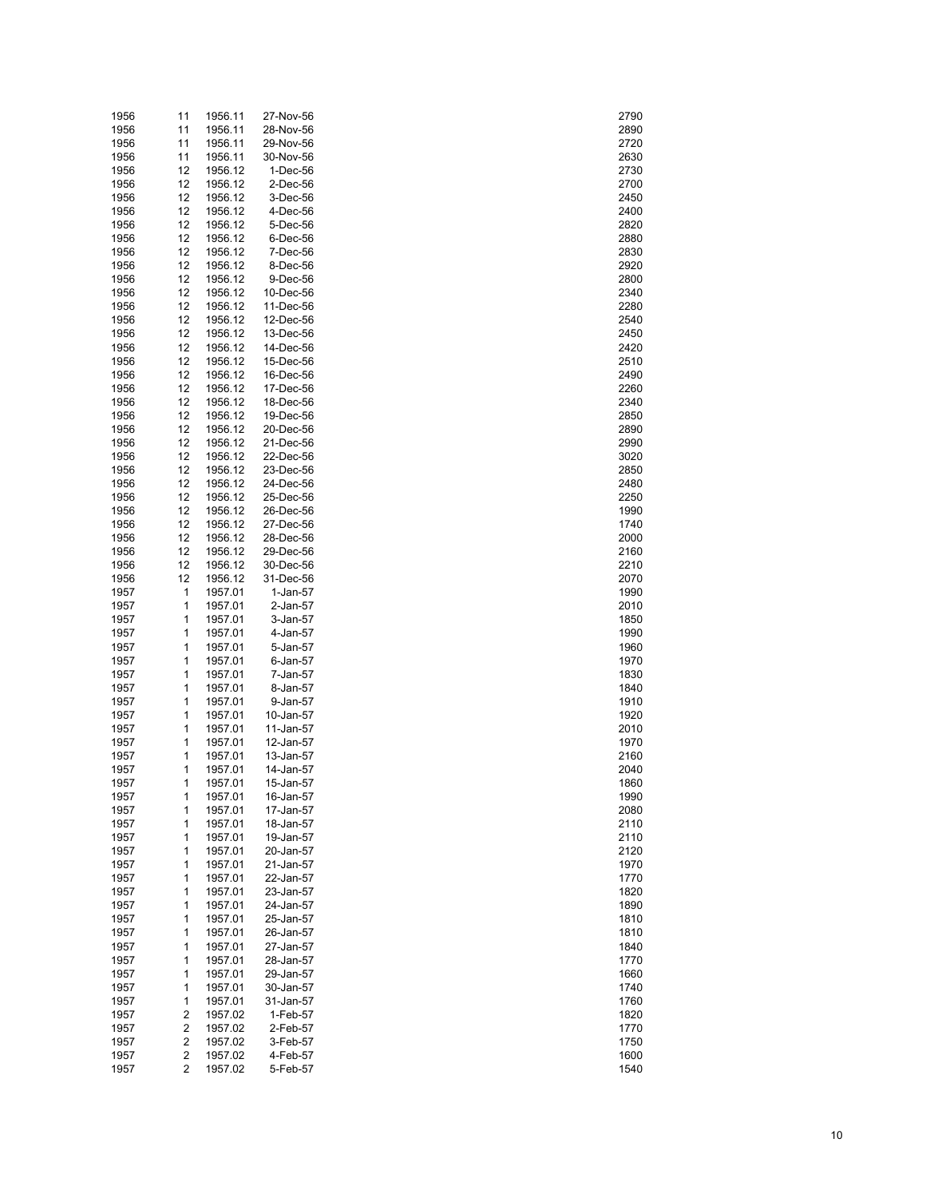| | | | | |
|---|---|---|---|---|
| 1956 | 11 | 1956.11 | 27-Nov-56 | 2790 |
| 1956 | 11 | 1956.11 | 28-Nov-56 | 2890 |
| 1956 | 11 | 1956.11 | 29-Nov-56 | 2720 |
| 1956 | 11 | 1956.11 | 30-Nov-56 | 2630 |
| 1956 | 12 | 1956.12 | 1-Dec-56 | 2730 |
| 1956 | 12 | 1956.12 | 2-Dec-56 | 2700 |
| 1956 | 12 | 1956.12 | 3-Dec-56 | 2450 |
| 1956 | 12 | 1956.12 | 4-Dec-56 | 2400 |
| 1956 | 12 | 1956.12 | 5-Dec-56 | 2820 |
| 1956 | 12 | 1956.12 | 6-Dec-56 | 2880 |
| 1956 | 12 | 1956.12 | 7-Dec-56 | 2830 |
| 1956 | 12 | 1956.12 | 8-Dec-56 | 2920 |
| 1956 | 12 | 1956.12 | 9-Dec-56 | 2800 |
| 1956 | 12 | 1956.12 | 10-Dec-56 | 2340 |
| 1956 | 12 | 1956.12 | 11-Dec-56 | 2280 |
| 1956 | 12 | 1956.12 | 12-Dec-56 | 2540 |
| 1956 | 12 | 1956.12 | 13-Dec-56 | 2450 |
| 1956 | 12 | 1956.12 | 14-Dec-56 | 2420 |
| 1956 | 12 | 1956.12 | 15-Dec-56 | 2510 |
| 1956 | 12 | 1956.12 | 16-Dec-56 | 2490 |
| 1956 | 12 | 1956.12 | 17-Dec-56 | 2260 |
| 1956 | 12 | 1956.12 | 18-Dec-56 | 2340 |
| 1956 | 12 | 1956.12 | 19-Dec-56 | 2850 |
| 1956 | 12 | 1956.12 | 20-Dec-56 | 2890 |
| 1956 | 12 | 1956.12 | 21-Dec-56 | 2990 |
| 1956 | 12 | 1956.12 | 22-Dec-56 | 3020 |
| 1956 | 12 | 1956.12 | 23-Dec-56 | 2850 |
| 1956 | 12 | 1956.12 | 24-Dec-56 | 2480 |
| 1956 | 12 | 1956.12 | 25-Dec-56 | 2250 |
| 1956 | 12 | 1956.12 | 26-Dec-56 | 1990 |
| 1956 | 12 | 1956.12 | 27-Dec-56 | 1740 |
| 1956 | 12 | 1956.12 | 28-Dec-56 | 2000 |
| 1956 | 12 | 1956.12 | 29-Dec-56 | 2160 |
| 1956 | 12 | 1956.12 | 30-Dec-56 | 2210 |
| 1956 | 12 | 1956.12 | 31-Dec-56 | 2070 |
| 1957 | 1 | 1957.01 | 1-Jan-57 | 1990 |
| 1957 | 1 | 1957.01 | 2-Jan-57 | 2010 |
| 1957 | 1 | 1957.01 | 3-Jan-57 | 1850 |
| 1957 | 1 | 1957.01 | 4-Jan-57 | 1990 |
| 1957 | 1 | 1957.01 | 5-Jan-57 | 1960 |
| 1957 | 1 | 1957.01 | 6-Jan-57 | 1970 |
| 1957 | 1 | 1957.01 | 7-Jan-57 | 1830 |
| 1957 | 1 | 1957.01 | 8-Jan-57 | 1840 |
| 1957 | 1 | 1957.01 | 9-Jan-57 | 1910 |
| 1957 | 1 | 1957.01 | 10-Jan-57 | 1920 |
| 1957 | 1 | 1957.01 | 11-Jan-57 | 2010 |
| 1957 | 1 | 1957.01 | 12-Jan-57 | 1970 |
| 1957 | 1 | 1957.01 | 13-Jan-57 | 2160 |
| 1957 | 1 | 1957.01 | 14-Jan-57 | 2040 |
| 1957 | 1 | 1957.01 | 15-Jan-57 | 1860 |
| 1957 | 1 | 1957.01 | 16-Jan-57 | 1990 |
| 1957 | 1 | 1957.01 | 17-Jan-57 | 2080 |
| 1957 | 1 | 1957.01 | 18-Jan-57 | 2110 |
| 1957 | 1 | 1957.01 | 19-Jan-57 | 2110 |
| 1957 | 1 | 1957.01 | 20-Jan-57 | 2120 |
| 1957 | 1 | 1957.01 | 21-Jan-57 | 1970 |
| 1957 | 1 | 1957.01 | 22-Jan-57 | 1770 |
| 1957 | 1 | 1957.01 | 23-Jan-57 | 1820 |
| 1957 | 1 | 1957.01 | 24-Jan-57 | 1890 |
| 1957 | 1 | 1957.01 | 25-Jan-57 | 1810 |
| 1957 | 1 | 1957.01 | 26-Jan-57 | 1810 |
| 1957 | 1 | 1957.01 | 27-Jan-57 | 1840 |
| 1957 | 1 | 1957.01 | 28-Jan-57 | 1770 |
| 1957 | 1 | 1957.01 | 29-Jan-57 | 1660 |
| 1957 | 1 | 1957.01 | 30-Jan-57 | 1740 |
| 1957 | 1 | 1957.01 | 31-Jan-57 | 1760 |
| 1957 | 2 | 1957.02 | 1-Feb-57 | 1820 |
| 1957 | 2 | 1957.02 | 2-Feb-57 | 1770 |
| 1957 | 2 | 1957.02 | 3-Feb-57 | 1750 |
| 1957 | 2 | 1957.02 | 4-Feb-57 | 1600 |
| 1957 | 2 | 1957.02 | 5-Feb-57 | 1540 |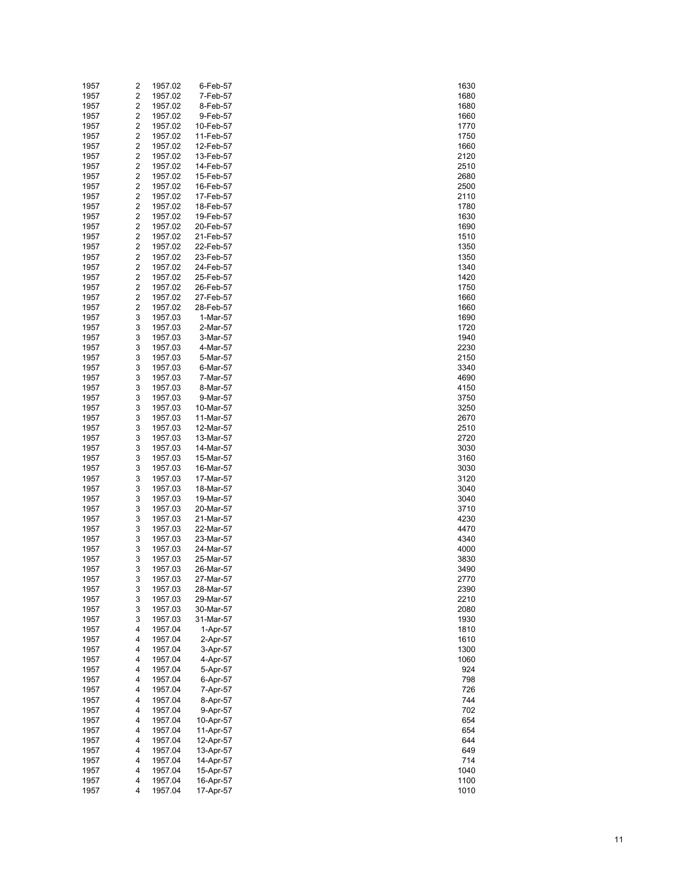| | | | | |
|---|---|---|---|---|
| 1957 | 2 | 1957.02 | 6-Feb-57 | 1630 |
| 1957 | 2 | 1957.02 | 7-Feb-57 | 1680 |
| 1957 | 2 | 1957.02 | 8-Feb-57 | 1680 |
| 1957 | 2 | 1957.02 | 9-Feb-57 | 1660 |
| 1957 | 2 | 1957.02 | 10-Feb-57 | 1770 |
| 1957 | 2 | 1957.02 | 11-Feb-57 | 1750 |
| 1957 | 2 | 1957.02 | 12-Feb-57 | 1660 |
| 1957 | 2 | 1957.02 | 13-Feb-57 | 2120 |
| 1957 | 2 | 1957.02 | 14-Feb-57 | 2510 |
| 1957 | 2 | 1957.02 | 15-Feb-57 | 2680 |
| 1957 | 2 | 1957.02 | 16-Feb-57 | 2500 |
| 1957 | 2 | 1957.02 | 17-Feb-57 | 2110 |
| 1957 | 2 | 1957.02 | 18-Feb-57 | 1780 |
| 1957 | 2 | 1957.02 | 19-Feb-57 | 1630 |
| 1957 | 2 | 1957.02 | 20-Feb-57 | 1690 |
| 1957 | 2 | 1957.02 | 21-Feb-57 | 1510 |
| 1957 | 2 | 1957.02 | 22-Feb-57 | 1350 |
| 1957 | 2 | 1957.02 | 23-Feb-57 | 1350 |
| 1957 | 2 | 1957.02 | 24-Feb-57 | 1340 |
| 1957 | 2 | 1957.02 | 25-Feb-57 | 1420 |
| 1957 | 2 | 1957.02 | 26-Feb-57 | 1750 |
| 1957 | 2 | 1957.02 | 27-Feb-57 | 1660 |
| 1957 | 2 | 1957.02 | 28-Feb-57 | 1660 |
| 1957 | 3 | 1957.03 | 1-Mar-57 | 1690 |
| 1957 | 3 | 1957.03 | 2-Mar-57 | 1720 |
| 1957 | 3 | 1957.03 | 3-Mar-57 | 1940 |
| 1957 | 3 | 1957.03 | 4-Mar-57 | 2230 |
| 1957 | 3 | 1957.03 | 5-Mar-57 | 2150 |
| 1957 | 3 | 1957.03 | 6-Mar-57 | 3340 |
| 1957 | 3 | 1957.03 | 7-Mar-57 | 4690 |
| 1957 | 3 | 1957.03 | 8-Mar-57 | 4150 |
| 1957 | 3 | 1957.03 | 9-Mar-57 | 3750 |
| 1957 | 3 | 1957.03 | 10-Mar-57 | 3250 |
| 1957 | 3 | 1957.03 | 11-Mar-57 | 2670 |
| 1957 | 3 | 1957.03 | 12-Mar-57 | 2510 |
| 1957 | 3 | 1957.03 | 13-Mar-57 | 2720 |
| 1957 | 3 | 1957.03 | 14-Mar-57 | 3030 |
| 1957 | 3 | 1957.03 | 15-Mar-57 | 3160 |
| 1957 | 3 | 1957.03 | 16-Mar-57 | 3030 |
| 1957 | 3 | 1957.03 | 17-Mar-57 | 3120 |
| 1957 | 3 | 1957.03 | 18-Mar-57 | 3040 |
| 1957 | 3 | 1957.03 | 19-Mar-57 | 3040 |
| 1957 | 3 | 1957.03 | 20-Mar-57 | 3710 |
| 1957 | 3 | 1957.03 | 21-Mar-57 | 4230 |
| 1957 | 3 | 1957.03 | 22-Mar-57 | 4470 |
| 1957 | 3 | 1957.03 | 23-Mar-57 | 4340 |
| 1957 | 3 | 1957.03 | 24-Mar-57 | 4000 |
| 1957 | 3 | 1957.03 | 25-Mar-57 | 3830 |
| 1957 | 3 | 1957.03 | 26-Mar-57 | 3490 |
| 1957 | 3 | 1957.03 | 27-Mar-57 | 2770 |
| 1957 | 3 | 1957.03 | 28-Mar-57 | 2390 |
| 1957 | 3 | 1957.03 | 29-Mar-57 | 2210 |
| 1957 | 3 | 1957.03 | 30-Mar-57 | 2080 |
| 1957 | 3 | 1957.03 | 31-Mar-57 | 1930 |
| 1957 | 4 | 1957.04 | 1-Apr-57 | 1810 |
| 1957 | 4 | 1957.04 | 2-Apr-57 | 1610 |
| 1957 | 4 | 1957.04 | 3-Apr-57 | 1300 |
| 1957 | 4 | 1957.04 | 4-Apr-57 | 1060 |
| 1957 | 4 | 1957.04 | 5-Apr-57 | 924 |
| 1957 | 4 | 1957.04 | 6-Apr-57 | 798 |
| 1957 | 4 | 1957.04 | 7-Apr-57 | 726 |
| 1957 | 4 | 1957.04 | 8-Apr-57 | 744 |
| 1957 | 4 | 1957.04 | 9-Apr-57 | 702 |
| 1957 | 4 | 1957.04 | 10-Apr-57 | 654 |
| 1957 | 4 | 1957.04 | 11-Apr-57 | 654 |
| 1957 | 4 | 1957.04 | 12-Apr-57 | 644 |
| 1957 | 4 | 1957.04 | 13-Apr-57 | 649 |
| 1957 | 4 | 1957.04 | 14-Apr-57 | 714 |
| 1957 | 4 | 1957.04 | 15-Apr-57 | 1040 |
| 1957 | 4 | 1957.04 | 16-Apr-57 | 1100 |
| 1957 | 4 | 1957.04 | 17-Apr-57 | 1010 |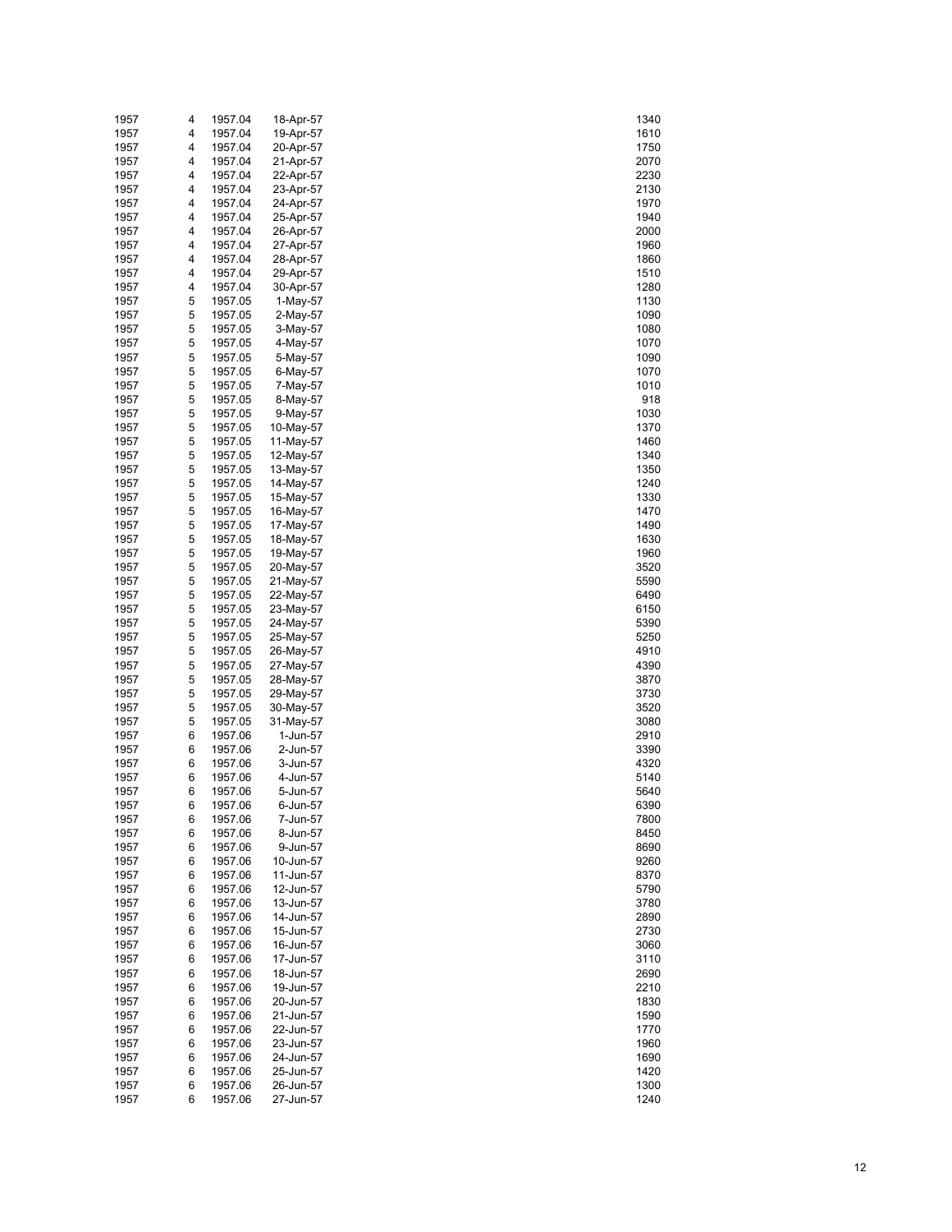| | | | | |
|---|---|---|---|---|
| 1957 | 4 | 1957.04 | 18-Apr-57 | 1340 |
| 1957 | 4 | 1957.04 | 19-Apr-57 | 1610 |
| 1957 | 4 | 1957.04 | 20-Apr-57 | 1750 |
| 1957 | 4 | 1957.04 | 21-Apr-57 | 2070 |
| 1957 | 4 | 1957.04 | 22-Apr-57 | 2230 |
| 1957 | 4 | 1957.04 | 23-Apr-57 | 2130 |
| 1957 | 4 | 1957.04 | 24-Apr-57 | 1970 |
| 1957 | 4 | 1957.04 | 25-Apr-57 | 1940 |
| 1957 | 4 | 1957.04 | 26-Apr-57 | 2000 |
| 1957 | 4 | 1957.04 | 27-Apr-57 | 1960 |
| 1957 | 4 | 1957.04 | 28-Apr-57 | 1860 |
| 1957 | 4 | 1957.04 | 29-Apr-57 | 1510 |
| 1957 | 4 | 1957.04 | 30-Apr-57 | 1280 |
| 1957 | 5 | 1957.05 | 1-May-57 | 1130 |
| 1957 | 5 | 1957.05 | 2-May-57 | 1090 |
| 1957 | 5 | 1957.05 | 3-May-57 | 1080 |
| 1957 | 5 | 1957.05 | 4-May-57 | 1070 |
| 1957 | 5 | 1957.05 | 5-May-57 | 1090 |
| 1957 | 5 | 1957.05 | 6-May-57 | 1070 |
| 1957 | 5 | 1957.05 | 7-May-57 | 1010 |
| 1957 | 5 | 1957.05 | 8-May-57 | 918 |
| 1957 | 5 | 1957.05 | 9-May-57 | 1030 |
| 1957 | 5 | 1957.05 | 10-May-57 | 1370 |
| 1957 | 5 | 1957.05 | 11-May-57 | 1460 |
| 1957 | 5 | 1957.05 | 12-May-57 | 1340 |
| 1957 | 5 | 1957.05 | 13-May-57 | 1350 |
| 1957 | 5 | 1957.05 | 14-May-57 | 1240 |
| 1957 | 5 | 1957.05 | 15-May-57 | 1330 |
| 1957 | 5 | 1957.05 | 16-May-57 | 1470 |
| 1957 | 5 | 1957.05 | 17-May-57 | 1490 |
| 1957 | 5 | 1957.05 | 18-May-57 | 1630 |
| 1957 | 5 | 1957.05 | 19-May-57 | 1960 |
| 1957 | 5 | 1957.05 | 20-May-57 | 3520 |
| 1957 | 5 | 1957.05 | 21-May-57 | 5590 |
| 1957 | 5 | 1957.05 | 22-May-57 | 6490 |
| 1957 | 5 | 1957.05 | 23-May-57 | 6150 |
| 1957 | 5 | 1957.05 | 24-May-57 | 5390 |
| 1957 | 5 | 1957.05 | 25-May-57 | 5250 |
| 1957 | 5 | 1957.05 | 26-May-57 | 4910 |
| 1957 | 5 | 1957.05 | 27-May-57 | 4390 |
| 1957 | 5 | 1957.05 | 28-May-57 | 3870 |
| 1957 | 5 | 1957.05 | 29-May-57 | 3730 |
| 1957 | 5 | 1957.05 | 30-May-57 | 3520 |
| 1957 | 5 | 1957.05 | 31-May-57 | 3080 |
| 1957 | 6 | 1957.06 | 1-Jun-57 | 2910 |
| 1957 | 6 | 1957.06 | 2-Jun-57 | 3390 |
| 1957 | 6 | 1957.06 | 3-Jun-57 | 4320 |
| 1957 | 6 | 1957.06 | 4-Jun-57 | 5140 |
| 1957 | 6 | 1957.06 | 5-Jun-57 | 5640 |
| 1957 | 6 | 1957.06 | 6-Jun-57 | 6390 |
| 1957 | 6 | 1957.06 | 7-Jun-57 | 7800 |
| 1957 | 6 | 1957.06 | 8-Jun-57 | 8450 |
| 1957 | 6 | 1957.06 | 9-Jun-57 | 8690 |
| 1957 | 6 | 1957.06 | 10-Jun-57 | 9260 |
| 1957 | 6 | 1957.06 | 11-Jun-57 | 8370 |
| 1957 | 6 | 1957.06 | 12-Jun-57 | 5790 |
| 1957 | 6 | 1957.06 | 13-Jun-57 | 3780 |
| 1957 | 6 | 1957.06 | 14-Jun-57 | 2890 |
| 1957 | 6 | 1957.06 | 15-Jun-57 | 2730 |
| 1957 | 6 | 1957.06 | 16-Jun-57 | 3060 |
| 1957 | 6 | 1957.06 | 17-Jun-57 | 3110 |
| 1957 | 6 | 1957.06 | 18-Jun-57 | 2690 |
| 1957 | 6 | 1957.06 | 19-Jun-57 | 2210 |
| 1957 | 6 | 1957.06 | 20-Jun-57 | 1830 |
| 1957 | 6 | 1957.06 | 21-Jun-57 | 1590 |
| 1957 | 6 | 1957.06 | 22-Jun-57 | 1770 |
| 1957 | 6 | 1957.06 | 23-Jun-57 | 1960 |
| 1957 | 6 | 1957.06 | 24-Jun-57 | 1690 |
| 1957 | 6 | 1957.06 | 25-Jun-57 | 1420 |
| 1957 | 6 | 1957.06 | 26-Jun-57 | 1300 |
| 1957 | 6 | 1957.06 | 27-Jun-57 | 1240 |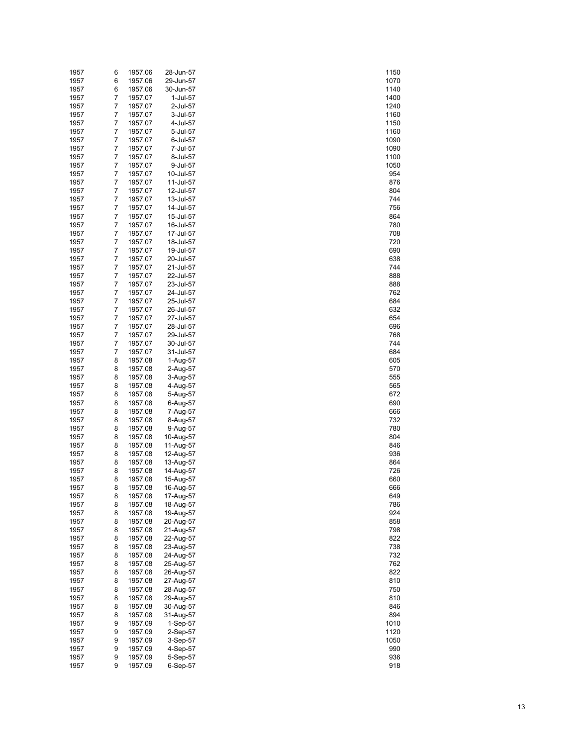| | | | | |
|---|---|---|---|---|
| 1957 | 6 | 1957.06 | 28-Jun-57 | 1150 |
| 1957 | 6 | 1957.06 | 29-Jun-57 | 1070 |
| 1957 | 6 | 1957.06 | 30-Jun-57 | 1140 |
| 1957 | 7 | 1957.07 | 1-Jul-57 | 1400 |
| 1957 | 7 | 1957.07 | 2-Jul-57 | 1240 |
| 1957 | 7 | 1957.07 | 3-Jul-57 | 1160 |
| 1957 | 7 | 1957.07 | 4-Jul-57 | 1150 |
| 1957 | 7 | 1957.07 | 5-Jul-57 | 1160 |
| 1957 | 7 | 1957.07 | 6-Jul-57 | 1090 |
| 1957 | 7 | 1957.07 | 7-Jul-57 | 1090 |
| 1957 | 7 | 1957.07 | 8-Jul-57 | 1100 |
| 1957 | 7 | 1957.07 | 9-Jul-57 | 1050 |
| 1957 | 7 | 1957.07 | 10-Jul-57 | 954 |
| 1957 | 7 | 1957.07 | 11-Jul-57 | 876 |
| 1957 | 7 | 1957.07 | 12-Jul-57 | 804 |
| 1957 | 7 | 1957.07 | 13-Jul-57 | 744 |
| 1957 | 7 | 1957.07 | 14-Jul-57 | 756 |
| 1957 | 7 | 1957.07 | 15-Jul-57 | 864 |
| 1957 | 7 | 1957.07 | 16-Jul-57 | 780 |
| 1957 | 7 | 1957.07 | 17-Jul-57 | 708 |
| 1957 | 7 | 1957.07 | 18-Jul-57 | 720 |
| 1957 | 7 | 1957.07 | 19-Jul-57 | 690 |
| 1957 | 7 | 1957.07 | 20-Jul-57 | 638 |
| 1957 | 7 | 1957.07 | 21-Jul-57 | 744 |
| 1957 | 7 | 1957.07 | 22-Jul-57 | 888 |
| 1957 | 7 | 1957.07 | 23-Jul-57 | 888 |
| 1957 | 7 | 1957.07 | 24-Jul-57 | 762 |
| 1957 | 7 | 1957.07 | 25-Jul-57 | 684 |
| 1957 | 7 | 1957.07 | 26-Jul-57 | 632 |
| 1957 | 7 | 1957.07 | 27-Jul-57 | 654 |
| 1957 | 7 | 1957.07 | 28-Jul-57 | 696 |
| 1957 | 7 | 1957.07 | 29-Jul-57 | 768 |
| 1957 | 7 | 1957.07 | 30-Jul-57 | 744 |
| 1957 | 7 | 1957.07 | 31-Jul-57 | 684 |
| 1957 | 8 | 1957.08 | 1-Aug-57 | 605 |
| 1957 | 8 | 1957.08 | 2-Aug-57 | 570 |
| 1957 | 8 | 1957.08 | 3-Aug-57 | 555 |
| 1957 | 8 | 1957.08 | 4-Aug-57 | 565 |
| 1957 | 8 | 1957.08 | 5-Aug-57 | 672 |
| 1957 | 8 | 1957.08 | 6-Aug-57 | 690 |
| 1957 | 8 | 1957.08 | 7-Aug-57 | 666 |
| 1957 | 8 | 1957.08 | 8-Aug-57 | 732 |
| 1957 | 8 | 1957.08 | 9-Aug-57 | 780 |
| 1957 | 8 | 1957.08 | 10-Aug-57 | 804 |
| 1957 | 8 | 1957.08 | 11-Aug-57 | 846 |
| 1957 | 8 | 1957.08 | 12-Aug-57 | 936 |
| 1957 | 8 | 1957.08 | 13-Aug-57 | 864 |
| 1957 | 8 | 1957.08 | 14-Aug-57 | 726 |
| 1957 | 8 | 1957.08 | 15-Aug-57 | 660 |
| 1957 | 8 | 1957.08 | 16-Aug-57 | 666 |
| 1957 | 8 | 1957.08 | 17-Aug-57 | 649 |
| 1957 | 8 | 1957.08 | 18-Aug-57 | 786 |
| 1957 | 8 | 1957.08 | 19-Aug-57 | 924 |
| 1957 | 8 | 1957.08 | 20-Aug-57 | 858 |
| 1957 | 8 | 1957.08 | 21-Aug-57 | 798 |
| 1957 | 8 | 1957.08 | 22-Aug-57 | 822 |
| 1957 | 8 | 1957.08 | 23-Aug-57 | 738 |
| 1957 | 8 | 1957.08 | 24-Aug-57 | 732 |
| 1957 | 8 | 1957.08 | 25-Aug-57 | 762 |
| 1957 | 8 | 1957.08 | 26-Aug-57 | 822 |
| 1957 | 8 | 1957.08 | 27-Aug-57 | 810 |
| 1957 | 8 | 1957.08 | 28-Aug-57 | 750 |
| 1957 | 8 | 1957.08 | 29-Aug-57 | 810 |
| 1957 | 8 | 1957.08 | 30-Aug-57 | 846 |
| 1957 | 8 | 1957.08 | 31-Aug-57 | 894 |
| 1957 | 9 | 1957.09 | 1-Sep-57 | 1010 |
| 1957 | 9 | 1957.09 | 2-Sep-57 | 1120 |
| 1957 | 9 | 1957.09 | 3-Sep-57 | 1050 |
| 1957 | 9 | 1957.09 | 4-Sep-57 | 990 |
| 1957 | 9 | 1957.09 | 5-Sep-57 | 936 |
| 1957 | 9 | 1957.09 | 6-Sep-57 | 918 |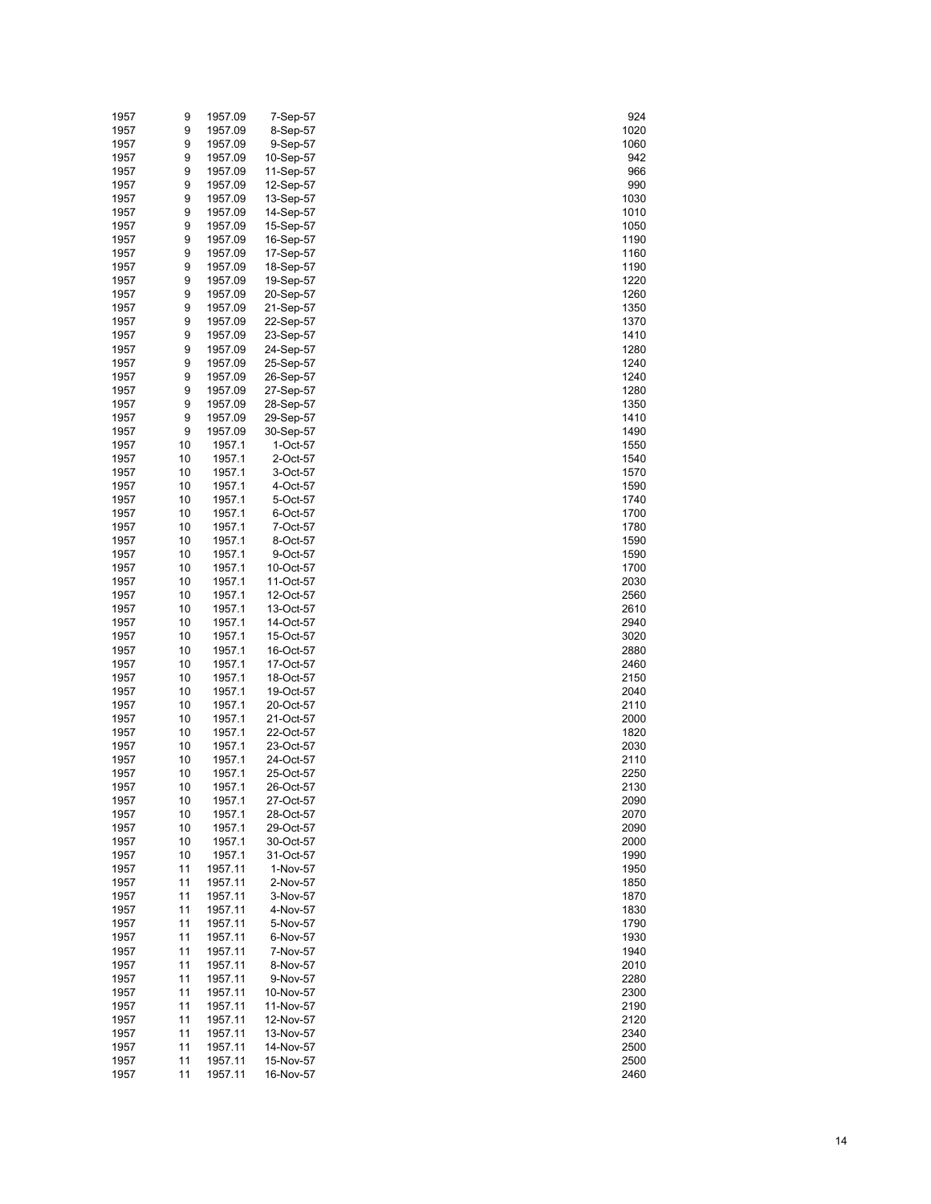| | | | | |
|---|---|---|---|---|
| 1957 | 9 | 1957.09 | 7-Sep-57 | 924 |
| 1957 | 9 | 1957.09 | 8-Sep-57 | 1020 |
| 1957 | 9 | 1957.09 | 9-Sep-57 | 1060 |
| 1957 | 9 | 1957.09 | 10-Sep-57 | 942 |
| 1957 | 9 | 1957.09 | 11-Sep-57 | 966 |
| 1957 | 9 | 1957.09 | 12-Sep-57 | 990 |
| 1957 | 9 | 1957.09 | 13-Sep-57 | 1030 |
| 1957 | 9 | 1957.09 | 14-Sep-57 | 1010 |
| 1957 | 9 | 1957.09 | 15-Sep-57 | 1050 |
| 1957 | 9 | 1957.09 | 16-Sep-57 | 1190 |
| 1957 | 9 | 1957.09 | 17-Sep-57 | 1160 |
| 1957 | 9 | 1957.09 | 18-Sep-57 | 1190 |
| 1957 | 9 | 1957.09 | 19-Sep-57 | 1220 |
| 1957 | 9 | 1957.09 | 20-Sep-57 | 1260 |
| 1957 | 9 | 1957.09 | 21-Sep-57 | 1350 |
| 1957 | 9 | 1957.09 | 22-Sep-57 | 1370 |
| 1957 | 9 | 1957.09 | 23-Sep-57 | 1410 |
| 1957 | 9 | 1957.09 | 24-Sep-57 | 1280 |
| 1957 | 9 | 1957.09 | 25-Sep-57 | 1240 |
| 1957 | 9 | 1957.09 | 26-Sep-57 | 1240 |
| 1957 | 9 | 1957.09 | 27-Sep-57 | 1280 |
| 1957 | 9 | 1957.09 | 28-Sep-57 | 1350 |
| 1957 | 9 | 1957.09 | 29-Sep-57 | 1410 |
| 1957 | 9 | 1957.09 | 30-Sep-57 | 1490 |
| 1957 | 10 | 1957.1 | 1-Oct-57 | 1550 |
| 1957 | 10 | 1957.1 | 2-Oct-57 | 1540 |
| 1957 | 10 | 1957.1 | 3-Oct-57 | 1570 |
| 1957 | 10 | 1957.1 | 4-Oct-57 | 1590 |
| 1957 | 10 | 1957.1 | 5-Oct-57 | 1740 |
| 1957 | 10 | 1957.1 | 6-Oct-57 | 1700 |
| 1957 | 10 | 1957.1 | 7-Oct-57 | 1780 |
| 1957 | 10 | 1957.1 | 8-Oct-57 | 1590 |
| 1957 | 10 | 1957.1 | 9-Oct-57 | 1590 |
| 1957 | 10 | 1957.1 | 10-Oct-57 | 1700 |
| 1957 | 10 | 1957.1 | 11-Oct-57 | 2030 |
| 1957 | 10 | 1957.1 | 12-Oct-57 | 2560 |
| 1957 | 10 | 1957.1 | 13-Oct-57 | 2610 |
| 1957 | 10 | 1957.1 | 14-Oct-57 | 2940 |
| 1957 | 10 | 1957.1 | 15-Oct-57 | 3020 |
| 1957 | 10 | 1957.1 | 16-Oct-57 | 2880 |
| 1957 | 10 | 1957.1 | 17-Oct-57 | 2460 |
| 1957 | 10 | 1957.1 | 18-Oct-57 | 2150 |
| 1957 | 10 | 1957.1 | 19-Oct-57 | 2040 |
| 1957 | 10 | 1957.1 | 20-Oct-57 | 2110 |
| 1957 | 10 | 1957.1 | 21-Oct-57 | 2000 |
| 1957 | 10 | 1957.1 | 22-Oct-57 | 1820 |
| 1957 | 10 | 1957.1 | 23-Oct-57 | 2030 |
| 1957 | 10 | 1957.1 | 24-Oct-57 | 2110 |
| 1957 | 10 | 1957.1 | 25-Oct-57 | 2250 |
| 1957 | 10 | 1957.1 | 26-Oct-57 | 2130 |
| 1957 | 10 | 1957.1 | 27-Oct-57 | 2090 |
| 1957 | 10 | 1957.1 | 28-Oct-57 | 2070 |
| 1957 | 10 | 1957.1 | 29-Oct-57 | 2090 |
| 1957 | 10 | 1957.1 | 30-Oct-57 | 2000 |
| 1957 | 10 | 1957.1 | 31-Oct-57 | 1990 |
| 1957 | 11 | 1957.11 | 1-Nov-57 | 1950 |
| 1957 | 11 | 1957.11 | 2-Nov-57 | 1850 |
| 1957 | 11 | 1957.11 | 3-Nov-57 | 1870 |
| 1957 | 11 | 1957.11 | 4-Nov-57 | 1830 |
| 1957 | 11 | 1957.11 | 5-Nov-57 | 1790 |
| 1957 | 11 | 1957.11 | 6-Nov-57 | 1930 |
| 1957 | 11 | 1957.11 | 7-Nov-57 | 1940 |
| 1957 | 11 | 1957.11 | 8-Nov-57 | 2010 |
| 1957 | 11 | 1957.11 | 9-Nov-57 | 2280 |
| 1957 | 11 | 1957.11 | 10-Nov-57 | 2300 |
| 1957 | 11 | 1957.11 | 11-Nov-57 | 2190 |
| 1957 | 11 | 1957.11 | 12-Nov-57 | 2120 |
| 1957 | 11 | 1957.11 | 13-Nov-57 | 2340 |
| 1957 | 11 | 1957.11 | 14-Nov-57 | 2500 |
| 1957 | 11 | 1957.11 | 15-Nov-57 | 2500 |
| 1957 | 11 | 1957.11 | 16-Nov-57 | 2460 |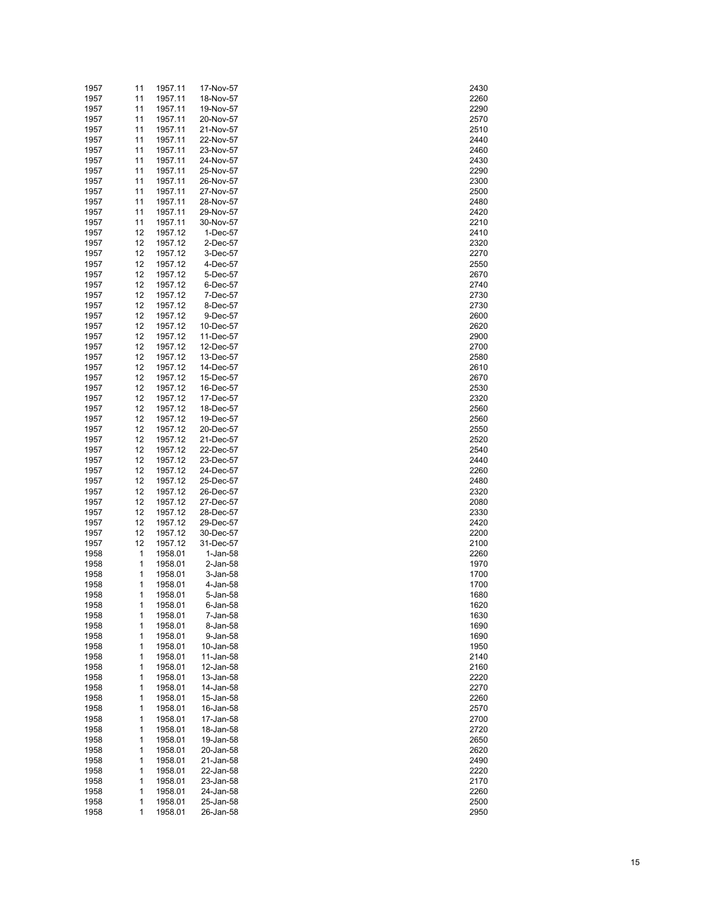| | | | | |
|---|---|---|---|---|
| 1957 | 11 | 1957.11 | 17-Nov-57 | 2430 |
| 1957 | 11 | 1957.11 | 18-Nov-57 | 2260 |
| 1957 | 11 | 1957.11 | 19-Nov-57 | 2290 |
| 1957 | 11 | 1957.11 | 20-Nov-57 | 2570 |
| 1957 | 11 | 1957.11 | 21-Nov-57 | 2510 |
| 1957 | 11 | 1957.11 | 22-Nov-57 | 2440 |
| 1957 | 11 | 1957.11 | 23-Nov-57 | 2460 |
| 1957 | 11 | 1957.11 | 24-Nov-57 | 2430 |
| 1957 | 11 | 1957.11 | 25-Nov-57 | 2290 |
| 1957 | 11 | 1957.11 | 26-Nov-57 | 2300 |
| 1957 | 11 | 1957.11 | 27-Nov-57 | 2500 |
| 1957 | 11 | 1957.11 | 28-Nov-57 | 2480 |
| 1957 | 11 | 1957.11 | 29-Nov-57 | 2420 |
| 1957 | 11 | 1957.11 | 30-Nov-57 | 2210 |
| 1957 | 12 | 1957.12 | 1-Dec-57 | 2410 |
| 1957 | 12 | 1957.12 | 2-Dec-57 | 2320 |
| 1957 | 12 | 1957.12 | 3-Dec-57 | 2270 |
| 1957 | 12 | 1957.12 | 4-Dec-57 | 2550 |
| 1957 | 12 | 1957.12 | 5-Dec-57 | 2670 |
| 1957 | 12 | 1957.12 | 6-Dec-57 | 2740 |
| 1957 | 12 | 1957.12 | 7-Dec-57 | 2730 |
| 1957 | 12 | 1957.12 | 8-Dec-57 | 2730 |
| 1957 | 12 | 1957.12 | 9-Dec-57 | 2600 |
| 1957 | 12 | 1957.12 | 10-Dec-57 | 2620 |
| 1957 | 12 | 1957.12 | 11-Dec-57 | 2900 |
| 1957 | 12 | 1957.12 | 12-Dec-57 | 2700 |
| 1957 | 12 | 1957.12 | 13-Dec-57 | 2580 |
| 1957 | 12 | 1957.12 | 14-Dec-57 | 2610 |
| 1957 | 12 | 1957.12 | 15-Dec-57 | 2670 |
| 1957 | 12 | 1957.12 | 16-Dec-57 | 2530 |
| 1957 | 12 | 1957.12 | 17-Dec-57 | 2320 |
| 1957 | 12 | 1957.12 | 18-Dec-57 | 2560 |
| 1957 | 12 | 1957.12 | 19-Dec-57 | 2560 |
| 1957 | 12 | 1957.12 | 20-Dec-57 | 2550 |
| 1957 | 12 | 1957.12 | 21-Dec-57 | 2520 |
| 1957 | 12 | 1957.12 | 22-Dec-57 | 2540 |
| 1957 | 12 | 1957.12 | 23-Dec-57 | 2440 |
| 1957 | 12 | 1957.12 | 24-Dec-57 | 2260 |
| 1957 | 12 | 1957.12 | 25-Dec-57 | 2480 |
| 1957 | 12 | 1957.12 | 26-Dec-57 | 2320 |
| 1957 | 12 | 1957.12 | 27-Dec-57 | 2080 |
| 1957 | 12 | 1957.12 | 28-Dec-57 | 2330 |
| 1957 | 12 | 1957.12 | 29-Dec-57 | 2420 |
| 1957 | 12 | 1957.12 | 30-Dec-57 | 2200 |
| 1957 | 12 | 1957.12 | 31-Dec-57 | 2100 |
| 1958 | 1 | 1958.01 | 1-Jan-58 | 2260 |
| 1958 | 1 | 1958.01 | 2-Jan-58 | 1970 |
| 1958 | 1 | 1958.01 | 3-Jan-58 | 1700 |
| 1958 | 1 | 1958.01 | 4-Jan-58 | 1700 |
| 1958 | 1 | 1958.01 | 5-Jan-58 | 1680 |
| 1958 | 1 | 1958.01 | 6-Jan-58 | 1620 |
| 1958 | 1 | 1958.01 | 7-Jan-58 | 1630 |
| 1958 | 1 | 1958.01 | 8-Jan-58 | 1690 |
| 1958 | 1 | 1958.01 | 9-Jan-58 | 1690 |
| 1958 | 1 | 1958.01 | 10-Jan-58 | 1950 |
| 1958 | 1 | 1958.01 | 11-Jan-58 | 2140 |
| 1958 | 1 | 1958.01 | 12-Jan-58 | 2160 |
| 1958 | 1 | 1958.01 | 13-Jan-58 | 2220 |
| 1958 | 1 | 1958.01 | 14-Jan-58 | 2270 |
| 1958 | 1 | 1958.01 | 15-Jan-58 | 2260 |
| 1958 | 1 | 1958.01 | 16-Jan-58 | 2570 |
| 1958 | 1 | 1958.01 | 17-Jan-58 | 2700 |
| 1958 | 1 | 1958.01 | 18-Jan-58 | 2720 |
| 1958 | 1 | 1958.01 | 19-Jan-58 | 2650 |
| 1958 | 1 | 1958.01 | 20-Jan-58 | 2620 |
| 1958 | 1 | 1958.01 | 21-Jan-58 | 2490 |
| 1958 | 1 | 1958.01 | 22-Jan-58 | 2220 |
| 1958 | 1 | 1958.01 | 23-Jan-58 | 2170 |
| 1958 | 1 | 1958.01 | 24-Jan-58 | 2260 |
| 1958 | 1 | 1958.01 | 25-Jan-58 | 2500 |
| 1958 | 1 | 1958.01 | 26-Jan-58 | 2950 |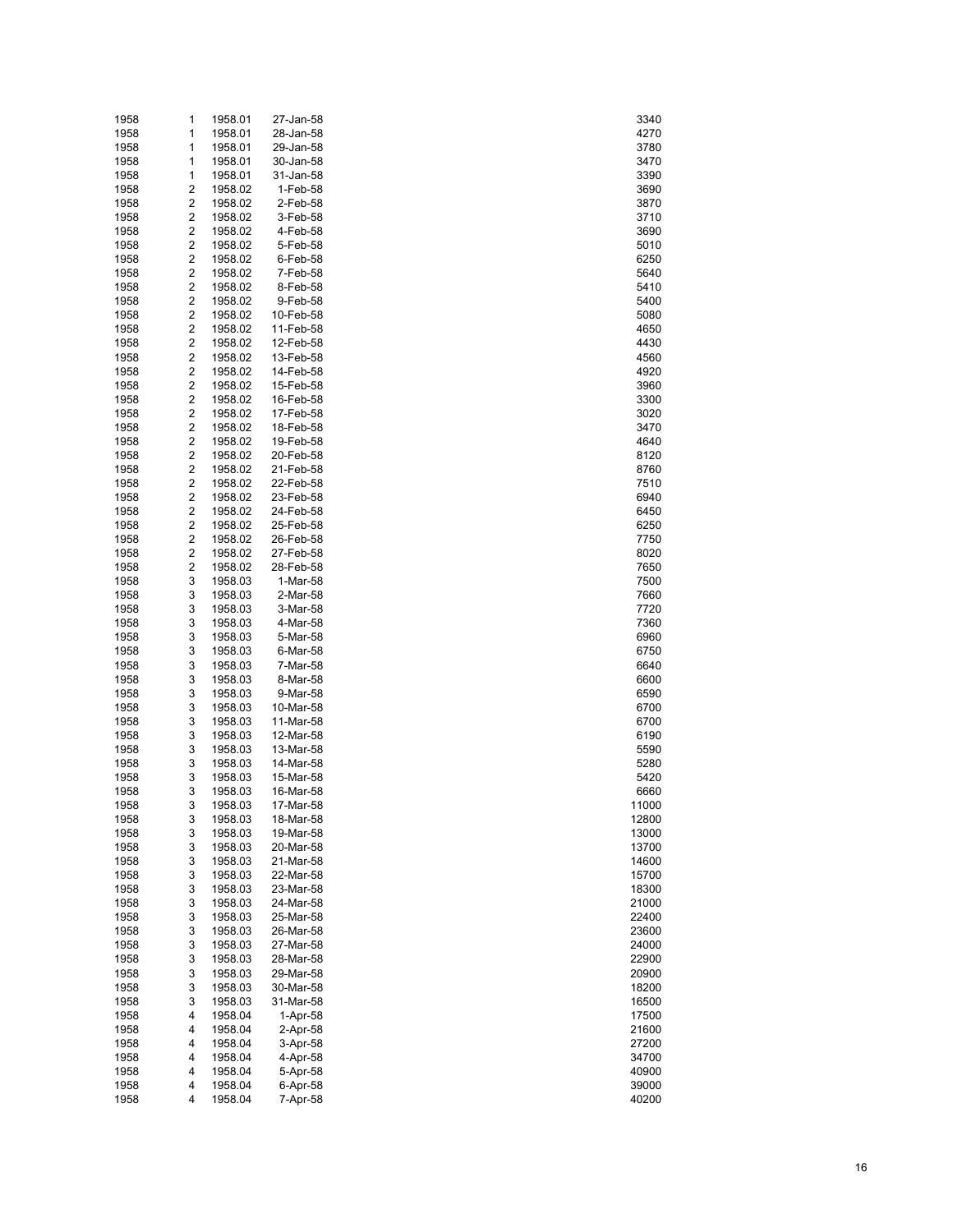| | | | | |
|---|---|---|---|---|
| 1958 | 1 | 1958.01 | 27-Jan-58 | 3340 |
| 1958 | 1 | 1958.01 | 28-Jan-58 | 4270 |
| 1958 | 1 | 1958.01 | 29-Jan-58 | 3780 |
| 1958 | 1 | 1958.01 | 30-Jan-58 | 3470 |
| 1958 | 1 | 1958.01 | 31-Jan-58 | 3390 |
| 1958 | 2 | 1958.02 | 1-Feb-58 | 3690 |
| 1958 | 2 | 1958.02 | 2-Feb-58 | 3870 |
| 1958 | 2 | 1958.02 | 3-Feb-58 | 3710 |
| 1958 | 2 | 1958.02 | 4-Feb-58 | 3690 |
| 1958 | 2 | 1958.02 | 5-Feb-58 | 5010 |
| 1958 | 2 | 1958.02 | 6-Feb-58 | 6250 |
| 1958 | 2 | 1958.02 | 7-Feb-58 | 5640 |
| 1958 | 2 | 1958.02 | 8-Feb-58 | 5410 |
| 1958 | 2 | 1958.02 | 9-Feb-58 | 5400 |
| 1958 | 2 | 1958.02 | 10-Feb-58 | 5080 |
| 1958 | 2 | 1958.02 | 11-Feb-58 | 4650 |
| 1958 | 2 | 1958.02 | 12-Feb-58 | 4430 |
| 1958 | 2 | 1958.02 | 13-Feb-58 | 4560 |
| 1958 | 2 | 1958.02 | 14-Feb-58 | 4920 |
| 1958 | 2 | 1958.02 | 15-Feb-58 | 3960 |
| 1958 | 2 | 1958.02 | 16-Feb-58 | 3300 |
| 1958 | 2 | 1958.02 | 17-Feb-58 | 3020 |
| 1958 | 2 | 1958.02 | 18-Feb-58 | 3470 |
| 1958 | 2 | 1958.02 | 19-Feb-58 | 4640 |
| 1958 | 2 | 1958.02 | 20-Feb-58 | 8120 |
| 1958 | 2 | 1958.02 | 21-Feb-58 | 8760 |
| 1958 | 2 | 1958.02 | 22-Feb-58 | 7510 |
| 1958 | 2 | 1958.02 | 23-Feb-58 | 6940 |
| 1958 | 2 | 1958.02 | 24-Feb-58 | 6450 |
| 1958 | 2 | 1958.02 | 25-Feb-58 | 6250 |
| 1958 | 2 | 1958.02 | 26-Feb-58 | 7750 |
| 1958 | 2 | 1958.02 | 27-Feb-58 | 8020 |
| 1958 | 2 | 1958.02 | 28-Feb-58 | 7650 |
| 1958 | 3 | 1958.03 | 1-Mar-58 | 7500 |
| 1958 | 3 | 1958.03 | 2-Mar-58 | 7660 |
| 1958 | 3 | 1958.03 | 3-Mar-58 | 7720 |
| 1958 | 3 | 1958.03 | 4-Mar-58 | 7360 |
| 1958 | 3 | 1958.03 | 5-Mar-58 | 6960 |
| 1958 | 3 | 1958.03 | 6-Mar-58 | 6750 |
| 1958 | 3 | 1958.03 | 7-Mar-58 | 6640 |
| 1958 | 3 | 1958.03 | 8-Mar-58 | 6600 |
| 1958 | 3 | 1958.03 | 9-Mar-58 | 6590 |
| 1958 | 3 | 1958.03 | 10-Mar-58 | 6700 |
| 1958 | 3 | 1958.03 | 11-Mar-58 | 6700 |
| 1958 | 3 | 1958.03 | 12-Mar-58 | 6190 |
| 1958 | 3 | 1958.03 | 13-Mar-58 | 5590 |
| 1958 | 3 | 1958.03 | 14-Mar-58 | 5280 |
| 1958 | 3 | 1958.03 | 15-Mar-58 | 5420 |
| 1958 | 3 | 1958.03 | 16-Mar-58 | 6660 |
| 1958 | 3 | 1958.03 | 17-Mar-58 | 11000 |
| 1958 | 3 | 1958.03 | 18-Mar-58 | 12800 |
| 1958 | 3 | 1958.03 | 19-Mar-58 | 13000 |
| 1958 | 3 | 1958.03 | 20-Mar-58 | 13700 |
| 1958 | 3 | 1958.03 | 21-Mar-58 | 14600 |
| 1958 | 3 | 1958.03 | 22-Mar-58 | 15700 |
| 1958 | 3 | 1958.03 | 23-Mar-58 | 18300 |
| 1958 | 3 | 1958.03 | 24-Mar-58 | 21000 |
| 1958 | 3 | 1958.03 | 25-Mar-58 | 22400 |
| 1958 | 3 | 1958.03 | 26-Mar-58 | 23600 |
| 1958 | 3 | 1958.03 | 27-Mar-58 | 24000 |
| 1958 | 3 | 1958.03 | 28-Mar-58 | 22900 |
| 1958 | 3 | 1958.03 | 29-Mar-58 | 20900 |
| 1958 | 3 | 1958.03 | 30-Mar-58 | 18200 |
| 1958 | 3 | 1958.03 | 31-Mar-58 | 16500 |
| 1958 | 4 | 1958.04 | 1-Apr-58 | 17500 |
| 1958 | 4 | 1958.04 | 2-Apr-58 | 21600 |
| 1958 | 4 | 1958.04 | 3-Apr-58 | 27200 |
| 1958 | 4 | 1958.04 | 4-Apr-58 | 34700 |
| 1958 | 4 | 1958.04 | 5-Apr-58 | 40900 |
| 1958 | 4 | 1958.04 | 6-Apr-58 | 39000 |
| 1958 | 4 | 1958.04 | 7-Apr-58 | 40200 |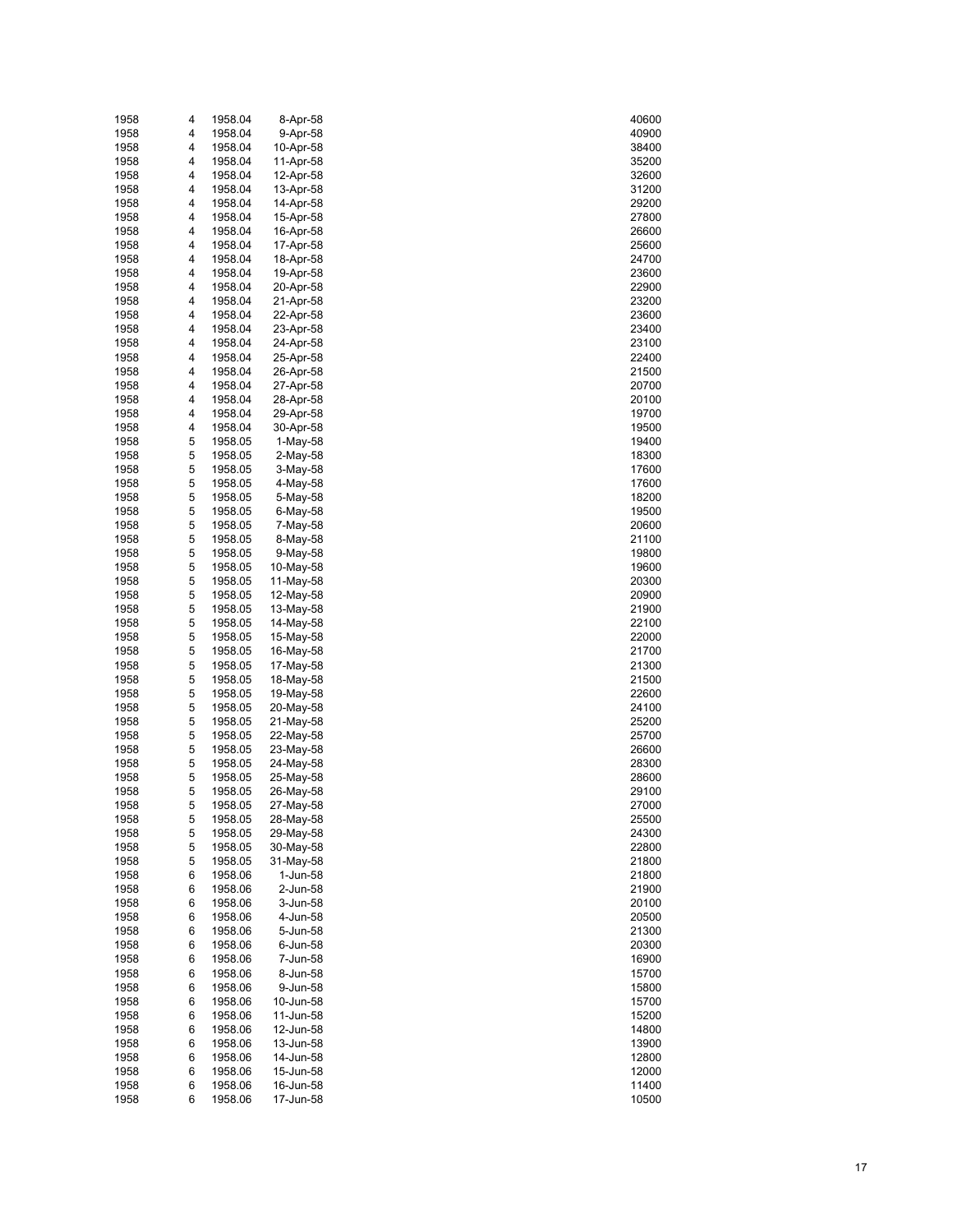| | | | | |
|---|---|---|---|---|
| 1958 | 4 | 1958.04 | 8-Apr-58 | 40600 |
| 1958 | 4 | 1958.04 | 9-Apr-58 | 40900 |
| 1958 | 4 | 1958.04 | 10-Apr-58 | 38400 |
| 1958 | 4 | 1958.04 | 11-Apr-58 | 35200 |
| 1958 | 4 | 1958.04 | 12-Apr-58 | 32600 |
| 1958 | 4 | 1958.04 | 13-Apr-58 | 31200 |
| 1958 | 4 | 1958.04 | 14-Apr-58 | 29200 |
| 1958 | 4 | 1958.04 | 15-Apr-58 | 27800 |
| 1958 | 4 | 1958.04 | 16-Apr-58 | 26600 |
| 1958 | 4 | 1958.04 | 17-Apr-58 | 25600 |
| 1958 | 4 | 1958.04 | 18-Apr-58 | 24700 |
| 1958 | 4 | 1958.04 | 19-Apr-58 | 23600 |
| 1958 | 4 | 1958.04 | 20-Apr-58 | 22900 |
| 1958 | 4 | 1958.04 | 21-Apr-58 | 23200 |
| 1958 | 4 | 1958.04 | 22-Apr-58 | 23600 |
| 1958 | 4 | 1958.04 | 23-Apr-58 | 23400 |
| 1958 | 4 | 1958.04 | 24-Apr-58 | 23100 |
| 1958 | 4 | 1958.04 | 25-Apr-58 | 22400 |
| 1958 | 4 | 1958.04 | 26-Apr-58 | 21500 |
| 1958 | 4 | 1958.04 | 27-Apr-58 | 20700 |
| 1958 | 4 | 1958.04 | 28-Apr-58 | 20100 |
| 1958 | 4 | 1958.04 | 29-Apr-58 | 19700 |
| 1958 | 4 | 1958.04 | 30-Apr-58 | 19500 |
| 1958 | 5 | 1958.05 | 1-May-58 | 19400 |
| 1958 | 5 | 1958.05 | 2-May-58 | 18300 |
| 1958 | 5 | 1958.05 | 3-May-58 | 17600 |
| 1958 | 5 | 1958.05 | 4-May-58 | 17600 |
| 1958 | 5 | 1958.05 | 5-May-58 | 18200 |
| 1958 | 5 | 1958.05 | 6-May-58 | 19500 |
| 1958 | 5 | 1958.05 | 7-May-58 | 20600 |
| 1958 | 5 | 1958.05 | 8-May-58 | 21100 |
| 1958 | 5 | 1958.05 | 9-May-58 | 19800 |
| 1958 | 5 | 1958.05 | 10-May-58 | 19600 |
| 1958 | 5 | 1958.05 | 11-May-58 | 20300 |
| 1958 | 5 | 1958.05 | 12-May-58 | 20900 |
| 1958 | 5 | 1958.05 | 13-May-58 | 21900 |
| 1958 | 5 | 1958.05 | 14-May-58 | 22100 |
| 1958 | 5 | 1958.05 | 15-May-58 | 22000 |
| 1958 | 5 | 1958.05 | 16-May-58 | 21700 |
| 1958 | 5 | 1958.05 | 17-May-58 | 21300 |
| 1958 | 5 | 1958.05 | 18-May-58 | 21500 |
| 1958 | 5 | 1958.05 | 19-May-58 | 22600 |
| 1958 | 5 | 1958.05 | 20-May-58 | 24100 |
| 1958 | 5 | 1958.05 | 21-May-58 | 25200 |
| 1958 | 5 | 1958.05 | 22-May-58 | 25700 |
| 1958 | 5 | 1958.05 | 23-May-58 | 26600 |
| 1958 | 5 | 1958.05 | 24-May-58 | 28300 |
| 1958 | 5 | 1958.05 | 25-May-58 | 28600 |
| 1958 | 5 | 1958.05 | 26-May-58 | 29100 |
| 1958 | 5 | 1958.05 | 27-May-58 | 27000 |
| 1958 | 5 | 1958.05 | 28-May-58 | 25500 |
| 1958 | 5 | 1958.05 | 29-May-58 | 24300 |
| 1958 | 5 | 1958.05 | 30-May-58 | 22800 |
| 1958 | 5 | 1958.05 | 31-May-58 | 21800 |
| 1958 | 6 | 1958.06 | 1-Jun-58 | 21800 |
| 1958 | 6 | 1958.06 | 2-Jun-58 | 21900 |
| 1958 | 6 | 1958.06 | 3-Jun-58 | 20100 |
| 1958 | 6 | 1958.06 | 4-Jun-58 | 20500 |
| 1958 | 6 | 1958.06 | 5-Jun-58 | 21300 |
| 1958 | 6 | 1958.06 | 6-Jun-58 | 20300 |
| 1958 | 6 | 1958.06 | 7-Jun-58 | 16900 |
| 1958 | 6 | 1958.06 | 8-Jun-58 | 15700 |
| 1958 | 6 | 1958.06 | 9-Jun-58 | 15800 |
| 1958 | 6 | 1958.06 | 10-Jun-58 | 15700 |
| 1958 | 6 | 1958.06 | 11-Jun-58 | 15200 |
| 1958 | 6 | 1958.06 | 12-Jun-58 | 14800 |
| 1958 | 6 | 1958.06 | 13-Jun-58 | 13900 |
| 1958 | 6 | 1958.06 | 14-Jun-58 | 12800 |
| 1958 | 6 | 1958.06 | 15-Jun-58 | 12000 |
| 1958 | 6 | 1958.06 | 16-Jun-58 | 11400 |
| 1958 | 6 | 1958.06 | 17-Jun-58 | 10500 |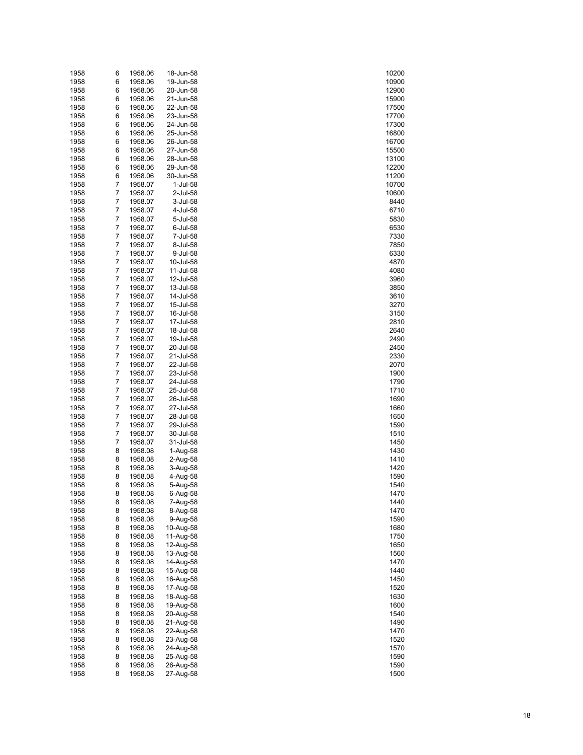| | | | | |
|---|---|---|---|---|
| 1958 | 6 | 1958.06 | 18-Jun-58 | 10200 |
| 1958 | 6 | 1958.06 | 19-Jun-58 | 10900 |
| 1958 | 6 | 1958.06 | 20-Jun-58 | 12900 |
| 1958 | 6 | 1958.06 | 21-Jun-58 | 15900 |
| 1958 | 6 | 1958.06 | 22-Jun-58 | 17500 |
| 1958 | 6 | 1958.06 | 23-Jun-58 | 17700 |
| 1958 | 6 | 1958.06 | 24-Jun-58 | 17300 |
| 1958 | 6 | 1958.06 | 25-Jun-58 | 16800 |
| 1958 | 6 | 1958.06 | 26-Jun-58 | 16700 |
| 1958 | 6 | 1958.06 | 27-Jun-58 | 15500 |
| 1958 | 6 | 1958.06 | 28-Jun-58 | 13100 |
| 1958 | 6 | 1958.06 | 29-Jun-58 | 12200 |
| 1958 | 6 | 1958.06 | 30-Jun-58 | 11200 |
| 1958 | 7 | 1958.07 | 1-Jul-58 | 10700 |
| 1958 | 7 | 1958.07 | 2-Jul-58 | 10600 |
| 1958 | 7 | 1958.07 | 3-Jul-58 | 8440 |
| 1958 | 7 | 1958.07 | 4-Jul-58 | 6710 |
| 1958 | 7 | 1958.07 | 5-Jul-58 | 5830 |
| 1958 | 7 | 1958.07 | 6-Jul-58 | 6530 |
| 1958 | 7 | 1958.07 | 7-Jul-58 | 7330 |
| 1958 | 7 | 1958.07 | 8-Jul-58 | 7850 |
| 1958 | 7 | 1958.07 | 9-Jul-58 | 6330 |
| 1958 | 7 | 1958.07 | 10-Jul-58 | 4870 |
| 1958 | 7 | 1958.07 | 11-Jul-58 | 4080 |
| 1958 | 7 | 1958.07 | 12-Jul-58 | 3960 |
| 1958 | 7 | 1958.07 | 13-Jul-58 | 3850 |
| 1958 | 7 | 1958.07 | 14-Jul-58 | 3610 |
| 1958 | 7 | 1958.07 | 15-Jul-58 | 3270 |
| 1958 | 7 | 1958.07 | 16-Jul-58 | 3150 |
| 1958 | 7 | 1958.07 | 17-Jul-58 | 2810 |
| 1958 | 7 | 1958.07 | 18-Jul-58 | 2640 |
| 1958 | 7 | 1958.07 | 19-Jul-58 | 2490 |
| 1958 | 7 | 1958.07 | 20-Jul-58 | 2450 |
| 1958 | 7 | 1958.07 | 21-Jul-58 | 2330 |
| 1958 | 7 | 1958.07 | 22-Jul-58 | 2070 |
| 1958 | 7 | 1958.07 | 23-Jul-58 | 1900 |
| 1958 | 7 | 1958.07 | 24-Jul-58 | 1790 |
| 1958 | 7 | 1958.07 | 25-Jul-58 | 1710 |
| 1958 | 7 | 1958.07 | 26-Jul-58 | 1690 |
| 1958 | 7 | 1958.07 | 27-Jul-58 | 1660 |
| 1958 | 7 | 1958.07 | 28-Jul-58 | 1650 |
| 1958 | 7 | 1958.07 | 29-Jul-58 | 1590 |
| 1958 | 7 | 1958.07 | 30-Jul-58 | 1510 |
| 1958 | 7 | 1958.07 | 31-Jul-58 | 1450 |
| 1958 | 8 | 1958.08 | 1-Aug-58 | 1430 |
| 1958 | 8 | 1958.08 | 2-Aug-58 | 1410 |
| 1958 | 8 | 1958.08 | 3-Aug-58 | 1420 |
| 1958 | 8 | 1958.08 | 4-Aug-58 | 1590 |
| 1958 | 8 | 1958.08 | 5-Aug-58 | 1540 |
| 1958 | 8 | 1958.08 | 6-Aug-58 | 1470 |
| 1958 | 8 | 1958.08 | 7-Aug-58 | 1440 |
| 1958 | 8 | 1958.08 | 8-Aug-58 | 1470 |
| 1958 | 8 | 1958.08 | 9-Aug-58 | 1590 |
| 1958 | 8 | 1958.08 | 10-Aug-58 | 1680 |
| 1958 | 8 | 1958.08 | 11-Aug-58 | 1750 |
| 1958 | 8 | 1958.08 | 12-Aug-58 | 1650 |
| 1958 | 8 | 1958.08 | 13-Aug-58 | 1560 |
| 1958 | 8 | 1958.08 | 14-Aug-58 | 1470 |
| 1958 | 8 | 1958.08 | 15-Aug-58 | 1440 |
| 1958 | 8 | 1958.08 | 16-Aug-58 | 1450 |
| 1958 | 8 | 1958.08 | 17-Aug-58 | 1520 |
| 1958 | 8 | 1958.08 | 18-Aug-58 | 1630 |
| 1958 | 8 | 1958.08 | 19-Aug-58 | 1600 |
| 1958 | 8 | 1958.08 | 20-Aug-58 | 1540 |
| 1958 | 8 | 1958.08 | 21-Aug-58 | 1490 |
| 1958 | 8 | 1958.08 | 22-Aug-58 | 1470 |
| 1958 | 8 | 1958.08 | 23-Aug-58 | 1520 |
| 1958 | 8 | 1958.08 | 24-Aug-58 | 1570 |
| 1958 | 8 | 1958.08 | 25-Aug-58 | 1590 |
| 1958 | 8 | 1958.08 | 26-Aug-58 | 1590 |
| 1958 | 8 | 1958.08 | 27-Aug-58 | 1500 |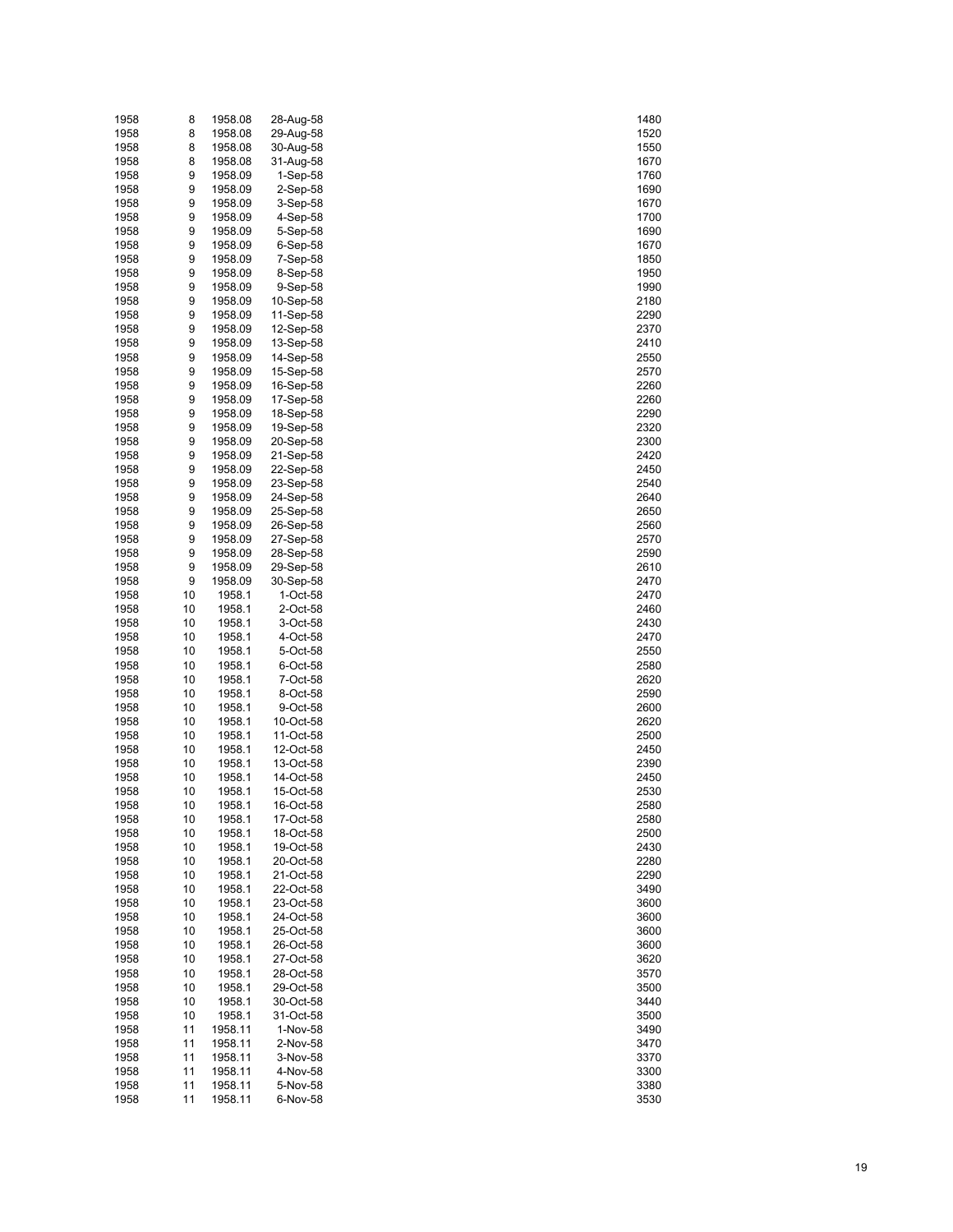| | | | | |
|---|---|---|---|---|
| 1958 | 8 | 1958.08 | 28-Aug-58 | 1480 |
| 1958 | 8 | 1958.08 | 29-Aug-58 | 1520 |
| 1958 | 8 | 1958.08 | 30-Aug-58 | 1550 |
| 1958 | 8 | 1958.08 | 31-Aug-58 | 1670 |
| 1958 | 9 | 1958.09 | 1-Sep-58 | 1760 |
| 1958 | 9 | 1958.09 | 2-Sep-58 | 1690 |
| 1958 | 9 | 1958.09 | 3-Sep-58 | 1670 |
| 1958 | 9 | 1958.09 | 4-Sep-58 | 1700 |
| 1958 | 9 | 1958.09 | 5-Sep-58 | 1690 |
| 1958 | 9 | 1958.09 | 6-Sep-58 | 1670 |
| 1958 | 9 | 1958.09 | 7-Sep-58 | 1850 |
| 1958 | 9 | 1958.09 | 8-Sep-58 | 1950 |
| 1958 | 9 | 1958.09 | 9-Sep-58 | 1990 |
| 1958 | 9 | 1958.09 | 10-Sep-58 | 2180 |
| 1958 | 9 | 1958.09 | 11-Sep-58 | 2290 |
| 1958 | 9 | 1958.09 | 12-Sep-58 | 2370 |
| 1958 | 9 | 1958.09 | 13-Sep-58 | 2410 |
| 1958 | 9 | 1958.09 | 14-Sep-58 | 2550 |
| 1958 | 9 | 1958.09 | 15-Sep-58 | 2570 |
| 1958 | 9 | 1958.09 | 16-Sep-58 | 2260 |
| 1958 | 9 | 1958.09 | 17-Sep-58 | 2260 |
| 1958 | 9 | 1958.09 | 18-Sep-58 | 2290 |
| 1958 | 9 | 1958.09 | 19-Sep-58 | 2320 |
| 1958 | 9 | 1958.09 | 20-Sep-58 | 2300 |
| 1958 | 9 | 1958.09 | 21-Sep-58 | 2420 |
| 1958 | 9 | 1958.09 | 22-Sep-58 | 2450 |
| 1958 | 9 | 1958.09 | 23-Sep-58 | 2540 |
| 1958 | 9 | 1958.09 | 24-Sep-58 | 2640 |
| 1958 | 9 | 1958.09 | 25-Sep-58 | 2650 |
| 1958 | 9 | 1958.09 | 26-Sep-58 | 2560 |
| 1958 | 9 | 1958.09 | 27-Sep-58 | 2570 |
| 1958 | 9 | 1958.09 | 28-Sep-58 | 2590 |
| 1958 | 9 | 1958.09 | 29-Sep-58 | 2610 |
| 1958 | 9 | 1958.09 | 30-Sep-58 | 2470 |
| 1958 | 10 | 1958.1 | 1-Oct-58 | 2470 |
| 1958 | 10 | 1958.1 | 2-Oct-58 | 2460 |
| 1958 | 10 | 1958.1 | 3-Oct-58 | 2430 |
| 1958 | 10 | 1958.1 | 4-Oct-58 | 2470 |
| 1958 | 10 | 1958.1 | 5-Oct-58 | 2550 |
| 1958 | 10 | 1958.1 | 6-Oct-58 | 2580 |
| 1958 | 10 | 1958.1 | 7-Oct-58 | 2620 |
| 1958 | 10 | 1958.1 | 8-Oct-58 | 2590 |
| 1958 | 10 | 1958.1 | 9-Oct-58 | 2600 |
| 1958 | 10 | 1958.1 | 10-Oct-58 | 2620 |
| 1958 | 10 | 1958.1 | 11-Oct-58 | 2500 |
| 1958 | 10 | 1958.1 | 12-Oct-58 | 2450 |
| 1958 | 10 | 1958.1 | 13-Oct-58 | 2390 |
| 1958 | 10 | 1958.1 | 14-Oct-58 | 2450 |
| 1958 | 10 | 1958.1 | 15-Oct-58 | 2530 |
| 1958 | 10 | 1958.1 | 16-Oct-58 | 2580 |
| 1958 | 10 | 1958.1 | 17-Oct-58 | 2580 |
| 1958 | 10 | 1958.1 | 18-Oct-58 | 2500 |
| 1958 | 10 | 1958.1 | 19-Oct-58 | 2430 |
| 1958 | 10 | 1958.1 | 20-Oct-58 | 2280 |
| 1958 | 10 | 1958.1 | 21-Oct-58 | 2290 |
| 1958 | 10 | 1958.1 | 22-Oct-58 | 3490 |
| 1958 | 10 | 1958.1 | 23-Oct-58 | 3600 |
| 1958 | 10 | 1958.1 | 24-Oct-58 | 3600 |
| 1958 | 10 | 1958.1 | 25-Oct-58 | 3600 |
| 1958 | 10 | 1958.1 | 26-Oct-58 | 3600 |
| 1958 | 10 | 1958.1 | 27-Oct-58 | 3620 |
| 1958 | 10 | 1958.1 | 28-Oct-58 | 3570 |
| 1958 | 10 | 1958.1 | 29-Oct-58 | 3500 |
| 1958 | 10 | 1958.1 | 30-Oct-58 | 3440 |
| 1958 | 10 | 1958.1 | 31-Oct-58 | 3500 |
| 1958 | 11 | 1958.11 | 1-Nov-58 | 3490 |
| 1958 | 11 | 1958.11 | 2-Nov-58 | 3470 |
| 1958 | 11 | 1958.11 | 3-Nov-58 | 3370 |
| 1958 | 11 | 1958.11 | 4-Nov-58 | 3300 |
| 1958 | 11 | 1958.11 | 5-Nov-58 | 3380 |
| 1958 | 11 | 1958.11 | 6-Nov-58 | 3530 |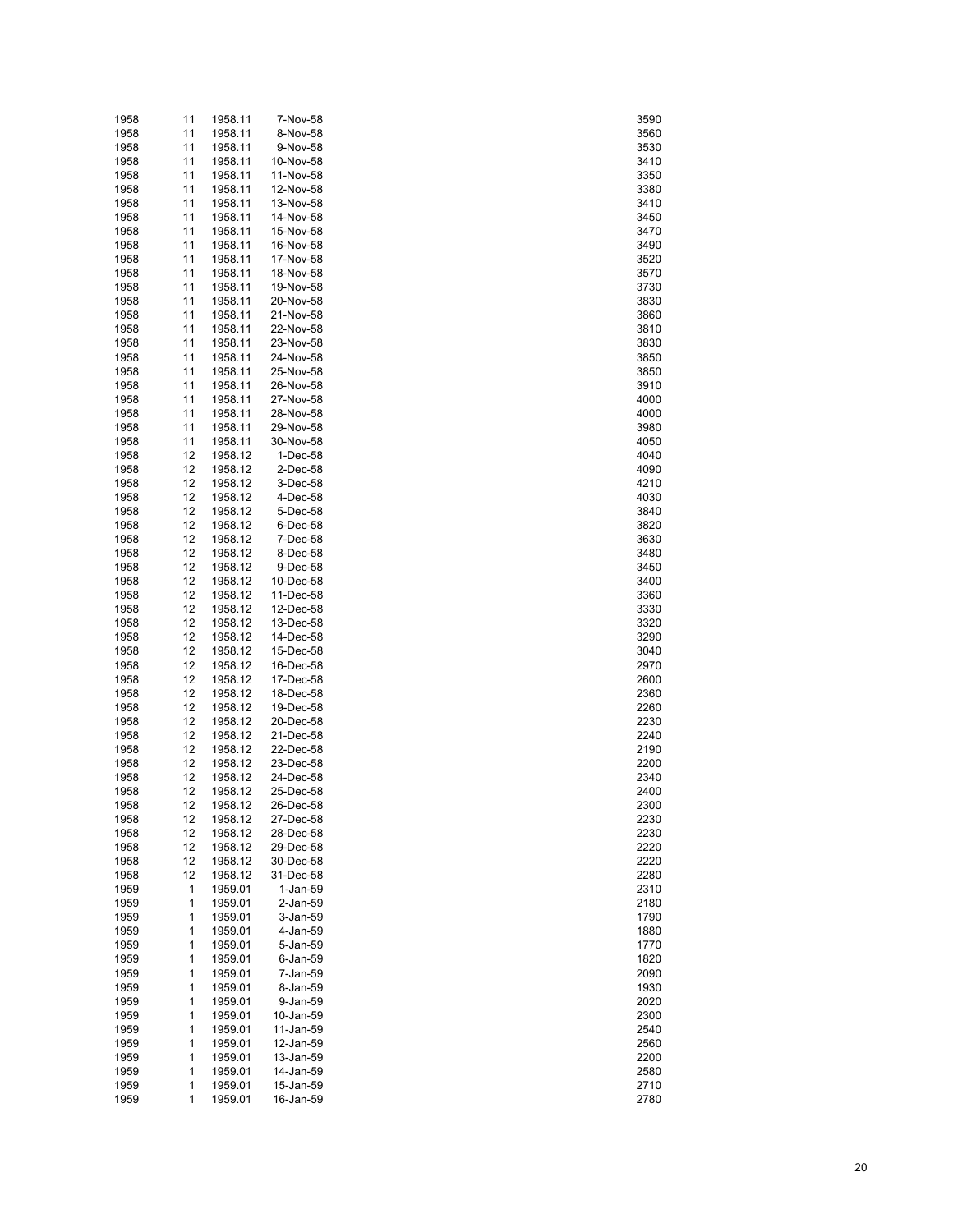| | | | | |
|---|---|---|---|---|
| 1958 | 11 | 1958.11 | 7-Nov-58 | 3590 |
| 1958 | 11 | 1958.11 | 8-Nov-58 | 3560 |
| 1958 | 11 | 1958.11 | 9-Nov-58 | 3530 |
| 1958 | 11 | 1958.11 | 10-Nov-58 | 3410 |
| 1958 | 11 | 1958.11 | 11-Nov-58 | 3350 |
| 1958 | 11 | 1958.11 | 12-Nov-58 | 3380 |
| 1958 | 11 | 1958.11 | 13-Nov-58 | 3410 |
| 1958 | 11 | 1958.11 | 14-Nov-58 | 3450 |
| 1958 | 11 | 1958.11 | 15-Nov-58 | 3470 |
| 1958 | 11 | 1958.11 | 16-Nov-58 | 3490 |
| 1958 | 11 | 1958.11 | 17-Nov-58 | 3520 |
| 1958 | 11 | 1958.11 | 18-Nov-58 | 3570 |
| 1958 | 11 | 1958.11 | 19-Nov-58 | 3730 |
| 1958 | 11 | 1958.11 | 20-Nov-58 | 3830 |
| 1958 | 11 | 1958.11 | 21-Nov-58 | 3860 |
| 1958 | 11 | 1958.11 | 22-Nov-58 | 3810 |
| 1958 | 11 | 1958.11 | 23-Nov-58 | 3830 |
| 1958 | 11 | 1958.11 | 24-Nov-58 | 3850 |
| 1958 | 11 | 1958.11 | 25-Nov-58 | 3850 |
| 1958 | 11 | 1958.11 | 26-Nov-58 | 3910 |
| 1958 | 11 | 1958.11 | 27-Nov-58 | 4000 |
| 1958 | 11 | 1958.11 | 28-Nov-58 | 4000 |
| 1958 | 11 | 1958.11 | 29-Nov-58 | 3980 |
| 1958 | 11 | 1958.11 | 30-Nov-58 | 4050 |
| 1958 | 12 | 1958.12 | 1-Dec-58 | 4040 |
| 1958 | 12 | 1958.12 | 2-Dec-58 | 4090 |
| 1958 | 12 | 1958.12 | 3-Dec-58 | 4210 |
| 1958 | 12 | 1958.12 | 4-Dec-58 | 4030 |
| 1958 | 12 | 1958.12 | 5-Dec-58 | 3840 |
| 1958 | 12 | 1958.12 | 6-Dec-58 | 3820 |
| 1958 | 12 | 1958.12 | 7-Dec-58 | 3630 |
| 1958 | 12 | 1958.12 | 8-Dec-58 | 3480 |
| 1958 | 12 | 1958.12 | 9-Dec-58 | 3450 |
| 1958 | 12 | 1958.12 | 10-Dec-58 | 3400 |
| 1958 | 12 | 1958.12 | 11-Dec-58 | 3360 |
| 1958 | 12 | 1958.12 | 12-Dec-58 | 3330 |
| 1958 | 12 | 1958.12 | 13-Dec-58 | 3320 |
| 1958 | 12 | 1958.12 | 14-Dec-58 | 3290 |
| 1958 | 12 | 1958.12 | 15-Dec-58 | 3040 |
| 1958 | 12 | 1958.12 | 16-Dec-58 | 2970 |
| 1958 | 12 | 1958.12 | 17-Dec-58 | 2600 |
| 1958 | 12 | 1958.12 | 18-Dec-58 | 2360 |
| 1958 | 12 | 1958.12 | 19-Dec-58 | 2260 |
| 1958 | 12 | 1958.12 | 20-Dec-58 | 2230 |
| 1958 | 12 | 1958.12 | 21-Dec-58 | 2240 |
| 1958 | 12 | 1958.12 | 22-Dec-58 | 2190 |
| 1958 | 12 | 1958.12 | 23-Dec-58 | 2200 |
| 1958 | 12 | 1958.12 | 24-Dec-58 | 2340 |
| 1958 | 12 | 1958.12 | 25-Dec-58 | 2400 |
| 1958 | 12 | 1958.12 | 26-Dec-58 | 2300 |
| 1958 | 12 | 1958.12 | 27-Dec-58 | 2230 |
| 1958 | 12 | 1958.12 | 28-Dec-58 | 2230 |
| 1958 | 12 | 1958.12 | 29-Dec-58 | 2220 |
| 1958 | 12 | 1958.12 | 30-Dec-58 | 2220 |
| 1958 | 12 | 1958.12 | 31-Dec-58 | 2280 |
| 1959 | 1 | 1959.01 | 1-Jan-59 | 2310 |
| 1959 | 1 | 1959.01 | 2-Jan-59 | 2180 |
| 1959 | 1 | 1959.01 | 3-Jan-59 | 1790 |
| 1959 | 1 | 1959.01 | 4-Jan-59 | 1880 |
| 1959 | 1 | 1959.01 | 5-Jan-59 | 1770 |
| 1959 | 1 | 1959.01 | 6-Jan-59 | 1820 |
| 1959 | 1 | 1959.01 | 7-Jan-59 | 2090 |
| 1959 | 1 | 1959.01 | 8-Jan-59 | 1930 |
| 1959 | 1 | 1959.01 | 9-Jan-59 | 2020 |
| 1959 | 1 | 1959.01 | 10-Jan-59 | 2300 |
| 1959 | 1 | 1959.01 | 11-Jan-59 | 2540 |
| 1959 | 1 | 1959.01 | 12-Jan-59 | 2560 |
| 1959 | 1 | 1959.01 | 13-Jan-59 | 2200 |
| 1959 | 1 | 1959.01 | 14-Jan-59 | 2580 |
| 1959 | 1 | 1959.01 | 15-Jan-59 | 2710 |
| 1959 | 1 | 1959.01 | 16-Jan-59 | 2780 |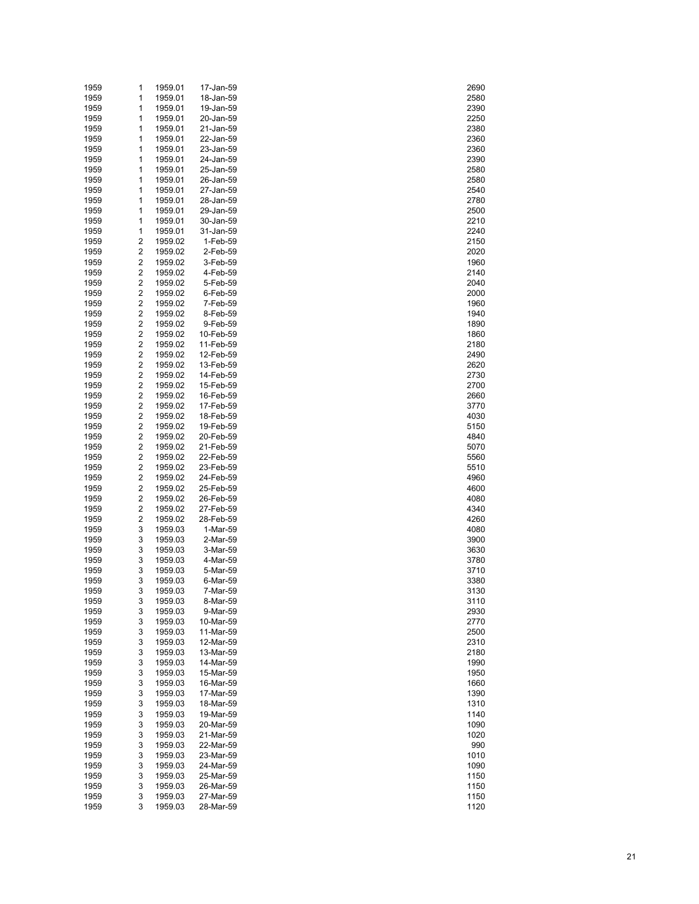| | | | | |
|---|---|---|---|---|
| 1959 | 1 | 1959.01 | 17-Jan-59 | 2690 |
| 1959 | 1 | 1959.01 | 18-Jan-59 | 2580 |
| 1959 | 1 | 1959.01 | 19-Jan-59 | 2390 |
| 1959 | 1 | 1959.01 | 20-Jan-59 | 2250 |
| 1959 | 1 | 1959.01 | 21-Jan-59 | 2380 |
| 1959 | 1 | 1959.01 | 22-Jan-59 | 2360 |
| 1959 | 1 | 1959.01 | 23-Jan-59 | 2360 |
| 1959 | 1 | 1959.01 | 24-Jan-59 | 2390 |
| 1959 | 1 | 1959.01 | 25-Jan-59 | 2580 |
| 1959 | 1 | 1959.01 | 26-Jan-59 | 2580 |
| 1959 | 1 | 1959.01 | 27-Jan-59 | 2540 |
| 1959 | 1 | 1959.01 | 28-Jan-59 | 2780 |
| 1959 | 1 | 1959.01 | 29-Jan-59 | 2500 |
| 1959 | 1 | 1959.01 | 30-Jan-59 | 2210 |
| 1959 | 1 | 1959.01 | 31-Jan-59 | 2240 |
| 1959 | 2 | 1959.02 | 1-Feb-59 | 2150 |
| 1959 | 2 | 1959.02 | 2-Feb-59 | 2020 |
| 1959 | 2 | 1959.02 | 3-Feb-59 | 1960 |
| 1959 | 2 | 1959.02 | 4-Feb-59 | 2140 |
| 1959 | 2 | 1959.02 | 5-Feb-59 | 2040 |
| 1959 | 2 | 1959.02 | 6-Feb-59 | 2000 |
| 1959 | 2 | 1959.02 | 7-Feb-59 | 1960 |
| 1959 | 2 | 1959.02 | 8-Feb-59 | 1940 |
| 1959 | 2 | 1959.02 | 9-Feb-59 | 1890 |
| 1959 | 2 | 1959.02 | 10-Feb-59 | 1860 |
| 1959 | 2 | 1959.02 | 11-Feb-59 | 2180 |
| 1959 | 2 | 1959.02 | 12-Feb-59 | 2490 |
| 1959 | 2 | 1959.02 | 13-Feb-59 | 2620 |
| 1959 | 2 | 1959.02 | 14-Feb-59 | 2730 |
| 1959 | 2 | 1959.02 | 15-Feb-59 | 2700 |
| 1959 | 2 | 1959.02 | 16-Feb-59 | 2660 |
| 1959 | 2 | 1959.02 | 17-Feb-59 | 3770 |
| 1959 | 2 | 1959.02 | 18-Feb-59 | 4030 |
| 1959 | 2 | 1959.02 | 19-Feb-59 | 5150 |
| 1959 | 2 | 1959.02 | 20-Feb-59 | 4840 |
| 1959 | 2 | 1959.02 | 21-Feb-59 | 5070 |
| 1959 | 2 | 1959.02 | 22-Feb-59 | 5560 |
| 1959 | 2 | 1959.02 | 23-Feb-59 | 5510 |
| 1959 | 2 | 1959.02 | 24-Feb-59 | 4960 |
| 1959 | 2 | 1959.02 | 25-Feb-59 | 4600 |
| 1959 | 2 | 1959.02 | 26-Feb-59 | 4080 |
| 1959 | 2 | 1959.02 | 27-Feb-59 | 4340 |
| 1959 | 2 | 1959.02 | 28-Feb-59 | 4260 |
| 1959 | 3 | 1959.03 | 1-Mar-59 | 4080 |
| 1959 | 3 | 1959.03 | 2-Mar-59 | 3900 |
| 1959 | 3 | 1959.03 | 3-Mar-59 | 3630 |
| 1959 | 3 | 1959.03 | 4-Mar-59 | 3780 |
| 1959 | 3 | 1959.03 | 5-Mar-59 | 3710 |
| 1959 | 3 | 1959.03 | 6-Mar-59 | 3380 |
| 1959 | 3 | 1959.03 | 7-Mar-59 | 3130 |
| 1959 | 3 | 1959.03 | 8-Mar-59 | 3110 |
| 1959 | 3 | 1959.03 | 9-Mar-59 | 2930 |
| 1959 | 3 | 1959.03 | 10-Mar-59 | 2770 |
| 1959 | 3 | 1959.03 | 11-Mar-59 | 2500 |
| 1959 | 3 | 1959.03 | 12-Mar-59 | 2310 |
| 1959 | 3 | 1959.03 | 13-Mar-59 | 2180 |
| 1959 | 3 | 1959.03 | 14-Mar-59 | 1990 |
| 1959 | 3 | 1959.03 | 15-Mar-59 | 1950 |
| 1959 | 3 | 1959.03 | 16-Mar-59 | 1660 |
| 1959 | 3 | 1959.03 | 17-Mar-59 | 1390 |
| 1959 | 3 | 1959.03 | 18-Mar-59 | 1310 |
| 1959 | 3 | 1959.03 | 19-Mar-59 | 1140 |
| 1959 | 3 | 1959.03 | 20-Mar-59 | 1090 |
| 1959 | 3 | 1959.03 | 21-Mar-59 | 1020 |
| 1959 | 3 | 1959.03 | 22-Mar-59 | 990 |
| 1959 | 3 | 1959.03 | 23-Mar-59 | 1010 |
| 1959 | 3 | 1959.03 | 24-Mar-59 | 1090 |
| 1959 | 3 | 1959.03 | 25-Mar-59 | 1150 |
| 1959 | 3 | 1959.03 | 26-Mar-59 | 1150 |
| 1959 | 3 | 1959.03 | 27-Mar-59 | 1150 |
| 1959 | 3 | 1959.03 | 28-Mar-59 | 1120 |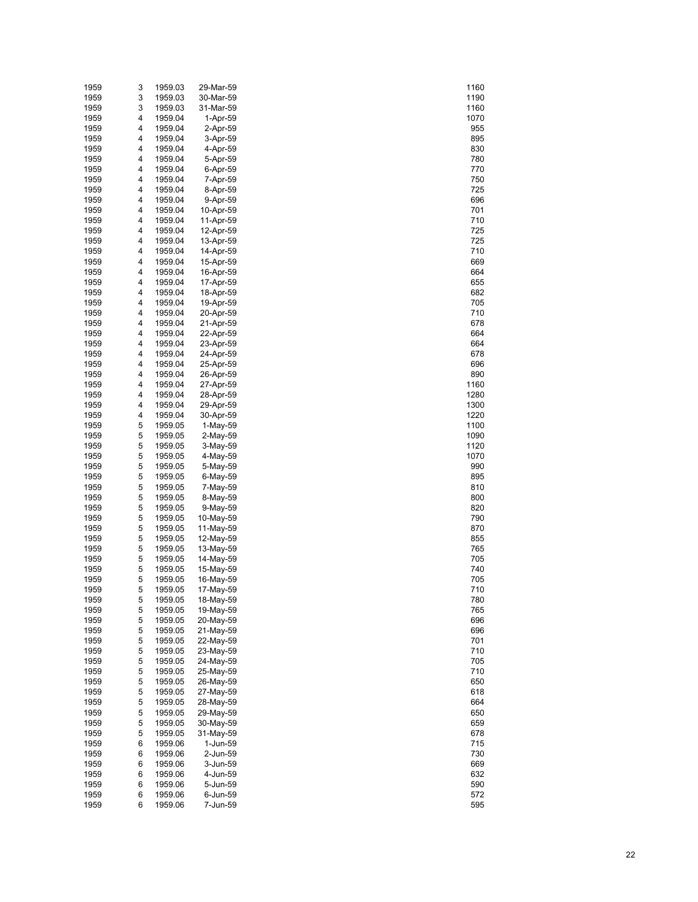| | | | | |
|---|---|---|---|---|
| 1959 | 3 | 1959.03 | 29-Mar-59 | 1160 |
| 1959 | 3 | 1959.03 | 30-Mar-59 | 1190 |
| 1959 | 3 | 1959.03 | 31-Mar-59 | 1160 |
| 1959 | 4 | 1959.04 | 1-Apr-59 | 1070 |
| 1959 | 4 | 1959.04 | 2-Apr-59 | 955 |
| 1959 | 4 | 1959.04 | 3-Apr-59 | 895 |
| 1959 | 4 | 1959.04 | 4-Apr-59 | 830 |
| 1959 | 4 | 1959.04 | 5-Apr-59 | 780 |
| 1959 | 4 | 1959.04 | 6-Apr-59 | 770 |
| 1959 | 4 | 1959.04 | 7-Apr-59 | 750 |
| 1959 | 4 | 1959.04 | 8-Apr-59 | 725 |
| 1959 | 4 | 1959.04 | 9-Apr-59 | 696 |
| 1959 | 4 | 1959.04 | 10-Apr-59 | 701 |
| 1959 | 4 | 1959.04 | 11-Apr-59 | 710 |
| 1959 | 4 | 1959.04 | 12-Apr-59 | 725 |
| 1959 | 4 | 1959.04 | 13-Apr-59 | 725 |
| 1959 | 4 | 1959.04 | 14-Apr-59 | 710 |
| 1959 | 4 | 1959.04 | 15-Apr-59 | 669 |
| 1959 | 4 | 1959.04 | 16-Apr-59 | 664 |
| 1959 | 4 | 1959.04 | 17-Apr-59 | 655 |
| 1959 | 4 | 1959.04 | 18-Apr-59 | 682 |
| 1959 | 4 | 1959.04 | 19-Apr-59 | 705 |
| 1959 | 4 | 1959.04 | 20-Apr-59 | 710 |
| 1959 | 4 | 1959.04 | 21-Apr-59 | 678 |
| 1959 | 4 | 1959.04 | 22-Apr-59 | 664 |
| 1959 | 4 | 1959.04 | 23-Apr-59 | 664 |
| 1959 | 4 | 1959.04 | 24-Apr-59 | 678 |
| 1959 | 4 | 1959.04 | 25-Apr-59 | 696 |
| 1959 | 4 | 1959.04 | 26-Apr-59 | 890 |
| 1959 | 4 | 1959.04 | 27-Apr-59 | 1160 |
| 1959 | 4 | 1959.04 | 28-Apr-59 | 1280 |
| 1959 | 4 | 1959.04 | 29-Apr-59 | 1300 |
| 1959 | 4 | 1959.04 | 30-Apr-59 | 1220 |
| 1959 | 5 | 1959.05 | 1-May-59 | 1100 |
| 1959 | 5 | 1959.05 | 2-May-59 | 1090 |
| 1959 | 5 | 1959.05 | 3-May-59 | 1120 |
| 1959 | 5 | 1959.05 | 4-May-59 | 1070 |
| 1959 | 5 | 1959.05 | 5-May-59 | 990 |
| 1959 | 5 | 1959.05 | 6-May-59 | 895 |
| 1959 | 5 | 1959.05 | 7-May-59 | 810 |
| 1959 | 5 | 1959.05 | 8-May-59 | 800 |
| 1959 | 5 | 1959.05 | 9-May-59 | 820 |
| 1959 | 5 | 1959.05 | 10-May-59 | 790 |
| 1959 | 5 | 1959.05 | 11-May-59 | 870 |
| 1959 | 5 | 1959.05 | 12-May-59 | 855 |
| 1959 | 5 | 1959.05 | 13-May-59 | 765 |
| 1959 | 5 | 1959.05 | 14-May-59 | 705 |
| 1959 | 5 | 1959.05 | 15-May-59 | 740 |
| 1959 | 5 | 1959.05 | 16-May-59 | 705 |
| 1959 | 5 | 1959.05 | 17-May-59 | 710 |
| 1959 | 5 | 1959.05 | 18-May-59 | 780 |
| 1959 | 5 | 1959.05 | 19-May-59 | 765 |
| 1959 | 5 | 1959.05 | 20-May-59 | 696 |
| 1959 | 5 | 1959.05 | 21-May-59 | 696 |
| 1959 | 5 | 1959.05 | 22-May-59 | 701 |
| 1959 | 5 | 1959.05 | 23-May-59 | 710 |
| 1959 | 5 | 1959.05 | 24-May-59 | 705 |
| 1959 | 5 | 1959.05 | 25-May-59 | 710 |
| 1959 | 5 | 1959.05 | 26-May-59 | 650 |
| 1959 | 5 | 1959.05 | 27-May-59 | 618 |
| 1959 | 5 | 1959.05 | 28-May-59 | 664 |
| 1959 | 5 | 1959.05 | 29-May-59 | 650 |
| 1959 | 5 | 1959.05 | 30-May-59 | 659 |
| 1959 | 5 | 1959.05 | 31-May-59 | 678 |
| 1959 | 6 | 1959.06 | 1-Jun-59 | 715 |
| 1959 | 6 | 1959.06 | 2-Jun-59 | 730 |
| 1959 | 6 | 1959.06 | 3-Jun-59 | 669 |
| 1959 | 6 | 1959.06 | 4-Jun-59 | 632 |
| 1959 | 6 | 1959.06 | 5-Jun-59 | 590 |
| 1959 | 6 | 1959.06 | 6-Jun-59 | 572 |
| 1959 | 6 | 1959.06 | 7-Jun-59 | 595 |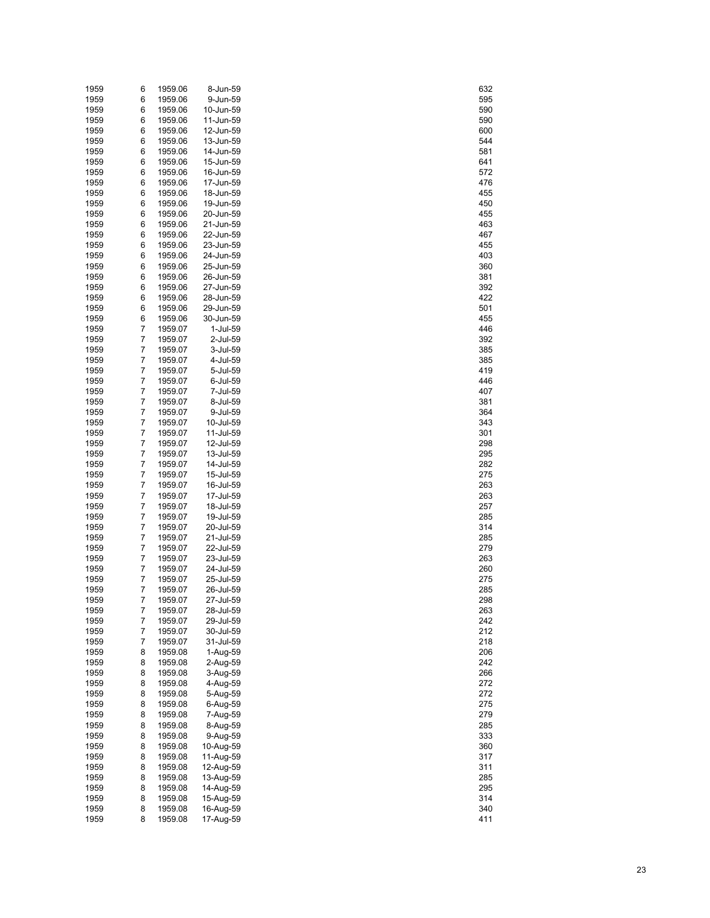| | | | | |
|---|---|---|---|---|
| 1959 | 6 | 1959.06 | 8-Jun-59 | 632 |
| 1959 | 6 | 1959.06 | 9-Jun-59 | 595 |
| 1959 | 6 | 1959.06 | 10-Jun-59 | 590 |
| 1959 | 6 | 1959.06 | 11-Jun-59 | 590 |
| 1959 | 6 | 1959.06 | 12-Jun-59 | 600 |
| 1959 | 6 | 1959.06 | 13-Jun-59 | 544 |
| 1959 | 6 | 1959.06 | 14-Jun-59 | 581 |
| 1959 | 6 | 1959.06 | 15-Jun-59 | 641 |
| 1959 | 6 | 1959.06 | 16-Jun-59 | 572 |
| 1959 | 6 | 1959.06 | 17-Jun-59 | 476 |
| 1959 | 6 | 1959.06 | 18-Jun-59 | 455 |
| 1959 | 6 | 1959.06 | 19-Jun-59 | 450 |
| 1959 | 6 | 1959.06 | 20-Jun-59 | 455 |
| 1959 | 6 | 1959.06 | 21-Jun-59 | 463 |
| 1959 | 6 | 1959.06 | 22-Jun-59 | 467 |
| 1959 | 6 | 1959.06 | 23-Jun-59 | 455 |
| 1959 | 6 | 1959.06 | 24-Jun-59 | 403 |
| 1959 | 6 | 1959.06 | 25-Jun-59 | 360 |
| 1959 | 6 | 1959.06 | 26-Jun-59 | 381 |
| 1959 | 6 | 1959.06 | 27-Jun-59 | 392 |
| 1959 | 6 | 1959.06 | 28-Jun-59 | 422 |
| 1959 | 6 | 1959.06 | 29-Jun-59 | 501 |
| 1959 | 6 | 1959.06 | 30-Jun-59 | 455 |
| 1959 | 7 | 1959.07 | 1-Jul-59 | 446 |
| 1959 | 7 | 1959.07 | 2-Jul-59 | 392 |
| 1959 | 7 | 1959.07 | 3-Jul-59 | 385 |
| 1959 | 7 | 1959.07 | 4-Jul-59 | 385 |
| 1959 | 7 | 1959.07 | 5-Jul-59 | 419 |
| 1959 | 7 | 1959.07 | 6-Jul-59 | 446 |
| 1959 | 7 | 1959.07 | 7-Jul-59 | 407 |
| 1959 | 7 | 1959.07 | 8-Jul-59 | 381 |
| 1959 | 7 | 1959.07 | 9-Jul-59 | 364 |
| 1959 | 7 | 1959.07 | 10-Jul-59 | 343 |
| 1959 | 7 | 1959.07 | 11-Jul-59 | 301 |
| 1959 | 7 | 1959.07 | 12-Jul-59 | 298 |
| 1959 | 7 | 1959.07 | 13-Jul-59 | 295 |
| 1959 | 7 | 1959.07 | 14-Jul-59 | 282 |
| 1959 | 7 | 1959.07 | 15-Jul-59 | 275 |
| 1959 | 7 | 1959.07 | 16-Jul-59 | 263 |
| 1959 | 7 | 1959.07 | 17-Jul-59 | 263 |
| 1959 | 7 | 1959.07 | 18-Jul-59 | 257 |
| 1959 | 7 | 1959.07 | 19-Jul-59 | 285 |
| 1959 | 7 | 1959.07 | 20-Jul-59 | 314 |
| 1959 | 7 | 1959.07 | 21-Jul-59 | 285 |
| 1959 | 7 | 1959.07 | 22-Jul-59 | 279 |
| 1959 | 7 | 1959.07 | 23-Jul-59 | 263 |
| 1959 | 7 | 1959.07 | 24-Jul-59 | 260 |
| 1959 | 7 | 1959.07 | 25-Jul-59 | 275 |
| 1959 | 7 | 1959.07 | 26-Jul-59 | 285 |
| 1959 | 7 | 1959.07 | 27-Jul-59 | 298 |
| 1959 | 7 | 1959.07 | 28-Jul-59 | 263 |
| 1959 | 7 | 1959.07 | 29-Jul-59 | 242 |
| 1959 | 7 | 1959.07 | 30-Jul-59 | 212 |
| 1959 | 7 | 1959.07 | 31-Jul-59 | 218 |
| 1959 | 8 | 1959.08 | 1-Aug-59 | 206 |
| 1959 | 8 | 1959.08 | 2-Aug-59 | 242 |
| 1959 | 8 | 1959.08 | 3-Aug-59 | 266 |
| 1959 | 8 | 1959.08 | 4-Aug-59 | 272 |
| 1959 | 8 | 1959.08 | 5-Aug-59 | 272 |
| 1959 | 8 | 1959.08 | 6-Aug-59 | 275 |
| 1959 | 8 | 1959.08 | 7-Aug-59 | 279 |
| 1959 | 8 | 1959.08 | 8-Aug-59 | 285 |
| 1959 | 8 | 1959.08 | 9-Aug-59 | 333 |
| 1959 | 8 | 1959.08 | 10-Aug-59 | 360 |
| 1959 | 8 | 1959.08 | 11-Aug-59 | 317 |
| 1959 | 8 | 1959.08 | 12-Aug-59 | 311 |
| 1959 | 8 | 1959.08 | 13-Aug-59 | 285 |
| 1959 | 8 | 1959.08 | 14-Aug-59 | 295 |
| 1959 | 8 | 1959.08 | 15-Aug-59 | 314 |
| 1959 | 8 | 1959.08 | 16-Aug-59 | 340 |
| 1959 | 8 | 1959.08 | 17-Aug-59 | 411 |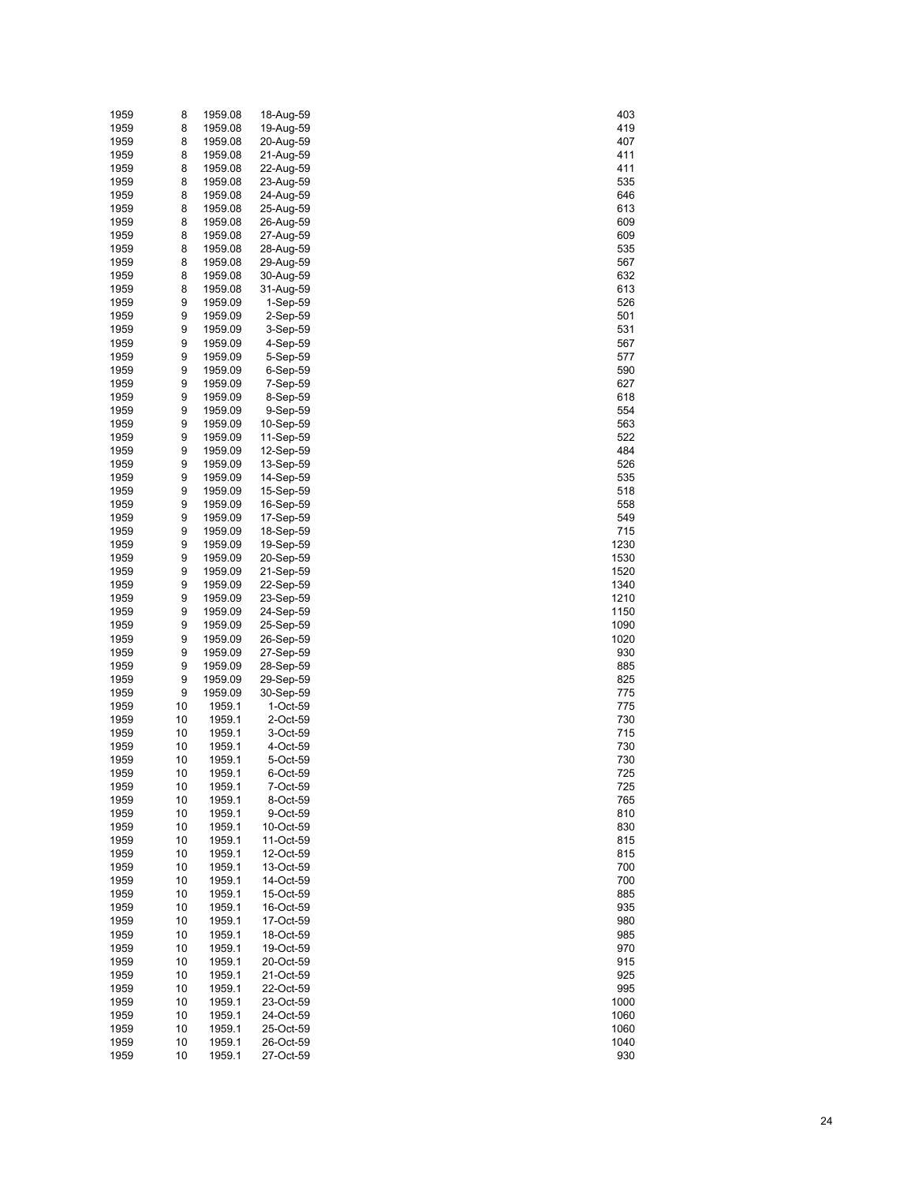| | | | | |
|---|---|---|---|---|
| 1959 | 8 | 1959.08 | 18-Aug-59 | 403 |
| 1959 | 8 | 1959.08 | 19-Aug-59 | 419 |
| 1959 | 8 | 1959.08 | 20-Aug-59 | 407 |
| 1959 | 8 | 1959.08 | 21-Aug-59 | 411 |
| 1959 | 8 | 1959.08 | 22-Aug-59 | 411 |
| 1959 | 8 | 1959.08 | 23-Aug-59 | 535 |
| 1959 | 8 | 1959.08 | 24-Aug-59 | 646 |
| 1959 | 8 | 1959.08 | 25-Aug-59 | 613 |
| 1959 | 8 | 1959.08 | 26-Aug-59 | 609 |
| 1959 | 8 | 1959.08 | 27-Aug-59 | 609 |
| 1959 | 8 | 1959.08 | 28-Aug-59 | 535 |
| 1959 | 8 | 1959.08 | 29-Aug-59 | 567 |
| 1959 | 8 | 1959.08 | 30-Aug-59 | 632 |
| 1959 | 8 | 1959.08 | 31-Aug-59 | 613 |
| 1959 | 9 | 1959.09 | 1-Sep-59 | 526 |
| 1959 | 9 | 1959.09 | 2-Sep-59 | 501 |
| 1959 | 9 | 1959.09 | 3-Sep-59 | 531 |
| 1959 | 9 | 1959.09 | 4-Sep-59 | 567 |
| 1959 | 9 | 1959.09 | 5-Sep-59 | 577 |
| 1959 | 9 | 1959.09 | 6-Sep-59 | 590 |
| 1959 | 9 | 1959.09 | 7-Sep-59 | 627 |
| 1959 | 9 | 1959.09 | 8-Sep-59 | 618 |
| 1959 | 9 | 1959.09 | 9-Sep-59 | 554 |
| 1959 | 9 | 1959.09 | 10-Sep-59 | 563 |
| 1959 | 9 | 1959.09 | 11-Sep-59 | 522 |
| 1959 | 9 | 1959.09 | 12-Sep-59 | 484 |
| 1959 | 9 | 1959.09 | 13-Sep-59 | 526 |
| 1959 | 9 | 1959.09 | 14-Sep-59 | 535 |
| 1959 | 9 | 1959.09 | 15-Sep-59 | 518 |
| 1959 | 9 | 1959.09 | 16-Sep-59 | 558 |
| 1959 | 9 | 1959.09 | 17-Sep-59 | 549 |
| 1959 | 9 | 1959.09 | 18-Sep-59 | 715 |
| 1959 | 9 | 1959.09 | 19-Sep-59 | 1230 |
| 1959 | 9 | 1959.09 | 20-Sep-59 | 1530 |
| 1959 | 9 | 1959.09 | 21-Sep-59 | 1520 |
| 1959 | 9 | 1959.09 | 22-Sep-59 | 1340 |
| 1959 | 9 | 1959.09 | 23-Sep-59 | 1210 |
| 1959 | 9 | 1959.09 | 24-Sep-59 | 1150 |
| 1959 | 9 | 1959.09 | 25-Sep-59 | 1090 |
| 1959 | 9 | 1959.09 | 26-Sep-59 | 1020 |
| 1959 | 9 | 1959.09 | 27-Sep-59 | 930 |
| 1959 | 9 | 1959.09 | 28-Sep-59 | 885 |
| 1959 | 9 | 1959.09 | 29-Sep-59 | 825 |
| 1959 | 9 | 1959.09 | 30-Sep-59 | 775 |
| 1959 | 10 | 1959.1 | 1-Oct-59 | 775 |
| 1959 | 10 | 1959.1 | 2-Oct-59 | 730 |
| 1959 | 10 | 1959.1 | 3-Oct-59 | 715 |
| 1959 | 10 | 1959.1 | 4-Oct-59 | 730 |
| 1959 | 10 | 1959.1 | 5-Oct-59 | 730 |
| 1959 | 10 | 1959.1 | 6-Oct-59 | 725 |
| 1959 | 10 | 1959.1 | 7-Oct-59 | 725 |
| 1959 | 10 | 1959.1 | 8-Oct-59 | 765 |
| 1959 | 10 | 1959.1 | 9-Oct-59 | 810 |
| 1959 | 10 | 1959.1 | 10-Oct-59 | 830 |
| 1959 | 10 | 1959.1 | 11-Oct-59 | 815 |
| 1959 | 10 | 1959.1 | 12-Oct-59 | 815 |
| 1959 | 10 | 1959.1 | 13-Oct-59 | 700 |
| 1959 | 10 | 1959.1 | 14-Oct-59 | 700 |
| 1959 | 10 | 1959.1 | 15-Oct-59 | 885 |
| 1959 | 10 | 1959.1 | 16-Oct-59 | 935 |
| 1959 | 10 | 1959.1 | 17-Oct-59 | 980 |
| 1959 | 10 | 1959.1 | 18-Oct-59 | 985 |
| 1959 | 10 | 1959.1 | 19-Oct-59 | 970 |
| 1959 | 10 | 1959.1 | 20-Oct-59 | 915 |
| 1959 | 10 | 1959.1 | 21-Oct-59 | 925 |
| 1959 | 10 | 1959.1 | 22-Oct-59 | 995 |
| 1959 | 10 | 1959.1 | 23-Oct-59 | 1000 |
| 1959 | 10 | 1959.1 | 24-Oct-59 | 1060 |
| 1959 | 10 | 1959.1 | 25-Oct-59 | 1060 |
| 1959 | 10 | 1959.1 | 26-Oct-59 | 1040 |
| 1959 | 10 | 1959.1 | 27-Oct-59 | 930 |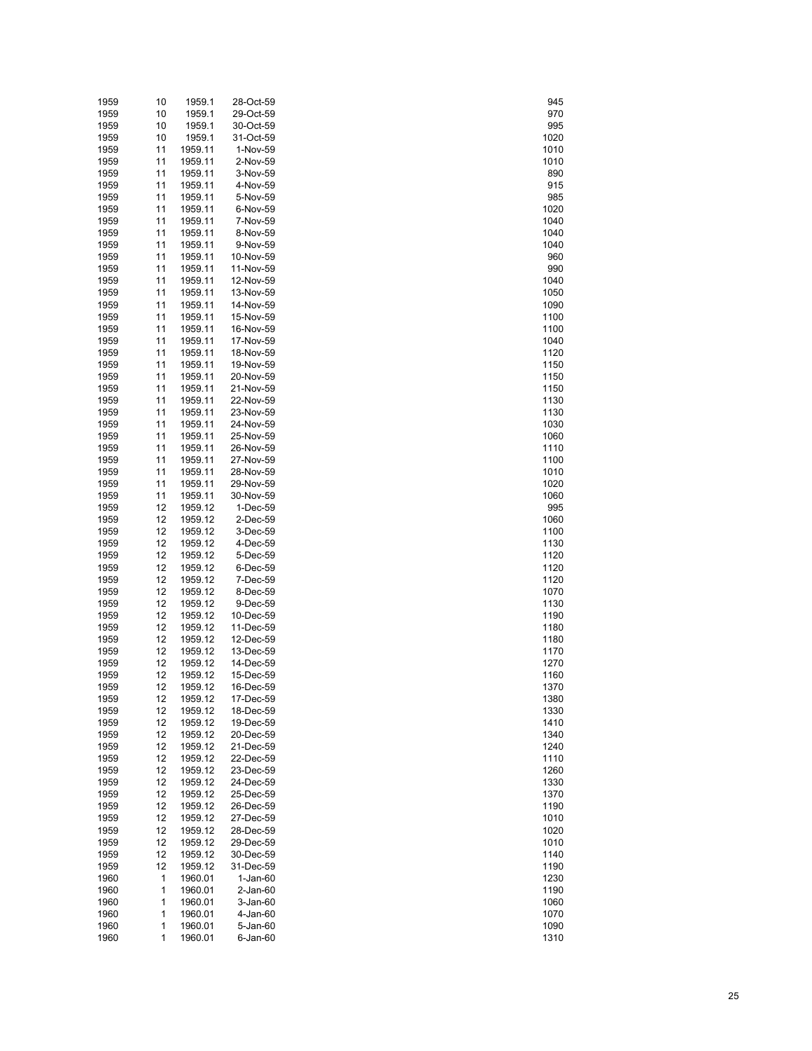| | | | | |
|---|---|---|---|---|
| 1959 | 10 | 1959.1 | 28-Oct-59 | 945 |
| 1959 | 10 | 1959.1 | 29-Oct-59 | 970 |
| 1959 | 10 | 1959.1 | 30-Oct-59 | 995 |
| 1959 | 10 | 1959.1 | 31-Oct-59 | 1020 |
| 1959 | 11 | 1959.11 | 1-Nov-59 | 1010 |
| 1959 | 11 | 1959.11 | 2-Nov-59 | 1010 |
| 1959 | 11 | 1959.11 | 3-Nov-59 | 890 |
| 1959 | 11 | 1959.11 | 4-Nov-59 | 915 |
| 1959 | 11 | 1959.11 | 5-Nov-59 | 985 |
| 1959 | 11 | 1959.11 | 6-Nov-59 | 1020 |
| 1959 | 11 | 1959.11 | 7-Nov-59 | 1040 |
| 1959 | 11 | 1959.11 | 8-Nov-59 | 1040 |
| 1959 | 11 | 1959.11 | 9-Nov-59 | 1040 |
| 1959 | 11 | 1959.11 | 10-Nov-59 | 960 |
| 1959 | 11 | 1959.11 | 11-Nov-59 | 990 |
| 1959 | 11 | 1959.11 | 12-Nov-59 | 1040 |
| 1959 | 11 | 1959.11 | 13-Nov-59 | 1050 |
| 1959 | 11 | 1959.11 | 14-Nov-59 | 1090 |
| 1959 | 11 | 1959.11 | 15-Nov-59 | 1100 |
| 1959 | 11 | 1959.11 | 16-Nov-59 | 1100 |
| 1959 | 11 | 1959.11 | 17-Nov-59 | 1040 |
| 1959 | 11 | 1959.11 | 18-Nov-59 | 1120 |
| 1959 | 11 | 1959.11 | 19-Nov-59 | 1150 |
| 1959 | 11 | 1959.11 | 20-Nov-59 | 1150 |
| 1959 | 11 | 1959.11 | 21-Nov-59 | 1150 |
| 1959 | 11 | 1959.11 | 22-Nov-59 | 1130 |
| 1959 | 11 | 1959.11 | 23-Nov-59 | 1130 |
| 1959 | 11 | 1959.11 | 24-Nov-59 | 1030 |
| 1959 | 11 | 1959.11 | 25-Nov-59 | 1060 |
| 1959 | 11 | 1959.11 | 26-Nov-59 | 1110 |
| 1959 | 11 | 1959.11 | 27-Nov-59 | 1100 |
| 1959 | 11 | 1959.11 | 28-Nov-59 | 1010 |
| 1959 | 11 | 1959.11 | 29-Nov-59 | 1020 |
| 1959 | 11 | 1959.11 | 30-Nov-59 | 1060 |
| 1959 | 12 | 1959.12 | 1-Dec-59 | 995 |
| 1959 | 12 | 1959.12 | 2-Dec-59 | 1060 |
| 1959 | 12 | 1959.12 | 3-Dec-59 | 1100 |
| 1959 | 12 | 1959.12 | 4-Dec-59 | 1130 |
| 1959 | 12 | 1959.12 | 5-Dec-59 | 1120 |
| 1959 | 12 | 1959.12 | 6-Dec-59 | 1120 |
| 1959 | 12 | 1959.12 | 7-Dec-59 | 1120 |
| 1959 | 12 | 1959.12 | 8-Dec-59 | 1070 |
| 1959 | 12 | 1959.12 | 9-Dec-59 | 1130 |
| 1959 | 12 | 1959.12 | 10-Dec-59 | 1190 |
| 1959 | 12 | 1959.12 | 11-Dec-59 | 1180 |
| 1959 | 12 | 1959.12 | 12-Dec-59 | 1180 |
| 1959 | 12 | 1959.12 | 13-Dec-59 | 1170 |
| 1959 | 12 | 1959.12 | 14-Dec-59 | 1270 |
| 1959 | 12 | 1959.12 | 15-Dec-59 | 1160 |
| 1959 | 12 | 1959.12 | 16-Dec-59 | 1370 |
| 1959 | 12 | 1959.12 | 17-Dec-59 | 1380 |
| 1959 | 12 | 1959.12 | 18-Dec-59 | 1330 |
| 1959 | 12 | 1959.12 | 19-Dec-59 | 1410 |
| 1959 | 12 | 1959.12 | 20-Dec-59 | 1340 |
| 1959 | 12 | 1959.12 | 21-Dec-59 | 1240 |
| 1959 | 12 | 1959.12 | 22-Dec-59 | 1110 |
| 1959 | 12 | 1959.12 | 23-Dec-59 | 1260 |
| 1959 | 12 | 1959.12 | 24-Dec-59 | 1330 |
| 1959 | 12 | 1959.12 | 25-Dec-59 | 1370 |
| 1959 | 12 | 1959.12 | 26-Dec-59 | 1190 |
| 1959 | 12 | 1959.12 | 27-Dec-59 | 1010 |
| 1959 | 12 | 1959.12 | 28-Dec-59 | 1020 |
| 1959 | 12 | 1959.12 | 29-Dec-59 | 1010 |
| 1959 | 12 | 1959.12 | 30-Dec-59 | 1140 |
| 1959 | 12 | 1959.12 | 31-Dec-59 | 1190 |
| 1960 | 1 | 1960.01 | 1-Jan-60 | 1230 |
| 1960 | 1 | 1960.01 | 2-Jan-60 | 1190 |
| 1960 | 1 | 1960.01 | 3-Jan-60 | 1060 |
| 1960 | 1 | 1960.01 | 4-Jan-60 | 1070 |
| 1960 | 1 | 1960.01 | 5-Jan-60 | 1090 |
| 1960 | 1 | 1960.01 | 6-Jan-60 | 1310 |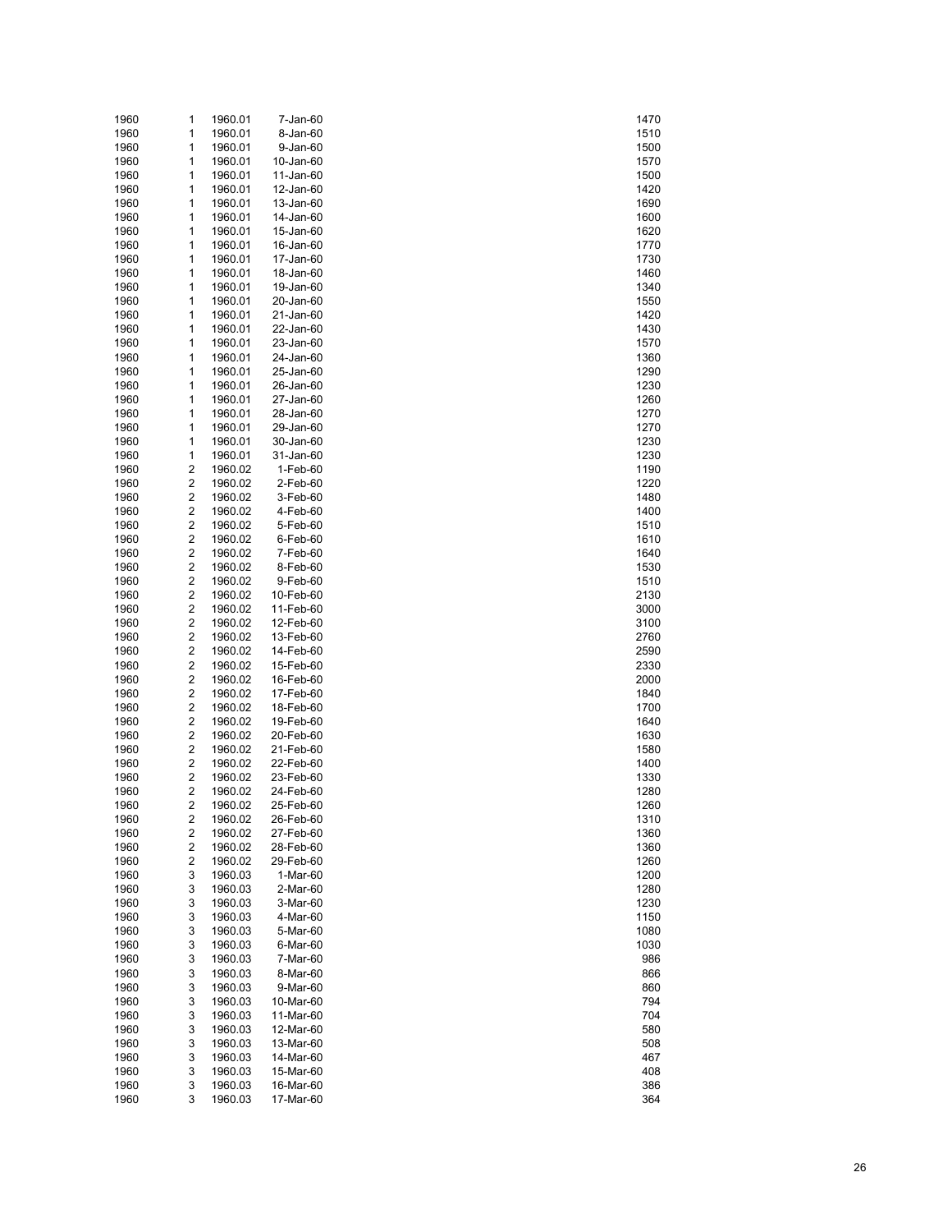| | | | | |
|---|---|---|---|---|
| 1960 | 1 | 1960.01 | 7-Jan-60 | 1470 |
| 1960 | 1 | 1960.01 | 8-Jan-60 | 1510 |
| 1960 | 1 | 1960.01 | 9-Jan-60 | 1500 |
| 1960 | 1 | 1960.01 | 10-Jan-60 | 1570 |
| 1960 | 1 | 1960.01 | 11-Jan-60 | 1500 |
| 1960 | 1 | 1960.01 | 12-Jan-60 | 1420 |
| 1960 | 1 | 1960.01 | 13-Jan-60 | 1690 |
| 1960 | 1 | 1960.01 | 14-Jan-60 | 1600 |
| 1960 | 1 | 1960.01 | 15-Jan-60 | 1620 |
| 1960 | 1 | 1960.01 | 16-Jan-60 | 1770 |
| 1960 | 1 | 1960.01 | 17-Jan-60 | 1730 |
| 1960 | 1 | 1960.01 | 18-Jan-60 | 1460 |
| 1960 | 1 | 1960.01 | 19-Jan-60 | 1340 |
| 1960 | 1 | 1960.01 | 20-Jan-60 | 1550 |
| 1960 | 1 | 1960.01 | 21-Jan-60 | 1420 |
| 1960 | 1 | 1960.01 | 22-Jan-60 | 1430 |
| 1960 | 1 | 1960.01 | 23-Jan-60 | 1570 |
| 1960 | 1 | 1960.01 | 24-Jan-60 | 1360 |
| 1960 | 1 | 1960.01 | 25-Jan-60 | 1290 |
| 1960 | 1 | 1960.01 | 26-Jan-60 | 1230 |
| 1960 | 1 | 1960.01 | 27-Jan-60 | 1260 |
| 1960 | 1 | 1960.01 | 28-Jan-60 | 1270 |
| 1960 | 1 | 1960.01 | 29-Jan-60 | 1270 |
| 1960 | 1 | 1960.01 | 30-Jan-60 | 1230 |
| 1960 | 1 | 1960.01 | 31-Jan-60 | 1230 |
| 1960 | 2 | 1960.02 | 1-Feb-60 | 1190 |
| 1960 | 2 | 1960.02 | 2-Feb-60 | 1220 |
| 1960 | 2 | 1960.02 | 3-Feb-60 | 1480 |
| 1960 | 2 | 1960.02 | 4-Feb-60 | 1400 |
| 1960 | 2 | 1960.02 | 5-Feb-60 | 1510 |
| 1960 | 2 | 1960.02 | 6-Feb-60 | 1610 |
| 1960 | 2 | 1960.02 | 7-Feb-60 | 1640 |
| 1960 | 2 | 1960.02 | 8-Feb-60 | 1530 |
| 1960 | 2 | 1960.02 | 9-Feb-60 | 1510 |
| 1960 | 2 | 1960.02 | 10-Feb-60 | 2130 |
| 1960 | 2 | 1960.02 | 11-Feb-60 | 3000 |
| 1960 | 2 | 1960.02 | 12-Feb-60 | 3100 |
| 1960 | 2 | 1960.02 | 13-Feb-60 | 2760 |
| 1960 | 2 | 1960.02 | 14-Feb-60 | 2590 |
| 1960 | 2 | 1960.02 | 15-Feb-60 | 2330 |
| 1960 | 2 | 1960.02 | 16-Feb-60 | 2000 |
| 1960 | 2 | 1960.02 | 17-Feb-60 | 1840 |
| 1960 | 2 | 1960.02 | 18-Feb-60 | 1700 |
| 1960 | 2 | 1960.02 | 19-Feb-60 | 1640 |
| 1960 | 2 | 1960.02 | 20-Feb-60 | 1630 |
| 1960 | 2 | 1960.02 | 21-Feb-60 | 1580 |
| 1960 | 2 | 1960.02 | 22-Feb-60 | 1400 |
| 1960 | 2 | 1960.02 | 23-Feb-60 | 1330 |
| 1960 | 2 | 1960.02 | 24-Feb-60 | 1280 |
| 1960 | 2 | 1960.02 | 25-Feb-60 | 1260 |
| 1960 | 2 | 1960.02 | 26-Feb-60 | 1310 |
| 1960 | 2 | 1960.02 | 27-Feb-60 | 1360 |
| 1960 | 2 | 1960.02 | 28-Feb-60 | 1360 |
| 1960 | 2 | 1960.02 | 29-Feb-60 | 1260 |
| 1960 | 3 | 1960.03 | 1-Mar-60 | 1200 |
| 1960 | 3 | 1960.03 | 2-Mar-60 | 1280 |
| 1960 | 3 | 1960.03 | 3-Mar-60 | 1230 |
| 1960 | 3 | 1960.03 | 4-Mar-60 | 1150 |
| 1960 | 3 | 1960.03 | 5-Mar-60 | 1080 |
| 1960 | 3 | 1960.03 | 6-Mar-60 | 1030 |
| 1960 | 3 | 1960.03 | 7-Mar-60 | 986 |
| 1960 | 3 | 1960.03 | 8-Mar-60 | 866 |
| 1960 | 3 | 1960.03 | 9-Mar-60 | 860 |
| 1960 | 3 | 1960.03 | 10-Mar-60 | 794 |
| 1960 | 3 | 1960.03 | 11-Mar-60 | 704 |
| 1960 | 3 | 1960.03 | 12-Mar-60 | 580 |
| 1960 | 3 | 1960.03 | 13-Mar-60 | 508 |
| 1960 | 3 | 1960.03 | 14-Mar-60 | 467 |
| 1960 | 3 | 1960.03 | 15-Mar-60 | 408 |
| 1960 | 3 | 1960.03 | 16-Mar-60 | 386 |
| 1960 | 3 | 1960.03 | 17-Mar-60 | 364 |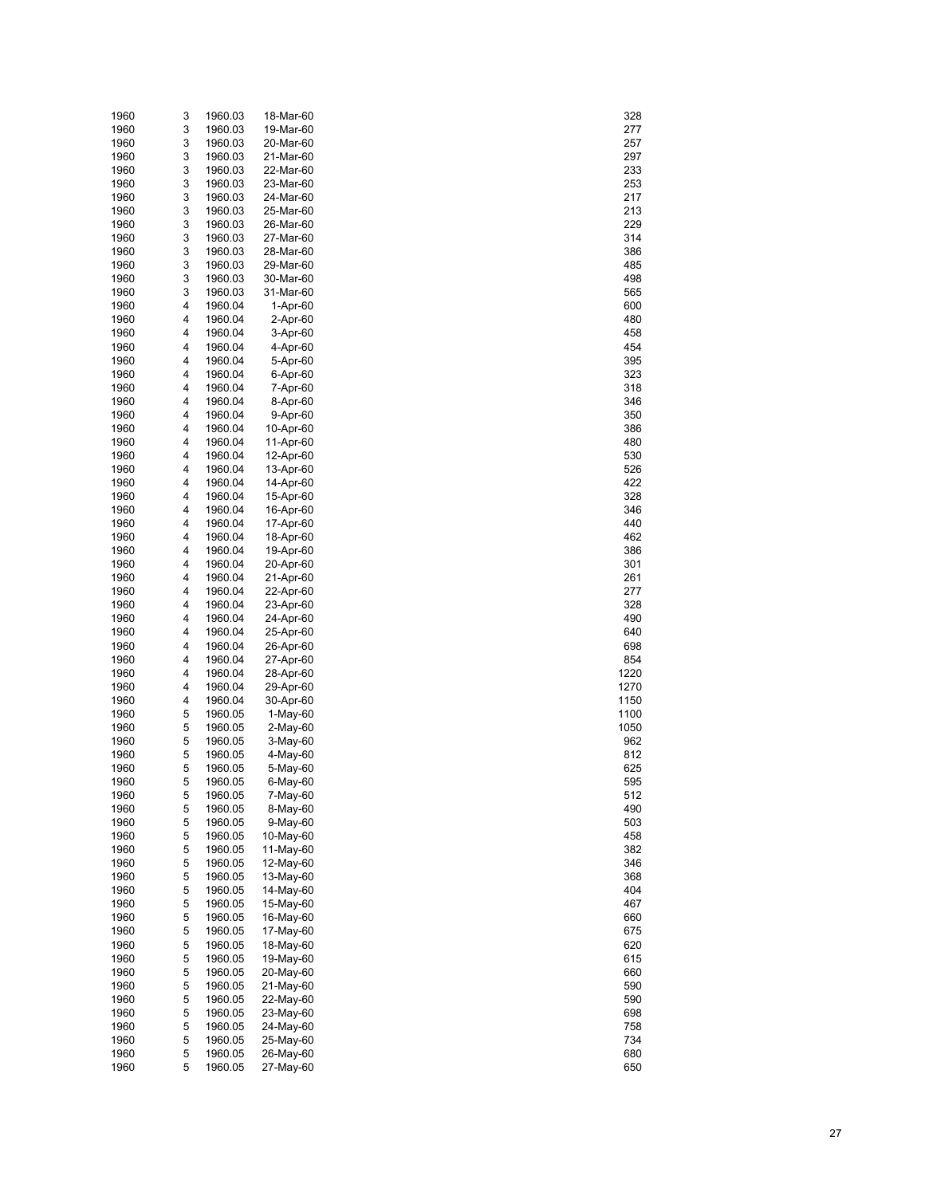| | | | | |
|---|---|---|---|---|
| 1960 | 3 | 1960.03 | 18-Mar-60 | 328 |
| 1960 | 3 | 1960.03 | 19-Mar-60 | 277 |
| 1960 | 3 | 1960.03 | 20-Mar-60 | 257 |
| 1960 | 3 | 1960.03 | 21-Mar-60 | 297 |
| 1960 | 3 | 1960.03 | 22-Mar-60 | 233 |
| 1960 | 3 | 1960.03 | 23-Mar-60 | 253 |
| 1960 | 3 | 1960.03 | 24-Mar-60 | 217 |
| 1960 | 3 | 1960.03 | 25-Mar-60 | 213 |
| 1960 | 3 | 1960.03 | 26-Mar-60 | 229 |
| 1960 | 3 | 1960.03 | 27-Mar-60 | 314 |
| 1960 | 3 | 1960.03 | 28-Mar-60 | 386 |
| 1960 | 3 | 1960.03 | 29-Mar-60 | 485 |
| 1960 | 3 | 1960.03 | 30-Mar-60 | 498 |
| 1960 | 3 | 1960.03 | 31-Mar-60 | 565 |
| 1960 | 4 | 1960.04 | 1-Apr-60 | 600 |
| 1960 | 4 | 1960.04 | 2-Apr-60 | 480 |
| 1960 | 4 | 1960.04 | 3-Apr-60 | 458 |
| 1960 | 4 | 1960.04 | 4-Apr-60 | 454 |
| 1960 | 4 | 1960.04 | 5-Apr-60 | 395 |
| 1960 | 4 | 1960.04 | 6-Apr-60 | 323 |
| 1960 | 4 | 1960.04 | 7-Apr-60 | 318 |
| 1960 | 4 | 1960.04 | 8-Apr-60 | 346 |
| 1960 | 4 | 1960.04 | 9-Apr-60 | 350 |
| 1960 | 4 | 1960.04 | 10-Apr-60 | 386 |
| 1960 | 4 | 1960.04 | 11-Apr-60 | 480 |
| 1960 | 4 | 1960.04 | 12-Apr-60 | 530 |
| 1960 | 4 | 1960.04 | 13-Apr-60 | 526 |
| 1960 | 4 | 1960.04 | 14-Apr-60 | 422 |
| 1960 | 4 | 1960.04 | 15-Apr-60 | 328 |
| 1960 | 4 | 1960.04 | 16-Apr-60 | 346 |
| 1960 | 4 | 1960.04 | 17-Apr-60 | 440 |
| 1960 | 4 | 1960.04 | 18-Apr-60 | 462 |
| 1960 | 4 | 1960.04 | 19-Apr-60 | 386 |
| 1960 | 4 | 1960.04 | 20-Apr-60 | 301 |
| 1960 | 4 | 1960.04 | 21-Apr-60 | 261 |
| 1960 | 4 | 1960.04 | 22-Apr-60 | 277 |
| 1960 | 4 | 1960.04 | 23-Apr-60 | 328 |
| 1960 | 4 | 1960.04 | 24-Apr-60 | 490 |
| 1960 | 4 | 1960.04 | 25-Apr-60 | 640 |
| 1960 | 4 | 1960.04 | 26-Apr-60 | 698 |
| 1960 | 4 | 1960.04 | 27-Apr-60 | 854 |
| 1960 | 4 | 1960.04 | 28-Apr-60 | 1220 |
| 1960 | 4 | 1960.04 | 29-Apr-60 | 1270 |
| 1960 | 4 | 1960.04 | 30-Apr-60 | 1150 |
| 1960 | 5 | 1960.05 | 1-May-60 | 1100 |
| 1960 | 5 | 1960.05 | 2-May-60 | 1050 |
| 1960 | 5 | 1960.05 | 3-May-60 | 962 |
| 1960 | 5 | 1960.05 | 4-May-60 | 812 |
| 1960 | 5 | 1960.05 | 5-May-60 | 625 |
| 1960 | 5 | 1960.05 | 6-May-60 | 595 |
| 1960 | 5 | 1960.05 | 7-May-60 | 512 |
| 1960 | 5 | 1960.05 | 8-May-60 | 490 |
| 1960 | 5 | 1960.05 | 9-May-60 | 503 |
| 1960 | 5 | 1960.05 | 10-May-60 | 458 |
| 1960 | 5 | 1960.05 | 11-May-60 | 382 |
| 1960 | 5 | 1960.05 | 12-May-60 | 346 |
| 1960 | 5 | 1960.05 | 13-May-60 | 368 |
| 1960 | 5 | 1960.05 | 14-May-60 | 404 |
| 1960 | 5 | 1960.05 | 15-May-60 | 467 |
| 1960 | 5 | 1960.05 | 16-May-60 | 660 |
| 1960 | 5 | 1960.05 | 17-May-60 | 675 |
| 1960 | 5 | 1960.05 | 18-May-60 | 620 |
| 1960 | 5 | 1960.05 | 19-May-60 | 615 |
| 1960 | 5 | 1960.05 | 20-May-60 | 660 |
| 1960 | 5 | 1960.05 | 21-May-60 | 590 |
| 1960 | 5 | 1960.05 | 22-May-60 | 590 |
| 1960 | 5 | 1960.05 | 23-May-60 | 698 |
| 1960 | 5 | 1960.05 | 24-May-60 | 758 |
| 1960 | 5 | 1960.05 | 25-May-60 | 734 |
| 1960 | 5 | 1960.05 | 26-May-60 | 680 |
| 1960 | 5 | 1960.05 | 27-May-60 | 650 |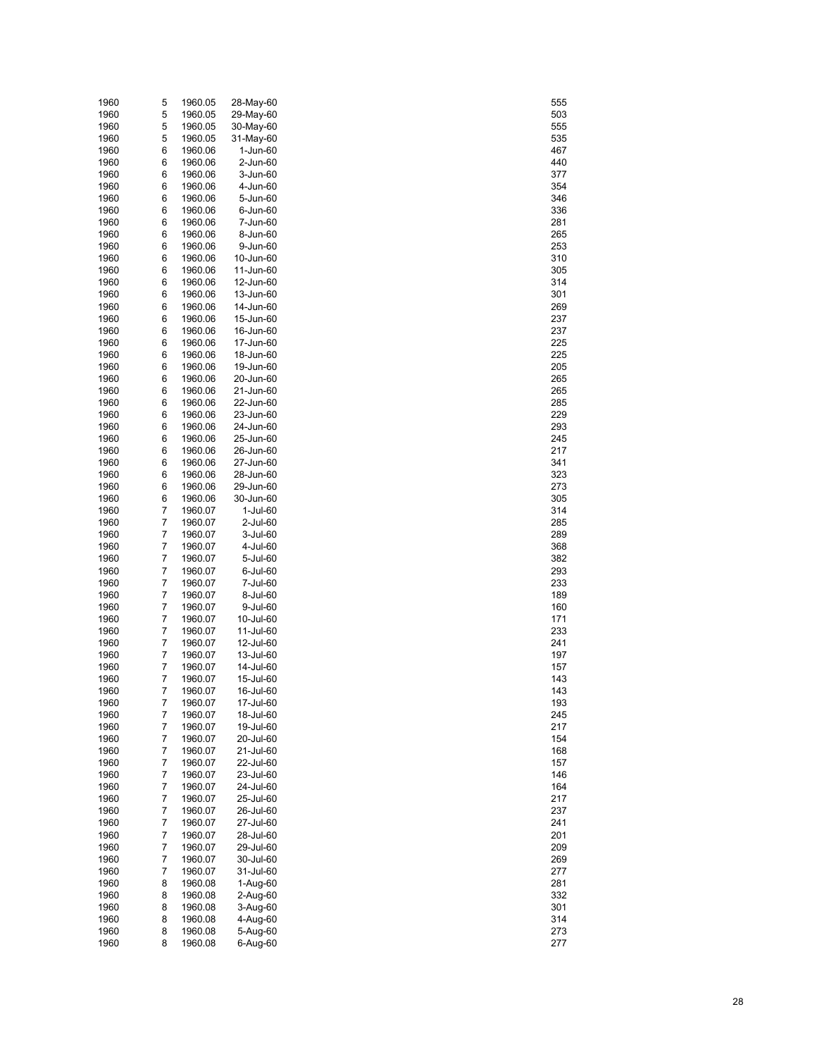| | | | | |
|---|---|---|---|---|
| 1960 | 5 | 1960.05 | 28-May-60 | 555 |
| 1960 | 5 | 1960.05 | 29-May-60 | 503 |
| 1960 | 5 | 1960.05 | 30-May-60 | 555 |
| 1960 | 5 | 1960.05 | 31-May-60 | 535 |
| 1960 | 6 | 1960.06 | 1-Jun-60 | 467 |
| 1960 | 6 | 1960.06 | 2-Jun-60 | 440 |
| 1960 | 6 | 1960.06 | 3-Jun-60 | 377 |
| 1960 | 6 | 1960.06 | 4-Jun-60 | 354 |
| 1960 | 6 | 1960.06 | 5-Jun-60 | 346 |
| 1960 | 6 | 1960.06 | 6-Jun-60 | 336 |
| 1960 | 6 | 1960.06 | 7-Jun-60 | 281 |
| 1960 | 6 | 1960.06 | 8-Jun-60 | 265 |
| 1960 | 6 | 1960.06 | 9-Jun-60 | 253 |
| 1960 | 6 | 1960.06 | 10-Jun-60 | 310 |
| 1960 | 6 | 1960.06 | 11-Jun-60 | 305 |
| 1960 | 6 | 1960.06 | 12-Jun-60 | 314 |
| 1960 | 6 | 1960.06 | 13-Jun-60 | 301 |
| 1960 | 6 | 1960.06 | 14-Jun-60 | 269 |
| 1960 | 6 | 1960.06 | 15-Jun-60 | 237 |
| 1960 | 6 | 1960.06 | 16-Jun-60 | 237 |
| 1960 | 6 | 1960.06 | 17-Jun-60 | 225 |
| 1960 | 6 | 1960.06 | 18-Jun-60 | 225 |
| 1960 | 6 | 1960.06 | 19-Jun-60 | 205 |
| 1960 | 6 | 1960.06 | 20-Jun-60 | 265 |
| 1960 | 6 | 1960.06 | 21-Jun-60 | 265 |
| 1960 | 6 | 1960.06 | 22-Jun-60 | 285 |
| 1960 | 6 | 1960.06 | 23-Jun-60 | 229 |
| 1960 | 6 | 1960.06 | 24-Jun-60 | 293 |
| 1960 | 6 | 1960.06 | 25-Jun-60 | 245 |
| 1960 | 6 | 1960.06 | 26-Jun-60 | 217 |
| 1960 | 6 | 1960.06 | 27-Jun-60 | 341 |
| 1960 | 6 | 1960.06 | 28-Jun-60 | 323 |
| 1960 | 6 | 1960.06 | 29-Jun-60 | 273 |
| 1960 | 6 | 1960.06 | 30-Jun-60 | 305 |
| 1960 | 7 | 1960.07 | 1-Jul-60 | 314 |
| 1960 | 7 | 1960.07 | 2-Jul-60 | 285 |
| 1960 | 7 | 1960.07 | 3-Jul-60 | 289 |
| 1960 | 7 | 1960.07 | 4-Jul-60 | 368 |
| 1960 | 7 | 1960.07 | 5-Jul-60 | 382 |
| 1960 | 7 | 1960.07 | 6-Jul-60 | 293 |
| 1960 | 7 | 1960.07 | 7-Jul-60 | 233 |
| 1960 | 7 | 1960.07 | 8-Jul-60 | 189 |
| 1960 | 7 | 1960.07 | 9-Jul-60 | 160 |
| 1960 | 7 | 1960.07 | 10-Jul-60 | 171 |
| 1960 | 7 | 1960.07 | 11-Jul-60 | 233 |
| 1960 | 7 | 1960.07 | 12-Jul-60 | 241 |
| 1960 | 7 | 1960.07 | 13-Jul-60 | 197 |
| 1960 | 7 | 1960.07 | 14-Jul-60 | 157 |
| 1960 | 7 | 1960.07 | 15-Jul-60 | 143 |
| 1960 | 7 | 1960.07 | 16-Jul-60 | 143 |
| 1960 | 7 | 1960.07 | 17-Jul-60 | 193 |
| 1960 | 7 | 1960.07 | 18-Jul-60 | 245 |
| 1960 | 7 | 1960.07 | 19-Jul-60 | 217 |
| 1960 | 7 | 1960.07 | 20-Jul-60 | 154 |
| 1960 | 7 | 1960.07 | 21-Jul-60 | 168 |
| 1960 | 7 | 1960.07 | 22-Jul-60 | 157 |
| 1960 | 7 | 1960.07 | 23-Jul-60 | 146 |
| 1960 | 7 | 1960.07 | 24-Jul-60 | 164 |
| 1960 | 7 | 1960.07 | 25-Jul-60 | 217 |
| 1960 | 7 | 1960.07 | 26-Jul-60 | 237 |
| 1960 | 7 | 1960.07 | 27-Jul-60 | 241 |
| 1960 | 7 | 1960.07 | 28-Jul-60 | 201 |
| 1960 | 7 | 1960.07 | 29-Jul-60 | 209 |
| 1960 | 7 | 1960.07 | 30-Jul-60 | 269 |
| 1960 | 7 | 1960.07 | 31-Jul-60 | 277 |
| 1960 | 8 | 1960.08 | 1-Aug-60 | 281 |
| 1960 | 8 | 1960.08 | 2-Aug-60 | 332 |
| 1960 | 8 | 1960.08 | 3-Aug-60 | 301 |
| 1960 | 8 | 1960.08 | 4-Aug-60 | 314 |
| 1960 | 8 | 1960.08 | 5-Aug-60 | 273 |
| 1960 | 8 | 1960.08 | 6-Aug-60 | 277 |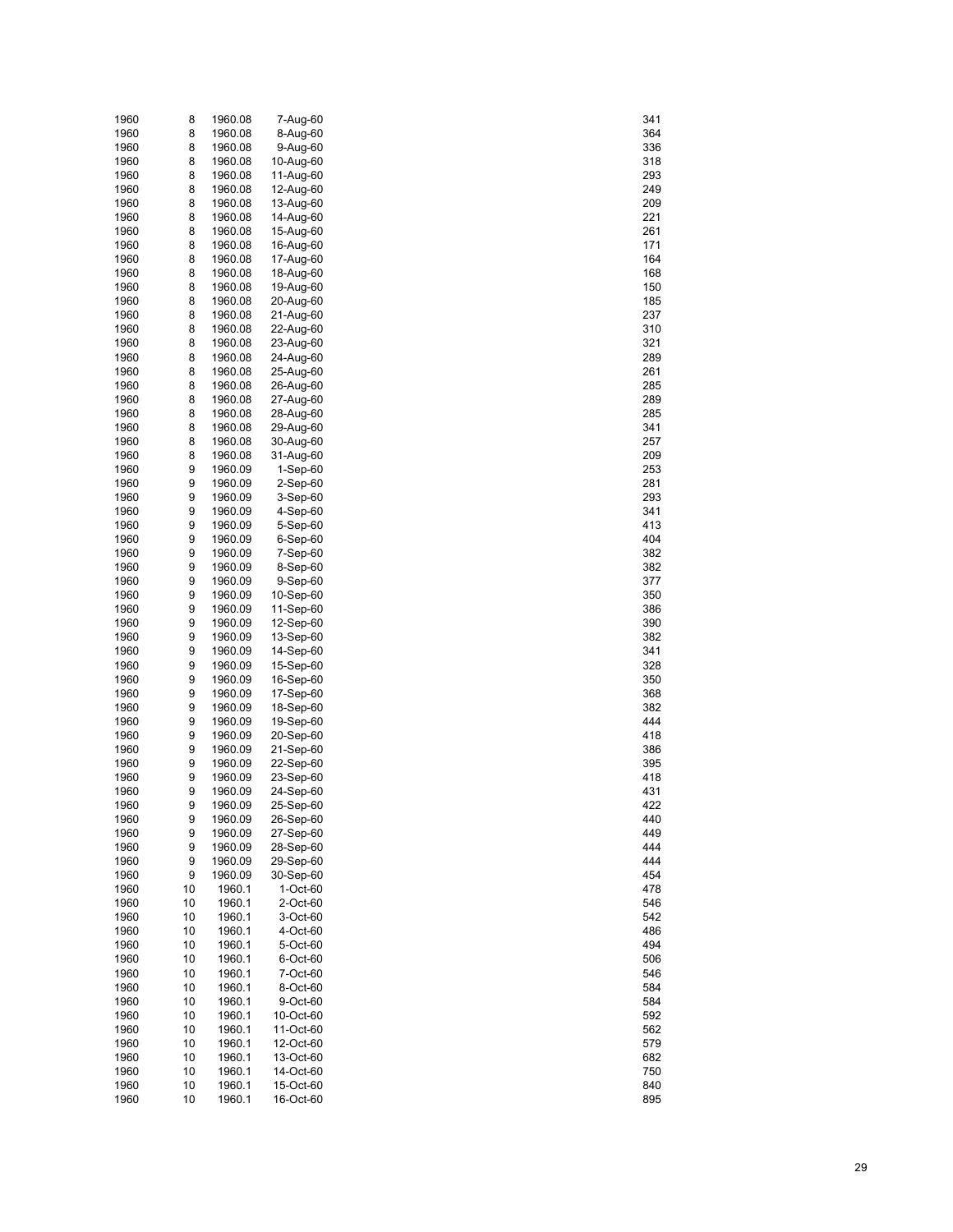| | | | | |
|---|---|---|---|---|
| 1960 | 8 | 1960.08 | 7-Aug-60 | 341 |
| 1960 | 8 | 1960.08 | 8-Aug-60 | 364 |
| 1960 | 8 | 1960.08 | 9-Aug-60 | 336 |
| 1960 | 8 | 1960.08 | 10-Aug-60 | 318 |
| 1960 | 8 | 1960.08 | 11-Aug-60 | 293 |
| 1960 | 8 | 1960.08 | 12-Aug-60 | 249 |
| 1960 | 8 | 1960.08 | 13-Aug-60 | 209 |
| 1960 | 8 | 1960.08 | 14-Aug-60 | 221 |
| 1960 | 8 | 1960.08 | 15-Aug-60 | 261 |
| 1960 | 8 | 1960.08 | 16-Aug-60 | 171 |
| 1960 | 8 | 1960.08 | 17-Aug-60 | 164 |
| 1960 | 8 | 1960.08 | 18-Aug-60 | 168 |
| 1960 | 8 | 1960.08 | 19-Aug-60 | 150 |
| 1960 | 8 | 1960.08 | 20-Aug-60 | 185 |
| 1960 | 8 | 1960.08 | 21-Aug-60 | 237 |
| 1960 | 8 | 1960.08 | 22-Aug-60 | 310 |
| 1960 | 8 | 1960.08 | 23-Aug-60 | 321 |
| 1960 | 8 | 1960.08 | 24-Aug-60 | 289 |
| 1960 | 8 | 1960.08 | 25-Aug-60 | 261 |
| 1960 | 8 | 1960.08 | 26-Aug-60 | 285 |
| 1960 | 8 | 1960.08 | 27-Aug-60 | 289 |
| 1960 | 8 | 1960.08 | 28-Aug-60 | 285 |
| 1960 | 8 | 1960.08 | 29-Aug-60 | 341 |
| 1960 | 8 | 1960.08 | 30-Aug-60 | 257 |
| 1960 | 8 | 1960.08 | 31-Aug-60 | 209 |
| 1960 | 9 | 1960.09 | 1-Sep-60 | 253 |
| 1960 | 9 | 1960.09 | 2-Sep-60 | 281 |
| 1960 | 9 | 1960.09 | 3-Sep-60 | 293 |
| 1960 | 9 | 1960.09 | 4-Sep-60 | 341 |
| 1960 | 9 | 1960.09 | 5-Sep-60 | 413 |
| 1960 | 9 | 1960.09 | 6-Sep-60 | 404 |
| 1960 | 9 | 1960.09 | 7-Sep-60 | 382 |
| 1960 | 9 | 1960.09 | 8-Sep-60 | 382 |
| 1960 | 9 | 1960.09 | 9-Sep-60 | 377 |
| 1960 | 9 | 1960.09 | 10-Sep-60 | 350 |
| 1960 | 9 | 1960.09 | 11-Sep-60 | 386 |
| 1960 | 9 | 1960.09 | 12-Sep-60 | 390 |
| 1960 | 9 | 1960.09 | 13-Sep-60 | 382 |
| 1960 | 9 | 1960.09 | 14-Sep-60 | 341 |
| 1960 | 9 | 1960.09 | 15-Sep-60 | 328 |
| 1960 | 9 | 1960.09 | 16-Sep-60 | 350 |
| 1960 | 9 | 1960.09 | 17-Sep-60 | 368 |
| 1960 | 9 | 1960.09 | 18-Sep-60 | 382 |
| 1960 | 9 | 1960.09 | 19-Sep-60 | 444 |
| 1960 | 9 | 1960.09 | 20-Sep-60 | 418 |
| 1960 | 9 | 1960.09 | 21-Sep-60 | 386 |
| 1960 | 9 | 1960.09 | 22-Sep-60 | 395 |
| 1960 | 9 | 1960.09 | 23-Sep-60 | 418 |
| 1960 | 9 | 1960.09 | 24-Sep-60 | 431 |
| 1960 | 9 | 1960.09 | 25-Sep-60 | 422 |
| 1960 | 9 | 1960.09 | 26-Sep-60 | 440 |
| 1960 | 9 | 1960.09 | 27-Sep-60 | 449 |
| 1960 | 9 | 1960.09 | 28-Sep-60 | 444 |
| 1960 | 9 | 1960.09 | 29-Sep-60 | 444 |
| 1960 | 9 | 1960.09 | 30-Sep-60 | 454 |
| 1960 | 10 | 1960.1 | 1-Oct-60 | 478 |
| 1960 | 10 | 1960.1 | 2-Oct-60 | 546 |
| 1960 | 10 | 1960.1 | 3-Oct-60 | 542 |
| 1960 | 10 | 1960.1 | 4-Oct-60 | 486 |
| 1960 | 10 | 1960.1 | 5-Oct-60 | 494 |
| 1960 | 10 | 1960.1 | 6-Oct-60 | 506 |
| 1960 | 10 | 1960.1 | 7-Oct-60 | 546 |
| 1960 | 10 | 1960.1 | 8-Oct-60 | 584 |
| 1960 | 10 | 1960.1 | 9-Oct-60 | 584 |
| 1960 | 10 | 1960.1 | 10-Oct-60 | 592 |
| 1960 | 10 | 1960.1 | 11-Oct-60 | 562 |
| 1960 | 10 | 1960.1 | 12-Oct-60 | 579 |
| 1960 | 10 | 1960.1 | 13-Oct-60 | 682 |
| 1960 | 10 | 1960.1 | 14-Oct-60 | 750 |
| 1960 | 10 | 1960.1 | 15-Oct-60 | 840 |
| 1960 | 10 | 1960.1 | 16-Oct-60 | 895 |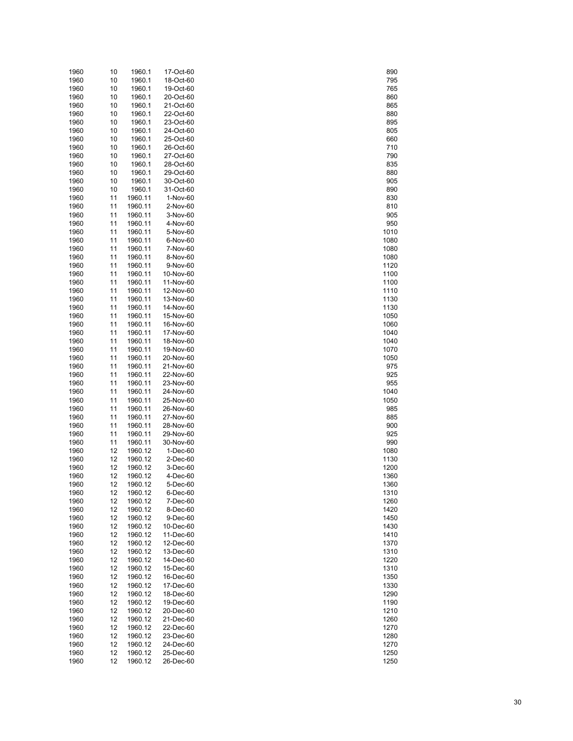| | | | | |
|---|---|---|---|---|
| 1960 | 10 | 1960.1 | 17-Oct-60 | 890 |
| 1960 | 10 | 1960.1 | 18-Oct-60 | 795 |
| 1960 | 10 | 1960.1 | 19-Oct-60 | 765 |
| 1960 | 10 | 1960.1 | 20-Oct-60 | 860 |
| 1960 | 10 | 1960.1 | 21-Oct-60 | 865 |
| 1960 | 10 | 1960.1 | 22-Oct-60 | 880 |
| 1960 | 10 | 1960.1 | 23-Oct-60 | 895 |
| 1960 | 10 | 1960.1 | 24-Oct-60 | 805 |
| 1960 | 10 | 1960.1 | 25-Oct-60 | 660 |
| 1960 | 10 | 1960.1 | 26-Oct-60 | 710 |
| 1960 | 10 | 1960.1 | 27-Oct-60 | 790 |
| 1960 | 10 | 1960.1 | 28-Oct-60 | 835 |
| 1960 | 10 | 1960.1 | 29-Oct-60 | 880 |
| 1960 | 10 | 1960.1 | 30-Oct-60 | 905 |
| 1960 | 10 | 1960.1 | 31-Oct-60 | 890 |
| 1960 | 11 | 1960.11 | 1-Nov-60 | 830 |
| 1960 | 11 | 1960.11 | 2-Nov-60 | 810 |
| 1960 | 11 | 1960.11 | 3-Nov-60 | 905 |
| 1960 | 11 | 1960.11 | 4-Nov-60 | 950 |
| 1960 | 11 | 1960.11 | 5-Nov-60 | 1010 |
| 1960 | 11 | 1960.11 | 6-Nov-60 | 1080 |
| 1960 | 11 | 1960.11 | 7-Nov-60 | 1080 |
| 1960 | 11 | 1960.11 | 8-Nov-60 | 1080 |
| 1960 | 11 | 1960.11 | 9-Nov-60 | 1120 |
| 1960 | 11 | 1960.11 | 10-Nov-60 | 1100 |
| 1960 | 11 | 1960.11 | 11-Nov-60 | 1100 |
| 1960 | 11 | 1960.11 | 12-Nov-60 | 1110 |
| 1960 | 11 | 1960.11 | 13-Nov-60 | 1130 |
| 1960 | 11 | 1960.11 | 14-Nov-60 | 1130 |
| 1960 | 11 | 1960.11 | 15-Nov-60 | 1050 |
| 1960 | 11 | 1960.11 | 16-Nov-60 | 1060 |
| 1960 | 11 | 1960.11 | 17-Nov-60 | 1040 |
| 1960 | 11 | 1960.11 | 18-Nov-60 | 1040 |
| 1960 | 11 | 1960.11 | 19-Nov-60 | 1070 |
| 1960 | 11 | 1960.11 | 20-Nov-60 | 1050 |
| 1960 | 11 | 1960.11 | 21-Nov-60 | 975 |
| 1960 | 11 | 1960.11 | 22-Nov-60 | 925 |
| 1960 | 11 | 1960.11 | 23-Nov-60 | 955 |
| 1960 | 11 | 1960.11 | 24-Nov-60 | 1040 |
| 1960 | 11 | 1960.11 | 25-Nov-60 | 1050 |
| 1960 | 11 | 1960.11 | 26-Nov-60 | 985 |
| 1960 | 11 | 1960.11 | 27-Nov-60 | 885 |
| 1960 | 11 | 1960.11 | 28-Nov-60 | 900 |
| 1960 | 11 | 1960.11 | 29-Nov-60 | 925 |
| 1960 | 11 | 1960.11 | 30-Nov-60 | 990 |
| 1960 | 12 | 1960.12 | 1-Dec-60 | 1080 |
| 1960 | 12 | 1960.12 | 2-Dec-60 | 1130 |
| 1960 | 12 | 1960.12 | 3-Dec-60 | 1200 |
| 1960 | 12 | 1960.12 | 4-Dec-60 | 1360 |
| 1960 | 12 | 1960.12 | 5-Dec-60 | 1360 |
| 1960 | 12 | 1960.12 | 6-Dec-60 | 1310 |
| 1960 | 12 | 1960.12 | 7-Dec-60 | 1260 |
| 1960 | 12 | 1960.12 | 8-Dec-60 | 1420 |
| 1960 | 12 | 1960.12 | 9-Dec-60 | 1450 |
| 1960 | 12 | 1960.12 | 10-Dec-60 | 1430 |
| 1960 | 12 | 1960.12 | 11-Dec-60 | 1410 |
| 1960 | 12 | 1960.12 | 12-Dec-60 | 1370 |
| 1960 | 12 | 1960.12 | 13-Dec-60 | 1310 |
| 1960 | 12 | 1960.12 | 14-Dec-60 | 1220 |
| 1960 | 12 | 1960.12 | 15-Dec-60 | 1310 |
| 1960 | 12 | 1960.12 | 16-Dec-60 | 1350 |
| 1960 | 12 | 1960.12 | 17-Dec-60 | 1330 |
| 1960 | 12 | 1960.12 | 18-Dec-60 | 1290 |
| 1960 | 12 | 1960.12 | 19-Dec-60 | 1190 |
| 1960 | 12 | 1960.12 | 20-Dec-60 | 1210 |
| 1960 | 12 | 1960.12 | 21-Dec-60 | 1260 |
| 1960 | 12 | 1960.12 | 22-Dec-60 | 1270 |
| 1960 | 12 | 1960.12 | 23-Dec-60 | 1280 |
| 1960 | 12 | 1960.12 | 24-Dec-60 | 1270 |
| 1960 | 12 | 1960.12 | 25-Dec-60 | 1250 |
| 1960 | 12 | 1960.12 | 26-Dec-60 | 1250 |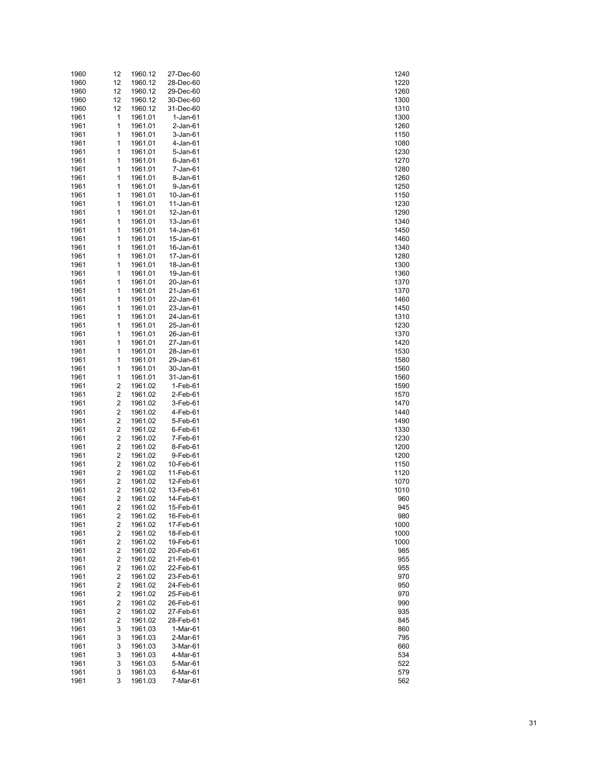| | | | | |
|---|---|---|---|---|
| 1960 | 12 | 1960.12 | 27-Dec-60 | 1240 |
| 1960 | 12 | 1960.12 | 28-Dec-60 | 1220 |
| 1960 | 12 | 1960.12 | 29-Dec-60 | 1260 |
| 1960 | 12 | 1960.12 | 30-Dec-60 | 1300 |
| 1960 | 12 | 1960.12 | 31-Dec-60 | 1310 |
| 1961 | 1 | 1961.01 | 1-Jan-61 | 1300 |
| 1961 | 1 | 1961.01 | 2-Jan-61 | 1260 |
| 1961 | 1 | 1961.01 | 3-Jan-61 | 1150 |
| 1961 | 1 | 1961.01 | 4-Jan-61 | 1080 |
| 1961 | 1 | 1961.01 | 5-Jan-61 | 1230 |
| 1961 | 1 | 1961.01 | 6-Jan-61 | 1270 |
| 1961 | 1 | 1961.01 | 7-Jan-61 | 1280 |
| 1961 | 1 | 1961.01 | 8-Jan-61 | 1260 |
| 1961 | 1 | 1961.01 | 9-Jan-61 | 1250 |
| 1961 | 1 | 1961.01 | 10-Jan-61 | 1150 |
| 1961 | 1 | 1961.01 | 11-Jan-61 | 1230 |
| 1961 | 1 | 1961.01 | 12-Jan-61 | 1290 |
| 1961 | 1 | 1961.01 | 13-Jan-61 | 1340 |
| 1961 | 1 | 1961.01 | 14-Jan-61 | 1450 |
| 1961 | 1 | 1961.01 | 15-Jan-61 | 1460 |
| 1961 | 1 | 1961.01 | 16-Jan-61 | 1340 |
| 1961 | 1 | 1961.01 | 17-Jan-61 | 1280 |
| 1961 | 1 | 1961.01 | 18-Jan-61 | 1300 |
| 1961 | 1 | 1961.01 | 19-Jan-61 | 1360 |
| 1961 | 1 | 1961.01 | 20-Jan-61 | 1370 |
| 1961 | 1 | 1961.01 | 21-Jan-61 | 1370 |
| 1961 | 1 | 1961.01 | 22-Jan-61 | 1460 |
| 1961 | 1 | 1961.01 | 23-Jan-61 | 1450 |
| 1961 | 1 | 1961.01 | 24-Jan-61 | 1310 |
| 1961 | 1 | 1961.01 | 25-Jan-61 | 1230 |
| 1961 | 1 | 1961.01 | 26-Jan-61 | 1370 |
| 1961 | 1 | 1961.01 | 27-Jan-61 | 1420 |
| 1961 | 1 | 1961.01 | 28-Jan-61 | 1530 |
| 1961 | 1 | 1961.01 | 29-Jan-61 | 1580 |
| 1961 | 1 | 1961.01 | 30-Jan-61 | 1560 |
| 1961 | 1 | 1961.01 | 31-Jan-61 | 1560 |
| 1961 | 2 | 1961.02 | 1-Feb-61 | 1590 |
| 1961 | 2 | 1961.02 | 2-Feb-61 | 1570 |
| 1961 | 2 | 1961.02 | 3-Feb-61 | 1470 |
| 1961 | 2 | 1961.02 | 4-Feb-61 | 1440 |
| 1961 | 2 | 1961.02 | 5-Feb-61 | 1490 |
| 1961 | 2 | 1961.02 | 6-Feb-61 | 1330 |
| 1961 | 2 | 1961.02 | 7-Feb-61 | 1230 |
| 1961 | 2 | 1961.02 | 8-Feb-61 | 1200 |
| 1961 | 2 | 1961.02 | 9-Feb-61 | 1200 |
| 1961 | 2 | 1961.02 | 10-Feb-61 | 1150 |
| 1961 | 2 | 1961.02 | 11-Feb-61 | 1120 |
| 1961 | 2 | 1961.02 | 12-Feb-61 | 1070 |
| 1961 | 2 | 1961.02 | 13-Feb-61 | 1010 |
| 1961 | 2 | 1961.02 | 14-Feb-61 | 960 |
| 1961 | 2 | 1961.02 | 15-Feb-61 | 945 |
| 1961 | 2 | 1961.02 | 16-Feb-61 | 980 |
| 1961 | 2 | 1961.02 | 17-Feb-61 | 1000 |
| 1961 | 2 | 1961.02 | 18-Feb-61 | 1000 |
| 1961 | 2 | 1961.02 | 19-Feb-61 | 1000 |
| 1961 | 2 | 1961.02 | 20-Feb-61 | 985 |
| 1961 | 2 | 1961.02 | 21-Feb-61 | 955 |
| 1961 | 2 | 1961.02 | 22-Feb-61 | 955 |
| 1961 | 2 | 1961.02 | 23-Feb-61 | 970 |
| 1961 | 2 | 1961.02 | 24-Feb-61 | 950 |
| 1961 | 2 | 1961.02 | 25-Feb-61 | 970 |
| 1961 | 2 | 1961.02 | 26-Feb-61 | 990 |
| 1961 | 2 | 1961.02 | 27-Feb-61 | 935 |
| 1961 | 2 | 1961.02 | 28-Feb-61 | 845 |
| 1961 | 3 | 1961.03 | 1-Mar-61 | 860 |
| 1961 | 3 | 1961.03 | 2-Mar-61 | 795 |
| 1961 | 3 | 1961.03 | 3-Mar-61 | 660 |
| 1961 | 3 | 1961.03 | 4-Mar-61 | 534 |
| 1961 | 3 | 1961.03 | 5-Mar-61 | 522 |
| 1961 | 3 | 1961.03 | 6-Mar-61 | 579 |
| 1961 | 3 | 1961.03 | 7-Mar-61 | 562 |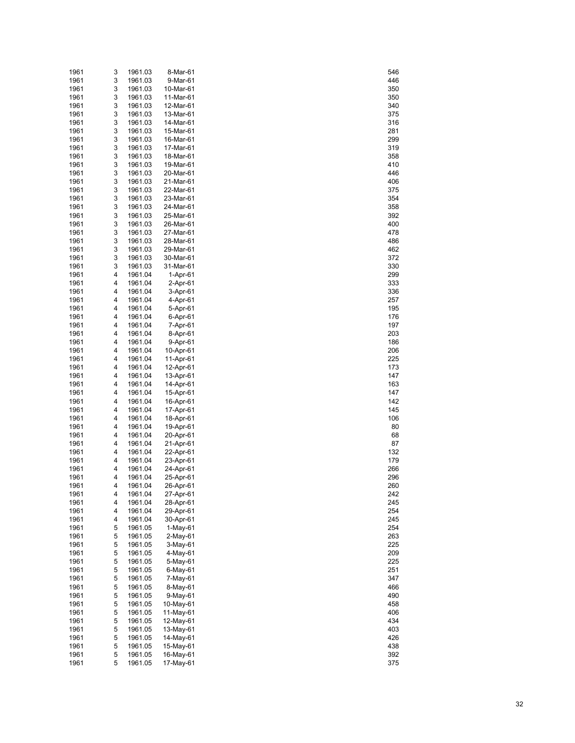| | | | | |
|---|---|---|---|---|
| 1961 | 3 | 1961.03 | 8-Mar-61 | 546 |
| 1961 | 3 | 1961.03 | 9-Mar-61 | 446 |
| 1961 | 3 | 1961.03 | 10-Mar-61 | 350 |
| 1961 | 3 | 1961.03 | 11-Mar-61 | 350 |
| 1961 | 3 | 1961.03 | 12-Mar-61 | 340 |
| 1961 | 3 | 1961.03 | 13-Mar-61 | 375 |
| 1961 | 3 | 1961.03 | 14-Mar-61 | 316 |
| 1961 | 3 | 1961.03 | 15-Mar-61 | 281 |
| 1961 | 3 | 1961.03 | 16-Mar-61 | 299 |
| 1961 | 3 | 1961.03 | 17-Mar-61 | 319 |
| 1961 | 3 | 1961.03 | 18-Mar-61 | 358 |
| 1961 | 3 | 1961.03 | 19-Mar-61 | 410 |
| 1961 | 3 | 1961.03 | 20-Mar-61 | 446 |
| 1961 | 3 | 1961.03 | 21-Mar-61 | 406 |
| 1961 | 3 | 1961.03 | 22-Mar-61 | 375 |
| 1961 | 3 | 1961.03 | 23-Mar-61 | 354 |
| 1961 | 3 | 1961.03 | 24-Mar-61 | 358 |
| 1961 | 3 | 1961.03 | 25-Mar-61 | 392 |
| 1961 | 3 | 1961.03 | 26-Mar-61 | 400 |
| 1961 | 3 | 1961.03 | 27-Mar-61 | 478 |
| 1961 | 3 | 1961.03 | 28-Mar-61 | 486 |
| 1961 | 3 | 1961.03 | 29-Mar-61 | 462 |
| 1961 | 3 | 1961.03 | 30-Mar-61 | 372 |
| 1961 | 3 | 1961.03 | 31-Mar-61 | 330 |
| 1961 | 4 | 1961.04 | 1-Apr-61 | 299 |
| 1961 | 4 | 1961.04 | 2-Apr-61 | 333 |
| 1961 | 4 | 1961.04 | 3-Apr-61 | 336 |
| 1961 | 4 | 1961.04 | 4-Apr-61 | 257 |
| 1961 | 4 | 1961.04 | 5-Apr-61 | 195 |
| 1961 | 4 | 1961.04 | 6-Apr-61 | 176 |
| 1961 | 4 | 1961.04 | 7-Apr-61 | 197 |
| 1961 | 4 | 1961.04 | 8-Apr-61 | 203 |
| 1961 | 4 | 1961.04 | 9-Apr-61 | 186 |
| 1961 | 4 | 1961.04 | 10-Apr-61 | 206 |
| 1961 | 4 | 1961.04 | 11-Apr-61 | 225 |
| 1961 | 4 | 1961.04 | 12-Apr-61 | 173 |
| 1961 | 4 | 1961.04 | 13-Apr-61 | 147 |
| 1961 | 4 | 1961.04 | 14-Apr-61 | 163 |
| 1961 | 4 | 1961.04 | 15-Apr-61 | 147 |
| 1961 | 4 | 1961.04 | 16-Apr-61 | 142 |
| 1961 | 4 | 1961.04 | 17-Apr-61 | 145 |
| 1961 | 4 | 1961.04 | 18-Apr-61 | 106 |
| 1961 | 4 | 1961.04 | 19-Apr-61 | 80 |
| 1961 | 4 | 1961.04 | 20-Apr-61 | 68 |
| 1961 | 4 | 1961.04 | 21-Apr-61 | 87 |
| 1961 | 4 | 1961.04 | 22-Apr-61 | 132 |
| 1961 | 4 | 1961.04 | 23-Apr-61 | 179 |
| 1961 | 4 | 1961.04 | 24-Apr-61 | 266 |
| 1961 | 4 | 1961.04 | 25-Apr-61 | 296 |
| 1961 | 4 | 1961.04 | 26-Apr-61 | 260 |
| 1961 | 4 | 1961.04 | 27-Apr-61 | 242 |
| 1961 | 4 | 1961.04 | 28-Apr-61 | 245 |
| 1961 | 4 | 1961.04 | 29-Apr-61 | 254 |
| 1961 | 4 | 1961.04 | 30-Apr-61 | 245 |
| 1961 | 5 | 1961.05 | 1-May-61 | 254 |
| 1961 | 5 | 1961.05 | 2-May-61 | 263 |
| 1961 | 5 | 1961.05 | 3-May-61 | 225 |
| 1961 | 5 | 1961.05 | 4-May-61 | 209 |
| 1961 | 5 | 1961.05 | 5-May-61 | 225 |
| 1961 | 5 | 1961.05 | 6-May-61 | 251 |
| 1961 | 5 | 1961.05 | 7-May-61 | 347 |
| 1961 | 5 | 1961.05 | 8-May-61 | 466 |
| 1961 | 5 | 1961.05 | 9-May-61 | 490 |
| 1961 | 5 | 1961.05 | 10-May-61 | 458 |
| 1961 | 5 | 1961.05 | 11-May-61 | 406 |
| 1961 | 5 | 1961.05 | 12-May-61 | 434 |
| 1961 | 5 | 1961.05 | 13-May-61 | 403 |
| 1961 | 5 | 1961.05 | 14-May-61 | 426 |
| 1961 | 5 | 1961.05 | 15-May-61 | 438 |
| 1961 | 5 | 1961.05 | 16-May-61 | 392 |
| 1961 | 5 | 1961.05 | 17-May-61 | 375 |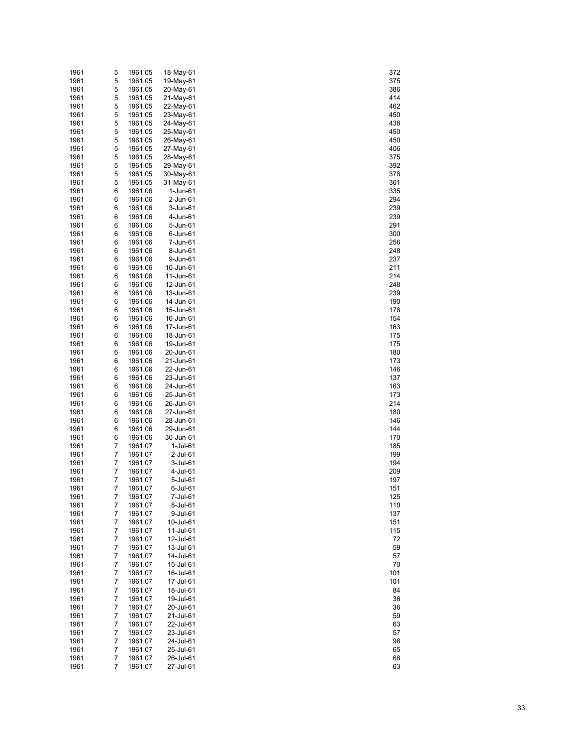| | | | | |
|---|---|---|---|---|
| 1961 | 5 | 1961.05 | 18-May-61 | 372 |
| 1961 | 5 | 1961.05 | 19-May-61 | 375 |
| 1961 | 5 | 1961.05 | 20-May-61 | 386 |
| 1961 | 5 | 1961.05 | 21-May-61 | 414 |
| 1961 | 5 | 1961.05 | 22-May-61 | 462 |
| 1961 | 5 | 1961.05 | 23-May-61 | 450 |
| 1961 | 5 | 1961.05 | 24-May-61 | 438 |
| 1961 | 5 | 1961.05 | 25-May-61 | 450 |
| 1961 | 5 | 1961.05 | 26-May-61 | 450 |
| 1961 | 5 | 1961.05 | 27-May-61 | 406 |
| 1961 | 5 | 1961.05 | 28-May-61 | 375 |
| 1961 | 5 | 1961.05 | 29-May-61 | 392 |
| 1961 | 5 | 1961.05 | 30-May-61 | 378 |
| 1961 | 5 | 1961.05 | 31-May-61 | 361 |
| 1961 | 6 | 1961.06 | 1-Jun-61 | 335 |
| 1961 | 6 | 1961.06 | 2-Jun-61 | 294 |
| 1961 | 6 | 1961.06 | 3-Jun-61 | 239 |
| 1961 | 6 | 1961.06 | 4-Jun-61 | 239 |
| 1961 | 6 | 1961.06 | 5-Jun-61 | 291 |
| 1961 | 6 | 1961.06 | 6-Jun-61 | 300 |
| 1961 | 6 | 1961.06 | 7-Jun-61 | 256 |
| 1961 | 6 | 1961.06 | 8-Jun-61 | 248 |
| 1961 | 6 | 1961.06 | 9-Jun-61 | 237 |
| 1961 | 6 | 1961.06 | 10-Jun-61 | 211 |
| 1961 | 6 | 1961.06 | 11-Jun-61 | 214 |
| 1961 | 6 | 1961.06 | 12-Jun-61 | 248 |
| 1961 | 6 | 1961.06 | 13-Jun-61 | 239 |
| 1961 | 6 | 1961.06 | 14-Jun-61 | 190 |
| 1961 | 6 | 1961.06 | 15-Jun-61 | 178 |
| 1961 | 6 | 1961.06 | 16-Jun-61 | 154 |
| 1961 | 6 | 1961.06 | 17-Jun-61 | 163 |
| 1961 | 6 | 1961.06 | 18-Jun-61 | 175 |
| 1961 | 6 | 1961.06 | 19-Jun-61 | 175 |
| 1961 | 6 | 1961.06 | 20-Jun-61 | 180 |
| 1961 | 6 | 1961.06 | 21-Jun-61 | 173 |
| 1961 | 6 | 1961.06 | 22-Jun-61 | 146 |
| 1961 | 6 | 1961.06 | 23-Jun-61 | 137 |
| 1961 | 6 | 1961.06 | 24-Jun-61 | 163 |
| 1961 | 6 | 1961.06 | 25-Jun-61 | 173 |
| 1961 | 6 | 1961.06 | 26-Jun-61 | 214 |
| 1961 | 6 | 1961.06 | 27-Jun-61 | 180 |
| 1961 | 6 | 1961.06 | 28-Jun-61 | 146 |
| 1961 | 6 | 1961.06 | 29-Jun-61 | 144 |
| 1961 | 6 | 1961.06 | 30-Jun-61 | 170 |
| 1961 | 7 | 1961.07 | 1-Jul-61 | 185 |
| 1961 | 7 | 1961.07 | 2-Jul-61 | 199 |
| 1961 | 7 | 1961.07 | 3-Jul-61 | 194 |
| 1961 | 7 | 1961.07 | 4-Jul-61 | 209 |
| 1961 | 7 | 1961.07 | 5-Jul-61 | 197 |
| 1961 | 7 | 1961.07 | 6-Jul-61 | 151 |
| 1961 | 7 | 1961.07 | 7-Jul-61 | 125 |
| 1961 | 7 | 1961.07 | 8-Jul-61 | 110 |
| 1961 | 7 | 1961.07 | 9-Jul-61 | 137 |
| 1961 | 7 | 1961.07 | 10-Jul-61 | 151 |
| 1961 | 7 | 1961.07 | 11-Jul-61 | 115 |
| 1961 | 7 | 1961.07 | 12-Jul-61 | 72 |
| 1961 | 7 | 1961.07 | 13-Jul-61 | 59 |
| 1961 | 7 | 1961.07 | 14-Jul-61 | 57 |
| 1961 | 7 | 1961.07 | 15-Jul-61 | 70 |
| 1961 | 7 | 1961.07 | 16-Jul-61 | 101 |
| 1961 | 7 | 1961.07 | 17-Jul-61 | 101 |
| 1961 | 7 | 1961.07 | 18-Jul-61 | 84 |
| 1961 | 7 | 1961.07 | 19-Jul-61 | 36 |
| 1961 | 7 | 1961.07 | 20-Jul-61 | 36 |
| 1961 | 7 | 1961.07 | 21-Jul-61 | 59 |
| 1961 | 7 | 1961.07 | 22-Jul-61 | 63 |
| 1961 | 7 | 1961.07 | 23-Jul-61 | 57 |
| 1961 | 7 | 1961.07 | 24-Jul-61 | 96 |
| 1961 | 7 | 1961.07 | 25-Jul-61 | 65 |
| 1961 | 7 | 1961.07 | 26-Jul-61 | 68 |
| 1961 | 7 | 1961.07 | 27-Jul-61 | 63 |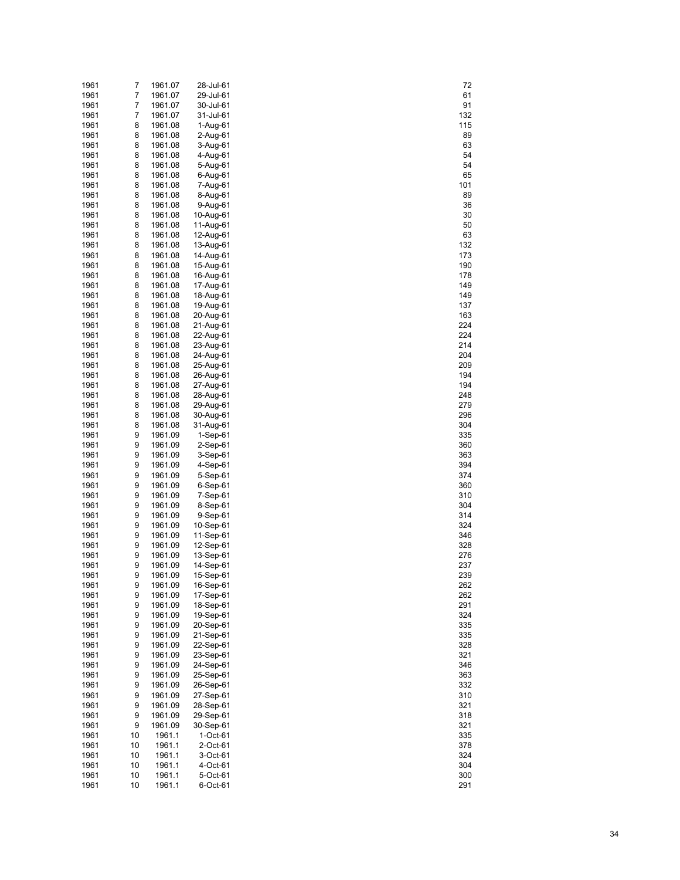| | | | | |
|---|---|---|---|---|
| 1961 | 7 | 1961.07 | 28-Jul-61 | 72 |
| 1961 | 7 | 1961.07 | 29-Jul-61 | 61 |
| 1961 | 7 | 1961.07 | 30-Jul-61 | 91 |
| 1961 | 7 | 1961.07 | 31-Jul-61 | 132 |
| 1961 | 8 | 1961.08 | 1-Aug-61 | 115 |
| 1961 | 8 | 1961.08 | 2-Aug-61 | 89 |
| 1961 | 8 | 1961.08 | 3-Aug-61 | 63 |
| 1961 | 8 | 1961.08 | 4-Aug-61 | 54 |
| 1961 | 8 | 1961.08 | 5-Aug-61 | 54 |
| 1961 | 8 | 1961.08 | 6-Aug-61 | 65 |
| 1961 | 8 | 1961.08 | 7-Aug-61 | 101 |
| 1961 | 8 | 1961.08 | 8-Aug-61 | 89 |
| 1961 | 8 | 1961.08 | 9-Aug-61 | 36 |
| 1961 | 8 | 1961.08 | 10-Aug-61 | 30 |
| 1961 | 8 | 1961.08 | 11-Aug-61 | 50 |
| 1961 | 8 | 1961.08 | 12-Aug-61 | 63 |
| 1961 | 8 | 1961.08 | 13-Aug-61 | 132 |
| 1961 | 8 | 1961.08 | 14-Aug-61 | 173 |
| 1961 | 8 | 1961.08 | 15-Aug-61 | 190 |
| 1961 | 8 | 1961.08 | 16-Aug-61 | 178 |
| 1961 | 8 | 1961.08 | 17-Aug-61 | 149 |
| 1961 | 8 | 1961.08 | 18-Aug-61 | 149 |
| 1961 | 8 | 1961.08 | 19-Aug-61 | 137 |
| 1961 | 8 | 1961.08 | 20-Aug-61 | 163 |
| 1961 | 8 | 1961.08 | 21-Aug-61 | 224 |
| 1961 | 8 | 1961.08 | 22-Aug-61 | 224 |
| 1961 | 8 | 1961.08 | 23-Aug-61 | 214 |
| 1961 | 8 | 1961.08 | 24-Aug-61 | 204 |
| 1961 | 8 | 1961.08 | 25-Aug-61 | 209 |
| 1961 | 8 | 1961.08 | 26-Aug-61 | 194 |
| 1961 | 8 | 1961.08 | 27-Aug-61 | 194 |
| 1961 | 8 | 1961.08 | 28-Aug-61 | 248 |
| 1961 | 8 | 1961.08 | 29-Aug-61 | 279 |
| 1961 | 8 | 1961.08 | 30-Aug-61 | 296 |
| 1961 | 8 | 1961.08 | 31-Aug-61 | 304 |
| 1961 | 9 | 1961.09 | 1-Sep-61 | 335 |
| 1961 | 9 | 1961.09 | 2-Sep-61 | 360 |
| 1961 | 9 | 1961.09 | 3-Sep-61 | 363 |
| 1961 | 9 | 1961.09 | 4-Sep-61 | 394 |
| 1961 | 9 | 1961.09 | 5-Sep-61 | 374 |
| 1961 | 9 | 1961.09 | 6-Sep-61 | 360 |
| 1961 | 9 | 1961.09 | 7-Sep-61 | 310 |
| 1961 | 9 | 1961.09 | 8-Sep-61 | 304 |
| 1961 | 9 | 1961.09 | 9-Sep-61 | 314 |
| 1961 | 9 | 1961.09 | 10-Sep-61 | 324 |
| 1961 | 9 | 1961.09 | 11-Sep-61 | 346 |
| 1961 | 9 | 1961.09 | 12-Sep-61 | 328 |
| 1961 | 9 | 1961.09 | 13-Sep-61 | 276 |
| 1961 | 9 | 1961.09 | 14-Sep-61 | 237 |
| 1961 | 9 | 1961.09 | 15-Sep-61 | 239 |
| 1961 | 9 | 1961.09 | 16-Sep-61 | 262 |
| 1961 | 9 | 1961.09 | 17-Sep-61 | 262 |
| 1961 | 9 | 1961.09 | 18-Sep-61 | 291 |
| 1961 | 9 | 1961.09 | 19-Sep-61 | 324 |
| 1961 | 9 | 1961.09 | 20-Sep-61 | 335 |
| 1961 | 9 | 1961.09 | 21-Sep-61 | 335 |
| 1961 | 9 | 1961.09 | 22-Sep-61 | 328 |
| 1961 | 9 | 1961.09 | 23-Sep-61 | 321 |
| 1961 | 9 | 1961.09 | 24-Sep-61 | 346 |
| 1961 | 9 | 1961.09 | 25-Sep-61 | 363 |
| 1961 | 9 | 1961.09 | 26-Sep-61 | 332 |
| 1961 | 9 | 1961.09 | 27-Sep-61 | 310 |
| 1961 | 9 | 1961.09 | 28-Sep-61 | 321 |
| 1961 | 9 | 1961.09 | 29-Sep-61 | 318 |
| 1961 | 9 | 1961.09 | 30-Sep-61 | 321 |
| 1961 | 10 | 1961.1 | 1-Oct-61 | 335 |
| 1961 | 10 | 1961.1 | 2-Oct-61 | 378 |
| 1961 | 10 | 1961.1 | 3-Oct-61 | 324 |
| 1961 | 10 | 1961.1 | 4-Oct-61 | 304 |
| 1961 | 10 | 1961.1 | 5-Oct-61 | 300 |
| 1961 | 10 | 1961.1 | 6-Oct-61 | 291 |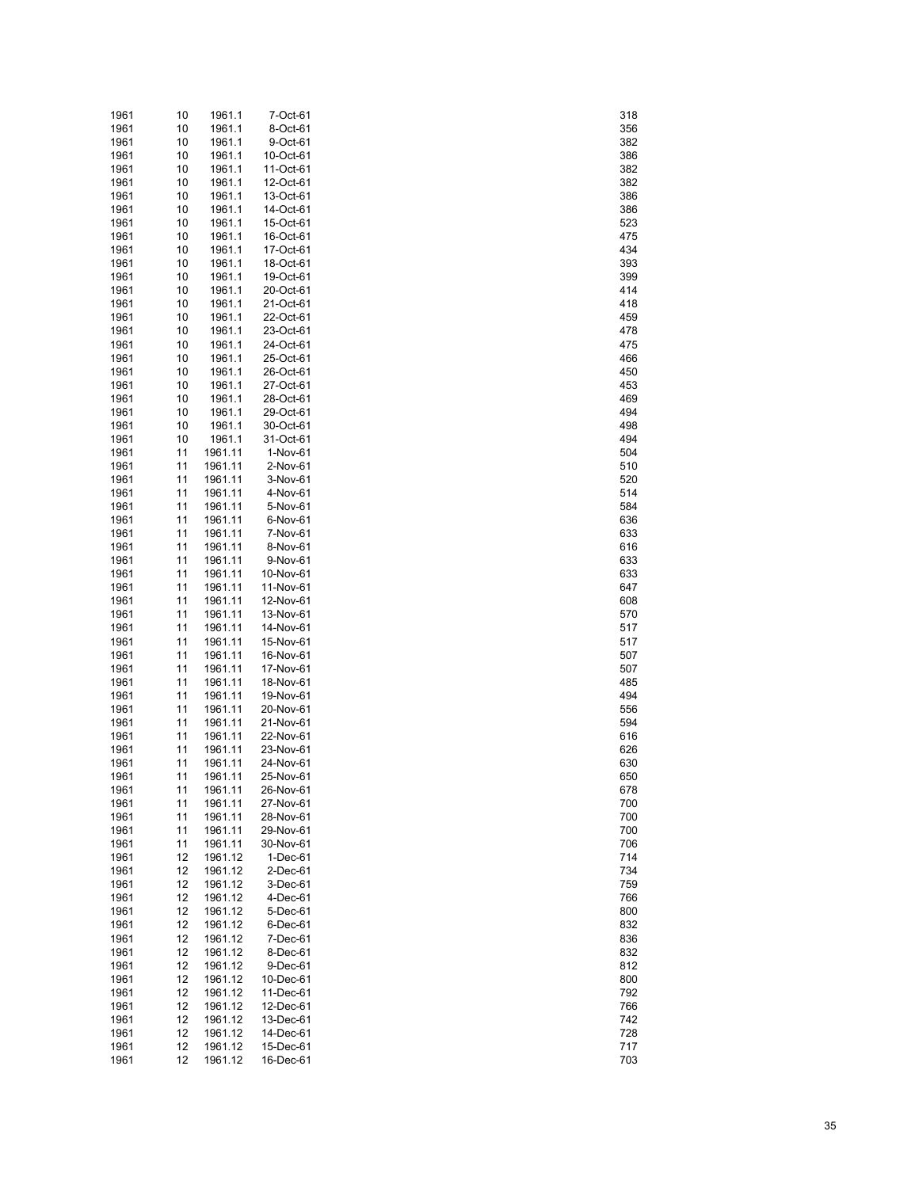| | | | | |
|---|---|---|---|---|
| 1961 | 10 | 1961.1 | 7-Oct-61 | 318 |
| 1961 | 10 | 1961.1 | 8-Oct-61 | 356 |
| 1961 | 10 | 1961.1 | 9-Oct-61 | 382 |
| 1961 | 10 | 1961.1 | 10-Oct-61 | 386 |
| 1961 | 10 | 1961.1 | 11-Oct-61 | 382 |
| 1961 | 10 | 1961.1 | 12-Oct-61 | 382 |
| 1961 | 10 | 1961.1 | 13-Oct-61 | 386 |
| 1961 | 10 | 1961.1 | 14-Oct-61 | 386 |
| 1961 | 10 | 1961.1 | 15-Oct-61 | 523 |
| 1961 | 10 | 1961.1 | 16-Oct-61 | 475 |
| 1961 | 10 | 1961.1 | 17-Oct-61 | 434 |
| 1961 | 10 | 1961.1 | 18-Oct-61 | 393 |
| 1961 | 10 | 1961.1 | 19-Oct-61 | 399 |
| 1961 | 10 | 1961.1 | 20-Oct-61 | 414 |
| 1961 | 10 | 1961.1 | 21-Oct-61 | 418 |
| 1961 | 10 | 1961.1 | 22-Oct-61 | 459 |
| 1961 | 10 | 1961.1 | 23-Oct-61 | 478 |
| 1961 | 10 | 1961.1 | 24-Oct-61 | 475 |
| 1961 | 10 | 1961.1 | 25-Oct-61 | 466 |
| 1961 | 10 | 1961.1 | 26-Oct-61 | 450 |
| 1961 | 10 | 1961.1 | 27-Oct-61 | 453 |
| 1961 | 10 | 1961.1 | 28-Oct-61 | 469 |
| 1961 | 10 | 1961.1 | 29-Oct-61 | 494 |
| 1961 | 10 | 1961.1 | 30-Oct-61 | 498 |
| 1961 | 10 | 1961.1 | 31-Oct-61 | 494 |
| 1961 | 11 | 1961.11 | 1-Nov-61 | 504 |
| 1961 | 11 | 1961.11 | 2-Nov-61 | 510 |
| 1961 | 11 | 1961.11 | 3-Nov-61 | 520 |
| 1961 | 11 | 1961.11 | 4-Nov-61 | 514 |
| 1961 | 11 | 1961.11 | 5-Nov-61 | 584 |
| 1961 | 11 | 1961.11 | 6-Nov-61 | 636 |
| 1961 | 11 | 1961.11 | 7-Nov-61 | 633 |
| 1961 | 11 | 1961.11 | 8-Nov-61 | 616 |
| 1961 | 11 | 1961.11 | 9-Nov-61 | 633 |
| 1961 | 11 | 1961.11 | 10-Nov-61 | 633 |
| 1961 | 11 | 1961.11 | 11-Nov-61 | 647 |
| 1961 | 11 | 1961.11 | 12-Nov-61 | 608 |
| 1961 | 11 | 1961.11 | 13-Nov-61 | 570 |
| 1961 | 11 | 1961.11 | 14-Nov-61 | 517 |
| 1961 | 11 | 1961.11 | 15-Nov-61 | 517 |
| 1961 | 11 | 1961.11 | 16-Nov-61 | 507 |
| 1961 | 11 | 1961.11 | 17-Nov-61 | 507 |
| 1961 | 11 | 1961.11 | 18-Nov-61 | 485 |
| 1961 | 11 | 1961.11 | 19-Nov-61 | 494 |
| 1961 | 11 | 1961.11 | 20-Nov-61 | 556 |
| 1961 | 11 | 1961.11 | 21-Nov-61 | 594 |
| 1961 | 11 | 1961.11 | 22-Nov-61 | 616 |
| 1961 | 11 | 1961.11 | 23-Nov-61 | 626 |
| 1961 | 11 | 1961.11 | 24-Nov-61 | 630 |
| 1961 | 11 | 1961.11 | 25-Nov-61 | 650 |
| 1961 | 11 | 1961.11 | 26-Nov-61 | 678 |
| 1961 | 11 | 1961.11 | 27-Nov-61 | 700 |
| 1961 | 11 | 1961.11 | 28-Nov-61 | 700 |
| 1961 | 11 | 1961.11 | 29-Nov-61 | 700 |
| 1961 | 11 | 1961.11 | 30-Nov-61 | 706 |
| 1961 | 12 | 1961.12 | 1-Dec-61 | 714 |
| 1961 | 12 | 1961.12 | 2-Dec-61 | 734 |
| 1961 | 12 | 1961.12 | 3-Dec-61 | 759 |
| 1961 | 12 | 1961.12 | 4-Dec-61 | 766 |
| 1961 | 12 | 1961.12 | 5-Dec-61 | 800 |
| 1961 | 12 | 1961.12 | 6-Dec-61 | 832 |
| 1961 | 12 | 1961.12 | 7-Dec-61 | 836 |
| 1961 | 12 | 1961.12 | 8-Dec-61 | 832 |
| 1961 | 12 | 1961.12 | 9-Dec-61 | 812 |
| 1961 | 12 | 1961.12 | 10-Dec-61 | 800 |
| 1961 | 12 | 1961.12 | 11-Dec-61 | 792 |
| 1961 | 12 | 1961.12 | 12-Dec-61 | 766 |
| 1961 | 12 | 1961.12 | 13-Dec-61 | 742 |
| 1961 | 12 | 1961.12 | 14-Dec-61 | 728 |
| 1961 | 12 | 1961.12 | 15-Dec-61 | 717 |
| 1961 | 12 | 1961.12 | 16-Dec-61 | 703 |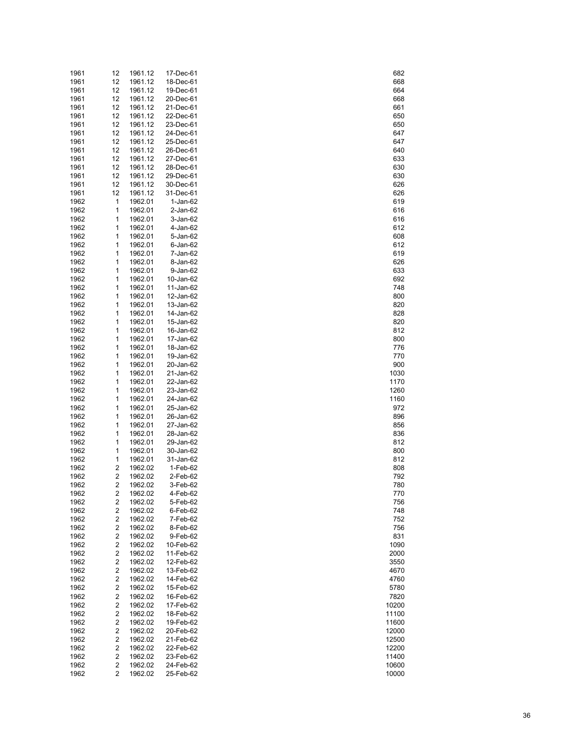| | | | | |
|---|---|---|---|---|
| 1961 | 12 | 1961.12 | 17-Dec-61 | 682 |
| 1961 | 12 | 1961.12 | 18-Dec-61 | 668 |
| 1961 | 12 | 1961.12 | 19-Dec-61 | 664 |
| 1961 | 12 | 1961.12 | 20-Dec-61 | 668 |
| 1961 | 12 | 1961.12 | 21-Dec-61 | 661 |
| 1961 | 12 | 1961.12 | 22-Dec-61 | 650 |
| 1961 | 12 | 1961.12 | 23-Dec-61 | 650 |
| 1961 | 12 | 1961.12 | 24-Dec-61 | 647 |
| 1961 | 12 | 1961.12 | 25-Dec-61 | 647 |
| 1961 | 12 | 1961.12 | 26-Dec-61 | 640 |
| 1961 | 12 | 1961.12 | 27-Dec-61 | 633 |
| 1961 | 12 | 1961.12 | 28-Dec-61 | 630 |
| 1961 | 12 | 1961.12 | 29-Dec-61 | 630 |
| 1961 | 12 | 1961.12 | 30-Dec-61 | 626 |
| 1961 | 12 | 1961.12 | 31-Dec-61 | 626 |
| 1962 | 1 | 1962.01 | 1-Jan-62 | 619 |
| 1962 | 1 | 1962.01 | 2-Jan-62 | 616 |
| 1962 | 1 | 1962.01 | 3-Jan-62 | 616 |
| 1962 | 1 | 1962.01 | 4-Jan-62 | 612 |
| 1962 | 1 | 1962.01 | 5-Jan-62 | 608 |
| 1962 | 1 | 1962.01 | 6-Jan-62 | 612 |
| 1962 | 1 | 1962.01 | 7-Jan-62 | 619 |
| 1962 | 1 | 1962.01 | 8-Jan-62 | 626 |
| 1962 | 1 | 1962.01 | 9-Jan-62 | 633 |
| 1962 | 1 | 1962.01 | 10-Jan-62 | 692 |
| 1962 | 1 | 1962.01 | 11-Jan-62 | 748 |
| 1962 | 1 | 1962.01 | 12-Jan-62 | 800 |
| 1962 | 1 | 1962.01 | 13-Jan-62 | 820 |
| 1962 | 1 | 1962.01 | 14-Jan-62 | 828 |
| 1962 | 1 | 1962.01 | 15-Jan-62 | 820 |
| 1962 | 1 | 1962.01 | 16-Jan-62 | 812 |
| 1962 | 1 | 1962.01 | 17-Jan-62 | 800 |
| 1962 | 1 | 1962.01 | 18-Jan-62 | 776 |
| 1962 | 1 | 1962.01 | 19-Jan-62 | 770 |
| 1962 | 1 | 1962.01 | 20-Jan-62 | 900 |
| 1962 | 1 | 1962.01 | 21-Jan-62 | 1030 |
| 1962 | 1 | 1962.01 | 22-Jan-62 | 1170 |
| 1962 | 1 | 1962.01 | 23-Jan-62 | 1260 |
| 1962 | 1 | 1962.01 | 24-Jan-62 | 1160 |
| 1962 | 1 | 1962.01 | 25-Jan-62 | 972 |
| 1962 | 1 | 1962.01 | 26-Jan-62 | 896 |
| 1962 | 1 | 1962.01 | 27-Jan-62 | 856 |
| 1962 | 1 | 1962.01 | 28-Jan-62 | 836 |
| 1962 | 1 | 1962.01 | 29-Jan-62 | 812 |
| 1962 | 1 | 1962.01 | 30-Jan-62 | 800 |
| 1962 | 1 | 1962.01 | 31-Jan-62 | 812 |
| 1962 | 2 | 1962.02 | 1-Feb-62 | 808 |
| 1962 | 2 | 1962.02 | 2-Feb-62 | 792 |
| 1962 | 2 | 1962.02 | 3-Feb-62 | 780 |
| 1962 | 2 | 1962.02 | 4-Feb-62 | 770 |
| 1962 | 2 | 1962.02 | 5-Feb-62 | 756 |
| 1962 | 2 | 1962.02 | 6-Feb-62 | 748 |
| 1962 | 2 | 1962.02 | 7-Feb-62 | 752 |
| 1962 | 2 | 1962.02 | 8-Feb-62 | 756 |
| 1962 | 2 | 1962.02 | 9-Feb-62 | 831 |
| 1962 | 2 | 1962.02 | 10-Feb-62 | 1090 |
| 1962 | 2 | 1962.02 | 11-Feb-62 | 2000 |
| 1962 | 2 | 1962.02 | 12-Feb-62 | 3550 |
| 1962 | 2 | 1962.02 | 13-Feb-62 | 4670 |
| 1962 | 2 | 1962.02 | 14-Feb-62 | 4760 |
| 1962 | 2 | 1962.02 | 15-Feb-62 | 5780 |
| 1962 | 2 | 1962.02 | 16-Feb-62 | 7820 |
| 1962 | 2 | 1962.02 | 17-Feb-62 | 10200 |
| 1962 | 2 | 1962.02 | 18-Feb-62 | 11100 |
| 1962 | 2 | 1962.02 | 19-Feb-62 | 11600 |
| 1962 | 2 | 1962.02 | 20-Feb-62 | 12000 |
| 1962 | 2 | 1962.02 | 21-Feb-62 | 12500 |
| 1962 | 2 | 1962.02 | 22-Feb-62 | 12200 |
| 1962 | 2 | 1962.02 | 23-Feb-62 | 11400 |
| 1962 | 2 | 1962.02 | 24-Feb-62 | 10600 |
| 1962 | 2 | 1962.02 | 25-Feb-62 | 10000 |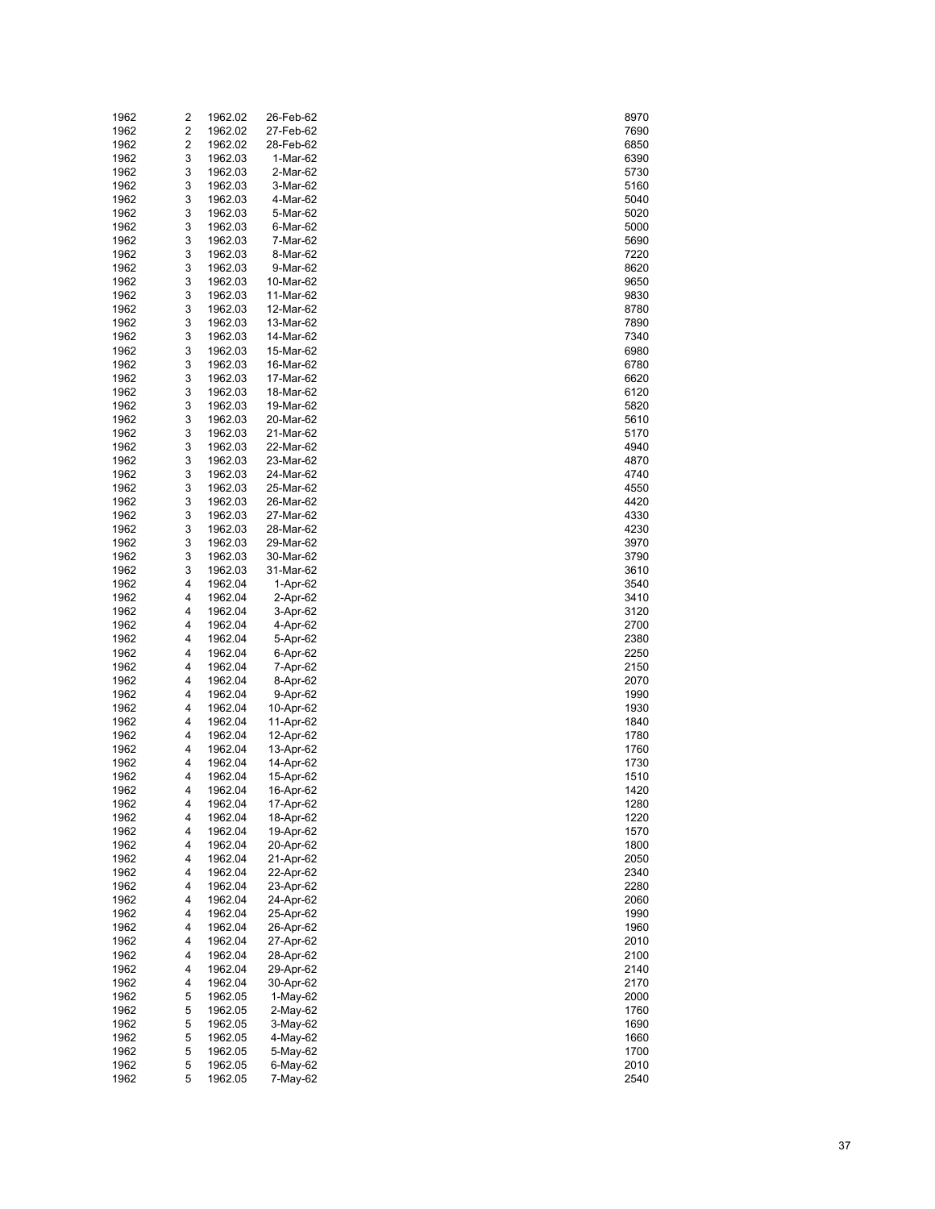| | | | | |
|---|---|---|---|---|
| 1962 | 2 | 1962.02 | 26-Feb-62 | 8970 |
| 1962 | 2 | 1962.02 | 27-Feb-62 | 7690 |
| 1962 | 2 | 1962.02 | 28-Feb-62 | 6850 |
| 1962 | 3 | 1962.03 | 1-Mar-62 | 6390 |
| 1962 | 3 | 1962.03 | 2-Mar-62 | 5730 |
| 1962 | 3 | 1962.03 | 3-Mar-62 | 5160 |
| 1962 | 3 | 1962.03 | 4-Mar-62 | 5040 |
| 1962 | 3 | 1962.03 | 5-Mar-62 | 5020 |
| 1962 | 3 | 1962.03 | 6-Mar-62 | 5000 |
| 1962 | 3 | 1962.03 | 7-Mar-62 | 5690 |
| 1962 | 3 | 1962.03 | 8-Mar-62 | 7220 |
| 1962 | 3 | 1962.03 | 9-Mar-62 | 8620 |
| 1962 | 3 | 1962.03 | 10-Mar-62 | 9650 |
| 1962 | 3 | 1962.03 | 11-Mar-62 | 9830 |
| 1962 | 3 | 1962.03 | 12-Mar-62 | 8780 |
| 1962 | 3 | 1962.03 | 13-Mar-62 | 7890 |
| 1962 | 3 | 1962.03 | 14-Mar-62 | 7340 |
| 1962 | 3 | 1962.03 | 15-Mar-62 | 6980 |
| 1962 | 3 | 1962.03 | 16-Mar-62 | 6780 |
| 1962 | 3 | 1962.03 | 17-Mar-62 | 6620 |
| 1962 | 3 | 1962.03 | 18-Mar-62 | 6120 |
| 1962 | 3 | 1962.03 | 19-Mar-62 | 5820 |
| 1962 | 3 | 1962.03 | 20-Mar-62 | 5610 |
| 1962 | 3 | 1962.03 | 21-Mar-62 | 5170 |
| 1962 | 3 | 1962.03 | 22-Mar-62 | 4940 |
| 1962 | 3 | 1962.03 | 23-Mar-62 | 4870 |
| 1962 | 3 | 1962.03 | 24-Mar-62 | 4740 |
| 1962 | 3 | 1962.03 | 25-Mar-62 | 4550 |
| 1962 | 3 | 1962.03 | 26-Mar-62 | 4420 |
| 1962 | 3 | 1962.03 | 27-Mar-62 | 4330 |
| 1962 | 3 | 1962.03 | 28-Mar-62 | 4230 |
| 1962 | 3 | 1962.03 | 29-Mar-62 | 3970 |
| 1962 | 3 | 1962.03 | 30-Mar-62 | 3790 |
| 1962 | 3 | 1962.03 | 31-Mar-62 | 3610 |
| 1962 | 4 | 1962.04 | 1-Apr-62 | 3540 |
| 1962 | 4 | 1962.04 | 2-Apr-62 | 3410 |
| 1962 | 4 | 1962.04 | 3-Apr-62 | 3120 |
| 1962 | 4 | 1962.04 | 4-Apr-62 | 2700 |
| 1962 | 4 | 1962.04 | 5-Apr-62 | 2380 |
| 1962 | 4 | 1962.04 | 6-Apr-62 | 2250 |
| 1962 | 4 | 1962.04 | 7-Apr-62 | 2150 |
| 1962 | 4 | 1962.04 | 8-Apr-62 | 2070 |
| 1962 | 4 | 1962.04 | 9-Apr-62 | 1990 |
| 1962 | 4 | 1962.04 | 10-Apr-62 | 1930 |
| 1962 | 4 | 1962.04 | 11-Apr-62 | 1840 |
| 1962 | 4 | 1962.04 | 12-Apr-62 | 1780 |
| 1962 | 4 | 1962.04 | 13-Apr-62 | 1760 |
| 1962 | 4 | 1962.04 | 14-Apr-62 | 1730 |
| 1962 | 4 | 1962.04 | 15-Apr-62 | 1510 |
| 1962 | 4 | 1962.04 | 16-Apr-62 | 1420 |
| 1962 | 4 | 1962.04 | 17-Apr-62 | 1280 |
| 1962 | 4 | 1962.04 | 18-Apr-62 | 1220 |
| 1962 | 4 | 1962.04 | 19-Apr-62 | 1570 |
| 1962 | 4 | 1962.04 | 20-Apr-62 | 1800 |
| 1962 | 4 | 1962.04 | 21-Apr-62 | 2050 |
| 1962 | 4 | 1962.04 | 22-Apr-62 | 2340 |
| 1962 | 4 | 1962.04 | 23-Apr-62 | 2280 |
| 1962 | 4 | 1962.04 | 24-Apr-62 | 2060 |
| 1962 | 4 | 1962.04 | 25-Apr-62 | 1990 |
| 1962 | 4 | 1962.04 | 26-Apr-62 | 1960 |
| 1962 | 4 | 1962.04 | 27-Apr-62 | 2010 |
| 1962 | 4 | 1962.04 | 28-Apr-62 | 2100 |
| 1962 | 4 | 1962.04 | 29-Apr-62 | 2140 |
| 1962 | 4 | 1962.04 | 30-Apr-62 | 2170 |
| 1962 | 5 | 1962.05 | 1-May-62 | 2000 |
| 1962 | 5 | 1962.05 | 2-May-62 | 1760 |
| 1962 | 5 | 1962.05 | 3-May-62 | 1690 |
| 1962 | 5 | 1962.05 | 4-May-62 | 1660 |
| 1962 | 5 | 1962.05 | 5-May-62 | 1700 |
| 1962 | 5 | 1962.05 | 6-May-62 | 2010 |
| 1962 | 5 | 1962.05 | 7-May-62 | 2540 |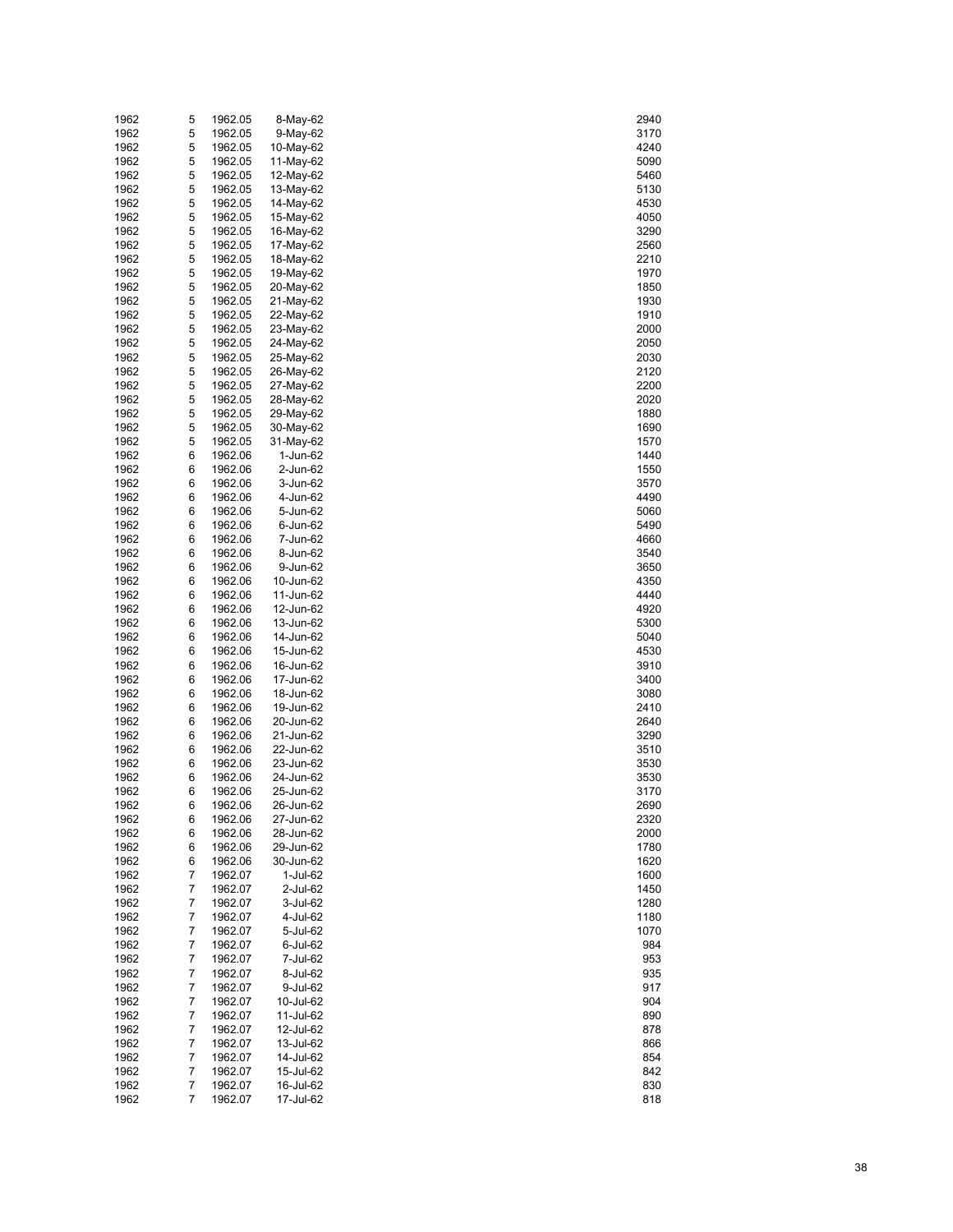| | | | | |
|---|---|---|---|---|
| 1962 | 5 | 1962.05 | 8-May-62 | 2940 |
| 1962 | 5 | 1962.05 | 9-May-62 | 3170 |
| 1962 | 5 | 1962.05 | 10-May-62 | 4240 |
| 1962 | 5 | 1962.05 | 11-May-62 | 5090 |
| 1962 | 5 | 1962.05 | 12-May-62 | 5460 |
| 1962 | 5 | 1962.05 | 13-May-62 | 5130 |
| 1962 | 5 | 1962.05 | 14-May-62 | 4530 |
| 1962 | 5 | 1962.05 | 15-May-62 | 4050 |
| 1962 | 5 | 1962.05 | 16-May-62 | 3290 |
| 1962 | 5 | 1962.05 | 17-May-62 | 2560 |
| 1962 | 5 | 1962.05 | 18-May-62 | 2210 |
| 1962 | 5 | 1962.05 | 19-May-62 | 1970 |
| 1962 | 5 | 1962.05 | 20-May-62 | 1850 |
| 1962 | 5 | 1962.05 | 21-May-62 | 1930 |
| 1962 | 5 | 1962.05 | 22-May-62 | 1910 |
| 1962 | 5 | 1962.05 | 23-May-62 | 2000 |
| 1962 | 5 | 1962.05 | 24-May-62 | 2050 |
| 1962 | 5 | 1962.05 | 25-May-62 | 2030 |
| 1962 | 5 | 1962.05 | 26-May-62 | 2120 |
| 1962 | 5 | 1962.05 | 27-May-62 | 2200 |
| 1962 | 5 | 1962.05 | 28-May-62 | 2020 |
| 1962 | 5 | 1962.05 | 29-May-62 | 1880 |
| 1962 | 5 | 1962.05 | 30-May-62 | 1690 |
| 1962 | 5 | 1962.05 | 31-May-62 | 1570 |
| 1962 | 6 | 1962.06 | 1-Jun-62 | 1440 |
| 1962 | 6 | 1962.06 | 2-Jun-62 | 1550 |
| 1962 | 6 | 1962.06 | 3-Jun-62 | 3570 |
| 1962 | 6 | 1962.06 | 4-Jun-62 | 4490 |
| 1962 | 6 | 1962.06 | 5-Jun-62 | 5060 |
| 1962 | 6 | 1962.06 | 6-Jun-62 | 5490 |
| 1962 | 6 | 1962.06 | 7-Jun-62 | 4660 |
| 1962 | 6 | 1962.06 | 8-Jun-62 | 3540 |
| 1962 | 6 | 1962.06 | 9-Jun-62 | 3650 |
| 1962 | 6 | 1962.06 | 10-Jun-62 | 4350 |
| 1962 | 6 | 1962.06 | 11-Jun-62 | 4440 |
| 1962 | 6 | 1962.06 | 12-Jun-62 | 4920 |
| 1962 | 6 | 1962.06 | 13-Jun-62 | 5300 |
| 1962 | 6 | 1962.06 | 14-Jun-62 | 5040 |
| 1962 | 6 | 1962.06 | 15-Jun-62 | 4530 |
| 1962 | 6 | 1962.06 | 16-Jun-62 | 3910 |
| 1962 | 6 | 1962.06 | 17-Jun-62 | 3400 |
| 1962 | 6 | 1962.06 | 18-Jun-62 | 3080 |
| 1962 | 6 | 1962.06 | 19-Jun-62 | 2410 |
| 1962 | 6 | 1962.06 | 20-Jun-62 | 2640 |
| 1962 | 6 | 1962.06 | 21-Jun-62 | 3290 |
| 1962 | 6 | 1962.06 | 22-Jun-62 | 3510 |
| 1962 | 6 | 1962.06 | 23-Jun-62 | 3530 |
| 1962 | 6 | 1962.06 | 24-Jun-62 | 3530 |
| 1962 | 6 | 1962.06 | 25-Jun-62 | 3170 |
| 1962 | 6 | 1962.06 | 26-Jun-62 | 2690 |
| 1962 | 6 | 1962.06 | 27-Jun-62 | 2320 |
| 1962 | 6 | 1962.06 | 28-Jun-62 | 2000 |
| 1962 | 6 | 1962.06 | 29-Jun-62 | 1780 |
| 1962 | 6 | 1962.06 | 30-Jun-62 | 1620 |
| 1962 | 7 | 1962.07 | 1-Jul-62 | 1600 |
| 1962 | 7 | 1962.07 | 2-Jul-62 | 1450 |
| 1962 | 7 | 1962.07 | 3-Jul-62 | 1280 |
| 1962 | 7 | 1962.07 | 4-Jul-62 | 1180 |
| 1962 | 7 | 1962.07 | 5-Jul-62 | 1070 |
| 1962 | 7 | 1962.07 | 6-Jul-62 | 984 |
| 1962 | 7 | 1962.07 | 7-Jul-62 | 953 |
| 1962 | 7 | 1962.07 | 8-Jul-62 | 935 |
| 1962 | 7 | 1962.07 | 9-Jul-62 | 917 |
| 1962 | 7 | 1962.07 | 10-Jul-62 | 904 |
| 1962 | 7 | 1962.07 | 11-Jul-62 | 890 |
| 1962 | 7 | 1962.07 | 12-Jul-62 | 878 |
| 1962 | 7 | 1962.07 | 13-Jul-62 | 866 |
| 1962 | 7 | 1962.07 | 14-Jul-62 | 854 |
| 1962 | 7 | 1962.07 | 15-Jul-62 | 842 |
| 1962 | 7 | 1962.07 | 16-Jul-62 | 830 |
| 1962 | 7 | 1962.07 | 17-Jul-62 | 818 |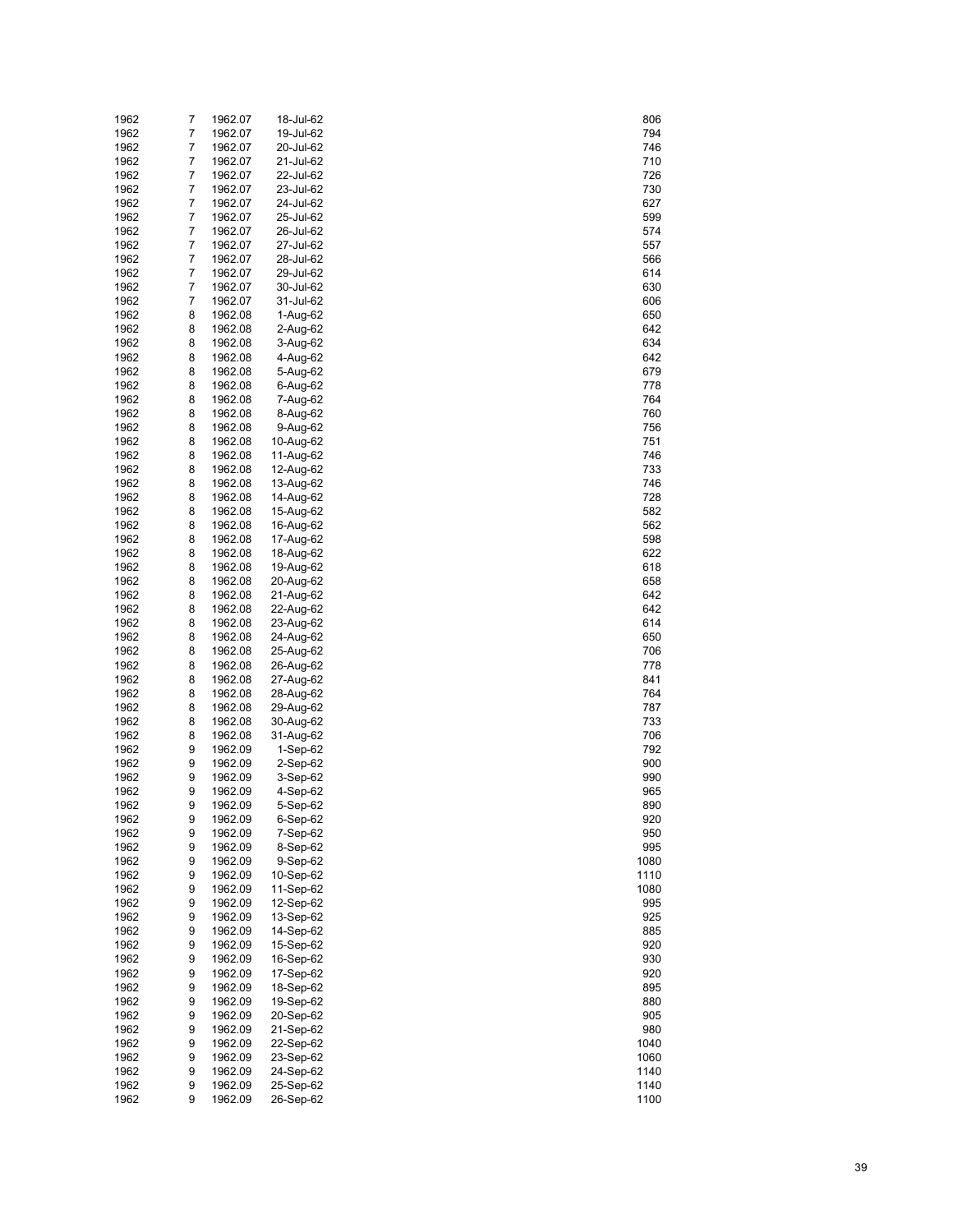| | | | | |
|---|---|---|---|---|
| 1962 | 7 | 1962.07 | 18-Jul-62 | 806 |
| 1962 | 7 | 1962.07 | 19-Jul-62 | 794 |
| 1962 | 7 | 1962.07 | 20-Jul-62 | 746 |
| 1962 | 7 | 1962.07 | 21-Jul-62 | 710 |
| 1962 | 7 | 1962.07 | 22-Jul-62 | 726 |
| 1962 | 7 | 1962.07 | 23-Jul-62 | 730 |
| 1962 | 7 | 1962.07 | 24-Jul-62 | 627 |
| 1962 | 7 | 1962.07 | 25-Jul-62 | 599 |
| 1962 | 7 | 1962.07 | 26-Jul-62 | 574 |
| 1962 | 7 | 1962.07 | 27-Jul-62 | 557 |
| 1962 | 7 | 1962.07 | 28-Jul-62 | 566 |
| 1962 | 7 | 1962.07 | 29-Jul-62 | 614 |
| 1962 | 7 | 1962.07 | 30-Jul-62 | 630 |
| 1962 | 7 | 1962.07 | 31-Jul-62 | 606 |
| 1962 | 8 | 1962.08 | 1-Aug-62 | 650 |
| 1962 | 8 | 1962.08 | 2-Aug-62 | 642 |
| 1962 | 8 | 1962.08 | 3-Aug-62 | 634 |
| 1962 | 8 | 1962.08 | 4-Aug-62 | 642 |
| 1962 | 8 | 1962.08 | 5-Aug-62 | 679 |
| 1962 | 8 | 1962.08 | 6-Aug-62 | 778 |
| 1962 | 8 | 1962.08 | 7-Aug-62 | 764 |
| 1962 | 8 | 1962.08 | 8-Aug-62 | 760 |
| 1962 | 8 | 1962.08 | 9-Aug-62 | 756 |
| 1962 | 8 | 1962.08 | 10-Aug-62 | 751 |
| 1962 | 8 | 1962.08 | 11-Aug-62 | 746 |
| 1962 | 8 | 1962.08 | 12-Aug-62 | 733 |
| 1962 | 8 | 1962.08 | 13-Aug-62 | 746 |
| 1962 | 8 | 1962.08 | 14-Aug-62 | 728 |
| 1962 | 8 | 1962.08 | 15-Aug-62 | 582 |
| 1962 | 8 | 1962.08 | 16-Aug-62 | 562 |
| 1962 | 8 | 1962.08 | 17-Aug-62 | 598 |
| 1962 | 8 | 1962.08 | 18-Aug-62 | 622 |
| 1962 | 8 | 1962.08 | 19-Aug-62 | 618 |
| 1962 | 8 | 1962.08 | 20-Aug-62 | 658 |
| 1962 | 8 | 1962.08 | 21-Aug-62 | 642 |
| 1962 | 8 | 1962.08 | 22-Aug-62 | 642 |
| 1962 | 8 | 1962.08 | 23-Aug-62 | 614 |
| 1962 | 8 | 1962.08 | 24-Aug-62 | 650 |
| 1962 | 8 | 1962.08 | 25-Aug-62 | 706 |
| 1962 | 8 | 1962.08 | 26-Aug-62 | 778 |
| 1962 | 8 | 1962.08 | 27-Aug-62 | 841 |
| 1962 | 8 | 1962.08 | 28-Aug-62 | 764 |
| 1962 | 8 | 1962.08 | 29-Aug-62 | 787 |
| 1962 | 8 | 1962.08 | 30-Aug-62 | 733 |
| 1962 | 8 | 1962.08 | 31-Aug-62 | 706 |
| 1962 | 9 | 1962.09 | 1-Sep-62 | 792 |
| 1962 | 9 | 1962.09 | 2-Sep-62 | 900 |
| 1962 | 9 | 1962.09 | 3-Sep-62 | 990 |
| 1962 | 9 | 1962.09 | 4-Sep-62 | 965 |
| 1962 | 9 | 1962.09 | 5-Sep-62 | 890 |
| 1962 | 9 | 1962.09 | 6-Sep-62 | 920 |
| 1962 | 9 | 1962.09 | 7-Sep-62 | 950 |
| 1962 | 9 | 1962.09 | 8-Sep-62 | 995 |
| 1962 | 9 | 1962.09 | 9-Sep-62 | 1080 |
| 1962 | 9 | 1962.09 | 10-Sep-62 | 1110 |
| 1962 | 9 | 1962.09 | 11-Sep-62 | 1080 |
| 1962 | 9 | 1962.09 | 12-Sep-62 | 995 |
| 1962 | 9 | 1962.09 | 13-Sep-62 | 925 |
| 1962 | 9 | 1962.09 | 14-Sep-62 | 885 |
| 1962 | 9 | 1962.09 | 15-Sep-62 | 920 |
| 1962 | 9 | 1962.09 | 16-Sep-62 | 930 |
| 1962 | 9 | 1962.09 | 17-Sep-62 | 920 |
| 1962 | 9 | 1962.09 | 18-Sep-62 | 895 |
| 1962 | 9 | 1962.09 | 19-Sep-62 | 880 |
| 1962 | 9 | 1962.09 | 20-Sep-62 | 905 |
| 1962 | 9 | 1962.09 | 21-Sep-62 | 980 |
| 1962 | 9 | 1962.09 | 22-Sep-62 | 1040 |
| 1962 | 9 | 1962.09 | 23-Sep-62 | 1060 |
| 1962 | 9 | 1962.09 | 24-Sep-62 | 1140 |
| 1962 | 9 | 1962.09 | 25-Sep-62 | 1140 |
| 1962 | 9 | 1962.09 | 26-Sep-62 | 1100 |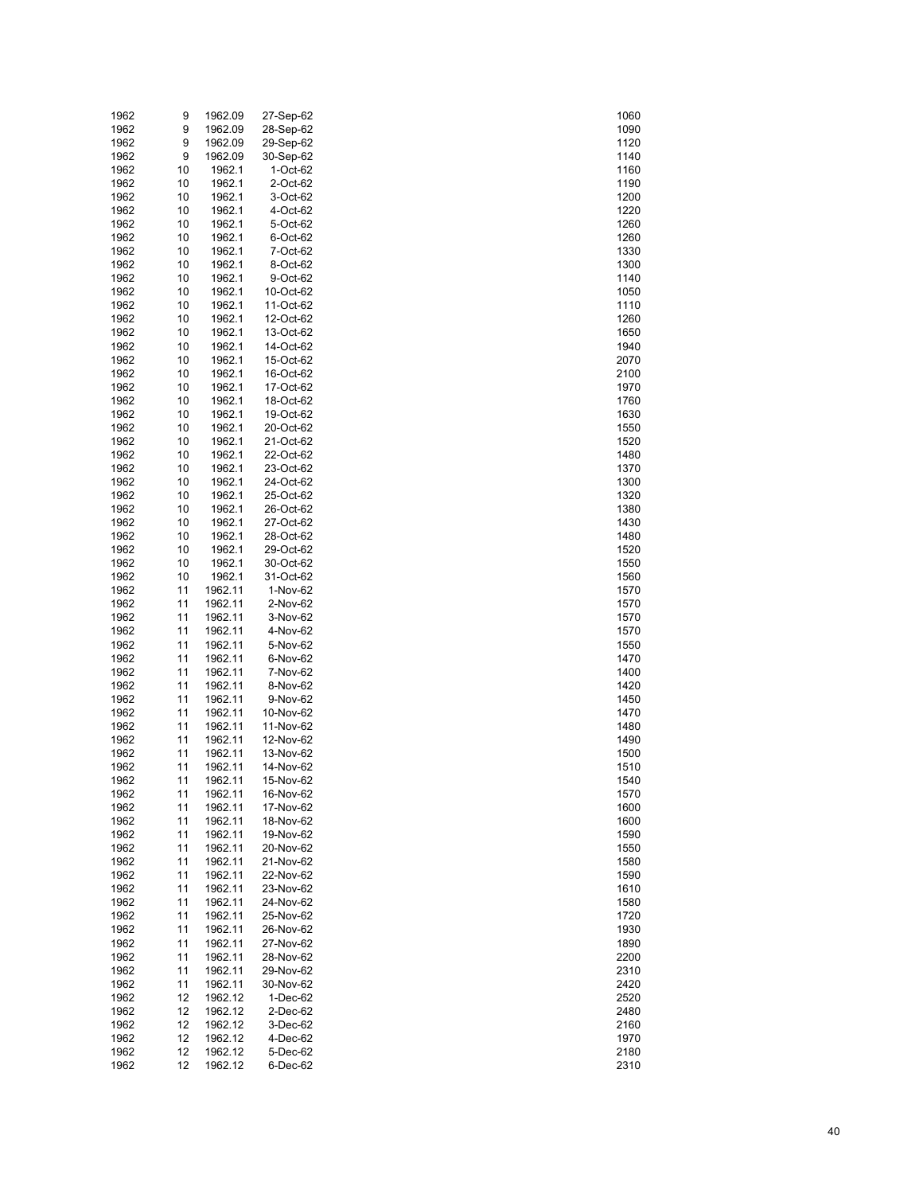| | | | | |
|---|---|---|---|---|
| 1962 | 9 | 1962.09 | 27-Sep-62 | 1060 |
| 1962 | 9 | 1962.09 | 28-Sep-62 | 1090 |
| 1962 | 9 | 1962.09 | 29-Sep-62 | 1120 |
| 1962 | 9 | 1962.09 | 30-Sep-62 | 1140 |
| 1962 | 10 | 1962.1 | 1-Oct-62 | 1160 |
| 1962 | 10 | 1962.1 | 2-Oct-62 | 1190 |
| 1962 | 10 | 1962.1 | 3-Oct-62 | 1200 |
| 1962 | 10 | 1962.1 | 4-Oct-62 | 1220 |
| 1962 | 10 | 1962.1 | 5-Oct-62 | 1260 |
| 1962 | 10 | 1962.1 | 6-Oct-62 | 1260 |
| 1962 | 10 | 1962.1 | 7-Oct-62 | 1330 |
| 1962 | 10 | 1962.1 | 8-Oct-62 | 1300 |
| 1962 | 10 | 1962.1 | 9-Oct-62 | 1140 |
| 1962 | 10 | 1962.1 | 10-Oct-62 | 1050 |
| 1962 | 10 | 1962.1 | 11-Oct-62 | 1110 |
| 1962 | 10 | 1962.1 | 12-Oct-62 | 1260 |
| 1962 | 10 | 1962.1 | 13-Oct-62 | 1650 |
| 1962 | 10 | 1962.1 | 14-Oct-62 | 1940 |
| 1962 | 10 | 1962.1 | 15-Oct-62 | 2070 |
| 1962 | 10 | 1962.1 | 16-Oct-62 | 2100 |
| 1962 | 10 | 1962.1 | 17-Oct-62 | 1970 |
| 1962 | 10 | 1962.1 | 18-Oct-62 | 1760 |
| 1962 | 10 | 1962.1 | 19-Oct-62 | 1630 |
| 1962 | 10 | 1962.1 | 20-Oct-62 | 1550 |
| 1962 | 10 | 1962.1 | 21-Oct-62 | 1520 |
| 1962 | 10 | 1962.1 | 22-Oct-62 | 1480 |
| 1962 | 10 | 1962.1 | 23-Oct-62 | 1370 |
| 1962 | 10 | 1962.1 | 24-Oct-62 | 1300 |
| 1962 | 10 | 1962.1 | 25-Oct-62 | 1320 |
| 1962 | 10 | 1962.1 | 26-Oct-62 | 1380 |
| 1962 | 10 | 1962.1 | 27-Oct-62 | 1430 |
| 1962 | 10 | 1962.1 | 28-Oct-62 | 1480 |
| 1962 | 10 | 1962.1 | 29-Oct-62 | 1520 |
| 1962 | 10 | 1962.1 | 30-Oct-62 | 1550 |
| 1962 | 10 | 1962.1 | 31-Oct-62 | 1560 |
| 1962 | 11 | 1962.11 | 1-Nov-62 | 1570 |
| 1962 | 11 | 1962.11 | 2-Nov-62 | 1570 |
| 1962 | 11 | 1962.11 | 3-Nov-62 | 1570 |
| 1962 | 11 | 1962.11 | 4-Nov-62 | 1570 |
| 1962 | 11 | 1962.11 | 5-Nov-62 | 1550 |
| 1962 | 11 | 1962.11 | 6-Nov-62 | 1470 |
| 1962 | 11 | 1962.11 | 7-Nov-62 | 1400 |
| 1962 | 11 | 1962.11 | 8-Nov-62 | 1420 |
| 1962 | 11 | 1962.11 | 9-Nov-62 | 1450 |
| 1962 | 11 | 1962.11 | 10-Nov-62 | 1470 |
| 1962 | 11 | 1962.11 | 11-Nov-62 | 1480 |
| 1962 | 11 | 1962.11 | 12-Nov-62 | 1490 |
| 1962 | 11 | 1962.11 | 13-Nov-62 | 1500 |
| 1962 | 11 | 1962.11 | 14-Nov-62 | 1510 |
| 1962 | 11 | 1962.11 | 15-Nov-62 | 1540 |
| 1962 | 11 | 1962.11 | 16-Nov-62 | 1570 |
| 1962 | 11 | 1962.11 | 17-Nov-62 | 1600 |
| 1962 | 11 | 1962.11 | 18-Nov-62 | 1600 |
| 1962 | 11 | 1962.11 | 19-Nov-62 | 1590 |
| 1962 | 11 | 1962.11 | 20-Nov-62 | 1550 |
| 1962 | 11 | 1962.11 | 21-Nov-62 | 1580 |
| 1962 | 11 | 1962.11 | 22-Nov-62 | 1590 |
| 1962 | 11 | 1962.11 | 23-Nov-62 | 1610 |
| 1962 | 11 | 1962.11 | 24-Nov-62 | 1580 |
| 1962 | 11 | 1962.11 | 25-Nov-62 | 1720 |
| 1962 | 11 | 1962.11 | 26-Nov-62 | 1930 |
| 1962 | 11 | 1962.11 | 27-Nov-62 | 1890 |
| 1962 | 11 | 1962.11 | 28-Nov-62 | 2200 |
| 1962 | 11 | 1962.11 | 29-Nov-62 | 2310 |
| 1962 | 11 | 1962.11 | 30-Nov-62 | 2420 |
| 1962 | 12 | 1962.12 | 1-Dec-62 | 2520 |
| 1962 | 12 | 1962.12 | 2-Dec-62 | 2480 |
| 1962 | 12 | 1962.12 | 3-Dec-62 | 2160 |
| 1962 | 12 | 1962.12 | 4-Dec-62 | 1970 |
| 1962 | 12 | 1962.12 | 5-Dec-62 | 2180 |
| 1962 | 12 | 1962.12 | 6-Dec-62 | 2310 |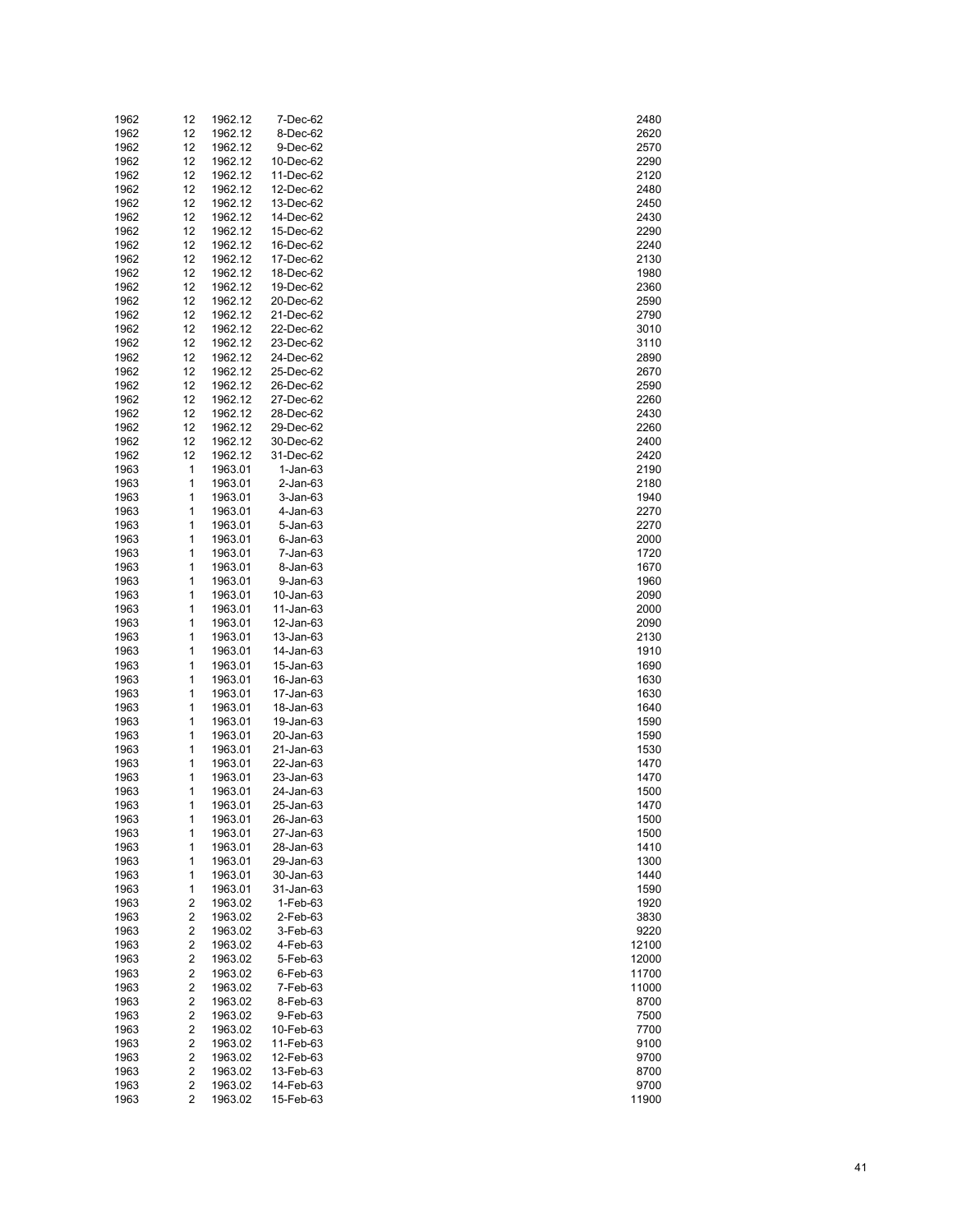| | | | | |
|---|---|---|---|---|
| 1962 | 12 | 1962.12 | 7-Dec-62 | 2480 |
| 1962 | 12 | 1962.12 | 8-Dec-62 | 2620 |
| 1962 | 12 | 1962.12 | 9-Dec-62 | 2570 |
| 1962 | 12 | 1962.12 | 10-Dec-62 | 2290 |
| 1962 | 12 | 1962.12 | 11-Dec-62 | 2120 |
| 1962 | 12 | 1962.12 | 12-Dec-62 | 2480 |
| 1962 | 12 | 1962.12 | 13-Dec-62 | 2450 |
| 1962 | 12 | 1962.12 | 14-Dec-62 | 2430 |
| 1962 | 12 | 1962.12 | 15-Dec-62 | 2290 |
| 1962 | 12 | 1962.12 | 16-Dec-62 | 2240 |
| 1962 | 12 | 1962.12 | 17-Dec-62 | 2130 |
| 1962 | 12 | 1962.12 | 18-Dec-62 | 1980 |
| 1962 | 12 | 1962.12 | 19-Dec-62 | 2360 |
| 1962 | 12 | 1962.12 | 20-Dec-62 | 2590 |
| 1962 | 12 | 1962.12 | 21-Dec-62 | 2790 |
| 1962 | 12 | 1962.12 | 22-Dec-62 | 3010 |
| 1962 | 12 | 1962.12 | 23-Dec-62 | 3110 |
| 1962 | 12 | 1962.12 | 24-Dec-62 | 2890 |
| 1962 | 12 | 1962.12 | 25-Dec-62 | 2670 |
| 1962 | 12 | 1962.12 | 26-Dec-62 | 2590 |
| 1962 | 12 | 1962.12 | 27-Dec-62 | 2260 |
| 1962 | 12 | 1962.12 | 28-Dec-62 | 2430 |
| 1962 | 12 | 1962.12 | 29-Dec-62 | 2260 |
| 1962 | 12 | 1962.12 | 30-Dec-62 | 2400 |
| 1962 | 12 | 1962.12 | 31-Dec-62 | 2420 |
| 1963 | 1 | 1963.01 | 1-Jan-63 | 2190 |
| 1963 | 1 | 1963.01 | 2-Jan-63 | 2180 |
| 1963 | 1 | 1963.01 | 3-Jan-63 | 1940 |
| 1963 | 1 | 1963.01 | 4-Jan-63 | 2270 |
| 1963 | 1 | 1963.01 | 5-Jan-63 | 2270 |
| 1963 | 1 | 1963.01 | 6-Jan-63 | 2000 |
| 1963 | 1 | 1963.01 | 7-Jan-63 | 1720 |
| 1963 | 1 | 1963.01 | 8-Jan-63 | 1670 |
| 1963 | 1 | 1963.01 | 9-Jan-63 | 1960 |
| 1963 | 1 | 1963.01 | 10-Jan-63 | 2090 |
| 1963 | 1 | 1963.01 | 11-Jan-63 | 2000 |
| 1963 | 1 | 1963.01 | 12-Jan-63 | 2090 |
| 1963 | 1 | 1963.01 | 13-Jan-63 | 2130 |
| 1963 | 1 | 1963.01 | 14-Jan-63 | 1910 |
| 1963 | 1 | 1963.01 | 15-Jan-63 | 1690 |
| 1963 | 1 | 1963.01 | 16-Jan-63 | 1630 |
| 1963 | 1 | 1963.01 | 17-Jan-63 | 1630 |
| 1963 | 1 | 1963.01 | 18-Jan-63 | 1640 |
| 1963 | 1 | 1963.01 | 19-Jan-63 | 1590 |
| 1963 | 1 | 1963.01 | 20-Jan-63 | 1590 |
| 1963 | 1 | 1963.01 | 21-Jan-63 | 1530 |
| 1963 | 1 | 1963.01 | 22-Jan-63 | 1470 |
| 1963 | 1 | 1963.01 | 23-Jan-63 | 1470 |
| 1963 | 1 | 1963.01 | 24-Jan-63 | 1500 |
| 1963 | 1 | 1963.01 | 25-Jan-63 | 1470 |
| 1963 | 1 | 1963.01 | 26-Jan-63 | 1500 |
| 1963 | 1 | 1963.01 | 27-Jan-63 | 1500 |
| 1963 | 1 | 1963.01 | 28-Jan-63 | 1410 |
| 1963 | 1 | 1963.01 | 29-Jan-63 | 1300 |
| 1963 | 1 | 1963.01 | 30-Jan-63 | 1440 |
| 1963 | 1 | 1963.01 | 31-Jan-63 | 1590 |
| 1963 | 2 | 1963.02 | 1-Feb-63 | 1920 |
| 1963 | 2 | 1963.02 | 2-Feb-63 | 3830 |
| 1963 | 2 | 1963.02 | 3-Feb-63 | 9220 |
| 1963 | 2 | 1963.02 | 4-Feb-63 | 12100 |
| 1963 | 2 | 1963.02 | 5-Feb-63 | 12000 |
| 1963 | 2 | 1963.02 | 6-Feb-63 | 11700 |
| 1963 | 2 | 1963.02 | 7-Feb-63 | 11000 |
| 1963 | 2 | 1963.02 | 8-Feb-63 | 8700 |
| 1963 | 2 | 1963.02 | 9-Feb-63 | 7500 |
| 1963 | 2 | 1963.02 | 10-Feb-63 | 7700 |
| 1963 | 2 | 1963.02 | 11-Feb-63 | 9100 |
| 1963 | 2 | 1963.02 | 12-Feb-63 | 9700 |
| 1963 | 2 | 1963.02 | 13-Feb-63 | 8700 |
| 1963 | 2 | 1963.02 | 14-Feb-63 | 9700 |
| 1963 | 2 | 1963.02 | 15-Feb-63 | 11900 |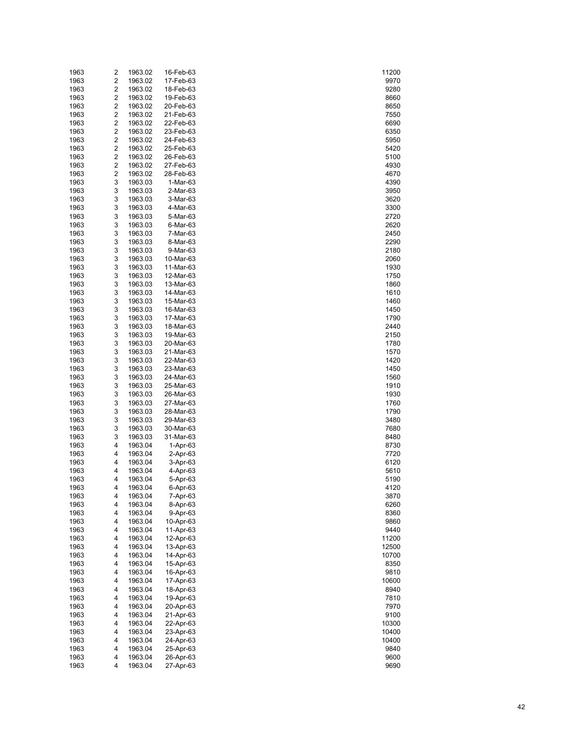| | | | | |
|---|---|---|---|---|
| 1963 | 2 | 1963.02 | 16-Feb-63 | 11200 |
| 1963 | 2 | 1963.02 | 17-Feb-63 | 9970 |
| 1963 | 2 | 1963.02 | 18-Feb-63 | 9280 |
| 1963 | 2 | 1963.02 | 19-Feb-63 | 8660 |
| 1963 | 2 | 1963.02 | 20-Feb-63 | 8650 |
| 1963 | 2 | 1963.02 | 21-Feb-63 | 7550 |
| 1963 | 2 | 1963.02 | 22-Feb-63 | 6690 |
| 1963 | 2 | 1963.02 | 23-Feb-63 | 6350 |
| 1963 | 2 | 1963.02 | 24-Feb-63 | 5950 |
| 1963 | 2 | 1963.02 | 25-Feb-63 | 5420 |
| 1963 | 2 | 1963.02 | 26-Feb-63 | 5100 |
| 1963 | 2 | 1963.02 | 27-Feb-63 | 4930 |
| 1963 | 2 | 1963.02 | 28-Feb-63 | 4670 |
| 1963 | 3 | 1963.03 | 1-Mar-63 | 4390 |
| 1963 | 3 | 1963.03 | 2-Mar-63 | 3950 |
| 1963 | 3 | 1963.03 | 3-Mar-63 | 3620 |
| 1963 | 3 | 1963.03 | 4-Mar-63 | 3300 |
| 1963 | 3 | 1963.03 | 5-Mar-63 | 2720 |
| 1963 | 3 | 1963.03 | 6-Mar-63 | 2620 |
| 1963 | 3 | 1963.03 | 7-Mar-63 | 2450 |
| 1963 | 3 | 1963.03 | 8-Mar-63 | 2290 |
| 1963 | 3 | 1963.03 | 9-Mar-63 | 2180 |
| 1963 | 3 | 1963.03 | 10-Mar-63 | 2060 |
| 1963 | 3 | 1963.03 | 11-Mar-63 | 1930 |
| 1963 | 3 | 1963.03 | 12-Mar-63 | 1750 |
| 1963 | 3 | 1963.03 | 13-Mar-63 | 1860 |
| 1963 | 3 | 1963.03 | 14-Mar-63 | 1610 |
| 1963 | 3 | 1963.03 | 15-Mar-63 | 1460 |
| 1963 | 3 | 1963.03 | 16-Mar-63 | 1450 |
| 1963 | 3 | 1963.03 | 17-Mar-63 | 1790 |
| 1963 | 3 | 1963.03 | 18-Mar-63 | 2440 |
| 1963 | 3 | 1963.03 | 19-Mar-63 | 2150 |
| 1963 | 3 | 1963.03 | 20-Mar-63 | 1780 |
| 1963 | 3 | 1963.03 | 21-Mar-63 | 1570 |
| 1963 | 3 | 1963.03 | 22-Mar-63 | 1420 |
| 1963 | 3 | 1963.03 | 23-Mar-63 | 1450 |
| 1963 | 3 | 1963.03 | 24-Mar-63 | 1560 |
| 1963 | 3 | 1963.03 | 25-Mar-63 | 1910 |
| 1963 | 3 | 1963.03 | 26-Mar-63 | 1930 |
| 1963 | 3 | 1963.03 | 27-Mar-63 | 1760 |
| 1963 | 3 | 1963.03 | 28-Mar-63 | 1790 |
| 1963 | 3 | 1963.03 | 29-Mar-63 | 3480 |
| 1963 | 3 | 1963.03 | 30-Mar-63 | 7680 |
| 1963 | 3 | 1963.03 | 31-Mar-63 | 8480 |
| 1963 | 4 | 1963.04 | 1-Apr-63 | 8730 |
| 1963 | 4 | 1963.04 | 2-Apr-63 | 7720 |
| 1963 | 4 | 1963.04 | 3-Apr-63 | 6120 |
| 1963 | 4 | 1963.04 | 4-Apr-63 | 5610 |
| 1963 | 4 | 1963.04 | 5-Apr-63 | 5190 |
| 1963 | 4 | 1963.04 | 6-Apr-63 | 4120 |
| 1963 | 4 | 1963.04 | 7-Apr-63 | 3870 |
| 1963 | 4 | 1963.04 | 8-Apr-63 | 6260 |
| 1963 | 4 | 1963.04 | 9-Apr-63 | 8360 |
| 1963 | 4 | 1963.04 | 10-Apr-63 | 9860 |
| 1963 | 4 | 1963.04 | 11-Apr-63 | 9440 |
| 1963 | 4 | 1963.04 | 12-Apr-63 | 11200 |
| 1963 | 4 | 1963.04 | 13-Apr-63 | 12500 |
| 1963 | 4 | 1963.04 | 14-Apr-63 | 10700 |
| 1963 | 4 | 1963.04 | 15-Apr-63 | 8350 |
| 1963 | 4 | 1963.04 | 16-Apr-63 | 9810 |
| 1963 | 4 | 1963.04 | 17-Apr-63 | 10600 |
| 1963 | 4 | 1963.04 | 18-Apr-63 | 8940 |
| 1963 | 4 | 1963.04 | 19-Apr-63 | 7810 |
| 1963 | 4 | 1963.04 | 20-Apr-63 | 7970 |
| 1963 | 4 | 1963.04 | 21-Apr-63 | 9100 |
| 1963 | 4 | 1963.04 | 22-Apr-63 | 10300 |
| 1963 | 4 | 1963.04 | 23-Apr-63 | 10400 |
| 1963 | 4 | 1963.04 | 24-Apr-63 | 10400 |
| 1963 | 4 | 1963.04 | 25-Apr-63 | 9840 |
| 1963 | 4 | 1963.04 | 26-Apr-63 | 9600 |
| 1963 | 4 | 1963.04 | 27-Apr-63 | 9690 |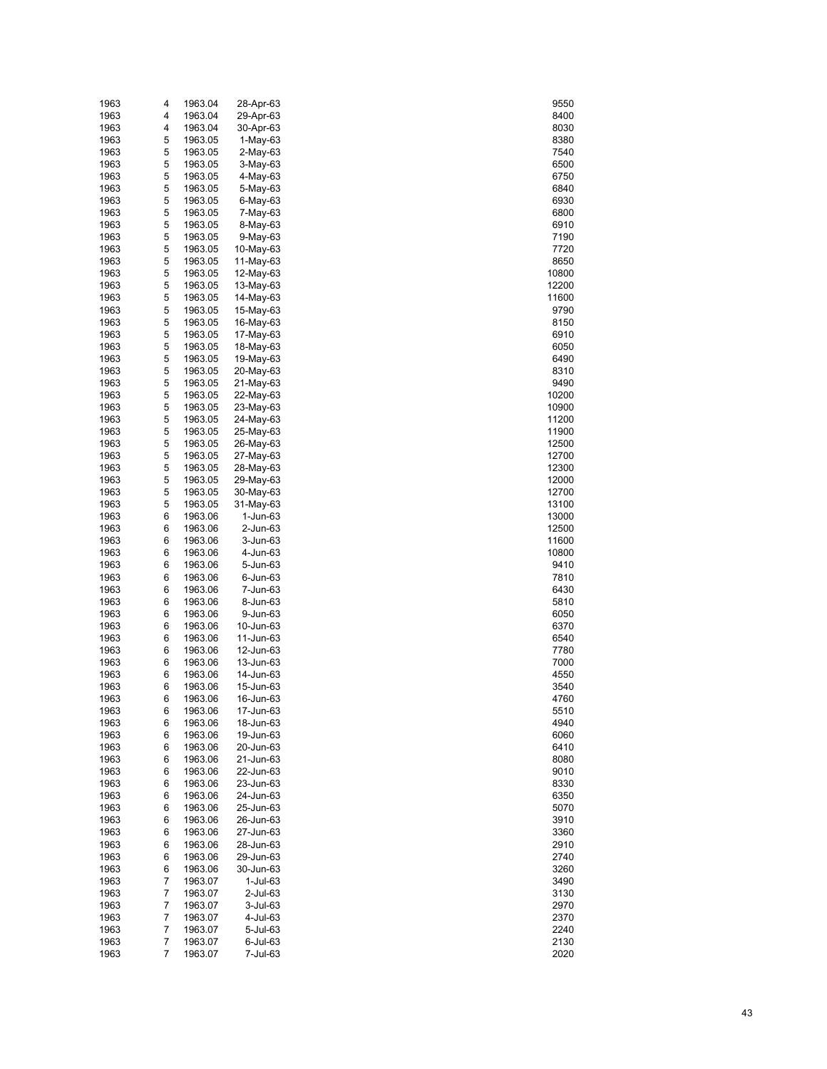| | | | | |
|---|---|---|---|---|
| 1963 | 4 | 1963.04 | 28-Apr-63 | 9550 |
| 1963 | 4 | 1963.04 | 29-Apr-63 | 8400 |
| 1963 | 4 | 1963.04 | 30-Apr-63 | 8030 |
| 1963 | 5 | 1963.05 | 1-May-63 | 8380 |
| 1963 | 5 | 1963.05 | 2-May-63 | 7540 |
| 1963 | 5 | 1963.05 | 3-May-63 | 6500 |
| 1963 | 5 | 1963.05 | 4-May-63 | 6750 |
| 1963 | 5 | 1963.05 | 5-May-63 | 6840 |
| 1963 | 5 | 1963.05 | 6-May-63 | 6930 |
| 1963 | 5 | 1963.05 | 7-May-63 | 6800 |
| 1963 | 5 | 1963.05 | 8-May-63 | 6910 |
| 1963 | 5 | 1963.05 | 9-May-63 | 7190 |
| 1963 | 5 | 1963.05 | 10-May-63 | 7720 |
| 1963 | 5 | 1963.05 | 11-May-63 | 8650 |
| 1963 | 5 | 1963.05 | 12-May-63 | 10800 |
| 1963 | 5 | 1963.05 | 13-May-63 | 12200 |
| 1963 | 5 | 1963.05 | 14-May-63 | 11600 |
| 1963 | 5 | 1963.05 | 15-May-63 | 9790 |
| 1963 | 5 | 1963.05 | 16-May-63 | 8150 |
| 1963 | 5 | 1963.05 | 17-May-63 | 6910 |
| 1963 | 5 | 1963.05 | 18-May-63 | 6050 |
| 1963 | 5 | 1963.05 | 19-May-63 | 6490 |
| 1963 | 5 | 1963.05 | 20-May-63 | 8310 |
| 1963 | 5 | 1963.05 | 21-May-63 | 9490 |
| 1963 | 5 | 1963.05 | 22-May-63 | 10200 |
| 1963 | 5 | 1963.05 | 23-May-63 | 10900 |
| 1963 | 5 | 1963.05 | 24-May-63 | 11200 |
| 1963 | 5 | 1963.05 | 25-May-63 | 11900 |
| 1963 | 5 | 1963.05 | 26-May-63 | 12500 |
| 1963 | 5 | 1963.05 | 27-May-63 | 12700 |
| 1963 | 5 | 1963.05 | 28-May-63 | 12300 |
| 1963 | 5 | 1963.05 | 29-May-63 | 12000 |
| 1963 | 5 | 1963.05 | 30-May-63 | 12700 |
| 1963 | 5 | 1963.05 | 31-May-63 | 13100 |
| 1963 | 6 | 1963.06 | 1-Jun-63 | 13000 |
| 1963 | 6 | 1963.06 | 2-Jun-63 | 12500 |
| 1963 | 6 | 1963.06 | 3-Jun-63 | 11600 |
| 1963 | 6 | 1963.06 | 4-Jun-63 | 10800 |
| 1963 | 6 | 1963.06 | 5-Jun-63 | 9410 |
| 1963 | 6 | 1963.06 | 6-Jun-63 | 7810 |
| 1963 | 6 | 1963.06 | 7-Jun-63 | 6430 |
| 1963 | 6 | 1963.06 | 8-Jun-63 | 5810 |
| 1963 | 6 | 1963.06 | 9-Jun-63 | 6050 |
| 1963 | 6 | 1963.06 | 10-Jun-63 | 6370 |
| 1963 | 6 | 1963.06 | 11-Jun-63 | 6540 |
| 1963 | 6 | 1963.06 | 12-Jun-63 | 7780 |
| 1963 | 6 | 1963.06 | 13-Jun-63 | 7000 |
| 1963 | 6 | 1963.06 | 14-Jun-63 | 4550 |
| 1963 | 6 | 1963.06 | 15-Jun-63 | 3540 |
| 1963 | 6 | 1963.06 | 16-Jun-63 | 4760 |
| 1963 | 6 | 1963.06 | 17-Jun-63 | 5510 |
| 1963 | 6 | 1963.06 | 18-Jun-63 | 4940 |
| 1963 | 6 | 1963.06 | 19-Jun-63 | 6060 |
| 1963 | 6 | 1963.06 | 20-Jun-63 | 6410 |
| 1963 | 6 | 1963.06 | 21-Jun-63 | 8080 |
| 1963 | 6 | 1963.06 | 22-Jun-63 | 9010 |
| 1963 | 6 | 1963.06 | 23-Jun-63 | 8330 |
| 1963 | 6 | 1963.06 | 24-Jun-63 | 6350 |
| 1963 | 6 | 1963.06 | 25-Jun-63 | 5070 |
| 1963 | 6 | 1963.06 | 26-Jun-63 | 3910 |
| 1963 | 6 | 1963.06 | 27-Jun-63 | 3360 |
| 1963 | 6 | 1963.06 | 28-Jun-63 | 2910 |
| 1963 | 6 | 1963.06 | 29-Jun-63 | 2740 |
| 1963 | 6 | 1963.06 | 30-Jun-63 | 3260 |
| 1963 | 7 | 1963.07 | 1-Jul-63 | 3490 |
| 1963 | 7 | 1963.07 | 2-Jul-63 | 3130 |
| 1963 | 7 | 1963.07 | 3-Jul-63 | 2970 |
| 1963 | 7 | 1963.07 | 4-Jul-63 | 2370 |
| 1963 | 7 | 1963.07 | 5-Jul-63 | 2240 |
| 1963 | 7 | 1963.07 | 6-Jul-63 | 2130 |
| 1963 | 7 | 1963.07 | 7-Jul-63 | 2020 |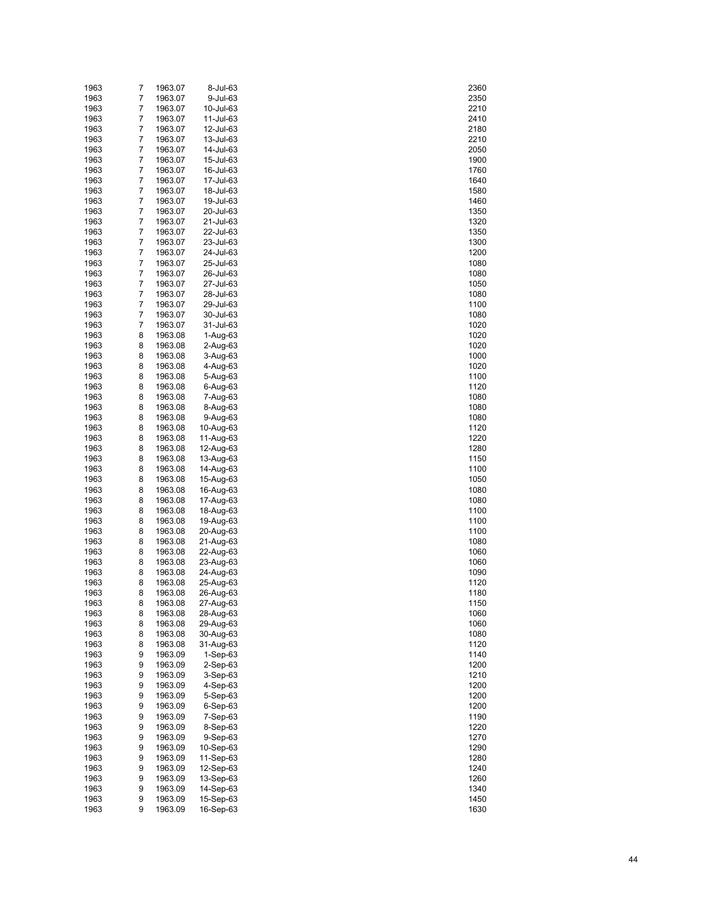| | | | | |
|---|---|---|---|---|
| 1963 | 7 | 1963.07 | 8-Jul-63 | 2360 |
| 1963 | 7 | 1963.07 | 9-Jul-63 | 2350 |
| 1963 | 7 | 1963.07 | 10-Jul-63 | 2210 |
| 1963 | 7 | 1963.07 | 11-Jul-63 | 2410 |
| 1963 | 7 | 1963.07 | 12-Jul-63 | 2180 |
| 1963 | 7 | 1963.07 | 13-Jul-63 | 2210 |
| 1963 | 7 | 1963.07 | 14-Jul-63 | 2050 |
| 1963 | 7 | 1963.07 | 15-Jul-63 | 1900 |
| 1963 | 7 | 1963.07 | 16-Jul-63 | 1760 |
| 1963 | 7 | 1963.07 | 17-Jul-63 | 1640 |
| 1963 | 7 | 1963.07 | 18-Jul-63 | 1580 |
| 1963 | 7 | 1963.07 | 19-Jul-63 | 1460 |
| 1963 | 7 | 1963.07 | 20-Jul-63 | 1350 |
| 1963 | 7 | 1963.07 | 21-Jul-63 | 1320 |
| 1963 | 7 | 1963.07 | 22-Jul-63 | 1350 |
| 1963 | 7 | 1963.07 | 23-Jul-63 | 1300 |
| 1963 | 7 | 1963.07 | 24-Jul-63 | 1200 |
| 1963 | 7 | 1963.07 | 25-Jul-63 | 1080 |
| 1963 | 7 | 1963.07 | 26-Jul-63 | 1080 |
| 1963 | 7 | 1963.07 | 27-Jul-63 | 1050 |
| 1963 | 7 | 1963.07 | 28-Jul-63 | 1080 |
| 1963 | 7 | 1963.07 | 29-Jul-63 | 1100 |
| 1963 | 7 | 1963.07 | 30-Jul-63 | 1080 |
| 1963 | 7 | 1963.07 | 31-Jul-63 | 1020 |
| 1963 | 8 | 1963.08 | 1-Aug-63 | 1020 |
| 1963 | 8 | 1963.08 | 2-Aug-63 | 1020 |
| 1963 | 8 | 1963.08 | 3-Aug-63 | 1000 |
| 1963 | 8 | 1963.08 | 4-Aug-63 | 1020 |
| 1963 | 8 | 1963.08 | 5-Aug-63 | 1100 |
| 1963 | 8 | 1963.08 | 6-Aug-63 | 1120 |
| 1963 | 8 | 1963.08 | 7-Aug-63 | 1080 |
| 1963 | 8 | 1963.08 | 8-Aug-63 | 1080 |
| 1963 | 8 | 1963.08 | 9-Aug-63 | 1080 |
| 1963 | 8 | 1963.08 | 10-Aug-63 | 1120 |
| 1963 | 8 | 1963.08 | 11-Aug-63 | 1220 |
| 1963 | 8 | 1963.08 | 12-Aug-63 | 1280 |
| 1963 | 8 | 1963.08 | 13-Aug-63 | 1150 |
| 1963 | 8 | 1963.08 | 14-Aug-63 | 1100 |
| 1963 | 8 | 1963.08 | 15-Aug-63 | 1050 |
| 1963 | 8 | 1963.08 | 16-Aug-63 | 1080 |
| 1963 | 8 | 1963.08 | 17-Aug-63 | 1080 |
| 1963 | 8 | 1963.08 | 18-Aug-63 | 1100 |
| 1963 | 8 | 1963.08 | 19-Aug-63 | 1100 |
| 1963 | 8 | 1963.08 | 20-Aug-63 | 1100 |
| 1963 | 8 | 1963.08 | 21-Aug-63 | 1080 |
| 1963 | 8 | 1963.08 | 22-Aug-63 | 1060 |
| 1963 | 8 | 1963.08 | 23-Aug-63 | 1060 |
| 1963 | 8 | 1963.08 | 24-Aug-63 | 1090 |
| 1963 | 8 | 1963.08 | 25-Aug-63 | 1120 |
| 1963 | 8 | 1963.08 | 26-Aug-63 | 1180 |
| 1963 | 8 | 1963.08 | 27-Aug-63 | 1150 |
| 1963 | 8 | 1963.08 | 28-Aug-63 | 1060 |
| 1963 | 8 | 1963.08 | 29-Aug-63 | 1060 |
| 1963 | 8 | 1963.08 | 30-Aug-63 | 1080 |
| 1963 | 8 | 1963.08 | 31-Aug-63 | 1120 |
| 1963 | 9 | 1963.09 | 1-Sep-63 | 1140 |
| 1963 | 9 | 1963.09 | 2-Sep-63 | 1200 |
| 1963 | 9 | 1963.09 | 3-Sep-63 | 1210 |
| 1963 | 9 | 1963.09 | 4-Sep-63 | 1200 |
| 1963 | 9 | 1963.09 | 5-Sep-63 | 1200 |
| 1963 | 9 | 1963.09 | 6-Sep-63 | 1200 |
| 1963 | 9 | 1963.09 | 7-Sep-63 | 1190 |
| 1963 | 9 | 1963.09 | 8-Sep-63 | 1220 |
| 1963 | 9 | 1963.09 | 9-Sep-63 | 1270 |
| 1963 | 9 | 1963.09 | 10-Sep-63 | 1290 |
| 1963 | 9 | 1963.09 | 11-Sep-63 | 1280 |
| 1963 | 9 | 1963.09 | 12-Sep-63 | 1240 |
| 1963 | 9 | 1963.09 | 13-Sep-63 | 1260 |
| 1963 | 9 | 1963.09 | 14-Sep-63 | 1340 |
| 1963 | 9 | 1963.09 | 15-Sep-63 | 1450 |
| 1963 | 9 | 1963.09 | 16-Sep-63 | 1630 |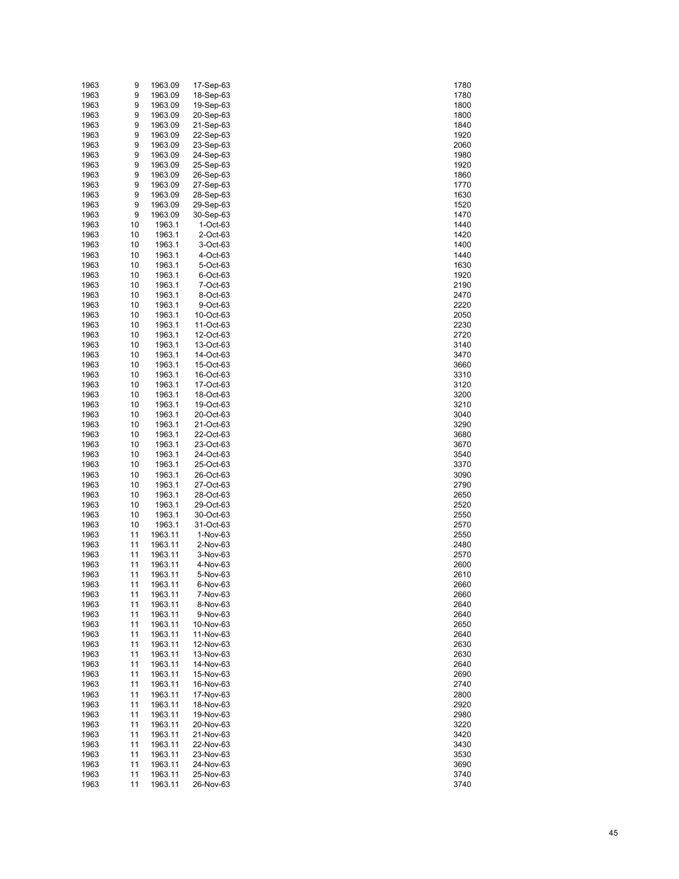| | | | | |
|---|---|---|---|---|
| 1963 | 9 | 1963.09 | 17-Sep-63 | 1780 |
| 1963 | 9 | 1963.09 | 18-Sep-63 | 1780 |
| 1963 | 9 | 1963.09 | 19-Sep-63 | 1800 |
| 1963 | 9 | 1963.09 | 20-Sep-63 | 1800 |
| 1963 | 9 | 1963.09 | 21-Sep-63 | 1840 |
| 1963 | 9 | 1963.09 | 22-Sep-63 | 1920 |
| 1963 | 9 | 1963.09 | 23-Sep-63 | 2060 |
| 1963 | 9 | 1963.09 | 24-Sep-63 | 1980 |
| 1963 | 9 | 1963.09 | 25-Sep-63 | 1920 |
| 1963 | 9 | 1963.09 | 26-Sep-63 | 1860 |
| 1963 | 9 | 1963.09 | 27-Sep-63 | 1770 |
| 1963 | 9 | 1963.09 | 28-Sep-63 | 1630 |
| 1963 | 9 | 1963.09 | 29-Sep-63 | 1520 |
| 1963 | 9 | 1963.09 | 30-Sep-63 | 1470 |
| 1963 | 10 | 1963.1 | 1-Oct-63 | 1440 |
| 1963 | 10 | 1963.1 | 2-Oct-63 | 1420 |
| 1963 | 10 | 1963.1 | 3-Oct-63 | 1400 |
| 1963 | 10 | 1963.1 | 4-Oct-63 | 1440 |
| 1963 | 10 | 1963.1 | 5-Oct-63 | 1630 |
| 1963 | 10 | 1963.1 | 6-Oct-63 | 1920 |
| 1963 | 10 | 1963.1 | 7-Oct-63 | 2190 |
| 1963 | 10 | 1963.1 | 8-Oct-63 | 2470 |
| 1963 | 10 | 1963.1 | 9-Oct-63 | 2220 |
| 1963 | 10 | 1963.1 | 10-Oct-63 | 2050 |
| 1963 | 10 | 1963.1 | 11-Oct-63 | 2230 |
| 1963 | 10 | 1963.1 | 12-Oct-63 | 2720 |
| 1963 | 10 | 1963.1 | 13-Oct-63 | 3140 |
| 1963 | 10 | 1963.1 | 14-Oct-63 | 3470 |
| 1963 | 10 | 1963.1 | 15-Oct-63 | 3660 |
| 1963 | 10 | 1963.1 | 16-Oct-63 | 3310 |
| 1963 | 10 | 1963.1 | 17-Oct-63 | 3120 |
| 1963 | 10 | 1963.1 | 18-Oct-63 | 3200 |
| 1963 | 10 | 1963.1 | 19-Oct-63 | 3210 |
| 1963 | 10 | 1963.1 | 20-Oct-63 | 3040 |
| 1963 | 10 | 1963.1 | 21-Oct-63 | 3290 |
| 1963 | 10 | 1963.1 | 22-Oct-63 | 3680 |
| 1963 | 10 | 1963.1 | 23-Oct-63 | 3670 |
| 1963 | 10 | 1963.1 | 24-Oct-63 | 3540 |
| 1963 | 10 | 1963.1 | 25-Oct-63 | 3370 |
| 1963 | 10 | 1963.1 | 26-Oct-63 | 3090 |
| 1963 | 10 | 1963.1 | 27-Oct-63 | 2790 |
| 1963 | 10 | 1963.1 | 28-Oct-63 | 2650 |
| 1963 | 10 | 1963.1 | 29-Oct-63 | 2520 |
| 1963 | 10 | 1963.1 | 30-Oct-63 | 2550 |
| 1963 | 10 | 1963.1 | 31-Oct-63 | 2570 |
| 1963 | 11 | 1963.11 | 1-Nov-63 | 2550 |
| 1963 | 11 | 1963.11 | 2-Nov-63 | 2480 |
| 1963 | 11 | 1963.11 | 3-Nov-63 | 2570 |
| 1963 | 11 | 1963.11 | 4-Nov-63 | 2600 |
| 1963 | 11 | 1963.11 | 5-Nov-63 | 2610 |
| 1963 | 11 | 1963.11 | 6-Nov-63 | 2660 |
| 1963 | 11 | 1963.11 | 7-Nov-63 | 2660 |
| 1963 | 11 | 1963.11 | 8-Nov-63 | 2640 |
| 1963 | 11 | 1963.11 | 9-Nov-63 | 2640 |
| 1963 | 11 | 1963.11 | 10-Nov-63 | 2650 |
| 1963 | 11 | 1963.11 | 11-Nov-63 | 2640 |
| 1963 | 11 | 1963.11 | 12-Nov-63 | 2630 |
| 1963 | 11 | 1963.11 | 13-Nov-63 | 2630 |
| 1963 | 11 | 1963.11 | 14-Nov-63 | 2640 |
| 1963 | 11 | 1963.11 | 15-Nov-63 | 2690 |
| 1963 | 11 | 1963.11 | 16-Nov-63 | 2740 |
| 1963 | 11 | 1963.11 | 17-Nov-63 | 2800 |
| 1963 | 11 | 1963.11 | 18-Nov-63 | 2920 |
| 1963 | 11 | 1963.11 | 19-Nov-63 | 2980 |
| 1963 | 11 | 1963.11 | 20-Nov-63 | 3220 |
| 1963 | 11 | 1963.11 | 21-Nov-63 | 3420 |
| 1963 | 11 | 1963.11 | 22-Nov-63 | 3430 |
| 1963 | 11 | 1963.11 | 23-Nov-63 | 3530 |
| 1963 | 11 | 1963.11 | 24-Nov-63 | 3690 |
| 1963 | 11 | 1963.11 | 25-Nov-63 | 3740 |
| 1963 | 11 | 1963.11 | 26-Nov-63 | 3740 |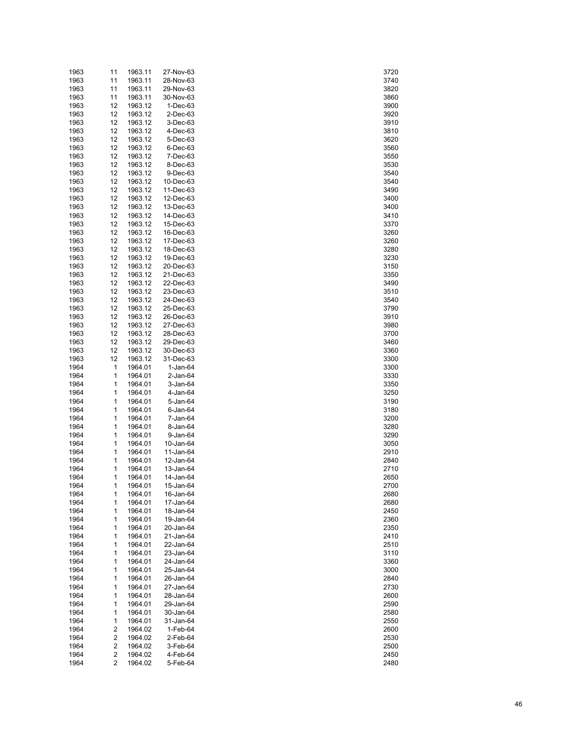| | | | | |
|---|---|---|---|---|
| 1963 | 11 | 1963.11 | 27-Nov-63 | 3720 |
| 1963 | 11 | 1963.11 | 28-Nov-63 | 3740 |
| 1963 | 11 | 1963.11 | 29-Nov-63 | 3820 |
| 1963 | 11 | 1963.11 | 30-Nov-63 | 3860 |
| 1963 | 12 | 1963.12 | 1-Dec-63 | 3900 |
| 1963 | 12 | 1963.12 | 2-Dec-63 | 3920 |
| 1963 | 12 | 1963.12 | 3-Dec-63 | 3910 |
| 1963 | 12 | 1963.12 | 4-Dec-63 | 3810 |
| 1963 | 12 | 1963.12 | 5-Dec-63 | 3620 |
| 1963 | 12 | 1963.12 | 6-Dec-63 | 3560 |
| 1963 | 12 | 1963.12 | 7-Dec-63 | 3550 |
| 1963 | 12 | 1963.12 | 8-Dec-63 | 3530 |
| 1963 | 12 | 1963.12 | 9-Dec-63 | 3540 |
| 1963 | 12 | 1963.12 | 10-Dec-63 | 3540 |
| 1963 | 12 | 1963.12 | 11-Dec-63 | 3490 |
| 1963 | 12 | 1963.12 | 12-Dec-63 | 3400 |
| 1963 | 12 | 1963.12 | 13-Dec-63 | 3400 |
| 1963 | 12 | 1963.12 | 14-Dec-63 | 3410 |
| 1963 | 12 | 1963.12 | 15-Dec-63 | 3370 |
| 1963 | 12 | 1963.12 | 16-Dec-63 | 3260 |
| 1963 | 12 | 1963.12 | 17-Dec-63 | 3260 |
| 1963 | 12 | 1963.12 | 18-Dec-63 | 3280 |
| 1963 | 12 | 1963.12 | 19-Dec-63 | 3230 |
| 1963 | 12 | 1963.12 | 20-Dec-63 | 3150 |
| 1963 | 12 | 1963.12 | 21-Dec-63 | 3350 |
| 1963 | 12 | 1963.12 | 22-Dec-63 | 3490 |
| 1963 | 12 | 1963.12 | 23-Dec-63 | 3510 |
| 1963 | 12 | 1963.12 | 24-Dec-63 | 3540 |
| 1963 | 12 | 1963.12 | 25-Dec-63 | 3790 |
| 1963 | 12 | 1963.12 | 26-Dec-63 | 3910 |
| 1963 | 12 | 1963.12 | 27-Dec-63 | 3980 |
| 1963 | 12 | 1963.12 | 28-Dec-63 | 3700 |
| 1963 | 12 | 1963.12 | 29-Dec-63 | 3460 |
| 1963 | 12 | 1963.12 | 30-Dec-63 | 3360 |
| 1963 | 12 | 1963.12 | 31-Dec-63 | 3300 |
| 1964 | 1 | 1964.01 | 1-Jan-64 | 3300 |
| 1964 | 1 | 1964.01 | 2-Jan-64 | 3330 |
| 1964 | 1 | 1964.01 | 3-Jan-64 | 3350 |
| 1964 | 1 | 1964.01 | 4-Jan-64 | 3250 |
| 1964 | 1 | 1964.01 | 5-Jan-64 | 3190 |
| 1964 | 1 | 1964.01 | 6-Jan-64 | 3180 |
| 1964 | 1 | 1964.01 | 7-Jan-64 | 3200 |
| 1964 | 1 | 1964.01 | 8-Jan-64 | 3280 |
| 1964 | 1 | 1964.01 | 9-Jan-64 | 3290 |
| 1964 | 1 | 1964.01 | 10-Jan-64 | 3050 |
| 1964 | 1 | 1964.01 | 11-Jan-64 | 2910 |
| 1964 | 1 | 1964.01 | 12-Jan-64 | 2840 |
| 1964 | 1 | 1964.01 | 13-Jan-64 | 2710 |
| 1964 | 1 | 1964.01 | 14-Jan-64 | 2650 |
| 1964 | 1 | 1964.01 | 15-Jan-64 | 2700 |
| 1964 | 1 | 1964.01 | 16-Jan-64 | 2680 |
| 1964 | 1 | 1964.01 | 17-Jan-64 | 2680 |
| 1964 | 1 | 1964.01 | 18-Jan-64 | 2450 |
| 1964 | 1 | 1964.01 | 19-Jan-64 | 2360 |
| 1964 | 1 | 1964.01 | 20-Jan-64 | 2350 |
| 1964 | 1 | 1964.01 | 21-Jan-64 | 2410 |
| 1964 | 1 | 1964.01 | 22-Jan-64 | 2510 |
| 1964 | 1 | 1964.01 | 23-Jan-64 | 3110 |
| 1964 | 1 | 1964.01 | 24-Jan-64 | 3360 |
| 1964 | 1 | 1964.01 | 25-Jan-64 | 3000 |
| 1964 | 1 | 1964.01 | 26-Jan-64 | 2840 |
| 1964 | 1 | 1964.01 | 27-Jan-64 | 2730 |
| 1964 | 1 | 1964.01 | 28-Jan-64 | 2600 |
| 1964 | 1 | 1964.01 | 29-Jan-64 | 2590 |
| 1964 | 1 | 1964.01 | 30-Jan-64 | 2580 |
| 1964 | 1 | 1964.01 | 31-Jan-64 | 2550 |
| 1964 | 2 | 1964.02 | 1-Feb-64 | 2600 |
| 1964 | 2 | 1964.02 | 2-Feb-64 | 2530 |
| 1964 | 2 | 1964.02 | 3-Feb-64 | 2500 |
| 1964 | 2 | 1964.02 | 4-Feb-64 | 2450 |
| 1964 | 2 | 1964.02 | 5-Feb-64 | 2480 |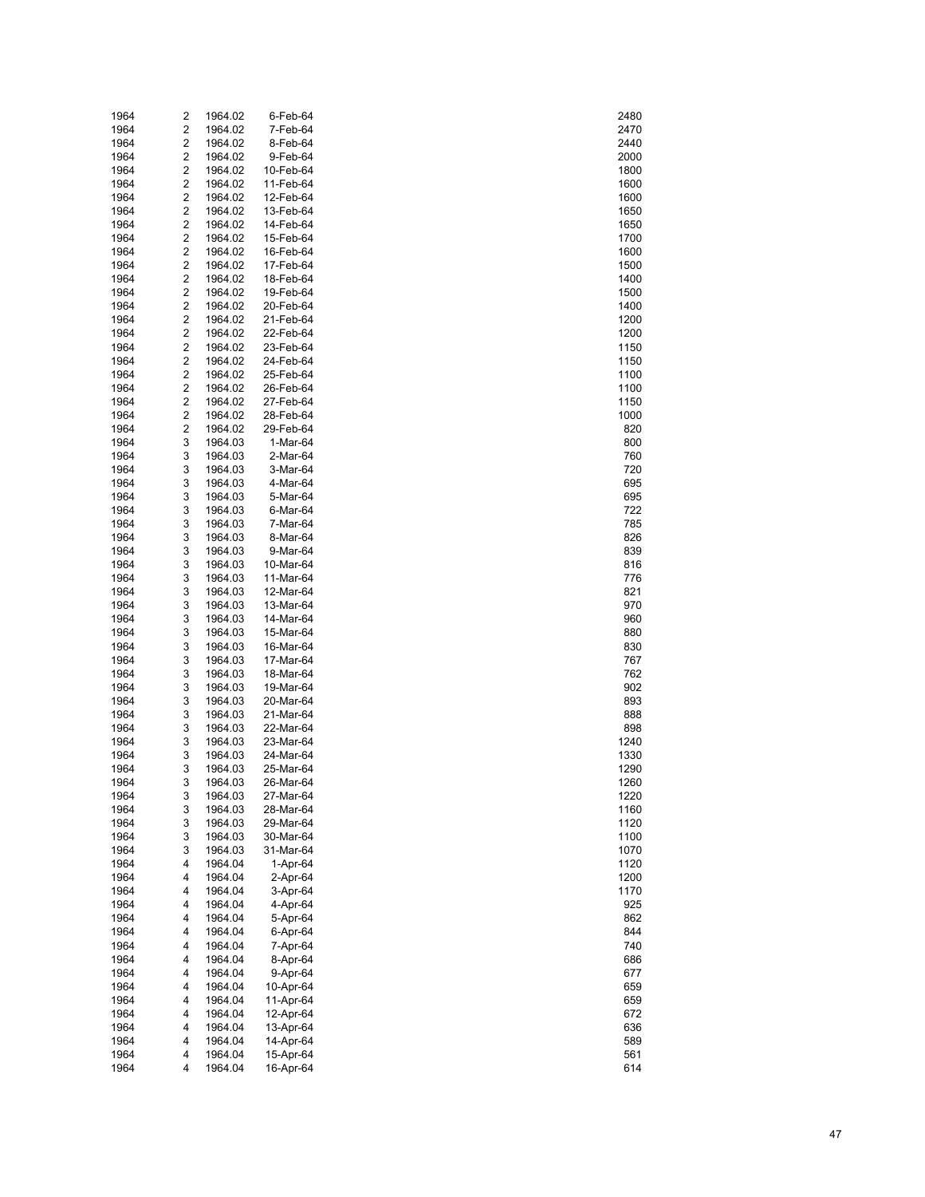| | | | | |
|---|---|---|---|---|
| 1964 | 2 | 1964.02 | 6-Feb-64 | 2480 |
| 1964 | 2 | 1964.02 | 7-Feb-64 | 2470 |
| 1964 | 2 | 1964.02 | 8-Feb-64 | 2440 |
| 1964 | 2 | 1964.02 | 9-Feb-64 | 2000 |
| 1964 | 2 | 1964.02 | 10-Feb-64 | 1800 |
| 1964 | 2 | 1964.02 | 11-Feb-64 | 1600 |
| 1964 | 2 | 1964.02 | 12-Feb-64 | 1600 |
| 1964 | 2 | 1964.02 | 13-Feb-64 | 1650 |
| 1964 | 2 | 1964.02 | 14-Feb-64 | 1650 |
| 1964 | 2 | 1964.02 | 15-Feb-64 | 1700 |
| 1964 | 2 | 1964.02 | 16-Feb-64 | 1600 |
| 1964 | 2 | 1964.02 | 17-Feb-64 | 1500 |
| 1964 | 2 | 1964.02 | 18-Feb-64 | 1400 |
| 1964 | 2 | 1964.02 | 19-Feb-64 | 1500 |
| 1964 | 2 | 1964.02 | 20-Feb-64 | 1400 |
| 1964 | 2 | 1964.02 | 21-Feb-64 | 1200 |
| 1964 | 2 | 1964.02 | 22-Feb-64 | 1200 |
| 1964 | 2 | 1964.02 | 23-Feb-64 | 1150 |
| 1964 | 2 | 1964.02 | 24-Feb-64 | 1150 |
| 1964 | 2 | 1964.02 | 25-Feb-64 | 1100 |
| 1964 | 2 | 1964.02 | 26-Feb-64 | 1100 |
| 1964 | 2 | 1964.02 | 27-Feb-64 | 1150 |
| 1964 | 2 | 1964.02 | 28-Feb-64 | 1000 |
| 1964 | 2 | 1964.02 | 29-Feb-64 | 820 |
| 1964 | 3 | 1964.03 | 1-Mar-64 | 800 |
| 1964 | 3 | 1964.03 | 2-Mar-64 | 760 |
| 1964 | 3 | 1964.03 | 3-Mar-64 | 720 |
| 1964 | 3 | 1964.03 | 4-Mar-64 | 695 |
| 1964 | 3 | 1964.03 | 5-Mar-64 | 695 |
| 1964 | 3 | 1964.03 | 6-Mar-64 | 722 |
| 1964 | 3 | 1964.03 | 7-Mar-64 | 785 |
| 1964 | 3 | 1964.03 | 8-Mar-64 | 826 |
| 1964 | 3 | 1964.03 | 9-Mar-64 | 839 |
| 1964 | 3 | 1964.03 | 10-Mar-64 | 816 |
| 1964 | 3 | 1964.03 | 11-Mar-64 | 776 |
| 1964 | 3 | 1964.03 | 12-Mar-64 | 821 |
| 1964 | 3 | 1964.03 | 13-Mar-64 | 970 |
| 1964 | 3 | 1964.03 | 14-Mar-64 | 960 |
| 1964 | 3 | 1964.03 | 15-Mar-64 | 880 |
| 1964 | 3 | 1964.03 | 16-Mar-64 | 830 |
| 1964 | 3 | 1964.03 | 17-Mar-64 | 767 |
| 1964 | 3 | 1964.03 | 18-Mar-64 | 762 |
| 1964 | 3 | 1964.03 | 19-Mar-64 | 902 |
| 1964 | 3 | 1964.03 | 20-Mar-64 | 893 |
| 1964 | 3 | 1964.03 | 21-Mar-64 | 888 |
| 1964 | 3 | 1964.03 | 22-Mar-64 | 898 |
| 1964 | 3 | 1964.03 | 23-Mar-64 | 1240 |
| 1964 | 3 | 1964.03 | 24-Mar-64 | 1330 |
| 1964 | 3 | 1964.03 | 25-Mar-64 | 1290 |
| 1964 | 3 | 1964.03 | 26-Mar-64 | 1260 |
| 1964 | 3 | 1964.03 | 27-Mar-64 | 1220 |
| 1964 | 3 | 1964.03 | 28-Mar-64 | 1160 |
| 1964 | 3 | 1964.03 | 29-Mar-64 | 1120 |
| 1964 | 3 | 1964.03 | 30-Mar-64 | 1100 |
| 1964 | 3 | 1964.03 | 31-Mar-64 | 1070 |
| 1964 | 4 | 1964.04 | 1-Apr-64 | 1120 |
| 1964 | 4 | 1964.04 | 2-Apr-64 | 1200 |
| 1964 | 4 | 1964.04 | 3-Apr-64 | 1170 |
| 1964 | 4 | 1964.04 | 4-Apr-64 | 925 |
| 1964 | 4 | 1964.04 | 5-Apr-64 | 862 |
| 1964 | 4 | 1964.04 | 6-Apr-64 | 844 |
| 1964 | 4 | 1964.04 | 7-Apr-64 | 740 |
| 1964 | 4 | 1964.04 | 8-Apr-64 | 686 |
| 1964 | 4 | 1964.04 | 9-Apr-64 | 677 |
| 1964 | 4 | 1964.04 | 10-Apr-64 | 659 |
| 1964 | 4 | 1964.04 | 11-Apr-64 | 659 |
| 1964 | 4 | 1964.04 | 12-Apr-64 | 672 |
| 1964 | 4 | 1964.04 | 13-Apr-64 | 636 |
| 1964 | 4 | 1964.04 | 14-Apr-64 | 589 |
| 1964 | 4 | 1964.04 | 15-Apr-64 | 561 |
| 1964 | 4 | 1964.04 | 16-Apr-64 | 614 |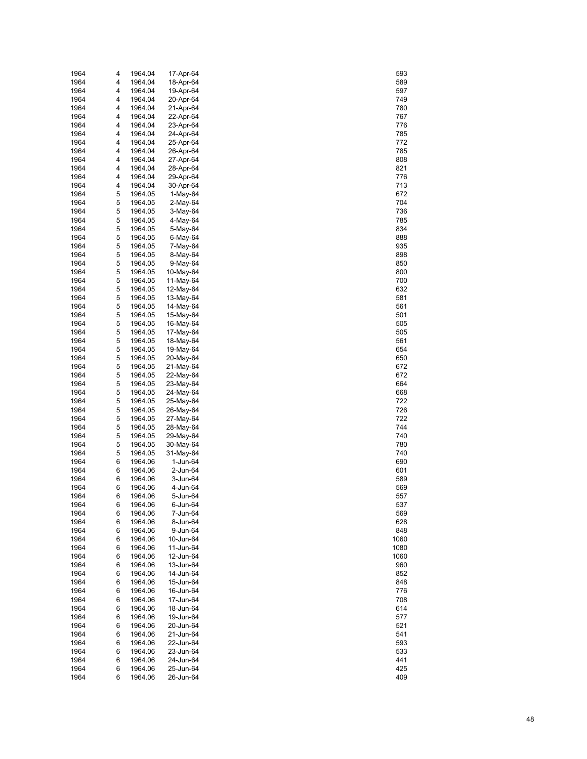| | | | | |
|---|---|---|---|---|
| 1964 | 4 | 1964.04 | 17-Apr-64 | 593 |
| 1964 | 4 | 1964.04 | 18-Apr-64 | 589 |
| 1964 | 4 | 1964.04 | 19-Apr-64 | 597 |
| 1964 | 4 | 1964.04 | 20-Apr-64 | 749 |
| 1964 | 4 | 1964.04 | 21-Apr-64 | 780 |
| 1964 | 4 | 1964.04 | 22-Apr-64 | 767 |
| 1964 | 4 | 1964.04 | 23-Apr-64 | 776 |
| 1964 | 4 | 1964.04 | 24-Apr-64 | 785 |
| 1964 | 4 | 1964.04 | 25-Apr-64 | 772 |
| 1964 | 4 | 1964.04 | 26-Apr-64 | 785 |
| 1964 | 4 | 1964.04 | 27-Apr-64 | 808 |
| 1964 | 4 | 1964.04 | 28-Apr-64 | 821 |
| 1964 | 4 | 1964.04 | 29-Apr-64 | 776 |
| 1964 | 4 | 1964.04 | 30-Apr-64 | 713 |
| 1964 | 5 | 1964.05 | 1-May-64 | 672 |
| 1964 | 5 | 1964.05 | 2-May-64 | 704 |
| 1964 | 5 | 1964.05 | 3-May-64 | 736 |
| 1964 | 5 | 1964.05 | 4-May-64 | 785 |
| 1964 | 5 | 1964.05 | 5-May-64 | 834 |
| 1964 | 5 | 1964.05 | 6-May-64 | 888 |
| 1964 | 5 | 1964.05 | 7-May-64 | 935 |
| 1964 | 5 | 1964.05 | 8-May-64 | 898 |
| 1964 | 5 | 1964.05 | 9-May-64 | 850 |
| 1964 | 5 | 1964.05 | 10-May-64 | 800 |
| 1964 | 5 | 1964.05 | 11-May-64 | 700 |
| 1964 | 5 | 1964.05 | 12-May-64 | 632 |
| 1964 | 5 | 1964.05 | 13-May-64 | 581 |
| 1964 | 5 | 1964.05 | 14-May-64 | 561 |
| 1964 | 5 | 1964.05 | 15-May-64 | 501 |
| 1964 | 5 | 1964.05 | 16-May-64 | 505 |
| 1964 | 5 | 1964.05 | 17-May-64 | 505 |
| 1964 | 5 | 1964.05 | 18-May-64 | 561 |
| 1964 | 5 | 1964.05 | 19-May-64 | 654 |
| 1964 | 5 | 1964.05 | 20-May-64 | 650 |
| 1964 | 5 | 1964.05 | 21-May-64 | 672 |
| 1964 | 5 | 1964.05 | 22-May-64 | 672 |
| 1964 | 5 | 1964.05 | 23-May-64 | 664 |
| 1964 | 5 | 1964.05 | 24-May-64 | 668 |
| 1964 | 5 | 1964.05 | 25-May-64 | 722 |
| 1964 | 5 | 1964.05 | 26-May-64 | 726 |
| 1964 | 5 | 1964.05 | 27-May-64 | 722 |
| 1964 | 5 | 1964.05 | 28-May-64 | 744 |
| 1964 | 5 | 1964.05 | 29-May-64 | 740 |
| 1964 | 5 | 1964.05 | 30-May-64 | 780 |
| 1964 | 5 | 1964.05 | 31-May-64 | 740 |
| 1964 | 6 | 1964.06 | 1-Jun-64 | 690 |
| 1964 | 6 | 1964.06 | 2-Jun-64 | 601 |
| 1964 | 6 | 1964.06 | 3-Jun-64 | 589 |
| 1964 | 6 | 1964.06 | 4-Jun-64 | 569 |
| 1964 | 6 | 1964.06 | 5-Jun-64 | 557 |
| 1964 | 6 | 1964.06 | 6-Jun-64 | 537 |
| 1964 | 6 | 1964.06 | 7-Jun-64 | 569 |
| 1964 | 6 | 1964.06 | 8-Jun-64 | 628 |
| 1964 | 6 | 1964.06 | 9-Jun-64 | 848 |
| 1964 | 6 | 1964.06 | 10-Jun-64 | 1060 |
| 1964 | 6 | 1964.06 | 11-Jun-64 | 1080 |
| 1964 | 6 | 1964.06 | 12-Jun-64 | 1060 |
| 1964 | 6 | 1964.06 | 13-Jun-64 | 960 |
| 1964 | 6 | 1964.06 | 14-Jun-64 | 852 |
| 1964 | 6 | 1964.06 | 15-Jun-64 | 848 |
| 1964 | 6 | 1964.06 | 16-Jun-64 | 776 |
| 1964 | 6 | 1964.06 | 17-Jun-64 | 708 |
| 1964 | 6 | 1964.06 | 18-Jun-64 | 614 |
| 1964 | 6 | 1964.06 | 19-Jun-64 | 577 |
| 1964 | 6 | 1964.06 | 20-Jun-64 | 521 |
| 1964 | 6 | 1964.06 | 21-Jun-64 | 541 |
| 1964 | 6 | 1964.06 | 22-Jun-64 | 593 |
| 1964 | 6 | 1964.06 | 23-Jun-64 | 533 |
| 1964 | 6 | 1964.06 | 24-Jun-64 | 441 |
| 1964 | 6 | 1964.06 | 25-Jun-64 | 425 |
| 1964 | 6 | 1964.06 | 26-Jun-64 | 409 |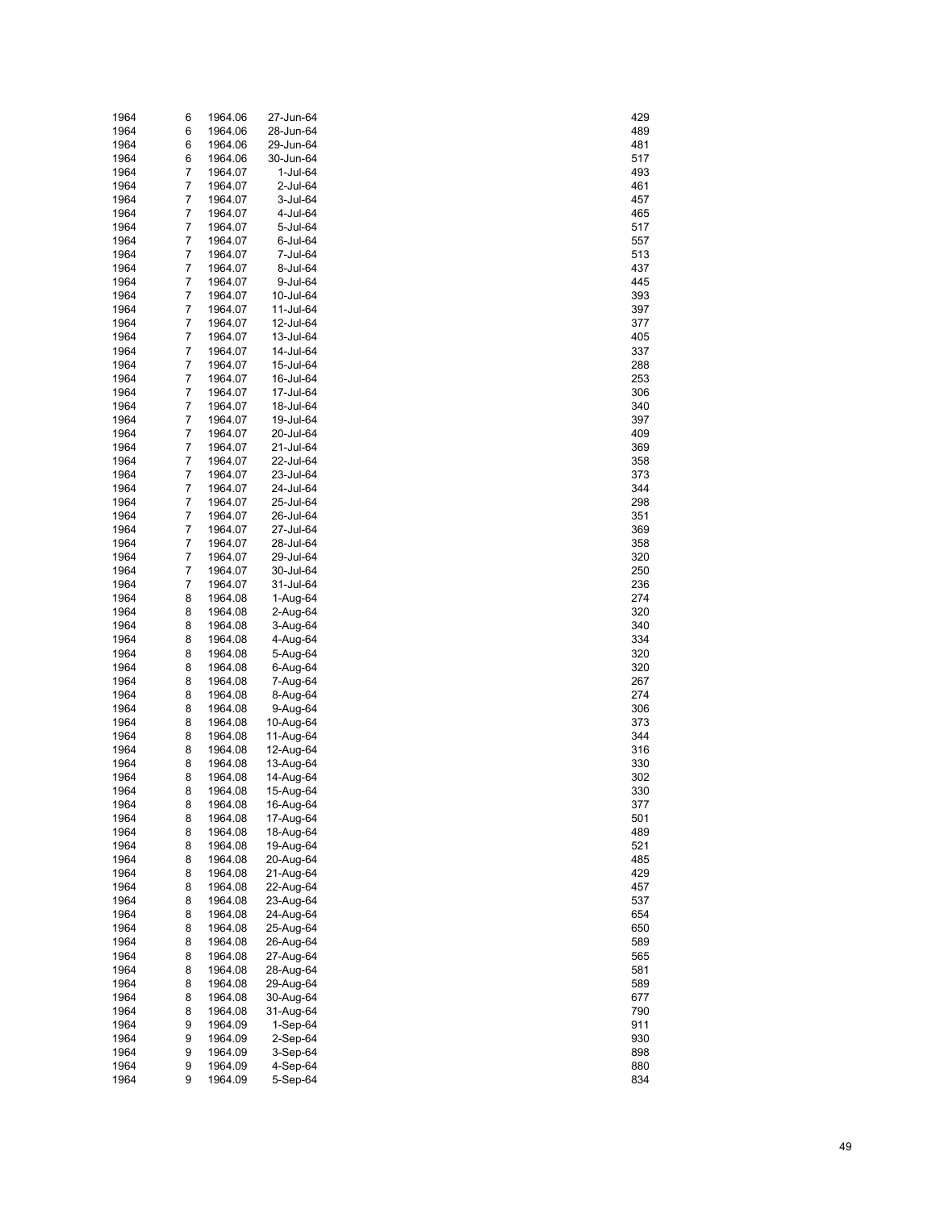| | | | | |
|---|---|---|---|---|
| 1964 | 6 | 1964.06 | 27-Jun-64 | 429 |
| 1964 | 6 | 1964.06 | 28-Jun-64 | 489 |
| 1964 | 6 | 1964.06 | 29-Jun-64 | 481 |
| 1964 | 6 | 1964.06 | 30-Jun-64 | 517 |
| 1964 | 7 | 1964.07 | 1-Jul-64 | 493 |
| 1964 | 7 | 1964.07 | 2-Jul-64 | 461 |
| 1964 | 7 | 1964.07 | 3-Jul-64 | 457 |
| 1964 | 7 | 1964.07 | 4-Jul-64 | 465 |
| 1964 | 7 | 1964.07 | 5-Jul-64 | 517 |
| 1964 | 7 | 1964.07 | 6-Jul-64 | 557 |
| 1964 | 7 | 1964.07 | 7-Jul-64 | 513 |
| 1964 | 7 | 1964.07 | 8-Jul-64 | 437 |
| 1964 | 7 | 1964.07 | 9-Jul-64 | 445 |
| 1964 | 7 | 1964.07 | 10-Jul-64 | 393 |
| 1964 | 7 | 1964.07 | 11-Jul-64 | 397 |
| 1964 | 7 | 1964.07 | 12-Jul-64 | 377 |
| 1964 | 7 | 1964.07 | 13-Jul-64 | 405 |
| 1964 | 7 | 1964.07 | 14-Jul-64 | 337 |
| 1964 | 7 | 1964.07 | 15-Jul-64 | 288 |
| 1964 | 7 | 1964.07 | 16-Jul-64 | 253 |
| 1964 | 7 | 1964.07 | 17-Jul-64 | 306 |
| 1964 | 7 | 1964.07 | 18-Jul-64 | 340 |
| 1964 | 7 | 1964.07 | 19-Jul-64 | 397 |
| 1964 | 7 | 1964.07 | 20-Jul-64 | 409 |
| 1964 | 7 | 1964.07 | 21-Jul-64 | 369 |
| 1964 | 7 | 1964.07 | 22-Jul-64 | 358 |
| 1964 | 7 | 1964.07 | 23-Jul-64 | 373 |
| 1964 | 7 | 1964.07 | 24-Jul-64 | 344 |
| 1964 | 7 | 1964.07 | 25-Jul-64 | 298 |
| 1964 | 7 | 1964.07 | 26-Jul-64 | 351 |
| 1964 | 7 | 1964.07 | 27-Jul-64 | 369 |
| 1964 | 7 | 1964.07 | 28-Jul-64 | 358 |
| 1964 | 7 | 1964.07 | 29-Jul-64 | 320 |
| 1964 | 7 | 1964.07 | 30-Jul-64 | 250 |
| 1964 | 7 | 1964.07 | 31-Jul-64 | 236 |
| 1964 | 8 | 1964.08 | 1-Aug-64 | 274 |
| 1964 | 8 | 1964.08 | 2-Aug-64 | 320 |
| 1964 | 8 | 1964.08 | 3-Aug-64 | 340 |
| 1964 | 8 | 1964.08 | 4-Aug-64 | 334 |
| 1964 | 8 | 1964.08 | 5-Aug-64 | 320 |
| 1964 | 8 | 1964.08 | 6-Aug-64 | 320 |
| 1964 | 8 | 1964.08 | 7-Aug-64 | 267 |
| 1964 | 8 | 1964.08 | 8-Aug-64 | 274 |
| 1964 | 8 | 1964.08 | 9-Aug-64 | 306 |
| 1964 | 8 | 1964.08 | 10-Aug-64 | 373 |
| 1964 | 8 | 1964.08 | 11-Aug-64 | 344 |
| 1964 | 8 | 1964.08 | 12-Aug-64 | 316 |
| 1964 | 8 | 1964.08 | 13-Aug-64 | 330 |
| 1964 | 8 | 1964.08 | 14-Aug-64 | 302 |
| 1964 | 8 | 1964.08 | 15-Aug-64 | 330 |
| 1964 | 8 | 1964.08 | 16-Aug-64 | 377 |
| 1964 | 8 | 1964.08 | 17-Aug-64 | 501 |
| 1964 | 8 | 1964.08 | 18-Aug-64 | 489 |
| 1964 | 8 | 1964.08 | 19-Aug-64 | 521 |
| 1964 | 8 | 1964.08 | 20-Aug-64 | 485 |
| 1964 | 8 | 1964.08 | 21-Aug-64 | 429 |
| 1964 | 8 | 1964.08 | 22-Aug-64 | 457 |
| 1964 | 8 | 1964.08 | 23-Aug-64 | 537 |
| 1964 | 8 | 1964.08 | 24-Aug-64 | 654 |
| 1964 | 8 | 1964.08 | 25-Aug-64 | 650 |
| 1964 | 8 | 1964.08 | 26-Aug-64 | 589 |
| 1964 | 8 | 1964.08 | 27-Aug-64 | 565 |
| 1964 | 8 | 1964.08 | 28-Aug-64 | 581 |
| 1964 | 8 | 1964.08 | 29-Aug-64 | 589 |
| 1964 | 8 | 1964.08 | 30-Aug-64 | 677 |
| 1964 | 8 | 1964.08 | 31-Aug-64 | 790 |
| 1964 | 9 | 1964.09 | 1-Sep-64 | 911 |
| 1964 | 9 | 1964.09 | 2-Sep-64 | 930 |
| 1964 | 9 | 1964.09 | 3-Sep-64 | 898 |
| 1964 | 9 | 1964.09 | 4-Sep-64 | 880 |
| 1964 | 9 | 1964.09 | 5-Sep-64 | 834 |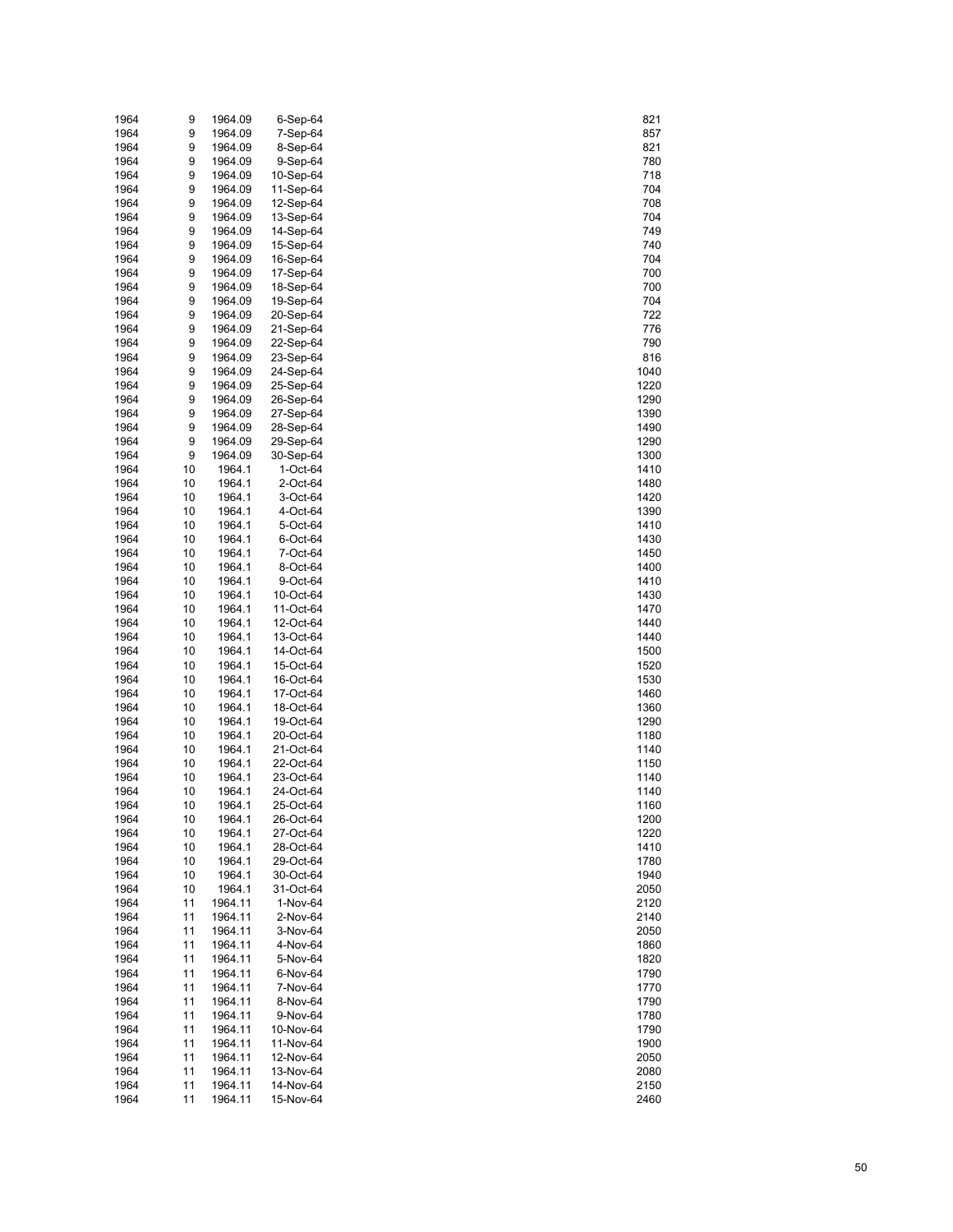| | | | | |
|---|---|---|---|---|
| 1964 | 9 | 1964.09 | 6-Sep-64 | 821 |
| 1964 | 9 | 1964.09 | 7-Sep-64 | 857 |
| 1964 | 9 | 1964.09 | 8-Sep-64 | 821 |
| 1964 | 9 | 1964.09 | 9-Sep-64 | 780 |
| 1964 | 9 | 1964.09 | 10-Sep-64 | 718 |
| 1964 | 9 | 1964.09 | 11-Sep-64 | 704 |
| 1964 | 9 | 1964.09 | 12-Sep-64 | 708 |
| 1964 | 9 | 1964.09 | 13-Sep-64 | 704 |
| 1964 | 9 | 1964.09 | 14-Sep-64 | 749 |
| 1964 | 9 | 1964.09 | 15-Sep-64 | 740 |
| 1964 | 9 | 1964.09 | 16-Sep-64 | 704 |
| 1964 | 9 | 1964.09 | 17-Sep-64 | 700 |
| 1964 | 9 | 1964.09 | 18-Sep-64 | 700 |
| 1964 | 9 | 1964.09 | 19-Sep-64 | 704 |
| 1964 | 9 | 1964.09 | 20-Sep-64 | 722 |
| 1964 | 9 | 1964.09 | 21-Sep-64 | 776 |
| 1964 | 9 | 1964.09 | 22-Sep-64 | 790 |
| 1964 | 9 | 1964.09 | 23-Sep-64 | 816 |
| 1964 | 9 | 1964.09 | 24-Sep-64 | 1040 |
| 1964 | 9 | 1964.09 | 25-Sep-64 | 1220 |
| 1964 | 9 | 1964.09 | 26-Sep-64 | 1290 |
| 1964 | 9 | 1964.09 | 27-Sep-64 | 1390 |
| 1964 | 9 | 1964.09 | 28-Sep-64 | 1490 |
| 1964 | 9 | 1964.09 | 29-Sep-64 | 1290 |
| 1964 | 9 | 1964.09 | 30-Sep-64 | 1300 |
| 1964 | 10 | 1964.1 | 1-Oct-64 | 1410 |
| 1964 | 10 | 1964.1 | 2-Oct-64 | 1480 |
| 1964 | 10 | 1964.1 | 3-Oct-64 | 1420 |
| 1964 | 10 | 1964.1 | 4-Oct-64 | 1390 |
| 1964 | 10 | 1964.1 | 5-Oct-64 | 1410 |
| 1964 | 10 | 1964.1 | 6-Oct-64 | 1430 |
| 1964 | 10 | 1964.1 | 7-Oct-64 | 1450 |
| 1964 | 10 | 1964.1 | 8-Oct-64 | 1400 |
| 1964 | 10 | 1964.1 | 9-Oct-64 | 1410 |
| 1964 | 10 | 1964.1 | 10-Oct-64 | 1430 |
| 1964 | 10 | 1964.1 | 11-Oct-64 | 1470 |
| 1964 | 10 | 1964.1 | 12-Oct-64 | 1440 |
| 1964 | 10 | 1964.1 | 13-Oct-64 | 1440 |
| 1964 | 10 | 1964.1 | 14-Oct-64 | 1500 |
| 1964 | 10 | 1964.1 | 15-Oct-64 | 1520 |
| 1964 | 10 | 1964.1 | 16-Oct-64 | 1530 |
| 1964 | 10 | 1964.1 | 17-Oct-64 | 1460 |
| 1964 | 10 | 1964.1 | 18-Oct-64 | 1360 |
| 1964 | 10 | 1964.1 | 19-Oct-64 | 1290 |
| 1964 | 10 | 1964.1 | 20-Oct-64 | 1180 |
| 1964 | 10 | 1964.1 | 21-Oct-64 | 1140 |
| 1964 | 10 | 1964.1 | 22-Oct-64 | 1150 |
| 1964 | 10 | 1964.1 | 23-Oct-64 | 1140 |
| 1964 | 10 | 1964.1 | 24-Oct-64 | 1140 |
| 1964 | 10 | 1964.1 | 25-Oct-64 | 1160 |
| 1964 | 10 | 1964.1 | 26-Oct-64 | 1200 |
| 1964 | 10 | 1964.1 | 27-Oct-64 | 1220 |
| 1964 | 10 | 1964.1 | 28-Oct-64 | 1410 |
| 1964 | 10 | 1964.1 | 29-Oct-64 | 1780 |
| 1964 | 10 | 1964.1 | 30-Oct-64 | 1940 |
| 1964 | 10 | 1964.1 | 31-Oct-64 | 2050 |
| 1964 | 11 | 1964.11 | 1-Nov-64 | 2120 |
| 1964 | 11 | 1964.11 | 2-Nov-64 | 2140 |
| 1964 | 11 | 1964.11 | 3-Nov-64 | 2050 |
| 1964 | 11 | 1964.11 | 4-Nov-64 | 1860 |
| 1964 | 11 | 1964.11 | 5-Nov-64 | 1820 |
| 1964 | 11 | 1964.11 | 6-Nov-64 | 1790 |
| 1964 | 11 | 1964.11 | 7-Nov-64 | 1770 |
| 1964 | 11 | 1964.11 | 8-Nov-64 | 1790 |
| 1964 | 11 | 1964.11 | 9-Nov-64 | 1780 |
| 1964 | 11 | 1964.11 | 10-Nov-64 | 1790 |
| 1964 | 11 | 1964.11 | 11-Nov-64 | 1900 |
| 1964 | 11 | 1964.11 | 12-Nov-64 | 2050 |
| 1964 | 11 | 1964.11 | 13-Nov-64 | 2080 |
| 1964 | 11 | 1964.11 | 14-Nov-64 | 2150 |
| 1964 | 11 | 1964.11 | 15-Nov-64 | 2460 |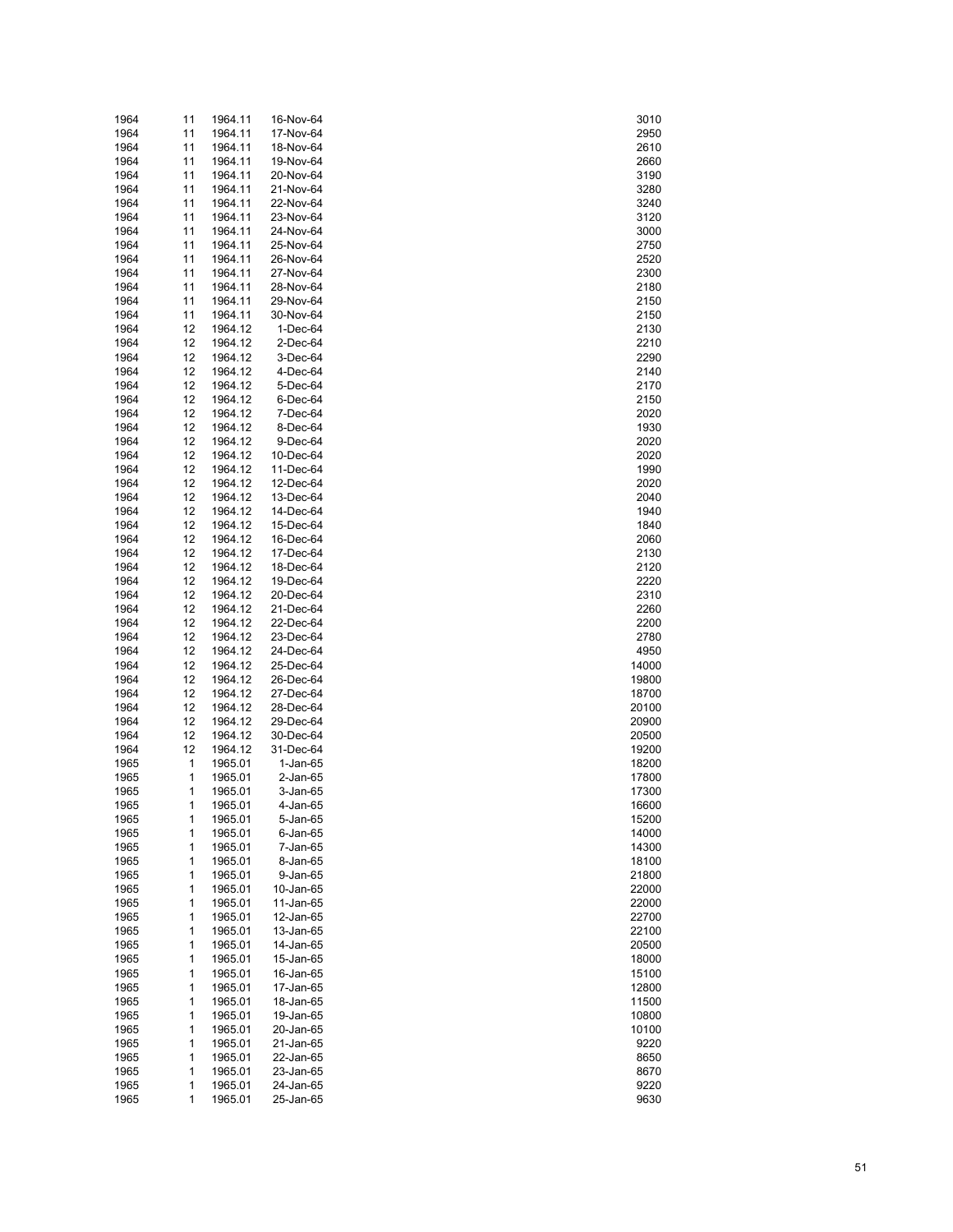| | | | | |
|---|---|---|---|---|
| 1964 | 11 | 1964.11 | 16-Nov-64 | 3010 |
| 1964 | 11 | 1964.11 | 17-Nov-64 | 2950 |
| 1964 | 11 | 1964.11 | 18-Nov-64 | 2610 |
| 1964 | 11 | 1964.11 | 19-Nov-64 | 2660 |
| 1964 | 11 | 1964.11 | 20-Nov-64 | 3190 |
| 1964 | 11 | 1964.11 | 21-Nov-64 | 3280 |
| 1964 | 11 | 1964.11 | 22-Nov-64 | 3240 |
| 1964 | 11 | 1964.11 | 23-Nov-64 | 3120 |
| 1964 | 11 | 1964.11 | 24-Nov-64 | 3000 |
| 1964 | 11 | 1964.11 | 25-Nov-64 | 2750 |
| 1964 | 11 | 1964.11 | 26-Nov-64 | 2520 |
| 1964 | 11 | 1964.11 | 27-Nov-64 | 2300 |
| 1964 | 11 | 1964.11 | 28-Nov-64 | 2180 |
| 1964 | 11 | 1964.11 | 29-Nov-64 | 2150 |
| 1964 | 11 | 1964.11 | 30-Nov-64 | 2150 |
| 1964 | 12 | 1964.12 | 1-Dec-64 | 2130 |
| 1964 | 12 | 1964.12 | 2-Dec-64 | 2210 |
| 1964 | 12 | 1964.12 | 3-Dec-64 | 2290 |
| 1964 | 12 | 1964.12 | 4-Dec-64 | 2140 |
| 1964 | 12 | 1964.12 | 5-Dec-64 | 2170 |
| 1964 | 12 | 1964.12 | 6-Dec-64 | 2150 |
| 1964 | 12 | 1964.12 | 7-Dec-64 | 2020 |
| 1964 | 12 | 1964.12 | 8-Dec-64 | 1930 |
| 1964 | 12 | 1964.12 | 9-Dec-64 | 2020 |
| 1964 | 12 | 1964.12 | 10-Dec-64 | 2020 |
| 1964 | 12 | 1964.12 | 11-Dec-64 | 1990 |
| 1964 | 12 | 1964.12 | 12-Dec-64 | 2020 |
| 1964 | 12 | 1964.12 | 13-Dec-64 | 2040 |
| 1964 | 12 | 1964.12 | 14-Dec-64 | 1940 |
| 1964 | 12 | 1964.12 | 15-Dec-64 | 1840 |
| 1964 | 12 | 1964.12 | 16-Dec-64 | 2060 |
| 1964 | 12 | 1964.12 | 17-Dec-64 | 2130 |
| 1964 | 12 | 1964.12 | 18-Dec-64 | 2120 |
| 1964 | 12 | 1964.12 | 19-Dec-64 | 2220 |
| 1964 | 12 | 1964.12 | 20-Dec-64 | 2310 |
| 1964 | 12 | 1964.12 | 21-Dec-64 | 2260 |
| 1964 | 12 | 1964.12 | 22-Dec-64 | 2200 |
| 1964 | 12 | 1964.12 | 23-Dec-64 | 2780 |
| 1964 | 12 | 1964.12 | 24-Dec-64 | 4950 |
| 1964 | 12 | 1964.12 | 25-Dec-64 | 14000 |
| 1964 | 12 | 1964.12 | 26-Dec-64 | 19800 |
| 1964 | 12 | 1964.12 | 27-Dec-64 | 18700 |
| 1964 | 12 | 1964.12 | 28-Dec-64 | 20100 |
| 1964 | 12 | 1964.12 | 29-Dec-64 | 20900 |
| 1964 | 12 | 1964.12 | 30-Dec-64 | 20500 |
| 1964 | 12 | 1964.12 | 31-Dec-64 | 19200 |
| 1965 | 1 | 1965.01 | 1-Jan-65 | 18200 |
| 1965 | 1 | 1965.01 | 2-Jan-65 | 17800 |
| 1965 | 1 | 1965.01 | 3-Jan-65 | 17300 |
| 1965 | 1 | 1965.01 | 4-Jan-65 | 16600 |
| 1965 | 1 | 1965.01 | 5-Jan-65 | 15200 |
| 1965 | 1 | 1965.01 | 6-Jan-65 | 14000 |
| 1965 | 1 | 1965.01 | 7-Jan-65 | 14300 |
| 1965 | 1 | 1965.01 | 8-Jan-65 | 18100 |
| 1965 | 1 | 1965.01 | 9-Jan-65 | 21800 |
| 1965 | 1 | 1965.01 | 10-Jan-65 | 22000 |
| 1965 | 1 | 1965.01 | 11-Jan-65 | 22000 |
| 1965 | 1 | 1965.01 | 12-Jan-65 | 22700 |
| 1965 | 1 | 1965.01 | 13-Jan-65 | 22100 |
| 1965 | 1 | 1965.01 | 14-Jan-65 | 20500 |
| 1965 | 1 | 1965.01 | 15-Jan-65 | 18000 |
| 1965 | 1 | 1965.01 | 16-Jan-65 | 15100 |
| 1965 | 1 | 1965.01 | 17-Jan-65 | 12800 |
| 1965 | 1 | 1965.01 | 18-Jan-65 | 11500 |
| 1965 | 1 | 1965.01 | 19-Jan-65 | 10800 |
| 1965 | 1 | 1965.01 | 20-Jan-65 | 10100 |
| 1965 | 1 | 1965.01 | 21-Jan-65 | 9220 |
| 1965 | 1 | 1965.01 | 22-Jan-65 | 8650 |
| 1965 | 1 | 1965.01 | 23-Jan-65 | 8670 |
| 1965 | 1 | 1965.01 | 24-Jan-65 | 9220 |
| 1965 | 1 | 1965.01 | 25-Jan-65 | 9630 |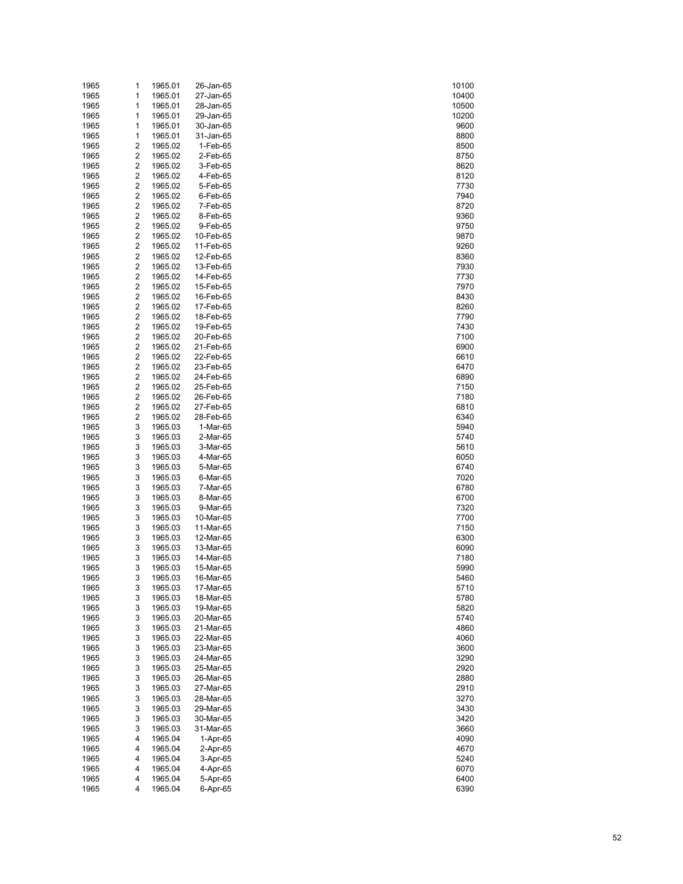| | | | | |
|---|---|---|---|---|
| 1965 | 1 | 1965.01 | 26-Jan-65 | 10100 |
| 1965 | 1 | 1965.01 | 27-Jan-65 | 10400 |
| 1965 | 1 | 1965.01 | 28-Jan-65 | 10500 |
| 1965 | 1 | 1965.01 | 29-Jan-65 | 10200 |
| 1965 | 1 | 1965.01 | 30-Jan-65 | 9600 |
| 1965 | 1 | 1965.01 | 31-Jan-65 | 8800 |
| 1965 | 2 | 1965.02 | 1-Feb-65 | 8500 |
| 1965 | 2 | 1965.02 | 2-Feb-65 | 8750 |
| 1965 | 2 | 1965.02 | 3-Feb-65 | 8620 |
| 1965 | 2 | 1965.02 | 4-Feb-65 | 8120 |
| 1965 | 2 | 1965.02 | 5-Feb-65 | 7730 |
| 1965 | 2 | 1965.02 | 6-Feb-65 | 7940 |
| 1965 | 2 | 1965.02 | 7-Feb-65 | 8720 |
| 1965 | 2 | 1965.02 | 8-Feb-65 | 9360 |
| 1965 | 2 | 1965.02 | 9-Feb-65 | 9750 |
| 1965 | 2 | 1965.02 | 10-Feb-65 | 9870 |
| 1965 | 2 | 1965.02 | 11-Feb-65 | 9260 |
| 1965 | 2 | 1965.02 | 12-Feb-65 | 8360 |
| 1965 | 2 | 1965.02 | 13-Feb-65 | 7930 |
| 1965 | 2 | 1965.02 | 14-Feb-65 | 7730 |
| 1965 | 2 | 1965.02 | 15-Feb-65 | 7970 |
| 1965 | 2 | 1965.02 | 16-Feb-65 | 8430 |
| 1965 | 2 | 1965.02 | 17-Feb-65 | 8260 |
| 1965 | 2 | 1965.02 | 18-Feb-65 | 7790 |
| 1965 | 2 | 1965.02 | 19-Feb-65 | 7430 |
| 1965 | 2 | 1965.02 | 20-Feb-65 | 7100 |
| 1965 | 2 | 1965.02 | 21-Feb-65 | 6900 |
| 1965 | 2 | 1965.02 | 22-Feb-65 | 6610 |
| 1965 | 2 | 1965.02 | 23-Feb-65 | 6470 |
| 1965 | 2 | 1965.02 | 24-Feb-65 | 6890 |
| 1965 | 2 | 1965.02 | 25-Feb-65 | 7150 |
| 1965 | 2 | 1965.02 | 26-Feb-65 | 7180 |
| 1965 | 2 | 1965.02 | 27-Feb-65 | 6810 |
| 1965 | 2 | 1965.02 | 28-Feb-65 | 6340 |
| 1965 | 3 | 1965.03 | 1-Mar-65 | 5940 |
| 1965 | 3 | 1965.03 | 2-Mar-65 | 5740 |
| 1965 | 3 | 1965.03 | 3-Mar-65 | 5610 |
| 1965 | 3 | 1965.03 | 4-Mar-65 | 6050 |
| 1965 | 3 | 1965.03 | 5-Mar-65 | 6740 |
| 1965 | 3 | 1965.03 | 6-Mar-65 | 7020 |
| 1965 | 3 | 1965.03 | 7-Mar-65 | 6780 |
| 1965 | 3 | 1965.03 | 8-Mar-65 | 6700 |
| 1965 | 3 | 1965.03 | 9-Mar-65 | 7320 |
| 1965 | 3 | 1965.03 | 10-Mar-65 | 7700 |
| 1965 | 3 | 1965.03 | 11-Mar-65 | 7150 |
| 1965 | 3 | 1965.03 | 12-Mar-65 | 6300 |
| 1965 | 3 | 1965.03 | 13-Mar-65 | 6090 |
| 1965 | 3 | 1965.03 | 14-Mar-65 | 7180 |
| 1965 | 3 | 1965.03 | 15-Mar-65 | 5990 |
| 1965 | 3 | 1965.03 | 16-Mar-65 | 5460 |
| 1965 | 3 | 1965.03 | 17-Mar-65 | 5710 |
| 1965 | 3 | 1965.03 | 18-Mar-65 | 5780 |
| 1965 | 3 | 1965.03 | 19-Mar-65 | 5820 |
| 1965 | 3 | 1965.03 | 20-Mar-65 | 5740 |
| 1965 | 3 | 1965.03 | 21-Mar-65 | 4860 |
| 1965 | 3 | 1965.03 | 22-Mar-65 | 4060 |
| 1965 | 3 | 1965.03 | 23-Mar-65 | 3600 |
| 1965 | 3 | 1965.03 | 24-Mar-65 | 3290 |
| 1965 | 3 | 1965.03 | 25-Mar-65 | 2920 |
| 1965 | 3 | 1965.03 | 26-Mar-65 | 2880 |
| 1965 | 3 | 1965.03 | 27-Mar-65 | 2910 |
| 1965 | 3 | 1965.03 | 28-Mar-65 | 3270 |
| 1965 | 3 | 1965.03 | 29-Mar-65 | 3430 |
| 1965 | 3 | 1965.03 | 30-Mar-65 | 3420 |
| 1965 | 3 | 1965.03 | 31-Mar-65 | 3660 |
| 1965 | 4 | 1965.04 | 1-Apr-65 | 4090 |
| 1965 | 4 | 1965.04 | 2-Apr-65 | 4670 |
| 1965 | 4 | 1965.04 | 3-Apr-65 | 5240 |
| 1965 | 4 | 1965.04 | 4-Apr-65 | 6070 |
| 1965 | 4 | 1965.04 | 5-Apr-65 | 6400 |
| 1965 | 4 | 1965.04 | 6-Apr-65 | 6390 |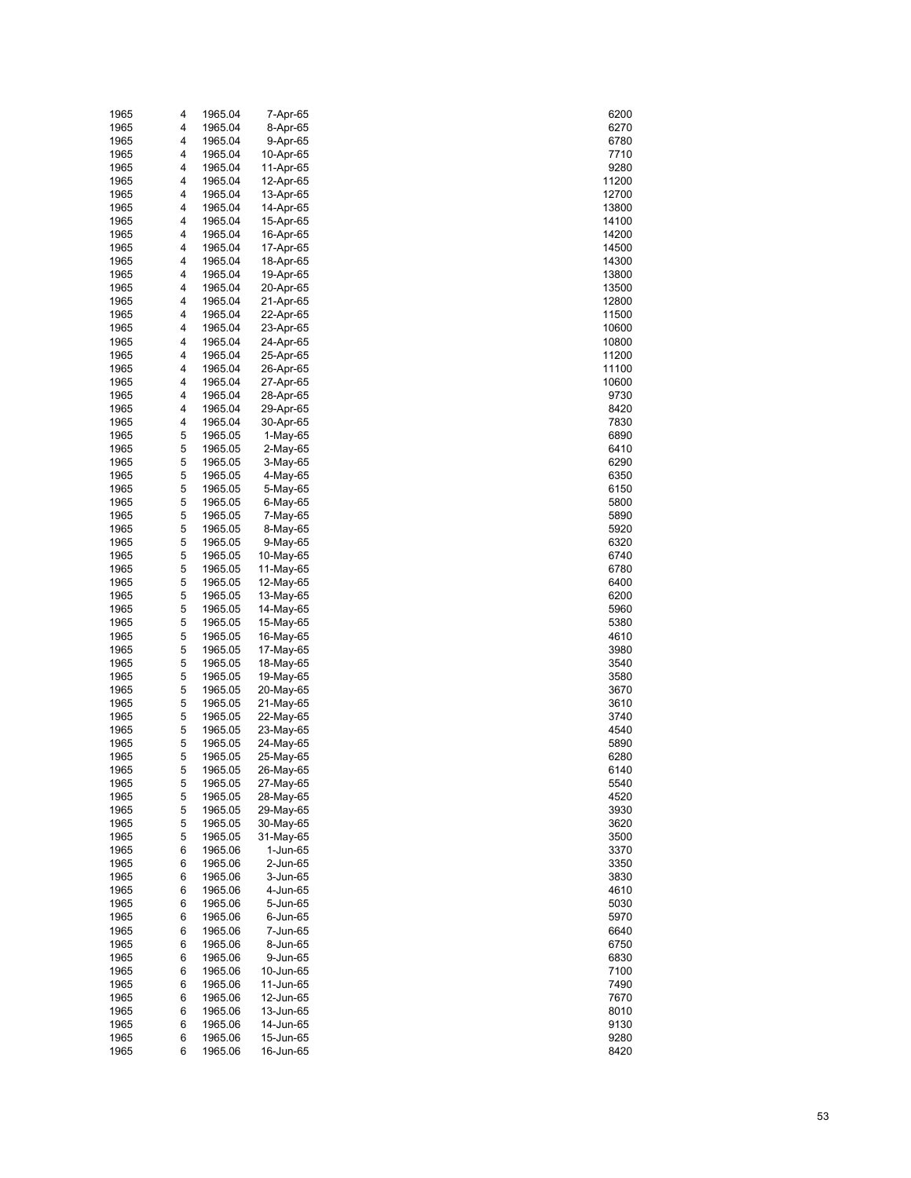| | | | | |
|---|---|---|---|---|
| 1965 | 4 | 1965.04 | 7-Apr-65 | 6200 |
| 1965 | 4 | 1965.04 | 8-Apr-65 | 6270 |
| 1965 | 4 | 1965.04 | 9-Apr-65 | 6780 |
| 1965 | 4 | 1965.04 | 10-Apr-65 | 7710 |
| 1965 | 4 | 1965.04 | 11-Apr-65 | 9280 |
| 1965 | 4 | 1965.04 | 12-Apr-65 | 11200 |
| 1965 | 4 | 1965.04 | 13-Apr-65 | 12700 |
| 1965 | 4 | 1965.04 | 14-Apr-65 | 13800 |
| 1965 | 4 | 1965.04 | 15-Apr-65 | 14100 |
| 1965 | 4 | 1965.04 | 16-Apr-65 | 14200 |
| 1965 | 4 | 1965.04 | 17-Apr-65 | 14500 |
| 1965 | 4 | 1965.04 | 18-Apr-65 | 14300 |
| 1965 | 4 | 1965.04 | 19-Apr-65 | 13800 |
| 1965 | 4 | 1965.04 | 20-Apr-65 | 13500 |
| 1965 | 4 | 1965.04 | 21-Apr-65 | 12800 |
| 1965 | 4 | 1965.04 | 22-Apr-65 | 11500 |
| 1965 | 4 | 1965.04 | 23-Apr-65 | 10600 |
| 1965 | 4 | 1965.04 | 24-Apr-65 | 10800 |
| 1965 | 4 | 1965.04 | 25-Apr-65 | 11200 |
| 1965 | 4 | 1965.04 | 26-Apr-65 | 11100 |
| 1965 | 4 | 1965.04 | 27-Apr-65 | 10600 |
| 1965 | 4 | 1965.04 | 28-Apr-65 | 9730 |
| 1965 | 4 | 1965.04 | 29-Apr-65 | 8420 |
| 1965 | 4 | 1965.04 | 30-Apr-65 | 7830 |
| 1965 | 5 | 1965.05 | 1-May-65 | 6890 |
| 1965 | 5 | 1965.05 | 2-May-65 | 6410 |
| 1965 | 5 | 1965.05 | 3-May-65 | 6290 |
| 1965 | 5 | 1965.05 | 4-May-65 | 6350 |
| 1965 | 5 | 1965.05 | 5-May-65 | 6150 |
| 1965 | 5 | 1965.05 | 6-May-65 | 5800 |
| 1965 | 5 | 1965.05 | 7-May-65 | 5890 |
| 1965 | 5 | 1965.05 | 8-May-65 | 5920 |
| 1965 | 5 | 1965.05 | 9-May-65 | 6320 |
| 1965 | 5 | 1965.05 | 10-May-65 | 6740 |
| 1965 | 5 | 1965.05 | 11-May-65 | 6780 |
| 1965 | 5 | 1965.05 | 12-May-65 | 6400 |
| 1965 | 5 | 1965.05 | 13-May-65 | 6200 |
| 1965 | 5 | 1965.05 | 14-May-65 | 5960 |
| 1965 | 5 | 1965.05 | 15-May-65 | 5380 |
| 1965 | 5 | 1965.05 | 16-May-65 | 4610 |
| 1965 | 5 | 1965.05 | 17-May-65 | 3980 |
| 1965 | 5 | 1965.05 | 18-May-65 | 3540 |
| 1965 | 5 | 1965.05 | 19-May-65 | 3580 |
| 1965 | 5 | 1965.05 | 20-May-65 | 3670 |
| 1965 | 5 | 1965.05 | 21-May-65 | 3610 |
| 1965 | 5 | 1965.05 | 22-May-65 | 3740 |
| 1965 | 5 | 1965.05 | 23-May-65 | 4540 |
| 1965 | 5 | 1965.05 | 24-May-65 | 5890 |
| 1965 | 5 | 1965.05 | 25-May-65 | 6280 |
| 1965 | 5 | 1965.05 | 26-May-65 | 6140 |
| 1965 | 5 | 1965.05 | 27-May-65 | 5540 |
| 1965 | 5 | 1965.05 | 28-May-65 | 4520 |
| 1965 | 5 | 1965.05 | 29-May-65 | 3930 |
| 1965 | 5 | 1965.05 | 30-May-65 | 3620 |
| 1965 | 5 | 1965.05 | 31-May-65 | 3500 |
| 1965 | 6 | 1965.06 | 1-Jun-65 | 3370 |
| 1965 | 6 | 1965.06 | 2-Jun-65 | 3350 |
| 1965 | 6 | 1965.06 | 3-Jun-65 | 3830 |
| 1965 | 6 | 1965.06 | 4-Jun-65 | 4610 |
| 1965 | 6 | 1965.06 | 5-Jun-65 | 5030 |
| 1965 | 6 | 1965.06 | 6-Jun-65 | 5970 |
| 1965 | 6 | 1965.06 | 7-Jun-65 | 6640 |
| 1965 | 6 | 1965.06 | 8-Jun-65 | 6750 |
| 1965 | 6 | 1965.06 | 9-Jun-65 | 6830 |
| 1965 | 6 | 1965.06 | 10-Jun-65 | 7100 |
| 1965 | 6 | 1965.06 | 11-Jun-65 | 7490 |
| 1965 | 6 | 1965.06 | 12-Jun-65 | 7670 |
| 1965 | 6 | 1965.06 | 13-Jun-65 | 8010 |
| 1965 | 6 | 1965.06 | 14-Jun-65 | 9130 |
| 1965 | 6 | 1965.06 | 15-Jun-65 | 9280 |
| 1965 | 6 | 1965.06 | 16-Jun-65 | 8420 |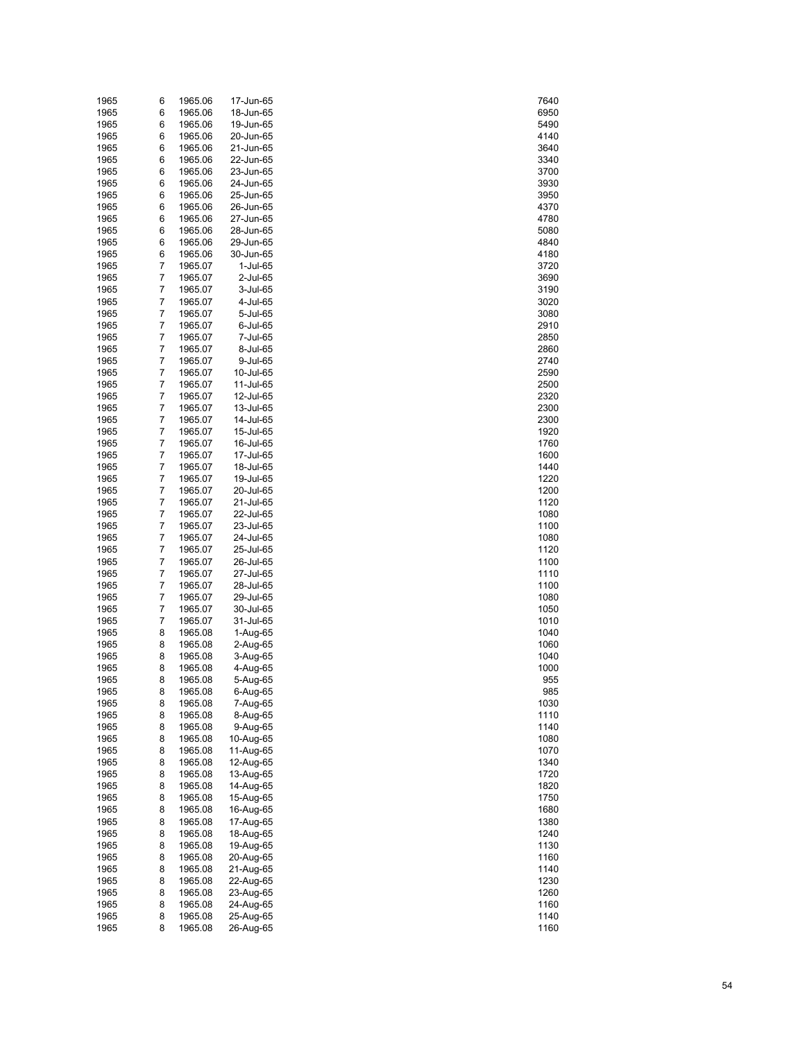| | | | | |
|---|---|---|---|---|
| 1965 | 6 | 1965.06 | 17-Jun-65 | 7640 |
| 1965 | 6 | 1965.06 | 18-Jun-65 | 6950 |
| 1965 | 6 | 1965.06 | 19-Jun-65 | 5490 |
| 1965 | 6 | 1965.06 | 20-Jun-65 | 4140 |
| 1965 | 6 | 1965.06 | 21-Jun-65 | 3640 |
| 1965 | 6 | 1965.06 | 22-Jun-65 | 3340 |
| 1965 | 6 | 1965.06 | 23-Jun-65 | 3700 |
| 1965 | 6 | 1965.06 | 24-Jun-65 | 3930 |
| 1965 | 6 | 1965.06 | 25-Jun-65 | 3950 |
| 1965 | 6 | 1965.06 | 26-Jun-65 | 4370 |
| 1965 | 6 | 1965.06 | 27-Jun-65 | 4780 |
| 1965 | 6 | 1965.06 | 28-Jun-65 | 5080 |
| 1965 | 6 | 1965.06 | 29-Jun-65 | 4840 |
| 1965 | 6 | 1965.06 | 30-Jun-65 | 4180 |
| 1965 | 7 | 1965.07 | 1-Jul-65 | 3720 |
| 1965 | 7 | 1965.07 | 2-Jul-65 | 3690 |
| 1965 | 7 | 1965.07 | 3-Jul-65 | 3190 |
| 1965 | 7 | 1965.07 | 4-Jul-65 | 3020 |
| 1965 | 7 | 1965.07 | 5-Jul-65 | 3080 |
| 1965 | 7 | 1965.07 | 6-Jul-65 | 2910 |
| 1965 | 7 | 1965.07 | 7-Jul-65 | 2850 |
| 1965 | 7 | 1965.07 | 8-Jul-65 | 2860 |
| 1965 | 7 | 1965.07 | 9-Jul-65 | 2740 |
| 1965 | 7 | 1965.07 | 10-Jul-65 | 2590 |
| 1965 | 7 | 1965.07 | 11-Jul-65 | 2500 |
| 1965 | 7 | 1965.07 | 12-Jul-65 | 2320 |
| 1965 | 7 | 1965.07 | 13-Jul-65 | 2300 |
| 1965 | 7 | 1965.07 | 14-Jul-65 | 2300 |
| 1965 | 7 | 1965.07 | 15-Jul-65 | 1920 |
| 1965 | 7 | 1965.07 | 16-Jul-65 | 1760 |
| 1965 | 7 | 1965.07 | 17-Jul-65 | 1600 |
| 1965 | 7 | 1965.07 | 18-Jul-65 | 1440 |
| 1965 | 7 | 1965.07 | 19-Jul-65 | 1220 |
| 1965 | 7 | 1965.07 | 20-Jul-65 | 1200 |
| 1965 | 7 | 1965.07 | 21-Jul-65 | 1120 |
| 1965 | 7 | 1965.07 | 22-Jul-65 | 1080 |
| 1965 | 7 | 1965.07 | 23-Jul-65 | 1100 |
| 1965 | 7 | 1965.07 | 24-Jul-65 | 1080 |
| 1965 | 7 | 1965.07 | 25-Jul-65 | 1120 |
| 1965 | 7 | 1965.07 | 26-Jul-65 | 1100 |
| 1965 | 7 | 1965.07 | 27-Jul-65 | 1110 |
| 1965 | 7 | 1965.07 | 28-Jul-65 | 1100 |
| 1965 | 7 | 1965.07 | 29-Jul-65 | 1080 |
| 1965 | 7 | 1965.07 | 30-Jul-65 | 1050 |
| 1965 | 7 | 1965.07 | 31-Jul-65 | 1010 |
| 1965 | 8 | 1965.08 | 1-Aug-65 | 1040 |
| 1965 | 8 | 1965.08 | 2-Aug-65 | 1060 |
| 1965 | 8 | 1965.08 | 3-Aug-65 | 1040 |
| 1965 | 8 | 1965.08 | 4-Aug-65 | 1000 |
| 1965 | 8 | 1965.08 | 5-Aug-65 | 955 |
| 1965 | 8 | 1965.08 | 6-Aug-65 | 985 |
| 1965 | 8 | 1965.08 | 7-Aug-65 | 1030 |
| 1965 | 8 | 1965.08 | 8-Aug-65 | 1110 |
| 1965 | 8 | 1965.08 | 9-Aug-65 | 1140 |
| 1965 | 8 | 1965.08 | 10-Aug-65 | 1080 |
| 1965 | 8 | 1965.08 | 11-Aug-65 | 1070 |
| 1965 | 8 | 1965.08 | 12-Aug-65 | 1340 |
| 1965 | 8 | 1965.08 | 13-Aug-65 | 1720 |
| 1965 | 8 | 1965.08 | 14-Aug-65 | 1820 |
| 1965 | 8 | 1965.08 | 15-Aug-65 | 1750 |
| 1965 | 8 | 1965.08 | 16-Aug-65 | 1680 |
| 1965 | 8 | 1965.08 | 17-Aug-65 | 1380 |
| 1965 | 8 | 1965.08 | 18-Aug-65 | 1240 |
| 1965 | 8 | 1965.08 | 19-Aug-65 | 1130 |
| 1965 | 8 | 1965.08 | 20-Aug-65 | 1160 |
| 1965 | 8 | 1965.08 | 21-Aug-65 | 1140 |
| 1965 | 8 | 1965.08 | 22-Aug-65 | 1230 |
| 1965 | 8 | 1965.08 | 23-Aug-65 | 1260 |
| 1965 | 8 | 1965.08 | 24-Aug-65 | 1160 |
| 1965 | 8 | 1965.08 | 25-Aug-65 | 1140 |
| 1965 | 8 | 1965.08 | 26-Aug-65 | 1160 |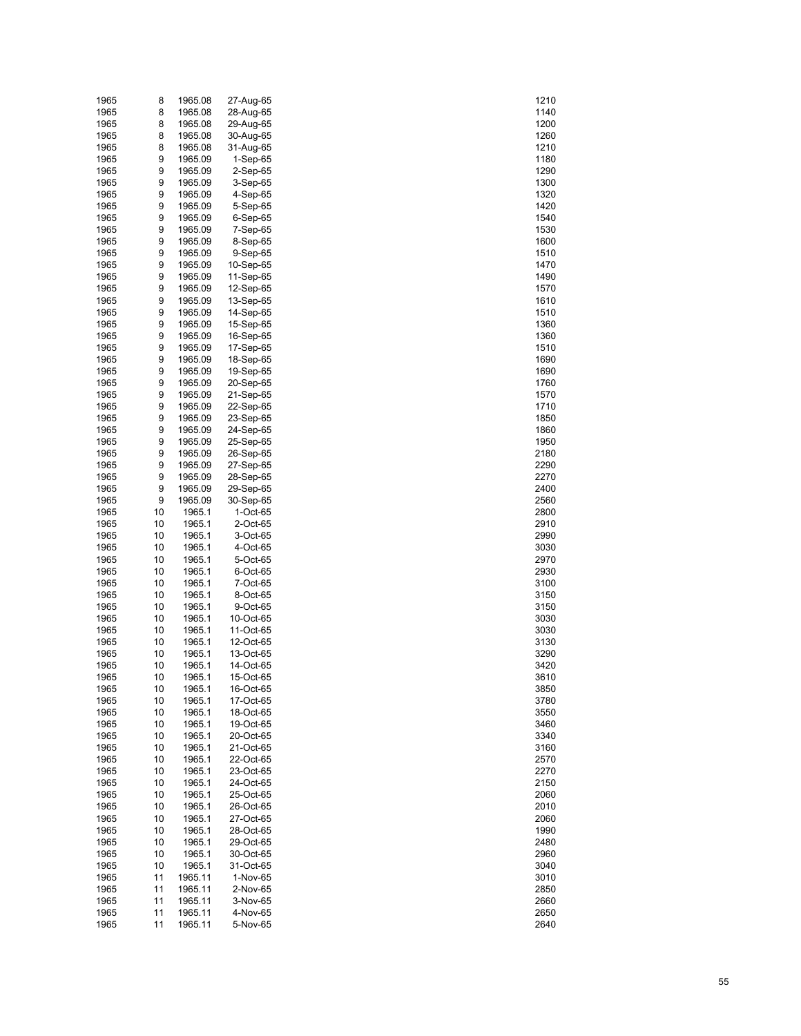| | | | | |
|---|---|---|---|---|
| 1965 | 8 | 1965.08 | 27-Aug-65 | 1210 |
| 1965 | 8 | 1965.08 | 28-Aug-65 | 1140 |
| 1965 | 8 | 1965.08 | 29-Aug-65 | 1200 |
| 1965 | 8 | 1965.08 | 30-Aug-65 | 1260 |
| 1965 | 8 | 1965.08 | 31-Aug-65 | 1210 |
| 1965 | 9 | 1965.09 | 1-Sep-65 | 1180 |
| 1965 | 9 | 1965.09 | 2-Sep-65 | 1290 |
| 1965 | 9 | 1965.09 | 3-Sep-65 | 1300 |
| 1965 | 9 | 1965.09 | 4-Sep-65 | 1320 |
| 1965 | 9 | 1965.09 | 5-Sep-65 | 1420 |
| 1965 | 9 | 1965.09 | 6-Sep-65 | 1540 |
| 1965 | 9 | 1965.09 | 7-Sep-65 | 1530 |
| 1965 | 9 | 1965.09 | 8-Sep-65 | 1600 |
| 1965 | 9 | 1965.09 | 9-Sep-65 | 1510 |
| 1965 | 9 | 1965.09 | 10-Sep-65 | 1470 |
| 1965 | 9 | 1965.09 | 11-Sep-65 | 1490 |
| 1965 | 9 | 1965.09 | 12-Sep-65 | 1570 |
| 1965 | 9 | 1965.09 | 13-Sep-65 | 1610 |
| 1965 | 9 | 1965.09 | 14-Sep-65 | 1510 |
| 1965 | 9 | 1965.09 | 15-Sep-65 | 1360 |
| 1965 | 9 | 1965.09 | 16-Sep-65 | 1360 |
| 1965 | 9 | 1965.09 | 17-Sep-65 | 1510 |
| 1965 | 9 | 1965.09 | 18-Sep-65 | 1690 |
| 1965 | 9 | 1965.09 | 19-Sep-65 | 1690 |
| 1965 | 9 | 1965.09 | 20-Sep-65 | 1760 |
| 1965 | 9 | 1965.09 | 21-Sep-65 | 1570 |
| 1965 | 9 | 1965.09 | 22-Sep-65 | 1710 |
| 1965 | 9 | 1965.09 | 23-Sep-65 | 1850 |
| 1965 | 9 | 1965.09 | 24-Sep-65 | 1860 |
| 1965 | 9 | 1965.09 | 25-Sep-65 | 1950 |
| 1965 | 9 | 1965.09 | 26-Sep-65 | 2180 |
| 1965 | 9 | 1965.09 | 27-Sep-65 | 2290 |
| 1965 | 9 | 1965.09 | 28-Sep-65 | 2270 |
| 1965 | 9 | 1965.09 | 29-Sep-65 | 2400 |
| 1965 | 9 | 1965.09 | 30-Sep-65 | 2560 |
| 1965 | 10 | 1965.1 | 1-Oct-65 | 2800 |
| 1965 | 10 | 1965.1 | 2-Oct-65 | 2910 |
| 1965 | 10 | 1965.1 | 3-Oct-65 | 2990 |
| 1965 | 10 | 1965.1 | 4-Oct-65 | 3030 |
| 1965 | 10 | 1965.1 | 5-Oct-65 | 2970 |
| 1965 | 10 | 1965.1 | 6-Oct-65 | 2930 |
| 1965 | 10 | 1965.1 | 7-Oct-65 | 3100 |
| 1965 | 10 | 1965.1 | 8-Oct-65 | 3150 |
| 1965 | 10 | 1965.1 | 9-Oct-65 | 3150 |
| 1965 | 10 | 1965.1 | 10-Oct-65 | 3030 |
| 1965 | 10 | 1965.1 | 11-Oct-65 | 3030 |
| 1965 | 10 | 1965.1 | 12-Oct-65 | 3130 |
| 1965 | 10 | 1965.1 | 13-Oct-65 | 3290 |
| 1965 | 10 | 1965.1 | 14-Oct-65 | 3420 |
| 1965 | 10 | 1965.1 | 15-Oct-65 | 3610 |
| 1965 | 10 | 1965.1 | 16-Oct-65 | 3850 |
| 1965 | 10 | 1965.1 | 17-Oct-65 | 3780 |
| 1965 | 10 | 1965.1 | 18-Oct-65 | 3550 |
| 1965 | 10 | 1965.1 | 19-Oct-65 | 3460 |
| 1965 | 10 | 1965.1 | 20-Oct-65 | 3340 |
| 1965 | 10 | 1965.1 | 21-Oct-65 | 3160 |
| 1965 | 10 | 1965.1 | 22-Oct-65 | 2570 |
| 1965 | 10 | 1965.1 | 23-Oct-65 | 2270 |
| 1965 | 10 | 1965.1 | 24-Oct-65 | 2150 |
| 1965 | 10 | 1965.1 | 25-Oct-65 | 2060 |
| 1965 | 10 | 1965.1 | 26-Oct-65 | 2010 |
| 1965 | 10 | 1965.1 | 27-Oct-65 | 2060 |
| 1965 | 10 | 1965.1 | 28-Oct-65 | 1990 |
| 1965 | 10 | 1965.1 | 29-Oct-65 | 2480 |
| 1965 | 10 | 1965.1 | 30-Oct-65 | 2960 |
| 1965 | 10 | 1965.1 | 31-Oct-65 | 3040 |
| 1965 | 11 | 1965.11 | 1-Nov-65 | 3010 |
| 1965 | 11 | 1965.11 | 2-Nov-65 | 2850 |
| 1965 | 11 | 1965.11 | 3-Nov-65 | 2660 |
| 1965 | 11 | 1965.11 | 4-Nov-65 | 2650 |
| 1965 | 11 | 1965.11 | 5-Nov-65 | 2640 |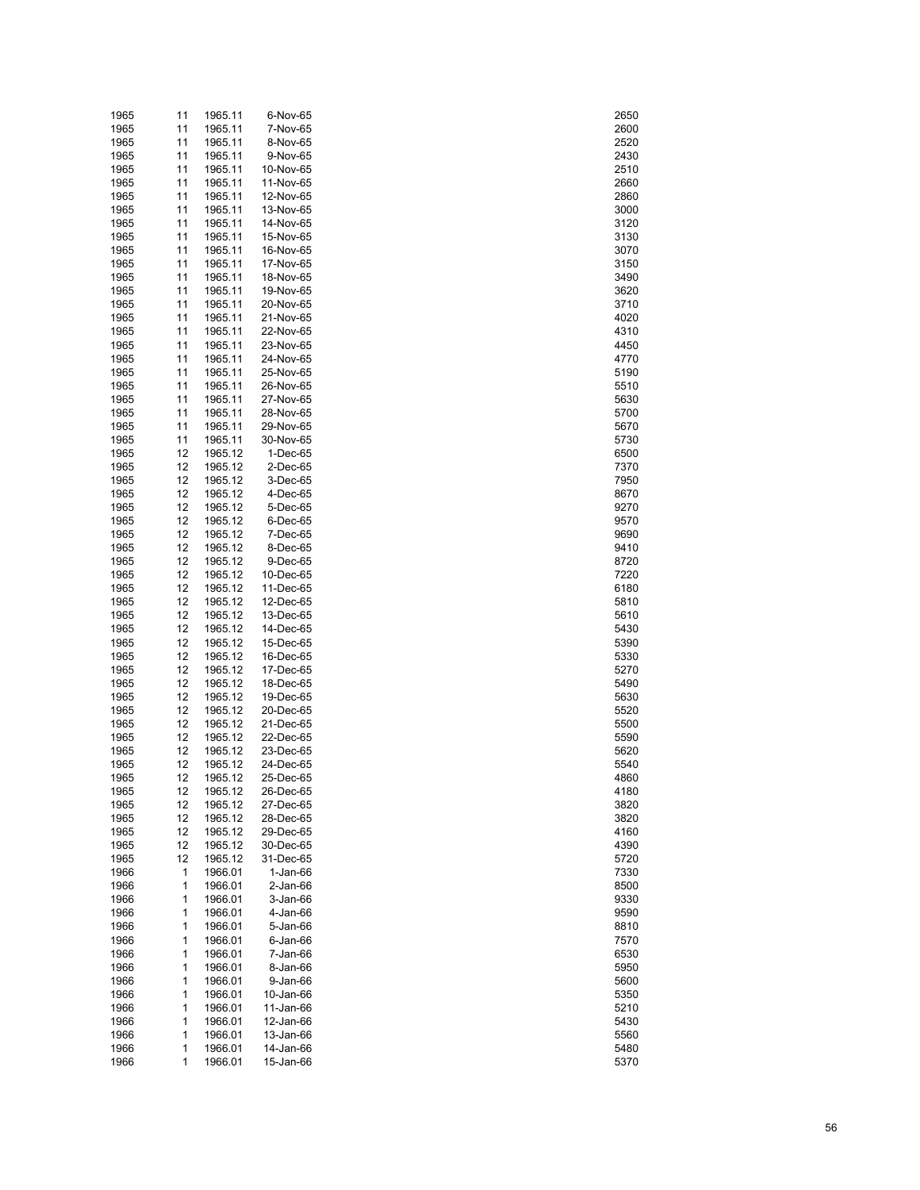| | | | | |
|---|---|---|---|---|
| 1965 | 11 | 1965.11 | 6-Nov-65 | 2650 |
| 1965 | 11 | 1965.11 | 7-Nov-65 | 2600 |
| 1965 | 11 | 1965.11 | 8-Nov-65 | 2520 |
| 1965 | 11 | 1965.11 | 9-Nov-65 | 2430 |
| 1965 | 11 | 1965.11 | 10-Nov-65 | 2510 |
| 1965 | 11 | 1965.11 | 11-Nov-65 | 2660 |
| 1965 | 11 | 1965.11 | 12-Nov-65 | 2860 |
| 1965 | 11 | 1965.11 | 13-Nov-65 | 3000 |
| 1965 | 11 | 1965.11 | 14-Nov-65 | 3120 |
| 1965 | 11 | 1965.11 | 15-Nov-65 | 3130 |
| 1965 | 11 | 1965.11 | 16-Nov-65 | 3070 |
| 1965 | 11 | 1965.11 | 17-Nov-65 | 3150 |
| 1965 | 11 | 1965.11 | 18-Nov-65 | 3490 |
| 1965 | 11 | 1965.11 | 19-Nov-65 | 3620 |
| 1965 | 11 | 1965.11 | 20-Nov-65 | 3710 |
| 1965 | 11 | 1965.11 | 21-Nov-65 | 4020 |
| 1965 | 11 | 1965.11 | 22-Nov-65 | 4310 |
| 1965 | 11 | 1965.11 | 23-Nov-65 | 4450 |
| 1965 | 11 | 1965.11 | 24-Nov-65 | 4770 |
| 1965 | 11 | 1965.11 | 25-Nov-65 | 5190 |
| 1965 | 11 | 1965.11 | 26-Nov-65 | 5510 |
| 1965 | 11 | 1965.11 | 27-Nov-65 | 5630 |
| 1965 | 11 | 1965.11 | 28-Nov-65 | 5700 |
| 1965 | 11 | 1965.11 | 29-Nov-65 | 5670 |
| 1965 | 11 | 1965.11 | 30-Nov-65 | 5730 |
| 1965 | 12 | 1965.12 | 1-Dec-65 | 6500 |
| 1965 | 12 | 1965.12 | 2-Dec-65 | 7370 |
| 1965 | 12 | 1965.12 | 3-Dec-65 | 7950 |
| 1965 | 12 | 1965.12 | 4-Dec-65 | 8670 |
| 1965 | 12 | 1965.12 | 5-Dec-65 | 9270 |
| 1965 | 12 | 1965.12 | 6-Dec-65 | 9570 |
| 1965 | 12 | 1965.12 | 7-Dec-65 | 9690 |
| 1965 | 12 | 1965.12 | 8-Dec-65 | 9410 |
| 1965 | 12 | 1965.12 | 9-Dec-65 | 8720 |
| 1965 | 12 | 1965.12 | 10-Dec-65 | 7220 |
| 1965 | 12 | 1965.12 | 11-Dec-65 | 6180 |
| 1965 | 12 | 1965.12 | 12-Dec-65 | 5810 |
| 1965 | 12 | 1965.12 | 13-Dec-65 | 5610 |
| 1965 | 12 | 1965.12 | 14-Dec-65 | 5430 |
| 1965 | 12 | 1965.12 | 15-Dec-65 | 5390 |
| 1965 | 12 | 1965.12 | 16-Dec-65 | 5330 |
| 1965 | 12 | 1965.12 | 17-Dec-65 | 5270 |
| 1965 | 12 | 1965.12 | 18-Dec-65 | 5490 |
| 1965 | 12 | 1965.12 | 19-Dec-65 | 5630 |
| 1965 | 12 | 1965.12 | 20-Dec-65 | 5520 |
| 1965 | 12 | 1965.12 | 21-Dec-65 | 5500 |
| 1965 | 12 | 1965.12 | 22-Dec-65 | 5590 |
| 1965 | 12 | 1965.12 | 23-Dec-65 | 5620 |
| 1965 | 12 | 1965.12 | 24-Dec-65 | 5540 |
| 1965 | 12 | 1965.12 | 25-Dec-65 | 4860 |
| 1965 | 12 | 1965.12 | 26-Dec-65 | 4180 |
| 1965 | 12 | 1965.12 | 27-Dec-65 | 3820 |
| 1965 | 12 | 1965.12 | 28-Dec-65 | 3820 |
| 1965 | 12 | 1965.12 | 29-Dec-65 | 4160 |
| 1965 | 12 | 1965.12 | 30-Dec-65 | 4390 |
| 1965 | 12 | 1965.12 | 31-Dec-65 | 5720 |
| 1966 | 1 | 1966.01 | 1-Jan-66 | 7330 |
| 1966 | 1 | 1966.01 | 2-Jan-66 | 8500 |
| 1966 | 1 | 1966.01 | 3-Jan-66 | 9330 |
| 1966 | 1 | 1966.01 | 4-Jan-66 | 9590 |
| 1966 | 1 | 1966.01 | 5-Jan-66 | 8810 |
| 1966 | 1 | 1966.01 | 6-Jan-66 | 7570 |
| 1966 | 1 | 1966.01 | 7-Jan-66 | 6530 |
| 1966 | 1 | 1966.01 | 8-Jan-66 | 5950 |
| 1966 | 1 | 1966.01 | 9-Jan-66 | 5600 |
| 1966 | 1 | 1966.01 | 10-Jan-66 | 5350 |
| 1966 | 1 | 1966.01 | 11-Jan-66 | 5210 |
| 1966 | 1 | 1966.01 | 12-Jan-66 | 5430 |
| 1966 | 1 | 1966.01 | 13-Jan-66 | 5560 |
| 1966 | 1 | 1966.01 | 14-Jan-66 | 5480 |
| 1966 | 1 | 1966.01 | 15-Jan-66 | 5370 |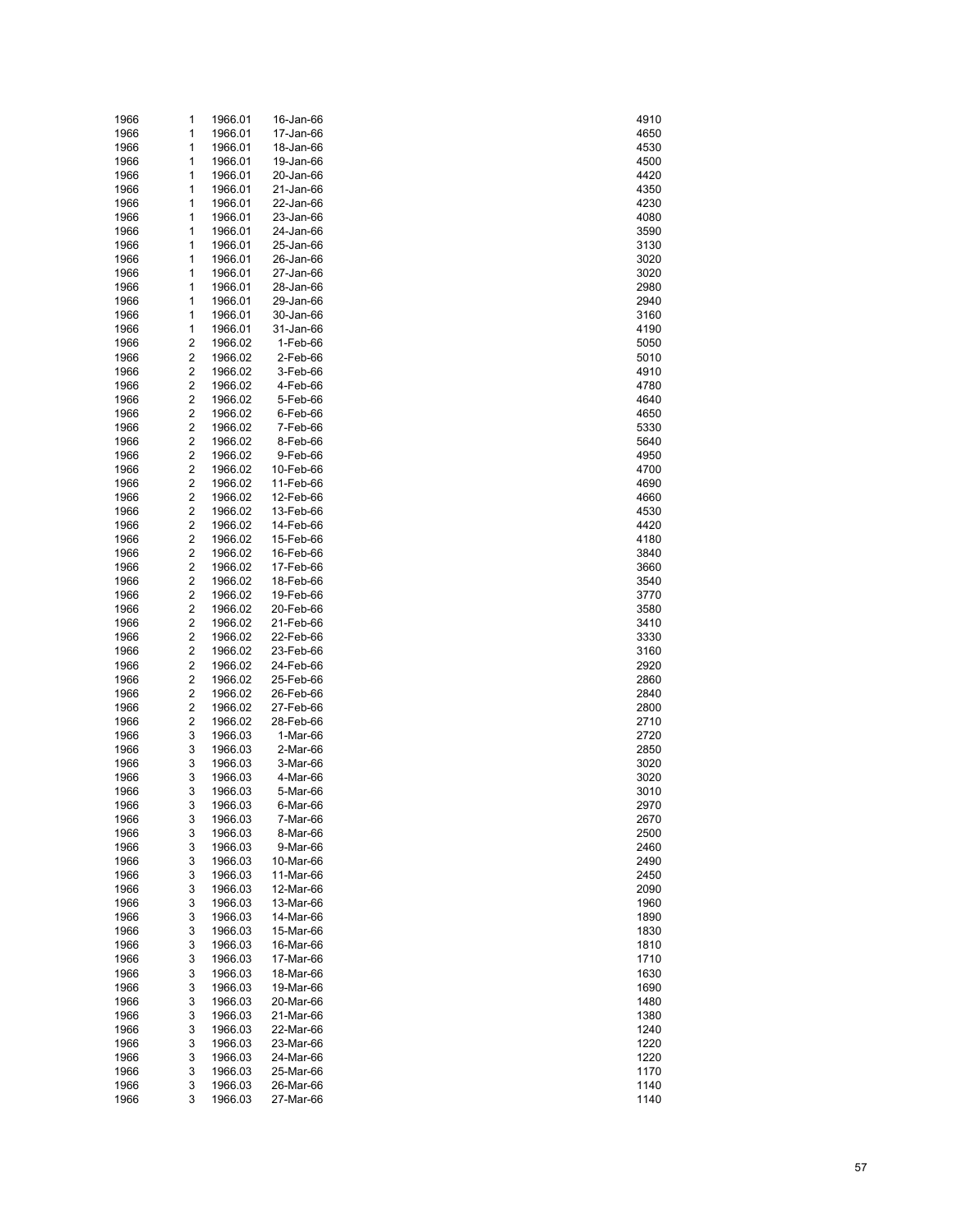| | | | | |
|---|---|---|---|---|
| 1966 | 1 | 1966.01 | 16-Jan-66 | 4910 |
| 1966 | 1 | 1966.01 | 17-Jan-66 | 4650 |
| 1966 | 1 | 1966.01 | 18-Jan-66 | 4530 |
| 1966 | 1 | 1966.01 | 19-Jan-66 | 4500 |
| 1966 | 1 | 1966.01 | 20-Jan-66 | 4420 |
| 1966 | 1 | 1966.01 | 21-Jan-66 | 4350 |
| 1966 | 1 | 1966.01 | 22-Jan-66 | 4230 |
| 1966 | 1 | 1966.01 | 23-Jan-66 | 4080 |
| 1966 | 1 | 1966.01 | 24-Jan-66 | 3590 |
| 1966 | 1 | 1966.01 | 25-Jan-66 | 3130 |
| 1966 | 1 | 1966.01 | 26-Jan-66 | 3020 |
| 1966 | 1 | 1966.01 | 27-Jan-66 | 3020 |
| 1966 | 1 | 1966.01 | 28-Jan-66 | 2980 |
| 1966 | 1 | 1966.01 | 29-Jan-66 | 2940 |
| 1966 | 1 | 1966.01 | 30-Jan-66 | 3160 |
| 1966 | 1 | 1966.01 | 31-Jan-66 | 4190 |
| 1966 | 2 | 1966.02 | 1-Feb-66 | 5050 |
| 1966 | 2 | 1966.02 | 2-Feb-66 | 5010 |
| 1966 | 2 | 1966.02 | 3-Feb-66 | 4910 |
| 1966 | 2 | 1966.02 | 4-Feb-66 | 4780 |
| 1966 | 2 | 1966.02 | 5-Feb-66 | 4640 |
| 1966 | 2 | 1966.02 | 6-Feb-66 | 4650 |
| 1966 | 2 | 1966.02 | 7-Feb-66 | 5330 |
| 1966 | 2 | 1966.02 | 8-Feb-66 | 5640 |
| 1966 | 2 | 1966.02 | 9-Feb-66 | 4950 |
| 1966 | 2 | 1966.02 | 10-Feb-66 | 4700 |
| 1966 | 2 | 1966.02 | 11-Feb-66 | 4690 |
| 1966 | 2 | 1966.02 | 12-Feb-66 | 4660 |
| 1966 | 2 | 1966.02 | 13-Feb-66 | 4530 |
| 1966 | 2 | 1966.02 | 14-Feb-66 | 4420 |
| 1966 | 2 | 1966.02 | 15-Feb-66 | 4180 |
| 1966 | 2 | 1966.02 | 16-Feb-66 | 3840 |
| 1966 | 2 | 1966.02 | 17-Feb-66 | 3660 |
| 1966 | 2 | 1966.02 | 18-Feb-66 | 3540 |
| 1966 | 2 | 1966.02 | 19-Feb-66 | 3770 |
| 1966 | 2 | 1966.02 | 20-Feb-66 | 3580 |
| 1966 | 2 | 1966.02 | 21-Feb-66 | 3410 |
| 1966 | 2 | 1966.02 | 22-Feb-66 | 3330 |
| 1966 | 2 | 1966.02 | 23-Feb-66 | 3160 |
| 1966 | 2 | 1966.02 | 24-Feb-66 | 2920 |
| 1966 | 2 | 1966.02 | 25-Feb-66 | 2860 |
| 1966 | 2 | 1966.02 | 26-Feb-66 | 2840 |
| 1966 | 2 | 1966.02 | 27-Feb-66 | 2800 |
| 1966 | 2 | 1966.02 | 28-Feb-66 | 2710 |
| 1966 | 3 | 1966.03 | 1-Mar-66 | 2720 |
| 1966 | 3 | 1966.03 | 2-Mar-66 | 2850 |
| 1966 | 3 | 1966.03 | 3-Mar-66 | 3020 |
| 1966 | 3 | 1966.03 | 4-Mar-66 | 3020 |
| 1966 | 3 | 1966.03 | 5-Mar-66 | 3010 |
| 1966 | 3 | 1966.03 | 6-Mar-66 | 2970 |
| 1966 | 3 | 1966.03 | 7-Mar-66 | 2670 |
| 1966 | 3 | 1966.03 | 8-Mar-66 | 2500 |
| 1966 | 3 | 1966.03 | 9-Mar-66 | 2460 |
| 1966 | 3 | 1966.03 | 10-Mar-66 | 2490 |
| 1966 | 3 | 1966.03 | 11-Mar-66 | 2450 |
| 1966 | 3 | 1966.03 | 12-Mar-66 | 2090 |
| 1966 | 3 | 1966.03 | 13-Mar-66 | 1960 |
| 1966 | 3 | 1966.03 | 14-Mar-66 | 1890 |
| 1966 | 3 | 1966.03 | 15-Mar-66 | 1830 |
| 1966 | 3 | 1966.03 | 16-Mar-66 | 1810 |
| 1966 | 3 | 1966.03 | 17-Mar-66 | 1710 |
| 1966 | 3 | 1966.03 | 18-Mar-66 | 1630 |
| 1966 | 3 | 1966.03 | 19-Mar-66 | 1690 |
| 1966 | 3 | 1966.03 | 20-Mar-66 | 1480 |
| 1966 | 3 | 1966.03 | 21-Mar-66 | 1380 |
| 1966 | 3 | 1966.03 | 22-Mar-66 | 1240 |
| 1966 | 3 | 1966.03 | 23-Mar-66 | 1220 |
| 1966 | 3 | 1966.03 | 24-Mar-66 | 1220 |
| 1966 | 3 | 1966.03 | 25-Mar-66 | 1170 |
| 1966 | 3 | 1966.03 | 26-Mar-66 | 1140 |
| 1966 | 3 | 1966.03 | 27-Mar-66 | 1140 |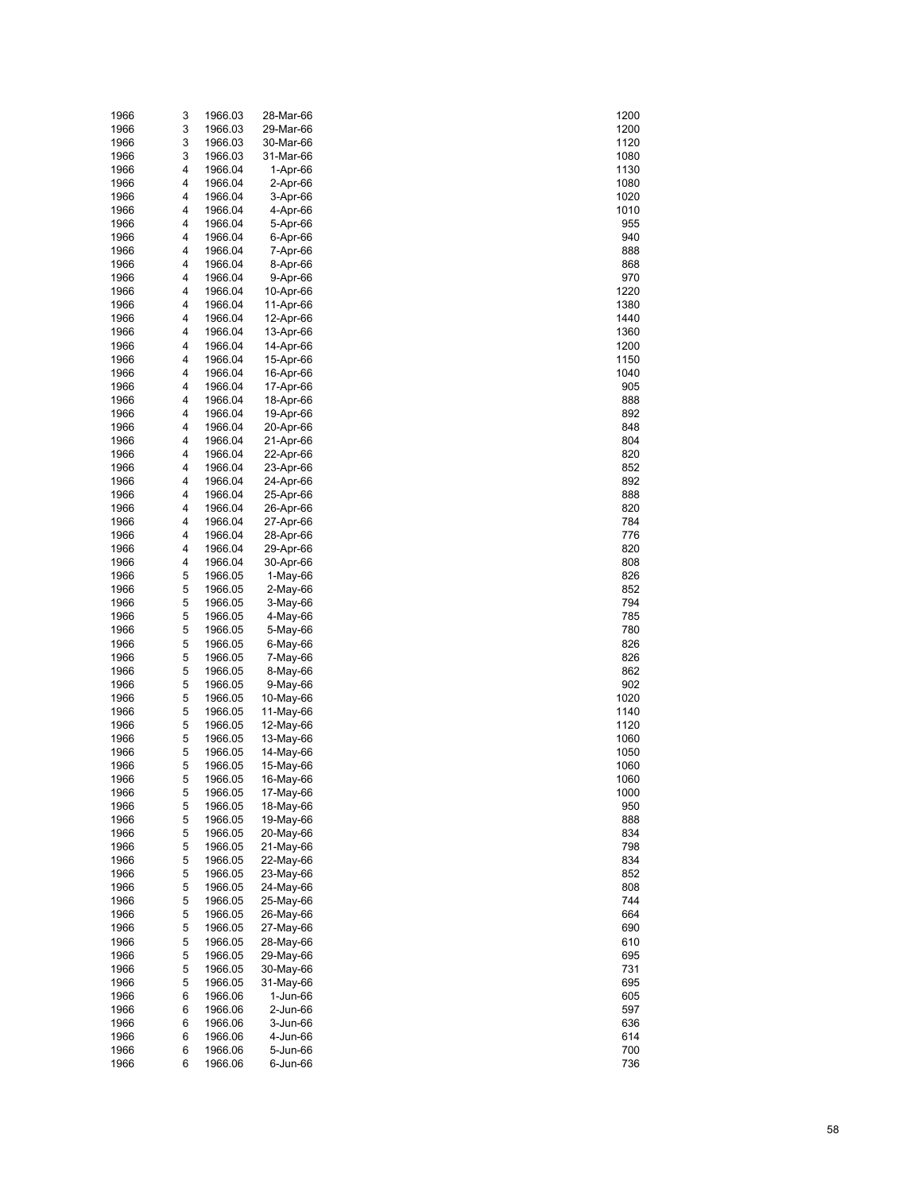| | | | | |
|---|---|---|---|---|
| 1966 | 3 | 1966.03 | 28-Mar-66 | 1200 |
| 1966 | 3 | 1966.03 | 29-Mar-66 | 1200 |
| 1966 | 3 | 1966.03 | 30-Mar-66 | 1120 |
| 1966 | 3 | 1966.03 | 31-Mar-66 | 1080 |
| 1966 | 4 | 1966.04 | 1-Apr-66 | 1130 |
| 1966 | 4 | 1966.04 | 2-Apr-66 | 1080 |
| 1966 | 4 | 1966.04 | 3-Apr-66 | 1020 |
| 1966 | 4 | 1966.04 | 4-Apr-66 | 1010 |
| 1966 | 4 | 1966.04 | 5-Apr-66 | 955 |
| 1966 | 4 | 1966.04 | 6-Apr-66 | 940 |
| 1966 | 4 | 1966.04 | 7-Apr-66 | 888 |
| 1966 | 4 | 1966.04 | 8-Apr-66 | 868 |
| 1966 | 4 | 1966.04 | 9-Apr-66 | 970 |
| 1966 | 4 | 1966.04 | 10-Apr-66 | 1220 |
| 1966 | 4 | 1966.04 | 11-Apr-66 | 1380 |
| 1966 | 4 | 1966.04 | 12-Apr-66 | 1440 |
| 1966 | 4 | 1966.04 | 13-Apr-66 | 1360 |
| 1966 | 4 | 1966.04 | 14-Apr-66 | 1200 |
| 1966 | 4 | 1966.04 | 15-Apr-66 | 1150 |
| 1966 | 4 | 1966.04 | 16-Apr-66 | 1040 |
| 1966 | 4 | 1966.04 | 17-Apr-66 | 905 |
| 1966 | 4 | 1966.04 | 18-Apr-66 | 888 |
| 1966 | 4 | 1966.04 | 19-Apr-66 | 892 |
| 1966 | 4 | 1966.04 | 20-Apr-66 | 848 |
| 1966 | 4 | 1966.04 | 21-Apr-66 | 804 |
| 1966 | 4 | 1966.04 | 22-Apr-66 | 820 |
| 1966 | 4 | 1966.04 | 23-Apr-66 | 852 |
| 1966 | 4 | 1966.04 | 24-Apr-66 | 892 |
| 1966 | 4 | 1966.04 | 25-Apr-66 | 888 |
| 1966 | 4 | 1966.04 | 26-Apr-66 | 820 |
| 1966 | 4 | 1966.04 | 27-Apr-66 | 784 |
| 1966 | 4 | 1966.04 | 28-Apr-66 | 776 |
| 1966 | 4 | 1966.04 | 29-Apr-66 | 820 |
| 1966 | 4 | 1966.04 | 30-Apr-66 | 808 |
| 1966 | 5 | 1966.05 | 1-May-66 | 826 |
| 1966 | 5 | 1966.05 | 2-May-66 | 852 |
| 1966 | 5 | 1966.05 | 3-May-66 | 794 |
| 1966 | 5 | 1966.05 | 4-May-66 | 785 |
| 1966 | 5 | 1966.05 | 5-May-66 | 780 |
| 1966 | 5 | 1966.05 | 6-May-66 | 826 |
| 1966 | 5 | 1966.05 | 7-May-66 | 826 |
| 1966 | 5 | 1966.05 | 8-May-66 | 862 |
| 1966 | 5 | 1966.05 | 9-May-66 | 902 |
| 1966 | 5 | 1966.05 | 10-May-66 | 1020 |
| 1966 | 5 | 1966.05 | 11-May-66 | 1140 |
| 1966 | 5 | 1966.05 | 12-May-66 | 1120 |
| 1966 | 5 | 1966.05 | 13-May-66 | 1060 |
| 1966 | 5 | 1966.05 | 14-May-66 | 1050 |
| 1966 | 5 | 1966.05 | 15-May-66 | 1060 |
| 1966 | 5 | 1966.05 | 16-May-66 | 1060 |
| 1966 | 5 | 1966.05 | 17-May-66 | 1000 |
| 1966 | 5 | 1966.05 | 18-May-66 | 950 |
| 1966 | 5 | 1966.05 | 19-May-66 | 888 |
| 1966 | 5 | 1966.05 | 20-May-66 | 834 |
| 1966 | 5 | 1966.05 | 21-May-66 | 798 |
| 1966 | 5 | 1966.05 | 22-May-66 | 834 |
| 1966 | 5 | 1966.05 | 23-May-66 | 852 |
| 1966 | 5 | 1966.05 | 24-May-66 | 808 |
| 1966 | 5 | 1966.05 | 25-May-66 | 744 |
| 1966 | 5 | 1966.05 | 26-May-66 | 664 |
| 1966 | 5 | 1966.05 | 27-May-66 | 690 |
| 1966 | 5 | 1966.05 | 28-May-66 | 610 |
| 1966 | 5 | 1966.05 | 29-May-66 | 695 |
| 1966 | 5 | 1966.05 | 30-May-66 | 731 |
| 1966 | 5 | 1966.05 | 31-May-66 | 695 |
| 1966 | 6 | 1966.06 | 1-Jun-66 | 605 |
| 1966 | 6 | 1966.06 | 2-Jun-66 | 597 |
| 1966 | 6 | 1966.06 | 3-Jun-66 | 636 |
| 1966 | 6 | 1966.06 | 4-Jun-66 | 614 |
| 1966 | 6 | 1966.06 | 5-Jun-66 | 700 |
| 1966 | 6 | 1966.06 | 6-Jun-66 | 736 |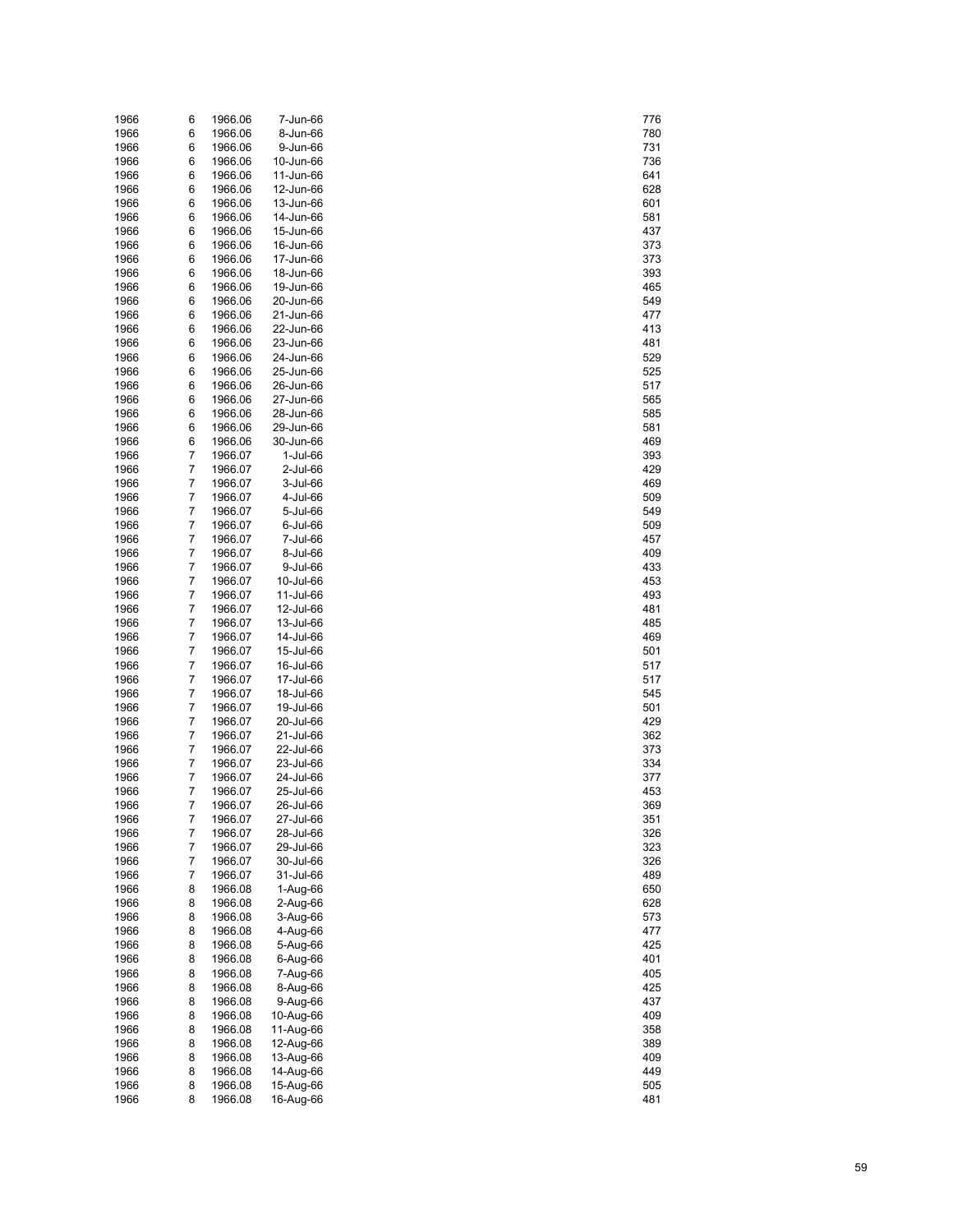| | | | | |
|---|---|---|---|---|
| 1966 | 6 | 1966.06 | 7-Jun-66 | 776 |
| 1966 | 6 | 1966.06 | 8-Jun-66 | 780 |
| 1966 | 6 | 1966.06 | 9-Jun-66 | 731 |
| 1966 | 6 | 1966.06 | 10-Jun-66 | 736 |
| 1966 | 6 | 1966.06 | 11-Jun-66 | 641 |
| 1966 | 6 | 1966.06 | 12-Jun-66 | 628 |
| 1966 | 6 | 1966.06 | 13-Jun-66 | 601 |
| 1966 | 6 | 1966.06 | 14-Jun-66 | 581 |
| 1966 | 6 | 1966.06 | 15-Jun-66 | 437 |
| 1966 | 6 | 1966.06 | 16-Jun-66 | 373 |
| 1966 | 6 | 1966.06 | 17-Jun-66 | 373 |
| 1966 | 6 | 1966.06 | 18-Jun-66 | 393 |
| 1966 | 6 | 1966.06 | 19-Jun-66 | 465 |
| 1966 | 6 | 1966.06 | 20-Jun-66 | 549 |
| 1966 | 6 | 1966.06 | 21-Jun-66 | 477 |
| 1966 | 6 | 1966.06 | 22-Jun-66 | 413 |
| 1966 | 6 | 1966.06 | 23-Jun-66 | 481 |
| 1966 | 6 | 1966.06 | 24-Jun-66 | 529 |
| 1966 | 6 | 1966.06 | 25-Jun-66 | 525 |
| 1966 | 6 | 1966.06 | 26-Jun-66 | 517 |
| 1966 | 6 | 1966.06 | 27-Jun-66 | 565 |
| 1966 | 6 | 1966.06 | 28-Jun-66 | 585 |
| 1966 | 6 | 1966.06 | 29-Jun-66 | 581 |
| 1966 | 6 | 1966.06 | 30-Jun-66 | 469 |
| 1966 | 7 | 1966.07 | 1-Jul-66 | 393 |
| 1966 | 7 | 1966.07 | 2-Jul-66 | 429 |
| 1966 | 7 | 1966.07 | 3-Jul-66 | 469 |
| 1966 | 7 | 1966.07 | 4-Jul-66 | 509 |
| 1966 | 7 | 1966.07 | 5-Jul-66 | 549 |
| 1966 | 7 | 1966.07 | 6-Jul-66 | 509 |
| 1966 | 7 | 1966.07 | 7-Jul-66 | 457 |
| 1966 | 7 | 1966.07 | 8-Jul-66 | 409 |
| 1966 | 7 | 1966.07 | 9-Jul-66 | 433 |
| 1966 | 7 | 1966.07 | 10-Jul-66 | 453 |
| 1966 | 7 | 1966.07 | 11-Jul-66 | 493 |
| 1966 | 7 | 1966.07 | 12-Jul-66 | 481 |
| 1966 | 7 | 1966.07 | 13-Jul-66 | 485 |
| 1966 | 7 | 1966.07 | 14-Jul-66 | 469 |
| 1966 | 7 | 1966.07 | 15-Jul-66 | 501 |
| 1966 | 7 | 1966.07 | 16-Jul-66 | 517 |
| 1966 | 7 | 1966.07 | 17-Jul-66 | 517 |
| 1966 | 7 | 1966.07 | 18-Jul-66 | 545 |
| 1966 | 7 | 1966.07 | 19-Jul-66 | 501 |
| 1966 | 7 | 1966.07 | 20-Jul-66 | 429 |
| 1966 | 7 | 1966.07 | 21-Jul-66 | 362 |
| 1966 | 7 | 1966.07 | 22-Jul-66 | 373 |
| 1966 | 7 | 1966.07 | 23-Jul-66 | 334 |
| 1966 | 7 | 1966.07 | 24-Jul-66 | 377 |
| 1966 | 7 | 1966.07 | 25-Jul-66 | 453 |
| 1966 | 7 | 1966.07 | 26-Jul-66 | 369 |
| 1966 | 7 | 1966.07 | 27-Jul-66 | 351 |
| 1966 | 7 | 1966.07 | 28-Jul-66 | 326 |
| 1966 | 7 | 1966.07 | 29-Jul-66 | 323 |
| 1966 | 7 | 1966.07 | 30-Jul-66 | 326 |
| 1966 | 7 | 1966.07 | 31-Jul-66 | 489 |
| 1966 | 8 | 1966.08 | 1-Aug-66 | 650 |
| 1966 | 8 | 1966.08 | 2-Aug-66 | 628 |
| 1966 | 8 | 1966.08 | 3-Aug-66 | 573 |
| 1966 | 8 | 1966.08 | 4-Aug-66 | 477 |
| 1966 | 8 | 1966.08 | 5-Aug-66 | 425 |
| 1966 | 8 | 1966.08 | 6-Aug-66 | 401 |
| 1966 | 8 | 1966.08 | 7-Aug-66 | 405 |
| 1966 | 8 | 1966.08 | 8-Aug-66 | 425 |
| 1966 | 8 | 1966.08 | 9-Aug-66 | 437 |
| 1966 | 8 | 1966.08 | 10-Aug-66 | 409 |
| 1966 | 8 | 1966.08 | 11-Aug-66 | 358 |
| 1966 | 8 | 1966.08 | 12-Aug-66 | 389 |
| 1966 | 8 | 1966.08 | 13-Aug-66 | 409 |
| 1966 | 8 | 1966.08 | 14-Aug-66 | 449 |
| 1966 | 8 | 1966.08 | 15-Aug-66 | 505 |
| 1966 | 8 | 1966.08 | 16-Aug-66 | 481 |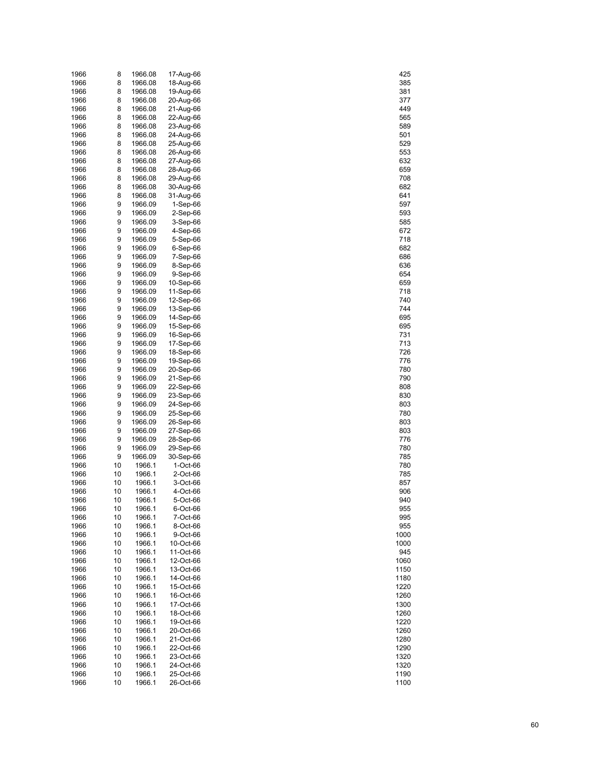| | | | | |
|---|---|---|---|---|
| 1966 | 8 | 1966.08 | 17-Aug-66 | 425 |
| 1966 | 8 | 1966.08 | 18-Aug-66 | 385 |
| 1966 | 8 | 1966.08 | 19-Aug-66 | 381 |
| 1966 | 8 | 1966.08 | 20-Aug-66 | 377 |
| 1966 | 8 | 1966.08 | 21-Aug-66 | 449 |
| 1966 | 8 | 1966.08 | 22-Aug-66 | 565 |
| 1966 | 8 | 1966.08 | 23-Aug-66 | 589 |
| 1966 | 8 | 1966.08 | 24-Aug-66 | 501 |
| 1966 | 8 | 1966.08 | 25-Aug-66 | 529 |
| 1966 | 8 | 1966.08 | 26-Aug-66 | 553 |
| 1966 | 8 | 1966.08 | 27-Aug-66 | 632 |
| 1966 | 8 | 1966.08 | 28-Aug-66 | 659 |
| 1966 | 8 | 1966.08 | 29-Aug-66 | 708 |
| 1966 | 8 | 1966.08 | 30-Aug-66 | 682 |
| 1966 | 8 | 1966.08 | 31-Aug-66 | 641 |
| 1966 | 9 | 1966.09 | 1-Sep-66 | 597 |
| 1966 | 9 | 1966.09 | 2-Sep-66 | 593 |
| 1966 | 9 | 1966.09 | 3-Sep-66 | 585 |
| 1966 | 9 | 1966.09 | 4-Sep-66 | 672 |
| 1966 | 9 | 1966.09 | 5-Sep-66 | 718 |
| 1966 | 9 | 1966.09 | 6-Sep-66 | 682 |
| 1966 | 9 | 1966.09 | 7-Sep-66 | 686 |
| 1966 | 9 | 1966.09 | 8-Sep-66 | 636 |
| 1966 | 9 | 1966.09 | 9-Sep-66 | 654 |
| 1966 | 9 | 1966.09 | 10-Sep-66 | 659 |
| 1966 | 9 | 1966.09 | 11-Sep-66 | 718 |
| 1966 | 9 | 1966.09 | 12-Sep-66 | 740 |
| 1966 | 9 | 1966.09 | 13-Sep-66 | 744 |
| 1966 | 9 | 1966.09 | 14-Sep-66 | 695 |
| 1966 | 9 | 1966.09 | 15-Sep-66 | 695 |
| 1966 | 9 | 1966.09 | 16-Sep-66 | 731 |
| 1966 | 9 | 1966.09 | 17-Sep-66 | 713 |
| 1966 | 9 | 1966.09 | 18-Sep-66 | 726 |
| 1966 | 9 | 1966.09 | 19-Sep-66 | 776 |
| 1966 | 9 | 1966.09 | 20-Sep-66 | 780 |
| 1966 | 9 | 1966.09 | 21-Sep-66 | 790 |
| 1966 | 9 | 1966.09 | 22-Sep-66 | 808 |
| 1966 | 9 | 1966.09 | 23-Sep-66 | 830 |
| 1966 | 9 | 1966.09 | 24-Sep-66 | 803 |
| 1966 | 9 | 1966.09 | 25-Sep-66 | 780 |
| 1966 | 9 | 1966.09 | 26-Sep-66 | 803 |
| 1966 | 9 | 1966.09 | 27-Sep-66 | 803 |
| 1966 | 9 | 1966.09 | 28-Sep-66 | 776 |
| 1966 | 9 | 1966.09 | 29-Sep-66 | 780 |
| 1966 | 9 | 1966.09 | 30-Sep-66 | 785 |
| 1966 | 10 | 1966.1 | 1-Oct-66 | 780 |
| 1966 | 10 | 1966.1 | 2-Oct-66 | 785 |
| 1966 | 10 | 1966.1 | 3-Oct-66 | 857 |
| 1966 | 10 | 1966.1 | 4-Oct-66 | 906 |
| 1966 | 10 | 1966.1 | 5-Oct-66 | 940 |
| 1966 | 10 | 1966.1 | 6-Oct-66 | 955 |
| 1966 | 10 | 1966.1 | 7-Oct-66 | 995 |
| 1966 | 10 | 1966.1 | 8-Oct-66 | 955 |
| 1966 | 10 | 1966.1 | 9-Oct-66 | 1000 |
| 1966 | 10 | 1966.1 | 10-Oct-66 | 1000 |
| 1966 | 10 | 1966.1 | 11-Oct-66 | 945 |
| 1966 | 10 | 1966.1 | 12-Oct-66 | 1060 |
| 1966 | 10 | 1966.1 | 13-Oct-66 | 1150 |
| 1966 | 10 | 1966.1 | 14-Oct-66 | 1180 |
| 1966 | 10 | 1966.1 | 15-Oct-66 | 1220 |
| 1966 | 10 | 1966.1 | 16-Oct-66 | 1260 |
| 1966 | 10 | 1966.1 | 17-Oct-66 | 1300 |
| 1966 | 10 | 1966.1 | 18-Oct-66 | 1260 |
| 1966 | 10 | 1966.1 | 19-Oct-66 | 1220 |
| 1966 | 10 | 1966.1 | 20-Oct-66 | 1260 |
| 1966 | 10 | 1966.1 | 21-Oct-66 | 1280 |
| 1966 | 10 | 1966.1 | 22-Oct-66 | 1290 |
| 1966 | 10 | 1966.1 | 23-Oct-66 | 1320 |
| 1966 | 10 | 1966.1 | 24-Oct-66 | 1320 |
| 1966 | 10 | 1966.1 | 25-Oct-66 | 1190 |
| 1966 | 10 | 1966.1 | 26-Oct-66 | 1100 |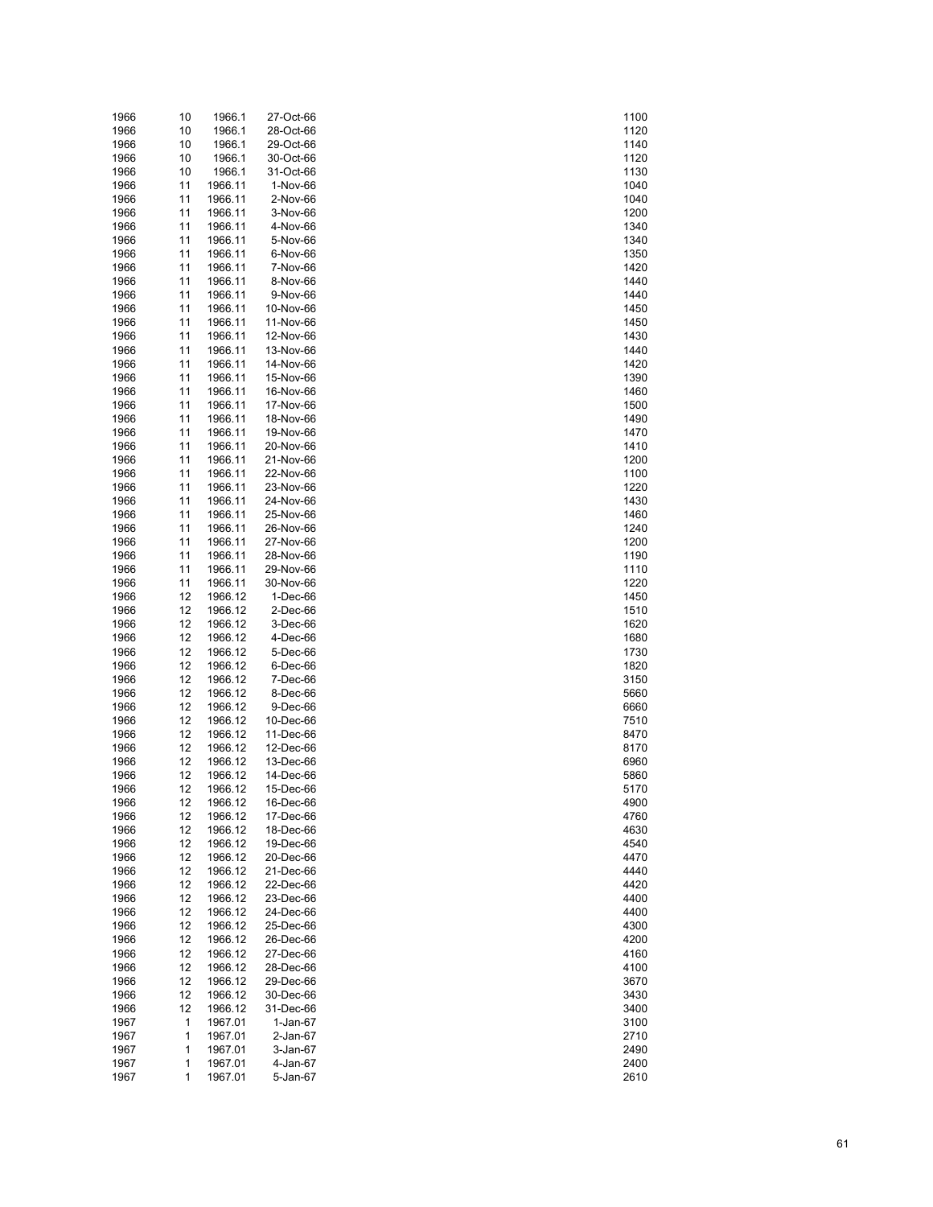| | | | | |
|---|---|---|---|---|
| 1966 | 10 | 1966.1 | 27-Oct-66 | 1100 |
| 1966 | 10 | 1966.1 | 28-Oct-66 | 1120 |
| 1966 | 10 | 1966.1 | 29-Oct-66 | 1140 |
| 1966 | 10 | 1966.1 | 30-Oct-66 | 1120 |
| 1966 | 10 | 1966.1 | 31-Oct-66 | 1130 |
| 1966 | 11 | 1966.11 | 1-Nov-66 | 1040 |
| 1966 | 11 | 1966.11 | 2-Nov-66 | 1040 |
| 1966 | 11 | 1966.11 | 3-Nov-66 | 1200 |
| 1966 | 11 | 1966.11 | 4-Nov-66 | 1340 |
| 1966 | 11 | 1966.11 | 5-Nov-66 | 1340 |
| 1966 | 11 | 1966.11 | 6-Nov-66 | 1350 |
| 1966 | 11 | 1966.11 | 7-Nov-66 | 1420 |
| 1966 | 11 | 1966.11 | 8-Nov-66 | 1440 |
| 1966 | 11 | 1966.11 | 9-Nov-66 | 1440 |
| 1966 | 11 | 1966.11 | 10-Nov-66 | 1450 |
| 1966 | 11 | 1966.11 | 11-Nov-66 | 1450 |
| 1966 | 11 | 1966.11 | 12-Nov-66 | 1430 |
| 1966 | 11 | 1966.11 | 13-Nov-66 | 1440 |
| 1966 | 11 | 1966.11 | 14-Nov-66 | 1420 |
| 1966 | 11 | 1966.11 | 15-Nov-66 | 1390 |
| 1966 | 11 | 1966.11 | 16-Nov-66 | 1460 |
| 1966 | 11 | 1966.11 | 17-Nov-66 | 1500 |
| 1966 | 11 | 1966.11 | 18-Nov-66 | 1490 |
| 1966 | 11 | 1966.11 | 19-Nov-66 | 1470 |
| 1966 | 11 | 1966.11 | 20-Nov-66 | 1410 |
| 1966 | 11 | 1966.11 | 21-Nov-66 | 1200 |
| 1966 | 11 | 1966.11 | 22-Nov-66 | 1100 |
| 1966 | 11 | 1966.11 | 23-Nov-66 | 1220 |
| 1966 | 11 | 1966.11 | 24-Nov-66 | 1430 |
| 1966 | 11 | 1966.11 | 25-Nov-66 | 1460 |
| 1966 | 11 | 1966.11 | 26-Nov-66 | 1240 |
| 1966 | 11 | 1966.11 | 27-Nov-66 | 1200 |
| 1966 | 11 | 1966.11 | 28-Nov-66 | 1190 |
| 1966 | 11 | 1966.11 | 29-Nov-66 | 1110 |
| 1966 | 11 | 1966.11 | 30-Nov-66 | 1220 |
| 1966 | 12 | 1966.12 | 1-Dec-66 | 1450 |
| 1966 | 12 | 1966.12 | 2-Dec-66 | 1510 |
| 1966 | 12 | 1966.12 | 3-Dec-66 | 1620 |
| 1966 | 12 | 1966.12 | 4-Dec-66 | 1680 |
| 1966 | 12 | 1966.12 | 5-Dec-66 | 1730 |
| 1966 | 12 | 1966.12 | 6-Dec-66 | 1820 |
| 1966 | 12 | 1966.12 | 7-Dec-66 | 3150 |
| 1966 | 12 | 1966.12 | 8-Dec-66 | 5660 |
| 1966 | 12 | 1966.12 | 9-Dec-66 | 6660 |
| 1966 | 12 | 1966.12 | 10-Dec-66 | 7510 |
| 1966 | 12 | 1966.12 | 11-Dec-66 | 8470 |
| 1966 | 12 | 1966.12 | 12-Dec-66 | 8170 |
| 1966 | 12 | 1966.12 | 13-Dec-66 | 6960 |
| 1966 | 12 | 1966.12 | 14-Dec-66 | 5860 |
| 1966 | 12 | 1966.12 | 15-Dec-66 | 5170 |
| 1966 | 12 | 1966.12 | 16-Dec-66 | 4900 |
| 1966 | 12 | 1966.12 | 17-Dec-66 | 4760 |
| 1966 | 12 | 1966.12 | 18-Dec-66 | 4630 |
| 1966 | 12 | 1966.12 | 19-Dec-66 | 4540 |
| 1966 | 12 | 1966.12 | 20-Dec-66 | 4470 |
| 1966 | 12 | 1966.12 | 21-Dec-66 | 4440 |
| 1966 | 12 | 1966.12 | 22-Dec-66 | 4420 |
| 1966 | 12 | 1966.12 | 23-Dec-66 | 4400 |
| 1966 | 12 | 1966.12 | 24-Dec-66 | 4400 |
| 1966 | 12 | 1966.12 | 25-Dec-66 | 4300 |
| 1966 | 12 | 1966.12 | 26-Dec-66 | 4200 |
| 1966 | 12 | 1966.12 | 27-Dec-66 | 4160 |
| 1966 | 12 | 1966.12 | 28-Dec-66 | 4100 |
| 1966 | 12 | 1966.12 | 29-Dec-66 | 3670 |
| 1966 | 12 | 1966.12 | 30-Dec-66 | 3430 |
| 1966 | 12 | 1966.12 | 31-Dec-66 | 3400 |
| 1967 | 1 | 1967.01 | 1-Jan-67 | 3100 |
| 1967 | 1 | 1967.01 | 2-Jan-67 | 2710 |
| 1967 | 1 | 1967.01 | 3-Jan-67 | 2490 |
| 1967 | 1 | 1967.01 | 4-Jan-67 | 2400 |
| 1967 | 1 | 1967.01 | 5-Jan-67 | 2610 |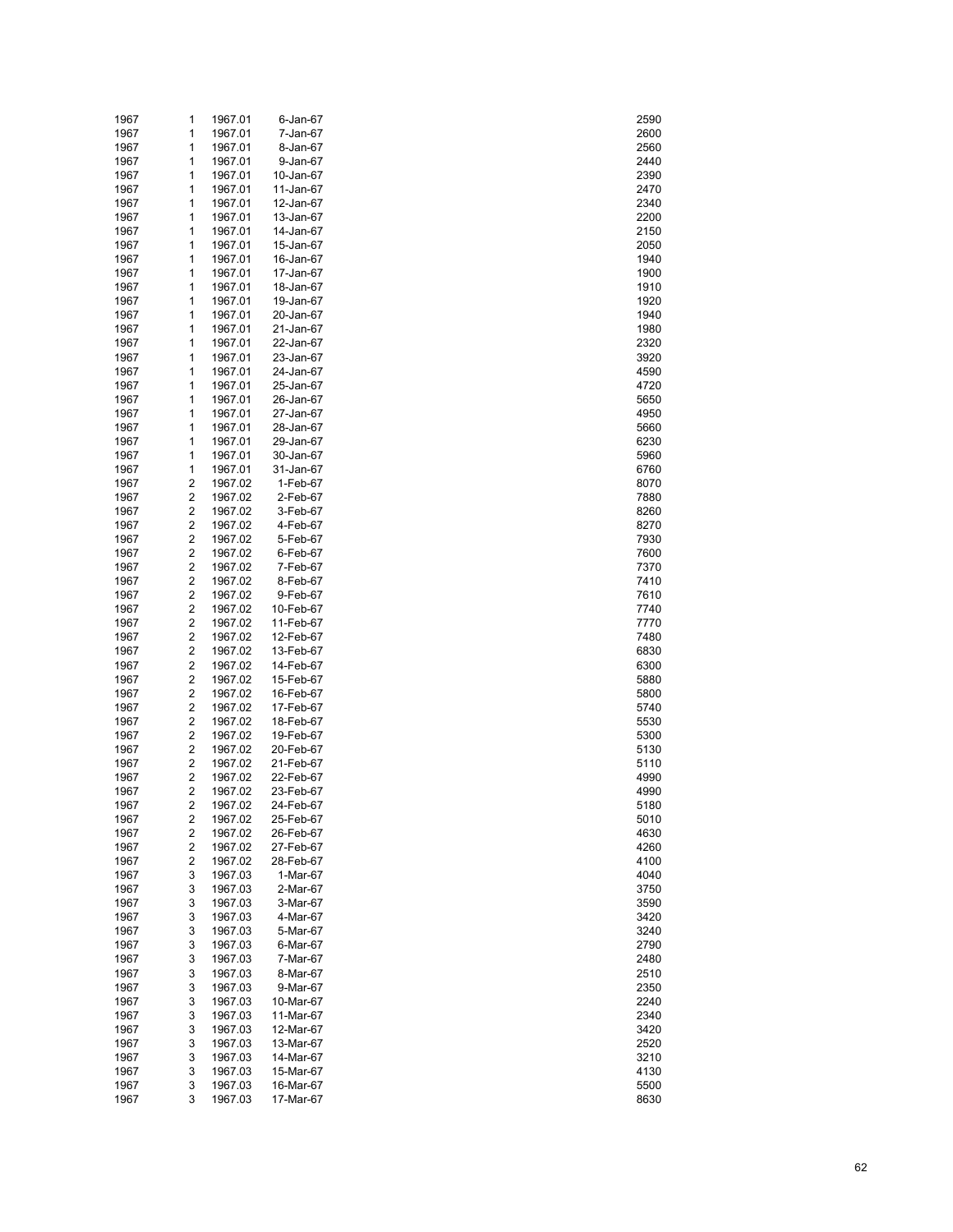| | | | | |
|---|---|---|---|---|
| 1967 | 1 | 1967.01 | 6-Jan-67 | 2590 |
| 1967 | 1 | 1967.01 | 7-Jan-67 | 2600 |
| 1967 | 1 | 1967.01 | 8-Jan-67 | 2560 |
| 1967 | 1 | 1967.01 | 9-Jan-67 | 2440 |
| 1967 | 1 | 1967.01 | 10-Jan-67 | 2390 |
| 1967 | 1 | 1967.01 | 11-Jan-67 | 2470 |
| 1967 | 1 | 1967.01 | 12-Jan-67 | 2340 |
| 1967 | 1 | 1967.01 | 13-Jan-67 | 2200 |
| 1967 | 1 | 1967.01 | 14-Jan-67 | 2150 |
| 1967 | 1 | 1967.01 | 15-Jan-67 | 2050 |
| 1967 | 1 | 1967.01 | 16-Jan-67 | 1940 |
| 1967 | 1 | 1967.01 | 17-Jan-67 | 1900 |
| 1967 | 1 | 1967.01 | 18-Jan-67 | 1910 |
| 1967 | 1 | 1967.01 | 19-Jan-67 | 1920 |
| 1967 | 1 | 1967.01 | 20-Jan-67 | 1940 |
| 1967 | 1 | 1967.01 | 21-Jan-67 | 1980 |
| 1967 | 1 | 1967.01 | 22-Jan-67 | 2320 |
| 1967 | 1 | 1967.01 | 23-Jan-67 | 3920 |
| 1967 | 1 | 1967.01 | 24-Jan-67 | 4590 |
| 1967 | 1 | 1967.01 | 25-Jan-67 | 4720 |
| 1967 | 1 | 1967.01 | 26-Jan-67 | 5650 |
| 1967 | 1 | 1967.01 | 27-Jan-67 | 4950 |
| 1967 | 1 | 1967.01 | 28-Jan-67 | 5660 |
| 1967 | 1 | 1967.01 | 29-Jan-67 | 6230 |
| 1967 | 1 | 1967.01 | 30-Jan-67 | 5960 |
| 1967 | 1 | 1967.01 | 31-Jan-67 | 6760 |
| 1967 | 2 | 1967.02 | 1-Feb-67 | 8070 |
| 1967 | 2 | 1967.02 | 2-Feb-67 | 7880 |
| 1967 | 2 | 1967.02 | 3-Feb-67 | 8260 |
| 1967 | 2 | 1967.02 | 4-Feb-67 | 8270 |
| 1967 | 2 | 1967.02 | 5-Feb-67 | 7930 |
| 1967 | 2 | 1967.02 | 6-Feb-67 | 7600 |
| 1967 | 2 | 1967.02 | 7-Feb-67 | 7370 |
| 1967 | 2 | 1967.02 | 8-Feb-67 | 7410 |
| 1967 | 2 | 1967.02 | 9-Feb-67 | 7610 |
| 1967 | 2 | 1967.02 | 10-Feb-67 | 7740 |
| 1967 | 2 | 1967.02 | 11-Feb-67 | 7770 |
| 1967 | 2 | 1967.02 | 12-Feb-67 | 7480 |
| 1967 | 2 | 1967.02 | 13-Feb-67 | 6830 |
| 1967 | 2 | 1967.02 | 14-Feb-67 | 6300 |
| 1967 | 2 | 1967.02 | 15-Feb-67 | 5880 |
| 1967 | 2 | 1967.02 | 16-Feb-67 | 5800 |
| 1967 | 2 | 1967.02 | 17-Feb-67 | 5740 |
| 1967 | 2 | 1967.02 | 18-Feb-67 | 5530 |
| 1967 | 2 | 1967.02 | 19-Feb-67 | 5300 |
| 1967 | 2 | 1967.02 | 20-Feb-67 | 5130 |
| 1967 | 2 | 1967.02 | 21-Feb-67 | 5110 |
| 1967 | 2 | 1967.02 | 22-Feb-67 | 4990 |
| 1967 | 2 | 1967.02 | 23-Feb-67 | 4990 |
| 1967 | 2 | 1967.02 | 24-Feb-67 | 5180 |
| 1967 | 2 | 1967.02 | 25-Feb-67 | 5010 |
| 1967 | 2 | 1967.02 | 26-Feb-67 | 4630 |
| 1967 | 2 | 1967.02 | 27-Feb-67 | 4260 |
| 1967 | 2 | 1967.02 | 28-Feb-67 | 4100 |
| 1967 | 3 | 1967.03 | 1-Mar-67 | 4040 |
| 1967 | 3 | 1967.03 | 2-Mar-67 | 3750 |
| 1967 | 3 | 1967.03 | 3-Mar-67 | 3590 |
| 1967 | 3 | 1967.03 | 4-Mar-67 | 3420 |
| 1967 | 3 | 1967.03 | 5-Mar-67 | 3240 |
| 1967 | 3 | 1967.03 | 6-Mar-67 | 2790 |
| 1967 | 3 | 1967.03 | 7-Mar-67 | 2480 |
| 1967 | 3 | 1967.03 | 8-Mar-67 | 2510 |
| 1967 | 3 | 1967.03 | 9-Mar-67 | 2350 |
| 1967 | 3 | 1967.03 | 10-Mar-67 | 2240 |
| 1967 | 3 | 1967.03 | 11-Mar-67 | 2340 |
| 1967 | 3 | 1967.03 | 12-Mar-67 | 3420 |
| 1967 | 3 | 1967.03 | 13-Mar-67 | 2520 |
| 1967 | 3 | 1967.03 | 14-Mar-67 | 3210 |
| 1967 | 3 | 1967.03 | 15-Mar-67 | 4130 |
| 1967 | 3 | 1967.03 | 16-Mar-67 | 5500 |
| 1967 | 3 | 1967.03 | 17-Mar-67 | 8630 |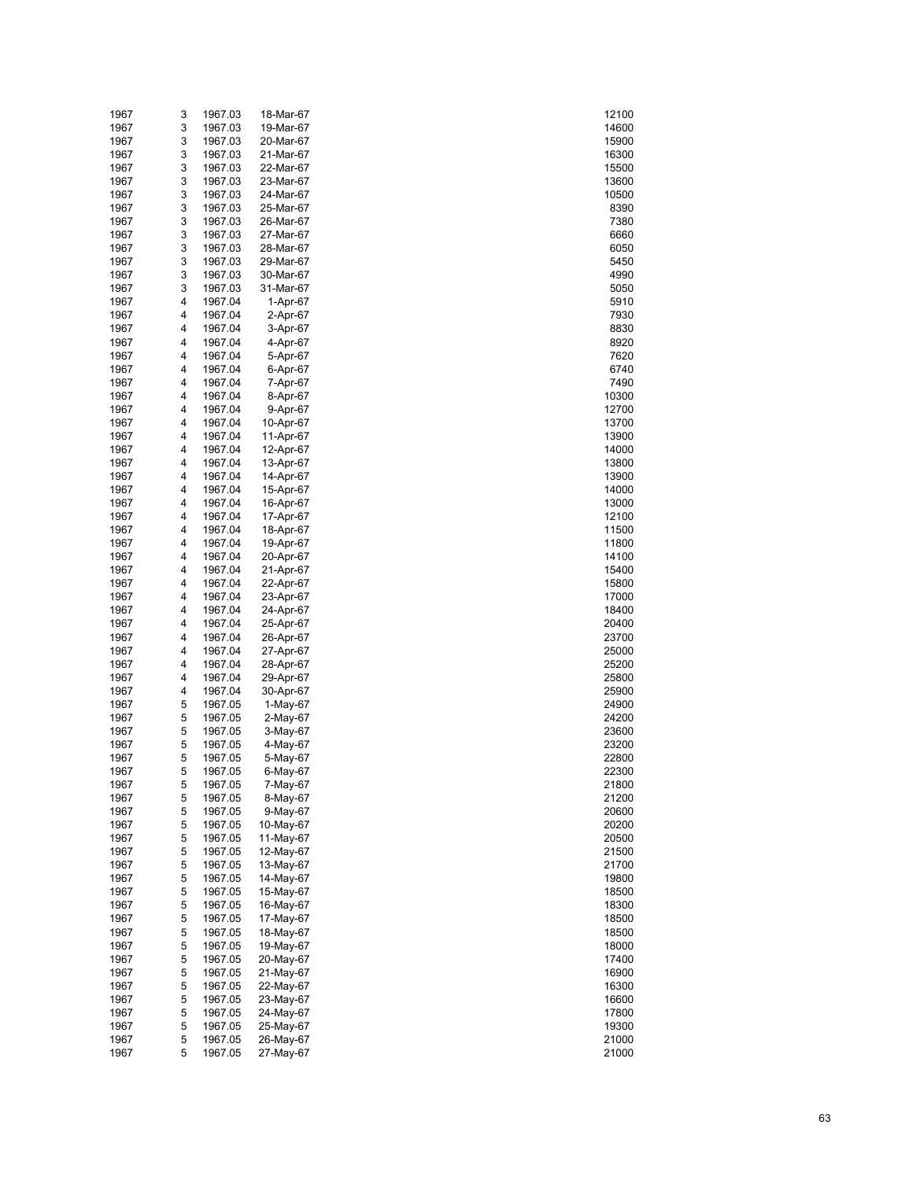| | | | | |
|---|---|---|---|---|
| 1967 | 3 | 1967.03 | 18-Mar-67 | 12100 |
| 1967 | 3 | 1967.03 | 19-Mar-67 | 14600 |
| 1967 | 3 | 1967.03 | 20-Mar-67 | 15900 |
| 1967 | 3 | 1967.03 | 21-Mar-67 | 16300 |
| 1967 | 3 | 1967.03 | 22-Mar-67 | 15500 |
| 1967 | 3 | 1967.03 | 23-Mar-67 | 13600 |
| 1967 | 3 | 1967.03 | 24-Mar-67 | 10500 |
| 1967 | 3 | 1967.03 | 25-Mar-67 | 8390 |
| 1967 | 3 | 1967.03 | 26-Mar-67 | 7380 |
| 1967 | 3 | 1967.03 | 27-Mar-67 | 6660 |
| 1967 | 3 | 1967.03 | 28-Mar-67 | 6050 |
| 1967 | 3 | 1967.03 | 29-Mar-67 | 5450 |
| 1967 | 3 | 1967.03 | 30-Mar-67 | 4990 |
| 1967 | 3 | 1967.03 | 31-Mar-67 | 5050 |
| 1967 | 4 | 1967.04 | 1-Apr-67 | 5910 |
| 1967 | 4 | 1967.04 | 2-Apr-67 | 7930 |
| 1967 | 4 | 1967.04 | 3-Apr-67 | 8830 |
| 1967 | 4 | 1967.04 | 4-Apr-67 | 8920 |
| 1967 | 4 | 1967.04 | 5-Apr-67 | 7620 |
| 1967 | 4 | 1967.04 | 6-Apr-67 | 6740 |
| 1967 | 4 | 1967.04 | 7-Apr-67 | 7490 |
| 1967 | 4 | 1967.04 | 8-Apr-67 | 10300 |
| 1967 | 4 | 1967.04 | 9-Apr-67 | 12700 |
| 1967 | 4 | 1967.04 | 10-Apr-67 | 13700 |
| 1967 | 4 | 1967.04 | 11-Apr-67 | 13900 |
| 1967 | 4 | 1967.04 | 12-Apr-67 | 14000 |
| 1967 | 4 | 1967.04 | 13-Apr-67 | 13800 |
| 1967 | 4 | 1967.04 | 14-Apr-67 | 13900 |
| 1967 | 4 | 1967.04 | 15-Apr-67 | 14000 |
| 1967 | 4 | 1967.04 | 16-Apr-67 | 13000 |
| 1967 | 4 | 1967.04 | 17-Apr-67 | 12100 |
| 1967 | 4 | 1967.04 | 18-Apr-67 | 11500 |
| 1967 | 4 | 1967.04 | 19-Apr-67 | 11800 |
| 1967 | 4 | 1967.04 | 20-Apr-67 | 14100 |
| 1967 | 4 | 1967.04 | 21-Apr-67 | 15400 |
| 1967 | 4 | 1967.04 | 22-Apr-67 | 15800 |
| 1967 | 4 | 1967.04 | 23-Apr-67 | 17000 |
| 1967 | 4 | 1967.04 | 24-Apr-67 | 18400 |
| 1967 | 4 | 1967.04 | 25-Apr-67 | 20400 |
| 1967 | 4 | 1967.04 | 26-Apr-67 | 23700 |
| 1967 | 4 | 1967.04 | 27-Apr-67 | 25000 |
| 1967 | 4 | 1967.04 | 28-Apr-67 | 25200 |
| 1967 | 4 | 1967.04 | 29-Apr-67 | 25800 |
| 1967 | 4 | 1967.04 | 30-Apr-67 | 25900 |
| 1967 | 5 | 1967.05 | 1-May-67 | 24900 |
| 1967 | 5 | 1967.05 | 2-May-67 | 24200 |
| 1967 | 5 | 1967.05 | 3-May-67 | 23600 |
| 1967 | 5 | 1967.05 | 4-May-67 | 23200 |
| 1967 | 5 | 1967.05 | 5-May-67 | 22800 |
| 1967 | 5 | 1967.05 | 6-May-67 | 22300 |
| 1967 | 5 | 1967.05 | 7-May-67 | 21800 |
| 1967 | 5 | 1967.05 | 8-May-67 | 21200 |
| 1967 | 5 | 1967.05 | 9-May-67 | 20600 |
| 1967 | 5 | 1967.05 | 10-May-67 | 20200 |
| 1967 | 5 | 1967.05 | 11-May-67 | 20500 |
| 1967 | 5 | 1967.05 | 12-May-67 | 21500 |
| 1967 | 5 | 1967.05 | 13-May-67 | 21700 |
| 1967 | 5 | 1967.05 | 14-May-67 | 19800 |
| 1967 | 5 | 1967.05 | 15-May-67 | 18500 |
| 1967 | 5 | 1967.05 | 16-May-67 | 18300 |
| 1967 | 5 | 1967.05 | 17-May-67 | 18500 |
| 1967 | 5 | 1967.05 | 18-May-67 | 18500 |
| 1967 | 5 | 1967.05 | 19-May-67 | 18000 |
| 1967 | 5 | 1967.05 | 20-May-67 | 17400 |
| 1967 | 5 | 1967.05 | 21-May-67 | 16900 |
| 1967 | 5 | 1967.05 | 22-May-67 | 16300 |
| 1967 | 5 | 1967.05 | 23-May-67 | 16600 |
| 1967 | 5 | 1967.05 | 24-May-67 | 17800 |
| 1967 | 5 | 1967.05 | 25-May-67 | 19300 |
| 1967 | 5 | 1967.05 | 26-May-67 | 21000 |
| 1967 | 5 | 1967.05 | 27-May-67 | 21000 |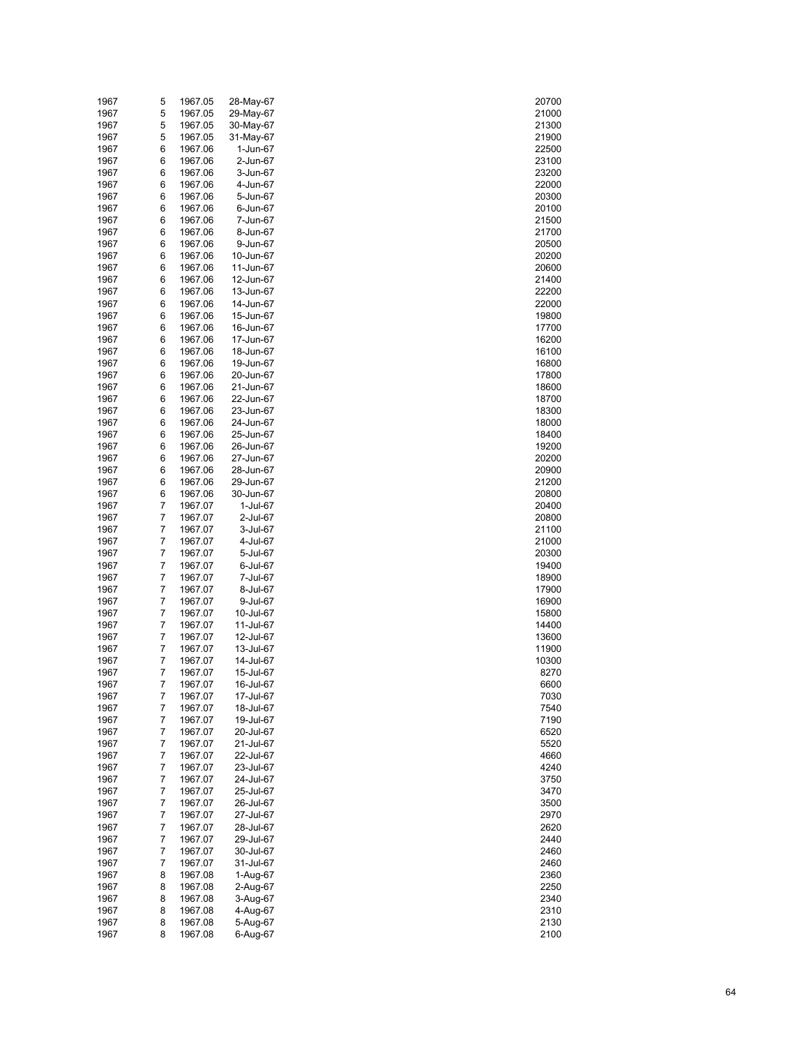| | | | | |
|---|---|---|---|---|
| 1967 | 5 | 1967.05 | 28-May-67 | 20700 |
| 1967 | 5 | 1967.05 | 29-May-67 | 21000 |
| 1967 | 5 | 1967.05 | 30-May-67 | 21300 |
| 1967 | 5 | 1967.05 | 31-May-67 | 21900 |
| 1967 | 6 | 1967.06 | 1-Jun-67 | 22500 |
| 1967 | 6 | 1967.06 | 2-Jun-67 | 23100 |
| 1967 | 6 | 1967.06 | 3-Jun-67 | 23200 |
| 1967 | 6 | 1967.06 | 4-Jun-67 | 22000 |
| 1967 | 6 | 1967.06 | 5-Jun-67 | 20300 |
| 1967 | 6 | 1967.06 | 6-Jun-67 | 20100 |
| 1967 | 6 | 1967.06 | 7-Jun-67 | 21500 |
| 1967 | 6 | 1967.06 | 8-Jun-67 | 21700 |
| 1967 | 6 | 1967.06 | 9-Jun-67 | 20500 |
| 1967 | 6 | 1967.06 | 10-Jun-67 | 20200 |
| 1967 | 6 | 1967.06 | 11-Jun-67 | 20600 |
| 1967 | 6 | 1967.06 | 12-Jun-67 | 21400 |
| 1967 | 6 | 1967.06 | 13-Jun-67 | 22200 |
| 1967 | 6 | 1967.06 | 14-Jun-67 | 22000 |
| 1967 | 6 | 1967.06 | 15-Jun-67 | 19800 |
| 1967 | 6 | 1967.06 | 16-Jun-67 | 17700 |
| 1967 | 6 | 1967.06 | 17-Jun-67 | 16200 |
| 1967 | 6 | 1967.06 | 18-Jun-67 | 16100 |
| 1967 | 6 | 1967.06 | 19-Jun-67 | 16800 |
| 1967 | 6 | 1967.06 | 20-Jun-67 | 17800 |
| 1967 | 6 | 1967.06 | 21-Jun-67 | 18600 |
| 1967 | 6 | 1967.06 | 22-Jun-67 | 18700 |
| 1967 | 6 | 1967.06 | 23-Jun-67 | 18300 |
| 1967 | 6 | 1967.06 | 24-Jun-67 | 18000 |
| 1967 | 6 | 1967.06 | 25-Jun-67 | 18400 |
| 1967 | 6 | 1967.06 | 26-Jun-67 | 19200 |
| 1967 | 6 | 1967.06 | 27-Jun-67 | 20200 |
| 1967 | 6 | 1967.06 | 28-Jun-67 | 20900 |
| 1967 | 6 | 1967.06 | 29-Jun-67 | 21200 |
| 1967 | 6 | 1967.06 | 30-Jun-67 | 20800 |
| 1967 | 7 | 1967.07 | 1-Jul-67 | 20400 |
| 1967 | 7 | 1967.07 | 2-Jul-67 | 20800 |
| 1967 | 7 | 1967.07 | 3-Jul-67 | 21100 |
| 1967 | 7 | 1967.07 | 4-Jul-67 | 21000 |
| 1967 | 7 | 1967.07 | 5-Jul-67 | 20300 |
| 1967 | 7 | 1967.07 | 6-Jul-67 | 19400 |
| 1967 | 7 | 1967.07 | 7-Jul-67 | 18900 |
| 1967 | 7 | 1967.07 | 8-Jul-67 | 17900 |
| 1967 | 7 | 1967.07 | 9-Jul-67 | 16900 |
| 1967 | 7 | 1967.07 | 10-Jul-67 | 15800 |
| 1967 | 7 | 1967.07 | 11-Jul-67 | 14400 |
| 1967 | 7 | 1967.07 | 12-Jul-67 | 13600 |
| 1967 | 7 | 1967.07 | 13-Jul-67 | 11900 |
| 1967 | 7 | 1967.07 | 14-Jul-67 | 10300 |
| 1967 | 7 | 1967.07 | 15-Jul-67 | 8270 |
| 1967 | 7 | 1967.07 | 16-Jul-67 | 6600 |
| 1967 | 7 | 1967.07 | 17-Jul-67 | 7030 |
| 1967 | 7 | 1967.07 | 18-Jul-67 | 7540 |
| 1967 | 7 | 1967.07 | 19-Jul-67 | 7190 |
| 1967 | 7 | 1967.07 | 20-Jul-67 | 6520 |
| 1967 | 7 | 1967.07 | 21-Jul-67 | 5520 |
| 1967 | 7 | 1967.07 | 22-Jul-67 | 4660 |
| 1967 | 7 | 1967.07 | 23-Jul-67 | 4240 |
| 1967 | 7 | 1967.07 | 24-Jul-67 | 3750 |
| 1967 | 7 | 1967.07 | 25-Jul-67 | 3470 |
| 1967 | 7 | 1967.07 | 26-Jul-67 | 3500 |
| 1967 | 7 | 1967.07 | 27-Jul-67 | 2970 |
| 1967 | 7 | 1967.07 | 28-Jul-67 | 2620 |
| 1967 | 7 | 1967.07 | 29-Jul-67 | 2440 |
| 1967 | 7 | 1967.07 | 30-Jul-67 | 2460 |
| 1967 | 7 | 1967.07 | 31-Jul-67 | 2460 |
| 1967 | 8 | 1967.08 | 1-Aug-67 | 2360 |
| 1967 | 8 | 1967.08 | 2-Aug-67 | 2250 |
| 1967 | 8 | 1967.08 | 3-Aug-67 | 2340 |
| 1967 | 8 | 1967.08 | 4-Aug-67 | 2310 |
| 1967 | 8 | 1967.08 | 5-Aug-67 | 2130 |
| 1967 | 8 | 1967.08 | 6-Aug-67 | 2100 |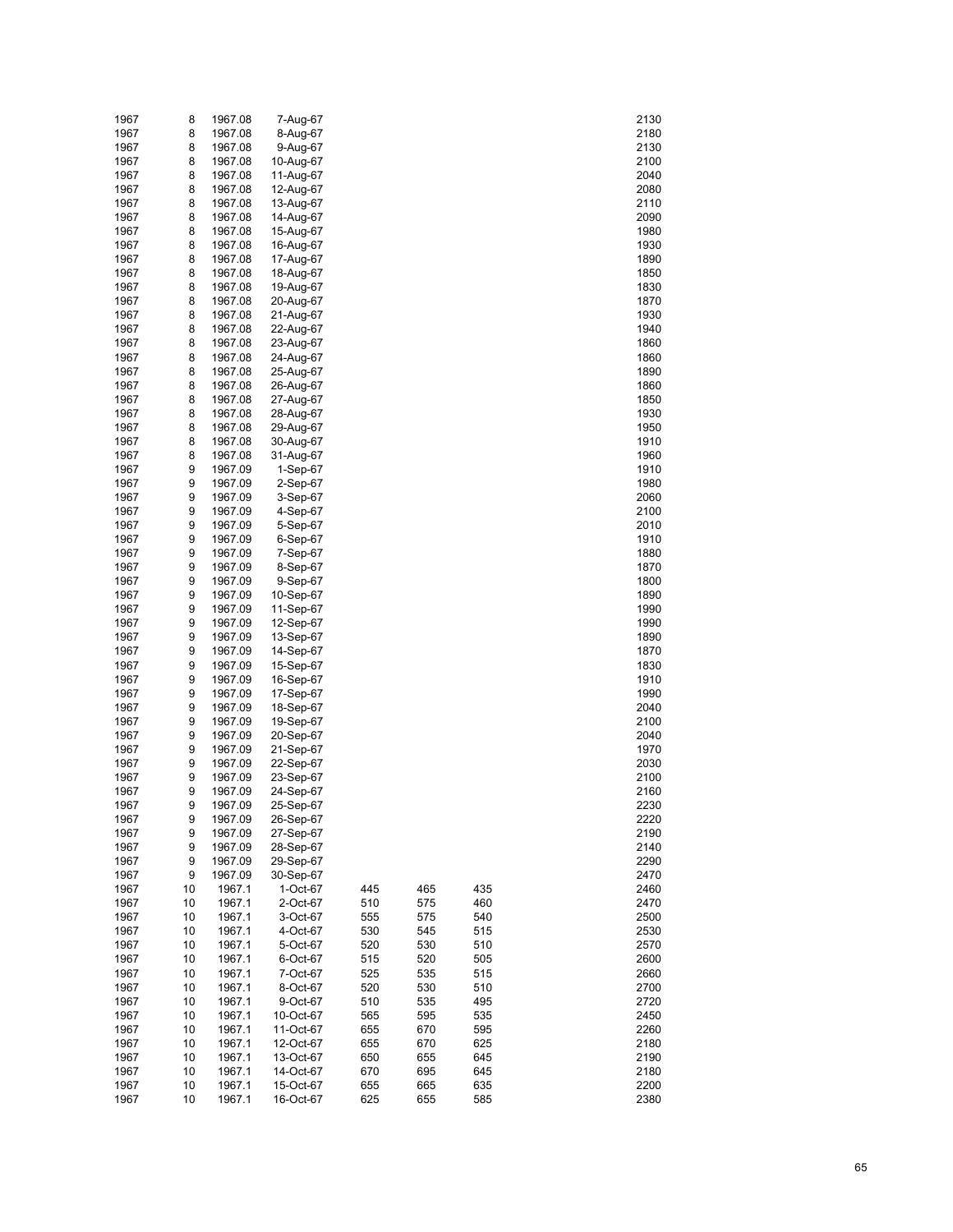| | | | | | | | |
|---|---|---|---|---|---|---|---|
| 1967 | 8 | 1967.08 | 7-Aug-67 | | | | 2130 |
| 1967 | 8 | 1967.08 | 8-Aug-67 | | | | 2180 |
| 1967 | 8 | 1967.08 | 9-Aug-67 | | | | 2130 |
| 1967 | 8 | 1967.08 | 10-Aug-67 | | | | 2100 |
| 1967 | 8 | 1967.08 | 11-Aug-67 | | | | 2040 |
| 1967 | 8 | 1967.08 | 12-Aug-67 | | | | 2080 |
| 1967 | 8 | 1967.08 | 13-Aug-67 | | | | 2110 |
| 1967 | 8 | 1967.08 | 14-Aug-67 | | | | 2090 |
| 1967 | 8 | 1967.08 | 15-Aug-67 | | | | 1980 |
| 1967 | 8 | 1967.08 | 16-Aug-67 | | | | 1930 |
| 1967 | 8 | 1967.08 | 17-Aug-67 | | | | 1890 |
| 1967 | 8 | 1967.08 | 18-Aug-67 | | | | 1850 |
| 1967 | 8 | 1967.08 | 19-Aug-67 | | | | 1830 |
| 1967 | 8 | 1967.08 | 20-Aug-67 | | | | 1870 |
| 1967 | 8 | 1967.08 | 21-Aug-67 | | | | 1930 |
| 1967 | 8 | 1967.08 | 22-Aug-67 | | | | 1940 |
| 1967 | 8 | 1967.08 | 23-Aug-67 | | | | 1860 |
| 1967 | 8 | 1967.08 | 24-Aug-67 | | | | 1860 |
| 1967 | 8 | 1967.08 | 25-Aug-67 | | | | 1890 |
| 1967 | 8 | 1967.08 | 26-Aug-67 | | | | 1860 |
| 1967 | 8 | 1967.08 | 27-Aug-67 | | | | 1850 |
| 1967 | 8 | 1967.08 | 28-Aug-67 | | | | 1930 |
| 1967 | 8 | 1967.08 | 29-Aug-67 | | | | 1950 |
| 1967 | 8 | 1967.08 | 30-Aug-67 | | | | 1910 |
| 1967 | 8 | 1967.08 | 31-Aug-67 | | | | 1960 |
| 1967 | 9 | 1967.09 | 1-Sep-67 | | | | 1910 |
| 1967 | 9 | 1967.09 | 2-Sep-67 | | | | 1980 |
| 1967 | 9 | 1967.09 | 3-Sep-67 | | | | 2060 |
| 1967 | 9 | 1967.09 | 4-Sep-67 | | | | 2100 |
| 1967 | 9 | 1967.09 | 5-Sep-67 | | | | 2010 |
| 1967 | 9 | 1967.09 | 6-Sep-67 | | | | 1910 |
| 1967 | 9 | 1967.09 | 7-Sep-67 | | | | 1880 |
| 1967 | 9 | 1967.09 | 8-Sep-67 | | | | 1870 |
| 1967 | 9 | 1967.09 | 9-Sep-67 | | | | 1800 |
| 1967 | 9 | 1967.09 | 10-Sep-67 | | | | 1890 |
| 1967 | 9 | 1967.09 | 11-Sep-67 | | | | 1990 |
| 1967 | 9 | 1967.09 | 12-Sep-67 | | | | 1990 |
| 1967 | 9 | 1967.09 | 13-Sep-67 | | | | 1890 |
| 1967 | 9 | 1967.09 | 14-Sep-67 | | | | 1870 |
| 1967 | 9 | 1967.09 | 15-Sep-67 | | | | 1830 |
| 1967 | 9 | 1967.09 | 16-Sep-67 | | | | 1910 |
| 1967 | 9 | 1967.09 | 17-Sep-67 | | | | 1990 |
| 1967 | 9 | 1967.09 | 18-Sep-67 | | | | 2040 |
| 1967 | 9 | 1967.09 | 19-Sep-67 | | | | 2100 |
| 1967 | 9 | 1967.09 | 20-Sep-67 | | | | 2040 |
| 1967 | 9 | 1967.09 | 21-Sep-67 | | | | 1970 |
| 1967 | 9 | 1967.09 | 22-Sep-67 | | | | 2030 |
| 1967 | 9 | 1967.09 | 23-Sep-67 | | | | 2100 |
| 1967 | 9 | 1967.09 | 24-Sep-67 | | | | 2160 |
| 1967 | 9 | 1967.09 | 25-Sep-67 | | | | 2230 |
| 1967 | 9 | 1967.09 | 26-Sep-67 | | | | 2220 |
| 1967 | 9 | 1967.09 | 27-Sep-67 | | | | 2190 |
| 1967 | 9 | 1967.09 | 28-Sep-67 | | | | 2140 |
| 1967 | 9 | 1967.09 | 29-Sep-67 | | | | 2290 |
| 1967 | 9 | 1967.09 | 30-Sep-67 | | | | 2470 |
| 1967 | 10 | 1967.1 | 1-Oct-67 | 445 | 465 | 435 | 2460 |
| 1967 | 10 | 1967.1 | 2-Oct-67 | 510 | 575 | 460 | 2470 |
| 1967 | 10 | 1967.1 | 3-Oct-67 | 555 | 575 | 540 | 2500 |
| 1967 | 10 | 1967.1 | 4-Oct-67 | 530 | 545 | 515 | 2530 |
| 1967 | 10 | 1967.1 | 5-Oct-67 | 520 | 530 | 510 | 2570 |
| 1967 | 10 | 1967.1 | 6-Oct-67 | 515 | 520 | 505 | 2600 |
| 1967 | 10 | 1967.1 | 7-Oct-67 | 525 | 535 | 515 | 2660 |
| 1967 | 10 | 1967.1 | 8-Oct-67 | 520 | 530 | 510 | 2700 |
| 1967 | 10 | 1967.1 | 9-Oct-67 | 510 | 535 | 495 | 2720 |
| 1967 | 10 | 1967.1 | 10-Oct-67 | 565 | 595 | 535 | 2450 |
| 1967 | 10 | 1967.1 | 11-Oct-67 | 655 | 670 | 595 | 2260 |
| 1967 | 10 | 1967.1 | 12-Oct-67 | 655 | 670 | 625 | 2180 |
| 1967 | 10 | 1967.1 | 13-Oct-67 | 650 | 655 | 645 | 2190 |
| 1967 | 10 | 1967.1 | 14-Oct-67 | 670 | 695 | 645 | 2180 |
| 1967 | 10 | 1967.1 | 15-Oct-67 | 655 | 665 | 635 | 2200 |
| 1967 | 10 | 1967.1 | 16-Oct-67 | 625 | 655 | 585 | 2380 |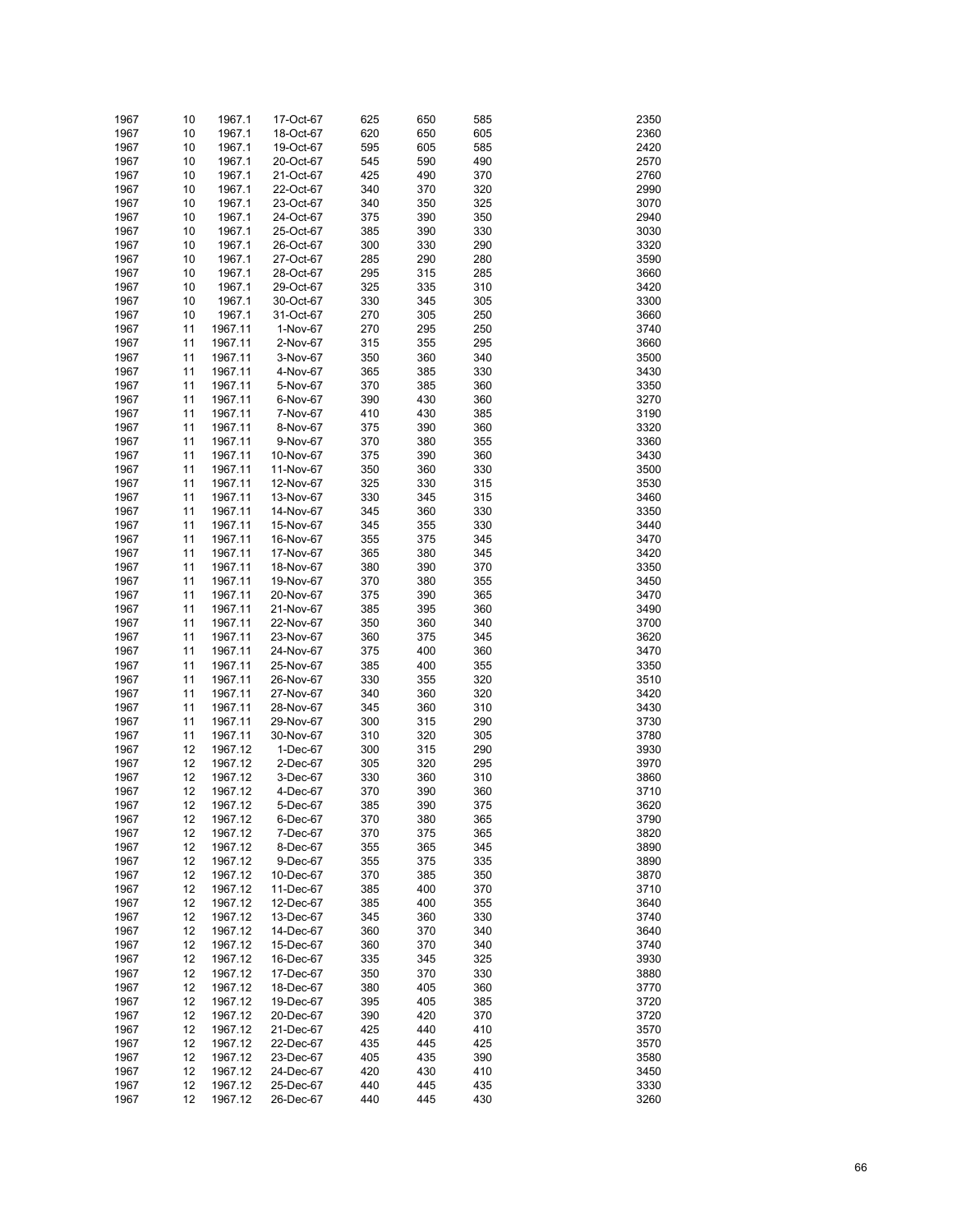| | | | | | | | | |
|---|---|---|---|---|---|---|---|---|
| 1967 | 10 | 1967.1 | 17-Oct-67 | 625 | 650 | 585 | | 2350 |
| 1967 | 10 | 1967.1 | 18-Oct-67 | 620 | 650 | 605 | | 2360 |
| 1967 | 10 | 1967.1 | 19-Oct-67 | 595 | 605 | 585 | | 2420 |
| 1967 | 10 | 1967.1 | 20-Oct-67 | 545 | 590 | 490 | | 2570 |
| 1967 | 10 | 1967.1 | 21-Oct-67 | 425 | 490 | 370 | | 2760 |
| 1967 | 10 | 1967.1 | 22-Oct-67 | 340 | 370 | 320 | | 2990 |
| 1967 | 10 | 1967.1 | 23-Oct-67 | 340 | 350 | 325 | | 3070 |
| 1967 | 10 | 1967.1 | 24-Oct-67 | 375 | 390 | 350 | | 2940 |
| 1967 | 10 | 1967.1 | 25-Oct-67 | 385 | 390 | 330 | | 3030 |
| 1967 | 10 | 1967.1 | 26-Oct-67 | 300 | 330 | 290 | | 3320 |
| 1967 | 10 | 1967.1 | 27-Oct-67 | 285 | 290 | 280 | | 3590 |
| 1967 | 10 | 1967.1 | 28-Oct-67 | 295 | 315 | 285 | | 3660 |
| 1967 | 10 | 1967.1 | 29-Oct-67 | 325 | 335 | 310 | | 3420 |
| 1967 | 10 | 1967.1 | 30-Oct-67 | 330 | 345 | 305 | | 3300 |
| 1967 | 10 | 1967.1 | 31-Oct-67 | 270 | 305 | 250 | | 3660 |
| 1967 | 11 | 1967.11 | 1-Nov-67 | 270 | 295 | 250 | | 3740 |
| 1967 | 11 | 1967.11 | 2-Nov-67 | 315 | 355 | 295 | | 3660 |
| 1967 | 11 | 1967.11 | 3-Nov-67 | 350 | 360 | 340 | | 3500 |
| 1967 | 11 | 1967.11 | 4-Nov-67 | 365 | 385 | 330 | | 3430 |
| 1967 | 11 | 1967.11 | 5-Nov-67 | 370 | 385 | 360 | | 3350 |
| 1967 | 11 | 1967.11 | 6-Nov-67 | 390 | 430 | 360 | | 3270 |
| 1967 | 11 | 1967.11 | 7-Nov-67 | 410 | 430 | 385 | | 3190 |
| 1967 | 11 | 1967.11 | 8-Nov-67 | 375 | 390 | 360 | | 3320 |
| 1967 | 11 | 1967.11 | 9-Nov-67 | 370 | 380 | 355 | | 3360 |
| 1967 | 11 | 1967.11 | 10-Nov-67 | 375 | 390 | 360 | | 3430 |
| 1967 | 11 | 1967.11 | 11-Nov-67 | 350 | 360 | 330 | | 3500 |
| 1967 | 11 | 1967.11 | 12-Nov-67 | 325 | 330 | 315 | | 3530 |
| 1967 | 11 | 1967.11 | 13-Nov-67 | 330 | 345 | 315 | | 3460 |
| 1967 | 11 | 1967.11 | 14-Nov-67 | 345 | 360 | 330 | | 3350 |
| 1967 | 11 | 1967.11 | 15-Nov-67 | 345 | 355 | 330 | | 3440 |
| 1967 | 11 | 1967.11 | 16-Nov-67 | 355 | 375 | 345 | | 3470 |
| 1967 | 11 | 1967.11 | 17-Nov-67 | 365 | 380 | 345 | | 3420 |
| 1967 | 11 | 1967.11 | 18-Nov-67 | 380 | 390 | 370 | | 3350 |
| 1967 | 11 | 1967.11 | 19-Nov-67 | 370 | 380 | 355 | | 3450 |
| 1967 | 11 | 1967.11 | 20-Nov-67 | 375 | 390 | 365 | | 3470 |
| 1967 | 11 | 1967.11 | 21-Nov-67 | 385 | 395 | 360 | | 3490 |
| 1967 | 11 | 1967.11 | 22-Nov-67 | 350 | 360 | 340 | | 3700 |
| 1967 | 11 | 1967.11 | 23-Nov-67 | 360 | 375 | 345 | | 3620 |
| 1967 | 11 | 1967.11 | 24-Nov-67 | 375 | 400 | 360 | | 3470 |
| 1967 | 11 | 1967.11 | 25-Nov-67 | 385 | 400 | 355 | | 3350 |
| 1967 | 11 | 1967.11 | 26-Nov-67 | 330 | 355 | 320 | | 3510 |
| 1967 | 11 | 1967.11 | 27-Nov-67 | 340 | 360 | 320 | | 3420 |
| 1967 | 11 | 1967.11 | 28-Nov-67 | 345 | 360 | 310 | | 3430 |
| 1967 | 11 | 1967.11 | 29-Nov-67 | 300 | 315 | 290 | | 3730 |
| 1967 | 11 | 1967.11 | 30-Nov-67 | 310 | 320 | 305 | | 3780 |
| 1967 | 12 | 1967.12 | 1-Dec-67 | 300 | 315 | 290 | | 3930 |
| 1967 | 12 | 1967.12 | 2-Dec-67 | 305 | 320 | 295 | | 3970 |
| 1967 | 12 | 1967.12 | 3-Dec-67 | 330 | 360 | 310 | | 3860 |
| 1967 | 12 | 1967.12 | 4-Dec-67 | 370 | 390 | 360 | | 3710 |
| 1967 | 12 | 1967.12 | 5-Dec-67 | 385 | 390 | 375 | | 3620 |
| 1967 | 12 | 1967.12 | 6-Dec-67 | 370 | 380 | 365 | | 3790 |
| 1967 | 12 | 1967.12 | 7-Dec-67 | 370 | 375 | 365 | | 3820 |
| 1967 | 12 | 1967.12 | 8-Dec-67 | 355 | 365 | 345 | | 3890 |
| 1967 | 12 | 1967.12 | 9-Dec-67 | 355 | 375 | 335 | | 3890 |
| 1967 | 12 | 1967.12 | 10-Dec-67 | 370 | 385 | 350 | | 3870 |
| 1967 | 12 | 1967.12 | 11-Dec-67 | 385 | 400 | 370 | | 3710 |
| 1967 | 12 | 1967.12 | 12-Dec-67 | 385 | 400 | 355 | | 3640 |
| 1967 | 12 | 1967.12 | 13-Dec-67 | 345 | 360 | 330 | | 3740 |
| 1967 | 12 | 1967.12 | 14-Dec-67 | 360 | 370 | 340 | | 3640 |
| 1967 | 12 | 1967.12 | 15-Dec-67 | 360 | 370 | 340 | | 3740 |
| 1967 | 12 | 1967.12 | 16-Dec-67 | 335 | 345 | 325 | | 3930 |
| 1967 | 12 | 1967.12 | 17-Dec-67 | 350 | 370 | 330 | | 3880 |
| 1967 | 12 | 1967.12 | 18-Dec-67 | 380 | 405 | 360 | | 3770 |
| 1967 | 12 | 1967.12 | 19-Dec-67 | 395 | 405 | 385 | | 3720 |
| 1967 | 12 | 1967.12 | 20-Dec-67 | 390 | 420 | 370 | | 3720 |
| 1967 | 12 | 1967.12 | 21-Dec-67 | 425 | 440 | 410 | | 3570 |
| 1967 | 12 | 1967.12 | 22-Dec-67 | 435 | 445 | 425 | | 3570 |
| 1967 | 12 | 1967.12 | 23-Dec-67 | 405 | 435 | 390 | | 3580 |
| 1967 | 12 | 1967.12 | 24-Dec-67 | 420 | 430 | 410 | | 3450 |
| 1967 | 12 | 1967.12 | 25-Dec-67 | 440 | 445 | 435 | | 3330 |
| 1967 | 12 | 1967.12 | 26-Dec-67 | 440 | 445 | 430 | | 3260 |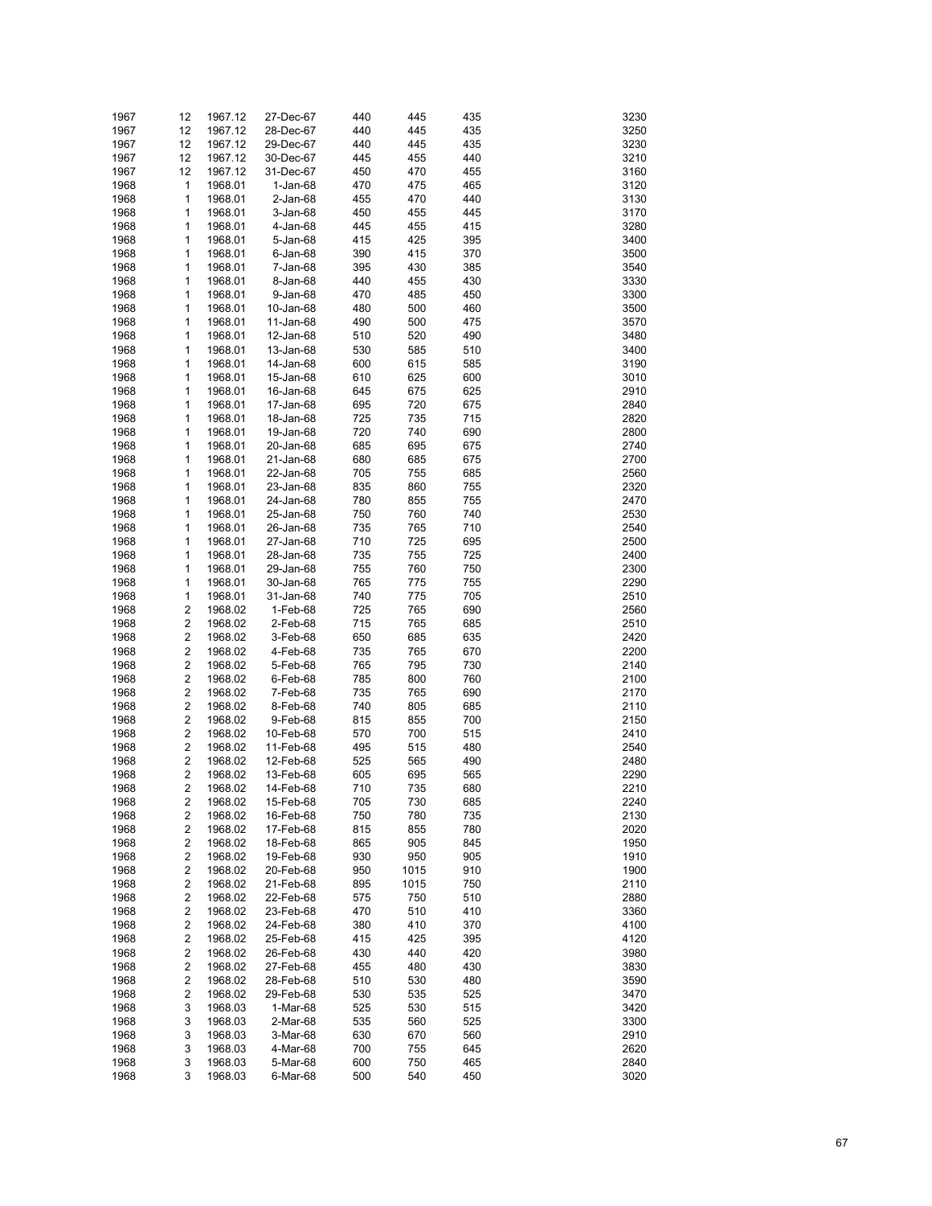| | | | | | | | | |
|---|---|---|---|---|---|---|---|---|
| 1967 | 12 | 1967.12 | 27-Dec-67 | 440 | 445 | 435 | | 3230 |
| 1967 | 12 | 1967.12 | 28-Dec-67 | 440 | 445 | 435 | | 3250 |
| 1967 | 12 | 1967.12 | 29-Dec-67 | 440 | 445 | 435 | | 3230 |
| 1967 | 12 | 1967.12 | 30-Dec-67 | 445 | 455 | 440 | | 3210 |
| 1967 | 12 | 1967.12 | 31-Dec-67 | 450 | 470 | 455 | | 3160 |
| 1968 | 1 | 1968.01 | 1-Jan-68 | 470 | 475 | 465 | | 3120 |
| 1968 | 1 | 1968.01 | 2-Jan-68 | 455 | 470 | 440 | | 3130 |
| 1968 | 1 | 1968.01 | 3-Jan-68 | 450 | 455 | 445 | | 3170 |
| 1968 | 1 | 1968.01 | 4-Jan-68 | 445 | 455 | 415 | | 3280 |
| 1968 | 1 | 1968.01 | 5-Jan-68 | 415 | 425 | 395 | | 3400 |
| 1968 | 1 | 1968.01 | 6-Jan-68 | 390 | 415 | 370 | | 3500 |
| 1968 | 1 | 1968.01 | 7-Jan-68 | 395 | 430 | 385 | | 3540 |
| 1968 | 1 | 1968.01 | 8-Jan-68 | 440 | 455 | 430 | | 3330 |
| 1968 | 1 | 1968.01 | 9-Jan-68 | 470 | 485 | 450 | | 3300 |
| 1968 | 1 | 1968.01 | 10-Jan-68 | 480 | 500 | 460 | | 3500 |
| 1968 | 1 | 1968.01 | 11-Jan-68 | 490 | 500 | 475 | | 3570 |
| 1968 | 1 | 1968.01 | 12-Jan-68 | 510 | 520 | 490 | | 3480 |
| 1968 | 1 | 1968.01 | 13-Jan-68 | 530 | 585 | 510 | | 3400 |
| 1968 | 1 | 1968.01 | 14-Jan-68 | 600 | 615 | 585 | | 3190 |
| 1968 | 1 | 1968.01 | 15-Jan-68 | 610 | 625 | 600 | | 3010 |
| 1968 | 1 | 1968.01 | 16-Jan-68 | 645 | 675 | 625 | | 2910 |
| 1968 | 1 | 1968.01 | 17-Jan-68 | 695 | 720 | 675 | | 2840 |
| 1968 | 1 | 1968.01 | 18-Jan-68 | 725 | 735 | 715 | | 2820 |
| 1968 | 1 | 1968.01 | 19-Jan-68 | 720 | 740 | 690 | | 2800 |
| 1968 | 1 | 1968.01 | 20-Jan-68 | 685 | 695 | 675 | | 2740 |
| 1968 | 1 | 1968.01 | 21-Jan-68 | 680 | 685 | 675 | | 2700 |
| 1968 | 1 | 1968.01 | 22-Jan-68 | 705 | 755 | 685 | | 2560 |
| 1968 | 1 | 1968.01 | 23-Jan-68 | 835 | 860 | 755 | | 2320 |
| 1968 | 1 | 1968.01 | 24-Jan-68 | 780 | 855 | 755 | | 2470 |
| 1968 | 1 | 1968.01 | 25-Jan-68 | 750 | 760 | 740 | | 2530 |
| 1968 | 1 | 1968.01 | 26-Jan-68 | 735 | 765 | 710 | | 2540 |
| 1968 | 1 | 1968.01 | 27-Jan-68 | 710 | 725 | 695 | | 2500 |
| 1968 | 1 | 1968.01 | 28-Jan-68 | 735 | 755 | 725 | | 2400 |
| 1968 | 1 | 1968.01 | 29-Jan-68 | 755 | 760 | 750 | | 2300 |
| 1968 | 1 | 1968.01 | 30-Jan-68 | 765 | 775 | 755 | | 2290 |
| 1968 | 1 | 1968.01 | 31-Jan-68 | 740 | 775 | 705 | | 2510 |
| 1968 | 2 | 1968.02 | 1-Feb-68 | 725 | 765 | 690 | | 2560 |
| 1968 | 2 | 1968.02 | 2-Feb-68 | 715 | 765 | 685 | | 2510 |
| 1968 | 2 | 1968.02 | 3-Feb-68 | 650 | 685 | 635 | | 2420 |
| 1968 | 2 | 1968.02 | 4-Feb-68 | 735 | 765 | 670 | | 2200 |
| 1968 | 2 | 1968.02 | 5-Feb-68 | 765 | 795 | 730 | | 2140 |
| 1968 | 2 | 1968.02 | 6-Feb-68 | 785 | 800 | 760 | | 2100 |
| 1968 | 2 | 1968.02 | 7-Feb-68 | 735 | 765 | 690 | | 2170 |
| 1968 | 2 | 1968.02 | 8-Feb-68 | 740 | 805 | 685 | | 2110 |
| 1968 | 2 | 1968.02 | 9-Feb-68 | 815 | 855 | 700 | | 2150 |
| 1968 | 2 | 1968.02 | 10-Feb-68 | 570 | 700 | 515 | | 2410 |
| 1968 | 2 | 1968.02 | 11-Feb-68 | 495 | 515 | 480 | | 2540 |
| 1968 | 2 | 1968.02 | 12-Feb-68 | 525 | 565 | 490 | | 2480 |
| 1968 | 2 | 1968.02 | 13-Feb-68 | 605 | 695 | 565 | | 2290 |
| 1968 | 2 | 1968.02 | 14-Feb-68 | 710 | 735 | 680 | | 2210 |
| 1968 | 2 | 1968.02 | 15-Feb-68 | 705 | 730 | 685 | | 2240 |
| 1968 | 2 | 1968.02 | 16-Feb-68 | 750 | 780 | 735 | | 2130 |
| 1968 | 2 | 1968.02 | 17-Feb-68 | 815 | 855 | 780 | | 2020 |
| 1968 | 2 | 1968.02 | 18-Feb-68 | 865 | 905 | 845 | | 1950 |
| 1968 | 2 | 1968.02 | 19-Feb-68 | 930 | 950 | 905 | | 1910 |
| 1968 | 2 | 1968.02 | 20-Feb-68 | 950 | 1015 | 910 | | 1900 |
| 1968 | 2 | 1968.02 | 21-Feb-68 | 895 | 1015 | 750 | | 2110 |
| 1968 | 2 | 1968.02 | 22-Feb-68 | 575 | 750 | 510 | | 2880 |
| 1968 | 2 | 1968.02 | 23-Feb-68 | 470 | 510 | 410 | | 3360 |
| 1968 | 2 | 1968.02 | 24-Feb-68 | 380 | 410 | 370 | | 4100 |
| 1968 | 2 | 1968.02 | 25-Feb-68 | 415 | 425 | 395 | | 4120 |
| 1968 | 2 | 1968.02 | 26-Feb-68 | 430 | 440 | 420 | | 3980 |
| 1968 | 2 | 1968.02 | 27-Feb-68 | 455 | 480 | 430 | | 3830 |
| 1968 | 2 | 1968.02 | 28-Feb-68 | 510 | 530 | 480 | | 3590 |
| 1968 | 2 | 1968.02 | 29-Feb-68 | 530 | 535 | 525 | | 3470 |
| 1968 | 3 | 1968.03 | 1-Mar-68 | 525 | 530 | 515 | | 3420 |
| 1968 | 3 | 1968.03 | 2-Mar-68 | 535 | 560 | 525 | | 3300 |
| 1968 | 3 | 1968.03 | 3-Mar-68 | 630 | 670 | 560 | | 2910 |
| 1968 | 3 | 1968.03 | 4-Mar-68 | 700 | 755 | 645 | | 2620 |
| 1968 | 3 | 1968.03 | 5-Mar-68 | 600 | 750 | 465 | | 2840 |
| 1968 | 3 | 1968.03 | 6-Mar-68 | 500 | 540 | 450 | | 3020 |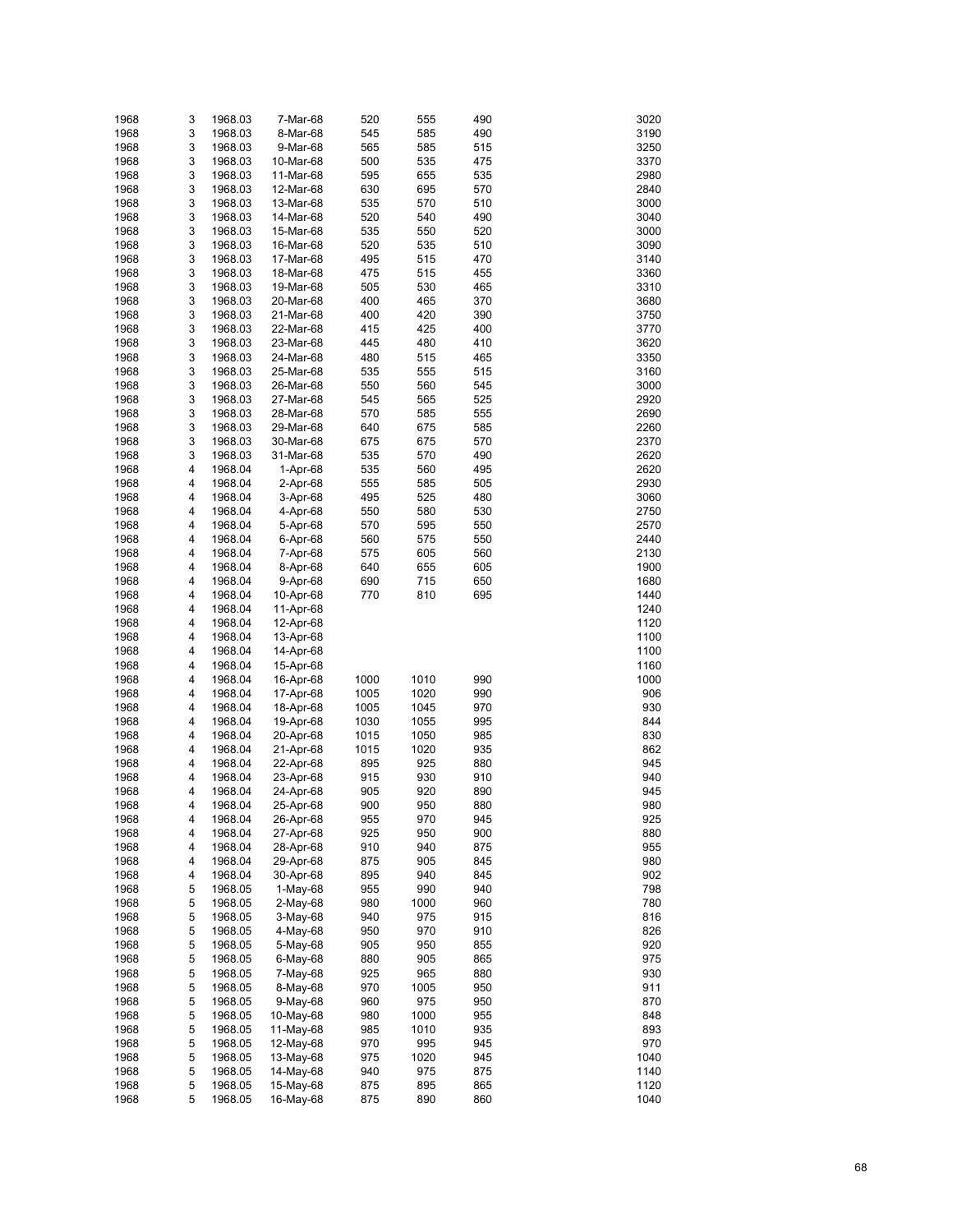| | | | | | | | | |
|---|---|---|---|---|---|---|---|---|
| 1968 | 3 | 1968.03 | 7-Mar-68 | 520 | 555 | 490 | | 3020 |
| 1968 | 3 | 1968.03 | 8-Mar-68 | 545 | 585 | 490 | | 3190 |
| 1968 | 3 | 1968.03 | 9-Mar-68 | 565 | 585 | 515 | | 3250 |
| 1968 | 3 | 1968.03 | 10-Mar-68 | 500 | 535 | 475 | | 3370 |
| 1968 | 3 | 1968.03 | 11-Mar-68 | 595 | 655 | 535 | | 2980 |
| 1968 | 3 | 1968.03 | 12-Mar-68 | 630 | 695 | 570 | | 2840 |
| 1968 | 3 | 1968.03 | 13-Mar-68 | 535 | 570 | 510 | | 3000 |
| 1968 | 3 | 1968.03 | 14-Mar-68 | 520 | 540 | 490 | | 3040 |
| 1968 | 3 | 1968.03 | 15-Mar-68 | 535 | 550 | 520 | | 3000 |
| 1968 | 3 | 1968.03 | 16-Mar-68 | 520 | 535 | 510 | | 3090 |
| 1968 | 3 | 1968.03 | 17-Mar-68 | 495 | 515 | 470 | | 3140 |
| 1968 | 3 | 1968.03 | 18-Mar-68 | 475 | 515 | 455 | | 3360 |
| 1968 | 3 | 1968.03 | 19-Mar-68 | 505 | 530 | 465 | | 3310 |
| 1968 | 3 | 1968.03 | 20-Mar-68 | 400 | 465 | 370 | | 3680 |
| 1968 | 3 | 1968.03 | 21-Mar-68 | 400 | 420 | 390 | | 3750 |
| 1968 | 3 | 1968.03 | 22-Mar-68 | 415 | 425 | 400 | | 3770 |
| 1968 | 3 | 1968.03 | 23-Mar-68 | 445 | 480 | 410 | | 3620 |
| 1968 | 3 | 1968.03 | 24-Mar-68 | 480 | 515 | 465 | | 3350 |
| 1968 | 3 | 1968.03 | 25-Mar-68 | 535 | 555 | 515 | | 3160 |
| 1968 | 3 | 1968.03 | 26-Mar-68 | 550 | 560 | 545 | | 3000 |
| 1968 | 3 | 1968.03 | 27-Mar-68 | 545 | 565 | 525 | | 2920 |
| 1968 | 3 | 1968.03 | 28-Mar-68 | 570 | 585 | 555 | | 2690 |
| 1968 | 3 | 1968.03 | 29-Mar-68 | 640 | 675 | 585 | | 2260 |
| 1968 | 3 | 1968.03 | 30-Mar-68 | 675 | 675 | 570 | | 2370 |
| 1968 | 3 | 1968.03 | 31-Mar-68 | 535 | 570 | 490 | | 2620 |
| 1968 | 4 | 1968.04 | 1-Apr-68 | 535 | 560 | 495 | | 2620 |
| 1968 | 4 | 1968.04 | 2-Apr-68 | 555 | 585 | 505 | | 2930 |
| 1968 | 4 | 1968.04 | 3-Apr-68 | 495 | 525 | 480 | | 3060 |
| 1968 | 4 | 1968.04 | 4-Apr-68 | 550 | 580 | 530 | | 2750 |
| 1968 | 4 | 1968.04 | 5-Apr-68 | 570 | 595 | 550 | | 2570 |
| 1968 | 4 | 1968.04 | 6-Apr-68 | 560 | 575 | 550 | | 2440 |
| 1968 | 4 | 1968.04 | 7-Apr-68 | 575 | 605 | 560 | | 2130 |
| 1968 | 4 | 1968.04 | 8-Apr-68 | 640 | 655 | 605 | | 1900 |
| 1968 | 4 | 1968.04 | 9-Apr-68 | 690 | 715 | 650 | | 1680 |
| 1968 | 4 | 1968.04 | 10-Apr-68 | 770 | 810 | 695 | | 1440 |
| 1968 | 4 | 1968.04 | 11-Apr-68 | | | | | 1240 |
| 1968 | 4 | 1968.04 | 12-Apr-68 | | | | | 1120 |
| 1968 | 4 | 1968.04 | 13-Apr-68 | | | | | 1100 |
| 1968 | 4 | 1968.04 | 14-Apr-68 | | | | | 1100 |
| 1968 | 4 | 1968.04 | 15-Apr-68 | | | | | 1160 |
| 1968 | 4 | 1968.04 | 16-Apr-68 | 1000 | 1010 | 990 | | 1000 |
| 1968 | 4 | 1968.04 | 17-Apr-68 | 1005 | 1020 | 990 | | 906 |
| 1968 | 4 | 1968.04 | 18-Apr-68 | 1005 | 1045 | 970 | | 930 |
| 1968 | 4 | 1968.04 | 19-Apr-68 | 1030 | 1055 | 995 | | 844 |
| 1968 | 4 | 1968.04 | 20-Apr-68 | 1015 | 1050 | 985 | | 830 |
| 1968 | 4 | 1968.04 | 21-Apr-68 | 1015 | 1020 | 935 | | 862 |
| 1968 | 4 | 1968.04 | 22-Apr-68 | 895 | 925 | 880 | | 945 |
| 1968 | 4 | 1968.04 | 23-Apr-68 | 915 | 930 | 910 | | 940 |
| 1968 | 4 | 1968.04 | 24-Apr-68 | 905 | 920 | 890 | | 945 |
| 1968 | 4 | 1968.04 | 25-Apr-68 | 900 | 950 | 880 | | 980 |
| 1968 | 4 | 1968.04 | 26-Apr-68 | 955 | 970 | 945 | | 925 |
| 1968 | 4 | 1968.04 | 27-Apr-68 | 925 | 950 | 900 | | 880 |
| 1968 | 4 | 1968.04 | 28-Apr-68 | 910 | 940 | 875 | | 955 |
| 1968 | 4 | 1968.04 | 29-Apr-68 | 875 | 905 | 845 | | 980 |
| 1968 | 4 | 1968.04 | 30-Apr-68 | 895 | 940 | 845 | | 902 |
| 1968 | 5 | 1968.05 | 1-May-68 | 955 | 990 | 940 | | 798 |
| 1968 | 5 | 1968.05 | 2-May-68 | 980 | 1000 | 960 | | 780 |
| 1968 | 5 | 1968.05 | 3-May-68 | 940 | 975 | 915 | | 816 |
| 1968 | 5 | 1968.05 | 4-May-68 | 950 | 970 | 910 | | 826 |
| 1968 | 5 | 1968.05 | 5-May-68 | 905 | 950 | 855 | | 920 |
| 1968 | 5 | 1968.05 | 6-May-68 | 880 | 905 | 865 | | 975 |
| 1968 | 5 | 1968.05 | 7-May-68 | 925 | 965 | 880 | | 930 |
| 1968 | 5 | 1968.05 | 8-May-68 | 970 | 1005 | 950 | | 911 |
| 1968 | 5 | 1968.05 | 9-May-68 | 960 | 975 | 950 | | 870 |
| 1968 | 5 | 1968.05 | 10-May-68 | 980 | 1000 | 955 | | 848 |
| 1968 | 5 | 1968.05 | 11-May-68 | 985 | 1010 | 935 | | 893 |
| 1968 | 5 | 1968.05 | 12-May-68 | 970 | 995 | 945 | | 970 |
| 1968 | 5 | 1968.05 | 13-May-68 | 975 | 1020 | 945 | | 1040 |
| 1968 | 5 | 1968.05 | 14-May-68 | 940 | 975 | 875 | | 1140 |
| 1968 | 5 | 1968.05 | 15-May-68 | 875 | 895 | 865 | | 1120 |
| 1968 | 5 | 1968.05 | 16-May-68 | 875 | 890 | 860 | | 1040 |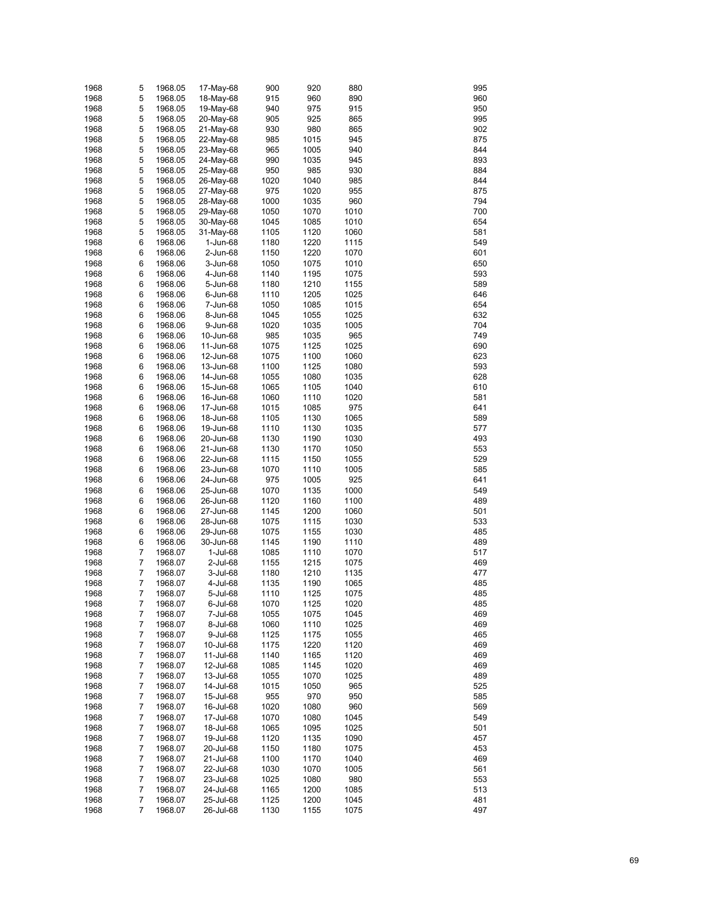| | | | | | | | | |
|---|---|---|---|---|---|---|---|---|
| 1968 | 5 | 1968.05 | 17-May-68 | 900 | 920 | 880 | | 995 |
| 1968 | 5 | 1968.05 | 18-May-68 | 915 | 960 | 890 | | 960 |
| 1968 | 5 | 1968.05 | 19-May-68 | 940 | 975 | 915 | | 950 |
| 1968 | 5 | 1968.05 | 20-May-68 | 905 | 925 | 865 | | 995 |
| 1968 | 5 | 1968.05 | 21-May-68 | 930 | 980 | 865 | | 902 |
| 1968 | 5 | 1968.05 | 22-May-68 | 985 | 1015 | 945 | | 875 |
| 1968 | 5 | 1968.05 | 23-May-68 | 965 | 1005 | 940 | | 844 |
| 1968 | 5 | 1968.05 | 24-May-68 | 990 | 1035 | 945 | | 893 |
| 1968 | 5 | 1968.05 | 25-May-68 | 950 | 985 | 930 | | 884 |
| 1968 | 5 | 1968.05 | 26-May-68 | 1020 | 1040 | 985 | | 844 |
| 1968 | 5 | 1968.05 | 27-May-68 | 975 | 1020 | 955 | | 875 |
| 1968 | 5 | 1968.05 | 28-May-68 | 1000 | 1035 | 960 | | 794 |
| 1968 | 5 | 1968.05 | 29-May-68 | 1050 | 1070 | 1010 | | 700 |
| 1968 | 5 | 1968.05 | 30-May-68 | 1045 | 1085 | 1010 | | 654 |
| 1968 | 5 | 1968.05 | 31-May-68 | 1105 | 1120 | 1060 | | 581 |
| 1968 | 6 | 1968.06 | 1-Jun-68 | 1180 | 1220 | 1115 | | 549 |
| 1968 | 6 | 1968.06 | 2-Jun-68 | 1150 | 1220 | 1070 | | 601 |
| 1968 | 6 | 1968.06 | 3-Jun-68 | 1050 | 1075 | 1010 | | 650 |
| 1968 | 6 | 1968.06 | 4-Jun-68 | 1140 | 1195 | 1075 | | 593 |
| 1968 | 6 | 1968.06 | 5-Jun-68 | 1180 | 1210 | 1155 | | 589 |
| 1968 | 6 | 1968.06 | 6-Jun-68 | 1110 | 1205 | 1025 | | 646 |
| 1968 | 6 | 1968.06 | 7-Jun-68 | 1050 | 1085 | 1015 | | 654 |
| 1968 | 6 | 1968.06 | 8-Jun-68 | 1045 | 1055 | 1025 | | 632 |
| 1968 | 6 | 1968.06 | 9-Jun-68 | 1020 | 1035 | 1005 | | 704 |
| 1968 | 6 | 1968.06 | 10-Jun-68 | 985 | 1035 | 965 | | 749 |
| 1968 | 6 | 1968.06 | 11-Jun-68 | 1075 | 1125 | 1025 | | 690 |
| 1968 | 6 | 1968.06 | 12-Jun-68 | 1075 | 1100 | 1060 | | 623 |
| 1968 | 6 | 1968.06 | 13-Jun-68 | 1100 | 1125 | 1080 | | 593 |
| 1968 | 6 | 1968.06 | 14-Jun-68 | 1055 | 1080 | 1035 | | 628 |
| 1968 | 6 | 1968.06 | 15-Jun-68 | 1065 | 1105 | 1040 | | 610 |
| 1968 | 6 | 1968.06 | 16-Jun-68 | 1060 | 1110 | 1020 | | 581 |
| 1968 | 6 | 1968.06 | 17-Jun-68 | 1015 | 1085 | 975 | | 641 |
| 1968 | 6 | 1968.06 | 18-Jun-68 | 1105 | 1130 | 1065 | | 589 |
| 1968 | 6 | 1968.06 | 19-Jun-68 | 1110 | 1130 | 1035 | | 577 |
| 1968 | 6 | 1968.06 | 20-Jun-68 | 1130 | 1190 | 1030 | | 493 |
| 1968 | 6 | 1968.06 | 21-Jun-68 | 1130 | 1170 | 1050 | | 553 |
| 1968 | 6 | 1968.06 | 22-Jun-68 | 1115 | 1150 | 1055 | | 529 |
| 1968 | 6 | 1968.06 | 23-Jun-68 | 1070 | 1110 | 1005 | | 585 |
| 1968 | 6 | 1968.06 | 24-Jun-68 | 975 | 1005 | 925 | | 641 |
| 1968 | 6 | 1968.06 | 25-Jun-68 | 1070 | 1135 | 1000 | | 549 |
| 1968 | 6 | 1968.06 | 26-Jun-68 | 1120 | 1160 | 1100 | | 489 |
| 1968 | 6 | 1968.06 | 27-Jun-68 | 1145 | 1200 | 1060 | | 501 |
| 1968 | 6 | 1968.06 | 28-Jun-68 | 1075 | 1115 | 1030 | | 533 |
| 1968 | 6 | 1968.06 | 29-Jun-68 | 1075 | 1155 | 1030 | | 485 |
| 1968 | 6 | 1968.06 | 30-Jun-68 | 1145 | 1190 | 1110 | | 489 |
| 1968 | 7 | 1968.07 | 1-Jul-68 | 1085 | 1110 | 1070 | | 517 |
| 1968 | 7 | 1968.07 | 2-Jul-68 | 1155 | 1215 | 1075 | | 469 |
| 1968 | 7 | 1968.07 | 3-Jul-68 | 1180 | 1210 | 1135 | | 477 |
| 1968 | 7 | 1968.07 | 4-Jul-68 | 1135 | 1190 | 1065 | | 485 |
| 1968 | 7 | 1968.07 | 5-Jul-68 | 1110 | 1125 | 1075 | | 485 |
| 1968 | 7 | 1968.07 | 6-Jul-68 | 1070 | 1125 | 1020 | | 485 |
| 1968 | 7 | 1968.07 | 7-Jul-68 | 1055 | 1075 | 1045 | | 469 |
| 1968 | 7 | 1968.07 | 8-Jul-68 | 1060 | 1110 | 1025 | | 469 |
| 1968 | 7 | 1968.07 | 9-Jul-68 | 1125 | 1175 | 1055 | | 465 |
| 1968 | 7 | 1968.07 | 10-Jul-68 | 1175 | 1220 | 1120 | | 469 |
| 1968 | 7 | 1968.07 | 11-Jul-68 | 1140 | 1165 | 1120 | | 469 |
| 1968 | 7 | 1968.07 | 12-Jul-68 | 1085 | 1145 | 1020 | | 469 |
| 1968 | 7 | 1968.07 | 13-Jul-68 | 1055 | 1070 | 1025 | | 489 |
| 1968 | 7 | 1968.07 | 14-Jul-68 | 1015 | 1050 | 965 | | 525 |
| 1968 | 7 | 1968.07 | 15-Jul-68 | 955 | 970 | 950 | | 585 |
| 1968 | 7 | 1968.07 | 16-Jul-68 | 1020 | 1080 | 960 | | 569 |
| 1968 | 7 | 1968.07 | 17-Jul-68 | 1070 | 1080 | 1045 | | 549 |
| 1968 | 7 | 1968.07 | 18-Jul-68 | 1065 | 1095 | 1025 | | 501 |
| 1968 | 7 | 1968.07 | 19-Jul-68 | 1120 | 1135 | 1090 | | 457 |
| 1968 | 7 | 1968.07 | 20-Jul-68 | 1150 | 1180 | 1075 | | 453 |
| 1968 | 7 | 1968.07 | 21-Jul-68 | 1100 | 1170 | 1040 | | 469 |
| 1968 | 7 | 1968.07 | 22-Jul-68 | 1030 | 1070 | 1005 | | 561 |
| 1968 | 7 | 1968.07 | 23-Jul-68 | 1025 | 1080 | 980 | | 553 |
| 1968 | 7 | 1968.07 | 24-Jul-68 | 1165 | 1200 | 1085 | | 513 |
| 1968 | 7 | 1968.07 | 25-Jul-68 | 1125 | 1200 | 1045 | | 481 |
| 1968 | 7 | 1968.07 | 26-Jul-68 | 1130 | 1155 | 1075 | | 497 |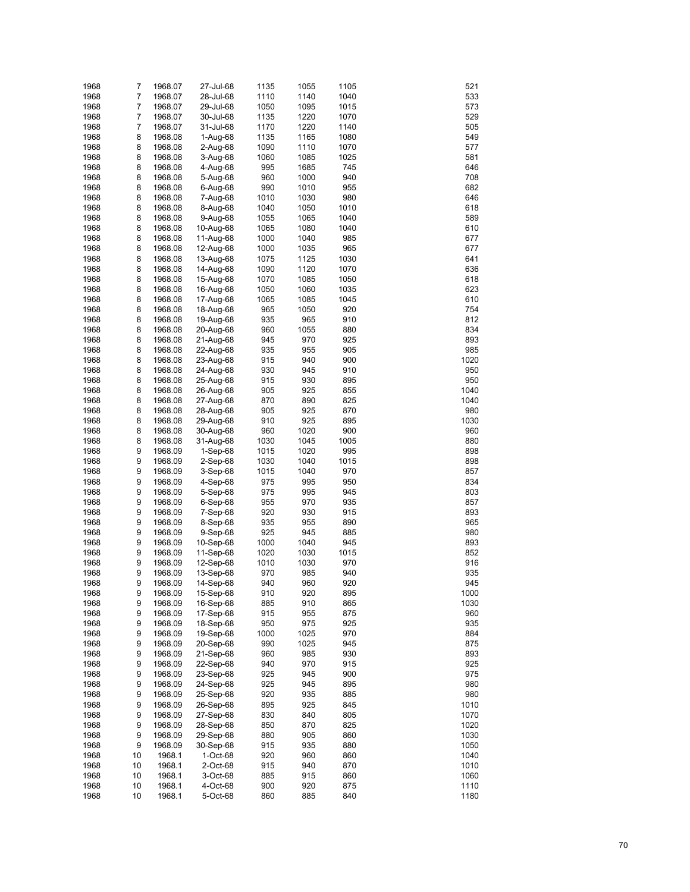| | | | | | | | | |
|---|---|---|---|---|---|---|---|---|
| 1968 | 7 | 1968.07 | 27-Jul-68 | 1135 | 1055 | 1105 | | 521 |
| 1968 | 7 | 1968.07 | 28-Jul-68 | 1110 | 1140 | 1040 | | 533 |
| 1968 | 7 | 1968.07 | 29-Jul-68 | 1050 | 1095 | 1015 | | 573 |
| 1968 | 7 | 1968.07 | 30-Jul-68 | 1135 | 1220 | 1070 | | 529 |
| 1968 | 7 | 1968.07 | 31-Jul-68 | 1170 | 1220 | 1140 | | 505 |
| 1968 | 8 | 1968.08 | 1-Aug-68 | 1135 | 1165 | 1080 | | 549 |
| 1968 | 8 | 1968.08 | 2-Aug-68 | 1090 | 1110 | 1070 | | 577 |
| 1968 | 8 | 1968.08 | 3-Aug-68 | 1060 | 1085 | 1025 | | 581 |
| 1968 | 8 | 1968.08 | 4-Aug-68 | 995 | 1685 | 745 | | 646 |
| 1968 | 8 | 1968.08 | 5-Aug-68 | 960 | 1000 | 940 | | 708 |
| 1968 | 8 | 1968.08 | 6-Aug-68 | 990 | 1010 | 955 | | 682 |
| 1968 | 8 | 1968.08 | 7-Aug-68 | 1010 | 1030 | 980 | | 646 |
| 1968 | 8 | 1968.08 | 8-Aug-68 | 1040 | 1050 | 1010 | | 618 |
| 1968 | 8 | 1968.08 | 9-Aug-68 | 1055 | 1065 | 1040 | | 589 |
| 1968 | 8 | 1968.08 | 10-Aug-68 | 1065 | 1080 | 1040 | | 610 |
| 1968 | 8 | 1968.08 | 11-Aug-68 | 1000 | 1040 | 985 | | 677 |
| 1968 | 8 | 1968.08 | 12-Aug-68 | 1000 | 1035 | 965 | | 677 |
| 1968 | 8 | 1968.08 | 13-Aug-68 | 1075 | 1125 | 1030 | | 641 |
| 1968 | 8 | 1968.08 | 14-Aug-68 | 1090 | 1120 | 1070 | | 636 |
| 1968 | 8 | 1968.08 | 15-Aug-68 | 1070 | 1085 | 1050 | | 618 |
| 1968 | 8 | 1968.08 | 16-Aug-68 | 1050 | 1060 | 1035 | | 623 |
| 1968 | 8 | 1968.08 | 17-Aug-68 | 1065 | 1085 | 1045 | | 610 |
| 1968 | 8 | 1968.08 | 18-Aug-68 | 965 | 1050 | 920 | | 754 |
| 1968 | 8 | 1968.08 | 19-Aug-68 | 935 | 965 | 910 | | 812 |
| 1968 | 8 | 1968.08 | 20-Aug-68 | 960 | 1055 | 880 | | 834 |
| 1968 | 8 | 1968.08 | 21-Aug-68 | 945 | 970 | 925 | | 893 |
| 1968 | 8 | 1968.08 | 22-Aug-68 | 935 | 955 | 905 | | 985 |
| 1968 | 8 | 1968.08 | 23-Aug-68 | 915 | 940 | 900 | | 1020 |
| 1968 | 8 | 1968.08 | 24-Aug-68 | 930 | 945 | 910 | | 950 |
| 1968 | 8 | 1968.08 | 25-Aug-68 | 915 | 930 | 895 | | 950 |
| 1968 | 8 | 1968.08 | 26-Aug-68 | 905 | 925 | 855 | | 1040 |
| 1968 | 8 | 1968.08 | 27-Aug-68 | 870 | 890 | 825 | | 1040 |
| 1968 | 8 | 1968.08 | 28-Aug-68 | 905 | 925 | 870 | | 980 |
| 1968 | 8 | 1968.08 | 29-Aug-68 | 910 | 925 | 895 | | 1030 |
| 1968 | 8 | 1968.08 | 30-Aug-68 | 960 | 1020 | 900 | | 960 |
| 1968 | 8 | 1968.08 | 31-Aug-68 | 1030 | 1045 | 1005 | | 880 |
| 1968 | 9 | 1968.09 | 1-Sep-68 | 1015 | 1020 | 995 | | 898 |
| 1968 | 9 | 1968.09 | 2-Sep-68 | 1030 | 1040 | 1015 | | 898 |
| 1968 | 9 | 1968.09 | 3-Sep-68 | 1015 | 1040 | 970 | | 857 |
| 1968 | 9 | 1968.09 | 4-Sep-68 | 975 | 995 | 950 | | 834 |
| 1968 | 9 | 1968.09 | 5-Sep-68 | 975 | 995 | 945 | | 803 |
| 1968 | 9 | 1968.09 | 6-Sep-68 | 955 | 970 | 935 | | 857 |
| 1968 | 9 | 1968.09 | 7-Sep-68 | 920 | 930 | 915 | | 893 |
| 1968 | 9 | 1968.09 | 8-Sep-68 | 935 | 955 | 890 | | 965 |
| 1968 | 9 | 1968.09 | 9-Sep-68 | 925 | 945 | 885 | | 980 |
| 1968 | 9 | 1968.09 | 10-Sep-68 | 1000 | 1040 | 945 | | 893 |
| 1968 | 9 | 1968.09 | 11-Sep-68 | 1020 | 1030 | 1015 | | 852 |
| 1968 | 9 | 1968.09 | 12-Sep-68 | 1010 | 1030 | 970 | | 916 |
| 1968 | 9 | 1968.09 | 13-Sep-68 | 970 | 985 | 940 | | 935 |
| 1968 | 9 | 1968.09 | 14-Sep-68 | 940 | 960 | 920 | | 945 |
| 1968 | 9 | 1968.09 | 15-Sep-68 | 910 | 920 | 895 | | 1000 |
| 1968 | 9 | 1968.09 | 16-Sep-68 | 885 | 910 | 865 | | 1030 |
| 1968 | 9 | 1968.09 | 17-Sep-68 | 915 | 955 | 875 | | 960 |
| 1968 | 9 | 1968.09 | 18-Sep-68 | 950 | 975 | 925 | | 935 |
| 1968 | 9 | 1968.09 | 19-Sep-68 | 1000 | 1025 | 970 | | 884 |
| 1968 | 9 | 1968.09 | 20-Sep-68 | 990 | 1025 | 945 | | 875 |
| 1968 | 9 | 1968.09 | 21-Sep-68 | 960 | 985 | 930 | | 893 |
| 1968 | 9 | 1968.09 | 22-Sep-68 | 940 | 970 | 915 | | 925 |
| 1968 | 9 | 1968.09 | 23-Sep-68 | 925 | 945 | 900 | | 975 |
| 1968 | 9 | 1968.09 | 24-Sep-68 | 925 | 945 | 895 | | 980 |
| 1968 | 9 | 1968.09 | 25-Sep-68 | 920 | 935 | 885 | | 980 |
| 1968 | 9 | 1968.09 | 26-Sep-68 | 895 | 925 | 845 | | 1010 |
| 1968 | 9 | 1968.09 | 27-Sep-68 | 830 | 840 | 805 | | 1070 |
| 1968 | 9 | 1968.09 | 28-Sep-68 | 850 | 870 | 825 | | 1020 |
| 1968 | 9 | 1968.09 | 29-Sep-68 | 880 | 905 | 860 | | 1030 |
| 1968 | 9 | 1968.09 | 30-Sep-68 | 915 | 935 | 880 | | 1050 |
| 1968 | 10 | 1968.1 | 1-Oct-68 | 920 | 960 | 860 | | 1040 |
| 1968 | 10 | 1968.1 | 2-Oct-68 | 915 | 940 | 870 | | 1010 |
| 1968 | 10 | 1968.1 | 3-Oct-68 | 885 | 915 | 860 | | 1060 |
| 1968 | 10 | 1968.1 | 4-Oct-68 | 900 | 920 | 875 | | 1110 |
| 1968 | 10 | 1968.1 | 5-Oct-68 | 860 | 885 | 840 | | 1180 |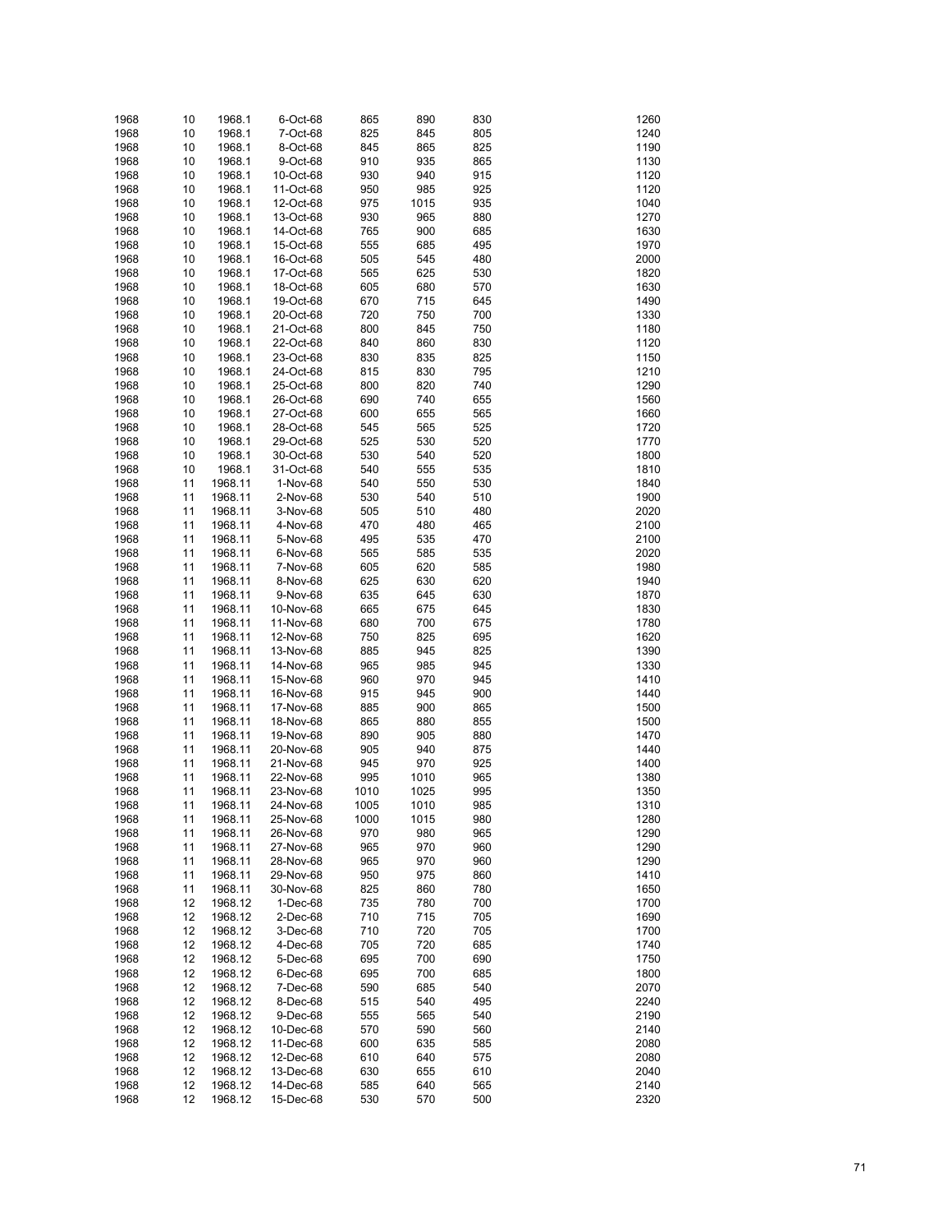| | | | | | | | | |
|---|---|---|---|---|---|---|---|---|
| 1968 | 10 | 1968.1 | 6-Oct-68 | 865 | 890 | 830 | | 1260 |
| 1968 | 10 | 1968.1 | 7-Oct-68 | 825 | 845 | 805 | | 1240 |
| 1968 | 10 | 1968.1 | 8-Oct-68 | 845 | 865 | 825 | | 1190 |
| 1968 | 10 | 1968.1 | 9-Oct-68 | 910 | 935 | 865 | | 1130 |
| 1968 | 10 | 1968.1 | 10-Oct-68 | 930 | 940 | 915 | | 1120 |
| 1968 | 10 | 1968.1 | 11-Oct-68 | 950 | 985 | 925 | | 1120 |
| 1968 | 10 | 1968.1 | 12-Oct-68 | 975 | 1015 | 935 | | 1040 |
| 1968 | 10 | 1968.1 | 13-Oct-68 | 930 | 965 | 880 | | 1270 |
| 1968 | 10 | 1968.1 | 14-Oct-68 | 765 | 900 | 685 | | 1630 |
| 1968 | 10 | 1968.1 | 15-Oct-68 | 555 | 685 | 495 | | 1970 |
| 1968 | 10 | 1968.1 | 16-Oct-68 | 505 | 545 | 480 | | 2000 |
| 1968 | 10 | 1968.1 | 17-Oct-68 | 565 | 625 | 530 | | 1820 |
| 1968 | 10 | 1968.1 | 18-Oct-68 | 605 | 680 | 570 | | 1630 |
| 1968 | 10 | 1968.1 | 19-Oct-68 | 670 | 715 | 645 | | 1490 |
| 1968 | 10 | 1968.1 | 20-Oct-68 | 720 | 750 | 700 | | 1330 |
| 1968 | 10 | 1968.1 | 21-Oct-68 | 800 | 845 | 750 | | 1180 |
| 1968 | 10 | 1968.1 | 22-Oct-68 | 840 | 860 | 830 | | 1120 |
| 1968 | 10 | 1968.1 | 23-Oct-68 | 830 | 835 | 825 | | 1150 |
| 1968 | 10 | 1968.1 | 24-Oct-68 | 815 | 830 | 795 | | 1210 |
| 1968 | 10 | 1968.1 | 25-Oct-68 | 800 | 820 | 740 | | 1290 |
| 1968 | 10 | 1968.1 | 26-Oct-68 | 690 | 740 | 655 | | 1560 |
| 1968 | 10 | 1968.1 | 27-Oct-68 | 600 | 655 | 565 | | 1660 |
| 1968 | 10 | 1968.1 | 28-Oct-68 | 545 | 565 | 525 | | 1720 |
| 1968 | 10 | 1968.1 | 29-Oct-68 | 525 | 530 | 520 | | 1770 |
| 1968 | 10 | 1968.1 | 30-Oct-68 | 530 | 540 | 520 | | 1800 |
| 1968 | 10 | 1968.1 | 31-Oct-68 | 540 | 555 | 535 | | 1810 |
| 1968 | 11 | 1968.11 | 1-Nov-68 | 540 | 550 | 530 | | 1840 |
| 1968 | 11 | 1968.11 | 2-Nov-68 | 530 | 540 | 510 | | 1900 |
| 1968 | 11 | 1968.11 | 3-Nov-68 | 505 | 510 | 480 | | 2020 |
| 1968 | 11 | 1968.11 | 4-Nov-68 | 470 | 480 | 465 | | 2100 |
| 1968 | 11 | 1968.11 | 5-Nov-68 | 495 | 535 | 470 | | 2100 |
| 1968 | 11 | 1968.11 | 6-Nov-68 | 565 | 585 | 535 | | 2020 |
| 1968 | 11 | 1968.11 | 7-Nov-68 | 605 | 620 | 585 | | 1980 |
| 1968 | 11 | 1968.11 | 8-Nov-68 | 625 | 630 | 620 | | 1940 |
| 1968 | 11 | 1968.11 | 9-Nov-68 | 635 | 645 | 630 | | 1870 |
| 1968 | 11 | 1968.11 | 10-Nov-68 | 665 | 675 | 645 | | 1830 |
| 1968 | 11 | 1968.11 | 11-Nov-68 | 680 | 700 | 675 | | 1780 |
| 1968 | 11 | 1968.11 | 12-Nov-68 | 750 | 825 | 695 | | 1620 |
| 1968 | 11 | 1968.11 | 13-Nov-68 | 885 | 945 | 825 | | 1390 |
| 1968 | 11 | 1968.11 | 14-Nov-68 | 965 | 985 | 945 | | 1330 |
| 1968 | 11 | 1968.11 | 15-Nov-68 | 960 | 970 | 945 | | 1410 |
| 1968 | 11 | 1968.11 | 16-Nov-68 | 915 | 945 | 900 | | 1440 |
| 1968 | 11 | 1968.11 | 17-Nov-68 | 885 | 900 | 865 | | 1500 |
| 1968 | 11 | 1968.11 | 18-Nov-68 | 865 | 880 | 855 | | 1500 |
| 1968 | 11 | 1968.11 | 19-Nov-68 | 890 | 905 | 880 | | 1470 |
| 1968 | 11 | 1968.11 | 20-Nov-68 | 905 | 940 | 875 | | 1440 |
| 1968 | 11 | 1968.11 | 21-Nov-68 | 945 | 970 | 925 | | 1400 |
| 1968 | 11 | 1968.11 | 22-Nov-68 | 995 | 1010 | 965 | | 1380 |
| 1968 | 11 | 1968.11 | 23-Nov-68 | 1010 | 1025 | 995 | | 1350 |
| 1968 | 11 | 1968.11 | 24-Nov-68 | 1005 | 1010 | 985 | | 1310 |
| 1968 | 11 | 1968.11 | 25-Nov-68 | 1000 | 1015 | 980 | | 1280 |
| 1968 | 11 | 1968.11 | 26-Nov-68 | 970 | 980 | 965 | | 1290 |
| 1968 | 11 | 1968.11 | 27-Nov-68 | 965 | 970 | 960 | | 1290 |
| 1968 | 11 | 1968.11 | 28-Nov-68 | 965 | 970 | 960 | | 1290 |
| 1968 | 11 | 1968.11 | 29-Nov-68 | 950 | 975 | 860 | | 1410 |
| 1968 | 11 | 1968.11 | 30-Nov-68 | 825 | 860 | 780 | | 1650 |
| 1968 | 12 | 1968.12 | 1-Dec-68 | 735 | 780 | 700 | | 1700 |
| 1968 | 12 | 1968.12 | 2-Dec-68 | 710 | 715 | 705 | | 1690 |
| 1968 | 12 | 1968.12 | 3-Dec-68 | 710 | 720 | 705 | | 1700 |
| 1968 | 12 | 1968.12 | 4-Dec-68 | 705 | 720 | 685 | | 1740 |
| 1968 | 12 | 1968.12 | 5-Dec-68 | 695 | 700 | 690 | | 1750 |
| 1968 | 12 | 1968.12 | 6-Dec-68 | 695 | 700 | 685 | | 1800 |
| 1968 | 12 | 1968.12 | 7-Dec-68 | 590 | 685 | 540 | | 2070 |
| 1968 | 12 | 1968.12 | 8-Dec-68 | 515 | 540 | 495 | | 2240 |
| 1968 | 12 | 1968.12 | 9-Dec-68 | 555 | 565 | 540 | | 2190 |
| 1968 | 12 | 1968.12 | 10-Dec-68 | 570 | 590 | 560 | | 2140 |
| 1968 | 12 | 1968.12 | 11-Dec-68 | 600 | 635 | 585 | | 2080 |
| 1968 | 12 | 1968.12 | 12-Dec-68 | 610 | 640 | 575 | | 2080 |
| 1968 | 12 | 1968.12 | 13-Dec-68 | 630 | 655 | 610 | | 2040 |
| 1968 | 12 | 1968.12 | 14-Dec-68 | 585 | 640 | 565 | | 2140 |
| 1968 | 12 | 1968.12 | 15-Dec-68 | 530 | 570 | 500 | | 2320 |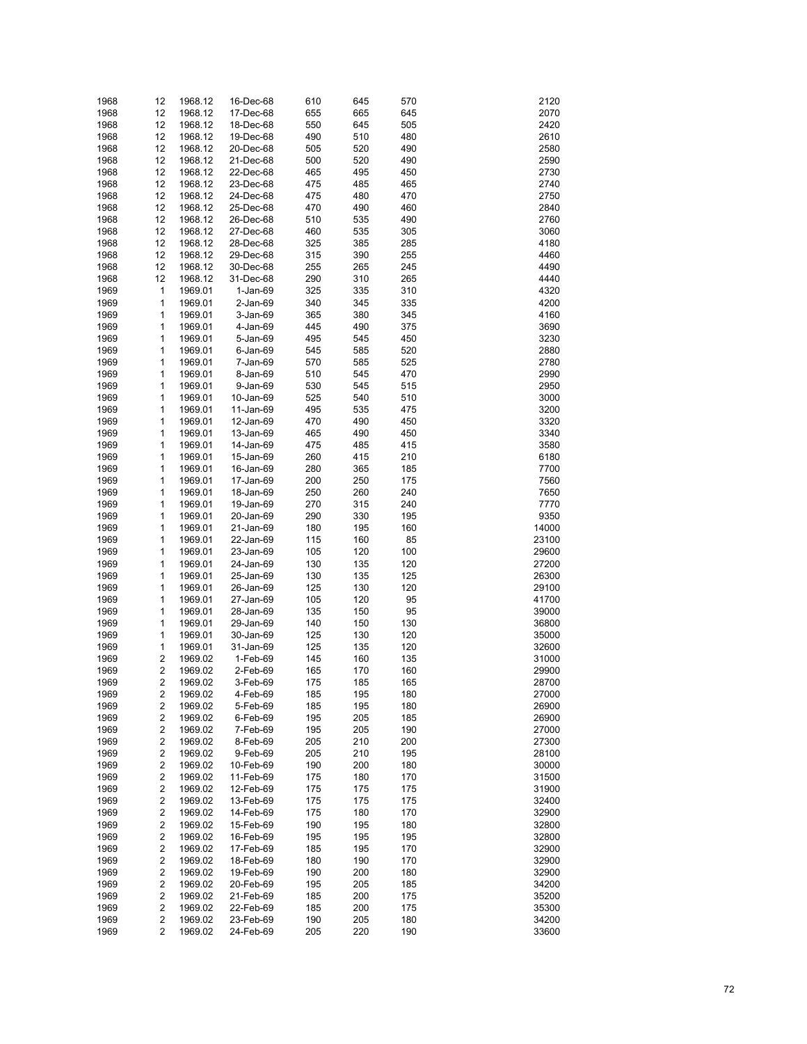| | | | | | | | |
|---|---|---|---|---|---|---|---|
| 1968 | 12 | 1968.12 | 16-Dec-68 | 610 | 645 | 570 | 2120 |
| 1968 | 12 | 1968.12 | 17-Dec-68 | 655 | 665 | 645 | 2070 |
| 1968 | 12 | 1968.12 | 18-Dec-68 | 550 | 645 | 505 | 2420 |
| 1968 | 12 | 1968.12 | 19-Dec-68 | 490 | 510 | 480 | 2610 |
| 1968 | 12 | 1968.12 | 20-Dec-68 | 505 | 520 | 490 | 2580 |
| 1968 | 12 | 1968.12 | 21-Dec-68 | 500 | 520 | 490 | 2590 |
| 1968 | 12 | 1968.12 | 22-Dec-68 | 465 | 495 | 450 | 2730 |
| 1968 | 12 | 1968.12 | 23-Dec-68 | 475 | 485 | 465 | 2740 |
| 1968 | 12 | 1968.12 | 24-Dec-68 | 475 | 480 | 470 | 2750 |
| 1968 | 12 | 1968.12 | 25-Dec-68 | 470 | 490 | 460 | 2840 |
| 1968 | 12 | 1968.12 | 26-Dec-68 | 510 | 535 | 490 | 2760 |
| 1968 | 12 | 1968.12 | 27-Dec-68 | 460 | 535 | 305 | 3060 |
| 1968 | 12 | 1968.12 | 28-Dec-68 | 325 | 385 | 285 | 4180 |
| 1968 | 12 | 1968.12 | 29-Dec-68 | 315 | 390 | 255 | 4460 |
| 1968 | 12 | 1968.12 | 30-Dec-68 | 255 | 265 | 245 | 4490 |
| 1968 | 12 | 1968.12 | 31-Dec-68 | 290 | 310 | 265 | 4440 |
| 1969 | 1 | 1969.01 | 1-Jan-69 | 325 | 335 | 310 | 4320 |
| 1969 | 1 | 1969.01 | 2-Jan-69 | 340 | 345 | 335 | 4200 |
| 1969 | 1 | 1969.01 | 3-Jan-69 | 365 | 380 | 345 | 4160 |
| 1969 | 1 | 1969.01 | 4-Jan-69 | 445 | 490 | 375 | 3690 |
| 1969 | 1 | 1969.01 | 5-Jan-69 | 495 | 545 | 450 | 3230 |
| 1969 | 1 | 1969.01 | 6-Jan-69 | 545 | 585 | 520 | 2880 |
| 1969 | 1 | 1969.01 | 7-Jan-69 | 570 | 585 | 525 | 2780 |
| 1969 | 1 | 1969.01 | 8-Jan-69 | 510 | 545 | 470 | 2990 |
| 1969 | 1 | 1969.01 | 9-Jan-69 | 530 | 545 | 515 | 2950 |
| 1969 | 1 | 1969.01 | 10-Jan-69 | 525 | 540 | 510 | 3000 |
| 1969 | 1 | 1969.01 | 11-Jan-69 | 495 | 535 | 475 | 3200 |
| 1969 | 1 | 1969.01 | 12-Jan-69 | 470 | 490 | 450 | 3320 |
| 1969 | 1 | 1969.01 | 13-Jan-69 | 465 | 490 | 450 | 3340 |
| 1969 | 1 | 1969.01 | 14-Jan-69 | 475 | 485 | 415 | 3580 |
| 1969 | 1 | 1969.01 | 15-Jan-69 | 260 | 415 | 210 | 6180 |
| 1969 | 1 | 1969.01 | 16-Jan-69 | 280 | 365 | 185 | 7700 |
| 1969 | 1 | 1969.01 | 17-Jan-69 | 200 | 250 | 175 | 7560 |
| 1969 | 1 | 1969.01 | 18-Jan-69 | 250 | 260 | 240 | 7650 |
| 1969 | 1 | 1969.01 | 19-Jan-69 | 270 | 315 | 240 | 7770 |
| 1969 | 1 | 1969.01 | 20-Jan-69 | 290 | 330 | 195 | 9350 |
| 1969 | 1 | 1969.01 | 21-Jan-69 | 180 | 195 | 160 | 14000 |
| 1969 | 1 | 1969.01 | 22-Jan-69 | 115 | 160 | 85 | 23100 |
| 1969 | 1 | 1969.01 | 23-Jan-69 | 105 | 120 | 100 | 29600 |
| 1969 | 1 | 1969.01 | 24-Jan-69 | 130 | 135 | 120 | 27200 |
| 1969 | 1 | 1969.01 | 25-Jan-69 | 130 | 135 | 125 | 26300 |
| 1969 | 1 | 1969.01 | 26-Jan-69 | 125 | 130 | 120 | 29100 |
| 1969 | 1 | 1969.01 | 27-Jan-69 | 105 | 120 | 95 | 41700 |
| 1969 | 1 | 1969.01 | 28-Jan-69 | 135 | 150 | 95 | 39000 |
| 1969 | 1 | 1969.01 | 29-Jan-69 | 140 | 150 | 130 | 36800 |
| 1969 | 1 | 1969.01 | 30-Jan-69 | 125 | 130 | 120 | 35000 |
| 1969 | 1 | 1969.01 | 31-Jan-69 | 125 | 135 | 120 | 32600 |
| 1969 | 2 | 1969.02 | 1-Feb-69 | 145 | 160 | 135 | 31000 |
| 1969 | 2 | 1969.02 | 2-Feb-69 | 165 | 170 | 160 | 29900 |
| 1969 | 2 | 1969.02 | 3-Feb-69 | 175 | 185 | 165 | 28700 |
| 1969 | 2 | 1969.02 | 4-Feb-69 | 185 | 195 | 180 | 27000 |
| 1969 | 2 | 1969.02 | 5-Feb-69 | 185 | 195 | 180 | 26900 |
| 1969 | 2 | 1969.02 | 6-Feb-69 | 195 | 205 | 185 | 26900 |
| 1969 | 2 | 1969.02 | 7-Feb-69 | 195 | 205 | 190 | 27000 |
| 1969 | 2 | 1969.02 | 8-Feb-69 | 205 | 210 | 200 | 27300 |
| 1969 | 2 | 1969.02 | 9-Feb-69 | 205 | 210 | 195 | 28100 |
| 1969 | 2 | 1969.02 | 10-Feb-69 | 190 | 200 | 180 | 30000 |
| 1969 | 2 | 1969.02 | 11-Feb-69 | 175 | 180 | 170 | 31500 |
| 1969 | 2 | 1969.02 | 12-Feb-69 | 175 | 175 | 175 | 31900 |
| 1969 | 2 | 1969.02 | 13-Feb-69 | 175 | 175 | 175 | 32400 |
| 1969 | 2 | 1969.02 | 14-Feb-69 | 175 | 180 | 170 | 32900 |
| 1969 | 2 | 1969.02 | 15-Feb-69 | 190 | 195 | 180 | 32800 |
| 1969 | 2 | 1969.02 | 16-Feb-69 | 195 | 195 | 195 | 32800 |
| 1969 | 2 | 1969.02 | 17-Feb-69 | 185 | 195 | 170 | 32900 |
| 1969 | 2 | 1969.02 | 18-Feb-69 | 180 | 190 | 170 | 32900 |
| 1969 | 2 | 1969.02 | 19-Feb-69 | 190 | 200 | 180 | 32900 |
| 1969 | 2 | 1969.02 | 20-Feb-69 | 195 | 205 | 185 | 34200 |
| 1969 | 2 | 1969.02 | 21-Feb-69 | 185 | 200 | 175 | 35200 |
| 1969 | 2 | 1969.02 | 22-Feb-69 | 185 | 200 | 175 | 35300 |
| 1969 | 2 | 1969.02 | 23-Feb-69 | 190 | 205 | 180 | 34200 |
| 1969 | 2 | 1969.02 | 24-Feb-69 | 205 | 220 | 190 | 33600 |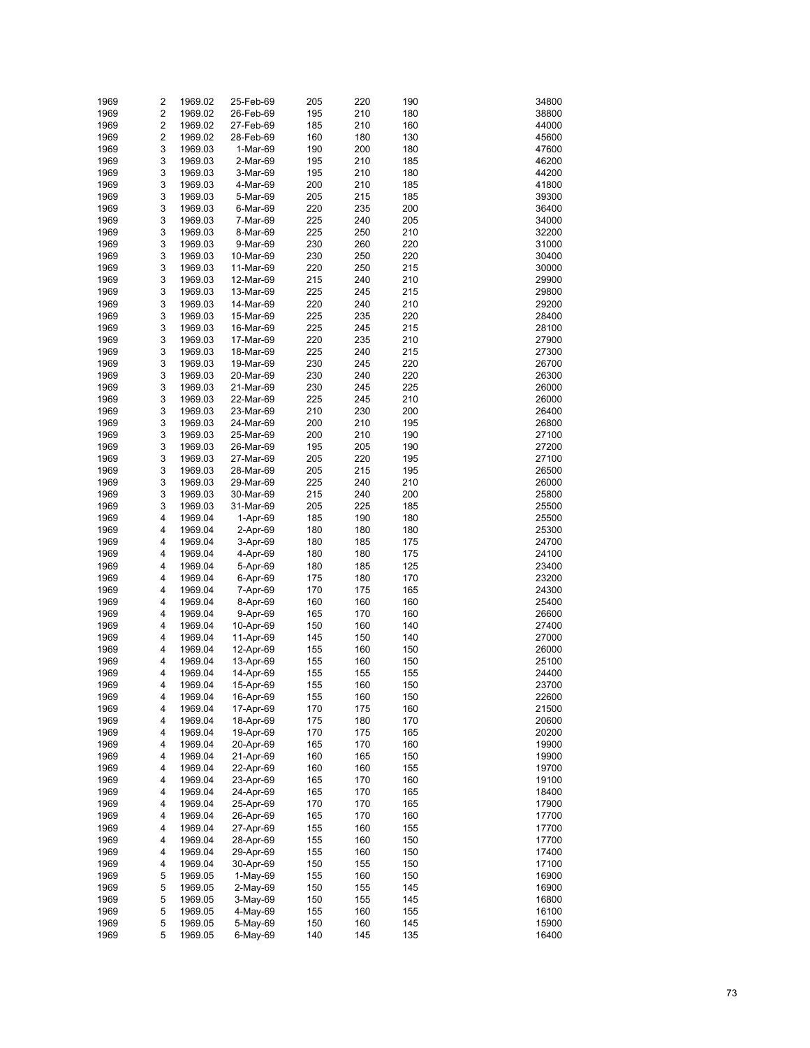| | | | | | | | |
|---|---|---|---|---|---|---|---|
| 1969 | 2 | 1969.02 | 25-Feb-69 | 205 | 220 | 190 | 34800 |
| 1969 | 2 | 1969.02 | 26-Feb-69 | 195 | 210 | 180 | 38800 |
| 1969 | 2 | 1969.02 | 27-Feb-69 | 185 | 210 | 160 | 44000 |
| 1969 | 2 | 1969.02 | 28-Feb-69 | 160 | 180 | 130 | 45600 |
| 1969 | 3 | 1969.03 | 1-Mar-69 | 190 | 200 | 180 | 47600 |
| 1969 | 3 | 1969.03 | 2-Mar-69 | 195 | 210 | 185 | 46200 |
| 1969 | 3 | 1969.03 | 3-Mar-69 | 195 | 210 | 180 | 44200 |
| 1969 | 3 | 1969.03 | 4-Mar-69 | 200 | 210 | 185 | 41800 |
| 1969 | 3 | 1969.03 | 5-Mar-69 | 205 | 215 | 185 | 39300 |
| 1969 | 3 | 1969.03 | 6-Mar-69 | 220 | 235 | 200 | 36400 |
| 1969 | 3 | 1969.03 | 7-Mar-69 | 225 | 240 | 205 | 34000 |
| 1969 | 3 | 1969.03 | 8-Mar-69 | 225 | 250 | 210 | 32200 |
| 1969 | 3 | 1969.03 | 9-Mar-69 | 230 | 260 | 220 | 31000 |
| 1969 | 3 | 1969.03 | 10-Mar-69 | 230 | 250 | 220 | 30400 |
| 1969 | 3 | 1969.03 | 11-Mar-69 | 220 | 250 | 215 | 30000 |
| 1969 | 3 | 1969.03 | 12-Mar-69 | 215 | 240 | 210 | 29900 |
| 1969 | 3 | 1969.03 | 13-Mar-69 | 225 | 245 | 215 | 29800 |
| 1969 | 3 | 1969.03 | 14-Mar-69 | 220 | 240 | 210 | 29200 |
| 1969 | 3 | 1969.03 | 15-Mar-69 | 225 | 235 | 220 | 28400 |
| 1969 | 3 | 1969.03 | 16-Mar-69 | 225 | 245 | 215 | 28100 |
| 1969 | 3 | 1969.03 | 17-Mar-69 | 220 | 235 | 210 | 27900 |
| 1969 | 3 | 1969.03 | 18-Mar-69 | 225 | 240 | 215 | 27300 |
| 1969 | 3 | 1969.03 | 19-Mar-69 | 230 | 245 | 220 | 26700 |
| 1969 | 3 | 1969.03 | 20-Mar-69 | 230 | 240 | 220 | 26300 |
| 1969 | 3 | 1969.03 | 21-Mar-69 | 230 | 245 | 225 | 26000 |
| 1969 | 3 | 1969.03 | 22-Mar-69 | 225 | 245 | 210 | 26000 |
| 1969 | 3 | 1969.03 | 23-Mar-69 | 210 | 230 | 200 | 26400 |
| 1969 | 3 | 1969.03 | 24-Mar-69 | 200 | 210 | 195 | 26800 |
| 1969 | 3 | 1969.03 | 25-Mar-69 | 200 | 210 | 190 | 27100 |
| 1969 | 3 | 1969.03 | 26-Mar-69 | 195 | 205 | 190 | 27200 |
| 1969 | 3 | 1969.03 | 27-Mar-69 | 205 | 220 | 195 | 27100 |
| 1969 | 3 | 1969.03 | 28-Mar-69 | 205 | 215 | 195 | 26500 |
| 1969 | 3 | 1969.03 | 29-Mar-69 | 225 | 240 | 210 | 26000 |
| 1969 | 3 | 1969.03 | 30-Mar-69 | 215 | 240 | 200 | 25800 |
| 1969 | 3 | 1969.03 | 31-Mar-69 | 205 | 225 | 185 | 25500 |
| 1969 | 4 | 1969.04 | 1-Apr-69 | 185 | 190 | 180 | 25500 |
| 1969 | 4 | 1969.04 | 2-Apr-69 | 180 | 180 | 180 | 25300 |
| 1969 | 4 | 1969.04 | 3-Apr-69 | 180 | 185 | 175 | 24700 |
| 1969 | 4 | 1969.04 | 4-Apr-69 | 180 | 180 | 175 | 24100 |
| 1969 | 4 | 1969.04 | 5-Apr-69 | 180 | 185 | 125 | 23400 |
| 1969 | 4 | 1969.04 | 6-Apr-69 | 175 | 180 | 170 | 23200 |
| 1969 | 4 | 1969.04 | 7-Apr-69 | 170 | 175 | 165 | 24300 |
| 1969 | 4 | 1969.04 | 8-Apr-69 | 160 | 160 | 160 | 25400 |
| 1969 | 4 | 1969.04 | 9-Apr-69 | 165 | 170 | 160 | 26600 |
| 1969 | 4 | 1969.04 | 10-Apr-69 | 150 | 160 | 140 | 27400 |
| 1969 | 4 | 1969.04 | 11-Apr-69 | 145 | 150 | 140 | 27000 |
| 1969 | 4 | 1969.04 | 12-Apr-69 | 155 | 160 | 150 | 26000 |
| 1969 | 4 | 1969.04 | 13-Apr-69 | 155 | 160 | 150 | 25100 |
| 1969 | 4 | 1969.04 | 14-Apr-69 | 155 | 155 | 155 | 24400 |
| 1969 | 4 | 1969.04 | 15-Apr-69 | 155 | 160 | 150 | 23700 |
| 1969 | 4 | 1969.04 | 16-Apr-69 | 155 | 160 | 150 | 22600 |
| 1969 | 4 | 1969.04 | 17-Apr-69 | 170 | 175 | 160 | 21500 |
| 1969 | 4 | 1969.04 | 18-Apr-69 | 175 | 180 | 170 | 20600 |
| 1969 | 4 | 1969.04 | 19-Apr-69 | 170 | 175 | 165 | 20200 |
| 1969 | 4 | 1969.04 | 20-Apr-69 | 165 | 170 | 160 | 19900 |
| 1969 | 4 | 1969.04 | 21-Apr-69 | 160 | 165 | 150 | 19900 |
| 1969 | 4 | 1969.04 | 22-Apr-69 | 160 | 160 | 155 | 19700 |
| 1969 | 4 | 1969.04 | 23-Apr-69 | 165 | 170 | 160 | 19100 |
| 1969 | 4 | 1969.04 | 24-Apr-69 | 165 | 170 | 165 | 18400 |
| 1969 | 4 | 1969.04 | 25-Apr-69 | 170 | 170 | 165 | 17900 |
| 1969 | 4 | 1969.04 | 26-Apr-69 | 165 | 170 | 160 | 17700 |
| 1969 | 4 | 1969.04 | 27-Apr-69 | 155 | 160 | 155 | 17700 |
| 1969 | 4 | 1969.04 | 28-Apr-69 | 155 | 160 | 150 | 17700 |
| 1969 | 4 | 1969.04 | 29-Apr-69 | 155 | 160 | 150 | 17400 |
| 1969 | 4 | 1969.04 | 30-Apr-69 | 150 | 155 | 150 | 17100 |
| 1969 | 5 | 1969.05 | 1-May-69 | 155 | 160 | 150 | 16900 |
| 1969 | 5 | 1969.05 | 2-May-69 | 150 | 155 | 145 | 16900 |
| 1969 | 5 | 1969.05 | 3-May-69 | 150 | 155 | 145 | 16800 |
| 1969 | 5 | 1969.05 | 4-May-69 | 155 | 160 | 155 | 16100 |
| 1969 | 5 | 1969.05 | 5-May-69 | 150 | 160 | 145 | 15900 |
| 1969 | 5 | 1969.05 | 6-May-69 | 140 | 145 | 135 | 16400 |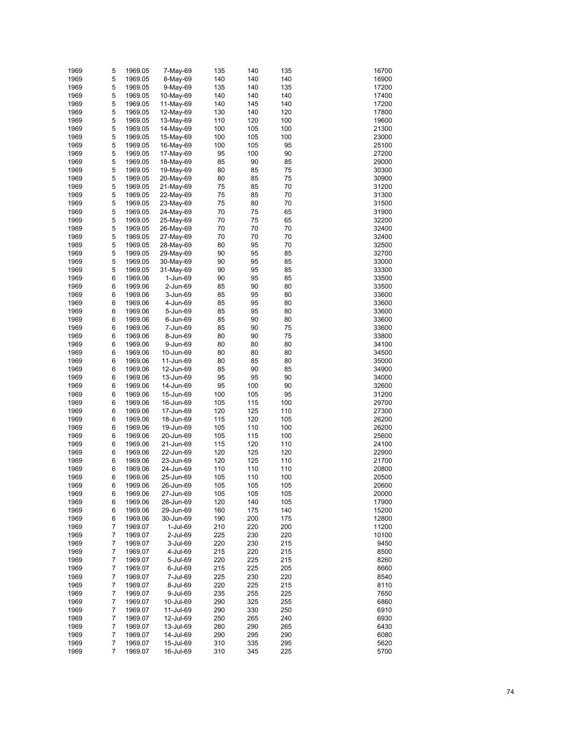| | | | | | | | | |
|---|---|---|---|---|---|---|---|---|
| 1969 | 5 | 1969.05 | 7-May-69 | 135 | 140 | 135 | | 16700 |
| 1969 | 5 | 1969.05 | 8-May-69 | 140 | 140 | 140 | | 16900 |
| 1969 | 5 | 1969.05 | 9-May-69 | 135 | 140 | 135 | | 17200 |
| 1969 | 5 | 1969.05 | 10-May-69 | 140 | 140 | 140 | | 17400 |
| 1969 | 5 | 1969.05 | 11-May-69 | 140 | 145 | 140 | | 17200 |
| 1969 | 5 | 1969.05 | 12-May-69 | 130 | 140 | 120 | | 17800 |
| 1969 | 5 | 1969.05 | 13-May-69 | 110 | 120 | 100 | | 19600 |
| 1969 | 5 | 1969.05 | 14-May-69 | 100 | 105 | 100 | | 21300 |
| 1969 | 5 | 1969.05 | 15-May-69 | 100 | 105 | 100 | | 23000 |
| 1969 | 5 | 1969.05 | 16-May-69 | 100 | 105 | 95 | | 25100 |
| 1969 | 5 | 1969.05 | 17-May-69 | 95 | 100 | 90 | | 27200 |
| 1969 | 5 | 1969.05 | 18-May-69 | 85 | 90 | 85 | | 29000 |
| 1969 | 5 | 1969.05 | 19-May-69 | 80 | 85 | 75 | | 30300 |
| 1969 | 5 | 1969.05 | 20-May-69 | 80 | 85 | 75 | | 30900 |
| 1969 | 5 | 1969.05 | 21-May-69 | 75 | 85 | 70 | | 31200 |
| 1969 | 5 | 1969.05 | 22-May-69 | 75 | 85 | 70 | | 31300 |
| 1969 | 5 | 1969.05 | 23-May-69 | 75 | 80 | 70 | | 31500 |
| 1969 | 5 | 1969.05 | 24-May-69 | 70 | 75 | 65 | | 31900 |
| 1969 | 5 | 1969.05 | 25-May-69 | 70 | 75 | 65 | | 32200 |
| 1969 | 5 | 1969.05 | 26-May-69 | 70 | 70 | 70 | | 32400 |
| 1969 | 5 | 1969.05 | 27-May-69 | 70 | 70 | 70 | | 32400 |
| 1969 | 5 | 1969.05 | 28-May-69 | 80 | 95 | 70 | | 32500 |
| 1969 | 5 | 1969.05 | 29-May-69 | 90 | 95 | 85 | | 32700 |
| 1969 | 5 | 1969.05 | 30-May-69 | 90 | 95 | 85 | | 33000 |
| 1969 | 5 | 1969.05 | 31-May-69 | 90 | 95 | 85 | | 33300 |
| 1969 | 6 | 1969.06 | 1-Jun-69 | 90 | 95 | 85 | | 33500 |
| 1969 | 6 | 1969.06 | 2-Jun-69 | 85 | 90 | 80 | | 33500 |
| 1969 | 6 | 1969.06 | 3-Jun-69 | 85 | 95 | 80 | | 33600 |
| 1969 | 6 | 1969.06 | 4-Jun-69 | 85 | 95 | 80 | | 33600 |
| 1969 | 6 | 1969.06 | 5-Jun-69 | 85 | 95 | 80 | | 33600 |
| 1969 | 6 | 1969.06 | 6-Jun-69 | 85 | 90 | 80 | | 33600 |
| 1969 | 6 | 1969.06 | 7-Jun-69 | 85 | 90 | 75 | | 33600 |
| 1969 | 6 | 1969.06 | 8-Jun-69 | 80 | 90 | 75 | | 33800 |
| 1969 | 6 | 1969.06 | 9-Jun-69 | 80 | 80 | 80 | | 34100 |
| 1969 | 6 | 1969.06 | 10-Jun-69 | 80 | 80 | 80 | | 34500 |
| 1969 | 6 | 1969.06 | 11-Jun-69 | 80 | 85 | 80 | | 35000 |
| 1969 | 6 | 1969.06 | 12-Jun-69 | 85 | 90 | 85 | | 34900 |
| 1969 | 6 | 1969.06 | 13-Jun-69 | 95 | 95 | 90 | | 34000 |
| 1969 | 6 | 1969.06 | 14-Jun-69 | 95 | 100 | 90 | | 32600 |
| 1969 | 6 | 1969.06 | 15-Jun-69 | 100 | 105 | 95 | | 31200 |
| 1969 | 6 | 1969.06 | 16-Jun-69 | 105 | 115 | 100 | | 29700 |
| 1969 | 6 | 1969.06 | 17-Jun-69 | 120 | 125 | 110 | | 27300 |
| 1969 | 6 | 1969.06 | 18-Jun-69 | 115 | 120 | 105 | | 26200 |
| 1969 | 6 | 1969.06 | 19-Jun-69 | 105 | 110 | 100 | | 26200 |
| 1969 | 6 | 1969.06 | 20-Jun-69 | 105 | 115 | 100 | | 25600 |
| 1969 | 6 | 1969.06 | 21-Jun-69 | 115 | 120 | 110 | | 24100 |
| 1969 | 6 | 1969.06 | 22-Jun-69 | 120 | 125 | 120 | | 22900 |
| 1969 | 6 | 1969.06 | 23-Jun-69 | 120 | 125 | 110 | | 21700 |
| 1969 | 6 | 1969.06 | 24-Jun-69 | 110 | 110 | 110 | | 20800 |
| 1969 | 6 | 1969.06 | 25-Jun-69 | 105 | 110 | 100 | | 20500 |
| 1969 | 6 | 1969.06 | 26-Jun-69 | 105 | 105 | 105 | | 20600 |
| 1969 | 6 | 1969.06 | 27-Jun-69 | 105 | 105 | 105 | | 20000 |
| 1969 | 6 | 1969.06 | 28-Jun-69 | 120 | 140 | 105 | | 17900 |
| 1969 | 6 | 1969.06 | 29-Jun-69 | 160 | 175 | 140 | | 15200 |
| 1969 | 6 | 1969.06 | 30-Jun-69 | 190 | 200 | 175 | | 12800 |
| 1969 | 7 | 1969.07 | 1-Jul-69 | 210 | 220 | 200 | | 11200 |
| 1969 | 7 | 1969.07 | 2-Jul-69 | 225 | 230 | 220 | | 10100 |
| 1969 | 7 | 1969.07 | 3-Jul-69 | 220 | 230 | 215 | | 9450 |
| 1969 | 7 | 1969.07 | 4-Jul-69 | 215 | 220 | 215 | | 8500 |
| 1969 | 7 | 1969.07 | 5-Jul-69 | 220 | 225 | 215 | | 8260 |
| 1969 | 7 | 1969.07 | 6-Jul-69 | 215 | 225 | 205 | | 8660 |
| 1969 | 7 | 1969.07 | 7-Jul-69 | 225 | 230 | 220 | | 8540 |
| 1969 | 7 | 1969.07 | 8-Jul-69 | 220 | 225 | 215 | | 8110 |
| 1969 | 7 | 1969.07 | 9-Jul-69 | 235 | 255 | 225 | | 7650 |
| 1969 | 7 | 1969.07 | 10-Jul-69 | 290 | 325 | 255 | | 6860 |
| 1969 | 7 | 1969.07 | 11-Jul-69 | 290 | 330 | 250 | | 6910 |
| 1969 | 7 | 1969.07 | 12-Jul-69 | 250 | 265 | 240 | | 6930 |
| 1969 | 7 | 1969.07 | 13-Jul-69 | 280 | 290 | 265 | | 6430 |
| 1969 | 7 | 1969.07 | 14-Jul-69 | 290 | 295 | 290 | | 6080 |
| 1969 | 7 | 1969.07 | 15-Jul-69 | 310 | 335 | 295 | | 5620 |
| 1969 | 7 | 1969.07 | 16-Jul-69 | 310 | 345 | 225 | | 5700 |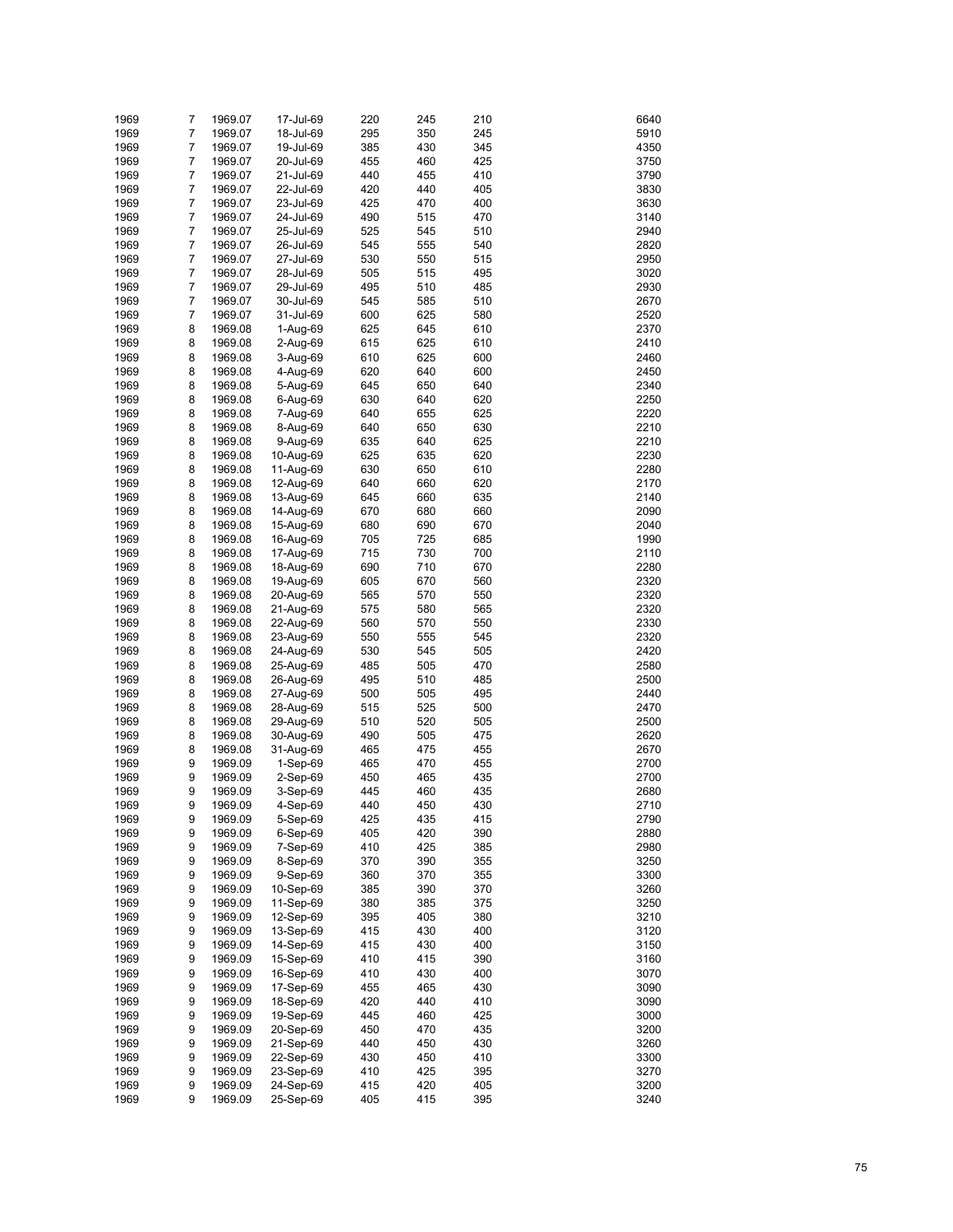| | | | | | | | | |
|---|---|---|---|---|---|---|---|---|
| 1969 | 7 | 1969.07 | 17-Jul-69 | 220 | 245 | 210 | | 6640 |
| 1969 | 7 | 1969.07 | 18-Jul-69 | 295 | 350 | 245 | | 5910 |
| 1969 | 7 | 1969.07 | 19-Jul-69 | 385 | 430 | 345 | | 4350 |
| 1969 | 7 | 1969.07 | 20-Jul-69 | 455 | 460 | 425 | | 3750 |
| 1969 | 7 | 1969.07 | 21-Jul-69 | 440 | 455 | 410 | | 3790 |
| 1969 | 7 | 1969.07 | 22-Jul-69 | 420 | 440 | 405 | | 3830 |
| 1969 | 7 | 1969.07 | 23-Jul-69 | 425 | 470 | 400 | | 3630 |
| 1969 | 7 | 1969.07 | 24-Jul-69 | 490 | 515 | 470 | | 3140 |
| 1969 | 7 | 1969.07 | 25-Jul-69 | 525 | 545 | 510 | | 2940 |
| 1969 | 7 | 1969.07 | 26-Jul-69 | 545 | 555 | 540 | | 2820 |
| 1969 | 7 | 1969.07 | 27-Jul-69 | 530 | 550 | 515 | | 2950 |
| 1969 | 7 | 1969.07 | 28-Jul-69 | 505 | 515 | 495 | | 3020 |
| 1969 | 7 | 1969.07 | 29-Jul-69 | 495 | 510 | 485 | | 2930 |
| 1969 | 7 | 1969.07 | 30-Jul-69 | 545 | 585 | 510 | | 2670 |
| 1969 | 7 | 1969.07 | 31-Jul-69 | 600 | 625 | 580 | | 2520 |
| 1969 | 8 | 1969.08 | 1-Aug-69 | 625 | 645 | 610 | | 2370 |
| 1969 | 8 | 1969.08 | 2-Aug-69 | 615 | 625 | 610 | | 2410 |
| 1969 | 8 | 1969.08 | 3-Aug-69 | 610 | 625 | 600 | | 2460 |
| 1969 | 8 | 1969.08 | 4-Aug-69 | 620 | 640 | 600 | | 2450 |
| 1969 | 8 | 1969.08 | 5-Aug-69 | 645 | 650 | 640 | | 2340 |
| 1969 | 8 | 1969.08 | 6-Aug-69 | 630 | 640 | 620 | | 2250 |
| 1969 | 8 | 1969.08 | 7-Aug-69 | 640 | 655 | 625 | | 2220 |
| 1969 | 8 | 1969.08 | 8-Aug-69 | 640 | 650 | 630 | | 2210 |
| 1969 | 8 | 1969.08 | 9-Aug-69 | 635 | 640 | 625 | | 2210 |
| 1969 | 8 | 1969.08 | 10-Aug-69 | 625 | 635 | 620 | | 2230 |
| 1969 | 8 | 1969.08 | 11-Aug-69 | 630 | 650 | 610 | | 2280 |
| 1969 | 8 | 1969.08 | 12-Aug-69 | 640 | 660 | 620 | | 2170 |
| 1969 | 8 | 1969.08 | 13-Aug-69 | 645 | 660 | 635 | | 2140 |
| 1969 | 8 | 1969.08 | 14-Aug-69 | 670 | 680 | 660 | | 2090 |
| 1969 | 8 | 1969.08 | 15-Aug-69 | 680 | 690 | 670 | | 2040 |
| 1969 | 8 | 1969.08 | 16-Aug-69 | 705 | 725 | 685 | | 1990 |
| 1969 | 8 | 1969.08 | 17-Aug-69 | 715 | 730 | 700 | | 2110 |
| 1969 | 8 | 1969.08 | 18-Aug-69 | 690 | 710 | 670 | | 2280 |
| 1969 | 8 | 1969.08 | 19-Aug-69 | 605 | 670 | 560 | | 2320 |
| 1969 | 8 | 1969.08 | 20-Aug-69 | 565 | 570 | 550 | | 2320 |
| 1969 | 8 | 1969.08 | 21-Aug-69 | 575 | 580 | 565 | | 2320 |
| 1969 | 8 | 1969.08 | 22-Aug-69 | 560 | 570 | 550 | | 2330 |
| 1969 | 8 | 1969.08 | 23-Aug-69 | 550 | 555 | 545 | | 2320 |
| 1969 | 8 | 1969.08 | 24-Aug-69 | 530 | 545 | 505 | | 2420 |
| 1969 | 8 | 1969.08 | 25-Aug-69 | 485 | 505 | 470 | | 2580 |
| 1969 | 8 | 1969.08 | 26-Aug-69 | 495 | 510 | 485 | | 2500 |
| 1969 | 8 | 1969.08 | 27-Aug-69 | 500 | 505 | 495 | | 2440 |
| 1969 | 8 | 1969.08 | 28-Aug-69 | 515 | 525 | 500 | | 2470 |
| 1969 | 8 | 1969.08 | 29-Aug-69 | 510 | 520 | 505 | | 2500 |
| 1969 | 8 | 1969.08 | 30-Aug-69 | 490 | 505 | 475 | | 2620 |
| 1969 | 8 | 1969.08 | 31-Aug-69 | 465 | 475 | 455 | | 2670 |
| 1969 | 9 | 1969.09 | 1-Sep-69 | 465 | 470 | 455 | | 2700 |
| 1969 | 9 | 1969.09 | 2-Sep-69 | 450 | 465 | 435 | | 2700 |
| 1969 | 9 | 1969.09 | 3-Sep-69 | 445 | 460 | 435 | | 2680 |
| 1969 | 9 | 1969.09 | 4-Sep-69 | 440 | 450 | 430 | | 2710 |
| 1969 | 9 | 1969.09 | 5-Sep-69 | 425 | 435 | 415 | | 2790 |
| 1969 | 9 | 1969.09 | 6-Sep-69 | 405 | 420 | 390 | | 2880 |
| 1969 | 9 | 1969.09 | 7-Sep-69 | 410 | 425 | 385 | | 2980 |
| 1969 | 9 | 1969.09 | 8-Sep-69 | 370 | 390 | 355 | | 3250 |
| 1969 | 9 | 1969.09 | 9-Sep-69 | 360 | 370 | 355 | | 3300 |
| 1969 | 9 | 1969.09 | 10-Sep-69 | 385 | 390 | 370 | | 3260 |
| 1969 | 9 | 1969.09 | 11-Sep-69 | 380 | 385 | 375 | | 3250 |
| 1969 | 9 | 1969.09 | 12-Sep-69 | 395 | 405 | 380 | | 3210 |
| 1969 | 9 | 1969.09 | 13-Sep-69 | 415 | 430 | 400 | | 3120 |
| 1969 | 9 | 1969.09 | 14-Sep-69 | 415 | 430 | 400 | | 3150 |
| 1969 | 9 | 1969.09 | 15-Sep-69 | 410 | 415 | 390 | | 3160 |
| 1969 | 9 | 1969.09 | 16-Sep-69 | 410 | 430 | 400 | | 3070 |
| 1969 | 9 | 1969.09 | 17-Sep-69 | 455 | 465 | 430 | | 3090 |
| 1969 | 9 | 1969.09 | 18-Sep-69 | 420 | 440 | 410 | | 3090 |
| 1969 | 9 | 1969.09 | 19-Sep-69 | 445 | 460 | 425 | | 3000 |
| 1969 | 9 | 1969.09 | 20-Sep-69 | 450 | 470 | 435 | | 3200 |
| 1969 | 9 | 1969.09 | 21-Sep-69 | 440 | 450 | 430 | | 3260 |
| 1969 | 9 | 1969.09 | 22-Sep-69 | 430 | 450 | 410 | | 3300 |
| 1969 | 9 | 1969.09 | 23-Sep-69 | 410 | 425 | 395 | | 3270 |
| 1969 | 9 | 1969.09 | 24-Sep-69 | 415 | 420 | 405 | | 3200 |
| 1969 | 9 | 1969.09 | 25-Sep-69 | 405 | 415 | 395 | | 3240 |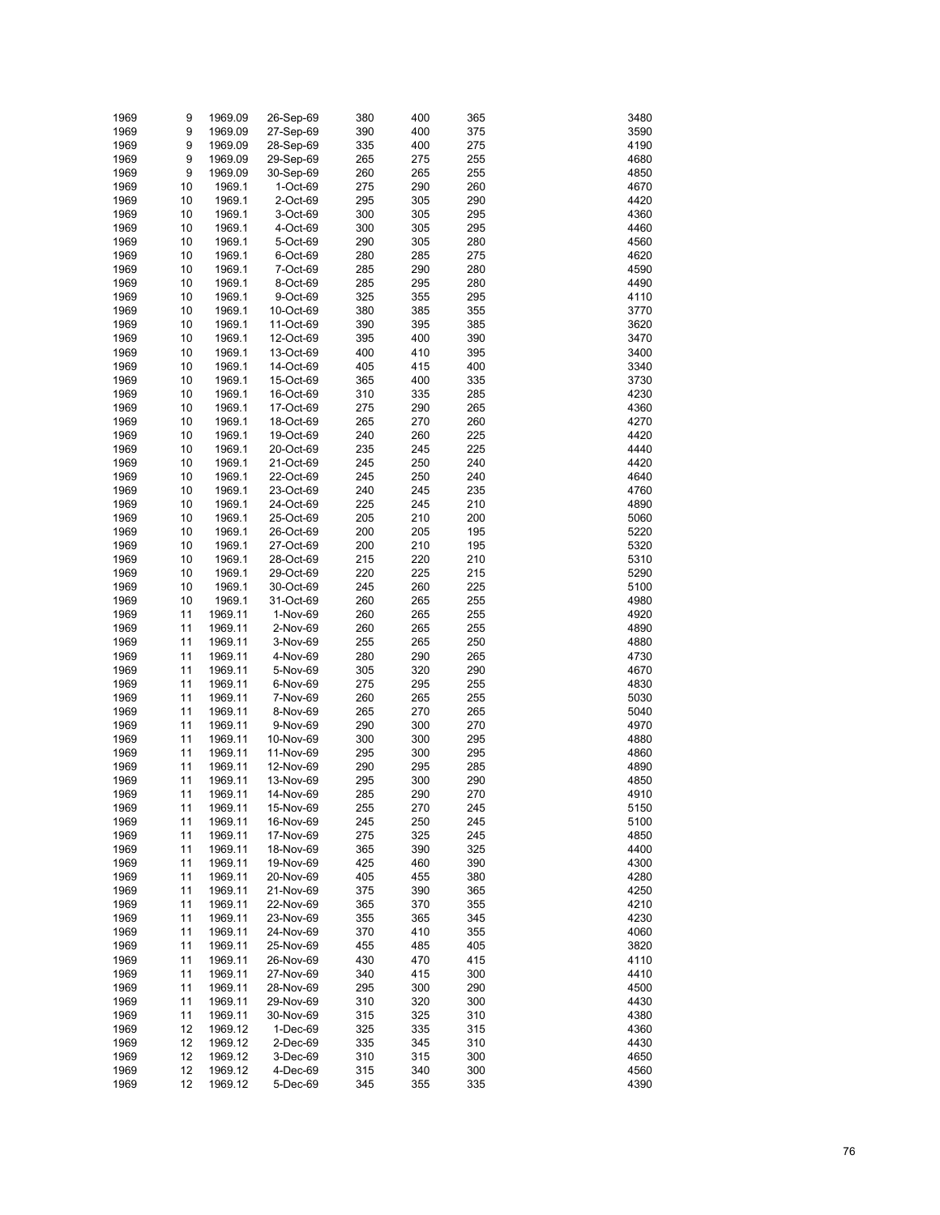| | | | | | | | | |
|---|---|---|---|---|---|---|---|---|
| 1969 | 9 | 1969.09 | 26-Sep-69 | 380 | 400 | 365 | | 3480 |
| 1969 | 9 | 1969.09 | 27-Sep-69 | 390 | 400 | 375 | | 3590 |
| 1969 | 9 | 1969.09 | 28-Sep-69 | 335 | 400 | 275 | | 4190 |
| 1969 | 9 | 1969.09 | 29-Sep-69 | 265 | 275 | 255 | | 4680 |
| 1969 | 9 | 1969.09 | 30-Sep-69 | 260 | 265 | 255 | | 4850 |
| 1969 | 10 | 1969.1 | 1-Oct-69 | 275 | 290 | 260 | | 4670 |
| 1969 | 10 | 1969.1 | 2-Oct-69 | 295 | 305 | 290 | | 4420 |
| 1969 | 10 | 1969.1 | 3-Oct-69 | 300 | 305 | 295 | | 4360 |
| 1969 | 10 | 1969.1 | 4-Oct-69 | 300 | 305 | 295 | | 4460 |
| 1969 | 10 | 1969.1 | 5-Oct-69 | 290 | 305 | 280 | | 4560 |
| 1969 | 10 | 1969.1 | 6-Oct-69 | 280 | 285 | 275 | | 4620 |
| 1969 | 10 | 1969.1 | 7-Oct-69 | 285 | 290 | 280 | | 4590 |
| 1969 | 10 | 1969.1 | 8-Oct-69 | 285 | 295 | 280 | | 4490 |
| 1969 | 10 | 1969.1 | 9-Oct-69 | 325 | 355 | 295 | | 4110 |
| 1969 | 10 | 1969.1 | 10-Oct-69 | 380 | 385 | 355 | | 3770 |
| 1969 | 10 | 1969.1 | 11-Oct-69 | 390 | 395 | 385 | | 3620 |
| 1969 | 10 | 1969.1 | 12-Oct-69 | 395 | 400 | 390 | | 3470 |
| 1969 | 10 | 1969.1 | 13-Oct-69 | 400 | 410 | 395 | | 3400 |
| 1969 | 10 | 1969.1 | 14-Oct-69 | 405 | 415 | 400 | | 3340 |
| 1969 | 10 | 1969.1 | 15-Oct-69 | 365 | 400 | 335 | | 3730 |
| 1969 | 10 | 1969.1 | 16-Oct-69 | 310 | 335 | 285 | | 4230 |
| 1969 | 10 | 1969.1 | 17-Oct-69 | 275 | 290 | 265 | | 4360 |
| 1969 | 10 | 1969.1 | 18-Oct-69 | 265 | 270 | 260 | | 4270 |
| 1969 | 10 | 1969.1 | 19-Oct-69 | 240 | 260 | 225 | | 4420 |
| 1969 | 10 | 1969.1 | 20-Oct-69 | 235 | 245 | 225 | | 4440 |
| 1969 | 10 | 1969.1 | 21-Oct-69 | 245 | 250 | 240 | | 4420 |
| 1969 | 10 | 1969.1 | 22-Oct-69 | 245 | 250 | 240 | | 4640 |
| 1969 | 10 | 1969.1 | 23-Oct-69 | 240 | 245 | 235 | | 4760 |
| 1969 | 10 | 1969.1 | 24-Oct-69 | 225 | 245 | 210 | | 4890 |
| 1969 | 10 | 1969.1 | 25-Oct-69 | 205 | 210 | 200 | | 5060 |
| 1969 | 10 | 1969.1 | 26-Oct-69 | 200 | 205 | 195 | | 5220 |
| 1969 | 10 | 1969.1 | 27-Oct-69 | 200 | 210 | 195 | | 5320 |
| 1969 | 10 | 1969.1 | 28-Oct-69 | 215 | 220 | 210 | | 5310 |
| 1969 | 10 | 1969.1 | 29-Oct-69 | 220 | 225 | 215 | | 5290 |
| 1969 | 10 | 1969.1 | 30-Oct-69 | 245 | 260 | 225 | | 5100 |
| 1969 | 10 | 1969.1 | 31-Oct-69 | 260 | 265 | 255 | | 4980 |
| 1969 | 11 | 1969.11 | 1-Nov-69 | 260 | 265 | 255 | | 4920 |
| 1969 | 11 | 1969.11 | 2-Nov-69 | 260 | 265 | 255 | | 4890 |
| 1969 | 11 | 1969.11 | 3-Nov-69 | 255 | 265 | 250 | | 4880 |
| 1969 | 11 | 1969.11 | 4-Nov-69 | 280 | 290 | 265 | | 4730 |
| 1969 | 11 | 1969.11 | 5-Nov-69 | 305 | 320 | 290 | | 4670 |
| 1969 | 11 | 1969.11 | 6-Nov-69 | 275 | 295 | 255 | | 4830 |
| 1969 | 11 | 1969.11 | 7-Nov-69 | 260 | 265 | 255 | | 5030 |
| 1969 | 11 | 1969.11 | 8-Nov-69 | 265 | 270 | 265 | | 5040 |
| 1969 | 11 | 1969.11 | 9-Nov-69 | 290 | 300 | 270 | | 4970 |
| 1969 | 11 | 1969.11 | 10-Nov-69 | 300 | 300 | 295 | | 4880 |
| 1969 | 11 | 1969.11 | 11-Nov-69 | 295 | 300 | 295 | | 4860 |
| 1969 | 11 | 1969.11 | 12-Nov-69 | 290 | 295 | 285 | | 4890 |
| 1969 | 11 | 1969.11 | 13-Nov-69 | 295 | 300 | 290 | | 4850 |
| 1969 | 11 | 1969.11 | 14-Nov-69 | 285 | 290 | 270 | | 4910 |
| 1969 | 11 | 1969.11 | 15-Nov-69 | 255 | 270 | 245 | | 5150 |
| 1969 | 11 | 1969.11 | 16-Nov-69 | 245 | 250 | 245 | | 5100 |
| 1969 | 11 | 1969.11 | 17-Nov-69 | 275 | 325 | 245 | | 4850 |
| 1969 | 11 | 1969.11 | 18-Nov-69 | 365 | 390 | 325 | | 4400 |
| 1969 | 11 | 1969.11 | 19-Nov-69 | 425 | 460 | 390 | | 4300 |
| 1969 | 11 | 1969.11 | 20-Nov-69 | 405 | 455 | 380 | | 4280 |
| 1969 | 11 | 1969.11 | 21-Nov-69 | 375 | 390 | 365 | | 4250 |
| 1969 | 11 | 1969.11 | 22-Nov-69 | 365 | 370 | 355 | | 4210 |
| 1969 | 11 | 1969.11 | 23-Nov-69 | 355 | 365 | 345 | | 4230 |
| 1969 | 11 | 1969.11 | 24-Nov-69 | 370 | 410 | 355 | | 4060 |
| 1969 | 11 | 1969.11 | 25-Nov-69 | 455 | 485 | 405 | | 3820 |
| 1969 | 11 | 1969.11 | 26-Nov-69 | 430 | 470 | 415 | | 4110 |
| 1969 | 11 | 1969.11 | 27-Nov-69 | 340 | 415 | 300 | | 4410 |
| 1969 | 11 | 1969.11 | 28-Nov-69 | 295 | 300 | 290 | | 4500 |
| 1969 | 11 | 1969.11 | 29-Nov-69 | 310 | 320 | 300 | | 4430 |
| 1969 | 11 | 1969.11 | 30-Nov-69 | 315 | 325 | 310 | | 4380 |
| 1969 | 12 | 1969.12 | 1-Dec-69 | 325 | 335 | 315 | | 4360 |
| 1969 | 12 | 1969.12 | 2-Dec-69 | 335 | 345 | 310 | | 4430 |
| 1969 | 12 | 1969.12 | 3-Dec-69 | 310 | 315 | 300 | | 4650 |
| 1969 | 12 | 1969.12 | 4-Dec-69 | 315 | 340 | 300 | | 4560 |
| 1969 | 12 | 1969.12 | 5-Dec-69 | 345 | 355 | 335 | | 4390 |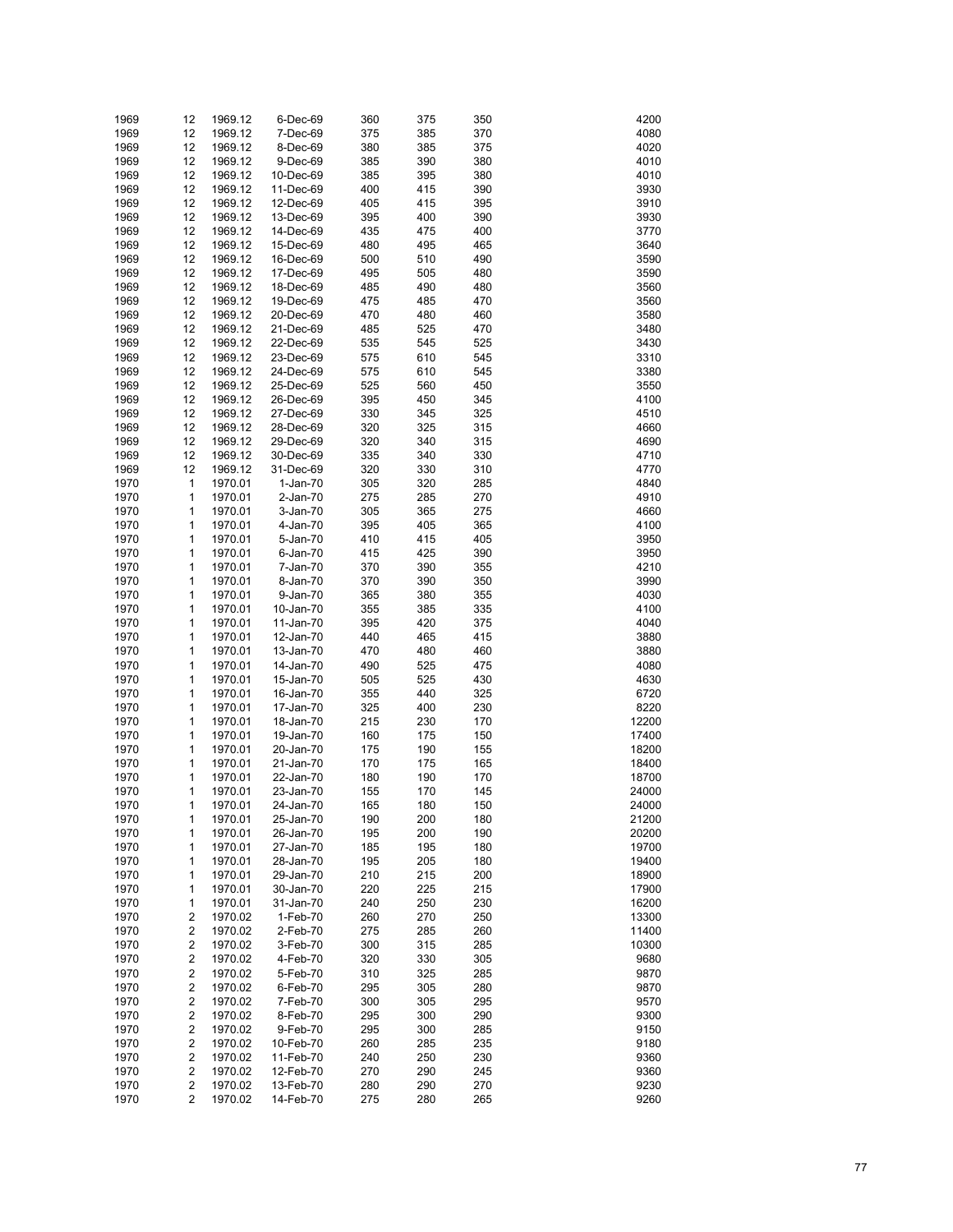| | | | | | | | | |
|---|---|---|---|---|---|---|---|---|
| 1969 | 12 | 1969.12 | 6-Dec-69 | 360 | 375 | 350 | | 4200 |
| 1969 | 12 | 1969.12 | 7-Dec-69 | 375 | 385 | 370 | | 4080 |
| 1969 | 12 | 1969.12 | 8-Dec-69 | 380 | 385 | 375 | | 4020 |
| 1969 | 12 | 1969.12 | 9-Dec-69 | 385 | 390 | 380 | | 4010 |
| 1969 | 12 | 1969.12 | 10-Dec-69 | 385 | 395 | 380 | | 4010 |
| 1969 | 12 | 1969.12 | 11-Dec-69 | 400 | 415 | 390 | | 3930 |
| 1969 | 12 | 1969.12 | 12-Dec-69 | 405 | 415 | 395 | | 3910 |
| 1969 | 12 | 1969.12 | 13-Dec-69 | 395 | 400 | 390 | | 3930 |
| 1969 | 12 | 1969.12 | 14-Dec-69 | 435 | 475 | 400 | | 3770 |
| 1969 | 12 | 1969.12 | 15-Dec-69 | 480 | 495 | 465 | | 3640 |
| 1969 | 12 | 1969.12 | 16-Dec-69 | 500 | 510 | 490 | | 3590 |
| 1969 | 12 | 1969.12 | 17-Dec-69 | 495 | 505 | 480 | | 3590 |
| 1969 | 12 | 1969.12 | 18-Dec-69 | 485 | 490 | 480 | | 3560 |
| 1969 | 12 | 1969.12 | 19-Dec-69 | 475 | 485 | 470 | | 3560 |
| 1969 | 12 | 1969.12 | 20-Dec-69 | 470 | 480 | 460 | | 3580 |
| 1969 | 12 | 1969.12 | 21-Dec-69 | 485 | 525 | 470 | | 3480 |
| 1969 | 12 | 1969.12 | 22-Dec-69 | 535 | 545 | 525 | | 3430 |
| 1969 | 12 | 1969.12 | 23-Dec-69 | 575 | 610 | 545 | | 3310 |
| 1969 | 12 | 1969.12 | 24-Dec-69 | 575 | 610 | 545 | | 3380 |
| 1969 | 12 | 1969.12 | 25-Dec-69 | 525 | 560 | 450 | | 3550 |
| 1969 | 12 | 1969.12 | 26-Dec-69 | 395 | 450 | 345 | | 4100 |
| 1969 | 12 | 1969.12 | 27-Dec-69 | 330 | 345 | 325 | | 4510 |
| 1969 | 12 | 1969.12 | 28-Dec-69 | 320 | 325 | 315 | | 4660 |
| 1969 | 12 | 1969.12 | 29-Dec-69 | 320 | 340 | 315 | | 4690 |
| 1969 | 12 | 1969.12 | 30-Dec-69 | 335 | 340 | 330 | | 4710 |
| 1969 | 12 | 1969.12 | 31-Dec-69 | 320 | 330 | 310 | | 4770 |
| 1970 | 1 | 1970.01 | 1-Jan-70 | 305 | 320 | 285 | | 4840 |
| 1970 | 1 | 1970.01 | 2-Jan-70 | 275 | 285 | 270 | | 4910 |
| 1970 | 1 | 1970.01 | 3-Jan-70 | 305 | 365 | 275 | | 4660 |
| 1970 | 1 | 1970.01 | 4-Jan-70 | 395 | 405 | 365 | | 4100 |
| 1970 | 1 | 1970.01 | 5-Jan-70 | 410 | 415 | 405 | | 3950 |
| 1970 | 1 | 1970.01 | 6-Jan-70 | 415 | 425 | 390 | | 3950 |
| 1970 | 1 | 1970.01 | 7-Jan-70 | 370 | 390 | 355 | | 4210 |
| 1970 | 1 | 1970.01 | 8-Jan-70 | 370 | 390 | 350 | | 3990 |
| 1970 | 1 | 1970.01 | 9-Jan-70 | 365 | 380 | 355 | | 4030 |
| 1970 | 1 | 1970.01 | 10-Jan-70 | 355 | 385 | 335 | | 4100 |
| 1970 | 1 | 1970.01 | 11-Jan-70 | 395 | 420 | 375 | | 4040 |
| 1970 | 1 | 1970.01 | 12-Jan-70 | 440 | 465 | 415 | | 3880 |
| 1970 | 1 | 1970.01 | 13-Jan-70 | 470 | 480 | 460 | | 3880 |
| 1970 | 1 | 1970.01 | 14-Jan-70 | 490 | 525 | 475 | | 4080 |
| 1970 | 1 | 1970.01 | 15-Jan-70 | 505 | 525 | 430 | | 4630 |
| 1970 | 1 | 1970.01 | 16-Jan-70 | 355 | 440 | 325 | | 6720 |
| 1970 | 1 | 1970.01 | 17-Jan-70 | 325 | 400 | 230 | | 8220 |
| 1970 | 1 | 1970.01 | 18-Jan-70 | 215 | 230 | 170 | | 12200 |
| 1970 | 1 | 1970.01 | 19-Jan-70 | 160 | 175 | 150 | | 17400 |
| 1970 | 1 | 1970.01 | 20-Jan-70 | 175 | 190 | 155 | | 18200 |
| 1970 | 1 | 1970.01 | 21-Jan-70 | 170 | 175 | 165 | | 18400 |
| 1970 | 1 | 1970.01 | 22-Jan-70 | 180 | 190 | 170 | | 18700 |
| 1970 | 1 | 1970.01 | 23-Jan-70 | 155 | 170 | 145 | | 24000 |
| 1970 | 1 | 1970.01 | 24-Jan-70 | 165 | 180 | 150 | | 24000 |
| 1970 | 1 | 1970.01 | 25-Jan-70 | 190 | 200 | 180 | | 21200 |
| 1970 | 1 | 1970.01 | 26-Jan-70 | 195 | 200 | 190 | | 20200 |
| 1970 | 1 | 1970.01 | 27-Jan-70 | 185 | 195 | 180 | | 19700 |
| 1970 | 1 | 1970.01 | 28-Jan-70 | 195 | 205 | 180 | | 19400 |
| 1970 | 1 | 1970.01 | 29-Jan-70 | 210 | 215 | 200 | | 18900 |
| 1970 | 1 | 1970.01 | 30-Jan-70 | 220 | 225 | 215 | | 17900 |
| 1970 | 1 | 1970.01 | 31-Jan-70 | 240 | 250 | 230 | | 16200 |
| 1970 | 2 | 1970.02 | 1-Feb-70 | 260 | 270 | 250 | | 13300 |
| 1970 | 2 | 1970.02 | 2-Feb-70 | 275 | 285 | 260 | | 11400 |
| 1970 | 2 | 1970.02 | 3-Feb-70 | 300 | 315 | 285 | | 10300 |
| 1970 | 2 | 1970.02 | 4-Feb-70 | 320 | 330 | 305 | | 9680 |
| 1970 | 2 | 1970.02 | 5-Feb-70 | 310 | 325 | 285 | | 9870 |
| 1970 | 2 | 1970.02 | 6-Feb-70 | 295 | 305 | 280 | | 9870 |
| 1970 | 2 | 1970.02 | 7-Feb-70 | 300 | 305 | 295 | | 9570 |
| 1970 | 2 | 1970.02 | 8-Feb-70 | 295 | 300 | 290 | | 9300 |
| 1970 | 2 | 1970.02 | 9-Feb-70 | 295 | 300 | 285 | | 9150 |
| 1970 | 2 | 1970.02 | 10-Feb-70 | 260 | 285 | 235 | | 9180 |
| 1970 | 2 | 1970.02 | 11-Feb-70 | 240 | 250 | 230 | | 9360 |
| 1970 | 2 | 1970.02 | 12-Feb-70 | 270 | 290 | 245 | | 9360 |
| 1970 | 2 | 1970.02 | 13-Feb-70 | 280 | 290 | 270 | | 9230 |
| 1970 | 2 | 1970.02 | 14-Feb-70 | 275 | 280 | 265 | | 9260 |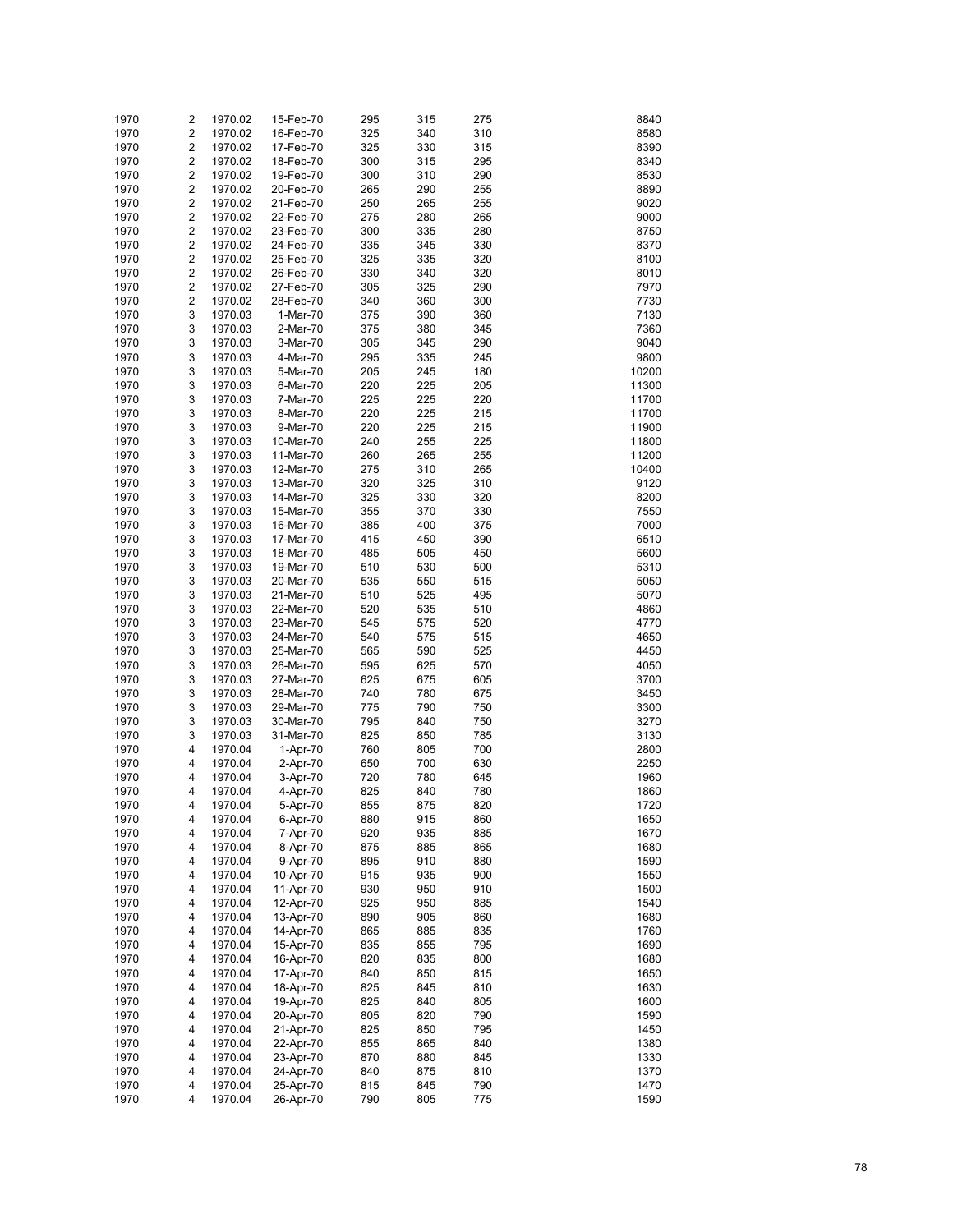| | | | | | | | |
|---|---|---|---|---|---|---|---|
| 1970 | 2 | 1970.02 | 15-Feb-70 | 295 | 315 | 275 | 8840 |
| 1970 | 2 | 1970.02 | 16-Feb-70 | 325 | 340 | 310 | 8580 |
| 1970 | 2 | 1970.02 | 17-Feb-70 | 325 | 330 | 315 | 8390 |
| 1970 | 2 | 1970.02 | 18-Feb-70 | 300 | 315 | 295 | 8340 |
| 1970 | 2 | 1970.02 | 19-Feb-70 | 300 | 310 | 290 | 8530 |
| 1970 | 2 | 1970.02 | 20-Feb-70 | 265 | 290 | 255 | 8890 |
| 1970 | 2 | 1970.02 | 21-Feb-70 | 250 | 265 | 255 | 9020 |
| 1970 | 2 | 1970.02 | 22-Feb-70 | 275 | 280 | 265 | 9000 |
| 1970 | 2 | 1970.02 | 23-Feb-70 | 300 | 335 | 280 | 8750 |
| 1970 | 2 | 1970.02 | 24-Feb-70 | 335 | 345 | 330 | 8370 |
| 1970 | 2 | 1970.02 | 25-Feb-70 | 325 | 335 | 320 | 8100 |
| 1970 | 2 | 1970.02 | 26-Feb-70 | 330 | 340 | 320 | 8010 |
| 1970 | 2 | 1970.02 | 27-Feb-70 | 305 | 325 | 290 | 7970 |
| 1970 | 2 | 1970.02 | 28-Feb-70 | 340 | 360 | 300 | 7730 |
| 1970 | 3 | 1970.03 | 1-Mar-70 | 375 | 390 | 360 | 7130 |
| 1970 | 3 | 1970.03 | 2-Mar-70 | 375 | 380 | 345 | 7360 |
| 1970 | 3 | 1970.03 | 3-Mar-70 | 305 | 345 | 290 | 9040 |
| 1970 | 3 | 1970.03 | 4-Mar-70 | 295 | 335 | 245 | 9800 |
| 1970 | 3 | 1970.03 | 5-Mar-70 | 205 | 245 | 180 | 10200 |
| 1970 | 3 | 1970.03 | 6-Mar-70 | 220 | 225 | 205 | 11300 |
| 1970 | 3 | 1970.03 | 7-Mar-70 | 225 | 225 | 220 | 11700 |
| 1970 | 3 | 1970.03 | 8-Mar-70 | 220 | 225 | 215 | 11700 |
| 1970 | 3 | 1970.03 | 9-Mar-70 | 220 | 225 | 215 | 11900 |
| 1970 | 3 | 1970.03 | 10-Mar-70 | 240 | 255 | 225 | 11800 |
| 1970 | 3 | 1970.03 | 11-Mar-70 | 260 | 265 | 255 | 11200 |
| 1970 | 3 | 1970.03 | 12-Mar-70 | 275 | 310 | 265 | 10400 |
| 1970 | 3 | 1970.03 | 13-Mar-70 | 320 | 325 | 310 | 9120 |
| 1970 | 3 | 1970.03 | 14-Mar-70 | 325 | 330 | 320 | 8200 |
| 1970 | 3 | 1970.03 | 15-Mar-70 | 355 | 370 | 330 | 7550 |
| 1970 | 3 | 1970.03 | 16-Mar-70 | 385 | 400 | 375 | 7000 |
| 1970 | 3 | 1970.03 | 17-Mar-70 | 415 | 450 | 390 | 6510 |
| 1970 | 3 | 1970.03 | 18-Mar-70 | 485 | 505 | 450 | 5600 |
| 1970 | 3 | 1970.03 | 19-Mar-70 | 510 | 530 | 500 | 5310 |
| 1970 | 3 | 1970.03 | 20-Mar-70 | 535 | 550 | 515 | 5050 |
| 1970 | 3 | 1970.03 | 21-Mar-70 | 510 | 525 | 495 | 5070 |
| 1970 | 3 | 1970.03 | 22-Mar-70 | 520 | 535 | 510 | 4860 |
| 1970 | 3 | 1970.03 | 23-Mar-70 | 545 | 575 | 520 | 4770 |
| 1970 | 3 | 1970.03 | 24-Mar-70 | 540 | 575 | 515 | 4650 |
| 1970 | 3 | 1970.03 | 25-Mar-70 | 565 | 590 | 525 | 4450 |
| 1970 | 3 | 1970.03 | 26-Mar-70 | 595 | 625 | 570 | 4050 |
| 1970 | 3 | 1970.03 | 27-Mar-70 | 625 | 675 | 605 | 3700 |
| 1970 | 3 | 1970.03 | 28-Mar-70 | 740 | 780 | 675 | 3450 |
| 1970 | 3 | 1970.03 | 29-Mar-70 | 775 | 790 | 750 | 3300 |
| 1970 | 3 | 1970.03 | 30-Mar-70 | 795 | 840 | 750 | 3270 |
| 1970 | 3 | 1970.03 | 31-Mar-70 | 825 | 850 | 785 | 3130 |
| 1970 | 4 | 1970.04 | 1-Apr-70 | 760 | 805 | 700 | 2800 |
| 1970 | 4 | 1970.04 | 2-Apr-70 | 650 | 700 | 630 | 2250 |
| 1970 | 4 | 1970.04 | 3-Apr-70 | 720 | 780 | 645 | 1960 |
| 1970 | 4 | 1970.04 | 4-Apr-70 | 825 | 840 | 780 | 1860 |
| 1970 | 4 | 1970.04 | 5-Apr-70 | 855 | 875 | 820 | 1720 |
| 1970 | 4 | 1970.04 | 6-Apr-70 | 880 | 915 | 860 | 1650 |
| 1970 | 4 | 1970.04 | 7-Apr-70 | 920 | 935 | 885 | 1670 |
| 1970 | 4 | 1970.04 | 8-Apr-70 | 875 | 885 | 865 | 1680 |
| 1970 | 4 | 1970.04 | 9-Apr-70 | 895 | 910 | 880 | 1590 |
| 1970 | 4 | 1970.04 | 10-Apr-70 | 915 | 935 | 900 | 1550 |
| 1970 | 4 | 1970.04 | 11-Apr-70 | 930 | 950 | 910 | 1500 |
| 1970 | 4 | 1970.04 | 12-Apr-70 | 925 | 950 | 885 | 1540 |
| 1970 | 4 | 1970.04 | 13-Apr-70 | 890 | 905 | 860 | 1680 |
| 1970 | 4 | 1970.04 | 14-Apr-70 | 865 | 885 | 835 | 1760 |
| 1970 | 4 | 1970.04 | 15-Apr-70 | 835 | 855 | 795 | 1690 |
| 1970 | 4 | 1970.04 | 16-Apr-70 | 820 | 835 | 800 | 1680 |
| 1970 | 4 | 1970.04 | 17-Apr-70 | 840 | 850 | 815 | 1650 |
| 1970 | 4 | 1970.04 | 18-Apr-70 | 825 | 845 | 810 | 1630 |
| 1970 | 4 | 1970.04 | 19-Apr-70 | 825 | 840 | 805 | 1600 |
| 1970 | 4 | 1970.04 | 20-Apr-70 | 805 | 820 | 790 | 1590 |
| 1970 | 4 | 1970.04 | 21-Apr-70 | 825 | 850 | 795 | 1450 |
| 1970 | 4 | 1970.04 | 22-Apr-70 | 855 | 865 | 840 | 1380 |
| 1970 | 4 | 1970.04 | 23-Apr-70 | 870 | 880 | 845 | 1330 |
| 1970 | 4 | 1970.04 | 24-Apr-70 | 840 | 875 | 810 | 1370 |
| 1970 | 4 | 1970.04 | 25-Apr-70 | 815 | 845 | 790 | 1470 |
| 1970 | 4 | 1970.04 | 26-Apr-70 | 790 | 805 | 775 | 1590 |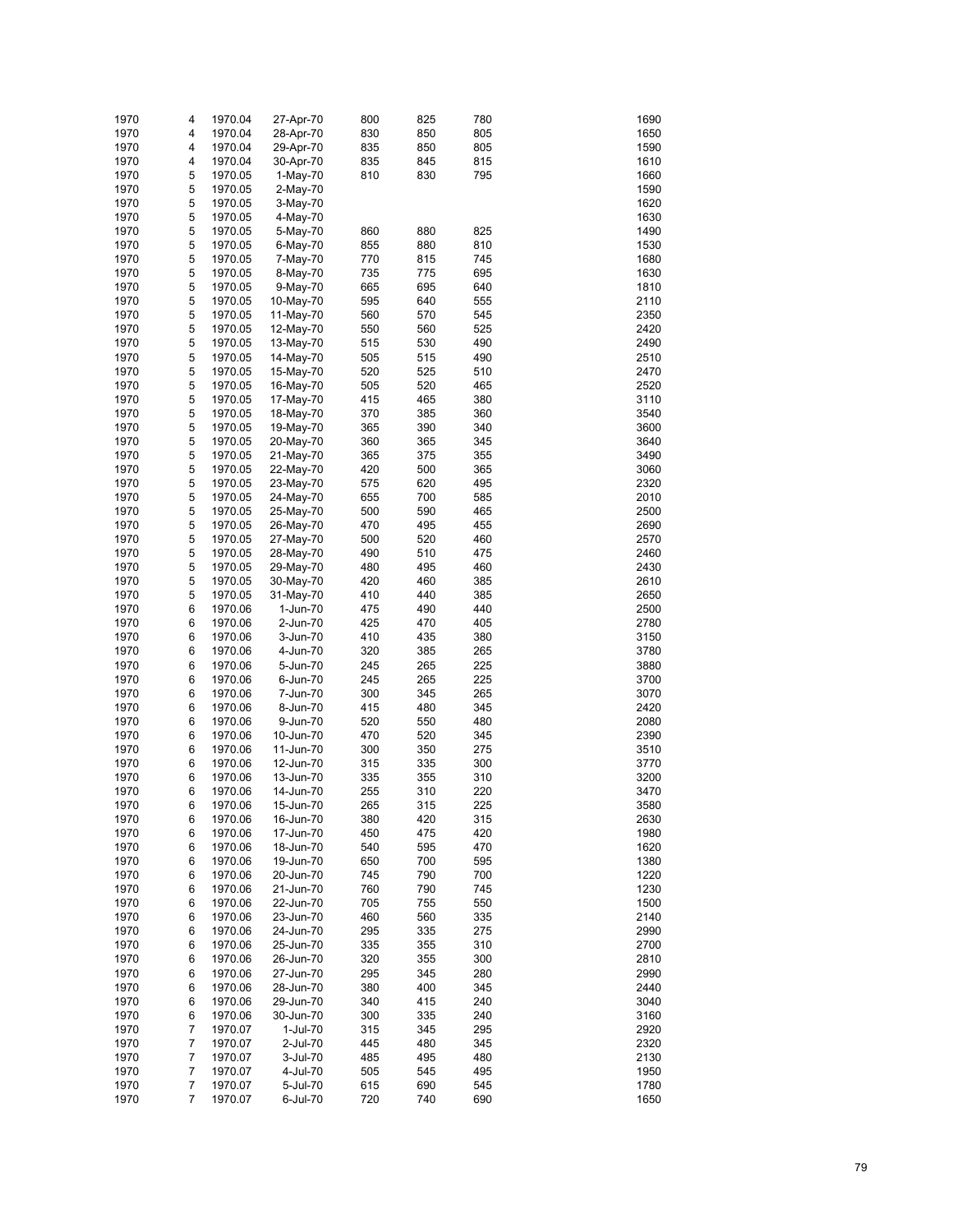| | | | | | | | | |
|---|---|---|---|---|---|---|---|---|
| 1970 | 4 | 1970.04 | 27-Apr-70 | 800 | 825 | 780 | | 1690 |
| 1970 | 4 | 1970.04 | 28-Apr-70 | 830 | 850 | 805 | | 1650 |
| 1970 | 4 | 1970.04 | 29-Apr-70 | 835 | 850 | 805 | | 1590 |
| 1970 | 4 | 1970.04 | 30-Apr-70 | 835 | 845 | 815 | | 1610 |
| 1970 | 5 | 1970.05 | 1-May-70 | 810 | 830 | 795 | | 1660 |
| 1970 | 5 | 1970.05 | 2-May-70 | | | | | 1590 |
| 1970 | 5 | 1970.05 | 3-May-70 | | | | | 1620 |
| 1970 | 5 | 1970.05 | 4-May-70 | | | | | 1630 |
| 1970 | 5 | 1970.05 | 5-May-70 | 860 | 880 | 825 | | 1490 |
| 1970 | 5 | 1970.05 | 6-May-70 | 855 | 880 | 810 | | 1530 |
| 1970 | 5 | 1970.05 | 7-May-70 | 770 | 815 | 745 | | 1680 |
| 1970 | 5 | 1970.05 | 8-May-70 | 735 | 775 | 695 | | 1630 |
| 1970 | 5 | 1970.05 | 9-May-70 | 665 | 695 | 640 | | 1810 |
| 1970 | 5 | 1970.05 | 10-May-70 | 595 | 640 | 555 | | 2110 |
| 1970 | 5 | 1970.05 | 11-May-70 | 560 | 570 | 545 | | 2350 |
| 1970 | 5 | 1970.05 | 12-May-70 | 550 | 560 | 525 | | 2420 |
| 1970 | 5 | 1970.05 | 13-May-70 | 515 | 530 | 490 | | 2490 |
| 1970 | 5 | 1970.05 | 14-May-70 | 505 | 515 | 490 | | 2510 |
| 1970 | 5 | 1970.05 | 15-May-70 | 520 | 525 | 510 | | 2470 |
| 1970 | 5 | 1970.05 | 16-May-70 | 505 | 520 | 465 | | 2520 |
| 1970 | 5 | 1970.05 | 17-May-70 | 415 | 465 | 380 | | 3110 |
| 1970 | 5 | 1970.05 | 18-May-70 | 370 | 385 | 360 | | 3540 |
| 1970 | 5 | 1970.05 | 19-May-70 | 365 | 390 | 340 | | 3600 |
| 1970 | 5 | 1970.05 | 20-May-70 | 360 | 365 | 345 | | 3640 |
| 1970 | 5 | 1970.05 | 21-May-70 | 365 | 375 | 355 | | 3490 |
| 1970 | 5 | 1970.05 | 22-May-70 | 420 | 500 | 365 | | 3060 |
| 1970 | 5 | 1970.05 | 23-May-70 | 575 | 620 | 495 | | 2320 |
| 1970 | 5 | 1970.05 | 24-May-70 | 655 | 700 | 585 | | 2010 |
| 1970 | 5 | 1970.05 | 25-May-70 | 500 | 590 | 465 | | 2500 |
| 1970 | 5 | 1970.05 | 26-May-70 | 470 | 495 | 455 | | 2690 |
| 1970 | 5 | 1970.05 | 27-May-70 | 500 | 520 | 460 | | 2570 |
| 1970 | 5 | 1970.05 | 28-May-70 | 490 | 510 | 475 | | 2460 |
| 1970 | 5 | 1970.05 | 29-May-70 | 480 | 495 | 460 | | 2430 |
| 1970 | 5 | 1970.05 | 30-May-70 | 420 | 460 | 385 | | 2610 |
| 1970 | 5 | 1970.05 | 31-May-70 | 410 | 440 | 385 | | 2650 |
| 1970 | 6 | 1970.06 | 1-Jun-70 | 475 | 490 | 440 | | 2500 |
| 1970 | 6 | 1970.06 | 2-Jun-70 | 425 | 470 | 405 | | 2780 |
| 1970 | 6 | 1970.06 | 3-Jun-70 | 410 | 435 | 380 | | 3150 |
| 1970 | 6 | 1970.06 | 4-Jun-70 | 320 | 385 | 265 | | 3780 |
| 1970 | 6 | 1970.06 | 5-Jun-70 | 245 | 265 | 225 | | 3880 |
| 1970 | 6 | 1970.06 | 6-Jun-70 | 245 | 265 | 225 | | 3700 |
| 1970 | 6 | 1970.06 | 7-Jun-70 | 300 | 345 | 265 | | 3070 |
| 1970 | 6 | 1970.06 | 8-Jun-70 | 415 | 480 | 345 | | 2420 |
| 1970 | 6 | 1970.06 | 9-Jun-70 | 520 | 550 | 480 | | 2080 |
| 1970 | 6 | 1970.06 | 10-Jun-70 | 470 | 520 | 345 | | 2390 |
| 1970 | 6 | 1970.06 | 11-Jun-70 | 300 | 350 | 275 | | 3510 |
| 1970 | 6 | 1970.06 | 12-Jun-70 | 315 | 335 | 300 | | 3770 |
| 1970 | 6 | 1970.06 | 13-Jun-70 | 335 | 355 | 310 | | 3200 |
| 1970 | 6 | 1970.06 | 14-Jun-70 | 255 | 310 | 220 | | 3470 |
| 1970 | 6 | 1970.06 | 15-Jun-70 | 265 | 315 | 225 | | 3580 |
| 1970 | 6 | 1970.06 | 16-Jun-70 | 380 | 420 | 315 | | 2630 |
| 1970 | 6 | 1970.06 | 17-Jun-70 | 450 | 475 | 420 | | 1980 |
| 1970 | 6 | 1970.06 | 18-Jun-70 | 540 | 595 | 470 | | 1620 |
| 1970 | 6 | 1970.06 | 19-Jun-70 | 650 | 700 | 595 | | 1380 |
| 1970 | 6 | 1970.06 | 20-Jun-70 | 745 | 790 | 700 | | 1220 |
| 1970 | 6 | 1970.06 | 21-Jun-70 | 760 | 790 | 745 | | 1230 |
| 1970 | 6 | 1970.06 | 22-Jun-70 | 705 | 755 | 550 | | 1500 |
| 1970 | 6 | 1970.06 | 23-Jun-70 | 460 | 560 | 335 | | 2140 |
| 1970 | 6 | 1970.06 | 24-Jun-70 | 295 | 335 | 275 | | 2990 |
| 1970 | 6 | 1970.06 | 25-Jun-70 | 335 | 355 | 310 | | 2700 |
| 1970 | 6 | 1970.06 | 26-Jun-70 | 320 | 355 | 300 | | 2810 |
| 1970 | 6 | 1970.06 | 27-Jun-70 | 295 | 345 | 280 | | 2990 |
| 1970 | 6 | 1970.06 | 28-Jun-70 | 380 | 400 | 345 | | 2440 |
| 1970 | 6 | 1970.06 | 29-Jun-70 | 340 | 415 | 240 | | 3040 |
| 1970 | 6 | 1970.06 | 30-Jun-70 | 300 | 335 | 240 | | 3160 |
| 1970 | 7 | 1970.07 | 1-Jul-70 | 315 | 345 | 295 | | 2920 |
| 1970 | 7 | 1970.07 | 2-Jul-70 | 445 | 480 | 345 | | 2320 |
| 1970 | 7 | 1970.07 | 3-Jul-70 | 485 | 495 | 480 | | 2130 |
| 1970 | 7 | 1970.07 | 4-Jul-70 | 505 | 545 | 495 | | 1950 |
| 1970 | 7 | 1970.07 | 5-Jul-70 | 615 | 690 | 545 | | 1780 |
| 1970 | 7 | 1970.07 | 6-Jul-70 | 720 | 740 | 690 | | 1650 |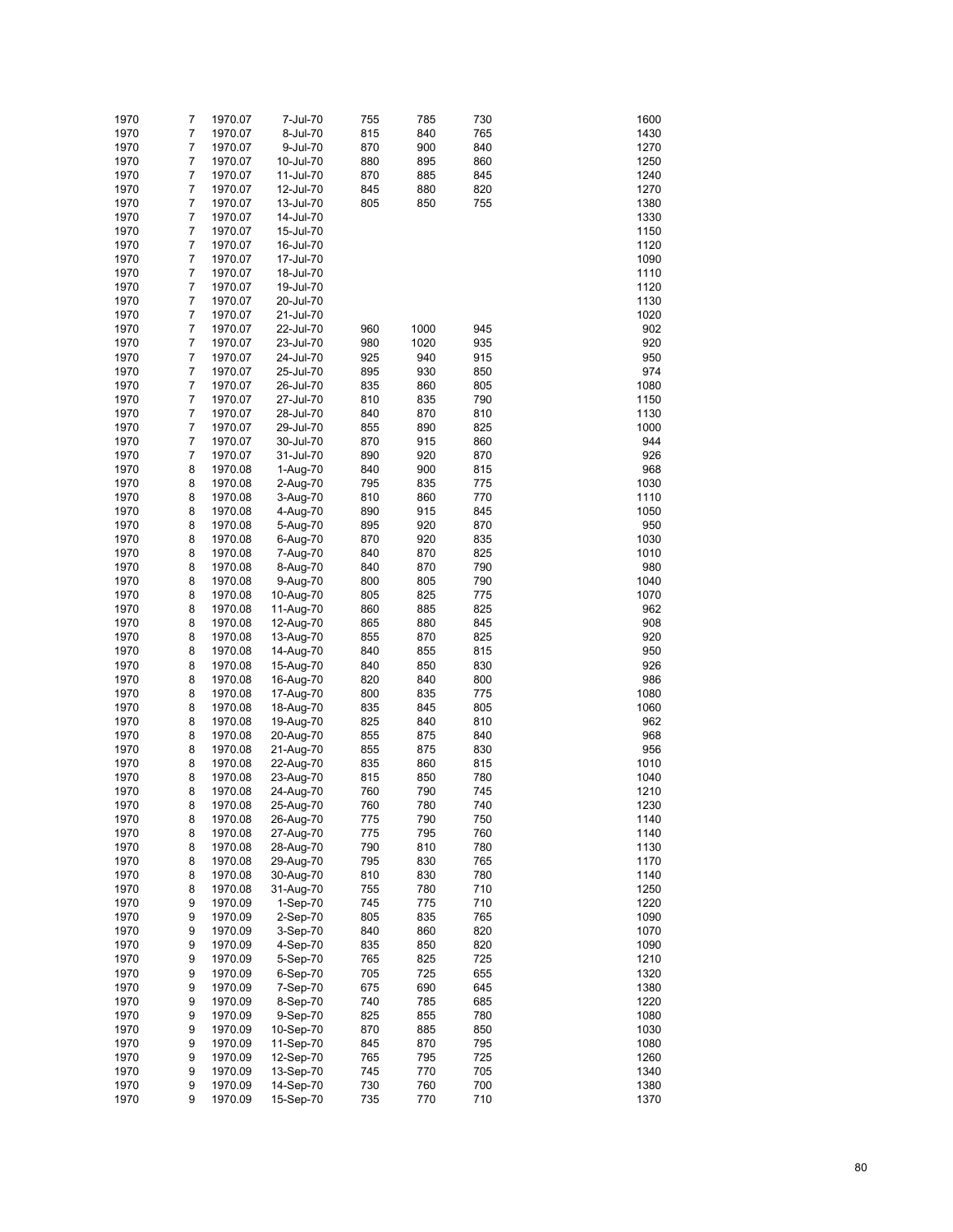| | | | | | | | | |
|---|---|---|---|---|---|---|---|---|
| 1970 | 7 | 1970.07 | 7-Jul-70 | 755 | 785 | 730 | | 1600 |
| 1970 | 7 | 1970.07 | 8-Jul-70 | 815 | 840 | 765 | | 1430 |
| 1970 | 7 | 1970.07 | 9-Jul-70 | 870 | 900 | 840 | | 1270 |
| 1970 | 7 | 1970.07 | 10-Jul-70 | 880 | 895 | 860 | | 1250 |
| 1970 | 7 | 1970.07 | 11-Jul-70 | 870 | 885 | 845 | | 1240 |
| 1970 | 7 | 1970.07 | 12-Jul-70 | 845 | 880 | 820 | | 1270 |
| 1970 | 7 | 1970.07 | 13-Jul-70 | 805 | 850 | 755 | | 1380 |
| 1970 | 7 | 1970.07 | 14-Jul-70 | | | | | 1330 |
| 1970 | 7 | 1970.07 | 15-Jul-70 | | | | | 1150 |
| 1970 | 7 | 1970.07 | 16-Jul-70 | | | | | 1120 |
| 1970 | 7 | 1970.07 | 17-Jul-70 | | | | | 1090 |
| 1970 | 7 | 1970.07 | 18-Jul-70 | | | | | 1110 |
| 1970 | 7 | 1970.07 | 19-Jul-70 | | | | | 1120 |
| 1970 | 7 | 1970.07 | 20-Jul-70 | | | | | 1130 |
| 1970 | 7 | 1970.07 | 21-Jul-70 | | | | | 1020 |
| 1970 | 7 | 1970.07 | 22-Jul-70 | 960 | 1000 | 945 | | 902 |
| 1970 | 7 | 1970.07 | 23-Jul-70 | 980 | 1020 | 935 | | 920 |
| 1970 | 7 | 1970.07 | 24-Jul-70 | 925 | 940 | 915 | | 950 |
| 1970 | 7 | 1970.07 | 25-Jul-70 | 895 | 930 | 850 | | 974 |
| 1970 | 7 | 1970.07 | 26-Jul-70 | 835 | 860 | 805 | | 1080 |
| 1970 | 7 | 1970.07 | 27-Jul-70 | 810 | 835 | 790 | | 1150 |
| 1970 | 7 | 1970.07 | 28-Jul-70 | 840 | 870 | 810 | | 1130 |
| 1970 | 7 | 1970.07 | 29-Jul-70 | 855 | 890 | 825 | | 1000 |
| 1970 | 7 | 1970.07 | 30-Jul-70 | 870 | 915 | 860 | | 944 |
| 1970 | 7 | 1970.07 | 31-Jul-70 | 890 | 920 | 870 | | 926 |
| 1970 | 8 | 1970.08 | 1-Aug-70 | 840 | 900 | 815 | | 968 |
| 1970 | 8 | 1970.08 | 2-Aug-70 | 795 | 835 | 775 | | 1030 |
| 1970 | 8 | 1970.08 | 3-Aug-70 | 810 | 860 | 770 | | 1110 |
| 1970 | 8 | 1970.08 | 4-Aug-70 | 890 | 915 | 845 | | 1050 |
| 1970 | 8 | 1970.08 | 5-Aug-70 | 895 | 920 | 870 | | 950 |
| 1970 | 8 | 1970.08 | 6-Aug-70 | 870 | 920 | 835 | | 1030 |
| 1970 | 8 | 1970.08 | 7-Aug-70 | 840 | 870 | 825 | | 1010 |
| 1970 | 8 | 1970.08 | 8-Aug-70 | 840 | 870 | 790 | | 980 |
| 1970 | 8 | 1970.08 | 9-Aug-70 | 800 | 805 | 790 | | 1040 |
| 1970 | 8 | 1970.08 | 10-Aug-70 | 805 | 825 | 775 | | 1070 |
| 1970 | 8 | 1970.08 | 11-Aug-70 | 860 | 885 | 825 | | 962 |
| 1970 | 8 | 1970.08 | 12-Aug-70 | 865 | 880 | 845 | | 908 |
| 1970 | 8 | 1970.08 | 13-Aug-70 | 855 | 870 | 825 | | 920 |
| 1970 | 8 | 1970.08 | 14-Aug-70 | 840 | 855 | 815 | | 950 |
| 1970 | 8 | 1970.08 | 15-Aug-70 | 840 | 850 | 830 | | 926 |
| 1970 | 8 | 1970.08 | 16-Aug-70 | 820 | 840 | 800 | | 986 |
| 1970 | 8 | 1970.08 | 17-Aug-70 | 800 | 835 | 775 | | 1080 |
| 1970 | 8 | 1970.08 | 18-Aug-70 | 835 | 845 | 805 | | 1060 |
| 1970 | 8 | 1970.08 | 19-Aug-70 | 825 | 840 | 810 | | 962 |
| 1970 | 8 | 1970.08 | 20-Aug-70 | 855 | 875 | 840 | | 968 |
| 1970 | 8 | 1970.08 | 21-Aug-70 | 855 | 875 | 830 | | 956 |
| 1970 | 8 | 1970.08 | 22-Aug-70 | 835 | 860 | 815 | | 1010 |
| 1970 | 8 | 1970.08 | 23-Aug-70 | 815 | 850 | 780 | | 1040 |
| 1970 | 8 | 1970.08 | 24-Aug-70 | 760 | 790 | 745 | | 1210 |
| 1970 | 8 | 1970.08 | 25-Aug-70 | 760 | 780 | 740 | | 1230 |
| 1970 | 8 | 1970.08 | 26-Aug-70 | 775 | 790 | 750 | | 1140 |
| 1970 | 8 | 1970.08 | 27-Aug-70 | 775 | 795 | 760 | | 1140 |
| 1970 | 8 | 1970.08 | 28-Aug-70 | 790 | 810 | 780 | | 1130 |
| 1970 | 8 | 1970.08 | 29-Aug-70 | 795 | 830 | 765 | | 1170 |
| 1970 | 8 | 1970.08 | 30-Aug-70 | 810 | 830 | 780 | | 1140 |
| 1970 | 8 | 1970.08 | 31-Aug-70 | 755 | 780 | 710 | | 1250 |
| 1970 | 9 | 1970.09 | 1-Sep-70 | 745 | 775 | 710 | | 1220 |
| 1970 | 9 | 1970.09 | 2-Sep-70 | 805 | 835 | 765 | | 1090 |
| 1970 | 9 | 1970.09 | 3-Sep-70 | 840 | 860 | 820 | | 1070 |
| 1970 | 9 | 1970.09 | 4-Sep-70 | 835 | 850 | 820 | | 1090 |
| 1970 | 9 | 1970.09 | 5-Sep-70 | 765 | 825 | 725 | | 1210 |
| 1970 | 9 | 1970.09 | 6-Sep-70 | 705 | 725 | 655 | | 1320 |
| 1970 | 9 | 1970.09 | 7-Sep-70 | 675 | 690 | 645 | | 1380 |
| 1970 | 9 | 1970.09 | 8-Sep-70 | 740 | 785 | 685 | | 1220 |
| 1970 | 9 | 1970.09 | 9-Sep-70 | 825 | 855 | 780 | | 1080 |
| 1970 | 9 | 1970.09 | 10-Sep-70 | 870 | 885 | 850 | | 1030 |
| 1970 | 9 | 1970.09 | 11-Sep-70 | 845 | 870 | 795 | | 1080 |
| 1970 | 9 | 1970.09 | 12-Sep-70 | 765 | 795 | 725 | | 1260 |
| 1970 | 9 | 1970.09 | 13-Sep-70 | 745 | 770 | 705 | | 1340 |
| 1970 | 9 | 1970.09 | 14-Sep-70 | 730 | 760 | 700 | | 1380 |
| 1970 | 9 | 1970.09 | 15-Sep-70 | 735 | 770 | 710 | | 1370 |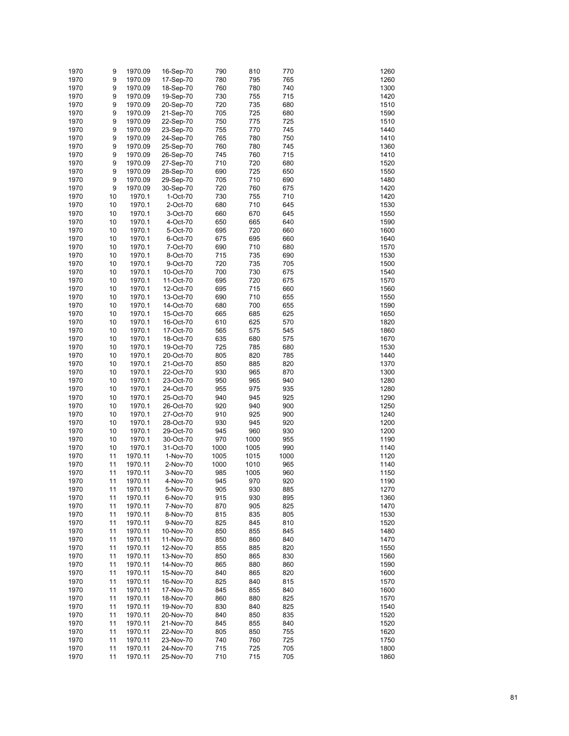| | | | | | | | | |
|---|---|---|---|---|---|---|---|---|
| 1970 | 9 | 1970.09 | 16-Sep-70 | 790 | 810 | 770 | | 1260 |
| 1970 | 9 | 1970.09 | 17-Sep-70 | 780 | 795 | 765 | | 1260 |
| 1970 | 9 | 1970.09 | 18-Sep-70 | 760 | 780 | 740 | | 1300 |
| 1970 | 9 | 1970.09 | 19-Sep-70 | 730 | 755 | 715 | | 1420 |
| 1970 | 9 | 1970.09 | 20-Sep-70 | 720 | 735 | 680 | | 1510 |
| 1970 | 9 | 1970.09 | 21-Sep-70 | 705 | 725 | 680 | | 1590 |
| 1970 | 9 | 1970.09 | 22-Sep-70 | 750 | 775 | 725 | | 1510 |
| 1970 | 9 | 1970.09 | 23-Sep-70 | 755 | 770 | 745 | | 1440 |
| 1970 | 9 | 1970.09 | 24-Sep-70 | 765 | 780 | 750 | | 1410 |
| 1970 | 9 | 1970.09 | 25-Sep-70 | 760 | 780 | 745 | | 1360 |
| 1970 | 9 | 1970.09 | 26-Sep-70 | 745 | 760 | 715 | | 1410 |
| 1970 | 9 | 1970.09 | 27-Sep-70 | 710 | 720 | 680 | | 1520 |
| 1970 | 9 | 1970.09 | 28-Sep-70 | 690 | 725 | 650 | | 1550 |
| 1970 | 9 | 1970.09 | 29-Sep-70 | 705 | 710 | 690 | | 1480 |
| 1970 | 9 | 1970.09 | 30-Sep-70 | 720 | 760 | 675 | | 1420 |
| 1970 | 10 | 1970.1 | 1-Oct-70 | 730 | 755 | 710 | | 1420 |
| 1970 | 10 | 1970.1 | 2-Oct-70 | 680 | 710 | 645 | | 1530 |
| 1970 | 10 | 1970.1 | 3-Oct-70 | 660 | 670 | 645 | | 1550 |
| 1970 | 10 | 1970.1 | 4-Oct-70 | 650 | 665 | 640 | | 1590 |
| 1970 | 10 | 1970.1 | 5-Oct-70 | 695 | 720 | 660 | | 1600 |
| 1970 | 10 | 1970.1 | 6-Oct-70 | 675 | 695 | 660 | | 1640 |
| 1970 | 10 | 1970.1 | 7-Oct-70 | 690 | 710 | 680 | | 1570 |
| 1970 | 10 | 1970.1 | 8-Oct-70 | 715 | 735 | 690 | | 1530 |
| 1970 | 10 | 1970.1 | 9-Oct-70 | 720 | 735 | 705 | | 1500 |
| 1970 | 10 | 1970.1 | 10-Oct-70 | 700 | 730 | 675 | | 1540 |
| 1970 | 10 | 1970.1 | 11-Oct-70 | 695 | 720 | 675 | | 1570 |
| 1970 | 10 | 1970.1 | 12-Oct-70 | 695 | 715 | 660 | | 1560 |
| 1970 | 10 | 1970.1 | 13-Oct-70 | 690 | 710 | 655 | | 1550 |
| 1970 | 10 | 1970.1 | 14-Oct-70 | 680 | 700 | 655 | | 1590 |
| 1970 | 10 | 1970.1 | 15-Oct-70 | 665 | 685 | 625 | | 1650 |
| 1970 | 10 | 1970.1 | 16-Oct-70 | 610 | 625 | 570 | | 1820 |
| 1970 | 10 | 1970.1 | 17-Oct-70 | 565 | 575 | 545 | | 1860 |
| 1970 | 10 | 1970.1 | 18-Oct-70 | 635 | 680 | 575 | | 1670 |
| 1970 | 10 | 1970.1 | 19-Oct-70 | 725 | 785 | 680 | | 1530 |
| 1970 | 10 | 1970.1 | 20-Oct-70 | 805 | 820 | 785 | | 1440 |
| 1970 | 10 | 1970.1 | 21-Oct-70 | 850 | 885 | 820 | | 1370 |
| 1970 | 10 | 1970.1 | 22-Oct-70 | 930 | 965 | 870 | | 1300 |
| 1970 | 10 | 1970.1 | 23-Oct-70 | 950 | 965 | 940 | | 1280 |
| 1970 | 10 | 1970.1 | 24-Oct-70 | 955 | 975 | 935 | | 1280 |
| 1970 | 10 | 1970.1 | 25-Oct-70 | 940 | 945 | 925 | | 1290 |
| 1970 | 10 | 1970.1 | 26-Oct-70 | 920 | 940 | 900 | | 1250 |
| 1970 | 10 | 1970.1 | 27-Oct-70 | 910 | 925 | 900 | | 1240 |
| 1970 | 10 | 1970.1 | 28-Oct-70 | 930 | 945 | 920 | | 1200 |
| 1970 | 10 | 1970.1 | 29-Oct-70 | 945 | 960 | 930 | | 1200 |
| 1970 | 10 | 1970.1 | 30-Oct-70 | 970 | 1000 | 955 | | 1190 |
| 1970 | 10 | 1970.1 | 31-Oct-70 | 1000 | 1005 | 990 | | 1140 |
| 1970 | 11 | 1970.11 | 1-Nov-70 | 1005 | 1015 | 1000 | | 1120 |
| 1970 | 11 | 1970.11 | 2-Nov-70 | 1000 | 1010 | 965 | | 1140 |
| 1970 | 11 | 1970.11 | 3-Nov-70 | 985 | 1005 | 960 | | 1150 |
| 1970 | 11 | 1970.11 | 4-Nov-70 | 945 | 970 | 920 | | 1190 |
| 1970 | 11 | 1970.11 | 5-Nov-70 | 905 | 930 | 885 | | 1270 |
| 1970 | 11 | 1970.11 | 6-Nov-70 | 915 | 930 | 895 | | 1360 |
| 1970 | 11 | 1970.11 | 7-Nov-70 | 870 | 905 | 825 | | 1470 |
| 1970 | 11 | 1970.11 | 8-Nov-70 | 815 | 835 | 805 | | 1530 |
| 1970 | 11 | 1970.11 | 9-Nov-70 | 825 | 845 | 810 | | 1520 |
| 1970 | 11 | 1970.11 | 10-Nov-70 | 850 | 855 | 845 | | 1480 |
| 1970 | 11 | 1970.11 | 11-Nov-70 | 850 | 860 | 840 | | 1470 |
| 1970 | 11 | 1970.11 | 12-Nov-70 | 855 | 885 | 820 | | 1550 |
| 1970 | 11 | 1970.11 | 13-Nov-70 | 850 | 865 | 830 | | 1560 |
| 1970 | 11 | 1970.11 | 14-Nov-70 | 865 | 880 | 860 | | 1590 |
| 1970 | 11 | 1970.11 | 15-Nov-70 | 840 | 865 | 820 | | 1600 |
| 1970 | 11 | 1970.11 | 16-Nov-70 | 825 | 840 | 815 | | 1570 |
| 1970 | 11 | 1970.11 | 17-Nov-70 | 845 | 855 | 840 | | 1600 |
| 1970 | 11 | 1970.11 | 18-Nov-70 | 860 | 880 | 825 | | 1570 |
| 1970 | 11 | 1970.11 | 19-Nov-70 | 830 | 840 | 825 | | 1540 |
| 1970 | 11 | 1970.11 | 20-Nov-70 | 840 | 850 | 835 | | 1520 |
| 1970 | 11 | 1970.11 | 21-Nov-70 | 845 | 855 | 840 | | 1520 |
| 1970 | 11 | 1970.11 | 22-Nov-70 | 805 | 850 | 755 | | 1620 |
| 1970 | 11 | 1970.11 | 23-Nov-70 | 740 | 760 | 725 | | 1750 |
| 1970 | 11 | 1970.11 | 24-Nov-70 | 715 | 725 | 705 | | 1800 |
| 1970 | 11 | 1970.11 | 25-Nov-70 | 710 | 715 | 705 | | 1860 |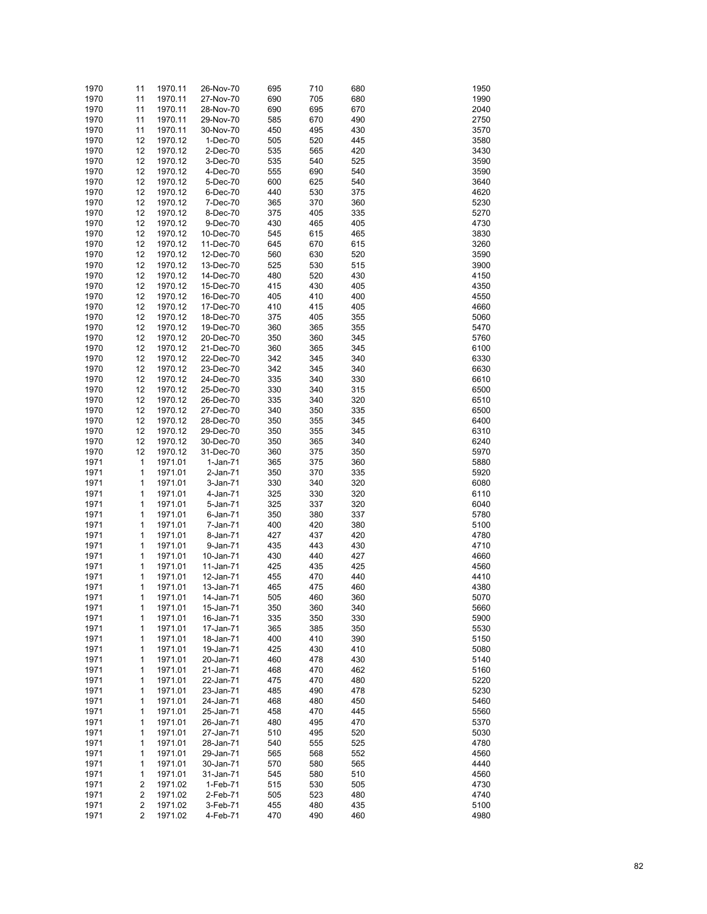| | | | | | | | |
|---|---|---|---|---|---|---|---|
| 1970 | 11 | 1970.11 | 26-Nov-70 | 695 | 710 | 680 | 1950 |
| 1970 | 11 | 1970.11 | 27-Nov-70 | 690 | 705 | 680 | 1990 |
| 1970 | 11 | 1970.11 | 28-Nov-70 | 690 | 695 | 670 | 2040 |
| 1970 | 11 | 1970.11 | 29-Nov-70 | 585 | 670 | 490 | 2750 |
| 1970 | 11 | 1970.11 | 30-Nov-70 | 450 | 495 | 430 | 3570 |
| 1970 | 12 | 1970.12 | 1-Dec-70 | 505 | 520 | 445 | 3580 |
| 1970 | 12 | 1970.12 | 2-Dec-70 | 535 | 565 | 420 | 3430 |
| 1970 | 12 | 1970.12 | 3-Dec-70 | 535 | 540 | 525 | 3590 |
| 1970 | 12 | 1970.12 | 4-Dec-70 | 555 | 690 | 540 | 3590 |
| 1970 | 12 | 1970.12 | 5-Dec-70 | 600 | 625 | 540 | 3640 |
| 1970 | 12 | 1970.12 | 6-Dec-70 | 440 | 530 | 375 | 4620 |
| 1970 | 12 | 1970.12 | 7-Dec-70 | 365 | 370 | 360 | 5230 |
| 1970 | 12 | 1970.12 | 8-Dec-70 | 375 | 405 | 335 | 5270 |
| 1970 | 12 | 1970.12 | 9-Dec-70 | 430 | 465 | 405 | 4730 |
| 1970 | 12 | 1970.12 | 10-Dec-70 | 545 | 615 | 465 | 3830 |
| 1970 | 12 | 1970.12 | 11-Dec-70 | 645 | 670 | 615 | 3260 |
| 1970 | 12 | 1970.12 | 12-Dec-70 | 560 | 630 | 520 | 3590 |
| 1970 | 12 | 1970.12 | 13-Dec-70 | 525 | 530 | 515 | 3900 |
| 1970 | 12 | 1970.12 | 14-Dec-70 | 480 | 520 | 430 | 4150 |
| 1970 | 12 | 1970.12 | 15-Dec-70 | 415 | 430 | 405 | 4350 |
| 1970 | 12 | 1970.12 | 16-Dec-70 | 405 | 410 | 400 | 4550 |
| 1970 | 12 | 1970.12 | 17-Dec-70 | 410 | 415 | 405 | 4660 |
| 1970 | 12 | 1970.12 | 18-Dec-70 | 375 | 405 | 355 | 5060 |
| 1970 | 12 | 1970.12 | 19-Dec-70 | 360 | 365 | 355 | 5470 |
| 1970 | 12 | 1970.12 | 20-Dec-70 | 350 | 360 | 345 | 5760 |
| 1970 | 12 | 1970.12 | 21-Dec-70 | 360 | 365 | 345 | 6100 |
| 1970 | 12 | 1970.12 | 22-Dec-70 | 342 | 345 | 340 | 6330 |
| 1970 | 12 | 1970.12 | 23-Dec-70 | 342 | 345 | 340 | 6630 |
| 1970 | 12 | 1970.12 | 24-Dec-70 | 335 | 340 | 330 | 6610 |
| 1970 | 12 | 1970.12 | 25-Dec-70 | 330 | 340 | 315 | 6500 |
| 1970 | 12 | 1970.12 | 26-Dec-70 | 335 | 340 | 320 | 6510 |
| 1970 | 12 | 1970.12 | 27-Dec-70 | 340 | 350 | 335 | 6500 |
| 1970 | 12 | 1970.12 | 28-Dec-70 | 350 | 355 | 345 | 6400 |
| 1970 | 12 | 1970.12 | 29-Dec-70 | 350 | 355 | 345 | 6310 |
| 1970 | 12 | 1970.12 | 30-Dec-70 | 350 | 365 | 340 | 6240 |
| 1970 | 12 | 1970.12 | 31-Dec-70 | 360 | 375 | 350 | 5970 |
| 1971 | 1 | 1971.01 | 1-Jan-71 | 365 | 375 | 360 | 5880 |
| 1971 | 1 | 1971.01 | 2-Jan-71 | 350 | 370 | 335 | 5920 |
| 1971 | 1 | 1971.01 | 3-Jan-71 | 330 | 340 | 320 | 6080 |
| 1971 | 1 | 1971.01 | 4-Jan-71 | 325 | 330 | 320 | 6110 |
| 1971 | 1 | 1971.01 | 5-Jan-71 | 325 | 337 | 320 | 6040 |
| 1971 | 1 | 1971.01 | 6-Jan-71 | 350 | 380 | 337 | 5780 |
| 1971 | 1 | 1971.01 | 7-Jan-71 | 400 | 420 | 380 | 5100 |
| 1971 | 1 | 1971.01 | 8-Jan-71 | 427 | 437 | 420 | 4780 |
| 1971 | 1 | 1971.01 | 9-Jan-71 | 435 | 443 | 430 | 4710 |
| 1971 | 1 | 1971.01 | 10-Jan-71 | 430 | 440 | 427 | 4660 |
| 1971 | 1 | 1971.01 | 11-Jan-71 | 425 | 435 | 425 | 4560 |
| 1971 | 1 | 1971.01 | 12-Jan-71 | 455 | 470 | 440 | 4410 |
| 1971 | 1 | 1971.01 | 13-Jan-71 | 465 | 475 | 460 | 4380 |
| 1971 | 1 | 1971.01 | 14-Jan-71 | 505 | 460 | 360 | 5070 |
| 1971 | 1 | 1971.01 | 15-Jan-71 | 350 | 360 | 340 | 5660 |
| 1971 | 1 | 1971.01 | 16-Jan-71 | 335 | 350 | 330 | 5900 |
| 1971 | 1 | 1971.01 | 17-Jan-71 | 365 | 385 | 350 | 5530 |
| 1971 | 1 | 1971.01 | 18-Jan-71 | 400 | 410 | 390 | 5150 |
| 1971 | 1 | 1971.01 | 19-Jan-71 | 425 | 430 | 410 | 5080 |
| 1971 | 1 | 1971.01 | 20-Jan-71 | 460 | 478 | 430 | 5140 |
| 1971 | 1 | 1971.01 | 21-Jan-71 | 468 | 470 | 462 | 5160 |
| 1971 | 1 | 1971.01 | 22-Jan-71 | 475 | 470 | 480 | 5220 |
| 1971 | 1 | 1971.01 | 23-Jan-71 | 485 | 490 | 478 | 5230 |
| 1971 | 1 | 1971.01 | 24-Jan-71 | 468 | 480 | 450 | 5460 |
| 1971 | 1 | 1971.01 | 25-Jan-71 | 458 | 470 | 445 | 5560 |
| 1971 | 1 | 1971.01 | 26-Jan-71 | 480 | 495 | 470 | 5370 |
| 1971 | 1 | 1971.01 | 27-Jan-71 | 510 | 495 | 520 | 5030 |
| 1971 | 1 | 1971.01 | 28-Jan-71 | 540 | 555 | 525 | 4780 |
| 1971 | 1 | 1971.01 | 29-Jan-71 | 565 | 568 | 552 | 4560 |
| 1971 | 1 | 1971.01 | 30-Jan-71 | 570 | 580 | 565 | 4440 |
| 1971 | 1 | 1971.01 | 31-Jan-71 | 545 | 580 | 510 | 4560 |
| 1971 | 2 | 1971.02 | 1-Feb-71 | 515 | 530 | 505 | 4730 |
| 1971 | 2 | 1971.02 | 2-Feb-71 | 505 | 523 | 480 | 4740 |
| 1971 | 2 | 1971.02 | 3-Feb-71 | 455 | 480 | 435 | 5100 |
| 1971 | 2 | 1971.02 | 4-Feb-71 | 470 | 490 | 460 | 4980 |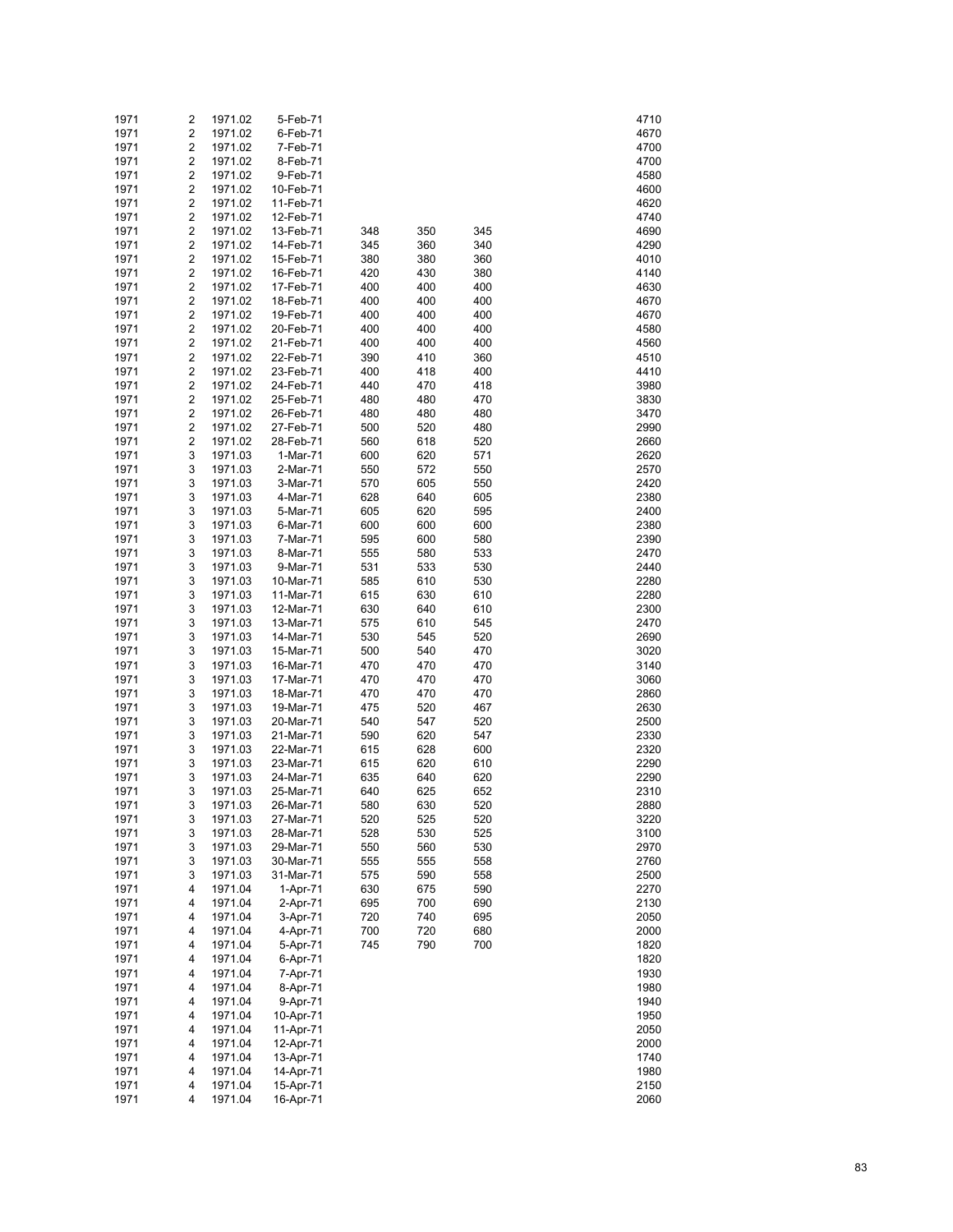| | | | | | | | |
|---|---|---|---|---|---|---|---|
| 1971 | 2 | 1971.02 | 5-Feb-71 | | | | 4710 |
| 1971 | 2 | 1971.02 | 6-Feb-71 | | | | 4670 |
| 1971 | 2 | 1971.02 | 7-Feb-71 | | | | 4700 |
| 1971 | 2 | 1971.02 | 8-Feb-71 | | | | 4700 |
| 1971 | 2 | 1971.02 | 9-Feb-71 | | | | 4580 |
| 1971 | 2 | 1971.02 | 10-Feb-71 | | | | 4600 |
| 1971 | 2 | 1971.02 | 11-Feb-71 | | | | 4620 |
| 1971 | 2 | 1971.02 | 12-Feb-71 | | | | 4740 |
| 1971 | 2 | 1971.02 | 13-Feb-71 | 348 | 350 | 345 | 4690 |
| 1971 | 2 | 1971.02 | 14-Feb-71 | 345 | 360 | 340 | 4290 |
| 1971 | 2 | 1971.02 | 15-Feb-71 | 380 | 380 | 360 | 4010 |
| 1971 | 2 | 1971.02 | 16-Feb-71 | 420 | 430 | 380 | 4140 |
| 1971 | 2 | 1971.02 | 17-Feb-71 | 400 | 400 | 400 | 4630 |
| 1971 | 2 | 1971.02 | 18-Feb-71 | 400 | 400 | 400 | 4670 |
| 1971 | 2 | 1971.02 | 19-Feb-71 | 400 | 400 | 400 | 4670 |
| 1971 | 2 | 1971.02 | 20-Feb-71 | 400 | 400 | 400 | 4580 |
| 1971 | 2 | 1971.02 | 21-Feb-71 | 400 | 400 | 400 | 4560 |
| 1971 | 2 | 1971.02 | 22-Feb-71 | 390 | 410 | 360 | 4510 |
| 1971 | 2 | 1971.02 | 23-Feb-71 | 400 | 418 | 400 | 4410 |
| 1971 | 2 | 1971.02 | 24-Feb-71 | 440 | 470 | 418 | 3980 |
| 1971 | 2 | 1971.02 | 25-Feb-71 | 480 | 480 | 470 | 3830 |
| 1971 | 2 | 1971.02 | 26-Feb-71 | 480 | 480 | 480 | 3470 |
| 1971 | 2 | 1971.02 | 27-Feb-71 | 500 | 520 | 480 | 2990 |
| 1971 | 2 | 1971.02 | 28-Feb-71 | 560 | 618 | 520 | 2660 |
| 1971 | 3 | 1971.03 | 1-Mar-71 | 600 | 620 | 571 | 2620 |
| 1971 | 3 | 1971.03 | 2-Mar-71 | 550 | 572 | 550 | 2570 |
| 1971 | 3 | 1971.03 | 3-Mar-71 | 570 | 605 | 550 | 2420 |
| 1971 | 3 | 1971.03 | 4-Mar-71 | 628 | 640 | 605 | 2380 |
| 1971 | 3 | 1971.03 | 5-Mar-71 | 605 | 620 | 595 | 2400 |
| 1971 | 3 | 1971.03 | 6-Mar-71 | 600 | 600 | 600 | 2380 |
| 1971 | 3 | 1971.03 | 7-Mar-71 | 595 | 600 | 580 | 2390 |
| 1971 | 3 | 1971.03 | 8-Mar-71 | 555 | 580 | 533 | 2470 |
| 1971 | 3 | 1971.03 | 9-Mar-71 | 531 | 533 | 530 | 2440 |
| 1971 | 3 | 1971.03 | 10-Mar-71 | 585 | 610 | 530 | 2280 |
| 1971 | 3 | 1971.03 | 11-Mar-71 | 615 | 630 | 610 | 2280 |
| 1971 | 3 | 1971.03 | 12-Mar-71 | 630 | 640 | 610 | 2300 |
| 1971 | 3 | 1971.03 | 13-Mar-71 | 575 | 610 | 545 | 2470 |
| 1971 | 3 | 1971.03 | 14-Mar-71 | 530 | 545 | 520 | 2690 |
| 1971 | 3 | 1971.03 | 15-Mar-71 | 500 | 540 | 470 | 3020 |
| 1971 | 3 | 1971.03 | 16-Mar-71 | 470 | 470 | 470 | 3140 |
| 1971 | 3 | 1971.03 | 17-Mar-71 | 470 | 470 | 470 | 3060 |
| 1971 | 3 | 1971.03 | 18-Mar-71 | 470 | 470 | 470 | 2860 |
| 1971 | 3 | 1971.03 | 19-Mar-71 | 475 | 520 | 467 | 2630 |
| 1971 | 3 | 1971.03 | 20-Mar-71 | 540 | 547 | 520 | 2500 |
| 1971 | 3 | 1971.03 | 21-Mar-71 | 590 | 620 | 547 | 2330 |
| 1971 | 3 | 1971.03 | 22-Mar-71 | 615 | 628 | 600 | 2320 |
| 1971 | 3 | 1971.03 | 23-Mar-71 | 615 | 620 | 610 | 2290 |
| 1971 | 3 | 1971.03 | 24-Mar-71 | 635 | 640 | 620 | 2290 |
| 1971 | 3 | 1971.03 | 25-Mar-71 | 640 | 625 | 652 | 2310 |
| 1971 | 3 | 1971.03 | 26-Mar-71 | 580 | 630 | 520 | 2880 |
| 1971 | 3 | 1971.03 | 27-Mar-71 | 520 | 525 | 520 | 3220 |
| 1971 | 3 | 1971.03 | 28-Mar-71 | 528 | 530 | 525 | 3100 |
| 1971 | 3 | 1971.03 | 29-Mar-71 | 550 | 560 | 530 | 2970 |
| 1971 | 3 | 1971.03 | 30-Mar-71 | 555 | 555 | 558 | 2760 |
| 1971 | 3 | 1971.03 | 31-Mar-71 | 575 | 590 | 558 | 2500 |
| 1971 | 4 | 1971.04 | 1-Apr-71 | 630 | 675 | 590 | 2270 |
| 1971 | 4 | 1971.04 | 2-Apr-71 | 695 | 700 | 690 | 2130 |
| 1971 | 4 | 1971.04 | 3-Apr-71 | 720 | 740 | 695 | 2050 |
| 1971 | 4 | 1971.04 | 4-Apr-71 | 700 | 720 | 680 | 2000 |
| 1971 | 4 | 1971.04 | 5-Apr-71 | 745 | 790 | 700 | 1820 |
| 1971 | 4 | 1971.04 | 6-Apr-71 | | | | 1820 |
| 1971 | 4 | 1971.04 | 7-Apr-71 | | | | 1930 |
| 1971 | 4 | 1971.04 | 8-Apr-71 | | | | 1980 |
| 1971 | 4 | 1971.04 | 9-Apr-71 | | | | 1940 |
| 1971 | 4 | 1971.04 | 10-Apr-71 | | | | 1950 |
| 1971 | 4 | 1971.04 | 11-Apr-71 | | | | 2050 |
| 1971 | 4 | 1971.04 | 12-Apr-71 | | | | 2000 |
| 1971 | 4 | 1971.04 | 13-Apr-71 | | | | 1740 |
| 1971 | 4 | 1971.04 | 14-Apr-71 | | | | 1980 |
| 1971 | 4 | 1971.04 | 15-Apr-71 | | | | 2150 |
| 1971 | 4 | 1971.04 | 16-Apr-71 | | | | 2060 |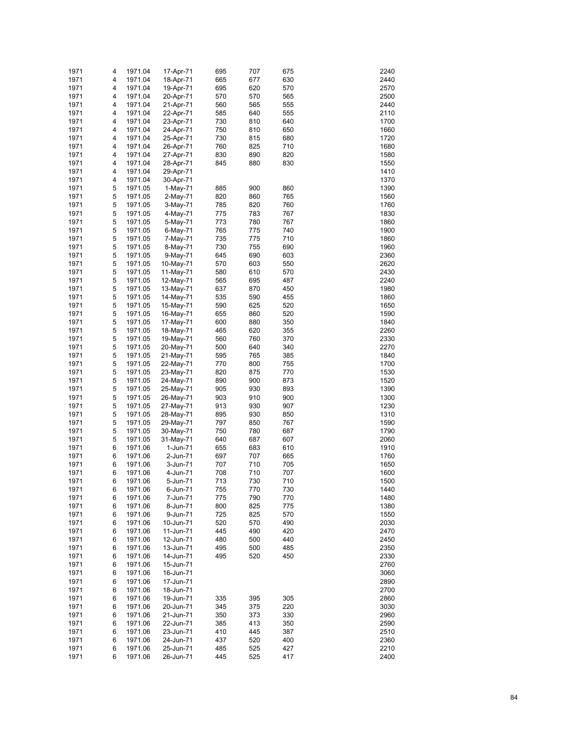| | | | | | | | | |
|---|---|---|---|---|---|---|---|---|
| 1971 | 4 | 1971.04 | 17-Apr-71 | 695 | 707 | 675 | | 2240 |
| 1971 | 4 | 1971.04 | 18-Apr-71 | 665 | 677 | 630 | | 2440 |
| 1971 | 4 | 1971.04 | 19-Apr-71 | 695 | 620 | 570 | | 2570 |
| 1971 | 4 | 1971.04 | 20-Apr-71 | 570 | 570 | 565 | | 2500 |
| 1971 | 4 | 1971.04 | 21-Apr-71 | 560 | 565 | 555 | | 2440 |
| 1971 | 4 | 1971.04 | 22-Apr-71 | 585 | 640 | 555 | | 2110 |
| 1971 | 4 | 1971.04 | 23-Apr-71 | 730 | 810 | 640 | | 1700 |
| 1971 | 4 | 1971.04 | 24-Apr-71 | 750 | 810 | 650 | | 1660 |
| 1971 | 4 | 1971.04 | 25-Apr-71 | 730 | 815 | 680 | | 1720 |
| 1971 | 4 | 1971.04 | 26-Apr-71 | 760 | 825 | 710 | | 1680 |
| 1971 | 4 | 1971.04 | 27-Apr-71 | 830 | 890 | 820 | | 1580 |
| 1971 | 4 | 1971.04 | 28-Apr-71 | 845 | 880 | 830 | | 1550 |
| 1971 | 4 | 1971.04 | 29-Apr-71 | | | | | 1410 |
| 1971 | 4 | 1971.04 | 30-Apr-71 | | | | | 1370 |
| 1971 | 5 | 1971.05 | 1-May-71 | 885 | 900 | 860 | | 1390 |
| 1971 | 5 | 1971.05 | 2-May-71 | 820 | 860 | 765 | | 1560 |
| 1971 | 5 | 1971.05 | 3-May-71 | 785 | 820 | 760 | | 1760 |
| 1971 | 5 | 1971.05 | 4-May-71 | 775 | 783 | 767 | | 1830 |
| 1971 | 5 | 1971.05 | 5-May-71 | 773 | 780 | 767 | | 1860 |
| 1971 | 5 | 1971.05 | 6-May-71 | 765 | 775 | 740 | | 1900 |
| 1971 | 5 | 1971.05 | 7-May-71 | 735 | 775 | 710 | | 1860 |
| 1971 | 5 | 1971.05 | 8-May-71 | 730 | 755 | 690 | | 1960 |
| 1971 | 5 | 1971.05 | 9-May-71 | 645 | 690 | 603 | | 2360 |
| 1971 | 5 | 1971.05 | 10-May-71 | 570 | 603 | 550 | | 2620 |
| 1971 | 5 | 1971.05 | 11-May-71 | 580 | 610 | 570 | | 2430 |
| 1971 | 5 | 1971.05 | 12-May-71 | 565 | 695 | 487 | | 2240 |
| 1971 | 5 | 1971.05 | 13-May-71 | 637 | 870 | 450 | | 1980 |
| 1971 | 5 | 1971.05 | 14-May-71 | 535 | 590 | 455 | | 1860 |
| 1971 | 5 | 1971.05 | 15-May-71 | 590 | 625 | 520 | | 1650 |
| 1971 | 5 | 1971.05 | 16-May-71 | 655 | 860 | 520 | | 1590 |
| 1971 | 5 | 1971.05 | 17-May-71 | 600 | 880 | 350 | | 1840 |
| 1971 | 5 | 1971.05 | 18-May-71 | 465 | 620 | 355 | | 2260 |
| 1971 | 5 | 1971.05 | 19-May-71 | 560 | 760 | 370 | | 2330 |
| 1971 | 5 | 1971.05 | 20-May-71 | 500 | 640 | 340 | | 2270 |
| 1971 | 5 | 1971.05 | 21-May-71 | 595 | 765 | 385 | | 1840 |
| 1971 | 5 | 1971.05 | 22-May-71 | 770 | 800 | 755 | | 1700 |
| 1971 | 5 | 1971.05 | 23-May-71 | 820 | 875 | 770 | | 1530 |
| 1971 | 5 | 1971.05 | 24-May-71 | 890 | 900 | 873 | | 1520 |
| 1971 | 5 | 1971.05 | 25-May-71 | 905 | 930 | 893 | | 1390 |
| 1971 | 5 | 1971.05 | 26-May-71 | 903 | 910 | 900 | | 1300 |
| 1971 | 5 | 1971.05 | 27-May-71 | 913 | 930 | 907 | | 1230 |
| 1971 | 5 | 1971.05 | 28-May-71 | 895 | 930 | 850 | | 1310 |
| 1971 | 5 | 1971.05 | 29-May-71 | 797 | 850 | 767 | | 1590 |
| 1971 | 5 | 1971.05 | 30-May-71 | 750 | 780 | 687 | | 1790 |
| 1971 | 5 | 1971.05 | 31-May-71 | 640 | 687 | 607 | | 2060 |
| 1971 | 6 | 1971.06 | 1-Jun-71 | 655 | 683 | 610 | | 1910 |
| 1971 | 6 | 1971.06 | 2-Jun-71 | 697 | 707 | 665 | | 1760 |
| 1971 | 6 | 1971.06 | 3-Jun-71 | 707 | 710 | 705 | | 1650 |
| 1971 | 6 | 1971.06 | 4-Jun-71 | 708 | 710 | 707 | | 1600 |
| 1971 | 6 | 1971.06 | 5-Jun-71 | 713 | 730 | 710 | | 1500 |
| 1971 | 6 | 1971.06 | 6-Jun-71 | 755 | 770 | 730 | | 1440 |
| 1971 | 6 | 1971.06 | 7-Jun-71 | 775 | 790 | 770 | | 1480 |
| 1971 | 6 | 1971.06 | 8-Jun-71 | 800 | 825 | 775 | | 1380 |
| 1971 | 6 | 1971.06 | 9-Jun-71 | 725 | 825 | 570 | | 1550 |
| 1971 | 6 | 1971.06 | 10-Jun-71 | 520 | 570 | 490 | | 2030 |
| 1971 | 6 | 1971.06 | 11-Jun-71 | 445 | 490 | 420 | | 2470 |
| 1971 | 6 | 1971.06 | 12-Jun-71 | 480 | 500 | 440 | | 2450 |
| 1971 | 6 | 1971.06 | 13-Jun-71 | 495 | 500 | 485 | | 2350 |
| 1971 | 6 | 1971.06 | 14-Jun-71 | 495 | 520 | 450 | | 2330 |
| 1971 | 6 | 1971.06 | 15-Jun-71 | | | | | 2760 |
| 1971 | 6 | 1971.06 | 16-Jun-71 | | | | | 3060 |
| 1971 | 6 | 1971.06 | 17-Jun-71 | | | | | 2890 |
| 1971 | 6 | 1971.06 | 18-Jun-71 | | | | | 2700 |
| 1971 | 6 | 1971.06 | 19-Jun-71 | 335 | 395 | 305 | | 2860 |
| 1971 | 6 | 1971.06 | 20-Jun-71 | 345 | 375 | 220 | | 3030 |
| 1971 | 6 | 1971.06 | 21-Jun-71 | 350 | 373 | 330 | | 2960 |
| 1971 | 6 | 1971.06 | 22-Jun-71 | 385 | 413 | 350 | | 2590 |
| 1971 | 6 | 1971.06 | 23-Jun-71 | 410 | 445 | 387 | | 2510 |
| 1971 | 6 | 1971.06 | 24-Jun-71 | 437 | 520 | 400 | | 2360 |
| 1971 | 6 | 1971.06 | 25-Jun-71 | 485 | 525 | 427 | | 2210 |
| 1971 | 6 | 1971.06 | 26-Jun-71 | 445 | 525 | 417 | | 2400 |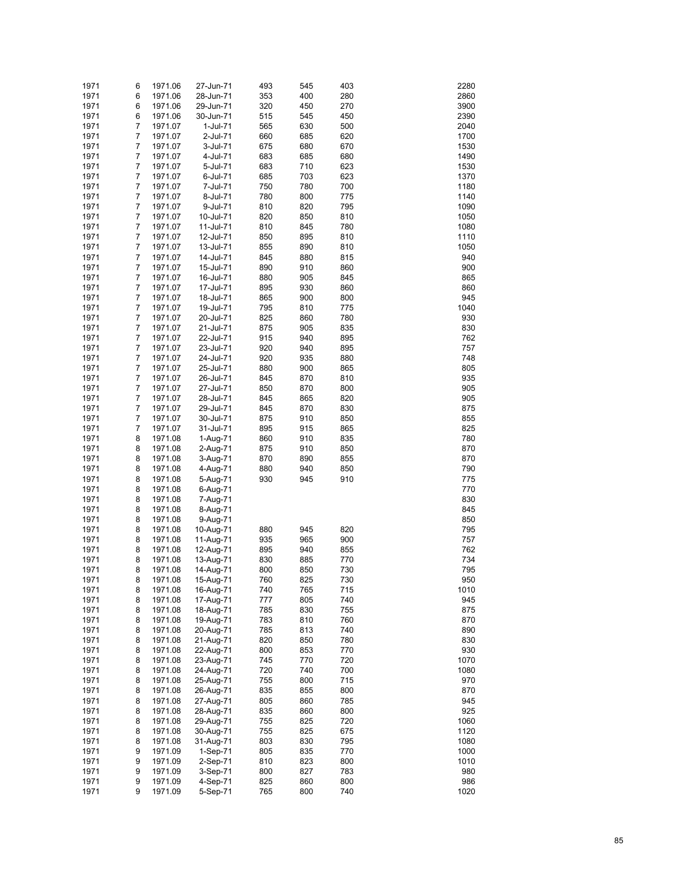| | | | | | | | | |
|---|---|---|---|---|---|---|---|---|
| 1971 | 6 | 1971.06 | 27-Jun-71 | 493 | 545 | 403 | | 2280 |
| 1971 | 6 | 1971.06 | 28-Jun-71 | 353 | 400 | 280 | | 2860 |
| 1971 | 6 | 1971.06 | 29-Jun-71 | 320 | 450 | 270 | | 3900 |
| 1971 | 6 | 1971.06 | 30-Jun-71 | 515 | 545 | 450 | | 2390 |
| 1971 | 7 | 1971.07 | 1-Jul-71 | 565 | 630 | 500 | | 2040 |
| 1971 | 7 | 1971.07 | 2-Jul-71 | 660 | 685 | 620 | | 1700 |
| 1971 | 7 | 1971.07 | 3-Jul-71 | 675 | 680 | 670 | | 1530 |
| 1971 | 7 | 1971.07 | 4-Jul-71 | 683 | 685 | 680 | | 1490 |
| 1971 | 7 | 1971.07 | 5-Jul-71 | 683 | 710 | 623 | | 1530 |
| 1971 | 7 | 1971.07 | 6-Jul-71 | 685 | 703 | 623 | | 1370 |
| 1971 | 7 | 1971.07 | 7-Jul-71 | 750 | 780 | 700 | | 1180 |
| 1971 | 7 | 1971.07 | 8-Jul-71 | 780 | 800 | 775 | | 1140 |
| 1971 | 7 | 1971.07 | 9-Jul-71 | 810 | 820 | 795 | | 1090 |
| 1971 | 7 | 1971.07 | 10-Jul-71 | 820 | 850 | 810 | | 1050 |
| 1971 | 7 | 1971.07 | 11-Jul-71 | 810 | 845 | 780 | | 1080 |
| 1971 | 7 | 1971.07 | 12-Jul-71 | 850 | 895 | 810 | | 1110 |
| 1971 | 7 | 1971.07 | 13-Jul-71 | 855 | 890 | 810 | | 1050 |
| 1971 | 7 | 1971.07 | 14-Jul-71 | 845 | 880 | 815 | | 940 |
| 1971 | 7 | 1971.07 | 15-Jul-71 | 890 | 910 | 860 | | 900 |
| 1971 | 7 | 1971.07 | 16-Jul-71 | 880 | 905 | 845 | | 865 |
| 1971 | 7 | 1971.07 | 17-Jul-71 | 895 | 930 | 860 | | 860 |
| 1971 | 7 | 1971.07 | 18-Jul-71 | 865 | 900 | 800 | | 945 |
| 1971 | 7 | 1971.07 | 19-Jul-71 | 795 | 810 | 775 | | 1040 |
| 1971 | 7 | 1971.07 | 20-Jul-71 | 825 | 860 | 780 | | 930 |
| 1971 | 7 | 1971.07 | 21-Jul-71 | 875 | 905 | 835 | | 830 |
| 1971 | 7 | 1971.07 | 22-Jul-71 | 915 | 940 | 895 | | 762 |
| 1971 | 7 | 1971.07 | 23-Jul-71 | 920 | 940 | 895 | | 757 |
| 1971 | 7 | 1971.07 | 24-Jul-71 | 920 | 935 | 880 | | 748 |
| 1971 | 7 | 1971.07 | 25-Jul-71 | 880 | 900 | 865 | | 805 |
| 1971 | 7 | 1971.07 | 26-Jul-71 | 845 | 870 | 810 | | 935 |
| 1971 | 7 | 1971.07 | 27-Jul-71 | 850 | 870 | 800 | | 905 |
| 1971 | 7 | 1971.07 | 28-Jul-71 | 845 | 865 | 820 | | 905 |
| 1971 | 7 | 1971.07 | 29-Jul-71 | 845 | 870 | 830 | | 875 |
| 1971 | 7 | 1971.07 | 30-Jul-71 | 875 | 910 | 850 | | 855 |
| 1971 | 7 | 1971.07 | 31-Jul-71 | 895 | 915 | 865 | | 825 |
| 1971 | 8 | 1971.08 | 1-Aug-71 | 860 | 910 | 835 | | 780 |
| 1971 | 8 | 1971.08 | 2-Aug-71 | 875 | 910 | 850 | | 870 |
| 1971 | 8 | 1971.08 | 3-Aug-71 | 870 | 890 | 855 | | 870 |
| 1971 | 8 | 1971.08 | 4-Aug-71 | 880 | 940 | 850 | | 790 |
| 1971 | 8 | 1971.08 | 5-Aug-71 | 930 | 945 | 910 | | 775 |
| 1971 | 8 | 1971.08 | 6-Aug-71 | | | | | 770 |
| 1971 | 8 | 1971.08 | 7-Aug-71 | | | | | 830 |
| 1971 | 8 | 1971.08 | 8-Aug-71 | | | | | 845 |
| 1971 | 8 | 1971.08 | 9-Aug-71 | | | | | 850 |
| 1971 | 8 | 1971.08 | 10-Aug-71 | 880 | 945 | 820 | | 795 |
| 1971 | 8 | 1971.08 | 11-Aug-71 | 935 | 965 | 900 | | 757 |
| 1971 | 8 | 1971.08 | 12-Aug-71 | 895 | 940 | 855 | | 762 |
| 1971 | 8 | 1971.08 | 13-Aug-71 | 830 | 885 | 770 | | 734 |
| 1971 | 8 | 1971.08 | 14-Aug-71 | 800 | 850 | 730 | | 795 |
| 1971 | 8 | 1971.08 | 15-Aug-71 | 760 | 825 | 730 | | 950 |
| 1971 | 8 | 1971.08 | 16-Aug-71 | 740 | 765 | 715 | | 1010 |
| 1971 | 8 | 1971.08 | 17-Aug-71 | 777 | 805 | 740 | | 945 |
| 1971 | 8 | 1971.08 | 18-Aug-71 | 785 | 830 | 755 | | 875 |
| 1971 | 8 | 1971.08 | 19-Aug-71 | 783 | 810 | 760 | | 870 |
| 1971 | 8 | 1971.08 | 20-Aug-71 | 785 | 813 | 740 | | 890 |
| 1971 | 8 | 1971.08 | 21-Aug-71 | 820 | 850 | 780 | | 830 |
| 1971 | 8 | 1971.08 | 22-Aug-71 | 800 | 853 | 770 | | 930 |
| 1971 | 8 | 1971.08 | 23-Aug-71 | 745 | 770 | 720 | | 1070 |
| 1971 | 8 | 1971.08 | 24-Aug-71 | 720 | 740 | 700 | | 1080 |
| 1971 | 8 | 1971.08 | 25-Aug-71 | 755 | 800 | 715 | | 970 |
| 1971 | 8 | 1971.08 | 26-Aug-71 | 835 | 855 | 800 | | 870 |
| 1971 | 8 | 1971.08 | 27-Aug-71 | 805 | 860 | 785 | | 945 |
| 1971 | 8 | 1971.08 | 28-Aug-71 | 835 | 860 | 800 | | 925 |
| 1971 | 8 | 1971.08 | 29-Aug-71 | 755 | 825 | 720 | | 1060 |
| 1971 | 8 | 1971.08 | 30-Aug-71 | 755 | 825 | 675 | | 1120 |
| 1971 | 8 | 1971.08 | 31-Aug-71 | 803 | 830 | 795 | | 1080 |
| 1971 | 9 | 1971.09 | 1-Sep-71 | 805 | 835 | 770 | | 1000 |
| 1971 | 9 | 1971.09 | 2-Sep-71 | 810 | 823 | 800 | | 1010 |
| 1971 | 9 | 1971.09 | 3-Sep-71 | 800 | 827 | 783 | | 980 |
| 1971 | 9 | 1971.09 | 4-Sep-71 | 825 | 860 | 800 | | 986 |
| 1971 | 9 | 1971.09 | 5-Sep-71 | 765 | 800 | 740 | | 1020 |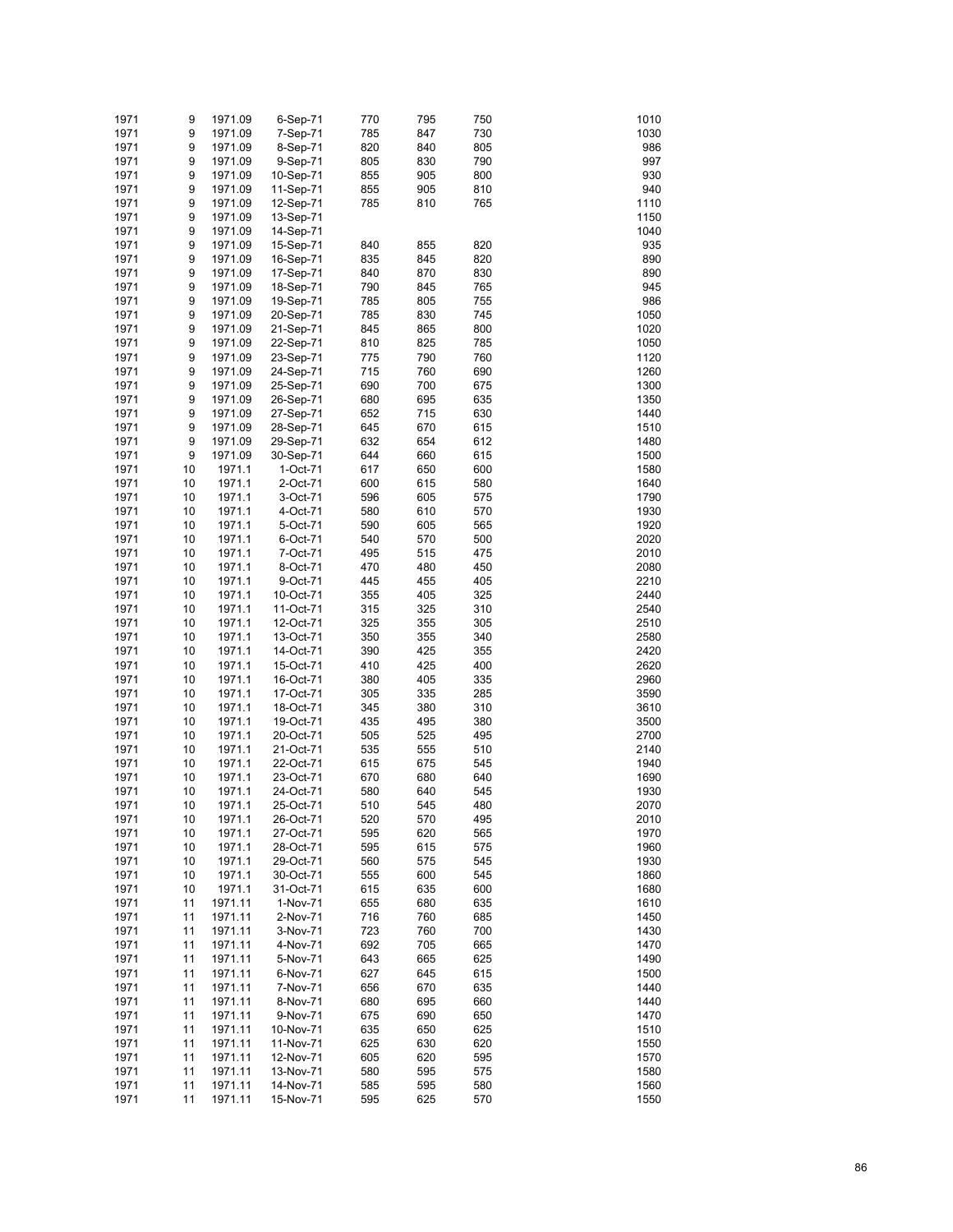| | | | | | | | | |
|---|---|---|---|---|---|---|---|---|
| 1971 | 9 | 1971.09 | 6-Sep-71 | 770 | 795 | 750 | | 1010 |
| 1971 | 9 | 1971.09 | 7-Sep-71 | 785 | 847 | 730 | | 1030 |
| 1971 | 9 | 1971.09 | 8-Sep-71 | 820 | 840 | 805 | | 986 |
| 1971 | 9 | 1971.09 | 9-Sep-71 | 805 | 830 | 790 | | 997 |
| 1971 | 9 | 1971.09 | 10-Sep-71 | 855 | 905 | 800 | | 930 |
| 1971 | 9 | 1971.09 | 11-Sep-71 | 855 | 905 | 810 | | 940 |
| 1971 | 9 | 1971.09 | 12-Sep-71 | 785 | 810 | 765 | | 1110 |
| 1971 | 9 | 1971.09 | 13-Sep-71 | | | | | 1150 |
| 1971 | 9 | 1971.09 | 14-Sep-71 | | | | | 1040 |
| 1971 | 9 | 1971.09 | 15-Sep-71 | 840 | 855 | 820 | | 935 |
| 1971 | 9 | 1971.09 | 16-Sep-71 | 835 | 845 | 820 | | 890 |
| 1971 | 9 | 1971.09 | 17-Sep-71 | 840 | 870 | 830 | | 890 |
| 1971 | 9 | 1971.09 | 18-Sep-71 | 790 | 845 | 765 | | 945 |
| 1971 | 9 | 1971.09 | 19-Sep-71 | 785 | 805 | 755 | | 986 |
| 1971 | 9 | 1971.09 | 20-Sep-71 | 785 | 830 | 745 | | 1050 |
| 1971 | 9 | 1971.09 | 21-Sep-71 | 845 | 865 | 800 | | 1020 |
| 1971 | 9 | 1971.09 | 22-Sep-71 | 810 | 825 | 785 | | 1050 |
| 1971 | 9 | 1971.09 | 23-Sep-71 | 775 | 790 | 760 | | 1120 |
| 1971 | 9 | 1971.09 | 24-Sep-71 | 715 | 760 | 690 | | 1260 |
| 1971 | 9 | 1971.09 | 25-Sep-71 | 690 | 700 | 675 | | 1300 |
| 1971 | 9 | 1971.09 | 26-Sep-71 | 680 | 695 | 635 | | 1350 |
| 1971 | 9 | 1971.09 | 27-Sep-71 | 652 | 715 | 630 | | 1440 |
| 1971 | 9 | 1971.09 | 28-Sep-71 | 645 | 670 | 615 | | 1510 |
| 1971 | 9 | 1971.09 | 29-Sep-71 | 632 | 654 | 612 | | 1480 |
| 1971 | 9 | 1971.09 | 30-Sep-71 | 644 | 660 | 615 | | 1500 |
| 1971 | 10 | 1971.1 | 1-Oct-71 | 617 | 650 | 600 | | 1580 |
| 1971 | 10 | 1971.1 | 2-Oct-71 | 600 | 615 | 580 | | 1640 |
| 1971 | 10 | 1971.1 | 3-Oct-71 | 596 | 605 | 575 | | 1790 |
| 1971 | 10 | 1971.1 | 4-Oct-71 | 580 | 610 | 570 | | 1930 |
| 1971 | 10 | 1971.1 | 5-Oct-71 | 590 | 605 | 565 | | 1920 |
| 1971 | 10 | 1971.1 | 6-Oct-71 | 540 | 570 | 500 | | 2020 |
| 1971 | 10 | 1971.1 | 7-Oct-71 | 495 | 515 | 475 | | 2010 |
| 1971 | 10 | 1971.1 | 8-Oct-71 | 470 | 480 | 450 | | 2080 |
| 1971 | 10 | 1971.1 | 9-Oct-71 | 445 | 455 | 405 | | 2210 |
| 1971 | 10 | 1971.1 | 10-Oct-71 | 355 | 405 | 325 | | 2440 |
| 1971 | 10 | 1971.1 | 11-Oct-71 | 315 | 325 | 310 | | 2540 |
| 1971 | 10 | 1971.1 | 12-Oct-71 | 325 | 355 | 305 | | 2510 |
| 1971 | 10 | 1971.1 | 13-Oct-71 | 350 | 355 | 340 | | 2580 |
| 1971 | 10 | 1971.1 | 14-Oct-71 | 390 | 425 | 355 | | 2420 |
| 1971 | 10 | 1971.1 | 15-Oct-71 | 410 | 425 | 400 | | 2620 |
| 1971 | 10 | 1971.1 | 16-Oct-71 | 380 | 405 | 335 | | 2960 |
| 1971 | 10 | 1971.1 | 17-Oct-71 | 305 | 335 | 285 | | 3590 |
| 1971 | 10 | 1971.1 | 18-Oct-71 | 345 | 380 | 310 | | 3610 |
| 1971 | 10 | 1971.1 | 19-Oct-71 | 435 | 495 | 380 | | 3500 |
| 1971 | 10 | 1971.1 | 20-Oct-71 | 505 | 525 | 495 | | 2700 |
| 1971 | 10 | 1971.1 | 21-Oct-71 | 535 | 555 | 510 | | 2140 |
| 1971 | 10 | 1971.1 | 22-Oct-71 | 615 | 675 | 545 | | 1940 |
| 1971 | 10 | 1971.1 | 23-Oct-71 | 670 | 680 | 640 | | 1690 |
| 1971 | 10 | 1971.1 | 24-Oct-71 | 580 | 640 | 545 | | 1930 |
| 1971 | 10 | 1971.1 | 25-Oct-71 | 510 | 545 | 480 | | 2070 |
| 1971 | 10 | 1971.1 | 26-Oct-71 | 520 | 570 | 495 | | 2010 |
| 1971 | 10 | 1971.1 | 27-Oct-71 | 595 | 620 | 565 | | 1970 |
| 1971 | 10 | 1971.1 | 28-Oct-71 | 595 | 615 | 575 | | 1960 |
| 1971 | 10 | 1971.1 | 29-Oct-71 | 560 | 575 | 545 | | 1930 |
| 1971 | 10 | 1971.1 | 30-Oct-71 | 555 | 600 | 545 | | 1860 |
| 1971 | 10 | 1971.1 | 31-Oct-71 | 615 | 635 | 600 | | 1680 |
| 1971 | 11 | 1971.11 | 1-Nov-71 | 655 | 680 | 635 | | 1610 |
| 1971 | 11 | 1971.11 | 2-Nov-71 | 716 | 760 | 685 | | 1450 |
| 1971 | 11 | 1971.11 | 3-Nov-71 | 723 | 760 | 700 | | 1430 |
| 1971 | 11 | 1971.11 | 4-Nov-71 | 692 | 705 | 665 | | 1470 |
| 1971 | 11 | 1971.11 | 5-Nov-71 | 643 | 665 | 625 | | 1490 |
| 1971 | 11 | 1971.11 | 6-Nov-71 | 627 | 645 | 615 | | 1500 |
| 1971 | 11 | 1971.11 | 7-Nov-71 | 656 | 670 | 635 | | 1440 |
| 1971 | 11 | 1971.11 | 8-Nov-71 | 680 | 695 | 660 | | 1440 |
| 1971 | 11 | 1971.11 | 9-Nov-71 | 675 | 690 | 650 | | 1470 |
| 1971 | 11 | 1971.11 | 10-Nov-71 | 635 | 650 | 625 | | 1510 |
| 1971 | 11 | 1971.11 | 11-Nov-71 | 625 | 630 | 620 | | 1550 |
| 1971 | 11 | 1971.11 | 12-Nov-71 | 605 | 620 | 595 | | 1570 |
| 1971 | 11 | 1971.11 | 13-Nov-71 | 580 | 595 | 575 | | 1580 |
| 1971 | 11 | 1971.11 | 14-Nov-71 | 585 | 595 | 580 | | 1560 |
| 1971 | 11 | 1971.11 | 15-Nov-71 | 595 | 625 | 570 | | 1550 |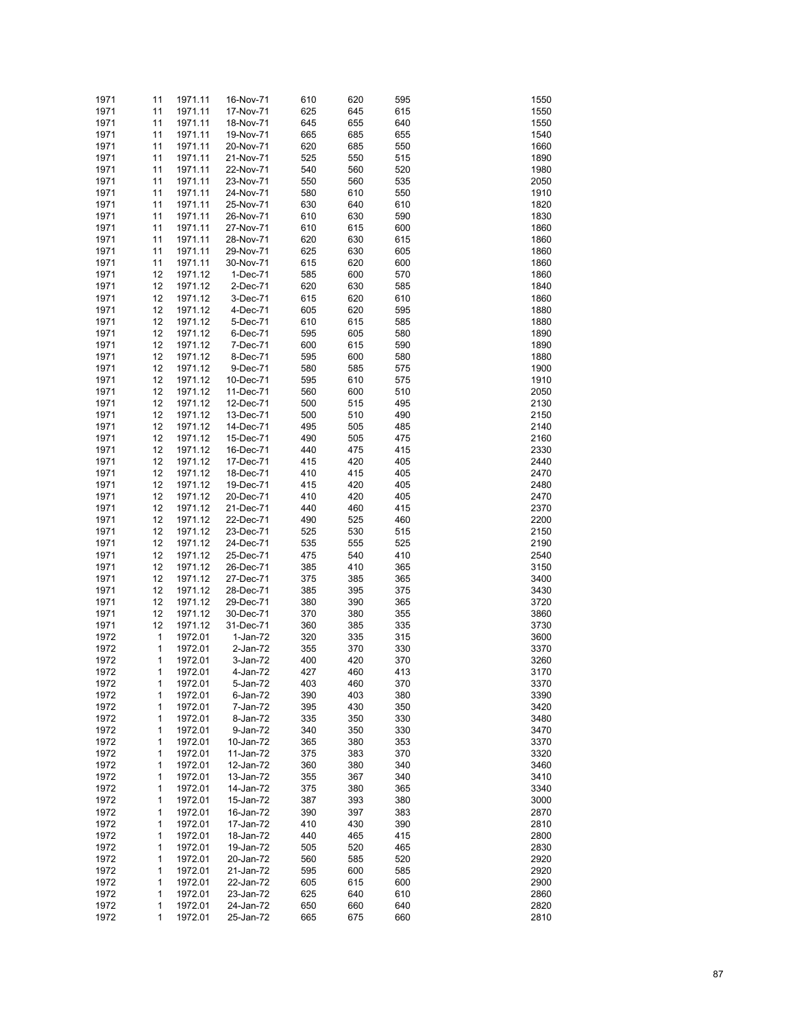| | | | | | | | | |
|---|---|---|---|---|---|---|---|---|
| 1971 | 11 | 1971.11 | 16-Nov-71 | 610 | 620 | 595 | | 1550 |
| 1971 | 11 | 1971.11 | 17-Nov-71 | 625 | 645 | 615 | | 1550 |
| 1971 | 11 | 1971.11 | 18-Nov-71 | 645 | 655 | 640 | | 1550 |
| 1971 | 11 | 1971.11 | 19-Nov-71 | 665 | 685 | 655 | | 1540 |
| 1971 | 11 | 1971.11 | 20-Nov-71 | 620 | 685 | 550 | | 1660 |
| 1971 | 11 | 1971.11 | 21-Nov-71 | 525 | 550 | 515 | | 1890 |
| 1971 | 11 | 1971.11 | 22-Nov-71 | 540 | 560 | 520 | | 1980 |
| 1971 | 11 | 1971.11 | 23-Nov-71 | 550 | 560 | 535 | | 2050 |
| 1971 | 11 | 1971.11 | 24-Nov-71 | 580 | 610 | 550 | | 1910 |
| 1971 | 11 | 1971.11 | 25-Nov-71 | 630 | 640 | 610 | | 1820 |
| 1971 | 11 | 1971.11 | 26-Nov-71 | 610 | 630 | 590 | | 1830 |
| 1971 | 11 | 1971.11 | 27-Nov-71 | 610 | 615 | 600 | | 1860 |
| 1971 | 11 | 1971.11 | 28-Nov-71 | 620 | 630 | 615 | | 1860 |
| 1971 | 11 | 1971.11 | 29-Nov-71 | 625 | 630 | 605 | | 1860 |
| 1971 | 11 | 1971.11 | 30-Nov-71 | 615 | 620 | 600 | | 1860 |
| 1971 | 12 | 1971.12 | 1-Dec-71 | 585 | 600 | 570 | | 1860 |
| 1971 | 12 | 1971.12 | 2-Dec-71 | 620 | 630 | 585 | | 1840 |
| 1971 | 12 | 1971.12 | 3-Dec-71 | 615 | 620 | 610 | | 1860 |
| 1971 | 12 | 1971.12 | 4-Dec-71 | 605 | 620 | 595 | | 1880 |
| 1971 | 12 | 1971.12 | 5-Dec-71 | 610 | 615 | 585 | | 1880 |
| 1971 | 12 | 1971.12 | 6-Dec-71 | 595 | 605 | 580 | | 1890 |
| 1971 | 12 | 1971.12 | 7-Dec-71 | 600 | 615 | 590 | | 1890 |
| 1971 | 12 | 1971.12 | 8-Dec-71 | 595 | 600 | 580 | | 1880 |
| 1971 | 12 | 1971.12 | 9-Dec-71 | 580 | 585 | 575 | | 1900 |
| 1971 | 12 | 1971.12 | 10-Dec-71 | 595 | 610 | 575 | | 1910 |
| 1971 | 12 | 1971.12 | 11-Dec-71 | 560 | 600 | 510 | | 2050 |
| 1971 | 12 | 1971.12 | 12-Dec-71 | 500 | 515 | 495 | | 2130 |
| 1971 | 12 | 1971.12 | 13-Dec-71 | 500 | 510 | 490 | | 2150 |
| 1971 | 12 | 1971.12 | 14-Dec-71 | 495 | 505 | 485 | | 2140 |
| 1971 | 12 | 1971.12 | 15-Dec-71 | 490 | 505 | 475 | | 2160 |
| 1971 | 12 | 1971.12 | 16-Dec-71 | 440 | 475 | 415 | | 2330 |
| 1971 | 12 | 1971.12 | 17-Dec-71 | 415 | 420 | 405 | | 2440 |
| 1971 | 12 | 1971.12 | 18-Dec-71 | 410 | 415 | 405 | | 2470 |
| 1971 | 12 | 1971.12 | 19-Dec-71 | 415 | 420 | 405 | | 2480 |
| 1971 | 12 | 1971.12 | 20-Dec-71 | 410 | 420 | 405 | | 2470 |
| 1971 | 12 | 1971.12 | 21-Dec-71 | 440 | 460 | 415 | | 2370 |
| 1971 | 12 | 1971.12 | 22-Dec-71 | 490 | 525 | 460 | | 2200 |
| 1971 | 12 | 1971.12 | 23-Dec-71 | 525 | 530 | 515 | | 2150 |
| 1971 | 12 | 1971.12 | 24-Dec-71 | 535 | 555 | 525 | | 2190 |
| 1971 | 12 | 1971.12 | 25-Dec-71 | 475 | 540 | 410 | | 2540 |
| 1971 | 12 | 1971.12 | 26-Dec-71 | 385 | 410 | 365 | | 3150 |
| 1971 | 12 | 1971.12 | 27-Dec-71 | 375 | 385 | 365 | | 3400 |
| 1971 | 12 | 1971.12 | 28-Dec-71 | 385 | 395 | 375 | | 3430 |
| 1971 | 12 | 1971.12 | 29-Dec-71 | 380 | 390 | 365 | | 3720 |
| 1971 | 12 | 1971.12 | 30-Dec-71 | 370 | 380 | 355 | | 3860 |
| 1971 | 12 | 1971.12 | 31-Dec-71 | 360 | 385 | 335 | | 3730 |
| 1972 | 1 | 1972.01 | 1-Jan-72 | 320 | 335 | 315 | | 3600 |
| 1972 | 1 | 1972.01 | 2-Jan-72 | 355 | 370 | 330 | | 3370 |
| 1972 | 1 | 1972.01 | 3-Jan-72 | 400 | 420 | 370 | | 3260 |
| 1972 | 1 | 1972.01 | 4-Jan-72 | 427 | 460 | 413 | | 3170 |
| 1972 | 1 | 1972.01 | 5-Jan-72 | 403 | 460 | 370 | | 3370 |
| 1972 | 1 | 1972.01 | 6-Jan-72 | 390 | 403 | 380 | | 3390 |
| 1972 | 1 | 1972.01 | 7-Jan-72 | 395 | 430 | 350 | | 3420 |
| 1972 | 1 | 1972.01 | 8-Jan-72 | 335 | 350 | 330 | | 3480 |
| 1972 | 1 | 1972.01 | 9-Jan-72 | 340 | 350 | 330 | | 3470 |
| 1972 | 1 | 1972.01 | 10-Jan-72 | 365 | 380 | 353 | | 3370 |
| 1972 | 1 | 1972.01 | 11-Jan-72 | 375 | 383 | 370 | | 3320 |
| 1972 | 1 | 1972.01 | 12-Jan-72 | 360 | 380 | 340 | | 3460 |
| 1972 | 1 | 1972.01 | 13-Jan-72 | 355 | 367 | 340 | | 3410 |
| 1972 | 1 | 1972.01 | 14-Jan-72 | 375 | 380 | 365 | | 3340 |
| 1972 | 1 | 1972.01 | 15-Jan-72 | 387 | 393 | 380 | | 3000 |
| 1972 | 1 | 1972.01 | 16-Jan-72 | 390 | 397 | 383 | | 2870 |
| 1972 | 1 | 1972.01 | 17-Jan-72 | 410 | 430 | 390 | | 2810 |
| 1972 | 1 | 1972.01 | 18-Jan-72 | 440 | 465 | 415 | | 2800 |
| 1972 | 1 | 1972.01 | 19-Jan-72 | 505 | 520 | 465 | | 2830 |
| 1972 | 1 | 1972.01 | 20-Jan-72 | 560 | 585 | 520 | | 2920 |
| 1972 | 1 | 1972.01 | 21-Jan-72 | 595 | 600 | 585 | | 2920 |
| 1972 | 1 | 1972.01 | 22-Jan-72 | 605 | 615 | 600 | | 2900 |
| 1972 | 1 | 1972.01 | 23-Jan-72 | 625 | 640 | 610 | | 2860 |
| 1972 | 1 | 1972.01 | 24-Jan-72 | 650 | 660 | 640 | | 2820 |
| 1972 | 1 | 1972.01 | 25-Jan-72 | 665 | 675 | 660 | | 2810 |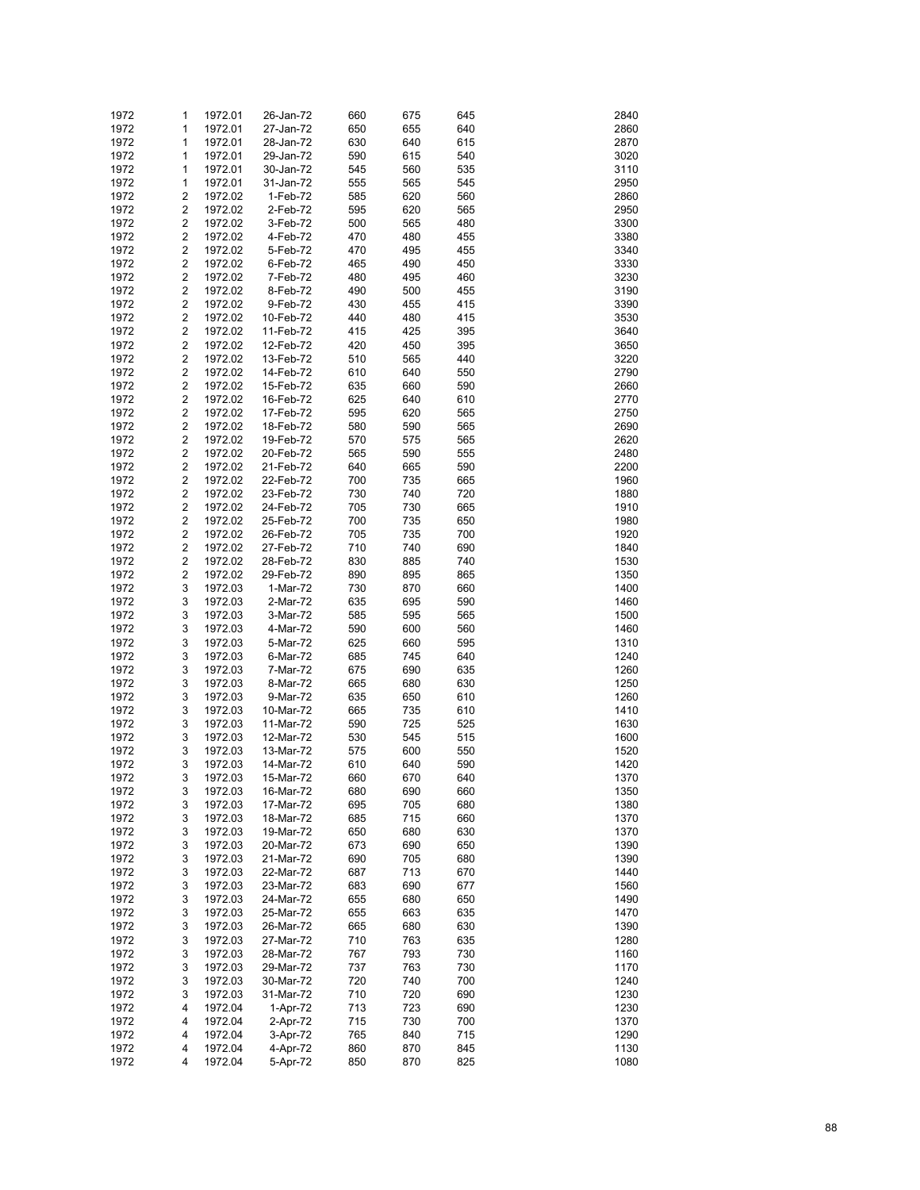| | | | | | | | | |
|---|---|---|---|---|---|---|---|---|
| 1972 | 1 | 1972.01 | 26-Jan-72 | 660 | 675 | 645 | | 2840 |
| 1972 | 1 | 1972.01 | 27-Jan-72 | 650 | 655 | 640 | | 2860 |
| 1972 | 1 | 1972.01 | 28-Jan-72 | 630 | 640 | 615 | | 2870 |
| 1972 | 1 | 1972.01 | 29-Jan-72 | 590 | 615 | 540 | | 3020 |
| 1972 | 1 | 1972.01 | 30-Jan-72 | 545 | 560 | 535 | | 3110 |
| 1972 | 1 | 1972.01 | 31-Jan-72 | 555 | 565 | 545 | | 2950 |
| 1972 | 2 | 1972.02 | 1-Feb-72 | 585 | 620 | 560 | | 2860 |
| 1972 | 2 | 1972.02 | 2-Feb-72 | 595 | 620 | 565 | | 2950 |
| 1972 | 2 | 1972.02 | 3-Feb-72 | 500 | 565 | 480 | | 3300 |
| 1972 | 2 | 1972.02 | 4-Feb-72 | 470 | 480 | 455 | | 3380 |
| 1972 | 2 | 1972.02 | 5-Feb-72 | 470 | 495 | 455 | | 3340 |
| 1972 | 2 | 1972.02 | 6-Feb-72 | 465 | 490 | 450 | | 3330 |
| 1972 | 2 | 1972.02 | 7-Feb-72 | 480 | 495 | 460 | | 3230 |
| 1972 | 2 | 1972.02 | 8-Feb-72 | 490 | 500 | 455 | | 3190 |
| 1972 | 2 | 1972.02 | 9-Feb-72 | 430 | 455 | 415 | | 3390 |
| 1972 | 2 | 1972.02 | 10-Feb-72 | 440 | 480 | 415 | | 3530 |
| 1972 | 2 | 1972.02 | 11-Feb-72 | 415 | 425 | 395 | | 3640 |
| 1972 | 2 | 1972.02 | 12-Feb-72 | 420 | 450 | 395 | | 3650 |
| 1972 | 2 | 1972.02 | 13-Feb-72 | 510 | 565 | 440 | | 3220 |
| 1972 | 2 | 1972.02 | 14-Feb-72 | 610 | 640 | 550 | | 2790 |
| 1972 | 2 | 1972.02 | 15-Feb-72 | 635 | 660 | 590 | | 2660 |
| 1972 | 2 | 1972.02 | 16-Feb-72 | 625 | 640 | 610 | | 2770 |
| 1972 | 2 | 1972.02 | 17-Feb-72 | 595 | 620 | 565 | | 2750 |
| 1972 | 2 | 1972.02 | 18-Feb-72 | 580 | 590 | 565 | | 2690 |
| 1972 | 2 | 1972.02 | 19-Feb-72 | 570 | 575 | 565 | | 2620 |
| 1972 | 2 | 1972.02 | 20-Feb-72 | 565 | 590 | 555 | | 2480 |
| 1972 | 2 | 1972.02 | 21-Feb-72 | 640 | 665 | 590 | | 2200 |
| 1972 | 2 | 1972.02 | 22-Feb-72 | 700 | 735 | 665 | | 1960 |
| 1972 | 2 | 1972.02 | 23-Feb-72 | 730 | 740 | 720 | | 1880 |
| 1972 | 2 | 1972.02 | 24-Feb-72 | 705 | 730 | 665 | | 1910 |
| 1972 | 2 | 1972.02 | 25-Feb-72 | 700 | 735 | 650 | | 1980 |
| 1972 | 2 | 1972.02 | 26-Feb-72 | 705 | 735 | 700 | | 1920 |
| 1972 | 2 | 1972.02 | 27-Feb-72 | 710 | 740 | 690 | | 1840 |
| 1972 | 2 | 1972.02 | 28-Feb-72 | 830 | 885 | 740 | | 1530 |
| 1972 | 2 | 1972.02 | 29-Feb-72 | 890 | 895 | 865 | | 1350 |
| 1972 | 3 | 1972.03 | 1-Mar-72 | 730 | 870 | 660 | | 1400 |
| 1972 | 3 | 1972.03 | 2-Mar-72 | 635 | 695 | 590 | | 1460 |
| 1972 | 3 | 1972.03 | 3-Mar-72 | 585 | 595 | 565 | | 1500 |
| 1972 | 3 | 1972.03 | 4-Mar-72 | 590 | 600 | 560 | | 1460 |
| 1972 | 3 | 1972.03 | 5-Mar-72 | 625 | 660 | 595 | | 1310 |
| 1972 | 3 | 1972.03 | 6-Mar-72 | 685 | 745 | 640 | | 1240 |
| 1972 | 3 | 1972.03 | 7-Mar-72 | 675 | 690 | 635 | | 1260 |
| 1972 | 3 | 1972.03 | 8-Mar-72 | 665 | 680 | 630 | | 1250 |
| 1972 | 3 | 1972.03 | 9-Mar-72 | 635 | 650 | 610 | | 1260 |
| 1972 | 3 | 1972.03 | 10-Mar-72 | 665 | 735 | 610 | | 1410 |
| 1972 | 3 | 1972.03 | 11-Mar-72 | 590 | 725 | 525 | | 1630 |
| 1972 | 3 | 1972.03 | 12-Mar-72 | 530 | 545 | 515 | | 1600 |
| 1972 | 3 | 1972.03 | 13-Mar-72 | 575 | 600 | 550 | | 1520 |
| 1972 | 3 | 1972.03 | 14-Mar-72 | 610 | 640 | 590 | | 1420 |
| 1972 | 3 | 1972.03 | 15-Mar-72 | 660 | 670 | 640 | | 1370 |
| 1972 | 3 | 1972.03 | 16-Mar-72 | 680 | 690 | 660 | | 1350 |
| 1972 | 3 | 1972.03 | 17-Mar-72 | 695 | 705 | 680 | | 1380 |
| 1972 | 3 | 1972.03 | 18-Mar-72 | 685 | 715 | 660 | | 1370 |
| 1972 | 3 | 1972.03 | 19-Mar-72 | 650 | 680 | 630 | | 1370 |
| 1972 | 3 | 1972.03 | 20-Mar-72 | 673 | 690 | 650 | | 1390 |
| 1972 | 3 | 1972.03 | 21-Mar-72 | 690 | 705 | 680 | | 1390 |
| 1972 | 3 | 1972.03 | 22-Mar-72 | 687 | 713 | 670 | | 1440 |
| 1972 | 3 | 1972.03 | 23-Mar-72 | 683 | 690 | 677 | | 1560 |
| 1972 | 3 | 1972.03 | 24-Mar-72 | 655 | 680 | 650 | | 1490 |
| 1972 | 3 | 1972.03 | 25-Mar-72 | 655 | 663 | 635 | | 1470 |
| 1972 | 3 | 1972.03 | 26-Mar-72 | 665 | 680 | 630 | | 1390 |
| 1972 | 3 | 1972.03 | 27-Mar-72 | 710 | 763 | 635 | | 1280 |
| 1972 | 3 | 1972.03 | 28-Mar-72 | 767 | 793 | 730 | | 1160 |
| 1972 | 3 | 1972.03 | 29-Mar-72 | 737 | 763 | 730 | | 1170 |
| 1972 | 3 | 1972.03 | 30-Mar-72 | 720 | 740 | 700 | | 1240 |
| 1972 | 3 | 1972.03 | 31-Mar-72 | 710 | 720 | 690 | | 1230 |
| 1972 | 4 | 1972.04 | 1-Apr-72 | 713 | 723 | 690 | | 1230 |
| 1972 | 4 | 1972.04 | 2-Apr-72 | 715 | 730 | 700 | | 1370 |
| 1972 | 4 | 1972.04 | 3-Apr-72 | 765 | 840 | 715 | | 1290 |
| 1972 | 4 | 1972.04 | 4-Apr-72 | 860 | 870 | 845 | | 1130 |
| 1972 | 4 | 1972.04 | 5-Apr-72 | 850 | 870 | 825 | | 1080 |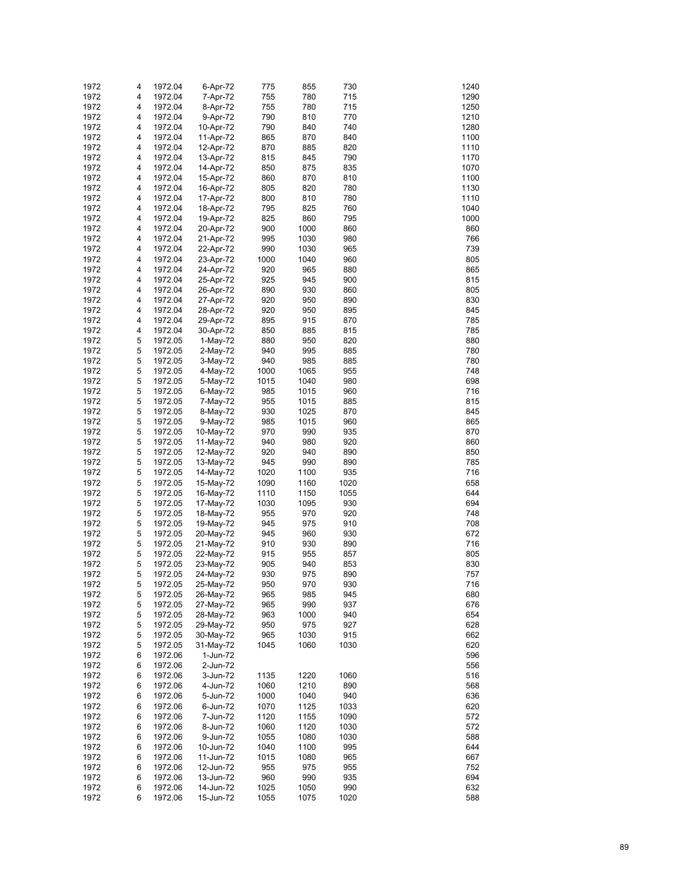| | | | | | | | | |
|---|---|---|---|---|---|---|---|---|
| 1972 | 4 | 1972.04 | 6-Apr-72 | 775 | 855 | 730 | | 1240 |
| 1972 | 4 | 1972.04 | 7-Apr-72 | 755 | 780 | 715 | | 1290 |
| 1972 | 4 | 1972.04 | 8-Apr-72 | 755 | 780 | 715 | | 1250 |
| 1972 | 4 | 1972.04 | 9-Apr-72 | 790 | 810 | 770 | | 1210 |
| 1972 | 4 | 1972.04 | 10-Apr-72 | 790 | 840 | 740 | | 1280 |
| 1972 | 4 | 1972.04 | 11-Apr-72 | 865 | 870 | 840 | | 1100 |
| 1972 | 4 | 1972.04 | 12-Apr-72 | 870 | 885 | 820 | | 1110 |
| 1972 | 4 | 1972.04 | 13-Apr-72 | 815 | 845 | 790 | | 1170 |
| 1972 | 4 | 1972.04 | 14-Apr-72 | 850 | 875 | 835 | | 1070 |
| 1972 | 4 | 1972.04 | 15-Apr-72 | 860 | 870 | 810 | | 1100 |
| 1972 | 4 | 1972.04 | 16-Apr-72 | 805 | 820 | 780 | | 1130 |
| 1972 | 4 | 1972.04 | 17-Apr-72 | 800 | 810 | 780 | | 1110 |
| 1972 | 4 | 1972.04 | 18-Apr-72 | 795 | 825 | 760 | | 1040 |
| 1972 | 4 | 1972.04 | 19-Apr-72 | 825 | 860 | 795 | | 1000 |
| 1972 | 4 | 1972.04 | 20-Apr-72 | 900 | 1000 | 860 | | 860 |
| 1972 | 4 | 1972.04 | 21-Apr-72 | 995 | 1030 | 980 | | 766 |
| 1972 | 4 | 1972.04 | 22-Apr-72 | 990 | 1030 | 965 | | 739 |
| 1972 | 4 | 1972.04 | 23-Apr-72 | 1000 | 1040 | 960 | | 805 |
| 1972 | 4 | 1972.04 | 24-Apr-72 | 920 | 965 | 880 | | 865 |
| 1972 | 4 | 1972.04 | 25-Apr-72 | 925 | 945 | 900 | | 815 |
| 1972 | 4 | 1972.04 | 26-Apr-72 | 890 | 930 | 860 | | 805 |
| 1972 | 4 | 1972.04 | 27-Apr-72 | 920 | 950 | 890 | | 830 |
| 1972 | 4 | 1972.04 | 28-Apr-72 | 920 | 950 | 895 | | 845 |
| 1972 | 4 | 1972.04 | 29-Apr-72 | 895 | 915 | 870 | | 785 |
| 1972 | 4 | 1972.04 | 30-Apr-72 | 850 | 885 | 815 | | 785 |
| 1972 | 5 | 1972.05 | 1-May-72 | 880 | 950 | 820 | | 880 |
| 1972 | 5 | 1972.05 | 2-May-72 | 940 | 995 | 885 | | 780 |
| 1972 | 5 | 1972.05 | 3-May-72 | 940 | 985 | 885 | | 780 |
| 1972 | 5 | 1972.05 | 4-May-72 | 1000 | 1065 | 955 | | 748 |
| 1972 | 5 | 1972.05 | 5-May-72 | 1015 | 1040 | 980 | | 698 |
| 1972 | 5 | 1972.05 | 6-May-72 | 985 | 1015 | 960 | | 716 |
| 1972 | 5 | 1972.05 | 7-May-72 | 955 | 1015 | 885 | | 815 |
| 1972 | 5 | 1972.05 | 8-May-72 | 930 | 1025 | 870 | | 845 |
| 1972 | 5 | 1972.05 | 9-May-72 | 985 | 1015 | 960 | | 865 |
| 1972 | 5 | 1972.05 | 10-May-72 | 970 | 990 | 935 | | 870 |
| 1972 | 5 | 1972.05 | 11-May-72 | 940 | 980 | 920 | | 860 |
| 1972 | 5 | 1972.05 | 12-May-72 | 920 | 940 | 890 | | 850 |
| 1972 | 5 | 1972.05 | 13-May-72 | 945 | 990 | 890 | | 785 |
| 1972 | 5 | 1972.05 | 14-May-72 | 1020 | 1100 | 935 | | 716 |
| 1972 | 5 | 1972.05 | 15-May-72 | 1090 | 1160 | 1020 | | 658 |
| 1972 | 5 | 1972.05 | 16-May-72 | 1110 | 1150 | 1055 | | 644 |
| 1972 | 5 | 1972.05 | 17-May-72 | 1030 | 1095 | 930 | | 694 |
| 1972 | 5 | 1972.05 | 18-May-72 | 955 | 970 | 920 | | 748 |
| 1972 | 5 | 1972.05 | 19-May-72 | 945 | 975 | 910 | | 708 |
| 1972 | 5 | 1972.05 | 20-May-72 | 945 | 960 | 930 | | 672 |
| 1972 | 5 | 1972.05 | 21-May-72 | 910 | 930 | 890 | | 716 |
| 1972 | 5 | 1972.05 | 22-May-72 | 915 | 955 | 857 | | 805 |
| 1972 | 5 | 1972.05 | 23-May-72 | 905 | 940 | 853 | | 830 |
| 1972 | 5 | 1972.05 | 24-May-72 | 930 | 975 | 890 | | 757 |
| 1972 | 5 | 1972.05 | 25-May-72 | 950 | 970 | 930 | | 716 |
| 1972 | 5 | 1972.05 | 26-May-72 | 965 | 985 | 945 | | 680 |
| 1972 | 5 | 1972.05 | 27-May-72 | 965 | 990 | 937 | | 676 |
| 1972 | 5 | 1972.05 | 28-May-72 | 963 | 1000 | 940 | | 654 |
| 1972 | 5 | 1972.05 | 29-May-72 | 950 | 975 | 927 | | 628 |
| 1972 | 5 | 1972.05 | 30-May-72 | 965 | 1030 | 915 | | 662 |
| 1972 | 5 | 1972.05 | 31-May-72 | 1045 | 1060 | 1030 | | 620 |
| 1972 | 6 | 1972.06 | 1-Jun-72 | | | | | 596 |
| 1972 | 6 | 1972.06 | 2-Jun-72 | | | | | 556 |
| 1972 | 6 | 1972.06 | 3-Jun-72 | 1135 | 1220 | 1060 | | 516 |
| 1972 | 6 | 1972.06 | 4-Jun-72 | 1060 | 1210 | 890 | | 568 |
| 1972 | 6 | 1972.06 | 5-Jun-72 | 1000 | 1040 | 940 | | 636 |
| 1972 | 6 | 1972.06 | 6-Jun-72 | 1070 | 1125 | 1033 | | 620 |
| 1972 | 6 | 1972.06 | 7-Jun-72 | 1120 | 1155 | 1090 | | 572 |
| 1972 | 6 | 1972.06 | 8-Jun-72 | 1060 | 1120 | 1030 | | 572 |
| 1972 | 6 | 1972.06 | 9-Jun-72 | 1055 | 1080 | 1030 | | 588 |
| 1972 | 6 | 1972.06 | 10-Jun-72 | 1040 | 1100 | 995 | | 644 |
| 1972 | 6 | 1972.06 | 11-Jun-72 | 1015 | 1080 | 965 | | 667 |
| 1972 | 6 | 1972.06 | 12-Jun-72 | 955 | 975 | 955 | | 752 |
| 1972 | 6 | 1972.06 | 13-Jun-72 | 960 | 990 | 935 | | 694 |
| 1972 | 6 | 1972.06 | 14-Jun-72 | 1025 | 1050 | 990 | | 632 |
| 1972 | 6 | 1972.06 | 15-Jun-72 | 1055 | 1075 | 1020 | | 588 |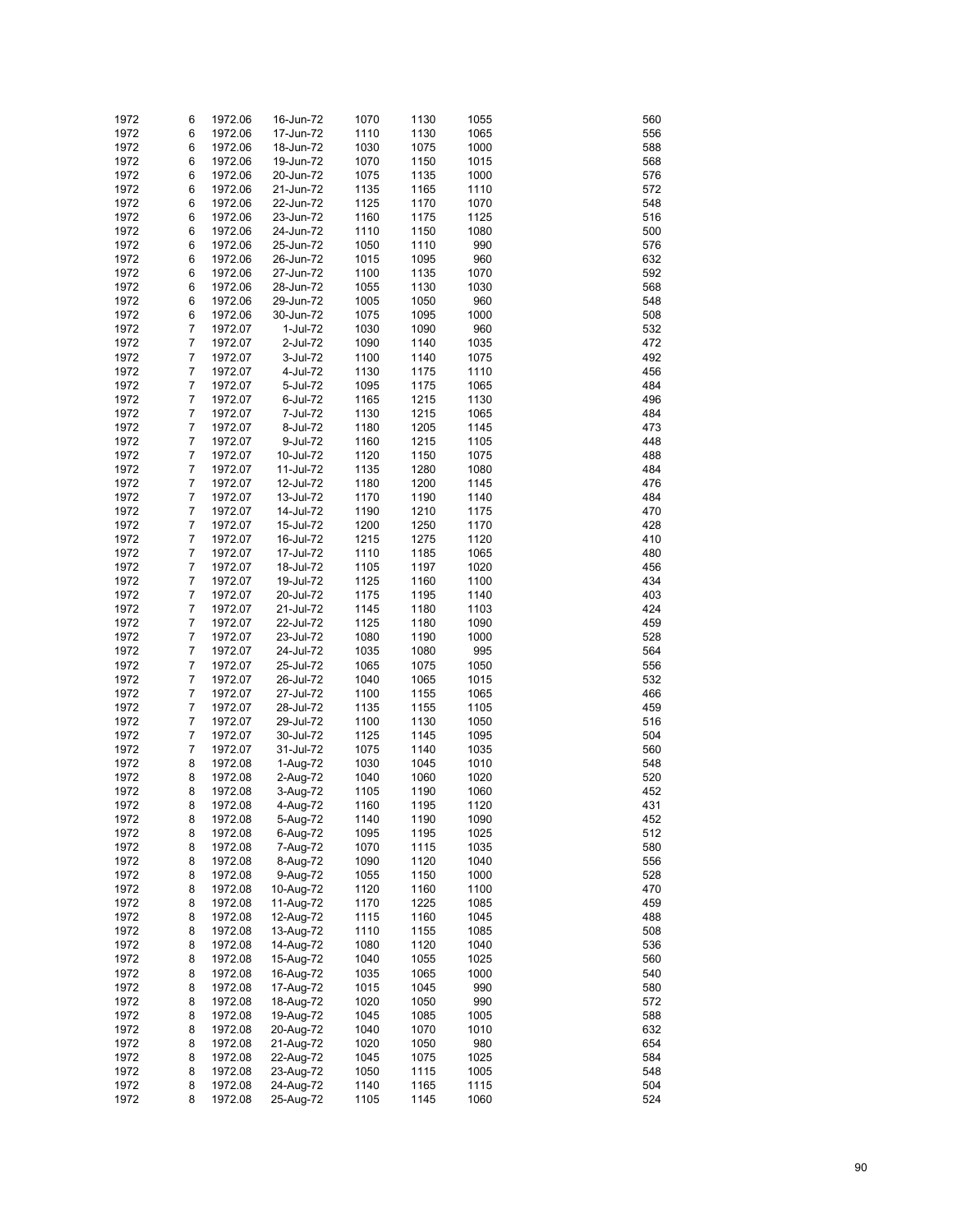| | | | | | | | | |
|---|---|---|---|---|---|---|---|---|
| 1972 | 6 | 1972.06 | 16-Jun-72 | 1070 | 1130 | 1055 | | 560 |
| 1972 | 6 | 1972.06 | 17-Jun-72 | 1110 | 1130 | 1065 | | 556 |
| 1972 | 6 | 1972.06 | 18-Jun-72 | 1030 | 1075 | 1000 | | 588 |
| 1972 | 6 | 1972.06 | 19-Jun-72 | 1070 | 1150 | 1015 | | 568 |
| 1972 | 6 | 1972.06 | 20-Jun-72 | 1075 | 1135 | 1000 | | 576 |
| 1972 | 6 | 1972.06 | 21-Jun-72 | 1135 | 1165 | 1110 | | 572 |
| 1972 | 6 | 1972.06 | 22-Jun-72 | 1125 | 1170 | 1070 | | 548 |
| 1972 | 6 | 1972.06 | 23-Jun-72 | 1160 | 1175 | 1125 | | 516 |
| 1972 | 6 | 1972.06 | 24-Jun-72 | 1110 | 1150 | 1080 | | 500 |
| 1972 | 6 | 1972.06 | 25-Jun-72 | 1050 | 1110 | 990 | | 576 |
| 1972 | 6 | 1972.06 | 26-Jun-72 | 1015 | 1095 | 960 | | 632 |
| 1972 | 6 | 1972.06 | 27-Jun-72 | 1100 | 1135 | 1070 | | 592 |
| 1972 | 6 | 1972.06 | 28-Jun-72 | 1055 | 1130 | 1030 | | 568 |
| 1972 | 6 | 1972.06 | 29-Jun-72 | 1005 | 1050 | 960 | | 548 |
| 1972 | 6 | 1972.06 | 30-Jun-72 | 1075 | 1095 | 1000 | | 508 |
| 1972 | 7 | 1972.07 | 1-Jul-72 | 1030 | 1090 | 960 | | 532 |
| 1972 | 7 | 1972.07 | 2-Jul-72 | 1090 | 1140 | 1035 | | 472 |
| 1972 | 7 | 1972.07 | 3-Jul-72 | 1100 | 1140 | 1075 | | 492 |
| 1972 | 7 | 1972.07 | 4-Jul-72 | 1130 | 1175 | 1110 | | 456 |
| 1972 | 7 | 1972.07 | 5-Jul-72 | 1095 | 1175 | 1065 | | 484 |
| 1972 | 7 | 1972.07 | 6-Jul-72 | 1165 | 1215 | 1130 | | 496 |
| 1972 | 7 | 1972.07 | 7-Jul-72 | 1130 | 1215 | 1065 | | 484 |
| 1972 | 7 | 1972.07 | 8-Jul-72 | 1180 | 1205 | 1145 | | 473 |
| 1972 | 7 | 1972.07 | 9-Jul-72 | 1160 | 1215 | 1105 | | 448 |
| 1972 | 7 | 1972.07 | 10-Jul-72 | 1120 | 1150 | 1075 | | 488 |
| 1972 | 7 | 1972.07 | 11-Jul-72 | 1135 | 1280 | 1080 | | 484 |
| 1972 | 7 | 1972.07 | 12-Jul-72 | 1180 | 1200 | 1145 | | 476 |
| 1972 | 7 | 1972.07 | 13-Jul-72 | 1170 | 1190 | 1140 | | 484 |
| 1972 | 7 | 1972.07 | 14-Jul-72 | 1190 | 1210 | 1175 | | 470 |
| 1972 | 7 | 1972.07 | 15-Jul-72 | 1200 | 1250 | 1170 | | 428 |
| 1972 | 7 | 1972.07 | 16-Jul-72 | 1215 | 1275 | 1120 | | 410 |
| 1972 | 7 | 1972.07 | 17-Jul-72 | 1110 | 1185 | 1065 | | 480 |
| 1972 | 7 | 1972.07 | 18-Jul-72 | 1105 | 1197 | 1020 | | 456 |
| 1972 | 7 | 1972.07 | 19-Jul-72 | 1125 | 1160 | 1100 | | 434 |
| 1972 | 7 | 1972.07 | 20-Jul-72 | 1175 | 1195 | 1140 | | 403 |
| 1972 | 7 | 1972.07 | 21-Jul-72 | 1145 | 1180 | 1103 | | 424 |
| 1972 | 7 | 1972.07 | 22-Jul-72 | 1125 | 1180 | 1090 | | 459 |
| 1972 | 7 | 1972.07 | 23-Jul-72 | 1080 | 1190 | 1000 | | 528 |
| 1972 | 7 | 1972.07 | 24-Jul-72 | 1035 | 1080 | 995 | | 564 |
| 1972 | 7 | 1972.07 | 25-Jul-72 | 1065 | 1075 | 1050 | | 556 |
| 1972 | 7 | 1972.07 | 26-Jul-72 | 1040 | 1065 | 1015 | | 532 |
| 1972 | 7 | 1972.07 | 27-Jul-72 | 1100 | 1155 | 1065 | | 466 |
| 1972 | 7 | 1972.07 | 28-Jul-72 | 1135 | 1155 | 1105 | | 459 |
| 1972 | 7 | 1972.07 | 29-Jul-72 | 1100 | 1130 | 1050 | | 516 |
| 1972 | 7 | 1972.07 | 30-Jul-72 | 1125 | 1145 | 1095 | | 504 |
| 1972 | 7 | 1972.07 | 31-Jul-72 | 1075 | 1140 | 1035 | | 560 |
| 1972 | 8 | 1972.08 | 1-Aug-72 | 1030 | 1045 | 1010 | | 548 |
| 1972 | 8 | 1972.08 | 2-Aug-72 | 1040 | 1060 | 1020 | | 520 |
| 1972 | 8 | 1972.08 | 3-Aug-72 | 1105 | 1190 | 1060 | | 452 |
| 1972 | 8 | 1972.08 | 4-Aug-72 | 1160 | 1195 | 1120 | | 431 |
| 1972 | 8 | 1972.08 | 5-Aug-72 | 1140 | 1190 | 1090 | | 452 |
| 1972 | 8 | 1972.08 | 6-Aug-72 | 1095 | 1195 | 1025 | | 512 |
| 1972 | 8 | 1972.08 | 7-Aug-72 | 1070 | 1115 | 1035 | | 580 |
| 1972 | 8 | 1972.08 | 8-Aug-72 | 1090 | 1120 | 1040 | | 556 |
| 1972 | 8 | 1972.08 | 9-Aug-72 | 1055 | 1150 | 1000 | | 528 |
| 1972 | 8 | 1972.08 | 10-Aug-72 | 1120 | 1160 | 1100 | | 470 |
| 1972 | 8 | 1972.08 | 11-Aug-72 | 1170 | 1225 | 1085 | | 459 |
| 1972 | 8 | 1972.08 | 12-Aug-72 | 1115 | 1160 | 1045 | | 488 |
| 1972 | 8 | 1972.08 | 13-Aug-72 | 1110 | 1155 | 1085 | | 508 |
| 1972 | 8 | 1972.08 | 14-Aug-72 | 1080 | 1120 | 1040 | | 536 |
| 1972 | 8 | 1972.08 | 15-Aug-72 | 1040 | 1055 | 1025 | | 560 |
| 1972 | 8 | 1972.08 | 16-Aug-72 | 1035 | 1065 | 1000 | | 540 |
| 1972 | 8 | 1972.08 | 17-Aug-72 | 1015 | 1045 | 990 | | 580 |
| 1972 | 8 | 1972.08 | 18-Aug-72 | 1020 | 1050 | 990 | | 572 |
| 1972 | 8 | 1972.08 | 19-Aug-72 | 1045 | 1085 | 1005 | | 588 |
| 1972 | 8 | 1972.08 | 20-Aug-72 | 1040 | 1070 | 1010 | | 632 |
| 1972 | 8 | 1972.08 | 21-Aug-72 | 1020 | 1050 | 980 | | 654 |
| 1972 | 8 | 1972.08 | 22-Aug-72 | 1045 | 1075 | 1025 | | 584 |
| 1972 | 8 | 1972.08 | 23-Aug-72 | 1050 | 1115 | 1005 | | 548 |
| 1972 | 8 | 1972.08 | 24-Aug-72 | 1140 | 1165 | 1115 | | 504 |
| 1972 | 8 | 1972.08 | 25-Aug-72 | 1105 | 1145 | 1060 | | 524 |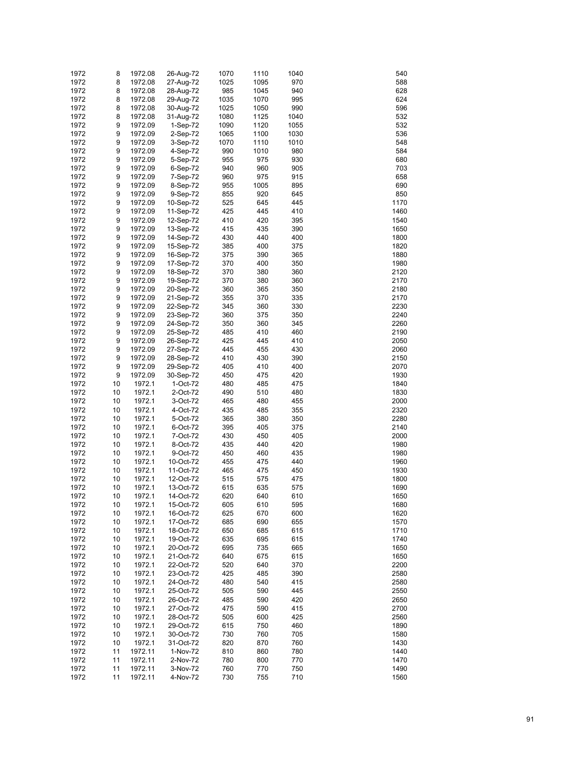| | | | | | | | | |
|---|---|---|---|---|---|---|---|---|
| 1972 | 8 | 1972.08 | 26-Aug-72 | 1070 | 1110 | 1040 | | 540 |
| 1972 | 8 | 1972.08 | 27-Aug-72 | 1025 | 1095 | 970 | | 588 |
| 1972 | 8 | 1972.08 | 28-Aug-72 | 985 | 1045 | 940 | | 628 |
| 1972 | 8 | 1972.08 | 29-Aug-72 | 1035 | 1070 | 995 | | 624 |
| 1972 | 8 | 1972.08 | 30-Aug-72 | 1025 | 1050 | 990 | | 596 |
| 1972 | 8 | 1972.08 | 31-Aug-72 | 1080 | 1125 | 1040 | | 532 |
| 1972 | 9 | 1972.09 | 1-Sep-72 | 1090 | 1120 | 1055 | | 532 |
| 1972 | 9 | 1972.09 | 2-Sep-72 | 1065 | 1100 | 1030 | | 536 |
| 1972 | 9 | 1972.09 | 3-Sep-72 | 1070 | 1110 | 1010 | | 548 |
| 1972 | 9 | 1972.09 | 4-Sep-72 | 990 | 1010 | 980 | | 584 |
| 1972 | 9 | 1972.09 | 5-Sep-72 | 955 | 975 | 930 | | 680 |
| 1972 | 9 | 1972.09 | 6-Sep-72 | 940 | 960 | 905 | | 703 |
| 1972 | 9 | 1972.09 | 7-Sep-72 | 960 | 975 | 915 | | 658 |
| 1972 | 9 | 1972.09 | 8-Sep-72 | 955 | 1005 | 895 | | 690 |
| 1972 | 9 | 1972.09 | 9-Sep-72 | 855 | 920 | 645 | | 850 |
| 1972 | 9 | 1972.09 | 10-Sep-72 | 525 | 645 | 445 | | 1170 |
| 1972 | 9 | 1972.09 | 11-Sep-72 | 425 | 445 | 410 | | 1460 |
| 1972 | 9 | 1972.09 | 12-Sep-72 | 410 | 420 | 395 | | 1540 |
| 1972 | 9 | 1972.09 | 13-Sep-72 | 415 | 435 | 390 | | 1650 |
| 1972 | 9 | 1972.09 | 14-Sep-72 | 430 | 440 | 400 | | 1800 |
| 1972 | 9 | 1972.09 | 15-Sep-72 | 385 | 400 | 375 | | 1820 |
| 1972 | 9 | 1972.09 | 16-Sep-72 | 375 | 390 | 365 | | 1880 |
| 1972 | 9 | 1972.09 | 17-Sep-72 | 370 | 400 | 350 | | 1980 |
| 1972 | 9 | 1972.09 | 18-Sep-72 | 370 | 380 | 360 | | 2120 |
| 1972 | 9 | 1972.09 | 19-Sep-72 | 370 | 380 | 360 | | 2170 |
| 1972 | 9 | 1972.09 | 20-Sep-72 | 360 | 365 | 350 | | 2180 |
| 1972 | 9 | 1972.09 | 21-Sep-72 | 355 | 370 | 335 | | 2170 |
| 1972 | 9 | 1972.09 | 22-Sep-72 | 345 | 360 | 330 | | 2230 |
| 1972 | 9 | 1972.09 | 23-Sep-72 | 360 | 375 | 350 | | 2240 |
| 1972 | 9 | 1972.09 | 24-Sep-72 | 350 | 360 | 345 | | 2260 |
| 1972 | 9 | 1972.09 | 25-Sep-72 | 485 | 410 | 460 | | 2190 |
| 1972 | 9 | 1972.09 | 26-Sep-72 | 425 | 445 | 410 | | 2050 |
| 1972 | 9 | 1972.09 | 27-Sep-72 | 445 | 455 | 430 | | 2060 |
| 1972 | 9 | 1972.09 | 28-Sep-72 | 410 | 430 | 390 | | 2150 |
| 1972 | 9 | 1972.09 | 29-Sep-72 | 405 | 410 | 400 | | 2070 |
| 1972 | 9 | 1972.09 | 30-Sep-72 | 450 | 475 | 420 | | 1930 |
| 1972 | 10 | 1972.1 | 1-Oct-72 | 480 | 485 | 475 | | 1840 |
| 1972 | 10 | 1972.1 | 2-Oct-72 | 490 | 510 | 480 | | 1830 |
| 1972 | 10 | 1972.1 | 3-Oct-72 | 465 | 480 | 455 | | 2000 |
| 1972 | 10 | 1972.1 | 4-Oct-72 | 435 | 485 | 355 | | 2320 |
| 1972 | 10 | 1972.1 | 5-Oct-72 | 365 | 380 | 350 | | 2280 |
| 1972 | 10 | 1972.1 | 6-Oct-72 | 395 | 405 | 375 | | 2140 |
| 1972 | 10 | 1972.1 | 7-Oct-72 | 430 | 450 | 405 | | 2000 |
| 1972 | 10 | 1972.1 | 8-Oct-72 | 435 | 440 | 420 | | 1980 |
| 1972 | 10 | 1972.1 | 9-Oct-72 | 450 | 460 | 435 | | 1980 |
| 1972 | 10 | 1972.1 | 10-Oct-72 | 455 | 475 | 440 | | 1960 |
| 1972 | 10 | 1972.1 | 11-Oct-72 | 465 | 475 | 450 | | 1930 |
| 1972 | 10 | 1972.1 | 12-Oct-72 | 515 | 575 | 475 | | 1800 |
| 1972 | 10 | 1972.1 | 13-Oct-72 | 615 | 635 | 575 | | 1690 |
| 1972 | 10 | 1972.1 | 14-Oct-72 | 620 | 640 | 610 | | 1650 |
| 1972 | 10 | 1972.1 | 15-Oct-72 | 605 | 610 | 595 | | 1680 |
| 1972 | 10 | 1972.1 | 16-Oct-72 | 625 | 670 | 600 | | 1620 |
| 1972 | 10 | 1972.1 | 17-Oct-72 | 685 | 690 | 655 | | 1570 |
| 1972 | 10 | 1972.1 | 18-Oct-72 | 650 | 685 | 615 | | 1710 |
| 1972 | 10 | 1972.1 | 19-Oct-72 | 635 | 695 | 615 | | 1740 |
| 1972 | 10 | 1972.1 | 20-Oct-72 | 695 | 735 | 665 | | 1650 |
| 1972 | 10 | 1972.1 | 21-Oct-72 | 640 | 675 | 615 | | 1650 |
| 1972 | 10 | 1972.1 | 22-Oct-72 | 520 | 640 | 370 | | 2200 |
| 1972 | 10 | 1972.1 | 23-Oct-72 | 425 | 485 | 390 | | 2580 |
| 1972 | 10 | 1972.1 | 24-Oct-72 | 480 | 540 | 415 | | 2580 |
| 1972 | 10 | 1972.1 | 25-Oct-72 | 505 | 590 | 445 | | 2550 |
| 1972 | 10 | 1972.1 | 26-Oct-72 | 485 | 590 | 420 | | 2650 |
| 1972 | 10 | 1972.1 | 27-Oct-72 | 475 | 590 | 415 | | 2700 |
| 1972 | 10 | 1972.1 | 28-Oct-72 | 505 | 600 | 425 | | 2560 |
| 1972 | 10 | 1972.1 | 29-Oct-72 | 615 | 750 | 460 | | 1890 |
| 1972 | 10 | 1972.1 | 30-Oct-72 | 730 | 760 | 705 | | 1580 |
| 1972 | 10 | 1972.1 | 31-Oct-72 | 820 | 870 | 760 | | 1430 |
| 1972 | 11 | 1972.11 | 1-Nov-72 | 810 | 860 | 780 | | 1440 |
| 1972 | 11 | 1972.11 | 2-Nov-72 | 780 | 800 | 770 | | 1470 |
| 1972 | 11 | 1972.11 | 3-Nov-72 | 760 | 770 | 750 | | 1490 |
| 1972 | 11 | 1972.11 | 4-Nov-72 | 730 | 755 | 710 | | 1560 |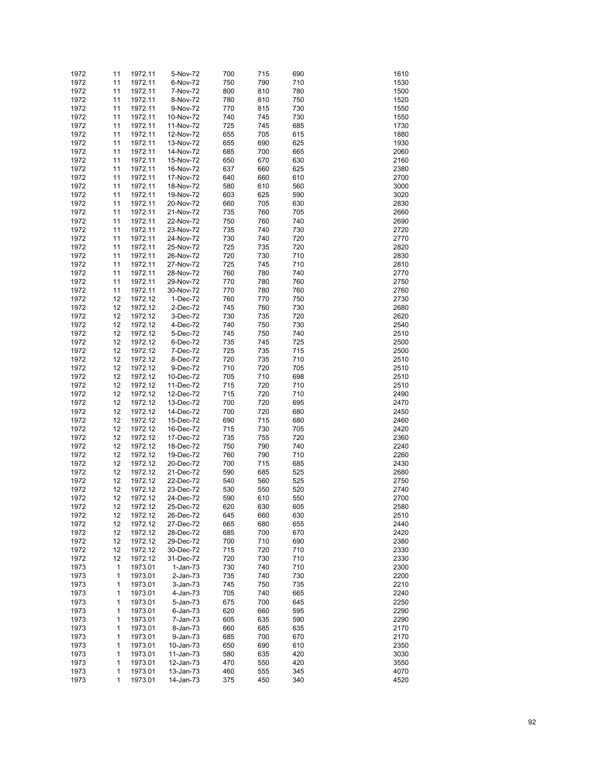| | | | | | | | |
|---|---|---|---|---|---|---|---|
| 1972 | 11 | 1972.11 | 5-Nov-72 | 700 | 715 | 690 | 1610 |
| 1972 | 11 | 1972.11 | 6-Nov-72 | 750 | 790 | 710 | 1530 |
| 1972 | 11 | 1972.11 | 7-Nov-72 | 800 | 810 | 780 | 1500 |
| 1972 | 11 | 1972.11 | 8-Nov-72 | 780 | 810 | 750 | 1520 |
| 1972 | 11 | 1972.11 | 9-Nov-72 | 770 | 815 | 730 | 1550 |
| 1972 | 11 | 1972.11 | 10-Nov-72 | 740 | 745 | 730 | 1550 |
| 1972 | 11 | 1972.11 | 11-Nov-72 | 725 | 745 | 685 | 1730 |
| 1972 | 11 | 1972.11 | 12-Nov-72 | 655 | 705 | 615 | 1880 |
| 1972 | 11 | 1972.11 | 13-Nov-72 | 655 | 690 | 625 | 1930 |
| 1972 | 11 | 1972.11 | 14-Nov-72 | 685 | 700 | 665 | 2060 |
| 1972 | 11 | 1972.11 | 15-Nov-72 | 650 | 670 | 630 | 2160 |
| 1972 | 11 | 1972.11 | 16-Nov-72 | 637 | 660 | 625 | 2380 |
| 1972 | 11 | 1972.11 | 17-Nov-72 | 640 | 660 | 610 | 2700 |
| 1972 | 11 | 1972.11 | 18-Nov-72 | 580 | 610 | 560 | 3000 |
| 1972 | 11 | 1972.11 | 19-Nov-72 | 603 | 625 | 590 | 3020 |
| 1972 | 11 | 1972.11 | 20-Nov-72 | 660 | 705 | 630 | 2830 |
| 1972 | 11 | 1972.11 | 21-Nov-72 | 735 | 760 | 705 | 2660 |
| 1972 | 11 | 1972.11 | 22-Nov-72 | 750 | 760 | 740 | 2690 |
| 1972 | 11 | 1972.11 | 23-Nov-72 | 735 | 740 | 730 | 2720 |
| 1972 | 11 | 1972.11 | 24-Nov-72 | 730 | 740 | 720 | 2770 |
| 1972 | 11 | 1972.11 | 25-Nov-72 | 725 | 735 | 720 | 2820 |
| 1972 | 11 | 1972.11 | 26-Nov-72 | 720 | 730 | 710 | 2830 |
| 1972 | 11 | 1972.11 | 27-Nov-72 | 725 | 745 | 710 | 2810 |
| 1972 | 11 | 1972.11 | 28-Nov-72 | 760 | 780 | 740 | 2770 |
| 1972 | 11 | 1972.11 | 29-Nov-72 | 770 | 780 | 760 | 2750 |
| 1972 | 11 | 1972.11 | 30-Nov-72 | 770 | 780 | 760 | 2760 |
| 1972 | 12 | 1972.12 | 1-Dec-72 | 760 | 770 | 750 | 2730 |
| 1972 | 12 | 1972.12 | 2-Dec-72 | 745 | 760 | 730 | 2680 |
| 1972 | 12 | 1972.12 | 3-Dec-72 | 730 | 735 | 720 | 2620 |
| 1972 | 12 | 1972.12 | 4-Dec-72 | 740 | 750 | 730 | 2540 |
| 1972 | 12 | 1972.12 | 5-Dec-72 | 745 | 750 | 740 | 2510 |
| 1972 | 12 | 1972.12 | 6-Dec-72 | 735 | 745 | 725 | 2500 |
| 1972 | 12 | 1972.12 | 7-Dec-72 | 725 | 735 | 715 | 2500 |
| 1972 | 12 | 1972.12 | 8-Dec-72 | 720 | 735 | 710 | 2510 |
| 1972 | 12 | 1972.12 | 9-Dec-72 | 710 | 720 | 705 | 2510 |
| 1972 | 12 | 1972.12 | 10-Dec-72 | 705 | 710 | 698 | 2510 |
| 1972 | 12 | 1972.12 | 11-Dec-72 | 715 | 720 | 710 | 2510 |
| 1972 | 12 | 1972.12 | 12-Dec-72 | 715 | 720 | 710 | 2490 |
| 1972 | 12 | 1972.12 | 13-Dec-72 | 700 | 720 | 695 | 2470 |
| 1972 | 12 | 1972.12 | 14-Dec-72 | 700 | 720 | 680 | 2450 |
| 1972 | 12 | 1972.12 | 15-Dec-72 | 690 | 715 | 680 | 2460 |
| 1972 | 12 | 1972.12 | 16-Dec-72 | 715 | 730 | 705 | 2420 |
| 1972 | 12 | 1972.12 | 17-Dec-72 | 735 | 755 | 720 | 2360 |
| 1972 | 12 | 1972.12 | 18-Dec-72 | 750 | 790 | 740 | 2240 |
| 1972 | 12 | 1972.12 | 19-Dec-72 | 760 | 790 | 710 | 2260 |
| 1972 | 12 | 1972.12 | 20-Dec-72 | 700 | 715 | 685 | 2430 |
| 1972 | 12 | 1972.12 | 21-Dec-72 | 590 | 685 | 525 | 2680 |
| 1972 | 12 | 1972.12 | 22-Dec-72 | 540 | 560 | 525 | 2750 |
| 1972 | 12 | 1972.12 | 23-Dec-72 | 530 | 550 | 520 | 2740 |
| 1972 | 12 | 1972.12 | 24-Dec-72 | 590 | 610 | 550 | 2700 |
| 1972 | 12 | 1972.12 | 25-Dec-72 | 620 | 630 | 605 | 2580 |
| 1972 | 12 | 1972.12 | 26-Dec-72 | 645 | 660 | 630 | 2510 |
| 1972 | 12 | 1972.12 | 27-Dec-72 | 665 | 680 | 655 | 2440 |
| 1972 | 12 | 1972.12 | 28-Dec-72 | 685 | 700 | 670 | 2420 |
| 1972 | 12 | 1972.12 | 29-Dec-72 | 700 | 710 | 690 | 2380 |
| 1972 | 12 | 1972.12 | 30-Dec-72 | 715 | 720 | 710 | 2330 |
| 1972 | 12 | 1972.12 | 31-Dec-72 | 720 | 730 | 710 | 2330 |
| 1973 | 1 | 1973.01 | 1-Jan-73 | 730 | 740 | 710 | 2300 |
| 1973 | 1 | 1973.01 | 2-Jan-73 | 735 | 740 | 730 | 2200 |
| 1973 | 1 | 1973.01 | 3-Jan-73 | 745 | 750 | 735 | 2210 |
| 1973 | 1 | 1973.01 | 4-Jan-73 | 705 | 740 | 665 | 2240 |
| 1973 | 1 | 1973.01 | 5-Jan-73 | 675 | 700 | 645 | 2250 |
| 1973 | 1 | 1973.01 | 6-Jan-73 | 620 | 660 | 595 | 2290 |
| 1973 | 1 | 1973.01 | 7-Jan-73 | 605 | 635 | 590 | 2290 |
| 1973 | 1 | 1973.01 | 8-Jan-73 | 660 | 685 | 635 | 2170 |
| 1973 | 1 | 1973.01 | 9-Jan-73 | 685 | 700 | 670 | 2170 |
| 1973 | 1 | 1973.01 | 10-Jan-73 | 650 | 690 | 610 | 2350 |
| 1973 | 1 | 1973.01 | 11-Jan-73 | 580 | 635 | 420 | 3030 |
| 1973 | 1 | 1973.01 | 12-Jan-73 | 470 | 550 | 420 | 3550 |
| 1973 | 1 | 1973.01 | 13-Jan-73 | 460 | 555 | 345 | 4070 |
| 1973 | 1 | 1973.01 | 14-Jan-73 | 375 | 450 | 340 | 4520 |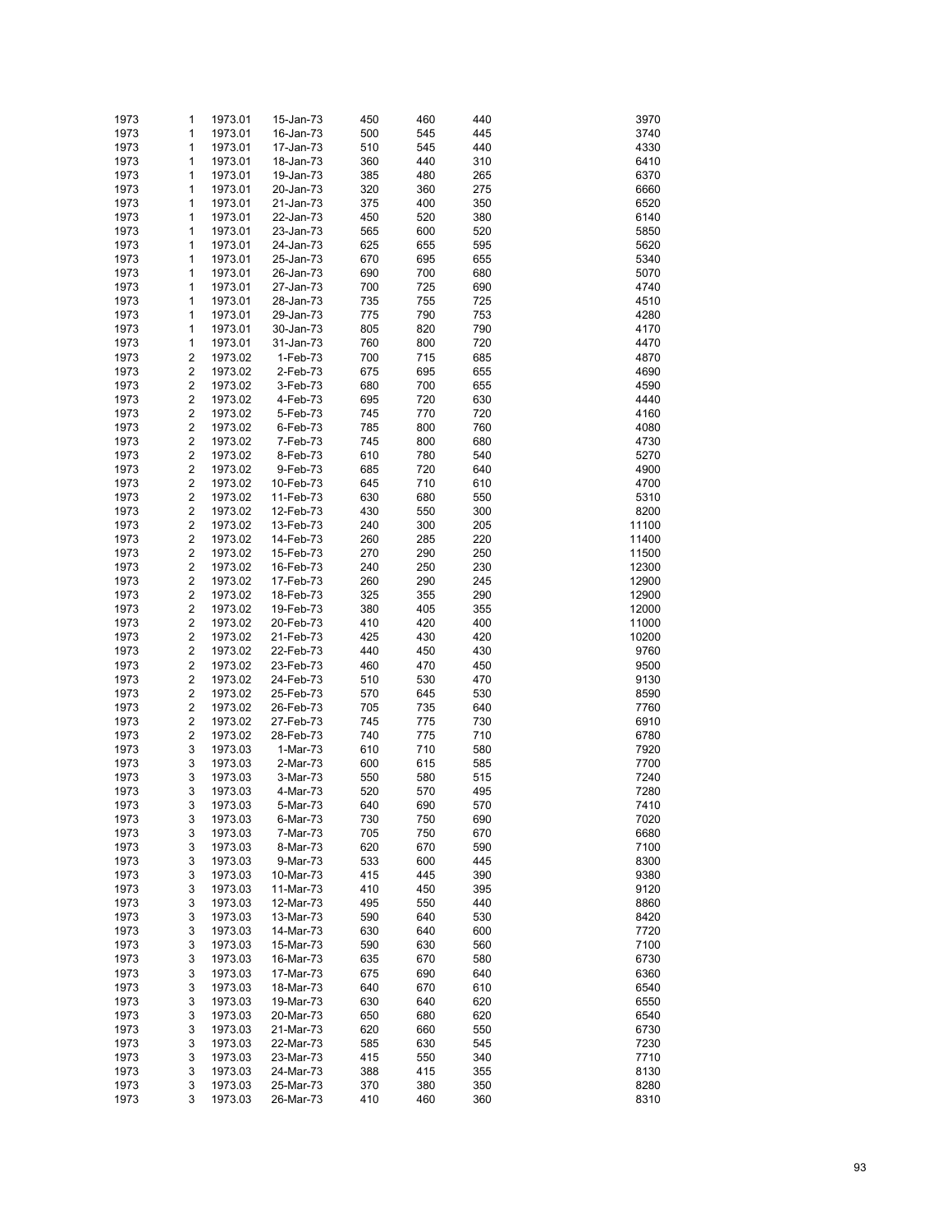| | | | | | | | |
|---|---|---|---|---|---|---|---|
| 1973 | 1 | 1973.01 | 15-Jan-73 | 450 | 460 | 440 | 3970 |
| 1973 | 1 | 1973.01 | 16-Jan-73 | 500 | 545 | 445 | 3740 |
| 1973 | 1 | 1973.01 | 17-Jan-73 | 510 | 545 | 440 | 4330 |
| 1973 | 1 | 1973.01 | 18-Jan-73 | 360 | 440 | 310 | 6410 |
| 1973 | 1 | 1973.01 | 19-Jan-73 | 385 | 480 | 265 | 6370 |
| 1973 | 1 | 1973.01 | 20-Jan-73 | 320 | 360 | 275 | 6660 |
| 1973 | 1 | 1973.01 | 21-Jan-73 | 375 | 400 | 350 | 6520 |
| 1973 | 1 | 1973.01 | 22-Jan-73 | 450 | 520 | 380 | 6140 |
| 1973 | 1 | 1973.01 | 23-Jan-73 | 565 | 600 | 520 | 5850 |
| 1973 | 1 | 1973.01 | 24-Jan-73 | 625 | 655 | 595 | 5620 |
| 1973 | 1 | 1973.01 | 25-Jan-73 | 670 | 695 | 655 | 5340 |
| 1973 | 1 | 1973.01 | 26-Jan-73 | 690 | 700 | 680 | 5070 |
| 1973 | 1 | 1973.01 | 27-Jan-73 | 700 | 725 | 690 | 4740 |
| 1973 | 1 | 1973.01 | 28-Jan-73 | 735 | 755 | 725 | 4510 |
| 1973 | 1 | 1973.01 | 29-Jan-73 | 775 | 790 | 753 | 4280 |
| 1973 | 1 | 1973.01 | 30-Jan-73 | 805 | 820 | 790 | 4170 |
| 1973 | 1 | 1973.01 | 31-Jan-73 | 760 | 800 | 720 | 4470 |
| 1973 | 2 | 1973.02 | 1-Feb-73 | 700 | 715 | 685 | 4870 |
| 1973 | 2 | 1973.02 | 2-Feb-73 | 675 | 695 | 655 | 4690 |
| 1973 | 2 | 1973.02 | 3-Feb-73 | 680 | 700 | 655 | 4590 |
| 1973 | 2 | 1973.02 | 4-Feb-73 | 695 | 720 | 630 | 4440 |
| 1973 | 2 | 1973.02 | 5-Feb-73 | 745 | 770 | 720 | 4160 |
| 1973 | 2 | 1973.02 | 6-Feb-73 | 785 | 800 | 760 | 4080 |
| 1973 | 2 | 1973.02 | 7-Feb-73 | 745 | 800 | 680 | 4730 |
| 1973 | 2 | 1973.02 | 8-Feb-73 | 610 | 780 | 540 | 5270 |
| 1973 | 2 | 1973.02 | 9-Feb-73 | 685 | 720 | 640 | 4900 |
| 1973 | 2 | 1973.02 | 10-Feb-73 | 645 | 710 | 610 | 4700 |
| 1973 | 2 | 1973.02 | 11-Feb-73 | 630 | 680 | 550 | 5310 |
| 1973 | 2 | 1973.02 | 12-Feb-73 | 430 | 550 | 300 | 8200 |
| 1973 | 2 | 1973.02 | 13-Feb-73 | 240 | 300 | 205 | 11100 |
| 1973 | 2 | 1973.02 | 14-Feb-73 | 260 | 285 | 220 | 11400 |
| 1973 | 2 | 1973.02 | 15-Feb-73 | 270 | 290 | 250 | 11500 |
| 1973 | 2 | 1973.02 | 16-Feb-73 | 240 | 250 | 230 | 12300 |
| 1973 | 2 | 1973.02 | 17-Feb-73 | 260 | 290 | 245 | 12900 |
| 1973 | 2 | 1973.02 | 18-Feb-73 | 325 | 355 | 290 | 12900 |
| 1973 | 2 | 1973.02 | 19-Feb-73 | 380 | 405 | 355 | 12000 |
| 1973 | 2 | 1973.02 | 20-Feb-73 | 410 | 420 | 400 | 11000 |
| 1973 | 2 | 1973.02 | 21-Feb-73 | 425 | 430 | 420 | 10200 |
| 1973 | 2 | 1973.02 | 22-Feb-73 | 440 | 450 | 430 | 9760 |
| 1973 | 2 | 1973.02 | 23-Feb-73 | 460 | 470 | 450 | 9500 |
| 1973 | 2 | 1973.02 | 24-Feb-73 | 510 | 530 | 470 | 9130 |
| 1973 | 2 | 1973.02 | 25-Feb-73 | 570 | 645 | 530 | 8590 |
| 1973 | 2 | 1973.02 | 26-Feb-73 | 705 | 735 | 640 | 7760 |
| 1973 | 2 | 1973.02 | 27-Feb-73 | 745 | 775 | 730 | 6910 |
| 1973 | 2 | 1973.02 | 28-Feb-73 | 740 | 775 | 710 | 6780 |
| 1973 | 3 | 1973.03 | 1-Mar-73 | 610 | 710 | 580 | 7920 |
| 1973 | 3 | 1973.03 | 2-Mar-73 | 600 | 615 | 585 | 7700 |
| 1973 | 3 | 1973.03 | 3-Mar-73 | 550 | 580 | 515 | 7240 |
| 1973 | 3 | 1973.03 | 4-Mar-73 | 520 | 570 | 495 | 7280 |
| 1973 | 3 | 1973.03 | 5-Mar-73 | 640 | 690 | 570 | 7410 |
| 1973 | 3 | 1973.03 | 6-Mar-73 | 730 | 750 | 690 | 7020 |
| 1973 | 3 | 1973.03 | 7-Mar-73 | 705 | 750 | 670 | 6680 |
| 1973 | 3 | 1973.03 | 8-Mar-73 | 620 | 670 | 590 | 7100 |
| 1973 | 3 | 1973.03 | 9-Mar-73 | 533 | 600 | 445 | 8300 |
| 1973 | 3 | 1973.03 | 10-Mar-73 | 415 | 445 | 390 | 9380 |
| 1973 | 3 | 1973.03 | 11-Mar-73 | 410 | 450 | 395 | 9120 |
| 1973 | 3 | 1973.03 | 12-Mar-73 | 495 | 550 | 440 | 8860 |
| 1973 | 3 | 1973.03 | 13-Mar-73 | 590 | 640 | 530 | 8420 |
| 1973 | 3 | 1973.03 | 14-Mar-73 | 630 | 640 | 600 | 7720 |
| 1973 | 3 | 1973.03 | 15-Mar-73 | 590 | 630 | 560 | 7100 |
| 1973 | 3 | 1973.03 | 16-Mar-73 | 635 | 670 | 580 | 6730 |
| 1973 | 3 | 1973.03 | 17-Mar-73 | 675 | 690 | 640 | 6360 |
| 1973 | 3 | 1973.03 | 18-Mar-73 | 640 | 670 | 610 | 6540 |
| 1973 | 3 | 1973.03 | 19-Mar-73 | 630 | 640 | 620 | 6550 |
| 1973 | 3 | 1973.03 | 20-Mar-73 | 650 | 680 | 620 | 6540 |
| 1973 | 3 | 1973.03 | 21-Mar-73 | 620 | 660 | 550 | 6730 |
| 1973 | 3 | 1973.03 | 22-Mar-73 | 585 | 630 | 545 | 7230 |
| 1973 | 3 | 1973.03 | 23-Mar-73 | 415 | 550 | 340 | 7710 |
| 1973 | 3 | 1973.03 | 24-Mar-73 | 388 | 415 | 355 | 8130 |
| 1973 | 3 | 1973.03 | 25-Mar-73 | 370 | 380 | 350 | 8280 |
| 1973 | 3 | 1973.03 | 26-Mar-73 | 410 | 460 | 360 | 8310 |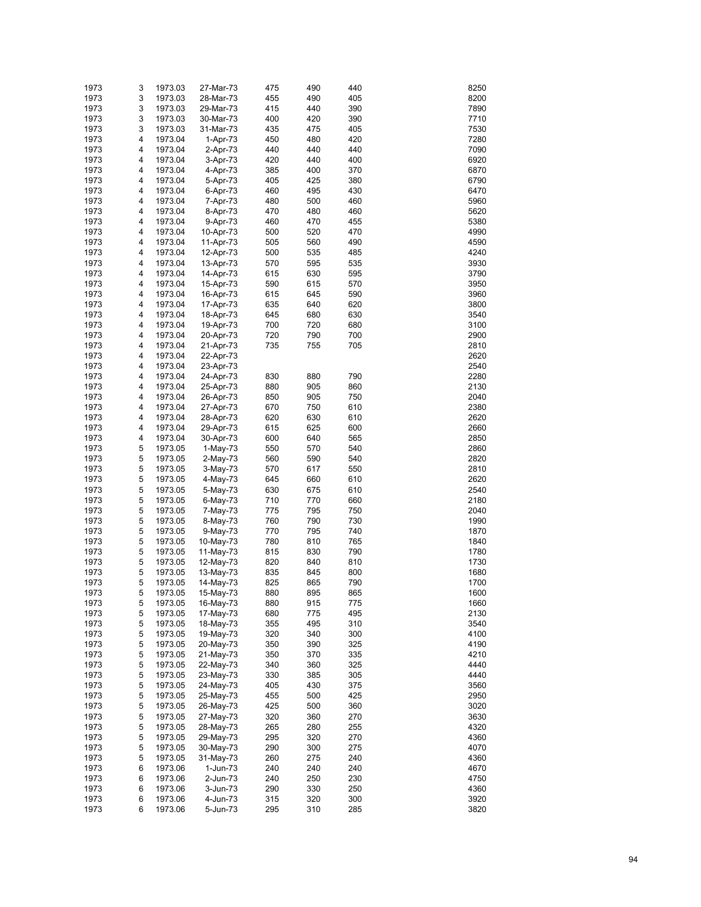| | | | | | | | | |
|---|---|---|---|---|---|---|---|---|
| 1973 | 3 | 1973.03 | 27-Mar-73 | 475 | 490 | 440 | | 8250 |
| 1973 | 3 | 1973.03 | 28-Mar-73 | 455 | 490 | 405 | | 8200 |
| 1973 | 3 | 1973.03 | 29-Mar-73 | 415 | 440 | 390 | | 7890 |
| 1973 | 3 | 1973.03 | 30-Mar-73 | 400 | 420 | 390 | | 7710 |
| 1973 | 3 | 1973.03 | 31-Mar-73 | 435 | 475 | 405 | | 7530 |
| 1973 | 4 | 1973.04 | 1-Apr-73 | 450 | 480 | 420 | | 7280 |
| 1973 | 4 | 1973.04 | 2-Apr-73 | 440 | 440 | 440 | | 7090 |
| 1973 | 4 | 1973.04 | 3-Apr-73 | 420 | 440 | 400 | | 6920 |
| 1973 | 4 | 1973.04 | 4-Apr-73 | 385 | 400 | 370 | | 6870 |
| 1973 | 4 | 1973.04 | 5-Apr-73 | 405 | 425 | 380 | | 6790 |
| 1973 | 4 | 1973.04 | 6-Apr-73 | 460 | 495 | 430 | | 6470 |
| 1973 | 4 | 1973.04 | 7-Apr-73 | 480 | 500 | 460 | | 5960 |
| 1973 | 4 | 1973.04 | 8-Apr-73 | 470 | 480 | 460 | | 5620 |
| 1973 | 4 | 1973.04 | 9-Apr-73 | 460 | 470 | 455 | | 5380 |
| 1973 | 4 | 1973.04 | 10-Apr-73 | 500 | 520 | 470 | | 4990 |
| 1973 | 4 | 1973.04 | 11-Apr-73 | 505 | 560 | 490 | | 4590 |
| 1973 | 4 | 1973.04 | 12-Apr-73 | 500 | 535 | 485 | | 4240 |
| 1973 | 4 | 1973.04 | 13-Apr-73 | 570 | 595 | 535 | | 3930 |
| 1973 | 4 | 1973.04 | 14-Apr-73 | 615 | 630 | 595 | | 3790 |
| 1973 | 4 | 1973.04 | 15-Apr-73 | 590 | 615 | 570 | | 3950 |
| 1973 | 4 | 1973.04 | 16-Apr-73 | 615 | 645 | 590 | | 3960 |
| 1973 | 4 | 1973.04 | 17-Apr-73 | 635 | 640 | 620 | | 3800 |
| 1973 | 4 | 1973.04 | 18-Apr-73 | 645 | 680 | 630 | | 3540 |
| 1973 | 4 | 1973.04 | 19-Apr-73 | 700 | 720 | 680 | | 3100 |
| 1973 | 4 | 1973.04 | 20-Apr-73 | 720 | 790 | 700 | | 2900 |
| 1973 | 4 | 1973.04 | 21-Apr-73 | 735 | 755 | 705 | | 2810 |
| 1973 | 4 | 1973.04 | 22-Apr-73 | | | | | 2620 |
| 1973 | 4 | 1973.04 | 23-Apr-73 | | | | | 2540 |
| 1973 | 4 | 1973.04 | 24-Apr-73 | 830 | 880 | 790 | | 2280 |
| 1973 | 4 | 1973.04 | 25-Apr-73 | 880 | 905 | 860 | | 2130 |
| 1973 | 4 | 1973.04 | 26-Apr-73 | 850 | 905 | 750 | | 2040 |
| 1973 | 4 | 1973.04 | 27-Apr-73 | 670 | 750 | 610 | | 2380 |
| 1973 | 4 | 1973.04 | 28-Apr-73 | 620 | 630 | 610 | | 2620 |
| 1973 | 4 | 1973.04 | 29-Apr-73 | 615 | 625 | 600 | | 2660 |
| 1973 | 4 | 1973.04 | 30-Apr-73 | 600 | 640 | 565 | | 2850 |
| 1973 | 5 | 1973.05 | 1-May-73 | 550 | 570 | 540 | | 2860 |
| 1973 | 5 | 1973.05 | 2-May-73 | 560 | 590 | 540 | | 2820 |
| 1973 | 5 | 1973.05 | 3-May-73 | 570 | 617 | 550 | | 2810 |
| 1973 | 5 | 1973.05 | 4-May-73 | 645 | 660 | 610 | | 2620 |
| 1973 | 5 | 1973.05 | 5-May-73 | 630 | 675 | 610 | | 2540 |
| 1973 | 5 | 1973.05 | 6-May-73 | 710 | 770 | 660 | | 2180 |
| 1973 | 5 | 1973.05 | 7-May-73 | 775 | 795 | 750 | | 2040 |
| 1973 | 5 | 1973.05 | 8-May-73 | 760 | 790 | 730 | | 1990 |
| 1973 | 5 | 1973.05 | 9-May-73 | 770 | 795 | 740 | | 1870 |
| 1973 | 5 | 1973.05 | 10-May-73 | 780 | 810 | 765 | | 1840 |
| 1973 | 5 | 1973.05 | 11-May-73 | 815 | 830 | 790 | | 1780 |
| 1973 | 5 | 1973.05 | 12-May-73 | 820 | 840 | 810 | | 1730 |
| 1973 | 5 | 1973.05 | 13-May-73 | 835 | 845 | 800 | | 1680 |
| 1973 | 5 | 1973.05 | 14-May-73 | 825 | 865 | 790 | | 1700 |
| 1973 | 5 | 1973.05 | 15-May-73 | 880 | 895 | 865 | | 1600 |
| 1973 | 5 | 1973.05 | 16-May-73 | 880 | 915 | 775 | | 1660 |
| 1973 | 5 | 1973.05 | 17-May-73 | 680 | 775 | 495 | | 2130 |
| 1973 | 5 | 1973.05 | 18-May-73 | 355 | 495 | 310 | | 3540 |
| 1973 | 5 | 1973.05 | 19-May-73 | 320 | 340 | 300 | | 4100 |
| 1973 | 5 | 1973.05 | 20-May-73 | 350 | 390 | 325 | | 4190 |
| 1973 | 5 | 1973.05 | 21-May-73 | 350 | 370 | 335 | | 4210 |
| 1973 | 5 | 1973.05 | 22-May-73 | 340 | 360 | 325 | | 4440 |
| 1973 | 5 | 1973.05 | 23-May-73 | 330 | 385 | 305 | | 4440 |
| 1973 | 5 | 1973.05 | 24-May-73 | 405 | 430 | 375 | | 3560 |
| 1973 | 5 | 1973.05 | 25-May-73 | 455 | 500 | 425 | | 2950 |
| 1973 | 5 | 1973.05 | 26-May-73 | 425 | 500 | 360 | | 3020 |
| 1973 | 5 | 1973.05 | 27-May-73 | 320 | 360 | 270 | | 3630 |
| 1973 | 5 | 1973.05 | 28-May-73 | 265 | 280 | 255 | | 4320 |
| 1973 | 5 | 1973.05 | 29-May-73 | 295 | 320 | 270 | | 4360 |
| 1973 | 5 | 1973.05 | 30-May-73 | 290 | 300 | 275 | | 4070 |
| 1973 | 5 | 1973.05 | 31-May-73 | 260 | 275 | 240 | | 4360 |
| 1973 | 6 | 1973.06 | 1-Jun-73 | 240 | 240 | 240 | | 4670 |
| 1973 | 6 | 1973.06 | 2-Jun-73 | 240 | 250 | 230 | | 4750 |
| 1973 | 6 | 1973.06 | 3-Jun-73 | 290 | 330 | 250 | | 4360 |
| 1973 | 6 | 1973.06 | 4-Jun-73 | 315 | 320 | 300 | | 3920 |
| 1973 | 6 | 1973.06 | 5-Jun-73 | 295 | 310 | 285 | | 3820 |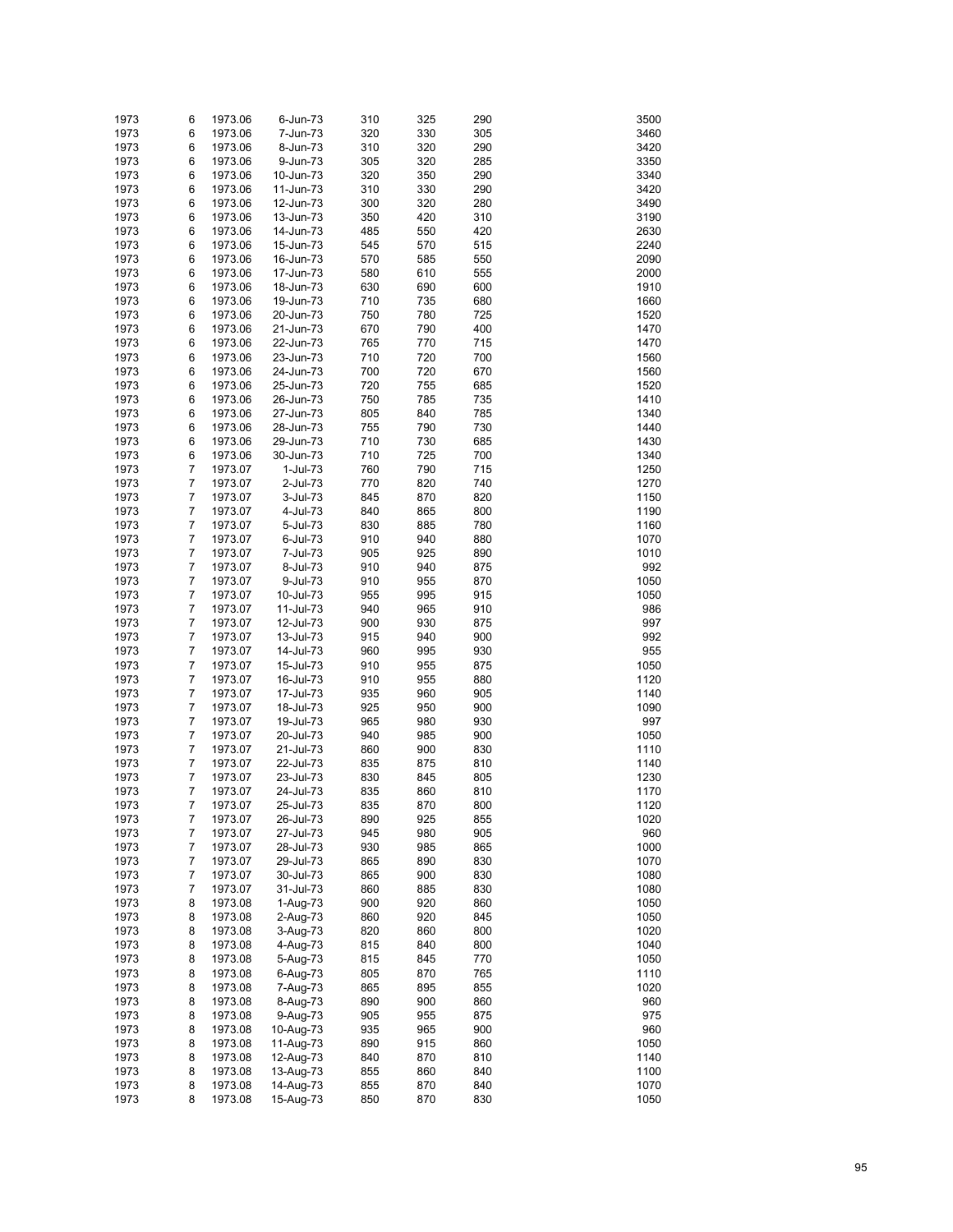| | | | | | | | | |
|---|---|---|---|---|---|---|---|---|
| 1973 | 6 | 1973.06 | 6-Jun-73 | 310 | 325 | 290 | | 3500 |
| 1973 | 6 | 1973.06 | 7-Jun-73 | 320 | 330 | 305 | | 3460 |
| 1973 | 6 | 1973.06 | 8-Jun-73 | 310 | 320 | 290 | | 3420 |
| 1973 | 6 | 1973.06 | 9-Jun-73 | 305 | 320 | 285 | | 3350 |
| 1973 | 6 | 1973.06 | 10-Jun-73 | 320 | 350 | 290 | | 3340 |
| 1973 | 6 | 1973.06 | 11-Jun-73 | 310 | 330 | 290 | | 3420 |
| 1973 | 6 | 1973.06 | 12-Jun-73 | 300 | 320 | 280 | | 3490 |
| 1973 | 6 | 1973.06 | 13-Jun-73 | 350 | 420 | 310 | | 3190 |
| 1973 | 6 | 1973.06 | 14-Jun-73 | 485 | 550 | 420 | | 2630 |
| 1973 | 6 | 1973.06 | 15-Jun-73 | 545 | 570 | 515 | | 2240 |
| 1973 | 6 | 1973.06 | 16-Jun-73 | 570 | 585 | 550 | | 2090 |
| 1973 | 6 | 1973.06 | 17-Jun-73 | 580 | 610 | 555 | | 2000 |
| 1973 | 6 | 1973.06 | 18-Jun-73 | 630 | 690 | 600 | | 1910 |
| 1973 | 6 | 1973.06 | 19-Jun-73 | 710 | 735 | 680 | | 1660 |
| 1973 | 6 | 1973.06 | 20-Jun-73 | 750 | 780 | 725 | | 1520 |
| 1973 | 6 | 1973.06 | 21-Jun-73 | 670 | 790 | 400 | | 1470 |
| 1973 | 6 | 1973.06 | 22-Jun-73 | 765 | 770 | 715 | | 1470 |
| 1973 | 6 | 1973.06 | 23-Jun-73 | 710 | 720 | 700 | | 1560 |
| 1973 | 6 | 1973.06 | 24-Jun-73 | 700 | 720 | 670 | | 1560 |
| 1973 | 6 | 1973.06 | 25-Jun-73 | 720 | 755 | 685 | | 1520 |
| 1973 | 6 | 1973.06 | 26-Jun-73 | 750 | 785 | 735 | | 1410 |
| 1973 | 6 | 1973.06 | 27-Jun-73 | 805 | 840 | 785 | | 1340 |
| 1973 | 6 | 1973.06 | 28-Jun-73 | 755 | 790 | 730 | | 1440 |
| 1973 | 6 | 1973.06 | 29-Jun-73 | 710 | 730 | 685 | | 1430 |
| 1973 | 6 | 1973.06 | 30-Jun-73 | 710 | 725 | 700 | | 1340 |
| 1973 | 7 | 1973.07 | 1-Jul-73 | 760 | 790 | 715 | | 1250 |
| 1973 | 7 | 1973.07 | 2-Jul-73 | 770 | 820 | 740 | | 1270 |
| 1973 | 7 | 1973.07 | 3-Jul-73 | 845 | 870 | 820 | | 1150 |
| 1973 | 7 | 1973.07 | 4-Jul-73 | 840 | 865 | 800 | | 1190 |
| 1973 | 7 | 1973.07 | 5-Jul-73 | 830 | 885 | 780 | | 1160 |
| 1973 | 7 | 1973.07 | 6-Jul-73 | 910 | 940 | 880 | | 1070 |
| 1973 | 7 | 1973.07 | 7-Jul-73 | 905 | 925 | 890 | | 1010 |
| 1973 | 7 | 1973.07 | 8-Jul-73 | 910 | 940 | 875 | | 992 |
| 1973 | 7 | 1973.07 | 9-Jul-73 | 910 | 955 | 870 | | 1050 |
| 1973 | 7 | 1973.07 | 10-Jul-73 | 955 | 995 | 915 | | 1050 |
| 1973 | 7 | 1973.07 | 11-Jul-73 | 940 | 965 | 910 | | 986 |
| 1973 | 7 | 1973.07 | 12-Jul-73 | 900 | 930 | 875 | | 997 |
| 1973 | 7 | 1973.07 | 13-Jul-73 | 915 | 940 | 900 | | 992 |
| 1973 | 7 | 1973.07 | 14-Jul-73 | 960 | 995 | 930 | | 955 |
| 1973 | 7 | 1973.07 | 15-Jul-73 | 910 | 955 | 875 | | 1050 |
| 1973 | 7 | 1973.07 | 16-Jul-73 | 910 | 955 | 880 | | 1120 |
| 1973 | 7 | 1973.07 | 17-Jul-73 | 935 | 960 | 905 | | 1140 |
| 1973 | 7 | 1973.07 | 18-Jul-73 | 925 | 950 | 900 | | 1090 |
| 1973 | 7 | 1973.07 | 19-Jul-73 | 965 | 980 | 930 | | 997 |
| 1973 | 7 | 1973.07 | 20-Jul-73 | 940 | 985 | 900 | | 1050 |
| 1973 | 7 | 1973.07 | 21-Jul-73 | 860 | 900 | 830 | | 1110 |
| 1973 | 7 | 1973.07 | 22-Jul-73 | 835 | 875 | 810 | | 1140 |
| 1973 | 7 | 1973.07 | 23-Jul-73 | 830 | 845 | 805 | | 1230 |
| 1973 | 7 | 1973.07 | 24-Jul-73 | 835 | 860 | 810 | | 1170 |
| 1973 | 7 | 1973.07 | 25-Jul-73 | 835 | 870 | 800 | | 1120 |
| 1973 | 7 | 1973.07 | 26-Jul-73 | 890 | 925 | 855 | | 1020 |
| 1973 | 7 | 1973.07 | 27-Jul-73 | 945 | 980 | 905 | | 960 |
| 1973 | 7 | 1973.07 | 28-Jul-73 | 930 | 985 | 865 | | 1000 |
| 1973 | 7 | 1973.07 | 29-Jul-73 | 865 | 890 | 830 | | 1070 |
| 1973 | 7 | 1973.07 | 30-Jul-73 | 865 | 900 | 830 | | 1080 |
| 1973 | 7 | 1973.07 | 31-Jul-73 | 860 | 885 | 830 | | 1080 |
| 1973 | 8 | 1973.08 | 1-Aug-73 | 900 | 920 | 860 | | 1050 |
| 1973 | 8 | 1973.08 | 2-Aug-73 | 860 | 920 | 845 | | 1050 |
| 1973 | 8 | 1973.08 | 3-Aug-73 | 820 | 860 | 800 | | 1020 |
| 1973 | 8 | 1973.08 | 4-Aug-73 | 815 | 840 | 800 | | 1040 |
| 1973 | 8 | 1973.08 | 5-Aug-73 | 815 | 845 | 770 | | 1050 |
| 1973 | 8 | 1973.08 | 6-Aug-73 | 805 | 870 | 765 | | 1110 |
| 1973 | 8 | 1973.08 | 7-Aug-73 | 865 | 895 | 855 | | 1020 |
| 1973 | 8 | 1973.08 | 8-Aug-73 | 890 | 900 | 860 | | 960 |
| 1973 | 8 | 1973.08 | 9-Aug-73 | 905 | 955 | 875 | | 975 |
| 1973 | 8 | 1973.08 | 10-Aug-73 | 935 | 965 | 900 | | 960 |
| 1973 | 8 | 1973.08 | 11-Aug-73 | 890 | 915 | 860 | | 1050 |
| 1973 | 8 | 1973.08 | 12-Aug-73 | 840 | 870 | 810 | | 1140 |
| 1973 | 8 | 1973.08 | 13-Aug-73 | 855 | 860 | 840 | | 1100 |
| 1973 | 8 | 1973.08 | 14-Aug-73 | 855 | 870 | 840 | | 1070 |
| 1973 | 8 | 1973.08 | 15-Aug-73 | 850 | 870 | 830 | | 1050 |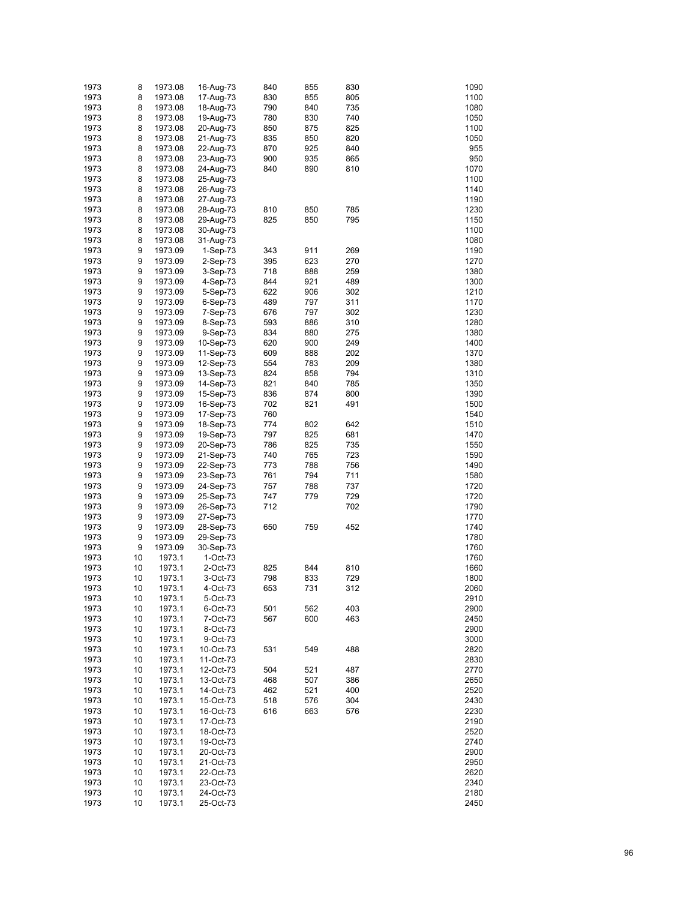| | | | | | | | | |
|---|---|---|---|---|---|---|---|---|
| 1973 | 8 | 1973.08 | 16-Aug-73 | 840 | 855 | 830 | | 1090 |
| 1973 | 8 | 1973.08 | 17-Aug-73 | 830 | 855 | 805 | | 1100 |
| 1973 | 8 | 1973.08 | 18-Aug-73 | 790 | 840 | 735 | | 1080 |
| 1973 | 8 | 1973.08 | 19-Aug-73 | 780 | 830 | 740 | | 1050 |
| 1973 | 8 | 1973.08 | 20-Aug-73 | 850 | 875 | 825 | | 1100 |
| 1973 | 8 | 1973.08 | 21-Aug-73 | 835 | 850 | 820 | | 1050 |
| 1973 | 8 | 1973.08 | 22-Aug-73 | 870 | 925 | 840 | | 955 |
| 1973 | 8 | 1973.08 | 23-Aug-73 | 900 | 935 | 865 | | 950 |
| 1973 | 8 | 1973.08 | 24-Aug-73 | 840 | 890 | 810 | | 1070 |
| 1973 | 8 | 1973.08 | 25-Aug-73 | | | | | 1100 |
| 1973 | 8 | 1973.08 | 26-Aug-73 | | | | | 1140 |
| 1973 | 8 | 1973.08 | 27-Aug-73 | | | | | 1190 |
| 1973 | 8 | 1973.08 | 28-Aug-73 | 810 | 850 | 785 | | 1230 |
| 1973 | 8 | 1973.08 | 29-Aug-73 | 825 | 850 | 795 | | 1150 |
| 1973 | 8 | 1973.08 | 30-Aug-73 | | | | | 1100 |
| 1973 | 8 | 1973.08 | 31-Aug-73 | | | | | 1080 |
| 1973 | 9 | 1973.09 | 1-Sep-73 | 343 | 911 | 269 | | 1190 |
| 1973 | 9 | 1973.09 | 2-Sep-73 | 395 | 623 | 270 | | 1270 |
| 1973 | 9 | 1973.09 | 3-Sep-73 | 718 | 888 | 259 | | 1380 |
| 1973 | 9 | 1973.09 | 4-Sep-73 | 844 | 921 | 489 | | 1300 |
| 1973 | 9 | 1973.09 | 5-Sep-73 | 622 | 906 | 302 | | 1210 |
| 1973 | 9 | 1973.09 | 6-Sep-73 | 489 | 797 | 311 | | 1170 |
| 1973 | 9 | 1973.09 | 7-Sep-73 | 676 | 797 | 302 | | 1230 |
| 1973 | 9 | 1973.09 | 8-Sep-73 | 593 | 886 | 310 | | 1280 |
| 1973 | 9 | 1973.09 | 9-Sep-73 | 834 | 880 | 275 | | 1380 |
| 1973 | 9 | 1973.09 | 10-Sep-73 | 620 | 900 | 249 | | 1400 |
| 1973 | 9 | 1973.09 | 11-Sep-73 | 609 | 888 | 202 | | 1370 |
| 1973 | 9 | 1973.09 | 12-Sep-73 | 554 | 783 | 209 | | 1380 |
| 1973 | 9 | 1973.09 | 13-Sep-73 | 824 | 858 | 794 | | 1310 |
| 1973 | 9 | 1973.09 | 14-Sep-73 | 821 | 840 | 785 | | 1350 |
| 1973 | 9 | 1973.09 | 15-Sep-73 | 836 | 874 | 800 | | 1390 |
| 1973 | 9 | 1973.09 | 16-Sep-73 | 702 | 821 | 491 | | 1500 |
| 1973 | 9 | 1973.09 | 17-Sep-73 | 760 | | | | 1540 |
| 1973 | 9 | 1973.09 | 18-Sep-73 | 774 | 802 | 642 | | 1510 |
| 1973 | 9 | 1973.09 | 19-Sep-73 | 797 | 825 | 681 | | 1470 |
| 1973 | 9 | 1973.09 | 20-Sep-73 | 786 | 825 | 735 | | 1550 |
| 1973 | 9 | 1973.09 | 21-Sep-73 | 740 | 765 | 723 | | 1590 |
| 1973 | 9 | 1973.09 | 22-Sep-73 | 773 | 788 | 756 | | 1490 |
| 1973 | 9 | 1973.09 | 23-Sep-73 | 761 | 794 | 711 | | 1580 |
| 1973 | 9 | 1973.09 | 24-Sep-73 | 757 | 788 | 737 | | 1720 |
| 1973 | 9 | 1973.09 | 25-Sep-73 | 747 | 779 | 729 | | 1720 |
| 1973 | 9 | 1973.09 | 26-Sep-73 | 712 | | 702 | | 1790 |
| 1973 | 9 | 1973.09 | 27-Sep-73 | | | | | 1770 |
| 1973 | 9 | 1973.09 | 28-Sep-73 | 650 | 759 | 452 | | 1740 |
| 1973 | 9 | 1973.09 | 29-Sep-73 | | | | | 1780 |
| 1973 | 9 | 1973.09 | 30-Sep-73 | | | | | 1760 |
| 1973 | 10 | 1973.1 | 1-Oct-73 | | | | | 1760 |
| 1973 | 10 | 1973.1 | 2-Oct-73 | 825 | 844 | 810 | | 1660 |
| 1973 | 10 | 1973.1 | 3-Oct-73 | 798 | 833 | 729 | | 1800 |
| 1973 | 10 | 1973.1 | 4-Oct-73 | 653 | 731 | 312 | | 2060 |
| 1973 | 10 | 1973.1 | 5-Oct-73 | | | | | 2910 |
| 1973 | 10 | 1973.1 | 6-Oct-73 | 501 | 562 | 403 | | 2900 |
| 1973 | 10 | 1973.1 | 7-Oct-73 | 567 | 600 | 463 | | 2450 |
| 1973 | 10 | 1973.1 | 8-Oct-73 | | | | | 2900 |
| 1973 | 10 | 1973.1 | 9-Oct-73 | | | | | 3000 |
| 1973 | 10 | 1973.1 | 10-Oct-73 | 531 | 549 | 488 | | 2820 |
| 1973 | 10 | 1973.1 | 11-Oct-73 | | | | | 2830 |
| 1973 | 10 | 1973.1 | 12-Oct-73 | 504 | 521 | 487 | | 2770 |
| 1973 | 10 | 1973.1 | 13-Oct-73 | 468 | 507 | 386 | | 2650 |
| 1973 | 10 | 1973.1 | 14-Oct-73 | 462 | 521 | 400 | | 2520 |
| 1973 | 10 | 1973.1 | 15-Oct-73 | 518 | 576 | 304 | | 2430 |
| 1973 | 10 | 1973.1 | 16-Oct-73 | 616 | 663 | 576 | | 2230 |
| 1973 | 10 | 1973.1 | 17-Oct-73 | | | | | 2190 |
| 1973 | 10 | 1973.1 | 18-Oct-73 | | | | | 2520 |
| 1973 | 10 | 1973.1 | 19-Oct-73 | | | | | 2740 |
| 1973 | 10 | 1973.1 | 20-Oct-73 | | | | | 2900 |
| 1973 | 10 | 1973.1 | 21-Oct-73 | | | | | 2950 |
| 1973 | 10 | 1973.1 | 22-Oct-73 | | | | | 2620 |
| 1973 | 10 | 1973.1 | 23-Oct-73 | | | | | 2340 |
| 1973 | 10 | 1973.1 | 24-Oct-73 | | | | | 2180 |
| 1973 | 10 | 1973.1 | 25-Oct-73 | | | | | 2450 |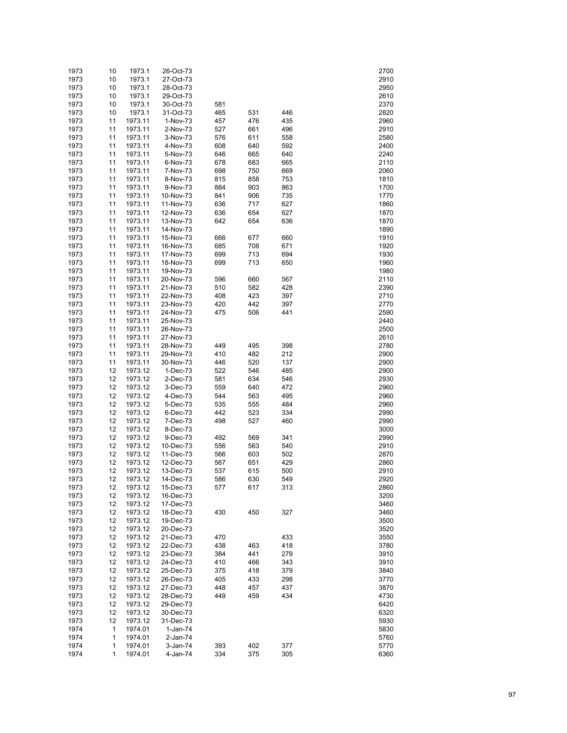| | | | | | | | | |
|---|---|---|---|---|---|---|---|---|
| 1973 | 10 | 1973.1 | 26-Oct-73 | | | | | 2700 |
| 1973 | 10 | 1973.1 | 27-Oct-73 | | | | | 2910 |
| 1973 | 10 | 1973.1 | 28-Oct-73 | | | | | 2950 |
| 1973 | 10 | 1973.1 | 29-Oct-73 | | | | | 2610 |
| 1973 | 10 | 1973.1 | 30-Oct-73 | 581 | | | | 2370 |
| 1973 | 10 | 1973.1 | 31-Oct-73 | 465 | 531 | 446 | | 2820 |
| 1973 | 11 | 1973.11 | 1-Nov-73 | 457 | 476 | 435 | | 2960 |
| 1973 | 11 | 1973.11 | 2-Nov-73 | 527 | 661 | 496 | | 2910 |
| 1973 | 11 | 1973.11 | 3-Nov-73 | 576 | 611 | 558 | | 2580 |
| 1973 | 11 | 1973.11 | 4-Nov-73 | 608 | 640 | 592 | | 2400 |
| 1973 | 11 | 1973.11 | 5-Nov-73 | 646 | 665 | 640 | | 2240 |
| 1973 | 11 | 1973.11 | 6-Nov-73 | 678 | 683 | 665 | | 2110 |
| 1973 | 11 | 1973.11 | 7-Nov-73 | 698 | 750 | 669 | | 2060 |
| 1973 | 11 | 1973.11 | 8-Nov-73 | 815 | 858 | 753 | | 1810 |
| 1973 | 11 | 1973.11 | 9-Nov-73 | 884 | 903 | 863 | | 1700 |
| 1973 | 11 | 1973.11 | 10-Nov-73 | 841 | 906 | 735 | | 1770 |
| 1973 | 11 | 1973.11 | 11-Nov-73 | 636 | 717 | 627 | | 1860 |
| 1973 | 11 | 1973.11 | 12-Nov-73 | 636 | 654 | 627 | | 1870 |
| 1973 | 11 | 1973.11 | 13-Nov-73 | 642 | 654 | 636 | | 1870 |
| 1973 | 11 | 1973.11 | 14-Nov-73 | | | | | 1890 |
| 1973 | 11 | 1973.11 | 15-Nov-73 | 666 | 677 | 660 | | 1910 |
| 1973 | 11 | 1973.11 | 16-Nov-73 | 685 | 708 | 671 | | 1920 |
| 1973 | 11 | 1973.11 | 17-Nov-73 | 699 | 713 | 694 | | 1930 |
| 1973 | 11 | 1973.11 | 18-Nov-73 | 699 | 713 | 650 | | 1960 |
| 1973 | 11 | 1973.11 | 19-Nov-73 | | | | | 1980 |
| 1973 | 11 | 1973.11 | 20-Nov-73 | 596 | 660 | 567 | | 2110 |
| 1973 | 11 | 1973.11 | 21-Nov-73 | 510 | 582 | 428 | | 2390 |
| 1973 | 11 | 1973.11 | 22-Nov-73 | 408 | 423 | 397 | | 2710 |
| 1973 | 11 | 1973.11 | 23-Nov-73 | 420 | 442 | 397 | | 2770 |
| 1973 | 11 | 1973.11 | 24-Nov-73 | 475 | 506 | 441 | | 2590 |
| 1973 | 11 | 1973.11 | 25-Nov-73 | | | | | 2440 |
| 1973 | 11 | 1973.11 | 26-Nov-73 | | | | | 2500 |
| 1973 | 11 | 1973.11 | 27-Nov-73 | | | | | 2610 |
| 1973 | 11 | 1973.11 | 28-Nov-73 | 449 | 495 | 398 | | 2780 |
| 1973 | 11 | 1973.11 | 29-Nov-73 | 410 | 482 | 212 | | 2900 |
| 1973 | 11 | 1973.11 | 30-Nov-73 | 446 | 520 | 137 | | 2900 |
| 1973 | 12 | 1973.12 | 1-Dec-73 | 522 | 546 | 485 | | 2900 |
| 1973 | 12 | 1973.12 | 2-Dec-73 | 581 | 634 | 546 | | 2930 |
| 1973 | 12 | 1973.12 | 3-Dec-73 | 559 | 640 | 472 | | 2960 |
| 1973 | 12 | 1973.12 | 4-Dec-73 | 544 | 563 | 495 | | 2960 |
| 1973 | 12 | 1973.12 | 5-Dec-73 | 535 | 555 | 484 | | 2960 |
| 1973 | 12 | 1973.12 | 6-Dec-73 | 442 | 523 | 334 | | 2990 |
| 1973 | 12 | 1973.12 | 7-Dec-73 | 498 | 527 | 460 | | 2990 |
| 1973 | 12 | 1973.12 | 8-Dec-73 | | | | | 3000 |
| 1973 | 12 | 1973.12 | 9-Dec-73 | 492 | 569 | 341 | | 2990 |
| 1973 | 12 | 1973.12 | 10-Dec-73 | 556 | 563 | 540 | | 2910 |
| 1973 | 12 | 1973.12 | 11-Dec-73 | 566 | 603 | 502 | | 2870 |
| 1973 | 12 | 1973.12 | 12-Dec-73 | 567 | 651 | 429 | | 2860 |
| 1973 | 12 | 1973.12 | 13-Dec-73 | 537 | 615 | 500 | | 2910 |
| 1973 | 12 | 1973.12 | 14-Dec-73 | 586 | 630 | 549 | | 2920 |
| 1973 | 12 | 1973.12 | 15-Dec-73 | 577 | 617 | 313 | | 2860 |
| 1973 | 12 | 1973.12 | 16-Dec-73 | | | | | 3200 |
| 1973 | 12 | 1973.12 | 17-Dec-73 | | | | | 3460 |
| 1973 | 12 | 1973.12 | 18-Dec-73 | 430 | 450 | 327 | | 3460 |
| 1973 | 12 | 1973.12 | 19-Dec-73 | | | | | 3500 |
| 1973 | 12 | 1973.12 | 20-Dec-73 | | | | | 3520 |
| 1973 | 12 | 1973.12 | 21-Dec-73 | 470 | | 433 | | 3550 |
| 1973 | 12 | 1973.12 | 22-Dec-73 | 438 | 463 | 418 | | 3780 |
| 1973 | 12 | 1973.12 | 23-Dec-73 | 384 | 441 | 279 | | 3910 |
| 1973 | 12 | 1973.12 | 24-Dec-73 | 410 | 466 | 343 | | 3910 |
| 1973 | 12 | 1973.12 | 25-Dec-73 | 375 | 418 | 379 | | 3840 |
| 1973 | 12 | 1973.12 | 26-Dec-73 | 405 | 433 | 298 | | 3770 |
| 1973 | 12 | 1973.12 | 27-Dec-73 | 448 | 457 | 437 | | 3870 |
| 1973 | 12 | 1973.12 | 28-Dec-73 | 449 | 459 | 434 | | 4730 |
| 1973 | 12 | 1973.12 | 29-Dec-73 | | | | | 6420 |
| 1973 | 12 | 1973.12 | 30-Dec-73 | | | | | 6320 |
| 1973 | 12 | 1973.12 | 31-Dec-73 | | | | | 5930 |
| 1974 | 1 | 1974.01 | 1-Jan-74 | | | | | 5830 |
| 1974 | 1 | 1974.01 | 2-Jan-74 | | | | | 5760 |
| 1974 | 1 | 1974.01 | 3-Jan-74 | 393 | 402 | 377 | | 5770 |
| 1974 | 1 | 1974.01 | 4-Jan-74 | 334 | 375 | 305 | | 6360 |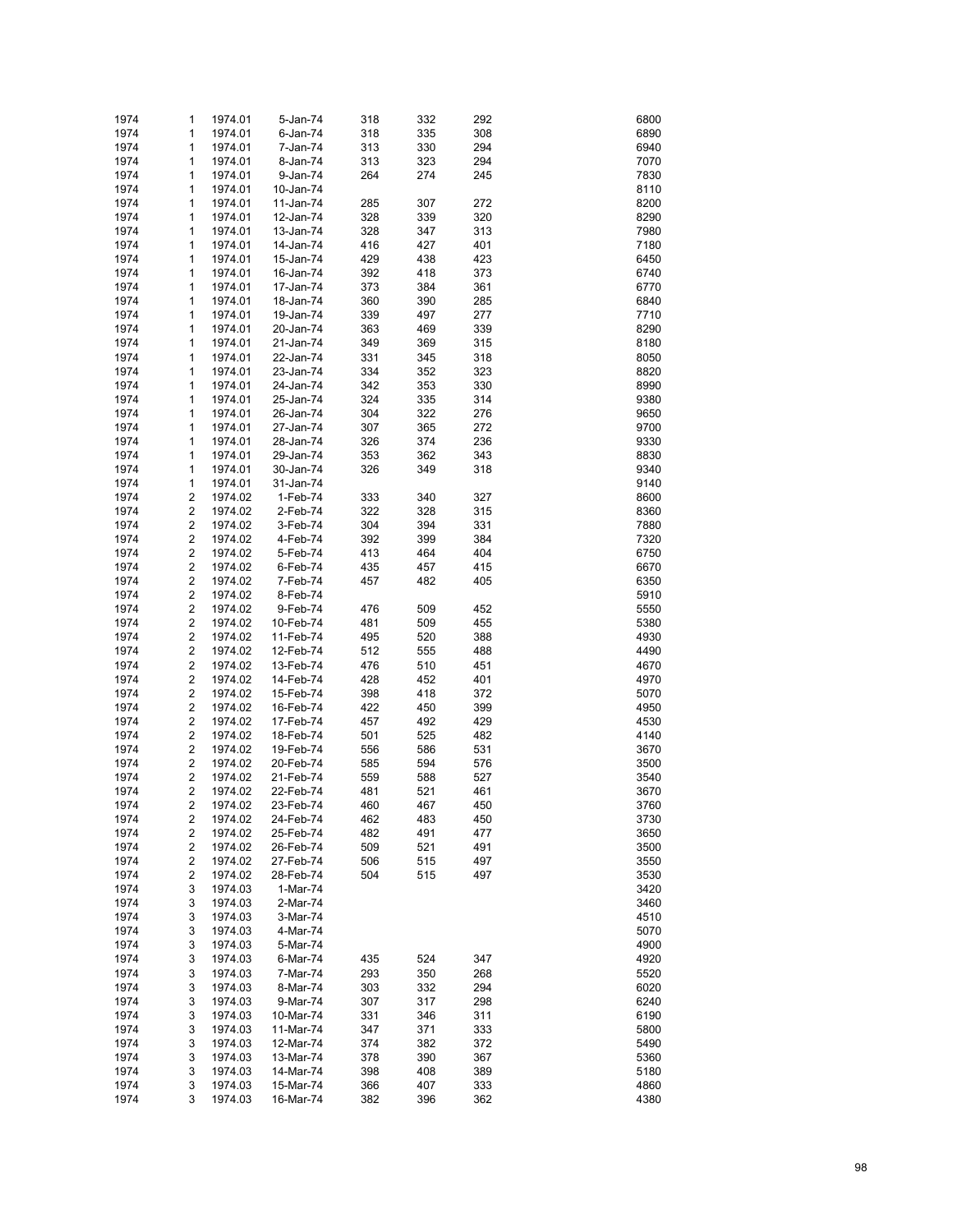| | | | | | | | | |
|---|---|---|---|---|---|---|---|---|
| 1974 | 1 | 1974.01 | 5-Jan-74 | 318 | 332 | 292 | | 6800 |
| 1974 | 1 | 1974.01 | 6-Jan-74 | 318 | 335 | 308 | | 6890 |
| 1974 | 1 | 1974.01 | 7-Jan-74 | 313 | 330 | 294 | | 6940 |
| 1974 | 1 | 1974.01 | 8-Jan-74 | 313 | 323 | 294 | | 7070 |
| 1974 | 1 | 1974.01 | 9-Jan-74 | 264 | 274 | 245 | | 7830 |
| 1974 | 1 | 1974.01 | 10-Jan-74 | | | | | 8110 |
| 1974 | 1 | 1974.01 | 11-Jan-74 | 285 | 307 | 272 | | 8200 |
| 1974 | 1 | 1974.01 | 12-Jan-74 | 328 | 339 | 320 | | 8290 |
| 1974 | 1 | 1974.01 | 13-Jan-74 | 328 | 347 | 313 | | 7980 |
| 1974 | 1 | 1974.01 | 14-Jan-74 | 416 | 427 | 401 | | 7180 |
| 1974 | 1 | 1974.01 | 15-Jan-74 | 429 | 438 | 423 | | 6450 |
| 1974 | 1 | 1974.01 | 16-Jan-74 | 392 | 418 | 373 | | 6740 |
| 1974 | 1 | 1974.01 | 17-Jan-74 | 373 | 384 | 361 | | 6770 |
| 1974 | 1 | 1974.01 | 18-Jan-74 | 360 | 390 | 285 | | 6840 |
| 1974 | 1 | 1974.01 | 19-Jan-74 | 339 | 497 | 277 | | 7710 |
| 1974 | 1 | 1974.01 | 20-Jan-74 | 363 | 469 | 339 | | 8290 |
| 1974 | 1 | 1974.01 | 21-Jan-74 | 349 | 369 | 315 | | 8180 |
| 1974 | 1 | 1974.01 | 22-Jan-74 | 331 | 345 | 318 | | 8050 |
| 1974 | 1 | 1974.01 | 23-Jan-74 | 334 | 352 | 323 | | 8820 |
| 1974 | 1 | 1974.01 | 24-Jan-74 | 342 | 353 | 330 | | 8990 |
| 1974 | 1 | 1974.01 | 25-Jan-74 | 324 | 335 | 314 | | 9380 |
| 1974 | 1 | 1974.01 | 26-Jan-74 | 304 | 322 | 276 | | 9650 |
| 1974 | 1 | 1974.01 | 27-Jan-74 | 307 | 365 | 272 | | 9700 |
| 1974 | 1 | 1974.01 | 28-Jan-74 | 326 | 374 | 236 | | 9330 |
| 1974 | 1 | 1974.01 | 29-Jan-74 | 353 | 362 | 343 | | 8830 |
| 1974 | 1 | 1974.01 | 30-Jan-74 | 326 | 349 | 318 | | 9340 |
| 1974 | 1 | 1974.01 | 31-Jan-74 | | | | | 9140 |
| 1974 | 2 | 1974.02 | 1-Feb-74 | 333 | 340 | 327 | | 8600 |
| 1974 | 2 | 1974.02 | 2-Feb-74 | 322 | 328 | 315 | | 8360 |
| 1974 | 2 | 1974.02 | 3-Feb-74 | 304 | 394 | 331 | | 7880 |
| 1974 | 2 | 1974.02 | 4-Feb-74 | 392 | 399 | 384 | | 7320 |
| 1974 | 2 | 1974.02 | 5-Feb-74 | 413 | 464 | 404 | | 6750 |
| 1974 | 2 | 1974.02 | 6-Feb-74 | 435 | 457 | 415 | | 6670 |
| 1974 | 2 | 1974.02 | 7-Feb-74 | 457 | 482 | 405 | | 6350 |
| 1974 | 2 | 1974.02 | 8-Feb-74 | | | | | 5910 |
| 1974 | 2 | 1974.02 | 9-Feb-74 | 476 | 509 | 452 | | 5550 |
| 1974 | 2 | 1974.02 | 10-Feb-74 | 481 | 509 | 455 | | 5380 |
| 1974 | 2 | 1974.02 | 11-Feb-74 | 495 | 520 | 388 | | 4930 |
| 1974 | 2 | 1974.02 | 12-Feb-74 | 512 | 555 | 488 | | 4490 |
| 1974 | 2 | 1974.02 | 13-Feb-74 | 476 | 510 | 451 | | 4670 |
| 1974 | 2 | 1974.02 | 14-Feb-74 | 428 | 452 | 401 | | 4970 |
| 1974 | 2 | 1974.02 | 15-Feb-74 | 398 | 418 | 372 | | 5070 |
| 1974 | 2 | 1974.02 | 16-Feb-74 | 422 | 450 | 399 | | 4950 |
| 1974 | 2 | 1974.02 | 17-Feb-74 | 457 | 492 | 429 | | 4530 |
| 1974 | 2 | 1974.02 | 18-Feb-74 | 501 | 525 | 482 | | 4140 |
| 1974 | 2 | 1974.02 | 19-Feb-74 | 556 | 586 | 531 | | 3670 |
| 1974 | 2 | 1974.02 | 20-Feb-74 | 585 | 594 | 576 | | 3500 |
| 1974 | 2 | 1974.02 | 21-Feb-74 | 559 | 588 | 527 | | 3540 |
| 1974 | 2 | 1974.02 | 22-Feb-74 | 481 | 521 | 461 | | 3670 |
| 1974 | 2 | 1974.02 | 23-Feb-74 | 460 | 467 | 450 | | 3760 |
| 1974 | 2 | 1974.02 | 24-Feb-74 | 462 | 483 | 450 | | 3730 |
| 1974 | 2 | 1974.02 | 25-Feb-74 | 482 | 491 | 477 | | 3650 |
| 1974 | 2 | 1974.02 | 26-Feb-74 | 509 | 521 | 491 | | 3500 |
| 1974 | 2 | 1974.02 | 27-Feb-74 | 506 | 515 | 497 | | 3550 |
| 1974 | 2 | 1974.02 | 28-Feb-74 | 504 | 515 | 497 | | 3530 |
| 1974 | 3 | 1974.03 | 1-Mar-74 | | | | | 3420 |
| 1974 | 3 | 1974.03 | 2-Mar-74 | | | | | 3460 |
| 1974 | 3 | 1974.03 | 3-Mar-74 | | | | | 4510 |
| 1974 | 3 | 1974.03 | 4-Mar-74 | | | | | 5070 |
| 1974 | 3 | 1974.03 | 5-Mar-74 | | | | | 4900 |
| 1974 | 3 | 1974.03 | 6-Mar-74 | 435 | 524 | 347 | | 4920 |
| 1974 | 3 | 1974.03 | 7-Mar-74 | 293 | 350 | 268 | | 5520 |
| 1974 | 3 | 1974.03 | 8-Mar-74 | 303 | 332 | 294 | | 6020 |
| 1974 | 3 | 1974.03 | 9-Mar-74 | 307 | 317 | 298 | | 6240 |
| 1974 | 3 | 1974.03 | 10-Mar-74 | 331 | 346 | 311 | | 6190 |
| 1974 | 3 | 1974.03 | 11-Mar-74 | 347 | 371 | 333 | | 5800 |
| 1974 | 3 | 1974.03 | 12-Mar-74 | 374 | 382 | 372 | | 5490 |
| 1974 | 3 | 1974.03 | 13-Mar-74 | 378 | 390 | 367 | | 5360 |
| 1974 | 3 | 1974.03 | 14-Mar-74 | 398 | 408 | 389 | | 5180 |
| 1974 | 3 | 1974.03 | 15-Mar-74 | 366 | 407 | 333 | | 4860 |
| 1974 | 3 | 1974.03 | 16-Mar-74 | 382 | 396 | 362 | | 4380 |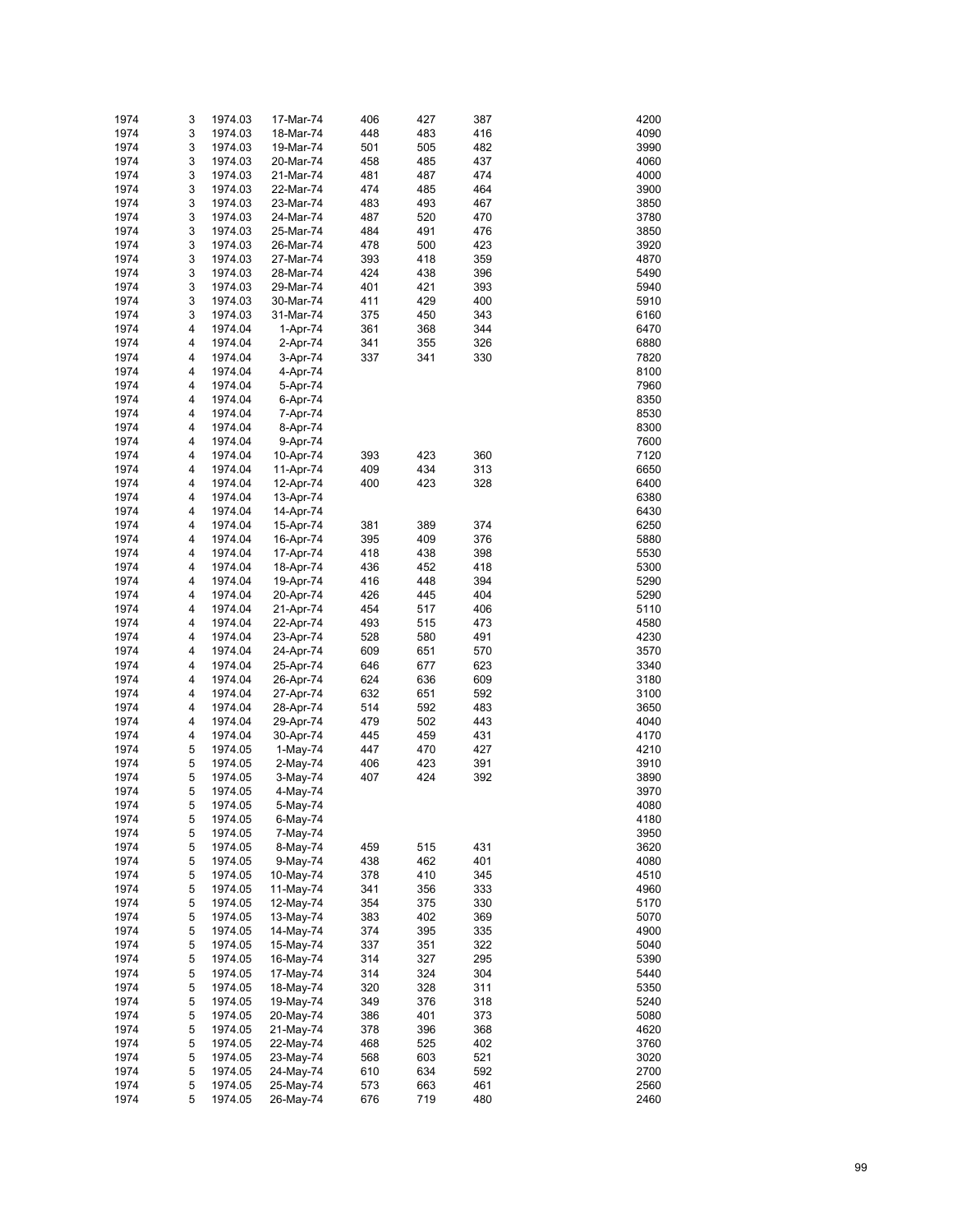| | | | | | | | | |
|---|---|---|---|---|---|---|---|---|
| 1974 | 3 | 1974.03 | 17-Mar-74 | 406 | 427 | 387 | | 4200 |
| 1974 | 3 | 1974.03 | 18-Mar-74 | 448 | 483 | 416 | | 4090 |
| 1974 | 3 | 1974.03 | 19-Mar-74 | 501 | 505 | 482 | | 3990 |
| 1974 | 3 | 1974.03 | 20-Mar-74 | 458 | 485 | 437 | | 4060 |
| 1974 | 3 | 1974.03 | 21-Mar-74 | 481 | 487 | 474 | | 4000 |
| 1974 | 3 | 1974.03 | 22-Mar-74 | 474 | 485 | 464 | | 3900 |
| 1974 | 3 | 1974.03 | 23-Mar-74 | 483 | 493 | 467 | | 3850 |
| 1974 | 3 | 1974.03 | 24-Mar-74 | 487 | 520 | 470 | | 3780 |
| 1974 | 3 | 1974.03 | 25-Mar-74 | 484 | 491 | 476 | | 3850 |
| 1974 | 3 | 1974.03 | 26-Mar-74 | 478 | 500 | 423 | | 3920 |
| 1974 | 3 | 1974.03 | 27-Mar-74 | 393 | 418 | 359 | | 4870 |
| 1974 | 3 | 1974.03 | 28-Mar-74 | 424 | 438 | 396 | | 5490 |
| 1974 | 3 | 1974.03 | 29-Mar-74 | 401 | 421 | 393 | | 5940 |
| 1974 | 3 | 1974.03 | 30-Mar-74 | 411 | 429 | 400 | | 5910 |
| 1974 | 3 | 1974.03 | 31-Mar-74 | 375 | 450 | 343 | | 6160 |
| 1974 | 4 | 1974.04 | 1-Apr-74 | 361 | 368 | 344 | | 6470 |
| 1974 | 4 | 1974.04 | 2-Apr-74 | 341 | 355 | 326 | | 6880 |
| 1974 | 4 | 1974.04 | 3-Apr-74 | 337 | 341 | 330 | | 7820 |
| 1974 | 4 | 1974.04 | 4-Apr-74 | | | | | 8100 |
| 1974 | 4 | 1974.04 | 5-Apr-74 | | | | | 7960 |
| 1974 | 4 | 1974.04 | 6-Apr-74 | | | | | 8350 |
| 1974 | 4 | 1974.04 | 7-Apr-74 | | | | | 8530 |
| 1974 | 4 | 1974.04 | 8-Apr-74 | | | | | 8300 |
| 1974 | 4 | 1974.04 | 9-Apr-74 | | | | | 7600 |
| 1974 | 4 | 1974.04 | 10-Apr-74 | 393 | 423 | 360 | | 7120 |
| 1974 | 4 | 1974.04 | 11-Apr-74 | 409 | 434 | 313 | | 6650 |
| 1974 | 4 | 1974.04 | 12-Apr-74 | 400 | 423 | 328 | | 6400 |
| 1974 | 4 | 1974.04 | 13-Apr-74 | | | | | 6380 |
| 1974 | 4 | 1974.04 | 14-Apr-74 | | | | | 6430 |
| 1974 | 4 | 1974.04 | 15-Apr-74 | 381 | 389 | 374 | | 6250 |
| 1974 | 4 | 1974.04 | 16-Apr-74 | 395 | 409 | 376 | | 5880 |
| 1974 | 4 | 1974.04 | 17-Apr-74 | 418 | 438 | 398 | | 5530 |
| 1974 | 4 | 1974.04 | 18-Apr-74 | 436 | 452 | 418 | | 5300 |
| 1974 | 4 | 1974.04 | 19-Apr-74 | 416 | 448 | 394 | | 5290 |
| 1974 | 4 | 1974.04 | 20-Apr-74 | 426 | 445 | 404 | | 5290 |
| 1974 | 4 | 1974.04 | 21-Apr-74 | 454 | 517 | 406 | | 5110 |
| 1974 | 4 | 1974.04 | 22-Apr-74 | 493 | 515 | 473 | | 4580 |
| 1974 | 4 | 1974.04 | 23-Apr-74 | 528 | 580 | 491 | | 4230 |
| 1974 | 4 | 1974.04 | 24-Apr-74 | 609 | 651 | 570 | | 3570 |
| 1974 | 4 | 1974.04 | 25-Apr-74 | 646 | 677 | 623 | | 3340 |
| 1974 | 4 | 1974.04 | 26-Apr-74 | 624 | 636 | 609 | | 3180 |
| 1974 | 4 | 1974.04 | 27-Apr-74 | 632 | 651 | 592 | | 3100 |
| 1974 | 4 | 1974.04 | 28-Apr-74 | 514 | 592 | 483 | | 3650 |
| 1974 | 4 | 1974.04 | 29-Apr-74 | 479 | 502 | 443 | | 4040 |
| 1974 | 4 | 1974.04 | 30-Apr-74 | 445 | 459 | 431 | | 4170 |
| 1974 | 5 | 1974.05 | 1-May-74 | 447 | 470 | 427 | | 4210 |
| 1974 | 5 | 1974.05 | 2-May-74 | 406 | 423 | 391 | | 3910 |
| 1974 | 5 | 1974.05 | 3-May-74 | 407 | 424 | 392 | | 3890 |
| 1974 | 5 | 1974.05 | 4-May-74 | | | | | 3970 |
| 1974 | 5 | 1974.05 | 5-May-74 | | | | | 4080 |
| 1974 | 5 | 1974.05 | 6-May-74 | | | | | 4180 |
| 1974 | 5 | 1974.05 | 7-May-74 | | | | | 3950 |
| 1974 | 5 | 1974.05 | 8-May-74 | 459 | 515 | 431 | | 3620 |
| 1974 | 5 | 1974.05 | 9-May-74 | 438 | 462 | 401 | | 4080 |
| 1974 | 5 | 1974.05 | 10-May-74 | 378 | 410 | 345 | | 4510 |
| 1974 | 5 | 1974.05 | 11-May-74 | 341 | 356 | 333 | | 4960 |
| 1974 | 5 | 1974.05 | 12-May-74 | 354 | 375 | 330 | | 5170 |
| 1974 | 5 | 1974.05 | 13-May-74 | 383 | 402 | 369 | | 5070 |
| 1974 | 5 | 1974.05 | 14-May-74 | 374 | 395 | 335 | | 4900 |
| 1974 | 5 | 1974.05 | 15-May-74 | 337 | 351 | 322 | | 5040 |
| 1974 | 5 | 1974.05 | 16-May-74 | 314 | 327 | 295 | | 5390 |
| 1974 | 5 | 1974.05 | 17-May-74 | 314 | 324 | 304 | | 5440 |
| 1974 | 5 | 1974.05 | 18-May-74 | 320 | 328 | 311 | | 5350 |
| 1974 | 5 | 1974.05 | 19-May-74 | 349 | 376 | 318 | | 5240 |
| 1974 | 5 | 1974.05 | 20-May-74 | 386 | 401 | 373 | | 5080 |
| 1974 | 5 | 1974.05 | 21-May-74 | 378 | 396 | 368 | | 4620 |
| 1974 | 5 | 1974.05 | 22-May-74 | 468 | 525 | 402 | | 3760 |
| 1974 | 5 | 1974.05 | 23-May-74 | 568 | 603 | 521 | | 3020 |
| 1974 | 5 | 1974.05 | 24-May-74 | 610 | 634 | 592 | | 2700 |
| 1974 | 5 | 1974.05 | 25-May-74 | 573 | 663 | 461 | | 2560 |
| 1974 | 5 | 1974.05 | 26-May-74 | 676 | 719 | 480 | | 2460 |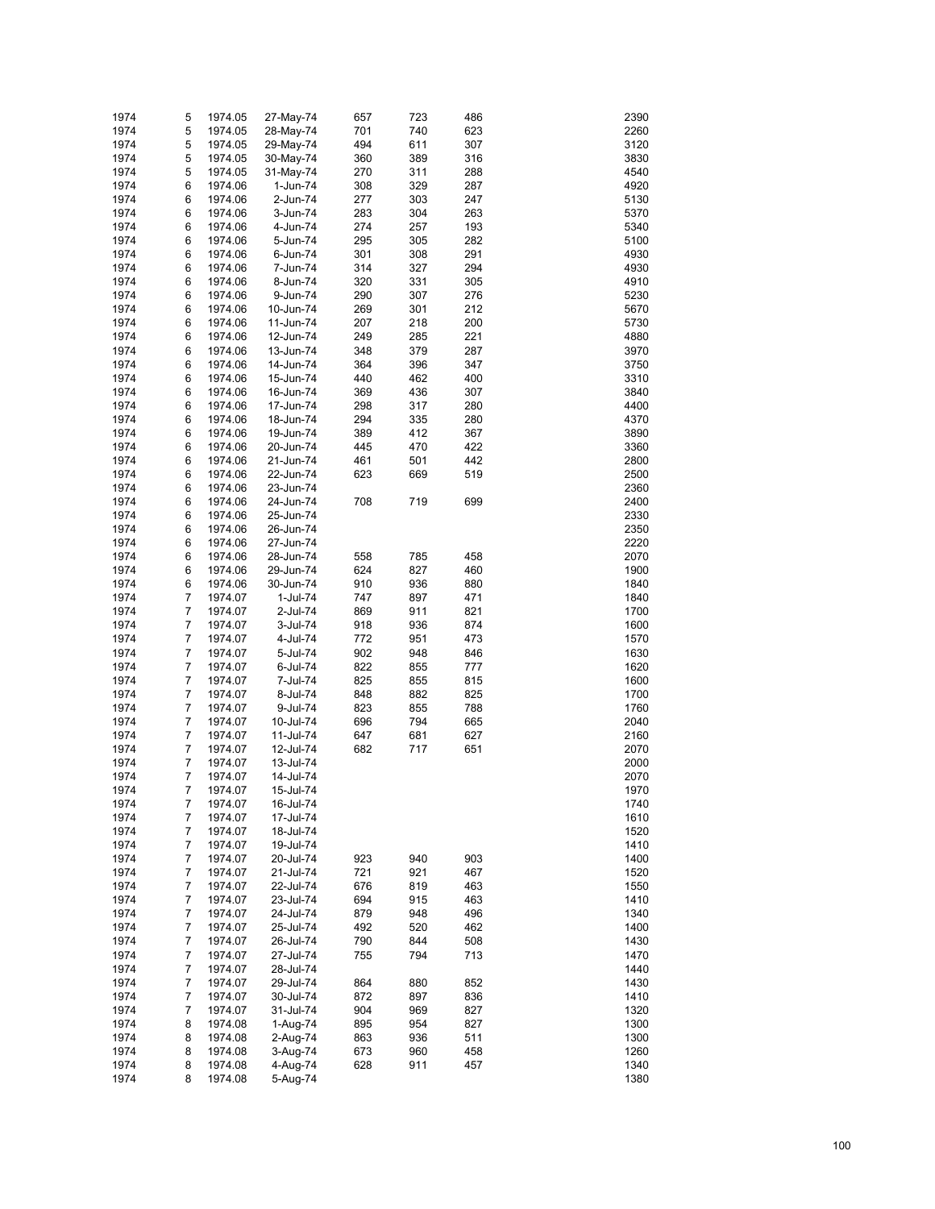| | | | | | | | | |
|---|---|---|---|---|---|---|---|---|
| 1974 | 5 | 1974.05 | 27-May-74 | 657 | 723 | 486 | | 2390 |
| 1974 | 5 | 1974.05 | 28-May-74 | 701 | 740 | 623 | | 2260 |
| 1974 | 5 | 1974.05 | 29-May-74 | 494 | 611 | 307 | | 3120 |
| 1974 | 5 | 1974.05 | 30-May-74 | 360 | 389 | 316 | | 3830 |
| 1974 | 5 | 1974.05 | 31-May-74 | 270 | 311 | 288 | | 4540 |
| 1974 | 6 | 1974.06 | 1-Jun-74 | 308 | 329 | 287 | | 4920 |
| 1974 | 6 | 1974.06 | 2-Jun-74 | 277 | 303 | 247 | | 5130 |
| 1974 | 6 | 1974.06 | 3-Jun-74 | 283 | 304 | 263 | | 5370 |
| 1974 | 6 | 1974.06 | 4-Jun-74 | 274 | 257 | 193 | | 5340 |
| 1974 | 6 | 1974.06 | 5-Jun-74 | 295 | 305 | 282 | | 5100 |
| 1974 | 6 | 1974.06 | 6-Jun-74 | 301 | 308 | 291 | | 4930 |
| 1974 | 6 | 1974.06 | 7-Jun-74 | 314 | 327 | 294 | | 4930 |
| 1974 | 6 | 1974.06 | 8-Jun-74 | 320 | 331 | 305 | | 4910 |
| 1974 | 6 | 1974.06 | 9-Jun-74 | 290 | 307 | 276 | | 5230 |
| 1974 | 6 | 1974.06 | 10-Jun-74 | 269 | 301 | 212 | | 5670 |
| 1974 | 6 | 1974.06 | 11-Jun-74 | 207 | 218 | 200 | | 5730 |
| 1974 | 6 | 1974.06 | 12-Jun-74 | 249 | 285 | 221 | | 4880 |
| 1974 | 6 | 1974.06 | 13-Jun-74 | 348 | 379 | 287 | | 3970 |
| 1974 | 6 | 1974.06 | 14-Jun-74 | 364 | 396 | 347 | | 3750 |
| 1974 | 6 | 1974.06 | 15-Jun-74 | 440 | 462 | 400 | | 3310 |
| 1974 | 6 | 1974.06 | 16-Jun-74 | 369 | 436 | 307 | | 3840 |
| 1974 | 6 | 1974.06 | 17-Jun-74 | 298 | 317 | 280 | | 4400 |
| 1974 | 6 | 1974.06 | 18-Jun-74 | 294 | 335 | 280 | | 4370 |
| 1974 | 6 | 1974.06 | 19-Jun-74 | 389 | 412 | 367 | | 3890 |
| 1974 | 6 | 1974.06 | 20-Jun-74 | 445 | 470 | 422 | | 3360 |
| 1974 | 6 | 1974.06 | 21-Jun-74 | 461 | 501 | 442 | | 2800 |
| 1974 | 6 | 1974.06 | 22-Jun-74 | 623 | 669 | 519 | | 2500 |
| 1974 | 6 | 1974.06 | 23-Jun-74 | | | | | 2360 |
| 1974 | 6 | 1974.06 | 24-Jun-74 | 708 | 719 | 699 | | 2400 |
| 1974 | 6 | 1974.06 | 25-Jun-74 | | | | | 2330 |
| 1974 | 6 | 1974.06 | 26-Jun-74 | | | | | 2350 |
| 1974 | 6 | 1974.06 | 27-Jun-74 | | | | | 2220 |
| 1974 | 6 | 1974.06 | 28-Jun-74 | 558 | 785 | 458 | | 2070 |
| 1974 | 6 | 1974.06 | 29-Jun-74 | 624 | 827 | 460 | | 1900 |
| 1974 | 6 | 1974.06 | 30-Jun-74 | 910 | 936 | 880 | | 1840 |
| 1974 | 7 | 1974.07 | 1-Jul-74 | 747 | 897 | 471 | | 1840 |
| 1974 | 7 | 1974.07 | 2-Jul-74 | 869 | 911 | 821 | | 1700 |
| 1974 | 7 | 1974.07 | 3-Jul-74 | 918 | 936 | 874 | | 1600 |
| 1974 | 7 | 1974.07 | 4-Jul-74 | 772 | 951 | 473 | | 1570 |
| 1974 | 7 | 1974.07 | 5-Jul-74 | 902 | 948 | 846 | | 1630 |
| 1974 | 7 | 1974.07 | 6-Jul-74 | 822 | 855 | 777 | | 1620 |
| 1974 | 7 | 1974.07 | 7-Jul-74 | 825 | 855 | 815 | | 1600 |
| 1974 | 7 | 1974.07 | 8-Jul-74 | 848 | 882 | 825 | | 1700 |
| 1974 | 7 | 1974.07 | 9-Jul-74 | 823 | 855 | 788 | | 1760 |
| 1974 | 7 | 1974.07 | 10-Jul-74 | 696 | 794 | 665 | | 2040 |
| 1974 | 7 | 1974.07 | 11-Jul-74 | 647 | 681 | 627 | | 2160 |
| 1974 | 7 | 1974.07 | 12-Jul-74 | 682 | 717 | 651 | | 2070 |
| 1974 | 7 | 1974.07 | 13-Jul-74 | | | | | 2000 |
| 1974 | 7 | 1974.07 | 14-Jul-74 | | | | | 2070 |
| 1974 | 7 | 1974.07 | 15-Jul-74 | | | | | 1970 |
| 1974 | 7 | 1974.07 | 16-Jul-74 | | | | | 1740 |
| 1974 | 7 | 1974.07 | 17-Jul-74 | | | | | 1610 |
| 1974 | 7 | 1974.07 | 18-Jul-74 | | | | | 1520 |
| 1974 | 7 | 1974.07 | 19-Jul-74 | | | | | 1410 |
| 1974 | 7 | 1974.07 | 20-Jul-74 | 923 | 940 | 903 | | 1400 |
| 1974 | 7 | 1974.07 | 21-Jul-74 | 721 | 921 | 467 | | 1520 |
| 1974 | 7 | 1974.07 | 22-Jul-74 | 676 | 819 | 463 | | 1550 |
| 1974 | 7 | 1974.07 | 23-Jul-74 | 694 | 915 | 463 | | 1410 |
| 1974 | 7 | 1974.07 | 24-Jul-74 | 879 | 948 | 496 | | 1340 |
| 1974 | 7 | 1974.07 | 25-Jul-74 | 492 | 520 | 462 | | 1400 |
| 1974 | 7 | 1974.07 | 26-Jul-74 | 790 | 844 | 508 | | 1430 |
| 1974 | 7 | 1974.07 | 27-Jul-74 | 755 | 794 | 713 | | 1470 |
| 1974 | 7 | 1974.07 | 28-Jul-74 | | | | | 1440 |
| 1974 | 7 | 1974.07 | 29-Jul-74 | 864 | 880 | 852 | | 1430 |
| 1974 | 7 | 1974.07 | 30-Jul-74 | 872 | 897 | 836 | | 1410 |
| 1974 | 7 | 1974.07 | 31-Jul-74 | 904 | 969 | 827 | | 1320 |
| 1974 | 8 | 1974.08 | 1-Aug-74 | 895 | 954 | 827 | | 1300 |
| 1974 | 8 | 1974.08 | 2-Aug-74 | 863 | 936 | 511 | | 1300 |
| 1974 | 8 | 1974.08 | 3-Aug-74 | 673 | 960 | 458 | | 1260 |
| 1974 | 8 | 1974.08 | 4-Aug-74 | 628 | 911 | 457 | | 1340 |
| 1974 | 8 | 1974.08 | 5-Aug-74 | | | | | 1380 |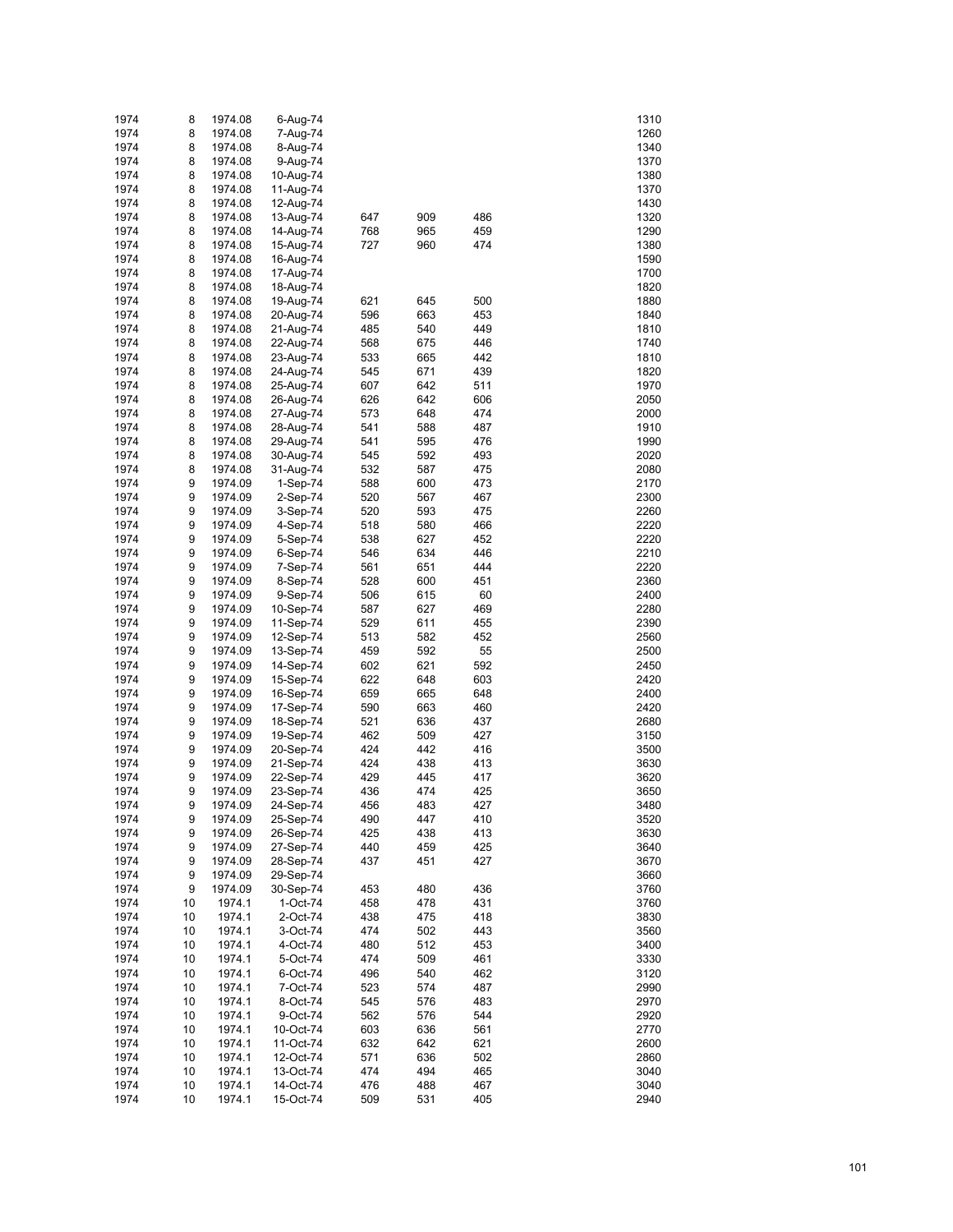| | | | | | | | |
|---|---|---|---|---|---|---|---|
| 1974 | 8 | 1974.08 | 6-Aug-74 | | | | 1310 |
| 1974 | 8 | 1974.08 | 7-Aug-74 | | | | 1260 |
| 1974 | 8 | 1974.08 | 8-Aug-74 | | | | 1340 |
| 1974 | 8 | 1974.08 | 9-Aug-74 | | | | 1370 |
| 1974 | 8 | 1974.08 | 10-Aug-74 | | | | 1380 |
| 1974 | 8 | 1974.08 | 11-Aug-74 | | | | 1370 |
| 1974 | 8 | 1974.08 | 12-Aug-74 | | | | 1430 |
| 1974 | 8 | 1974.08 | 13-Aug-74 | 647 | 909 | 486 | 1320 |
| 1974 | 8 | 1974.08 | 14-Aug-74 | 768 | 965 | 459 | 1290 |
| 1974 | 8 | 1974.08 | 15-Aug-74 | 727 | 960 | 474 | 1380 |
| 1974 | 8 | 1974.08 | 16-Aug-74 | | | | 1590 |
| 1974 | 8 | 1974.08 | 17-Aug-74 | | | | 1700 |
| 1974 | 8 | 1974.08 | 18-Aug-74 | | | | 1820 |
| 1974 | 8 | 1974.08 | 19-Aug-74 | 621 | 645 | 500 | 1880 |
| 1974 | 8 | 1974.08 | 20-Aug-74 | 596 | 663 | 453 | 1840 |
| 1974 | 8 | 1974.08 | 21-Aug-74 | 485 | 540 | 449 | 1810 |
| 1974 | 8 | 1974.08 | 22-Aug-74 | 568 | 675 | 446 | 1740 |
| 1974 | 8 | 1974.08 | 23-Aug-74 | 533 | 665 | 442 | 1810 |
| 1974 | 8 | 1974.08 | 24-Aug-74 | 545 | 671 | 439 | 1820 |
| 1974 | 8 | 1974.08 | 25-Aug-74 | 607 | 642 | 511 | 1970 |
| 1974 | 8 | 1974.08 | 26-Aug-74 | 626 | 642 | 606 | 2050 |
| 1974 | 8 | 1974.08 | 27-Aug-74 | 573 | 648 | 474 | 2000 |
| 1974 | 8 | 1974.08 | 28-Aug-74 | 541 | 588 | 487 | 1910 |
| 1974 | 8 | 1974.08 | 29-Aug-74 | 541 | 595 | 476 | 1990 |
| 1974 | 8 | 1974.08 | 30-Aug-74 | 545 | 592 | 493 | 2020 |
| 1974 | 8 | 1974.08 | 31-Aug-74 | 532 | 587 | 475 | 2080 |
| 1974 | 9 | 1974.09 | 1-Sep-74 | 588 | 600 | 473 | 2170 |
| 1974 | 9 | 1974.09 | 2-Sep-74 | 520 | 567 | 467 | 2300 |
| 1974 | 9 | 1974.09 | 3-Sep-74 | 520 | 593 | 475 | 2260 |
| 1974 | 9 | 1974.09 | 4-Sep-74 | 518 | 580 | 466 | 2220 |
| 1974 | 9 | 1974.09 | 5-Sep-74 | 538 | 627 | 452 | 2220 |
| 1974 | 9 | 1974.09 | 6-Sep-74 | 546 | 634 | 446 | 2210 |
| 1974 | 9 | 1974.09 | 7-Sep-74 | 561 | 651 | 444 | 2220 |
| 1974 | 9 | 1974.09 | 8-Sep-74 | 528 | 600 | 451 | 2360 |
| 1974 | 9 | 1974.09 | 9-Sep-74 | 506 | 615 | 60 | 2400 |
| 1974 | 9 | 1974.09 | 10-Sep-74 | 587 | 627 | 469 | 2280 |
| 1974 | 9 | 1974.09 | 11-Sep-74 | 529 | 611 | 455 | 2390 |
| 1974 | 9 | 1974.09 | 12-Sep-74 | 513 | 582 | 452 | 2560 |
| 1974 | 9 | 1974.09 | 13-Sep-74 | 459 | 592 | 55 | 2500 |
| 1974 | 9 | 1974.09 | 14-Sep-74 | 602 | 621 | 592 | 2450 |
| 1974 | 9 | 1974.09 | 15-Sep-74 | 622 | 648 | 603 | 2420 |
| 1974 | 9 | 1974.09 | 16-Sep-74 | 659 | 665 | 648 | 2400 |
| 1974 | 9 | 1974.09 | 17-Sep-74 | 590 | 663 | 460 | 2420 |
| 1974 | 9 | 1974.09 | 18-Sep-74 | 521 | 636 | 437 | 2680 |
| 1974 | 9 | 1974.09 | 19-Sep-74 | 462 | 509 | 427 | 3150 |
| 1974 | 9 | 1974.09 | 20-Sep-74 | 424 | 442 | 416 | 3500 |
| 1974 | 9 | 1974.09 | 21-Sep-74 | 424 | 438 | 413 | 3630 |
| 1974 | 9 | 1974.09 | 22-Sep-74 | 429 | 445 | 417 | 3620 |
| 1974 | 9 | 1974.09 | 23-Sep-74 | 436 | 474 | 425 | 3650 |
| 1974 | 9 | 1974.09 | 24-Sep-74 | 456 | 483 | 427 | 3480 |
| 1974 | 9 | 1974.09 | 25-Sep-74 | 490 | 447 | 410 | 3520 |
| 1974 | 9 | 1974.09 | 26-Sep-74 | 425 | 438 | 413 | 3630 |
| 1974 | 9 | 1974.09 | 27-Sep-74 | 440 | 459 | 425 | 3640 |
| 1974 | 9 | 1974.09 | 28-Sep-74 | 437 | 451 | 427 | 3670 |
| 1974 | 9 | 1974.09 | 29-Sep-74 | | | | 3660 |
| 1974 | 9 | 1974.09 | 30-Sep-74 | 453 | 480 | 436 | 3760 |
| 1974 | 10 | 1974.1 | 1-Oct-74 | 458 | 478 | 431 | 3760 |
| 1974 | 10 | 1974.1 | 2-Oct-74 | 438 | 475 | 418 | 3830 |
| 1974 | 10 | 1974.1 | 3-Oct-74 | 474 | 502 | 443 | 3560 |
| 1974 | 10 | 1974.1 | 4-Oct-74 | 480 | 512 | 453 | 3400 |
| 1974 | 10 | 1974.1 | 5-Oct-74 | 474 | 509 | 461 | 3330 |
| 1974 | 10 | 1974.1 | 6-Oct-74 | 496 | 540 | 462 | 3120 |
| 1974 | 10 | 1974.1 | 7-Oct-74 | 523 | 574 | 487 | 2990 |
| 1974 | 10 | 1974.1 | 8-Oct-74 | 545 | 576 | 483 | 2970 |
| 1974 | 10 | 1974.1 | 9-Oct-74 | 562 | 576 | 544 | 2920 |
| 1974 | 10 | 1974.1 | 10-Oct-74 | 603 | 636 | 561 | 2770 |
| 1974 | 10 | 1974.1 | 11-Oct-74 | 632 | 642 | 621 | 2600 |
| 1974 | 10 | 1974.1 | 12-Oct-74 | 571 | 636 | 502 | 2860 |
| 1974 | 10 | 1974.1 | 13-Oct-74 | 474 | 494 | 465 | 3040 |
| 1974 | 10 | 1974.1 | 14-Oct-74 | 476 | 488 | 467 | 3040 |
| 1974 | 10 | 1974.1 | 15-Oct-74 | 509 | 531 | 405 | 2940 |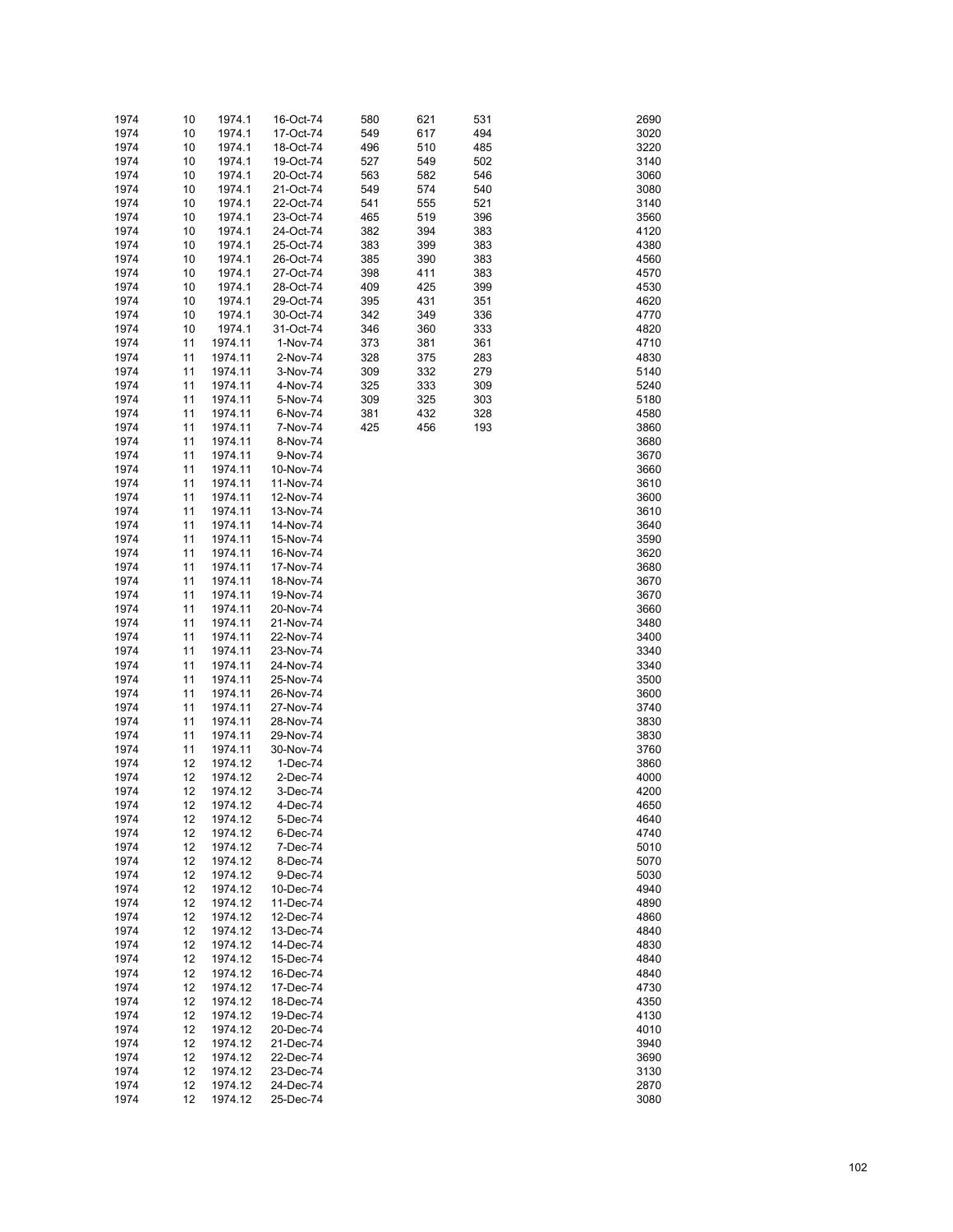| | | | | | | | | |
|---|---|---|---|---|---|---|---|---|
| 1974 | 10 | 1974.1 | 16-Oct-74 | 580 | 621 | 531 | | 2690 |
| 1974 | 10 | 1974.1 | 17-Oct-74 | 549 | 617 | 494 | | 3020 |
| 1974 | 10 | 1974.1 | 18-Oct-74 | 496 | 510 | 485 | | 3220 |
| 1974 | 10 | 1974.1 | 19-Oct-74 | 527 | 549 | 502 | | 3140 |
| 1974 | 10 | 1974.1 | 20-Oct-74 | 563 | 582 | 546 | | 3060 |
| 1974 | 10 | 1974.1 | 21-Oct-74 | 549 | 574 | 540 | | 3080 |
| 1974 | 10 | 1974.1 | 22-Oct-74 | 541 | 555 | 521 | | 3140 |
| 1974 | 10 | 1974.1 | 23-Oct-74 | 465 | 519 | 396 | | 3560 |
| 1974 | 10 | 1974.1 | 24-Oct-74 | 382 | 394 | 383 | | 4120 |
| 1974 | 10 | 1974.1 | 25-Oct-74 | 383 | 399 | 383 | | 4380 |
| 1974 | 10 | 1974.1 | 26-Oct-74 | 385 | 390 | 383 | | 4560 |
| 1974 | 10 | 1974.1 | 27-Oct-74 | 398 | 411 | 383 | | 4570 |
| 1974 | 10 | 1974.1 | 28-Oct-74 | 409 | 425 | 399 | | 4530 |
| 1974 | 10 | 1974.1 | 29-Oct-74 | 395 | 431 | 351 | | 4620 |
| 1974 | 10 | 1974.1 | 30-Oct-74 | 342 | 349 | 336 | | 4770 |
| 1974 | 10 | 1974.1 | 31-Oct-74 | 346 | 360 | 333 | | 4820 |
| 1974 | 11 | 1974.11 | 1-Nov-74 | 373 | 381 | 361 | | 4710 |
| 1974 | 11 | 1974.11 | 2-Nov-74 | 328 | 375 | 283 | | 4830 |
| 1974 | 11 | 1974.11 | 3-Nov-74 | 309 | 332 | 279 | | 5140 |
| 1974 | 11 | 1974.11 | 4-Nov-74 | 325 | 333 | 309 | | 5240 |
| 1974 | 11 | 1974.11 | 5-Nov-74 | 309 | 325 | 303 | | 5180 |
| 1974 | 11 | 1974.11 | 6-Nov-74 | 381 | 432 | 328 | | 4580 |
| 1974 | 11 | 1974.11 | 7-Nov-74 | 425 | 456 | 193 | | 3860 |
| 1974 | 11 | 1974.11 | 8-Nov-74 | | | | | 3680 |
| 1974 | 11 | 1974.11 | 9-Nov-74 | | | | | 3670 |
| 1974 | 11 | 1974.11 | 10-Nov-74 | | | | | 3660 |
| 1974 | 11 | 1974.11 | 11-Nov-74 | | | | | 3610 |
| 1974 | 11 | 1974.11 | 12-Nov-74 | | | | | 3600 |
| 1974 | 11 | 1974.11 | 13-Nov-74 | | | | | 3610 |
| 1974 | 11 | 1974.11 | 14-Nov-74 | | | | | 3640 |
| 1974 | 11 | 1974.11 | 15-Nov-74 | | | | | 3590 |
| 1974 | 11 | 1974.11 | 16-Nov-74 | | | | | 3620 |
| 1974 | 11 | 1974.11 | 17-Nov-74 | | | | | 3680 |
| 1974 | 11 | 1974.11 | 18-Nov-74 | | | | | 3670 |
| 1974 | 11 | 1974.11 | 19-Nov-74 | | | | | 3670 |
| 1974 | 11 | 1974.11 | 20-Nov-74 | | | | | 3660 |
| 1974 | 11 | 1974.11 | 21-Nov-74 | | | | | 3480 |
| 1974 | 11 | 1974.11 | 22-Nov-74 | | | | | 3400 |
| 1974 | 11 | 1974.11 | 23-Nov-74 | | | | | 3340 |
| 1974 | 11 | 1974.11 | 24-Nov-74 | | | | | 3340 |
| 1974 | 11 | 1974.11 | 25-Nov-74 | | | | | 3500 |
| 1974 | 11 | 1974.11 | 26-Nov-74 | | | | | 3600 |
| 1974 | 11 | 1974.11 | 27-Nov-74 | | | | | 3740 |
| 1974 | 11 | 1974.11 | 28-Nov-74 | | | | | 3830 |
| 1974 | 11 | 1974.11 | 29-Nov-74 | | | | | 3830 |
| 1974 | 11 | 1974.11 | 30-Nov-74 | | | | | 3760 |
| 1974 | 12 | 1974.12 | 1-Dec-74 | | | | | 3860 |
| 1974 | 12 | 1974.12 | 2-Dec-74 | | | | | 4000 |
| 1974 | 12 | 1974.12 | 3-Dec-74 | | | | | 4200 |
| 1974 | 12 | 1974.12 | 4-Dec-74 | | | | | 4650 |
| 1974 | 12 | 1974.12 | 5-Dec-74 | | | | | 4640 |
| 1974 | 12 | 1974.12 | 6-Dec-74 | | | | | 4740 |
| 1974 | 12 | 1974.12 | 7-Dec-74 | | | | | 5010 |
| 1974 | 12 | 1974.12 | 8-Dec-74 | | | | | 5070 |
| 1974 | 12 | 1974.12 | 9-Dec-74 | | | | | 5030 |
| 1974 | 12 | 1974.12 | 10-Dec-74 | | | | | 4940 |
| 1974 | 12 | 1974.12 | 11-Dec-74 | | | | | 4890 |
| 1974 | 12 | 1974.12 | 12-Dec-74 | | | | | 4860 |
| 1974 | 12 | 1974.12 | 13-Dec-74 | | | | | 4840 |
| 1974 | 12 | 1974.12 | 14-Dec-74 | | | | | 4830 |
| 1974 | 12 | 1974.12 | 15-Dec-74 | | | | | 4840 |
| 1974 | 12 | 1974.12 | 16-Dec-74 | | | | | 4840 |
| 1974 | 12 | 1974.12 | 17-Dec-74 | | | | | 4730 |
| 1974 | 12 | 1974.12 | 18-Dec-74 | | | | | 4350 |
| 1974 | 12 | 1974.12 | 19-Dec-74 | | | | | 4130 |
| 1974 | 12 | 1974.12 | 20-Dec-74 | | | | | 4010 |
| 1974 | 12 | 1974.12 | 21-Dec-74 | | | | | 3940 |
| 1974 | 12 | 1974.12 | 22-Dec-74 | | | | | 3690 |
| 1974 | 12 | 1974.12 | 23-Dec-74 | | | | | 3130 |
| 1974 | 12 | 1974.12 | 24-Dec-74 | | | | | 2870 |
| 1974 | 12 | 1974.12 | 25-Dec-74 | | | | | 3080 |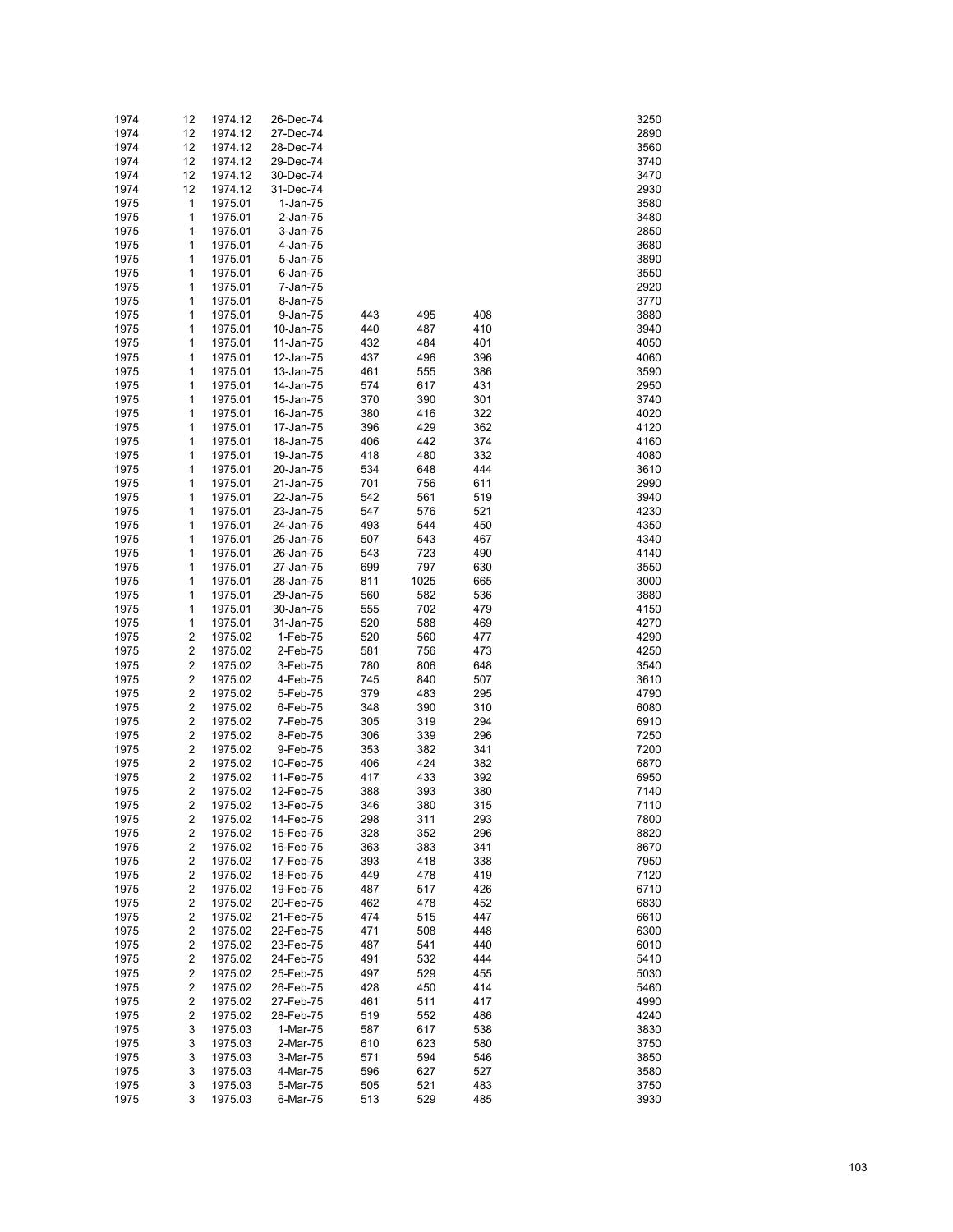| | | | | | | | | |
|---|---|---|---|---|---|---|---|---|
| 1974 | 12 | 1974.12 | 26-Dec-74 | | | | | 3250 |
| 1974 | 12 | 1974.12 | 27-Dec-74 | | | | | 2890 |
| 1974 | 12 | 1974.12 | 28-Dec-74 | | | | | 3560 |
| 1974 | 12 | 1974.12 | 29-Dec-74 | | | | | 3740 |
| 1974 | 12 | 1974.12 | 30-Dec-74 | | | | | 3470 |
| 1974 | 12 | 1974.12 | 31-Dec-74 | | | | | 2930 |
| 1975 | 1 | 1975.01 | 1-Jan-75 | | | | | 3580 |
| 1975 | 1 | 1975.01 | 2-Jan-75 | | | | | 3480 |
| 1975 | 1 | 1975.01 | 3-Jan-75 | | | | | 2850 |
| 1975 | 1 | 1975.01 | 4-Jan-75 | | | | | 3680 |
| 1975 | 1 | 1975.01 | 5-Jan-75 | | | | | 3890 |
| 1975 | 1 | 1975.01 | 6-Jan-75 | | | | | 3550 |
| 1975 | 1 | 1975.01 | 7-Jan-75 | | | | | 2920 |
| 1975 | 1 | 1975.01 | 8-Jan-75 | | | | | 3770 |
| 1975 | 1 | 1975.01 | 9-Jan-75 | 443 | 495 | 408 | | 3880 |
| 1975 | 1 | 1975.01 | 10-Jan-75 | 440 | 487 | 410 | | 3940 |
| 1975 | 1 | 1975.01 | 11-Jan-75 | 432 | 484 | 401 | | 4050 |
| 1975 | 1 | 1975.01 | 12-Jan-75 | 437 | 496 | 396 | | 4060 |
| 1975 | 1 | 1975.01 | 13-Jan-75 | 461 | 555 | 386 | | 3590 |
| 1975 | 1 | 1975.01 | 14-Jan-75 | 574 | 617 | 431 | | 2950 |
| 1975 | 1 | 1975.01 | 15-Jan-75 | 370 | 390 | 301 | | 3740 |
| 1975 | 1 | 1975.01 | 16-Jan-75 | 380 | 416 | 322 | | 4020 |
| 1975 | 1 | 1975.01 | 17-Jan-75 | 396 | 429 | 362 | | 4120 |
| 1975 | 1 | 1975.01 | 18-Jan-75 | 406 | 442 | 374 | | 4160 |
| 1975 | 1 | 1975.01 | 19-Jan-75 | 418 | 480 | 332 | | 4080 |
| 1975 | 1 | 1975.01 | 20-Jan-75 | 534 | 648 | 444 | | 3610 |
| 1975 | 1 | 1975.01 | 21-Jan-75 | 701 | 756 | 611 | | 2990 |
| 1975 | 1 | 1975.01 | 22-Jan-75 | 542 | 561 | 519 | | 3940 |
| 1975 | 1 | 1975.01 | 23-Jan-75 | 547 | 576 | 521 | | 4230 |
| 1975 | 1 | 1975.01 | 24-Jan-75 | 493 | 544 | 450 | | 4350 |
| 1975 | 1 | 1975.01 | 25-Jan-75 | 507 | 543 | 467 | | 4340 |
| 1975 | 1 | 1975.01 | 26-Jan-75 | 543 | 723 | 490 | | 4140 |
| 1975 | 1 | 1975.01 | 27-Jan-75 | 699 | 797 | 630 | | 3550 |
| 1975 | 1 | 1975.01 | 28-Jan-75 | 811 | 1025 | 665 | | 3000 |
| 1975 | 1 | 1975.01 | 29-Jan-75 | 560 | 582 | 536 | | 3880 |
| 1975 | 1 | 1975.01 | 30-Jan-75 | 555 | 702 | 479 | | 4150 |
| 1975 | 1 | 1975.01 | 31-Jan-75 | 520 | 588 | 469 | | 4270 |
| 1975 | 2 | 1975.02 | 1-Feb-75 | 520 | 560 | 477 | | 4290 |
| 1975 | 2 | 1975.02 | 2-Feb-75 | 581 | 756 | 473 | | 4250 |
| 1975 | 2 | 1975.02 | 3-Feb-75 | 780 | 806 | 648 | | 3540 |
| 1975 | 2 | 1975.02 | 4-Feb-75 | 745 | 840 | 507 | | 3610 |
| 1975 | 2 | 1975.02 | 5-Feb-75 | 379 | 483 | 295 | | 4790 |
| 1975 | 2 | 1975.02 | 6-Feb-75 | 348 | 390 | 310 | | 6080 |
| 1975 | 2 | 1975.02 | 7-Feb-75 | 305 | 319 | 294 | | 6910 |
| 1975 | 2 | 1975.02 | 8-Feb-75 | 306 | 339 | 296 | | 7250 |
| 1975 | 2 | 1975.02 | 9-Feb-75 | 353 | 382 | 341 | | 7200 |
| 1975 | 2 | 1975.02 | 10-Feb-75 | 406 | 424 | 382 | | 6870 |
| 1975 | 2 | 1975.02 | 11-Feb-75 | 417 | 433 | 392 | | 6950 |
| 1975 | 2 | 1975.02 | 12-Feb-75 | 388 | 393 | 380 | | 7140 |
| 1975 | 2 | 1975.02 | 13-Feb-75 | 346 | 380 | 315 | | 7110 |
| 1975 | 2 | 1975.02 | 14-Feb-75 | 298 | 311 | 293 | | 7800 |
| 1975 | 2 | 1975.02 | 15-Feb-75 | 328 | 352 | 296 | | 8820 |
| 1975 | 2 | 1975.02 | 16-Feb-75 | 363 | 383 | 341 | | 8670 |
| 1975 | 2 | 1975.02 | 17-Feb-75 | 393 | 418 | 338 | | 7950 |
| 1975 | 2 | 1975.02 | 18-Feb-75 | 449 | 478 | 419 | | 7120 |
| 1975 | 2 | 1975.02 | 19-Feb-75 | 487 | 517 | 426 | | 6710 |
| 1975 | 2 | 1975.02 | 20-Feb-75 | 462 | 478 | 452 | | 6830 |
| 1975 | 2 | 1975.02 | 21-Feb-75 | 474 | 515 | 447 | | 6610 |
| 1975 | 2 | 1975.02 | 22-Feb-75 | 471 | 508 | 448 | | 6300 |
| 1975 | 2 | 1975.02 | 23-Feb-75 | 487 | 541 | 440 | | 6010 |
| 1975 | 2 | 1975.02 | 24-Feb-75 | 491 | 532 | 444 | | 5410 |
| 1975 | 2 | 1975.02 | 25-Feb-75 | 497 | 529 | 455 | | 5030 |
| 1975 | 2 | 1975.02 | 26-Feb-75 | 428 | 450 | 414 | | 5460 |
| 1975 | 2 | 1975.02 | 27-Feb-75 | 461 | 511 | 417 | | 4990 |
| 1975 | 2 | 1975.02 | 28-Feb-75 | 519 | 552 | 486 | | 4240 |
| 1975 | 3 | 1975.03 | 1-Mar-75 | 587 | 617 | 538 | | 3830 |
| 1975 | 3 | 1975.03 | 2-Mar-75 | 610 | 623 | 580 | | 3750 |
| 1975 | 3 | 1975.03 | 3-Mar-75 | 571 | 594 | 546 | | 3850 |
| 1975 | 3 | 1975.03 | 4-Mar-75 | 596 | 627 | 527 | | 3580 |
| 1975 | 3 | 1975.03 | 5-Mar-75 | 505 | 521 | 483 | | 3750 |
| 1975 | 3 | 1975.03 | 6-Mar-75 | 513 | 529 | 485 | | 3930 |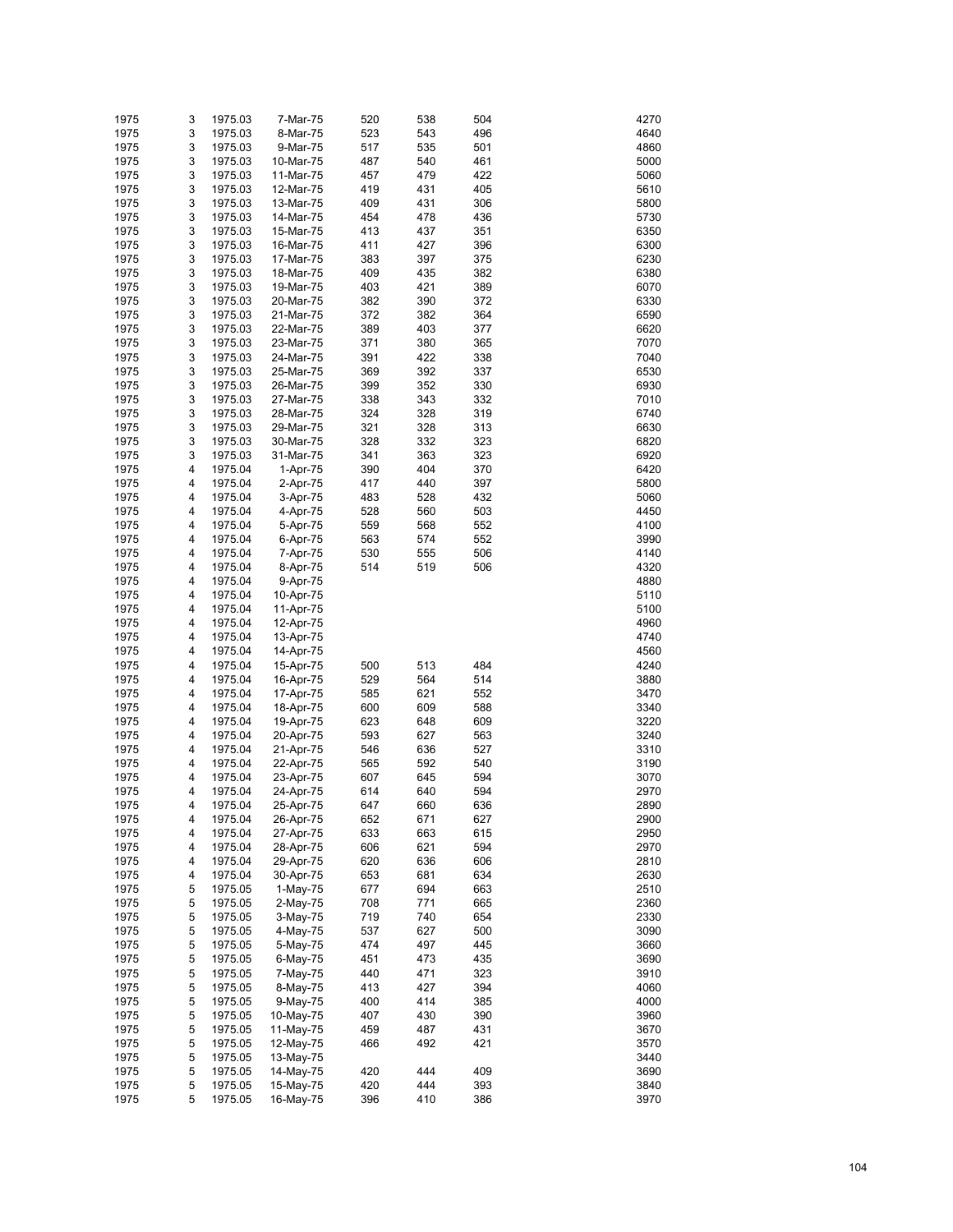| | | | | | | | | |
|---|---|---|---|---|---|---|---|---|
| 1975 | 3 | 1975.03 | 7-Mar-75 | 520 | 538 | 504 | | 4270 |
| 1975 | 3 | 1975.03 | 8-Mar-75 | 523 | 543 | 496 | | 4640 |
| 1975 | 3 | 1975.03 | 9-Mar-75 | 517 | 535 | 501 | | 4860 |
| 1975 | 3 | 1975.03 | 10-Mar-75 | 487 | 540 | 461 | | 5000 |
| 1975 | 3 | 1975.03 | 11-Mar-75 | 457 | 479 | 422 | | 5060 |
| 1975 | 3 | 1975.03 | 12-Mar-75 | 419 | 431 | 405 | | 5610 |
| 1975 | 3 | 1975.03 | 13-Mar-75 | 409 | 431 | 306 | | 5800 |
| 1975 | 3 | 1975.03 | 14-Mar-75 | 454 | 478 | 436 | | 5730 |
| 1975 | 3 | 1975.03 | 15-Mar-75 | 413 | 437 | 351 | | 6350 |
| 1975 | 3 | 1975.03 | 16-Mar-75 | 411 | 427 | 396 | | 6300 |
| 1975 | 3 | 1975.03 | 17-Mar-75 | 383 | 397 | 375 | | 6230 |
| 1975 | 3 | 1975.03 | 18-Mar-75 | 409 | 435 | 382 | | 6380 |
| 1975 | 3 | 1975.03 | 19-Mar-75 | 403 | 421 | 389 | | 6070 |
| 1975 | 3 | 1975.03 | 20-Mar-75 | 382 | 390 | 372 | | 6330 |
| 1975 | 3 | 1975.03 | 21-Mar-75 | 372 | 382 | 364 | | 6590 |
| 1975 | 3 | 1975.03 | 22-Mar-75 | 389 | 403 | 377 | | 6620 |
| 1975 | 3 | 1975.03 | 23-Mar-75 | 371 | 380 | 365 | | 7070 |
| 1975 | 3 | 1975.03 | 24-Mar-75 | 391 | 422 | 338 | | 7040 |
| 1975 | 3 | 1975.03 | 25-Mar-75 | 369 | 392 | 337 | | 6530 |
| 1975 | 3 | 1975.03 | 26-Mar-75 | 399 | 352 | 330 | | 6930 |
| 1975 | 3 | 1975.03 | 27-Mar-75 | 338 | 343 | 332 | | 7010 |
| 1975 | 3 | 1975.03 | 28-Mar-75 | 324 | 328 | 319 | | 6740 |
| 1975 | 3 | 1975.03 | 29-Mar-75 | 321 | 328 | 313 | | 6630 |
| 1975 | 3 | 1975.03 | 30-Mar-75 | 328 | 332 | 323 | | 6820 |
| 1975 | 3 | 1975.03 | 31-Mar-75 | 341 | 363 | 323 | | 6920 |
| 1975 | 4 | 1975.04 | 1-Apr-75 | 390 | 404 | 370 | | 6420 |
| 1975 | 4 | 1975.04 | 2-Apr-75 | 417 | 440 | 397 | | 5800 |
| 1975 | 4 | 1975.04 | 3-Apr-75 | 483 | 528 | 432 | | 5060 |
| 1975 | 4 | 1975.04 | 4-Apr-75 | 528 | 560 | 503 | | 4450 |
| 1975 | 4 | 1975.04 | 5-Apr-75 | 559 | 568 | 552 | | 4100 |
| 1975 | 4 | 1975.04 | 6-Apr-75 | 563 | 574 | 552 | | 3990 |
| 1975 | 4 | 1975.04 | 7-Apr-75 | 530 | 555 | 506 | | 4140 |
| 1975 | 4 | 1975.04 | 8-Apr-75 | 514 | 519 | 506 | | 4320 |
| 1975 | 4 | 1975.04 | 9-Apr-75 | | | | | 4880 |
| 1975 | 4 | 1975.04 | 10-Apr-75 | | | | | 5110 |
| 1975 | 4 | 1975.04 | 11-Apr-75 | | | | | 5100 |
| 1975 | 4 | 1975.04 | 12-Apr-75 | | | | | 4960 |
| 1975 | 4 | 1975.04 | 13-Apr-75 | | | | | 4740 |
| 1975 | 4 | 1975.04 | 14-Apr-75 | | | | | 4560 |
| 1975 | 4 | 1975.04 | 15-Apr-75 | 500 | 513 | 484 | | 4240 |
| 1975 | 4 | 1975.04 | 16-Apr-75 | 529 | 564 | 514 | | 3880 |
| 1975 | 4 | 1975.04 | 17-Apr-75 | 585 | 621 | 552 | | 3470 |
| 1975 | 4 | 1975.04 | 18-Apr-75 | 600 | 609 | 588 | | 3340 |
| 1975 | 4 | 1975.04 | 19-Apr-75 | 623 | 648 | 609 | | 3220 |
| 1975 | 4 | 1975.04 | 20-Apr-75 | 593 | 627 | 563 | | 3240 |
| 1975 | 4 | 1975.04 | 21-Apr-75 | 546 | 636 | 527 | | 3310 |
| 1975 | 4 | 1975.04 | 22-Apr-75 | 565 | 592 | 540 | | 3190 |
| 1975 | 4 | 1975.04 | 23-Apr-75 | 607 | 645 | 594 | | 3070 |
| 1975 | 4 | 1975.04 | 24-Apr-75 | 614 | 640 | 594 | | 2970 |
| 1975 | 4 | 1975.04 | 25-Apr-75 | 647 | 660 | 636 | | 2890 |
| 1975 | 4 | 1975.04 | 26-Apr-75 | 652 | 671 | 627 | | 2900 |
| 1975 | 4 | 1975.04 | 27-Apr-75 | 633 | 663 | 615 | | 2950 |
| 1975 | 4 | 1975.04 | 28-Apr-75 | 606 | 621 | 594 | | 2970 |
| 1975 | 4 | 1975.04 | 29-Apr-75 | 620 | 636 | 606 | | 2810 |
| 1975 | 4 | 1975.04 | 30-Apr-75 | 653 | 681 | 634 | | 2630 |
| 1975 | 5 | 1975.05 | 1-May-75 | 677 | 694 | 663 | | 2510 |
| 1975 | 5 | 1975.05 | 2-May-75 | 708 | 771 | 665 | | 2360 |
| 1975 | 5 | 1975.05 | 3-May-75 | 719 | 740 | 654 | | 2330 |
| 1975 | 5 | 1975.05 | 4-May-75 | 537 | 627 | 500 | | 3090 |
| 1975 | 5 | 1975.05 | 5-May-75 | 474 | 497 | 445 | | 3660 |
| 1975 | 5 | 1975.05 | 6-May-75 | 451 | 473 | 435 | | 3690 |
| 1975 | 5 | 1975.05 | 7-May-75 | 440 | 471 | 323 | | 3910 |
| 1975 | 5 | 1975.05 | 8-May-75 | 413 | 427 | 394 | | 4060 |
| 1975 | 5 | 1975.05 | 9-May-75 | 400 | 414 | 385 | | 4000 |
| 1975 | 5 | 1975.05 | 10-May-75 | 407 | 430 | 390 | | 3960 |
| 1975 | 5 | 1975.05 | 11-May-75 | 459 | 487 | 431 | | 3670 |
| 1975 | 5 | 1975.05 | 12-May-75 | 466 | 492 | 421 | | 3570 |
| 1975 | 5 | 1975.05 | 13-May-75 | | | | | 3440 |
| 1975 | 5 | 1975.05 | 14-May-75 | 420 | 444 | 409 | | 3690 |
| 1975 | 5 | 1975.05 | 15-May-75 | 420 | 444 | 393 | | 3840 |
| 1975 | 5 | 1975.05 | 16-May-75 | 396 | 410 | 386 | | 3970 |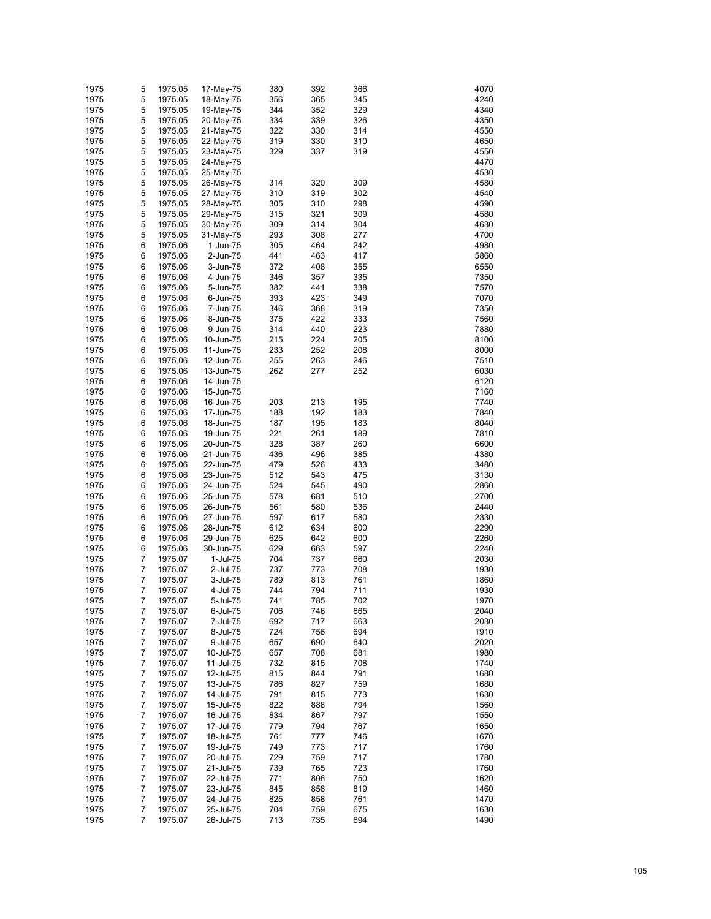| | | | | | | | | |
|---|---|---|---|---|---|---|---|---|
| 1975 | 5 | 1975.05 | 17-May-75 | 380 | 392 | 366 | | 4070 |
| 1975 | 5 | 1975.05 | 18-May-75 | 356 | 365 | 345 | | 4240 |
| 1975 | 5 | 1975.05 | 19-May-75 | 344 | 352 | 329 | | 4340 |
| 1975 | 5 | 1975.05 | 20-May-75 | 334 | 339 | 326 | | 4350 |
| 1975 | 5 | 1975.05 | 21-May-75 | 322 | 330 | 314 | | 4550 |
| 1975 | 5 | 1975.05 | 22-May-75 | 319 | 330 | 310 | | 4650 |
| 1975 | 5 | 1975.05 | 23-May-75 | 329 | 337 | 319 | | 4550 |
| 1975 | 5 | 1975.05 | 24-May-75 | | | | | 4470 |
| 1975 | 5 | 1975.05 | 25-May-75 | | | | | 4530 |
| 1975 | 5 | 1975.05 | 26-May-75 | 314 | 320 | 309 | | 4580 |
| 1975 | 5 | 1975.05 | 27-May-75 | 310 | 319 | 302 | | 4540 |
| 1975 | 5 | 1975.05 | 28-May-75 | 305 | 310 | 298 | | 4590 |
| 1975 | 5 | 1975.05 | 29-May-75 | 315 | 321 | 309 | | 4580 |
| 1975 | 5 | 1975.05 | 30-May-75 | 309 | 314 | 304 | | 4630 |
| 1975 | 5 | 1975.05 | 31-May-75 | 293 | 308 | 277 | | 4700 |
| 1975 | 6 | 1975.06 | 1-Jun-75 | 305 | 464 | 242 | | 4980 |
| 1975 | 6 | 1975.06 | 2-Jun-75 | 441 | 463 | 417 | | 5860 |
| 1975 | 6 | 1975.06 | 3-Jun-75 | 372 | 408 | 355 | | 6550 |
| 1975 | 6 | 1975.06 | 4-Jun-75 | 346 | 357 | 335 | | 7350 |
| 1975 | 6 | 1975.06 | 5-Jun-75 | 382 | 441 | 338 | | 7570 |
| 1975 | 6 | 1975.06 | 6-Jun-75 | 393 | 423 | 349 | | 7070 |
| 1975 | 6 | 1975.06 | 7-Jun-75 | 346 | 368 | 319 | | 7350 |
| 1975 | 6 | 1975.06 | 8-Jun-75 | 375 | 422 | 333 | | 7560 |
| 1975 | 6 | 1975.06 | 9-Jun-75 | 314 | 440 | 223 | | 7880 |
| 1975 | 6 | 1975.06 | 10-Jun-75 | 215 | 224 | 205 | | 8100 |
| 1975 | 6 | 1975.06 | 11-Jun-75 | 233 | 252 | 208 | | 8000 |
| 1975 | 6 | 1975.06 | 12-Jun-75 | 255 | 263 | 246 | | 7510 |
| 1975 | 6 | 1975.06 | 13-Jun-75 | 262 | 277 | 252 | | 6030 |
| 1975 | 6 | 1975.06 | 14-Jun-75 | | | | | 6120 |
| 1975 | 6 | 1975.06 | 15-Jun-75 | | | | | 7160 |
| 1975 | 6 | 1975.06 | 16-Jun-75 | 203 | 213 | 195 | | 7740 |
| 1975 | 6 | 1975.06 | 17-Jun-75 | 188 | 192 | 183 | | 7840 |
| 1975 | 6 | 1975.06 | 18-Jun-75 | 187 | 195 | 183 | | 8040 |
| 1975 | 6 | 1975.06 | 19-Jun-75 | 221 | 261 | 189 | | 7810 |
| 1975 | 6 | 1975.06 | 20-Jun-75 | 328 | 387 | 260 | | 6600 |
| 1975 | 6 | 1975.06 | 21-Jun-75 | 436 | 496 | 385 | | 4380 |
| 1975 | 6 | 1975.06 | 22-Jun-75 | 479 | 526 | 433 | | 3480 |
| 1975 | 6 | 1975.06 | 23-Jun-75 | 512 | 543 | 475 | | 3130 |
| 1975 | 6 | 1975.06 | 24-Jun-75 | 524 | 545 | 490 | | 2860 |
| 1975 | 6 | 1975.06 | 25-Jun-75 | 578 | 681 | 510 | | 2700 |
| 1975 | 6 | 1975.06 | 26-Jun-75 | 561 | 580 | 536 | | 2440 |
| 1975 | 6 | 1975.06 | 27-Jun-75 | 597 | 617 | 580 | | 2330 |
| 1975 | 6 | 1975.06 | 28-Jun-75 | 612 | 634 | 600 | | 2290 |
| 1975 | 6 | 1975.06 | 29-Jun-75 | 625 | 642 | 600 | | 2260 |
| 1975 | 6 | 1975.06 | 30-Jun-75 | 629 | 663 | 597 | | 2240 |
| 1975 | 7 | 1975.07 | 1-Jul-75 | 704 | 737 | 660 | | 2030 |
| 1975 | 7 | 1975.07 | 2-Jul-75 | 737 | 773 | 708 | | 1930 |
| 1975 | 7 | 1975.07 | 3-Jul-75 | 789 | 813 | 761 | | 1860 |
| 1975 | 7 | 1975.07 | 4-Jul-75 | 744 | 794 | 711 | | 1930 |
| 1975 | 7 | 1975.07 | 5-Jul-75 | 741 | 785 | 702 | | 1970 |
| 1975 | 7 | 1975.07 | 6-Jul-75 | 706 | 746 | 665 | | 2040 |
| 1975 | 7 | 1975.07 | 7-Jul-75 | 692 | 717 | 663 | | 2030 |
| 1975 | 7 | 1975.07 | 8-Jul-75 | 724 | 756 | 694 | | 1910 |
| 1975 | 7 | 1975.07 | 9-Jul-75 | 657 | 690 | 640 | | 2020 |
| 1975 | 7 | 1975.07 | 10-Jul-75 | 657 | 708 | 681 | | 1980 |
| 1975 | 7 | 1975.07 | 11-Jul-75 | 732 | 815 | 708 | | 1740 |
| 1975 | 7 | 1975.07 | 12-Jul-75 | 815 | 844 | 791 | | 1680 |
| 1975 | 7 | 1975.07 | 13-Jul-75 | 786 | 827 | 759 | | 1680 |
| 1975 | 7 | 1975.07 | 14-Jul-75 | 791 | 815 | 773 | | 1630 |
| 1975 | 7 | 1975.07 | 15-Jul-75 | 822 | 888 | 794 | | 1560 |
| 1975 | 7 | 1975.07 | 16-Jul-75 | 834 | 867 | 797 | | 1550 |
| 1975 | 7 | 1975.07 | 17-Jul-75 | 779 | 794 | 767 | | 1650 |
| 1975 | 7 | 1975.07 | 18-Jul-75 | 761 | 777 | 746 | | 1670 |
| 1975 | 7 | 1975.07 | 19-Jul-75 | 749 | 773 | 717 | | 1760 |
| 1975 | 7 | 1975.07 | 20-Jul-75 | 729 | 759 | 717 | | 1780 |
| 1975 | 7 | 1975.07 | 21-Jul-75 | 739 | 765 | 723 | | 1760 |
| 1975 | 7 | 1975.07 | 22-Jul-75 | 771 | 806 | 750 | | 1620 |
| 1975 | 7 | 1975.07 | 23-Jul-75 | 845 | 858 | 819 | | 1460 |
| 1975 | 7 | 1975.07 | 24-Jul-75 | 825 | 858 | 761 | | 1470 |
| 1975 | 7 | 1975.07 | 25-Jul-75 | 704 | 759 | 675 | | 1630 |
| 1975 | 7 | 1975.07 | 26-Jul-75 | 713 | 735 | 694 | | 1490 |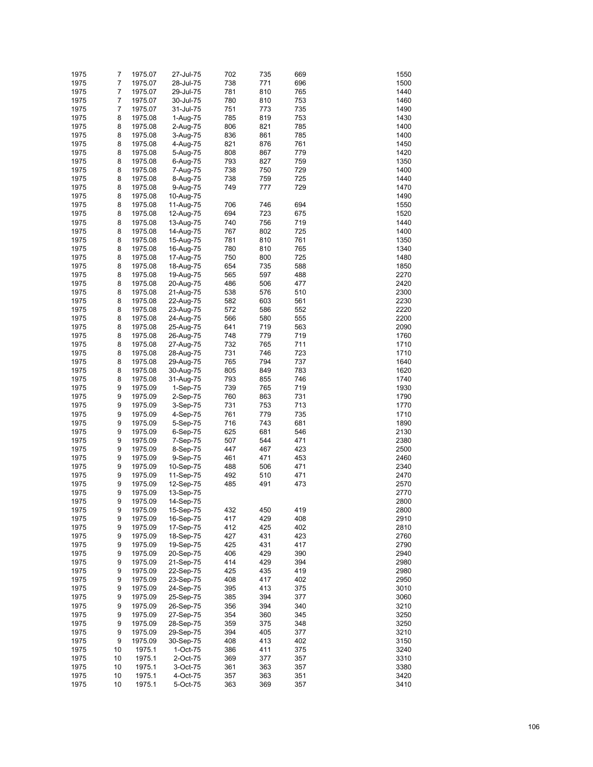| | | | | | | | | |
|---|---|---|---|---|---|---|---|---|
| 1975 | 7 | 1975.07 | 27-Jul-75 | 702 | 735 | 669 | | 1550 |
| 1975 | 7 | 1975.07 | 28-Jul-75 | 738 | 771 | 696 | | 1500 |
| 1975 | 7 | 1975.07 | 29-Jul-75 | 781 | 810 | 765 | | 1440 |
| 1975 | 7 | 1975.07 | 30-Jul-75 | 780 | 810 | 753 | | 1460 |
| 1975 | 7 | 1975.07 | 31-Jul-75 | 751 | 773 | 735 | | 1490 |
| 1975 | 8 | 1975.08 | 1-Aug-75 | 785 | 819 | 753 | | 1430 |
| 1975 | 8 | 1975.08 | 2-Aug-75 | 806 | 821 | 785 | | 1400 |
| 1975 | 8 | 1975.08 | 3-Aug-75 | 836 | 861 | 785 | | 1400 |
| 1975 | 8 | 1975.08 | 4-Aug-75 | 821 | 876 | 761 | | 1450 |
| 1975 | 8 | 1975.08 | 5-Aug-75 | 808 | 867 | 779 | | 1420 |
| 1975 | 8 | 1975.08 | 6-Aug-75 | 793 | 827 | 759 | | 1350 |
| 1975 | 8 | 1975.08 | 7-Aug-75 | 738 | 750 | 729 | | 1400 |
| 1975 | 8 | 1975.08 | 8-Aug-75 | 738 | 759 | 725 | | 1440 |
| 1975 | 8 | 1975.08 | 9-Aug-75 | 749 | 777 | 729 | | 1470 |
| 1975 | 8 | 1975.08 | 10-Aug-75 | | | | | 1490 |
| 1975 | 8 | 1975.08 | 11-Aug-75 | 706 | 746 | 694 | | 1550 |
| 1975 | 8 | 1975.08 | 12-Aug-75 | 694 | 723 | 675 | | 1520 |
| 1975 | 8 | 1975.08 | 13-Aug-75 | 740 | 756 | 719 | | 1440 |
| 1975 | 8 | 1975.08 | 14-Aug-75 | 767 | 802 | 725 | | 1400 |
| 1975 | 8 | 1975.08 | 15-Aug-75 | 781 | 810 | 761 | | 1350 |
| 1975 | 8 | 1975.08 | 16-Aug-75 | 780 | 810 | 765 | | 1340 |
| 1975 | 8 | 1975.08 | 17-Aug-75 | 750 | 800 | 725 | | 1480 |
| 1975 | 8 | 1975.08 | 18-Aug-75 | 654 | 735 | 588 | | 1850 |
| 1975 | 8 | 1975.08 | 19-Aug-75 | 565 | 597 | 488 | | 2270 |
| 1975 | 8 | 1975.08 | 20-Aug-75 | 486 | 506 | 477 | | 2420 |
| 1975 | 8 | 1975.08 | 21-Aug-75 | 538 | 576 | 510 | | 2300 |
| 1975 | 8 | 1975.08 | 22-Aug-75 | 582 | 603 | 561 | | 2230 |
| 1975 | 8 | 1975.08 | 23-Aug-75 | 572 | 586 | 552 | | 2220 |
| 1975 | 8 | 1975.08 | 24-Aug-75 | 566 | 580 | 555 | | 2200 |
| 1975 | 8 | 1975.08 | 25-Aug-75 | 641 | 719 | 563 | | 2090 |
| 1975 | 8 | 1975.08 | 26-Aug-75 | 748 | 779 | 719 | | 1760 |
| 1975 | 8 | 1975.08 | 27-Aug-75 | 732 | 765 | 711 | | 1710 |
| 1975 | 8 | 1975.08 | 28-Aug-75 | 731 | 746 | 723 | | 1710 |
| 1975 | 8 | 1975.08 | 29-Aug-75 | 765 | 794 | 737 | | 1640 |
| 1975 | 8 | 1975.08 | 30-Aug-75 | 805 | 849 | 783 | | 1620 |
| 1975 | 8 | 1975.08 | 31-Aug-75 | 793 | 855 | 746 | | 1740 |
| 1975 | 9 | 1975.09 | 1-Sep-75 | 739 | 765 | 719 | | 1930 |
| 1975 | 9 | 1975.09 | 2-Sep-75 | 760 | 863 | 731 | | 1790 |
| 1975 | 9 | 1975.09 | 3-Sep-75 | 731 | 753 | 713 | | 1770 |
| 1975 | 9 | 1975.09 | 4-Sep-75 | 761 | 779 | 735 | | 1710 |
| 1975 | 9 | 1975.09 | 5-Sep-75 | 716 | 743 | 681 | | 1890 |
| 1975 | 9 | 1975.09 | 6-Sep-75 | 625 | 681 | 546 | | 2130 |
| 1975 | 9 | 1975.09 | 7-Sep-75 | 507 | 544 | 471 | | 2380 |
| 1975 | 9 | 1975.09 | 8-Sep-75 | 447 | 467 | 423 | | 2500 |
| 1975 | 9 | 1975.09 | 9-Sep-75 | 461 | 471 | 453 | | 2460 |
| 1975 | 9 | 1975.09 | 10-Sep-75 | 488 | 506 | 471 | | 2340 |
| 1975 | 9 | 1975.09 | 11-Sep-75 | 492 | 510 | 471 | | 2470 |
| 1975 | 9 | 1975.09 | 12-Sep-75 | 485 | 491 | 473 | | 2570 |
| 1975 | 9 | 1975.09 | 13-Sep-75 | | | | | 2770 |
| 1975 | 9 | 1975.09 | 14-Sep-75 | | | | | 2800 |
| 1975 | 9 | 1975.09 | 15-Sep-75 | 432 | 450 | 419 | | 2800 |
| 1975 | 9 | 1975.09 | 16-Sep-75 | 417 | 429 | 408 | | 2910 |
| 1975 | 9 | 1975.09 | 17-Sep-75 | 412 | 425 | 402 | | 2810 |
| 1975 | 9 | 1975.09 | 18-Sep-75 | 427 | 431 | 423 | | 2760 |
| 1975 | 9 | 1975.09 | 19-Sep-75 | 425 | 431 | 417 | | 2790 |
| 1975 | 9 | 1975.09 | 20-Sep-75 | 406 | 429 | 390 | | 2940 |
| 1975 | 9 | 1975.09 | 21-Sep-75 | 414 | 429 | 394 | | 2980 |
| 1975 | 9 | 1975.09 | 22-Sep-75 | 425 | 435 | 419 | | 2980 |
| 1975 | 9 | 1975.09 | 23-Sep-75 | 408 | 417 | 402 | | 2950 |
| 1975 | 9 | 1975.09 | 24-Sep-75 | 395 | 413 | 375 | | 3010 |
| 1975 | 9 | 1975.09 | 25-Sep-75 | 385 | 394 | 377 | | 3060 |
| 1975 | 9 | 1975.09 | 26-Sep-75 | 356 | 394 | 340 | | 3210 |
| 1975 | 9 | 1975.09 | 27-Sep-75 | 354 | 360 | 345 | | 3250 |
| 1975 | 9 | 1975.09 | 28-Sep-75 | 359 | 375 | 348 | | 3250 |
| 1975 | 9 | 1975.09 | 29-Sep-75 | 394 | 405 | 377 | | 3210 |
| 1975 | 9 | 1975.09 | 30-Sep-75 | 408 | 413 | 402 | | 3150 |
| 1975 | 10 | 1975.1 | 1-Oct-75 | 386 | 411 | 375 | | 3240 |
| 1975 | 10 | 1975.1 | 2-Oct-75 | 369 | 377 | 357 | | 3310 |
| 1975 | 10 | 1975.1 | 3-Oct-75 | 361 | 363 | 357 | | 3380 |
| 1975 | 10 | 1975.1 | 4-Oct-75 | 357 | 363 | 351 | | 3420 |
| 1975 | 10 | 1975.1 | 5-Oct-75 | 363 | 369 | 357 | | 3410 |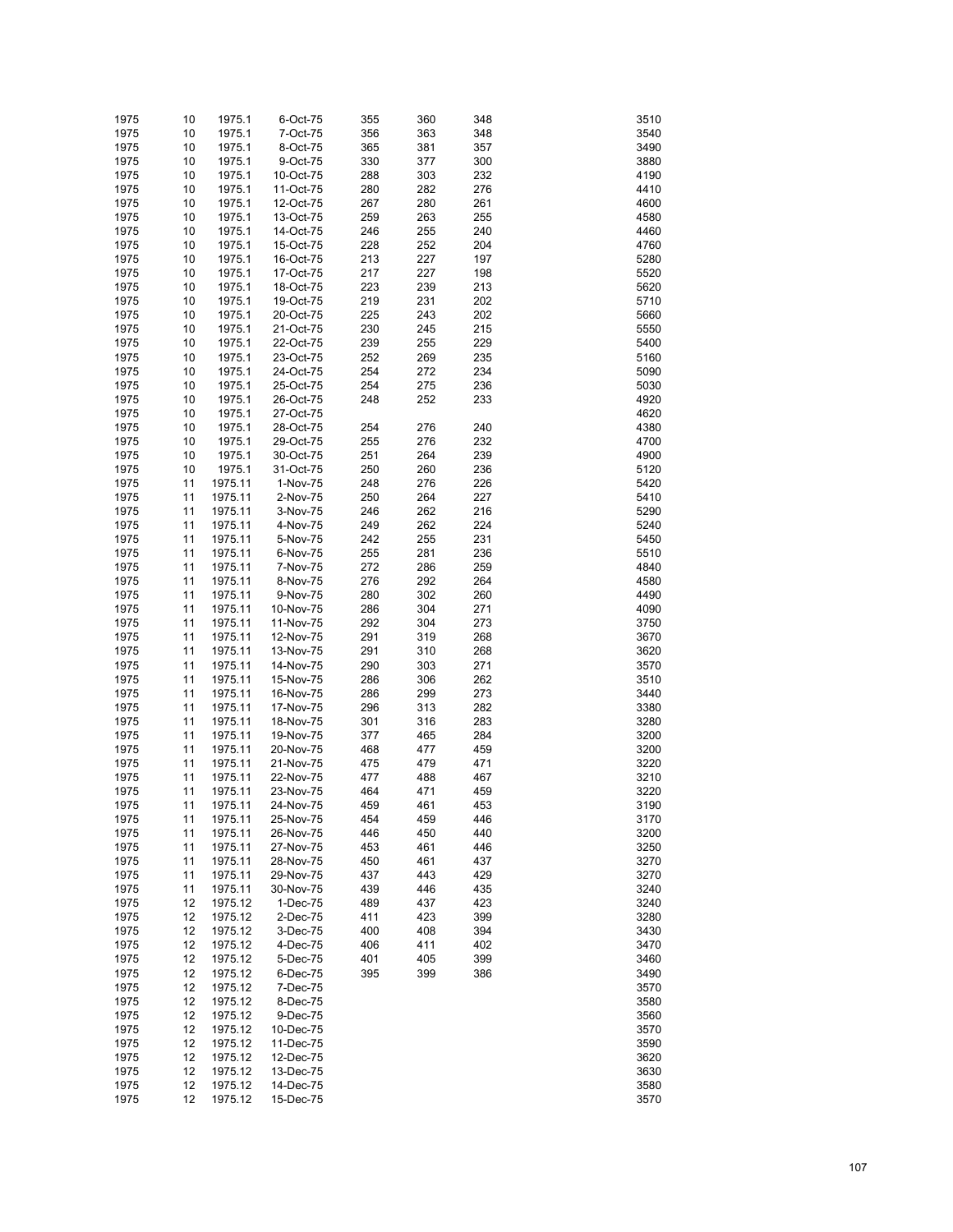| | | | | | | | |
|---|---|---|---|---|---|---|---|
| 1975 | 10 | 1975.1 | 6-Oct-75 | 355 | 360 | 348 | 3510 |
| 1975 | 10 | 1975.1 | 7-Oct-75 | 356 | 363 | 348 | 3540 |
| 1975 | 10 | 1975.1 | 8-Oct-75 | 365 | 381 | 357 | 3490 |
| 1975 | 10 | 1975.1 | 9-Oct-75 | 330 | 377 | 300 | 3880 |
| 1975 | 10 | 1975.1 | 10-Oct-75 | 288 | 303 | 232 | 4190 |
| 1975 | 10 | 1975.1 | 11-Oct-75 | 280 | 282 | 276 | 4410 |
| 1975 | 10 | 1975.1 | 12-Oct-75 | 267 | 280 | 261 | 4600 |
| 1975 | 10 | 1975.1 | 13-Oct-75 | 259 | 263 | 255 | 4580 |
| 1975 | 10 | 1975.1 | 14-Oct-75 | 246 | 255 | 240 | 4460 |
| 1975 | 10 | 1975.1 | 15-Oct-75 | 228 | 252 | 204 | 4760 |
| 1975 | 10 | 1975.1 | 16-Oct-75 | 213 | 227 | 197 | 5280 |
| 1975 | 10 | 1975.1 | 17-Oct-75 | 217 | 227 | 198 | 5520 |
| 1975 | 10 | 1975.1 | 18-Oct-75 | 223 | 239 | 213 | 5620 |
| 1975 | 10 | 1975.1 | 19-Oct-75 | 219 | 231 | 202 | 5710 |
| 1975 | 10 | 1975.1 | 20-Oct-75 | 225 | 243 | 202 | 5660 |
| 1975 | 10 | 1975.1 | 21-Oct-75 | 230 | 245 | 215 | 5550 |
| 1975 | 10 | 1975.1 | 22-Oct-75 | 239 | 255 | 229 | 5400 |
| 1975 | 10 | 1975.1 | 23-Oct-75 | 252 | 269 | 235 | 5160 |
| 1975 | 10 | 1975.1 | 24-Oct-75 | 254 | 272 | 234 | 5090 |
| 1975 | 10 | 1975.1 | 25-Oct-75 | 254 | 275 | 236 | 5030 |
| 1975 | 10 | 1975.1 | 26-Oct-75 | 248 | 252 | 233 | 4920 |
| 1975 | 10 | 1975.1 | 27-Oct-75 | | | | 4620 |
| 1975 | 10 | 1975.1 | 28-Oct-75 | 254 | 276 | 240 | 4380 |
| 1975 | 10 | 1975.1 | 29-Oct-75 | 255 | 276 | 232 | 4700 |
| 1975 | 10 | 1975.1 | 30-Oct-75 | 251 | 264 | 239 | 4900 |
| 1975 | 10 | 1975.1 | 31-Oct-75 | 250 | 260 | 236 | 5120 |
| 1975 | 11 | 1975.11 | 1-Nov-75 | 248 | 276 | 226 | 5420 |
| 1975 | 11 | 1975.11 | 2-Nov-75 | 250 | 264 | 227 | 5410 |
| 1975 | 11 | 1975.11 | 3-Nov-75 | 246 | 262 | 216 | 5290 |
| 1975 | 11 | 1975.11 | 4-Nov-75 | 249 | 262 | 224 | 5240 |
| 1975 | 11 | 1975.11 | 5-Nov-75 | 242 | 255 | 231 | 5450 |
| 1975 | 11 | 1975.11 | 6-Nov-75 | 255 | 281 | 236 | 5510 |
| 1975 | 11 | 1975.11 | 7-Nov-75 | 272 | 286 | 259 | 4840 |
| 1975 | 11 | 1975.11 | 8-Nov-75 | 276 | 292 | 264 | 4580 |
| 1975 | 11 | 1975.11 | 9-Nov-75 | 280 | 302 | 260 | 4490 |
| 1975 | 11 | 1975.11 | 10-Nov-75 | 286 | 304 | 271 | 4090 |
| 1975 | 11 | 1975.11 | 11-Nov-75 | 292 | 304 | 273 | 3750 |
| 1975 | 11 | 1975.11 | 12-Nov-75 | 291 | 319 | 268 | 3670 |
| 1975 | 11 | 1975.11 | 13-Nov-75 | 291 | 310 | 268 | 3620 |
| 1975 | 11 | 1975.11 | 14-Nov-75 | 290 | 303 | 271 | 3570 |
| 1975 | 11 | 1975.11 | 15-Nov-75 | 286 | 306 | 262 | 3510 |
| 1975 | 11 | 1975.11 | 16-Nov-75 | 286 | 299 | 273 | 3440 |
| 1975 | 11 | 1975.11 | 17-Nov-75 | 296 | 313 | 282 | 3380 |
| 1975 | 11 | 1975.11 | 18-Nov-75 | 301 | 316 | 283 | 3280 |
| 1975 | 11 | 1975.11 | 19-Nov-75 | 377 | 465 | 284 | 3200 |
| 1975 | 11 | 1975.11 | 20-Nov-75 | 468 | 477 | 459 | 3200 |
| 1975 | 11 | 1975.11 | 21-Nov-75 | 475 | 479 | 471 | 3220 |
| 1975 | 11 | 1975.11 | 22-Nov-75 | 477 | 488 | 467 | 3210 |
| 1975 | 11 | 1975.11 | 23-Nov-75 | 464 | 471 | 459 | 3220 |
| 1975 | 11 | 1975.11 | 24-Nov-75 | 459 | 461 | 453 | 3190 |
| 1975 | 11 | 1975.11 | 25-Nov-75 | 454 | 459 | 446 | 3170 |
| 1975 | 11 | 1975.11 | 26-Nov-75 | 446 | 450 | 440 | 3200 |
| 1975 | 11 | 1975.11 | 27-Nov-75 | 453 | 461 | 446 | 3250 |
| 1975 | 11 | 1975.11 | 28-Nov-75 | 450 | 461 | 437 | 3270 |
| 1975 | 11 | 1975.11 | 29-Nov-75 | 437 | 443 | 429 | 3270 |
| 1975 | 11 | 1975.11 | 30-Nov-75 | 439 | 446 | 435 | 3240 |
| 1975 | 12 | 1975.12 | 1-Dec-75 | 489 | 437 | 423 | 3240 |
| 1975 | 12 | 1975.12 | 2-Dec-75 | 411 | 423 | 399 | 3280 |
| 1975 | 12 | 1975.12 | 3-Dec-75 | 400 | 408 | 394 | 3430 |
| 1975 | 12 | 1975.12 | 4-Dec-75 | 406 | 411 | 402 | 3470 |
| 1975 | 12 | 1975.12 | 5-Dec-75 | 401 | 405 | 399 | 3460 |
| 1975 | 12 | 1975.12 | 6-Dec-75 | 395 | 399 | 386 | 3490 |
| 1975 | 12 | 1975.12 | 7-Dec-75 | | | | 3570 |
| 1975 | 12 | 1975.12 | 8-Dec-75 | | | | 3580 |
| 1975 | 12 | 1975.12 | 9-Dec-75 | | | | 3560 |
| 1975 | 12 | 1975.12 | 10-Dec-75 | | | | 3570 |
| 1975 | 12 | 1975.12 | 11-Dec-75 | | | | 3590 |
| 1975 | 12 | 1975.12 | 12-Dec-75 | | | | 3620 |
| 1975 | 12 | 1975.12 | 13-Dec-75 | | | | 3630 |
| 1975 | 12 | 1975.12 | 14-Dec-75 | | | | 3580 |
| 1975 | 12 | 1975.12 | 15-Dec-75 | | | | 3570 |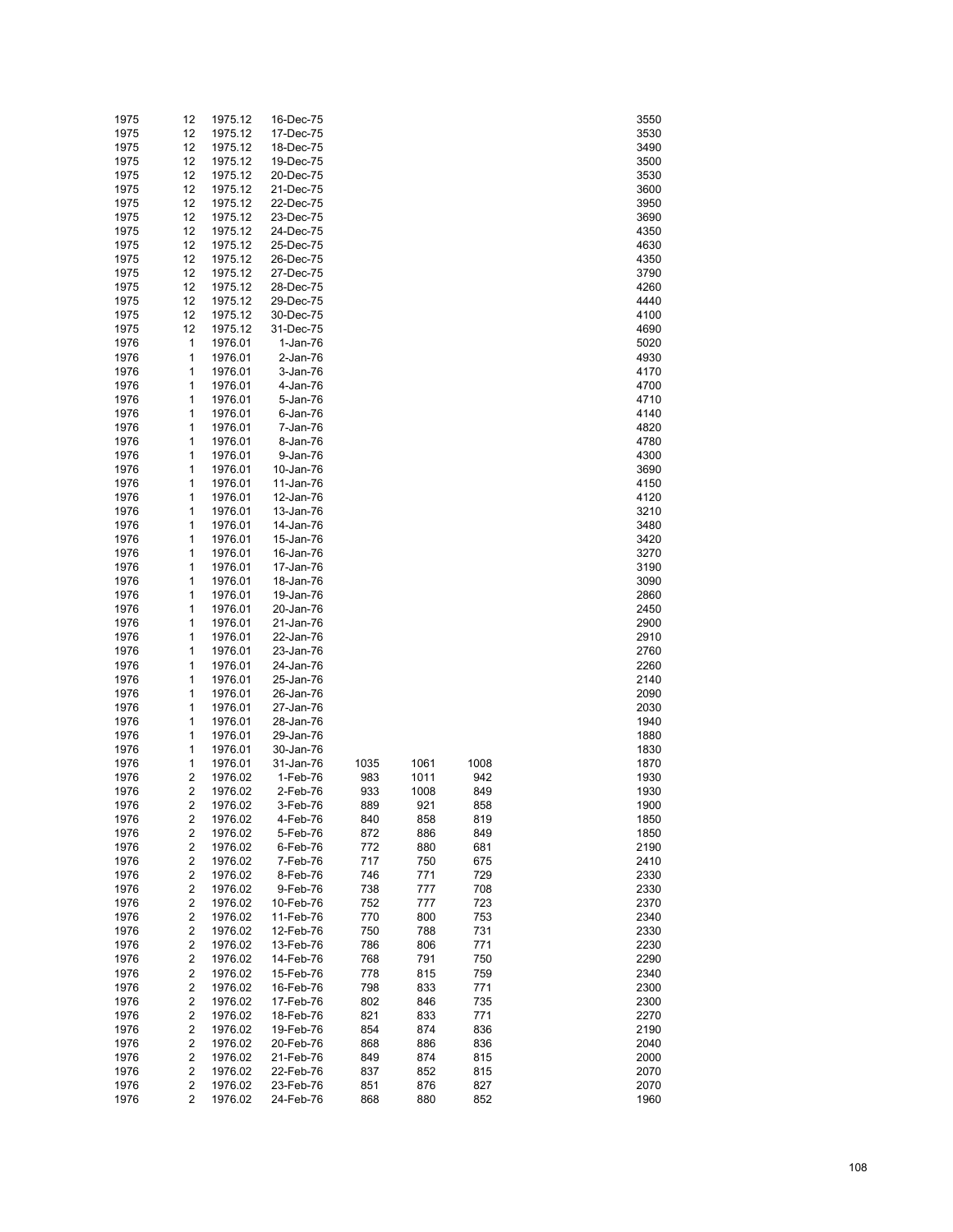| | | | | | | | | |
|---|---|---|---|---|---|---|---|---|
| 1975 | 12 | 1975.12 | 16-Dec-75 | | | | | 3550 |
| 1975 | 12 | 1975.12 | 17-Dec-75 | | | | | 3530 |
| 1975 | 12 | 1975.12 | 18-Dec-75 | | | | | 3490 |
| 1975 | 12 | 1975.12 | 19-Dec-75 | | | | | 3500 |
| 1975 | 12 | 1975.12 | 20-Dec-75 | | | | | 3530 |
| 1975 | 12 | 1975.12 | 21-Dec-75 | | | | | 3600 |
| 1975 | 12 | 1975.12 | 22-Dec-75 | | | | | 3950 |
| 1975 | 12 | 1975.12 | 23-Dec-75 | | | | | 3690 |
| 1975 | 12 | 1975.12 | 24-Dec-75 | | | | | 4350 |
| 1975 | 12 | 1975.12 | 25-Dec-75 | | | | | 4630 |
| 1975 | 12 | 1975.12 | 26-Dec-75 | | | | | 4350 |
| 1975 | 12 | 1975.12 | 27-Dec-75 | | | | | 3790 |
| 1975 | 12 | 1975.12 | 28-Dec-75 | | | | | 4260 |
| 1975 | 12 | 1975.12 | 29-Dec-75 | | | | | 4440 |
| 1975 | 12 | 1975.12 | 30-Dec-75 | | | | | 4100 |
| 1975 | 12 | 1975.12 | 31-Dec-75 | | | | | 4690 |
| 1976 | 1 | 1976.01 | 1-Jan-76 | | | | | 5020 |
| 1976 | 1 | 1976.01 | 2-Jan-76 | | | | | 4930 |
| 1976 | 1 | 1976.01 | 3-Jan-76 | | | | | 4170 |
| 1976 | 1 | 1976.01 | 4-Jan-76 | | | | | 4700 |
| 1976 | 1 | 1976.01 | 5-Jan-76 | | | | | 4710 |
| 1976 | 1 | 1976.01 | 6-Jan-76 | | | | | 4140 |
| 1976 | 1 | 1976.01 | 7-Jan-76 | | | | | 4820 |
| 1976 | 1 | 1976.01 | 8-Jan-76 | | | | | 4780 |
| 1976 | 1 | 1976.01 | 9-Jan-76 | | | | | 4300 |
| 1976 | 1 | 1976.01 | 10-Jan-76 | | | | | 3690 |
| 1976 | 1 | 1976.01 | 11-Jan-76 | | | | | 4150 |
| 1976 | 1 | 1976.01 | 12-Jan-76 | | | | | 4120 |
| 1976 | 1 | 1976.01 | 13-Jan-76 | | | | | 3210 |
| 1976 | 1 | 1976.01 | 14-Jan-76 | | | | | 3480 |
| 1976 | 1 | 1976.01 | 15-Jan-76 | | | | | 3420 |
| 1976 | 1 | 1976.01 | 16-Jan-76 | | | | | 3270 |
| 1976 | 1 | 1976.01 | 17-Jan-76 | | | | | 3190 |
| 1976 | 1 | 1976.01 | 18-Jan-76 | | | | | 3090 |
| 1976 | 1 | 1976.01 | 19-Jan-76 | | | | | 2860 |
| 1976 | 1 | 1976.01 | 20-Jan-76 | | | | | 2450 |
| 1976 | 1 | 1976.01 | 21-Jan-76 | | | | | 2900 |
| 1976 | 1 | 1976.01 | 22-Jan-76 | | | | | 2910 |
| 1976 | 1 | 1976.01 | 23-Jan-76 | | | | | 2760 |
| 1976 | 1 | 1976.01 | 24-Jan-76 | | | | | 2260 |
| 1976 | 1 | 1976.01 | 25-Jan-76 | | | | | 2140 |
| 1976 | 1 | 1976.01 | 26-Jan-76 | | | | | 2090 |
| 1976 | 1 | 1976.01 | 27-Jan-76 | | | | | 2030 |
| 1976 | 1 | 1976.01 | 28-Jan-76 | | | | | 1940 |
| 1976 | 1 | 1976.01 | 29-Jan-76 | | | | | 1880 |
| 1976 | 1 | 1976.01 | 30-Jan-76 | | | | | 1830 |
| 1976 | 1 | 1976.01 | 31-Jan-76 | 1035 | 1061 | 1008 | | 1870 |
| 1976 | 2 | 1976.02 | 1-Feb-76 | 983 | 1011 | 942 | | 1930 |
| 1976 | 2 | 1976.02 | 2-Feb-76 | 933 | 1008 | 849 | | 1930 |
| 1976 | 2 | 1976.02 | 3-Feb-76 | 889 | 921 | 858 | | 1900 |
| 1976 | 2 | 1976.02 | 4-Feb-76 | 840 | 858 | 819 | | 1850 |
| 1976 | 2 | 1976.02 | 5-Feb-76 | 872 | 886 | 849 | | 1850 |
| 1976 | 2 | 1976.02 | 6-Feb-76 | 772 | 880 | 681 | | 2190 |
| 1976 | 2 | 1976.02 | 7-Feb-76 | 717 | 750 | 675 | | 2410 |
| 1976 | 2 | 1976.02 | 8-Feb-76 | 746 | 771 | 729 | | 2330 |
| 1976 | 2 | 1976.02 | 9-Feb-76 | 738 | 777 | 708 | | 2330 |
| 1976 | 2 | 1976.02 | 10-Feb-76 | 752 | 777 | 723 | | 2370 |
| 1976 | 2 | 1976.02 | 11-Feb-76 | 770 | 800 | 753 | | 2340 |
| 1976 | 2 | 1976.02 | 12-Feb-76 | 750 | 788 | 731 | | 2330 |
| 1976 | 2 | 1976.02 | 13-Feb-76 | 786 | 806 | 771 | | 2230 |
| 1976 | 2 | 1976.02 | 14-Feb-76 | 768 | 791 | 750 | | 2290 |
| 1976 | 2 | 1976.02 | 15-Feb-76 | 778 | 815 | 759 | | 2340 |
| 1976 | 2 | 1976.02 | 16-Feb-76 | 798 | 833 | 771 | | 2300 |
| 1976 | 2 | 1976.02 | 17-Feb-76 | 802 | 846 | 735 | | 2300 |
| 1976 | 2 | 1976.02 | 18-Feb-76 | 821 | 833 | 771 | | 2270 |
| 1976 | 2 | 1976.02 | 19-Feb-76 | 854 | 874 | 836 | | 2190 |
| 1976 | 2 | 1976.02 | 20-Feb-76 | 868 | 886 | 836 | | 2040 |
| 1976 | 2 | 1976.02 | 21-Feb-76 | 849 | 874 | 815 | | 2000 |
| 1976 | 2 | 1976.02 | 22-Feb-76 | 837 | 852 | 815 | | 2070 |
| 1976 | 2 | 1976.02 | 23-Feb-76 | 851 | 876 | 827 | | 2070 |
| 1976 | 2 | 1976.02 | 24-Feb-76 | 868 | 880 | 852 | | 1960 |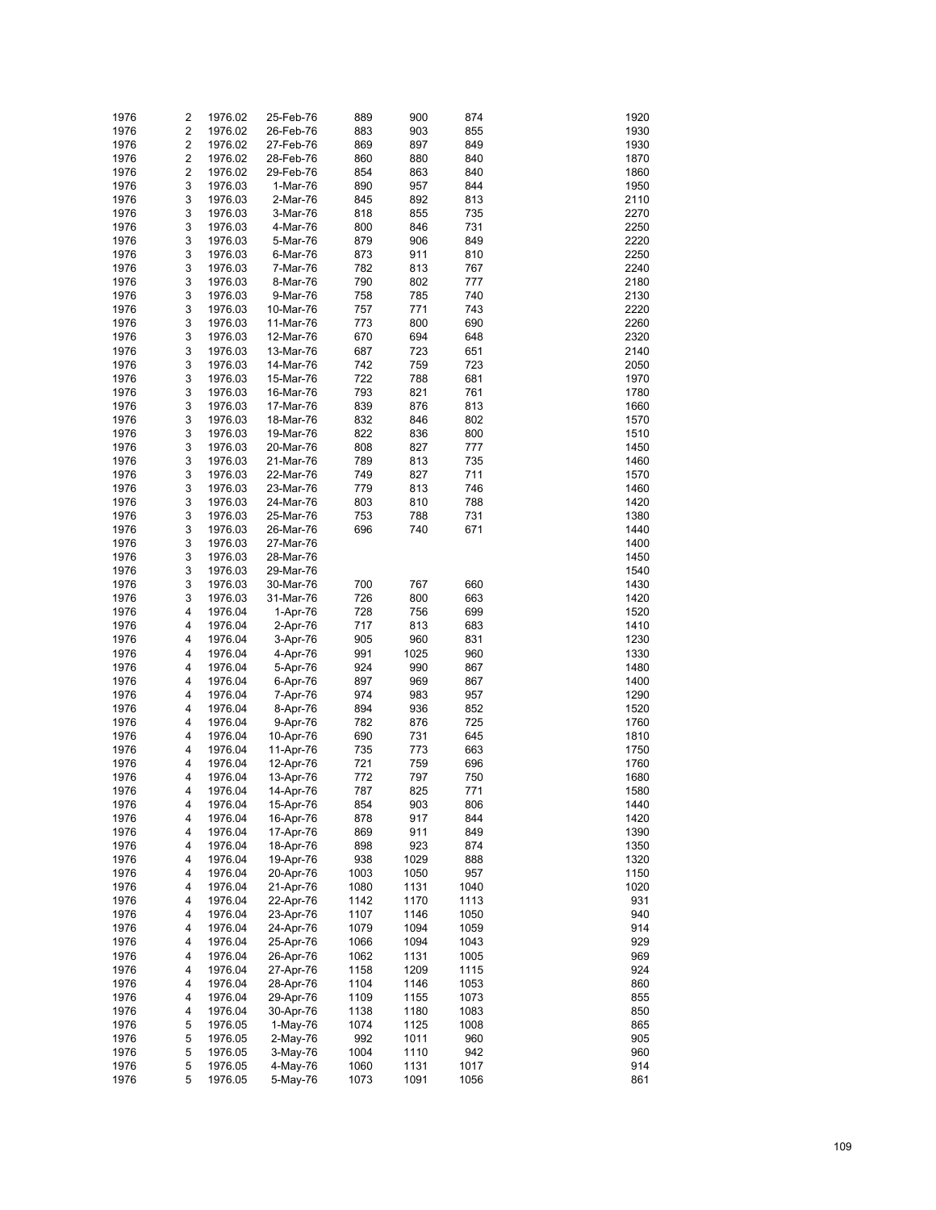| | | | | | | | | |
|---|---|---|---|---|---|---|---|---|
| 1976 | 2 | 1976.02 | 25-Feb-76 | 889 | 900 | 874 | | 1920 |
| 1976 | 2 | 1976.02 | 26-Feb-76 | 883 | 903 | 855 | | 1930 |
| 1976 | 2 | 1976.02 | 27-Feb-76 | 869 | 897 | 849 | | 1930 |
| 1976 | 2 | 1976.02 | 28-Feb-76 | 860 | 880 | 840 | | 1870 |
| 1976 | 2 | 1976.02 | 29-Feb-76 | 854 | 863 | 840 | | 1860 |
| 1976 | 3 | 1976.03 | 1-Mar-76 | 890 | 957 | 844 | | 1950 |
| 1976 | 3 | 1976.03 | 2-Mar-76 | 845 | 892 | 813 | | 2110 |
| 1976 | 3 | 1976.03 | 3-Mar-76 | 818 | 855 | 735 | | 2270 |
| 1976 | 3 | 1976.03 | 4-Mar-76 | 800 | 846 | 731 | | 2250 |
| 1976 | 3 | 1976.03 | 5-Mar-76 | 879 | 906 | 849 | | 2220 |
| 1976 | 3 | 1976.03 | 6-Mar-76 | 873 | 911 | 810 | | 2250 |
| 1976 | 3 | 1976.03 | 7-Mar-76 | 782 | 813 | 767 | | 2240 |
| 1976 | 3 | 1976.03 | 8-Mar-76 | 790 | 802 | 777 | | 2180 |
| 1976 | 3 | 1976.03 | 9-Mar-76 | 758 | 785 | 740 | | 2130 |
| 1976 | 3 | 1976.03 | 10-Mar-76 | 757 | 771 | 743 | | 2220 |
| 1976 | 3 | 1976.03 | 11-Mar-76 | 773 | 800 | 690 | | 2260 |
| 1976 | 3 | 1976.03 | 12-Mar-76 | 670 | 694 | 648 | | 2320 |
| 1976 | 3 | 1976.03 | 13-Mar-76 | 687 | 723 | 651 | | 2140 |
| 1976 | 3 | 1976.03 | 14-Mar-76 | 742 | 759 | 723 | | 2050 |
| 1976 | 3 | 1976.03 | 15-Mar-76 | 722 | 788 | 681 | | 1970 |
| 1976 | 3 | 1976.03 | 16-Mar-76 | 793 | 821 | 761 | | 1780 |
| 1976 | 3 | 1976.03 | 17-Mar-76 | 839 | 876 | 813 | | 1660 |
| 1976 | 3 | 1976.03 | 18-Mar-76 | 832 | 846 | 802 | | 1570 |
| 1976 | 3 | 1976.03 | 19-Mar-76 | 822 | 836 | 800 | | 1510 |
| 1976 | 3 | 1976.03 | 20-Mar-76 | 808 | 827 | 777 | | 1450 |
| 1976 | 3 | 1976.03 | 21-Mar-76 | 789 | 813 | 735 | | 1460 |
| 1976 | 3 | 1976.03 | 22-Mar-76 | 749 | 827 | 711 | | 1570 |
| 1976 | 3 | 1976.03 | 23-Mar-76 | 779 | 813 | 746 | | 1460 |
| 1976 | 3 | 1976.03 | 24-Mar-76 | 803 | 810 | 788 | | 1420 |
| 1976 | 3 | 1976.03 | 25-Mar-76 | 753 | 788 | 731 | | 1380 |
| 1976 | 3 | 1976.03 | 26-Mar-76 | 696 | 740 | 671 | | 1440 |
| 1976 | 3 | 1976.03 | 27-Mar-76 | | | | | 1400 |
| 1976 | 3 | 1976.03 | 28-Mar-76 | | | | | 1450 |
| 1976 | 3 | 1976.03 | 29-Mar-76 | | | | | 1540 |
| 1976 | 3 | 1976.03 | 30-Mar-76 | 700 | 767 | 660 | | 1430 |
| 1976 | 3 | 1976.03 | 31-Mar-76 | 726 | 800 | 663 | | 1420 |
| 1976 | 4 | 1976.04 | 1-Apr-76 | 728 | 756 | 699 | | 1520 |
| 1976 | 4 | 1976.04 | 2-Apr-76 | 717 | 813 | 683 | | 1410 |
| 1976 | 4 | 1976.04 | 3-Apr-76 | 905 | 960 | 831 | | 1230 |
| 1976 | 4 | 1976.04 | 4-Apr-76 | 991 | 1025 | 960 | | 1330 |
| 1976 | 4 | 1976.04 | 5-Apr-76 | 924 | 990 | 867 | | 1480 |
| 1976 | 4 | 1976.04 | 6-Apr-76 | 897 | 969 | 867 | | 1400 |
| 1976 | 4 | 1976.04 | 7-Apr-76 | 974 | 983 | 957 | | 1290 |
| 1976 | 4 | 1976.04 | 8-Apr-76 | 894 | 936 | 852 | | 1520 |
| 1976 | 4 | 1976.04 | 9-Apr-76 | 782 | 876 | 725 | | 1760 |
| 1976 | 4 | 1976.04 | 10-Apr-76 | 690 | 731 | 645 | | 1810 |
| 1976 | 4 | 1976.04 | 11-Apr-76 | 735 | 773 | 663 | | 1750 |
| 1976 | 4 | 1976.04 | 12-Apr-76 | 721 | 759 | 696 | | 1760 |
| 1976 | 4 | 1976.04 | 13-Apr-76 | 772 | 797 | 750 | | 1680 |
| 1976 | 4 | 1976.04 | 14-Apr-76 | 787 | 825 | 771 | | 1580 |
| 1976 | 4 | 1976.04 | 15-Apr-76 | 854 | 903 | 806 | | 1440 |
| 1976 | 4 | 1976.04 | 16-Apr-76 | 878 | 917 | 844 | | 1420 |
| 1976 | 4 | 1976.04 | 17-Apr-76 | 869 | 911 | 849 | | 1390 |
| 1976 | 4 | 1976.04 | 18-Apr-76 | 898 | 923 | 874 | | 1350 |
| 1976 | 4 | 1976.04 | 19-Apr-76 | 938 | 1029 | 888 | | 1320 |
| 1976 | 4 | 1976.04 | 20-Apr-76 | 1003 | 1050 | 957 | | 1150 |
| 1976 | 4 | 1976.04 | 21-Apr-76 | 1080 | 1131 | 1040 | | 1020 |
| 1976 | 4 | 1976.04 | 22-Apr-76 | 1142 | 1170 | 1113 | | 931 |
| 1976 | 4 | 1976.04 | 23-Apr-76 | 1107 | 1146 | 1050 | | 940 |
| 1976 | 4 | 1976.04 | 24-Apr-76 | 1079 | 1094 | 1059 | | 914 |
| 1976 | 4 | 1976.04 | 25-Apr-76 | 1066 | 1094 | 1043 | | 929 |
| 1976 | 4 | 1976.04 | 26-Apr-76 | 1062 | 1131 | 1005 | | 969 |
| 1976 | 4 | 1976.04 | 27-Apr-76 | 1158 | 1209 | 1115 | | 924 |
| 1976 | 4 | 1976.04 | 28-Apr-76 | 1104 | 1146 | 1053 | | 860 |
| 1976 | 4 | 1976.04 | 29-Apr-76 | 1109 | 1155 | 1073 | | 855 |
| 1976 | 4 | 1976.04 | 30-Apr-76 | 1138 | 1180 | 1083 | | 850 |
| 1976 | 5 | 1976.05 | 1-May-76 | 1074 | 1125 | 1008 | | 865 |
| 1976 | 5 | 1976.05 | 2-May-76 | 992 | 1011 | 960 | | 905 |
| 1976 | 5 | 1976.05 | 3-May-76 | 1004 | 1110 | 942 | | 960 |
| 1976 | 5 | 1976.05 | 4-May-76 | 1060 | 1131 | 1017 | | 914 |
| 1976 | 5 | 1976.05 | 5-May-76 | 1073 | 1091 | 1056 | | 861 |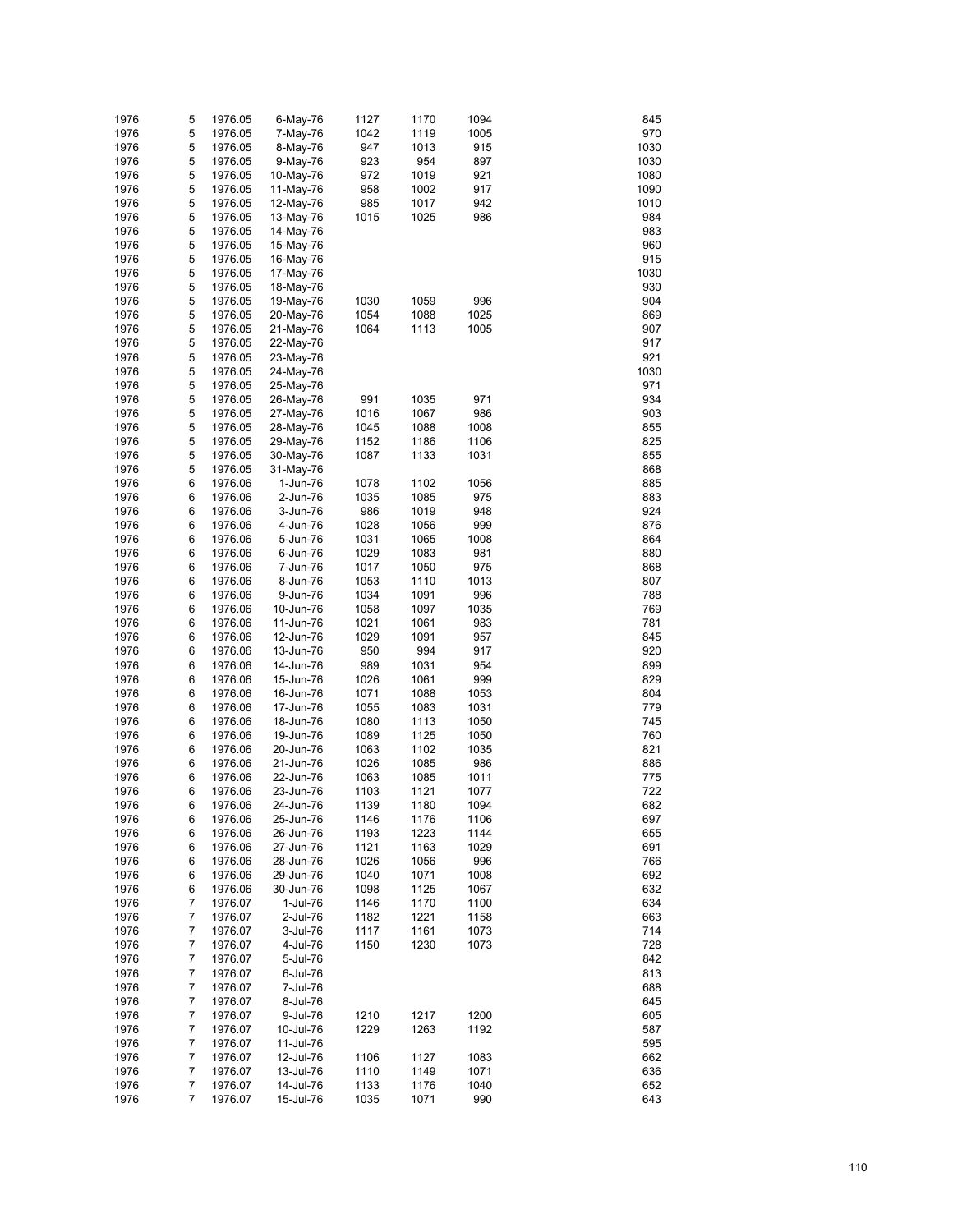| | | | | | | | | |
|---|---|---|---|---|---|---|---|---|
| 1976 | 5 | 1976.05 | 6-May-76 | 1127 | 1170 | 1094 | | 845 |
| 1976 | 5 | 1976.05 | 7-May-76 | 1042 | 1119 | 1005 | | 970 |
| 1976 | 5 | 1976.05 | 8-May-76 | 947 | 1013 | 915 | | 1030 |
| 1976 | 5 | 1976.05 | 9-May-76 | 923 | 954 | 897 | | 1030 |
| 1976 | 5 | 1976.05 | 10-May-76 | 972 | 1019 | 921 | | 1080 |
| 1976 | 5 | 1976.05 | 11-May-76 | 958 | 1002 | 917 | | 1090 |
| 1976 | 5 | 1976.05 | 12-May-76 | 985 | 1017 | 942 | | 1010 |
| 1976 | 5 | 1976.05 | 13-May-76 | 1015 | 1025 | 986 | | 984 |
| 1976 | 5 | 1976.05 | 14-May-76 | | | | | 983 |
| 1976 | 5 | 1976.05 | 15-May-76 | | | | | 960 |
| 1976 | 5 | 1976.05 | 16-May-76 | | | | | 915 |
| 1976 | 5 | 1976.05 | 17-May-76 | | | | | 1030 |
| 1976 | 5 | 1976.05 | 18-May-76 | | | | | 930 |
| 1976 | 5 | 1976.05 | 19-May-76 | 1030 | 1059 | 996 | | 904 |
| 1976 | 5 | 1976.05 | 20-May-76 | 1054 | 1088 | 1025 | | 869 |
| 1976 | 5 | 1976.05 | 21-May-76 | 1064 | 1113 | 1005 | | 907 |
| 1976 | 5 | 1976.05 | 22-May-76 | | | | | 917 |
| 1976 | 5 | 1976.05 | 23-May-76 | | | | | 921 |
| 1976 | 5 | 1976.05 | 24-May-76 | | | | | 1030 |
| 1976 | 5 | 1976.05 | 25-May-76 | | | | | 971 |
| 1976 | 5 | 1976.05 | 26-May-76 | 991 | 1035 | 971 | | 934 |
| 1976 | 5 | 1976.05 | 27-May-76 | 1016 | 1067 | 986 | | 903 |
| 1976 | 5 | 1976.05 | 28-May-76 | 1045 | 1088 | 1008 | | 855 |
| 1976 | 5 | 1976.05 | 29-May-76 | 1152 | 1186 | 1106 | | 825 |
| 1976 | 5 | 1976.05 | 30-May-76 | 1087 | 1133 | 1031 | | 855 |
| 1976 | 5 | 1976.05 | 31-May-76 | | | | | 868 |
| 1976 | 6 | 1976.06 | 1-Jun-76 | 1078 | 1102 | 1056 | | 885 |
| 1976 | 6 | 1976.06 | 2-Jun-76 | 1035 | 1085 | 975 | | 883 |
| 1976 | 6 | 1976.06 | 3-Jun-76 | 986 | 1019 | 948 | | 924 |
| 1976 | 6 | 1976.06 | 4-Jun-76 | 1028 | 1056 | 999 | | 876 |
| 1976 | 6 | 1976.06 | 5-Jun-76 | 1031 | 1065 | 1008 | | 864 |
| 1976 | 6 | 1976.06 | 6-Jun-76 | 1029 | 1083 | 981 | | 880 |
| 1976 | 6 | 1976.06 | 7-Jun-76 | 1017 | 1050 | 975 | | 868 |
| 1976 | 6 | 1976.06 | 8-Jun-76 | 1053 | 1110 | 1013 | | 807 |
| 1976 | 6 | 1976.06 | 9-Jun-76 | 1034 | 1091 | 996 | | 788 |
| 1976 | 6 | 1976.06 | 10-Jun-76 | 1058 | 1097 | 1035 | | 769 |
| 1976 | 6 | 1976.06 | 11-Jun-76 | 1021 | 1061 | 983 | | 781 |
| 1976 | 6 | 1976.06 | 12-Jun-76 | 1029 | 1091 | 957 | | 845 |
| 1976 | 6 | 1976.06 | 13-Jun-76 | 950 | 994 | 917 | | 920 |
| 1976 | 6 | 1976.06 | 14-Jun-76 | 989 | 1031 | 954 | | 899 |
| 1976 | 6 | 1976.06 | 15-Jun-76 | 1026 | 1061 | 999 | | 829 |
| 1976 | 6 | 1976.06 | 16-Jun-76 | 1071 | 1088 | 1053 | | 804 |
| 1976 | 6 | 1976.06 | 17-Jun-76 | 1055 | 1083 | 1031 | | 779 |
| 1976 | 6 | 1976.06 | 18-Jun-76 | 1080 | 1113 | 1050 | | 745 |
| 1976 | 6 | 1976.06 | 19-Jun-76 | 1089 | 1125 | 1050 | | 760 |
| 1976 | 6 | 1976.06 | 20-Jun-76 | 1063 | 1102 | 1035 | | 821 |
| 1976 | 6 | 1976.06 | 21-Jun-76 | 1026 | 1085 | 986 | | 886 |
| 1976 | 6 | 1976.06 | 22-Jun-76 | 1063 | 1085 | 1011 | | 775 |
| 1976 | 6 | 1976.06 | 23-Jun-76 | 1103 | 1121 | 1077 | | 722 |
| 1976 | 6 | 1976.06 | 24-Jun-76 | 1139 | 1180 | 1094 | | 682 |
| 1976 | 6 | 1976.06 | 25-Jun-76 | 1146 | 1176 | 1106 | | 697 |
| 1976 | 6 | 1976.06 | 26-Jun-76 | 1193 | 1223 | 1144 | | 655 |
| 1976 | 6 | 1976.06 | 27-Jun-76 | 1121 | 1163 | 1029 | | 691 |
| 1976 | 6 | 1976.06 | 28-Jun-76 | 1026 | 1056 | 996 | | 766 |
| 1976 | 6 | 1976.06 | 29-Jun-76 | 1040 | 1071 | 1008 | | 692 |
| 1976 | 6 | 1976.06 | 30-Jun-76 | 1098 | 1125 | 1067 | | 632 |
| 1976 | 7 | 1976.07 | 1-Jul-76 | 1146 | 1170 | 1100 | | 634 |
| 1976 | 7 | 1976.07 | 2-Jul-76 | 1182 | 1221 | 1158 | | 663 |
| 1976 | 7 | 1976.07 | 3-Jul-76 | 1117 | 1161 | 1073 | | 714 |
| 1976 | 7 | 1976.07 | 4-Jul-76 | 1150 | 1230 | 1073 | | 728 |
| 1976 | 7 | 1976.07 | 5-Jul-76 | | | | | 842 |
| 1976 | 7 | 1976.07 | 6-Jul-76 | | | | | 813 |
| 1976 | 7 | 1976.07 | 7-Jul-76 | | | | | 688 |
| 1976 | 7 | 1976.07 | 8-Jul-76 | | | | | 645 |
| 1976 | 7 | 1976.07 | 9-Jul-76 | 1210 | 1217 | 1200 | | 605 |
| 1976 | 7 | 1976.07 | 10-Jul-76 | 1229 | 1263 | 1192 | | 587 |
| 1976 | 7 | 1976.07 | 11-Jul-76 | | | | | 595 |
| 1976 | 7 | 1976.07 | 12-Jul-76 | 1106 | 1127 | 1083 | | 662 |
| 1976 | 7 | 1976.07 | 13-Jul-76 | 1110 | 1149 | 1071 | | 636 |
| 1976 | 7 | 1976.07 | 14-Jul-76 | 1133 | 1176 | 1040 | | 652 |
| 1976 | 7 | 1976.07 | 15-Jul-76 | 1035 | 1071 | 990 | | 643 |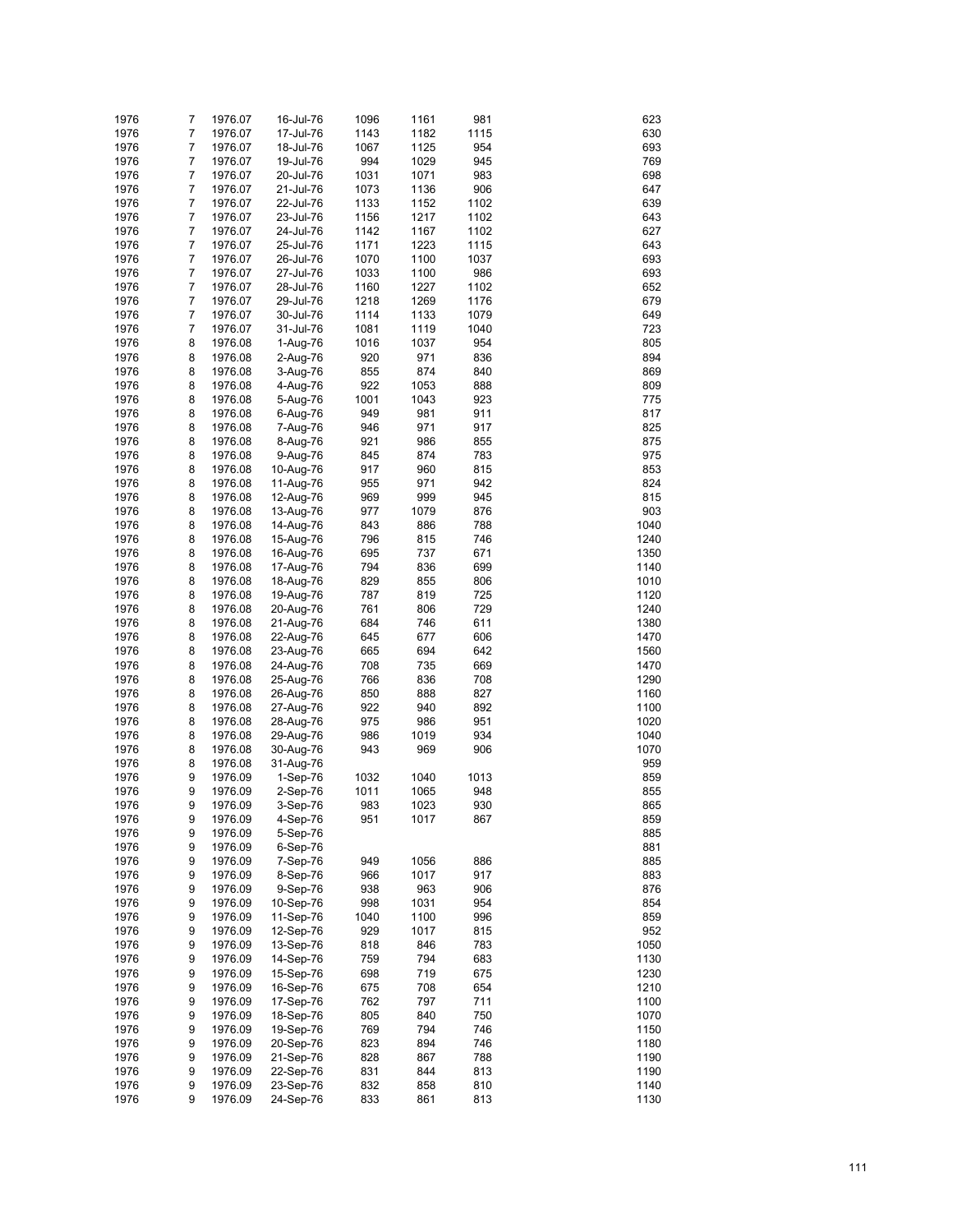| | | | | | | | | |
|---|---|---|---|---|---|---|---|---|
| 1976 | 7 | 1976.07 | 16-Jul-76 | 1096 | 1161 | 981 | | 623 |
| 1976 | 7 | 1976.07 | 17-Jul-76 | 1143 | 1182 | 1115 | | 630 |
| 1976 | 7 | 1976.07 | 18-Jul-76 | 1067 | 1125 | 954 | | 693 |
| 1976 | 7 | 1976.07 | 19-Jul-76 | 994 | 1029 | 945 | | 769 |
| 1976 | 7 | 1976.07 | 20-Jul-76 | 1031 | 1071 | 983 | | 698 |
| 1976 | 7 | 1976.07 | 21-Jul-76 | 1073 | 1136 | 906 | | 647 |
| 1976 | 7 | 1976.07 | 22-Jul-76 | 1133 | 1152 | 1102 | | 639 |
| 1976 | 7 | 1976.07 | 23-Jul-76 | 1156 | 1217 | 1102 | | 643 |
| 1976 | 7 | 1976.07 | 24-Jul-76 | 1142 | 1167 | 1102 | | 627 |
| 1976 | 7 | 1976.07 | 25-Jul-76 | 1171 | 1223 | 1115 | | 643 |
| 1976 | 7 | 1976.07 | 26-Jul-76 | 1070 | 1100 | 1037 | | 693 |
| 1976 | 7 | 1976.07 | 27-Jul-76 | 1033 | 1100 | 986 | | 693 |
| 1976 | 7 | 1976.07 | 28-Jul-76 | 1160 | 1227 | 1102 | | 652 |
| 1976 | 7 | 1976.07 | 29-Jul-76 | 1218 | 1269 | 1176 | | 679 |
| 1976 | 7 | 1976.07 | 30-Jul-76 | 1114 | 1133 | 1079 | | 649 |
| 1976 | 7 | 1976.07 | 31-Jul-76 | 1081 | 1119 | 1040 | | 723 |
| 1976 | 8 | 1976.08 | 1-Aug-76 | 1016 | 1037 | 954 | | 805 |
| 1976 | 8 | 1976.08 | 2-Aug-76 | 920 | 971 | 836 | | 894 |
| 1976 | 8 | 1976.08 | 3-Aug-76 | 855 | 874 | 840 | | 869 |
| 1976 | 8 | 1976.08 | 4-Aug-76 | 922 | 1053 | 888 | | 809 |
| 1976 | 8 | 1976.08 | 5-Aug-76 | 1001 | 1043 | 923 | | 775 |
| 1976 | 8 | 1976.08 | 6-Aug-76 | 949 | 981 | 911 | | 817 |
| 1976 | 8 | 1976.08 | 7-Aug-76 | 946 | 971 | 917 | | 825 |
| 1976 | 8 | 1976.08 | 8-Aug-76 | 921 | 986 | 855 | | 875 |
| 1976 | 8 | 1976.08 | 9-Aug-76 | 845 | 874 | 783 | | 975 |
| 1976 | 8 | 1976.08 | 10-Aug-76 | 917 | 960 | 815 | | 853 |
| 1976 | 8 | 1976.08 | 11-Aug-76 | 955 | 971 | 942 | | 824 |
| 1976 | 8 | 1976.08 | 12-Aug-76 | 969 | 999 | 945 | | 815 |
| 1976 | 8 | 1976.08 | 13-Aug-76 | 977 | 1079 | 876 | | 903 |
| 1976 | 8 | 1976.08 | 14-Aug-76 | 843 | 886 | 788 | | 1040 |
| 1976 | 8 | 1976.08 | 15-Aug-76 | 796 | 815 | 746 | | 1240 |
| 1976 | 8 | 1976.08 | 16-Aug-76 | 695 | 737 | 671 | | 1350 |
| 1976 | 8 | 1976.08 | 17-Aug-76 | 794 | 836 | 699 | | 1140 |
| 1976 | 8 | 1976.08 | 18-Aug-76 | 829 | 855 | 806 | | 1010 |
| 1976 | 8 | 1976.08 | 19-Aug-76 | 787 | 819 | 725 | | 1120 |
| 1976 | 8 | 1976.08 | 20-Aug-76 | 761 | 806 | 729 | | 1240 |
| 1976 | 8 | 1976.08 | 21-Aug-76 | 684 | 746 | 611 | | 1380 |
| 1976 | 8 | 1976.08 | 22-Aug-76 | 645 | 677 | 606 | | 1470 |
| 1976 | 8 | 1976.08 | 23-Aug-76 | 665 | 694 | 642 | | 1560 |
| 1976 | 8 | 1976.08 | 24-Aug-76 | 708 | 735 | 669 | | 1470 |
| 1976 | 8 | 1976.08 | 25-Aug-76 | 766 | 836 | 708 | | 1290 |
| 1976 | 8 | 1976.08 | 26-Aug-76 | 850 | 888 | 827 | | 1160 |
| 1976 | 8 | 1976.08 | 27-Aug-76 | 922 | 940 | 892 | | 1100 |
| 1976 | 8 | 1976.08 | 28-Aug-76 | 975 | 986 | 951 | | 1020 |
| 1976 | 8 | 1976.08 | 29-Aug-76 | 986 | 1019 | 934 | | 1040 |
| 1976 | 8 | 1976.08 | 30-Aug-76 | 943 | 969 | 906 | | 1070 |
| 1976 | 8 | 1976.08 | 31-Aug-76 | | | | | 959 |
| 1976 | 9 | 1976.09 | 1-Sep-76 | 1032 | 1040 | 1013 | | 859 |
| 1976 | 9 | 1976.09 | 2-Sep-76 | 1011 | 1065 | 948 | | 855 |
| 1976 | 9 | 1976.09 | 3-Sep-76 | 983 | 1023 | 930 | | 865 |
| 1976 | 9 | 1976.09 | 4-Sep-76 | 951 | 1017 | 867 | | 859 |
| 1976 | 9 | 1976.09 | 5-Sep-76 | | | | | 885 |
| 1976 | 9 | 1976.09 | 6-Sep-76 | | | | | 881 |
| 1976 | 9 | 1976.09 | 7-Sep-76 | 949 | 1056 | 886 | | 885 |
| 1976 | 9 | 1976.09 | 8-Sep-76 | 966 | 1017 | 917 | | 883 |
| 1976 | 9 | 1976.09 | 9-Sep-76 | 938 | 963 | 906 | | 876 |
| 1976 | 9 | 1976.09 | 10-Sep-76 | 998 | 1031 | 954 | | 854 |
| 1976 | 9 | 1976.09 | 11-Sep-76 | 1040 | 1100 | 996 | | 859 |
| 1976 | 9 | 1976.09 | 12-Sep-76 | 929 | 1017 | 815 | | 952 |
| 1976 | 9 | 1976.09 | 13-Sep-76 | 818 | 846 | 783 | | 1050 |
| 1976 | 9 | 1976.09 | 14-Sep-76 | 759 | 794 | 683 | | 1130 |
| 1976 | 9 | 1976.09 | 15-Sep-76 | 698 | 719 | 675 | | 1230 |
| 1976 | 9 | 1976.09 | 16-Sep-76 | 675 | 708 | 654 | | 1210 |
| 1976 | 9 | 1976.09 | 17-Sep-76 | 762 | 797 | 711 | | 1100 |
| 1976 | 9 | 1976.09 | 18-Sep-76 | 805 | 840 | 750 | | 1070 |
| 1976 | 9 | 1976.09 | 19-Sep-76 | 769 | 794 | 746 | | 1150 |
| 1976 | 9 | 1976.09 | 20-Sep-76 | 823 | 894 | 746 | | 1180 |
| 1976 | 9 | 1976.09 | 21-Sep-76 | 828 | 867 | 788 | | 1190 |
| 1976 | 9 | 1976.09 | 22-Sep-76 | 831 | 844 | 813 | | 1190 |
| 1976 | 9 | 1976.09 | 23-Sep-76 | 832 | 858 | 810 | | 1140 |
| 1976 | 9 | 1976.09 | 24-Sep-76 | 833 | 861 | 813 | | 1130 |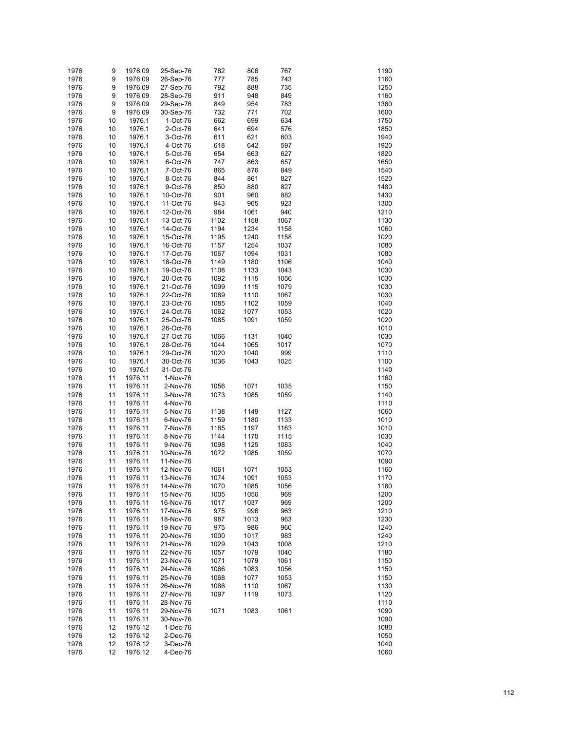| | | | | | | | | |
|---|---|---|---|---|---|---|---|---|
| 1976 | 9 | 1976.09 | 25-Sep-76 | 782 | 806 | 767 | | 1190 |
| 1976 | 9 | 1976.09 | 26-Sep-76 | 777 | 785 | 743 | | 1160 |
| 1976 | 9 | 1976.09 | 27-Sep-76 | 792 | 888 | 735 | | 1250 |
| 1976 | 9 | 1976.09 | 28-Sep-76 | 911 | 948 | 849 | | 1160 |
| 1976 | 9 | 1976.09 | 29-Sep-76 | 849 | 954 | 783 | | 1360 |
| 1976 | 9 | 1976.09 | 30-Sep-76 | 732 | 771 | 702 | | 1600 |
| 1976 | 10 | 1976.1 | 1-Oct-76 | 662 | 699 | 634 | | 1750 |
| 1976 | 10 | 1976.1 | 2-Oct-76 | 641 | 694 | 576 | | 1850 |
| 1976 | 10 | 1976.1 | 3-Oct-76 | 611 | 621 | 603 | | 1940 |
| 1976 | 10 | 1976.1 | 4-Oct-76 | 618 | 642 | 597 | | 1920 |
| 1976 | 10 | 1976.1 | 5-Oct-76 | 654 | 663 | 627 | | 1820 |
| 1976 | 10 | 1976.1 | 6-Oct-76 | 747 | 863 | 657 | | 1650 |
| 1976 | 10 | 1976.1 | 7-Oct-76 | 865 | 876 | 849 | | 1540 |
| 1976 | 10 | 1976.1 | 8-Oct-76 | 844 | 861 | 827 | | 1520 |
| 1976 | 10 | 1976.1 | 9-Oct-76 | 850 | 880 | 827 | | 1480 |
| 1976 | 10 | 1976.1 | 10-Oct-76 | 901 | 960 | 882 | | 1430 |
| 1976 | 10 | 1976.1 | 11-Oct-76 | 943 | 965 | 923 | | 1300 |
| 1976 | 10 | 1976.1 | 12-Oct-76 | 984 | 1061 | 940 | | 1210 |
| 1976 | 10 | 1976.1 | 13-Oct-76 | 1102 | 1158 | 1067 | | 1130 |
| 1976 | 10 | 1976.1 | 14-Oct-76 | 1194 | 1234 | 1158 | | 1060 |
| 1976 | 10 | 1976.1 | 15-Oct-76 | 1195 | 1240 | 1158 | | 1020 |
| 1976 | 10 | 1976.1 | 16-Oct-76 | 1157 | 1254 | 1037 | | 1080 |
| 1976 | 10 | 1976.1 | 17-Oct-76 | 1067 | 1094 | 1031 | | 1080 |
| 1976 | 10 | 1976.1 | 18-Oct-76 | 1149 | 1180 | 1106 | | 1040 |
| 1976 | 10 | 1976.1 | 19-Oct-76 | 1108 | 1133 | 1043 | | 1030 |
| 1976 | 10 | 1976.1 | 20-Oct-76 | 1092 | 1115 | 1056 | | 1030 |
| 1976 | 10 | 1976.1 | 21-Oct-76 | 1099 | 1115 | 1079 | | 1030 |
| 1976 | 10 | 1976.1 | 22-Oct-76 | 1089 | 1110 | 1067 | | 1030 |
| 1976 | 10 | 1976.1 | 23-Oct-76 | 1085 | 1102 | 1059 | | 1040 |
| 1976 | 10 | 1976.1 | 24-Oct-76 | 1062 | 1077 | 1053 | | 1020 |
| 1976 | 10 | 1976.1 | 25-Oct-76 | 1085 | 1091 | 1059 | | 1020 |
| 1976 | 10 | 1976.1 | 26-Oct-76 | | | | | 1010 |
| 1976 | 10 | 1976.1 | 27-Oct-76 | 1066 | 1131 | 1040 | | 1030 |
| 1976 | 10 | 1976.1 | 28-Oct-76 | 1044 | 1065 | 1017 | | 1070 |
| 1976 | 10 | 1976.1 | 29-Oct-76 | 1020 | 1040 | 999 | | 1110 |
| 1976 | 10 | 1976.1 | 30-Oct-76 | 1036 | 1043 | 1025 | | 1100 |
| 1976 | 10 | 1976.1 | 31-Oct-76 | | | | | 1140 |
| 1976 | 11 | 1976.11 | 1-Nov-76 | | | | | 1160 |
| 1976 | 11 | 1976.11 | 2-Nov-76 | 1056 | 1071 | 1035 | | 1150 |
| 1976 | 11 | 1976.11 | 3-Nov-76 | 1073 | 1085 | 1059 | | 1140 |
| 1976 | 11 | 1976.11 | 4-Nov-76 | | | | | 1110 |
| 1976 | 11 | 1976.11 | 5-Nov-76 | 1138 | 1149 | 1127 | | 1060 |
| 1976 | 11 | 1976.11 | 6-Nov-76 | 1159 | 1180 | 1133 | | 1010 |
| 1976 | 11 | 1976.11 | 7-Nov-76 | 1185 | 1197 | 1163 | | 1010 |
| 1976 | 11 | 1976.11 | 8-Nov-76 | 1144 | 1170 | 1115 | | 1030 |
| 1976 | 11 | 1976.11 | 9-Nov-76 | 1098 | 1125 | 1083 | | 1040 |
| 1976 | 11 | 1976.11 | 10-Nov-76 | 1072 | 1085 | 1059 | | 1070 |
| 1976 | 11 | 1976.11 | 11-Nov-76 | | | | | 1090 |
| 1976 | 11 | 1976.11 | 12-Nov-76 | 1061 | 1071 | 1053 | | 1160 |
| 1976 | 11 | 1976.11 | 13-Nov-76 | 1074 | 1091 | 1053 | | 1170 |
| 1976 | 11 | 1976.11 | 14-Nov-76 | 1070 | 1085 | 1056 | | 1180 |
| 1976 | 11 | 1976.11 | 15-Nov-76 | 1005 | 1056 | 969 | | 1200 |
| 1976 | 11 | 1976.11 | 16-Nov-76 | 1017 | 1037 | 969 | | 1200 |
| 1976 | 11 | 1976.11 | 17-Nov-76 | 975 | 996 | 963 | | 1210 |
| 1976 | 11 | 1976.11 | 18-Nov-76 | 987 | 1013 | 963 | | 1230 |
| 1976 | 11 | 1976.11 | 19-Nov-76 | 975 | 986 | 960 | | 1240 |
| 1976 | 11 | 1976.11 | 20-Nov-76 | 1000 | 1017 | 983 | | 1240 |
| 1976 | 11 | 1976.11 | 21-Nov-76 | 1029 | 1043 | 1008 | | 1210 |
| 1976 | 11 | 1976.11 | 22-Nov-76 | 1057 | 1079 | 1040 | | 1180 |
| 1976 | 11 | 1976.11 | 23-Nov-76 | 1071 | 1079 | 1061 | | 1150 |
| 1976 | 11 | 1976.11 | 24-Nov-76 | 1066 | 1083 | 1056 | | 1150 |
| 1976 | 11 | 1976.11 | 25-Nov-76 | 1068 | 1077 | 1053 | | 1150 |
| 1976 | 11 | 1976.11 | 26-Nov-76 | 1086 | 1110 | 1067 | | 1130 |
| 1976 | 11 | 1976.11 | 27-Nov-76 | 1097 | 1119 | 1073 | | 1120 |
| 1976 | 11 | 1976.11 | 28-Nov-76 | | | | | 1110 |
| 1976 | 11 | 1976.11 | 29-Nov-76 | 1071 | 1083 | 1061 | | 1090 |
| 1976 | 11 | 1976.11 | 30-Nov-76 | | | | | 1090 |
| 1976 | 12 | 1976.12 | 1-Dec-76 | | | | | 1080 |
| 1976 | 12 | 1976.12 | 2-Dec-76 | | | | | 1050 |
| 1976 | 12 | 1976.12 | 3-Dec-76 | | | | | 1040 |
| 1976 | 12 | 1976.12 | 4-Dec-76 | | | | | 1060 |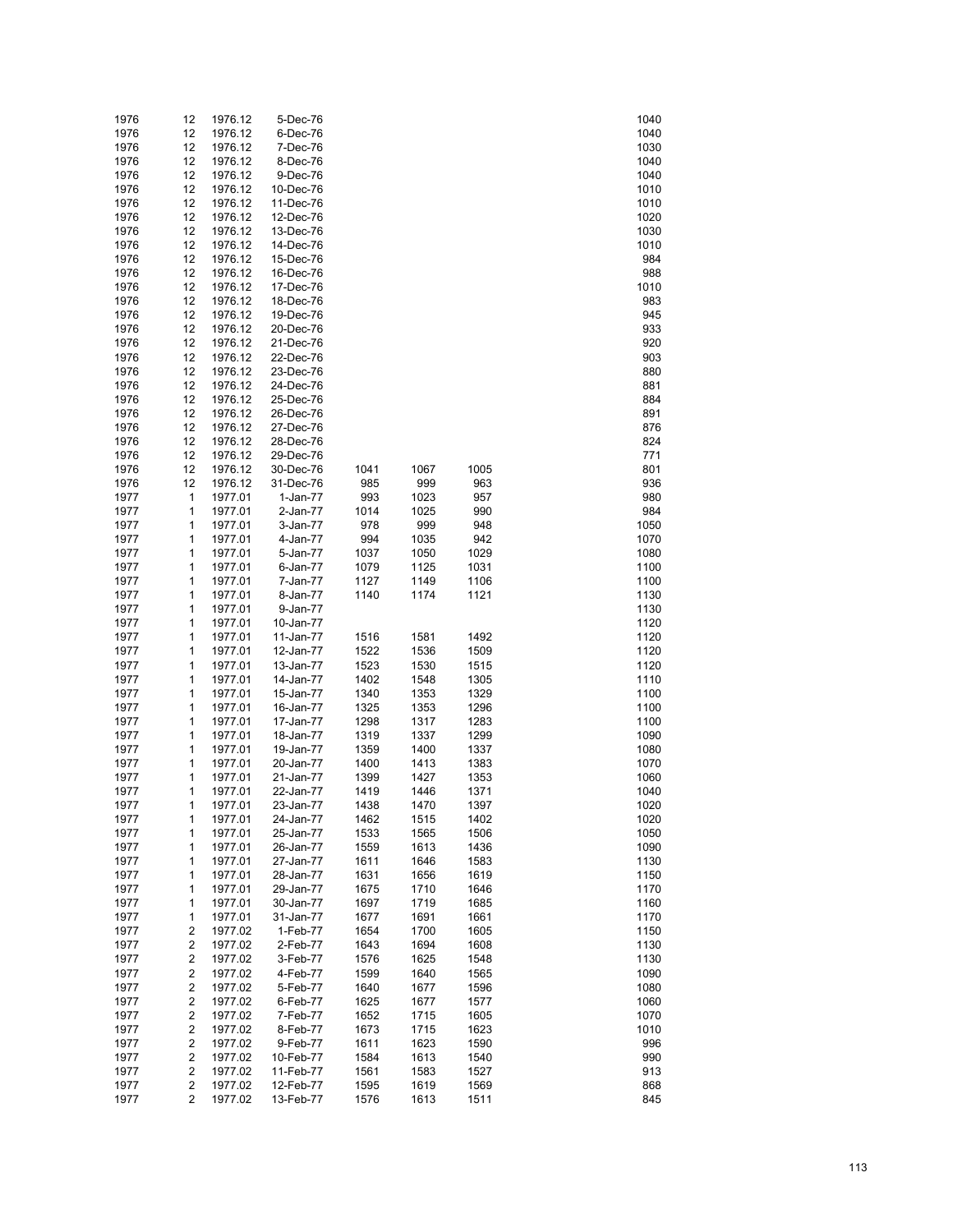| | | | | | | | | |
|---|---|---|---|---|---|---|---|---|
| 1976 | 12 | 1976.12 | 5-Dec-76 | | | | | 1040 |
| 1976 | 12 | 1976.12 | 6-Dec-76 | | | | | 1040 |
| 1976 | 12 | 1976.12 | 7-Dec-76 | | | | | 1030 |
| 1976 | 12 | 1976.12 | 8-Dec-76 | | | | | 1040 |
| 1976 | 12 | 1976.12 | 9-Dec-76 | | | | | 1040 |
| 1976 | 12 | 1976.12 | 10-Dec-76 | | | | | 1010 |
| 1976 | 12 | 1976.12 | 11-Dec-76 | | | | | 1010 |
| 1976 | 12 | 1976.12 | 12-Dec-76 | | | | | 1020 |
| 1976 | 12 | 1976.12 | 13-Dec-76 | | | | | 1030 |
| 1976 | 12 | 1976.12 | 14-Dec-76 | | | | | 1010 |
| 1976 | 12 | 1976.12 | 15-Dec-76 | | | | | 984 |
| 1976 | 12 | 1976.12 | 16-Dec-76 | | | | | 988 |
| 1976 | 12 | 1976.12 | 17-Dec-76 | | | | | 1010 |
| 1976 | 12 | 1976.12 | 18-Dec-76 | | | | | 983 |
| 1976 | 12 | 1976.12 | 19-Dec-76 | | | | | 945 |
| 1976 | 12 | 1976.12 | 20-Dec-76 | | | | | 933 |
| 1976 | 12 | 1976.12 | 21-Dec-76 | | | | | 920 |
| 1976 | 12 | 1976.12 | 22-Dec-76 | | | | | 903 |
| 1976 | 12 | 1976.12 | 23-Dec-76 | | | | | 880 |
| 1976 | 12 | 1976.12 | 24-Dec-76 | | | | | 881 |
| 1976 | 12 | 1976.12 | 25-Dec-76 | | | | | 884 |
| 1976 | 12 | 1976.12 | 26-Dec-76 | | | | | 891 |
| 1976 | 12 | 1976.12 | 27-Dec-76 | | | | | 876 |
| 1976 | 12 | 1976.12 | 28-Dec-76 | | | | | 824 |
| 1976 | 12 | 1976.12 | 29-Dec-76 | | | | | 771 |
| 1976 | 12 | 1976.12 | 30-Dec-76 | 1041 | 1067 | 1005 | | 801 |
| 1976 | 12 | 1976.12 | 31-Dec-76 | 985 | 999 | 963 | | 936 |
| 1977 | 1 | 1977.01 | 1-Jan-77 | 993 | 1023 | 957 | | 980 |
| 1977 | 1 | 1977.01 | 2-Jan-77 | 1014 | 1025 | 990 | | 984 |
| 1977 | 1 | 1977.01 | 3-Jan-77 | 978 | 999 | 948 | | 1050 |
| 1977 | 1 | 1977.01 | 4-Jan-77 | 994 | 1035 | 942 | | 1070 |
| 1977 | 1 | 1977.01 | 5-Jan-77 | 1037 | 1050 | 1029 | | 1080 |
| 1977 | 1 | 1977.01 | 6-Jan-77 | 1079 | 1125 | 1031 | | 1100 |
| 1977 | 1 | 1977.01 | 7-Jan-77 | 1127 | 1149 | 1106 | | 1100 |
| 1977 | 1 | 1977.01 | 8-Jan-77 | 1140 | 1174 | 1121 | | 1130 |
| 1977 | 1 | 1977.01 | 9-Jan-77 | | | | | 1130 |
| 1977 | 1 | 1977.01 | 10-Jan-77 | | | | | 1120 |
| 1977 | 1 | 1977.01 | 11-Jan-77 | 1516 | 1581 | 1492 | | 1120 |
| 1977 | 1 | 1977.01 | 12-Jan-77 | 1522 | 1536 | 1509 | | 1120 |
| 1977 | 1 | 1977.01 | 13-Jan-77 | 1523 | 1530 | 1515 | | 1120 |
| 1977 | 1 | 1977.01 | 14-Jan-77 | 1402 | 1548 | 1305 | | 1110 |
| 1977 | 1 | 1977.01 | 15-Jan-77 | 1340 | 1353 | 1329 | | 1100 |
| 1977 | 1 | 1977.01 | 16-Jan-77 | 1325 | 1353 | 1296 | | 1100 |
| 1977 | 1 | 1977.01 | 17-Jan-77 | 1298 | 1317 | 1283 | | 1100 |
| 1977 | 1 | 1977.01 | 18-Jan-77 | 1319 | 1337 | 1299 | | 1090 |
| 1977 | 1 | 1977.01 | 19-Jan-77 | 1359 | 1400 | 1337 | | 1080 |
| 1977 | 1 | 1977.01 | 20-Jan-77 | 1400 | 1413 | 1383 | | 1070 |
| 1977 | 1 | 1977.01 | 21-Jan-77 | 1399 | 1427 | 1353 | | 1060 |
| 1977 | 1 | 1977.01 | 22-Jan-77 | 1419 | 1446 | 1371 | | 1040 |
| 1977 | 1 | 1977.01 | 23-Jan-77 | 1438 | 1470 | 1397 | | 1020 |
| 1977 | 1 | 1977.01 | 24-Jan-77 | 1462 | 1515 | 1402 | | 1020 |
| 1977 | 1 | 1977.01 | 25-Jan-77 | 1533 | 1565 | 1506 | | 1050 |
| 1977 | 1 | 1977.01 | 26-Jan-77 | 1559 | 1613 | 1436 | | 1090 |
| 1977 | 1 | 1977.01 | 27-Jan-77 | 1611 | 1646 | 1583 | | 1130 |
| 1977 | 1 | 1977.01 | 28-Jan-77 | 1631 | 1656 | 1619 | | 1150 |
| 1977 | 1 | 1977.01 | 29-Jan-77 | 1675 | 1710 | 1646 | | 1170 |
| 1977 | 1 | 1977.01 | 30-Jan-77 | 1697 | 1719 | 1685 | | 1160 |
| 1977 | 1 | 1977.01 | 31-Jan-77 | 1677 | 1691 | 1661 | | 1170 |
| 1977 | 2 | 1977.02 | 1-Feb-77 | 1654 | 1700 | 1605 | | 1150 |
| 1977 | 2 | 1977.02 | 2-Feb-77 | 1643 | 1694 | 1608 | | 1130 |
| 1977 | 2 | 1977.02 | 3-Feb-77 | 1576 | 1625 | 1548 | | 1130 |
| 1977 | 2 | 1977.02 | 4-Feb-77 | 1599 | 1640 | 1565 | | 1090 |
| 1977 | 2 | 1977.02 | 5-Feb-77 | 1640 | 1677 | 1596 | | 1080 |
| 1977 | 2 | 1977.02 | 6-Feb-77 | 1625 | 1677 | 1577 | | 1060 |
| 1977 | 2 | 1977.02 | 7-Feb-77 | 1652 | 1715 | 1605 | | 1070 |
| 1977 | 2 | 1977.02 | 8-Feb-77 | 1673 | 1715 | 1623 | | 1010 |
| 1977 | 2 | 1977.02 | 9-Feb-77 | 1611 | 1623 | 1590 | | 996 |
| 1977 | 2 | 1977.02 | 10-Feb-77 | 1584 | 1613 | 1540 | | 990 |
| 1977 | 2 | 1977.02 | 11-Feb-77 | 1561 | 1583 | 1527 | | 913 |
| 1977 | 2 | 1977.02 | 12-Feb-77 | 1595 | 1619 | 1569 | | 868 |
| 1977 | 2 | 1977.02 | 13-Feb-77 | 1576 | 1613 | 1511 | | 845 |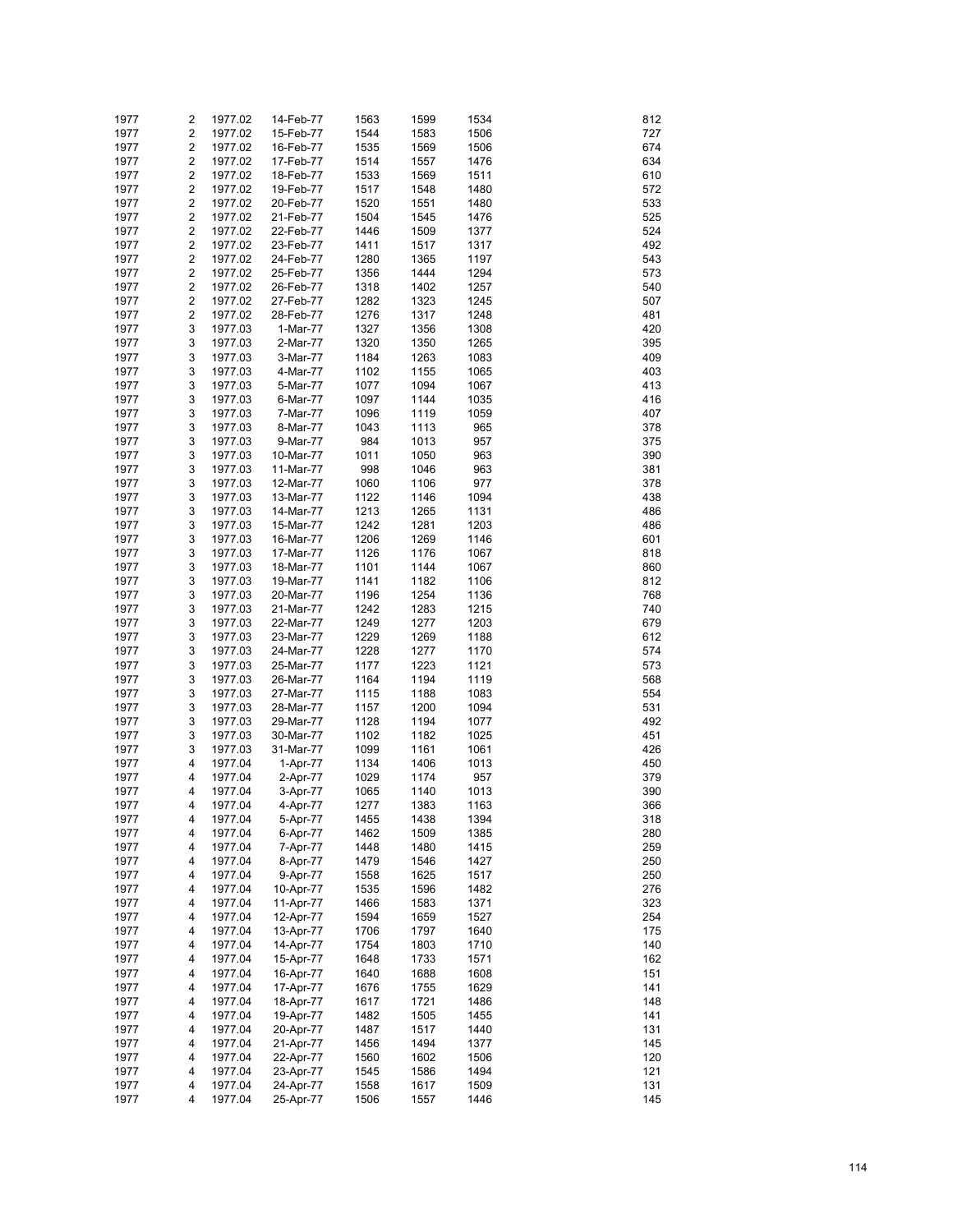| | | | | | | | | |
|---|---|---|---|---|---|---|---|---|
| 1977 | 2 | 1977.02 | 14-Feb-77 | 1563 | 1599 | 1534 | | 812 |
| 1977 | 2 | 1977.02 | 15-Feb-77 | 1544 | 1583 | 1506 | | 727 |
| 1977 | 2 | 1977.02 | 16-Feb-77 | 1535 | 1569 | 1506 | | 674 |
| 1977 | 2 | 1977.02 | 17-Feb-77 | 1514 | 1557 | 1476 | | 634 |
| 1977 | 2 | 1977.02 | 18-Feb-77 | 1533 | 1569 | 1511 | | 610 |
| 1977 | 2 | 1977.02 | 19-Feb-77 | 1517 | 1548 | 1480 | | 572 |
| 1977 | 2 | 1977.02 | 20-Feb-77 | 1520 | 1551 | 1480 | | 533 |
| 1977 | 2 | 1977.02 | 21-Feb-77 | 1504 | 1545 | 1476 | | 525 |
| 1977 | 2 | 1977.02 | 22-Feb-77 | 1446 | 1509 | 1377 | | 524 |
| 1977 | 2 | 1977.02 | 23-Feb-77 | 1411 | 1517 | 1317 | | 492 |
| 1977 | 2 | 1977.02 | 24-Feb-77 | 1280 | 1365 | 1197 | | 543 |
| 1977 | 2 | 1977.02 | 25-Feb-77 | 1356 | 1444 | 1294 | | 573 |
| 1977 | 2 | 1977.02 | 26-Feb-77 | 1318 | 1402 | 1257 | | 540 |
| 1977 | 2 | 1977.02 | 27-Feb-77 | 1282 | 1323 | 1245 | | 507 |
| 1977 | 2 | 1977.02 | 28-Feb-77 | 1276 | 1317 | 1248 | | 481 |
| 1977 | 3 | 1977.03 | 1-Mar-77 | 1327 | 1356 | 1308 | | 420 |
| 1977 | 3 | 1977.03 | 2-Mar-77 | 1320 | 1350 | 1265 | | 395 |
| 1977 | 3 | 1977.03 | 3-Mar-77 | 1184 | 1263 | 1083 | | 409 |
| 1977 | 3 | 1977.03 | 4-Mar-77 | 1102 | 1155 | 1065 | | 403 |
| 1977 | 3 | 1977.03 | 5-Mar-77 | 1077 | 1094 | 1067 | | 413 |
| 1977 | 3 | 1977.03 | 6-Mar-77 | 1097 | 1144 | 1035 | | 416 |
| 1977 | 3 | 1977.03 | 7-Mar-77 | 1096 | 1119 | 1059 | | 407 |
| 1977 | 3 | 1977.03 | 8-Mar-77 | 1043 | 1113 | 965 | | 378 |
| 1977 | 3 | 1977.03 | 9-Mar-77 | 984 | 1013 | 957 | | 375 |
| 1977 | 3 | 1977.03 | 10-Mar-77 | 1011 | 1050 | 963 | | 390 |
| 1977 | 3 | 1977.03 | 11-Mar-77 | 998 | 1046 | 963 | | 381 |
| 1977 | 3 | 1977.03 | 12-Mar-77 | 1060 | 1106 | 977 | | 378 |
| 1977 | 3 | 1977.03 | 13-Mar-77 | 1122 | 1146 | 1094 | | 438 |
| 1977 | 3 | 1977.03 | 14-Mar-77 | 1213 | 1265 | 1131 | | 486 |
| 1977 | 3 | 1977.03 | 15-Mar-77 | 1242 | 1281 | 1203 | | 486 |
| 1977 | 3 | 1977.03 | 16-Mar-77 | 1206 | 1269 | 1146 | | 601 |
| 1977 | 3 | 1977.03 | 17-Mar-77 | 1126 | 1176 | 1067 | | 818 |
| 1977 | 3 | 1977.03 | 18-Mar-77 | 1101 | 1144 | 1067 | | 860 |
| 1977 | 3 | 1977.03 | 19-Mar-77 | 1141 | 1182 | 1106 | | 812 |
| 1977 | 3 | 1977.03 | 20-Mar-77 | 1196 | 1254 | 1136 | | 768 |
| 1977 | 3 | 1977.03 | 21-Mar-77 | 1242 | 1283 | 1215 | | 740 |
| 1977 | 3 | 1977.03 | 22-Mar-77 | 1249 | 1277 | 1203 | | 679 |
| 1977 | 3 | 1977.03 | 23-Mar-77 | 1229 | 1269 | 1188 | | 612 |
| 1977 | 3 | 1977.03 | 24-Mar-77 | 1228 | 1277 | 1170 | | 574 |
| 1977 | 3 | 1977.03 | 25-Mar-77 | 1177 | 1223 | 1121 | | 573 |
| 1977 | 3 | 1977.03 | 26-Mar-77 | 1164 | 1194 | 1119 | | 568 |
| 1977 | 3 | 1977.03 | 27-Mar-77 | 1115 | 1188 | 1083 | | 554 |
| 1977 | 3 | 1977.03 | 28-Mar-77 | 1157 | 1200 | 1094 | | 531 |
| 1977 | 3 | 1977.03 | 29-Mar-77 | 1128 | 1194 | 1077 | | 492 |
| 1977 | 3 | 1977.03 | 30-Mar-77 | 1102 | 1182 | 1025 | | 451 |
| 1977 | 3 | 1977.03 | 31-Mar-77 | 1099 | 1161 | 1061 | | 426 |
| 1977 | 4 | 1977.04 | 1-Apr-77 | 1134 | 1406 | 1013 | | 450 |
| 1977 | 4 | 1977.04 | 2-Apr-77 | 1029 | 1174 | 957 | | 379 |
| 1977 | 4 | 1977.04 | 3-Apr-77 | 1065 | 1140 | 1013 | | 390 |
| 1977 | 4 | 1977.04 | 4-Apr-77 | 1277 | 1383 | 1163 | | 366 |
| 1977 | 4 | 1977.04 | 5-Apr-77 | 1455 | 1438 | 1394 | | 318 |
| 1977 | 4 | 1977.04 | 6-Apr-77 | 1462 | 1509 | 1385 | | 280 |
| 1977 | 4 | 1977.04 | 7-Apr-77 | 1448 | 1480 | 1415 | | 259 |
| 1977 | 4 | 1977.04 | 8-Apr-77 | 1479 | 1546 | 1427 | | 250 |
| 1977 | 4 | 1977.04 | 9-Apr-77 | 1558 | 1625 | 1517 | | 250 |
| 1977 | 4 | 1977.04 | 10-Apr-77 | 1535 | 1596 | 1482 | | 276 |
| 1977 | 4 | 1977.04 | 11-Apr-77 | 1466 | 1583 | 1371 | | 323 |
| 1977 | 4 | 1977.04 | 12-Apr-77 | 1594 | 1659 | 1527 | | 254 |
| 1977 | 4 | 1977.04 | 13-Apr-77 | 1706 | 1797 | 1640 | | 175 |
| 1977 | 4 | 1977.04 | 14-Apr-77 | 1754 | 1803 | 1710 | | 140 |
| 1977 | 4 | 1977.04 | 15-Apr-77 | 1648 | 1733 | 1571 | | 162 |
| 1977 | 4 | 1977.04 | 16-Apr-77 | 1640 | 1688 | 1608 | | 151 |
| 1977 | 4 | 1977.04 | 17-Apr-77 | 1676 | 1755 | 1629 | | 141 |
| 1977 | 4 | 1977.04 | 18-Apr-77 | 1617 | 1721 | 1486 | | 148 |
| 1977 | 4 | 1977.04 | 19-Apr-77 | 1482 | 1505 | 1455 | | 141 |
| 1977 | 4 | 1977.04 | 20-Apr-77 | 1487 | 1517 | 1440 | | 131 |
| 1977 | 4 | 1977.04 | 21-Apr-77 | 1456 | 1494 | 1377 | | 145 |
| 1977 | 4 | 1977.04 | 22-Apr-77 | 1560 | 1602 | 1506 | | 120 |
| 1977 | 4 | 1977.04 | 23-Apr-77 | 1545 | 1586 | 1494 | | 121 |
| 1977 | 4 | 1977.04 | 24-Apr-77 | 1558 | 1617 | 1509 | | 131 |
| 1977 | 4 | 1977.04 | 25-Apr-77 | 1506 | 1557 | 1446 | | 145 |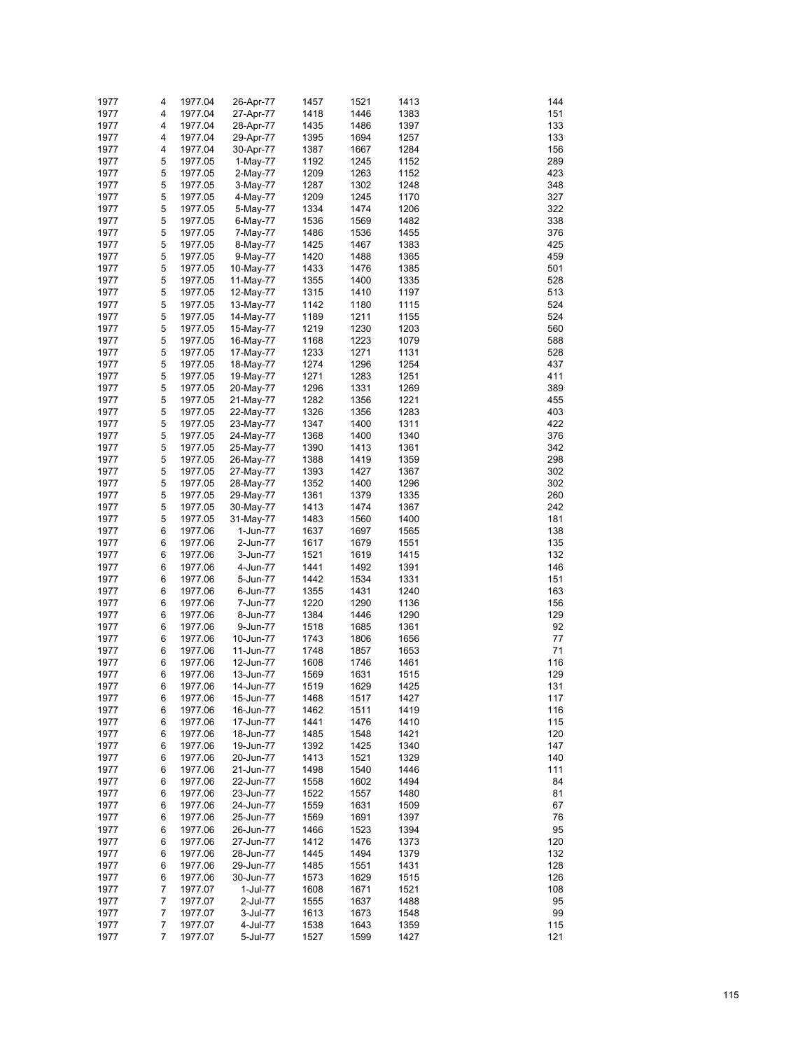| | | | | | | | |
|---|---|---|---|---|---|---|---|
| 1977 | 4 | 1977.04 | 26-Apr-77 | 1457 | 1521 | 1413 | 144 |
| 1977 | 4 | 1977.04 | 27-Apr-77 | 1418 | 1446 | 1383 | 151 |
| 1977 | 4 | 1977.04 | 28-Apr-77 | 1435 | 1486 | 1397 | 133 |
| 1977 | 4 | 1977.04 | 29-Apr-77 | 1395 | 1694 | 1257 | 133 |
| 1977 | 4 | 1977.04 | 30-Apr-77 | 1387 | 1667 | 1284 | 156 |
| 1977 | 5 | 1977.05 | 1-May-77 | 1192 | 1245 | 1152 | 289 |
| 1977 | 5 | 1977.05 | 2-May-77 | 1209 | 1263 | 1152 | 423 |
| 1977 | 5 | 1977.05 | 3-May-77 | 1287 | 1302 | 1248 | 348 |
| 1977 | 5 | 1977.05 | 4-May-77 | 1209 | 1245 | 1170 | 327 |
| 1977 | 5 | 1977.05 | 5-May-77 | 1334 | 1474 | 1206 | 322 |
| 1977 | 5 | 1977.05 | 6-May-77 | 1536 | 1569 | 1482 | 338 |
| 1977 | 5 | 1977.05 | 7-May-77 | 1486 | 1536 | 1455 | 376 |
| 1977 | 5 | 1977.05 | 8-May-77 | 1425 | 1467 | 1383 | 425 |
| 1977 | 5 | 1977.05 | 9-May-77 | 1420 | 1488 | 1365 | 459 |
| 1977 | 5 | 1977.05 | 10-May-77 | 1433 | 1476 | 1385 | 501 |
| 1977 | 5 | 1977.05 | 11-May-77 | 1355 | 1400 | 1335 | 528 |
| 1977 | 5 | 1977.05 | 12-May-77 | 1315 | 1410 | 1197 | 513 |
| 1977 | 5 | 1977.05 | 13-May-77 | 1142 | 1180 | 1115 | 524 |
| 1977 | 5 | 1977.05 | 14-May-77 | 1189 | 1211 | 1155 | 524 |
| 1977 | 5 | 1977.05 | 15-May-77 | 1219 | 1230 | 1203 | 560 |
| 1977 | 5 | 1977.05 | 16-May-77 | 1168 | 1223 | 1079 | 588 |
| 1977 | 5 | 1977.05 | 17-May-77 | 1233 | 1271 | 1131 | 528 |
| 1977 | 5 | 1977.05 | 18-May-77 | 1274 | 1296 | 1254 | 437 |
| 1977 | 5 | 1977.05 | 19-May-77 | 1271 | 1283 | 1251 | 411 |
| 1977 | 5 | 1977.05 | 20-May-77 | 1296 | 1331 | 1269 | 389 |
| 1977 | 5 | 1977.05 | 21-May-77 | 1282 | 1356 | 1221 | 455 |
| 1977 | 5 | 1977.05 | 22-May-77 | 1326 | 1356 | 1283 | 403 |
| 1977 | 5 | 1977.05 | 23-May-77 | 1347 | 1400 | 1311 | 422 |
| 1977 | 5 | 1977.05 | 24-May-77 | 1368 | 1400 | 1340 | 376 |
| 1977 | 5 | 1977.05 | 25-May-77 | 1390 | 1413 | 1361 | 342 |
| 1977 | 5 | 1977.05 | 26-May-77 | 1388 | 1419 | 1359 | 298 |
| 1977 | 5 | 1977.05 | 27-May-77 | 1393 | 1427 | 1367 | 302 |
| 1977 | 5 | 1977.05 | 28-May-77 | 1352 | 1400 | 1296 | 302 |
| 1977 | 5 | 1977.05 | 29-May-77 | 1361 | 1379 | 1335 | 260 |
| 1977 | 5 | 1977.05 | 30-May-77 | 1413 | 1474 | 1367 | 242 |
| 1977 | 5 | 1977.05 | 31-May-77 | 1483 | 1560 | 1400 | 181 |
| 1977 | 6 | 1977.06 | 1-Jun-77 | 1637 | 1697 | 1565 | 138 |
| 1977 | 6 | 1977.06 | 2-Jun-77 | 1617 | 1679 | 1551 | 135 |
| 1977 | 6 | 1977.06 | 3-Jun-77 | 1521 | 1619 | 1415 | 132 |
| 1977 | 6 | 1977.06 | 4-Jun-77 | 1441 | 1492 | 1391 | 146 |
| 1977 | 6 | 1977.06 | 5-Jun-77 | 1442 | 1534 | 1331 | 151 |
| 1977 | 6 | 1977.06 | 6-Jun-77 | 1355 | 1431 | 1240 | 163 |
| 1977 | 6 | 1977.06 | 7-Jun-77 | 1220 | 1290 | 1136 | 156 |
| 1977 | 6 | 1977.06 | 8-Jun-77 | 1384 | 1446 | 1290 | 129 |
| 1977 | 6 | 1977.06 | 9-Jun-77 | 1518 | 1685 | 1361 | 92 |
| 1977 | 6 | 1977.06 | 10-Jun-77 | 1743 | 1806 | 1656 | 77 |
| 1977 | 6 | 1977.06 | 11-Jun-77 | 1748 | 1857 | 1653 | 71 |
| 1977 | 6 | 1977.06 | 12-Jun-77 | 1608 | 1746 | 1461 | 116 |
| 1977 | 6 | 1977.06 | 13-Jun-77 | 1569 | 1631 | 1515 | 129 |
| 1977 | 6 | 1977.06 | 14-Jun-77 | 1519 | 1629 | 1425 | 131 |
| 1977 | 6 | 1977.06 | 15-Jun-77 | 1468 | 1517 | 1427 | 117 |
| 1977 | 6 | 1977.06 | 16-Jun-77 | 1462 | 1511 | 1419 | 116 |
| 1977 | 6 | 1977.06 | 17-Jun-77 | 1441 | 1476 | 1410 | 115 |
| 1977 | 6 | 1977.06 | 18-Jun-77 | 1485 | 1548 | 1421 | 120 |
| 1977 | 6 | 1977.06 | 19-Jun-77 | 1392 | 1425 | 1340 | 147 |
| 1977 | 6 | 1977.06 | 20-Jun-77 | 1413 | 1521 | 1329 | 140 |
| 1977 | 6 | 1977.06 | 21-Jun-77 | 1498 | 1540 | 1446 | 111 |
| 1977 | 6 | 1977.06 | 22-Jun-77 | 1558 | 1602 | 1494 | 84 |
| 1977 | 6 | 1977.06 | 23-Jun-77 | 1522 | 1557 | 1480 | 81 |
| 1977 | 6 | 1977.06 | 24-Jun-77 | 1559 | 1631 | 1509 | 67 |
| 1977 | 6 | 1977.06 | 25-Jun-77 | 1569 | 1691 | 1397 | 76 |
| 1977 | 6 | 1977.06 | 26-Jun-77 | 1466 | 1523 | 1394 | 95 |
| 1977 | 6 | 1977.06 | 27-Jun-77 | 1412 | 1476 | 1373 | 120 |
| 1977 | 6 | 1977.06 | 28-Jun-77 | 1445 | 1494 | 1379 | 132 |
| 1977 | 6 | 1977.06 | 29-Jun-77 | 1485 | 1551 | 1431 | 128 |
| 1977 | 6 | 1977.06 | 30-Jun-77 | 1573 | 1629 | 1515 | 126 |
| 1977 | 7 | 1977.07 | 1-Jul-77 | 1608 | 1671 | 1521 | 108 |
| 1977 | 7 | 1977.07 | 2-Jul-77 | 1555 | 1637 | 1488 | 95 |
| 1977 | 7 | 1977.07 | 3-Jul-77 | 1613 | 1673 | 1548 | 99 |
| 1977 | 7 | 1977.07 | 4-Jul-77 | 1538 | 1643 | 1359 | 115 |
| 1977 | 7 | 1977.07 | 5-Jul-77 | 1527 | 1599 | 1427 | 121 |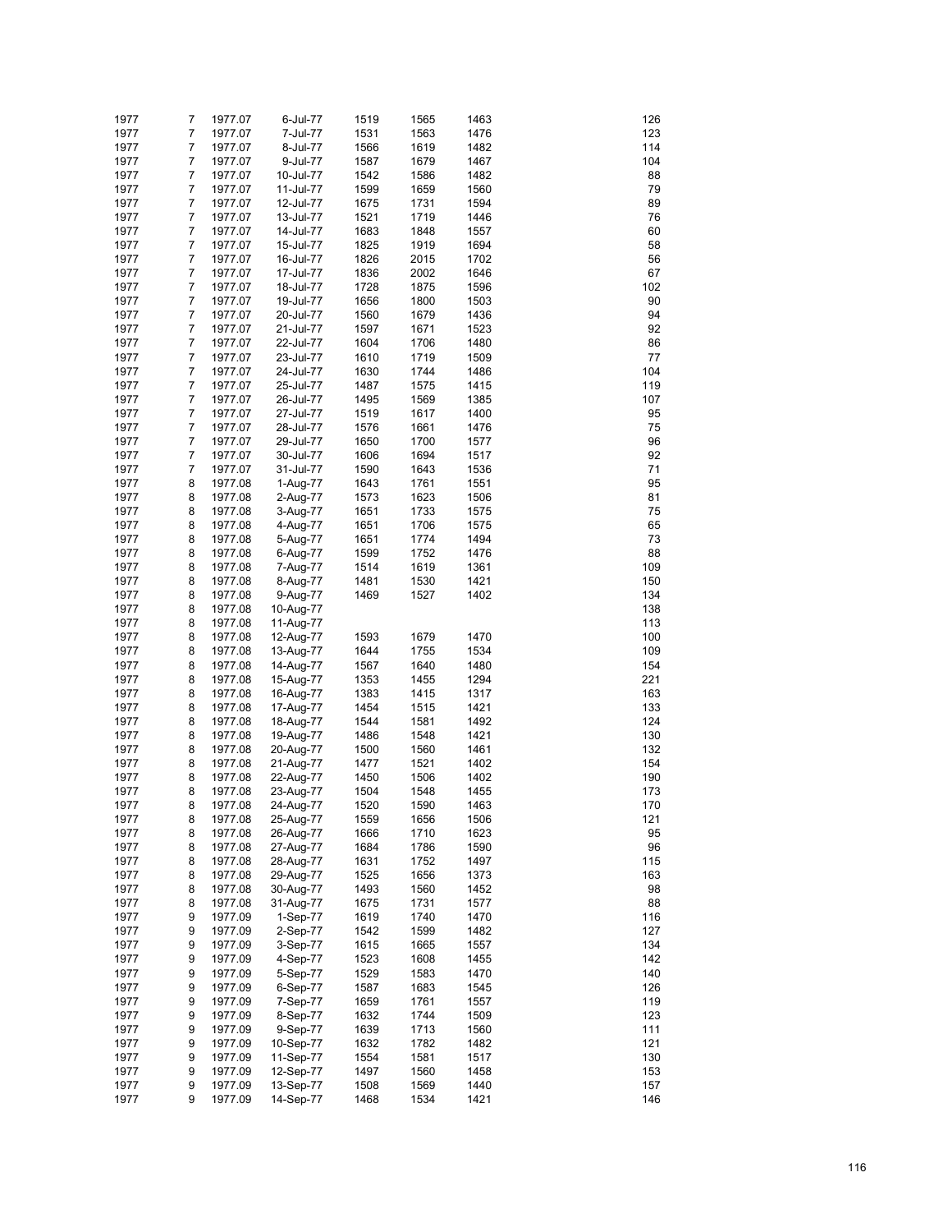| | | | | | | | | |
|---|---|---|---|---|---|---|---|---|
| 1977 | 7 | 1977.07 | 6-Jul-77 | 1519 | 1565 | 1463 | | 126 |
| 1977 | 7 | 1977.07 | 7-Jul-77 | 1531 | 1563 | 1476 | | 123 |
| 1977 | 7 | 1977.07 | 8-Jul-77 | 1566 | 1619 | 1482 | | 114 |
| 1977 | 7 | 1977.07 | 9-Jul-77 | 1587 | 1679 | 1467 | | 104 |
| 1977 | 7 | 1977.07 | 10-Jul-77 | 1542 | 1586 | 1482 | | 88 |
| 1977 | 7 | 1977.07 | 11-Jul-77 | 1599 | 1659 | 1560 | | 79 |
| 1977 | 7 | 1977.07 | 12-Jul-77 | 1675 | 1731 | 1594 | | 89 |
| 1977 | 7 | 1977.07 | 13-Jul-77 | 1521 | 1719 | 1446 | | 76 |
| 1977 | 7 | 1977.07 | 14-Jul-77 | 1683 | 1848 | 1557 | | 60 |
| 1977 | 7 | 1977.07 | 15-Jul-77 | 1825 | 1919 | 1694 | | 58 |
| 1977 | 7 | 1977.07 | 16-Jul-77 | 1826 | 2015 | 1702 | | 56 |
| 1977 | 7 | 1977.07 | 17-Jul-77 | 1836 | 2002 | 1646 | | 67 |
| 1977 | 7 | 1977.07 | 18-Jul-77 | 1728 | 1875 | 1596 | | 102 |
| 1977 | 7 | 1977.07 | 19-Jul-77 | 1656 | 1800 | 1503 | | 90 |
| 1977 | 7 | 1977.07 | 20-Jul-77 | 1560 | 1679 | 1436 | | 94 |
| 1977 | 7 | 1977.07 | 21-Jul-77 | 1597 | 1671 | 1523 | | 92 |
| 1977 | 7 | 1977.07 | 22-Jul-77 | 1604 | 1706 | 1480 | | 86 |
| 1977 | 7 | 1977.07 | 23-Jul-77 | 1610 | 1719 | 1509 | | 77 |
| 1977 | 7 | 1977.07 | 24-Jul-77 | 1630 | 1744 | 1486 | | 104 |
| 1977 | 7 | 1977.07 | 25-Jul-77 | 1487 | 1575 | 1415 | | 119 |
| 1977 | 7 | 1977.07 | 26-Jul-77 | 1495 | 1569 | 1385 | | 107 |
| 1977 | 7 | 1977.07 | 27-Jul-77 | 1519 | 1617 | 1400 | | 95 |
| 1977 | 7 | 1977.07 | 28-Jul-77 | 1576 | 1661 | 1476 | | 75 |
| 1977 | 7 | 1977.07 | 29-Jul-77 | 1650 | 1700 | 1577 | | 96 |
| 1977 | 7 | 1977.07 | 30-Jul-77 | 1606 | 1694 | 1517 | | 92 |
| 1977 | 7 | 1977.07 | 31-Jul-77 | 1590 | 1643 | 1536 | | 71 |
| 1977 | 8 | 1977.08 | 1-Aug-77 | 1643 | 1761 | 1551 | | 95 |
| 1977 | 8 | 1977.08 | 2-Aug-77 | 1573 | 1623 | 1506 | | 81 |
| 1977 | 8 | 1977.08 | 3-Aug-77 | 1651 | 1733 | 1575 | | 75 |
| 1977 | 8 | 1977.08 | 4-Aug-77 | 1651 | 1706 | 1575 | | 65 |
| 1977 | 8 | 1977.08 | 5-Aug-77 | 1651 | 1774 | 1494 | | 73 |
| 1977 | 8 | 1977.08 | 6-Aug-77 | 1599 | 1752 | 1476 | | 88 |
| 1977 | 8 | 1977.08 | 7-Aug-77 | 1514 | 1619 | 1361 | | 109 |
| 1977 | 8 | 1977.08 | 8-Aug-77 | 1481 | 1530 | 1421 | | 150 |
| 1977 | 8 | 1977.08 | 9-Aug-77 | 1469 | 1527 | 1402 | | 134 |
| 1977 | 8 | 1977.08 | 10-Aug-77 | | | | | 138 |
| 1977 | 8 | 1977.08 | 11-Aug-77 | | | | | 113 |
| 1977 | 8 | 1977.08 | 12-Aug-77 | 1593 | 1679 | 1470 | | 100 |
| 1977 | 8 | 1977.08 | 13-Aug-77 | 1644 | 1755 | 1534 | | 109 |
| 1977 | 8 | 1977.08 | 14-Aug-77 | 1567 | 1640 | 1480 | | 154 |
| 1977 | 8 | 1977.08 | 15-Aug-77 | 1353 | 1455 | 1294 | | 221 |
| 1977 | 8 | 1977.08 | 16-Aug-77 | 1383 | 1415 | 1317 | | 163 |
| 1977 | 8 | 1977.08 | 17-Aug-77 | 1454 | 1515 | 1421 | | 133 |
| 1977 | 8 | 1977.08 | 18-Aug-77 | 1544 | 1581 | 1492 | | 124 |
| 1977 | 8 | 1977.08 | 19-Aug-77 | 1486 | 1548 | 1421 | | 130 |
| 1977 | 8 | 1977.08 | 20-Aug-77 | 1500 | 1560 | 1461 | | 132 |
| 1977 | 8 | 1977.08 | 21-Aug-77 | 1477 | 1521 | 1402 | | 154 |
| 1977 | 8 | 1977.08 | 22-Aug-77 | 1450 | 1506 | 1402 | | 190 |
| 1977 | 8 | 1977.08 | 23-Aug-77 | 1504 | 1548 | 1455 | | 173 |
| 1977 | 8 | 1977.08 | 24-Aug-77 | 1520 | 1590 | 1463 | | 170 |
| 1977 | 8 | 1977.08 | 25-Aug-77 | 1559 | 1656 | 1506 | | 121 |
| 1977 | 8 | 1977.08 | 26-Aug-77 | 1666 | 1710 | 1623 | | 95 |
| 1977 | 8 | 1977.08 | 27-Aug-77 | 1684 | 1786 | 1590 | | 96 |
| 1977 | 8 | 1977.08 | 28-Aug-77 | 1631 | 1752 | 1497 | | 115 |
| 1977 | 8 | 1977.08 | 29-Aug-77 | 1525 | 1656 | 1373 | | 163 |
| 1977 | 8 | 1977.08 | 30-Aug-77 | 1493 | 1560 | 1452 | | 98 |
| 1977 | 8 | 1977.08 | 31-Aug-77 | 1675 | 1731 | 1577 | | 88 |
| 1977 | 9 | 1977.09 | 1-Sep-77 | 1619 | 1740 | 1470 | | 116 |
| 1977 | 9 | 1977.09 | 2-Sep-77 | 1542 | 1599 | 1482 | | 127 |
| 1977 | 9 | 1977.09 | 3-Sep-77 | 1615 | 1665 | 1557 | | 134 |
| 1977 | 9 | 1977.09 | 4-Sep-77 | 1523 | 1608 | 1455 | | 142 |
| 1977 | 9 | 1977.09 | 5-Sep-77 | 1529 | 1583 | 1470 | | 140 |
| 1977 | 9 | 1977.09 | 6-Sep-77 | 1587 | 1683 | 1545 | | 126 |
| 1977 | 9 | 1977.09 | 7-Sep-77 | 1659 | 1761 | 1557 | | 119 |
| 1977 | 9 | 1977.09 | 8-Sep-77 | 1632 | 1744 | 1509 | | 123 |
| 1977 | 9 | 1977.09 | 9-Sep-77 | 1639 | 1713 | 1560 | | 111 |
| 1977 | 9 | 1977.09 | 10-Sep-77 | 1632 | 1782 | 1482 | | 121 |
| 1977 | 9 | 1977.09 | 11-Sep-77 | 1554 | 1581 | 1517 | | 130 |
| 1977 | 9 | 1977.09 | 12-Sep-77 | 1497 | 1560 | 1458 | | 153 |
| 1977 | 9 | 1977.09 | 13-Sep-77 | 1508 | 1569 | 1440 | | 157 |
| 1977 | 9 | 1977.09 | 14-Sep-77 | 1468 | 1534 | 1421 | | 146 |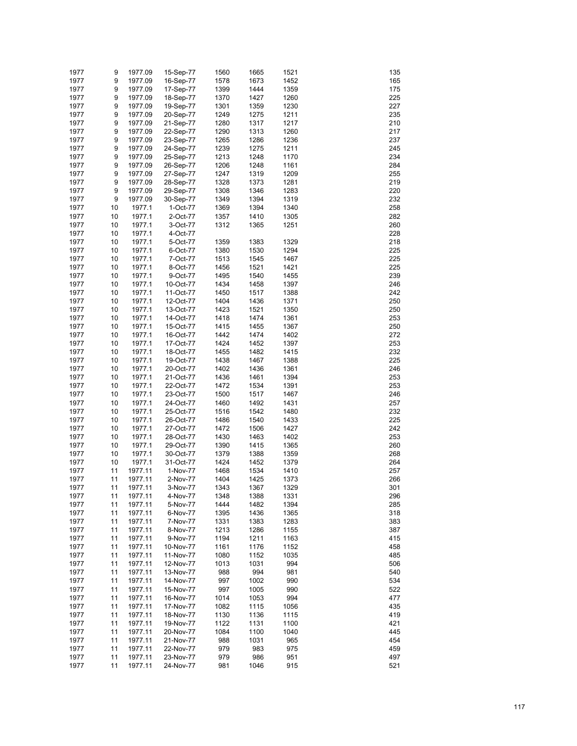| | | | | | | | | |
|---|---|---|---|---|---|---|---|---|
| 1977 | 9 | 1977.09 | 15-Sep-77 | 1560 | 1665 | 1521 | | 135 |
| 1977 | 9 | 1977.09 | 16-Sep-77 | 1578 | 1673 | 1452 | | 165 |
| 1977 | 9 | 1977.09 | 17-Sep-77 | 1399 | 1444 | 1359 | | 175 |
| 1977 | 9 | 1977.09 | 18-Sep-77 | 1370 | 1427 | 1260 | | 225 |
| 1977 | 9 | 1977.09 | 19-Sep-77 | 1301 | 1359 | 1230 | | 227 |
| 1977 | 9 | 1977.09 | 20-Sep-77 | 1249 | 1275 | 1211 | | 235 |
| 1977 | 9 | 1977.09 | 21-Sep-77 | 1280 | 1317 | 1217 | | 210 |
| 1977 | 9 | 1977.09 | 22-Sep-77 | 1290 | 1313 | 1260 | | 217 |
| 1977 | 9 | 1977.09 | 23-Sep-77 | 1265 | 1286 | 1236 | | 237 |
| 1977 | 9 | 1977.09 | 24-Sep-77 | 1239 | 1275 | 1211 | | 245 |
| 1977 | 9 | 1977.09 | 25-Sep-77 | 1213 | 1248 | 1170 | | 234 |
| 1977 | 9 | 1977.09 | 26-Sep-77 | 1206 | 1248 | 1161 | | 284 |
| 1977 | 9 | 1977.09 | 27-Sep-77 | 1247 | 1319 | 1209 | | 255 |
| 1977 | 9 | 1977.09 | 28-Sep-77 | 1328 | 1373 | 1281 | | 219 |
| 1977 | 9 | 1977.09 | 29-Sep-77 | 1308 | 1346 | 1283 | | 220 |
| 1977 | 9 | 1977.09 | 30-Sep-77 | 1349 | 1394 | 1319 | | 232 |
| 1977 | 10 | 1977.1 | 1-Oct-77 | 1369 | 1394 | 1340 | | 258 |
| 1977 | 10 | 1977.1 | 2-Oct-77 | 1357 | 1410 | 1305 | | 282 |
| 1977 | 10 | 1977.1 | 3-Oct-77 | 1312 | 1365 | 1251 | | 260 |
| 1977 | 10 | 1977.1 | 4-Oct-77 | | | | | 228 |
| 1977 | 10 | 1977.1 | 5-Oct-77 | 1359 | 1383 | 1329 | | 218 |
| 1977 | 10 | 1977.1 | 6-Oct-77 | 1380 | 1530 | 1294 | | 225 |
| 1977 | 10 | 1977.1 | 7-Oct-77 | 1513 | 1545 | 1467 | | 225 |
| 1977 | 10 | 1977.1 | 8-Oct-77 | 1456 | 1521 | 1421 | | 225 |
| 1977 | 10 | 1977.1 | 9-Oct-77 | 1495 | 1540 | 1455 | | 239 |
| 1977 | 10 | 1977.1 | 10-Oct-77 | 1434 | 1458 | 1397 | | 246 |
| 1977 | 10 | 1977.1 | 11-Oct-77 | 1450 | 1517 | 1388 | | 242 |
| 1977 | 10 | 1977.1 | 12-Oct-77 | 1404 | 1436 | 1371 | | 250 |
| 1977 | 10 | 1977.1 | 13-Oct-77 | 1423 | 1521 | 1350 | | 250 |
| 1977 | 10 | 1977.1 | 14-Oct-77 | 1418 | 1474 | 1361 | | 253 |
| 1977 | 10 | 1977.1 | 15-Oct-77 | 1415 | 1455 | 1367 | | 250 |
| 1977 | 10 | 1977.1 | 16-Oct-77 | 1442 | 1474 | 1402 | | 272 |
| 1977 | 10 | 1977.1 | 17-Oct-77 | 1424 | 1452 | 1397 | | 253 |
| 1977 | 10 | 1977.1 | 18-Oct-77 | 1455 | 1482 | 1415 | | 232 |
| 1977 | 10 | 1977.1 | 19-Oct-77 | 1438 | 1467 | 1388 | | 225 |
| 1977 | 10 | 1977.1 | 20-Oct-77 | 1402 | 1436 | 1361 | | 246 |
| 1977 | 10 | 1977.1 | 21-Oct-77 | 1436 | 1461 | 1394 | | 253 |
| 1977 | 10 | 1977.1 | 22-Oct-77 | 1472 | 1534 | 1391 | | 253 |
| 1977 | 10 | 1977.1 | 23-Oct-77 | 1500 | 1517 | 1467 | | 246 |
| 1977 | 10 | 1977.1 | 24-Oct-77 | 1460 | 1492 | 1431 | | 257 |
| 1977 | 10 | 1977.1 | 25-Oct-77 | 1516 | 1542 | 1480 | | 232 |
| 1977 | 10 | 1977.1 | 26-Oct-77 | 1486 | 1540 | 1433 | | 225 |
| 1977 | 10 | 1977.1 | 27-Oct-77 | 1472 | 1506 | 1427 | | 242 |
| 1977 | 10 | 1977.1 | 28-Oct-77 | 1430 | 1463 | 1402 | | 253 |
| 1977 | 10 | 1977.1 | 29-Oct-77 | 1390 | 1415 | 1365 | | 260 |
| 1977 | 10 | 1977.1 | 30-Oct-77 | 1379 | 1388 | 1359 | | 268 |
| 1977 | 10 | 1977.1 | 31-Oct-77 | 1424 | 1452 | 1379 | | 264 |
| 1977 | 11 | 1977.11 | 1-Nov-77 | 1468 | 1534 | 1410 | | 257 |
| 1977 | 11 | 1977.11 | 2-Nov-77 | 1404 | 1425 | 1373 | | 266 |
| 1977 | 11 | 1977.11 | 3-Nov-77 | 1343 | 1367 | 1329 | | 301 |
| 1977 | 11 | 1977.11 | 4-Nov-77 | 1348 | 1388 | 1331 | | 296 |
| 1977 | 11 | 1977.11 | 5-Nov-77 | 1444 | 1482 | 1394 | | 285 |
| 1977 | 11 | 1977.11 | 6-Nov-77 | 1395 | 1436 | 1365 | | 318 |
| 1977 | 11 | 1977.11 | 7-Nov-77 | 1331 | 1383 | 1283 | | 383 |
| 1977 | 11 | 1977.11 | 8-Nov-77 | 1213 | 1286 | 1155 | | 387 |
| 1977 | 11 | 1977.11 | 9-Nov-77 | 1194 | 1211 | 1163 | | 415 |
| 1977 | 11 | 1977.11 | 10-Nov-77 | 1161 | 1176 | 1152 | | 458 |
| 1977 | 11 | 1977.11 | 11-Nov-77 | 1080 | 1152 | 1035 | | 485 |
| 1977 | 11 | 1977.11 | 12-Nov-77 | 1013 | 1031 | 994 | | 506 |
| 1977 | 11 | 1977.11 | 13-Nov-77 | 988 | 994 | 981 | | 540 |
| 1977 | 11 | 1977.11 | 14-Nov-77 | 997 | 1002 | 990 | | 534 |
| 1977 | 11 | 1977.11 | 15-Nov-77 | 997 | 1005 | 990 | | 522 |
| 1977 | 11 | 1977.11 | 16-Nov-77 | 1014 | 1053 | 994 | | 477 |
| 1977 | 11 | 1977.11 | 17-Nov-77 | 1082 | 1115 | 1056 | | 435 |
| 1977 | 11 | 1977.11 | 18-Nov-77 | 1130 | 1136 | 1115 | | 419 |
| 1977 | 11 | 1977.11 | 19-Nov-77 | 1122 | 1131 | 1100 | | 421 |
| 1977 | 11 | 1977.11 | 20-Nov-77 | 1084 | 1100 | 1040 | | 445 |
| 1977 | 11 | 1977.11 | 21-Nov-77 | 988 | 1031 | 965 | | 454 |
| 1977 | 11 | 1977.11 | 22-Nov-77 | 979 | 983 | 975 | | 459 |
| 1977 | 11 | 1977.11 | 23-Nov-77 | 979 | 986 | 951 | | 497 |
| 1977 | 11 | 1977.11 | 24-Nov-77 | 981 | 1046 | 915 | | 521 |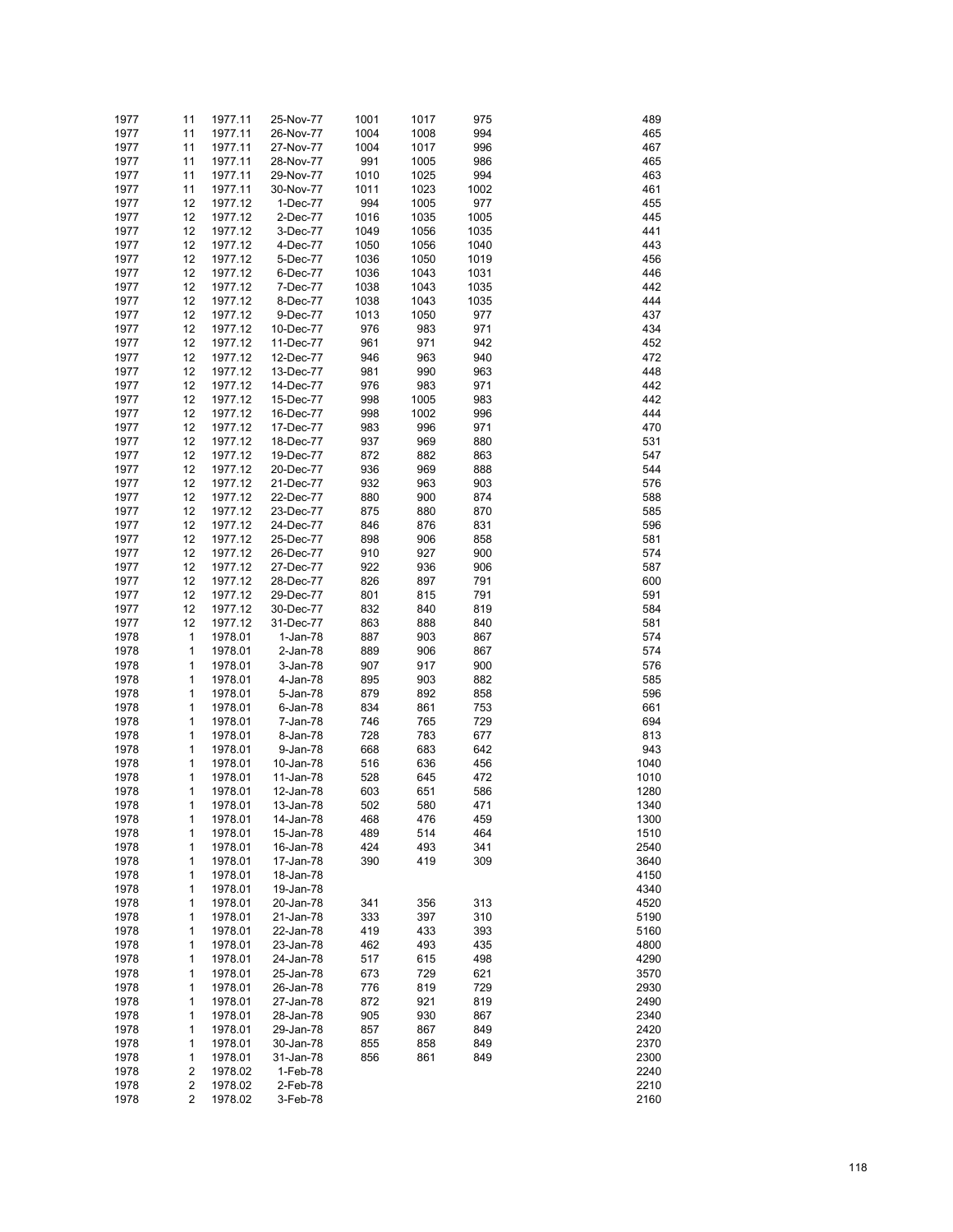| | | | | | | | | |
|---|---|---|---|---|---|---|---|---|
| 1977 | 11 | 1977.11 | 25-Nov-77 | 1001 | 1017 | 975 | | 489 |
| 1977 | 11 | 1977.11 | 26-Nov-77 | 1004 | 1008 | 994 | | 465 |
| 1977 | 11 | 1977.11 | 27-Nov-77 | 1004 | 1017 | 996 | | 467 |
| 1977 | 11 | 1977.11 | 28-Nov-77 | 991 | 1005 | 986 | | 465 |
| 1977 | 11 | 1977.11 | 29-Nov-77 | 1010 | 1025 | 994 | | 463 |
| 1977 | 11 | 1977.11 | 30-Nov-77 | 1011 | 1023 | 1002 | | 461 |
| 1977 | 12 | 1977.12 | 1-Dec-77 | 994 | 1005 | 977 | | 455 |
| 1977 | 12 | 1977.12 | 2-Dec-77 | 1016 | 1035 | 1005 | | 445 |
| 1977 | 12 | 1977.12 | 3-Dec-77 | 1049 | 1056 | 1035 | | 441 |
| 1977 | 12 | 1977.12 | 4-Dec-77 | 1050 | 1056 | 1040 | | 443 |
| 1977 | 12 | 1977.12 | 5-Dec-77 | 1036 | 1050 | 1019 | | 456 |
| 1977 | 12 | 1977.12 | 6-Dec-77 | 1036 | 1043 | 1031 | | 446 |
| 1977 | 12 | 1977.12 | 7-Dec-77 | 1038 | 1043 | 1035 | | 442 |
| 1977 | 12 | 1977.12 | 8-Dec-77 | 1038 | 1043 | 1035 | | 444 |
| 1977 | 12 | 1977.12 | 9-Dec-77 | 1013 | 1050 | 977 | | 437 |
| 1977 | 12 | 1977.12 | 10-Dec-77 | 976 | 983 | 971 | | 434 |
| 1977 | 12 | 1977.12 | 11-Dec-77 | 961 | 971 | 942 | | 452 |
| 1977 | 12 | 1977.12 | 12-Dec-77 | 946 | 963 | 940 | | 472 |
| 1977 | 12 | 1977.12 | 13-Dec-77 | 981 | 990 | 963 | | 448 |
| 1977 | 12 | 1977.12 | 14-Dec-77 | 976 | 983 | 971 | | 442 |
| 1977 | 12 | 1977.12 | 15-Dec-77 | 998 | 1005 | 983 | | 442 |
| 1977 | 12 | 1977.12 | 16-Dec-77 | 998 | 1002 | 996 | | 444 |
| 1977 | 12 | 1977.12 | 17-Dec-77 | 983 | 996 | 971 | | 470 |
| 1977 | 12 | 1977.12 | 18-Dec-77 | 937 | 969 | 880 | | 531 |
| 1977 | 12 | 1977.12 | 19-Dec-77 | 872 | 882 | 863 | | 547 |
| 1977 | 12 | 1977.12 | 20-Dec-77 | 936 | 969 | 888 | | 544 |
| 1977 | 12 | 1977.12 | 21-Dec-77 | 932 | 963 | 903 | | 576 |
| 1977 | 12 | 1977.12 | 22-Dec-77 | 880 | 900 | 874 | | 588 |
| 1977 | 12 | 1977.12 | 23-Dec-77 | 875 | 880 | 870 | | 585 |
| 1977 | 12 | 1977.12 | 24-Dec-77 | 846 | 876 | 831 | | 596 |
| 1977 | 12 | 1977.12 | 25-Dec-77 | 898 | 906 | 858 | | 581 |
| 1977 | 12 | 1977.12 | 26-Dec-77 | 910 | 927 | 900 | | 574 |
| 1977 | 12 | 1977.12 | 27-Dec-77 | 922 | 936 | 906 | | 587 |
| 1977 | 12 | 1977.12 | 28-Dec-77 | 826 | 897 | 791 | | 600 |
| 1977 | 12 | 1977.12 | 29-Dec-77 | 801 | 815 | 791 | | 591 |
| 1977 | 12 | 1977.12 | 30-Dec-77 | 832 | 840 | 819 | | 584 |
| 1977 | 12 | 1977.12 | 31-Dec-77 | 863 | 888 | 840 | | 581 |
| 1978 | 1 | 1978.01 | 1-Jan-78 | 887 | 903 | 867 | | 574 |
| 1978 | 1 | 1978.01 | 2-Jan-78 | 889 | 906 | 867 | | 574 |
| 1978 | 1 | 1978.01 | 3-Jan-78 | 907 | 917 | 900 | | 576 |
| 1978 | 1 | 1978.01 | 4-Jan-78 | 895 | 903 | 882 | | 585 |
| 1978 | 1 | 1978.01 | 5-Jan-78 | 879 | 892 | 858 | | 596 |
| 1978 | 1 | 1978.01 | 6-Jan-78 | 834 | 861 | 753 | | 661 |
| 1978 | 1 | 1978.01 | 7-Jan-78 | 746 | 765 | 729 | | 694 |
| 1978 | 1 | 1978.01 | 8-Jan-78 | 728 | 783 | 677 | | 813 |
| 1978 | 1 | 1978.01 | 9-Jan-78 | 668 | 683 | 642 | | 943 |
| 1978 | 1 | 1978.01 | 10-Jan-78 | 516 | 636 | 456 | | 1040 |
| 1978 | 1 | 1978.01 | 11-Jan-78 | 528 | 645 | 472 | | 1010 |
| 1978 | 1 | 1978.01 | 12-Jan-78 | 603 | 651 | 586 | | 1280 |
| 1978 | 1 | 1978.01 | 13-Jan-78 | 502 | 580 | 471 | | 1340 |
| 1978 | 1 | 1978.01 | 14-Jan-78 | 468 | 476 | 459 | | 1300 |
| 1978 | 1 | 1978.01 | 15-Jan-78 | 489 | 514 | 464 | | 1510 |
| 1978 | 1 | 1978.01 | 16-Jan-78 | 424 | 493 | 341 | | 2540 |
| 1978 | 1 | 1978.01 | 17-Jan-78 | 390 | 419 | 309 | | 3640 |
| 1978 | 1 | 1978.01 | 18-Jan-78 | | | | | 4150 |
| 1978 | 1 | 1978.01 | 19-Jan-78 | | | | | 4340 |
| 1978 | 1 | 1978.01 | 20-Jan-78 | 341 | 356 | 313 | | 4520 |
| 1978 | 1 | 1978.01 | 21-Jan-78 | 333 | 397 | 310 | | 5190 |
| 1978 | 1 | 1978.01 | 22-Jan-78 | 419 | 433 | 393 | | 5160 |
| 1978 | 1 | 1978.01 | 23-Jan-78 | 462 | 493 | 435 | | 4800 |
| 1978 | 1 | 1978.01 | 24-Jan-78 | 517 | 615 | 498 | | 4290 |
| 1978 | 1 | 1978.01 | 25-Jan-78 | 673 | 729 | 621 | | 3570 |
| 1978 | 1 | 1978.01 | 26-Jan-78 | 776 | 819 | 729 | | 2930 |
| 1978 | 1 | 1978.01 | 27-Jan-78 | 872 | 921 | 819 | | 2490 |
| 1978 | 1 | 1978.01 | 28-Jan-78 | 905 | 930 | 867 | | 2340 |
| 1978 | 1 | 1978.01 | 29-Jan-78 | 857 | 867 | 849 | | 2420 |
| 1978 | 1 | 1978.01 | 30-Jan-78 | 855 | 858 | 849 | | 2370 |
| 1978 | 1 | 1978.01 | 31-Jan-78 | 856 | 861 | 849 | | 2300 |
| 1978 | 2 | 1978.02 | 1-Feb-78 | | | | | 2240 |
| 1978 | 2 | 1978.02 | 2-Feb-78 | | | | | 2210 |
| 1978 | 2 | 1978.02 | 3-Feb-78 | | | | | 2160 |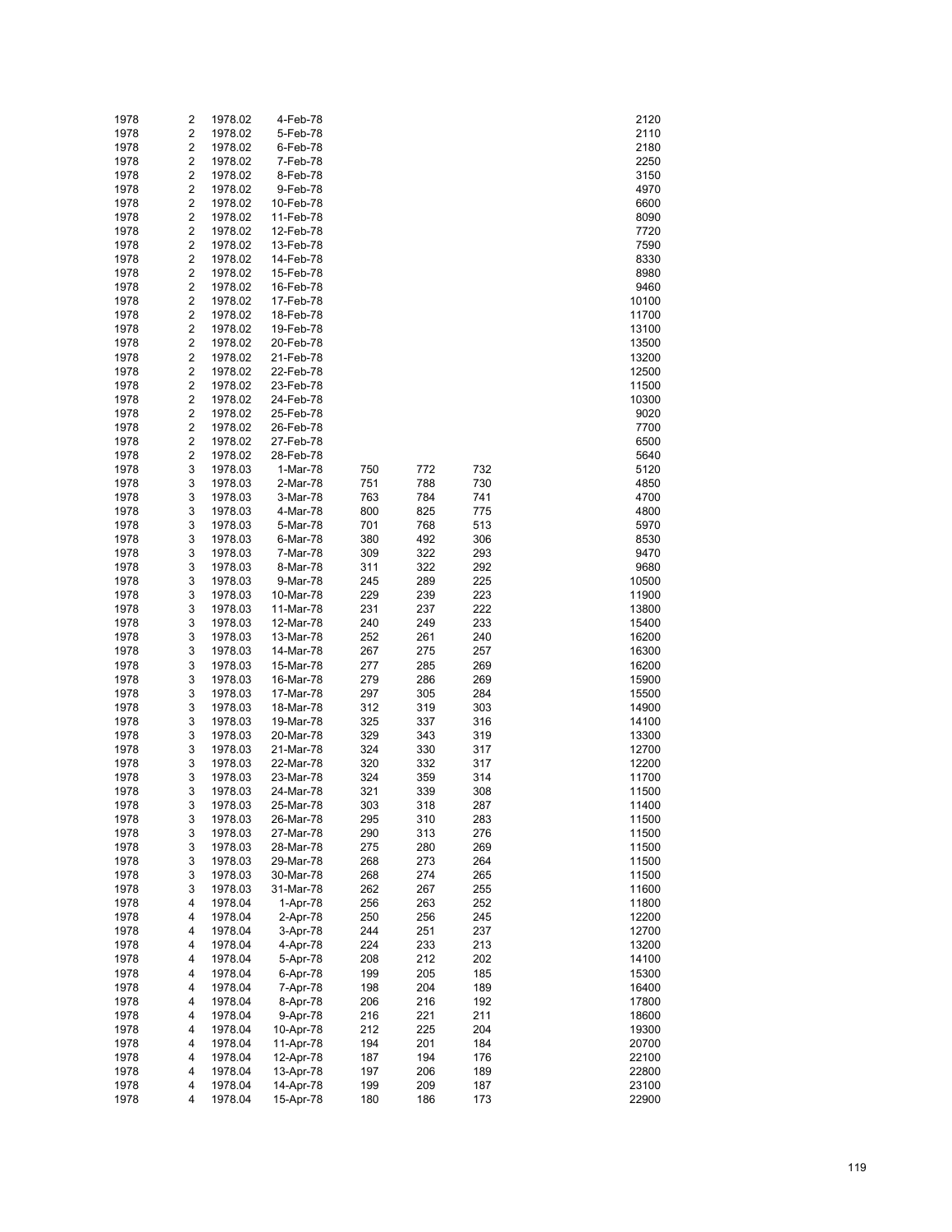| | | | | | | | |
|---|---|---|---|---|---|---|---|
| 1978 | 2 | 1978.02 | 4-Feb-78 | | | | 2120 |
| 1978 | 2 | 1978.02 | 5-Feb-78 | | | | 2110 |
| 1978 | 2 | 1978.02 | 6-Feb-78 | | | | 2180 |
| 1978 | 2 | 1978.02 | 7-Feb-78 | | | | 2250 |
| 1978 | 2 | 1978.02 | 8-Feb-78 | | | | 3150 |
| 1978 | 2 | 1978.02 | 9-Feb-78 | | | | 4970 |
| 1978 | 2 | 1978.02 | 10-Feb-78 | | | | 6600 |
| 1978 | 2 | 1978.02 | 11-Feb-78 | | | | 8090 |
| 1978 | 2 | 1978.02 | 12-Feb-78 | | | | 7720 |
| 1978 | 2 | 1978.02 | 13-Feb-78 | | | | 7590 |
| 1978 | 2 | 1978.02 | 14-Feb-78 | | | | 8330 |
| 1978 | 2 | 1978.02 | 15-Feb-78 | | | | 8980 |
| 1978 | 2 | 1978.02 | 16-Feb-78 | | | | 9460 |
| 1978 | 2 | 1978.02 | 17-Feb-78 | | | | 10100 |
| 1978 | 2 | 1978.02 | 18-Feb-78 | | | | 11700 |
| 1978 | 2 | 1978.02 | 19-Feb-78 | | | | 13100 |
| 1978 | 2 | 1978.02 | 20-Feb-78 | | | | 13500 |
| 1978 | 2 | 1978.02 | 21-Feb-78 | | | | 13200 |
| 1978 | 2 | 1978.02 | 22-Feb-78 | | | | 12500 |
| 1978 | 2 | 1978.02 | 23-Feb-78 | | | | 11500 |
| 1978 | 2 | 1978.02 | 24-Feb-78 | | | | 10300 |
| 1978 | 2 | 1978.02 | 25-Feb-78 | | | | 9020 |
| 1978 | 2 | 1978.02 | 26-Feb-78 | | | | 7700 |
| 1978 | 2 | 1978.02 | 27-Feb-78 | | | | 6500 |
| 1978 | 2 | 1978.02 | 28-Feb-78 | | | | 5640 |
| 1978 | 3 | 1978.03 | 1-Mar-78 | 750 | 772 | 732 | 5120 |
| 1978 | 3 | 1978.03 | 2-Mar-78 | 751 | 788 | 730 | 4850 |
| 1978 | 3 | 1978.03 | 3-Mar-78 | 763 | 784 | 741 | 4700 |
| 1978 | 3 | 1978.03 | 4-Mar-78 | 800 | 825 | 775 | 4800 |
| 1978 | 3 | 1978.03 | 5-Mar-78 | 701 | 768 | 513 | 5970 |
| 1978 | 3 | 1978.03 | 6-Mar-78 | 380 | 492 | 306 | 8530 |
| 1978 | 3 | 1978.03 | 7-Mar-78 | 309 | 322 | 293 | 9470 |
| 1978 | 3 | 1978.03 | 8-Mar-78 | 311 | 322 | 292 | 9680 |
| 1978 | 3 | 1978.03 | 9-Mar-78 | 245 | 289 | 225 | 10500 |
| 1978 | 3 | 1978.03 | 10-Mar-78 | 229 | 239 | 223 | 11900 |
| 1978 | 3 | 1978.03 | 11-Mar-78 | 231 | 237 | 222 | 13800 |
| 1978 | 3 | 1978.03 | 12-Mar-78 | 240 | 249 | 233 | 15400 |
| 1978 | 3 | 1978.03 | 13-Mar-78 | 252 | 261 | 240 | 16200 |
| 1978 | 3 | 1978.03 | 14-Mar-78 | 267 | 275 | 257 | 16300 |
| 1978 | 3 | 1978.03 | 15-Mar-78 | 277 | 285 | 269 | 16200 |
| 1978 | 3 | 1978.03 | 16-Mar-78 | 279 | 286 | 269 | 15900 |
| 1978 | 3 | 1978.03 | 17-Mar-78 | 297 | 305 | 284 | 15500 |
| 1978 | 3 | 1978.03 | 18-Mar-78 | 312 | 319 | 303 | 14900 |
| 1978 | 3 | 1978.03 | 19-Mar-78 | 325 | 337 | 316 | 14100 |
| 1978 | 3 | 1978.03 | 20-Mar-78 | 329 | 343 | 319 | 13300 |
| 1978 | 3 | 1978.03 | 21-Mar-78 | 324 | 330 | 317 | 12700 |
| 1978 | 3 | 1978.03 | 22-Mar-78 | 320 | 332 | 317 | 12200 |
| 1978 | 3 | 1978.03 | 23-Mar-78 | 324 | 359 | 314 | 11700 |
| 1978 | 3 | 1978.03 | 24-Mar-78 | 321 | 339 | 308 | 11500 |
| 1978 | 3 | 1978.03 | 25-Mar-78 | 303 | 318 | 287 | 11400 |
| 1978 | 3 | 1978.03 | 26-Mar-78 | 295 | 310 | 283 | 11500 |
| 1978 | 3 | 1978.03 | 27-Mar-78 | 290 | 313 | 276 | 11500 |
| 1978 | 3 | 1978.03 | 28-Mar-78 | 275 | 280 | 269 | 11500 |
| 1978 | 3 | 1978.03 | 29-Mar-78 | 268 | 273 | 264 | 11500 |
| 1978 | 3 | 1978.03 | 30-Mar-78 | 268 | 274 | 265 | 11500 |
| 1978 | 3 | 1978.03 | 31-Mar-78 | 262 | 267 | 255 | 11600 |
| 1978 | 4 | 1978.04 | 1-Apr-78 | 256 | 263 | 252 | 11800 |
| 1978 | 4 | 1978.04 | 2-Apr-78 | 250 | 256 | 245 | 12200 |
| 1978 | 4 | 1978.04 | 3-Apr-78 | 244 | 251 | 237 | 12700 |
| 1978 | 4 | 1978.04 | 4-Apr-78 | 224 | 233 | 213 | 13200 |
| 1978 | 4 | 1978.04 | 5-Apr-78 | 208 | 212 | 202 | 14100 |
| 1978 | 4 | 1978.04 | 6-Apr-78 | 199 | 205 | 185 | 15300 |
| 1978 | 4 | 1978.04 | 7-Apr-78 | 198 | 204 | 189 | 16400 |
| 1978 | 4 | 1978.04 | 8-Apr-78 | 206 | 216 | 192 | 17800 |
| 1978 | 4 | 1978.04 | 9-Apr-78 | 216 | 221 | 211 | 18600 |
| 1978 | 4 | 1978.04 | 10-Apr-78 | 212 | 225 | 204 | 19300 |
| 1978 | 4 | 1978.04 | 11-Apr-78 | 194 | 201 | 184 | 20700 |
| 1978 | 4 | 1978.04 | 12-Apr-78 | 187 | 194 | 176 | 22100 |
| 1978 | 4 | 1978.04 | 13-Apr-78 | 197 | 206 | 189 | 22800 |
| 1978 | 4 | 1978.04 | 14-Apr-78 | 199 | 209 | 187 | 23100 |
| 1978 | 4 | 1978.04 | 15-Apr-78 | 180 | 186 | 173 | 22900 |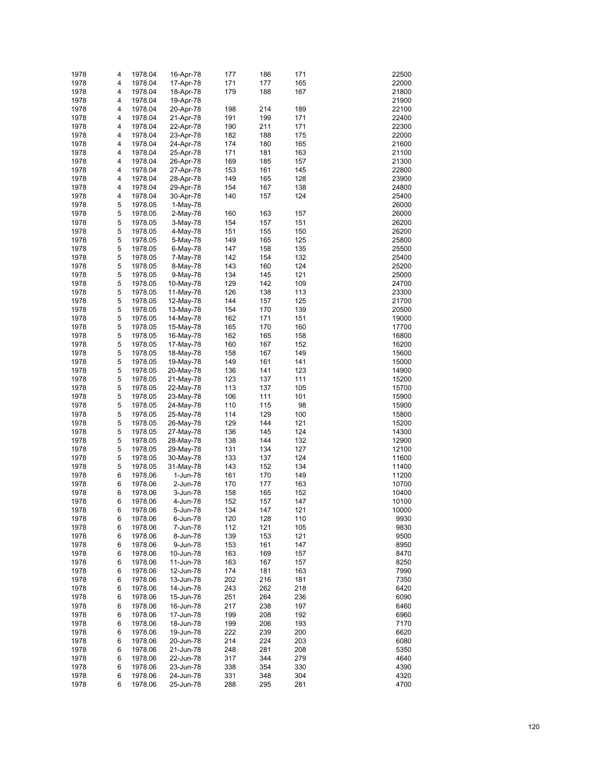| | | | | | | | | |
|---|---|---|---|---|---|---|---|---|
| 1978 | 4 | 1978.04 | 16-Apr-78 | 177 | 186 | 171 | | 22500 |
| 1978 | 4 | 1978.04 | 17-Apr-78 | 171 | 177 | 165 | | 22000 |
| 1978 | 4 | 1978.04 | 18-Apr-78 | 179 | 188 | 167 | | 21800 |
| 1978 | 4 | 1978.04 | 19-Apr-78 | | | | | 21900 |
| 1978 | 4 | 1978.04 | 20-Apr-78 | 198 | 214 | 189 | | 22100 |
| 1978 | 4 | 1978.04 | 21-Apr-78 | 191 | 199 | 171 | | 22400 |
| 1978 | 4 | 1978.04 | 22-Apr-78 | 190 | 211 | 171 | | 22300 |
| 1978 | 4 | 1978.04 | 23-Apr-78 | 182 | 188 | 175 | | 22000 |
| 1978 | 4 | 1978.04 | 24-Apr-78 | 174 | 180 | 165 | | 21600 |
| 1978 | 4 | 1978.04 | 25-Apr-78 | 171 | 181 | 163 | | 21100 |
| 1978 | 4 | 1978.04 | 26-Apr-78 | 169 | 185 | 157 | | 21300 |
| 1978 | 4 | 1978.04 | 27-Apr-78 | 153 | 161 | 145 | | 22800 |
| 1978 | 4 | 1978.04 | 28-Apr-78 | 149 | 165 | 128 | | 23900 |
| 1978 | 4 | 1978.04 | 29-Apr-78 | 154 | 167 | 138 | | 24800 |
| 1978 | 4 | 1978.04 | 30-Apr-78 | 140 | 157 | 124 | | 25400 |
| 1978 | 5 | 1978.05 | 1-May-78 | | | | | 26000 |
| 1978 | 5 | 1978.05 | 2-May-78 | 160 | 163 | 157 | | 26000 |
| 1978 | 5 | 1978.05 | 3-May-78 | 154 | 157 | 151 | | 26200 |
| 1978 | 5 | 1978.05 | 4-May-78 | 151 | 155 | 150 | | 26200 |
| 1978 | 5 | 1978.05 | 5-May-78 | 149 | 165 | 125 | | 25800 |
| 1978 | 5 | 1978.05 | 6-May-78 | 147 | 158 | 135 | | 25500 |
| 1978 | 5 | 1978.05 | 7-May-78 | 142 | 154 | 132 | | 25400 |
| 1978 | 5 | 1978.05 | 8-May-78 | 143 | 160 | 124 | | 25200 |
| 1978 | 5 | 1978.05 | 9-May-78 | 134 | 145 | 121 | | 25000 |
| 1978 | 5 | 1978.05 | 10-May-78 | 129 | 142 | 109 | | 24700 |
| 1978 | 5 | 1978.05 | 11-May-78 | 126 | 138 | 113 | | 23300 |
| 1978 | 5 | 1978.05 | 12-May-78 | 144 | 157 | 125 | | 21700 |
| 1978 | 5 | 1978.05 | 13-May-78 | 154 | 170 | 139 | | 20500 |
| 1978 | 5 | 1978.05 | 14-May-78 | 162 | 171 | 151 | | 19000 |
| 1978 | 5 | 1978.05 | 15-May-78 | 165 | 170 | 160 | | 17700 |
| 1978 | 5 | 1978.05 | 16-May-78 | 162 | 165 | 158 | | 16800 |
| 1978 | 5 | 1978.05 | 17-May-78 | 160 | 167 | 152 | | 16200 |
| 1978 | 5 | 1978.05 | 18-May-78 | 158 | 167 | 149 | | 15600 |
| 1978 | 5 | 1978.05 | 19-May-78 | 149 | 161 | 141 | | 15000 |
| 1978 | 5 | 1978.05 | 20-May-78 | 136 | 141 | 123 | | 14900 |
| 1978 | 5 | 1978.05 | 21-May-78 | 123 | 137 | 111 | | 15200 |
| 1978 | 5 | 1978.05 | 22-May-78 | 113 | 137 | 105 | | 15700 |
| 1978 | 5 | 1978.05 | 23-May-78 | 106 | 111 | 101 | | 15900 |
| 1978 | 5 | 1978.05 | 24-May-78 | 110 | 115 | 98 | | 15900 |
| 1978 | 5 | 1978.05 | 25-May-78 | 114 | 129 | 100 | | 15800 |
| 1978 | 5 | 1978.05 | 26-May-78 | 129 | 144 | 121 | | 15200 |
| 1978 | 5 | 1978.05 | 27-May-78 | 136 | 145 | 124 | | 14300 |
| 1978 | 5 | 1978.05 | 28-May-78 | 138 | 144 | 132 | | 12900 |
| 1978 | 5 | 1978.05 | 29-May-78 | 131 | 134 | 127 | | 12100 |
| 1978 | 5 | 1978.05 | 30-May-78 | 133 | 137 | 124 | | 11600 |
| 1978 | 5 | 1978.05 | 31-May-78 | 143 | 152 | 134 | | 11400 |
| 1978 | 6 | 1978.06 | 1-Jun-78 | 161 | 170 | 149 | | 11200 |
| 1978 | 6 | 1978.06 | 2-Jun-78 | 170 | 177 | 163 | | 10700 |
| 1978 | 6 | 1978.06 | 3-Jun-78 | 158 | 165 | 152 | | 10400 |
| 1978 | 6 | 1978.06 | 4-Jun-78 | 152 | 157 | 147 | | 10100 |
| 1978 | 6 | 1978.06 | 5-Jun-78 | 134 | 147 | 121 | | 10000 |
| 1978 | 6 | 1978.06 | 6-Jun-78 | 120 | 128 | 110 | | 9930 |
| 1978 | 6 | 1978.06 | 7-Jun-78 | 112 | 121 | 105 | | 9830 |
| 1978 | 6 | 1978.06 | 8-Jun-78 | 139 | 153 | 121 | | 9500 |
| 1978 | 6 | 1978.06 | 9-Jun-78 | 153 | 161 | 147 | | 8950 |
| 1978 | 6 | 1978.06 | 10-Jun-78 | 163 | 169 | 157 | | 8470 |
| 1978 | 6 | 1978.06 | 11-Jun-78 | 163 | 167 | 157 | | 8250 |
| 1978 | 6 | 1978.06 | 12-Jun-78 | 174 | 181 | 163 | | 7990 |
| 1978 | 6 | 1978.06 | 13-Jun-78 | 202 | 216 | 181 | | 7350 |
| 1978 | 6 | 1978.06 | 14-Jun-78 | 243 | 262 | 218 | | 6420 |
| 1978 | 6 | 1978.06 | 15-Jun-78 | 251 | 264 | 236 | | 6090 |
| 1978 | 6 | 1978.06 | 16-Jun-78 | 217 | 238 | 197 | | 6460 |
| 1978 | 6 | 1978.06 | 17-Jun-78 | 199 | 208 | 192 | | 6960 |
| 1978 | 6 | 1978.06 | 18-Jun-78 | 199 | 206 | 193 | | 7170 |
| 1978 | 6 | 1978.06 | 19-Jun-78 | 222 | 239 | 200 | | 6620 |
| 1978 | 6 | 1978.06 | 20-Jun-78 | 214 | 224 | 203 | | 6080 |
| 1978 | 6 | 1978.06 | 21-Jun-78 | 248 | 281 | 208 | | 5350 |
| 1978 | 6 | 1978.06 | 22-Jun-78 | 317 | 344 | 279 | | 4640 |
| 1978 | 6 | 1978.06 | 23-Jun-78 | 338 | 354 | 330 | | 4390 |
| 1978 | 6 | 1978.06 | 24-Jun-78 | 331 | 348 | 304 | | 4320 |
| 1978 | 6 | 1978.06 | 25-Jun-78 | 288 | 295 | 281 | | 4700 |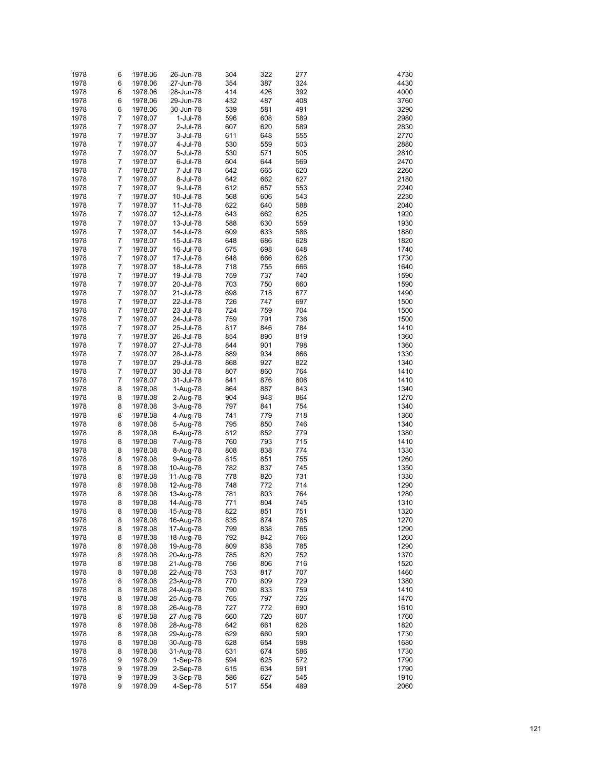| | | | | | | | | |
|---|---|---|---|---|---|---|---|---|
| 1978 | 6 | 1978.06 | 26-Jun-78 | 304 | 322 | 277 | | 4730 |
| 1978 | 6 | 1978.06 | 27-Jun-78 | 354 | 387 | 324 | | 4430 |
| 1978 | 6 | 1978.06 | 28-Jun-78 | 414 | 426 | 392 | | 4000 |
| 1978 | 6 | 1978.06 | 29-Jun-78 | 432 | 487 | 408 | | 3760 |
| 1978 | 6 | 1978.06 | 30-Jun-78 | 539 | 581 | 491 | | 3290 |
| 1978 | 7 | 1978.07 | 1-Jul-78 | 596 | 608 | 589 | | 2980 |
| 1978 | 7 | 1978.07 | 2-Jul-78 | 607 | 620 | 589 | | 2830 |
| 1978 | 7 | 1978.07 | 3-Jul-78 | 611 | 648 | 555 | | 2770 |
| 1978 | 7 | 1978.07 | 4-Jul-78 | 530 | 559 | 503 | | 2880 |
| 1978 | 7 | 1978.07 | 5-Jul-78 | 530 | 571 | 505 | | 2810 |
| 1978 | 7 | 1978.07 | 6-Jul-78 | 604 | 644 | 569 | | 2470 |
| 1978 | 7 | 1978.07 | 7-Jul-78 | 642 | 665 | 620 | | 2260 |
| 1978 | 7 | 1978.07 | 8-Jul-78 | 642 | 662 | 627 | | 2180 |
| 1978 | 7 | 1978.07 | 9-Jul-78 | 612 | 657 | 553 | | 2240 |
| 1978 | 7 | 1978.07 | 10-Jul-78 | 568 | 606 | 543 | | 2230 |
| 1978 | 7 | 1978.07 | 11-Jul-78 | 622 | 640 | 588 | | 2040 |
| 1978 | 7 | 1978.07 | 12-Jul-78 | 643 | 662 | 625 | | 1920 |
| 1978 | 7 | 1978.07 | 13-Jul-78 | 588 | 630 | 559 | | 1930 |
| 1978 | 7 | 1978.07 | 14-Jul-78 | 609 | 633 | 586 | | 1880 |
| 1978 | 7 | 1978.07 | 15-Jul-78 | 648 | 686 | 628 | | 1820 |
| 1978 | 7 | 1978.07 | 16-Jul-78 | 675 | 698 | 648 | | 1740 |
| 1978 | 7 | 1978.07 | 17-Jul-78 | 648 | 666 | 628 | | 1730 |
| 1978 | 7 | 1978.07 | 18-Jul-78 | 718 | 755 | 666 | | 1640 |
| 1978 | 7 | 1978.07 | 19-Jul-78 | 759 | 737 | 740 | | 1590 |
| 1978 | 7 | 1978.07 | 20-Jul-78 | 703 | 750 | 660 | | 1590 |
| 1978 | 7 | 1978.07 | 21-Jul-78 | 698 | 718 | 677 | | 1490 |
| 1978 | 7 | 1978.07 | 22-Jul-78 | 726 | 747 | 697 | | 1500 |
| 1978 | 7 | 1978.07 | 23-Jul-78 | 724 | 759 | 704 | | 1500 |
| 1978 | 7 | 1978.07 | 24-Jul-78 | 759 | 791 | 736 | | 1500 |
| 1978 | 7 | 1978.07 | 25-Jul-78 | 817 | 846 | 784 | | 1410 |
| 1978 | 7 | 1978.07 | 26-Jul-78 | 854 | 890 | 819 | | 1360 |
| 1978 | 7 | 1978.07 | 27-Jul-78 | 844 | 901 | 798 | | 1360 |
| 1978 | 7 | 1978.07 | 28-Jul-78 | 889 | 934 | 866 | | 1330 |
| 1978 | 7 | 1978.07 | 29-Jul-78 | 868 | 927 | 822 | | 1340 |
| 1978 | 7 | 1978.07 | 30-Jul-78 | 807 | 860 | 764 | | 1410 |
| 1978 | 7 | 1978.07 | 31-Jul-78 | 841 | 876 | 806 | | 1410 |
| 1978 | 8 | 1978.08 | 1-Aug-78 | 864 | 887 | 843 | | 1340 |
| 1978 | 8 | 1978.08 | 2-Aug-78 | 904 | 948 | 864 | | 1270 |
| 1978 | 8 | 1978.08 | 3-Aug-78 | 797 | 841 | 754 | | 1340 |
| 1978 | 8 | 1978.08 | 4-Aug-78 | 741 | 779 | 718 | | 1360 |
| 1978 | 8 | 1978.08 | 5-Aug-78 | 795 | 850 | 746 | | 1340 |
| 1978 | 8 | 1978.08 | 6-Aug-78 | 812 | 852 | 779 | | 1380 |
| 1978 | 8 | 1978.08 | 7-Aug-78 | 760 | 793 | 715 | | 1410 |
| 1978 | 8 | 1978.08 | 8-Aug-78 | 808 | 838 | 774 | | 1330 |
| 1978 | 8 | 1978.08 | 9-Aug-78 | 815 | 851 | 755 | | 1260 |
| 1978 | 8 | 1978.08 | 10-Aug-78 | 782 | 837 | 745 | | 1350 |
| 1978 | 8 | 1978.08 | 11-Aug-78 | 778 | 820 | 731 | | 1330 |
| 1978 | 8 | 1978.08 | 12-Aug-78 | 748 | 772 | 714 | | 1290 |
| 1978 | 8 | 1978.08 | 13-Aug-78 | 781 | 803 | 764 | | 1280 |
| 1978 | 8 | 1978.08 | 14-Aug-78 | 771 | 804 | 745 | | 1310 |
| 1978 | 8 | 1978.08 | 15-Aug-78 | 822 | 851 | 751 | | 1320 |
| 1978 | 8 | 1978.08 | 16-Aug-78 | 835 | 874 | 785 | | 1270 |
| 1978 | 8 | 1978.08 | 17-Aug-78 | 799 | 838 | 765 | | 1290 |
| 1978 | 8 | 1978.08 | 18-Aug-78 | 792 | 842 | 766 | | 1260 |
| 1978 | 8 | 1978.08 | 19-Aug-78 | 809 | 838 | 785 | | 1290 |
| 1978 | 8 | 1978.08 | 20-Aug-78 | 785 | 820 | 752 | | 1370 |
| 1978 | 8 | 1978.08 | 21-Aug-78 | 756 | 806 | 716 | | 1520 |
| 1978 | 8 | 1978.08 | 22-Aug-78 | 753 | 817 | 707 | | 1460 |
| 1978 | 8 | 1978.08 | 23-Aug-78 | 770 | 809 | 729 | | 1380 |
| 1978 | 8 | 1978.08 | 24-Aug-78 | 790 | 833 | 759 | | 1410 |
| 1978 | 8 | 1978.08 | 25-Aug-78 | 765 | 797 | 726 | | 1470 |
| 1978 | 8 | 1978.08 | 26-Aug-78 | 727 | 772 | 690 | | 1610 |
| 1978 | 8 | 1978.08 | 27-Aug-78 | 660 | 720 | 607 | | 1760 |
| 1978 | 8 | 1978.08 | 28-Aug-78 | 642 | 661 | 626 | | 1820 |
| 1978 | 8 | 1978.08 | 29-Aug-78 | 629 | 660 | 590 | | 1730 |
| 1978 | 8 | 1978.08 | 30-Aug-78 | 628 | 654 | 598 | | 1680 |
| 1978 | 8 | 1978.08 | 31-Aug-78 | 631 | 674 | 586 | | 1730 |
| 1978 | 9 | 1978.09 | 1-Sep-78 | 594 | 625 | 572 | | 1790 |
| 1978 | 9 | 1978.09 | 2-Sep-78 | 615 | 634 | 591 | | 1790 |
| 1978 | 9 | 1978.09 | 3-Sep-78 | 586 | 627 | 545 | | 1910 |
| 1978 | 9 | 1978.09 | 4-Sep-78 | 517 | 554 | 489 | | 2060 |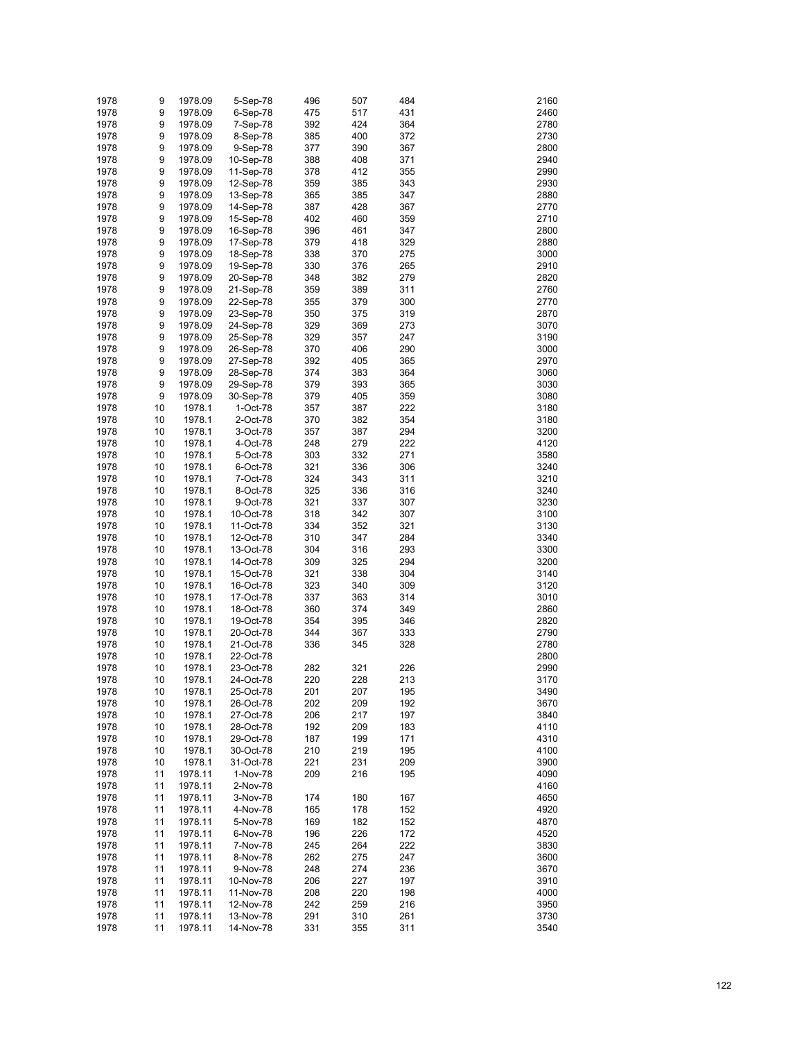| | | | | | | | | |
|---|---|---|---|---|---|---|---|---|
| 1978 | 9 | 1978.09 | 5-Sep-78 | 496 | 507 | 484 | | 2160 |
| 1978 | 9 | 1978.09 | 6-Sep-78 | 475 | 517 | 431 | | 2460 |
| 1978 | 9 | 1978.09 | 7-Sep-78 | 392 | 424 | 364 | | 2780 |
| 1978 | 9 | 1978.09 | 8-Sep-78 | 385 | 400 | 372 | | 2730 |
| 1978 | 9 | 1978.09 | 9-Sep-78 | 377 | 390 | 367 | | 2800 |
| 1978 | 9 | 1978.09 | 10-Sep-78 | 388 | 408 | 371 | | 2940 |
| 1978 | 9 | 1978.09 | 11-Sep-78 | 378 | 412 | 355 | | 2990 |
| 1978 | 9 | 1978.09 | 12-Sep-78 | 359 | 385 | 343 | | 2930 |
| 1978 | 9 | 1978.09 | 13-Sep-78 | 365 | 385 | 347 | | 2880 |
| 1978 | 9 | 1978.09 | 14-Sep-78 | 387 | 428 | 367 | | 2770 |
| 1978 | 9 | 1978.09 | 15-Sep-78 | 402 | 460 | 359 | | 2710 |
| 1978 | 9 | 1978.09 | 16-Sep-78 | 396 | 461 | 347 | | 2800 |
| 1978 | 9 | 1978.09 | 17-Sep-78 | 379 | 418 | 329 | | 2880 |
| 1978 | 9 | 1978.09 | 18-Sep-78 | 338 | 370 | 275 | | 3000 |
| 1978 | 9 | 1978.09 | 19-Sep-78 | 330 | 376 | 265 | | 2910 |
| 1978 | 9 | 1978.09 | 20-Sep-78 | 348 | 382 | 279 | | 2820 |
| 1978 | 9 | 1978.09 | 21-Sep-78 | 359 | 389 | 311 | | 2760 |
| 1978 | 9 | 1978.09 | 22-Sep-78 | 355 | 379 | 300 | | 2770 |
| 1978 | 9 | 1978.09 | 23-Sep-78 | 350 | 375 | 319 | | 2870 |
| 1978 | 9 | 1978.09 | 24-Sep-78 | 329 | 369 | 273 | | 3070 |
| 1978 | 9 | 1978.09 | 25-Sep-78 | 329 | 357 | 247 | | 3190 |
| 1978 | 9 | 1978.09 | 26-Sep-78 | 370 | 406 | 290 | | 3000 |
| 1978 | 9 | 1978.09 | 27-Sep-78 | 392 | 405 | 365 | | 2970 |
| 1978 | 9 | 1978.09 | 28-Sep-78 | 374 | 383 | 364 | | 3060 |
| 1978 | 9 | 1978.09 | 29-Sep-78 | 379 | 393 | 365 | | 3030 |
| 1978 | 9 | 1978.09 | 30-Sep-78 | 379 | 405 | 359 | | 3080 |
| 1978 | 10 | 1978.1 | 1-Oct-78 | 357 | 387 | 222 | | 3180 |
| 1978 | 10 | 1978.1 | 2-Oct-78 | 370 | 382 | 354 | | 3180 |
| 1978 | 10 | 1978.1 | 3-Oct-78 | 357 | 387 | 294 | | 3200 |
| 1978 | 10 | 1978.1 | 4-Oct-78 | 248 | 279 | 222 | | 4120 |
| 1978 | 10 | 1978.1 | 5-Oct-78 | 303 | 332 | 271 | | 3580 |
| 1978 | 10 | 1978.1 | 6-Oct-78 | 321 | 336 | 306 | | 3240 |
| 1978 | 10 | 1978.1 | 7-Oct-78 | 324 | 343 | 311 | | 3210 |
| 1978 | 10 | 1978.1 | 8-Oct-78 | 325 | 336 | 316 | | 3240 |
| 1978 | 10 | 1978.1 | 9-Oct-78 | 321 | 337 | 307 | | 3230 |
| 1978 | 10 | 1978.1 | 10-Oct-78 | 318 | 342 | 307 | | 3100 |
| 1978 | 10 | 1978.1 | 11-Oct-78 | 334 | 352 | 321 | | 3130 |
| 1978 | 10 | 1978.1 | 12-Oct-78 | 310 | 347 | 284 | | 3340 |
| 1978 | 10 | 1978.1 | 13-Oct-78 | 304 | 316 | 293 | | 3300 |
| 1978 | 10 | 1978.1 | 14-Oct-78 | 309 | 325 | 294 | | 3200 |
| 1978 | 10 | 1978.1 | 15-Oct-78 | 321 | 338 | 304 | | 3140 |
| 1978 | 10 | 1978.1 | 16-Oct-78 | 323 | 340 | 309 | | 3120 |
| 1978 | 10 | 1978.1 | 17-Oct-78 | 337 | 363 | 314 | | 3010 |
| 1978 | 10 | 1978.1 | 18-Oct-78 | 360 | 374 | 349 | | 2860 |
| 1978 | 10 | 1978.1 | 19-Oct-78 | 354 | 395 | 346 | | 2820 |
| 1978 | 10 | 1978.1 | 20-Oct-78 | 344 | 367 | 333 | | 2790 |
| 1978 | 10 | 1978.1 | 21-Oct-78 | 336 | 345 | 328 | | 2780 |
| 1978 | 10 | 1978.1 | 22-Oct-78 | | | | | 2800 |
| 1978 | 10 | 1978.1 | 23-Oct-78 | 282 | 321 | 226 | | 2990 |
| 1978 | 10 | 1978.1 | 24-Oct-78 | 220 | 228 | 213 | | 3170 |
| 1978 | 10 | 1978.1 | 25-Oct-78 | 201 | 207 | 195 | | 3490 |
| 1978 | 10 | 1978.1 | 26-Oct-78 | 202 | 209 | 192 | | 3670 |
| 1978 | 10 | 1978.1 | 27-Oct-78 | 206 | 217 | 197 | | 3840 |
| 1978 | 10 | 1978.1 | 28-Oct-78 | 192 | 209 | 183 | | 4110 |
| 1978 | 10 | 1978.1 | 29-Oct-78 | 187 | 199 | 171 | | 4310 |
| 1978 | 10 | 1978.1 | 30-Oct-78 | 210 | 219 | 195 | | 4100 |
| 1978 | 10 | 1978.1 | 31-Oct-78 | 221 | 231 | 209 | | 3900 |
| 1978 | 11 | 1978.11 | 1-Nov-78 | 209 | 216 | 195 | | 4090 |
| 1978 | 11 | 1978.11 | 2-Nov-78 | | | | | 4160 |
| 1978 | 11 | 1978.11 | 3-Nov-78 | 174 | 180 | 167 | | 4650 |
| 1978 | 11 | 1978.11 | 4-Nov-78 | 165 | 178 | 152 | | 4920 |
| 1978 | 11 | 1978.11 | 5-Nov-78 | 169 | 182 | 152 | | 4870 |
| 1978 | 11 | 1978.11 | 6-Nov-78 | 196 | 226 | 172 | | 4520 |
| 1978 | 11 | 1978.11 | 7-Nov-78 | 245 | 264 | 222 | | 3830 |
| 1978 | 11 | 1978.11 | 8-Nov-78 | 262 | 275 | 247 | | 3600 |
| 1978 | 11 | 1978.11 | 9-Nov-78 | 248 | 274 | 236 | | 3670 |
| 1978 | 11 | 1978.11 | 10-Nov-78 | 206 | 227 | 197 | | 3910 |
| 1978 | 11 | 1978.11 | 11-Nov-78 | 208 | 220 | 198 | | 4000 |
| 1978 | 11 | 1978.11 | 12-Nov-78 | 242 | 259 | 216 | | 3950 |
| 1978 | 11 | 1978.11 | 13-Nov-78 | 291 | 310 | 261 | | 3730 |
| 1978 | 11 | 1978.11 | 14-Nov-78 | 331 | 355 | 311 | | 3540 |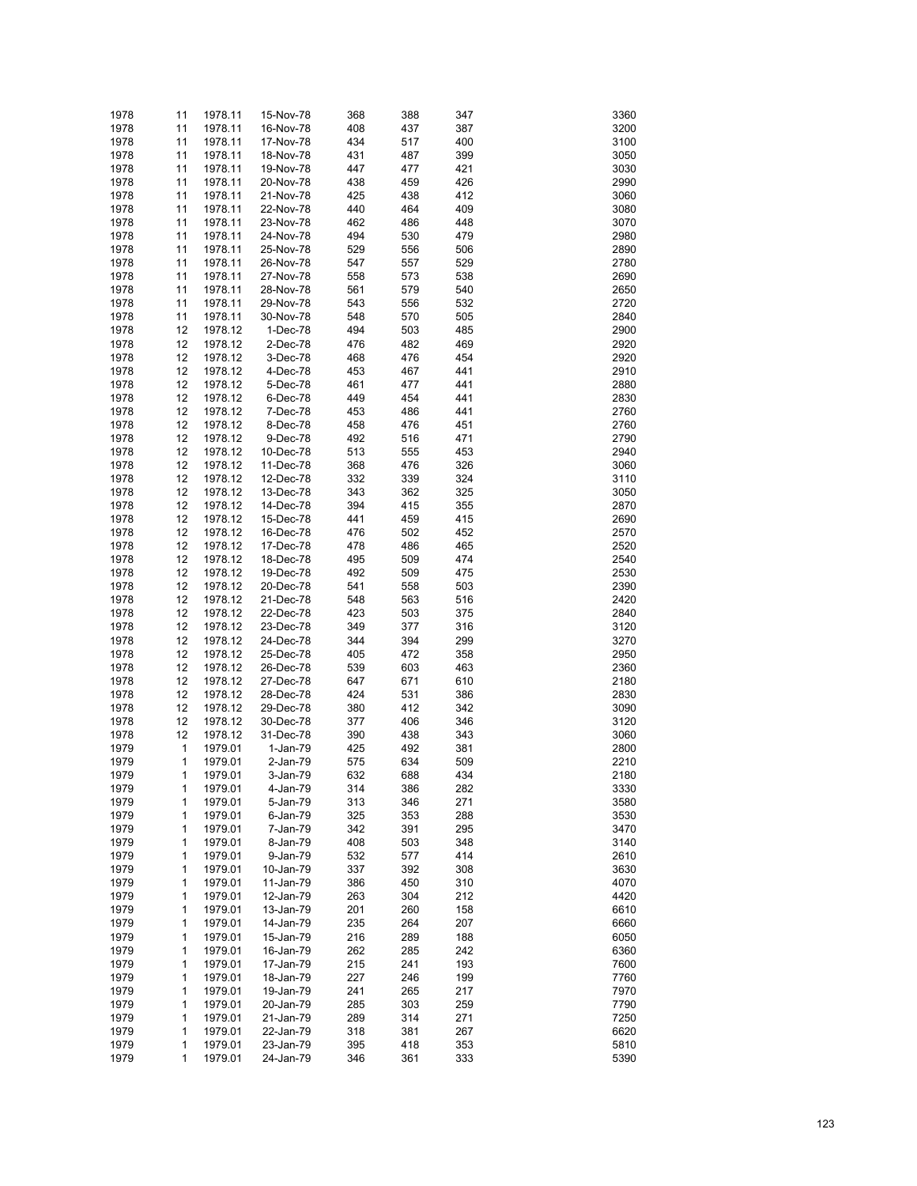| | | | | | | | | |
|---|---|---|---|---|---|---|---|---|
| 1978 | 11 | 1978.11 | 15-Nov-78 | 368 | 388 | 347 | | 3360 |
| 1978 | 11 | 1978.11 | 16-Nov-78 | 408 | 437 | 387 | | 3200 |
| 1978 | 11 | 1978.11 | 17-Nov-78 | 434 | 517 | 400 | | 3100 |
| 1978 | 11 | 1978.11 | 18-Nov-78 | 431 | 487 | 399 | | 3050 |
| 1978 | 11 | 1978.11 | 19-Nov-78 | 447 | 477 | 421 | | 3030 |
| 1978 | 11 | 1978.11 | 20-Nov-78 | 438 | 459 | 426 | | 2990 |
| 1978 | 11 | 1978.11 | 21-Nov-78 | 425 | 438 | 412 | | 3060 |
| 1978 | 11 | 1978.11 | 22-Nov-78 | 440 | 464 | 409 | | 3080 |
| 1978 | 11 | 1978.11 | 23-Nov-78 | 462 | 486 | 448 | | 3070 |
| 1978 | 11 | 1978.11 | 24-Nov-78 | 494 | 530 | 479 | | 2980 |
| 1978 | 11 | 1978.11 | 25-Nov-78 | 529 | 556 | 506 | | 2890 |
| 1978 | 11 | 1978.11 | 26-Nov-78 | 547 | 557 | 529 | | 2780 |
| 1978 | 11 | 1978.11 | 27-Nov-78 | 558 | 573 | 538 | | 2690 |
| 1978 | 11 | 1978.11 | 28-Nov-78 | 561 | 579 | 540 | | 2650 |
| 1978 | 11 | 1978.11 | 29-Nov-78 | 543 | 556 | 532 | | 2720 |
| 1978 | 11 | 1978.11 | 30-Nov-78 | 548 | 570 | 505 | | 2840 |
| 1978 | 12 | 1978.12 | 1-Dec-78 | 494 | 503 | 485 | | 2900 |
| 1978 | 12 | 1978.12 | 2-Dec-78 | 476 | 482 | 469 | | 2920 |
| 1978 | 12 | 1978.12 | 3-Dec-78 | 468 | 476 | 454 | | 2920 |
| 1978 | 12 | 1978.12 | 4-Dec-78 | 453 | 467 | 441 | | 2910 |
| 1978 | 12 | 1978.12 | 5-Dec-78 | 461 | 477 | 441 | | 2880 |
| 1978 | 12 | 1978.12 | 6-Dec-78 | 449 | 454 | 441 | | 2830 |
| 1978 | 12 | 1978.12 | 7-Dec-78 | 453 | 486 | 441 | | 2760 |
| 1978 | 12 | 1978.12 | 8-Dec-78 | 458 | 476 | 451 | | 2760 |
| 1978 | 12 | 1978.12 | 9-Dec-78 | 492 | 516 | 471 | | 2790 |
| 1978 | 12 | 1978.12 | 10-Dec-78 | 513 | 555 | 453 | | 2940 |
| 1978 | 12 | 1978.12 | 11-Dec-78 | 368 | 476 | 326 | | 3060 |
| 1978 | 12 | 1978.12 | 12-Dec-78 | 332 | 339 | 324 | | 3110 |
| 1978 | 12 | 1978.12 | 13-Dec-78 | 343 | 362 | 325 | | 3050 |
| 1978 | 12 | 1978.12 | 14-Dec-78 | 394 | 415 | 355 | | 2870 |
| 1978 | 12 | 1978.12 | 15-Dec-78 | 441 | 459 | 415 | | 2690 |
| 1978 | 12 | 1978.12 | 16-Dec-78 | 476 | 502 | 452 | | 2570 |
| 1978 | 12 | 1978.12 | 17-Dec-78 | 478 | 486 | 465 | | 2520 |
| 1978 | 12 | 1978.12 | 18-Dec-78 | 495 | 509 | 474 | | 2540 |
| 1978 | 12 | 1978.12 | 19-Dec-78 | 492 | 509 | 475 | | 2530 |
| 1978 | 12 | 1978.12 | 20-Dec-78 | 541 | 558 | 503 | | 2390 |
| 1978 | 12 | 1978.12 | 21-Dec-78 | 548 | 563 | 516 | | 2420 |
| 1978 | 12 | 1978.12 | 22-Dec-78 | 423 | 503 | 375 | | 2840 |
| 1978 | 12 | 1978.12 | 23-Dec-78 | 349 | 377 | 316 | | 3120 |
| 1978 | 12 | 1978.12 | 24-Dec-78 | 344 | 394 | 299 | | 3270 |
| 1978 | 12 | 1978.12 | 25-Dec-78 | 405 | 472 | 358 | | 2950 |
| 1978 | 12 | 1978.12 | 26-Dec-78 | 539 | 603 | 463 | | 2360 |
| 1978 | 12 | 1978.12 | 27-Dec-78 | 647 | 671 | 610 | | 2180 |
| 1978 | 12 | 1978.12 | 28-Dec-78 | 424 | 531 | 386 | | 2830 |
| 1978 | 12 | 1978.12 | 29-Dec-78 | 380 | 412 | 342 | | 3090 |
| 1978 | 12 | 1978.12 | 30-Dec-78 | 377 | 406 | 346 | | 3120 |
| 1978 | 12 | 1978.12 | 31-Dec-78 | 390 | 438 | 343 | | 3060 |
| 1979 | 1 | 1979.01 | 1-Jan-79 | 425 | 492 | 381 | | 2800 |
| 1979 | 1 | 1979.01 | 2-Jan-79 | 575 | 634 | 509 | | 2210 |
| 1979 | 1 | 1979.01 | 3-Jan-79 | 632 | 688 | 434 | | 2180 |
| 1979 | 1 | 1979.01 | 4-Jan-79 | 314 | 386 | 282 | | 3330 |
| 1979 | 1 | 1979.01 | 5-Jan-79 | 313 | 346 | 271 | | 3580 |
| 1979 | 1 | 1979.01 | 6-Jan-79 | 325 | 353 | 288 | | 3530 |
| 1979 | 1 | 1979.01 | 7-Jan-79 | 342 | 391 | 295 | | 3470 |
| 1979 | 1 | 1979.01 | 8-Jan-79 | 408 | 503 | 348 | | 3140 |
| 1979 | 1 | 1979.01 | 9-Jan-79 | 532 | 577 | 414 | | 2610 |
| 1979 | 1 | 1979.01 | 10-Jan-79 | 337 | 392 | 308 | | 3630 |
| 1979 | 1 | 1979.01 | 11-Jan-79 | 386 | 450 | 310 | | 4070 |
| 1979 | 1 | 1979.01 | 12-Jan-79 | 263 | 304 | 212 | | 4420 |
| 1979 | 1 | 1979.01 | 13-Jan-79 | 201 | 260 | 158 | | 6610 |
| 1979 | 1 | 1979.01 | 14-Jan-79 | 235 | 264 | 207 | | 6660 |
| 1979 | 1 | 1979.01 | 15-Jan-79 | 216 | 289 | 188 | | 6050 |
| 1979 | 1 | 1979.01 | 16-Jan-79 | 262 | 285 | 242 | | 6360 |
| 1979 | 1 | 1979.01 | 17-Jan-79 | 215 | 241 | 193 | | 7600 |
| 1979 | 1 | 1979.01 | 18-Jan-79 | 227 | 246 | 199 | | 7760 |
| 1979 | 1 | 1979.01 | 19-Jan-79 | 241 | 265 | 217 | | 7970 |
| 1979 | 1 | 1979.01 | 20-Jan-79 | 285 | 303 | 259 | | 7790 |
| 1979 | 1 | 1979.01 | 21-Jan-79 | 289 | 314 | 271 | | 7250 |
| 1979 | 1 | 1979.01 | 22-Jan-79 | 318 | 381 | 267 | | 6620 |
| 1979 | 1 | 1979.01 | 23-Jan-79 | 395 | 418 | 353 | | 5810 |
| 1979 | 1 | 1979.01 | 24-Jan-79 | 346 | 361 | 333 | | 5390 |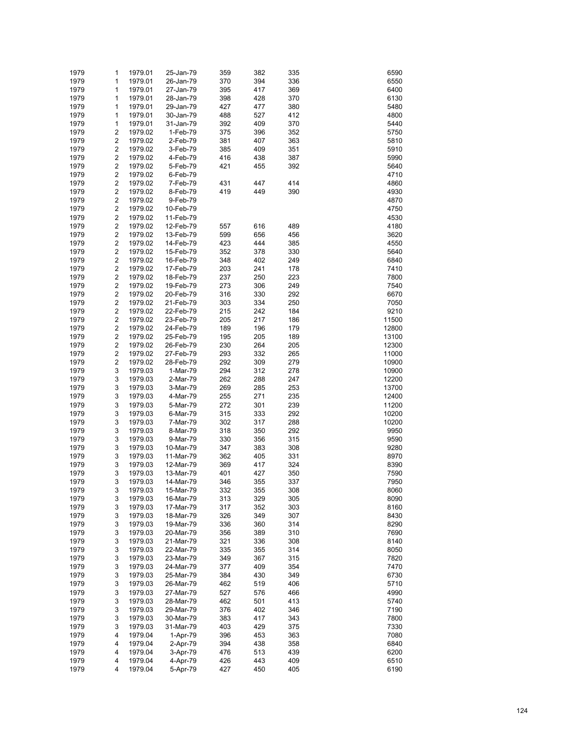| | | | | | | | | |
|---|---|---|---|---|---|---|---|---|
| 1979 | 1 | 1979.01 | 25-Jan-79 | 359 | 382 | 335 | | 6590 |
| 1979 | 1 | 1979.01 | 26-Jan-79 | 370 | 394 | 336 | | 6550 |
| 1979 | 1 | 1979.01 | 27-Jan-79 | 395 | 417 | 369 | | 6400 |
| 1979 | 1 | 1979.01 | 28-Jan-79 | 398 | 428 | 370 | | 6130 |
| 1979 | 1 | 1979.01 | 29-Jan-79 | 427 | 477 | 380 | | 5480 |
| 1979 | 1 | 1979.01 | 30-Jan-79 | 488 | 527 | 412 | | 4800 |
| 1979 | 1 | 1979.01 | 31-Jan-79 | 392 | 409 | 370 | | 5440 |
| 1979 | 2 | 1979.02 | 1-Feb-79 | 375 | 396 | 352 | | 5750 |
| 1979 | 2 | 1979.02 | 2-Feb-79 | 381 | 407 | 363 | | 5810 |
| 1979 | 2 | 1979.02 | 3-Feb-79 | 385 | 409 | 351 | | 5910 |
| 1979 | 2 | 1979.02 | 4-Feb-79 | 416 | 438 | 387 | | 5990 |
| 1979 | 2 | 1979.02 | 5-Feb-79 | 421 | 455 | 392 | | 5640 |
| 1979 | 2 | 1979.02 | 6-Feb-79 | | | | | 4710 |
| 1979 | 2 | 1979.02 | 7-Feb-79 | 431 | 447 | 414 | | 4860 |
| 1979 | 2 | 1979.02 | 8-Feb-79 | 419 | 449 | 390 | | 4930 |
| 1979 | 2 | 1979.02 | 9-Feb-79 | | | | | 4870 |
| 1979 | 2 | 1979.02 | 10-Feb-79 | | | | | 4750 |
| 1979 | 2 | 1979.02 | 11-Feb-79 | | | | | 4530 |
| 1979 | 2 | 1979.02 | 12-Feb-79 | 557 | 616 | 489 | | 4180 |
| 1979 | 2 | 1979.02 | 13-Feb-79 | 599 | 656 | 456 | | 3620 |
| 1979 | 2 | 1979.02 | 14-Feb-79 | 423 | 444 | 385 | | 4550 |
| 1979 | 2 | 1979.02 | 15-Feb-79 | 352 | 378 | 330 | | 5640 |
| 1979 | 2 | 1979.02 | 16-Feb-79 | 348 | 402 | 249 | | 6840 |
| 1979 | 2 | 1979.02 | 17-Feb-79 | 203 | 241 | 178 | | 7410 |
| 1979 | 2 | 1979.02 | 18-Feb-79 | 237 | 250 | 223 | | 7800 |
| 1979 | 2 | 1979.02 | 19-Feb-79 | 273 | 306 | 249 | | 7540 |
| 1979 | 2 | 1979.02 | 20-Feb-79 | 316 | 330 | 292 | | 6670 |
| 1979 | 2 | 1979.02 | 21-Feb-79 | 303 | 334 | 250 | | 7050 |
| 1979 | 2 | 1979.02 | 22-Feb-79 | 215 | 242 | 184 | | 9210 |
| 1979 | 2 | 1979.02 | 23-Feb-79 | 205 | 217 | 186 | | 11500 |
| 1979 | 2 | 1979.02 | 24-Feb-79 | 189 | 196 | 179 | | 12800 |
| 1979 | 2 | 1979.02 | 25-Feb-79 | 195 | 205 | 189 | | 13100 |
| 1979 | 2 | 1979.02 | 26-Feb-79 | 230 | 264 | 205 | | 12300 |
| 1979 | 2 | 1979.02 | 27-Feb-79 | 293 | 332 | 265 | | 11000 |
| 1979 | 2 | 1979.02 | 28-Feb-79 | 292 | 309 | 279 | | 10900 |
| 1979 | 3 | 1979.03 | 1-Mar-79 | 294 | 312 | 278 | | 10900 |
| 1979 | 3 | 1979.03 | 2-Mar-79 | 262 | 288 | 247 | | 12200 |
| 1979 | 3 | 1979.03 | 3-Mar-79 | 269 | 285 | 253 | | 13700 |
| 1979 | 3 | 1979.03 | 4-Mar-79 | 255 | 271 | 235 | | 12400 |
| 1979 | 3 | 1979.03 | 5-Mar-79 | 272 | 301 | 239 | | 11200 |
| 1979 | 3 | 1979.03 | 6-Mar-79 | 315 | 333 | 292 | | 10200 |
| 1979 | 3 | 1979.03 | 7-Mar-79 | 302 | 317 | 288 | | 10200 |
| 1979 | 3 | 1979.03 | 8-Mar-79 | 318 | 350 | 292 | | 9950 |
| 1979 | 3 | 1979.03 | 9-Mar-79 | 330 | 356 | 315 | | 9590 |
| 1979 | 3 | 1979.03 | 10-Mar-79 | 347 | 383 | 308 | | 9280 |
| 1979 | 3 | 1979.03 | 11-Mar-79 | 362 | 405 | 331 | | 8970 |
| 1979 | 3 | 1979.03 | 12-Mar-79 | 369 | 417 | 324 | | 8390 |
| 1979 | 3 | 1979.03 | 13-Mar-79 | 401 | 427 | 350 | | 7590 |
| 1979 | 3 | 1979.03 | 14-Mar-79 | 346 | 355 | 337 | | 7950 |
| 1979 | 3 | 1979.03 | 15-Mar-79 | 332 | 355 | 308 | | 8060 |
| 1979 | 3 | 1979.03 | 16-Mar-79 | 313 | 329 | 305 | | 8090 |
| 1979 | 3 | 1979.03 | 17-Mar-79 | 317 | 352 | 303 | | 8160 |
| 1979 | 3 | 1979.03 | 18-Mar-79 | 326 | 349 | 307 | | 8430 |
| 1979 | 3 | 1979.03 | 19-Mar-79 | 336 | 360 | 314 | | 8290 |
| 1979 | 3 | 1979.03 | 20-Mar-79 | 356 | 389 | 310 | | 7690 |
| 1979 | 3 | 1979.03 | 21-Mar-79 | 321 | 336 | 308 | | 8140 |
| 1979 | 3 | 1979.03 | 22-Mar-79 | 335 | 355 | 314 | | 8050 |
| 1979 | 3 | 1979.03 | 23-Mar-79 | 349 | 367 | 315 | | 7820 |
| 1979 | 3 | 1979.03 | 24-Mar-79 | 377 | 409 | 354 | | 7470 |
| 1979 | 3 | 1979.03 | 25-Mar-79 | 384 | 430 | 349 | | 6730 |
| 1979 | 3 | 1979.03 | 26-Mar-79 | 462 | 519 | 406 | | 5710 |
| 1979 | 3 | 1979.03 | 27-Mar-79 | 527 | 576 | 466 | | 4990 |
| 1979 | 3 | 1979.03 | 28-Mar-79 | 462 | 501 | 413 | | 5740 |
| 1979 | 3 | 1979.03 | 29-Mar-79 | 376 | 402 | 346 | | 7190 |
| 1979 | 3 | 1979.03 | 30-Mar-79 | 383 | 417 | 343 | | 7800 |
| 1979 | 3 | 1979.03 | 31-Mar-79 | 403 | 429 | 375 | | 7330 |
| 1979 | 4 | 1979.04 | 1-Apr-79 | 396 | 453 | 363 | | 7080 |
| 1979 | 4 | 1979.04 | 2-Apr-79 | 394 | 438 | 358 | | 6840 |
| 1979 | 4 | 1979.04 | 3-Apr-79 | 476 | 513 | 439 | | 6200 |
| 1979 | 4 | 1979.04 | 4-Apr-79 | 426 | 443 | 409 | | 6510 |
| 1979 | 4 | 1979.04 | 5-Apr-79 | 427 | 450 | 405 | | 6190 |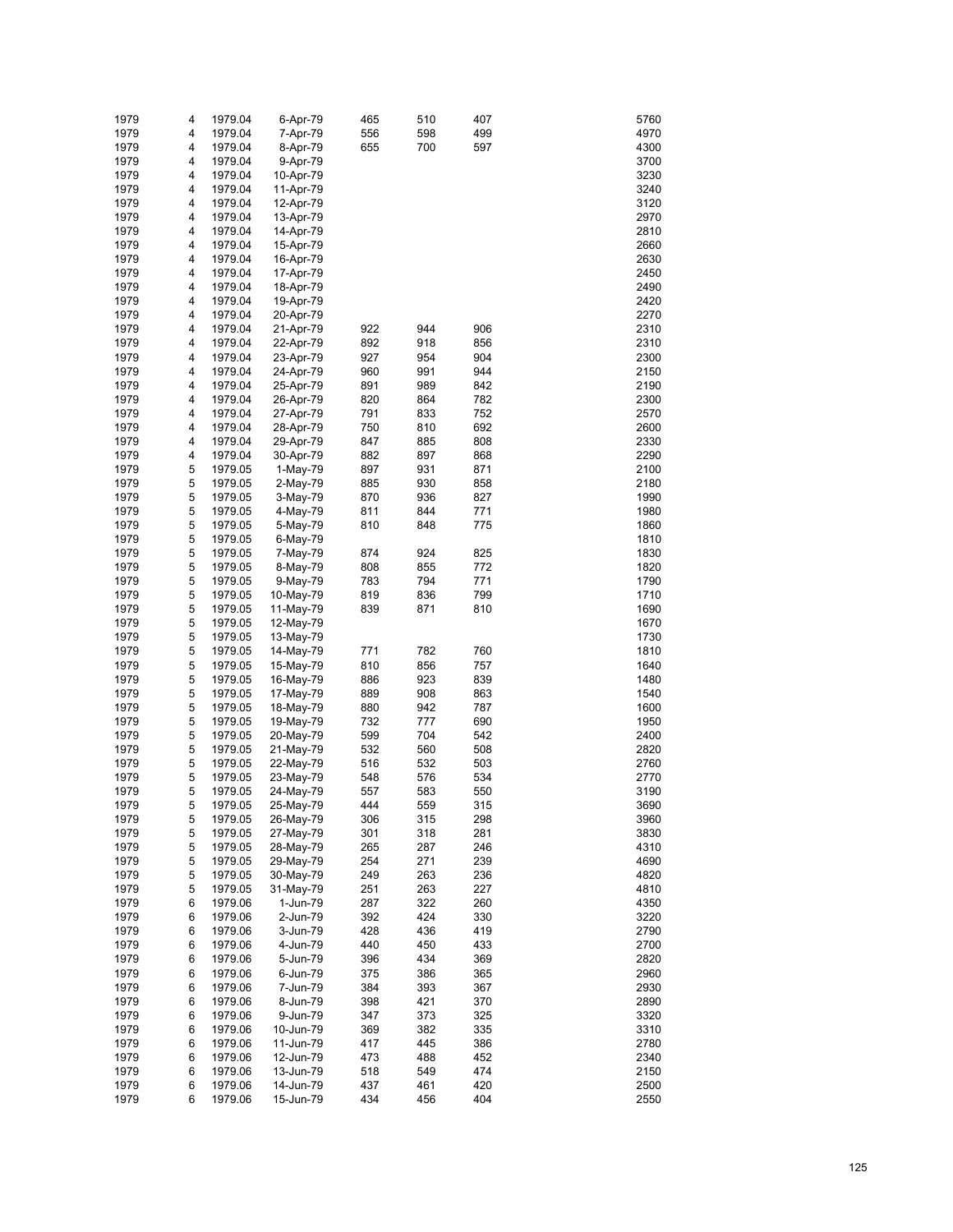| | | | | | | | | |
|---|---|---|---|---|---|---|---|---|
| 1979 | 4 | 1979.04 | 6-Apr-79 | 465 | 510 | 407 | | 5760 |
| 1979 | 4 | 1979.04 | 7-Apr-79 | 556 | 598 | 499 | | 4970 |
| 1979 | 4 | 1979.04 | 8-Apr-79 | 655 | 700 | 597 | | 4300 |
| 1979 | 4 | 1979.04 | 9-Apr-79 | | | | | 3700 |
| 1979 | 4 | 1979.04 | 10-Apr-79 | | | | | 3230 |
| 1979 | 4 | 1979.04 | 11-Apr-79 | | | | | 3240 |
| 1979 | 4 | 1979.04 | 12-Apr-79 | | | | | 3120 |
| 1979 | 4 | 1979.04 | 13-Apr-79 | | | | | 2970 |
| 1979 | 4 | 1979.04 | 14-Apr-79 | | | | | 2810 |
| 1979 | 4 | 1979.04 | 15-Apr-79 | | | | | 2660 |
| 1979 | 4 | 1979.04 | 16-Apr-79 | | | | | 2630 |
| 1979 | 4 | 1979.04 | 17-Apr-79 | | | | | 2450 |
| 1979 | 4 | 1979.04 | 18-Apr-79 | | | | | 2490 |
| 1979 | 4 | 1979.04 | 19-Apr-79 | | | | | 2420 |
| 1979 | 4 | 1979.04 | 20-Apr-79 | | | | | 2270 |
| 1979 | 4 | 1979.04 | 21-Apr-79 | 922 | 944 | 906 | | 2310 |
| 1979 | 4 | 1979.04 | 22-Apr-79 | 892 | 918 | 856 | | 2310 |
| 1979 | 4 | 1979.04 | 23-Apr-79 | 927 | 954 | 904 | | 2300 |
| 1979 | 4 | 1979.04 | 24-Apr-79 | 960 | 991 | 944 | | 2150 |
| 1979 | 4 | 1979.04 | 25-Apr-79 | 891 | 989 | 842 | | 2190 |
| 1979 | 4 | 1979.04 | 26-Apr-79 | 820 | 864 | 782 | | 2300 |
| 1979 | 4 | 1979.04 | 27-Apr-79 | 791 | 833 | 752 | | 2570 |
| 1979 | 4 | 1979.04 | 28-Apr-79 | 750 | 810 | 692 | | 2600 |
| 1979 | 4 | 1979.04 | 29-Apr-79 | 847 | 885 | 808 | | 2330 |
| 1979 | 4 | 1979.04 | 30-Apr-79 | 882 | 897 | 868 | | 2290 |
| 1979 | 5 | 1979.05 | 1-May-79 | 897 | 931 | 871 | | 2100 |
| 1979 | 5 | 1979.05 | 2-May-79 | 885 | 930 | 858 | | 2180 |
| 1979 | 5 | 1979.05 | 3-May-79 | 870 | 936 | 827 | | 1990 |
| 1979 | 5 | 1979.05 | 4-May-79 | 811 | 844 | 771 | | 1980 |
| 1979 | 5 | 1979.05 | 5-May-79 | 810 | 848 | 775 | | 1860 |
| 1979 | 5 | 1979.05 | 6-May-79 | | | | | 1810 |
| 1979 | 5 | 1979.05 | 7-May-79 | 874 | 924 | 825 | | 1830 |
| 1979 | 5 | 1979.05 | 8-May-79 | 808 | 855 | 772 | | 1820 |
| 1979 | 5 | 1979.05 | 9-May-79 | 783 | 794 | 771 | | 1790 |
| 1979 | 5 | 1979.05 | 10-May-79 | 819 | 836 | 799 | | 1710 |
| 1979 | 5 | 1979.05 | 11-May-79 | 839 | 871 | 810 | | 1690 |
| 1979 | 5 | 1979.05 | 12-May-79 | | | | | 1670 |
| 1979 | 5 | 1979.05 | 13-May-79 | | | | | 1730 |
| 1979 | 5 | 1979.05 | 14-May-79 | 771 | 782 | 760 | | 1810 |
| 1979 | 5 | 1979.05 | 15-May-79 | 810 | 856 | 757 | | 1640 |
| 1979 | 5 | 1979.05 | 16-May-79 | 886 | 923 | 839 | | 1480 |
| 1979 | 5 | 1979.05 | 17-May-79 | 889 | 908 | 863 | | 1540 |
| 1979 | 5 | 1979.05 | 18-May-79 | 880 | 942 | 787 | | 1600 |
| 1979 | 5 | 1979.05 | 19-May-79 | 732 | 777 | 690 | | 1950 |
| 1979 | 5 | 1979.05 | 20-May-79 | 599 | 704 | 542 | | 2400 |
| 1979 | 5 | 1979.05 | 21-May-79 | 532 | 560 | 508 | | 2820 |
| 1979 | 5 | 1979.05 | 22-May-79 | 516 | 532 | 503 | | 2760 |
| 1979 | 5 | 1979.05 | 23-May-79 | 548 | 576 | 534 | | 2770 |
| 1979 | 5 | 1979.05 | 24-May-79 | 557 | 583 | 550 | | 3190 |
| 1979 | 5 | 1979.05 | 25-May-79 | 444 | 559 | 315 | | 3690 |
| 1979 | 5 | 1979.05 | 26-May-79 | 306 | 315 | 298 | | 3960 |
| 1979 | 5 | 1979.05 | 27-May-79 | 301 | 318 | 281 | | 3830 |
| 1979 | 5 | 1979.05 | 28-May-79 | 265 | 287 | 246 | | 4310 |
| 1979 | 5 | 1979.05 | 29-May-79 | 254 | 271 | 239 | | 4690 |
| 1979 | 5 | 1979.05 | 30-May-79 | 249 | 263 | 236 | | 4820 |
| 1979 | 5 | 1979.05 | 31-May-79 | 251 | 263 | 227 | | 4810 |
| 1979 | 6 | 1979.06 | 1-Jun-79 | 287 | 322 | 260 | | 4350 |
| 1979 | 6 | 1979.06 | 2-Jun-79 | 392 | 424 | 330 | | 3220 |
| 1979 | 6 | 1979.06 | 3-Jun-79 | 428 | 436 | 419 | | 2790 |
| 1979 | 6 | 1979.06 | 4-Jun-79 | 440 | 450 | 433 | | 2700 |
| 1979 | 6 | 1979.06 | 5-Jun-79 | 396 | 434 | 369 | | 2820 |
| 1979 | 6 | 1979.06 | 6-Jun-79 | 375 | 386 | 365 | | 2960 |
| 1979 | 6 | 1979.06 | 7-Jun-79 | 384 | 393 | 367 | | 2930 |
| 1979 | 6 | 1979.06 | 8-Jun-79 | 398 | 421 | 370 | | 2890 |
| 1979 | 6 | 1979.06 | 9-Jun-79 | 347 | 373 | 325 | | 3320 |
| 1979 | 6 | 1979.06 | 10-Jun-79 | 369 | 382 | 335 | | 3310 |
| 1979 | 6 | 1979.06 | 11-Jun-79 | 417 | 445 | 386 | | 2780 |
| 1979 | 6 | 1979.06 | 12-Jun-79 | 473 | 488 | 452 | | 2340 |
| 1979 | 6 | 1979.06 | 13-Jun-79 | 518 | 549 | 474 | | 2150 |
| 1979 | 6 | 1979.06 | 14-Jun-79 | 437 | 461 | 420 | | 2500 |
| 1979 | 6 | 1979.06 | 15-Jun-79 | 434 | 456 | 404 | | 2550 |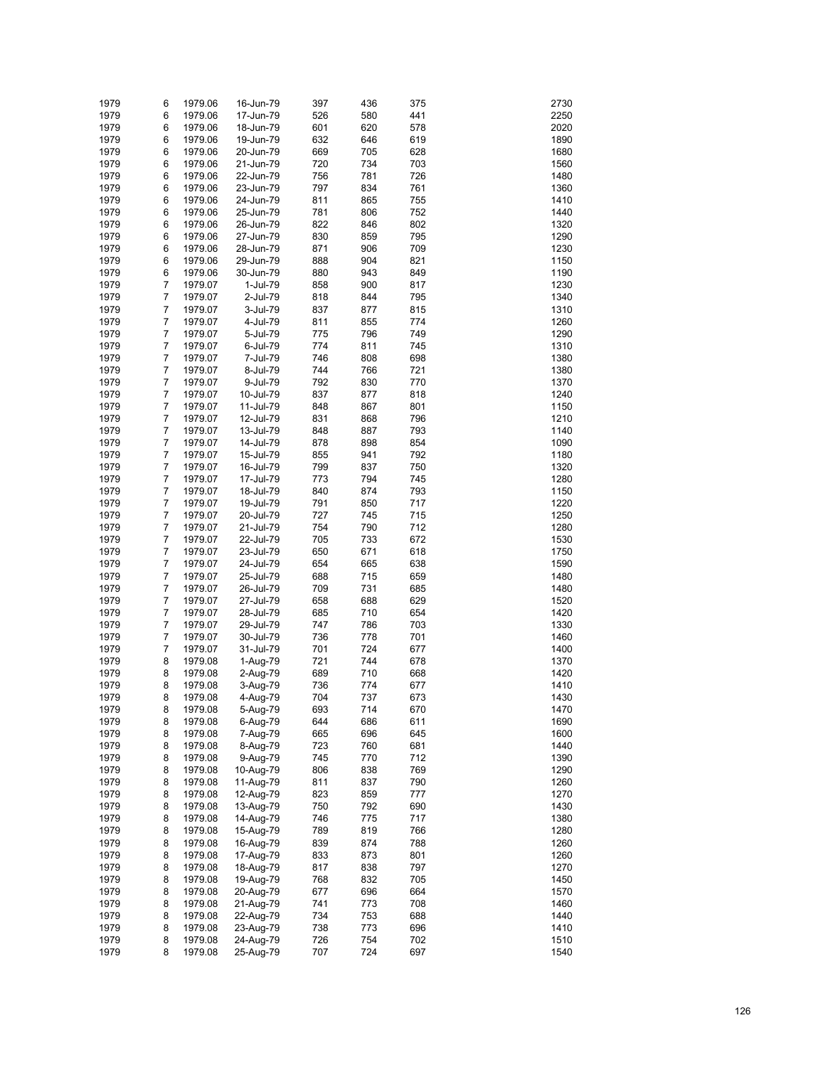| | | | | | | | | |
|---|---|---|---|---|---|---|---|---|
| 1979 | 6 | 1979.06 | 16-Jun-79 | 397 | 436 | 375 | | 2730 |
| 1979 | 6 | 1979.06 | 17-Jun-79 | 526 | 580 | 441 | | 2250 |
| 1979 | 6 | 1979.06 | 18-Jun-79 | 601 | 620 | 578 | | 2020 |
| 1979 | 6 | 1979.06 | 19-Jun-79 | 632 | 646 | 619 | | 1890 |
| 1979 | 6 | 1979.06 | 20-Jun-79 | 669 | 705 | 628 | | 1680 |
| 1979 | 6 | 1979.06 | 21-Jun-79 | 720 | 734 | 703 | | 1560 |
| 1979 | 6 | 1979.06 | 22-Jun-79 | 756 | 781 | 726 | | 1480 |
| 1979 | 6 | 1979.06 | 23-Jun-79 | 797 | 834 | 761 | | 1360 |
| 1979 | 6 | 1979.06 | 24-Jun-79 | 811 | 865 | 755 | | 1410 |
| 1979 | 6 | 1979.06 | 25-Jun-79 | 781 | 806 | 752 | | 1440 |
| 1979 | 6 | 1979.06 | 26-Jun-79 | 822 | 846 | 802 | | 1320 |
| 1979 | 6 | 1979.06 | 27-Jun-79 | 830 | 859 | 795 | | 1290 |
| 1979 | 6 | 1979.06 | 28-Jun-79 | 871 | 906 | 709 | | 1230 |
| 1979 | 6 | 1979.06 | 29-Jun-79 | 888 | 904 | 821 | | 1150 |
| 1979 | 6 | 1979.06 | 30-Jun-79 | 880 | 943 | 849 | | 1190 |
| 1979 | 7 | 1979.07 | 1-Jul-79 | 858 | 900 | 817 | | 1230 |
| 1979 | 7 | 1979.07 | 2-Jul-79 | 818 | 844 | 795 | | 1340 |
| 1979 | 7 | 1979.07 | 3-Jul-79 | 837 | 877 | 815 | | 1310 |
| 1979 | 7 | 1979.07 | 4-Jul-79 | 811 | 855 | 774 | | 1260 |
| 1979 | 7 | 1979.07 | 5-Jul-79 | 775 | 796 | 749 | | 1290 |
| 1979 | 7 | 1979.07 | 6-Jul-79 | 774 | 811 | 745 | | 1310 |
| 1979 | 7 | 1979.07 | 7-Jul-79 | 746 | 808 | 698 | | 1380 |
| 1979 | 7 | 1979.07 | 8-Jul-79 | 744 | 766 | 721 | | 1380 |
| 1979 | 7 | 1979.07 | 9-Jul-79 | 792 | 830 | 770 | | 1370 |
| 1979 | 7 | 1979.07 | 10-Jul-79 | 837 | 877 | 818 | | 1240 |
| 1979 | 7 | 1979.07 | 11-Jul-79 | 848 | 867 | 801 | | 1150 |
| 1979 | 7 | 1979.07 | 12-Jul-79 | 831 | 868 | 796 | | 1210 |
| 1979 | 7 | 1979.07 | 13-Jul-79 | 848 | 887 | 793 | | 1140 |
| 1979 | 7 | 1979.07 | 14-Jul-79 | 878 | 898 | 854 | | 1090 |
| 1979 | 7 | 1979.07 | 15-Jul-79 | 855 | 941 | 792 | | 1180 |
| 1979 | 7 | 1979.07 | 16-Jul-79 | 799 | 837 | 750 | | 1320 |
| 1979 | 7 | 1979.07 | 17-Jul-79 | 773 | 794 | 745 | | 1280 |
| 1979 | 7 | 1979.07 | 18-Jul-79 | 840 | 874 | 793 | | 1150 |
| 1979 | 7 | 1979.07 | 19-Jul-79 | 791 | 850 | 717 | | 1220 |
| 1979 | 7 | 1979.07 | 20-Jul-79 | 727 | 745 | 715 | | 1250 |
| 1979 | 7 | 1979.07 | 21-Jul-79 | 754 | 790 | 712 | | 1280 |
| 1979 | 7 | 1979.07 | 22-Jul-79 | 705 | 733 | 672 | | 1530 |
| 1979 | 7 | 1979.07 | 23-Jul-79 | 650 | 671 | 618 | | 1750 |
| 1979 | 7 | 1979.07 | 24-Jul-79 | 654 | 665 | 638 | | 1590 |
| 1979 | 7 | 1979.07 | 25-Jul-79 | 688 | 715 | 659 | | 1480 |
| 1979 | 7 | 1979.07 | 26-Jul-79 | 709 | 731 | 685 | | 1480 |
| 1979 | 7 | 1979.07 | 27-Jul-79 | 658 | 688 | 629 | | 1520 |
| 1979 | 7 | 1979.07 | 28-Jul-79 | 685 | 710 | 654 | | 1420 |
| 1979 | 7 | 1979.07 | 29-Jul-79 | 747 | 786 | 703 | | 1330 |
| 1979 | 7 | 1979.07 | 30-Jul-79 | 736 | 778 | 701 | | 1460 |
| 1979 | 7 | 1979.07 | 31-Jul-79 | 701 | 724 | 677 | | 1400 |
| 1979 | 8 | 1979.08 | 1-Aug-79 | 721 | 744 | 678 | | 1370 |
| 1979 | 8 | 1979.08 | 2-Aug-79 | 689 | 710 | 668 | | 1420 |
| 1979 | 8 | 1979.08 | 3-Aug-79 | 736 | 774 | 677 | | 1410 |
| 1979 | 8 | 1979.08 | 4-Aug-79 | 704 | 737 | 673 | | 1430 |
| 1979 | 8 | 1979.08 | 5-Aug-79 | 693 | 714 | 670 | | 1470 |
| 1979 | 8 | 1979.08 | 6-Aug-79 | 644 | 686 | 611 | | 1690 |
| 1979 | 8 | 1979.08 | 7-Aug-79 | 665 | 696 | 645 | | 1600 |
| 1979 | 8 | 1979.08 | 8-Aug-79 | 723 | 760 | 681 | | 1440 |
| 1979 | 8 | 1979.08 | 9-Aug-79 | 745 | 770 | 712 | | 1390 |
| 1979 | 8 | 1979.08 | 10-Aug-79 | 806 | 838 | 769 | | 1290 |
| 1979 | 8 | 1979.08 | 11-Aug-79 | 811 | 837 | 790 | | 1260 |
| 1979 | 8 | 1979.08 | 12-Aug-79 | 823 | 859 | 777 | | 1270 |
| 1979 | 8 | 1979.08 | 13-Aug-79 | 750 | 792 | 690 | | 1430 |
| 1979 | 8 | 1979.08 | 14-Aug-79 | 746 | 775 | 717 | | 1380 |
| 1979 | 8 | 1979.08 | 15-Aug-79 | 789 | 819 | 766 | | 1280 |
| 1979 | 8 | 1979.08 | 16-Aug-79 | 839 | 874 | 788 | | 1260 |
| 1979 | 8 | 1979.08 | 17-Aug-79 | 833 | 873 | 801 | | 1260 |
| 1979 | 8 | 1979.08 | 18-Aug-79 | 817 | 838 | 797 | | 1270 |
| 1979 | 8 | 1979.08 | 19-Aug-79 | 768 | 832 | 705 | | 1450 |
| 1979 | 8 | 1979.08 | 20-Aug-79 | 677 | 696 | 664 | | 1570 |
| 1979 | 8 | 1979.08 | 21-Aug-79 | 741 | 773 | 708 | | 1460 |
| 1979 | 8 | 1979.08 | 22-Aug-79 | 734 | 753 | 688 | | 1440 |
| 1979 | 8 | 1979.08 | 23-Aug-79 | 738 | 773 | 696 | | 1410 |
| 1979 | 8 | 1979.08 | 24-Aug-79 | 726 | 754 | 702 | | 1510 |
| 1979 | 8 | 1979.08 | 25-Aug-79 | 707 | 724 | 697 | | 1540 |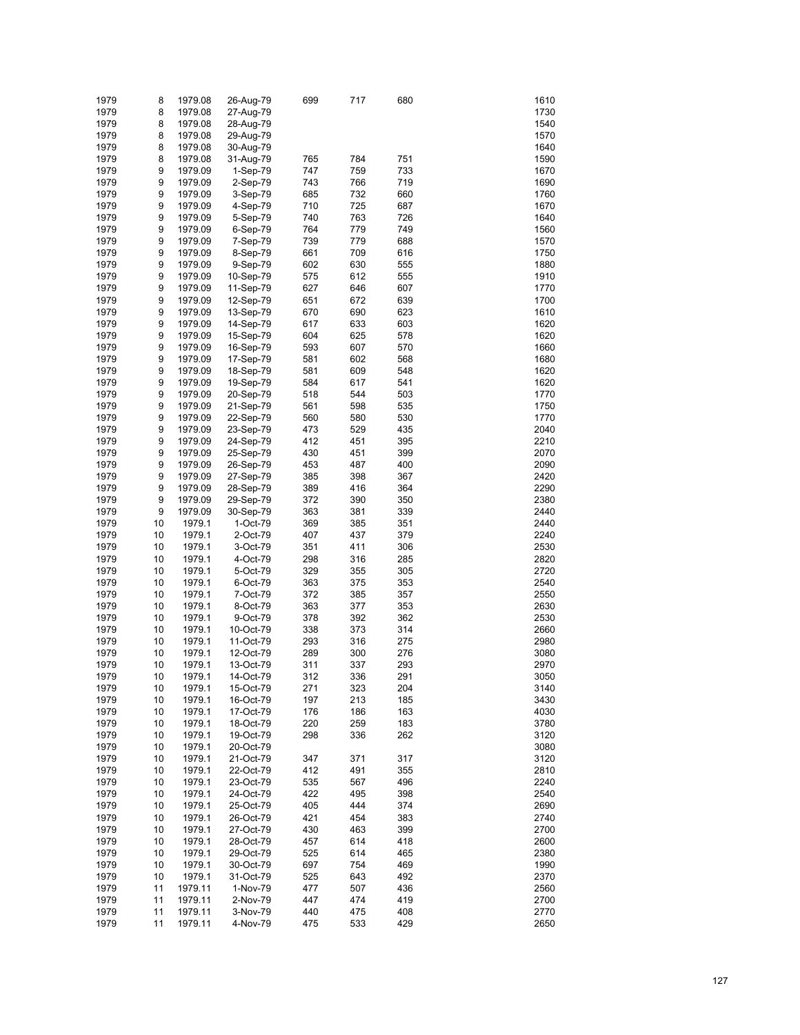| | | | | | | | | |
|---|---|---|---|---|---|---|---|---|
| 1979 | 8 | 1979.08 | 26-Aug-79 | 699 | 717 | 680 | | 1610 |
| 1979 | 8 | 1979.08 | 27-Aug-79 | | | | | 1730 |
| 1979 | 8 | 1979.08 | 28-Aug-79 | | | | | 1540 |
| 1979 | 8 | 1979.08 | 29-Aug-79 | | | | | 1570 |
| 1979 | 8 | 1979.08 | 30-Aug-79 | | | | | 1640 |
| 1979 | 8 | 1979.08 | 31-Aug-79 | 765 | 784 | 751 | | 1590 |
| 1979 | 9 | 1979.09 | 1-Sep-79 | 747 | 759 | 733 | | 1670 |
| 1979 | 9 | 1979.09 | 2-Sep-79 | 743 | 766 | 719 | | 1690 |
| 1979 | 9 | 1979.09 | 3-Sep-79 | 685 | 732 | 660 | | 1760 |
| 1979 | 9 | 1979.09 | 4-Sep-79 | 710 | 725 | 687 | | 1670 |
| 1979 | 9 | 1979.09 | 5-Sep-79 | 740 | 763 | 726 | | 1640 |
| 1979 | 9 | 1979.09 | 6-Sep-79 | 764 | 779 | 749 | | 1560 |
| 1979 | 9 | 1979.09 | 7-Sep-79 | 739 | 779 | 688 | | 1570 |
| 1979 | 9 | 1979.09 | 8-Sep-79 | 661 | 709 | 616 | | 1750 |
| 1979 | 9 | 1979.09 | 9-Sep-79 | 602 | 630 | 555 | | 1880 |
| 1979 | 9 | 1979.09 | 10-Sep-79 | 575 | 612 | 555 | | 1910 |
| 1979 | 9 | 1979.09 | 11-Sep-79 | 627 | 646 | 607 | | 1770 |
| 1979 | 9 | 1979.09 | 12-Sep-79 | 651 | 672 | 639 | | 1700 |
| 1979 | 9 | 1979.09 | 13-Sep-79 | 670 | 690 | 623 | | 1610 |
| 1979 | 9 | 1979.09 | 14-Sep-79 | 617 | 633 | 603 | | 1620 |
| 1979 | 9 | 1979.09 | 15-Sep-79 | 604 | 625 | 578 | | 1620 |
| 1979 | 9 | 1979.09 | 16-Sep-79 | 593 | 607 | 570 | | 1660 |
| 1979 | 9 | 1979.09 | 17-Sep-79 | 581 | 602 | 568 | | 1680 |
| 1979 | 9 | 1979.09 | 18-Sep-79 | 581 | 609 | 548 | | 1620 |
| 1979 | 9 | 1979.09 | 19-Sep-79 | 584 | 617 | 541 | | 1620 |
| 1979 | 9 | 1979.09 | 20-Sep-79 | 518 | 544 | 503 | | 1770 |
| 1979 | 9 | 1979.09 | 21-Sep-79 | 561 | 598 | 535 | | 1750 |
| 1979 | 9 | 1979.09 | 22-Sep-79 | 560 | 580 | 530 | | 1770 |
| 1979 | 9 | 1979.09 | 23-Sep-79 | 473 | 529 | 435 | | 2040 |
| 1979 | 9 | 1979.09 | 24-Sep-79 | 412 | 451 | 395 | | 2210 |
| 1979 | 9 | 1979.09 | 25-Sep-79 | 430 | 451 | 399 | | 2070 |
| 1979 | 9 | 1979.09 | 26-Sep-79 | 453 | 487 | 400 | | 2090 |
| 1979 | 9 | 1979.09 | 27-Sep-79 | 385 | 398 | 367 | | 2420 |
| 1979 | 9 | 1979.09 | 28-Sep-79 | 389 | 416 | 364 | | 2290 |
| 1979 | 9 | 1979.09 | 29-Sep-79 | 372 | 390 | 350 | | 2380 |
| 1979 | 9 | 1979.09 | 30-Sep-79 | 363 | 381 | 339 | | 2440 |
| 1979 | 10 | 1979.1 | 1-Oct-79 | 369 | 385 | 351 | | 2440 |
| 1979 | 10 | 1979.1 | 2-Oct-79 | 407 | 437 | 379 | | 2240 |
| 1979 | 10 | 1979.1 | 3-Oct-79 | 351 | 411 | 306 | | 2530 |
| 1979 | 10 | 1979.1 | 4-Oct-79 | 298 | 316 | 285 | | 2820 |
| 1979 | 10 | 1979.1 | 5-Oct-79 | 329 | 355 | 305 | | 2720 |
| 1979 | 10 | 1979.1 | 6-Oct-79 | 363 | 375 | 353 | | 2540 |
| 1979 | 10 | 1979.1 | 7-Oct-79 | 372 | 385 | 357 | | 2550 |
| 1979 | 10 | 1979.1 | 8-Oct-79 | 363 | 377 | 353 | | 2630 |
| 1979 | 10 | 1979.1 | 9-Oct-79 | 378 | 392 | 362 | | 2530 |
| 1979 | 10 | 1979.1 | 10-Oct-79 | 338 | 373 | 314 | | 2660 |
| 1979 | 10 | 1979.1 | 11-Oct-79 | 293 | 316 | 275 | | 2980 |
| 1979 | 10 | 1979.1 | 12-Oct-79 | 289 | 300 | 276 | | 3080 |
| 1979 | 10 | 1979.1 | 13-Oct-79 | 311 | 337 | 293 | | 2970 |
| 1979 | 10 | 1979.1 | 14-Oct-79 | 312 | 336 | 291 | | 3050 |
| 1979 | 10 | 1979.1 | 15-Oct-79 | 271 | 323 | 204 | | 3140 |
| 1979 | 10 | 1979.1 | 16-Oct-79 | 197 | 213 | 185 | | 3430 |
| 1979 | 10 | 1979.1 | 17-Oct-79 | 176 | 186 | 163 | | 4030 |
| 1979 | 10 | 1979.1 | 18-Oct-79 | 220 | 259 | 183 | | 3780 |
| 1979 | 10 | 1979.1 | 19-Oct-79 | 298 | 336 | 262 | | 3120 |
| 1979 | 10 | 1979.1 | 20-Oct-79 | | | | | 3080 |
| 1979 | 10 | 1979.1 | 21-Oct-79 | 347 | 371 | 317 | | 3120 |
| 1979 | 10 | 1979.1 | 22-Oct-79 | 412 | 491 | 355 | | 2810 |
| 1979 | 10 | 1979.1 | 23-Oct-79 | 535 | 567 | 496 | | 2240 |
| 1979 | 10 | 1979.1 | 24-Oct-79 | 422 | 495 | 398 | | 2540 |
| 1979 | 10 | 1979.1 | 25-Oct-79 | 405 | 444 | 374 | | 2690 |
| 1979 | 10 | 1979.1 | 26-Oct-79 | 421 | 454 | 383 | | 2740 |
| 1979 | 10 | 1979.1 | 27-Oct-79 | 430 | 463 | 399 | | 2700 |
| 1979 | 10 | 1979.1 | 28-Oct-79 | 457 | 614 | 418 | | 2600 |
| 1979 | 10 | 1979.1 | 29-Oct-79 | 525 | 614 | 465 | | 2380 |
| 1979 | 10 | 1979.1 | 30-Oct-79 | 697 | 754 | 469 | | 1990 |
| 1979 | 10 | 1979.1 | 31-Oct-79 | 525 | 643 | 492 | | 2370 |
| 1979 | 11 | 1979.11 | 1-Nov-79 | 477 | 507 | 436 | | 2560 |
| 1979 | 11 | 1979.11 | 2-Nov-79 | 447 | 474 | 419 | | 2700 |
| 1979 | 11 | 1979.11 | 3-Nov-79 | 440 | 475 | 408 | | 2770 |
| 1979 | 11 | 1979.11 | 4-Nov-79 | 475 | 533 | 429 | | 2650 |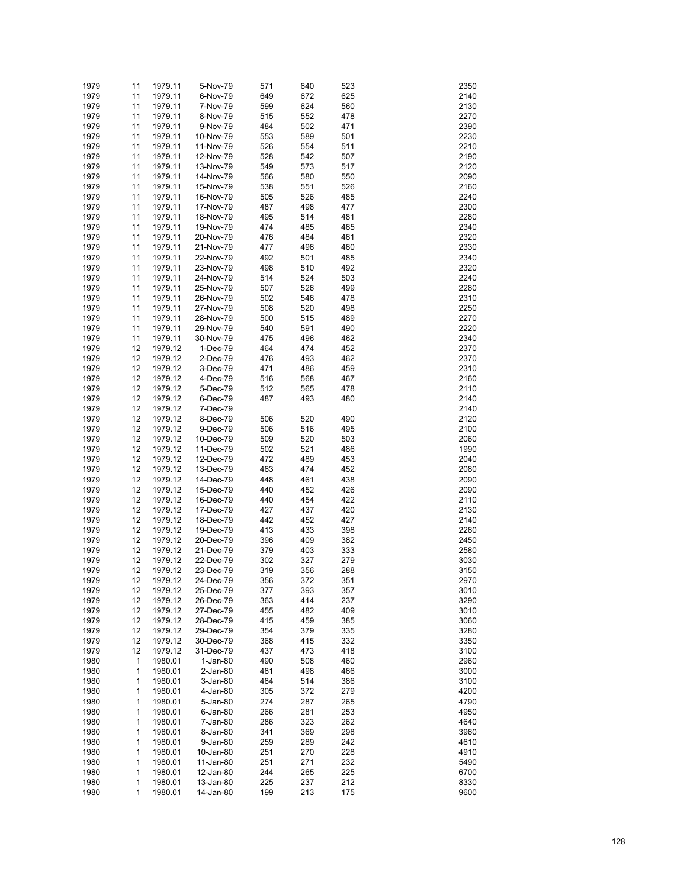| | | | | | | | | |
|---|---|---|---|---|---|---|---|---|
| 1979 | 11 | 1979.11 | 5-Nov-79 | 571 | 640 | 523 | | 2350 |
| 1979 | 11 | 1979.11 | 6-Nov-79 | 649 | 672 | 625 | | 2140 |
| 1979 | 11 | 1979.11 | 7-Nov-79 | 599 | 624 | 560 | | 2130 |
| 1979 | 11 | 1979.11 | 8-Nov-79 | 515 | 552 | 478 | | 2270 |
| 1979 | 11 | 1979.11 | 9-Nov-79 | 484 | 502 | 471 | | 2390 |
| 1979 | 11 | 1979.11 | 10-Nov-79 | 553 | 589 | 501 | | 2230 |
| 1979 | 11 | 1979.11 | 11-Nov-79 | 526 | 554 | 511 | | 2210 |
| 1979 | 11 | 1979.11 | 12-Nov-79 | 528 | 542 | 507 | | 2190 |
| 1979 | 11 | 1979.11 | 13-Nov-79 | 549 | 573 | 517 | | 2120 |
| 1979 | 11 | 1979.11 | 14-Nov-79 | 566 | 580 | 550 | | 2090 |
| 1979 | 11 | 1979.11 | 15-Nov-79 | 538 | 551 | 526 | | 2160 |
| 1979 | 11 | 1979.11 | 16-Nov-79 | 505 | 526 | 485 | | 2240 |
| 1979 | 11 | 1979.11 | 17-Nov-79 | 487 | 498 | 477 | | 2300 |
| 1979 | 11 | 1979.11 | 18-Nov-79 | 495 | 514 | 481 | | 2280 |
| 1979 | 11 | 1979.11 | 19-Nov-79 | 474 | 485 | 465 | | 2340 |
| 1979 | 11 | 1979.11 | 20-Nov-79 | 476 | 484 | 461 | | 2320 |
| 1979 | 11 | 1979.11 | 21-Nov-79 | 477 | 496 | 460 | | 2330 |
| 1979 | 11 | 1979.11 | 22-Nov-79 | 492 | 501 | 485 | | 2340 |
| 1979 | 11 | 1979.11 | 23-Nov-79 | 498 | 510 | 492 | | 2320 |
| 1979 | 11 | 1979.11 | 24-Nov-79 | 514 | 524 | 503 | | 2240 |
| 1979 | 11 | 1979.11 | 25-Nov-79 | 507 | 526 | 499 | | 2280 |
| 1979 | 11 | 1979.11 | 26-Nov-79 | 502 | 546 | 478 | | 2310 |
| 1979 | 11 | 1979.11 | 27-Nov-79 | 508 | 520 | 498 | | 2250 |
| 1979 | 11 | 1979.11 | 28-Nov-79 | 500 | 515 | 489 | | 2270 |
| 1979 | 11 | 1979.11 | 29-Nov-79 | 540 | 591 | 490 | | 2220 |
| 1979 | 11 | 1979.11 | 30-Nov-79 | 475 | 496 | 462 | | 2340 |
| 1979 | 12 | 1979.12 | 1-Dec-79 | 464 | 474 | 452 | | 2370 |
| 1979 | 12 | 1979.12 | 2-Dec-79 | 476 | 493 | 462 | | 2370 |
| 1979 | 12 | 1979.12 | 3-Dec-79 | 471 | 486 | 459 | | 2310 |
| 1979 | 12 | 1979.12 | 4-Dec-79 | 516 | 568 | 467 | | 2160 |
| 1979 | 12 | 1979.12 | 5-Dec-79 | 512 | 565 | 478 | | 2110 |
| 1979 | 12 | 1979.12 | 6-Dec-79 | 487 | 493 | 480 | | 2140 |
| 1979 | 12 | 1979.12 | 7-Dec-79 | | | | | 2140 |
| 1979 | 12 | 1979.12 | 8-Dec-79 | 506 | 520 | 490 | | 2120 |
| 1979 | 12 | 1979.12 | 9-Dec-79 | 506 | 516 | 495 | | 2100 |
| 1979 | 12 | 1979.12 | 10-Dec-79 | 509 | 520 | 503 | | 2060 |
| 1979 | 12 | 1979.12 | 11-Dec-79 | 502 | 521 | 486 | | 1990 |
| 1979 | 12 | 1979.12 | 12-Dec-79 | 472 | 489 | 453 | | 2040 |
| 1979 | 12 | 1979.12 | 13-Dec-79 | 463 | 474 | 452 | | 2080 |
| 1979 | 12 | 1979.12 | 14-Dec-79 | 448 | 461 | 438 | | 2090 |
| 1979 | 12 | 1979.12 | 15-Dec-79 | 440 | 452 | 426 | | 2090 |
| 1979 | 12 | 1979.12 | 16-Dec-79 | 440 | 454 | 422 | | 2110 |
| 1979 | 12 | 1979.12 | 17-Dec-79 | 427 | 437 | 420 | | 2130 |
| 1979 | 12 | 1979.12 | 18-Dec-79 | 442 | 452 | 427 | | 2140 |
| 1979 | 12 | 1979.12 | 19-Dec-79 | 413 | 433 | 398 | | 2260 |
| 1979 | 12 | 1979.12 | 20-Dec-79 | 396 | 409 | 382 | | 2450 |
| 1979 | 12 | 1979.12 | 21-Dec-79 | 379 | 403 | 333 | | 2580 |
| 1979 | 12 | 1979.12 | 22-Dec-79 | 302 | 327 | 279 | | 3030 |
| 1979 | 12 | 1979.12 | 23-Dec-79 | 319 | 356 | 288 | | 3150 |
| 1979 | 12 | 1979.12 | 24-Dec-79 | 356 | 372 | 351 | | 2970 |
| 1979 | 12 | 1979.12 | 25-Dec-79 | 377 | 393 | 357 | | 3010 |
| 1979 | 12 | 1979.12 | 26-Dec-79 | 363 | 414 | 237 | | 3290 |
| 1979 | 12 | 1979.12 | 27-Dec-79 | 455 | 482 | 409 | | 3010 |
| 1979 | 12 | 1979.12 | 28-Dec-79 | 415 | 459 | 385 | | 3060 |
| 1979 | 12 | 1979.12 | 29-Dec-79 | 354 | 379 | 335 | | 3280 |
| 1979 | 12 | 1979.12 | 30-Dec-79 | 368 | 415 | 332 | | 3350 |
| 1979 | 12 | 1979.12 | 31-Dec-79 | 437 | 473 | 418 | | 3100 |
| 1980 | 1 | 1980.01 | 1-Jan-80 | 490 | 508 | 460 | | 2960 |
| 1980 | 1 | 1980.01 | 2-Jan-80 | 481 | 498 | 466 | | 3000 |
| 1980 | 1 | 1980.01 | 3-Jan-80 | 484 | 514 | 386 | | 3100 |
| 1980 | 1 | 1980.01 | 4-Jan-80 | 305 | 372 | 279 | | 4200 |
| 1980 | 1 | 1980.01 | 5-Jan-80 | 274 | 287 | 265 | | 4790 |
| 1980 | 1 | 1980.01 | 6-Jan-80 | 266 | 281 | 253 | | 4950 |
| 1980 | 1 | 1980.01 | 7-Jan-80 | 286 | 323 | 262 | | 4640 |
| 1980 | 1 | 1980.01 | 8-Jan-80 | 341 | 369 | 298 | | 3960 |
| 1980 | 1 | 1980.01 | 9-Jan-80 | 259 | 289 | 242 | | 4610 |
| 1980 | 1 | 1980.01 | 10-Jan-80 | 251 | 270 | 228 | | 4910 |
| 1980 | 1 | 1980.01 | 11-Jan-80 | 251 | 271 | 232 | | 5490 |
| 1980 | 1 | 1980.01 | 12-Jan-80 | 244 | 265 | 225 | | 6700 |
| 1980 | 1 | 1980.01 | 13-Jan-80 | 225 | 237 | 212 | | 8330 |
| 1980 | 1 | 1980.01 | 14-Jan-80 | 199 | 213 | 175 | | 9600 |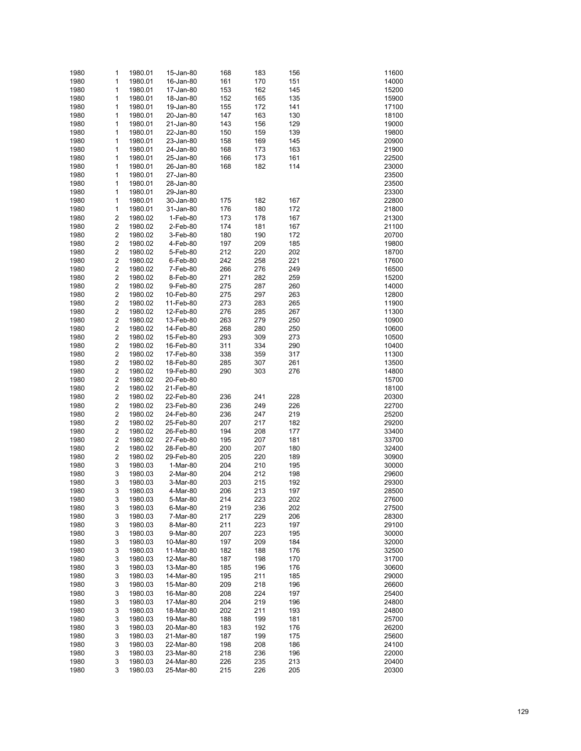| | | | | | | | | |
|---|---|---|---|---|---|---|---|---|
| 1980 | 1 | 1980.01 | 15-Jan-80 | 168 | 183 | 156 | | 11600 |
| 1980 | 1 | 1980.01 | 16-Jan-80 | 161 | 170 | 151 | | 14000 |
| 1980 | 1 | 1980.01 | 17-Jan-80 | 153 | 162 | 145 | | 15200 |
| 1980 | 1 | 1980.01 | 18-Jan-80 | 152 | 165 | 135 | | 15900 |
| 1980 | 1 | 1980.01 | 19-Jan-80 | 155 | 172 | 141 | | 17100 |
| 1980 | 1 | 1980.01 | 20-Jan-80 | 147 | 163 | 130 | | 18100 |
| 1980 | 1 | 1980.01 | 21-Jan-80 | 143 | 156 | 129 | | 19000 |
| 1980 | 1 | 1980.01 | 22-Jan-80 | 150 | 159 | 139 | | 19800 |
| 1980 | 1 | 1980.01 | 23-Jan-80 | 158 | 169 | 145 | | 20900 |
| 1980 | 1 | 1980.01 | 24-Jan-80 | 168 | 173 | 163 | | 21900 |
| 1980 | 1 | 1980.01 | 25-Jan-80 | 166 | 173 | 161 | | 22500 |
| 1980 | 1 | 1980.01 | 26-Jan-80 | 168 | 182 | 114 | | 23000 |
| 1980 | 1 | 1980.01 | 27-Jan-80 | | | | | 23500 |
| 1980 | 1 | 1980.01 | 28-Jan-80 | | | | | 23500 |
| 1980 | 1 | 1980.01 | 29-Jan-80 | | | | | 23300 |
| 1980 | 1 | 1980.01 | 30-Jan-80 | 175 | 182 | 167 | | 22800 |
| 1980 | 1 | 1980.01 | 31-Jan-80 | 176 | 180 | 172 | | 21800 |
| 1980 | 2 | 1980.02 | 1-Feb-80 | 173 | 178 | 167 | | 21300 |
| 1980 | 2 | 1980.02 | 2-Feb-80 | 174 | 181 | 167 | | 21100 |
| 1980 | 2 | 1980.02 | 3-Feb-80 | 180 | 190 | 172 | | 20700 |
| 1980 | 2 | 1980.02 | 4-Feb-80 | 197 | 209 | 185 | | 19800 |
| 1980 | 2 | 1980.02 | 5-Feb-80 | 212 | 220 | 202 | | 18700 |
| 1980 | 2 | 1980.02 | 6-Feb-80 | 242 | 258 | 221 | | 17600 |
| 1980 | 2 | 1980.02 | 7-Feb-80 | 266 | 276 | 249 | | 16500 |
| 1980 | 2 | 1980.02 | 8-Feb-80 | 271 | 282 | 259 | | 15200 |
| 1980 | 2 | 1980.02 | 9-Feb-80 | 275 | 287 | 260 | | 14000 |
| 1980 | 2 | 1980.02 | 10-Feb-80 | 275 | 297 | 263 | | 12800 |
| 1980 | 2 | 1980.02 | 11-Feb-80 | 273 | 283 | 265 | | 11900 |
| 1980 | 2 | 1980.02 | 12-Feb-80 | 276 | 285 | 267 | | 11300 |
| 1980 | 2 | 1980.02 | 13-Feb-80 | 263 | 279 | 250 | | 10900 |
| 1980 | 2 | 1980.02 | 14-Feb-80 | 268 | 280 | 250 | | 10600 |
| 1980 | 2 | 1980.02 | 15-Feb-80 | 293 | 309 | 273 | | 10500 |
| 1980 | 2 | 1980.02 | 16-Feb-80 | 311 | 334 | 290 | | 10400 |
| 1980 | 2 | 1980.02 | 17-Feb-80 | 338 | 359 | 317 | | 11300 |
| 1980 | 2 | 1980.02 | 18-Feb-80 | 285 | 307 | 261 | | 13500 |
| 1980 | 2 | 1980.02 | 19-Feb-80 | 290 | 303 | 276 | | 14800 |
| 1980 | 2 | 1980.02 | 20-Feb-80 | | | | | 15700 |
| 1980 | 2 | 1980.02 | 21-Feb-80 | | | | | 18100 |
| 1980 | 2 | 1980.02 | 22-Feb-80 | 236 | 241 | 228 | | 20300 |
| 1980 | 2 | 1980.02 | 23-Feb-80 | 236 | 249 | 226 | | 22700 |
| 1980 | 2 | 1980.02 | 24-Feb-80 | 236 | 247 | 219 | | 25200 |
| 1980 | 2 | 1980.02 | 25-Feb-80 | 207 | 217 | 182 | | 29200 |
| 1980 | 2 | 1980.02 | 26-Feb-80 | 194 | 208 | 177 | | 33400 |
| 1980 | 2 | 1980.02 | 27-Feb-80 | 195 | 207 | 181 | | 33700 |
| 1980 | 2 | 1980.02 | 28-Feb-80 | 200 | 207 | 180 | | 32400 |
| 1980 | 2 | 1980.02 | 29-Feb-80 | 205 | 220 | 189 | | 30900 |
| 1980 | 3 | 1980.03 | 1-Mar-80 | 204 | 210 | 195 | | 30000 |
| 1980 | 3 | 1980.03 | 2-Mar-80 | 204 | 212 | 198 | | 29600 |
| 1980 | 3 | 1980.03 | 3-Mar-80 | 203 | 215 | 192 | | 29300 |
| 1980 | 3 | 1980.03 | 4-Mar-80 | 206 | 213 | 197 | | 28500 |
| 1980 | 3 | 1980.03 | 5-Mar-80 | 214 | 223 | 202 | | 27600 |
| 1980 | 3 | 1980.03 | 6-Mar-80 | 219 | 236 | 202 | | 27500 |
| 1980 | 3 | 1980.03 | 7-Mar-80 | 217 | 229 | 206 | | 28300 |
| 1980 | 3 | 1980.03 | 8-Mar-80 | 211 | 223 | 197 | | 29100 |
| 1980 | 3 | 1980.03 | 9-Mar-80 | 207 | 223 | 195 | | 30000 |
| 1980 | 3 | 1980.03 | 10-Mar-80 | 197 | 209 | 184 | | 32000 |
| 1980 | 3 | 1980.03 | 11-Mar-80 | 182 | 188 | 176 | | 32500 |
| 1980 | 3 | 1980.03 | 12-Mar-80 | 187 | 198 | 170 | | 31700 |
| 1980 | 3 | 1980.03 | 13-Mar-80 | 185 | 196 | 176 | | 30600 |
| 1980 | 3 | 1980.03 | 14-Mar-80 | 195 | 211 | 185 | | 29000 |
| 1980 | 3 | 1980.03 | 15-Mar-80 | 209 | 218 | 196 | | 26600 |
| 1980 | 3 | 1980.03 | 16-Mar-80 | 208 | 224 | 197 | | 25400 |
| 1980 | 3 | 1980.03 | 17-Mar-80 | 204 | 219 | 196 | | 24800 |
| 1980 | 3 | 1980.03 | 18-Mar-80 | 202 | 211 | 193 | | 24800 |
| 1980 | 3 | 1980.03 | 19-Mar-80 | 188 | 199 | 181 | | 25700 |
| 1980 | 3 | 1980.03 | 20-Mar-80 | 183 | 192 | 176 | | 26200 |
| 1980 | 3 | 1980.03 | 21-Mar-80 | 187 | 199 | 175 | | 25600 |
| 1980 | 3 | 1980.03 | 22-Mar-80 | 198 | 208 | 186 | | 24100 |
| 1980 | 3 | 1980.03 | 23-Mar-80 | 218 | 236 | 196 | | 22000 |
| 1980 | 3 | 1980.03 | 24-Mar-80 | 226 | 235 | 213 | | 20400 |
| 1980 | 3 | 1980.03 | 25-Mar-80 | 215 | 226 | 205 | | 20300 |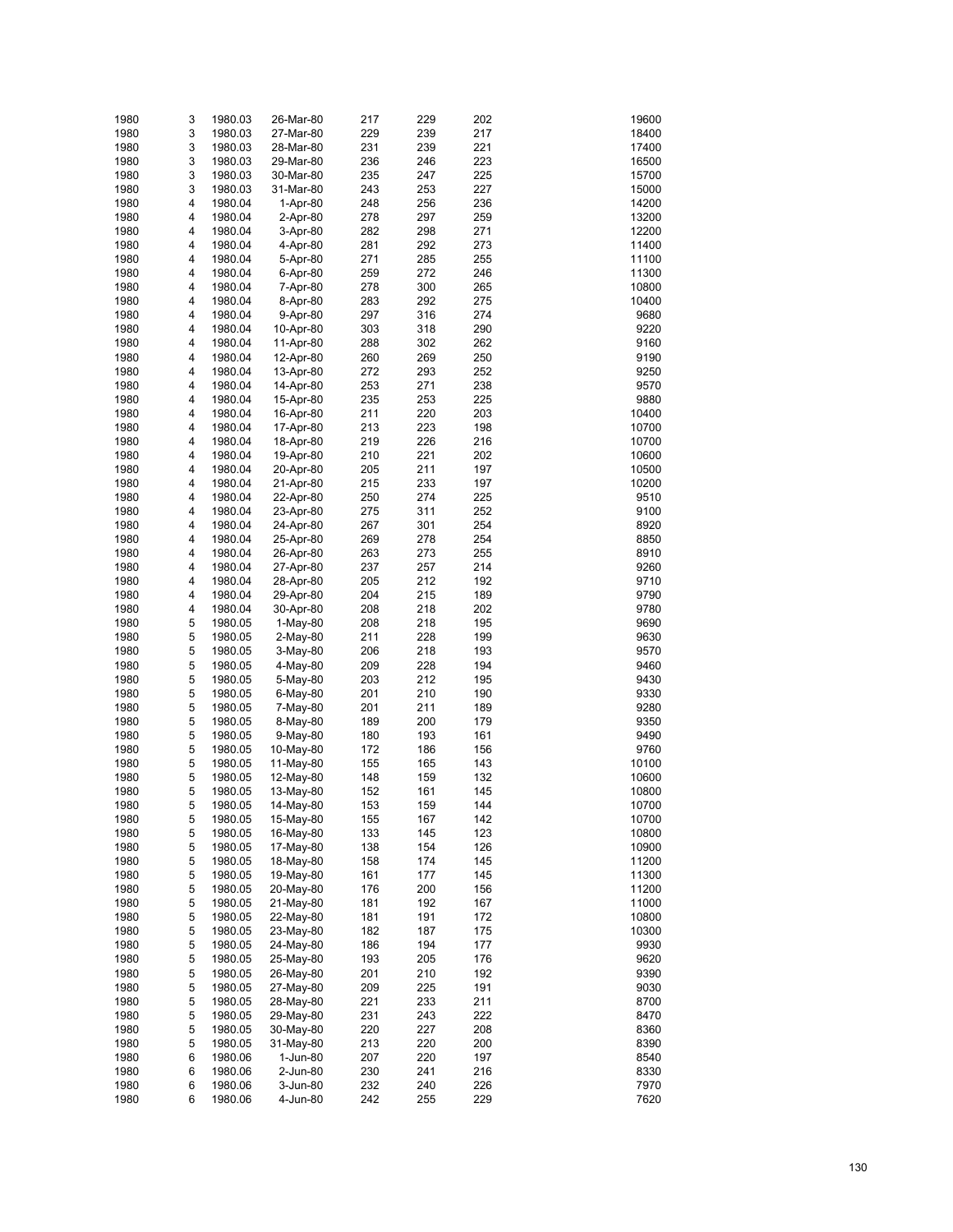| | | | | | | | |
|---|---|---|---|---|---|---|---|
| 1980 | 3 | 1980.03 | 26-Mar-80 | 217 | 229 | 202 | 19600 |
| 1980 | 3 | 1980.03 | 27-Mar-80 | 229 | 239 | 217 | 18400 |
| 1980 | 3 | 1980.03 | 28-Mar-80 | 231 | 239 | 221 | 17400 |
| 1980 | 3 | 1980.03 | 29-Mar-80 | 236 | 246 | 223 | 16500 |
| 1980 | 3 | 1980.03 | 30-Mar-80 | 235 | 247 | 225 | 15700 |
| 1980 | 3 | 1980.03 | 31-Mar-80 | 243 | 253 | 227 | 15000 |
| 1980 | 4 | 1980.04 | 1-Apr-80 | 248 | 256 | 236 | 14200 |
| 1980 | 4 | 1980.04 | 2-Apr-80 | 278 | 297 | 259 | 13200 |
| 1980 | 4 | 1980.04 | 3-Apr-80 | 282 | 298 | 271 | 12200 |
| 1980 | 4 | 1980.04 | 4-Apr-80 | 281 | 292 | 273 | 11400 |
| 1980 | 4 | 1980.04 | 5-Apr-80 | 271 | 285 | 255 | 11100 |
| 1980 | 4 | 1980.04 | 6-Apr-80 | 259 | 272 | 246 | 11300 |
| 1980 | 4 | 1980.04 | 7-Apr-80 | 278 | 300 | 265 | 10800 |
| 1980 | 4 | 1980.04 | 8-Apr-80 | 283 | 292 | 275 | 10400 |
| 1980 | 4 | 1980.04 | 9-Apr-80 | 297 | 316 | 274 | 9680 |
| 1980 | 4 | 1980.04 | 10-Apr-80 | 303 | 318 | 290 | 9220 |
| 1980 | 4 | 1980.04 | 11-Apr-80 | 288 | 302 | 262 | 9160 |
| 1980 | 4 | 1980.04 | 12-Apr-80 | 260 | 269 | 250 | 9190 |
| 1980 | 4 | 1980.04 | 13-Apr-80 | 272 | 293 | 252 | 9250 |
| 1980 | 4 | 1980.04 | 14-Apr-80 | 253 | 271 | 238 | 9570 |
| 1980 | 4 | 1980.04 | 15-Apr-80 | 235 | 253 | 225 | 9880 |
| 1980 | 4 | 1980.04 | 16-Apr-80 | 211 | 220 | 203 | 10400 |
| 1980 | 4 | 1980.04 | 17-Apr-80 | 213 | 223 | 198 | 10700 |
| 1980 | 4 | 1980.04 | 18-Apr-80 | 219 | 226 | 216 | 10700 |
| 1980 | 4 | 1980.04 | 19-Apr-80 | 210 | 221 | 202 | 10600 |
| 1980 | 4 | 1980.04 | 20-Apr-80 | 205 | 211 | 197 | 10500 |
| 1980 | 4 | 1980.04 | 21-Apr-80 | 215 | 233 | 197 | 10200 |
| 1980 | 4 | 1980.04 | 22-Apr-80 | 250 | 274 | 225 | 9510 |
| 1980 | 4 | 1980.04 | 23-Apr-80 | 275 | 311 | 252 | 9100 |
| 1980 | 4 | 1980.04 | 24-Apr-80 | 267 | 301 | 254 | 8920 |
| 1980 | 4 | 1980.04 | 25-Apr-80 | 269 | 278 | 254 | 8850 |
| 1980 | 4 | 1980.04 | 26-Apr-80 | 263 | 273 | 255 | 8910 |
| 1980 | 4 | 1980.04 | 27-Apr-80 | 237 | 257 | 214 | 9260 |
| 1980 | 4 | 1980.04 | 28-Apr-80 | 205 | 212 | 192 | 9710 |
| 1980 | 4 | 1980.04 | 29-Apr-80 | 204 | 215 | 189 | 9790 |
| 1980 | 4 | 1980.04 | 30-Apr-80 | 208 | 218 | 202 | 9780 |
| 1980 | 5 | 1980.05 | 1-May-80 | 208 | 218 | 195 | 9690 |
| 1980 | 5 | 1980.05 | 2-May-80 | 211 | 228 | 199 | 9630 |
| 1980 | 5 | 1980.05 | 3-May-80 | 206 | 218 | 193 | 9570 |
| 1980 | 5 | 1980.05 | 4-May-80 | 209 | 228 | 194 | 9460 |
| 1980 | 5 | 1980.05 | 5-May-80 | 203 | 212 | 195 | 9430 |
| 1980 | 5 | 1980.05 | 6-May-80 | 201 | 210 | 190 | 9330 |
| 1980 | 5 | 1980.05 | 7-May-80 | 201 | 211 | 189 | 9280 |
| 1980 | 5 | 1980.05 | 8-May-80 | 189 | 200 | 179 | 9350 |
| 1980 | 5 | 1980.05 | 9-May-80 | 180 | 193 | 161 | 9490 |
| 1980 | 5 | 1980.05 | 10-May-80 | 172 | 186 | 156 | 9760 |
| 1980 | 5 | 1980.05 | 11-May-80 | 155 | 165 | 143 | 10100 |
| 1980 | 5 | 1980.05 | 12-May-80 | 148 | 159 | 132 | 10600 |
| 1980 | 5 | 1980.05 | 13-May-80 | 152 | 161 | 145 | 10800 |
| 1980 | 5 | 1980.05 | 14-May-80 | 153 | 159 | 144 | 10700 |
| 1980 | 5 | 1980.05 | 15-May-80 | 155 | 167 | 142 | 10700 |
| 1980 | 5 | 1980.05 | 16-May-80 | 133 | 145 | 123 | 10800 |
| 1980 | 5 | 1980.05 | 17-May-80 | 138 | 154 | 126 | 10900 |
| 1980 | 5 | 1980.05 | 18-May-80 | 158 | 174 | 145 | 11200 |
| 1980 | 5 | 1980.05 | 19-May-80 | 161 | 177 | 145 | 11300 |
| 1980 | 5 | 1980.05 | 20-May-80 | 176 | 200 | 156 | 11200 |
| 1980 | 5 | 1980.05 | 21-May-80 | 181 | 192 | 167 | 11000 |
| 1980 | 5 | 1980.05 | 22-May-80 | 181 | 191 | 172 | 10800 |
| 1980 | 5 | 1980.05 | 23-May-80 | 182 | 187 | 175 | 10300 |
| 1980 | 5 | 1980.05 | 24-May-80 | 186 | 194 | 177 | 9930 |
| 1980 | 5 | 1980.05 | 25-May-80 | 193 | 205 | 176 | 9620 |
| 1980 | 5 | 1980.05 | 26-May-80 | 201 | 210 | 192 | 9390 |
| 1980 | 5 | 1980.05 | 27-May-80 | 209 | 225 | 191 | 9030 |
| 1980 | 5 | 1980.05 | 28-May-80 | 221 | 233 | 211 | 8700 |
| 1980 | 5 | 1980.05 | 29-May-80 | 231 | 243 | 222 | 8470 |
| 1980 | 5 | 1980.05 | 30-May-80 | 220 | 227 | 208 | 8360 |
| 1980 | 5 | 1980.05 | 31-May-80 | 213 | 220 | 200 | 8390 |
| 1980 | 6 | 1980.06 | 1-Jun-80 | 207 | 220 | 197 | 8540 |
| 1980 | 6 | 1980.06 | 2-Jun-80 | 230 | 241 | 216 | 8330 |
| 1980 | 6 | 1980.06 | 3-Jun-80 | 232 | 240 | 226 | 7970 |
| 1980 | 6 | 1980.06 | 4-Jun-80 | 242 | 255 | 229 | 7620 |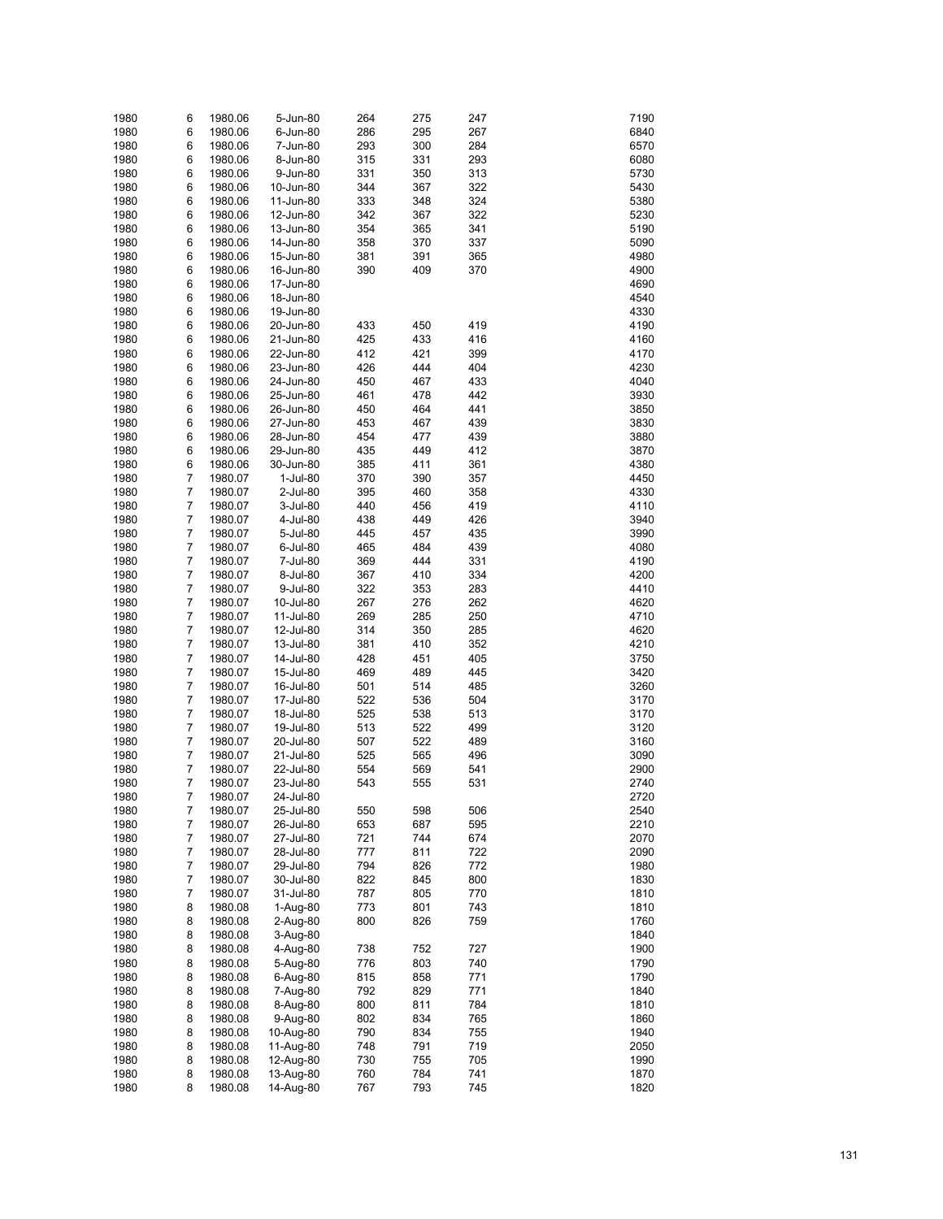| | | | | | | | | |
|---|---|---|---|---|---|---|---|---|
| 1980 | 6 | 1980.06 | 5-Jun-80 | 264 | 275 | 247 | | 7190 |
| 1980 | 6 | 1980.06 | 6-Jun-80 | 286 | 295 | 267 | | 6840 |
| 1980 | 6 | 1980.06 | 7-Jun-80 | 293 | 300 | 284 | | 6570 |
| 1980 | 6 | 1980.06 | 8-Jun-80 | 315 | 331 | 293 | | 6080 |
| 1980 | 6 | 1980.06 | 9-Jun-80 | 331 | 350 | 313 | | 5730 |
| 1980 | 6 | 1980.06 | 10-Jun-80 | 344 | 367 | 322 | | 5430 |
| 1980 | 6 | 1980.06 | 11-Jun-80 | 333 | 348 | 324 | | 5380 |
| 1980 | 6 | 1980.06 | 12-Jun-80 | 342 | 367 | 322 | | 5230 |
| 1980 | 6 | 1980.06 | 13-Jun-80 | 354 | 365 | 341 | | 5190 |
| 1980 | 6 | 1980.06 | 14-Jun-80 | 358 | 370 | 337 | | 5090 |
| 1980 | 6 | 1980.06 | 15-Jun-80 | 381 | 391 | 365 | | 4980 |
| 1980 | 6 | 1980.06 | 16-Jun-80 | 390 | 409 | 370 | | 4900 |
| 1980 | 6 | 1980.06 | 17-Jun-80 | | | | | 4690 |
| 1980 | 6 | 1980.06 | 18-Jun-80 | | | | | 4540 |
| 1980 | 6 | 1980.06 | 19-Jun-80 | | | | | 4330 |
| 1980 | 6 | 1980.06 | 20-Jun-80 | 433 | 450 | 419 | | 4190 |
| 1980 | 6 | 1980.06 | 21-Jun-80 | 425 | 433 | 416 | | 4160 |
| 1980 | 6 | 1980.06 | 22-Jun-80 | 412 | 421 | 399 | | 4170 |
| 1980 | 6 | 1980.06 | 23-Jun-80 | 426 | 444 | 404 | | 4230 |
| 1980 | 6 | 1980.06 | 24-Jun-80 | 450 | 467 | 433 | | 4040 |
| 1980 | 6 | 1980.06 | 25-Jun-80 | 461 | 478 | 442 | | 3930 |
| 1980 | 6 | 1980.06 | 26-Jun-80 | 450 | 464 | 441 | | 3850 |
| 1980 | 6 | 1980.06 | 27-Jun-80 | 453 | 467 | 439 | | 3830 |
| 1980 | 6 | 1980.06 | 28-Jun-80 | 454 | 477 | 439 | | 3880 |
| 1980 | 6 | 1980.06 | 29-Jun-80 | 435 | 449 | 412 | | 3870 |
| 1980 | 6 | 1980.06 | 30-Jun-80 | 385 | 411 | 361 | | 4380 |
| 1980 | 7 | 1980.07 | 1-Jul-80 | 370 | 390 | 357 | | 4450 |
| 1980 | 7 | 1980.07 | 2-Jul-80 | 395 | 460 | 358 | | 4330 |
| 1980 | 7 | 1980.07 | 3-Jul-80 | 440 | 456 | 419 | | 4110 |
| 1980 | 7 | 1980.07 | 4-Jul-80 | 438 | 449 | 426 | | 3940 |
| 1980 | 7 | 1980.07 | 5-Jul-80 | 445 | 457 | 435 | | 3990 |
| 1980 | 7 | 1980.07 | 6-Jul-80 | 465 | 484 | 439 | | 4080 |
| 1980 | 7 | 1980.07 | 7-Jul-80 | 369 | 444 | 331 | | 4190 |
| 1980 | 7 | 1980.07 | 8-Jul-80 | 367 | 410 | 334 | | 4200 |
| 1980 | 7 | 1980.07 | 9-Jul-80 | 322 | 353 | 283 | | 4410 |
| 1980 | 7 | 1980.07 | 10-Jul-80 | 267 | 276 | 262 | | 4620 |
| 1980 | 7 | 1980.07 | 11-Jul-80 | 269 | 285 | 250 | | 4710 |
| 1980 | 7 | 1980.07 | 12-Jul-80 | 314 | 350 | 285 | | 4620 |
| 1980 | 7 | 1980.07 | 13-Jul-80 | 381 | 410 | 352 | | 4210 |
| 1980 | 7 | 1980.07 | 14-Jul-80 | 428 | 451 | 405 | | 3750 |
| 1980 | 7 | 1980.07 | 15-Jul-80 | 469 | 489 | 445 | | 3420 |
| 1980 | 7 | 1980.07 | 16-Jul-80 | 501 | 514 | 485 | | 3260 |
| 1980 | 7 | 1980.07 | 17-Jul-80 | 522 | 536 | 504 | | 3170 |
| 1980 | 7 | 1980.07 | 18-Jul-80 | 525 | 538 | 513 | | 3170 |
| 1980 | 7 | 1980.07 | 19-Jul-80 | 513 | 522 | 499 | | 3120 |
| 1980 | 7 | 1980.07 | 20-Jul-80 | 507 | 522 | 489 | | 3160 |
| 1980 | 7 | 1980.07 | 21-Jul-80 | 525 | 565 | 496 | | 3090 |
| 1980 | 7 | 1980.07 | 22-Jul-80 | 554 | 569 | 541 | | 2900 |
| 1980 | 7 | 1980.07 | 23-Jul-80 | 543 | 555 | 531 | | 2740 |
| 1980 | 7 | 1980.07 | 24-Jul-80 | | | | | 2720 |
| 1980 | 7 | 1980.07 | 25-Jul-80 | 550 | 598 | 506 | | 2540 |
| 1980 | 7 | 1980.07 | 26-Jul-80 | 653 | 687 | 595 | | 2210 |
| 1980 | 7 | 1980.07 | 27-Jul-80 | 721 | 744 | 674 | | 2070 |
| 1980 | 7 | 1980.07 | 28-Jul-80 | 777 | 811 | 722 | | 2090 |
| 1980 | 7 | 1980.07 | 29-Jul-80 | 794 | 826 | 772 | | 1980 |
| 1980 | 7 | 1980.07 | 30-Jul-80 | 822 | 845 | 800 | | 1830 |
| 1980 | 7 | 1980.07 | 31-Jul-80 | 787 | 805 | 770 | | 1810 |
| 1980 | 8 | 1980.08 | 1-Aug-80 | 773 | 801 | 743 | | 1810 |
| 1980 | 8 | 1980.08 | 2-Aug-80 | 800 | 826 | 759 | | 1760 |
| 1980 | 8 | 1980.08 | 3-Aug-80 | | | | | 1840 |
| 1980 | 8 | 1980.08 | 4-Aug-80 | 738 | 752 | 727 | | 1900 |
| 1980 | 8 | 1980.08 | 5-Aug-80 | 776 | 803 | 740 | | 1790 |
| 1980 | 8 | 1980.08 | 6-Aug-80 | 815 | 858 | 771 | | 1790 |
| 1980 | 8 | 1980.08 | 7-Aug-80 | 792 | 829 | 771 | | 1840 |
| 1980 | 8 | 1980.08 | 8-Aug-80 | 800 | 811 | 784 | | 1810 |
| 1980 | 8 | 1980.08 | 9-Aug-80 | 802 | 834 | 765 | | 1860 |
| 1980 | 8 | 1980.08 | 10-Aug-80 | 790 | 834 | 755 | | 1940 |
| 1980 | 8 | 1980.08 | 11-Aug-80 | 748 | 791 | 719 | | 2050 |
| 1980 | 8 | 1980.08 | 12-Aug-80 | 730 | 755 | 705 | | 1990 |
| 1980 | 8 | 1980.08 | 13-Aug-80 | 760 | 784 | 741 | | 1870 |
| 1980 | 8 | 1980.08 | 14-Aug-80 | 767 | 793 | 745 | | 1820 |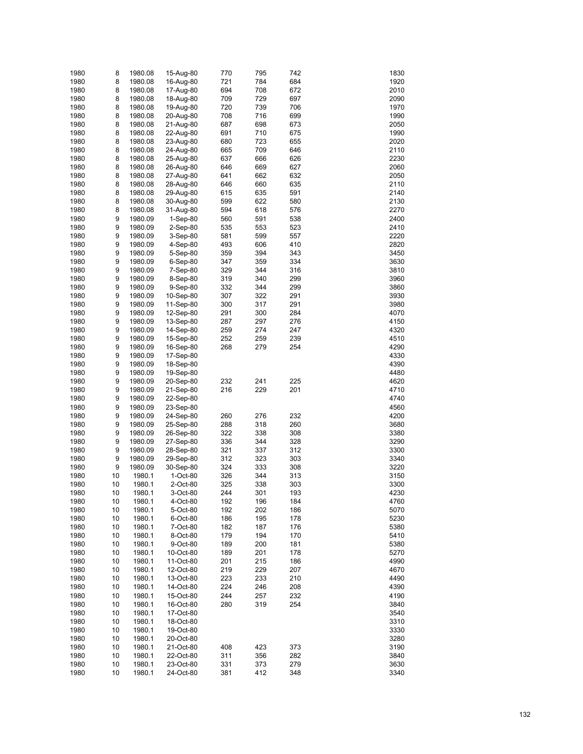| | | | | | | | | |
|---|---|---|---|---|---|---|---|---|
| 1980 | 8 | 1980.08 | 15-Aug-80 | 770 | 795 | 742 | | 1830 |
| 1980 | 8 | 1980.08 | 16-Aug-80 | 721 | 784 | 684 | | 1920 |
| 1980 | 8 | 1980.08 | 17-Aug-80 | 694 | 708 | 672 | | 2010 |
| 1980 | 8 | 1980.08 | 18-Aug-80 | 709 | 729 | 697 | | 2090 |
| 1980 | 8 | 1980.08 | 19-Aug-80 | 720 | 739 | 706 | | 1970 |
| 1980 | 8 | 1980.08 | 20-Aug-80 | 708 | 716 | 699 | | 1990 |
| 1980 | 8 | 1980.08 | 21-Aug-80 | 687 | 698 | 673 | | 2050 |
| 1980 | 8 | 1980.08 | 22-Aug-80 | 691 | 710 | 675 | | 1990 |
| 1980 | 8 | 1980.08 | 23-Aug-80 | 680 | 723 | 655 | | 2020 |
| 1980 | 8 | 1980.08 | 24-Aug-80 | 665 | 709 | 646 | | 2110 |
| 1980 | 8 | 1980.08 | 25-Aug-80 | 637 | 666 | 626 | | 2230 |
| 1980 | 8 | 1980.08 | 26-Aug-80 | 646 | 669 | 627 | | 2060 |
| 1980 | 8 | 1980.08 | 27-Aug-80 | 641 | 662 | 632 | | 2050 |
| 1980 | 8 | 1980.08 | 28-Aug-80 | 646 | 660 | 635 | | 2110 |
| 1980 | 8 | 1980.08 | 29-Aug-80 | 615 | 635 | 591 | | 2140 |
| 1980 | 8 | 1980.08 | 30-Aug-80 | 599 | 622 | 580 | | 2130 |
| 1980 | 8 | 1980.08 | 31-Aug-80 | 594 | 618 | 576 | | 2270 |
| 1980 | 9 | 1980.09 | 1-Sep-80 | 560 | 591 | 538 | | 2400 |
| 1980 | 9 | 1980.09 | 2-Sep-80 | 535 | 553 | 523 | | 2410 |
| 1980 | 9 | 1980.09 | 3-Sep-80 | 581 | 599 | 557 | | 2220 |
| 1980 | 9 | 1980.09 | 4-Sep-80 | 493 | 606 | 410 | | 2820 |
| 1980 | 9 | 1980.09 | 5-Sep-80 | 359 | 394 | 343 | | 3450 |
| 1980 | 9 | 1980.09 | 6-Sep-80 | 347 | 359 | 334 | | 3630 |
| 1980 | 9 | 1980.09 | 7-Sep-80 | 329 | 344 | 316 | | 3810 |
| 1980 | 9 | 1980.09 | 8-Sep-80 | 319 | 340 | 299 | | 3960 |
| 1980 | 9 | 1980.09 | 9-Sep-80 | 332 | 344 | 299 | | 3860 |
| 1980 | 9 | 1980.09 | 10-Sep-80 | 307 | 322 | 291 | | 3930 |
| 1980 | 9 | 1980.09 | 11-Sep-80 | 300 | 317 | 291 | | 3980 |
| 1980 | 9 | 1980.09 | 12-Sep-80 | 291 | 300 | 284 | | 4070 |
| 1980 | 9 | 1980.09 | 13-Sep-80 | 287 | 297 | 276 | | 4150 |
| 1980 | 9 | 1980.09 | 14-Sep-80 | 259 | 274 | 247 | | 4320 |
| 1980 | 9 | 1980.09 | 15-Sep-80 | 252 | 259 | 239 | | 4510 |
| 1980 | 9 | 1980.09 | 16-Sep-80 | 268 | 279 | 254 | | 4290 |
| 1980 | 9 | 1980.09 | 17-Sep-80 | | | | | 4330 |
| 1980 | 9 | 1980.09 | 18-Sep-80 | | | | | 4390 |
| 1980 | 9 | 1980.09 | 19-Sep-80 | | | | | 4480 |
| 1980 | 9 | 1980.09 | 20-Sep-80 | 232 | 241 | 225 | | 4620 |
| 1980 | 9 | 1980.09 | 21-Sep-80 | 216 | 229 | 201 | | 4710 |
| 1980 | 9 | 1980.09 | 22-Sep-80 | | | | | 4740 |
| 1980 | 9 | 1980.09 | 23-Sep-80 | | | | | 4560 |
| 1980 | 9 | 1980.09 | 24-Sep-80 | 260 | 276 | 232 | | 4200 |
| 1980 | 9 | 1980.09 | 25-Sep-80 | 288 | 318 | 260 | | 3680 |
| 1980 | 9 | 1980.09 | 26-Sep-80 | 322 | 338 | 308 | | 3380 |
| 1980 | 9 | 1980.09 | 27-Sep-80 | 336 | 344 | 328 | | 3290 |
| 1980 | 9 | 1980.09 | 28-Sep-80 | 321 | 337 | 312 | | 3300 |
| 1980 | 9 | 1980.09 | 29-Sep-80 | 312 | 323 | 303 | | 3340 |
| 1980 | 9 | 1980.09 | 30-Sep-80 | 324 | 333 | 308 | | 3220 |
| 1980 | 10 | 1980.1 | 1-Oct-80 | 326 | 344 | 313 | | 3150 |
| 1980 | 10 | 1980.1 | 2-Oct-80 | 325 | 338 | 303 | | 3300 |
| 1980 | 10 | 1980.1 | 3-Oct-80 | 244 | 301 | 193 | | 4230 |
| 1980 | 10 | 1980.1 | 4-Oct-80 | 192 | 196 | 184 | | 4760 |
| 1980 | 10 | 1980.1 | 5-Oct-80 | 192 | 202 | 186 | | 5070 |
| 1980 | 10 | 1980.1 | 6-Oct-80 | 186 | 195 | 178 | | 5230 |
| 1980 | 10 | 1980.1 | 7-Oct-80 | 182 | 187 | 176 | | 5380 |
| 1980 | 10 | 1980.1 | 8-Oct-80 | 179 | 194 | 170 | | 5410 |
| 1980 | 10 | 1980.1 | 9-Oct-80 | 189 | 200 | 181 | | 5380 |
| 1980 | 10 | 1980.1 | 10-Oct-80 | 189 | 201 | 178 | | 5270 |
| 1980 | 10 | 1980.1 | 11-Oct-80 | 201 | 215 | 186 | | 4990 |
| 1980 | 10 | 1980.1 | 12-Oct-80 | 219 | 229 | 207 | | 4670 |
| 1980 | 10 | 1980.1 | 13-Oct-80 | 223 | 233 | 210 | | 4490 |
| 1980 | 10 | 1980.1 | 14-Oct-80 | 224 | 246 | 208 | | 4390 |
| 1980 | 10 | 1980.1 | 15-Oct-80 | 244 | 257 | 232 | | 4190 |
| 1980 | 10 | 1980.1 | 16-Oct-80 | 280 | 319 | 254 | | 3840 |
| 1980 | 10 | 1980.1 | 17-Oct-80 | | | | | 3540 |
| 1980 | 10 | 1980.1 | 18-Oct-80 | | | | | 3310 |
| 1980 | 10 | 1980.1 | 19-Oct-80 | | | | | 3330 |
| 1980 | 10 | 1980.1 | 20-Oct-80 | | | | | 3280 |
| 1980 | 10 | 1980.1 | 21-Oct-80 | 408 | 423 | 373 | | 3190 |
| 1980 | 10 | 1980.1 | 22-Oct-80 | 311 | 356 | 282 | | 3840 |
| 1980 | 10 | 1980.1 | 23-Oct-80 | 331 | 373 | 279 | | 3630 |
| 1980 | 10 | 1980.1 | 24-Oct-80 | 381 | 412 | 348 | | 3340 |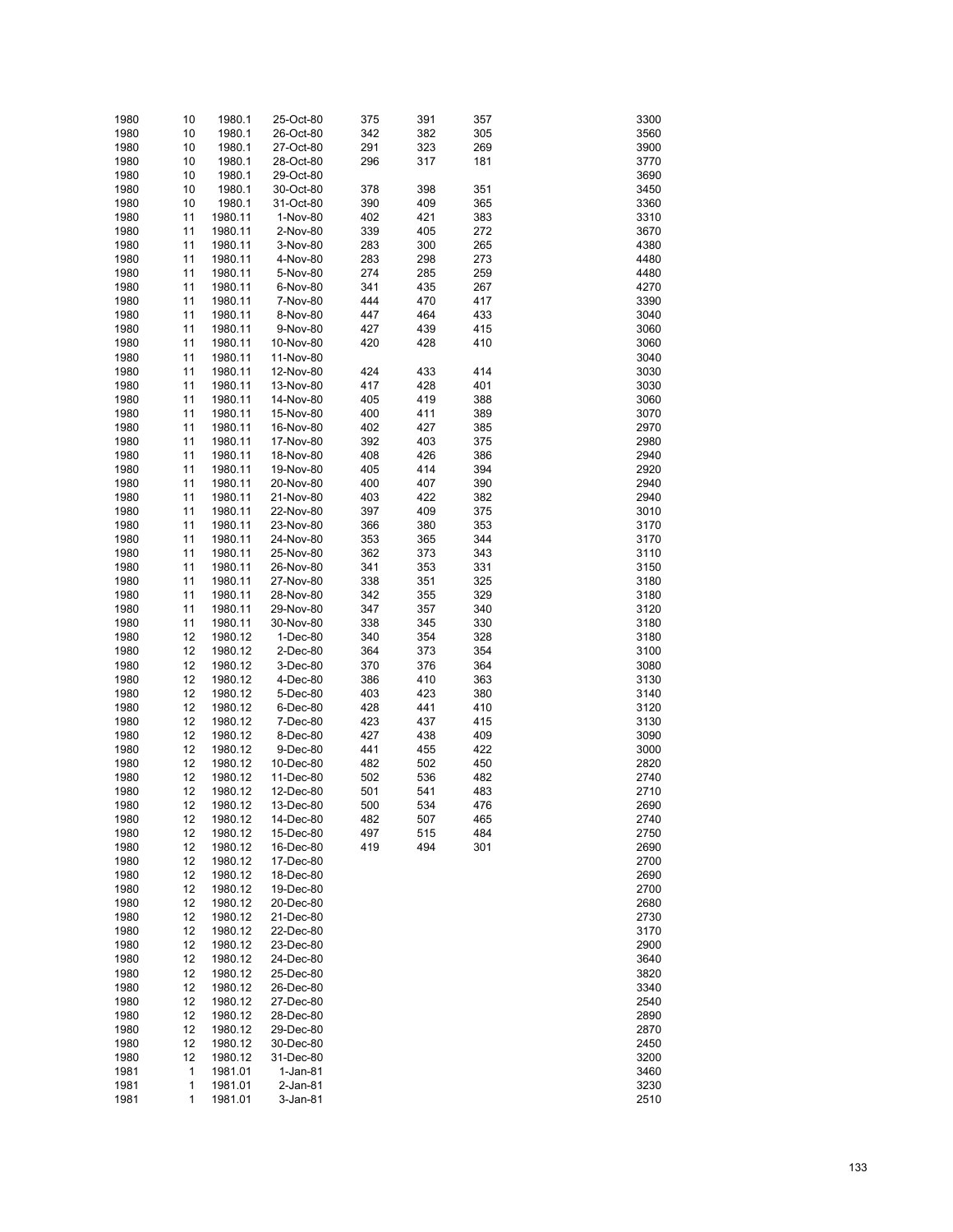| | | | | | | | |
|---|---|---|---|---|---|---|---|
| 1980 | 10 | 1980.1 | 25-Oct-80 | 375 | 391 | 357 | 3300 |
| 1980 | 10 | 1980.1 | 26-Oct-80 | 342 | 382 | 305 | 3560 |
| 1980 | 10 | 1980.1 | 27-Oct-80 | 291 | 323 | 269 | 3900 |
| 1980 | 10 | 1980.1 | 28-Oct-80 | 296 | 317 | 181 | 3770 |
| 1980 | 10 | 1980.1 | 29-Oct-80 | | | | 3690 |
| 1980 | 10 | 1980.1 | 30-Oct-80 | 378 | 398 | 351 | 3450 |
| 1980 | 10 | 1980.1 | 31-Oct-80 | 390 | 409 | 365 | 3360 |
| 1980 | 11 | 1980.11 | 1-Nov-80 | 402 | 421 | 383 | 3310 |
| 1980 | 11 | 1980.11 | 2-Nov-80 | 339 | 405 | 272 | 3670 |
| 1980 | 11 | 1980.11 | 3-Nov-80 | 283 | 300 | 265 | 4380 |
| 1980 | 11 | 1980.11 | 4-Nov-80 | 283 | 298 | 273 | 4480 |
| 1980 | 11 | 1980.11 | 5-Nov-80 | 274 | 285 | 259 | 4480 |
| 1980 | 11 | 1980.11 | 6-Nov-80 | 341 | 435 | 267 | 4270 |
| 1980 | 11 | 1980.11 | 7-Nov-80 | 444 | 470 | 417 | 3390 |
| 1980 | 11 | 1980.11 | 8-Nov-80 | 447 | 464 | 433 | 3040 |
| 1980 | 11 | 1980.11 | 9-Nov-80 | 427 | 439 | 415 | 3060 |
| 1980 | 11 | 1980.11 | 10-Nov-80 | 420 | 428 | 410 | 3060 |
| 1980 | 11 | 1980.11 | 11-Nov-80 | | | | 3040 |
| 1980 | 11 | 1980.11 | 12-Nov-80 | 424 | 433 | 414 | 3030 |
| 1980 | 11 | 1980.11 | 13-Nov-80 | 417 | 428 | 401 | 3030 |
| 1980 | 11 | 1980.11 | 14-Nov-80 | 405 | 419 | 388 | 3060 |
| 1980 | 11 | 1980.11 | 15-Nov-80 | 400 | 411 | 389 | 3070 |
| 1980 | 11 | 1980.11 | 16-Nov-80 | 402 | 427 | 385 | 2970 |
| 1980 | 11 | 1980.11 | 17-Nov-80 | 392 | 403 | 375 | 2980 |
| 1980 | 11 | 1980.11 | 18-Nov-80 | 408 | 426 | 386 | 2940 |
| 1980 | 11 | 1980.11 | 19-Nov-80 | 405 | 414 | 394 | 2920 |
| 1980 | 11 | 1980.11 | 20-Nov-80 | 400 | 407 | 390 | 2940 |
| 1980 | 11 | 1980.11 | 21-Nov-80 | 403 | 422 | 382 | 2940 |
| 1980 | 11 | 1980.11 | 22-Nov-80 | 397 | 409 | 375 | 3010 |
| 1980 | 11 | 1980.11 | 23-Nov-80 | 366 | 380 | 353 | 3170 |
| 1980 | 11 | 1980.11 | 24-Nov-80 | 353 | 365 | 344 | 3170 |
| 1980 | 11 | 1980.11 | 25-Nov-80 | 362 | 373 | 343 | 3110 |
| 1980 | 11 | 1980.11 | 26-Nov-80 | 341 | 353 | 331 | 3150 |
| 1980 | 11 | 1980.11 | 27-Nov-80 | 338 | 351 | 325 | 3180 |
| 1980 | 11 | 1980.11 | 28-Nov-80 | 342 | 355 | 329 | 3180 |
| 1980 | 11 | 1980.11 | 29-Nov-80 | 347 | 357 | 340 | 3120 |
| 1980 | 11 | 1980.11 | 30-Nov-80 | 338 | 345 | 330 | 3180 |
| 1980 | 12 | 1980.12 | 1-Dec-80 | 340 | 354 | 328 | 3180 |
| 1980 | 12 | 1980.12 | 2-Dec-80 | 364 | 373 | 354 | 3100 |
| 1980 | 12 | 1980.12 | 3-Dec-80 | 370 | 376 | 364 | 3080 |
| 1980 | 12 | 1980.12 | 4-Dec-80 | 386 | 410 | 363 | 3130 |
| 1980 | 12 | 1980.12 | 5-Dec-80 | 403 | 423 | 380 | 3140 |
| 1980 | 12 | 1980.12 | 6-Dec-80 | 428 | 441 | 410 | 3120 |
| 1980 | 12 | 1980.12 | 7-Dec-80 | 423 | 437 | 415 | 3130 |
| 1980 | 12 | 1980.12 | 8-Dec-80 | 427 | 438 | 409 | 3090 |
| 1980 | 12 | 1980.12 | 9-Dec-80 | 441 | 455 | 422 | 3000 |
| 1980 | 12 | 1980.12 | 10-Dec-80 | 482 | 502 | 450 | 2820 |
| 1980 | 12 | 1980.12 | 11-Dec-80 | 502 | 536 | 482 | 2740 |
| 1980 | 12 | 1980.12 | 12-Dec-80 | 501 | 541 | 483 | 2710 |
| 1980 | 12 | 1980.12 | 13-Dec-80 | 500 | 534 | 476 | 2690 |
| 1980 | 12 | 1980.12 | 14-Dec-80 | 482 | 507 | 465 | 2740 |
| 1980 | 12 | 1980.12 | 15-Dec-80 | 497 | 515 | 484 | 2750 |
| 1980 | 12 | 1980.12 | 16-Dec-80 | 419 | 494 | 301 | 2690 |
| 1980 | 12 | 1980.12 | 17-Dec-80 | | | | 2700 |
| 1980 | 12 | 1980.12 | 18-Dec-80 | | | | 2690 |
| 1980 | 12 | 1980.12 | 19-Dec-80 | | | | 2700 |
| 1980 | 12 | 1980.12 | 20-Dec-80 | | | | 2680 |
| 1980 | 12 | 1980.12 | 21-Dec-80 | | | | 2730 |
| 1980 | 12 | 1980.12 | 22-Dec-80 | | | | 3170 |
| 1980 | 12 | 1980.12 | 23-Dec-80 | | | | 2900 |
| 1980 | 12 | 1980.12 | 24-Dec-80 | | | | 3640 |
| 1980 | 12 | 1980.12 | 25-Dec-80 | | | | 3820 |
| 1980 | 12 | 1980.12 | 26-Dec-80 | | | | 3340 |
| 1980 | 12 | 1980.12 | 27-Dec-80 | | | | 2540 |
| 1980 | 12 | 1980.12 | 28-Dec-80 | | | | 2890 |
| 1980 | 12 | 1980.12 | 29-Dec-80 | | | | 2870 |
| 1980 | 12 | 1980.12 | 30-Dec-80 | | | | 2450 |
| 1980 | 12 | 1980.12 | 31-Dec-80 | | | | 3200 |
| 1981 | 1 | 1981.01 | 1-Jan-81 | | | | 3460 |
| 1981 | 1 | 1981.01 | 2-Jan-81 | | | | 3230 |
| 1981 | 1 | 1981.01 | 3-Jan-81 | | | | 2510 |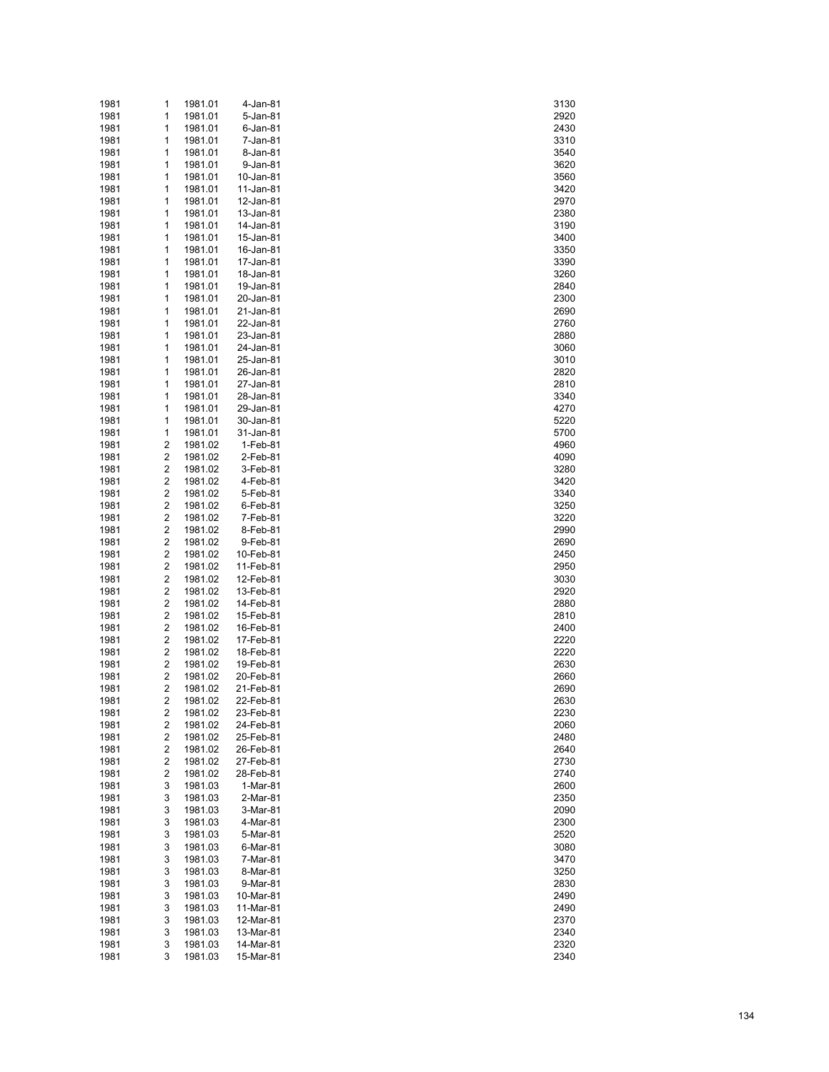| | | | | |
|---|---|---|---|---|
| 1981 | 1 | 1981.01 | 4-Jan-81 | 3130 |
| 1981 | 1 | 1981.01 | 5-Jan-81 | 2920 |
| 1981 | 1 | 1981.01 | 6-Jan-81 | 2430 |
| 1981 | 1 | 1981.01 | 7-Jan-81 | 3310 |
| 1981 | 1 | 1981.01 | 8-Jan-81 | 3540 |
| 1981 | 1 | 1981.01 | 9-Jan-81 | 3620 |
| 1981 | 1 | 1981.01 | 10-Jan-81 | 3560 |
| 1981 | 1 | 1981.01 | 11-Jan-81 | 3420 |
| 1981 | 1 | 1981.01 | 12-Jan-81 | 2970 |
| 1981 | 1 | 1981.01 | 13-Jan-81 | 2380 |
| 1981 | 1 | 1981.01 | 14-Jan-81 | 3190 |
| 1981 | 1 | 1981.01 | 15-Jan-81 | 3400 |
| 1981 | 1 | 1981.01 | 16-Jan-81 | 3350 |
| 1981 | 1 | 1981.01 | 17-Jan-81 | 3390 |
| 1981 | 1 | 1981.01 | 18-Jan-81 | 3260 |
| 1981 | 1 | 1981.01 | 19-Jan-81 | 2840 |
| 1981 | 1 | 1981.01 | 20-Jan-81 | 2300 |
| 1981 | 1 | 1981.01 | 21-Jan-81 | 2690 |
| 1981 | 1 | 1981.01 | 22-Jan-81 | 2760 |
| 1981 | 1 | 1981.01 | 23-Jan-81 | 2880 |
| 1981 | 1 | 1981.01 | 24-Jan-81 | 3060 |
| 1981 | 1 | 1981.01 | 25-Jan-81 | 3010 |
| 1981 | 1 | 1981.01 | 26-Jan-81 | 2820 |
| 1981 | 1 | 1981.01 | 27-Jan-81 | 2810 |
| 1981 | 1 | 1981.01 | 28-Jan-81 | 3340 |
| 1981 | 1 | 1981.01 | 29-Jan-81 | 4270 |
| 1981 | 1 | 1981.01 | 30-Jan-81 | 5220 |
| 1981 | 1 | 1981.01 | 31-Jan-81 | 5700 |
| 1981 | 2 | 1981.02 | 1-Feb-81 | 4960 |
| 1981 | 2 | 1981.02 | 2-Feb-81 | 4090 |
| 1981 | 2 | 1981.02 | 3-Feb-81 | 3280 |
| 1981 | 2 | 1981.02 | 4-Feb-81 | 3420 |
| 1981 | 2 | 1981.02 | 5-Feb-81 | 3340 |
| 1981 | 2 | 1981.02 | 6-Feb-81 | 3250 |
| 1981 | 2 | 1981.02 | 7-Feb-81 | 3220 |
| 1981 | 2 | 1981.02 | 8-Feb-81 | 2990 |
| 1981 | 2 | 1981.02 | 9-Feb-81 | 2690 |
| 1981 | 2 | 1981.02 | 10-Feb-81 | 2450 |
| 1981 | 2 | 1981.02 | 11-Feb-81 | 2950 |
| 1981 | 2 | 1981.02 | 12-Feb-81 | 3030 |
| 1981 | 2 | 1981.02 | 13-Feb-81 | 2920 |
| 1981 | 2 | 1981.02 | 14-Feb-81 | 2880 |
| 1981 | 2 | 1981.02 | 15-Feb-81 | 2810 |
| 1981 | 2 | 1981.02 | 16-Feb-81 | 2400 |
| 1981 | 2 | 1981.02 | 17-Feb-81 | 2220 |
| 1981 | 2 | 1981.02 | 18-Feb-81 | 2220 |
| 1981 | 2 | 1981.02 | 19-Feb-81 | 2630 |
| 1981 | 2 | 1981.02 | 20-Feb-81 | 2660 |
| 1981 | 2 | 1981.02 | 21-Feb-81 | 2690 |
| 1981 | 2 | 1981.02 | 22-Feb-81 | 2630 |
| 1981 | 2 | 1981.02 | 23-Feb-81 | 2230 |
| 1981 | 2 | 1981.02 | 24-Feb-81 | 2060 |
| 1981 | 2 | 1981.02 | 25-Feb-81 | 2480 |
| 1981 | 2 | 1981.02 | 26-Feb-81 | 2640 |
| 1981 | 2 | 1981.02 | 27-Feb-81 | 2730 |
| 1981 | 2 | 1981.02 | 28-Feb-81 | 2740 |
| 1981 | 3 | 1981.03 | 1-Mar-81 | 2600 |
| 1981 | 3 | 1981.03 | 2-Mar-81 | 2350 |
| 1981 | 3 | 1981.03 | 3-Mar-81 | 2090 |
| 1981 | 3 | 1981.03 | 4-Mar-81 | 2300 |
| 1981 | 3 | 1981.03 | 5-Mar-81 | 2520 |
| 1981 | 3 | 1981.03 | 6-Mar-81 | 3080 |
| 1981 | 3 | 1981.03 | 7-Mar-81 | 3470 |
| 1981 | 3 | 1981.03 | 8-Mar-81 | 3250 |
| 1981 | 3 | 1981.03 | 9-Mar-81 | 2830 |
| 1981 | 3 | 1981.03 | 10-Mar-81 | 2490 |
| 1981 | 3 | 1981.03 | 11-Mar-81 | 2490 |
| 1981 | 3 | 1981.03 | 12-Mar-81 | 2370 |
| 1981 | 3 | 1981.03 | 13-Mar-81 | 2340 |
| 1981 | 3 | 1981.03 | 14-Mar-81 | 2320 |
| 1981 | 3 | 1981.03 | 15-Mar-81 | 2340 |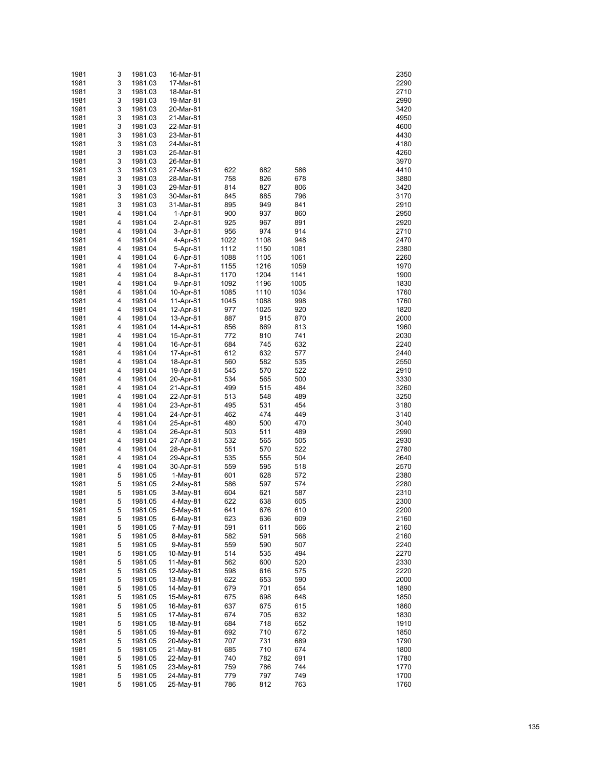| | | | | | | | | |
|---|---|---|---|---|---|---|---|---|
| 1981 | 3 | 1981.03 | 16-Mar-81 | | | | | 2350 |
| 1981 | 3 | 1981.03 | 17-Mar-81 | | | | | 2290 |
| 1981 | 3 | 1981.03 | 18-Mar-81 | | | | | 2710 |
| 1981 | 3 | 1981.03 | 19-Mar-81 | | | | | 2990 |
| 1981 | 3 | 1981.03 | 20-Mar-81 | | | | | 3420 |
| 1981 | 3 | 1981.03 | 21-Mar-81 | | | | | 4950 |
| 1981 | 3 | 1981.03 | 22-Mar-81 | | | | | 4600 |
| 1981 | 3 | 1981.03 | 23-Mar-81 | | | | | 4430 |
| 1981 | 3 | 1981.03 | 24-Mar-81 | | | | | 4180 |
| 1981 | 3 | 1981.03 | 25-Mar-81 | | | | | 4260 |
| 1981 | 3 | 1981.03 | 26-Mar-81 | | | | | 3970 |
| 1981 | 3 | 1981.03 | 27-Mar-81 | 622 | 682 | 586 | | 4410 |
| 1981 | 3 | 1981.03 | 28-Mar-81 | 758 | 826 | 678 | | 3880 |
| 1981 | 3 | 1981.03 | 29-Mar-81 | 814 | 827 | 806 | | 3420 |
| 1981 | 3 | 1981.03 | 30-Mar-81 | 845 | 885 | 796 | | 3170 |
| 1981 | 3 | 1981.03 | 31-Mar-81 | 895 | 949 | 841 | | 2910 |
| 1981 | 4 | 1981.04 | 1-Apr-81 | 900 | 937 | 860 | | 2950 |
| 1981 | 4 | 1981.04 | 2-Apr-81 | 925 | 967 | 891 | | 2920 |
| 1981 | 4 | 1981.04 | 3-Apr-81 | 956 | 974 | 914 | | 2710 |
| 1981 | 4 | 1981.04 | 4-Apr-81 | 1022 | 1108 | 948 | | 2470 |
| 1981 | 4 | 1981.04 | 5-Apr-81 | 1112 | 1150 | 1081 | | 2380 |
| 1981 | 4 | 1981.04 | 6-Apr-81 | 1088 | 1105 | 1061 | | 2260 |
| 1981 | 4 | 1981.04 | 7-Apr-81 | 1155 | 1216 | 1059 | | 1970 |
| 1981 | 4 | 1981.04 | 8-Apr-81 | 1170 | 1204 | 1141 | | 1900 |
| 1981 | 4 | 1981.04 | 9-Apr-81 | 1092 | 1196 | 1005 | | 1830 |
| 1981 | 4 | 1981.04 | 10-Apr-81 | 1085 | 1110 | 1034 | | 1760 |
| 1981 | 4 | 1981.04 | 11-Apr-81 | 1045 | 1088 | 998 | | 1760 |
| 1981 | 4 | 1981.04 | 12-Apr-81 | 977 | 1025 | 920 | | 1820 |
| 1981 | 4 | 1981.04 | 13-Apr-81 | 887 | 915 | 870 | | 2000 |
| 1981 | 4 | 1981.04 | 14-Apr-81 | 856 | 869 | 813 | | 1960 |
| 1981 | 4 | 1981.04 | 15-Apr-81 | 772 | 810 | 741 | | 2030 |
| 1981 | 4 | 1981.04 | 16-Apr-81 | 684 | 745 | 632 | | 2240 |
| 1981 | 4 | 1981.04 | 17-Apr-81 | 612 | 632 | 577 | | 2440 |
| 1981 | 4 | 1981.04 | 18-Apr-81 | 560 | 582 | 535 | | 2550 |
| 1981 | 4 | 1981.04 | 19-Apr-81 | 545 | 570 | 522 | | 2910 |
| 1981 | 4 | 1981.04 | 20-Apr-81 | 534 | 565 | 500 | | 3330 |
| 1981 | 4 | 1981.04 | 21-Apr-81 | 499 | 515 | 484 | | 3260 |
| 1981 | 4 | 1981.04 | 22-Apr-81 | 513 | 548 | 489 | | 3250 |
| 1981 | 4 | 1981.04 | 23-Apr-81 | 495 | 531 | 454 | | 3180 |
| 1981 | 4 | 1981.04 | 24-Apr-81 | 462 | 474 | 449 | | 3140 |
| 1981 | 4 | 1981.04 | 25-Apr-81 | 480 | 500 | 470 | | 3040 |
| 1981 | 4 | 1981.04 | 26-Apr-81 | 503 | 511 | 489 | | 2990 |
| 1981 | 4 | 1981.04 | 27-Apr-81 | 532 | 565 | 505 | | 2930 |
| 1981 | 4 | 1981.04 | 28-Apr-81 | 551 | 570 | 522 | | 2780 |
| 1981 | 4 | 1981.04 | 29-Apr-81 | 535 | 555 | 504 | | 2640 |
| 1981 | 4 | 1981.04 | 30-Apr-81 | 559 | 595 | 518 | | 2570 |
| 1981 | 5 | 1981.05 | 1-May-81 | 601 | 628 | 572 | | 2380 |
| 1981 | 5 | 1981.05 | 2-May-81 | 586 | 597 | 574 | | 2280 |
| 1981 | 5 | 1981.05 | 3-May-81 | 604 | 621 | 587 | | 2310 |
| 1981 | 5 | 1981.05 | 4-May-81 | 622 | 638 | 605 | | 2300 |
| 1981 | 5 | 1981.05 | 5-May-81 | 641 | 676 | 610 | | 2200 |
| 1981 | 5 | 1981.05 | 6-May-81 | 623 | 636 | 609 | | 2160 |
| 1981 | 5 | 1981.05 | 7-May-81 | 591 | 611 | 566 | | 2160 |
| 1981 | 5 | 1981.05 | 8-May-81 | 582 | 591 | 568 | | 2160 |
| 1981 | 5 | 1981.05 | 9-May-81 | 559 | 590 | 507 | | 2240 |
| 1981 | 5 | 1981.05 | 10-May-81 | 514 | 535 | 494 | | 2270 |
| 1981 | 5 | 1981.05 | 11-May-81 | 562 | 600 | 520 | | 2330 |
| 1981 | 5 | 1981.05 | 12-May-81 | 598 | 616 | 575 | | 2220 |
| 1981 | 5 | 1981.05 | 13-May-81 | 622 | 653 | 590 | | 2000 |
| 1981 | 5 | 1981.05 | 14-May-81 | 679 | 701 | 654 | | 1890 |
| 1981 | 5 | 1981.05 | 15-May-81 | 675 | 698 | 648 | | 1850 |
| 1981 | 5 | 1981.05 | 16-May-81 | 637 | 675 | 615 | | 1860 |
| 1981 | 5 | 1981.05 | 17-May-81 | 674 | 705 | 632 | | 1830 |
| 1981 | 5 | 1981.05 | 18-May-81 | 684 | 718 | 652 | | 1910 |
| 1981 | 5 | 1981.05 | 19-May-81 | 692 | 710 | 672 | | 1850 |
| 1981 | 5 | 1981.05 | 20-May-81 | 707 | 731 | 689 | | 1790 |
| 1981 | 5 | 1981.05 | 21-May-81 | 685 | 710 | 674 | | 1800 |
| 1981 | 5 | 1981.05 | 22-May-81 | 740 | 782 | 691 | | 1780 |
| 1981 | 5 | 1981.05 | 23-May-81 | 759 | 786 | 744 | | 1770 |
| 1981 | 5 | 1981.05 | 24-May-81 | 779 | 797 | 749 | | 1700 |
| 1981 | 5 | 1981.05 | 25-May-81 | 786 | 812 | 763 | | 1760 |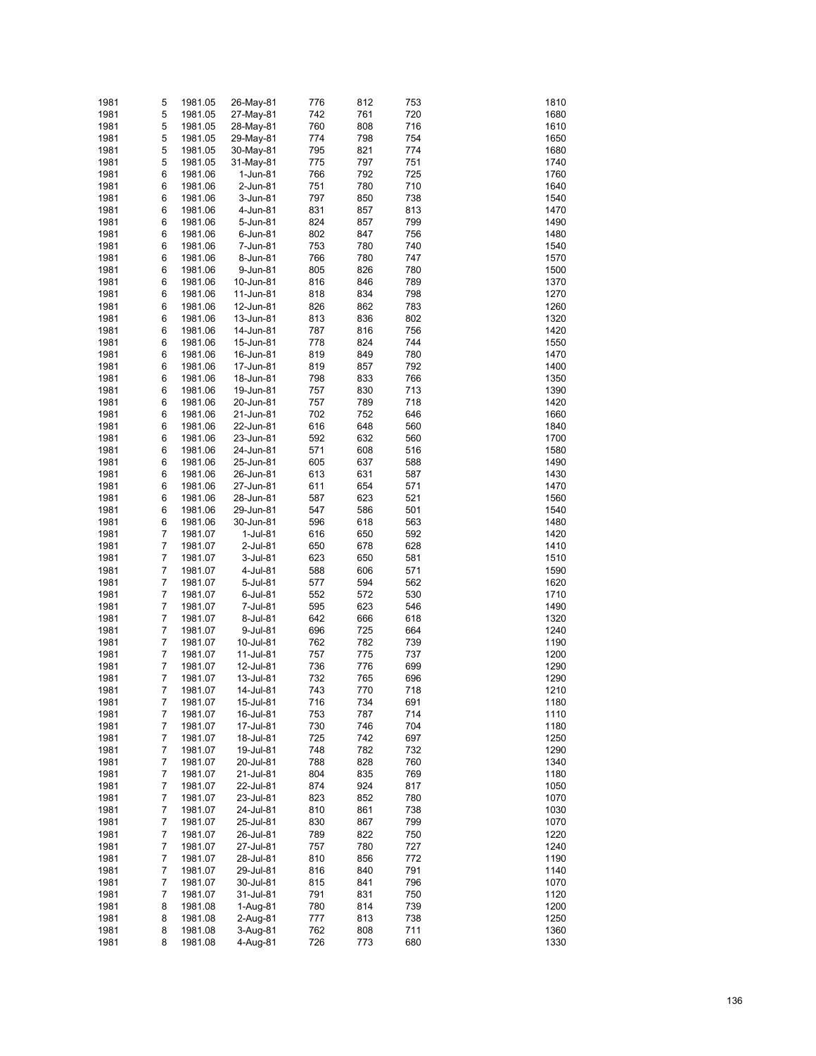| | | | | | | | | |
|---|---|---|---|---|---|---|---|---|
| 1981 | 5 | 1981.05 | 26-May-81 | 776 | 812 | 753 | | 1810 |
| 1981 | 5 | 1981.05 | 27-May-81 | 742 | 761 | 720 | | 1680 |
| 1981 | 5 | 1981.05 | 28-May-81 | 760 | 808 | 716 | | 1610 |
| 1981 | 5 | 1981.05 | 29-May-81 | 774 | 798 | 754 | | 1650 |
| 1981 | 5 | 1981.05 | 30-May-81 | 795 | 821 | 774 | | 1680 |
| 1981 | 5 | 1981.05 | 31-May-81 | 775 | 797 | 751 | | 1740 |
| 1981 | 6 | 1981.06 | 1-Jun-81 | 766 | 792 | 725 | | 1760 |
| 1981 | 6 | 1981.06 | 2-Jun-81 | 751 | 780 | 710 | | 1640 |
| 1981 | 6 | 1981.06 | 3-Jun-81 | 797 | 850 | 738 | | 1540 |
| 1981 | 6 | 1981.06 | 4-Jun-81 | 831 | 857 | 813 | | 1470 |
| 1981 | 6 | 1981.06 | 5-Jun-81 | 824 | 857 | 799 | | 1490 |
| 1981 | 6 | 1981.06 | 6-Jun-81 | 802 | 847 | 756 | | 1480 |
| 1981 | 6 | 1981.06 | 7-Jun-81 | 753 | 780 | 740 | | 1540 |
| 1981 | 6 | 1981.06 | 8-Jun-81 | 766 | 780 | 747 | | 1570 |
| 1981 | 6 | 1981.06 | 9-Jun-81 | 805 | 826 | 780 | | 1500 |
| 1981 | 6 | 1981.06 | 10-Jun-81 | 816 | 846 | 789 | | 1370 |
| 1981 | 6 | 1981.06 | 11-Jun-81 | 818 | 834 | 798 | | 1270 |
| 1981 | 6 | 1981.06 | 12-Jun-81 | 826 | 862 | 783 | | 1260 |
| 1981 | 6 | 1981.06 | 13-Jun-81 | 813 | 836 | 802 | | 1320 |
| 1981 | 6 | 1981.06 | 14-Jun-81 | 787 | 816 | 756 | | 1420 |
| 1981 | 6 | 1981.06 | 15-Jun-81 | 778 | 824 | 744 | | 1550 |
| 1981 | 6 | 1981.06 | 16-Jun-81 | 819 | 849 | 780 | | 1470 |
| 1981 | 6 | 1981.06 | 17-Jun-81 | 819 | 857 | 792 | | 1400 |
| 1981 | 6 | 1981.06 | 18-Jun-81 | 798 | 833 | 766 | | 1350 |
| 1981 | 6 | 1981.06 | 19-Jun-81 | 757 | 830 | 713 | | 1390 |
| 1981 | 6 | 1981.06 | 20-Jun-81 | 757 | 789 | 718 | | 1420 |
| 1981 | 6 | 1981.06 | 21-Jun-81 | 702 | 752 | 646 | | 1660 |
| 1981 | 6 | 1981.06 | 22-Jun-81 | 616 | 648 | 560 | | 1840 |
| 1981 | 6 | 1981.06 | 23-Jun-81 | 592 | 632 | 560 | | 1700 |
| 1981 | 6 | 1981.06 | 24-Jun-81 | 571 | 608 | 516 | | 1580 |
| 1981 | 6 | 1981.06 | 25-Jun-81 | 605 | 637 | 588 | | 1490 |
| 1981 | 6 | 1981.06 | 26-Jun-81 | 613 | 631 | 587 | | 1430 |
| 1981 | 6 | 1981.06 | 27-Jun-81 | 611 | 654 | 571 | | 1470 |
| 1981 | 6 | 1981.06 | 28-Jun-81 | 587 | 623 | 521 | | 1560 |
| 1981 | 6 | 1981.06 | 29-Jun-81 | 547 | 586 | 501 | | 1540 |
| 1981 | 6 | 1981.06 | 30-Jun-81 | 596 | 618 | 563 | | 1480 |
| 1981 | 7 | 1981.07 | 1-Jul-81 | 616 | 650 | 592 | | 1420 |
| 1981 | 7 | 1981.07 | 2-Jul-81 | 650 | 678 | 628 | | 1410 |
| 1981 | 7 | 1981.07 | 3-Jul-81 | 623 | 650 | 581 | | 1510 |
| 1981 | 7 | 1981.07 | 4-Jul-81 | 588 | 606 | 571 | | 1590 |
| 1981 | 7 | 1981.07 | 5-Jul-81 | 577 | 594 | 562 | | 1620 |
| 1981 | 7 | 1981.07 | 6-Jul-81 | 552 | 572 | 530 | | 1710 |
| 1981 | 7 | 1981.07 | 7-Jul-81 | 595 | 623 | 546 | | 1490 |
| 1981 | 7 | 1981.07 | 8-Jul-81 | 642 | 666 | 618 | | 1320 |
| 1981 | 7 | 1981.07 | 9-Jul-81 | 696 | 725 | 664 | | 1240 |
| 1981 | 7 | 1981.07 | 10-Jul-81 | 762 | 782 | 739 | | 1190 |
| 1981 | 7 | 1981.07 | 11-Jul-81 | 757 | 775 | 737 | | 1200 |
| 1981 | 7 | 1981.07 | 12-Jul-81 | 736 | 776 | 699 | | 1290 |
| 1981 | 7 | 1981.07 | 13-Jul-81 | 732 | 765 | 696 | | 1290 |
| 1981 | 7 | 1981.07 | 14-Jul-81 | 743 | 770 | 718 | | 1210 |
| 1981 | 7 | 1981.07 | 15-Jul-81 | 716 | 734 | 691 | | 1180 |
| 1981 | 7 | 1981.07 | 16-Jul-81 | 753 | 787 | 714 | | 1110 |
| 1981 | 7 | 1981.07 | 17-Jul-81 | 730 | 746 | 704 | | 1180 |
| 1981 | 7 | 1981.07 | 18-Jul-81 | 725 | 742 | 697 | | 1250 |
| 1981 | 7 | 1981.07 | 19-Jul-81 | 748 | 782 | 732 | | 1290 |
| 1981 | 7 | 1981.07 | 20-Jul-81 | 788 | 828 | 760 | | 1340 |
| 1981 | 7 | 1981.07 | 21-Jul-81 | 804 | 835 | 769 | | 1180 |
| 1981 | 7 | 1981.07 | 22-Jul-81 | 874 | 924 | 817 | | 1050 |
| 1981 | 7 | 1981.07 | 23-Jul-81 | 823 | 852 | 780 | | 1070 |
| 1981 | 7 | 1981.07 | 24-Jul-81 | 810 | 861 | 738 | | 1030 |
| 1981 | 7 | 1981.07 | 25-Jul-81 | 830 | 867 | 799 | | 1070 |
| 1981 | 7 | 1981.07 | 26-Jul-81 | 789 | 822 | 750 | | 1220 |
| 1981 | 7 | 1981.07 | 27-Jul-81 | 757 | 780 | 727 | | 1240 |
| 1981 | 7 | 1981.07 | 28-Jul-81 | 810 | 856 | 772 | | 1190 |
| 1981 | 7 | 1981.07 | 29-Jul-81 | 816 | 840 | 791 | | 1140 |
| 1981 | 7 | 1981.07 | 30-Jul-81 | 815 | 841 | 796 | | 1070 |
| 1981 | 7 | 1981.07 | 31-Jul-81 | 791 | 831 | 750 | | 1120 |
| 1981 | 8 | 1981.08 | 1-Aug-81 | 780 | 814 | 739 | | 1200 |
| 1981 | 8 | 1981.08 | 2-Aug-81 | 777 | 813 | 738 | | 1250 |
| 1981 | 8 | 1981.08 | 3-Aug-81 | 762 | 808 | 711 | | 1360 |
| 1981 | 8 | 1981.08 | 4-Aug-81 | 726 | 773 | 680 | | 1330 |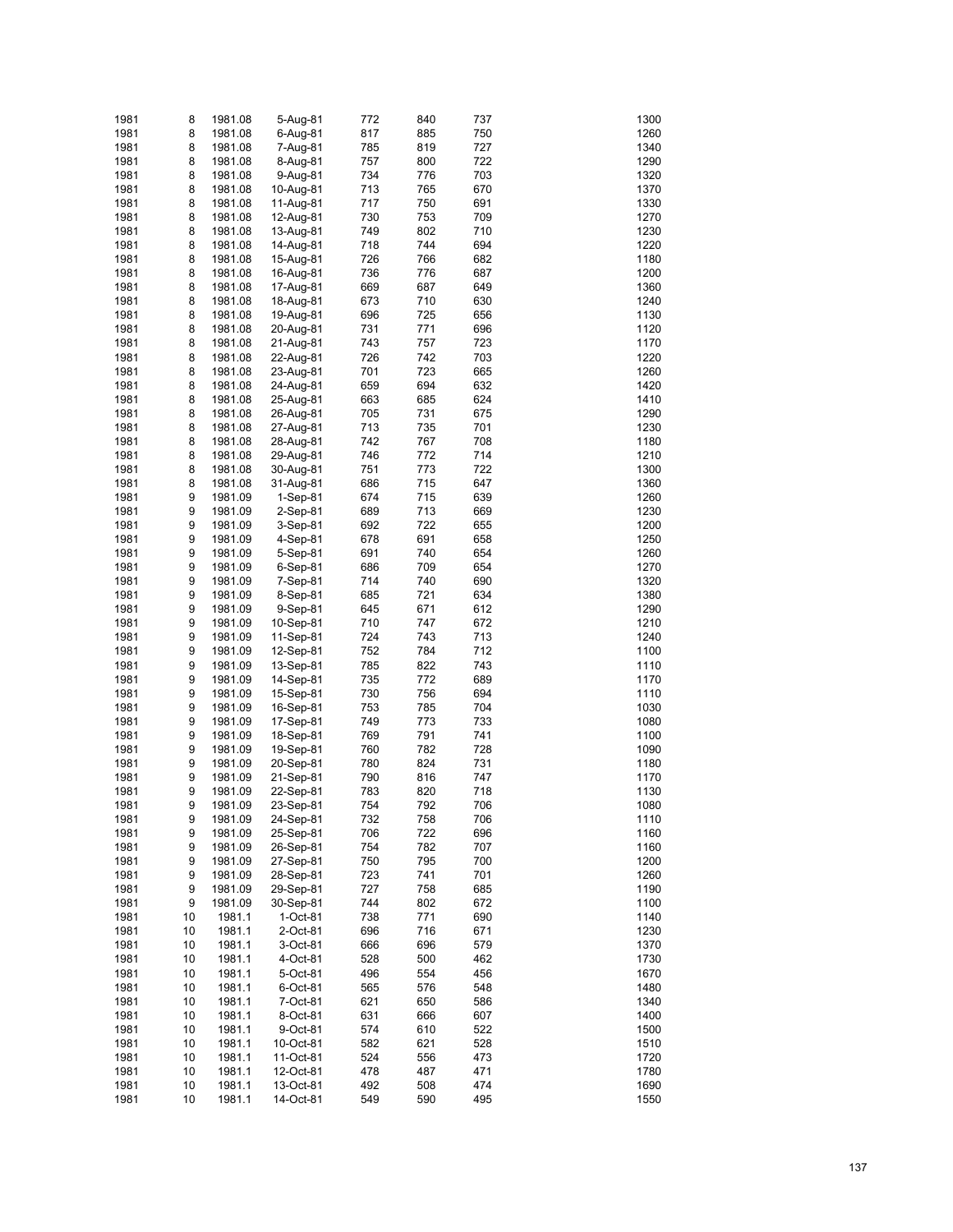| | | | | | | | |
|---|---|---|---|---|---|---|---|
| 1981 | 8 | 1981.08 | 5-Aug-81 | 772 | 840 | 737 | 1300 |
| 1981 | 8 | 1981.08 | 6-Aug-81 | 817 | 885 | 750 | 1260 |
| 1981 | 8 | 1981.08 | 7-Aug-81 | 785 | 819 | 727 | 1340 |
| 1981 | 8 | 1981.08 | 8-Aug-81 | 757 | 800 | 722 | 1290 |
| 1981 | 8 | 1981.08 | 9-Aug-81 | 734 | 776 | 703 | 1320 |
| 1981 | 8 | 1981.08 | 10-Aug-81 | 713 | 765 | 670 | 1370 |
| 1981 | 8 | 1981.08 | 11-Aug-81 | 717 | 750 | 691 | 1330 |
| 1981 | 8 | 1981.08 | 12-Aug-81 | 730 | 753 | 709 | 1270 |
| 1981 | 8 | 1981.08 | 13-Aug-81 | 749 | 802 | 710 | 1230 |
| 1981 | 8 | 1981.08 | 14-Aug-81 | 718 | 744 | 694 | 1220 |
| 1981 | 8 | 1981.08 | 15-Aug-81 | 726 | 766 | 682 | 1180 |
| 1981 | 8 | 1981.08 | 16-Aug-81 | 736 | 776 | 687 | 1200 |
| 1981 | 8 | 1981.08 | 17-Aug-81 | 669 | 687 | 649 | 1360 |
| 1981 | 8 | 1981.08 | 18-Aug-81 | 673 | 710 | 630 | 1240 |
| 1981 | 8 | 1981.08 | 19-Aug-81 | 696 | 725 | 656 | 1130 |
| 1981 | 8 | 1981.08 | 20-Aug-81 | 731 | 771 | 696 | 1120 |
| 1981 | 8 | 1981.08 | 21-Aug-81 | 743 | 757 | 723 | 1170 |
| 1981 | 8 | 1981.08 | 22-Aug-81 | 726 | 742 | 703 | 1220 |
| 1981 | 8 | 1981.08 | 23-Aug-81 | 701 | 723 | 665 | 1260 |
| 1981 | 8 | 1981.08 | 24-Aug-81 | 659 | 694 | 632 | 1420 |
| 1981 | 8 | 1981.08 | 25-Aug-81 | 663 | 685 | 624 | 1410 |
| 1981 | 8 | 1981.08 | 26-Aug-81 | 705 | 731 | 675 | 1290 |
| 1981 | 8 | 1981.08 | 27-Aug-81 | 713 | 735 | 701 | 1230 |
| 1981 | 8 | 1981.08 | 28-Aug-81 | 742 | 767 | 708 | 1180 |
| 1981 | 8 | 1981.08 | 29-Aug-81 | 746 | 772 | 714 | 1210 |
| 1981 | 8 | 1981.08 | 30-Aug-81 | 751 | 773 | 722 | 1300 |
| 1981 | 8 | 1981.08 | 31-Aug-81 | 686 | 715 | 647 | 1360 |
| 1981 | 9 | 1981.09 | 1-Sep-81 | 674 | 715 | 639 | 1260 |
| 1981 | 9 | 1981.09 | 2-Sep-81 | 689 | 713 | 669 | 1230 |
| 1981 | 9 | 1981.09 | 3-Sep-81 | 692 | 722 | 655 | 1200 |
| 1981 | 9 | 1981.09 | 4-Sep-81 | 678 | 691 | 658 | 1250 |
| 1981 | 9 | 1981.09 | 5-Sep-81 | 691 | 740 | 654 | 1260 |
| 1981 | 9 | 1981.09 | 6-Sep-81 | 686 | 709 | 654 | 1270 |
| 1981 | 9 | 1981.09 | 7-Sep-81 | 714 | 740 | 690 | 1320 |
| 1981 | 9 | 1981.09 | 8-Sep-81 | 685 | 721 | 634 | 1380 |
| 1981 | 9 | 1981.09 | 9-Sep-81 | 645 | 671 | 612 | 1290 |
| 1981 | 9 | 1981.09 | 10-Sep-81 | 710 | 747 | 672 | 1210 |
| 1981 | 9 | 1981.09 | 11-Sep-81 | 724 | 743 | 713 | 1240 |
| 1981 | 9 | 1981.09 | 12-Sep-81 | 752 | 784 | 712 | 1100 |
| 1981 | 9 | 1981.09 | 13-Sep-81 | 785 | 822 | 743 | 1110 |
| 1981 | 9 | 1981.09 | 14-Sep-81 | 735 | 772 | 689 | 1170 |
| 1981 | 9 | 1981.09 | 15-Sep-81 | 730 | 756 | 694 | 1110 |
| 1981 | 9 | 1981.09 | 16-Sep-81 | 753 | 785 | 704 | 1030 |
| 1981 | 9 | 1981.09 | 17-Sep-81 | 749 | 773 | 733 | 1080 |
| 1981 | 9 | 1981.09 | 18-Sep-81 | 769 | 791 | 741 | 1100 |
| 1981 | 9 | 1981.09 | 19-Sep-81 | 760 | 782 | 728 | 1090 |
| 1981 | 9 | 1981.09 | 20-Sep-81 | 780 | 824 | 731 | 1180 |
| 1981 | 9 | 1981.09 | 21-Sep-81 | 790 | 816 | 747 | 1170 |
| 1981 | 9 | 1981.09 | 22-Sep-81 | 783 | 820 | 718 | 1130 |
| 1981 | 9 | 1981.09 | 23-Sep-81 | 754 | 792 | 706 | 1080 |
| 1981 | 9 | 1981.09 | 24-Sep-81 | 732 | 758 | 706 | 1110 |
| 1981 | 9 | 1981.09 | 25-Sep-81 | 706 | 722 | 696 | 1160 |
| 1981 | 9 | 1981.09 | 26-Sep-81 | 754 | 782 | 707 | 1160 |
| 1981 | 9 | 1981.09 | 27-Sep-81 | 750 | 795 | 700 | 1200 |
| 1981 | 9 | 1981.09 | 28-Sep-81 | 723 | 741 | 701 | 1260 |
| 1981 | 9 | 1981.09 | 29-Sep-81 | 727 | 758 | 685 | 1190 |
| 1981 | 9 | 1981.09 | 30-Sep-81 | 744 | 802 | 672 | 1100 |
| 1981 | 10 | 1981.1 | 1-Oct-81 | 738 | 771 | 690 | 1140 |
| 1981 | 10 | 1981.1 | 2-Oct-81 | 696 | 716 | 671 | 1230 |
| 1981 | 10 | 1981.1 | 3-Oct-81 | 666 | 696 | 579 | 1370 |
| 1981 | 10 | 1981.1 | 4-Oct-81 | 528 | 500 | 462 | 1730 |
| 1981 | 10 | 1981.1 | 5-Oct-81 | 496 | 554 | 456 | 1670 |
| 1981 | 10 | 1981.1 | 6-Oct-81 | 565 | 576 | 548 | 1480 |
| 1981 | 10 | 1981.1 | 7-Oct-81 | 621 | 650 | 586 | 1340 |
| 1981 | 10 | 1981.1 | 8-Oct-81 | 631 | 666 | 607 | 1400 |
| 1981 | 10 | 1981.1 | 9-Oct-81 | 574 | 610 | 522 | 1500 |
| 1981 | 10 | 1981.1 | 10-Oct-81 | 582 | 621 | 528 | 1510 |
| 1981 | 10 | 1981.1 | 11-Oct-81 | 524 | 556 | 473 | 1720 |
| 1981 | 10 | 1981.1 | 12-Oct-81 | 478 | 487 | 471 | 1780 |
| 1981 | 10 | 1981.1 | 13-Oct-81 | 492 | 508 | 474 | 1690 |
| 1981 | 10 | 1981.1 | 14-Oct-81 | 549 | 590 | 495 | 1550 |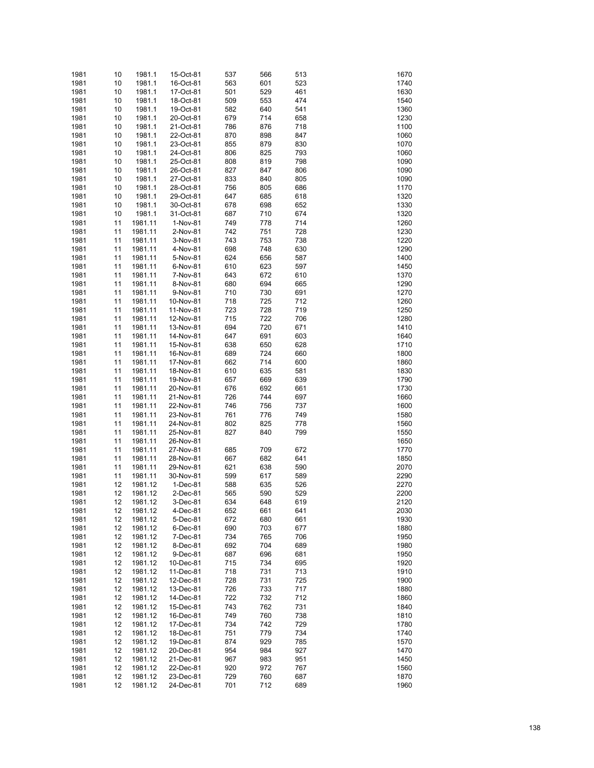| | | | | | | | | |
|---|---|---|---|---|---|---|---|---|
| 1981 | 10 | 1981.1 | 15-Oct-81 | 537 | 566 | 513 | | 1670 |
| 1981 | 10 | 1981.1 | 16-Oct-81 | 563 | 601 | 523 | | 1740 |
| 1981 | 10 | 1981.1 | 17-Oct-81 | 501 | 529 | 461 | | 1630 |
| 1981 | 10 | 1981.1 | 18-Oct-81 | 509 | 553 | 474 | | 1540 |
| 1981 | 10 | 1981.1 | 19-Oct-81 | 582 | 640 | 541 | | 1360 |
| 1981 | 10 | 1981.1 | 20-Oct-81 | 679 | 714 | 658 | | 1230 |
| 1981 | 10 | 1981.1 | 21-Oct-81 | 786 | 876 | 718 | | 1100 |
| 1981 | 10 | 1981.1 | 22-Oct-81 | 870 | 898 | 847 | | 1060 |
| 1981 | 10 | 1981.1 | 23-Oct-81 | 855 | 879 | 830 | | 1070 |
| 1981 | 10 | 1981.1 | 24-Oct-81 | 806 | 825 | 793 | | 1060 |
| 1981 | 10 | 1981.1 | 25-Oct-81 | 808 | 819 | 798 | | 1090 |
| 1981 | 10 | 1981.1 | 26-Oct-81 | 827 | 847 | 806 | | 1090 |
| 1981 | 10 | 1981.1 | 27-Oct-81 | 833 | 840 | 805 | | 1090 |
| 1981 | 10 | 1981.1 | 28-Oct-81 | 756 | 805 | 686 | | 1170 |
| 1981 | 10 | 1981.1 | 29-Oct-81 | 647 | 685 | 618 | | 1320 |
| 1981 | 10 | 1981.1 | 30-Oct-81 | 678 | 698 | 652 | | 1330 |
| 1981 | 10 | 1981.1 | 31-Oct-81 | 687 | 710 | 674 | | 1320 |
| 1981 | 11 | 1981.11 | 1-Nov-81 | 749 | 778 | 714 | | 1260 |
| 1981 | 11 | 1981.11 | 2-Nov-81 | 742 | 751 | 728 | | 1230 |
| 1981 | 11 | 1981.11 | 3-Nov-81 | 743 | 753 | 738 | | 1220 |
| 1981 | 11 | 1981.11 | 4-Nov-81 | 698 | 748 | 630 | | 1290 |
| 1981 | 11 | 1981.11 | 5-Nov-81 | 624 | 656 | 587 | | 1400 |
| 1981 | 11 | 1981.11 | 6-Nov-81 | 610 | 623 | 597 | | 1450 |
| 1981 | 11 | 1981.11 | 7-Nov-81 | 643 | 672 | 610 | | 1370 |
| 1981 | 11 | 1981.11 | 8-Nov-81 | 680 | 694 | 665 | | 1290 |
| 1981 | 11 | 1981.11 | 9-Nov-81 | 710 | 730 | 691 | | 1270 |
| 1981 | 11 | 1981.11 | 10-Nov-81 | 718 | 725 | 712 | | 1260 |
| 1981 | 11 | 1981.11 | 11-Nov-81 | 723 | 728 | 719 | | 1250 |
| 1981 | 11 | 1981.11 | 12-Nov-81 | 715 | 722 | 706 | | 1280 |
| 1981 | 11 | 1981.11 | 13-Nov-81 | 694 | 720 | 671 | | 1410 |
| 1981 | 11 | 1981.11 | 14-Nov-81 | 647 | 691 | 603 | | 1640 |
| 1981 | 11 | 1981.11 | 15-Nov-81 | 638 | 650 | 628 | | 1710 |
| 1981 | 11 | 1981.11 | 16-Nov-81 | 689 | 724 | 660 | | 1800 |
| 1981 | 11 | 1981.11 | 17-Nov-81 | 662 | 714 | 600 | | 1860 |
| 1981 | 11 | 1981.11 | 18-Nov-81 | 610 | 635 | 581 | | 1830 |
| 1981 | 11 | 1981.11 | 19-Nov-81 | 657 | 669 | 639 | | 1790 |
| 1981 | 11 | 1981.11 | 20-Nov-81 | 676 | 692 | 661 | | 1730 |
| 1981 | 11 | 1981.11 | 21-Nov-81 | 726 | 744 | 697 | | 1660 |
| 1981 | 11 | 1981.11 | 22-Nov-81 | 746 | 756 | 737 | | 1600 |
| 1981 | 11 | 1981.11 | 23-Nov-81 | 761 | 776 | 749 | | 1580 |
| 1981 | 11 | 1981.11 | 24-Nov-81 | 802 | 825 | 778 | | 1560 |
| 1981 | 11 | 1981.11 | 25-Nov-81 | 827 | 840 | 799 | | 1550 |
| 1981 | 11 | 1981.11 | 26-Nov-81 | | | | | 1650 |
| 1981 | 11 | 1981.11 | 27-Nov-81 | 685 | 709 | 672 | | 1770 |
| 1981 | 11 | 1981.11 | 28-Nov-81 | 667 | 682 | 641 | | 1850 |
| 1981 | 11 | 1981.11 | 29-Nov-81 | 621 | 638 | 590 | | 2070 |
| 1981 | 11 | 1981.11 | 30-Nov-81 | 599 | 617 | 589 | | 2290 |
| 1981 | 12 | 1981.12 | 1-Dec-81 | 588 | 635 | 526 | | 2270 |
| 1981 | 12 | 1981.12 | 2-Dec-81 | 565 | 590 | 529 | | 2200 |
| 1981 | 12 | 1981.12 | 3-Dec-81 | 634 | 648 | 619 | | 2120 |
| 1981 | 12 | 1981.12 | 4-Dec-81 | 652 | 661 | 641 | | 2030 |
| 1981 | 12 | 1981.12 | 5-Dec-81 | 672 | 680 | 661 | | 1930 |
| 1981 | 12 | 1981.12 | 6-Dec-81 | 690 | 703 | 677 | | 1880 |
| 1981 | 12 | 1981.12 | 7-Dec-81 | 734 | 765 | 706 | | 1950 |
| 1981 | 12 | 1981.12 | 8-Dec-81 | 692 | 704 | 689 | | 1980 |
| 1981 | 12 | 1981.12 | 9-Dec-81 | 687 | 696 | 681 | | 1950 |
| 1981 | 12 | 1981.12 | 10-Dec-81 | 715 | 734 | 695 | | 1920 |
| 1981 | 12 | 1981.12 | 11-Dec-81 | 718 | 731 | 713 | | 1910 |
| 1981 | 12 | 1981.12 | 12-Dec-81 | 728 | 731 | 725 | | 1900 |
| 1981 | 12 | 1981.12 | 13-Dec-81 | 726 | 733 | 717 | | 1880 |
| 1981 | 12 | 1981.12 | 14-Dec-81 | 722 | 732 | 712 | | 1860 |
| 1981 | 12 | 1981.12 | 15-Dec-81 | 743 | 762 | 731 | | 1840 |
| 1981 | 12 | 1981.12 | 16-Dec-81 | 749 | 760 | 738 | | 1810 |
| 1981 | 12 | 1981.12 | 17-Dec-81 | 734 | 742 | 729 | | 1780 |
| 1981 | 12 | 1981.12 | 18-Dec-81 | 751 | 779 | 734 | | 1740 |
| 1981 | 12 | 1981.12 | 19-Dec-81 | 874 | 929 | 785 | | 1570 |
| 1981 | 12 | 1981.12 | 20-Dec-81 | 954 | 984 | 927 | | 1470 |
| 1981 | 12 | 1981.12 | 21-Dec-81 | 967 | 983 | 951 | | 1450 |
| 1981 | 12 | 1981.12 | 22-Dec-81 | 920 | 972 | 767 | | 1560 |
| 1981 | 12 | 1981.12 | 23-Dec-81 | 729 | 760 | 687 | | 1870 |
| 1981 | 12 | 1981.12 | 24-Dec-81 | 701 | 712 | 689 | | 1960 |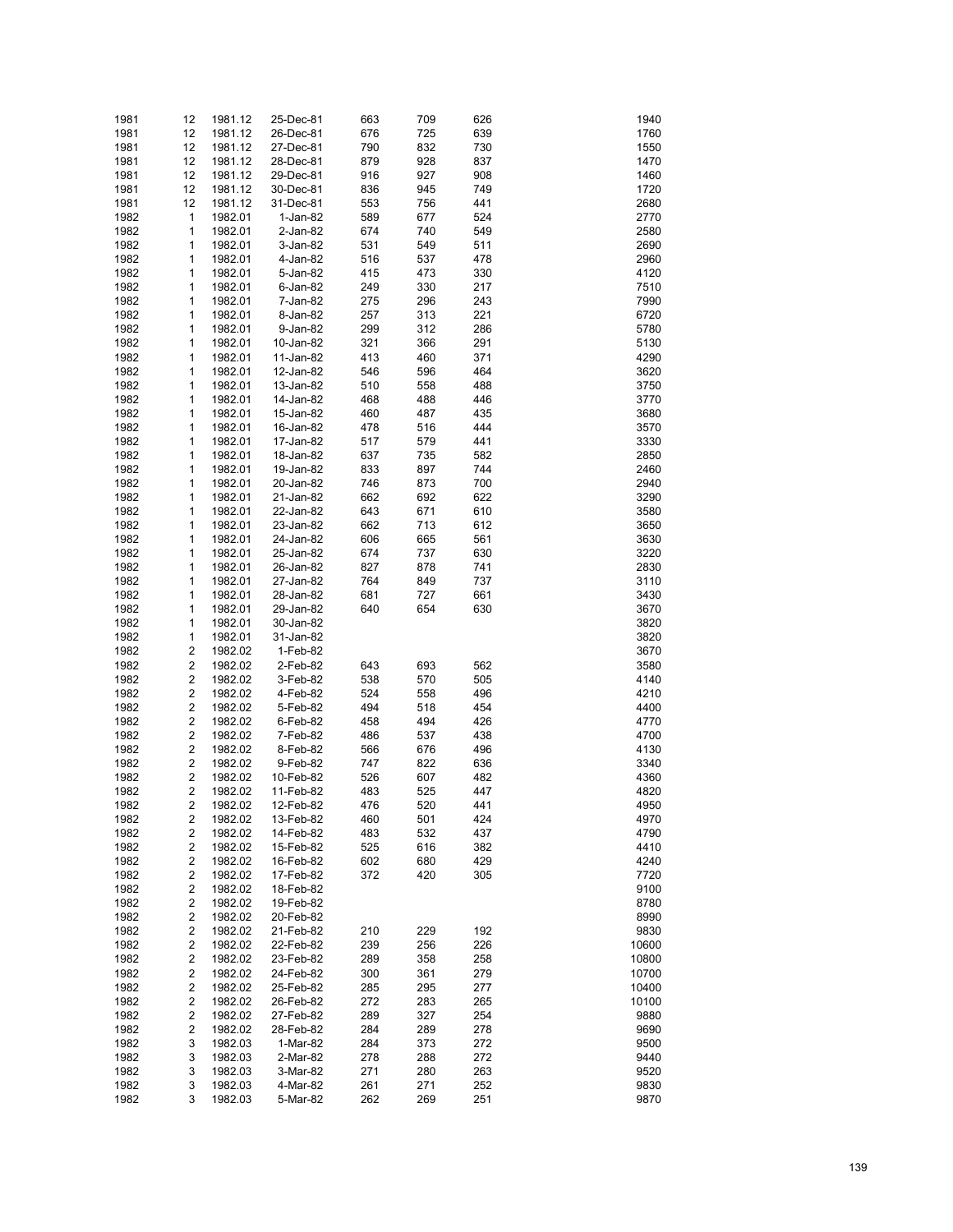| | | | | | | | |
|---|---|---|---|---|---|---|---|
| 1981 | 12 | 1981.12 | 25-Dec-81 | 663 | 709 | 626 | 1940 |
| 1981 | 12 | 1981.12 | 26-Dec-81 | 676 | 725 | 639 | 1760 |
| 1981 | 12 | 1981.12 | 27-Dec-81 | 790 | 832 | 730 | 1550 |
| 1981 | 12 | 1981.12 | 28-Dec-81 | 879 | 928 | 837 | 1470 |
| 1981 | 12 | 1981.12 | 29-Dec-81 | 916 | 927 | 908 | 1460 |
| 1981 | 12 | 1981.12 | 30-Dec-81 | 836 | 945 | 749 | 1720 |
| 1981 | 12 | 1981.12 | 31-Dec-81 | 553 | 756 | 441 | 2680 |
| 1982 | 1 | 1982.01 | 1-Jan-82 | 589 | 677 | 524 | 2770 |
| 1982 | 1 | 1982.01 | 2-Jan-82 | 674 | 740 | 549 | 2580 |
| 1982 | 1 | 1982.01 | 3-Jan-82 | 531 | 549 | 511 | 2690 |
| 1982 | 1 | 1982.01 | 4-Jan-82 | 516 | 537 | 478 | 2960 |
| 1982 | 1 | 1982.01 | 5-Jan-82 | 415 | 473 | 330 | 4120 |
| 1982 | 1 | 1982.01 | 6-Jan-82 | 249 | 330 | 217 | 7510 |
| 1982 | 1 | 1982.01 | 7-Jan-82 | 275 | 296 | 243 | 7990 |
| 1982 | 1 | 1982.01 | 8-Jan-82 | 257 | 313 | 221 | 6720 |
| 1982 | 1 | 1982.01 | 9-Jan-82 | 299 | 312 | 286 | 5780 |
| 1982 | 1 | 1982.01 | 10-Jan-82 | 321 | 366 | 291 | 5130 |
| 1982 | 1 | 1982.01 | 11-Jan-82 | 413 | 460 | 371 | 4290 |
| 1982 | 1 | 1982.01 | 12-Jan-82 | 546 | 596 | 464 | 3620 |
| 1982 | 1 | 1982.01 | 13-Jan-82 | 510 | 558 | 488 | 3750 |
| 1982 | 1 | 1982.01 | 14-Jan-82 | 468 | 488 | 446 | 3770 |
| 1982 | 1 | 1982.01 | 15-Jan-82 | 460 | 487 | 435 | 3680 |
| 1982 | 1 | 1982.01 | 16-Jan-82 | 478 | 516 | 444 | 3570 |
| 1982 | 1 | 1982.01 | 17-Jan-82 | 517 | 579 | 441 | 3330 |
| 1982 | 1 | 1982.01 | 18-Jan-82 | 637 | 735 | 582 | 2850 |
| 1982 | 1 | 1982.01 | 19-Jan-82 | 833 | 897 | 744 | 2460 |
| 1982 | 1 | 1982.01 | 20-Jan-82 | 746 | 873 | 700 | 2940 |
| 1982 | 1 | 1982.01 | 21-Jan-82 | 662 | 692 | 622 | 3290 |
| 1982 | 1 | 1982.01 | 22-Jan-82 | 643 | 671 | 610 | 3580 |
| 1982 | 1 | 1982.01 | 23-Jan-82 | 662 | 713 | 612 | 3650 |
| 1982 | 1 | 1982.01 | 24-Jan-82 | 606 | 665 | 561 | 3630 |
| 1982 | 1 | 1982.01 | 25-Jan-82 | 674 | 737 | 630 | 3220 |
| 1982 | 1 | 1982.01 | 26-Jan-82 | 827 | 878 | 741 | 2830 |
| 1982 | 1 | 1982.01 | 27-Jan-82 | 764 | 849 | 737 | 3110 |
| 1982 | 1 | 1982.01 | 28-Jan-82 | 681 | 727 | 661 | 3430 |
| 1982 | 1 | 1982.01 | 29-Jan-82 | 640 | 654 | 630 | 3670 |
| 1982 | 1 | 1982.01 | 30-Jan-82 | | | | 3820 |
| 1982 | 1 | 1982.01 | 31-Jan-82 | | | | 3820 |
| 1982 | 2 | 1982.02 | 1-Feb-82 | | | | 3670 |
| 1982 | 2 | 1982.02 | 2-Feb-82 | 643 | 693 | 562 | 3580 |
| 1982 | 2 | 1982.02 | 3-Feb-82 | 538 | 570 | 505 | 4140 |
| 1982 | 2 | 1982.02 | 4-Feb-82 | 524 | 558 | 496 | 4210 |
| 1982 | 2 | 1982.02 | 5-Feb-82 | 494 | 518 | 454 | 4400 |
| 1982 | 2 | 1982.02 | 6-Feb-82 | 458 | 494 | 426 | 4770 |
| 1982 | 2 | 1982.02 | 7-Feb-82 | 486 | 537 | 438 | 4700 |
| 1982 | 2 | 1982.02 | 8-Feb-82 | 566 | 676 | 496 | 4130 |
| 1982 | 2 | 1982.02 | 9-Feb-82 | 747 | 822 | 636 | 3340 |
| 1982 | 2 | 1982.02 | 10-Feb-82 | 526 | 607 | 482 | 4360 |
| 1982 | 2 | 1982.02 | 11-Feb-82 | 483 | 525 | 447 | 4820 |
| 1982 | 2 | 1982.02 | 12-Feb-82 | 476 | 520 | 441 | 4950 |
| 1982 | 2 | 1982.02 | 13-Feb-82 | 460 | 501 | 424 | 4970 |
| 1982 | 2 | 1982.02 | 14-Feb-82 | 483 | 532 | 437 | 4790 |
| 1982 | 2 | 1982.02 | 15-Feb-82 | 525 | 616 | 382 | 4410 |
| 1982 | 2 | 1982.02 | 16-Feb-82 | 602 | 680 | 429 | 4240 |
| 1982 | 2 | 1982.02 | 17-Feb-82 | 372 | 420 | 305 | 7720 |
| 1982 | 2 | 1982.02 | 18-Feb-82 | | | | 9100 |
| 1982 | 2 | 1982.02 | 19-Feb-82 | | | | 8780 |
| 1982 | 2 | 1982.02 | 20-Feb-82 | | | | 8990 |
| 1982 | 2 | 1982.02 | 21-Feb-82 | 210 | 229 | 192 | 9830 |
| 1982 | 2 | 1982.02 | 22-Feb-82 | 239 | 256 | 226 | 10600 |
| 1982 | 2 | 1982.02 | 23-Feb-82 | 289 | 358 | 258 | 10800 |
| 1982 | 2 | 1982.02 | 24-Feb-82 | 300 | 361 | 279 | 10700 |
| 1982 | 2 | 1982.02 | 25-Feb-82 | 285 | 295 | 277 | 10400 |
| 1982 | 2 | 1982.02 | 26-Feb-82 | 272 | 283 | 265 | 10100 |
| 1982 | 2 | 1982.02 | 27-Feb-82 | 289 | 327 | 254 | 9880 |
| 1982 | 2 | 1982.02 | 28-Feb-82 | 284 | 289 | 278 | 9690 |
| 1982 | 3 | 1982.03 | 1-Mar-82 | 284 | 373 | 272 | 9500 |
| 1982 | 3 | 1982.03 | 2-Mar-82 | 278 | 288 | 272 | 9440 |
| 1982 | 3 | 1982.03 | 3-Mar-82 | 271 | 280 | 263 | 9520 |
| 1982 | 3 | 1982.03 | 4-Mar-82 | 261 | 271 | 252 | 9830 |
| 1982 | 3 | 1982.03 | 5-Mar-82 | 262 | 269 | 251 | 9870 |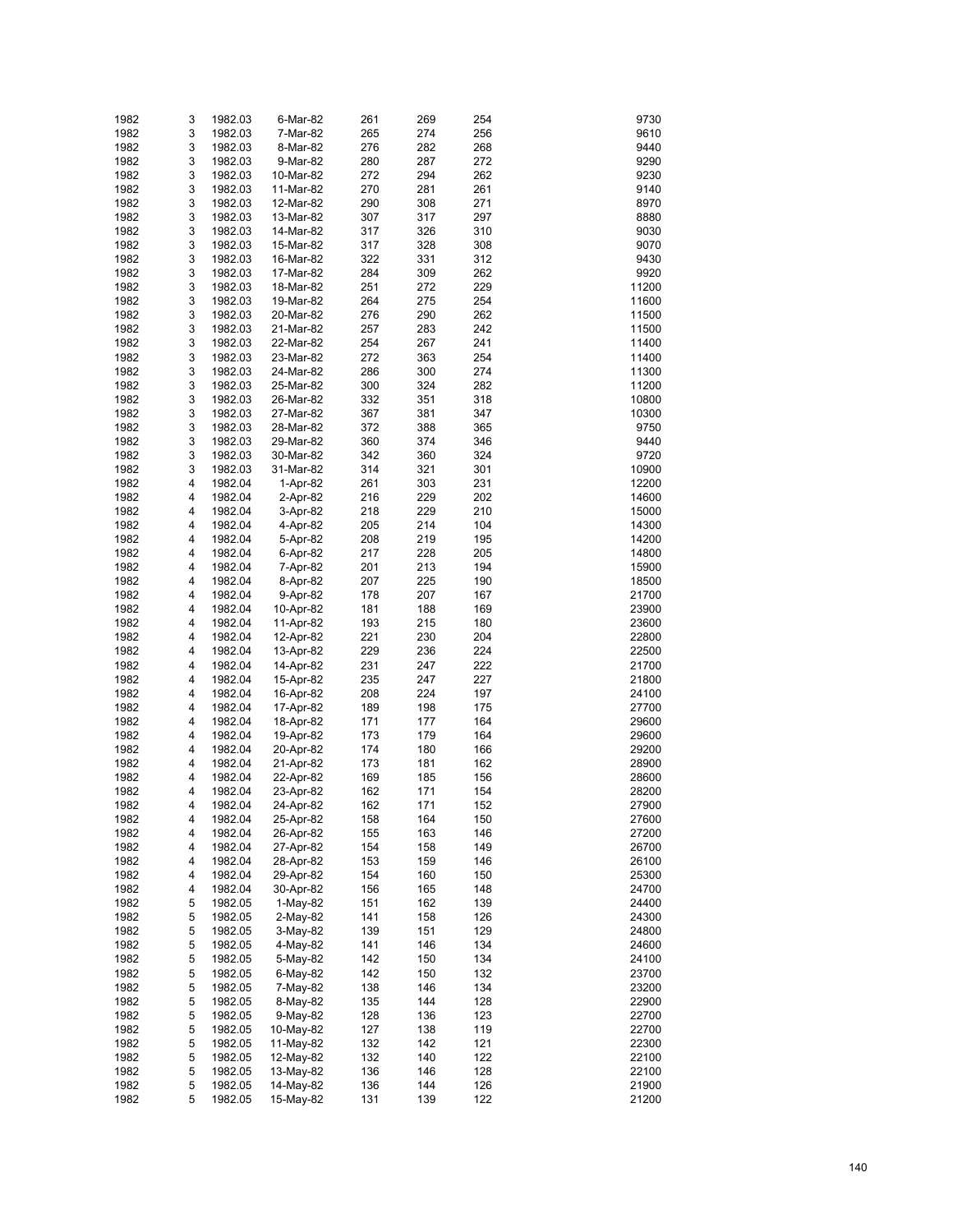| | | | | | | | |
|---|---|---|---|---|---|---|---|
| 1982 | 3 | 1982.03 | 6-Mar-82 | 261 | 269 | 254 | 9730 |
| 1982 | 3 | 1982.03 | 7-Mar-82 | 265 | 274 | 256 | 9610 |
| 1982 | 3 | 1982.03 | 8-Mar-82 | 276 | 282 | 268 | 9440 |
| 1982 | 3 | 1982.03 | 9-Mar-82 | 280 | 287 | 272 | 9290 |
| 1982 | 3 | 1982.03 | 10-Mar-82 | 272 | 294 | 262 | 9230 |
| 1982 | 3 | 1982.03 | 11-Mar-82 | 270 | 281 | 261 | 9140 |
| 1982 | 3 | 1982.03 | 12-Mar-82 | 290 | 308 | 271 | 8970 |
| 1982 | 3 | 1982.03 | 13-Mar-82 | 307 | 317 | 297 | 8880 |
| 1982 | 3 | 1982.03 | 14-Mar-82 | 317 | 326 | 310 | 9030 |
| 1982 | 3 | 1982.03 | 15-Mar-82 | 317 | 328 | 308 | 9070 |
| 1982 | 3 | 1982.03 | 16-Mar-82 | 322 | 331 | 312 | 9430 |
| 1982 | 3 | 1982.03 | 17-Mar-82 | 284 | 309 | 262 | 9920 |
| 1982 | 3 | 1982.03 | 18-Mar-82 | 251 | 272 | 229 | 11200 |
| 1982 | 3 | 1982.03 | 19-Mar-82 | 264 | 275 | 254 | 11600 |
| 1982 | 3 | 1982.03 | 20-Mar-82 | 276 | 290 | 262 | 11500 |
| 1982 | 3 | 1982.03 | 21-Mar-82 | 257 | 283 | 242 | 11500 |
| 1982 | 3 | 1982.03 | 22-Mar-82 | 254 | 267 | 241 | 11400 |
| 1982 | 3 | 1982.03 | 23-Mar-82 | 272 | 363 | 254 | 11400 |
| 1982 | 3 | 1982.03 | 24-Mar-82 | 286 | 300 | 274 | 11300 |
| 1982 | 3 | 1982.03 | 25-Mar-82 | 300 | 324 | 282 | 11200 |
| 1982 | 3 | 1982.03 | 26-Mar-82 | 332 | 351 | 318 | 10800 |
| 1982 | 3 | 1982.03 | 27-Mar-82 | 367 | 381 | 347 | 10300 |
| 1982 | 3 | 1982.03 | 28-Mar-82 | 372 | 388 | 365 | 9750 |
| 1982 | 3 | 1982.03 | 29-Mar-82 | 360 | 374 | 346 | 9440 |
| 1982 | 3 | 1982.03 | 30-Mar-82 | 342 | 360 | 324 | 9720 |
| 1982 | 3 | 1982.03 | 31-Mar-82 | 314 | 321 | 301 | 10900 |
| 1982 | 4 | 1982.04 | 1-Apr-82 | 261 | 303 | 231 | 12200 |
| 1982 | 4 | 1982.04 | 2-Apr-82 | 216 | 229 | 202 | 14600 |
| 1982 | 4 | 1982.04 | 3-Apr-82 | 218 | 229 | 210 | 15000 |
| 1982 | 4 | 1982.04 | 4-Apr-82 | 205 | 214 | 104 | 14300 |
| 1982 | 4 | 1982.04 | 5-Apr-82 | 208 | 219 | 195 | 14200 |
| 1982 | 4 | 1982.04 | 6-Apr-82 | 217 | 228 | 205 | 14800 |
| 1982 | 4 | 1982.04 | 7-Apr-82 | 201 | 213 | 194 | 15900 |
| 1982 | 4 | 1982.04 | 8-Apr-82 | 207 | 225 | 190 | 18500 |
| 1982 | 4 | 1982.04 | 9-Apr-82 | 178 | 207 | 167 | 21700 |
| 1982 | 4 | 1982.04 | 10-Apr-82 | 181 | 188 | 169 | 23900 |
| 1982 | 4 | 1982.04 | 11-Apr-82 | 193 | 215 | 180 | 23600 |
| 1982 | 4 | 1982.04 | 12-Apr-82 | 221 | 230 | 204 | 22800 |
| 1982 | 4 | 1982.04 | 13-Apr-82 | 229 | 236 | 224 | 22500 |
| 1982 | 4 | 1982.04 | 14-Apr-82 | 231 | 247 | 222 | 21700 |
| 1982 | 4 | 1982.04 | 15-Apr-82 | 235 | 247 | 227 | 21800 |
| 1982 | 4 | 1982.04 | 16-Apr-82 | 208 | 224 | 197 | 24100 |
| 1982 | 4 | 1982.04 | 17-Apr-82 | 189 | 198 | 175 | 27700 |
| 1982 | 4 | 1982.04 | 18-Apr-82 | 171 | 177 | 164 | 29600 |
| 1982 | 4 | 1982.04 | 19-Apr-82 | 173 | 179 | 164 | 29600 |
| 1982 | 4 | 1982.04 | 20-Apr-82 | 174 | 180 | 166 | 29200 |
| 1982 | 4 | 1982.04 | 21-Apr-82 | 173 | 181 | 162 | 28900 |
| 1982 | 4 | 1982.04 | 22-Apr-82 | 169 | 185 | 156 | 28600 |
| 1982 | 4 | 1982.04 | 23-Apr-82 | 162 | 171 | 154 | 28200 |
| 1982 | 4 | 1982.04 | 24-Apr-82 | 162 | 171 | 152 | 27900 |
| 1982 | 4 | 1982.04 | 25-Apr-82 | 158 | 164 | 150 | 27600 |
| 1982 | 4 | 1982.04 | 26-Apr-82 | 155 | 163 | 146 | 27200 |
| 1982 | 4 | 1982.04 | 27-Apr-82 | 154 | 158 | 149 | 26700 |
| 1982 | 4 | 1982.04 | 28-Apr-82 | 153 | 159 | 146 | 26100 |
| 1982 | 4 | 1982.04 | 29-Apr-82 | 154 | 160 | 150 | 25300 |
| 1982 | 4 | 1982.04 | 30-Apr-82 | 156 | 165 | 148 | 24700 |
| 1982 | 5 | 1982.05 | 1-May-82 | 151 | 162 | 139 | 24400 |
| 1982 | 5 | 1982.05 | 2-May-82 | 141 | 158 | 126 | 24300 |
| 1982 | 5 | 1982.05 | 3-May-82 | 139 | 151 | 129 | 24800 |
| 1982 | 5 | 1982.05 | 4-May-82 | 141 | 146 | 134 | 24600 |
| 1982 | 5 | 1982.05 | 5-May-82 | 142 | 150 | 134 | 24100 |
| 1982 | 5 | 1982.05 | 6-May-82 | 142 | 150 | 132 | 23700 |
| 1982 | 5 | 1982.05 | 7-May-82 | 138 | 146 | 134 | 23200 |
| 1982 | 5 | 1982.05 | 8-May-82 | 135 | 144 | 128 | 22900 |
| 1982 | 5 | 1982.05 | 9-May-82 | 128 | 136 | 123 | 22700 |
| 1982 | 5 | 1982.05 | 10-May-82 | 127 | 138 | 119 | 22700 |
| 1982 | 5 | 1982.05 | 11-May-82 | 132 | 142 | 121 | 22300 |
| 1982 | 5 | 1982.05 | 12-May-82 | 132 | 140 | 122 | 22100 |
| 1982 | 5 | 1982.05 | 13-May-82 | 136 | 146 | 128 | 22100 |
| 1982 | 5 | 1982.05 | 14-May-82 | 136 | 144 | 126 | 21900 |
| 1982 | 5 | 1982.05 | 15-May-82 | 131 | 139 | 122 | 21200 |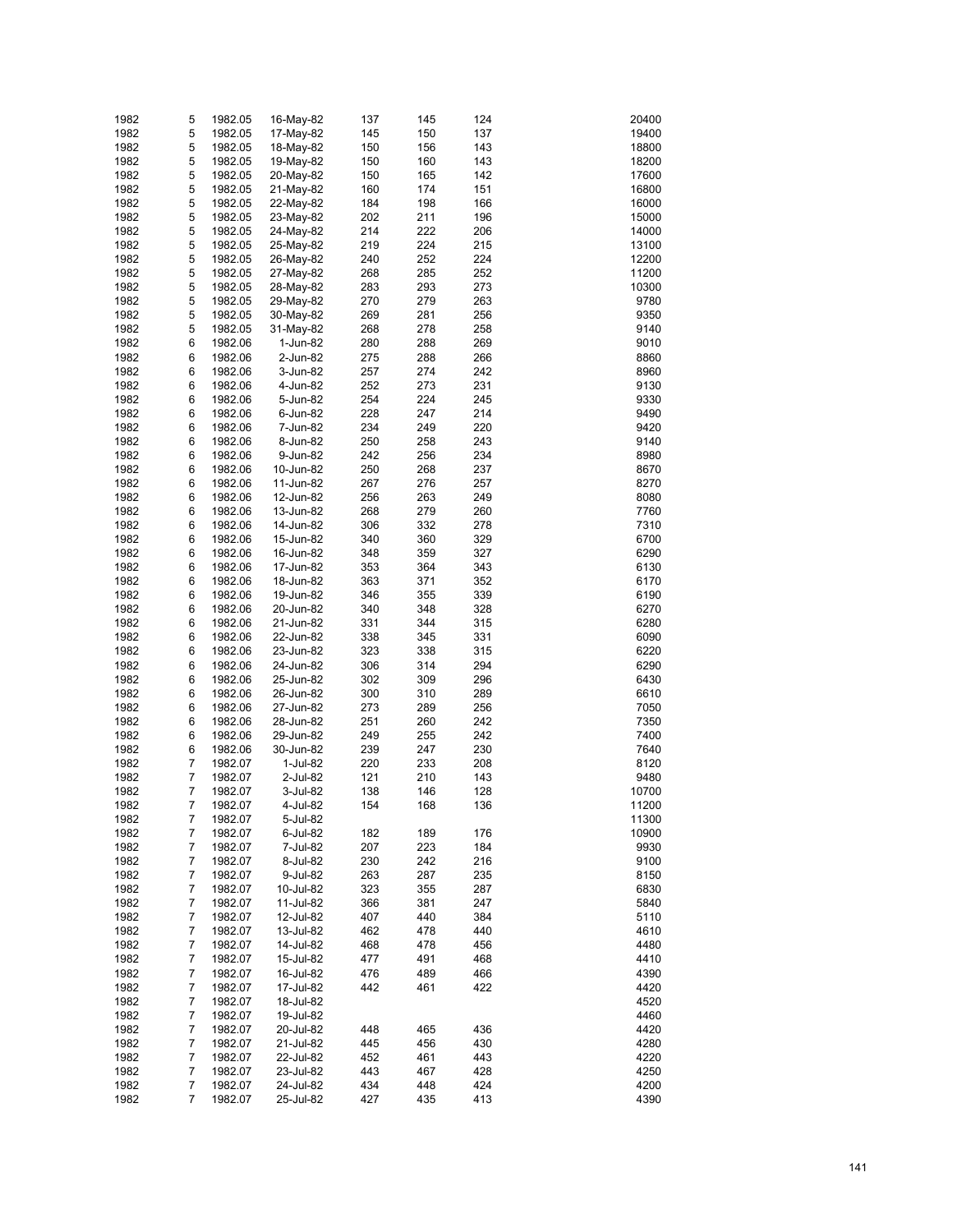| | | | | | | | | |
|---|---|---|---|---|---|---|---|---|
| 1982 | 5 | 1982.05 | 16-May-82 | 137 | 145 | 124 | | 20400 |
| 1982 | 5 | 1982.05 | 17-May-82 | 145 | 150 | 137 | | 19400 |
| 1982 | 5 | 1982.05 | 18-May-82 | 150 | 156 | 143 | | 18800 |
| 1982 | 5 | 1982.05 | 19-May-82 | 150 | 160 | 143 | | 18200 |
| 1982 | 5 | 1982.05 | 20-May-82 | 150 | 165 | 142 | | 17600 |
| 1982 | 5 | 1982.05 | 21-May-82 | 160 | 174 | 151 | | 16800 |
| 1982 | 5 | 1982.05 | 22-May-82 | 184 | 198 | 166 | | 16000 |
| 1982 | 5 | 1982.05 | 23-May-82 | 202 | 211 | 196 | | 15000 |
| 1982 | 5 | 1982.05 | 24-May-82 | 214 | 222 | 206 | | 14000 |
| 1982 | 5 | 1982.05 | 25-May-82 | 219 | 224 | 215 | | 13100 |
| 1982 | 5 | 1982.05 | 26-May-82 | 240 | 252 | 224 | | 12200 |
| 1982 | 5 | 1982.05 | 27-May-82 | 268 | 285 | 252 | | 11200 |
| 1982 | 5 | 1982.05 | 28-May-82 | 283 | 293 | 273 | | 10300 |
| 1982 | 5 | 1982.05 | 29-May-82 | 270 | 279 | 263 | | 9780 |
| 1982 | 5 | 1982.05 | 30-May-82 | 269 | 281 | 256 | | 9350 |
| 1982 | 5 | 1982.05 | 31-May-82 | 268 | 278 | 258 | | 9140 |
| 1982 | 6 | 1982.06 | 1-Jun-82 | 280 | 288 | 269 | | 9010 |
| 1982 | 6 | 1982.06 | 2-Jun-82 | 275 | 288 | 266 | | 8860 |
| 1982 | 6 | 1982.06 | 3-Jun-82 | 257 | 274 | 242 | | 8960 |
| 1982 | 6 | 1982.06 | 4-Jun-82 | 252 | 273 | 231 | | 9130 |
| 1982 | 6 | 1982.06 | 5-Jun-82 | 254 | 224 | 245 | | 9330 |
| 1982 | 6 | 1982.06 | 6-Jun-82 | 228 | 247 | 214 | | 9490 |
| 1982 | 6 | 1982.06 | 7-Jun-82 | 234 | 249 | 220 | | 9420 |
| 1982 | 6 | 1982.06 | 8-Jun-82 | 250 | 258 | 243 | | 9140 |
| 1982 | 6 | 1982.06 | 9-Jun-82 | 242 | 256 | 234 | | 8980 |
| 1982 | 6 | 1982.06 | 10-Jun-82 | 250 | 268 | 237 | | 8670 |
| 1982 | 6 | 1982.06 | 11-Jun-82 | 267 | 276 | 257 | | 8270 |
| 1982 | 6 | 1982.06 | 12-Jun-82 | 256 | 263 | 249 | | 8080 |
| 1982 | 6 | 1982.06 | 13-Jun-82 | 268 | 279 | 260 | | 7760 |
| 1982 | 6 | 1982.06 | 14-Jun-82 | 306 | 332 | 278 | | 7310 |
| 1982 | 6 | 1982.06 | 15-Jun-82 | 340 | 360 | 329 | | 6700 |
| 1982 | 6 | 1982.06 | 16-Jun-82 | 348 | 359 | 327 | | 6290 |
| 1982 | 6 | 1982.06 | 17-Jun-82 | 353 | 364 | 343 | | 6130 |
| 1982 | 6 | 1982.06 | 18-Jun-82 | 363 | 371 | 352 | | 6170 |
| 1982 | 6 | 1982.06 | 19-Jun-82 | 346 | 355 | 339 | | 6190 |
| 1982 | 6 | 1982.06 | 20-Jun-82 | 340 | 348 | 328 | | 6270 |
| 1982 | 6 | 1982.06 | 21-Jun-82 | 331 | 344 | 315 | | 6280 |
| 1982 | 6 | 1982.06 | 22-Jun-82 | 338 | 345 | 331 | | 6090 |
| 1982 | 6 | 1982.06 | 23-Jun-82 | 323 | 338 | 315 | | 6220 |
| 1982 | 6 | 1982.06 | 24-Jun-82 | 306 | 314 | 294 | | 6290 |
| 1982 | 6 | 1982.06 | 25-Jun-82 | 302 | 309 | 296 | | 6430 |
| 1982 | 6 | 1982.06 | 26-Jun-82 | 300 | 310 | 289 | | 6610 |
| 1982 | 6 | 1982.06 | 27-Jun-82 | 273 | 289 | 256 | | 7050 |
| 1982 | 6 | 1982.06 | 28-Jun-82 | 251 | 260 | 242 | | 7350 |
| 1982 | 6 | 1982.06 | 29-Jun-82 | 249 | 255 | 242 | | 7400 |
| 1982 | 6 | 1982.06 | 30-Jun-82 | 239 | 247 | 230 | | 7640 |
| 1982 | 7 | 1982.07 | 1-Jul-82 | 220 | 233 | 208 | | 8120 |
| 1982 | 7 | 1982.07 | 2-Jul-82 | 121 | 210 | 143 | | 9480 |
| 1982 | 7 | 1982.07 | 3-Jul-82 | 138 | 146 | 128 | | 10700 |
| 1982 | 7 | 1982.07 | 4-Jul-82 | 154 | 168 | 136 | | 11200 |
| 1982 | 7 | 1982.07 | 5-Jul-82 | | | | | 11300 |
| 1982 | 7 | 1982.07 | 6-Jul-82 | 182 | 189 | 176 | | 10900 |
| 1982 | 7 | 1982.07 | 7-Jul-82 | 207 | 223 | 184 | | 9930 |
| 1982 | 7 | 1982.07 | 8-Jul-82 | 230 | 242 | 216 | | 9100 |
| 1982 | 7 | 1982.07 | 9-Jul-82 | 263 | 287 | 235 | | 8150 |
| 1982 | 7 | 1982.07 | 10-Jul-82 | 323 | 355 | 287 | | 6830 |
| 1982 | 7 | 1982.07 | 11-Jul-82 | 366 | 381 | 247 | | 5840 |
| 1982 | 7 | 1982.07 | 12-Jul-82 | 407 | 440 | 384 | | 5110 |
| 1982 | 7 | 1982.07 | 13-Jul-82 | 462 | 478 | 440 | | 4610 |
| 1982 | 7 | 1982.07 | 14-Jul-82 | 468 | 478 | 456 | | 4480 |
| 1982 | 7 | 1982.07 | 15-Jul-82 | 477 | 491 | 468 | | 4410 |
| 1982 | 7 | 1982.07 | 16-Jul-82 | 476 | 489 | 466 | | 4390 |
| 1982 | 7 | 1982.07 | 17-Jul-82 | 442 | 461 | 422 | | 4420 |
| 1982 | 7 | 1982.07 | 18-Jul-82 | | | | | 4520 |
| 1982 | 7 | 1982.07 | 19-Jul-82 | | | | | 4460 |
| 1982 | 7 | 1982.07 | 20-Jul-82 | 448 | 465 | 436 | | 4420 |
| 1982 | 7 | 1982.07 | 21-Jul-82 | 445 | 456 | 430 | | 4280 |
| 1982 | 7 | 1982.07 | 22-Jul-82 | 452 | 461 | 443 | | 4220 |
| 1982 | 7 | 1982.07 | 23-Jul-82 | 443 | 467 | 428 | | 4250 |
| 1982 | 7 | 1982.07 | 24-Jul-82 | 434 | 448 | 424 | | 4200 |
| 1982 | 7 | 1982.07 | 25-Jul-82 | 427 | 435 | 413 | | 4390 |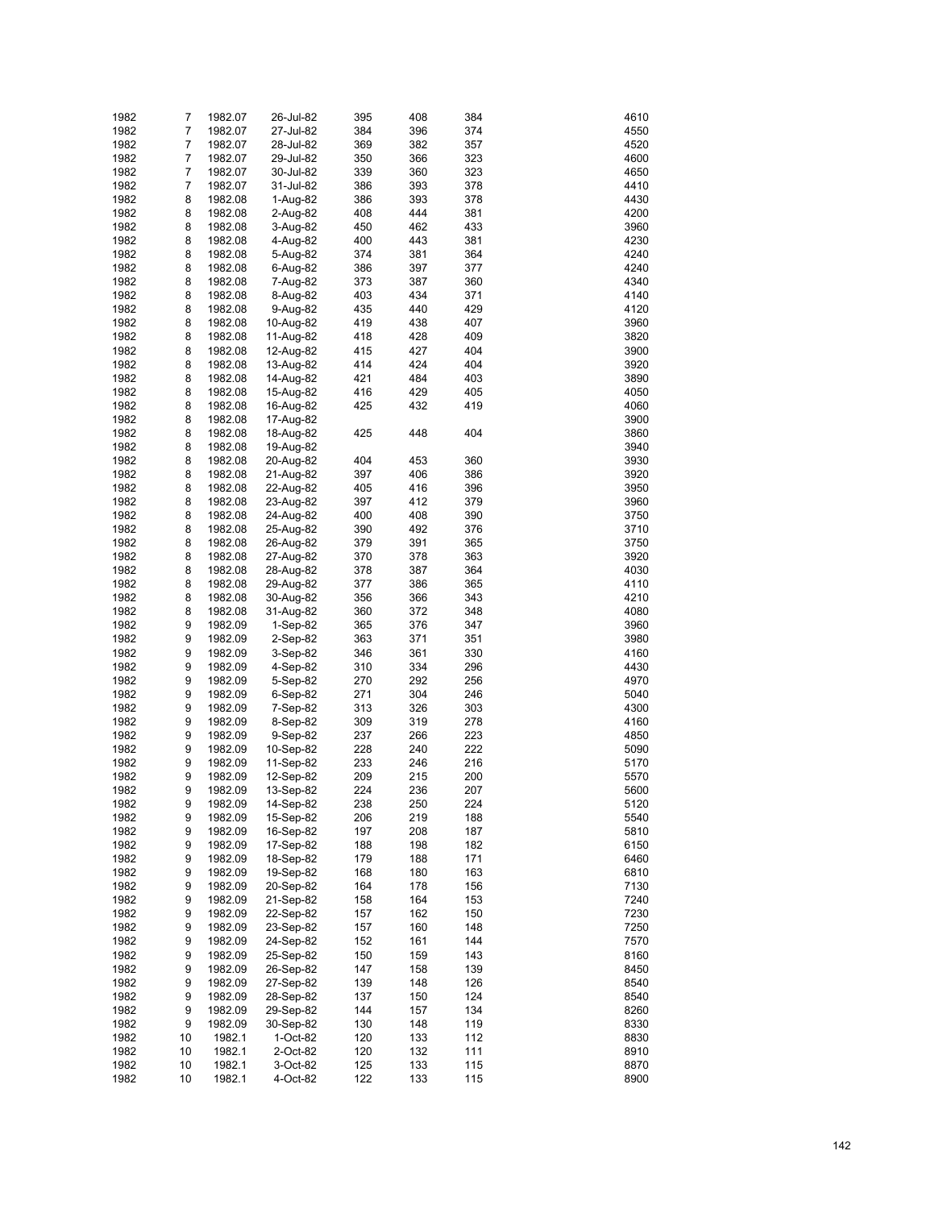| | | | | | | | | |
|---|---|---|---|---|---|---|---|---|
| 1982 | 7 | 1982.07 | 26-Jul-82 | 395 | 408 | 384 | | 4610 |
| 1982 | 7 | 1982.07 | 27-Jul-82 | 384 | 396 | 374 | | 4550 |
| 1982 | 7 | 1982.07 | 28-Jul-82 | 369 | 382 | 357 | | 4520 |
| 1982 | 7 | 1982.07 | 29-Jul-82 | 350 | 366 | 323 | | 4600 |
| 1982 | 7 | 1982.07 | 30-Jul-82 | 339 | 360 | 323 | | 4650 |
| 1982 | 7 | 1982.07 | 31-Jul-82 | 386 | 393 | 378 | | 4410 |
| 1982 | 8 | 1982.08 | 1-Aug-82 | 386 | 393 | 378 | | 4430 |
| 1982 | 8 | 1982.08 | 2-Aug-82 | 408 | 444 | 381 | | 4200 |
| 1982 | 8 | 1982.08 | 3-Aug-82 | 450 | 462 | 433 | | 3960 |
| 1982 | 8 | 1982.08 | 4-Aug-82 | 400 | 443 | 381 | | 4230 |
| 1982 | 8 | 1982.08 | 5-Aug-82 | 374 | 381 | 364 | | 4240 |
| 1982 | 8 | 1982.08 | 6-Aug-82 | 386 | 397 | 377 | | 4240 |
| 1982 | 8 | 1982.08 | 7-Aug-82 | 373 | 387 | 360 | | 4340 |
| 1982 | 8 | 1982.08 | 8-Aug-82 | 403 | 434 | 371 | | 4140 |
| 1982 | 8 | 1982.08 | 9-Aug-82 | 435 | 440 | 429 | | 4120 |
| 1982 | 8 | 1982.08 | 10-Aug-82 | 419 | 438 | 407 | | 3960 |
| 1982 | 8 | 1982.08 | 11-Aug-82 | 418 | 428 | 409 | | 3820 |
| 1982 | 8 | 1982.08 | 12-Aug-82 | 415 | 427 | 404 | | 3900 |
| 1982 | 8 | 1982.08 | 13-Aug-82 | 414 | 424 | 404 | | 3920 |
| 1982 | 8 | 1982.08 | 14-Aug-82 | 421 | 484 | 403 | | 3890 |
| 1982 | 8 | 1982.08 | 15-Aug-82 | 416 | 429 | 405 | | 4050 |
| 1982 | 8 | 1982.08 | 16-Aug-82 | 425 | 432 | 419 | | 4060 |
| 1982 | 8 | 1982.08 | 17-Aug-82 | | | | | 3900 |
| 1982 | 8 | 1982.08 | 18-Aug-82 | 425 | 448 | 404 | | 3860 |
| 1982 | 8 | 1982.08 | 19-Aug-82 | | | | | 3940 |
| 1982 | 8 | 1982.08 | 20-Aug-82 | 404 | 453 | 360 | | 3930 |
| 1982 | 8 | 1982.08 | 21-Aug-82 | 397 | 406 | 386 | | 3920 |
| 1982 | 8 | 1982.08 | 22-Aug-82 | 405 | 416 | 396 | | 3950 |
| 1982 | 8 | 1982.08 | 23-Aug-82 | 397 | 412 | 379 | | 3960 |
| 1982 | 8 | 1982.08 | 24-Aug-82 | 400 | 408 | 390 | | 3750 |
| 1982 | 8 | 1982.08 | 25-Aug-82 | 390 | 492 | 376 | | 3710 |
| 1982 | 8 | 1982.08 | 26-Aug-82 | 379 | 391 | 365 | | 3750 |
| 1982 | 8 | 1982.08 | 27-Aug-82 | 370 | 378 | 363 | | 3920 |
| 1982 | 8 | 1982.08 | 28-Aug-82 | 378 | 387 | 364 | | 4030 |
| 1982 | 8 | 1982.08 | 29-Aug-82 | 377 | 386 | 365 | | 4110 |
| 1982 | 8 | 1982.08 | 30-Aug-82 | 356 | 366 | 343 | | 4210 |
| 1982 | 8 | 1982.08 | 31-Aug-82 | 360 | 372 | 348 | | 4080 |
| 1982 | 9 | 1982.09 | 1-Sep-82 | 365 | 376 | 347 | | 3960 |
| 1982 | 9 | 1982.09 | 2-Sep-82 | 363 | 371 | 351 | | 3980 |
| 1982 | 9 | 1982.09 | 3-Sep-82 | 346 | 361 | 330 | | 4160 |
| 1982 | 9 | 1982.09 | 4-Sep-82 | 310 | 334 | 296 | | 4430 |
| 1982 | 9 | 1982.09 | 5-Sep-82 | 270 | 292 | 256 | | 4970 |
| 1982 | 9 | 1982.09 | 6-Sep-82 | 271 | 304 | 246 | | 5040 |
| 1982 | 9 | 1982.09 | 7-Sep-82 | 313 | 326 | 303 | | 4300 |
| 1982 | 9 | 1982.09 | 8-Sep-82 | 309 | 319 | 278 | | 4160 |
| 1982 | 9 | 1982.09 | 9-Sep-82 | 237 | 266 | 223 | | 4850 |
| 1982 | 9 | 1982.09 | 10-Sep-82 | 228 | 240 | 222 | | 5090 |
| 1982 | 9 | 1982.09 | 11-Sep-82 | 233 | 246 | 216 | | 5170 |
| 1982 | 9 | 1982.09 | 12-Sep-82 | 209 | 215 | 200 | | 5570 |
| 1982 | 9 | 1982.09 | 13-Sep-82 | 224 | 236 | 207 | | 5600 |
| 1982 | 9 | 1982.09 | 14-Sep-82 | 238 | 250 | 224 | | 5120 |
| 1982 | 9 | 1982.09 | 15-Sep-82 | 206 | 219 | 188 | | 5540 |
| 1982 | 9 | 1982.09 | 16-Sep-82 | 197 | 208 | 187 | | 5810 |
| 1982 | 9 | 1982.09 | 17-Sep-82 | 188 | 198 | 182 | | 6150 |
| 1982 | 9 | 1982.09 | 18-Sep-82 | 179 | 188 | 171 | | 6460 |
| 1982 | 9 | 1982.09 | 19-Sep-82 | 168 | 180 | 163 | | 6810 |
| 1982 | 9 | 1982.09 | 20-Sep-82 | 164 | 178 | 156 | | 7130 |
| 1982 | 9 | 1982.09 | 21-Sep-82 | 158 | 164 | 153 | | 7240 |
| 1982 | 9 | 1982.09 | 22-Sep-82 | 157 | 162 | 150 | | 7230 |
| 1982 | 9 | 1982.09 | 23-Sep-82 | 157 | 160 | 148 | | 7250 |
| 1982 | 9 | 1982.09 | 24-Sep-82 | 152 | 161 | 144 | | 7570 |
| 1982 | 9 | 1982.09 | 25-Sep-82 | 150 | 159 | 143 | | 8160 |
| 1982 | 9 | 1982.09 | 26-Sep-82 | 147 | 158 | 139 | | 8450 |
| 1982 | 9 | 1982.09 | 27-Sep-82 | 139 | 148 | 126 | | 8540 |
| 1982 | 9 | 1982.09 | 28-Sep-82 | 137 | 150 | 124 | | 8540 |
| 1982 | 9 | 1982.09 | 29-Sep-82 | 144 | 157 | 134 | | 8260 |
| 1982 | 9 | 1982.09 | 30-Sep-82 | 130 | 148 | 119 | | 8330 |
| 1982 | 10 | 1982.1 | 1-Oct-82 | 120 | 133 | 112 | | 8830 |
| 1982 | 10 | 1982.1 | 2-Oct-82 | 120 | 132 | 111 | | 8910 |
| 1982 | 10 | 1982.1 | 3-Oct-82 | 125 | 133 | 115 | | 8870 |
| 1982 | 10 | 1982.1 | 4-Oct-82 | 122 | 133 | 115 | | 8900 |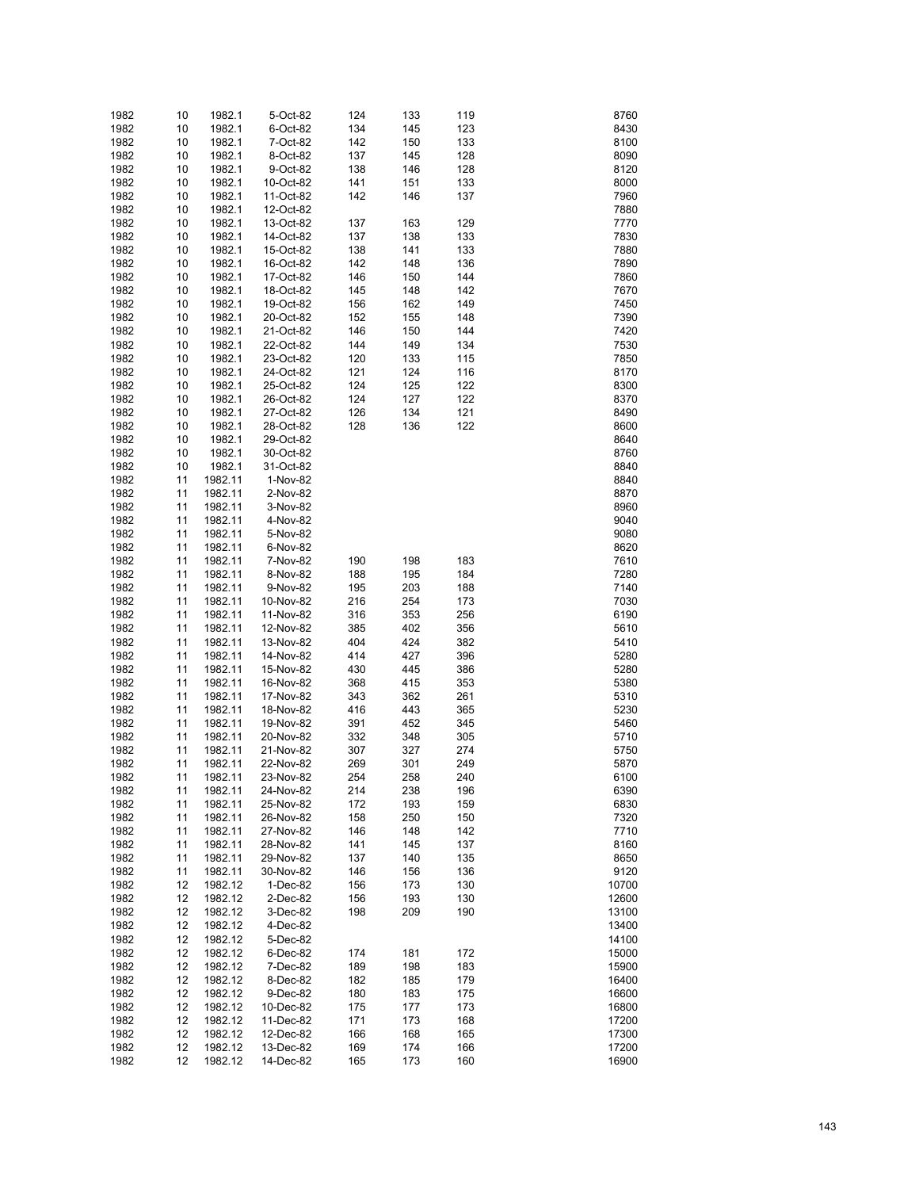| | | | | | | | | |
|---|---|---|---|---|---|---|---|---|
| 1982 | 10 | 1982.1 | 5-Oct-82 | 124 | 133 | 119 | | 8760 |
| 1982 | 10 | 1982.1 | 6-Oct-82 | 134 | 145 | 123 | | 8430 |
| 1982 | 10 | 1982.1 | 7-Oct-82 | 142 | 150 | 133 | | 8100 |
| 1982 | 10 | 1982.1 | 8-Oct-82 | 137 | 145 | 128 | | 8090 |
| 1982 | 10 | 1982.1 | 9-Oct-82 | 138 | 146 | 128 | | 8120 |
| 1982 | 10 | 1982.1 | 10-Oct-82 | 141 | 151 | 133 | | 8000 |
| 1982 | 10 | 1982.1 | 11-Oct-82 | 142 | 146 | 137 | | 7960 |
| 1982 | 10 | 1982.1 | 12-Oct-82 | | | | | 7880 |
| 1982 | 10 | 1982.1 | 13-Oct-82 | 137 | 163 | 129 | | 7770 |
| 1982 | 10 | 1982.1 | 14-Oct-82 | 137 | 138 | 133 | | 7830 |
| 1982 | 10 | 1982.1 | 15-Oct-82 | 138 | 141 | 133 | | 7880 |
| 1982 | 10 | 1982.1 | 16-Oct-82 | 142 | 148 | 136 | | 7890 |
| 1982 | 10 | 1982.1 | 17-Oct-82 | 146 | 150 | 144 | | 7860 |
| 1982 | 10 | 1982.1 | 18-Oct-82 | 145 | 148 | 142 | | 7670 |
| 1982 | 10 | 1982.1 | 19-Oct-82 | 156 | 162 | 149 | | 7450 |
| 1982 | 10 | 1982.1 | 20-Oct-82 | 152 | 155 | 148 | | 7390 |
| 1982 | 10 | 1982.1 | 21-Oct-82 | 146 | 150 | 144 | | 7420 |
| 1982 | 10 | 1982.1 | 22-Oct-82 | 144 | 149 | 134 | | 7530 |
| 1982 | 10 | 1982.1 | 23-Oct-82 | 120 | 133 | 115 | | 7850 |
| 1982 | 10 | 1982.1 | 24-Oct-82 | 121 | 124 | 116 | | 8170 |
| 1982 | 10 | 1982.1 | 25-Oct-82 | 124 | 125 | 122 | | 8300 |
| 1982 | 10 | 1982.1 | 26-Oct-82 | 124 | 127 | 122 | | 8370 |
| 1982 | 10 | 1982.1 | 27-Oct-82 | 126 | 134 | 121 | | 8490 |
| 1982 | 10 | 1982.1 | 28-Oct-82 | 128 | 136 | 122 | | 8600 |
| 1982 | 10 | 1982.1 | 29-Oct-82 | | | | | 8640 |
| 1982 | 10 | 1982.1 | 30-Oct-82 | | | | | 8760 |
| 1982 | 10 | 1982.1 | 31-Oct-82 | | | | | 8840 |
| 1982 | 11 | 1982.11 | 1-Nov-82 | | | | | 8840 |
| 1982 | 11 | 1982.11 | 2-Nov-82 | | | | | 8870 |
| 1982 | 11 | 1982.11 | 3-Nov-82 | | | | | 8960 |
| 1982 | 11 | 1982.11 | 4-Nov-82 | | | | | 9040 |
| 1982 | 11 | 1982.11 | 5-Nov-82 | | | | | 9080 |
| 1982 | 11 | 1982.11 | 6-Nov-82 | | | | | 8620 |
| 1982 | 11 | 1982.11 | 7-Nov-82 | 190 | 198 | 183 | | 7610 |
| 1982 | 11 | 1982.11 | 8-Nov-82 | 188 | 195 | 184 | | 7280 |
| 1982 | 11 | 1982.11 | 9-Nov-82 | 195 | 203 | 188 | | 7140 |
| 1982 | 11 | 1982.11 | 10-Nov-82 | 216 | 254 | 173 | | 7030 |
| 1982 | 11 | 1982.11 | 11-Nov-82 | 316 | 353 | 256 | | 6190 |
| 1982 | 11 | 1982.11 | 12-Nov-82 | 385 | 402 | 356 | | 5610 |
| 1982 | 11 | 1982.11 | 13-Nov-82 | 404 | 424 | 382 | | 5410 |
| 1982 | 11 | 1982.11 | 14-Nov-82 | 414 | 427 | 396 | | 5280 |
| 1982 | 11 | 1982.11 | 15-Nov-82 | 430 | 445 | 386 | | 5280 |
| 1982 | 11 | 1982.11 | 16-Nov-82 | 368 | 415 | 353 | | 5380 |
| 1982 | 11 | 1982.11 | 17-Nov-82 | 343 | 362 | 261 | | 5310 |
| 1982 | 11 | 1982.11 | 18-Nov-82 | 416 | 443 | 365 | | 5230 |
| 1982 | 11 | 1982.11 | 19-Nov-82 | 391 | 452 | 345 | | 5460 |
| 1982 | 11 | 1982.11 | 20-Nov-82 | 332 | 348 | 305 | | 5710 |
| 1982 | 11 | 1982.11 | 21-Nov-82 | 307 | 327 | 274 | | 5750 |
| 1982 | 11 | 1982.11 | 22-Nov-82 | 269 | 301 | 249 | | 5870 |
| 1982 | 11 | 1982.11 | 23-Nov-82 | 254 | 258 | 240 | | 6100 |
| 1982 | 11 | 1982.11 | 24-Nov-82 | 214 | 238 | 196 | | 6390 |
| 1982 | 11 | 1982.11 | 25-Nov-82 | 172 | 193 | 159 | | 6830 |
| 1982 | 11 | 1982.11 | 26-Nov-82 | 158 | 250 | 150 | | 7320 |
| 1982 | 11 | 1982.11 | 27-Nov-82 | 146 | 148 | 142 | | 7710 |
| 1982 | 11 | 1982.11 | 28-Nov-82 | 141 | 145 | 137 | | 8160 |
| 1982 | 11 | 1982.11 | 29-Nov-82 | 137 | 140 | 135 | | 8650 |
| 1982 | 11 | 1982.11 | 30-Nov-82 | 146 | 156 | 136 | | 9120 |
| 1982 | 12 | 1982.12 | 1-Dec-82 | 156 | 173 | 130 | | 10700 |
| 1982 | 12 | 1982.12 | 2-Dec-82 | 156 | 193 | 130 | | 12600 |
| 1982 | 12 | 1982.12 | 3-Dec-82 | 198 | 209 | 190 | | 13100 |
| 1982 | 12 | 1982.12 | 4-Dec-82 | | | | | 13400 |
| 1982 | 12 | 1982.12 | 5-Dec-82 | | | | | 14100 |
| 1982 | 12 | 1982.12 | 6-Dec-82 | 174 | 181 | 172 | | 15000 |
| 1982 | 12 | 1982.12 | 7-Dec-82 | 189 | 198 | 183 | | 15900 |
| 1982 | 12 | 1982.12 | 8-Dec-82 | 182 | 185 | 179 | | 16400 |
| 1982 | 12 | 1982.12 | 9-Dec-82 | 180 | 183 | 175 | | 16600 |
| 1982 | 12 | 1982.12 | 10-Dec-82 | 175 | 177 | 173 | | 16800 |
| 1982 | 12 | 1982.12 | 11-Dec-82 | 171 | 173 | 168 | | 17200 |
| 1982 | 12 | 1982.12 | 12-Dec-82 | 166 | 168 | 165 | | 17300 |
| 1982 | 12 | 1982.12 | 13-Dec-82 | 169 | 174 | 166 | | 17200 |
| 1982 | 12 | 1982.12 | 14-Dec-82 | 165 | 173 | 160 | | 16900 |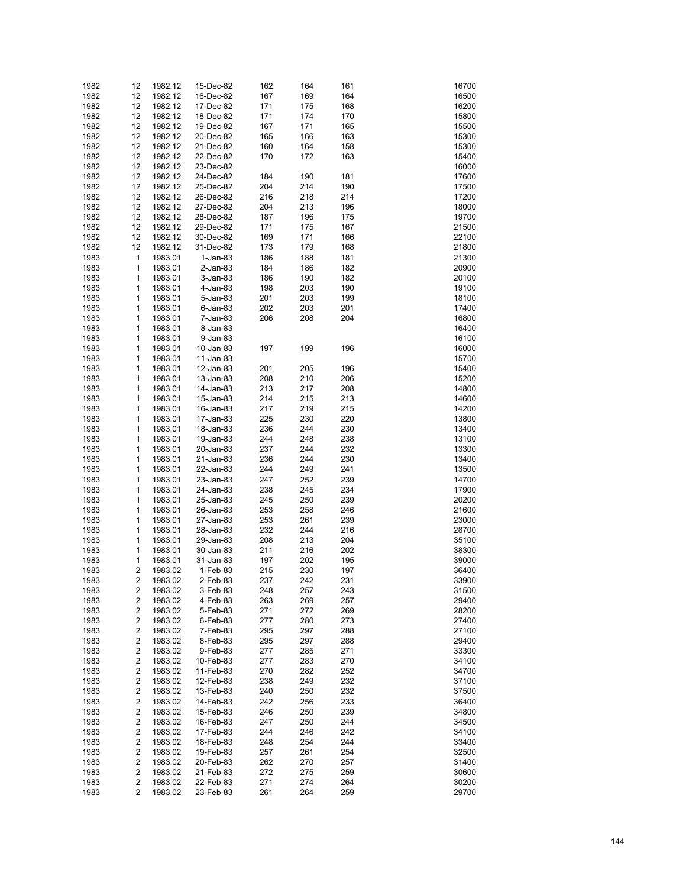| | | | | | | | | |
|---|---|---|---|---|---|---|---|---|
| 1982 | 12 | 1982.12 | 15-Dec-82 | 162 | 164 | 161 | | 16700 |
| 1982 | 12 | 1982.12 | 16-Dec-82 | 167 | 169 | 164 | | 16500 |
| 1982 | 12 | 1982.12 | 17-Dec-82 | 171 | 175 | 168 | | 16200 |
| 1982 | 12 | 1982.12 | 18-Dec-82 | 171 | 174 | 170 | | 15800 |
| 1982 | 12 | 1982.12 | 19-Dec-82 | 167 | 171 | 165 | | 15500 |
| 1982 | 12 | 1982.12 | 20-Dec-82 | 165 | 166 | 163 | | 15300 |
| 1982 | 12 | 1982.12 | 21-Dec-82 | 160 | 164 | 158 | | 15300 |
| 1982 | 12 | 1982.12 | 22-Dec-82 | 170 | 172 | 163 | | 15400 |
| 1982 | 12 | 1982.12 | 23-Dec-82 | | | | | 16000 |
| 1982 | 12 | 1982.12 | 24-Dec-82 | 184 | 190 | 181 | | 17600 |
| 1982 | 12 | 1982.12 | 25-Dec-82 | 204 | 214 | 190 | | 17500 |
| 1982 | 12 | 1982.12 | 26-Dec-82 | 216 | 218 | 214 | | 17200 |
| 1982 | 12 | 1982.12 | 27-Dec-82 | 204 | 213 | 196 | | 18000 |
| 1982 | 12 | 1982.12 | 28-Dec-82 | 187 | 196 | 175 | | 19700 |
| 1982 | 12 | 1982.12 | 29-Dec-82 | 171 | 175 | 167 | | 21500 |
| 1982 | 12 | 1982.12 | 30-Dec-82 | 169 | 171 | 166 | | 22100 |
| 1982 | 12 | 1982.12 | 31-Dec-82 | 173 | 179 | 168 | | 21800 |
| 1983 | 1 | 1983.01 | 1-Jan-83 | 186 | 188 | 181 | | 21300 |
| 1983 | 1 | 1983.01 | 2-Jan-83 | 184 | 186 | 182 | | 20900 |
| 1983 | 1 | 1983.01 | 3-Jan-83 | 186 | 190 | 182 | | 20100 |
| 1983 | 1 | 1983.01 | 4-Jan-83 | 198 | 203 | 190 | | 19100 |
| 1983 | 1 | 1983.01 | 5-Jan-83 | 201 | 203 | 199 | | 18100 |
| 1983 | 1 | 1983.01 | 6-Jan-83 | 202 | 203 | 201 | | 17400 |
| 1983 | 1 | 1983.01 | 7-Jan-83 | 206 | 208 | 204 | | 16800 |
| 1983 | 1 | 1983.01 | 8-Jan-83 | | | | | 16400 |
| 1983 | 1 | 1983.01 | 9-Jan-83 | | | | | 16100 |
| 1983 | 1 | 1983.01 | 10-Jan-83 | 197 | 199 | 196 | | 16000 |
| 1983 | 1 | 1983.01 | 11-Jan-83 | | | | | 15700 |
| 1983 | 1 | 1983.01 | 12-Jan-83 | 201 | 205 | 196 | | 15400 |
| 1983 | 1 | 1983.01 | 13-Jan-83 | 208 | 210 | 206 | | 15200 |
| 1983 | 1 | 1983.01 | 14-Jan-83 | 213 | 217 | 208 | | 14800 |
| 1983 | 1 | 1983.01 | 15-Jan-83 | 214 | 215 | 213 | | 14600 |
| 1983 | 1 | 1983.01 | 16-Jan-83 | 217 | 219 | 215 | | 14200 |
| 1983 | 1 | 1983.01 | 17-Jan-83 | 225 | 230 | 220 | | 13800 |
| 1983 | 1 | 1983.01 | 18-Jan-83 | 236 | 244 | 230 | | 13400 |
| 1983 | 1 | 1983.01 | 19-Jan-83 | 244 | 248 | 238 | | 13100 |
| 1983 | 1 | 1983.01 | 20-Jan-83 | 237 | 244 | 232 | | 13300 |
| 1983 | 1 | 1983.01 | 21-Jan-83 | 236 | 244 | 230 | | 13400 |
| 1983 | 1 | 1983.01 | 22-Jan-83 | 244 | 249 | 241 | | 13500 |
| 1983 | 1 | 1983.01 | 23-Jan-83 | 247 | 252 | 239 | | 14700 |
| 1983 | 1 | 1983.01 | 24-Jan-83 | 238 | 245 | 234 | | 17900 |
| 1983 | 1 | 1983.01 | 25-Jan-83 | 245 | 250 | 239 | | 20200 |
| 1983 | 1 | 1983.01 | 26-Jan-83 | 253 | 258 | 246 | | 21600 |
| 1983 | 1 | 1983.01 | 27-Jan-83 | 253 | 261 | 239 | | 23000 |
| 1983 | 1 | 1983.01 | 28-Jan-83 | 232 | 244 | 216 | | 28700 |
| 1983 | 1 | 1983.01 | 29-Jan-83 | 208 | 213 | 204 | | 35100 |
| 1983 | 1 | 1983.01 | 30-Jan-83 | 211 | 216 | 202 | | 38300 |
| 1983 | 1 | 1983.01 | 31-Jan-83 | 197 | 202 | 195 | | 39000 |
| 1983 | 2 | 1983.02 | 1-Feb-83 | 215 | 230 | 197 | | 36400 |
| 1983 | 2 | 1983.02 | 2-Feb-83 | 237 | 242 | 231 | | 33900 |
| 1983 | 2 | 1983.02 | 3-Feb-83 | 248 | 257 | 243 | | 31500 |
| 1983 | 2 | 1983.02 | 4-Feb-83 | 263 | 269 | 257 | | 29400 |
| 1983 | 2 | 1983.02 | 5-Feb-83 | 271 | 272 | 269 | | 28200 |
| 1983 | 2 | 1983.02 | 6-Feb-83 | 277 | 280 | 273 | | 27400 |
| 1983 | 2 | 1983.02 | 7-Feb-83 | 295 | 297 | 288 | | 27100 |
| 1983 | 2 | 1983.02 | 8-Feb-83 | 295 | 297 | 288 | | 29400 |
| 1983 | 2 | 1983.02 | 9-Feb-83 | 277 | 285 | 271 | | 33300 |
| 1983 | 2 | 1983.02 | 10-Feb-83 | 277 | 283 | 270 | | 34100 |
| 1983 | 2 | 1983.02 | 11-Feb-83 | 270 | 282 | 252 | | 34700 |
| 1983 | 2 | 1983.02 | 12-Feb-83 | 238 | 249 | 232 | | 37100 |
| 1983 | 2 | 1983.02 | 13-Feb-83 | 240 | 250 | 232 | | 37500 |
| 1983 | 2 | 1983.02 | 14-Feb-83 | 242 | 256 | 233 | | 36400 |
| 1983 | 2 | 1983.02 | 15-Feb-83 | 246 | 250 | 239 | | 34800 |
| 1983 | 2 | 1983.02 | 16-Feb-83 | 247 | 250 | 244 | | 34500 |
| 1983 | 2 | 1983.02 | 17-Feb-83 | 244 | 246 | 242 | | 34100 |
| 1983 | 2 | 1983.02 | 18-Feb-83 | 248 | 254 | 244 | | 33400 |
| 1983 | 2 | 1983.02 | 19-Feb-83 | 257 | 261 | 254 | | 32500 |
| 1983 | 2 | 1983.02 | 20-Feb-83 | 262 | 270 | 257 | | 31400 |
| 1983 | 2 | 1983.02 | 21-Feb-83 | 272 | 275 | 259 | | 30600 |
| 1983 | 2 | 1983.02 | 22-Feb-83 | 271 | 274 | 264 | | 30200 |
| 1983 | 2 | 1983.02 | 23-Feb-83 | 261 | 264 | 259 | | 29700 |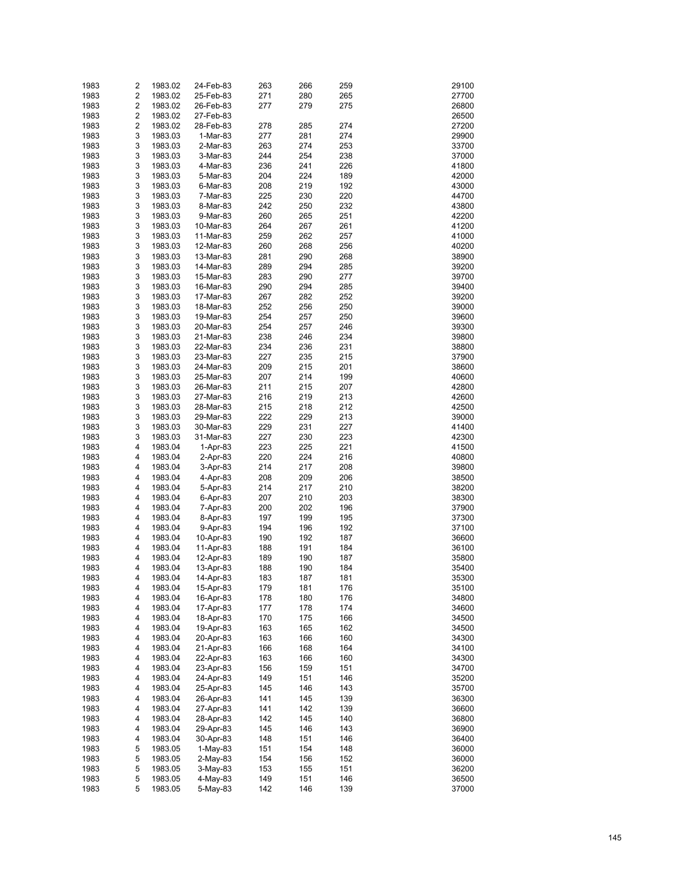| | | | | | | | | |
|---|---|---|---|---|---|---|---|---|
| 1983 | 2 | 1983.02 | 24-Feb-83 | 263 | 266 | 259 | | 29100 |
| 1983 | 2 | 1983.02 | 25-Feb-83 | 271 | 280 | 265 | | 27700 |
| 1983 | 2 | 1983.02 | 26-Feb-83 | 277 | 279 | 275 | | 26800 |
| 1983 | 2 | 1983.02 | 27-Feb-83 | | | | | 26500 |
| 1983 | 2 | 1983.02 | 28-Feb-83 | 278 | 285 | 274 | | 27200 |
| 1983 | 3 | 1983.03 | 1-Mar-83 | 277 | 281 | 274 | | 29900 |
| 1983 | 3 | 1983.03 | 2-Mar-83 | 263 | 274 | 253 | | 33700 |
| 1983 | 3 | 1983.03 | 3-Mar-83 | 244 | 254 | 238 | | 37000 |
| 1983 | 3 | 1983.03 | 4-Mar-83 | 236 | 241 | 226 | | 41800 |
| 1983 | 3 | 1983.03 | 5-Mar-83 | 204 | 224 | 189 | | 42000 |
| 1983 | 3 | 1983.03 | 6-Mar-83 | 208 | 219 | 192 | | 43000 |
| 1983 | 3 | 1983.03 | 7-Mar-83 | 225 | 230 | 220 | | 44700 |
| 1983 | 3 | 1983.03 | 8-Mar-83 | 242 | 250 | 232 | | 43800 |
| 1983 | 3 | 1983.03 | 9-Mar-83 | 260 | 265 | 251 | | 42200 |
| 1983 | 3 | 1983.03 | 10-Mar-83 | 264 | 267 | 261 | | 41200 |
| 1983 | 3 | 1983.03 | 11-Mar-83 | 259 | 262 | 257 | | 41000 |
| 1983 | 3 | 1983.03 | 12-Mar-83 | 260 | 268 | 256 | | 40200 |
| 1983 | 3 | 1983.03 | 13-Mar-83 | 281 | 290 | 268 | | 38900 |
| 1983 | 3 | 1983.03 | 14-Mar-83 | 289 | 294 | 285 | | 39200 |
| 1983 | 3 | 1983.03 | 15-Mar-83 | 283 | 290 | 277 | | 39700 |
| 1983 | 3 | 1983.03 | 16-Mar-83 | 290 | 294 | 285 | | 39400 |
| 1983 | 3 | 1983.03 | 17-Mar-83 | 267 | 282 | 252 | | 39200 |
| 1983 | 3 | 1983.03 | 18-Mar-83 | 252 | 256 | 250 | | 39000 |
| 1983 | 3 | 1983.03 | 19-Mar-83 | 254 | 257 | 250 | | 39600 |
| 1983 | 3 | 1983.03 | 20-Mar-83 | 254 | 257 | 246 | | 39300 |
| 1983 | 3 | 1983.03 | 21-Mar-83 | 238 | 246 | 234 | | 39800 |
| 1983 | 3 | 1983.03 | 22-Mar-83 | 234 | 236 | 231 | | 38800 |
| 1983 | 3 | 1983.03 | 23-Mar-83 | 227 | 235 | 215 | | 37900 |
| 1983 | 3 | 1983.03 | 24-Mar-83 | 209 | 215 | 201 | | 38600 |
| 1983 | 3 | 1983.03 | 25-Mar-83 | 207 | 214 | 199 | | 40600 |
| 1983 | 3 | 1983.03 | 26-Mar-83 | 211 | 215 | 207 | | 42800 |
| 1983 | 3 | 1983.03 | 27-Mar-83 | 216 | 219 | 213 | | 42600 |
| 1983 | 3 | 1983.03 | 28-Mar-83 | 215 | 218 | 212 | | 42500 |
| 1983 | 3 | 1983.03 | 29-Mar-83 | 222 | 229 | 213 | | 39000 |
| 1983 | 3 | 1983.03 | 30-Mar-83 | 229 | 231 | 227 | | 41400 |
| 1983 | 3 | 1983.03 | 31-Mar-83 | 227 | 230 | 223 | | 42300 |
| 1983 | 4 | 1983.04 | 1-Apr-83 | 223 | 225 | 221 | | 41500 |
| 1983 | 4 | 1983.04 | 2-Apr-83 | 220 | 224 | 216 | | 40800 |
| 1983 | 4 | 1983.04 | 3-Apr-83 | 214 | 217 | 208 | | 39800 |
| 1983 | 4 | 1983.04 | 4-Apr-83 | 208 | 209 | 206 | | 38500 |
| 1983 | 4 | 1983.04 | 5-Apr-83 | 214 | 217 | 210 | | 38200 |
| 1983 | 4 | 1983.04 | 6-Apr-83 | 207 | 210 | 203 | | 38300 |
| 1983 | 4 | 1983.04 | 7-Apr-83 | 200 | 202 | 196 | | 37900 |
| 1983 | 4 | 1983.04 | 8-Apr-83 | 197 | 199 | 195 | | 37300 |
| 1983 | 4 | 1983.04 | 9-Apr-83 | 194 | 196 | 192 | | 37100 |
| 1983 | 4 | 1983.04 | 10-Apr-83 | 190 | 192 | 187 | | 36600 |
| 1983 | 4 | 1983.04 | 11-Apr-83 | 188 | 191 | 184 | | 36100 |
| 1983 | 4 | 1983.04 | 12-Apr-83 | 189 | 190 | 187 | | 35800 |
| 1983 | 4 | 1983.04 | 13-Apr-83 | 188 | 190 | 184 | | 35400 |
| 1983 | 4 | 1983.04 | 14-Apr-83 | 183 | 187 | 181 | | 35300 |
| 1983 | 4 | 1983.04 | 15-Apr-83 | 179 | 181 | 176 | | 35100 |
| 1983 | 4 | 1983.04 | 16-Apr-83 | 178 | 180 | 176 | | 34800 |
| 1983 | 4 | 1983.04 | 17-Apr-83 | 177 | 178 | 174 | | 34600 |
| 1983 | 4 | 1983.04 | 18-Apr-83 | 170 | 175 | 166 | | 34500 |
| 1983 | 4 | 1983.04 | 19-Apr-83 | 163 | 165 | 162 | | 34500 |
| 1983 | 4 | 1983.04 | 20-Apr-83 | 163 | 166 | 160 | | 34300 |
| 1983 | 4 | 1983.04 | 21-Apr-83 | 166 | 168 | 164 | | 34100 |
| 1983 | 4 | 1983.04 | 22-Apr-83 | 163 | 166 | 160 | | 34300 |
| 1983 | 4 | 1983.04 | 23-Apr-83 | 156 | 159 | 151 | | 34700 |
| 1983 | 4 | 1983.04 | 24-Apr-83 | 149 | 151 | 146 | | 35200 |
| 1983 | 4 | 1983.04 | 25-Apr-83 | 145 | 146 | 143 | | 35700 |
| 1983 | 4 | 1983.04 | 26-Apr-83 | 141 | 145 | 139 | | 36300 |
| 1983 | 4 | 1983.04 | 27-Apr-83 | 141 | 142 | 139 | | 36600 |
| 1983 | 4 | 1983.04 | 28-Apr-83 | 142 | 145 | 140 | | 36800 |
| 1983 | 4 | 1983.04 | 29-Apr-83 | 145 | 146 | 143 | | 36900 |
| 1983 | 4 | 1983.04 | 30-Apr-83 | 148 | 151 | 146 | | 36400 |
| 1983 | 5 | 1983.05 | 1-May-83 | 151 | 154 | 148 | | 36000 |
| 1983 | 5 | 1983.05 | 2-May-83 | 154 | 156 | 152 | | 36000 |
| 1983 | 5 | 1983.05 | 3-May-83 | 153 | 155 | 151 | | 36200 |
| 1983 | 5 | 1983.05 | 4-May-83 | 149 | 151 | 146 | | 36500 |
| 1983 | 5 | 1983.05 | 5-May-83 | 142 | 146 | 139 | | 37000 |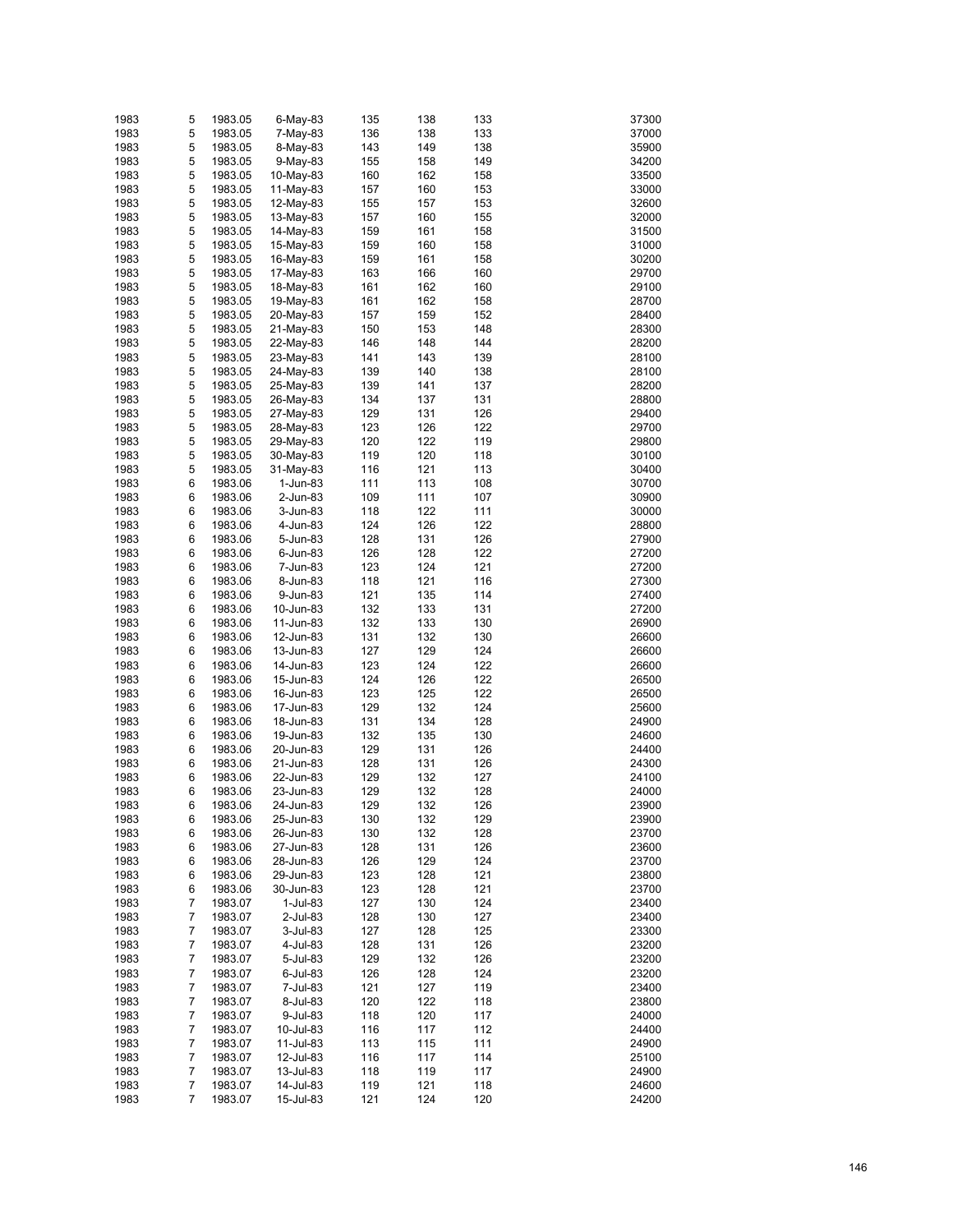| | | | | | | | | |
|---|---|---|---|---|---|---|---|---|
| 1983 | 5 | 1983.05 | 6-May-83 | 135 | 138 | 133 | | 37300 |
| 1983 | 5 | 1983.05 | 7-May-83 | 136 | 138 | 133 | | 37000 |
| 1983 | 5 | 1983.05 | 8-May-83 | 143 | 149 | 138 | | 35900 |
| 1983 | 5 | 1983.05 | 9-May-83 | 155 | 158 | 149 | | 34200 |
| 1983 | 5 | 1983.05 | 10-May-83 | 160 | 162 | 158 | | 33500 |
| 1983 | 5 | 1983.05 | 11-May-83 | 157 | 160 | 153 | | 33000 |
| 1983 | 5 | 1983.05 | 12-May-83 | 155 | 157 | 153 | | 32600 |
| 1983 | 5 | 1983.05 | 13-May-83 | 157 | 160 | 155 | | 32000 |
| 1983 | 5 | 1983.05 | 14-May-83 | 159 | 161 | 158 | | 31500 |
| 1983 | 5 | 1983.05 | 15-May-83 | 159 | 160 | 158 | | 31000 |
| 1983 | 5 | 1983.05 | 16-May-83 | 159 | 161 | 158 | | 30200 |
| 1983 | 5 | 1983.05 | 17-May-83 | 163 | 166 | 160 | | 29700 |
| 1983 | 5 | 1983.05 | 18-May-83 | 161 | 162 | 160 | | 29100 |
| 1983 | 5 | 1983.05 | 19-May-83 | 161 | 162 | 158 | | 28700 |
| 1983 | 5 | 1983.05 | 20-May-83 | 157 | 159 | 152 | | 28400 |
| 1983 | 5 | 1983.05 | 21-May-83 | 150 | 153 | 148 | | 28300 |
| 1983 | 5 | 1983.05 | 22-May-83 | 146 | 148 | 144 | | 28200 |
| 1983 | 5 | 1983.05 | 23-May-83 | 141 | 143 | 139 | | 28100 |
| 1983 | 5 | 1983.05 | 24-May-83 | 139 | 140 | 138 | | 28100 |
| 1983 | 5 | 1983.05 | 25-May-83 | 139 | 141 | 137 | | 28200 |
| 1983 | 5 | 1983.05 | 26-May-83 | 134 | 137 | 131 | | 28800 |
| 1983 | 5 | 1983.05 | 27-May-83 | 129 | 131 | 126 | | 29400 |
| 1983 | 5 | 1983.05 | 28-May-83 | 123 | 126 | 122 | | 29700 |
| 1983 | 5 | 1983.05 | 29-May-83 | 120 | 122 | 119 | | 29800 |
| 1983 | 5 | 1983.05 | 30-May-83 | 119 | 120 | 118 | | 30100 |
| 1983 | 5 | 1983.05 | 31-May-83 | 116 | 121 | 113 | | 30400 |
| 1983 | 6 | 1983.06 | 1-Jun-83 | 111 | 113 | 108 | | 30700 |
| 1983 | 6 | 1983.06 | 2-Jun-83 | 109 | 111 | 107 | | 30900 |
| 1983 | 6 | 1983.06 | 3-Jun-83 | 118 | 122 | 111 | | 30000 |
| 1983 | 6 | 1983.06 | 4-Jun-83 | 124 | 126 | 122 | | 28800 |
| 1983 | 6 | 1983.06 | 5-Jun-83 | 128 | 131 | 126 | | 27900 |
| 1983 | 6 | 1983.06 | 6-Jun-83 | 126 | 128 | 122 | | 27200 |
| 1983 | 6 | 1983.06 | 7-Jun-83 | 123 | 124 | 121 | | 27200 |
| 1983 | 6 | 1983.06 | 8-Jun-83 | 118 | 121 | 116 | | 27300 |
| 1983 | 6 | 1983.06 | 9-Jun-83 | 121 | 135 | 114 | | 27400 |
| 1983 | 6 | 1983.06 | 10-Jun-83 | 132 | 133 | 131 | | 27200 |
| 1983 | 6 | 1983.06 | 11-Jun-83 | 132 | 133 | 130 | | 26900 |
| 1983 | 6 | 1983.06 | 12-Jun-83 | 131 | 132 | 130 | | 26600 |
| 1983 | 6 | 1983.06 | 13-Jun-83 | 127 | 129 | 124 | | 26600 |
| 1983 | 6 | 1983.06 | 14-Jun-83 | 123 | 124 | 122 | | 26600 |
| 1983 | 6 | 1983.06 | 15-Jun-83 | 124 | 126 | 122 | | 26500 |
| 1983 | 6 | 1983.06 | 16-Jun-83 | 123 | 125 | 122 | | 26500 |
| 1983 | 6 | 1983.06 | 17-Jun-83 | 129 | 132 | 124 | | 25600 |
| 1983 | 6 | 1983.06 | 18-Jun-83 | 131 | 134 | 128 | | 24900 |
| 1983 | 6 | 1983.06 | 19-Jun-83 | 132 | 135 | 130 | | 24600 |
| 1983 | 6 | 1983.06 | 20-Jun-83 | 129 | 131 | 126 | | 24400 |
| 1983 | 6 | 1983.06 | 21-Jun-83 | 128 | 131 | 126 | | 24300 |
| 1983 | 6 | 1983.06 | 22-Jun-83 | 129 | 132 | 127 | | 24100 |
| 1983 | 6 | 1983.06 | 23-Jun-83 | 129 | 132 | 128 | | 24000 |
| 1983 | 6 | 1983.06 | 24-Jun-83 | 129 | 132 | 126 | | 23900 |
| 1983 | 6 | 1983.06 | 25-Jun-83 | 130 | 132 | 129 | | 23900 |
| 1983 | 6 | 1983.06 | 26-Jun-83 | 130 | 132 | 128 | | 23700 |
| 1983 | 6 | 1983.06 | 27-Jun-83 | 128 | 131 | 126 | | 23600 |
| 1983 | 6 | 1983.06 | 28-Jun-83 | 126 | 129 | 124 | | 23700 |
| 1983 | 6 | 1983.06 | 29-Jun-83 | 123 | 128 | 121 | | 23800 |
| 1983 | 6 | 1983.06 | 30-Jun-83 | 123 | 128 | 121 | | 23700 |
| 1983 | 7 | 1983.07 | 1-Jul-83 | 127 | 130 | 124 | | 23400 |
| 1983 | 7 | 1983.07 | 2-Jul-83 | 128 | 130 | 127 | | 23400 |
| 1983 | 7 | 1983.07 | 3-Jul-83 | 127 | 128 | 125 | | 23300 |
| 1983 | 7 | 1983.07 | 4-Jul-83 | 128 | 131 | 126 | | 23200 |
| 1983 | 7 | 1983.07 | 5-Jul-83 | 129 | 132 | 126 | | 23200 |
| 1983 | 7 | 1983.07 | 6-Jul-83 | 126 | 128 | 124 | | 23200 |
| 1983 | 7 | 1983.07 | 7-Jul-83 | 121 | 127 | 119 | | 23400 |
| 1983 | 7 | 1983.07 | 8-Jul-83 | 120 | 122 | 118 | | 23800 |
| 1983 | 7 | 1983.07 | 9-Jul-83 | 118 | 120 | 117 | | 24000 |
| 1983 | 7 | 1983.07 | 10-Jul-83 | 116 | 117 | 112 | | 24400 |
| 1983 | 7 | 1983.07 | 11-Jul-83 | 113 | 115 | 111 | | 24900 |
| 1983 | 7 | 1983.07 | 12-Jul-83 | 116 | 117 | 114 | | 25100 |
| 1983 | 7 | 1983.07 | 13-Jul-83 | 118 | 119 | 117 | | 24900 |
| 1983 | 7 | 1983.07 | 14-Jul-83 | 119 | 121 | 118 | | 24600 |
| 1983 | 7 | 1983.07 | 15-Jul-83 | 121 | 124 | 120 | | 24200 |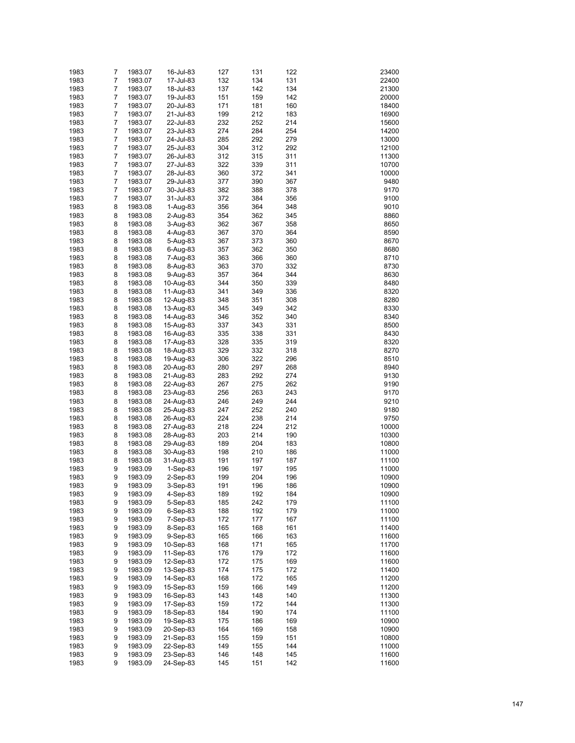| | | | | | | | |
|---|---|---|---|---|---|---|---|
| 1983 | 7 | 1983.07 | 16-Jul-83 | 127 | 131 | 122 | 23400 |
| 1983 | 7 | 1983.07 | 17-Jul-83 | 132 | 134 | 131 | 22400 |
| 1983 | 7 | 1983.07 | 18-Jul-83 | 137 | 142 | 134 | 21300 |
| 1983 | 7 | 1983.07 | 19-Jul-83 | 151 | 159 | 142 | 20000 |
| 1983 | 7 | 1983.07 | 20-Jul-83 | 171 | 181 | 160 | 18400 |
| 1983 | 7 | 1983.07 | 21-Jul-83 | 199 | 212 | 183 | 16900 |
| 1983 | 7 | 1983.07 | 22-Jul-83 | 232 | 252 | 214 | 15600 |
| 1983 | 7 | 1983.07 | 23-Jul-83 | 274 | 284 | 254 | 14200 |
| 1983 | 7 | 1983.07 | 24-Jul-83 | 285 | 292 | 279 | 13000 |
| 1983 | 7 | 1983.07 | 25-Jul-83 | 304 | 312 | 292 | 12100 |
| 1983 | 7 | 1983.07 | 26-Jul-83 | 312 | 315 | 311 | 11300 |
| 1983 | 7 | 1983.07 | 27-Jul-83 | 322 | 339 | 311 | 10700 |
| 1983 | 7 | 1983.07 | 28-Jul-83 | 360 | 372 | 341 | 10000 |
| 1983 | 7 | 1983.07 | 29-Jul-83 | 377 | 390 | 367 | 9480 |
| 1983 | 7 | 1983.07 | 30-Jul-83 | 382 | 388 | 378 | 9170 |
| 1983 | 7 | 1983.07 | 31-Jul-83 | 372 | 384 | 356 | 9100 |
| 1983 | 8 | 1983.08 | 1-Aug-83 | 356 | 364 | 348 | 9010 |
| 1983 | 8 | 1983.08 | 2-Aug-83 | 354 | 362 | 345 | 8860 |
| 1983 | 8 | 1983.08 | 3-Aug-83 | 362 | 367 | 358 | 8650 |
| 1983 | 8 | 1983.08 | 4-Aug-83 | 367 | 370 | 364 | 8590 |
| 1983 | 8 | 1983.08 | 5-Aug-83 | 367 | 373 | 360 | 8670 |
| 1983 | 8 | 1983.08 | 6-Aug-83 | 357 | 362 | 350 | 8680 |
| 1983 | 8 | 1983.08 | 7-Aug-83 | 363 | 366 | 360 | 8710 |
| 1983 | 8 | 1983.08 | 8-Aug-83 | 363 | 370 | 332 | 8730 |
| 1983 | 8 | 1983.08 | 9-Aug-83 | 357 | 364 | 344 | 8630 |
| 1983 | 8 | 1983.08 | 10-Aug-83 | 344 | 350 | 339 | 8480 |
| 1983 | 8 | 1983.08 | 11-Aug-83 | 341 | 349 | 336 | 8320 |
| 1983 | 8 | 1983.08 | 12-Aug-83 | 348 | 351 | 308 | 8280 |
| 1983 | 8 | 1983.08 | 13-Aug-83 | 345 | 349 | 342 | 8330 |
| 1983 | 8 | 1983.08 | 14-Aug-83 | 346 | 352 | 340 | 8340 |
| 1983 | 8 | 1983.08 | 15-Aug-83 | 337 | 343 | 331 | 8500 |
| 1983 | 8 | 1983.08 | 16-Aug-83 | 335 | 338 | 331 | 8430 |
| 1983 | 8 | 1983.08 | 17-Aug-83 | 328 | 335 | 319 | 8320 |
| 1983 | 8 | 1983.08 | 18-Aug-83 | 329 | 332 | 318 | 8270 |
| 1983 | 8 | 1983.08 | 19-Aug-83 | 306 | 322 | 296 | 8510 |
| 1983 | 8 | 1983.08 | 20-Aug-83 | 280 | 297 | 268 | 8940 |
| 1983 | 8 | 1983.08 | 21-Aug-83 | 283 | 292 | 274 | 9130 |
| 1983 | 8 | 1983.08 | 22-Aug-83 | 267 | 275 | 262 | 9190 |
| 1983 | 8 | 1983.08 | 23-Aug-83 | 256 | 263 | 243 | 9170 |
| 1983 | 8 | 1983.08 | 24-Aug-83 | 246 | 249 | 244 | 9210 |
| 1983 | 8 | 1983.08 | 25-Aug-83 | 247 | 252 | 240 | 9180 |
| 1983 | 8 | 1983.08 | 26-Aug-83 | 224 | 238 | 214 | 9750 |
| 1983 | 8 | 1983.08 | 27-Aug-83 | 218 | 224 | 212 | 10000 |
| 1983 | 8 | 1983.08 | 28-Aug-83 | 203 | 214 | 190 | 10300 |
| 1983 | 8 | 1983.08 | 29-Aug-83 | 189 | 204 | 183 | 10800 |
| 1983 | 8 | 1983.08 | 30-Aug-83 | 198 | 210 | 186 | 11000 |
| 1983 | 8 | 1983.08 | 31-Aug-83 | 191 | 197 | 187 | 11100 |
| 1983 | 9 | 1983.09 | 1-Sep-83 | 196 | 197 | 195 | 11000 |
| 1983 | 9 | 1983.09 | 2-Sep-83 | 199 | 204 | 196 | 10900 |
| 1983 | 9 | 1983.09 | 3-Sep-83 | 191 | 196 | 186 | 10900 |
| 1983 | 9 | 1983.09 | 4-Sep-83 | 189 | 192 | 184 | 10900 |
| 1983 | 9 | 1983.09 | 5-Sep-83 | 185 | 242 | 179 | 11100 |
| 1983 | 9 | 1983.09 | 6-Sep-83 | 188 | 192 | 179 | 11000 |
| 1983 | 9 | 1983.09 | 7-Sep-83 | 172 | 177 | 167 | 11100 |
| 1983 | 9 | 1983.09 | 8-Sep-83 | 165 | 168 | 161 | 11400 |
| 1983 | 9 | 1983.09 | 9-Sep-83 | 165 | 166 | 163 | 11600 |
| 1983 | 9 | 1983.09 | 10-Sep-83 | 168 | 171 | 165 | 11700 |
| 1983 | 9 | 1983.09 | 11-Sep-83 | 176 | 179 | 172 | 11600 |
| 1983 | 9 | 1983.09 | 12-Sep-83 | 172 | 175 | 169 | 11600 |
| 1983 | 9 | 1983.09 | 13-Sep-83 | 174 | 175 | 172 | 11400 |
| 1983 | 9 | 1983.09 | 14-Sep-83 | 168 | 172 | 165 | 11200 |
| 1983 | 9 | 1983.09 | 15-Sep-83 | 159 | 166 | 149 | 11200 |
| 1983 | 9 | 1983.09 | 16-Sep-83 | 143 | 148 | 140 | 11300 |
| 1983 | 9 | 1983.09 | 17-Sep-83 | 159 | 172 | 144 | 11300 |
| 1983 | 9 | 1983.09 | 18-Sep-83 | 184 | 190 | 174 | 11100 |
| 1983 | 9 | 1983.09 | 19-Sep-83 | 175 | 186 | 169 | 10900 |
| 1983 | 9 | 1983.09 | 20-Sep-83 | 164 | 169 | 158 | 10900 |
| 1983 | 9 | 1983.09 | 21-Sep-83 | 155 | 159 | 151 | 10800 |
| 1983 | 9 | 1983.09 | 22-Sep-83 | 149 | 155 | 144 | 11000 |
| 1983 | 9 | 1983.09 | 23-Sep-83 | 146 | 148 | 145 | 11600 |
| 1983 | 9 | 1983.09 | 24-Sep-83 | 145 | 151 | 142 | 11600 |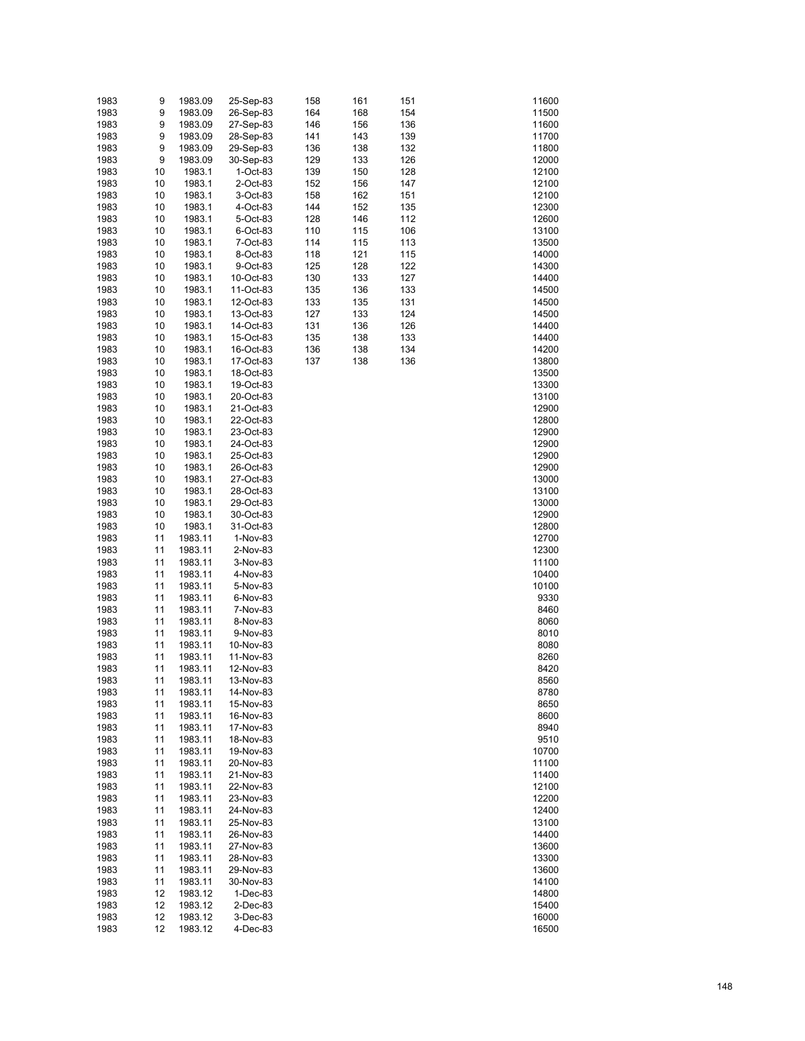| | | | | | | | |
|---|---|---|---|---|---|---|---|
| 1983 | 9 | 1983.09 | 25-Sep-83 | 158 | 161 | 151 | 11600 |
| 1983 | 9 | 1983.09 | 26-Sep-83 | 164 | 168 | 154 | 11500 |
| 1983 | 9 | 1983.09 | 27-Sep-83 | 146 | 156 | 136 | 11600 |
| 1983 | 9 | 1983.09 | 28-Sep-83 | 141 | 143 | 139 | 11700 |
| 1983 | 9 | 1983.09 | 29-Sep-83 | 136 | 138 | 132 | 11800 |
| 1983 | 9 | 1983.09 | 30-Sep-83 | 129 | 133 | 126 | 12000 |
| 1983 | 10 | 1983.1 | 1-Oct-83 | 139 | 150 | 128 | 12100 |
| 1983 | 10 | 1983.1 | 2-Oct-83 | 152 | 156 | 147 | 12100 |
| 1983 | 10 | 1983.1 | 3-Oct-83 | 158 | 162 | 151 | 12100 |
| 1983 | 10 | 1983.1 | 4-Oct-83 | 144 | 152 | 135 | 12300 |
| 1983 | 10 | 1983.1 | 5-Oct-83 | 128 | 146 | 112 | 12600 |
| 1983 | 10 | 1983.1 | 6-Oct-83 | 110 | 115 | 106 | 13100 |
| 1983 | 10 | 1983.1 | 7-Oct-83 | 114 | 115 | 113 | 13500 |
| 1983 | 10 | 1983.1 | 8-Oct-83 | 118 | 121 | 115 | 14000 |
| 1983 | 10 | 1983.1 | 9-Oct-83 | 125 | 128 | 122 | 14300 |
| 1983 | 10 | 1983.1 | 10-Oct-83 | 130 | 133 | 127 | 14400 |
| 1983 | 10 | 1983.1 | 11-Oct-83 | 135 | 136 | 133 | 14500 |
| 1983 | 10 | 1983.1 | 12-Oct-83 | 133 | 135 | 131 | 14500 |
| 1983 | 10 | 1983.1 | 13-Oct-83 | 127 | 133 | 124 | 14500 |
| 1983 | 10 | 1983.1 | 14-Oct-83 | 131 | 136 | 126 | 14400 |
| 1983 | 10 | 1983.1 | 15-Oct-83 | 135 | 138 | 133 | 14400 |
| 1983 | 10 | 1983.1 | 16-Oct-83 | 136 | 138 | 134 | 14200 |
| 1983 | 10 | 1983.1 | 17-Oct-83 | 137 | 138 | 136 | 13800 |
| 1983 | 10 | 1983.1 | 18-Oct-83 | | | | 13500 |
| 1983 | 10 | 1983.1 | 19-Oct-83 | | | | 13300 |
| 1983 | 10 | 1983.1 | 20-Oct-83 | | | | 13100 |
| 1983 | 10 | 1983.1 | 21-Oct-83 | | | | 12900 |
| 1983 | 10 | 1983.1 | 22-Oct-83 | | | | 12800 |
| 1983 | 10 | 1983.1 | 23-Oct-83 | | | | 12900 |
| 1983 | 10 | 1983.1 | 24-Oct-83 | | | | 12900 |
| 1983 | 10 | 1983.1 | 25-Oct-83 | | | | 12900 |
| 1983 | 10 | 1983.1 | 26-Oct-83 | | | | 12900 |
| 1983 | 10 | 1983.1 | 27-Oct-83 | | | | 13000 |
| 1983 | 10 | 1983.1 | 28-Oct-83 | | | | 13100 |
| 1983 | 10 | 1983.1 | 29-Oct-83 | | | | 13000 |
| 1983 | 10 | 1983.1 | 30-Oct-83 | | | | 12900 |
| 1983 | 10 | 1983.1 | 31-Oct-83 | | | | 12800 |
| 1983 | 11 | 1983.11 | 1-Nov-83 | | | | 12700 |
| 1983 | 11 | 1983.11 | 2-Nov-83 | | | | 12300 |
| 1983 | 11 | 1983.11 | 3-Nov-83 | | | | 11100 |
| 1983 | 11 | 1983.11 | 4-Nov-83 | | | | 10400 |
| 1983 | 11 | 1983.11 | 5-Nov-83 | | | | 10100 |
| 1983 | 11 | 1983.11 | 6-Nov-83 | | | | 9330 |
| 1983 | 11 | 1983.11 | 7-Nov-83 | | | | 8460 |
| 1983 | 11 | 1983.11 | 8-Nov-83 | | | | 8060 |
| 1983 | 11 | 1983.11 | 9-Nov-83 | | | | 8010 |
| 1983 | 11 | 1983.11 | 10-Nov-83 | | | | 8080 |
| 1983 | 11 | 1983.11 | 11-Nov-83 | | | | 8260 |
| 1983 | 11 | 1983.11 | 12-Nov-83 | | | | 8420 |
| 1983 | 11 | 1983.11 | 13-Nov-83 | | | | 8560 |
| 1983 | 11 | 1983.11 | 14-Nov-83 | | | | 8780 |
| 1983 | 11 | 1983.11 | 15-Nov-83 | | | | 8650 |
| 1983 | 11 | 1983.11 | 16-Nov-83 | | | | 8600 |
| 1983 | 11 | 1983.11 | 17-Nov-83 | | | | 8940 |
| 1983 | 11 | 1983.11 | 18-Nov-83 | | | | 9510 |
| 1983 | 11 | 1983.11 | 19-Nov-83 | | | | 10700 |
| 1983 | 11 | 1983.11 | 20-Nov-83 | | | | 11100 |
| 1983 | 11 | 1983.11 | 21-Nov-83 | | | | 11400 |
| 1983 | 11 | 1983.11 | 22-Nov-83 | | | | 12100 |
| 1983 | 11 | 1983.11 | 23-Nov-83 | | | | 12200 |
| 1983 | 11 | 1983.11 | 24-Nov-83 | | | | 12400 |
| 1983 | 11 | 1983.11 | 25-Nov-83 | | | | 13100 |
| 1983 | 11 | 1983.11 | 26-Nov-83 | | | | 14400 |
| 1983 | 11 | 1983.11 | 27-Nov-83 | | | | 13600 |
| 1983 | 11 | 1983.11 | 28-Nov-83 | | | | 13300 |
| 1983 | 11 | 1983.11 | 29-Nov-83 | | | | 13600 |
| 1983 | 11 | 1983.11 | 30-Nov-83 | | | | 14100 |
| 1983 | 12 | 1983.12 | 1-Dec-83 | | | | 14800 |
| 1983 | 12 | 1983.12 | 2-Dec-83 | | | | 15400 |
| 1983 | 12 | 1983.12 | 3-Dec-83 | | | | 16000 |
| 1983 | 12 | 1983.12 | 4-Dec-83 | | | | 16500 |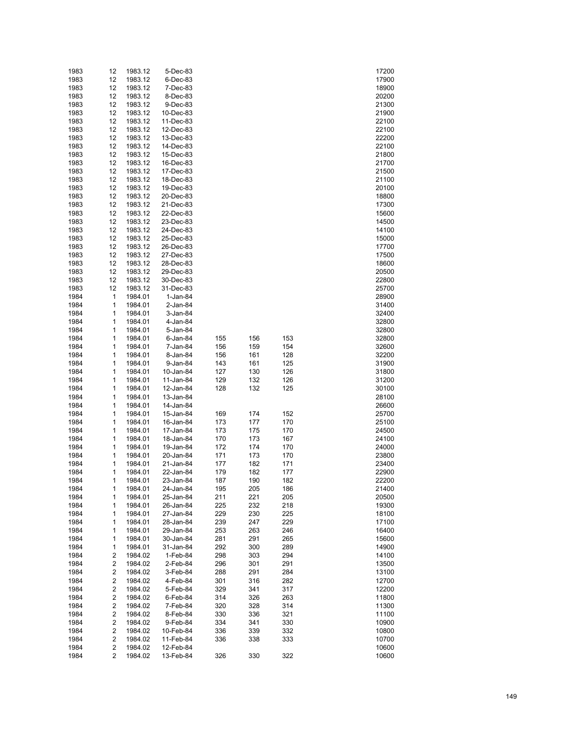| | | | | | | | |
|---|---|---|---|---|---|---|---|
| 1983 | 12 | 1983.12 | 5-Dec-83 | | | | 17200 |
| 1983 | 12 | 1983.12 | 6-Dec-83 | | | | 17900 |
| 1983 | 12 | 1983.12 | 7-Dec-83 | | | | 18900 |
| 1983 | 12 | 1983.12 | 8-Dec-83 | | | | 20200 |
| 1983 | 12 | 1983.12 | 9-Dec-83 | | | | 21300 |
| 1983 | 12 | 1983.12 | 10-Dec-83 | | | | 21900 |
| 1983 | 12 | 1983.12 | 11-Dec-83 | | | | 22100 |
| 1983 | 12 | 1983.12 | 12-Dec-83 | | | | 22100 |
| 1983 | 12 | 1983.12 | 13-Dec-83 | | | | 22200 |
| 1983 | 12 | 1983.12 | 14-Dec-83 | | | | 22100 |
| 1983 | 12 | 1983.12 | 15-Dec-83 | | | | 21800 |
| 1983 | 12 | 1983.12 | 16-Dec-83 | | | | 21700 |
| 1983 | 12 | 1983.12 | 17-Dec-83 | | | | 21500 |
| 1983 | 12 | 1983.12 | 18-Dec-83 | | | | 21100 |
| 1983 | 12 | 1983.12 | 19-Dec-83 | | | | 20100 |
| 1983 | 12 | 1983.12 | 20-Dec-83 | | | | 18800 |
| 1983 | 12 | 1983.12 | 21-Dec-83 | | | | 17300 |
| 1983 | 12 | 1983.12 | 22-Dec-83 | | | | 15600 |
| 1983 | 12 | 1983.12 | 23-Dec-83 | | | | 14500 |
| 1983 | 12 | 1983.12 | 24-Dec-83 | | | | 14100 |
| 1983 | 12 | 1983.12 | 25-Dec-83 | | | | 15000 |
| 1983 | 12 | 1983.12 | 26-Dec-83 | | | | 17700 |
| 1983 | 12 | 1983.12 | 27-Dec-83 | | | | 17500 |
| 1983 | 12 | 1983.12 | 28-Dec-83 | | | | 18600 |
| 1983 | 12 | 1983.12 | 29-Dec-83 | | | | 20500 |
| 1983 | 12 | 1983.12 | 30-Dec-83 | | | | 22800 |
| 1983 | 12 | 1983.12 | 31-Dec-83 | | | | 25700 |
| 1984 | 1 | 1984.01 | 1-Jan-84 | | | | 28900 |
| 1984 | 1 | 1984.01 | 2-Jan-84 | | | | 31400 |
| 1984 | 1 | 1984.01 | 3-Jan-84 | | | | 32400 |
| 1984 | 1 | 1984.01 | 4-Jan-84 | | | | 32800 |
| 1984 | 1 | 1984.01 | 5-Jan-84 | | | | 32800 |
| 1984 | 1 | 1984.01 | 6-Jan-84 | 155 | 156 | 153 | 32800 |
| 1984 | 1 | 1984.01 | 7-Jan-84 | 156 | 159 | 154 | 32600 |
| 1984 | 1 | 1984.01 | 8-Jan-84 | 156 | 161 | 128 | 32200 |
| 1984 | 1 | 1984.01 | 9-Jan-84 | 143 | 161 | 125 | 31900 |
| 1984 | 1 | 1984.01 | 10-Jan-84 | 127 | 130 | 126 | 31800 |
| 1984 | 1 | 1984.01 | 11-Jan-84 | 129 | 132 | 126 | 31200 |
| 1984 | 1 | 1984.01 | 12-Jan-84 | 128 | 132 | 125 | 30100 |
| 1984 | 1 | 1984.01 | 13-Jan-84 | | | | 28100 |
| 1984 | 1 | 1984.01 | 14-Jan-84 | | | | 26600 |
| 1984 | 1 | 1984.01 | 15-Jan-84 | 169 | 174 | 152 | 25700 |
| 1984 | 1 | 1984.01 | 16-Jan-84 | 173 | 177 | 170 | 25100 |
| 1984 | 1 | 1984.01 | 17-Jan-84 | 173 | 175 | 170 | 24500 |
| 1984 | 1 | 1984.01 | 18-Jan-84 | 170 | 173 | 167 | 24100 |
| 1984 | 1 | 1984.01 | 19-Jan-84 | 172 | 174 | 170 | 24000 |
| 1984 | 1 | 1984.01 | 20-Jan-84 | 171 | 173 | 170 | 23800 |
| 1984 | 1 | 1984.01 | 21-Jan-84 | 177 | 182 | 171 | 23400 |
| 1984 | 1 | 1984.01 | 22-Jan-84 | 179 | 182 | 177 | 22900 |
| 1984 | 1 | 1984.01 | 23-Jan-84 | 187 | 190 | 182 | 22200 |
| 1984 | 1 | 1984.01 | 24-Jan-84 | 195 | 205 | 186 | 21400 |
| 1984 | 1 | 1984.01 | 25-Jan-84 | 211 | 221 | 205 | 20500 |
| 1984 | 1 | 1984.01 | 26-Jan-84 | 225 | 232 | 218 | 19300 |
| 1984 | 1 | 1984.01 | 27-Jan-84 | 229 | 230 | 225 | 18100 |
| 1984 | 1 | 1984.01 | 28-Jan-84 | 239 | 247 | 229 | 17100 |
| 1984 | 1 | 1984.01 | 29-Jan-84 | 253 | 263 | 246 | 16400 |
| 1984 | 1 | 1984.01 | 30-Jan-84 | 281 | 291 | 265 | 15600 |
| 1984 | 1 | 1984.01 | 31-Jan-84 | 292 | 300 | 289 | 14900 |
| 1984 | 2 | 1984.02 | 1-Feb-84 | 298 | 303 | 294 | 14100 |
| 1984 | 2 | 1984.02 | 2-Feb-84 | 296 | 301 | 291 | 13500 |
| 1984 | 2 | 1984.02 | 3-Feb-84 | 288 | 291 | 284 | 13100 |
| 1984 | 2 | 1984.02 | 4-Feb-84 | 301 | 316 | 282 | 12700 |
| 1984 | 2 | 1984.02 | 5-Feb-84 | 329 | 341 | 317 | 12200 |
| 1984 | 2 | 1984.02 | 6-Feb-84 | 314 | 326 | 263 | 11800 |
| 1984 | 2 | 1984.02 | 7-Feb-84 | 320 | 328 | 314 | 11300 |
| 1984 | 2 | 1984.02 | 8-Feb-84 | 330 | 336 | 321 | 11100 |
| 1984 | 2 | 1984.02 | 9-Feb-84 | 334 | 341 | 330 | 10900 |
| 1984 | 2 | 1984.02 | 10-Feb-84 | 336 | 339 | 332 | 10800 |
| 1984 | 2 | 1984.02 | 11-Feb-84 | 336 | 338 | 333 | 10700 |
| 1984 | 2 | 1984.02 | 12-Feb-84 | | | | 10600 |
| 1984 | 2 | 1984.02 | 13-Feb-84 | 326 | 330 | 322 | 10600 |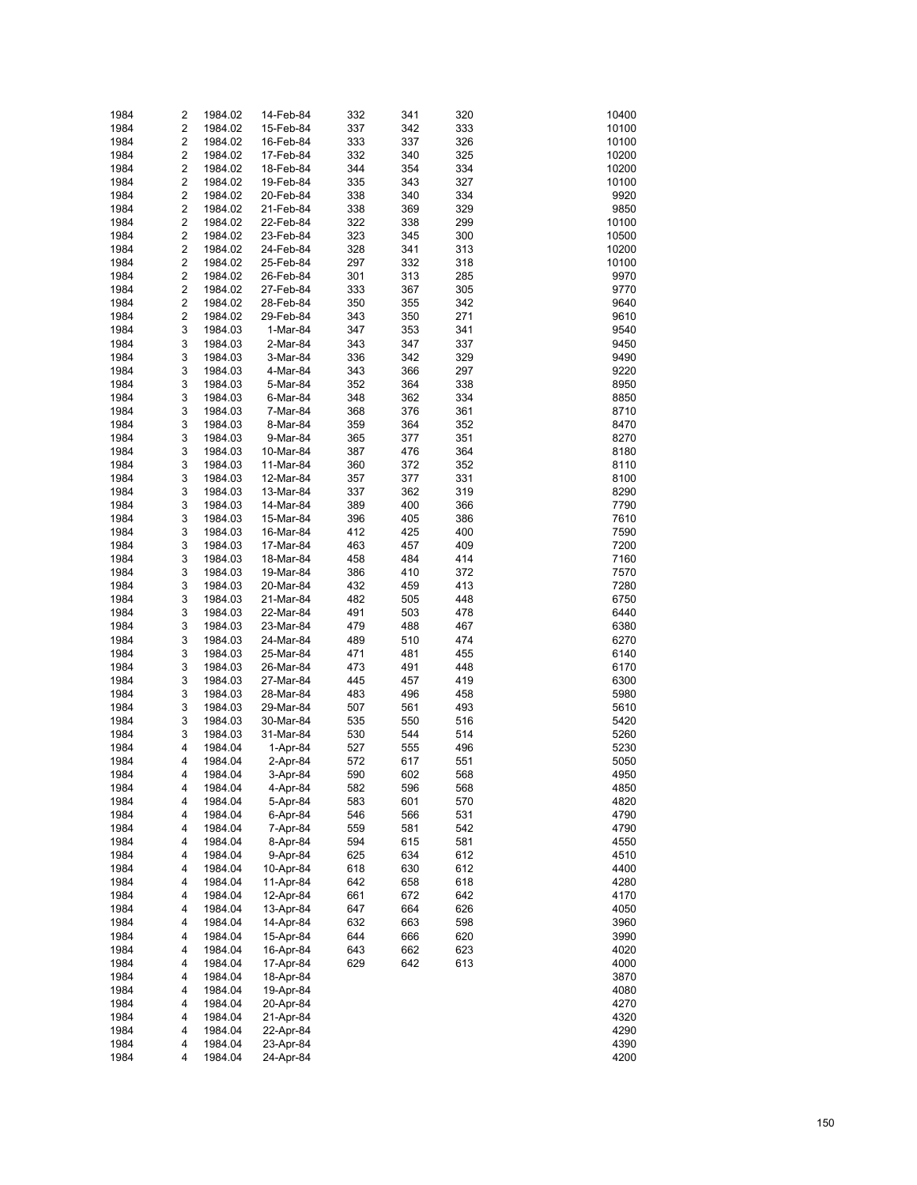| | | | | | | | | |
|---|---|---|---|---|---|---|---|---|
| 1984 | 2 | 1984.02 | 14-Feb-84 | 332 | 341 | 320 | | 10400 |
| 1984 | 2 | 1984.02 | 15-Feb-84 | 337 | 342 | 333 | | 10100 |
| 1984 | 2 | 1984.02 | 16-Feb-84 | 333 | 337 | 326 | | 10100 |
| 1984 | 2 | 1984.02 | 17-Feb-84 | 332 | 340 | 325 | | 10200 |
| 1984 | 2 | 1984.02 | 18-Feb-84 | 344 | 354 | 334 | | 10200 |
| 1984 | 2 | 1984.02 | 19-Feb-84 | 335 | 343 | 327 | | 10100 |
| 1984 | 2 | 1984.02 | 20-Feb-84 | 338 | 340 | 334 | | 9920 |
| 1984 | 2 | 1984.02 | 21-Feb-84 | 338 | 369 | 329 | | 9850 |
| 1984 | 2 | 1984.02 | 22-Feb-84 | 322 | 338 | 299 | | 10100 |
| 1984 | 2 | 1984.02 | 23-Feb-84 | 323 | 345 | 300 | | 10500 |
| 1984 | 2 | 1984.02 | 24-Feb-84 | 328 | 341 | 313 | | 10200 |
| 1984 | 2 | 1984.02 | 25-Feb-84 | 297 | 332 | 318 | | 10100 |
| 1984 | 2 | 1984.02 | 26-Feb-84 | 301 | 313 | 285 | | 9970 |
| 1984 | 2 | 1984.02 | 27-Feb-84 | 333 | 367 | 305 | | 9770 |
| 1984 | 2 | 1984.02 | 28-Feb-84 | 350 | 355 | 342 | | 9640 |
| 1984 | 2 | 1984.02 | 29-Feb-84 | 343 | 350 | 271 | | 9610 |
| 1984 | 3 | 1984.03 | 1-Mar-84 | 347 | 353 | 341 | | 9540 |
| 1984 | 3 | 1984.03 | 2-Mar-84 | 343 | 347 | 337 | | 9450 |
| 1984 | 3 | 1984.03 | 3-Mar-84 | 336 | 342 | 329 | | 9490 |
| 1984 | 3 | 1984.03 | 4-Mar-84 | 343 | 366 | 297 | | 9220 |
| 1984 | 3 | 1984.03 | 5-Mar-84 | 352 | 364 | 338 | | 8950 |
| 1984 | 3 | 1984.03 | 6-Mar-84 | 348 | 362 | 334 | | 8850 |
| 1984 | 3 | 1984.03 | 7-Mar-84 | 368 | 376 | 361 | | 8710 |
| 1984 | 3 | 1984.03 | 8-Mar-84 | 359 | 364 | 352 | | 8470 |
| 1984 | 3 | 1984.03 | 9-Mar-84 | 365 | 377 | 351 | | 8270 |
| 1984 | 3 | 1984.03 | 10-Mar-84 | 387 | 476 | 364 | | 8180 |
| 1984 | 3 | 1984.03 | 11-Mar-84 | 360 | 372 | 352 | | 8110 |
| 1984 | 3 | 1984.03 | 12-Mar-84 | 357 | 377 | 331 | | 8100 |
| 1984 | 3 | 1984.03 | 13-Mar-84 | 337 | 362 | 319 | | 8290 |
| 1984 | 3 | 1984.03 | 14-Mar-84 | 389 | 400 | 366 | | 7790 |
| 1984 | 3 | 1984.03 | 15-Mar-84 | 396 | 405 | 386 | | 7610 |
| 1984 | 3 | 1984.03 | 16-Mar-84 | 412 | 425 | 400 | | 7590 |
| 1984 | 3 | 1984.03 | 17-Mar-84 | 463 | 457 | 409 | | 7200 |
| 1984 | 3 | 1984.03 | 18-Mar-84 | 458 | 484 | 414 | | 7160 |
| 1984 | 3 | 1984.03 | 19-Mar-84 | 386 | 410 | 372 | | 7570 |
| 1984 | 3 | 1984.03 | 20-Mar-84 | 432 | 459 | 413 | | 7280 |
| 1984 | 3 | 1984.03 | 21-Mar-84 | 482 | 505 | 448 | | 6750 |
| 1984 | 3 | 1984.03 | 22-Mar-84 | 491 | 503 | 478 | | 6440 |
| 1984 | 3 | 1984.03 | 23-Mar-84 | 479 | 488 | 467 | | 6380 |
| 1984 | 3 | 1984.03 | 24-Mar-84 | 489 | 510 | 474 | | 6270 |
| 1984 | 3 | 1984.03 | 25-Mar-84 | 471 | 481 | 455 | | 6140 |
| 1984 | 3 | 1984.03 | 26-Mar-84 | 473 | 491 | 448 | | 6170 |
| 1984 | 3 | 1984.03 | 27-Mar-84 | 445 | 457 | 419 | | 6300 |
| 1984 | 3 | 1984.03 | 28-Mar-84 | 483 | 496 | 458 | | 5980 |
| 1984 | 3 | 1984.03 | 29-Mar-84 | 507 | 561 | 493 | | 5610 |
| 1984 | 3 | 1984.03 | 30-Mar-84 | 535 | 550 | 516 | | 5420 |
| 1984 | 3 | 1984.03 | 31-Mar-84 | 530 | 544 | 514 | | 5260 |
| 1984 | 4 | 1984.04 | 1-Apr-84 | 527 | 555 | 496 | | 5230 |
| 1984 | 4 | 1984.04 | 2-Apr-84 | 572 | 617 | 551 | | 5050 |
| 1984 | 4 | 1984.04 | 3-Apr-84 | 590 | 602 | 568 | | 4950 |
| 1984 | 4 | 1984.04 | 4-Apr-84 | 582 | 596 | 568 | | 4850 |
| 1984 | 4 | 1984.04 | 5-Apr-84 | 583 | 601 | 570 | | 4820 |
| 1984 | 4 | 1984.04 | 6-Apr-84 | 546 | 566 | 531 | | 4790 |
| 1984 | 4 | 1984.04 | 7-Apr-84 | 559 | 581 | 542 | | 4790 |
| 1984 | 4 | 1984.04 | 8-Apr-84 | 594 | 615 | 581 | | 4550 |
| 1984 | 4 | 1984.04 | 9-Apr-84 | 625 | 634 | 612 | | 4510 |
| 1984 | 4 | 1984.04 | 10-Apr-84 | 618 | 630 | 612 | | 4400 |
| 1984 | 4 | 1984.04 | 11-Apr-84 | 642 | 658 | 618 | | 4280 |
| 1984 | 4 | 1984.04 | 12-Apr-84 | 661 | 672 | 642 | | 4170 |
| 1984 | 4 | 1984.04 | 13-Apr-84 | 647 | 664 | 626 | | 4050 |
| 1984 | 4 | 1984.04 | 14-Apr-84 | 632 | 663 | 598 | | 3960 |
| 1984 | 4 | 1984.04 | 15-Apr-84 | 644 | 666 | 620 | | 3990 |
| 1984 | 4 | 1984.04 | 16-Apr-84 | 643 | 662 | 623 | | 4020 |
| 1984 | 4 | 1984.04 | 17-Apr-84 | 629 | 642 | 613 | | 4000 |
| 1984 | 4 | 1984.04 | 18-Apr-84 | | | | | 3870 |
| 1984 | 4 | 1984.04 | 19-Apr-84 | | | | | 4080 |
| 1984 | 4 | 1984.04 | 20-Apr-84 | | | | | 4270 |
| 1984 | 4 | 1984.04 | 21-Apr-84 | | | | | 4320 |
| 1984 | 4 | 1984.04 | 22-Apr-84 | | | | | 4290 |
| 1984 | 4 | 1984.04 | 23-Apr-84 | | | | | 4390 |
| 1984 | 4 | 1984.04 | 24-Apr-84 | | | | | 4200 |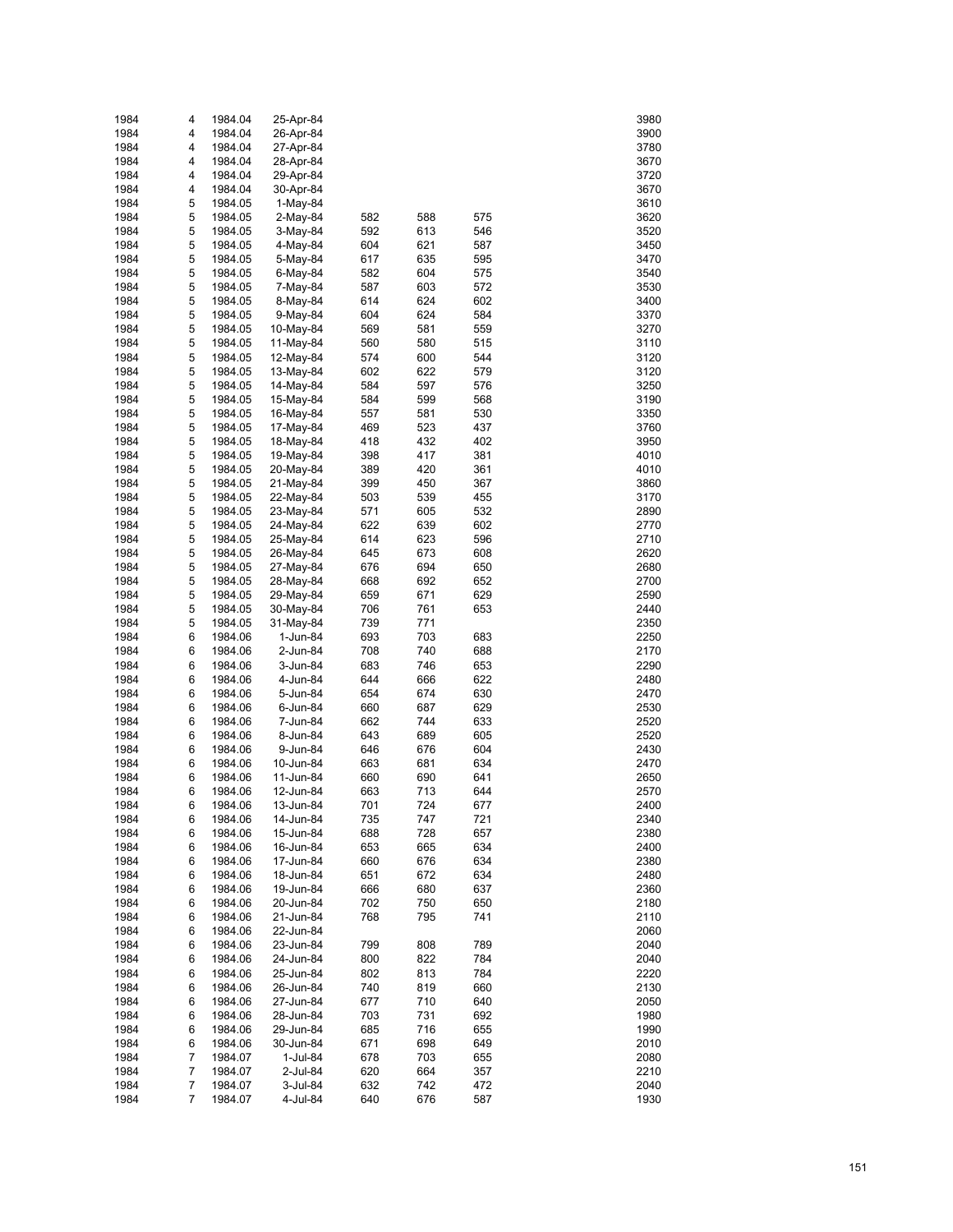| | | | | | | | | |
|---|---|---|---|---|---|---|---|---|
| 1984 | 4 | 1984.04 | 25-Apr-84 | | | | | 3980 |
| 1984 | 4 | 1984.04 | 26-Apr-84 | | | | | 3900 |
| 1984 | 4 | 1984.04 | 27-Apr-84 | | | | | 3780 |
| 1984 | 4 | 1984.04 | 28-Apr-84 | | | | | 3670 |
| 1984 | 4 | 1984.04 | 29-Apr-84 | | | | | 3720 |
| 1984 | 4 | 1984.04 | 30-Apr-84 | | | | | 3670 |
| 1984 | 5 | 1984.05 | 1-May-84 | | | | | 3610 |
| 1984 | 5 | 1984.05 | 2-May-84 | 582 | 588 | 575 | | 3620 |
| 1984 | 5 | 1984.05 | 3-May-84 | 592 | 613 | 546 | | 3520 |
| 1984 | 5 | 1984.05 | 4-May-84 | 604 | 621 | 587 | | 3450 |
| 1984 | 5 | 1984.05 | 5-May-84 | 617 | 635 | 595 | | 3470 |
| 1984 | 5 | 1984.05 | 6-May-84 | 582 | 604 | 575 | | 3540 |
| 1984 | 5 | 1984.05 | 7-May-84 | 587 | 603 | 572 | | 3530 |
| 1984 | 5 | 1984.05 | 8-May-84 | 614 | 624 | 602 | | 3400 |
| 1984 | 5 | 1984.05 | 9-May-84 | 604 | 624 | 584 | | 3370 |
| 1984 | 5 | 1984.05 | 10-May-84 | 569 | 581 | 559 | | 3270 |
| 1984 | 5 | 1984.05 | 11-May-84 | 560 | 580 | 515 | | 3110 |
| 1984 | 5 | 1984.05 | 12-May-84 | 574 | 600 | 544 | | 3120 |
| 1984 | 5 | 1984.05 | 13-May-84 | 602 | 622 | 579 | | 3120 |
| 1984 | 5 | 1984.05 | 14-May-84 | 584 | 597 | 576 | | 3250 |
| 1984 | 5 | 1984.05 | 15-May-84 | 584 | 599 | 568 | | 3190 |
| 1984 | 5 | 1984.05 | 16-May-84 | 557 | 581 | 530 | | 3350 |
| 1984 | 5 | 1984.05 | 17-May-84 | 469 | 523 | 437 | | 3760 |
| 1984 | 5 | 1984.05 | 18-May-84 | 418 | 432 | 402 | | 3950 |
| 1984 | 5 | 1984.05 | 19-May-84 | 398 | 417 | 381 | | 4010 |
| 1984 | 5 | 1984.05 | 20-May-84 | 389 | 420 | 361 | | 4010 |
| 1984 | 5 | 1984.05 | 21-May-84 | 399 | 450 | 367 | | 3860 |
| 1984 | 5 | 1984.05 | 22-May-84 | 503 | 539 | 455 | | 3170 |
| 1984 | 5 | 1984.05 | 23-May-84 | 571 | 605 | 532 | | 2890 |
| 1984 | 5 | 1984.05 | 24-May-84 | 622 | 639 | 602 | | 2770 |
| 1984 | 5 | 1984.05 | 25-May-84 | 614 | 623 | 596 | | 2710 |
| 1984 | 5 | 1984.05 | 26-May-84 | 645 | 673 | 608 | | 2620 |
| 1984 | 5 | 1984.05 | 27-May-84 | 676 | 694 | 650 | | 2680 |
| 1984 | 5 | 1984.05 | 28-May-84 | 668 | 692 | 652 | | 2700 |
| 1984 | 5 | 1984.05 | 29-May-84 | 659 | 671 | 629 | | 2590 |
| 1984 | 5 | 1984.05 | 30-May-84 | 706 | 761 | 653 | | 2440 |
| 1984 | 5 | 1984.05 | 31-May-84 | 739 | 771 | | | 2350 |
| 1984 | 6 | 1984.06 | 1-Jun-84 | 693 | 703 | 683 | | 2250 |
| 1984 | 6 | 1984.06 | 2-Jun-84 | 708 | 740 | 688 | | 2170 |
| 1984 | 6 | 1984.06 | 3-Jun-84 | 683 | 746 | 653 | | 2290 |
| 1984 | 6 | 1984.06 | 4-Jun-84 | 644 | 666 | 622 | | 2480 |
| 1984 | 6 | 1984.06 | 5-Jun-84 | 654 | 674 | 630 | | 2470 |
| 1984 | 6 | 1984.06 | 6-Jun-84 | 660 | 687 | 629 | | 2530 |
| 1984 | 6 | 1984.06 | 7-Jun-84 | 662 | 744 | 633 | | 2520 |
| 1984 | 6 | 1984.06 | 8-Jun-84 | 643 | 689 | 605 | | 2520 |
| 1984 | 6 | 1984.06 | 9-Jun-84 | 646 | 676 | 604 | | 2430 |
| 1984 | 6 | 1984.06 | 10-Jun-84 | 663 | 681 | 634 | | 2470 |
| 1984 | 6 | 1984.06 | 11-Jun-84 | 660 | 690 | 641 | | 2650 |
| 1984 | 6 | 1984.06 | 12-Jun-84 | 663 | 713 | 644 | | 2570 |
| 1984 | 6 | 1984.06 | 13-Jun-84 | 701 | 724 | 677 | | 2400 |
| 1984 | 6 | 1984.06 | 14-Jun-84 | 735 | 747 | 721 | | 2340 |
| 1984 | 6 | 1984.06 | 15-Jun-84 | 688 | 728 | 657 | | 2380 |
| 1984 | 6 | 1984.06 | 16-Jun-84 | 653 | 665 | 634 | | 2400 |
| 1984 | 6 | 1984.06 | 17-Jun-84 | 660 | 676 | 634 | | 2380 |
| 1984 | 6 | 1984.06 | 18-Jun-84 | 651 | 672 | 634 | | 2480 |
| 1984 | 6 | 1984.06 | 19-Jun-84 | 666 | 680 | 637 | | 2360 |
| 1984 | 6 | 1984.06 | 20-Jun-84 | 702 | 750 | 650 | | 2180 |
| 1984 | 6 | 1984.06 | 21-Jun-84 | 768 | 795 | 741 | | 2110 |
| 1984 | 6 | 1984.06 | 22-Jun-84 | | | | | 2060 |
| 1984 | 6 | 1984.06 | 23-Jun-84 | 799 | 808 | 789 | | 2040 |
| 1984 | 6 | 1984.06 | 24-Jun-84 | 800 | 822 | 784 | | 2040 |
| 1984 | 6 | 1984.06 | 25-Jun-84 | 802 | 813 | 784 | | 2220 |
| 1984 | 6 | 1984.06 | 26-Jun-84 | 740 | 819 | 660 | | 2130 |
| 1984 | 6 | 1984.06 | 27-Jun-84 | 677 | 710 | 640 | | 2050 |
| 1984 | 6 | 1984.06 | 28-Jun-84 | 703 | 731 | 692 | | 1980 |
| 1984 | 6 | 1984.06 | 29-Jun-84 | 685 | 716 | 655 | | 1990 |
| 1984 | 6 | 1984.06 | 30-Jun-84 | 671 | 698 | 649 | | 2010 |
| 1984 | 7 | 1984.07 | 1-Jul-84 | 678 | 703 | 655 | | 2080 |
| 1984 | 7 | 1984.07 | 2-Jul-84 | 620 | 664 | 357 | | 2210 |
| 1984 | 7 | 1984.07 | 3-Jul-84 | 632 | 742 | 472 | | 2040 |
| 1984 | 7 | 1984.07 | 4-Jul-84 | 640 | 676 | 587 | | 1930 |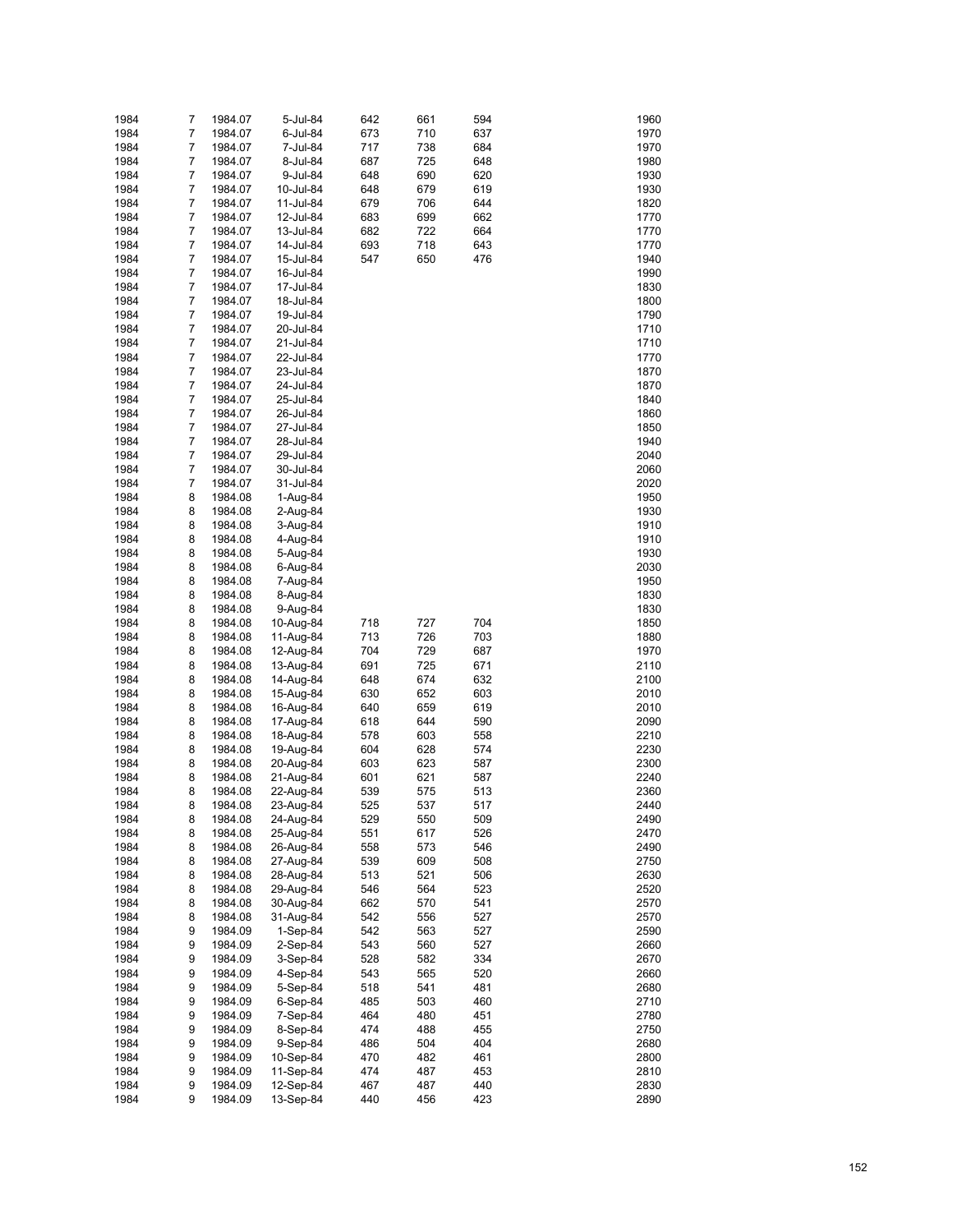| | | | | | | | | |
|---|---|---|---|---|---|---|---|---|
| 1984 | 7 | 1984.07 | 5-Jul-84 | 642 | 661 | 594 | | 1960 |
| 1984 | 7 | 1984.07 | 6-Jul-84 | 673 | 710 | 637 | | 1970 |
| 1984 | 7 | 1984.07 | 7-Jul-84 | 717 | 738 | 684 | | 1970 |
| 1984 | 7 | 1984.07 | 8-Jul-84 | 687 | 725 | 648 | | 1980 |
| 1984 | 7 | 1984.07 | 9-Jul-84 | 648 | 690 | 620 | | 1930 |
| 1984 | 7 | 1984.07 | 10-Jul-84 | 648 | 679 | 619 | | 1930 |
| 1984 | 7 | 1984.07 | 11-Jul-84 | 679 | 706 | 644 | | 1820 |
| 1984 | 7 | 1984.07 | 12-Jul-84 | 683 | 699 | 662 | | 1770 |
| 1984 | 7 | 1984.07 | 13-Jul-84 | 682 | 722 | 664 | | 1770 |
| 1984 | 7 | 1984.07 | 14-Jul-84 | 693 | 718 | 643 | | 1770 |
| 1984 | 7 | 1984.07 | 15-Jul-84 | 547 | 650 | 476 | | 1940 |
| 1984 | 7 | 1984.07 | 16-Jul-84 | | | | | 1990 |
| 1984 | 7 | 1984.07 | 17-Jul-84 | | | | | 1830 |
| 1984 | 7 | 1984.07 | 18-Jul-84 | | | | | 1800 |
| 1984 | 7 | 1984.07 | 19-Jul-84 | | | | | 1790 |
| 1984 | 7 | 1984.07 | 20-Jul-84 | | | | | 1710 |
| 1984 | 7 | 1984.07 | 21-Jul-84 | | | | | 1710 |
| 1984 | 7 | 1984.07 | 22-Jul-84 | | | | | 1770 |
| 1984 | 7 | 1984.07 | 23-Jul-84 | | | | | 1870 |
| 1984 | 7 | 1984.07 | 24-Jul-84 | | | | | 1870 |
| 1984 | 7 | 1984.07 | 25-Jul-84 | | | | | 1840 |
| 1984 | 7 | 1984.07 | 26-Jul-84 | | | | | 1860 |
| 1984 | 7 | 1984.07 | 27-Jul-84 | | | | | 1850 |
| 1984 | 7 | 1984.07 | 28-Jul-84 | | | | | 1940 |
| 1984 | 7 | 1984.07 | 29-Jul-84 | | | | | 2040 |
| 1984 | 7 | 1984.07 | 30-Jul-84 | | | | | 2060 |
| 1984 | 7 | 1984.07 | 31-Jul-84 | | | | | 2020 |
| 1984 | 8 | 1984.08 | 1-Aug-84 | | | | | 1950 |
| 1984 | 8 | 1984.08 | 2-Aug-84 | | | | | 1930 |
| 1984 | 8 | 1984.08 | 3-Aug-84 | | | | | 1910 |
| 1984 | 8 | 1984.08 | 4-Aug-84 | | | | | 1910 |
| 1984 | 8 | 1984.08 | 5-Aug-84 | | | | | 1930 |
| 1984 | 8 | 1984.08 | 6-Aug-84 | | | | | 2030 |
| 1984 | 8 | 1984.08 | 7-Aug-84 | | | | | 1950 |
| 1984 | 8 | 1984.08 | 8-Aug-84 | | | | | 1830 |
| 1984 | 8 | 1984.08 | 9-Aug-84 | | | | | 1830 |
| 1984 | 8 | 1984.08 | 10-Aug-84 | 718 | 727 | 704 | | 1850 |
| 1984 | 8 | 1984.08 | 11-Aug-84 | 713 | 726 | 703 | | 1880 |
| 1984 | 8 | 1984.08 | 12-Aug-84 | 704 | 729 | 687 | | 1970 |
| 1984 | 8 | 1984.08 | 13-Aug-84 | 691 | 725 | 671 | | 2110 |
| 1984 | 8 | 1984.08 | 14-Aug-84 | 648 | 674 | 632 | | 2100 |
| 1984 | 8 | 1984.08 | 15-Aug-84 | 630 | 652 | 603 | | 2010 |
| 1984 | 8 | 1984.08 | 16-Aug-84 | 640 | 659 | 619 | | 2010 |
| 1984 | 8 | 1984.08 | 17-Aug-84 | 618 | 644 | 590 | | 2090 |
| 1984 | 8 | 1984.08 | 18-Aug-84 | 578 | 603 | 558 | | 2210 |
| 1984 | 8 | 1984.08 | 19-Aug-84 | 604 | 628 | 574 | | 2230 |
| 1984 | 8 | 1984.08 | 20-Aug-84 | 603 | 623 | 587 | | 2300 |
| 1984 | 8 | 1984.08 | 21-Aug-84 | 601 | 621 | 587 | | 2240 |
| 1984 | 8 | 1984.08 | 22-Aug-84 | 539 | 575 | 513 | | 2360 |
| 1984 | 8 | 1984.08 | 23-Aug-84 | 525 | 537 | 517 | | 2440 |
| 1984 | 8 | 1984.08 | 24-Aug-84 | 529 | 550 | 509 | | 2490 |
| 1984 | 8 | 1984.08 | 25-Aug-84 | 551 | 617 | 526 | | 2470 |
| 1984 | 8 | 1984.08 | 26-Aug-84 | 558 | 573 | 546 | | 2490 |
| 1984 | 8 | 1984.08 | 27-Aug-84 | 539 | 609 | 508 | | 2750 |
| 1984 | 8 | 1984.08 | 28-Aug-84 | 513 | 521 | 506 | | 2630 |
| 1984 | 8 | 1984.08 | 29-Aug-84 | 546 | 564 | 523 | | 2520 |
| 1984 | 8 | 1984.08 | 30-Aug-84 | 662 | 570 | 541 | | 2570 |
| 1984 | 8 | 1984.08 | 31-Aug-84 | 542 | 556 | 527 | | 2570 |
| 1984 | 9 | 1984.09 | 1-Sep-84 | 542 | 563 | 527 | | 2590 |
| 1984 | 9 | 1984.09 | 2-Sep-84 | 543 | 560 | 527 | | 2660 |
| 1984 | 9 | 1984.09 | 3-Sep-84 | 528 | 582 | 334 | | 2670 |
| 1984 | 9 | 1984.09 | 4-Sep-84 | 543 | 565 | 520 | | 2660 |
| 1984 | 9 | 1984.09 | 5-Sep-84 | 518 | 541 | 481 | | 2680 |
| 1984 | 9 | 1984.09 | 6-Sep-84 | 485 | 503 | 460 | | 2710 |
| 1984 | 9 | 1984.09 | 7-Sep-84 | 464 | 480 | 451 | | 2780 |
| 1984 | 9 | 1984.09 | 8-Sep-84 | 474 | 488 | 455 | | 2750 |
| 1984 | 9 | 1984.09 | 9-Sep-84 | 486 | 504 | 404 | | 2680 |
| 1984 | 9 | 1984.09 | 10-Sep-84 | 470 | 482 | 461 | | 2800 |
| 1984 | 9 | 1984.09 | 11-Sep-84 | 474 | 487 | 453 | | 2810 |
| 1984 | 9 | 1984.09 | 12-Sep-84 | 467 | 487 | 440 | | 2830 |
| 1984 | 9 | 1984.09 | 13-Sep-84 | 440 | 456 | 423 | | 2890 |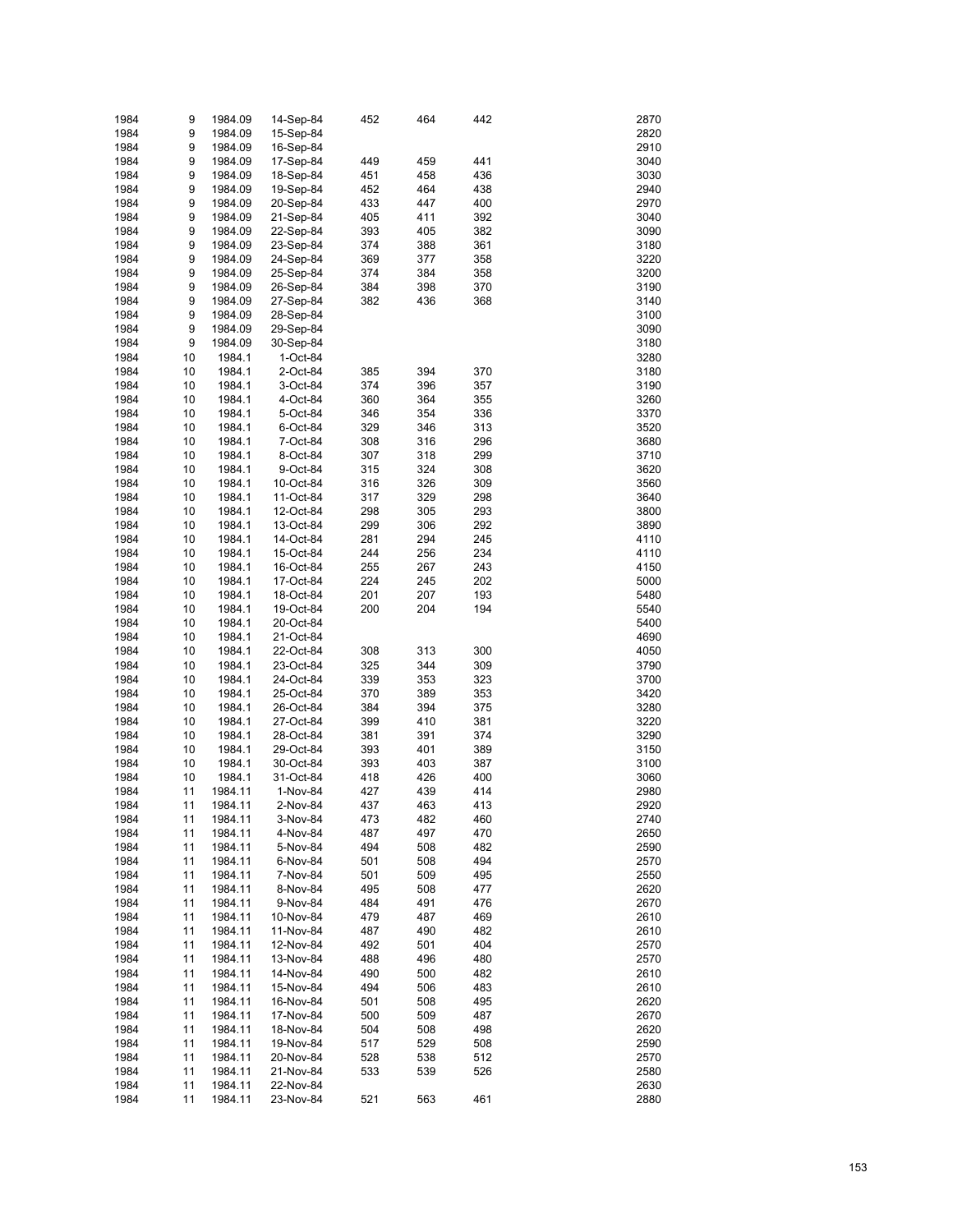| | | | | | | | | |
|---|---|---|---|---|---|---|---|---|
| 1984 | 9 | 1984.09 | 14-Sep-84 | 452 | 464 | 442 | | 2870 |
| 1984 | 9 | 1984.09 | 15-Sep-84 | | | | | 2820 |
| 1984 | 9 | 1984.09 | 16-Sep-84 | | | | | 2910 |
| 1984 | 9 | 1984.09 | 17-Sep-84 | 449 | 459 | 441 | | 3040 |
| 1984 | 9 | 1984.09 | 18-Sep-84 | 451 | 458 | 436 | | 3030 |
| 1984 | 9 | 1984.09 | 19-Sep-84 | 452 | 464 | 438 | | 2940 |
| 1984 | 9 | 1984.09 | 20-Sep-84 | 433 | 447 | 400 | | 2970 |
| 1984 | 9 | 1984.09 | 21-Sep-84 | 405 | 411 | 392 | | 3040 |
| 1984 | 9 | 1984.09 | 22-Sep-84 | 393 | 405 | 382 | | 3090 |
| 1984 | 9 | 1984.09 | 23-Sep-84 | 374 | 388 | 361 | | 3180 |
| 1984 | 9 | 1984.09 | 24-Sep-84 | 369 | 377 | 358 | | 3220 |
| 1984 | 9 | 1984.09 | 25-Sep-84 | 374 | 384 | 358 | | 3200 |
| 1984 | 9 | 1984.09 | 26-Sep-84 | 384 | 398 | 370 | | 3190 |
| 1984 | 9 | 1984.09 | 27-Sep-84 | 382 | 436 | 368 | | 3140 |
| 1984 | 9 | 1984.09 | 28-Sep-84 | | | | | 3100 |
| 1984 | 9 | 1984.09 | 29-Sep-84 | | | | | 3090 |
| 1984 | 9 | 1984.09 | 30-Sep-84 | | | | | 3180 |
| 1984 | 10 | 1984.1 | 1-Oct-84 | | | | | 3280 |
| 1984 | 10 | 1984.1 | 2-Oct-84 | 385 | 394 | 370 | | 3180 |
| 1984 | 10 | 1984.1 | 3-Oct-84 | 374 | 396 | 357 | | 3190 |
| 1984 | 10 | 1984.1 | 4-Oct-84 | 360 | 364 | 355 | | 3260 |
| 1984 | 10 | 1984.1 | 5-Oct-84 | 346 | 354 | 336 | | 3370 |
| 1984 | 10 | 1984.1 | 6-Oct-84 | 329 | 346 | 313 | | 3520 |
| 1984 | 10 | 1984.1 | 7-Oct-84 | 308 | 316 | 296 | | 3680 |
| 1984 | 10 | 1984.1 | 8-Oct-84 | 307 | 318 | 299 | | 3710 |
| 1984 | 10 | 1984.1 | 9-Oct-84 | 315 | 324 | 308 | | 3620 |
| 1984 | 10 | 1984.1 | 10-Oct-84 | 316 | 326 | 309 | | 3560 |
| 1984 | 10 | 1984.1 | 11-Oct-84 | 317 | 329 | 298 | | 3640 |
| 1984 | 10 | 1984.1 | 12-Oct-84 | 298 | 305 | 293 | | 3800 |
| 1984 | 10 | 1984.1 | 13-Oct-84 | 299 | 306 | 292 | | 3890 |
| 1984 | 10 | 1984.1 | 14-Oct-84 | 281 | 294 | 245 | | 4110 |
| 1984 | 10 | 1984.1 | 15-Oct-84 | 244 | 256 | 234 | | 4110 |
| 1984 | 10 | 1984.1 | 16-Oct-84 | 255 | 267 | 243 | | 4150 |
| 1984 | 10 | 1984.1 | 17-Oct-84 | 224 | 245 | 202 | | 5000 |
| 1984 | 10 | 1984.1 | 18-Oct-84 | 201 | 207 | 193 | | 5480 |
| 1984 | 10 | 1984.1 | 19-Oct-84 | 200 | 204 | 194 | | 5540 |
| 1984 | 10 | 1984.1 | 20-Oct-84 | | | | | 5400 |
| 1984 | 10 | 1984.1 | 21-Oct-84 | | | | | 4690 |
| 1984 | 10 | 1984.1 | 22-Oct-84 | 308 | 313 | 300 | | 4050 |
| 1984 | 10 | 1984.1 | 23-Oct-84 | 325 | 344 | 309 | | 3790 |
| 1984 | 10 | 1984.1 | 24-Oct-84 | 339 | 353 | 323 | | 3700 |
| 1984 | 10 | 1984.1 | 25-Oct-84 | 370 | 389 | 353 | | 3420 |
| 1984 | 10 | 1984.1 | 26-Oct-84 | 384 | 394 | 375 | | 3280 |
| 1984 | 10 | 1984.1 | 27-Oct-84 | 399 | 410 | 381 | | 3220 |
| 1984 | 10 | 1984.1 | 28-Oct-84 | 381 | 391 | 374 | | 3290 |
| 1984 | 10 | 1984.1 | 29-Oct-84 | 393 | 401 | 389 | | 3150 |
| 1984 | 10 | 1984.1 | 30-Oct-84 | 393 | 403 | 387 | | 3100 |
| 1984 | 10 | 1984.1 | 31-Oct-84 | 418 | 426 | 400 | | 3060 |
| 1984 | 11 | 1984.11 | 1-Nov-84 | 427 | 439 | 414 | | 2980 |
| 1984 | 11 | 1984.11 | 2-Nov-84 | 437 | 463 | 413 | | 2920 |
| 1984 | 11 | 1984.11 | 3-Nov-84 | 473 | 482 | 460 | | 2740 |
| 1984 | 11 | 1984.11 | 4-Nov-84 | 487 | 497 | 470 | | 2650 |
| 1984 | 11 | 1984.11 | 5-Nov-84 | 494 | 508 | 482 | | 2590 |
| 1984 | 11 | 1984.11 | 6-Nov-84 | 501 | 508 | 494 | | 2570 |
| 1984 | 11 | 1984.11 | 7-Nov-84 | 501 | 509 | 495 | | 2550 |
| 1984 | 11 | 1984.11 | 8-Nov-84 | 495 | 508 | 477 | | 2620 |
| 1984 | 11 | 1984.11 | 9-Nov-84 | 484 | 491 | 476 | | 2670 |
| 1984 | 11 | 1984.11 | 10-Nov-84 | 479 | 487 | 469 | | 2610 |
| 1984 | 11 | 1984.11 | 11-Nov-84 | 487 | 490 | 482 | | 2610 |
| 1984 | 11 | 1984.11 | 12-Nov-84 | 492 | 501 | 404 | | 2570 |
| 1984 | 11 | 1984.11 | 13-Nov-84 | 488 | 496 | 480 | | 2570 |
| 1984 | 11 | 1984.11 | 14-Nov-84 | 490 | 500 | 482 | | 2610 |
| 1984 | 11 | 1984.11 | 15-Nov-84 | 494 | 506 | 483 | | 2610 |
| 1984 | 11 | 1984.11 | 16-Nov-84 | 501 | 508 | 495 | | 2620 |
| 1984 | 11 | 1984.11 | 17-Nov-84 | 500 | 509 | 487 | | 2670 |
| 1984 | 11 | 1984.11 | 18-Nov-84 | 504 | 508 | 498 | | 2620 |
| 1984 | 11 | 1984.11 | 19-Nov-84 | 517 | 529 | 508 | | 2590 |
| 1984 | 11 | 1984.11 | 20-Nov-84 | 528 | 538 | 512 | | 2570 |
| 1984 | 11 | 1984.11 | 21-Nov-84 | 533 | 539 | 526 | | 2580 |
| 1984 | 11 | 1984.11 | 22-Nov-84 | | | | | 2630 |
| 1984 | 11 | 1984.11 | 23-Nov-84 | 521 | 563 | 461 | | 2880 |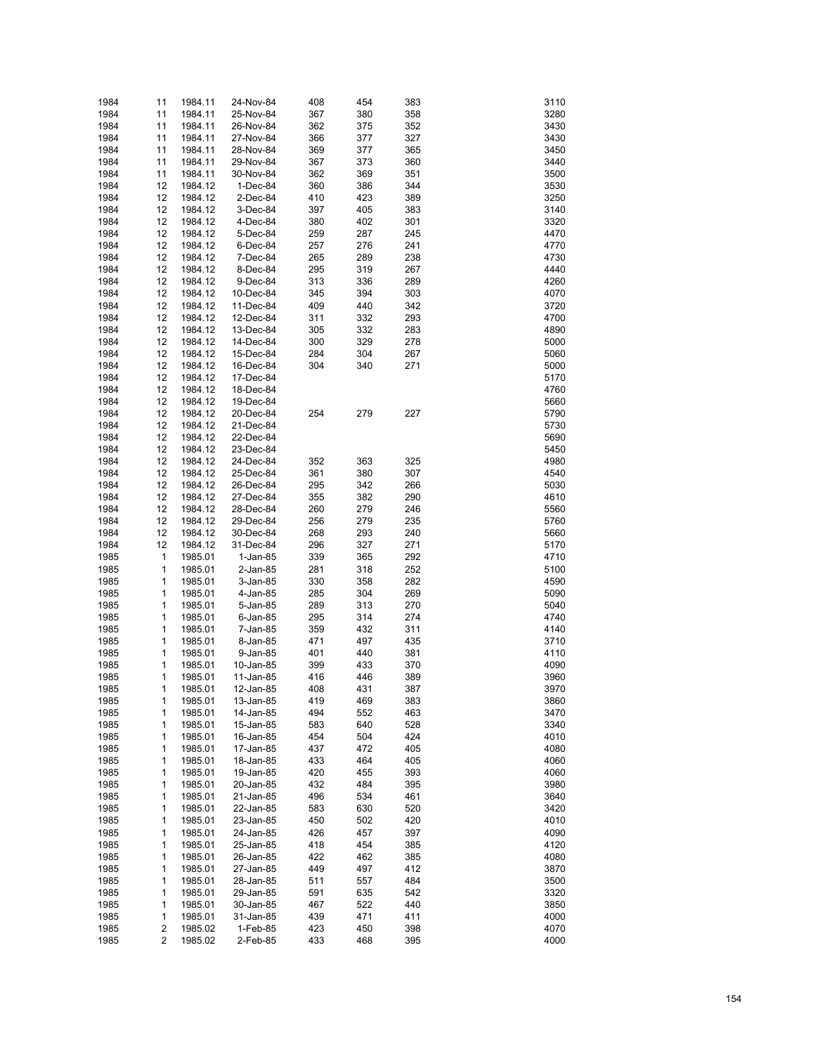| | | | | | | | | |
|---|---|---|---|---|---|---|---|---|
| 1984 | 11 | 1984.11 | 24-Nov-84 | 408 | 454 | 383 | | 3110 |
| 1984 | 11 | 1984.11 | 25-Nov-84 | 367 | 380 | 358 | | 3280 |
| 1984 | 11 | 1984.11 | 26-Nov-84 | 362 | 375 | 352 | | 3430 |
| 1984 | 11 | 1984.11 | 27-Nov-84 | 366 | 377 | 327 | | 3430 |
| 1984 | 11 | 1984.11 | 28-Nov-84 | 369 | 377 | 365 | | 3450 |
| 1984 | 11 | 1984.11 | 29-Nov-84 | 367 | 373 | 360 | | 3440 |
| 1984 | 11 | 1984.11 | 30-Nov-84 | 362 | 369 | 351 | | 3500 |
| 1984 | 12 | 1984.12 | 1-Dec-84 | 360 | 386 | 344 | | 3530 |
| 1984 | 12 | 1984.12 | 2-Dec-84 | 410 | 423 | 389 | | 3250 |
| 1984 | 12 | 1984.12 | 3-Dec-84 | 397 | 405 | 383 | | 3140 |
| 1984 | 12 | 1984.12 | 4-Dec-84 | 380 | 402 | 301 | | 3320 |
| 1984 | 12 | 1984.12 | 5-Dec-84 | 259 | 287 | 245 | | 4470 |
| 1984 | 12 | 1984.12 | 6-Dec-84 | 257 | 276 | 241 | | 4770 |
| 1984 | 12 | 1984.12 | 7-Dec-84 | 265 | 289 | 238 | | 4730 |
| 1984 | 12 | 1984.12 | 8-Dec-84 | 295 | 319 | 267 | | 4440 |
| 1984 | 12 | 1984.12 | 9-Dec-84 | 313 | 336 | 289 | | 4260 |
| 1984 | 12 | 1984.12 | 10-Dec-84 | 345 | 394 | 303 | | 4070 |
| 1984 | 12 | 1984.12 | 11-Dec-84 | 409 | 440 | 342 | | 3720 |
| 1984 | 12 | 1984.12 | 12-Dec-84 | 311 | 332 | 293 | | 4700 |
| 1984 | 12 | 1984.12 | 13-Dec-84 | 305 | 332 | 283 | | 4890 |
| 1984 | 12 | 1984.12 | 14-Dec-84 | 300 | 329 | 278 | | 5000 |
| 1984 | 12 | 1984.12 | 15-Dec-84 | 284 | 304 | 267 | | 5060 |
| 1984 | 12 | 1984.12 | 16-Dec-84 | 304 | 340 | 271 | | 5000 |
| 1984 | 12 | 1984.12 | 17-Dec-84 | | | | | 5170 |
| 1984 | 12 | 1984.12 | 18-Dec-84 | | | | | 4760 |
| 1984 | 12 | 1984.12 | 19-Dec-84 | | | | | 5660 |
| 1984 | 12 | 1984.12 | 20-Dec-84 | 254 | 279 | 227 | | 5790 |
| 1984 | 12 | 1984.12 | 21-Dec-84 | | | | | 5730 |
| 1984 | 12 | 1984.12 | 22-Dec-84 | | | | | 5690 |
| 1984 | 12 | 1984.12 | 23-Dec-84 | | | | | 5450 |
| 1984 | 12 | 1984.12 | 24-Dec-84 | 352 | 363 | 325 | | 4980 |
| 1984 | 12 | 1984.12 | 25-Dec-84 | 361 | 380 | 307 | | 4540 |
| 1984 | 12 | 1984.12 | 26-Dec-84 | 295 | 342 | 266 | | 5030 |
| 1984 | 12 | 1984.12 | 27-Dec-84 | 355 | 382 | 290 | | 4610 |
| 1984 | 12 | 1984.12 | 28-Dec-84 | 260 | 279 | 246 | | 5560 |
| 1984 | 12 | 1984.12 | 29-Dec-84 | 256 | 279 | 235 | | 5760 |
| 1984 | 12 | 1984.12 | 30-Dec-84 | 268 | 293 | 240 | | 5660 |
| 1984 | 12 | 1984.12 | 31-Dec-84 | 296 | 327 | 271 | | 5170 |
| 1985 | 1 | 1985.01 | 1-Jan-85 | 339 | 365 | 292 | | 4710 |
| 1985 | 1 | 1985.01 | 2-Jan-85 | 281 | 318 | 252 | | 5100 |
| 1985 | 1 | 1985.01 | 3-Jan-85 | 330 | 358 | 282 | | 4590 |
| 1985 | 1 | 1985.01 | 4-Jan-85 | 285 | 304 | 269 | | 5090 |
| 1985 | 1 | 1985.01 | 5-Jan-85 | 289 | 313 | 270 | | 5040 |
| 1985 | 1 | 1985.01 | 6-Jan-85 | 295 | 314 | 274 | | 4740 |
| 1985 | 1 | 1985.01 | 7-Jan-85 | 359 | 432 | 311 | | 4140 |
| 1985 | 1 | 1985.01 | 8-Jan-85 | 471 | 497 | 435 | | 3710 |
| 1985 | 1 | 1985.01 | 9-Jan-85 | 401 | 440 | 381 | | 4110 |
| 1985 | 1 | 1985.01 | 10-Jan-85 | 399 | 433 | 370 | | 4090 |
| 1985 | 1 | 1985.01 | 11-Jan-85 | 416 | 446 | 389 | | 3960 |
| 1985 | 1 | 1985.01 | 12-Jan-85 | 408 | 431 | 387 | | 3970 |
| 1985 | 1 | 1985.01 | 13-Jan-85 | 419 | 469 | 383 | | 3860 |
| 1985 | 1 | 1985.01 | 14-Jan-85 | 494 | 552 | 463 | | 3470 |
| 1985 | 1 | 1985.01 | 15-Jan-85 | 583 | 640 | 528 | | 3340 |
| 1985 | 1 | 1985.01 | 16-Jan-85 | 454 | 504 | 424 | | 4010 |
| 1985 | 1 | 1985.01 | 17-Jan-85 | 437 | 472 | 405 | | 4080 |
| 1985 | 1 | 1985.01 | 18-Jan-85 | 433 | 464 | 405 | | 4060 |
| 1985 | 1 | 1985.01 | 19-Jan-85 | 420 | 455 | 393 | | 4060 |
| 1985 | 1 | 1985.01 | 20-Jan-85 | 432 | 484 | 395 | | 3980 |
| 1985 | 1 | 1985.01 | 21-Jan-85 | 496 | 534 | 461 | | 3640 |
| 1985 | 1 | 1985.01 | 22-Jan-85 | 583 | 630 | 520 | | 3420 |
| 1985 | 1 | 1985.01 | 23-Jan-85 | 450 | 502 | 420 | | 4010 |
| 1985 | 1 | 1985.01 | 24-Jan-85 | 426 | 457 | 397 | | 4090 |
| 1985 | 1 | 1985.01 | 25-Jan-85 | 418 | 454 | 385 | | 4120 |
| 1985 | 1 | 1985.01 | 26-Jan-85 | 422 | 462 | 385 | | 4080 |
| 1985 | 1 | 1985.01 | 27-Jan-85 | 449 | 497 | 412 | | 3870 |
| 1985 | 1 | 1985.01 | 28-Jan-85 | 511 | 557 | 484 | | 3500 |
| 1985 | 1 | 1985.01 | 29-Jan-85 | 591 | 635 | 542 | | 3320 |
| 1985 | 1 | 1985.01 | 30-Jan-85 | 467 | 522 | 440 | | 3850 |
| 1985 | 1 | 1985.01 | 31-Jan-85 | 439 | 471 | 411 | | 4000 |
| 1985 | 2 | 1985.02 | 1-Feb-85 | 423 | 450 | 398 | | 4070 |
| 1985 | 2 | 1985.02 | 2-Feb-85 | 433 | 468 | 395 | | 4000 |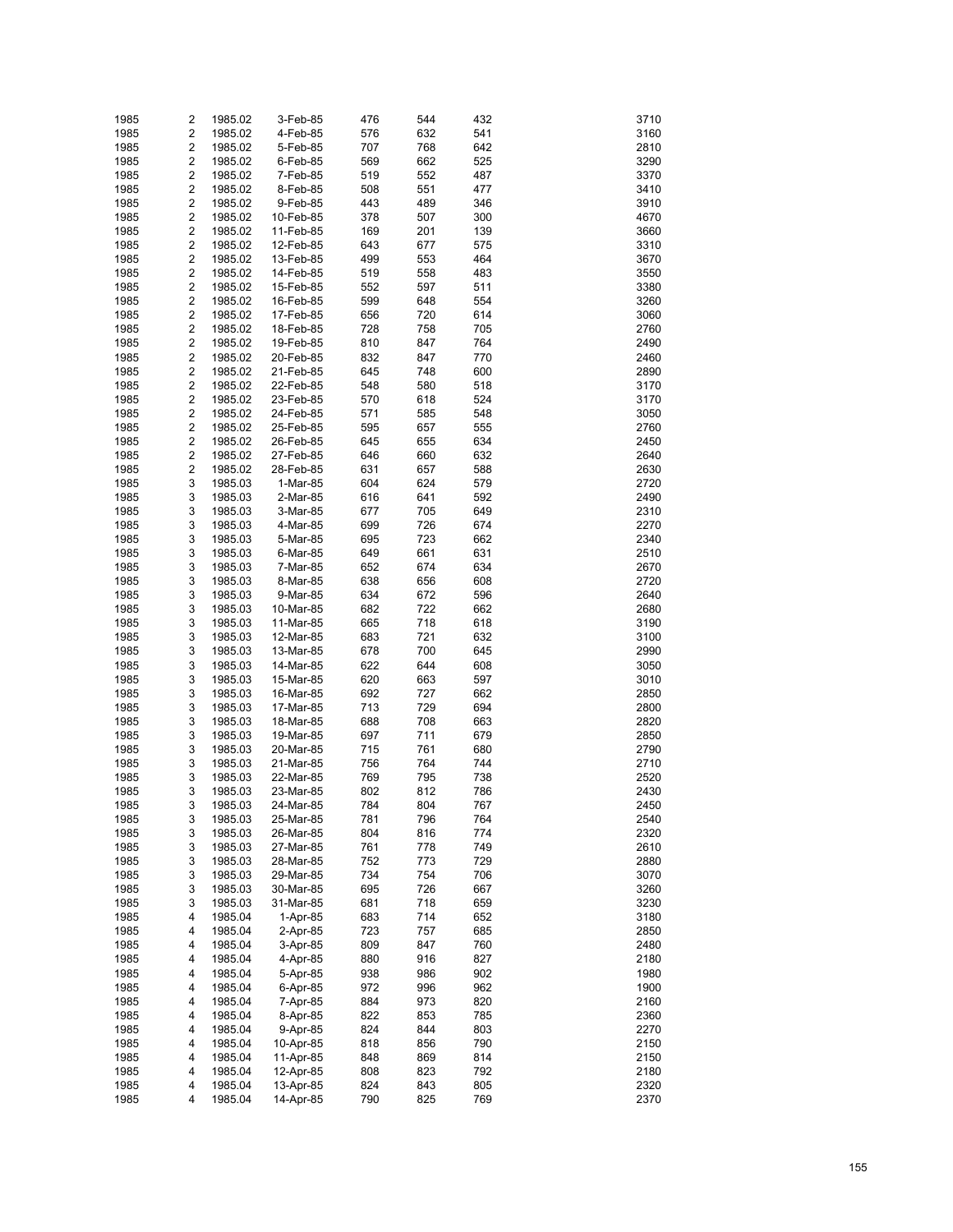| | | | | | | | | |
|---|---|---|---|---|---|---|---|---|
| 1985 | 2 | 1985.02 | 3-Feb-85 | 476 | 544 | 432 | | 3710 |
| 1985 | 2 | 1985.02 | 4-Feb-85 | 576 | 632 | 541 | | 3160 |
| 1985 | 2 | 1985.02 | 5-Feb-85 | 707 | 768 | 642 | | 2810 |
| 1985 | 2 | 1985.02 | 6-Feb-85 | 569 | 662 | 525 | | 3290 |
| 1985 | 2 | 1985.02 | 7-Feb-85 | 519 | 552 | 487 | | 3370 |
| 1985 | 2 | 1985.02 | 8-Feb-85 | 508 | 551 | 477 | | 3410 |
| 1985 | 2 | 1985.02 | 9-Feb-85 | 443 | 489 | 346 | | 3910 |
| 1985 | 2 | 1985.02 | 10-Feb-85 | 378 | 507 | 300 | | 4670 |
| 1985 | 2 | 1985.02 | 11-Feb-85 | 169 | 201 | 139 | | 3660 |
| 1985 | 2 | 1985.02 | 12-Feb-85 | 643 | 677 | 575 | | 3310 |
| 1985 | 2 | 1985.02 | 13-Feb-85 | 499 | 553 | 464 | | 3670 |
| 1985 | 2 | 1985.02 | 14-Feb-85 | 519 | 558 | 483 | | 3550 |
| 1985 | 2 | 1985.02 | 15-Feb-85 | 552 | 597 | 511 | | 3380 |
| 1985 | 2 | 1985.02 | 16-Feb-85 | 599 | 648 | 554 | | 3260 |
| 1985 | 2 | 1985.02 | 17-Feb-85 | 656 | 720 | 614 | | 3060 |
| 1985 | 2 | 1985.02 | 18-Feb-85 | 728 | 758 | 705 | | 2760 |
| 1985 | 2 | 1985.02 | 19-Feb-85 | 810 | 847 | 764 | | 2490 |
| 1985 | 2 | 1985.02 | 20-Feb-85 | 832 | 847 | 770 | | 2460 |
| 1985 | 2 | 1985.02 | 21-Feb-85 | 645 | 748 | 600 | | 2890 |
| 1985 | 2 | 1985.02 | 22-Feb-85 | 548 | 580 | 518 | | 3170 |
| 1985 | 2 | 1985.02 | 23-Feb-85 | 570 | 618 | 524 | | 3170 |
| 1985 | 2 | 1985.02 | 24-Feb-85 | 571 | 585 | 548 | | 3050 |
| 1985 | 2 | 1985.02 | 25-Feb-85 | 595 | 657 | 555 | | 2760 |
| 1985 | 2 | 1985.02 | 26-Feb-85 | 645 | 655 | 634 | | 2450 |
| 1985 | 2 | 1985.02 | 27-Feb-85 | 646 | 660 | 632 | | 2640 |
| 1985 | 2 | 1985.02 | 28-Feb-85 | 631 | 657 | 588 | | 2630 |
| 1985 | 3 | 1985.03 | 1-Mar-85 | 604 | 624 | 579 | | 2720 |
| 1985 | 3 | 1985.03 | 2-Mar-85 | 616 | 641 | 592 | | 2490 |
| 1985 | 3 | 1985.03 | 3-Mar-85 | 677 | 705 | 649 | | 2310 |
| 1985 | 3 | 1985.03 | 4-Mar-85 | 699 | 726 | 674 | | 2270 |
| 1985 | 3 | 1985.03 | 5-Mar-85 | 695 | 723 | 662 | | 2340 |
| 1985 | 3 | 1985.03 | 6-Mar-85 | 649 | 661 | 631 | | 2510 |
| 1985 | 3 | 1985.03 | 7-Mar-85 | 652 | 674 | 634 | | 2670 |
| 1985 | 3 | 1985.03 | 8-Mar-85 | 638 | 656 | 608 | | 2720 |
| 1985 | 3 | 1985.03 | 9-Mar-85 | 634 | 672 | 596 | | 2640 |
| 1985 | 3 | 1985.03 | 10-Mar-85 | 682 | 722 | 662 | | 2680 |
| 1985 | 3 | 1985.03 | 11-Mar-85 | 665 | 718 | 618 | | 3190 |
| 1985 | 3 | 1985.03 | 12-Mar-85 | 683 | 721 | 632 | | 3100 |
| 1985 | 3 | 1985.03 | 13-Mar-85 | 678 | 700 | 645 | | 2990 |
| 1985 | 3 | 1985.03 | 14-Mar-85 | 622 | 644 | 608 | | 3050 |
| 1985 | 3 | 1985.03 | 15-Mar-85 | 620 | 663 | 597 | | 3010 |
| 1985 | 3 | 1985.03 | 16-Mar-85 | 692 | 727 | 662 | | 2850 |
| 1985 | 3 | 1985.03 | 17-Mar-85 | 713 | 729 | 694 | | 2800 |
| 1985 | 3 | 1985.03 | 18-Mar-85 | 688 | 708 | 663 | | 2820 |
| 1985 | 3 | 1985.03 | 19-Mar-85 | 697 | 711 | 679 | | 2850 |
| 1985 | 3 | 1985.03 | 20-Mar-85 | 715 | 761 | 680 | | 2790 |
| 1985 | 3 | 1985.03 | 21-Mar-85 | 756 | 764 | 744 | | 2710 |
| 1985 | 3 | 1985.03 | 22-Mar-85 | 769 | 795 | 738 | | 2520 |
| 1985 | 3 | 1985.03 | 23-Mar-85 | 802 | 812 | 786 | | 2430 |
| 1985 | 3 | 1985.03 | 24-Mar-85 | 784 | 804 | 767 | | 2450 |
| 1985 | 3 | 1985.03 | 25-Mar-85 | 781 | 796 | 764 | | 2540 |
| 1985 | 3 | 1985.03 | 26-Mar-85 | 804 | 816 | 774 | | 2320 |
| 1985 | 3 | 1985.03 | 27-Mar-85 | 761 | 778 | 749 | | 2610 |
| 1985 | 3 | 1985.03 | 28-Mar-85 | 752 | 773 | 729 | | 2880 |
| 1985 | 3 | 1985.03 | 29-Mar-85 | 734 | 754 | 706 | | 3070 |
| 1985 | 3 | 1985.03 | 30-Mar-85 | 695 | 726 | 667 | | 3260 |
| 1985 | 3 | 1985.03 | 31-Mar-85 | 681 | 718 | 659 | | 3230 |
| 1985 | 4 | 1985.04 | 1-Apr-85 | 683 | 714 | 652 | | 3180 |
| 1985 | 4 | 1985.04 | 2-Apr-85 | 723 | 757 | 685 | | 2850 |
| 1985 | 4 | 1985.04 | 3-Apr-85 | 809 | 847 | 760 | | 2480 |
| 1985 | 4 | 1985.04 | 4-Apr-85 | 880 | 916 | 827 | | 2180 |
| 1985 | 4 | 1985.04 | 5-Apr-85 | 938 | 986 | 902 | | 1980 |
| 1985 | 4 | 1985.04 | 6-Apr-85 | 972 | 996 | 962 | | 1900 |
| 1985 | 4 | 1985.04 | 7-Apr-85 | 884 | 973 | 820 | | 2160 |
| 1985 | 4 | 1985.04 | 8-Apr-85 | 822 | 853 | 785 | | 2360 |
| 1985 | 4 | 1985.04 | 9-Apr-85 | 824 | 844 | 803 | | 2270 |
| 1985 | 4 | 1985.04 | 10-Apr-85 | 818 | 856 | 790 | | 2150 |
| 1985 | 4 | 1985.04 | 11-Apr-85 | 848 | 869 | 814 | | 2150 |
| 1985 | 4 | 1985.04 | 12-Apr-85 | 808 | 823 | 792 | | 2180 |
| 1985 | 4 | 1985.04 | 13-Apr-85 | 824 | 843 | 805 | | 2320 |
| 1985 | 4 | 1985.04 | 14-Apr-85 | 790 | 825 | 769 | | 2370 |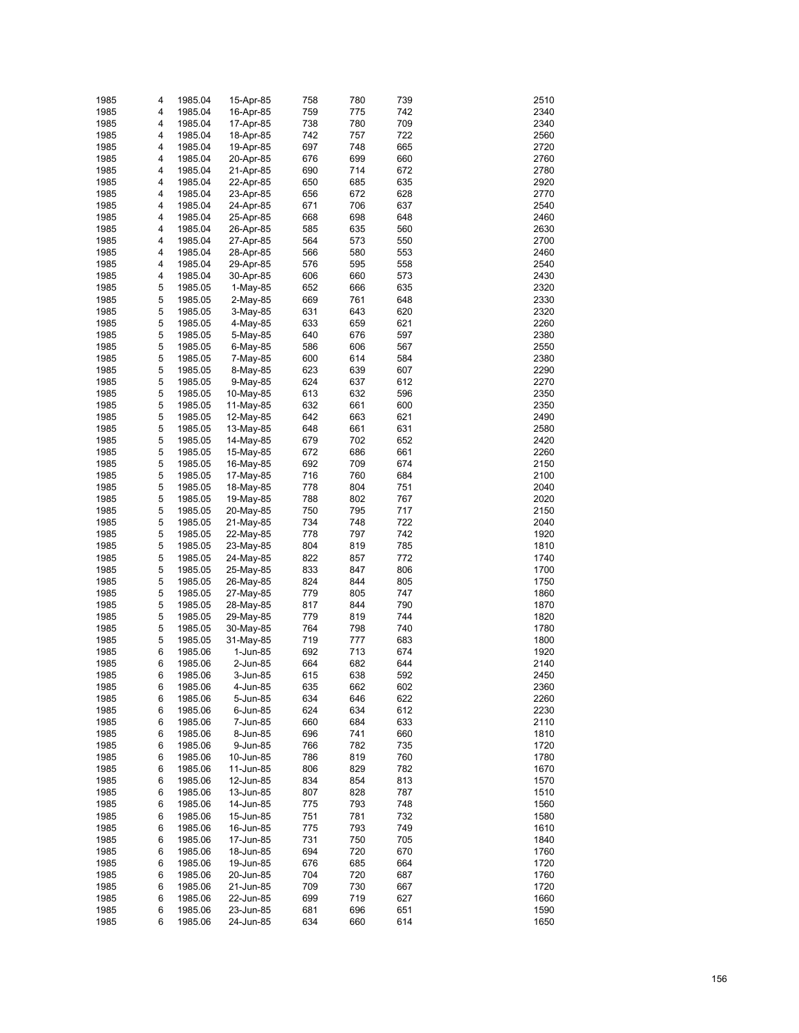| | | | | | | | | |
|---|---|---|---|---|---|---|---|---|
| 1985 | 4 | 1985.04 | 15-Apr-85 | 758 | 780 | 739 | | 2510 |
| 1985 | 4 | 1985.04 | 16-Apr-85 | 759 | 775 | 742 | | 2340 |
| 1985 | 4 | 1985.04 | 17-Apr-85 | 738 | 780 | 709 | | 2340 |
| 1985 | 4 | 1985.04 | 18-Apr-85 | 742 | 757 | 722 | | 2560 |
| 1985 | 4 | 1985.04 | 19-Apr-85 | 697 | 748 | 665 | | 2720 |
| 1985 | 4 | 1985.04 | 20-Apr-85 | 676 | 699 | 660 | | 2760 |
| 1985 | 4 | 1985.04 | 21-Apr-85 | 690 | 714 | 672 | | 2780 |
| 1985 | 4 | 1985.04 | 22-Apr-85 | 650 | 685 | 635 | | 2920 |
| 1985 | 4 | 1985.04 | 23-Apr-85 | 656 | 672 | 628 | | 2770 |
| 1985 | 4 | 1985.04 | 24-Apr-85 | 671 | 706 | 637 | | 2540 |
| 1985 | 4 | 1985.04 | 25-Apr-85 | 668 | 698 | 648 | | 2460 |
| 1985 | 4 | 1985.04 | 26-Apr-85 | 585 | 635 | 560 | | 2630 |
| 1985 | 4 | 1985.04 | 27-Apr-85 | 564 | 573 | 550 | | 2700 |
| 1985 | 4 | 1985.04 | 28-Apr-85 | 566 | 580 | 553 | | 2460 |
| 1985 | 4 | 1985.04 | 29-Apr-85 | 576 | 595 | 558 | | 2540 |
| 1985 | 4 | 1985.04 | 30-Apr-85 | 606 | 660 | 573 | | 2430 |
| 1985 | 5 | 1985.05 | 1-May-85 | 652 | 666 | 635 | | 2320 |
| 1985 | 5 | 1985.05 | 2-May-85 | 669 | 761 | 648 | | 2330 |
| 1985 | 5 | 1985.05 | 3-May-85 | 631 | 643 | 620 | | 2320 |
| 1985 | 5 | 1985.05 | 4-May-85 | 633 | 659 | 621 | | 2260 |
| 1985 | 5 | 1985.05 | 5-May-85 | 640 | 676 | 597 | | 2380 |
| 1985 | 5 | 1985.05 | 6-May-85 | 586 | 606 | 567 | | 2550 |
| 1985 | 5 | 1985.05 | 7-May-85 | 600 | 614 | 584 | | 2380 |
| 1985 | 5 | 1985.05 | 8-May-85 | 623 | 639 | 607 | | 2290 |
| 1985 | 5 | 1985.05 | 9-May-85 | 624 | 637 | 612 | | 2270 |
| 1985 | 5 | 1985.05 | 10-May-85 | 613 | 632 | 596 | | 2350 |
| 1985 | 5 | 1985.05 | 11-May-85 | 632 | 661 | 600 | | 2350 |
| 1985 | 5 | 1985.05 | 12-May-85 | 642 | 663 | 621 | | 2490 |
| 1985 | 5 | 1985.05 | 13-May-85 | 648 | 661 | 631 | | 2580 |
| 1985 | 5 | 1985.05 | 14-May-85 | 679 | 702 | 652 | | 2420 |
| 1985 | 5 | 1985.05 | 15-May-85 | 672 | 686 | 661 | | 2260 |
| 1985 | 5 | 1985.05 | 16-May-85 | 692 | 709 | 674 | | 2150 |
| 1985 | 5 | 1985.05 | 17-May-85 | 716 | 760 | 684 | | 2100 |
| 1985 | 5 | 1985.05 | 18-May-85 | 778 | 804 | 751 | | 2040 |
| 1985 | 5 | 1985.05 | 19-May-85 | 788 | 802 | 767 | | 2020 |
| 1985 | 5 | 1985.05 | 20-May-85 | 750 | 795 | 717 | | 2150 |
| 1985 | 5 | 1985.05 | 21-May-85 | 734 | 748 | 722 | | 2040 |
| 1985 | 5 | 1985.05 | 22-May-85 | 778 | 797 | 742 | | 1920 |
| 1985 | 5 | 1985.05 | 23-May-85 | 804 | 819 | 785 | | 1810 |
| 1985 | 5 | 1985.05 | 24-May-85 | 822 | 857 | 772 | | 1740 |
| 1985 | 5 | 1985.05 | 25-May-85 | 833 | 847 | 806 | | 1700 |
| 1985 | 5 | 1985.05 | 26-May-85 | 824 | 844 | 805 | | 1750 |
| 1985 | 5 | 1985.05 | 27-May-85 | 779 | 805 | 747 | | 1860 |
| 1985 | 5 | 1985.05 | 28-May-85 | 817 | 844 | 790 | | 1870 |
| 1985 | 5 | 1985.05 | 29-May-85 | 779 | 819 | 744 | | 1820 |
| 1985 | 5 | 1985.05 | 30-May-85 | 764 | 798 | 740 | | 1780 |
| 1985 | 5 | 1985.05 | 31-May-85 | 719 | 777 | 683 | | 1800 |
| 1985 | 6 | 1985.06 | 1-Jun-85 | 692 | 713 | 674 | | 1920 |
| 1985 | 6 | 1985.06 | 2-Jun-85 | 664 | 682 | 644 | | 2140 |
| 1985 | 6 | 1985.06 | 3-Jun-85 | 615 | 638 | 592 | | 2450 |
| 1985 | 6 | 1985.06 | 4-Jun-85 | 635 | 662 | 602 | | 2360 |
| 1985 | 6 | 1985.06 | 5-Jun-85 | 634 | 646 | 622 | | 2260 |
| 1985 | 6 | 1985.06 | 6-Jun-85 | 624 | 634 | 612 | | 2230 |
| 1985 | 6 | 1985.06 | 7-Jun-85 | 660 | 684 | 633 | | 2110 |
| 1985 | 6 | 1985.06 | 8-Jun-85 | 696 | 741 | 660 | | 1810 |
| 1985 | 6 | 1985.06 | 9-Jun-85 | 766 | 782 | 735 | | 1720 |
| 1985 | 6 | 1985.06 | 10-Jun-85 | 786 | 819 | 760 | | 1780 |
| 1985 | 6 | 1985.06 | 11-Jun-85 | 806 | 829 | 782 | | 1670 |
| 1985 | 6 | 1985.06 | 12-Jun-85 | 834 | 854 | 813 | | 1570 |
| 1985 | 6 | 1985.06 | 13-Jun-85 | 807 | 828 | 787 | | 1510 |
| 1985 | 6 | 1985.06 | 14-Jun-85 | 775 | 793 | 748 | | 1560 |
| 1985 | 6 | 1985.06 | 15-Jun-85 | 751 | 781 | 732 | | 1580 |
| 1985 | 6 | 1985.06 | 16-Jun-85 | 775 | 793 | 749 | | 1610 |
| 1985 | 6 | 1985.06 | 17-Jun-85 | 731 | 750 | 705 | | 1840 |
| 1985 | 6 | 1985.06 | 18-Jun-85 | 694 | 720 | 670 | | 1760 |
| 1985 | 6 | 1985.06 | 19-Jun-85 | 676 | 685 | 664 | | 1720 |
| 1985 | 6 | 1985.06 | 20-Jun-85 | 704 | 720 | 687 | | 1760 |
| 1985 | 6 | 1985.06 | 21-Jun-85 | 709 | 730 | 667 | | 1720 |
| 1985 | 6 | 1985.06 | 22-Jun-85 | 699 | 719 | 627 | | 1660 |
| 1985 | 6 | 1985.06 | 23-Jun-85 | 681 | 696 | 651 | | 1590 |
| 1985 | 6 | 1985.06 | 24-Jun-85 | 634 | 660 | 614 | | 1650 |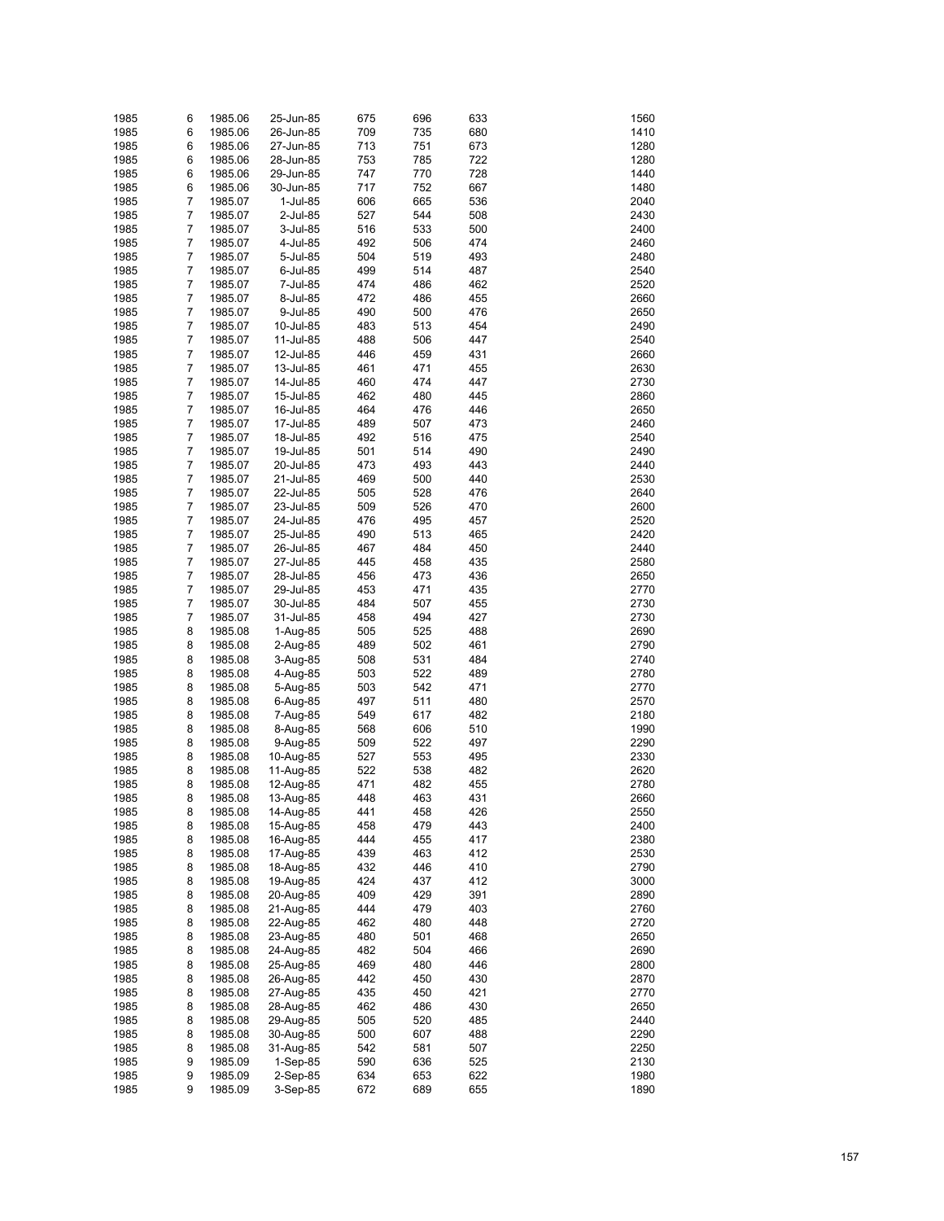| | | | | | | | | |
|---|---|---|---|---|---|---|---|---|
| 1985 | 6 | 1985.06 | 25-Jun-85 | 675 | 696 | 633 | | 1560 |
| 1985 | 6 | 1985.06 | 26-Jun-85 | 709 | 735 | 680 | | 1410 |
| 1985 | 6 | 1985.06 | 27-Jun-85 | 713 | 751 | 673 | | 1280 |
| 1985 | 6 | 1985.06 | 28-Jun-85 | 753 | 785 | 722 | | 1280 |
| 1985 | 6 | 1985.06 | 29-Jun-85 | 747 | 770 | 728 | | 1440 |
| 1985 | 6 | 1985.06 | 30-Jun-85 | 717 | 752 | 667 | | 1480 |
| 1985 | 7 | 1985.07 | 1-Jul-85 | 606 | 665 | 536 | | 2040 |
| 1985 | 7 | 1985.07 | 2-Jul-85 | 527 | 544 | 508 | | 2430 |
| 1985 | 7 | 1985.07 | 3-Jul-85 | 516 | 533 | 500 | | 2400 |
| 1985 | 7 | 1985.07 | 4-Jul-85 | 492 | 506 | 474 | | 2460 |
| 1985 | 7 | 1985.07 | 5-Jul-85 | 504 | 519 | 493 | | 2480 |
| 1985 | 7 | 1985.07 | 6-Jul-85 | 499 | 514 | 487 | | 2540 |
| 1985 | 7 | 1985.07 | 7-Jul-85 | 474 | 486 | 462 | | 2520 |
| 1985 | 7 | 1985.07 | 8-Jul-85 | 472 | 486 | 455 | | 2660 |
| 1985 | 7 | 1985.07 | 9-Jul-85 | 490 | 500 | 476 | | 2650 |
| 1985 | 7 | 1985.07 | 10-Jul-85 | 483 | 513 | 454 | | 2490 |
| 1985 | 7 | 1985.07 | 11-Jul-85 | 488 | 506 | 447 | | 2540 |
| 1985 | 7 | 1985.07 | 12-Jul-85 | 446 | 459 | 431 | | 2660 |
| 1985 | 7 | 1985.07 | 13-Jul-85 | 461 | 471 | 455 | | 2630 |
| 1985 | 7 | 1985.07 | 14-Jul-85 | 460 | 474 | 447 | | 2730 |
| 1985 | 7 | 1985.07 | 15-Jul-85 | 462 | 480 | 445 | | 2860 |
| 1985 | 7 | 1985.07 | 16-Jul-85 | 464 | 476 | 446 | | 2650 |
| 1985 | 7 | 1985.07 | 17-Jul-85 | 489 | 507 | 473 | | 2460 |
| 1985 | 7 | 1985.07 | 18-Jul-85 | 492 | 516 | 475 | | 2540 |
| 1985 | 7 | 1985.07 | 19-Jul-85 | 501 | 514 | 490 | | 2490 |
| 1985 | 7 | 1985.07 | 20-Jul-85 | 473 | 493 | 443 | | 2440 |
| 1985 | 7 | 1985.07 | 21-Jul-85 | 469 | 500 | 440 | | 2530 |
| 1985 | 7 | 1985.07 | 22-Jul-85 | 505 | 528 | 476 | | 2640 |
| 1985 | 7 | 1985.07 | 23-Jul-85 | 509 | 526 | 470 | | 2600 |
| 1985 | 7 | 1985.07 | 24-Jul-85 | 476 | 495 | 457 | | 2520 |
| 1985 | 7 | 1985.07 | 25-Jul-85 | 490 | 513 | 465 | | 2420 |
| 1985 | 7 | 1985.07 | 26-Jul-85 | 467 | 484 | 450 | | 2440 |
| 1985 | 7 | 1985.07 | 27-Jul-85 | 445 | 458 | 435 | | 2580 |
| 1985 | 7 | 1985.07 | 28-Jul-85 | 456 | 473 | 436 | | 2650 |
| 1985 | 7 | 1985.07 | 29-Jul-85 | 453 | 471 | 435 | | 2770 |
| 1985 | 7 | 1985.07 | 30-Jul-85 | 484 | 507 | 455 | | 2730 |
| 1985 | 7 | 1985.07 | 31-Jul-85 | 458 | 494 | 427 | | 2730 |
| 1985 | 8 | 1985.08 | 1-Aug-85 | 505 | 525 | 488 | | 2690 |
| 1985 | 8 | 1985.08 | 2-Aug-85 | 489 | 502 | 461 | | 2790 |
| 1985 | 8 | 1985.08 | 3-Aug-85 | 508 | 531 | 484 | | 2740 |
| 1985 | 8 | 1985.08 | 4-Aug-85 | 503 | 522 | 489 | | 2780 |
| 1985 | 8 | 1985.08 | 5-Aug-85 | 503 | 542 | 471 | | 2770 |
| 1985 | 8 | 1985.08 | 6-Aug-85 | 497 | 511 | 480 | | 2570 |
| 1985 | 8 | 1985.08 | 7-Aug-85 | 549 | 617 | 482 | | 2180 |
| 1985 | 8 | 1985.08 | 8-Aug-85 | 568 | 606 | 510 | | 1990 |
| 1985 | 8 | 1985.08 | 9-Aug-85 | 509 | 522 | 497 | | 2290 |
| 1985 | 8 | 1985.08 | 10-Aug-85 | 527 | 553 | 495 | | 2330 |
| 1985 | 8 | 1985.08 | 11-Aug-85 | 522 | 538 | 482 | | 2620 |
| 1985 | 8 | 1985.08 | 12-Aug-85 | 471 | 482 | 455 | | 2780 |
| 1985 | 8 | 1985.08 | 13-Aug-85 | 448 | 463 | 431 | | 2660 |
| 1985 | 8 | 1985.08 | 14-Aug-85 | 441 | 458 | 426 | | 2550 |
| 1985 | 8 | 1985.08 | 15-Aug-85 | 458 | 479 | 443 | | 2400 |
| 1985 | 8 | 1985.08 | 16-Aug-85 | 444 | 455 | 417 | | 2380 |
| 1985 | 8 | 1985.08 | 17-Aug-85 | 439 | 463 | 412 | | 2530 |
| 1985 | 8 | 1985.08 | 18-Aug-85 | 432 | 446 | 410 | | 2790 |
| 1985 | 8 | 1985.08 | 19-Aug-85 | 424 | 437 | 412 | | 3000 |
| 1985 | 8 | 1985.08 | 20-Aug-85 | 409 | 429 | 391 | | 2890 |
| 1985 | 8 | 1985.08 | 21-Aug-85 | 444 | 479 | 403 | | 2760 |
| 1985 | 8 | 1985.08 | 22-Aug-85 | 462 | 480 | 448 | | 2720 |
| 1985 | 8 | 1985.08 | 23-Aug-85 | 480 | 501 | 468 | | 2650 |
| 1985 | 8 | 1985.08 | 24-Aug-85 | 482 | 504 | 466 | | 2690 |
| 1985 | 8 | 1985.08 | 25-Aug-85 | 469 | 480 | 446 | | 2800 |
| 1985 | 8 | 1985.08 | 26-Aug-85 | 442 | 450 | 430 | | 2870 |
| 1985 | 8 | 1985.08 | 27-Aug-85 | 435 | 450 | 421 | | 2770 |
| 1985 | 8 | 1985.08 | 28-Aug-85 | 462 | 486 | 430 | | 2650 |
| 1985 | 8 | 1985.08 | 29-Aug-85 | 505 | 520 | 485 | | 2440 |
| 1985 | 8 | 1985.08 | 30-Aug-85 | 500 | 607 | 488 | | 2290 |
| 1985 | 8 | 1985.08 | 31-Aug-85 | 542 | 581 | 507 | | 2250 |
| 1985 | 9 | 1985.09 | 1-Sep-85 | 590 | 636 | 525 | | 2130 |
| 1985 | 9 | 1985.09 | 2-Sep-85 | 634 | 653 | 622 | | 1980 |
| 1985 | 9 | 1985.09 | 3-Sep-85 | 672 | 689 | 655 | | 1890 |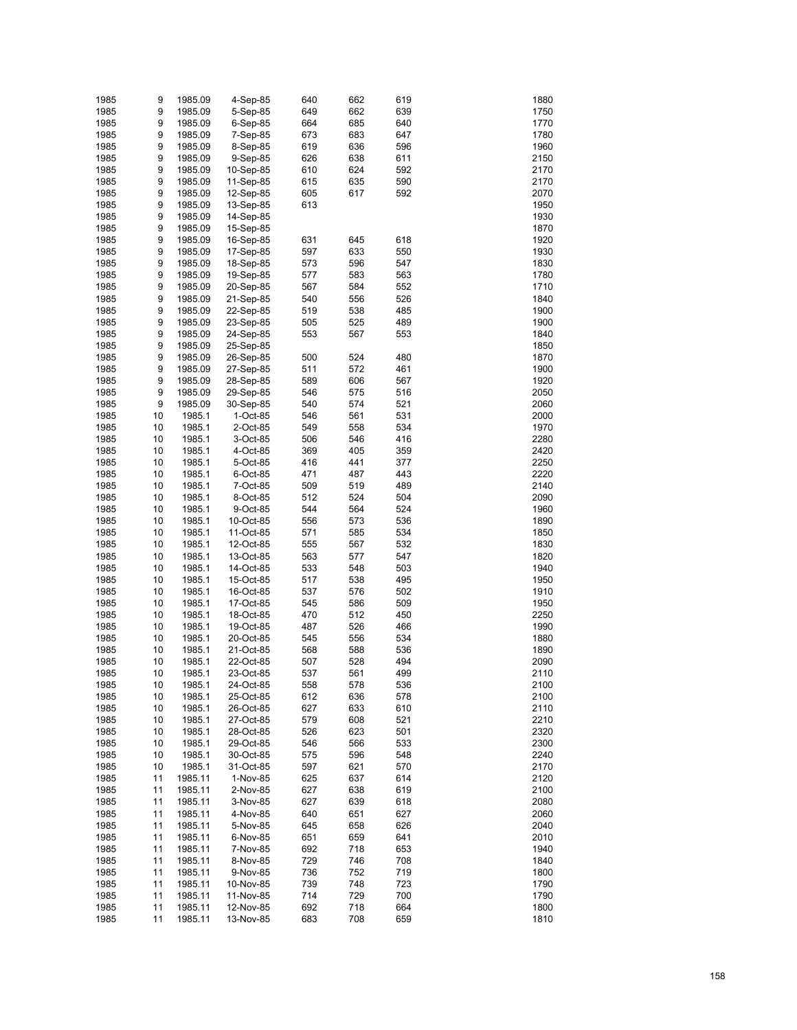| | | | | | | | | |
|---|---|---|---|---|---|---|---|---|
| 1985 | 9 | 1985.09 | 4-Sep-85 | 640 | 662 | 619 | | 1880 |
| 1985 | 9 | 1985.09 | 5-Sep-85 | 649 | 662 | 639 | | 1750 |
| 1985 | 9 | 1985.09 | 6-Sep-85 | 664 | 685 | 640 | | 1770 |
| 1985 | 9 | 1985.09 | 7-Sep-85 | 673 | 683 | 647 | | 1780 |
| 1985 | 9 | 1985.09 | 8-Sep-85 | 619 | 636 | 596 | | 1960 |
| 1985 | 9 | 1985.09 | 9-Sep-85 | 626 | 638 | 611 | | 2150 |
| 1985 | 9 | 1985.09 | 10-Sep-85 | 610 | 624 | 592 | | 2170 |
| 1985 | 9 | 1985.09 | 11-Sep-85 | 615 | 635 | 590 | | 2170 |
| 1985 | 9 | 1985.09 | 12-Sep-85 | 605 | 617 | 592 | | 2070 |
| 1985 | 9 | 1985.09 | 13-Sep-85 | 613 | | | | 1950 |
| 1985 | 9 | 1985.09 | 14-Sep-85 | | | | | 1930 |
| 1985 | 9 | 1985.09 | 15-Sep-85 | | | | | 1870 |
| 1985 | 9 | 1985.09 | 16-Sep-85 | 631 | 645 | 618 | | 1920 |
| 1985 | 9 | 1985.09 | 17-Sep-85 | 597 | 633 | 550 | | 1930 |
| 1985 | 9 | 1985.09 | 18-Sep-85 | 573 | 596 | 547 | | 1830 |
| 1985 | 9 | 1985.09 | 19-Sep-85 | 577 | 583 | 563 | | 1780 |
| 1985 | 9 | 1985.09 | 20-Sep-85 | 567 | 584 | 552 | | 1710 |
| 1985 | 9 | 1985.09 | 21-Sep-85 | 540 | 556 | 526 | | 1840 |
| 1985 | 9 | 1985.09 | 22-Sep-85 | 519 | 538 | 485 | | 1900 |
| 1985 | 9 | 1985.09 | 23-Sep-85 | 505 | 525 | 489 | | 1900 |
| 1985 | 9 | 1985.09 | 24-Sep-85 | 553 | 567 | 553 | | 1840 |
| 1985 | 9 | 1985.09 | 25-Sep-85 | | | | | 1850 |
| 1985 | 9 | 1985.09 | 26-Sep-85 | 500 | 524 | 480 | | 1870 |
| 1985 | 9 | 1985.09 | 27-Sep-85 | 511 | 572 | 461 | | 1900 |
| 1985 | 9 | 1985.09 | 28-Sep-85 | 589 | 606 | 567 | | 1920 |
| 1985 | 9 | 1985.09 | 29-Sep-85 | 546 | 575 | 516 | | 2050 |
| 1985 | 9 | 1985.09 | 30-Sep-85 | 540 | 574 | 521 | | 2060 |
| 1985 | 10 | 1985.1 | 1-Oct-85 | 546 | 561 | 531 | | 2000 |
| 1985 | 10 | 1985.1 | 2-Oct-85 | 549 | 558 | 534 | | 1970 |
| 1985 | 10 | 1985.1 | 3-Oct-85 | 506 | 546 | 416 | | 2280 |
| 1985 | 10 | 1985.1 | 4-Oct-85 | 369 | 405 | 359 | | 2420 |
| 1985 | 10 | 1985.1 | 5-Oct-85 | 416 | 441 | 377 | | 2250 |
| 1985 | 10 | 1985.1 | 6-Oct-85 | 471 | 487 | 443 | | 2220 |
| 1985 | 10 | 1985.1 | 7-Oct-85 | 509 | 519 | 489 | | 2140 |
| 1985 | 10 | 1985.1 | 8-Oct-85 | 512 | 524 | 504 | | 2090 |
| 1985 | 10 | 1985.1 | 9-Oct-85 | 544 | 564 | 524 | | 1960 |
| 1985 | 10 | 1985.1 | 10-Oct-85 | 556 | 573 | 536 | | 1890 |
| 1985 | 10 | 1985.1 | 11-Oct-85 | 571 | 585 | 534 | | 1850 |
| 1985 | 10 | 1985.1 | 12-Oct-85 | 555 | 567 | 532 | | 1830 |
| 1985 | 10 | 1985.1 | 13-Oct-85 | 563 | 577 | 547 | | 1820 |
| 1985 | 10 | 1985.1 | 14-Oct-85 | 533 | 548 | 503 | | 1940 |
| 1985 | 10 | 1985.1 | 15-Oct-85 | 517 | 538 | 495 | | 1950 |
| 1985 | 10 | 1985.1 | 16-Oct-85 | 537 | 576 | 502 | | 1910 |
| 1985 | 10 | 1985.1 | 17-Oct-85 | 545 | 586 | 509 | | 1950 |
| 1985 | 10 | 1985.1 | 18-Oct-85 | 470 | 512 | 450 | | 2250 |
| 1985 | 10 | 1985.1 | 19-Oct-85 | 487 | 526 | 466 | | 1990 |
| 1985 | 10 | 1985.1 | 20-Oct-85 | 545 | 556 | 534 | | 1880 |
| 1985 | 10 | 1985.1 | 21-Oct-85 | 568 | 588 | 536 | | 1890 |
| 1985 | 10 | 1985.1 | 22-Oct-85 | 507 | 528 | 494 | | 2090 |
| 1985 | 10 | 1985.1 | 23-Oct-85 | 537 | 561 | 499 | | 2110 |
| 1985 | 10 | 1985.1 | 24-Oct-85 | 558 | 578 | 536 | | 2100 |
| 1985 | 10 | 1985.1 | 25-Oct-85 | 612 | 636 | 578 | | 2100 |
| 1985 | 10 | 1985.1 | 26-Oct-85 | 627 | 633 | 610 | | 2110 |
| 1985 | 10 | 1985.1 | 27-Oct-85 | 579 | 608 | 521 | | 2210 |
| 1985 | 10 | 1985.1 | 28-Oct-85 | 526 | 623 | 501 | | 2320 |
| 1985 | 10 | 1985.1 | 29-Oct-85 | 546 | 566 | 533 | | 2300 |
| 1985 | 10 | 1985.1 | 30-Oct-85 | 575 | 596 | 548 | | 2240 |
| 1985 | 10 | 1985.1 | 31-Oct-85 | 597 | 621 | 570 | | 2170 |
| 1985 | 11 | 1985.11 | 1-Nov-85 | 625 | 637 | 614 | | 2120 |
| 1985 | 11 | 1985.11 | 2-Nov-85 | 627 | 638 | 619 | | 2100 |
| 1985 | 11 | 1985.11 | 3-Nov-85 | 627 | 639 | 618 | | 2080 |
| 1985 | 11 | 1985.11 | 4-Nov-85 | 640 | 651 | 627 | | 2060 |
| 1985 | 11 | 1985.11 | 5-Nov-85 | 645 | 658 | 626 | | 2040 |
| 1985 | 11 | 1985.11 | 6-Nov-85 | 651 | 659 | 641 | | 2010 |
| 1985 | 11 | 1985.11 | 7-Nov-85 | 692 | 718 | 653 | | 1940 |
| 1985 | 11 | 1985.11 | 8-Nov-85 | 729 | 746 | 708 | | 1840 |
| 1985 | 11 | 1985.11 | 9-Nov-85 | 736 | 752 | 719 | | 1800 |
| 1985 | 11 | 1985.11 | 10-Nov-85 | 739 | 748 | 723 | | 1790 |
| 1985 | 11 | 1985.11 | 11-Nov-85 | 714 | 729 | 700 | | 1790 |
| 1985 | 11 | 1985.11 | 12-Nov-85 | 692 | 718 | 664 | | 1800 |
| 1985 | 11 | 1985.11 | 13-Nov-85 | 683 | 708 | 659 | | 1810 |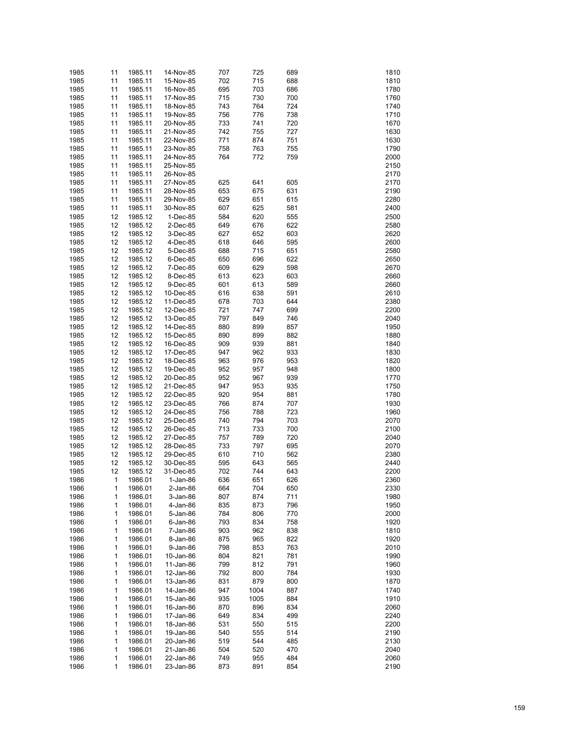| | | | | | | | | |
|---|---|---|---|---|---|---|---|---|
| 1985 | 11 | 1985.11 | 14-Nov-85 | 707 | 725 | 689 | | 1810 |
| 1985 | 11 | 1985.11 | 15-Nov-85 | 702 | 715 | 688 | | 1810 |
| 1985 | 11 | 1985.11 | 16-Nov-85 | 695 | 703 | 686 | | 1780 |
| 1985 | 11 | 1985.11 | 17-Nov-85 | 715 | 730 | 700 | | 1760 |
| 1985 | 11 | 1985.11 | 18-Nov-85 | 743 | 764 | 724 | | 1740 |
| 1985 | 11 | 1985.11 | 19-Nov-85 | 756 | 776 | 738 | | 1710 |
| 1985 | 11 | 1985.11 | 20-Nov-85 | 733 | 741 | 720 | | 1670 |
| 1985 | 11 | 1985.11 | 21-Nov-85 | 742 | 755 | 727 | | 1630 |
| 1985 | 11 | 1985.11 | 22-Nov-85 | 771 | 874 | 751 | | 1630 |
| 1985 | 11 | 1985.11 | 23-Nov-85 | 758 | 763 | 755 | | 1790 |
| 1985 | 11 | 1985.11 | 24-Nov-85 | 764 | 772 | 759 | | 2000 |
| 1985 | 11 | 1985.11 | 25-Nov-85 | | | | | 2150 |
| 1985 | 11 | 1985.11 | 26-Nov-85 | | | | | 2170 |
| 1985 | 11 | 1985.11 | 27-Nov-85 | 625 | 641 | 605 | | 2170 |
| 1985 | 11 | 1985.11 | 28-Nov-85 | 653 | 675 | 631 | | 2190 |
| 1985 | 11 | 1985.11 | 29-Nov-85 | 629 | 651 | 615 | | 2280 |
| 1985 | 11 | 1985.11 | 30-Nov-85 | 607 | 625 | 581 | | 2400 |
| 1985 | 12 | 1985.12 | 1-Dec-85 | 584 | 620 | 555 | | 2500 |
| 1985 | 12 | 1985.12 | 2-Dec-85 | 649 | 676 | 622 | | 2580 |
| 1985 | 12 | 1985.12 | 3-Dec-85 | 627 | 652 | 603 | | 2620 |
| 1985 | 12 | 1985.12 | 4-Dec-85 | 618 | 646 | 595 | | 2600 |
| 1985 | 12 | 1985.12 | 5-Dec-85 | 688 | 715 | 651 | | 2580 |
| 1985 | 12 | 1985.12 | 6-Dec-85 | 650 | 696 | 622 | | 2650 |
| 1985 | 12 | 1985.12 | 7-Dec-85 | 609 | 629 | 598 | | 2670 |
| 1985 | 12 | 1985.12 | 8-Dec-85 | 613 | 623 | 603 | | 2660 |
| 1985 | 12 | 1985.12 | 9-Dec-85 | 601 | 613 | 589 | | 2660 |
| 1985 | 12 | 1985.12 | 10-Dec-85 | 616 | 638 | 591 | | 2610 |
| 1985 | 12 | 1985.12 | 11-Dec-85 | 678 | 703 | 644 | | 2380 |
| 1985 | 12 | 1985.12 | 12-Dec-85 | 721 | 747 | 699 | | 2200 |
| 1985 | 12 | 1985.12 | 13-Dec-85 | 797 | 849 | 746 | | 2040 |
| 1985 | 12 | 1985.12 | 14-Dec-85 | 880 | 899 | 857 | | 1950 |
| 1985 | 12 | 1985.12 | 15-Dec-85 | 890 | 899 | 882 | | 1880 |
| 1985 | 12 | 1985.12 | 16-Dec-85 | 909 | 939 | 881 | | 1840 |
| 1985 | 12 | 1985.12 | 17-Dec-85 | 947 | 962 | 933 | | 1830 |
| 1985 | 12 | 1985.12 | 18-Dec-85 | 963 | 976 | 953 | | 1820 |
| 1985 | 12 | 1985.12 | 19-Dec-85 | 952 | 957 | 948 | | 1800 |
| 1985 | 12 | 1985.12 | 20-Dec-85 | 952 | 967 | 939 | | 1770 |
| 1985 | 12 | 1985.12 | 21-Dec-85 | 947 | 953 | 935 | | 1750 |
| 1985 | 12 | 1985.12 | 22-Dec-85 | 920 | 954 | 881 | | 1780 |
| 1985 | 12 | 1985.12 | 23-Dec-85 | 766 | 874 | 707 | | 1930 |
| 1985 | 12 | 1985.12 | 24-Dec-85 | 756 | 788 | 723 | | 1960 |
| 1985 | 12 | 1985.12 | 25-Dec-85 | 740 | 794 | 703 | | 2070 |
| 1985 | 12 | 1985.12 | 26-Dec-85 | 713 | 733 | 700 | | 2100 |
| 1985 | 12 | 1985.12 | 27-Dec-85 | 757 | 789 | 720 | | 2040 |
| 1985 | 12 | 1985.12 | 28-Dec-85 | 733 | 797 | 695 | | 2070 |
| 1985 | 12 | 1985.12 | 29-Dec-85 | 610 | 710 | 562 | | 2380 |
| 1985 | 12 | 1985.12 | 30-Dec-85 | 595 | 643 | 565 | | 2440 |
| 1985 | 12 | 1985.12 | 31-Dec-85 | 702 | 744 | 643 | | 2200 |
| 1986 | 1 | 1986.01 | 1-Jan-86 | 636 | 651 | 626 | | 2360 |
| 1986 | 1 | 1986.01 | 2-Jan-86 | 664 | 704 | 650 | | 2330 |
| 1986 | 1 | 1986.01 | 3-Jan-86 | 807 | 874 | 711 | | 1980 |
| 1986 | 1 | 1986.01 | 4-Jan-86 | 835 | 873 | 796 | | 1950 |
| 1986 | 1 | 1986.01 | 5-Jan-86 | 784 | 806 | 770 | | 2000 |
| 1986 | 1 | 1986.01 | 6-Jan-86 | 793 | 834 | 758 | | 1920 |
| 1986 | 1 | 1986.01 | 7-Jan-86 | 903 | 962 | 838 | | 1810 |
| 1986 | 1 | 1986.01 | 8-Jan-86 | 875 | 965 | 822 | | 1920 |
| 1986 | 1 | 1986.01 | 9-Jan-86 | 798 | 853 | 763 | | 2010 |
| 1986 | 1 | 1986.01 | 10-Jan-86 | 804 | 821 | 781 | | 1990 |
| 1986 | 1 | 1986.01 | 11-Jan-86 | 799 | 812 | 791 | | 1960 |
| 1986 | 1 | 1986.01 | 12-Jan-86 | 792 | 800 | 784 | | 1930 |
| 1986 | 1 | 1986.01 | 13-Jan-86 | 831 | 879 | 800 | | 1870 |
| 1986 | 1 | 1986.01 | 14-Jan-86 | 947 | 1004 | 887 | | 1740 |
| 1986 | 1 | 1986.01 | 15-Jan-86 | 935 | 1005 | 884 | | 1910 |
| 1986 | 1 | 1986.01 | 16-Jan-86 | 870 | 896 | 834 | | 2060 |
| 1986 | 1 | 1986.01 | 17-Jan-86 | 649 | 834 | 499 | | 2240 |
| 1986 | 1 | 1986.01 | 18-Jan-86 | 531 | 550 | 515 | | 2200 |
| 1986 | 1 | 1986.01 | 19-Jan-86 | 540 | 555 | 514 | | 2190 |
| 1986 | 1 | 1986.01 | 20-Jan-86 | 519 | 544 | 485 | | 2130 |
| 1986 | 1 | 1986.01 | 21-Jan-86 | 504 | 520 | 470 | | 2040 |
| 1986 | 1 | 1986.01 | 22-Jan-86 | 749 | 955 | 484 | | 2060 |
| 1986 | 1 | 1986.01 | 23-Jan-86 | 873 | 891 | 854 | | 2190 |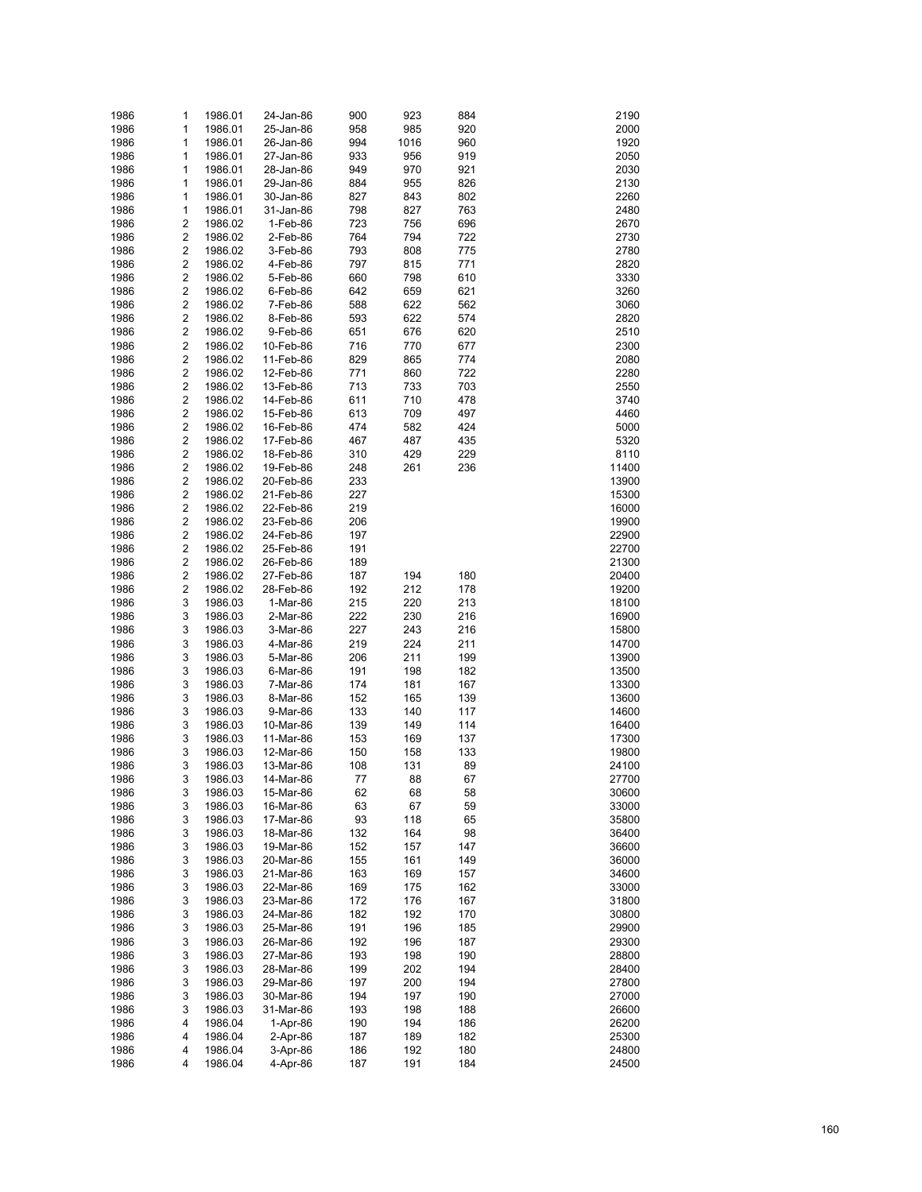| | | | | | | | |
|---|---|---|---|---|---|---|---|
| 1986 | 1 | 1986.01 | 24-Jan-86 | 900 | 923 | 884 | 2190 |
| 1986 | 1 | 1986.01 | 25-Jan-86 | 958 | 985 | 920 | 2000 |
| 1986 | 1 | 1986.01 | 26-Jan-86 | 994 | 1016 | 960 | 1920 |
| 1986 | 1 | 1986.01 | 27-Jan-86 | 933 | 956 | 919 | 2050 |
| 1986 | 1 | 1986.01 | 28-Jan-86 | 949 | 970 | 921 | 2030 |
| 1986 | 1 | 1986.01 | 29-Jan-86 | 884 | 955 | 826 | 2130 |
| 1986 | 1 | 1986.01 | 30-Jan-86 | 827 | 843 | 802 | 2260 |
| 1986 | 1 | 1986.01 | 31-Jan-86 | 798 | 827 | 763 | 2480 |
| 1986 | 2 | 1986.02 | 1-Feb-86 | 723 | 756 | 696 | 2670 |
| 1986 | 2 | 1986.02 | 2-Feb-86 | 764 | 794 | 722 | 2730 |
| 1986 | 2 | 1986.02 | 3-Feb-86 | 793 | 808 | 775 | 2780 |
| 1986 | 2 | 1986.02 | 4-Feb-86 | 797 | 815 | 771 | 2820 |
| 1986 | 2 | 1986.02 | 5-Feb-86 | 660 | 798 | 610 | 3330 |
| 1986 | 2 | 1986.02 | 6-Feb-86 | 642 | 659 | 621 | 3260 |
| 1986 | 2 | 1986.02 | 7-Feb-86 | 588 | 622 | 562 | 3060 |
| 1986 | 2 | 1986.02 | 8-Feb-86 | 593 | 622 | 574 | 2820 |
| 1986 | 2 | 1986.02 | 9-Feb-86 | 651 | 676 | 620 | 2510 |
| 1986 | 2 | 1986.02 | 10-Feb-86 | 716 | 770 | 677 | 2300 |
| 1986 | 2 | 1986.02 | 11-Feb-86 | 829 | 865 | 774 | 2080 |
| 1986 | 2 | 1986.02 | 12-Feb-86 | 771 | 860 | 722 | 2280 |
| 1986 | 2 | 1986.02 | 13-Feb-86 | 713 | 733 | 703 | 2550 |
| 1986 | 2 | 1986.02 | 14-Feb-86 | 611 | 710 | 478 | 3740 |
| 1986 | 2 | 1986.02 | 15-Feb-86 | 613 | 709 | 497 | 4460 |
| 1986 | 2 | 1986.02 | 16-Feb-86 | 474 | 582 | 424 | 5000 |
| 1986 | 2 | 1986.02 | 17-Feb-86 | 467 | 487 | 435 | 5320 |
| 1986 | 2 | 1986.02 | 18-Feb-86 | 310 | 429 | 229 | 8110 |
| 1986 | 2 | 1986.02 | 19-Feb-86 | 248 | 261 | 236 | 11400 |
| 1986 | 2 | 1986.02 | 20-Feb-86 | 233 | | | 13900 |
| 1986 | 2 | 1986.02 | 21-Feb-86 | 227 | | | 15300 |
| 1986 | 2 | 1986.02 | 22-Feb-86 | 219 | | | 16000 |
| 1986 | 2 | 1986.02 | 23-Feb-86 | 206 | | | 19900 |
| 1986 | 2 | 1986.02 | 24-Feb-86 | 197 | | | 22900 |
| 1986 | 2 | 1986.02 | 25-Feb-86 | 191 | | | 22700 |
| 1986 | 2 | 1986.02 | 26-Feb-86 | 189 | | | 21300 |
| 1986 | 2 | 1986.02 | 27-Feb-86 | 187 | 194 | 180 | 20400 |
| 1986 | 2 | 1986.02 | 28-Feb-86 | 192 | 212 | 178 | 19200 |
| 1986 | 3 | 1986.03 | 1-Mar-86 | 215 | 220 | 213 | 18100 |
| 1986 | 3 | 1986.03 | 2-Mar-86 | 222 | 230 | 216 | 16900 |
| 1986 | 3 | 1986.03 | 3-Mar-86 | 227 | 243 | 216 | 15800 |
| 1986 | 3 | 1986.03 | 4-Mar-86 | 219 | 224 | 211 | 14700 |
| 1986 | 3 | 1986.03 | 5-Mar-86 | 206 | 211 | 199 | 13900 |
| 1986 | 3 | 1986.03 | 6-Mar-86 | 191 | 198 | 182 | 13500 |
| 1986 | 3 | 1986.03 | 7-Mar-86 | 174 | 181 | 167 | 13300 |
| 1986 | 3 | 1986.03 | 8-Mar-86 | 152 | 165 | 139 | 13600 |
| 1986 | 3 | 1986.03 | 9-Mar-86 | 133 | 140 | 117 | 14600 |
| 1986 | 3 | 1986.03 | 10-Mar-86 | 139 | 149 | 114 | 16400 |
| 1986 | 3 | 1986.03 | 11-Mar-86 | 153 | 169 | 137 | 17300 |
| 1986 | 3 | 1986.03 | 12-Mar-86 | 150 | 158 | 133 | 19800 |
| 1986 | 3 | 1986.03 | 13-Mar-86 | 108 | 131 | 89 | 24100 |
| 1986 | 3 | 1986.03 | 14-Mar-86 | 77 | 88 | 67 | 27700 |
| 1986 | 3 | 1986.03 | 15-Mar-86 | 62 | 68 | 58 | 30600 |
| 1986 | 3 | 1986.03 | 16-Mar-86 | 63 | 67 | 59 | 33000 |
| 1986 | 3 | 1986.03 | 17-Mar-86 | 93 | 118 | 65 | 35800 |
| 1986 | 3 | 1986.03 | 18-Mar-86 | 132 | 164 | 98 | 36400 |
| 1986 | 3 | 1986.03 | 19-Mar-86 | 152 | 157 | 147 | 36600 |
| 1986 | 3 | 1986.03 | 20-Mar-86 | 155 | 161 | 149 | 36000 |
| 1986 | 3 | 1986.03 | 21-Mar-86 | 163 | 169 | 157 | 34600 |
| 1986 | 3 | 1986.03 | 22-Mar-86 | 169 | 175 | 162 | 33000 |
| 1986 | 3 | 1986.03 | 23-Mar-86 | 172 | 176 | 167 | 31800 |
| 1986 | 3 | 1986.03 | 24-Mar-86 | 182 | 192 | 170 | 30800 |
| 1986 | 3 | 1986.03 | 25-Mar-86 | 191 | 196 | 185 | 29900 |
| 1986 | 3 | 1986.03 | 26-Mar-86 | 192 | 196 | 187 | 29300 |
| 1986 | 3 | 1986.03 | 27-Mar-86 | 193 | 198 | 190 | 28800 |
| 1986 | 3 | 1986.03 | 28-Mar-86 | 199 | 202 | 194 | 28400 |
| 1986 | 3 | 1986.03 | 29-Mar-86 | 197 | 200 | 194 | 27800 |
| 1986 | 3 | 1986.03 | 30-Mar-86 | 194 | 197 | 190 | 27000 |
| 1986 | 3 | 1986.03 | 31-Mar-86 | 193 | 198 | 188 | 26600 |
| 1986 | 4 | 1986.04 | 1-Apr-86 | 190 | 194 | 186 | 26200 |
| 1986 | 4 | 1986.04 | 2-Apr-86 | 187 | 189 | 182 | 25300 |
| 1986 | 4 | 1986.04 | 3-Apr-86 | 186 | 192 | 180 | 24800 |
| 1986 | 4 | 1986.04 | 4-Apr-86 | 187 | 191 | 184 | 24500 |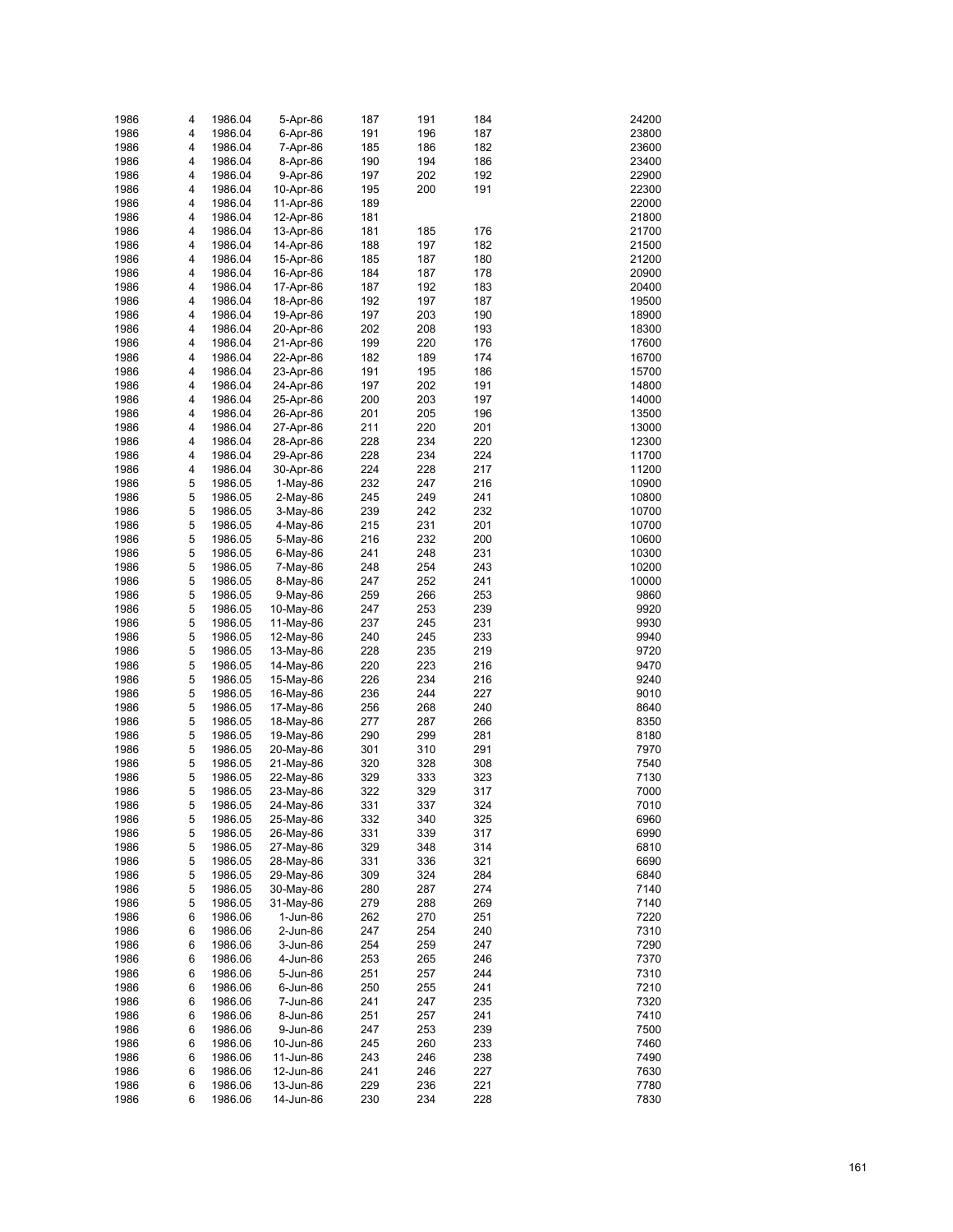| | | | | | | | | |
|---|---|---|---|---|---|---|---|---|
| 1986 | 4 | 1986.04 | 5-Apr-86 | 187 | 191 | 184 | | 24200 |
| 1986 | 4 | 1986.04 | 6-Apr-86 | 191 | 196 | 187 | | 23800 |
| 1986 | 4 | 1986.04 | 7-Apr-86 | 185 | 186 | 182 | | 23600 |
| 1986 | 4 | 1986.04 | 8-Apr-86 | 190 | 194 | 186 | | 23400 |
| 1986 | 4 | 1986.04 | 9-Apr-86 | 197 | 202 | 192 | | 22900 |
| 1986 | 4 | 1986.04 | 10-Apr-86 | 195 | 200 | 191 | | 22300 |
| 1986 | 4 | 1986.04 | 11-Apr-86 | 189 | | | | 22000 |
| 1986 | 4 | 1986.04 | 12-Apr-86 | 181 | | | | 21800 |
| 1986 | 4 | 1986.04 | 13-Apr-86 | 181 | 185 | 176 | | 21700 |
| 1986 | 4 | 1986.04 | 14-Apr-86 | 188 | 197 | 182 | | 21500 |
| 1986 | 4 | 1986.04 | 15-Apr-86 | 185 | 187 | 180 | | 21200 |
| 1986 | 4 | 1986.04 | 16-Apr-86 | 184 | 187 | 178 | | 20900 |
| 1986 | 4 | 1986.04 | 17-Apr-86 | 187 | 192 | 183 | | 20400 |
| 1986 | 4 | 1986.04 | 18-Apr-86 | 192 | 197 | 187 | | 19500 |
| 1986 | 4 | 1986.04 | 19-Apr-86 | 197 | 203 | 190 | | 18900 |
| 1986 | 4 | 1986.04 | 20-Apr-86 | 202 | 208 | 193 | | 18300 |
| 1986 | 4 | 1986.04 | 21-Apr-86 | 199 | 220 | 176 | | 17600 |
| 1986 | 4 | 1986.04 | 22-Apr-86 | 182 | 189 | 174 | | 16700 |
| 1986 | 4 | 1986.04 | 23-Apr-86 | 191 | 195 | 186 | | 15700 |
| 1986 | 4 | 1986.04 | 24-Apr-86 | 197 | 202 | 191 | | 14800 |
| 1986 | 4 | 1986.04 | 25-Apr-86 | 200 | 203 | 197 | | 14000 |
| 1986 | 4 | 1986.04 | 26-Apr-86 | 201 | 205 | 196 | | 13500 |
| 1986 | 4 | 1986.04 | 27-Apr-86 | 211 | 220 | 201 | | 13000 |
| 1986 | 4 | 1986.04 | 28-Apr-86 | 228 | 234 | 220 | | 12300 |
| 1986 | 4 | 1986.04 | 29-Apr-86 | 228 | 234 | 224 | | 11700 |
| 1986 | 4 | 1986.04 | 30-Apr-86 | 224 | 228 | 217 | | 11200 |
| 1986 | 5 | 1986.05 | 1-May-86 | 232 | 247 | 216 | | 10900 |
| 1986 | 5 | 1986.05 | 2-May-86 | 245 | 249 | 241 | | 10800 |
| 1986 | 5 | 1986.05 | 3-May-86 | 239 | 242 | 232 | | 10700 |
| 1986 | 5 | 1986.05 | 4-May-86 | 215 | 231 | 201 | | 10700 |
| 1986 | 5 | 1986.05 | 5-May-86 | 216 | 232 | 200 | | 10600 |
| 1986 | 5 | 1986.05 | 6-May-86 | 241 | 248 | 231 | | 10300 |
| 1986 | 5 | 1986.05 | 7-May-86 | 248 | 254 | 243 | | 10200 |
| 1986 | 5 | 1986.05 | 8-May-86 | 247 | 252 | 241 | | 10000 |
| 1986 | 5 | 1986.05 | 9-May-86 | 259 | 266 | 253 | | 9860 |
| 1986 | 5 | 1986.05 | 10-May-86 | 247 | 253 | 239 | | 9920 |
| 1986 | 5 | 1986.05 | 11-May-86 | 237 | 245 | 231 | | 9930 |
| 1986 | 5 | 1986.05 | 12-May-86 | 240 | 245 | 233 | | 9940 |
| 1986 | 5 | 1986.05 | 13-May-86 | 228 | 235 | 219 | | 9720 |
| 1986 | 5 | 1986.05 | 14-May-86 | 220 | 223 | 216 | | 9470 |
| 1986 | 5 | 1986.05 | 15-May-86 | 226 | 234 | 216 | | 9240 |
| 1986 | 5 | 1986.05 | 16-May-86 | 236 | 244 | 227 | | 9010 |
| 1986 | 5 | 1986.05 | 17-May-86 | 256 | 268 | 240 | | 8640 |
| 1986 | 5 | 1986.05 | 18-May-86 | 277 | 287 | 266 | | 8350 |
| 1986 | 5 | 1986.05 | 19-May-86 | 290 | 299 | 281 | | 8180 |
| 1986 | 5 | 1986.05 | 20-May-86 | 301 | 310 | 291 | | 7970 |
| 1986 | 5 | 1986.05 | 21-May-86 | 320 | 328 | 308 | | 7540 |
| 1986 | 5 | 1986.05 | 22-May-86 | 329 | 333 | 323 | | 7130 |
| 1986 | 5 | 1986.05 | 23-May-86 | 322 | 329 | 317 | | 7000 |
| 1986 | 5 | 1986.05 | 24-May-86 | 331 | 337 | 324 | | 7010 |
| 1986 | 5 | 1986.05 | 25-May-86 | 332 | 340 | 325 | | 6960 |
| 1986 | 5 | 1986.05 | 26-May-86 | 331 | 339 | 317 | | 6990 |
| 1986 | 5 | 1986.05 | 27-May-86 | 329 | 348 | 314 | | 6810 |
| 1986 | 5 | 1986.05 | 28-May-86 | 331 | 336 | 321 | | 6690 |
| 1986 | 5 | 1986.05 | 29-May-86 | 309 | 324 | 284 | | 6840 |
| 1986 | 5 | 1986.05 | 30-May-86 | 280 | 287 | 274 | | 7140 |
| 1986 | 5 | 1986.05 | 31-May-86 | 279 | 288 | 269 | | 7140 |
| 1986 | 6 | 1986.06 | 1-Jun-86 | 262 | 270 | 251 | | 7220 |
| 1986 | 6 | 1986.06 | 2-Jun-86 | 247 | 254 | 240 | | 7310 |
| 1986 | 6 | 1986.06 | 3-Jun-86 | 254 | 259 | 247 | | 7290 |
| 1986 | 6 | 1986.06 | 4-Jun-86 | 253 | 265 | 246 | | 7370 |
| 1986 | 6 | 1986.06 | 5-Jun-86 | 251 | 257 | 244 | | 7310 |
| 1986 | 6 | 1986.06 | 6-Jun-86 | 250 | 255 | 241 | | 7210 |
| 1986 | 6 | 1986.06 | 7-Jun-86 | 241 | 247 | 235 | | 7320 |
| 1986 | 6 | 1986.06 | 8-Jun-86 | 251 | 257 | 241 | | 7410 |
| 1986 | 6 | 1986.06 | 9-Jun-86 | 247 | 253 | 239 | | 7500 |
| 1986 | 6 | 1986.06 | 10-Jun-86 | 245 | 260 | 233 | | 7460 |
| 1986 | 6 | 1986.06 | 11-Jun-86 | 243 | 246 | 238 | | 7490 |
| 1986 | 6 | 1986.06 | 12-Jun-86 | 241 | 246 | 227 | | 7630 |
| 1986 | 6 | 1986.06 | 13-Jun-86 | 229 | 236 | 221 | | 7780 |
| 1986 | 6 | 1986.06 | 14-Jun-86 | 230 | 234 | 228 | | 7830 |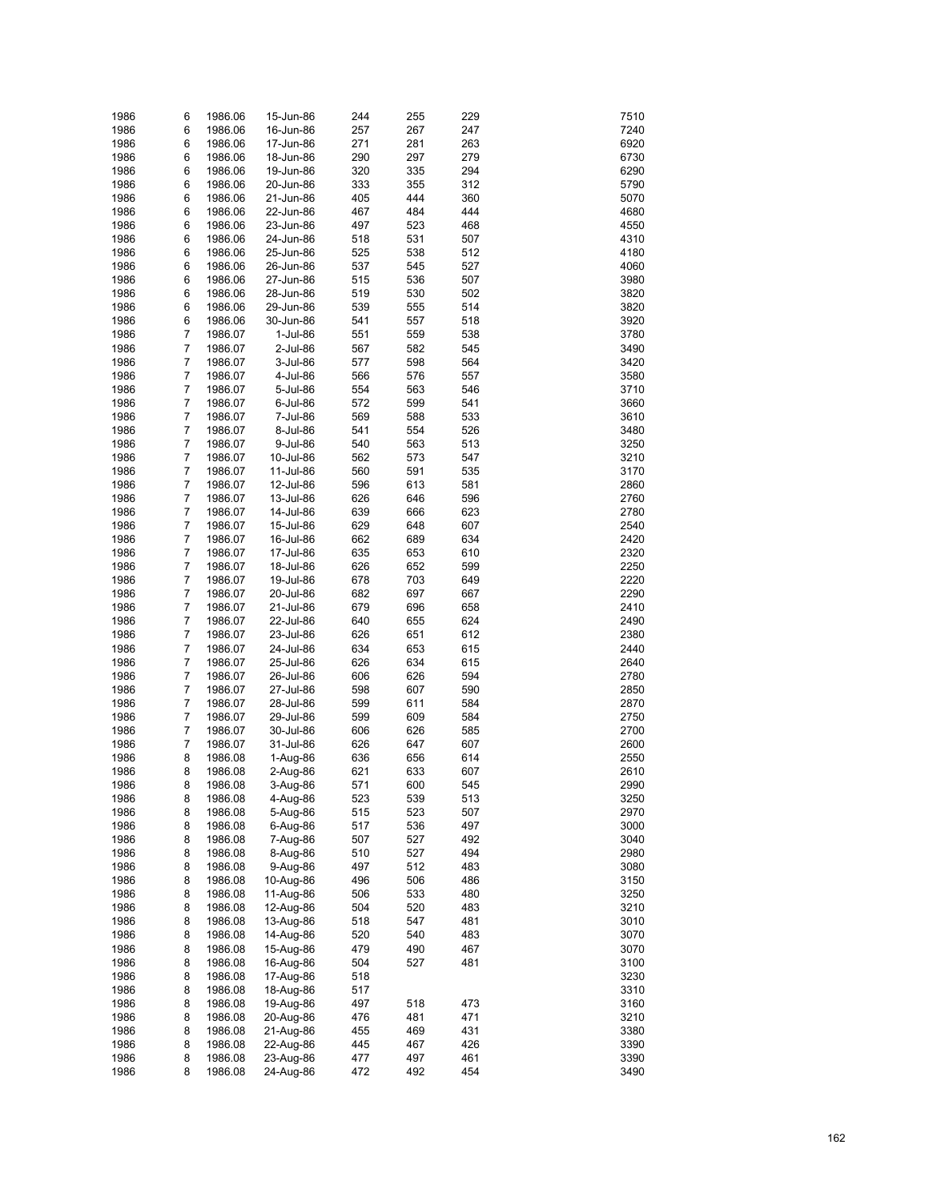| | | | | | | | | |
|---|---|---|---|---|---|---|---|---|
| 1986 | 6 | 1986.06 | 15-Jun-86 | 244 | 255 | 229 | | 7510 |
| 1986 | 6 | 1986.06 | 16-Jun-86 | 257 | 267 | 247 | | 7240 |
| 1986 | 6 | 1986.06 | 17-Jun-86 | 271 | 281 | 263 | | 6920 |
| 1986 | 6 | 1986.06 | 18-Jun-86 | 290 | 297 | 279 | | 6730 |
| 1986 | 6 | 1986.06 | 19-Jun-86 | 320 | 335 | 294 | | 6290 |
| 1986 | 6 | 1986.06 | 20-Jun-86 | 333 | 355 | 312 | | 5790 |
| 1986 | 6 | 1986.06 | 21-Jun-86 | 405 | 444 | 360 | | 5070 |
| 1986 | 6 | 1986.06 | 22-Jun-86 | 467 | 484 | 444 | | 4680 |
| 1986 | 6 | 1986.06 | 23-Jun-86 | 497 | 523 | 468 | | 4550 |
| 1986 | 6 | 1986.06 | 24-Jun-86 | 518 | 531 | 507 | | 4310 |
| 1986 | 6 | 1986.06 | 25-Jun-86 | 525 | 538 | 512 | | 4180 |
| 1986 | 6 | 1986.06 | 26-Jun-86 | 537 | 545 | 527 | | 4060 |
| 1986 | 6 | 1986.06 | 27-Jun-86 | 515 | 536 | 507 | | 3980 |
| 1986 | 6 | 1986.06 | 28-Jun-86 | 519 | 530 | 502 | | 3820 |
| 1986 | 6 | 1986.06 | 29-Jun-86 | 539 | 555 | 514 | | 3820 |
| 1986 | 6 | 1986.06 | 30-Jun-86 | 541 | 557 | 518 | | 3920 |
| 1986 | 7 | 1986.07 | 1-Jul-86 | 551 | 559 | 538 | | 3780 |
| 1986 | 7 | 1986.07 | 2-Jul-86 | 567 | 582 | 545 | | 3490 |
| 1986 | 7 | 1986.07 | 3-Jul-86 | 577 | 598 | 564 | | 3420 |
| 1986 | 7 | 1986.07 | 4-Jul-86 | 566 | 576 | 557 | | 3580 |
| 1986 | 7 | 1986.07 | 5-Jul-86 | 554 | 563 | 546 | | 3710 |
| 1986 | 7 | 1986.07 | 6-Jul-86 | 572 | 599 | 541 | | 3660 |
| 1986 | 7 | 1986.07 | 7-Jul-86 | 569 | 588 | 533 | | 3610 |
| 1986 | 7 | 1986.07 | 8-Jul-86 | 541 | 554 | 526 | | 3480 |
| 1986 | 7 | 1986.07 | 9-Jul-86 | 540 | 563 | 513 | | 3250 |
| 1986 | 7 | 1986.07 | 10-Jul-86 | 562 | 573 | 547 | | 3210 |
| 1986 | 7 | 1986.07 | 11-Jul-86 | 560 | 591 | 535 | | 3170 |
| 1986 | 7 | 1986.07 | 12-Jul-86 | 596 | 613 | 581 | | 2860 |
| 1986 | 7 | 1986.07 | 13-Jul-86 | 626 | 646 | 596 | | 2760 |
| 1986 | 7 | 1986.07 | 14-Jul-86 | 639 | 666 | 623 | | 2780 |
| 1986 | 7 | 1986.07 | 15-Jul-86 | 629 | 648 | 607 | | 2540 |
| 1986 | 7 | 1986.07 | 16-Jul-86 | 662 | 689 | 634 | | 2420 |
| 1986 | 7 | 1986.07 | 17-Jul-86 | 635 | 653 | 610 | | 2320 |
| 1986 | 7 | 1986.07 | 18-Jul-86 | 626 | 652 | 599 | | 2250 |
| 1986 | 7 | 1986.07 | 19-Jul-86 | 678 | 703 | 649 | | 2220 |
| 1986 | 7 | 1986.07 | 20-Jul-86 | 682 | 697 | 667 | | 2290 |
| 1986 | 7 | 1986.07 | 21-Jul-86 | 679 | 696 | 658 | | 2410 |
| 1986 | 7 | 1986.07 | 22-Jul-86 | 640 | 655 | 624 | | 2490 |
| 1986 | 7 | 1986.07 | 23-Jul-86 | 626 | 651 | 612 | | 2380 |
| 1986 | 7 | 1986.07 | 24-Jul-86 | 634 | 653 | 615 | | 2440 |
| 1986 | 7 | 1986.07 | 25-Jul-86 | 626 | 634 | 615 | | 2640 |
| 1986 | 7 | 1986.07 | 26-Jul-86 | 606 | 626 | 594 | | 2780 |
| 1986 | 7 | 1986.07 | 27-Jul-86 | 598 | 607 | 590 | | 2850 |
| 1986 | 7 | 1986.07 | 28-Jul-86 | 599 | 611 | 584 | | 2870 |
| 1986 | 7 | 1986.07 | 29-Jul-86 | 599 | 609 | 584 | | 2750 |
| 1986 | 7 | 1986.07 | 30-Jul-86 | 606 | 626 | 585 | | 2700 |
| 1986 | 7 | 1986.07 | 31-Jul-86 | 626 | 647 | 607 | | 2600 |
| 1986 | 8 | 1986.08 | 1-Aug-86 | 636 | 656 | 614 | | 2550 |
| 1986 | 8 | 1986.08 | 2-Aug-86 | 621 | 633 | 607 | | 2610 |
| 1986 | 8 | 1986.08 | 3-Aug-86 | 571 | 600 | 545 | | 2990 |
| 1986 | 8 | 1986.08 | 4-Aug-86 | 523 | 539 | 513 | | 3250 |
| 1986 | 8 | 1986.08 | 5-Aug-86 | 515 | 523 | 507 | | 2970 |
| 1986 | 8 | 1986.08 | 6-Aug-86 | 517 | 536 | 497 | | 3000 |
| 1986 | 8 | 1986.08 | 7-Aug-86 | 507 | 527 | 492 | | 3040 |
| 1986 | 8 | 1986.08 | 8-Aug-86 | 510 | 527 | 494 | | 2980 |
| 1986 | 8 | 1986.08 | 9-Aug-86 | 497 | 512 | 483 | | 3080 |
| 1986 | 8 | 1986.08 | 10-Aug-86 | 496 | 506 | 486 | | 3150 |
| 1986 | 8 | 1986.08 | 11-Aug-86 | 506 | 533 | 480 | | 3250 |
| 1986 | 8 | 1986.08 | 12-Aug-86 | 504 | 520 | 483 | | 3210 |
| 1986 | 8 | 1986.08 | 13-Aug-86 | 518 | 547 | 481 | | 3010 |
| 1986 | 8 | 1986.08 | 14-Aug-86 | 520 | 540 | 483 | | 3070 |
| 1986 | 8 | 1986.08 | 15-Aug-86 | 479 | 490 | 467 | | 3070 |
| 1986 | 8 | 1986.08 | 16-Aug-86 | 504 | 527 | 481 | | 3100 |
| 1986 | 8 | 1986.08 | 17-Aug-86 | 518 | | | | 3230 |
| 1986 | 8 | 1986.08 | 18-Aug-86 | 517 | | | | 3310 |
| 1986 | 8 | 1986.08 | 19-Aug-86 | 497 | 518 | 473 | | 3160 |
| 1986 | 8 | 1986.08 | 20-Aug-86 | 476 | 481 | 471 | | 3210 |
| 1986 | 8 | 1986.08 | 21-Aug-86 | 455 | 469 | 431 | | 3380 |
| 1986 | 8 | 1986.08 | 22-Aug-86 | 445 | 467 | 426 | | 3390 |
| 1986 | 8 | 1986.08 | 23-Aug-86 | 477 | 497 | 461 | | 3390 |
| 1986 | 8 | 1986.08 | 24-Aug-86 | 472 | 492 | 454 | | 3490 |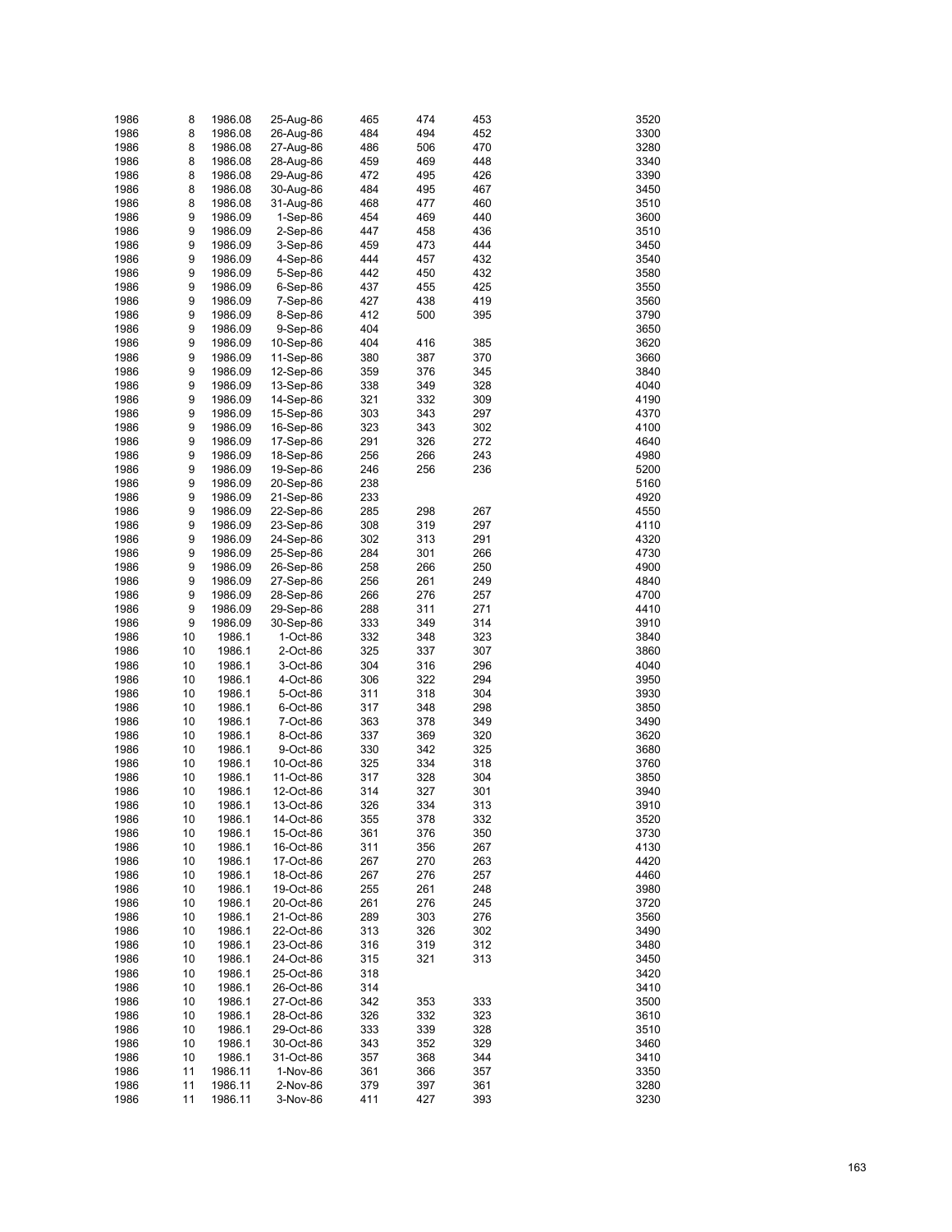| | | | | | | | | |
|---|---|---|---|---|---|---|---|---|
| 1986 | 8 | 1986.08 | 25-Aug-86 | 465 | 474 | 453 | | 3520 |
| 1986 | 8 | 1986.08 | 26-Aug-86 | 484 | 494 | 452 | | 3300 |
| 1986 | 8 | 1986.08 | 27-Aug-86 | 486 | 506 | 470 | | 3280 |
| 1986 | 8 | 1986.08 | 28-Aug-86 | 459 | 469 | 448 | | 3340 |
| 1986 | 8 | 1986.08 | 29-Aug-86 | 472 | 495 | 426 | | 3390 |
| 1986 | 8 | 1986.08 | 30-Aug-86 | 484 | 495 | 467 | | 3450 |
| 1986 | 8 | 1986.08 | 31-Aug-86 | 468 | 477 | 460 | | 3510 |
| 1986 | 9 | 1986.09 | 1-Sep-86 | 454 | 469 | 440 | | 3600 |
| 1986 | 9 | 1986.09 | 2-Sep-86 | 447 | 458 | 436 | | 3510 |
| 1986 | 9 | 1986.09 | 3-Sep-86 | 459 | 473 | 444 | | 3450 |
| 1986 | 9 | 1986.09 | 4-Sep-86 | 444 | 457 | 432 | | 3540 |
| 1986 | 9 | 1986.09 | 5-Sep-86 | 442 | 450 | 432 | | 3580 |
| 1986 | 9 | 1986.09 | 6-Sep-86 | 437 | 455 | 425 | | 3550 |
| 1986 | 9 | 1986.09 | 7-Sep-86 | 427 | 438 | 419 | | 3560 |
| 1986 | 9 | 1986.09 | 8-Sep-86 | 412 | 500 | 395 | | 3790 |
| 1986 | 9 | 1986.09 | 9-Sep-86 | 404 | | | | 3650 |
| 1986 | 9 | 1986.09 | 10-Sep-86 | 404 | 416 | 385 | | 3620 |
| 1986 | 9 | 1986.09 | 11-Sep-86 | 380 | 387 | 370 | | 3660 |
| 1986 | 9 | 1986.09 | 12-Sep-86 | 359 | 376 | 345 | | 3840 |
| 1986 | 9 | 1986.09 | 13-Sep-86 | 338 | 349 | 328 | | 4040 |
| 1986 | 9 | 1986.09 | 14-Sep-86 | 321 | 332 | 309 | | 4190 |
| 1986 | 9 | 1986.09 | 15-Sep-86 | 303 | 343 | 297 | | 4370 |
| 1986 | 9 | 1986.09 | 16-Sep-86 | 323 | 343 | 302 | | 4100 |
| 1986 | 9 | 1986.09 | 17-Sep-86 | 291 | 326 | 272 | | 4640 |
| 1986 | 9 | 1986.09 | 18-Sep-86 | 256 | 266 | 243 | | 4980 |
| 1986 | 9 | 1986.09 | 19-Sep-86 | 246 | 256 | 236 | | 5200 |
| 1986 | 9 | 1986.09 | 20-Sep-86 | 238 | | | | 5160 |
| 1986 | 9 | 1986.09 | 21-Sep-86 | 233 | | | | 4920 |
| 1986 | 9 | 1986.09 | 22-Sep-86 | 285 | 298 | 267 | | 4550 |
| 1986 | 9 | 1986.09 | 23-Sep-86 | 308 | 319 | 297 | | 4110 |
| 1986 | 9 | 1986.09 | 24-Sep-86 | 302 | 313 | 291 | | 4320 |
| 1986 | 9 | 1986.09 | 25-Sep-86 | 284 | 301 | 266 | | 4730 |
| 1986 | 9 | 1986.09 | 26-Sep-86 | 258 | 266 | 250 | | 4900 |
| 1986 | 9 | 1986.09 | 27-Sep-86 | 256 | 261 | 249 | | 4840 |
| 1986 | 9 | 1986.09 | 28-Sep-86 | 266 | 276 | 257 | | 4700 |
| 1986 | 9 | 1986.09 | 29-Sep-86 | 288 | 311 | 271 | | 4410 |
| 1986 | 9 | 1986.09 | 30-Sep-86 | 333 | 349 | 314 | | 3910 |
| 1986 | 10 | 1986.1 | 1-Oct-86 | 332 | 348 | 323 | | 3840 |
| 1986 | 10 | 1986.1 | 2-Oct-86 | 325 | 337 | 307 | | 3860 |
| 1986 | 10 | 1986.1 | 3-Oct-86 | 304 | 316 | 296 | | 4040 |
| 1986 | 10 | 1986.1 | 4-Oct-86 | 306 | 322 | 294 | | 3950 |
| 1986 | 10 | 1986.1 | 5-Oct-86 | 311 | 318 | 304 | | 3930 |
| 1986 | 10 | 1986.1 | 6-Oct-86 | 317 | 348 | 298 | | 3850 |
| 1986 | 10 | 1986.1 | 7-Oct-86 | 363 | 378 | 349 | | 3490 |
| 1986 | 10 | 1986.1 | 8-Oct-86 | 337 | 369 | 320 | | 3620 |
| 1986 | 10 | 1986.1 | 9-Oct-86 | 330 | 342 | 325 | | 3680 |
| 1986 | 10 | 1986.1 | 10-Oct-86 | 325 | 334 | 318 | | 3760 |
| 1986 | 10 | 1986.1 | 11-Oct-86 | 317 | 328 | 304 | | 3850 |
| 1986 | 10 | 1986.1 | 12-Oct-86 | 314 | 327 | 301 | | 3940 |
| 1986 | 10 | 1986.1 | 13-Oct-86 | 326 | 334 | 313 | | 3910 |
| 1986 | 10 | 1986.1 | 14-Oct-86 | 355 | 378 | 332 | | 3520 |
| 1986 | 10 | 1986.1 | 15-Oct-86 | 361 | 376 | 350 | | 3730 |
| 1986 | 10 | 1986.1 | 16-Oct-86 | 311 | 356 | 267 | | 4130 |
| 1986 | 10 | 1986.1 | 17-Oct-86 | 267 | 270 | 263 | | 4420 |
| 1986 | 10 | 1986.1 | 18-Oct-86 | 267 | 276 | 257 | | 4460 |
| 1986 | 10 | 1986.1 | 19-Oct-86 | 255 | 261 | 248 | | 3980 |
| 1986 | 10 | 1986.1 | 20-Oct-86 | 261 | 276 | 245 | | 3720 |
| 1986 | 10 | 1986.1 | 21-Oct-86 | 289 | 303 | 276 | | 3560 |
| 1986 | 10 | 1986.1 | 22-Oct-86 | 313 | 326 | 302 | | 3490 |
| 1986 | 10 | 1986.1 | 23-Oct-86 | 316 | 319 | 312 | | 3480 |
| 1986 | 10 | 1986.1 | 24-Oct-86 | 315 | 321 | 313 | | 3450 |
| 1986 | 10 | 1986.1 | 25-Oct-86 | 318 | | | | 3420 |
| 1986 | 10 | 1986.1 | 26-Oct-86 | 314 | | | | 3410 |
| 1986 | 10 | 1986.1 | 27-Oct-86 | 342 | 353 | 333 | | 3500 |
| 1986 | 10 | 1986.1 | 28-Oct-86 | 326 | 332 | 323 | | 3610 |
| 1986 | 10 | 1986.1 | 29-Oct-86 | 333 | 339 | 328 | | 3510 |
| 1986 | 10 | 1986.1 | 30-Oct-86 | 343 | 352 | 329 | | 3460 |
| 1986 | 10 | 1986.1 | 31-Oct-86 | 357 | 368 | 344 | | 3410 |
| 1986 | 11 | 1986.11 | 1-Nov-86 | 361 | 366 | 357 | | 3350 |
| 1986 | 11 | 1986.11 | 2-Nov-86 | 379 | 397 | 361 | | 3280 |
| 1986 | 11 | 1986.11 | 3-Nov-86 | 411 | 427 | 393 | | 3230 |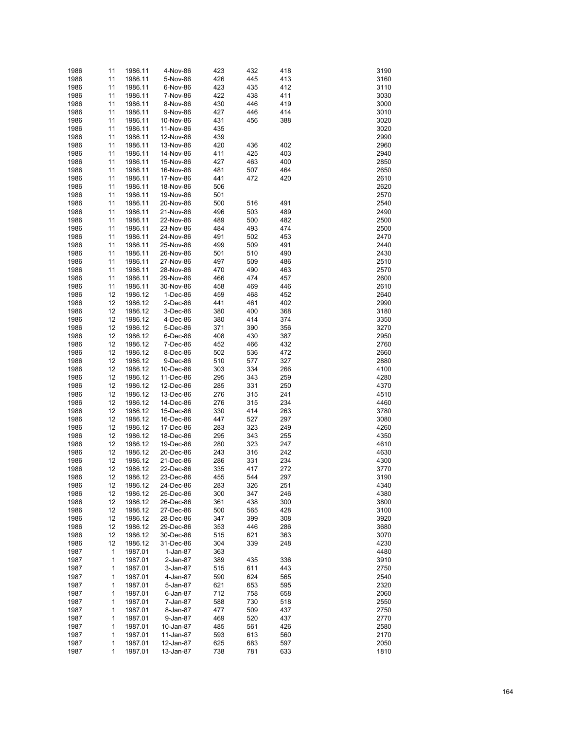| | | | | | | | | |
|---|---|---|---|---|---|---|---|---|
| 1986 | 11 | 1986.11 | 4-Nov-86 | 423 | 432 | 418 | | 3190 |
| 1986 | 11 | 1986.11 | 5-Nov-86 | 426 | 445 | 413 | | 3160 |
| 1986 | 11 | 1986.11 | 6-Nov-86 | 423 | 435 | 412 | | 3110 |
| 1986 | 11 | 1986.11 | 7-Nov-86 | 422 | 438 | 411 | | 3030 |
| 1986 | 11 | 1986.11 | 8-Nov-86 | 430 | 446 | 419 | | 3000 |
| 1986 | 11 | 1986.11 | 9-Nov-86 | 427 | 446 | 414 | | 3010 |
| 1986 | 11 | 1986.11 | 10-Nov-86 | 431 | 456 | 388 | | 3020 |
| 1986 | 11 | 1986.11 | 11-Nov-86 | 435 | | | | 3020 |
| 1986 | 11 | 1986.11 | 12-Nov-86 | 439 | | | | 2990 |
| 1986 | 11 | 1986.11 | 13-Nov-86 | 420 | 436 | 402 | | 2960 |
| 1986 | 11 | 1986.11 | 14-Nov-86 | 411 | 425 | 403 | | 2940 |
| 1986 | 11 | 1986.11 | 15-Nov-86 | 427 | 463 | 400 | | 2850 |
| 1986 | 11 | 1986.11 | 16-Nov-86 | 481 | 507 | 464 | | 2650 |
| 1986 | 11 | 1986.11 | 17-Nov-86 | 441 | 472 | 420 | | 2610 |
| 1986 | 11 | 1986.11 | 18-Nov-86 | 506 | | | | 2620 |
| 1986 | 11 | 1986.11 | 19-Nov-86 | 501 | | | | 2570 |
| 1986 | 11 | 1986.11 | 20-Nov-86 | 500 | 516 | 491 | | 2540 |
| 1986 | 11 | 1986.11 | 21-Nov-86 | 496 | 503 | 489 | | 2490 |
| 1986 | 11 | 1986.11 | 22-Nov-86 | 489 | 500 | 482 | | 2500 |
| 1986 | 11 | 1986.11 | 23-Nov-86 | 484 | 493 | 474 | | 2500 |
| 1986 | 11 | 1986.11 | 24-Nov-86 | 491 | 502 | 453 | | 2470 |
| 1986 | 11 | 1986.11 | 25-Nov-86 | 499 | 509 | 491 | | 2440 |
| 1986 | 11 | 1986.11 | 26-Nov-86 | 501 | 510 | 490 | | 2430 |
| 1986 | 11 | 1986.11 | 27-Nov-86 | 497 | 509 | 486 | | 2510 |
| 1986 | 11 | 1986.11 | 28-Nov-86 | 470 | 490 | 463 | | 2570 |
| 1986 | 11 | 1986.11 | 29-Nov-86 | 466 | 474 | 457 | | 2600 |
| 1986 | 11 | 1986.11 | 30-Nov-86 | 458 | 469 | 446 | | 2610 |
| 1986 | 12 | 1986.12 | 1-Dec-86 | 459 | 468 | 452 | | 2640 |
| 1986 | 12 | 1986.12 | 2-Dec-86 | 441 | 461 | 402 | | 2990 |
| 1986 | 12 | 1986.12 | 3-Dec-86 | 380 | 400 | 368 | | 3180 |
| 1986 | 12 | 1986.12 | 4-Dec-86 | 380 | 414 | 374 | | 3350 |
| 1986 | 12 | 1986.12 | 5-Dec-86 | 371 | 390 | 356 | | 3270 |
| 1986 | 12 | 1986.12 | 6-Dec-86 | 408 | 430 | 387 | | 2950 |
| 1986 | 12 | 1986.12 | 7-Dec-86 | 452 | 466 | 432 | | 2760 |
| 1986 | 12 | 1986.12 | 8-Dec-86 | 502 | 536 | 472 | | 2660 |
| 1986 | 12 | 1986.12 | 9-Dec-86 | 510 | 577 | 327 | | 2880 |
| 1986 | 12 | 1986.12 | 10-Dec-86 | 303 | 334 | 266 | | 4100 |
| 1986 | 12 | 1986.12 | 11-Dec-86 | 295 | 343 | 259 | | 4280 |
| 1986 | 12 | 1986.12 | 12-Dec-86 | 285 | 331 | 250 | | 4370 |
| 1986 | 12 | 1986.12 | 13-Dec-86 | 276 | 315 | 241 | | 4510 |
| 1986 | 12 | 1986.12 | 14-Dec-86 | 276 | 315 | 234 | | 4460 |
| 1986 | 12 | 1986.12 | 15-Dec-86 | 330 | 414 | 263 | | 3780 |
| 1986 | 12 | 1986.12 | 16-Dec-86 | 447 | 527 | 297 | | 3080 |
| 1986 | 12 | 1986.12 | 17-Dec-86 | 283 | 323 | 249 | | 4260 |
| 1986 | 12 | 1986.12 | 18-Dec-86 | 295 | 343 | 255 | | 4350 |
| 1986 | 12 | 1986.12 | 19-Dec-86 | 280 | 323 | 247 | | 4610 |
| 1986 | 12 | 1986.12 | 20-Dec-86 | 243 | 316 | 242 | | 4630 |
| 1986 | 12 | 1986.12 | 21-Dec-86 | 286 | 331 | 234 | | 4300 |
| 1986 | 12 | 1986.12 | 22-Dec-86 | 335 | 417 | 272 | | 3770 |
| 1986 | 12 | 1986.12 | 23-Dec-86 | 455 | 544 | 297 | | 3190 |
| 1986 | 12 | 1986.12 | 24-Dec-86 | 283 | 326 | 251 | | 4340 |
| 1986 | 12 | 1986.12 | 25-Dec-86 | 300 | 347 | 246 | | 4380 |
| 1986 | 12 | 1986.12 | 26-Dec-86 | 361 | 438 | 300 | | 3800 |
| 1986 | 12 | 1986.12 | 27-Dec-86 | 500 | 565 | 428 | | 3100 |
| 1986 | 12 | 1986.12 | 28-Dec-86 | 347 | 399 | 308 | | 3920 |
| 1986 | 12 | 1986.12 | 29-Dec-86 | 353 | 446 | 286 | | 3680 |
| 1986 | 12 | 1986.12 | 30-Dec-86 | 515 | 621 | 363 | | 3070 |
| 1986 | 12 | 1986.12 | 31-Dec-86 | 304 | 339 | 248 | | 4230 |
| 1987 | 1 | 1987.01 | 1-Jan-87 | 363 | | | | 4480 |
| 1987 | 1 | 1987.01 | 2-Jan-87 | 389 | 435 | 336 | | 3910 |
| 1987 | 1 | 1987.01 | 3-Jan-87 | 515 | 611 | 443 | | 2750 |
| 1987 | 1 | 1987.01 | 4-Jan-87 | 590 | 624 | 565 | | 2540 |
| 1987 | 1 | 1987.01 | 5-Jan-87 | 621 | 653 | 595 | | 2320 |
| 1987 | 1 | 1987.01 | 6-Jan-87 | 712 | 758 | 658 | | 2060 |
| 1987 | 1 | 1987.01 | 7-Jan-87 | 588 | 730 | 518 | | 2550 |
| 1987 | 1 | 1987.01 | 8-Jan-87 | 477 | 509 | 437 | | 2750 |
| 1987 | 1 | 1987.01 | 9-Jan-87 | 469 | 520 | 437 | | 2770 |
| 1987 | 1 | 1987.01 | 10-Jan-87 | 485 | 561 | 426 | | 2580 |
| 1987 | 1 | 1987.01 | 11-Jan-87 | 593 | 613 | 560 | | 2170 |
| 1987 | 1 | 1987.01 | 12-Jan-87 | 625 | 683 | 597 | | 2050 |
| 1987 | 1 | 1987.01 | 13-Jan-87 | 738 | 781 | 633 | | 1810 |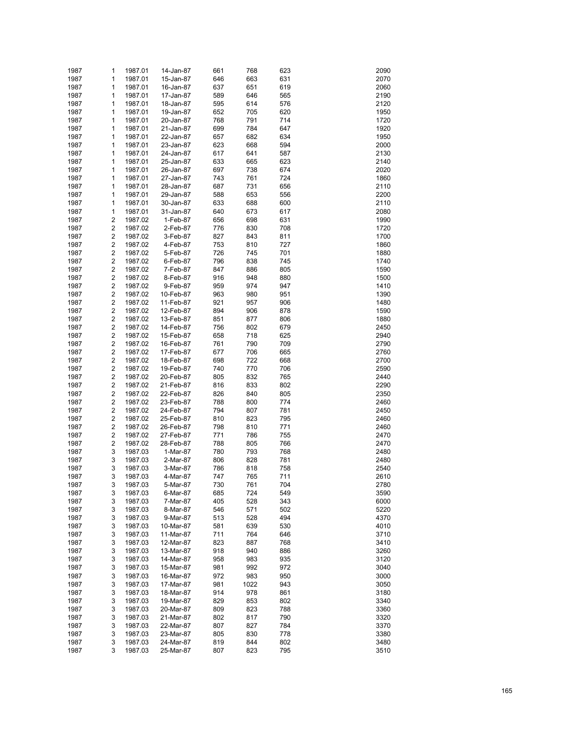| | | | | | | | | |
|---|---|---|---|---|---|---|---|---|
| 1987 | 1 | 1987.01 | 14-Jan-87 | 661 | 768 | 623 | | 2090 |
| 1987 | 1 | 1987.01 | 15-Jan-87 | 646 | 663 | 631 | | 2070 |
| 1987 | 1 | 1987.01 | 16-Jan-87 | 637 | 651 | 619 | | 2060 |
| 1987 | 1 | 1987.01 | 17-Jan-87 | 589 | 646 | 565 | | 2190 |
| 1987 | 1 | 1987.01 | 18-Jan-87 | 595 | 614 | 576 | | 2120 |
| 1987 | 1 | 1987.01 | 19-Jan-87 | 652 | 705 | 620 | | 1950 |
| 1987 | 1 | 1987.01 | 20-Jan-87 | 768 | 791 | 714 | | 1720 |
| 1987 | 1 | 1987.01 | 21-Jan-87 | 699 | 784 | 647 | | 1920 |
| 1987 | 1 | 1987.01 | 22-Jan-87 | 657 | 682 | 634 | | 1950 |
| 1987 | 1 | 1987.01 | 23-Jan-87 | 623 | 668 | 594 | | 2000 |
| 1987 | 1 | 1987.01 | 24-Jan-87 | 617 | 641 | 587 | | 2130 |
| 1987 | 1 | 1987.01 | 25-Jan-87 | 633 | 665 | 623 | | 2140 |
| 1987 | 1 | 1987.01 | 26-Jan-87 | 697 | 738 | 674 | | 2020 |
| 1987 | 1 | 1987.01 | 27-Jan-87 | 743 | 761 | 724 | | 1860 |
| 1987 | 1 | 1987.01 | 28-Jan-87 | 687 | 731 | 656 | | 2110 |
| 1987 | 1 | 1987.01 | 29-Jan-87 | 588 | 653 | 556 | | 2200 |
| 1987 | 1 | 1987.01 | 30-Jan-87 | 633 | 688 | 600 | | 2110 |
| 1987 | 1 | 1987.01 | 31-Jan-87 | 640 | 673 | 617 | | 2080 |
| 1987 | 2 | 1987.02 | 1-Feb-87 | 656 | 698 | 631 | | 1990 |
| 1987 | 2 | 1987.02 | 2-Feb-87 | 776 | 830 | 708 | | 1720 |
| 1987 | 2 | 1987.02 | 3-Feb-87 | 827 | 843 | 811 | | 1700 |
| 1987 | 2 | 1987.02 | 4-Feb-87 | 753 | 810 | 727 | | 1860 |
| 1987 | 2 | 1987.02 | 5-Feb-87 | 726 | 745 | 701 | | 1880 |
| 1987 | 2 | 1987.02 | 6-Feb-87 | 796 | 838 | 745 | | 1740 |
| 1987 | 2 | 1987.02 | 7-Feb-87 | 847 | 886 | 805 | | 1590 |
| 1987 | 2 | 1987.02 | 8-Feb-87 | 916 | 948 | 880 | | 1500 |
| 1987 | 2 | 1987.02 | 9-Feb-87 | 959 | 974 | 947 | | 1410 |
| 1987 | 2 | 1987.02 | 10-Feb-87 | 963 | 980 | 951 | | 1390 |
| 1987 | 2 | 1987.02 | 11-Feb-87 | 921 | 957 | 906 | | 1480 |
| 1987 | 2 | 1987.02 | 12-Feb-87 | 894 | 906 | 878 | | 1590 |
| 1987 | 2 | 1987.02 | 13-Feb-87 | 851 | 877 | 806 | | 1880 |
| 1987 | 2 | 1987.02 | 14-Feb-87 | 756 | 802 | 679 | | 2450 |
| 1987 | 2 | 1987.02 | 15-Feb-87 | 658 | 718 | 625 | | 2940 |
| 1987 | 2 | 1987.02 | 16-Feb-87 | 761 | 790 | 709 | | 2790 |
| 1987 | 2 | 1987.02 | 17-Feb-87 | 677 | 706 | 665 | | 2760 |
| 1987 | 2 | 1987.02 | 18-Feb-87 | 698 | 722 | 668 | | 2700 |
| 1987 | 2 | 1987.02 | 19-Feb-87 | 740 | 770 | 706 | | 2590 |
| 1987 | 2 | 1987.02 | 20-Feb-87 | 805 | 832 | 765 | | 2440 |
| 1987 | 2 | 1987.02 | 21-Feb-87 | 816 | 833 | 802 | | 2290 |
| 1987 | 2 | 1987.02 | 22-Feb-87 | 826 | 840 | 805 | | 2350 |
| 1987 | 2 | 1987.02 | 23-Feb-87 | 788 | 800 | 774 | | 2460 |
| 1987 | 2 | 1987.02 | 24-Feb-87 | 794 | 807 | 781 | | 2450 |
| 1987 | 2 | 1987.02 | 25-Feb-87 | 810 | 823 | 795 | | 2460 |
| 1987 | 2 | 1987.02 | 26-Feb-87 | 798 | 810 | 771 | | 2460 |
| 1987 | 2 | 1987.02 | 27-Feb-87 | 771 | 786 | 755 | | 2470 |
| 1987 | 2 | 1987.02 | 28-Feb-87 | 788 | 805 | 766 | | 2470 |
| 1987 | 3 | 1987.03 | 1-Mar-87 | 780 | 793 | 768 | | 2480 |
| 1987 | 3 | 1987.03 | 2-Mar-87 | 806 | 828 | 781 | | 2480 |
| 1987 | 3 | 1987.03 | 3-Mar-87 | 786 | 818 | 758 | | 2540 |
| 1987 | 3 | 1987.03 | 4-Mar-87 | 747 | 765 | 711 | | 2610 |
| 1987 | 3 | 1987.03 | 5-Mar-87 | 730 | 761 | 704 | | 2780 |
| 1987 | 3 | 1987.03 | 6-Mar-87 | 685 | 724 | 549 | | 3590 |
| 1987 | 3 | 1987.03 | 7-Mar-87 | 405 | 528 | 343 | | 6000 |
| 1987 | 3 | 1987.03 | 8-Mar-87 | 546 | 571 | 502 | | 5220 |
| 1987 | 3 | 1987.03 | 9-Mar-87 | 513 | 528 | 494 | | 4370 |
| 1987 | 3 | 1987.03 | 10-Mar-87 | 581 | 639 | 530 | | 4010 |
| 1987 | 3 | 1987.03 | 11-Mar-87 | 711 | 764 | 646 | | 3710 |
| 1987 | 3 | 1987.03 | 12-Mar-87 | 823 | 887 | 768 | | 3410 |
| 1987 | 3 | 1987.03 | 13-Mar-87 | 918 | 940 | 886 | | 3260 |
| 1987 | 3 | 1987.03 | 14-Mar-87 | 958 | 983 | 935 | | 3120 |
| 1987 | 3 | 1987.03 | 15-Mar-87 | 981 | 992 | 972 | | 3040 |
| 1987 | 3 | 1987.03 | 16-Mar-87 | 972 | 983 | 950 | | 3000 |
| 1987 | 3 | 1987.03 | 17-Mar-87 | 981 | 1022 | 943 | | 3050 |
| 1987 | 3 | 1987.03 | 18-Mar-87 | 914 | 978 | 861 | | 3180 |
| 1987 | 3 | 1987.03 | 19-Mar-87 | 829 | 853 | 802 | | 3340 |
| 1987 | 3 | 1987.03 | 20-Mar-87 | 809 | 823 | 788 | | 3360 |
| 1987 | 3 | 1987.03 | 21-Mar-87 | 802 | 817 | 790 | | 3320 |
| 1987 | 3 | 1987.03 | 22-Mar-87 | 807 | 827 | 784 | | 3370 |
| 1987 | 3 | 1987.03 | 23-Mar-87 | 805 | 830 | 778 | | 3380 |
| 1987 | 3 | 1987.03 | 24-Mar-87 | 819 | 844 | 802 | | 3480 |
| 1987 | 3 | 1987.03 | 25-Mar-87 | 807 | 823 | 795 | | 3510 |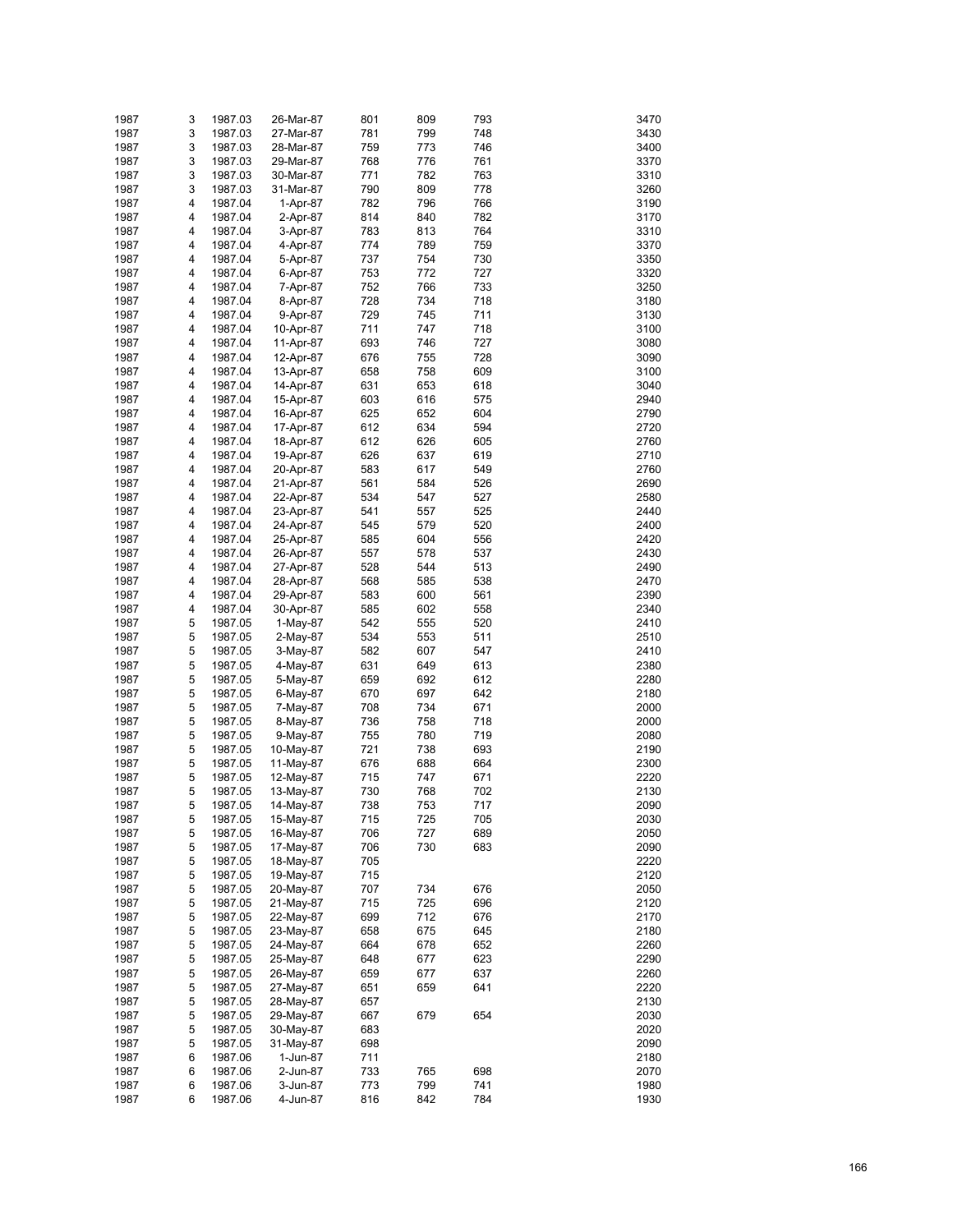| | | | | | | | | |
|---|---|---|---|---|---|---|---|---|
| 1987 | 3 | 1987.03 | 26-Mar-87 | 801 | 809 | 793 | | 3470 |
| 1987 | 3 | 1987.03 | 27-Mar-87 | 781 | 799 | 748 | | 3430 |
| 1987 | 3 | 1987.03 | 28-Mar-87 | 759 | 773 | 746 | | 3400 |
| 1987 | 3 | 1987.03 | 29-Mar-87 | 768 | 776 | 761 | | 3370 |
| 1987 | 3 | 1987.03 | 30-Mar-87 | 771 | 782 | 763 | | 3310 |
| 1987 | 3 | 1987.03 | 31-Mar-87 | 790 | 809 | 778 | | 3260 |
| 1987 | 4 | 1987.04 | 1-Apr-87 | 782 | 796 | 766 | | 3190 |
| 1987 | 4 | 1987.04 | 2-Apr-87 | 814 | 840 | 782 | | 3170 |
| 1987 | 4 | 1987.04 | 3-Apr-87 | 783 | 813 | 764 | | 3310 |
| 1987 | 4 | 1987.04 | 4-Apr-87 | 774 | 789 | 759 | | 3370 |
| 1987 | 4 | 1987.04 | 5-Apr-87 | 737 | 754 | 730 | | 3350 |
| 1987 | 4 | 1987.04 | 6-Apr-87 | 753 | 772 | 727 | | 3320 |
| 1987 | 4 | 1987.04 | 7-Apr-87 | 752 | 766 | 733 | | 3250 |
| 1987 | 4 | 1987.04 | 8-Apr-87 | 728 | 734 | 718 | | 3180 |
| 1987 | 4 | 1987.04 | 9-Apr-87 | 729 | 745 | 711 | | 3130 |
| 1987 | 4 | 1987.04 | 10-Apr-87 | 711 | 747 | 718 | | 3100 |
| 1987 | 4 | 1987.04 | 11-Apr-87 | 693 | 746 | 727 | | 3080 |
| 1987 | 4 | 1987.04 | 12-Apr-87 | 676 | 755 | 728 | | 3090 |
| 1987 | 4 | 1987.04 | 13-Apr-87 | 658 | 758 | 609 | | 3100 |
| 1987 | 4 | 1987.04 | 14-Apr-87 | 631 | 653 | 618 | | 3040 |
| 1987 | 4 | 1987.04 | 15-Apr-87 | 603 | 616 | 575 | | 2940 |
| 1987 | 4 | 1987.04 | 16-Apr-87 | 625 | 652 | 604 | | 2790 |
| 1987 | 4 | 1987.04 | 17-Apr-87 | 612 | 634 | 594 | | 2720 |
| 1987 | 4 | 1987.04 | 18-Apr-87 | 612 | 626 | 605 | | 2760 |
| 1987 | 4 | 1987.04 | 19-Apr-87 | 626 | 637 | 619 | | 2710 |
| 1987 | 4 | 1987.04 | 20-Apr-87 | 583 | 617 | 549 | | 2760 |
| 1987 | 4 | 1987.04 | 21-Apr-87 | 561 | 584 | 526 | | 2690 |
| 1987 | 4 | 1987.04 | 22-Apr-87 | 534 | 547 | 527 | | 2580 |
| 1987 | 4 | 1987.04 | 23-Apr-87 | 541 | 557 | 525 | | 2440 |
| 1987 | 4 | 1987.04 | 24-Apr-87 | 545 | 579 | 520 | | 2400 |
| 1987 | 4 | 1987.04 | 25-Apr-87 | 585 | 604 | 556 | | 2420 |
| 1987 | 4 | 1987.04 | 26-Apr-87 | 557 | 578 | 537 | | 2430 |
| 1987 | 4 | 1987.04 | 27-Apr-87 | 528 | 544 | 513 | | 2490 |
| 1987 | 4 | 1987.04 | 28-Apr-87 | 568 | 585 | 538 | | 2470 |
| 1987 | 4 | 1987.04 | 29-Apr-87 | 583 | 600 | 561 | | 2390 |
| 1987 | 4 | 1987.04 | 30-Apr-87 | 585 | 602 | 558 | | 2340 |
| 1987 | 5 | 1987.05 | 1-May-87 | 542 | 555 | 520 | | 2410 |
| 1987 | 5 | 1987.05 | 2-May-87 | 534 | 553 | 511 | | 2510 |
| 1987 | 5 | 1987.05 | 3-May-87 | 582 | 607 | 547 | | 2410 |
| 1987 | 5 | 1987.05 | 4-May-87 | 631 | 649 | 613 | | 2380 |
| 1987 | 5 | 1987.05 | 5-May-87 | 659 | 692 | 612 | | 2280 |
| 1987 | 5 | 1987.05 | 6-May-87 | 670 | 697 | 642 | | 2180 |
| 1987 | 5 | 1987.05 | 7-May-87 | 708 | 734 | 671 | | 2000 |
| 1987 | 5 | 1987.05 | 8-May-87 | 736 | 758 | 718 | | 2000 |
| 1987 | 5 | 1987.05 | 9-May-87 | 755 | 780 | 719 | | 2080 |
| 1987 | 5 | 1987.05 | 10-May-87 | 721 | 738 | 693 | | 2190 |
| 1987 | 5 | 1987.05 | 11-May-87 | 676 | 688 | 664 | | 2300 |
| 1987 | 5 | 1987.05 | 12-May-87 | 715 | 747 | 671 | | 2220 |
| 1987 | 5 | 1987.05 | 13-May-87 | 730 | 768 | 702 | | 2130 |
| 1987 | 5 | 1987.05 | 14-May-87 | 738 | 753 | 717 | | 2090 |
| 1987 | 5 | 1987.05 | 15-May-87 | 715 | 725 | 705 | | 2030 |
| 1987 | 5 | 1987.05 | 16-May-87 | 706 | 727 | 689 | | 2050 |
| 1987 | 5 | 1987.05 | 17-May-87 | 706 | 730 | 683 | | 2090 |
| 1987 | 5 | 1987.05 | 18-May-87 | 705 | | | | 2220 |
| 1987 | 5 | 1987.05 | 19-May-87 | 715 | | | | 2120 |
| 1987 | 5 | 1987.05 | 20-May-87 | 707 | 734 | 676 | | 2050 |
| 1987 | 5 | 1987.05 | 21-May-87 | 715 | 725 | 696 | | 2120 |
| 1987 | 5 | 1987.05 | 22-May-87 | 699 | 712 | 676 | | 2170 |
| 1987 | 5 | 1987.05 | 23-May-87 | 658 | 675 | 645 | | 2180 |
| 1987 | 5 | 1987.05 | 24-May-87 | 664 | 678 | 652 | | 2260 |
| 1987 | 5 | 1987.05 | 25-May-87 | 648 | 677 | 623 | | 2290 |
| 1987 | 5 | 1987.05 | 26-May-87 | 659 | 677 | 637 | | 2260 |
| 1987 | 5 | 1987.05 | 27-May-87 | 651 | 659 | 641 | | 2220 |
| 1987 | 5 | 1987.05 | 28-May-87 | 657 | | | | 2130 |
| 1987 | 5 | 1987.05 | 29-May-87 | 667 | 679 | 654 | | 2030 |
| 1987 | 5 | 1987.05 | 30-May-87 | 683 | | | | 2020 |
| 1987 | 5 | 1987.05 | 31-May-87 | 698 | | | | 2090 |
| 1987 | 6 | 1987.06 | 1-Jun-87 | 711 | | | | 2180 |
| 1987 | 6 | 1987.06 | 2-Jun-87 | 733 | 765 | 698 | | 2070 |
| 1987 | 6 | 1987.06 | 3-Jun-87 | 773 | 799 | 741 | | 1980 |
| 1987 | 6 | 1987.06 | 4-Jun-87 | 816 | 842 | 784 | | 1930 |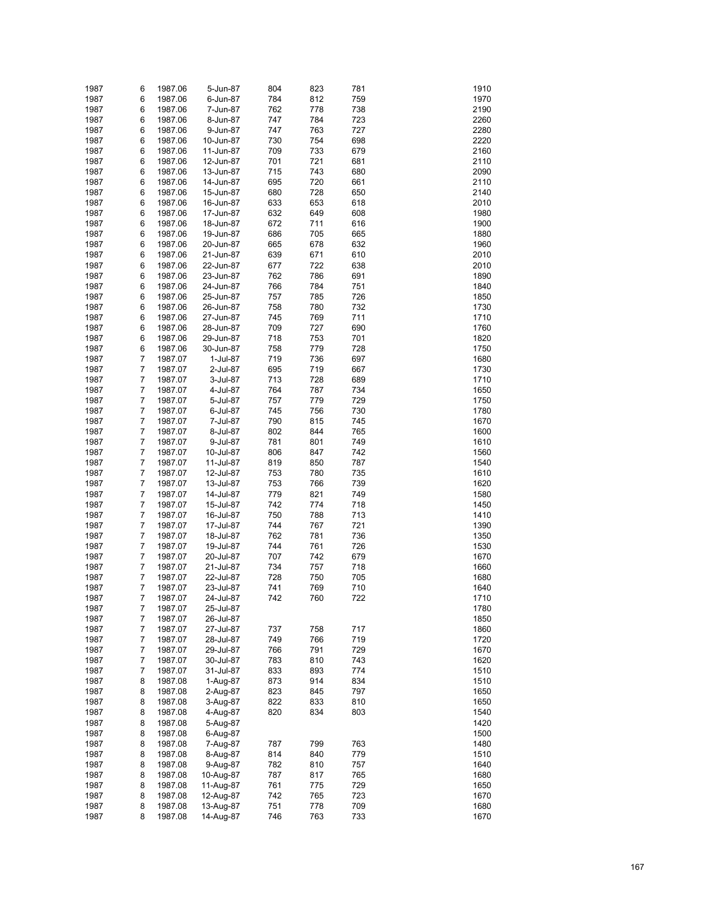| | | | | | | | | |
|---|---|---|---|---|---|---|---|---|
| 1987 | 6 | 1987.06 | 5-Jun-87 | 804 | 823 | 781 | | 1910 |
| 1987 | 6 | 1987.06 | 6-Jun-87 | 784 | 812 | 759 | | 1970 |
| 1987 | 6 | 1987.06 | 7-Jun-87 | 762 | 778 | 738 | | 2190 |
| 1987 | 6 | 1987.06 | 8-Jun-87 | 747 | 784 | 723 | | 2260 |
| 1987 | 6 | 1987.06 | 9-Jun-87 | 747 | 763 | 727 | | 2280 |
| 1987 | 6 | 1987.06 | 10-Jun-87 | 730 | 754 | 698 | | 2220 |
| 1987 | 6 | 1987.06 | 11-Jun-87 | 709 | 733 | 679 | | 2160 |
| 1987 | 6 | 1987.06 | 12-Jun-87 | 701 | 721 | 681 | | 2110 |
| 1987 | 6 | 1987.06 | 13-Jun-87 | 715 | 743 | 680 | | 2090 |
| 1987 | 6 | 1987.06 | 14-Jun-87 | 695 | 720 | 661 | | 2110 |
| 1987 | 6 | 1987.06 | 15-Jun-87 | 680 | 728 | 650 | | 2140 |
| 1987 | 6 | 1987.06 | 16-Jun-87 | 633 | 653 | 618 | | 2010 |
| 1987 | 6 | 1987.06 | 17-Jun-87 | 632 | 649 | 608 | | 1980 |
| 1987 | 6 | 1987.06 | 18-Jun-87 | 672 | 711 | 616 | | 1900 |
| 1987 | 6 | 1987.06 | 19-Jun-87 | 686 | 705 | 665 | | 1880 |
| 1987 | 6 | 1987.06 | 20-Jun-87 | 665 | 678 | 632 | | 1960 |
| 1987 | 6 | 1987.06 | 21-Jun-87 | 639 | 671 | 610 | | 2010 |
| 1987 | 6 | 1987.06 | 22-Jun-87 | 677 | 722 | 638 | | 2010 |
| 1987 | 6 | 1987.06 | 23-Jun-87 | 762 | 786 | 691 | | 1890 |
| 1987 | 6 | 1987.06 | 24-Jun-87 | 766 | 784 | 751 | | 1840 |
| 1987 | 6 | 1987.06 | 25-Jun-87 | 757 | 785 | 726 | | 1850 |
| 1987 | 6 | 1987.06 | 26-Jun-87 | 758 | 780 | 732 | | 1730 |
| 1987 | 6 | 1987.06 | 27-Jun-87 | 745 | 769 | 711 | | 1710 |
| 1987 | 6 | 1987.06 | 28-Jun-87 | 709 | 727 | 690 | | 1760 |
| 1987 | 6 | 1987.06 | 29-Jun-87 | 718 | 753 | 701 | | 1820 |
| 1987 | 6 | 1987.06 | 30-Jun-87 | 758 | 779 | 728 | | 1750 |
| 1987 | 7 | 1987.07 | 1-Jul-87 | 719 | 736 | 697 | | 1680 |
| 1987 | 7 | 1987.07 | 2-Jul-87 | 695 | 719 | 667 | | 1730 |
| 1987 | 7 | 1987.07 | 3-Jul-87 | 713 | 728 | 689 | | 1710 |
| 1987 | 7 | 1987.07 | 4-Jul-87 | 764 | 787 | 734 | | 1650 |
| 1987 | 7 | 1987.07 | 5-Jul-87 | 757 | 779 | 729 | | 1750 |
| 1987 | 7 | 1987.07 | 6-Jul-87 | 745 | 756 | 730 | | 1780 |
| 1987 | 7 | 1987.07 | 7-Jul-87 | 790 | 815 | 745 | | 1670 |
| 1987 | 7 | 1987.07 | 8-Jul-87 | 802 | 844 | 765 | | 1600 |
| 1987 | 7 | 1987.07 | 9-Jul-87 | 781 | 801 | 749 | | 1610 |
| 1987 | 7 | 1987.07 | 10-Jul-87 | 806 | 847 | 742 | | 1560 |
| 1987 | 7 | 1987.07 | 11-Jul-87 | 819 | 850 | 787 | | 1540 |
| 1987 | 7 | 1987.07 | 12-Jul-87 | 753 | 780 | 735 | | 1610 |
| 1987 | 7 | 1987.07 | 13-Jul-87 | 753 | 766 | 739 | | 1620 |
| 1987 | 7 | 1987.07 | 14-Jul-87 | 779 | 821 | 749 | | 1580 |
| 1987 | 7 | 1987.07 | 15-Jul-87 | 742 | 774 | 718 | | 1450 |
| 1987 | 7 | 1987.07 | 16-Jul-87 | 750 | 788 | 713 | | 1410 |
| 1987 | 7 | 1987.07 | 17-Jul-87 | 744 | 767 | 721 | | 1390 |
| 1987 | 7 | 1987.07 | 18-Jul-87 | 762 | 781 | 736 | | 1350 |
| 1987 | 7 | 1987.07 | 19-Jul-87 | 744 | 761 | 726 | | 1530 |
| 1987 | 7 | 1987.07 | 20-Jul-87 | 707 | 742 | 679 | | 1670 |
| 1987 | 7 | 1987.07 | 21-Jul-87 | 734 | 757 | 718 | | 1660 |
| 1987 | 7 | 1987.07 | 22-Jul-87 | 728 | 750 | 705 | | 1680 |
| 1987 | 7 | 1987.07 | 23-Jul-87 | 741 | 769 | 710 | | 1640 |
| 1987 | 7 | 1987.07 | 24-Jul-87 | 742 | 760 | 722 | | 1710 |
| 1987 | 7 | 1987.07 | 25-Jul-87 | | | | | 1780 |
| 1987 | 7 | 1987.07 | 26-Jul-87 | | | | | 1850 |
| 1987 | 7 | 1987.07 | 27-Jul-87 | 737 | 758 | 717 | | 1860 |
| 1987 | 7 | 1987.07 | 28-Jul-87 | 749 | 766 | 719 | | 1720 |
| 1987 | 7 | 1987.07 | 29-Jul-87 | 766 | 791 | 729 | | 1670 |
| 1987 | 7 | 1987.07 | 30-Jul-87 | 783 | 810 | 743 | | 1620 |
| 1987 | 7 | 1987.07 | 31-Jul-87 | 833 | 893 | 774 | | 1510 |
| 1987 | 8 | 1987.08 | 1-Aug-87 | 873 | 914 | 834 | | 1510 |
| 1987 | 8 | 1987.08 | 2-Aug-87 | 823 | 845 | 797 | | 1650 |
| 1987 | 8 | 1987.08 | 3-Aug-87 | 822 | 833 | 810 | | 1650 |
| 1987 | 8 | 1987.08 | 4-Aug-87 | 820 | 834 | 803 | | 1540 |
| 1987 | 8 | 1987.08 | 5-Aug-87 | | | | | 1420 |
| 1987 | 8 | 1987.08 | 6-Aug-87 | | | | | 1500 |
| 1987 | 8 | 1987.08 | 7-Aug-87 | 787 | 799 | 763 | | 1480 |
| 1987 | 8 | 1987.08 | 8-Aug-87 | 814 | 840 | 779 | | 1510 |
| 1987 | 8 | 1987.08 | 9-Aug-87 | 782 | 810 | 757 | | 1640 |
| 1987 | 8 | 1987.08 | 10-Aug-87 | 787 | 817 | 765 | | 1680 |
| 1987 | 8 | 1987.08 | 11-Aug-87 | 761 | 775 | 729 | | 1650 |
| 1987 | 8 | 1987.08 | 12-Aug-87 | 742 | 765 | 723 | | 1670 |
| 1987 | 8 | 1987.08 | 13-Aug-87 | 751 | 778 | 709 | | 1680 |
| 1987 | 8 | 1987.08 | 14-Aug-87 | 746 | 763 | 733 | | 1670 |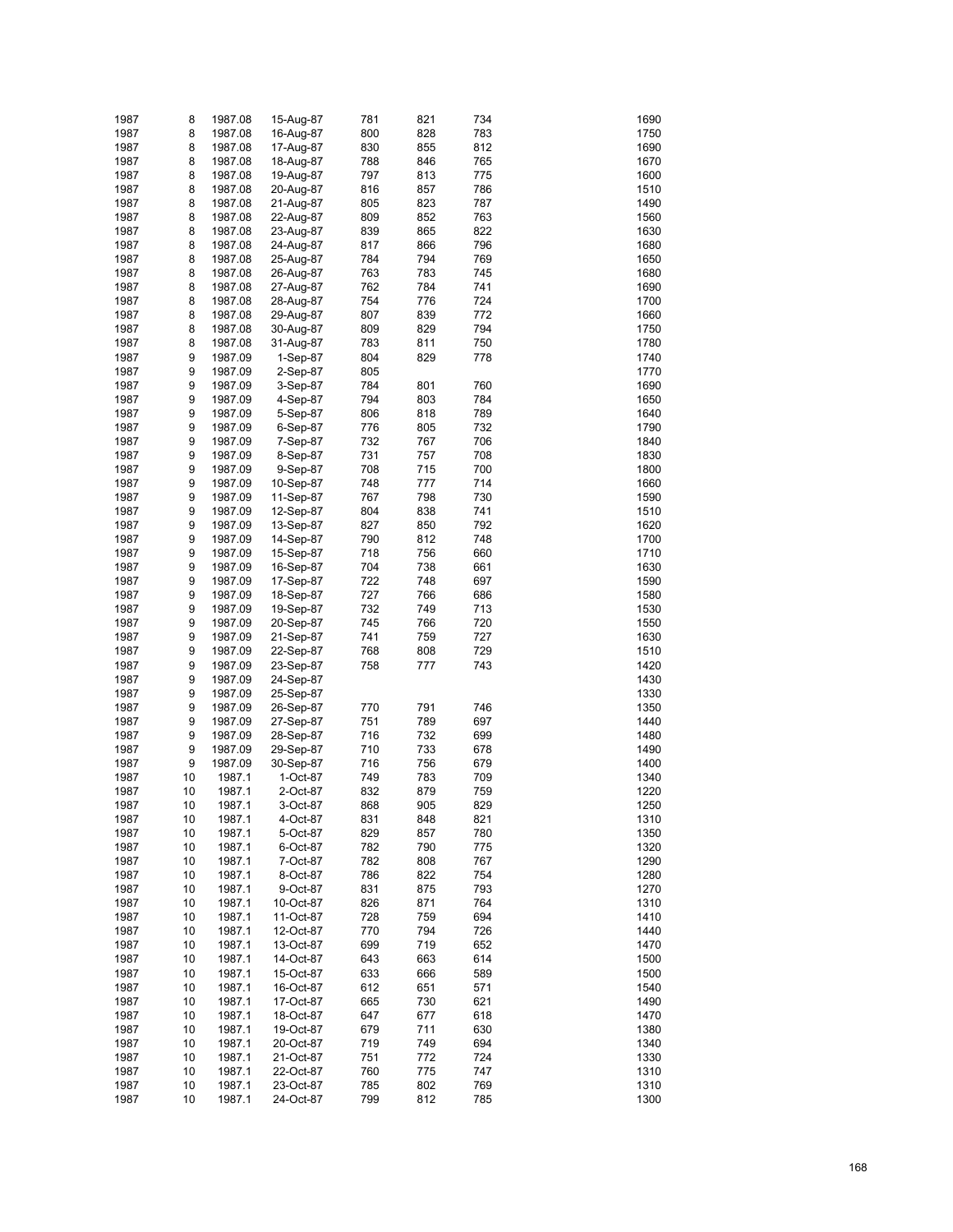| | | | | | | | | |
|---|---|---|---|---|---|---|---|---|
| 1987 | 8 | 1987.08 | 15-Aug-87 | 781 | 821 | 734 | | 1690 |
| 1987 | 8 | 1987.08 | 16-Aug-87 | 800 | 828 | 783 | | 1750 |
| 1987 | 8 | 1987.08 | 17-Aug-87 | 830 | 855 | 812 | | 1690 |
| 1987 | 8 | 1987.08 | 18-Aug-87 | 788 | 846 | 765 | | 1670 |
| 1987 | 8 | 1987.08 | 19-Aug-87 | 797 | 813 | 775 | | 1600 |
| 1987 | 8 | 1987.08 | 20-Aug-87 | 816 | 857 | 786 | | 1510 |
| 1987 | 8 | 1987.08 | 21-Aug-87 | 805 | 823 | 787 | | 1490 |
| 1987 | 8 | 1987.08 | 22-Aug-87 | 809 | 852 | 763 | | 1560 |
| 1987 | 8 | 1987.08 | 23-Aug-87 | 839 | 865 | 822 | | 1630 |
| 1987 | 8 | 1987.08 | 24-Aug-87 | 817 | 866 | 796 | | 1680 |
| 1987 | 8 | 1987.08 | 25-Aug-87 | 784 | 794 | 769 | | 1650 |
| 1987 | 8 | 1987.08 | 26-Aug-87 | 763 | 783 | 745 | | 1680 |
| 1987 | 8 | 1987.08 | 27-Aug-87 | 762 | 784 | 741 | | 1690 |
| 1987 | 8 | 1987.08 | 28-Aug-87 | 754 | 776 | 724 | | 1700 |
| 1987 | 8 | 1987.08 | 29-Aug-87 | 807 | 839 | 772 | | 1660 |
| 1987 | 8 | 1987.08 | 30-Aug-87 | 809 | 829 | 794 | | 1750 |
| 1987 | 8 | 1987.08 | 31-Aug-87 | 783 | 811 | 750 | | 1780 |
| 1987 | 9 | 1987.09 | 1-Sep-87 | 804 | 829 | 778 | | 1740 |
| 1987 | 9 | 1987.09 | 2-Sep-87 | 805 | | | | 1770 |
| 1987 | 9 | 1987.09 | 3-Sep-87 | 784 | 801 | 760 | | 1690 |
| 1987 | 9 | 1987.09 | 4-Sep-87 | 794 | 803 | 784 | | 1650 |
| 1987 | 9 | 1987.09 | 5-Sep-87 | 806 | 818 | 789 | | 1640 |
| 1987 | 9 | 1987.09 | 6-Sep-87 | 776 | 805 | 732 | | 1790 |
| 1987 | 9 | 1987.09 | 7-Sep-87 | 732 | 767 | 706 | | 1840 |
| 1987 | 9 | 1987.09 | 8-Sep-87 | 731 | 757 | 708 | | 1830 |
| 1987 | 9 | 1987.09 | 9-Sep-87 | 708 | 715 | 700 | | 1800 |
| 1987 | 9 | 1987.09 | 10-Sep-87 | 748 | 777 | 714 | | 1660 |
| 1987 | 9 | 1987.09 | 11-Sep-87 | 767 | 798 | 730 | | 1590 |
| 1987 | 9 | 1987.09 | 12-Sep-87 | 804 | 838 | 741 | | 1510 |
| 1987 | 9 | 1987.09 | 13-Sep-87 | 827 | 850 | 792 | | 1620 |
| 1987 | 9 | 1987.09 | 14-Sep-87 | 790 | 812 | 748 | | 1700 |
| 1987 | 9 | 1987.09 | 15-Sep-87 | 718 | 756 | 660 | | 1710 |
| 1987 | 9 | 1987.09 | 16-Sep-87 | 704 | 738 | 661 | | 1630 |
| 1987 | 9 | 1987.09 | 17-Sep-87 | 722 | 748 | 697 | | 1590 |
| 1987 | 9 | 1987.09 | 18-Sep-87 | 727 | 766 | 686 | | 1580 |
| 1987 | 9 | 1987.09 | 19-Sep-87 | 732 | 749 | 713 | | 1530 |
| 1987 | 9 | 1987.09 | 20-Sep-87 | 745 | 766 | 720 | | 1550 |
| 1987 | 9 | 1987.09 | 21-Sep-87 | 741 | 759 | 727 | | 1630 |
| 1987 | 9 | 1987.09 | 22-Sep-87 | 768 | 808 | 729 | | 1510 |
| 1987 | 9 | 1987.09 | 23-Sep-87 | 758 | 777 | 743 | | 1420 |
| 1987 | 9 | 1987.09 | 24-Sep-87 | | | | | 1430 |
| 1987 | 9 | 1987.09 | 25-Sep-87 | | | | | 1330 |
| 1987 | 9 | 1987.09 | 26-Sep-87 | 770 | 791 | 746 | | 1350 |
| 1987 | 9 | 1987.09 | 27-Sep-87 | 751 | 789 | 697 | | 1440 |
| 1987 | 9 | 1987.09 | 28-Sep-87 | 716 | 732 | 699 | | 1480 |
| 1987 | 9 | 1987.09 | 29-Sep-87 | 710 | 733 | 678 | | 1490 |
| 1987 | 9 | 1987.09 | 30-Sep-87 | 716 | 756 | 679 | | 1400 |
| 1987 | 10 | 1987.1 | 1-Oct-87 | 749 | 783 | 709 | | 1340 |
| 1987 | 10 | 1987.1 | 2-Oct-87 | 832 | 879 | 759 | | 1220 |
| 1987 | 10 | 1987.1 | 3-Oct-87 | 868 | 905 | 829 | | 1250 |
| 1987 | 10 | 1987.1 | 4-Oct-87 | 831 | 848 | 821 | | 1310 |
| 1987 | 10 | 1987.1 | 5-Oct-87 | 829 | 857 | 780 | | 1350 |
| 1987 | 10 | 1987.1 | 6-Oct-87 | 782 | 790 | 775 | | 1320 |
| 1987 | 10 | 1987.1 | 7-Oct-87 | 782 | 808 | 767 | | 1290 |
| 1987 | 10 | 1987.1 | 8-Oct-87 | 786 | 822 | 754 | | 1280 |
| 1987 | 10 | 1987.1 | 9-Oct-87 | 831 | 875 | 793 | | 1270 |
| 1987 | 10 | 1987.1 | 10-Oct-87 | 826 | 871 | 764 | | 1310 |
| 1987 | 10 | 1987.1 | 11-Oct-87 | 728 | 759 | 694 | | 1410 |
| 1987 | 10 | 1987.1 | 12-Oct-87 | 770 | 794 | 726 | | 1440 |
| 1987 | 10 | 1987.1 | 13-Oct-87 | 699 | 719 | 652 | | 1470 |
| 1987 | 10 | 1987.1 | 14-Oct-87 | 643 | 663 | 614 | | 1500 |
| 1987 | 10 | 1987.1 | 15-Oct-87 | 633 | 666 | 589 | | 1500 |
| 1987 | 10 | 1987.1 | 16-Oct-87 | 612 | 651 | 571 | | 1540 |
| 1987 | 10 | 1987.1 | 17-Oct-87 | 665 | 730 | 621 | | 1490 |
| 1987 | 10 | 1987.1 | 18-Oct-87 | 647 | 677 | 618 | | 1470 |
| 1987 | 10 | 1987.1 | 19-Oct-87 | 679 | 711 | 630 | | 1380 |
| 1987 | 10 | 1987.1 | 20-Oct-87 | 719 | 749 | 694 | | 1340 |
| 1987 | 10 | 1987.1 | 21-Oct-87 | 751 | 772 | 724 | | 1330 |
| 1987 | 10 | 1987.1 | 22-Oct-87 | 760 | 775 | 747 | | 1310 |
| 1987 | 10 | 1987.1 | 23-Oct-87 | 785 | 802 | 769 | | 1310 |
| 1987 | 10 | 1987.1 | 24-Oct-87 | 799 | 812 | 785 | | 1300 |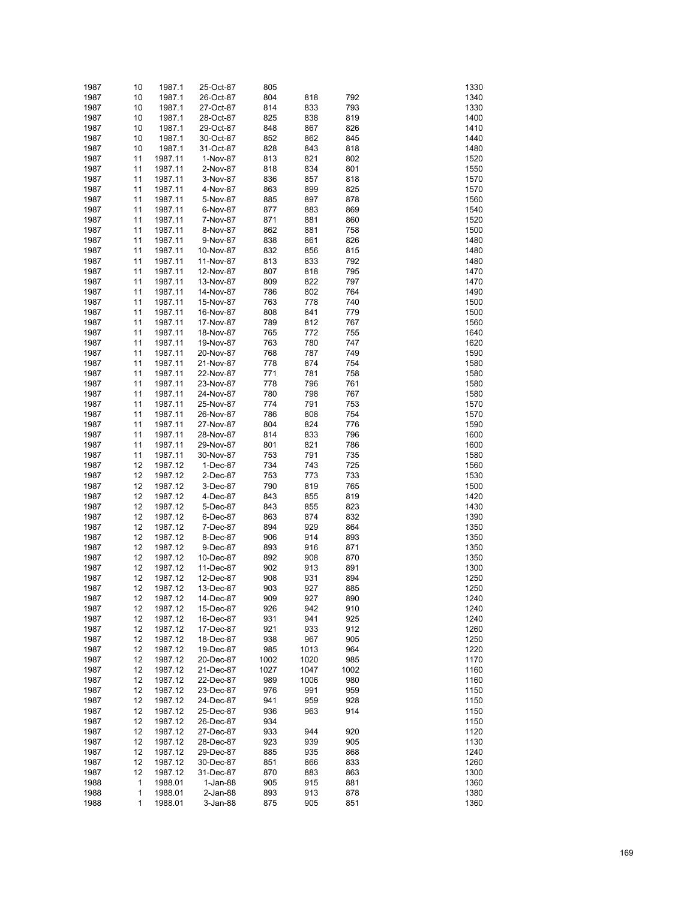| | | | | | | | | |
|---|---|---|---|---|---|---|---|---|
| 1987 | 10 | 1987.1 | 25-Oct-87 | 805 | | | | 1330 |
| 1987 | 10 | 1987.1 | 26-Oct-87 | 804 | 818 | 792 | | 1340 |
| 1987 | 10 | 1987.1 | 27-Oct-87 | 814 | 833 | 793 | | 1330 |
| 1987 | 10 | 1987.1 | 28-Oct-87 | 825 | 838 | 819 | | 1400 |
| 1987 | 10 | 1987.1 | 29-Oct-87 | 848 | 867 | 826 | | 1410 |
| 1987 | 10 | 1987.1 | 30-Oct-87 | 852 | 862 | 845 | | 1440 |
| 1987 | 10 | 1987.1 | 31-Oct-87 | 828 | 843 | 818 | | 1480 |
| 1987 | 11 | 1987.11 | 1-Nov-87 | 813 | 821 | 802 | | 1520 |
| 1987 | 11 | 1987.11 | 2-Nov-87 | 818 | 834 | 801 | | 1550 |
| 1987 | 11 | 1987.11 | 3-Nov-87 | 836 | 857 | 818 | | 1570 |
| 1987 | 11 | 1987.11 | 4-Nov-87 | 863 | 899 | 825 | | 1570 |
| 1987 | 11 | 1987.11 | 5-Nov-87 | 885 | 897 | 878 | | 1560 |
| 1987 | 11 | 1987.11 | 6-Nov-87 | 877 | 883 | 869 | | 1540 |
| 1987 | 11 | 1987.11 | 7-Nov-87 | 871 | 881 | 860 | | 1520 |
| 1987 | 11 | 1987.11 | 8-Nov-87 | 862 | 881 | 758 | | 1500 |
| 1987 | 11 | 1987.11 | 9-Nov-87 | 838 | 861 | 826 | | 1480 |
| 1987 | 11 | 1987.11 | 10-Nov-87 | 832 | 856 | 815 | | 1480 |
| 1987 | 11 | 1987.11 | 11-Nov-87 | 813 | 833 | 792 | | 1480 |
| 1987 | 11 | 1987.11 | 12-Nov-87 | 807 | 818 | 795 | | 1470 |
| 1987 | 11 | 1987.11 | 13-Nov-87 | 809 | 822 | 797 | | 1470 |
| 1987 | 11 | 1987.11 | 14-Nov-87 | 786 | 802 | 764 | | 1490 |
| 1987 | 11 | 1987.11 | 15-Nov-87 | 763 | 778 | 740 | | 1500 |
| 1987 | 11 | 1987.11 | 16-Nov-87 | 808 | 841 | 779 | | 1500 |
| 1987 | 11 | 1987.11 | 17-Nov-87 | 789 | 812 | 767 | | 1560 |
| 1987 | 11 | 1987.11 | 18-Nov-87 | 765 | 772 | 755 | | 1640 |
| 1987 | 11 | 1987.11 | 19-Nov-87 | 763 | 780 | 747 | | 1620 |
| 1987 | 11 | 1987.11 | 20-Nov-87 | 768 | 787 | 749 | | 1590 |
| 1987 | 11 | 1987.11 | 21-Nov-87 | 778 | 874 | 754 | | 1580 |
| 1987 | 11 | 1987.11 | 22-Nov-87 | 771 | 781 | 758 | | 1580 |
| 1987 | 11 | 1987.11 | 23-Nov-87 | 778 | 796 | 761 | | 1580 |
| 1987 | 11 | 1987.11 | 24-Nov-87 | 780 | 798 | 767 | | 1580 |
| 1987 | 11 | 1987.11 | 25-Nov-87 | 774 | 791 | 753 | | 1570 |
| 1987 | 11 | 1987.11 | 26-Nov-87 | 786 | 808 | 754 | | 1570 |
| 1987 | 11 | 1987.11 | 27-Nov-87 | 804 | 824 | 776 | | 1590 |
| 1987 | 11 | 1987.11 | 28-Nov-87 | 814 | 833 | 796 | | 1600 |
| 1987 | 11 | 1987.11 | 29-Nov-87 | 801 | 821 | 786 | | 1600 |
| 1987 | 11 | 1987.11 | 30-Nov-87 | 753 | 791 | 735 | | 1580 |
| 1987 | 12 | 1987.12 | 1-Dec-87 | 734 | 743 | 725 | | 1560 |
| 1987 | 12 | 1987.12 | 2-Dec-87 | 753 | 773 | 733 | | 1530 |
| 1987 | 12 | 1987.12 | 3-Dec-87 | 790 | 819 | 765 | | 1500 |
| 1987 | 12 | 1987.12 | 4-Dec-87 | 843 | 855 | 819 | | 1420 |
| 1987 | 12 | 1987.12 | 5-Dec-87 | 843 | 855 | 823 | | 1430 |
| 1987 | 12 | 1987.12 | 6-Dec-87 | 863 | 874 | 832 | | 1390 |
| 1987 | 12 | 1987.12 | 7-Dec-87 | 894 | 929 | 864 | | 1350 |
| 1987 | 12 | 1987.12 | 8-Dec-87 | 906 | 914 | 893 | | 1350 |
| 1987 | 12 | 1987.12 | 9-Dec-87 | 893 | 916 | 871 | | 1350 |
| 1987 | 12 | 1987.12 | 10-Dec-87 | 892 | 908 | 870 | | 1350 |
| 1987 | 12 | 1987.12 | 11-Dec-87 | 902 | 913 | 891 | | 1300 |
| 1987 | 12 | 1987.12 | 12-Dec-87 | 908 | 931 | 894 | | 1250 |
| 1987 | 12 | 1987.12 | 13-Dec-87 | 903 | 927 | 885 | | 1250 |
| 1987 | 12 | 1987.12 | 14-Dec-87 | 909 | 927 | 890 | | 1240 |
| 1987 | 12 | 1987.12 | 15-Dec-87 | 926 | 942 | 910 | | 1240 |
| 1987 | 12 | 1987.12 | 16-Dec-87 | 931 | 941 | 925 | | 1240 |
| 1987 | 12 | 1987.12 | 17-Dec-87 | 921 | 933 | 912 | | 1260 |
| 1987 | 12 | 1987.12 | 18-Dec-87 | 938 | 967 | 905 | | 1250 |
| 1987 | 12 | 1987.12 | 19-Dec-87 | 985 | 1013 | 964 | | 1220 |
| 1987 | 12 | 1987.12 | 20-Dec-87 | 1002 | 1020 | 985 | | 1170 |
| 1987 | 12 | 1987.12 | 21-Dec-87 | 1027 | 1047 | 1002 | | 1160 |
| 1987 | 12 | 1987.12 | 22-Dec-87 | 989 | 1006 | 980 | | 1160 |
| 1987 | 12 | 1987.12 | 23-Dec-87 | 976 | 991 | 959 | | 1150 |
| 1987 | 12 | 1987.12 | 24-Dec-87 | 941 | 959 | 928 | | 1150 |
| 1987 | 12 | 1987.12 | 25-Dec-87 | 936 | 963 | 914 | | 1150 |
| 1987 | 12 | 1987.12 | 26-Dec-87 | 934 | | | | 1150 |
| 1987 | 12 | 1987.12 | 27-Dec-87 | 933 | 944 | 920 | | 1120 |
| 1987 | 12 | 1987.12 | 28-Dec-87 | 923 | 939 | 905 | | 1130 |
| 1987 | 12 | 1987.12 | 29-Dec-87 | 885 | 935 | 868 | | 1240 |
| 1987 | 12 | 1987.12 | 30-Dec-87 | 851 | 866 | 833 | | 1260 |
| 1987 | 12 | 1987.12 | 31-Dec-87 | 870 | 883 | 863 | | 1300 |
| 1988 | 1 | 1988.01 | 1-Jan-88 | 905 | 915 | 881 | | 1360 |
| 1988 | 1 | 1988.01 | 2-Jan-88 | 893 | 913 | 878 | | 1380 |
| 1988 | 1 | 1988.01 | 3-Jan-88 | 875 | 905 | 851 | | 1360 |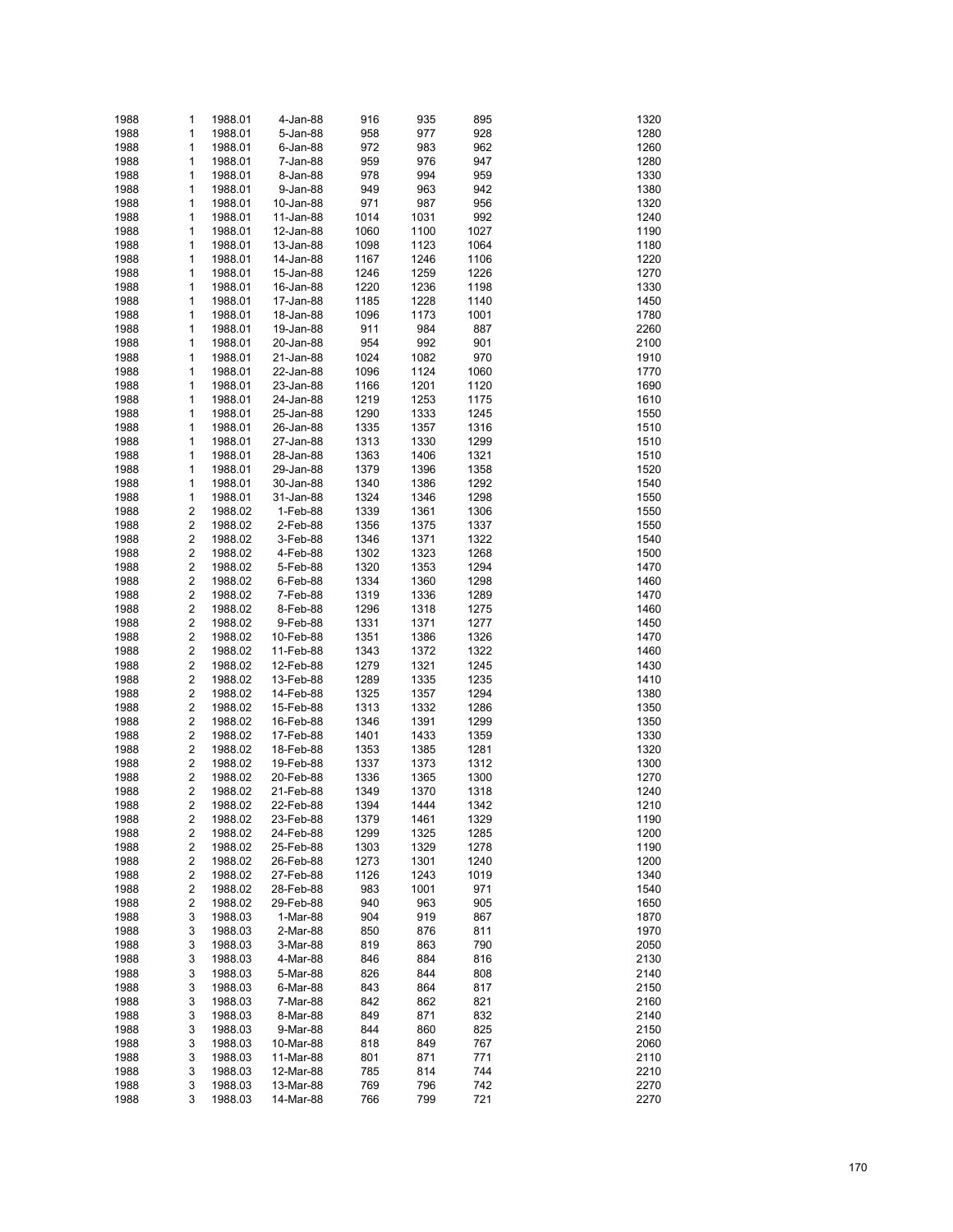| | | | | | | | | |
|---|---|---|---|---|---|---|---|---|
| 1988 | 1 | 1988.01 | 4-Jan-88 | 916 | 935 | 895 | | 1320 |
| 1988 | 1 | 1988.01 | 5-Jan-88 | 958 | 977 | 928 | | 1280 |
| 1988 | 1 | 1988.01 | 6-Jan-88 | 972 | 983 | 962 | | 1260 |
| 1988 | 1 | 1988.01 | 7-Jan-88 | 959 | 976 | 947 | | 1280 |
| 1988 | 1 | 1988.01 | 8-Jan-88 | 978 | 994 | 959 | | 1330 |
| 1988 | 1 | 1988.01 | 9-Jan-88 | 949 | 963 | 942 | | 1380 |
| 1988 | 1 | 1988.01 | 10-Jan-88 | 971 | 987 | 956 | | 1320 |
| 1988 | 1 | 1988.01 | 11-Jan-88 | 1014 | 1031 | 992 | | 1240 |
| 1988 | 1 | 1988.01 | 12-Jan-88 | 1060 | 1100 | 1027 | | 1190 |
| 1988 | 1 | 1988.01 | 13-Jan-88 | 1098 | 1123 | 1064 | | 1180 |
| 1988 | 1 | 1988.01 | 14-Jan-88 | 1167 | 1246 | 1106 | | 1220 |
| 1988 | 1 | 1988.01 | 15-Jan-88 | 1246 | 1259 | 1226 | | 1270 |
| 1988 | 1 | 1988.01 | 16-Jan-88 | 1220 | 1236 | 1198 | | 1330 |
| 1988 | 1 | 1988.01 | 17-Jan-88 | 1185 | 1228 | 1140 | | 1450 |
| 1988 | 1 | 1988.01 | 18-Jan-88 | 1096 | 1173 | 1001 | | 1780 |
| 1988 | 1 | 1988.01 | 19-Jan-88 | 911 | 984 | 887 | | 2260 |
| 1988 | 1 | 1988.01 | 20-Jan-88 | 954 | 992 | 901 | | 2100 |
| 1988 | 1 | 1988.01 | 21-Jan-88 | 1024 | 1082 | 970 | | 1910 |
| 1988 | 1 | 1988.01 | 22-Jan-88 | 1096 | 1124 | 1060 | | 1770 |
| 1988 | 1 | 1988.01 | 23-Jan-88 | 1166 | 1201 | 1120 | | 1690 |
| 1988 | 1 | 1988.01 | 24-Jan-88 | 1219 | 1253 | 1175 | | 1610 |
| 1988 | 1 | 1988.01 | 25-Jan-88 | 1290 | 1333 | 1245 | | 1550 |
| 1988 | 1 | 1988.01 | 26-Jan-88 | 1335 | 1357 | 1316 | | 1510 |
| 1988 | 1 | 1988.01 | 27-Jan-88 | 1313 | 1330 | 1299 | | 1510 |
| 1988 | 1 | 1988.01 | 28-Jan-88 | 1363 | 1406 | 1321 | | 1510 |
| 1988 | 1 | 1988.01 | 29-Jan-88 | 1379 | 1396 | 1358 | | 1520 |
| 1988 | 1 | 1988.01 | 30-Jan-88 | 1340 | 1386 | 1292 | | 1540 |
| 1988 | 1 | 1988.01 | 31-Jan-88 | 1324 | 1346 | 1298 | | 1550 |
| 1988 | 2 | 1988.02 | 1-Feb-88 | 1339 | 1361 | 1306 | | 1550 |
| 1988 | 2 | 1988.02 | 2-Feb-88 | 1356 | 1375 | 1337 | | 1550 |
| 1988 | 2 | 1988.02 | 3-Feb-88 | 1346 | 1371 | 1322 | | 1540 |
| 1988 | 2 | 1988.02 | 4-Feb-88 | 1302 | 1323 | 1268 | | 1500 |
| 1988 | 2 | 1988.02 | 5-Feb-88 | 1320 | 1353 | 1294 | | 1470 |
| 1988 | 2 | 1988.02 | 6-Feb-88 | 1334 | 1360 | 1298 | | 1460 |
| 1988 | 2 | 1988.02 | 7-Feb-88 | 1319 | 1336 | 1289 | | 1470 |
| 1988 | 2 | 1988.02 | 8-Feb-88 | 1296 | 1318 | 1275 | | 1460 |
| 1988 | 2 | 1988.02 | 9-Feb-88 | 1331 | 1371 | 1277 | | 1450 |
| 1988 | 2 | 1988.02 | 10-Feb-88 | 1351 | 1386 | 1326 | | 1470 |
| 1988 | 2 | 1988.02 | 11-Feb-88 | 1343 | 1372 | 1322 | | 1460 |
| 1988 | 2 | 1988.02 | 12-Feb-88 | 1279 | 1321 | 1245 | | 1430 |
| 1988 | 2 | 1988.02 | 13-Feb-88 | 1289 | 1335 | 1235 | | 1410 |
| 1988 | 2 | 1988.02 | 14-Feb-88 | 1325 | 1357 | 1294 | | 1380 |
| 1988 | 2 | 1988.02 | 15-Feb-88 | 1313 | 1332 | 1286 | | 1350 |
| 1988 | 2 | 1988.02 | 16-Feb-88 | 1346 | 1391 | 1299 | | 1350 |
| 1988 | 2 | 1988.02 | 17-Feb-88 | 1401 | 1433 | 1359 | | 1330 |
| 1988 | 2 | 1988.02 | 18-Feb-88 | 1353 | 1385 | 1281 | | 1320 |
| 1988 | 2 | 1988.02 | 19-Feb-88 | 1337 | 1373 | 1312 | | 1300 |
| 1988 | 2 | 1988.02 | 20-Feb-88 | 1336 | 1365 | 1300 | | 1270 |
| 1988 | 2 | 1988.02 | 21-Feb-88 | 1349 | 1370 | 1318 | | 1240 |
| 1988 | 2 | 1988.02 | 22-Feb-88 | 1394 | 1444 | 1342 | | 1210 |
| 1988 | 2 | 1988.02 | 23-Feb-88 | 1379 | 1461 | 1329 | | 1190 |
| 1988 | 2 | 1988.02 | 24-Feb-88 | 1299 | 1325 | 1285 | | 1200 |
| 1988 | 2 | 1988.02 | 25-Feb-88 | 1303 | 1329 | 1278 | | 1190 |
| 1988 | 2 | 1988.02 | 26-Feb-88 | 1273 | 1301 | 1240 | | 1200 |
| 1988 | 2 | 1988.02 | 27-Feb-88 | 1126 | 1243 | 1019 | | 1340 |
| 1988 | 2 | 1988.02 | 28-Feb-88 | 983 | 1001 | 971 | | 1540 |
| 1988 | 2 | 1988.02 | 29-Feb-88 | 940 | 963 | 905 | | 1650 |
| 1988 | 3 | 1988.03 | 1-Mar-88 | 904 | 919 | 867 | | 1870 |
| 1988 | 3 | 1988.03 | 2-Mar-88 | 850 | 876 | 811 | | 1970 |
| 1988 | 3 | 1988.03 | 3-Mar-88 | 819 | 863 | 790 | | 2050 |
| 1988 | 3 | 1988.03 | 4-Mar-88 | 846 | 884 | 816 | | 2130 |
| 1988 | 3 | 1988.03 | 5-Mar-88 | 826 | 844 | 808 | | 2140 |
| 1988 | 3 | 1988.03 | 6-Mar-88 | 843 | 864 | 817 | | 2150 |
| 1988 | 3 | 1988.03 | 7-Mar-88 | 842 | 862 | 821 | | 2160 |
| 1988 | 3 | 1988.03 | 8-Mar-88 | 849 | 871 | 832 | | 2140 |
| 1988 | 3 | 1988.03 | 9-Mar-88 | 844 | 860 | 825 | | 2150 |
| 1988 | 3 | 1988.03 | 10-Mar-88 | 818 | 849 | 767 | | 2060 |
| 1988 | 3 | 1988.03 | 11-Mar-88 | 801 | 871 | 771 | | 2110 |
| 1988 | 3 | 1988.03 | 12-Mar-88 | 785 | 814 | 744 | | 2210 |
| 1988 | 3 | 1988.03 | 13-Mar-88 | 769 | 796 | 742 | | 2270 |
| 1988 | 3 | 1988.03 | 14-Mar-88 | 766 | 799 | 721 | | 2270 |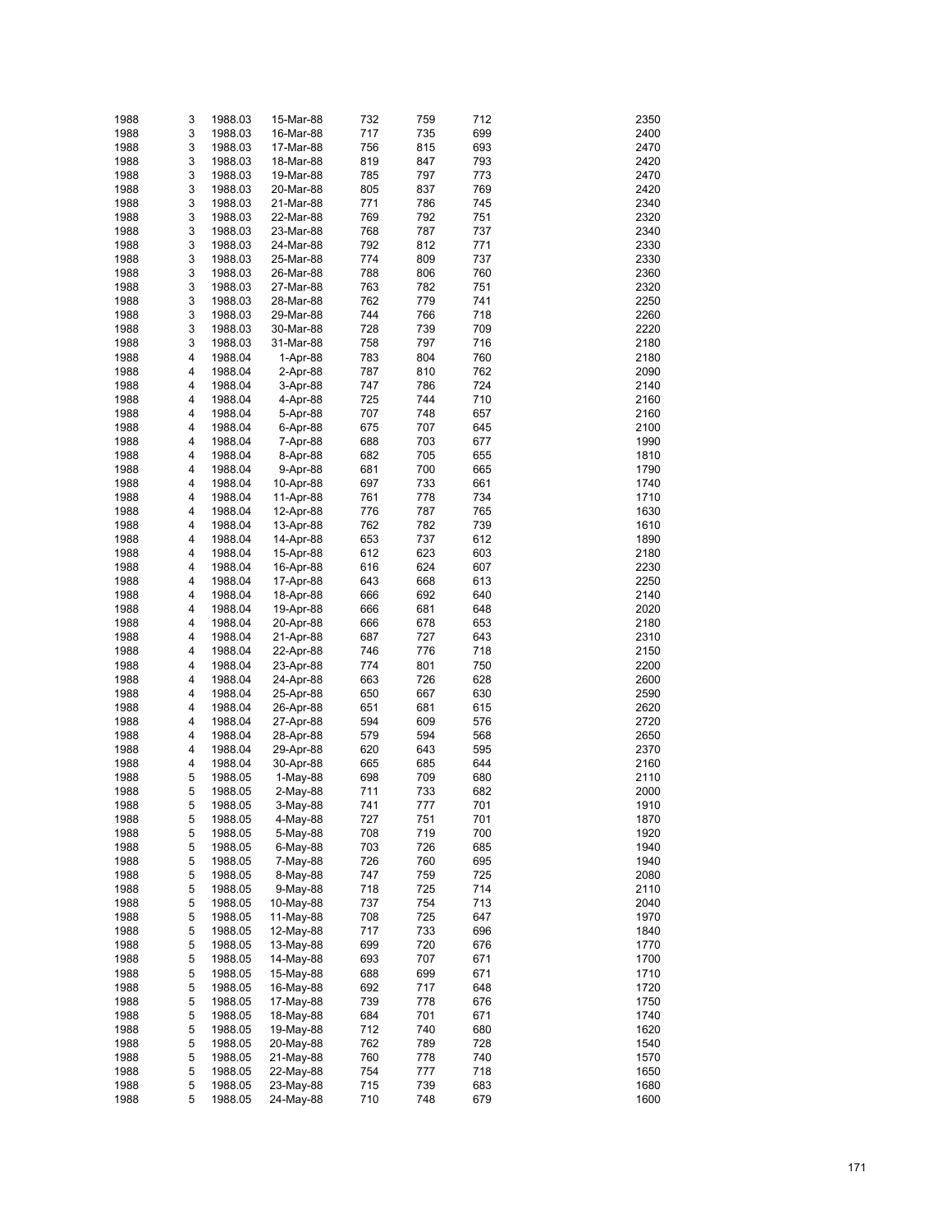| | | | | | | | | |
|---|---|---|---|---|---|---|---|---|
| 1988 | 3 | 1988.03 | 15-Mar-88 | 732 | 759 | 712 | | 2350 |
| 1988 | 3 | 1988.03 | 16-Mar-88 | 717 | 735 | 699 | | 2400 |
| 1988 | 3 | 1988.03 | 17-Mar-88 | 756 | 815 | 693 | | 2470 |
| 1988 | 3 | 1988.03 | 18-Mar-88 | 819 | 847 | 793 | | 2420 |
| 1988 | 3 | 1988.03 | 19-Mar-88 | 785 | 797 | 773 | | 2470 |
| 1988 | 3 | 1988.03 | 20-Mar-88 | 805 | 837 | 769 | | 2420 |
| 1988 | 3 | 1988.03 | 21-Mar-88 | 771 | 786 | 745 | | 2340 |
| 1988 | 3 | 1988.03 | 22-Mar-88 | 769 | 792 | 751 | | 2320 |
| 1988 | 3 | 1988.03 | 23-Mar-88 | 768 | 787 | 737 | | 2340 |
| 1988 | 3 | 1988.03 | 24-Mar-88 | 792 | 812 | 771 | | 2330 |
| 1988 | 3 | 1988.03 | 25-Mar-88 | 774 | 809 | 737 | | 2330 |
| 1988 | 3 | 1988.03 | 26-Mar-88 | 788 | 806 | 760 | | 2360 |
| 1988 | 3 | 1988.03 | 27-Mar-88 | 763 | 782 | 751 | | 2320 |
| 1988 | 3 | 1988.03 | 28-Mar-88 | 762 | 779 | 741 | | 2250 |
| 1988 | 3 | 1988.03 | 29-Mar-88 | 744 | 766 | 718 | | 2260 |
| 1988 | 3 | 1988.03 | 30-Mar-88 | 728 | 739 | 709 | | 2220 |
| 1988 | 3 | 1988.03 | 31-Mar-88 | 758 | 797 | 716 | | 2180 |
| 1988 | 4 | 1988.04 | 1-Apr-88 | 783 | 804 | 760 | | 2180 |
| 1988 | 4 | 1988.04 | 2-Apr-88 | 787 | 810 | 762 | | 2090 |
| 1988 | 4 | 1988.04 | 3-Apr-88 | 747 | 786 | 724 | | 2140 |
| 1988 | 4 | 1988.04 | 4-Apr-88 | 725 | 744 | 710 | | 2160 |
| 1988 | 4 | 1988.04 | 5-Apr-88 | 707 | 748 | 657 | | 2160 |
| 1988 | 4 | 1988.04 | 6-Apr-88 | 675 | 707 | 645 | | 2100 |
| 1988 | 4 | 1988.04 | 7-Apr-88 | 688 | 703 | 677 | | 1990 |
| 1988 | 4 | 1988.04 | 8-Apr-88 | 682 | 705 | 655 | | 1810 |
| 1988 | 4 | 1988.04 | 9-Apr-88 | 681 | 700 | 665 | | 1790 |
| 1988 | 4 | 1988.04 | 10-Apr-88 | 697 | 733 | 661 | | 1740 |
| 1988 | 4 | 1988.04 | 11-Apr-88 | 761 | 778 | 734 | | 1710 |
| 1988 | 4 | 1988.04 | 12-Apr-88 | 776 | 787 | 765 | | 1630 |
| 1988 | 4 | 1988.04 | 13-Apr-88 | 762 | 782 | 739 | | 1610 |
| 1988 | 4 | 1988.04 | 14-Apr-88 | 653 | 737 | 612 | | 1890 |
| 1988 | 4 | 1988.04 | 15-Apr-88 | 612 | 623 | 603 | | 2180 |
| 1988 | 4 | 1988.04 | 16-Apr-88 | 616 | 624 | 607 | | 2230 |
| 1988 | 4 | 1988.04 | 17-Apr-88 | 643 | 668 | 613 | | 2250 |
| 1988 | 4 | 1988.04 | 18-Apr-88 | 666 | 692 | 640 | | 2140 |
| 1988 | 4 | 1988.04 | 19-Apr-88 | 666 | 681 | 648 | | 2020 |
| 1988 | 4 | 1988.04 | 20-Apr-88 | 666 | 678 | 653 | | 2180 |
| 1988 | 4 | 1988.04 | 21-Apr-88 | 687 | 727 | 643 | | 2310 |
| 1988 | 4 | 1988.04 | 22-Apr-88 | 746 | 776 | 718 | | 2150 |
| 1988 | 4 | 1988.04 | 23-Apr-88 | 774 | 801 | 750 | | 2200 |
| 1988 | 4 | 1988.04 | 24-Apr-88 | 663 | 726 | 628 | | 2600 |
| 1988 | 4 | 1988.04 | 25-Apr-88 | 650 | 667 | 630 | | 2590 |
| 1988 | 4 | 1988.04 | 26-Apr-88 | 651 | 681 | 615 | | 2620 |
| 1988 | 4 | 1988.04 | 27-Apr-88 | 594 | 609 | 576 | | 2720 |
| 1988 | 4 | 1988.04 | 28-Apr-88 | 579 | 594 | 568 | | 2650 |
| 1988 | 4 | 1988.04 | 29-Apr-88 | 620 | 643 | 595 | | 2370 |
| 1988 | 4 | 1988.04 | 30-Apr-88 | 665 | 685 | 644 | | 2160 |
| 1988 | 5 | 1988.05 | 1-May-88 | 698 | 709 | 680 | | 2110 |
| 1988 | 5 | 1988.05 | 2-May-88 | 711 | 733 | 682 | | 2000 |
| 1988 | 5 | 1988.05 | 3-May-88 | 741 | 777 | 701 | | 1910 |
| 1988 | 5 | 1988.05 | 4-May-88 | 727 | 751 | 701 | | 1870 |
| 1988 | 5 | 1988.05 | 5-May-88 | 708 | 719 | 700 | | 1920 |
| 1988 | 5 | 1988.05 | 6-May-88 | 703 | 726 | 685 | | 1940 |
| 1988 | 5 | 1988.05 | 7-May-88 | 726 | 760 | 695 | | 1940 |
| 1988 | 5 | 1988.05 | 8-May-88 | 747 | 759 | 725 | | 2080 |
| 1988 | 5 | 1988.05 | 9-May-88 | 718 | 725 | 714 | | 2110 |
| 1988 | 5 | 1988.05 | 10-May-88 | 737 | 754 | 713 | | 2040 |
| 1988 | 5 | 1988.05 | 11-May-88 | 708 | 725 | 647 | | 1970 |
| 1988 | 5 | 1988.05 | 12-May-88 | 717 | 733 | 696 | | 1840 |
| 1988 | 5 | 1988.05 | 13-May-88 | 699 | 720 | 676 | | 1770 |
| 1988 | 5 | 1988.05 | 14-May-88 | 693 | 707 | 671 | | 1700 |
| 1988 | 5 | 1988.05 | 15-May-88 | 688 | 699 | 671 | | 1710 |
| 1988 | 5 | 1988.05 | 16-May-88 | 692 | 717 | 648 | | 1720 |
| 1988 | 5 | 1988.05 | 17-May-88 | 739 | 778 | 676 | | 1750 |
| 1988 | 5 | 1988.05 | 18-May-88 | 684 | 701 | 671 | | 1740 |
| 1988 | 5 | 1988.05 | 19-May-88 | 712 | 740 | 680 | | 1620 |
| 1988 | 5 | 1988.05 | 20-May-88 | 762 | 789 | 728 | | 1540 |
| 1988 | 5 | 1988.05 | 21-May-88 | 760 | 778 | 740 | | 1570 |
| 1988 | 5 | 1988.05 | 22-May-88 | 754 | 777 | 718 | | 1650 |
| 1988 | 5 | 1988.05 | 23-May-88 | 715 | 739 | 683 | | 1680 |
| 1988 | 5 | 1988.05 | 24-May-88 | 710 | 748 | 679 | | 1600 |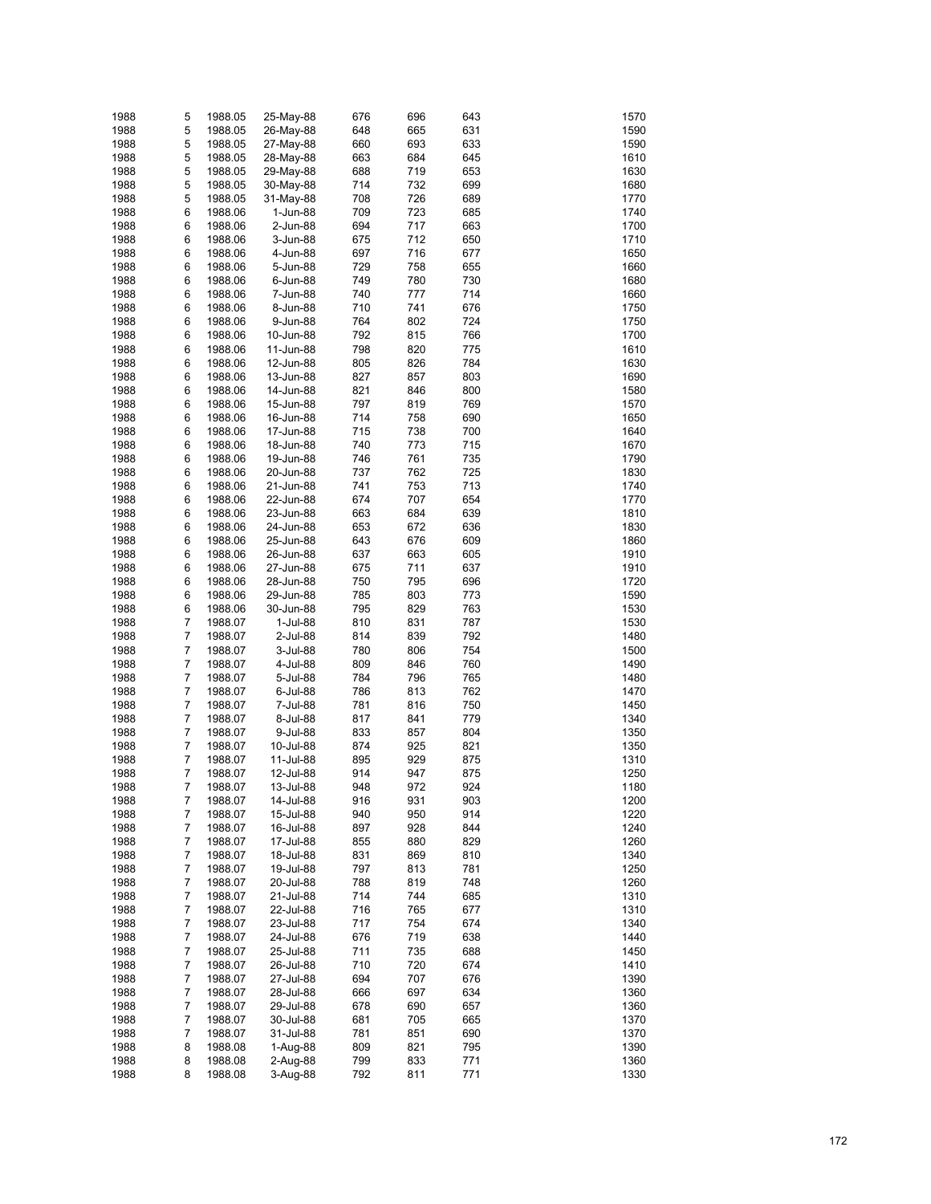| | | | | | | | | |
|---|---|---|---|---|---|---|---|---|
| 1988 | 5 | 1988.05 | 25-May-88 | 676 | 696 | 643 | | 1570 |
| 1988 | 5 | 1988.05 | 26-May-88 | 648 | 665 | 631 | | 1590 |
| 1988 | 5 | 1988.05 | 27-May-88 | 660 | 693 | 633 | | 1590 |
| 1988 | 5 | 1988.05 | 28-May-88 | 663 | 684 | 645 | | 1610 |
| 1988 | 5 | 1988.05 | 29-May-88 | 688 | 719 | 653 | | 1630 |
| 1988 | 5 | 1988.05 | 30-May-88 | 714 | 732 | 699 | | 1680 |
| 1988 | 5 | 1988.05 | 31-May-88 | 708 | 726 | 689 | | 1770 |
| 1988 | 6 | 1988.06 | 1-Jun-88 | 709 | 723 | 685 | | 1740 |
| 1988 | 6 | 1988.06 | 2-Jun-88 | 694 | 717 | 663 | | 1700 |
| 1988 | 6 | 1988.06 | 3-Jun-88 | 675 | 712 | 650 | | 1710 |
| 1988 | 6 | 1988.06 | 4-Jun-88 | 697 | 716 | 677 | | 1650 |
| 1988 | 6 | 1988.06 | 5-Jun-88 | 729 | 758 | 655 | | 1660 |
| 1988 | 6 | 1988.06 | 6-Jun-88 | 749 | 780 | 730 | | 1680 |
| 1988 | 6 | 1988.06 | 7-Jun-88 | 740 | 777 | 714 | | 1660 |
| 1988 | 6 | 1988.06 | 8-Jun-88 | 710 | 741 | 676 | | 1750 |
| 1988 | 6 | 1988.06 | 9-Jun-88 | 764 | 802 | 724 | | 1750 |
| 1988 | 6 | 1988.06 | 10-Jun-88 | 792 | 815 | 766 | | 1700 |
| 1988 | 6 | 1988.06 | 11-Jun-88 | 798 | 820 | 775 | | 1610 |
| 1988 | 6 | 1988.06 | 12-Jun-88 | 805 | 826 | 784 | | 1630 |
| 1988 | 6 | 1988.06 | 13-Jun-88 | 827 | 857 | 803 | | 1690 |
| 1988 | 6 | 1988.06 | 14-Jun-88 | 821 | 846 | 800 | | 1580 |
| 1988 | 6 | 1988.06 | 15-Jun-88 | 797 | 819 | 769 | | 1570 |
| 1988 | 6 | 1988.06 | 16-Jun-88 | 714 | 758 | 690 | | 1650 |
| 1988 | 6 | 1988.06 | 17-Jun-88 | 715 | 738 | 700 | | 1640 |
| 1988 | 6 | 1988.06 | 18-Jun-88 | 740 | 773 | 715 | | 1670 |
| 1988 | 6 | 1988.06 | 19-Jun-88 | 746 | 761 | 735 | | 1790 |
| 1988 | 6 | 1988.06 | 20-Jun-88 | 737 | 762 | 725 | | 1830 |
| 1988 | 6 | 1988.06 | 21-Jun-88 | 741 | 753 | 713 | | 1740 |
| 1988 | 6 | 1988.06 | 22-Jun-88 | 674 | 707 | 654 | | 1770 |
| 1988 | 6 | 1988.06 | 23-Jun-88 | 663 | 684 | 639 | | 1810 |
| 1988 | 6 | 1988.06 | 24-Jun-88 | 653 | 672 | 636 | | 1830 |
| 1988 | 6 | 1988.06 | 25-Jun-88 | 643 | 676 | 609 | | 1860 |
| 1988 | 6 | 1988.06 | 26-Jun-88 | 637 | 663 | 605 | | 1910 |
| 1988 | 6 | 1988.06 | 27-Jun-88 | 675 | 711 | 637 | | 1910 |
| 1988 | 6 | 1988.06 | 28-Jun-88 | 750 | 795 | 696 | | 1720 |
| 1988 | 6 | 1988.06 | 29-Jun-88 | 785 | 803 | 773 | | 1590 |
| 1988 | 6 | 1988.06 | 30-Jun-88 | 795 | 829 | 763 | | 1530 |
| 1988 | 7 | 1988.07 | 1-Jul-88 | 810 | 831 | 787 | | 1530 |
| 1988 | 7 | 1988.07 | 2-Jul-88 | 814 | 839 | 792 | | 1480 |
| 1988 | 7 | 1988.07 | 3-Jul-88 | 780 | 806 | 754 | | 1500 |
| 1988 | 7 | 1988.07 | 4-Jul-88 | 809 | 846 | 760 | | 1490 |
| 1988 | 7 | 1988.07 | 5-Jul-88 | 784 | 796 | 765 | | 1480 |
| 1988 | 7 | 1988.07 | 6-Jul-88 | 786 | 813 | 762 | | 1470 |
| 1988 | 7 | 1988.07 | 7-Jul-88 | 781 | 816 | 750 | | 1450 |
| 1988 | 7 | 1988.07 | 8-Jul-88 | 817 | 841 | 779 | | 1340 |
| 1988 | 7 | 1988.07 | 9-Jul-88 | 833 | 857 | 804 | | 1350 |
| 1988 | 7 | 1988.07 | 10-Jul-88 | 874 | 925 | 821 | | 1350 |
| 1988 | 7 | 1988.07 | 11-Jul-88 | 895 | 929 | 875 | | 1310 |
| 1988 | 7 | 1988.07 | 12-Jul-88 | 914 | 947 | 875 | | 1250 |
| 1988 | 7 | 1988.07 | 13-Jul-88 | 948 | 972 | 924 | | 1180 |
| 1988 | 7 | 1988.07 | 14-Jul-88 | 916 | 931 | 903 | | 1200 |
| 1988 | 7 | 1988.07 | 15-Jul-88 | 940 | 950 | 914 | | 1220 |
| 1988 | 7 | 1988.07 | 16-Jul-88 | 897 | 928 | 844 | | 1240 |
| 1988 | 7 | 1988.07 | 17-Jul-88 | 855 | 880 | 829 | | 1260 |
| 1988 | 7 | 1988.07 | 18-Jul-88 | 831 | 869 | 810 | | 1340 |
| 1988 | 7 | 1988.07 | 19-Jul-88 | 797 | 813 | 781 | | 1250 |
| 1988 | 7 | 1988.07 | 20-Jul-88 | 788 | 819 | 748 | | 1260 |
| 1988 | 7 | 1988.07 | 21-Jul-88 | 714 | 744 | 685 | | 1310 |
| 1988 | 7 | 1988.07 | 22-Jul-88 | 716 | 765 | 677 | | 1310 |
| 1988 | 7 | 1988.07 | 23-Jul-88 | 717 | 754 | 674 | | 1340 |
| 1988 | 7 | 1988.07 | 24-Jul-88 | 676 | 719 | 638 | | 1440 |
| 1988 | 7 | 1988.07 | 25-Jul-88 | 711 | 735 | 688 | | 1450 |
| 1988 | 7 | 1988.07 | 26-Jul-88 | 710 | 720 | 674 | | 1410 |
| 1988 | 7 | 1988.07 | 27-Jul-88 | 694 | 707 | 676 | | 1390 |
| 1988 | 7 | 1988.07 | 28-Jul-88 | 666 | 697 | 634 | | 1360 |
| 1988 | 7 | 1988.07 | 29-Jul-88 | 678 | 690 | 657 | | 1360 |
| 1988 | 7 | 1988.07 | 30-Jul-88 | 681 | 705 | 665 | | 1370 |
| 1988 | 7 | 1988.07 | 31-Jul-88 | 781 | 851 | 690 | | 1370 |
| 1988 | 8 | 1988.08 | 1-Aug-88 | 809 | 821 | 795 | | 1390 |
| 1988 | 8 | 1988.08 | 2-Aug-88 | 799 | 833 | 771 | | 1360 |
| 1988 | 8 | 1988.08 | 3-Aug-88 | 792 | 811 | 771 | | 1330 |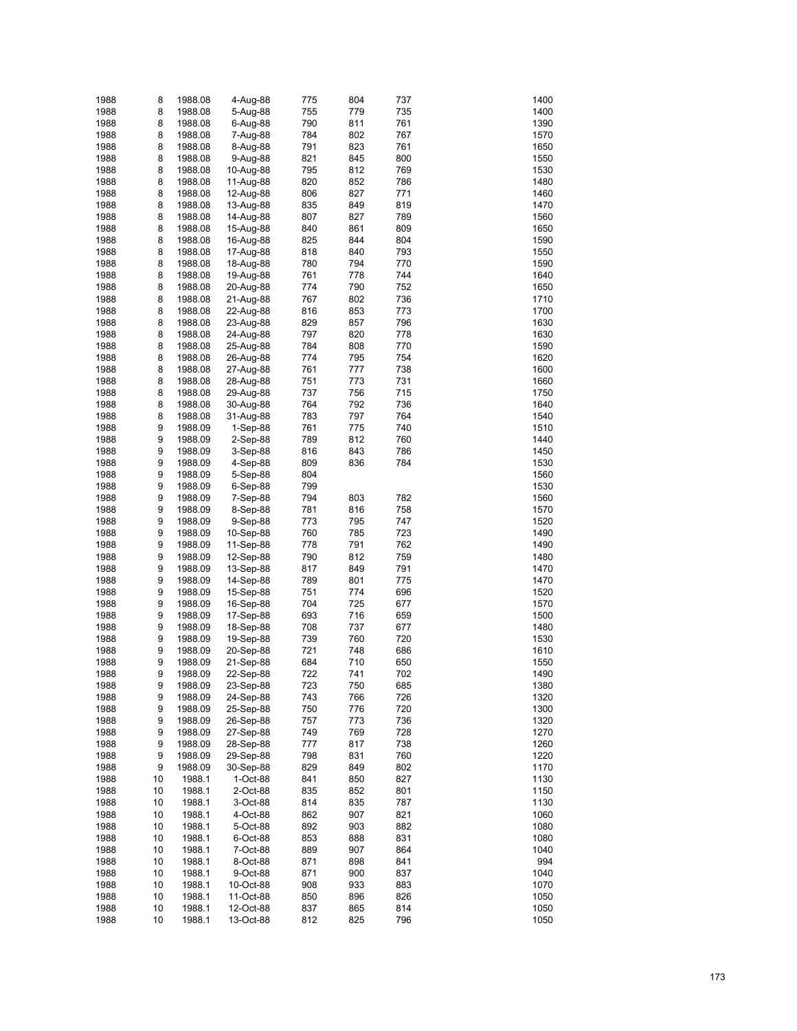| | | | | | | | | |
|---|---|---|---|---|---|---|---|---|
| 1988 | 8 | 1988.08 | 4-Aug-88 | 775 | 804 | 737 | | 1400 |
| 1988 | 8 | 1988.08 | 5-Aug-88 | 755 | 779 | 735 | | 1400 |
| 1988 | 8 | 1988.08 | 6-Aug-88 | 790 | 811 | 761 | | 1390 |
| 1988 | 8 | 1988.08 | 7-Aug-88 | 784 | 802 | 767 | | 1570 |
| 1988 | 8 | 1988.08 | 8-Aug-88 | 791 | 823 | 761 | | 1650 |
| 1988 | 8 | 1988.08 | 9-Aug-88 | 821 | 845 | 800 | | 1550 |
| 1988 | 8 | 1988.08 | 10-Aug-88 | 795 | 812 | 769 | | 1530 |
| 1988 | 8 | 1988.08 | 11-Aug-88 | 820 | 852 | 786 | | 1480 |
| 1988 | 8 | 1988.08 | 12-Aug-88 | 806 | 827 | 771 | | 1460 |
| 1988 | 8 | 1988.08 | 13-Aug-88 | 835 | 849 | 819 | | 1470 |
| 1988 | 8 | 1988.08 | 14-Aug-88 | 807 | 827 | 789 | | 1560 |
| 1988 | 8 | 1988.08 | 15-Aug-88 | 840 | 861 | 809 | | 1650 |
| 1988 | 8 | 1988.08 | 16-Aug-88 | 825 | 844 | 804 | | 1590 |
| 1988 | 8 | 1988.08 | 17-Aug-88 | 818 | 840 | 793 | | 1550 |
| 1988 | 8 | 1988.08 | 18-Aug-88 | 780 | 794 | 770 | | 1590 |
| 1988 | 8 | 1988.08 | 19-Aug-88 | 761 | 778 | 744 | | 1640 |
| 1988 | 8 | 1988.08 | 20-Aug-88 | 774 | 790 | 752 | | 1650 |
| 1988 | 8 | 1988.08 | 21-Aug-88 | 767 | 802 | 736 | | 1710 |
| 1988 | 8 | 1988.08 | 22-Aug-88 | 816 | 853 | 773 | | 1700 |
| 1988 | 8 | 1988.08 | 23-Aug-88 | 829 | 857 | 796 | | 1630 |
| 1988 | 8 | 1988.08 | 24-Aug-88 | 797 | 820 | 778 | | 1630 |
| 1988 | 8 | 1988.08 | 25-Aug-88 | 784 | 808 | 770 | | 1590 |
| 1988 | 8 | 1988.08 | 26-Aug-88 | 774 | 795 | 754 | | 1620 |
| 1988 | 8 | 1988.08 | 27-Aug-88 | 761 | 777 | 738 | | 1600 |
| 1988 | 8 | 1988.08 | 28-Aug-88 | 751 | 773 | 731 | | 1660 |
| 1988 | 8 | 1988.08 | 29-Aug-88 | 737 | 756 | 715 | | 1750 |
| 1988 | 8 | 1988.08 | 30-Aug-88 | 764 | 792 | 736 | | 1640 |
| 1988 | 8 | 1988.08 | 31-Aug-88 | 783 | 797 | 764 | | 1540 |
| 1988 | 9 | 1988.09 | 1-Sep-88 | 761 | 775 | 740 | | 1510 |
| 1988 | 9 | 1988.09 | 2-Sep-88 | 789 | 812 | 760 | | 1440 |
| 1988 | 9 | 1988.09 | 3-Sep-88 | 816 | 843 | 786 | | 1450 |
| 1988 | 9 | 1988.09 | 4-Sep-88 | 809 | 836 | 784 | | 1530 |
| 1988 | 9 | 1988.09 | 5-Sep-88 | 804 | | | | 1560 |
| 1988 | 9 | 1988.09 | 6-Sep-88 | 799 | | | | 1530 |
| 1988 | 9 | 1988.09 | 7-Sep-88 | 794 | 803 | 782 | | 1560 |
| 1988 | 9 | 1988.09 | 8-Sep-88 | 781 | 816 | 758 | | 1570 |
| 1988 | 9 | 1988.09 | 9-Sep-88 | 773 | 795 | 747 | | 1520 |
| 1988 | 9 | 1988.09 | 10-Sep-88 | 760 | 785 | 723 | | 1490 |
| 1988 | 9 | 1988.09 | 11-Sep-88 | 778 | 791 | 762 | | 1490 |
| 1988 | 9 | 1988.09 | 12-Sep-88 | 790 | 812 | 759 | | 1480 |
| 1988 | 9 | 1988.09 | 13-Sep-88 | 817 | 849 | 791 | | 1470 |
| 1988 | 9 | 1988.09 | 14-Sep-88 | 789 | 801 | 775 | | 1470 |
| 1988 | 9 | 1988.09 | 15-Sep-88 | 751 | 774 | 696 | | 1520 |
| 1988 | 9 | 1988.09 | 16-Sep-88 | 704 | 725 | 677 | | 1570 |
| 1988 | 9 | 1988.09 | 17-Sep-88 | 693 | 716 | 659 | | 1500 |
| 1988 | 9 | 1988.09 | 18-Sep-88 | 708 | 737 | 677 | | 1480 |
| 1988 | 9 | 1988.09 | 19-Sep-88 | 739 | 760 | 720 | | 1530 |
| 1988 | 9 | 1988.09 | 20-Sep-88 | 721 | 748 | 686 | | 1610 |
| 1988 | 9 | 1988.09 | 21-Sep-88 | 684 | 710 | 650 | | 1550 |
| 1988 | 9 | 1988.09 | 22-Sep-88 | 722 | 741 | 702 | | 1490 |
| 1988 | 9 | 1988.09 | 23-Sep-88 | 723 | 750 | 685 | | 1380 |
| 1988 | 9 | 1988.09 | 24-Sep-88 | 743 | 766 | 726 | | 1320 |
| 1988 | 9 | 1988.09 | 25-Sep-88 | 750 | 776 | 720 | | 1300 |
| 1988 | 9 | 1988.09 | 26-Sep-88 | 757 | 773 | 736 | | 1320 |
| 1988 | 9 | 1988.09 | 27-Sep-88 | 749 | 769 | 728 | | 1270 |
| 1988 | 9 | 1988.09 | 28-Sep-88 | 777 | 817 | 738 | | 1260 |
| 1988 | 9 | 1988.09 | 29-Sep-88 | 798 | 831 | 760 | | 1220 |
| 1988 | 9 | 1988.09 | 30-Sep-88 | 829 | 849 | 802 | | 1170 |
| 1988 | 10 | 1988.1 | 1-Oct-88 | 841 | 850 | 827 | | 1130 |
| 1988 | 10 | 1988.1 | 2-Oct-88 | 835 | 852 | 801 | | 1150 |
| 1988 | 10 | 1988.1 | 3-Oct-88 | 814 | 835 | 787 | | 1130 |
| 1988 | 10 | 1988.1 | 4-Oct-88 | 862 | 907 | 821 | | 1060 |
| 1988 | 10 | 1988.1 | 5-Oct-88 | 892 | 903 | 882 | | 1080 |
| 1988 | 10 | 1988.1 | 6-Oct-88 | 853 | 888 | 831 | | 1080 |
| 1988 | 10 | 1988.1 | 7-Oct-88 | 889 | 907 | 864 | | 1040 |
| 1988 | 10 | 1988.1 | 8-Oct-88 | 871 | 898 | 841 | | 994 |
| 1988 | 10 | 1988.1 | 9-Oct-88 | 871 | 900 | 837 | | 1040 |
| 1988 | 10 | 1988.1 | 10-Oct-88 | 908 | 933 | 883 | | 1070 |
| 1988 | 10 | 1988.1 | 11-Oct-88 | 850 | 896 | 826 | | 1050 |
| 1988 | 10 | 1988.1 | 12-Oct-88 | 837 | 865 | 814 | | 1050 |
| 1988 | 10 | 1988.1 | 13-Oct-88 | 812 | 825 | 796 | | 1050 |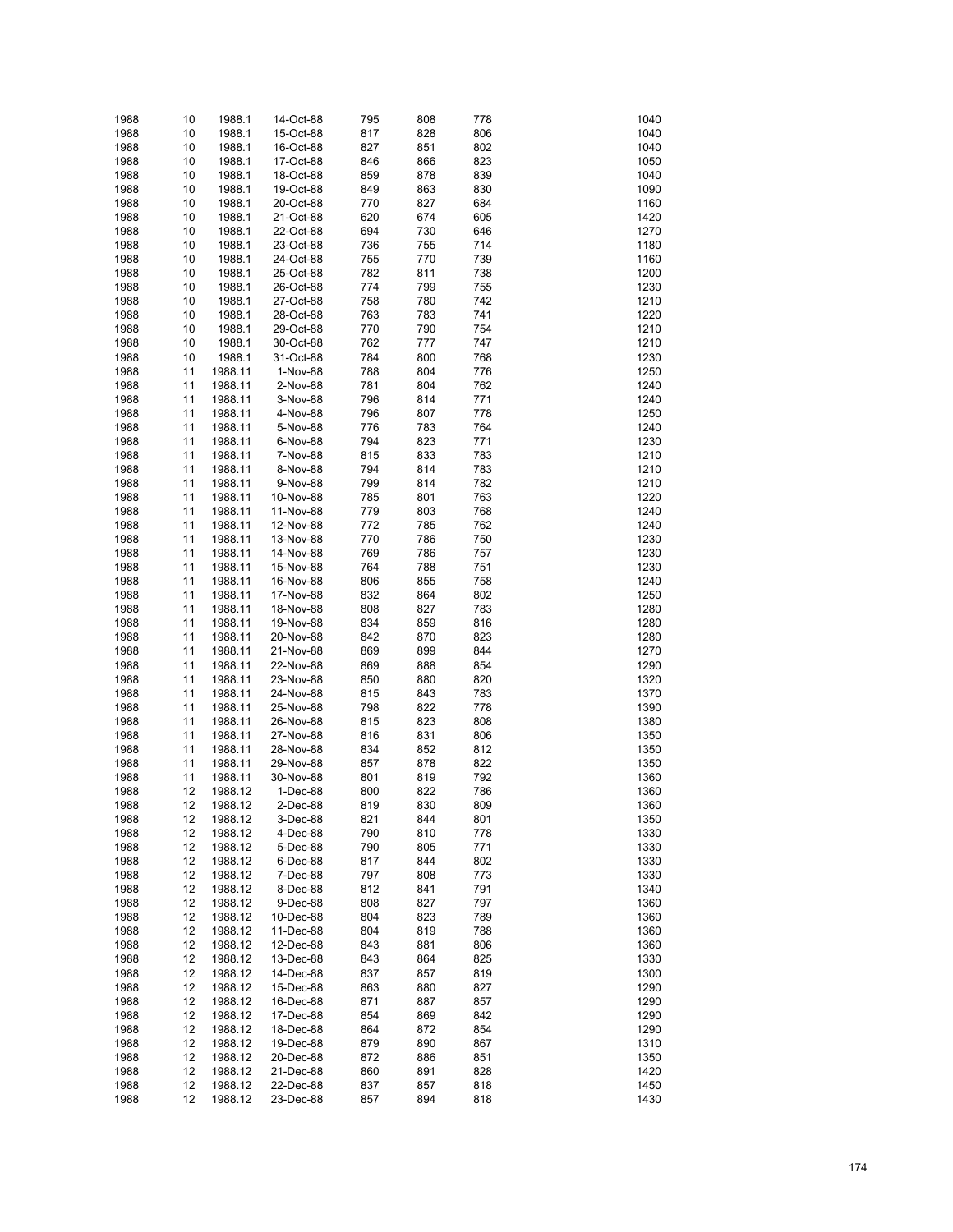| | | | | | | | | |
|---|---|---|---|---|---|---|---|---|
| 1988 | 10 | 1988.1 | 14-Oct-88 | 795 | 808 | 778 | | 1040 |
| 1988 | 10 | 1988.1 | 15-Oct-88 | 817 | 828 | 806 | | 1040 |
| 1988 | 10 | 1988.1 | 16-Oct-88 | 827 | 851 | 802 | | 1040 |
| 1988 | 10 | 1988.1 | 17-Oct-88 | 846 | 866 | 823 | | 1050 |
| 1988 | 10 | 1988.1 | 18-Oct-88 | 859 | 878 | 839 | | 1040 |
| 1988 | 10 | 1988.1 | 19-Oct-88 | 849 | 863 | 830 | | 1090 |
| 1988 | 10 | 1988.1 | 20-Oct-88 | 770 | 827 | 684 | | 1160 |
| 1988 | 10 | 1988.1 | 21-Oct-88 | 620 | 674 | 605 | | 1420 |
| 1988 | 10 | 1988.1 | 22-Oct-88 | 694 | 730 | 646 | | 1270 |
| 1988 | 10 | 1988.1 | 23-Oct-88 | 736 | 755 | 714 | | 1180 |
| 1988 | 10 | 1988.1 | 24-Oct-88 | 755 | 770 | 739 | | 1160 |
| 1988 | 10 | 1988.1 | 25-Oct-88 | 782 | 811 | 738 | | 1200 |
| 1988 | 10 | 1988.1 | 26-Oct-88 | 774 | 799 | 755 | | 1230 |
| 1988 | 10 | 1988.1 | 27-Oct-88 | 758 | 780 | 742 | | 1210 |
| 1988 | 10 | 1988.1 | 28-Oct-88 | 763 | 783 | 741 | | 1220 |
| 1988 | 10 | 1988.1 | 29-Oct-88 | 770 | 790 | 754 | | 1210 |
| 1988 | 10 | 1988.1 | 30-Oct-88 | 762 | 777 | 747 | | 1210 |
| 1988 | 10 | 1988.1 | 31-Oct-88 | 784 | 800 | 768 | | 1230 |
| 1988 | 11 | 1988.11 | 1-Nov-88 | 788 | 804 | 776 | | 1250 |
| 1988 | 11 | 1988.11 | 2-Nov-88 | 781 | 804 | 762 | | 1240 |
| 1988 | 11 | 1988.11 | 3-Nov-88 | 796 | 814 | 771 | | 1240 |
| 1988 | 11 | 1988.11 | 4-Nov-88 | 796 | 807 | 778 | | 1250 |
| 1988 | 11 | 1988.11 | 5-Nov-88 | 776 | 783 | 764 | | 1240 |
| 1988 | 11 | 1988.11 | 6-Nov-88 | 794 | 823 | 771 | | 1230 |
| 1988 | 11 | 1988.11 | 7-Nov-88 | 815 | 833 | 783 | | 1210 |
| 1988 | 11 | 1988.11 | 8-Nov-88 | 794 | 814 | 783 | | 1210 |
| 1988 | 11 | 1988.11 | 9-Nov-88 | 799 | 814 | 782 | | 1210 |
| 1988 | 11 | 1988.11 | 10-Nov-88 | 785 | 801 | 763 | | 1220 |
| 1988 | 11 | 1988.11 | 11-Nov-88 | 779 | 803 | 768 | | 1240 |
| 1988 | 11 | 1988.11 | 12-Nov-88 | 772 | 785 | 762 | | 1240 |
| 1988 | 11 | 1988.11 | 13-Nov-88 | 770 | 786 | 750 | | 1230 |
| 1988 | 11 | 1988.11 | 14-Nov-88 | 769 | 786 | 757 | | 1230 |
| 1988 | 11 | 1988.11 | 15-Nov-88 | 764 | 788 | 751 | | 1230 |
| 1988 | 11 | 1988.11 | 16-Nov-88 | 806 | 855 | 758 | | 1240 |
| 1988 | 11 | 1988.11 | 17-Nov-88 | 832 | 864 | 802 | | 1250 |
| 1988 | 11 | 1988.11 | 18-Nov-88 | 808 | 827 | 783 | | 1280 |
| 1988 | 11 | 1988.11 | 19-Nov-88 | 834 | 859 | 816 | | 1280 |
| 1988 | 11 | 1988.11 | 20-Nov-88 | 842 | 870 | 823 | | 1280 |
| 1988 | 11 | 1988.11 | 21-Nov-88 | 869 | 899 | 844 | | 1270 |
| 1988 | 11 | 1988.11 | 22-Nov-88 | 869 | 888 | 854 | | 1290 |
| 1988 | 11 | 1988.11 | 23-Nov-88 | 850 | 880 | 820 | | 1320 |
| 1988 | 11 | 1988.11 | 24-Nov-88 | 815 | 843 | 783 | | 1370 |
| 1988 | 11 | 1988.11 | 25-Nov-88 | 798 | 822 | 778 | | 1390 |
| 1988 | 11 | 1988.11 | 26-Nov-88 | 815 | 823 | 808 | | 1380 |
| 1988 | 11 | 1988.11 | 27-Nov-88 | 816 | 831 | 806 | | 1350 |
| 1988 | 11 | 1988.11 | 28-Nov-88 | 834 | 852 | 812 | | 1350 |
| 1988 | 11 | 1988.11 | 29-Nov-88 | 857 | 878 | 822 | | 1350 |
| 1988 | 11 | 1988.11 | 30-Nov-88 | 801 | 819 | 792 | | 1360 |
| 1988 | 12 | 1988.12 | 1-Dec-88 | 800 | 822 | 786 | | 1360 |
| 1988 | 12 | 1988.12 | 2-Dec-88 | 819 | 830 | 809 | | 1360 |
| 1988 | 12 | 1988.12 | 3-Dec-88 | 821 | 844 | 801 | | 1350 |
| 1988 | 12 | 1988.12 | 4-Dec-88 | 790 | 810 | 778 | | 1330 |
| 1988 | 12 | 1988.12 | 5-Dec-88 | 790 | 805 | 771 | | 1330 |
| 1988 | 12 | 1988.12 | 6-Dec-88 | 817 | 844 | 802 | | 1330 |
| 1988 | 12 | 1988.12 | 7-Dec-88 | 797 | 808 | 773 | | 1330 |
| 1988 | 12 | 1988.12 | 8-Dec-88 | 812 | 841 | 791 | | 1340 |
| 1988 | 12 | 1988.12 | 9-Dec-88 | 808 | 827 | 797 | | 1360 |
| 1988 | 12 | 1988.12 | 10-Dec-88 | 804 | 823 | 789 | | 1360 |
| 1988 | 12 | 1988.12 | 11-Dec-88 | 804 | 819 | 788 | | 1360 |
| 1988 | 12 | 1988.12 | 12-Dec-88 | 843 | 881 | 806 | | 1360 |
| 1988 | 12 | 1988.12 | 13-Dec-88 | 843 | 864 | 825 | | 1330 |
| 1988 | 12 | 1988.12 | 14-Dec-88 | 837 | 857 | 819 | | 1300 |
| 1988 | 12 | 1988.12 | 15-Dec-88 | 863 | 880 | 827 | | 1290 |
| 1988 | 12 | 1988.12 | 16-Dec-88 | 871 | 887 | 857 | | 1290 |
| 1988 | 12 | 1988.12 | 17-Dec-88 | 854 | 869 | 842 | | 1290 |
| 1988 | 12 | 1988.12 | 18-Dec-88 | 864 | 872 | 854 | | 1290 |
| 1988 | 12 | 1988.12 | 19-Dec-88 | 879 | 890 | 867 | | 1310 |
| 1988 | 12 | 1988.12 | 20-Dec-88 | 872 | 886 | 851 | | 1350 |
| 1988 | 12 | 1988.12 | 21-Dec-88 | 860 | 891 | 828 | | 1420 |
| 1988 | 12 | 1988.12 | 22-Dec-88 | 837 | 857 | 818 | | 1450 |
| 1988 | 12 | 1988.12 | 23-Dec-88 | 857 | 894 | 818 | | 1430 |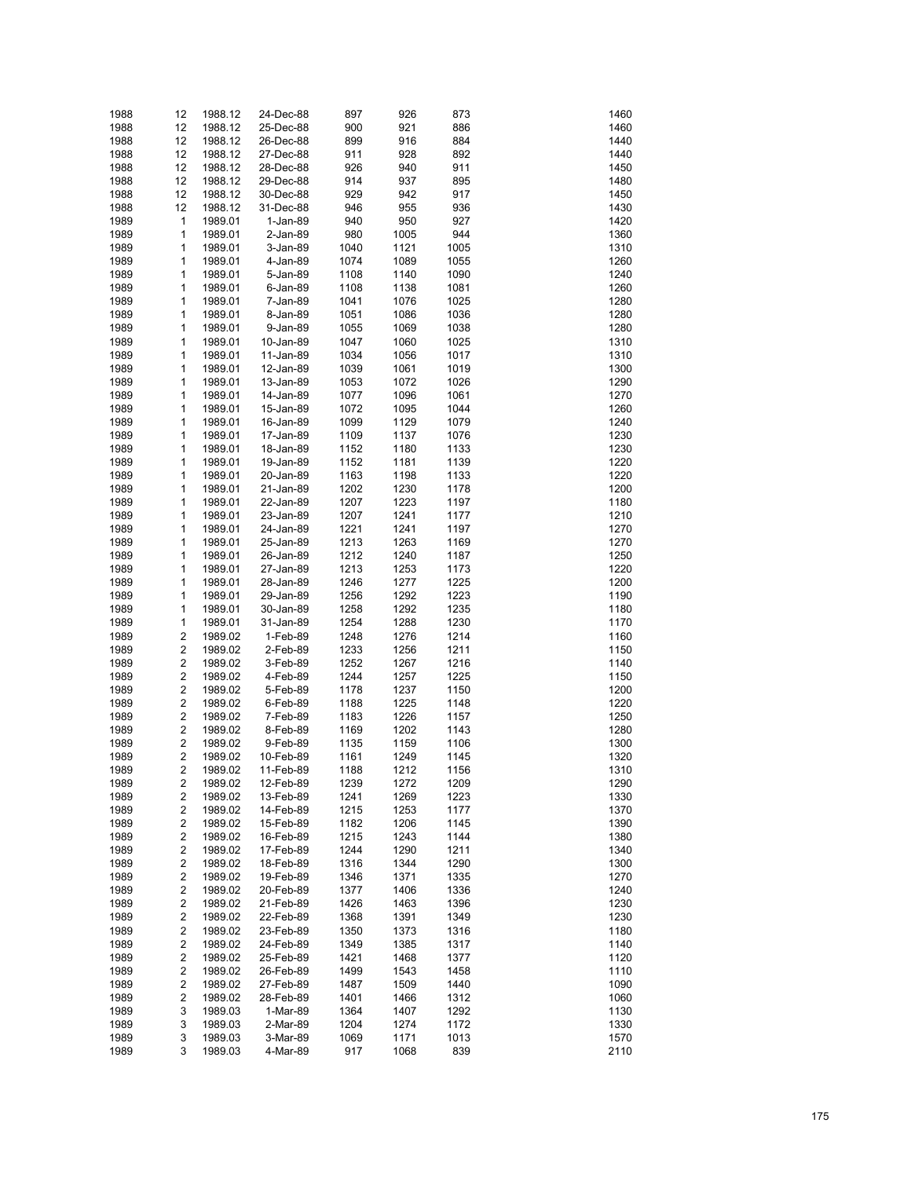| | | | | | | | | |
|---|---|---|---|---|---|---|---|---|
| 1988 | 12 | 1988.12 | 24-Dec-88 | 897 | 926 | 873 | | 1460 |
| 1988 | 12 | 1988.12 | 25-Dec-88 | 900 | 921 | 886 | | 1460 |
| 1988 | 12 | 1988.12 | 26-Dec-88 | 899 | 916 | 884 | | 1440 |
| 1988 | 12 | 1988.12 | 27-Dec-88 | 911 | 928 | 892 | | 1440 |
| 1988 | 12 | 1988.12 | 28-Dec-88 | 926 | 940 | 911 | | 1450 |
| 1988 | 12 | 1988.12 | 29-Dec-88 | 914 | 937 | 895 | | 1480 |
| 1988 | 12 | 1988.12 | 30-Dec-88 | 929 | 942 | 917 | | 1450 |
| 1988 | 12 | 1988.12 | 31-Dec-88 | 946 | 955 | 936 | | 1430 |
| 1989 | 1 | 1989.01 | 1-Jan-89 | 940 | 950 | 927 | | 1420 |
| 1989 | 1 | 1989.01 | 2-Jan-89 | 980 | 1005 | 944 | | 1360 |
| 1989 | 1 | 1989.01 | 3-Jan-89 | 1040 | 1121 | 1005 | | 1310 |
| 1989 | 1 | 1989.01 | 4-Jan-89 | 1074 | 1089 | 1055 | | 1260 |
| 1989 | 1 | 1989.01 | 5-Jan-89 | 1108 | 1140 | 1090 | | 1240 |
| 1989 | 1 | 1989.01 | 6-Jan-89 | 1108 | 1138 | 1081 | | 1260 |
| 1989 | 1 | 1989.01 | 7-Jan-89 | 1041 | 1076 | 1025 | | 1280 |
| 1989 | 1 | 1989.01 | 8-Jan-89 | 1051 | 1086 | 1036 | | 1280 |
| 1989 | 1 | 1989.01 | 9-Jan-89 | 1055 | 1069 | 1038 | | 1280 |
| 1989 | 1 | 1989.01 | 10-Jan-89 | 1047 | 1060 | 1025 | | 1310 |
| 1989 | 1 | 1989.01 | 11-Jan-89 | 1034 | 1056 | 1017 | | 1310 |
| 1989 | 1 | 1989.01 | 12-Jan-89 | 1039 | 1061 | 1019 | | 1300 |
| 1989 | 1 | 1989.01 | 13-Jan-89 | 1053 | 1072 | 1026 | | 1290 |
| 1989 | 1 | 1989.01 | 14-Jan-89 | 1077 | 1096 | 1061 | | 1270 |
| 1989 | 1 | 1989.01 | 15-Jan-89 | 1072 | 1095 | 1044 | | 1260 |
| 1989 | 1 | 1989.01 | 16-Jan-89 | 1099 | 1129 | 1079 | | 1240 |
| 1989 | 1 | 1989.01 | 17-Jan-89 | 1109 | 1137 | 1076 | | 1230 |
| 1989 | 1 | 1989.01 | 18-Jan-89 | 1152 | 1180 | 1133 | | 1230 |
| 1989 | 1 | 1989.01 | 19-Jan-89 | 1152 | 1181 | 1139 | | 1220 |
| 1989 | 1 | 1989.01 | 20-Jan-89 | 1163 | 1198 | 1133 | | 1220 |
| 1989 | 1 | 1989.01 | 21-Jan-89 | 1202 | 1230 | 1178 | | 1200 |
| 1989 | 1 | 1989.01 | 22-Jan-89 | 1207 | 1223 | 1197 | | 1180 |
| 1989 | 1 | 1989.01 | 23-Jan-89 | 1207 | 1241 | 1177 | | 1210 |
| 1989 | 1 | 1989.01 | 24-Jan-89 | 1221 | 1241 | 1197 | | 1270 |
| 1989 | 1 | 1989.01 | 25-Jan-89 | 1213 | 1263 | 1169 | | 1270 |
| 1989 | 1 | 1989.01 | 26-Jan-89 | 1212 | 1240 | 1187 | | 1250 |
| 1989 | 1 | 1989.01 | 27-Jan-89 | 1213 | 1253 | 1173 | | 1220 |
| 1989 | 1 | 1989.01 | 28-Jan-89 | 1246 | 1277 | 1225 | | 1200 |
| 1989 | 1 | 1989.01 | 29-Jan-89 | 1256 | 1292 | 1223 | | 1190 |
| 1989 | 1 | 1989.01 | 30-Jan-89 | 1258 | 1292 | 1235 | | 1180 |
| 1989 | 1 | 1989.01 | 31-Jan-89 | 1254 | 1288 | 1230 | | 1170 |
| 1989 | 2 | 1989.02 | 1-Feb-89 | 1248 | 1276 | 1214 | | 1160 |
| 1989 | 2 | 1989.02 | 2-Feb-89 | 1233 | 1256 | 1211 | | 1150 |
| 1989 | 2 | 1989.02 | 3-Feb-89 | 1252 | 1267 | 1216 | | 1140 |
| 1989 | 2 | 1989.02 | 4-Feb-89 | 1244 | 1257 | 1225 | | 1150 |
| 1989 | 2 | 1989.02 | 5-Feb-89 | 1178 | 1237 | 1150 | | 1200 |
| 1989 | 2 | 1989.02 | 6-Feb-89 | 1188 | 1225 | 1148 | | 1220 |
| 1989 | 2 | 1989.02 | 7-Feb-89 | 1183 | 1226 | 1157 | | 1250 |
| 1989 | 2 | 1989.02 | 8-Feb-89 | 1169 | 1202 | 1143 | | 1280 |
| 1989 | 2 | 1989.02 | 9-Feb-89 | 1135 | 1159 | 1106 | | 1300 |
| 1989 | 2 | 1989.02 | 10-Feb-89 | 1161 | 1249 | 1145 | | 1320 |
| 1989 | 2 | 1989.02 | 11-Feb-89 | 1188 | 1212 | 1156 | | 1310 |
| 1989 | 2 | 1989.02 | 12-Feb-89 | 1239 | 1272 | 1209 | | 1290 |
| 1989 | 2 | 1989.02 | 13-Feb-89 | 1241 | 1269 | 1223 | | 1330 |
| 1989 | 2 | 1989.02 | 14-Feb-89 | 1215 | 1253 | 1177 | | 1370 |
| 1989 | 2 | 1989.02 | 15-Feb-89 | 1182 | 1206 | 1145 | | 1390 |
| 1989 | 2 | 1989.02 | 16-Feb-89 | 1215 | 1243 | 1144 | | 1380 |
| 1989 | 2 | 1989.02 | 17-Feb-89 | 1244 | 1290 | 1211 | | 1340 |
| 1989 | 2 | 1989.02 | 18-Feb-89 | 1316 | 1344 | 1290 | | 1300 |
| 1989 | 2 | 1989.02 | 19-Feb-89 | 1346 | 1371 | 1335 | | 1270 |
| 1989 | 2 | 1989.02 | 20-Feb-89 | 1377 | 1406 | 1336 | | 1240 |
| 1989 | 2 | 1989.02 | 21-Feb-89 | 1426 | 1463 | 1396 | | 1230 |
| 1989 | 2 | 1989.02 | 22-Feb-89 | 1368 | 1391 | 1349 | | 1230 |
| 1989 | 2 | 1989.02 | 23-Feb-89 | 1350 | 1373 | 1316 | | 1180 |
| 1989 | 2 | 1989.02 | 24-Feb-89 | 1349 | 1385 | 1317 | | 1140 |
| 1989 | 2 | 1989.02 | 25-Feb-89 | 1421 | 1468 | 1377 | | 1120 |
| 1989 | 2 | 1989.02 | 26-Feb-89 | 1499 | 1543 | 1458 | | 1110 |
| 1989 | 2 | 1989.02 | 27-Feb-89 | 1487 | 1509 | 1440 | | 1090 |
| 1989 | 2 | 1989.02 | 28-Feb-89 | 1401 | 1466 | 1312 | | 1060 |
| 1989 | 3 | 1989.03 | 1-Mar-89 | 1364 | 1407 | 1292 | | 1130 |
| 1989 | 3 | 1989.03 | 2-Mar-89 | 1204 | 1274 | 1172 | | 1330 |
| 1989 | 3 | 1989.03 | 3-Mar-89 | 1069 | 1171 | 1013 | | 1570 |
| 1989 | 3 | 1989.03 | 4-Mar-89 | 917 | 1068 | 839 | | 2110 |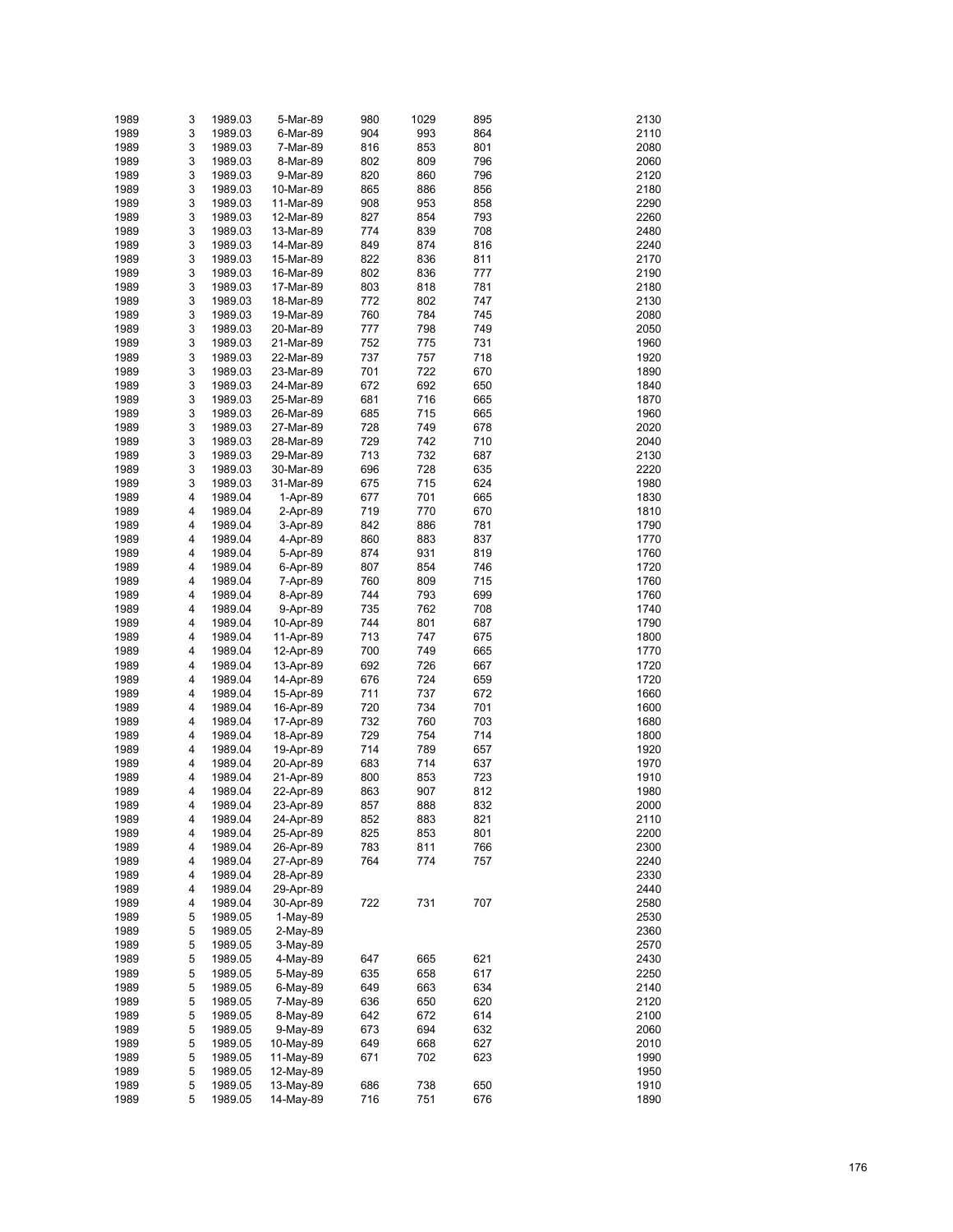| | | | | | | | | |
|---|---|---|---|---|---|---|---|---|
| 1989 | 3 | 1989.03 | 5-Mar-89 | 980 | 1029 | 895 | | 2130 |
| 1989 | 3 | 1989.03 | 6-Mar-89 | 904 | 993 | 864 | | 2110 |
| 1989 | 3 | 1989.03 | 7-Mar-89 | 816 | 853 | 801 | | 2080 |
| 1989 | 3 | 1989.03 | 8-Mar-89 | 802 | 809 | 796 | | 2060 |
| 1989 | 3 | 1989.03 | 9-Mar-89 | 820 | 860 | 796 | | 2120 |
| 1989 | 3 | 1989.03 | 10-Mar-89 | 865 | 886 | 856 | | 2180 |
| 1989 | 3 | 1989.03 | 11-Mar-89 | 908 | 953 | 858 | | 2290 |
| 1989 | 3 | 1989.03 | 12-Mar-89 | 827 | 854 | 793 | | 2260 |
| 1989 | 3 | 1989.03 | 13-Mar-89 | 774 | 839 | 708 | | 2480 |
| 1989 | 3 | 1989.03 | 14-Mar-89 | 849 | 874 | 816 | | 2240 |
| 1989 | 3 | 1989.03 | 15-Mar-89 | 822 | 836 | 811 | | 2170 |
| 1989 | 3 | 1989.03 | 16-Mar-89 | 802 | 836 | 777 | | 2190 |
| 1989 | 3 | 1989.03 | 17-Mar-89 | 803 | 818 | 781 | | 2180 |
| 1989 | 3 | 1989.03 | 18-Mar-89 | 772 | 802 | 747 | | 2130 |
| 1989 | 3 | 1989.03 | 19-Mar-89 | 760 | 784 | 745 | | 2080 |
| 1989 | 3 | 1989.03 | 20-Mar-89 | 777 | 798 | 749 | | 2050 |
| 1989 | 3 | 1989.03 | 21-Mar-89 | 752 | 775 | 731 | | 1960 |
| 1989 | 3 | 1989.03 | 22-Mar-89 | 737 | 757 | 718 | | 1920 |
| 1989 | 3 | 1989.03 | 23-Mar-89 | 701 | 722 | 670 | | 1890 |
| 1989 | 3 | 1989.03 | 24-Mar-89 | 672 | 692 | 650 | | 1840 |
| 1989 | 3 | 1989.03 | 25-Mar-89 | 681 | 716 | 665 | | 1870 |
| 1989 | 3 | 1989.03 | 26-Mar-89 | 685 | 715 | 665 | | 1960 |
| 1989 | 3 | 1989.03 | 27-Mar-89 | 728 | 749 | 678 | | 2020 |
| 1989 | 3 | 1989.03 | 28-Mar-89 | 729 | 742 | 710 | | 2040 |
| 1989 | 3 | 1989.03 | 29-Mar-89 | 713 | 732 | 687 | | 2130 |
| 1989 | 3 | 1989.03 | 30-Mar-89 | 696 | 728 | 635 | | 2220 |
| 1989 | 3 | 1989.03 | 31-Mar-89 | 675 | 715 | 624 | | 1980 |
| 1989 | 4 | 1989.04 | 1-Apr-89 | 677 | 701 | 665 | | 1830 |
| 1989 | 4 | 1989.04 | 2-Apr-89 | 719 | 770 | 670 | | 1810 |
| 1989 | 4 | 1989.04 | 3-Apr-89 | 842 | 886 | 781 | | 1790 |
| 1989 | 4 | 1989.04 | 4-Apr-89 | 860 | 883 | 837 | | 1770 |
| 1989 | 4 | 1989.04 | 5-Apr-89 | 874 | 931 | 819 | | 1760 |
| 1989 | 4 | 1989.04 | 6-Apr-89 | 807 | 854 | 746 | | 1720 |
| 1989 | 4 | 1989.04 | 7-Apr-89 | 760 | 809 | 715 | | 1760 |
| 1989 | 4 | 1989.04 | 8-Apr-89 | 744 | 793 | 699 | | 1760 |
| 1989 | 4 | 1989.04 | 9-Apr-89 | 735 | 762 | 708 | | 1740 |
| 1989 | 4 | 1989.04 | 10-Apr-89 | 744 | 801 | 687 | | 1790 |
| 1989 | 4 | 1989.04 | 11-Apr-89 | 713 | 747 | 675 | | 1800 |
| 1989 | 4 | 1989.04 | 12-Apr-89 | 700 | 749 | 665 | | 1770 |
| 1989 | 4 | 1989.04 | 13-Apr-89 | 692 | 726 | 667 | | 1720 |
| 1989 | 4 | 1989.04 | 14-Apr-89 | 676 | 724 | 659 | | 1720 |
| 1989 | 4 | 1989.04 | 15-Apr-89 | 711 | 737 | 672 | | 1660 |
| 1989 | 4 | 1989.04 | 16-Apr-89 | 720 | 734 | 701 | | 1600 |
| 1989 | 4 | 1989.04 | 17-Apr-89 | 732 | 760 | 703 | | 1680 |
| 1989 | 4 | 1989.04 | 18-Apr-89 | 729 | 754 | 714 | | 1800 |
| 1989 | 4 | 1989.04 | 19-Apr-89 | 714 | 789 | 657 | | 1920 |
| 1989 | 4 | 1989.04 | 20-Apr-89 | 683 | 714 | 637 | | 1970 |
| 1989 | 4 | 1989.04 | 21-Apr-89 | 800 | 853 | 723 | | 1910 |
| 1989 | 4 | 1989.04 | 22-Apr-89 | 863 | 907 | 812 | | 1980 |
| 1989 | 4 | 1989.04 | 23-Apr-89 | 857 | 888 | 832 | | 2000 |
| 1989 | 4 | 1989.04 | 24-Apr-89 | 852 | 883 | 821 | | 2110 |
| 1989 | 4 | 1989.04 | 25-Apr-89 | 825 | 853 | 801 | | 2200 |
| 1989 | 4 | 1989.04 | 26-Apr-89 | 783 | 811 | 766 | | 2300 |
| 1989 | 4 | 1989.04 | 27-Apr-89 | 764 | 774 | 757 | | 2240 |
| 1989 | 4 | 1989.04 | 28-Apr-89 | | | | | 2330 |
| 1989 | 4 | 1989.04 | 29-Apr-89 | | | | | 2440 |
| 1989 | 4 | 1989.04 | 30-Apr-89 | 722 | 731 | 707 | | 2580 |
| 1989 | 5 | 1989.05 | 1-May-89 | | | | | 2530 |
| 1989 | 5 | 1989.05 | 2-May-89 | | | | | 2360 |
| 1989 | 5 | 1989.05 | 3-May-89 | | | | | 2570 |
| 1989 | 5 | 1989.05 | 4-May-89 | 647 | 665 | 621 | | 2430 |
| 1989 | 5 | 1989.05 | 5-May-89 | 635 | 658 | 617 | | 2250 |
| 1989 | 5 | 1989.05 | 6-May-89 | 649 | 663 | 634 | | 2140 |
| 1989 | 5 | 1989.05 | 7-May-89 | 636 | 650 | 620 | | 2120 |
| 1989 | 5 | 1989.05 | 8-May-89 | 642 | 672 | 614 | | 2100 |
| 1989 | 5 | 1989.05 | 9-May-89 | 673 | 694 | 632 | | 2060 |
| 1989 | 5 | 1989.05 | 10-May-89 | 649 | 668 | 627 | | 2010 |
| 1989 | 5 | 1989.05 | 11-May-89 | 671 | 702 | 623 | | 1990 |
| 1989 | 5 | 1989.05 | 12-May-89 | | | | | 1950 |
| 1989 | 5 | 1989.05 | 13-May-89 | 686 | 738 | 650 | | 1910 |
| 1989 | 5 | 1989.05 | 14-May-89 | 716 | 751 | 676 | | 1890 |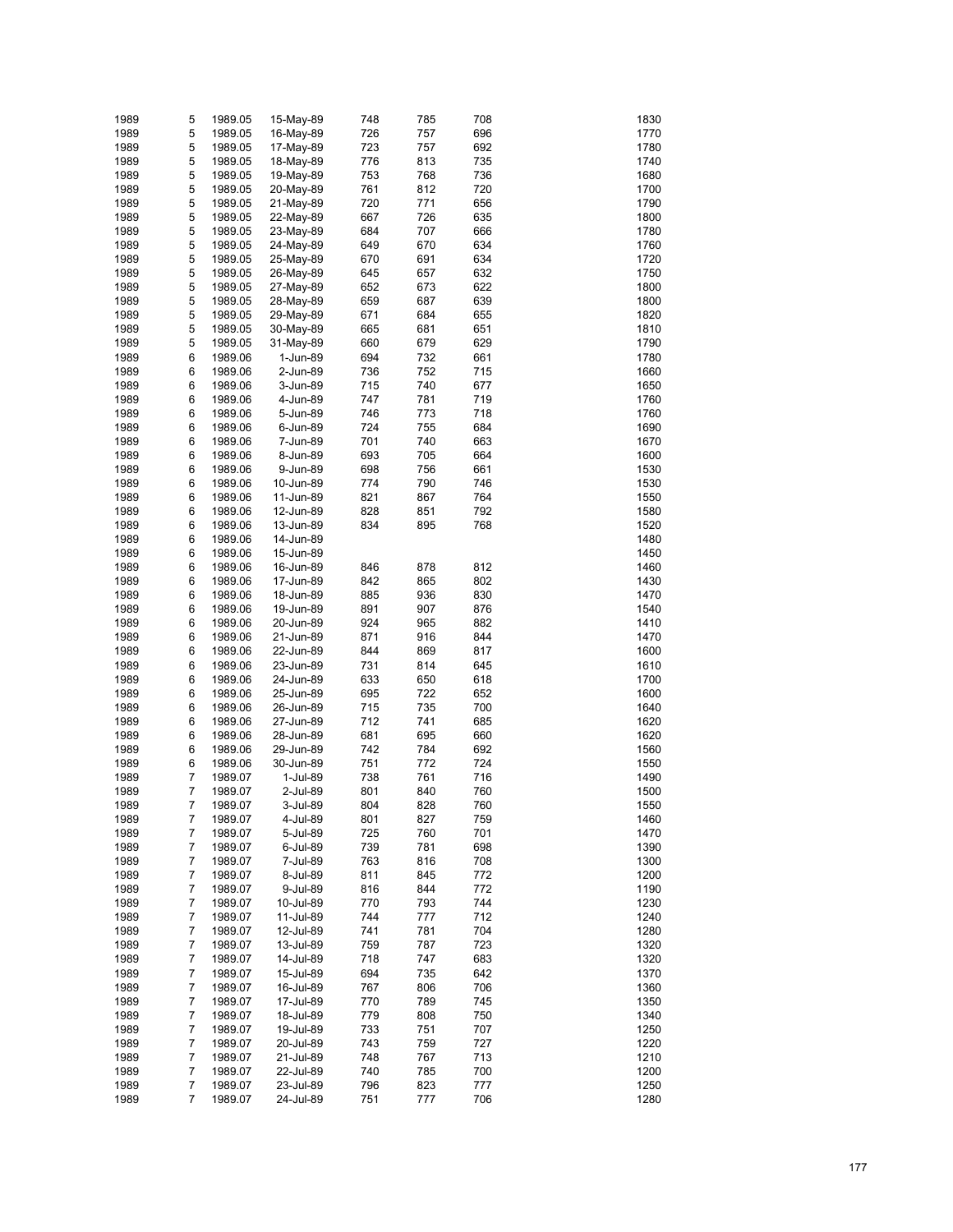| | | | | | | | | |
|---|---|---|---|---|---|---|---|---|
| 1989 | 5 | 1989.05 | 15-May-89 | 748 | 785 | 708 | | 1830 |
| 1989 | 5 | 1989.05 | 16-May-89 | 726 | 757 | 696 | | 1770 |
| 1989 | 5 | 1989.05 | 17-May-89 | 723 | 757 | 692 | | 1780 |
| 1989 | 5 | 1989.05 | 18-May-89 | 776 | 813 | 735 | | 1740 |
| 1989 | 5 | 1989.05 | 19-May-89 | 753 | 768 | 736 | | 1680 |
| 1989 | 5 | 1989.05 | 20-May-89 | 761 | 812 | 720 | | 1700 |
| 1989 | 5 | 1989.05 | 21-May-89 | 720 | 771 | 656 | | 1790 |
| 1989 | 5 | 1989.05 | 22-May-89 | 667 | 726 | 635 | | 1800 |
| 1989 | 5 | 1989.05 | 23-May-89 | 684 | 707 | 666 | | 1780 |
| 1989 | 5 | 1989.05 | 24-May-89 | 649 | 670 | 634 | | 1760 |
| 1989 | 5 | 1989.05 | 25-May-89 | 670 | 691 | 634 | | 1720 |
| 1989 | 5 | 1989.05 | 26-May-89 | 645 | 657 | 632 | | 1750 |
| 1989 | 5 | 1989.05 | 27-May-89 | 652 | 673 | 622 | | 1800 |
| 1989 | 5 | 1989.05 | 28-May-89 | 659 | 687 | 639 | | 1800 |
| 1989 | 5 | 1989.05 | 29-May-89 | 671 | 684 | 655 | | 1820 |
| 1989 | 5 | 1989.05 | 30-May-89 | 665 | 681 | 651 | | 1810 |
| 1989 | 5 | 1989.05 | 31-May-89 | 660 | 679 | 629 | | 1790 |
| 1989 | 6 | 1989.06 | 1-Jun-89 | 694 | 732 | 661 | | 1780 |
| 1989 | 6 | 1989.06 | 2-Jun-89 | 736 | 752 | 715 | | 1660 |
| 1989 | 6 | 1989.06 | 3-Jun-89 | 715 | 740 | 677 | | 1650 |
| 1989 | 6 | 1989.06 | 4-Jun-89 | 747 | 781 | 719 | | 1760 |
| 1989 | 6 | 1989.06 | 5-Jun-89 | 746 | 773 | 718 | | 1760 |
| 1989 | 6 | 1989.06 | 6-Jun-89 | 724 | 755 | 684 | | 1690 |
| 1989 | 6 | 1989.06 | 7-Jun-89 | 701 | 740 | 663 | | 1670 |
| 1989 | 6 | 1989.06 | 8-Jun-89 | 693 | 705 | 664 | | 1600 |
| 1989 | 6 | 1989.06 | 9-Jun-89 | 698 | 756 | 661 | | 1530 |
| 1989 | 6 | 1989.06 | 10-Jun-89 | 774 | 790 | 746 | | 1530 |
| 1989 | 6 | 1989.06 | 11-Jun-89 | 821 | 867 | 764 | | 1550 |
| 1989 | 6 | 1989.06 | 12-Jun-89 | 828 | 851 | 792 | | 1580 |
| 1989 | 6 | 1989.06 | 13-Jun-89 | 834 | 895 | 768 | | 1520 |
| 1989 | 6 | 1989.06 | 14-Jun-89 | | | | | 1480 |
| 1989 | 6 | 1989.06 | 15-Jun-89 | | | | | 1450 |
| 1989 | 6 | 1989.06 | 16-Jun-89 | 846 | 878 | 812 | | 1460 |
| 1989 | 6 | 1989.06 | 17-Jun-89 | 842 | 865 | 802 | | 1430 |
| 1989 | 6 | 1989.06 | 18-Jun-89 | 885 | 936 | 830 | | 1470 |
| 1989 | 6 | 1989.06 | 19-Jun-89 | 891 | 907 | 876 | | 1540 |
| 1989 | 6 | 1989.06 | 20-Jun-89 | 924 | 965 | 882 | | 1410 |
| 1989 | 6 | 1989.06 | 21-Jun-89 | 871 | 916 | 844 | | 1470 |
| 1989 | 6 | 1989.06 | 22-Jun-89 | 844 | 869 | 817 | | 1600 |
| 1989 | 6 | 1989.06 | 23-Jun-89 | 731 | 814 | 645 | | 1610 |
| 1989 | 6 | 1989.06 | 24-Jun-89 | 633 | 650 | 618 | | 1700 |
| 1989 | 6 | 1989.06 | 25-Jun-89 | 695 | 722 | 652 | | 1600 |
| 1989 | 6 | 1989.06 | 26-Jun-89 | 715 | 735 | 700 | | 1640 |
| 1989 | 6 | 1989.06 | 27-Jun-89 | 712 | 741 | 685 | | 1620 |
| 1989 | 6 | 1989.06 | 28-Jun-89 | 681 | 695 | 660 | | 1620 |
| 1989 | 6 | 1989.06 | 29-Jun-89 | 742 | 784 | 692 | | 1560 |
| 1989 | 6 | 1989.06 | 30-Jun-89 | 751 | 772 | 724 | | 1550 |
| 1989 | 7 | 1989.07 | 1-Jul-89 | 738 | 761 | 716 | | 1490 |
| 1989 | 7 | 1989.07 | 2-Jul-89 | 801 | 840 | 760 | | 1500 |
| 1989 | 7 | 1989.07 | 3-Jul-89 | 804 | 828 | 760 | | 1550 |
| 1989 | 7 | 1989.07 | 4-Jul-89 | 801 | 827 | 759 | | 1460 |
| 1989 | 7 | 1989.07 | 5-Jul-89 | 725 | 760 | 701 | | 1470 |
| 1989 | 7 | 1989.07 | 6-Jul-89 | 739 | 781 | 698 | | 1390 |
| 1989 | 7 | 1989.07 | 7-Jul-89 | 763 | 816 | 708 | | 1300 |
| 1989 | 7 | 1989.07 | 8-Jul-89 | 811 | 845 | 772 | | 1200 |
| 1989 | 7 | 1989.07 | 9-Jul-89 | 816 | 844 | 772 | | 1190 |
| 1989 | 7 | 1989.07 | 10-Jul-89 | 770 | 793 | 744 | | 1230 |
| 1989 | 7 | 1989.07 | 11-Jul-89 | 744 | 777 | 712 | | 1240 |
| 1989 | 7 | 1989.07 | 12-Jul-89 | 741 | 781 | 704 | | 1280 |
| 1989 | 7 | 1989.07 | 13-Jul-89 | 759 | 787 | 723 | | 1320 |
| 1989 | 7 | 1989.07 | 14-Jul-89 | 718 | 747 | 683 | | 1320 |
| 1989 | 7 | 1989.07 | 15-Jul-89 | 694 | 735 | 642 | | 1370 |
| 1989 | 7 | 1989.07 | 16-Jul-89 | 767 | 806 | 706 | | 1360 |
| 1989 | 7 | 1989.07 | 17-Jul-89 | 770 | 789 | 745 | | 1350 |
| 1989 | 7 | 1989.07 | 18-Jul-89 | 779 | 808 | 750 | | 1340 |
| 1989 | 7 | 1989.07 | 19-Jul-89 | 733 | 751 | 707 | | 1250 |
| 1989 | 7 | 1989.07 | 20-Jul-89 | 743 | 759 | 727 | | 1220 |
| 1989 | 7 | 1989.07 | 21-Jul-89 | 748 | 767 | 713 | | 1210 |
| 1989 | 7 | 1989.07 | 22-Jul-89 | 740 | 785 | 700 | | 1200 |
| 1989 | 7 | 1989.07 | 23-Jul-89 | 796 | 823 | 777 | | 1250 |
| 1989 | 7 | 1989.07 | 24-Jul-89 | 751 | 777 | 706 | | 1280 |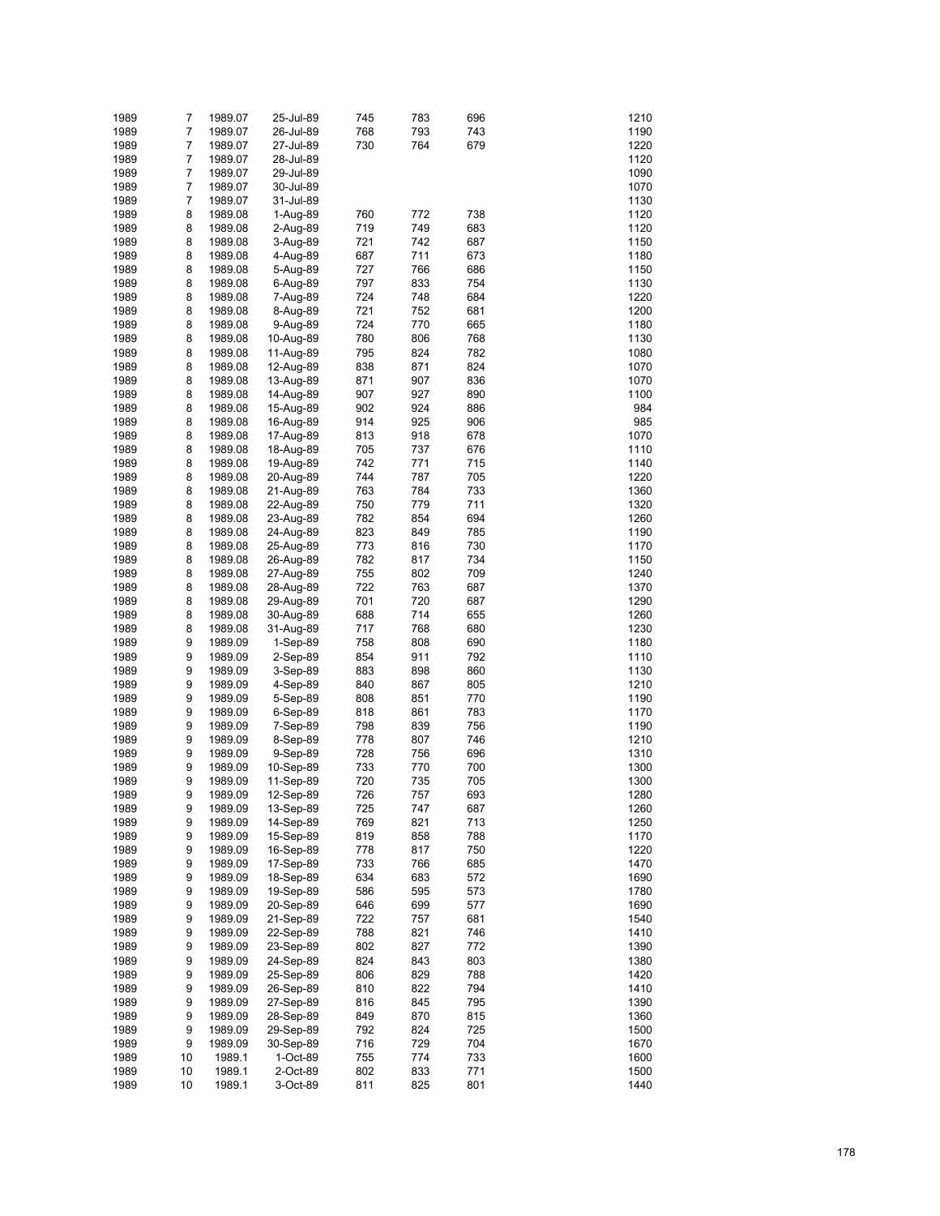| | | | | | | | | |
|---|---|---|---|---|---|---|---|---|
| 1989 | 7 | 1989.07 | 25-Jul-89 | 745 | 783 | 696 | | 1210 |
| 1989 | 7 | 1989.07 | 26-Jul-89 | 768 | 793 | 743 | | 1190 |
| 1989 | 7 | 1989.07 | 27-Jul-89 | 730 | 764 | 679 | | 1220 |
| 1989 | 7 | 1989.07 | 28-Jul-89 | | | | | 1120 |
| 1989 | 7 | 1989.07 | 29-Jul-89 | | | | | 1090 |
| 1989 | 7 | 1989.07 | 30-Jul-89 | | | | | 1070 |
| 1989 | 7 | 1989.07 | 31-Jul-89 | | | | | 1130 |
| 1989 | 8 | 1989.08 | 1-Aug-89 | 760 | 772 | 738 | | 1120 |
| 1989 | 8 | 1989.08 | 2-Aug-89 | 719 | 749 | 683 | | 1120 |
| 1989 | 8 | 1989.08 | 3-Aug-89 | 721 | 742 | 687 | | 1150 |
| 1989 | 8 | 1989.08 | 4-Aug-89 | 687 | 711 | 673 | | 1180 |
| 1989 | 8 | 1989.08 | 5-Aug-89 | 727 | 766 | 686 | | 1150 |
| 1989 | 8 | 1989.08 | 6-Aug-89 | 797 | 833 | 754 | | 1130 |
| 1989 | 8 | 1989.08 | 7-Aug-89 | 724 | 748 | 684 | | 1220 |
| 1989 | 8 | 1989.08 | 8-Aug-89 | 721 | 752 | 681 | | 1200 |
| 1989 | 8 | 1989.08 | 9-Aug-89 | 724 | 770 | 665 | | 1180 |
| 1989 | 8 | 1989.08 | 10-Aug-89 | 780 | 806 | 768 | | 1130 |
| 1989 | 8 | 1989.08 | 11-Aug-89 | 795 | 824 | 782 | | 1080 |
| 1989 | 8 | 1989.08 | 12-Aug-89 | 838 | 871 | 824 | | 1070 |
| 1989 | 8 | 1989.08 | 13-Aug-89 | 871 | 907 | 836 | | 1070 |
| 1989 | 8 | 1989.08 | 14-Aug-89 | 907 | 927 | 890 | | 1100 |
| 1989 | 8 | 1989.08 | 15-Aug-89 | 902 | 924 | 886 | | 984 |
| 1989 | 8 | 1989.08 | 16-Aug-89 | 914 | 925 | 906 | | 985 |
| 1989 | 8 | 1989.08 | 17-Aug-89 | 813 | 918 | 678 | | 1070 |
| 1989 | 8 | 1989.08 | 18-Aug-89 | 705 | 737 | 676 | | 1110 |
| 1989 | 8 | 1989.08 | 19-Aug-89 | 742 | 771 | 715 | | 1140 |
| 1989 | 8 | 1989.08 | 20-Aug-89 | 744 | 787 | 705 | | 1220 |
| 1989 | 8 | 1989.08 | 21-Aug-89 | 763 | 784 | 733 | | 1360 |
| 1989 | 8 | 1989.08 | 22-Aug-89 | 750 | 779 | 711 | | 1320 |
| 1989 | 8 | 1989.08 | 23-Aug-89 | 782 | 854 | 694 | | 1260 |
| 1989 | 8 | 1989.08 | 24-Aug-89 | 823 | 849 | 785 | | 1190 |
| 1989 | 8 | 1989.08 | 25-Aug-89 | 773 | 816 | 730 | | 1170 |
| 1989 | 8 | 1989.08 | 26-Aug-89 | 782 | 817 | 734 | | 1150 |
| 1989 | 8 | 1989.08 | 27-Aug-89 | 755 | 802 | 709 | | 1240 |
| 1989 | 8 | 1989.08 | 28-Aug-89 | 722 | 763 | 687 | | 1370 |
| 1989 | 8 | 1989.08 | 29-Aug-89 | 701 | 720 | 687 | | 1290 |
| 1989 | 8 | 1989.08 | 30-Aug-89 | 688 | 714 | 655 | | 1260 |
| 1989 | 8 | 1989.08 | 31-Aug-89 | 717 | 768 | 680 | | 1230 |
| 1989 | 9 | 1989.09 | 1-Sep-89 | 758 | 808 | 690 | | 1180 |
| 1989 | 9 | 1989.09 | 2-Sep-89 | 854 | 911 | 792 | | 1110 |
| 1989 | 9 | 1989.09 | 3-Sep-89 | 883 | 898 | 860 | | 1130 |
| 1989 | 9 | 1989.09 | 4-Sep-89 | 840 | 867 | 805 | | 1210 |
| 1989 | 9 | 1989.09 | 5-Sep-89 | 808 | 851 | 770 | | 1190 |
| 1989 | 9 | 1989.09 | 6-Sep-89 | 818 | 861 | 783 | | 1170 |
| 1989 | 9 | 1989.09 | 7-Sep-89 | 798 | 839 | 756 | | 1190 |
| 1989 | 9 | 1989.09 | 8-Sep-89 | 778 | 807 | 746 | | 1210 |
| 1989 | 9 | 1989.09 | 9-Sep-89 | 728 | 756 | 696 | | 1310 |
| 1989 | 9 | 1989.09 | 10-Sep-89 | 733 | 770 | 700 | | 1300 |
| 1989 | 9 | 1989.09 | 11-Sep-89 | 720 | 735 | 705 | | 1300 |
| 1989 | 9 | 1989.09 | 12-Sep-89 | 726 | 757 | 693 | | 1280 |
| 1989 | 9 | 1989.09 | 13-Sep-89 | 725 | 747 | 687 | | 1260 |
| 1989 | 9 | 1989.09 | 14-Sep-89 | 769 | 821 | 713 | | 1250 |
| 1989 | 9 | 1989.09 | 15-Sep-89 | 819 | 858 | 788 | | 1170 |
| 1989 | 9 | 1989.09 | 16-Sep-89 | 778 | 817 | 750 | | 1220 |
| 1989 | 9 | 1989.09 | 17-Sep-89 | 733 | 766 | 685 | | 1470 |
| 1989 | 9 | 1989.09 | 18-Sep-89 | 634 | 683 | 572 | | 1690 |
| 1989 | 9 | 1989.09 | 19-Sep-89 | 586 | 595 | 573 | | 1780 |
| 1989 | 9 | 1989.09 | 20-Sep-89 | 646 | 699 | 577 | | 1690 |
| 1989 | 9 | 1989.09 | 21-Sep-89 | 722 | 757 | 681 | | 1540 |
| 1989 | 9 | 1989.09 | 22-Sep-89 | 788 | 821 | 746 | | 1410 |
| 1989 | 9 | 1989.09 | 23-Sep-89 | 802 | 827 | 772 | | 1390 |
| 1989 | 9 | 1989.09 | 24-Sep-89 | 824 | 843 | 803 | | 1380 |
| 1989 | 9 | 1989.09 | 25-Sep-89 | 806 | 829 | 788 | | 1420 |
| 1989 | 9 | 1989.09 | 26-Sep-89 | 810 | 822 | 794 | | 1410 |
| 1989 | 9 | 1989.09 | 27-Sep-89 | 816 | 845 | 795 | | 1390 |
| 1989 | 9 | 1989.09 | 28-Sep-89 | 849 | 870 | 815 | | 1360 |
| 1989 | 9 | 1989.09 | 29-Sep-89 | 792 | 824 | 725 | | 1500 |
| 1989 | 9 | 1989.09 | 30-Sep-89 | 716 | 729 | 704 | | 1670 |
| 1989 | 10 | 1989.1 | 1-Oct-89 | 755 | 774 | 733 | | 1600 |
| 1989 | 10 | 1989.1 | 2-Oct-89 | 802 | 833 | 771 | | 1500 |
| 1989 | 10 | 1989.1 | 3-Oct-89 | 811 | 825 | 801 | | 1440 |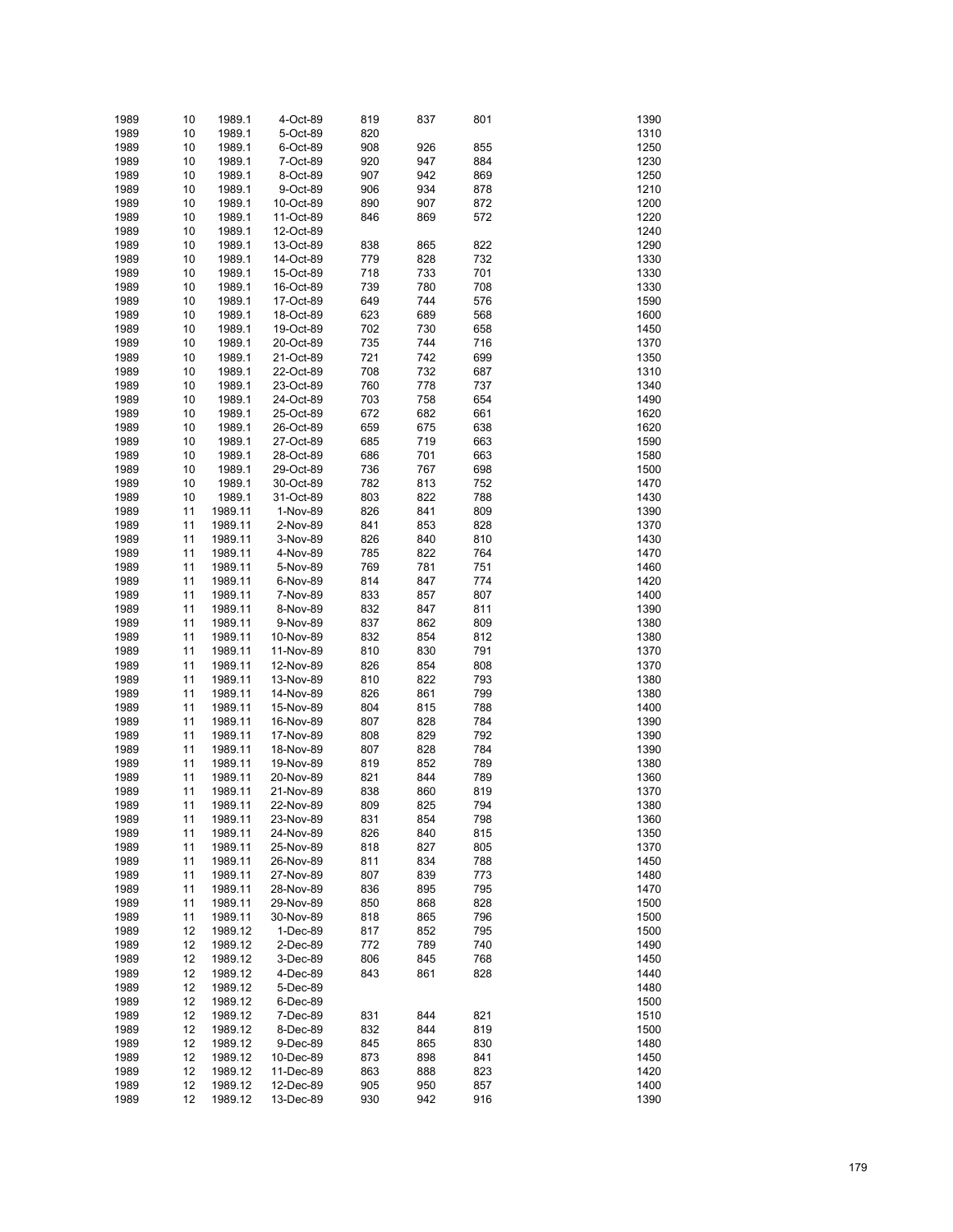| | | | | | | | | |
|---|---|---|---|---|---|---|---|---|
| 1989 | 10 | 1989.1 | 4-Oct-89 | 819 | 837 | 801 | | 1390 |
| 1989 | 10 | 1989.1 | 5-Oct-89 | 820 | | | | 1310 |
| 1989 | 10 | 1989.1 | 6-Oct-89 | 908 | 926 | 855 | | 1250 |
| 1989 | 10 | 1989.1 | 7-Oct-89 | 920 | 947 | 884 | | 1230 |
| 1989 | 10 | 1989.1 | 8-Oct-89 | 907 | 942 | 869 | | 1250 |
| 1989 | 10 | 1989.1 | 9-Oct-89 | 906 | 934 | 878 | | 1210 |
| 1989 | 10 | 1989.1 | 10-Oct-89 | 890 | 907 | 872 | | 1200 |
| 1989 | 10 | 1989.1 | 11-Oct-89 | 846 | 869 | 572 | | 1220 |
| 1989 | 10 | 1989.1 | 12-Oct-89 | | | | | 1240 |
| 1989 | 10 | 1989.1 | 13-Oct-89 | 838 | 865 | 822 | | 1290 |
| 1989 | 10 | 1989.1 | 14-Oct-89 | 779 | 828 | 732 | | 1330 |
| 1989 | 10 | 1989.1 | 15-Oct-89 | 718 | 733 | 701 | | 1330 |
| 1989 | 10 | 1989.1 | 16-Oct-89 | 739 | 780 | 708 | | 1330 |
| 1989 | 10 | 1989.1 | 17-Oct-89 | 649 | 744 | 576 | | 1590 |
| 1989 | 10 | 1989.1 | 18-Oct-89 | 623 | 689 | 568 | | 1600 |
| 1989 | 10 | 1989.1 | 19-Oct-89 | 702 | 730 | 658 | | 1450 |
| 1989 | 10 | 1989.1 | 20-Oct-89 | 735 | 744 | 716 | | 1370 |
| 1989 | 10 | 1989.1 | 21-Oct-89 | 721 | 742 | 699 | | 1350 |
| 1989 | 10 | 1989.1 | 22-Oct-89 | 708 | 732 | 687 | | 1310 |
| 1989 | 10 | 1989.1 | 23-Oct-89 | 760 | 778 | 737 | | 1340 |
| 1989 | 10 | 1989.1 | 24-Oct-89 | 703 | 758 | 654 | | 1490 |
| 1989 | 10 | 1989.1 | 25-Oct-89 | 672 | 682 | 661 | | 1620 |
| 1989 | 10 | 1989.1 | 26-Oct-89 | 659 | 675 | 638 | | 1620 |
| 1989 | 10 | 1989.1 | 27-Oct-89 | 685 | 719 | 663 | | 1590 |
| 1989 | 10 | 1989.1 | 28-Oct-89 | 686 | 701 | 663 | | 1580 |
| 1989 | 10 | 1989.1 | 29-Oct-89 | 736 | 767 | 698 | | 1500 |
| 1989 | 10 | 1989.1 | 30-Oct-89 | 782 | 813 | 752 | | 1470 |
| 1989 | 10 | 1989.1 | 31-Oct-89 | 803 | 822 | 788 | | 1430 |
| 1989 | 11 | 1989.11 | 1-Nov-89 | 826 | 841 | 809 | | 1390 |
| 1989 | 11 | 1989.11 | 2-Nov-89 | 841 | 853 | 828 | | 1370 |
| 1989 | 11 | 1989.11 | 3-Nov-89 | 826 | 840 | 810 | | 1430 |
| 1989 | 11 | 1989.11 | 4-Nov-89 | 785 | 822 | 764 | | 1470 |
| 1989 | 11 | 1989.11 | 5-Nov-89 | 769 | 781 | 751 | | 1460 |
| 1989 | 11 | 1989.11 | 6-Nov-89 | 814 | 847 | 774 | | 1420 |
| 1989 | 11 | 1989.11 | 7-Nov-89 | 833 | 857 | 807 | | 1400 |
| 1989 | 11 | 1989.11 | 8-Nov-89 | 832 | 847 | 811 | | 1390 |
| 1989 | 11 | 1989.11 | 9-Nov-89 | 837 | 862 | 809 | | 1380 |
| 1989 | 11 | 1989.11 | 10-Nov-89 | 832 | 854 | 812 | | 1380 |
| 1989 | 11 | 1989.11 | 11-Nov-89 | 810 | 830 | 791 | | 1370 |
| 1989 | 11 | 1989.11 | 12-Nov-89 | 826 | 854 | 808 | | 1370 |
| 1989 | 11 | 1989.11 | 13-Nov-89 | 810 | 822 | 793 | | 1380 |
| 1989 | 11 | 1989.11 | 14-Nov-89 | 826 | 861 | 799 | | 1380 |
| 1989 | 11 | 1989.11 | 15-Nov-89 | 804 | 815 | 788 | | 1400 |
| 1989 | 11 | 1989.11 | 16-Nov-89 | 807 | 828 | 784 | | 1390 |
| 1989 | 11 | 1989.11 | 17-Nov-89 | 808 | 829 | 792 | | 1390 |
| 1989 | 11 | 1989.11 | 18-Nov-89 | 807 | 828 | 784 | | 1390 |
| 1989 | 11 | 1989.11 | 19-Nov-89 | 819 | 852 | 789 | | 1380 |
| 1989 | 11 | 1989.11 | 20-Nov-89 | 821 | 844 | 789 | | 1360 |
| 1989 | 11 | 1989.11 | 21-Nov-89 | 838 | 860 | 819 | | 1370 |
| 1989 | 11 | 1989.11 | 22-Nov-89 | 809 | 825 | 794 | | 1380 |
| 1989 | 11 | 1989.11 | 23-Nov-89 | 831 | 854 | 798 | | 1360 |
| 1989 | 11 | 1989.11 | 24-Nov-89 | 826 | 840 | 815 | | 1350 |
| 1989 | 11 | 1989.11 | 25-Nov-89 | 818 | 827 | 805 | | 1370 |
| 1989 | 11 | 1989.11 | 26-Nov-89 | 811 | 834 | 788 | | 1450 |
| 1989 | 11 | 1989.11 | 27-Nov-89 | 807 | 839 | 773 | | 1480 |
| 1989 | 11 | 1989.11 | 28-Nov-89 | 836 | 895 | 795 | | 1470 |
| 1989 | 11 | 1989.11 | 29-Nov-89 | 850 | 868 | 828 | | 1500 |
| 1989 | 11 | 1989.11 | 30-Nov-89 | 818 | 865 | 796 | | 1500 |
| 1989 | 12 | 1989.12 | 1-Dec-89 | 817 | 852 | 795 | | 1500 |
| 1989 | 12 | 1989.12 | 2-Dec-89 | 772 | 789 | 740 | | 1490 |
| 1989 | 12 | 1989.12 | 3-Dec-89 | 806 | 845 | 768 | | 1450 |
| 1989 | 12 | 1989.12 | 4-Dec-89 | 843 | 861 | 828 | | 1440 |
| 1989 | 12 | 1989.12 | 5-Dec-89 | | | | | 1480 |
| 1989 | 12 | 1989.12 | 6-Dec-89 | | | | | 1500 |
| 1989 | 12 | 1989.12 | 7-Dec-89 | 831 | 844 | 821 | | 1510 |
| 1989 | 12 | 1989.12 | 8-Dec-89 | 832 | 844 | 819 | | 1500 |
| 1989 | 12 | 1989.12 | 9-Dec-89 | 845 | 865 | 830 | | 1480 |
| 1989 | 12 | 1989.12 | 10-Dec-89 | 873 | 898 | 841 | | 1450 |
| 1989 | 12 | 1989.12 | 11-Dec-89 | 863 | 888 | 823 | | 1420 |
| 1989 | 12 | 1989.12 | 12-Dec-89 | 905 | 950 | 857 | | 1400 |
| 1989 | 12 | 1989.12 | 13-Dec-89 | 930 | 942 | 916 | | 1390 |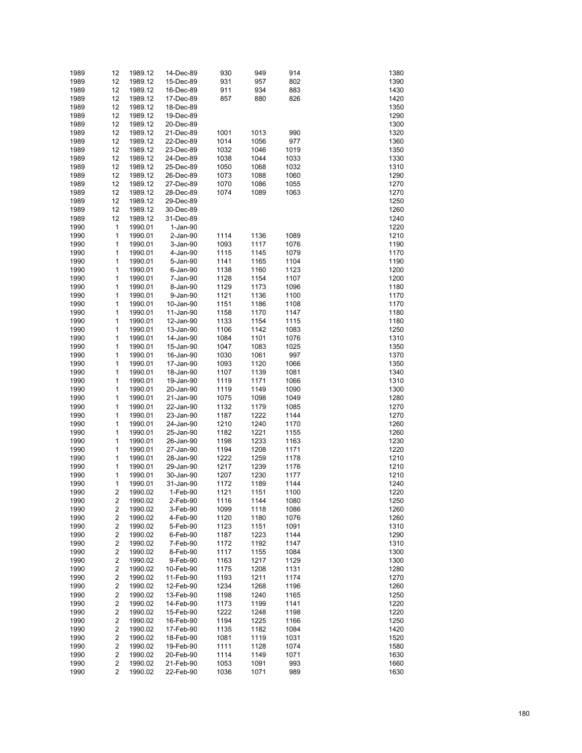| | | | | | | | | |
|---|---|---|---|---|---|---|---|---|
| 1989 | 12 | 1989.12 | 14-Dec-89 | 930 | 949 | 914 | | 1380 |
| 1989 | 12 | 1989.12 | 15-Dec-89 | 931 | 957 | 802 | | 1390 |
| 1989 | 12 | 1989.12 | 16-Dec-89 | 911 | 934 | 883 | | 1430 |
| 1989 | 12 | 1989.12 | 17-Dec-89 | 857 | 880 | 826 | | 1420 |
| 1989 | 12 | 1989.12 | 18-Dec-89 | | | | | 1350 |
| 1989 | 12 | 1989.12 | 19-Dec-89 | | | | | 1290 |
| 1989 | 12 | 1989.12 | 20-Dec-89 | | | | | 1300 |
| 1989 | 12 | 1989.12 | 21-Dec-89 | 1001 | 1013 | 990 | | 1320 |
| 1989 | 12 | 1989.12 | 22-Dec-89 | 1014 | 1056 | 977 | | 1360 |
| 1989 | 12 | 1989.12 | 23-Dec-89 | 1032 | 1046 | 1019 | | 1350 |
| 1989 | 12 | 1989.12 | 24-Dec-89 | 1038 | 1044 | 1033 | | 1330 |
| 1989 | 12 | 1989.12 | 25-Dec-89 | 1050 | 1068 | 1032 | | 1310 |
| 1989 | 12 | 1989.12 | 26-Dec-89 | 1073 | 1088 | 1060 | | 1290 |
| 1989 | 12 | 1989.12 | 27-Dec-89 | 1070 | 1086 | 1055 | | 1270 |
| 1989 | 12 | 1989.12 | 28-Dec-89 | 1074 | 1089 | 1063 | | 1270 |
| 1989 | 12 | 1989.12 | 29-Dec-89 | | | | | 1250 |
| 1989 | 12 | 1989.12 | 30-Dec-89 | | | | | 1260 |
| 1989 | 12 | 1989.12 | 31-Dec-89 | | | | | 1240 |
| 1990 | 1 | 1990.01 | 1-Jan-90 | | | | | 1220 |
| 1990 | 1 | 1990.01 | 2-Jan-90 | 1114 | 1136 | 1089 | | 1210 |
| 1990 | 1 | 1990.01 | 3-Jan-90 | 1093 | 1117 | 1076 | | 1190 |
| 1990 | 1 | 1990.01 | 4-Jan-90 | 1115 | 1145 | 1079 | | 1170 |
| 1990 | 1 | 1990.01 | 5-Jan-90 | 1141 | 1165 | 1104 | | 1190 |
| 1990 | 1 | 1990.01 | 6-Jan-90 | 1138 | 1160 | 1123 | | 1200 |
| 1990 | 1 | 1990.01 | 7-Jan-90 | 1128 | 1154 | 1107 | | 1200 |
| 1990 | 1 | 1990.01 | 8-Jan-90 | 1129 | 1173 | 1096 | | 1180 |
| 1990 | 1 | 1990.01 | 9-Jan-90 | 1121 | 1136 | 1100 | | 1170 |
| 1990 | 1 | 1990.01 | 10-Jan-90 | 1151 | 1186 | 1108 | | 1170 |
| 1990 | 1 | 1990.01 | 11-Jan-90 | 1158 | 1170 | 1147 | | 1180 |
| 1990 | 1 | 1990.01 | 12-Jan-90 | 1133 | 1154 | 1115 | | 1180 |
| 1990 | 1 | 1990.01 | 13-Jan-90 | 1106 | 1142 | 1083 | | 1250 |
| 1990 | 1 | 1990.01 | 14-Jan-90 | 1084 | 1101 | 1076 | | 1310 |
| 1990 | 1 | 1990.01 | 15-Jan-90 | 1047 | 1083 | 1025 | | 1350 |
| 1990 | 1 | 1990.01 | 16-Jan-90 | 1030 | 1061 | 997 | | 1370 |
| 1990 | 1 | 1990.01 | 17-Jan-90 | 1093 | 1120 | 1066 | | 1350 |
| 1990 | 1 | 1990.01 | 18-Jan-90 | 1107 | 1139 | 1081 | | 1340 |
| 1990 | 1 | 1990.01 | 19-Jan-90 | 1119 | 1171 | 1066 | | 1310 |
| 1990 | 1 | 1990.01 | 20-Jan-90 | 1119 | 1149 | 1090 | | 1300 |
| 1990 | 1 | 1990.01 | 21-Jan-90 | 1075 | 1098 | 1049 | | 1280 |
| 1990 | 1 | 1990.01 | 22-Jan-90 | 1132 | 1179 | 1085 | | 1270 |
| 1990 | 1 | 1990.01 | 23-Jan-90 | 1187 | 1222 | 1144 | | 1270 |
| 1990 | 1 | 1990.01 | 24-Jan-90 | 1210 | 1240 | 1170 | | 1260 |
| 1990 | 1 | 1990.01 | 25-Jan-90 | 1182 | 1221 | 1155 | | 1260 |
| 1990 | 1 | 1990.01 | 26-Jan-90 | 1198 | 1233 | 1163 | | 1230 |
| 1990 | 1 | 1990.01 | 27-Jan-90 | 1194 | 1208 | 1171 | | 1220 |
| 1990 | 1 | 1990.01 | 28-Jan-90 | 1222 | 1259 | 1178 | | 1210 |
| 1990 | 1 | 1990.01 | 29-Jan-90 | 1217 | 1239 | 1176 | | 1210 |
| 1990 | 1 | 1990.01 | 30-Jan-90 | 1207 | 1230 | 1177 | | 1210 |
| 1990 | 1 | 1990.01 | 31-Jan-90 | 1172 | 1189 | 1144 | | 1240 |
| 1990 | 2 | 1990.02 | 1-Feb-90 | 1121 | 1151 | 1100 | | 1220 |
| 1990 | 2 | 1990.02 | 2-Feb-90 | 1116 | 1144 | 1080 | | 1250 |
| 1990 | 2 | 1990.02 | 3-Feb-90 | 1099 | 1118 | 1086 | | 1260 |
| 1990 | 2 | 1990.02 | 4-Feb-90 | 1120 | 1180 | 1076 | | 1260 |
| 1990 | 2 | 1990.02 | 5-Feb-90 | 1123 | 1151 | 1091 | | 1310 |
| 1990 | 2 | 1990.02 | 6-Feb-90 | 1187 | 1223 | 1144 | | 1290 |
| 1990 | 2 | 1990.02 | 7-Feb-90 | 1172 | 1192 | 1147 | | 1310 |
| 1990 | 2 | 1990.02 | 8-Feb-90 | 1117 | 1155 | 1084 | | 1300 |
| 1990 | 2 | 1990.02 | 9-Feb-90 | 1163 | 1217 | 1129 | | 1300 |
| 1990 | 2 | 1990.02 | 10-Feb-90 | 1175 | 1208 | 1131 | | 1280 |
| 1990 | 2 | 1990.02 | 11-Feb-90 | 1193 | 1211 | 1174 | | 1270 |
| 1990 | 2 | 1990.02 | 12-Feb-90 | 1234 | 1268 | 1196 | | 1260 |
| 1990 | 2 | 1990.02 | 13-Feb-90 | 1198 | 1240 | 1165 | | 1250 |
| 1990 | 2 | 1990.02 | 14-Feb-90 | 1173 | 1199 | 1141 | | 1220 |
| 1990 | 2 | 1990.02 | 15-Feb-90 | 1222 | 1248 | 1198 | | 1220 |
| 1990 | 2 | 1990.02 | 16-Feb-90 | 1194 | 1225 | 1166 | | 1250 |
| 1990 | 2 | 1990.02 | 17-Feb-90 | 1135 | 1182 | 1084 | | 1420 |
| 1990 | 2 | 1990.02 | 18-Feb-90 | 1081 | 1119 | 1031 | | 1520 |
| 1990 | 2 | 1990.02 | 19-Feb-90 | 1111 | 1128 | 1074 | | 1580 |
| 1990 | 2 | 1990.02 | 20-Feb-90 | 1114 | 1149 | 1071 | | 1630 |
| 1990 | 2 | 1990.02 | 21-Feb-90 | 1053 | 1091 | 993 | | 1660 |
| 1990 | 2 | 1990.02 | 22-Feb-90 | 1036 | 1071 | 989 | | 1630 |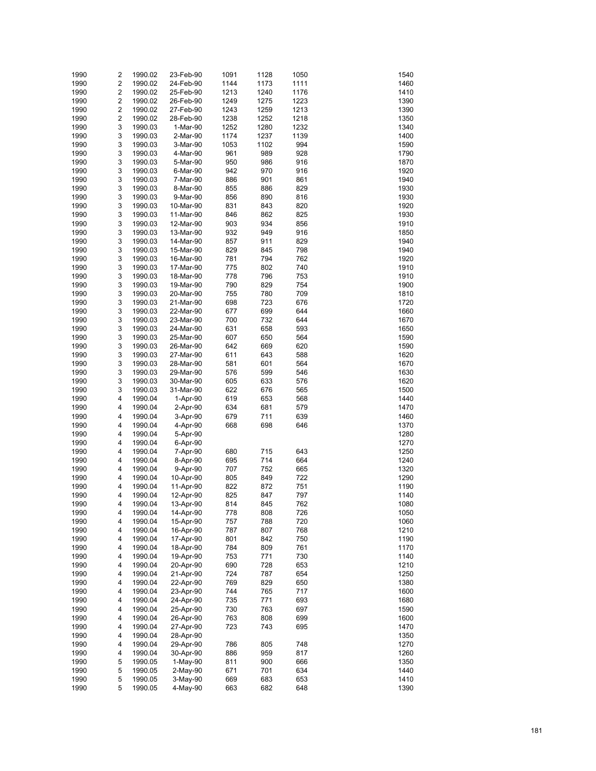| | | | | | | | | |
|---|---|---|---|---|---|---|---|---|
| 1990 | 2 | 1990.02 | 23-Feb-90 | 1091 | 1128 | 1050 | | 1540 |
| 1990 | 2 | 1990.02 | 24-Feb-90 | 1144 | 1173 | 1111 | | 1460 |
| 1990 | 2 | 1990.02 | 25-Feb-90 | 1213 | 1240 | 1176 | | 1410 |
| 1990 | 2 | 1990.02 | 26-Feb-90 | 1249 | 1275 | 1223 | | 1390 |
| 1990 | 2 | 1990.02 | 27-Feb-90 | 1243 | 1259 | 1213 | | 1390 |
| 1990 | 2 | 1990.02 | 28-Feb-90 | 1238 | 1252 | 1218 | | 1350 |
| 1990 | 3 | 1990.03 | 1-Mar-90 | 1252 | 1280 | 1232 | | 1340 |
| 1990 | 3 | 1990.03 | 2-Mar-90 | 1174 | 1237 | 1139 | | 1400 |
| 1990 | 3 | 1990.03 | 3-Mar-90 | 1053 | 1102 | 994 | | 1590 |
| 1990 | 3 | 1990.03 | 4-Mar-90 | 961 | 989 | 928 | | 1790 |
| 1990 | 3 | 1990.03 | 5-Mar-90 | 950 | 986 | 916 | | 1870 |
| 1990 | 3 | 1990.03 | 6-Mar-90 | 942 | 970 | 916 | | 1920 |
| 1990 | 3 | 1990.03 | 7-Mar-90 | 886 | 901 | 861 | | 1940 |
| 1990 | 3 | 1990.03 | 8-Mar-90 | 855 | 886 | 829 | | 1930 |
| 1990 | 3 | 1990.03 | 9-Mar-90 | 856 | 890 | 816 | | 1930 |
| 1990 | 3 | 1990.03 | 10-Mar-90 | 831 | 843 | 820 | | 1920 |
| 1990 | 3 | 1990.03 | 11-Mar-90 | 846 | 862 | 825 | | 1930 |
| 1990 | 3 | 1990.03 | 12-Mar-90 | 903 | 934 | 856 | | 1910 |
| 1990 | 3 | 1990.03 | 13-Mar-90 | 932 | 949 | 916 | | 1850 |
| 1990 | 3 | 1990.03 | 14-Mar-90 | 857 | 911 | 829 | | 1940 |
| 1990 | 3 | 1990.03 | 15-Mar-90 | 829 | 845 | 798 | | 1940 |
| 1990 | 3 | 1990.03 | 16-Mar-90 | 781 | 794 | 762 | | 1920 |
| 1990 | 3 | 1990.03 | 17-Mar-90 | 775 | 802 | 740 | | 1910 |
| 1990 | 3 | 1990.03 | 18-Mar-90 | 778 | 796 | 753 | | 1910 |
| 1990 | 3 | 1990.03 | 19-Mar-90 | 790 | 829 | 754 | | 1900 |
| 1990 | 3 | 1990.03 | 20-Mar-90 | 755 | 780 | 709 | | 1810 |
| 1990 | 3 | 1990.03 | 21-Mar-90 | 698 | 723 | 676 | | 1720 |
| 1990 | 3 | 1990.03 | 22-Mar-90 | 677 | 699 | 644 | | 1660 |
| 1990 | 3 | 1990.03 | 23-Mar-90 | 700 | 732 | 644 | | 1670 |
| 1990 | 3 | 1990.03 | 24-Mar-90 | 631 | 658 | 593 | | 1650 |
| 1990 | 3 | 1990.03 | 25-Mar-90 | 607 | 650 | 564 | | 1590 |
| 1990 | 3 | 1990.03 | 26-Mar-90 | 642 | 669 | 620 | | 1590 |
| 1990 | 3 | 1990.03 | 27-Mar-90 | 611 | 643 | 588 | | 1620 |
| 1990 | 3 | 1990.03 | 28-Mar-90 | 581 | 601 | 564 | | 1670 |
| 1990 | 3 | 1990.03 | 29-Mar-90 | 576 | 599 | 546 | | 1630 |
| 1990 | 3 | 1990.03 | 30-Mar-90 | 605 | 633 | 576 | | 1620 |
| 1990 | 3 | 1990.03 | 31-Mar-90 | 622 | 676 | 565 | | 1500 |
| 1990 | 4 | 1990.04 | 1-Apr-90 | 619 | 653 | 568 | | 1440 |
| 1990 | 4 | 1990.04 | 2-Apr-90 | 634 | 681 | 579 | | 1470 |
| 1990 | 4 | 1990.04 | 3-Apr-90 | 679 | 711 | 639 | | 1460 |
| 1990 | 4 | 1990.04 | 4-Apr-90 | 668 | 698 | 646 | | 1370 |
| 1990 | 4 | 1990.04 | 5-Apr-90 | | | | | 1280 |
| 1990 | 4 | 1990.04 | 6-Apr-90 | | | | | 1270 |
| 1990 | 4 | 1990.04 | 7-Apr-90 | 680 | 715 | 643 | | 1250 |
| 1990 | 4 | 1990.04 | 8-Apr-90 | 695 | 714 | 664 | | 1240 |
| 1990 | 4 | 1990.04 | 9-Apr-90 | 707 | 752 | 665 | | 1320 |
| 1990 | 4 | 1990.04 | 10-Apr-90 | 805 | 849 | 722 | | 1290 |
| 1990 | 4 | 1990.04 | 11-Apr-90 | 822 | 872 | 751 | | 1190 |
| 1990 | 4 | 1990.04 | 12-Apr-90 | 825 | 847 | 797 | | 1140 |
| 1990 | 4 | 1990.04 | 13-Apr-90 | 814 | 845 | 762 | | 1080 |
| 1990 | 4 | 1990.04 | 14-Apr-90 | 778 | 808 | 726 | | 1050 |
| 1990 | 4 | 1990.04 | 15-Apr-90 | 757 | 788 | 720 | | 1060 |
| 1990 | 4 | 1990.04 | 16-Apr-90 | 787 | 807 | 768 | | 1210 |
| 1990 | 4 | 1990.04 | 17-Apr-90 | 801 | 842 | 750 | | 1190 |
| 1990 | 4 | 1990.04 | 18-Apr-90 | 784 | 809 | 761 | | 1170 |
| 1990 | 4 | 1990.04 | 19-Apr-90 | 753 | 771 | 730 | | 1140 |
| 1990 | 4 | 1990.04 | 20-Apr-90 | 690 | 728 | 653 | | 1210 |
| 1990 | 4 | 1990.04 | 21-Apr-90 | 724 | 787 | 654 | | 1250 |
| 1990 | 4 | 1990.04 | 22-Apr-90 | 769 | 829 | 650 | | 1380 |
| 1990 | 4 | 1990.04 | 23-Apr-90 | 744 | 765 | 717 | | 1600 |
| 1990 | 4 | 1990.04 | 24-Apr-90 | 735 | 771 | 693 | | 1680 |
| 1990 | 4 | 1990.04 | 25-Apr-90 | 730 | 763 | 697 | | 1590 |
| 1990 | 4 | 1990.04 | 26-Apr-90 | 763 | 808 | 699 | | 1600 |
| 1990 | 4 | 1990.04 | 27-Apr-90 | 723 | 743 | 695 | | 1470 |
| 1990 | 4 | 1990.04 | 28-Apr-90 | | | | | 1350 |
| 1990 | 4 | 1990.04 | 29-Apr-90 | 786 | 805 | 748 | | 1270 |
| 1990 | 4 | 1990.04 | 30-Apr-90 | 886 | 959 | 817 | | 1260 |
| 1990 | 5 | 1990.05 | 1-May-90 | 811 | 900 | 666 | | 1350 |
| 1990 | 5 | 1990.05 | 2-May-90 | 671 | 701 | 634 | | 1440 |
| 1990 | 5 | 1990.05 | 3-May-90 | 669 | 683 | 653 | | 1410 |
| 1990 | 5 | 1990.05 | 4-May-90 | 663 | 682 | 648 | | 1390 |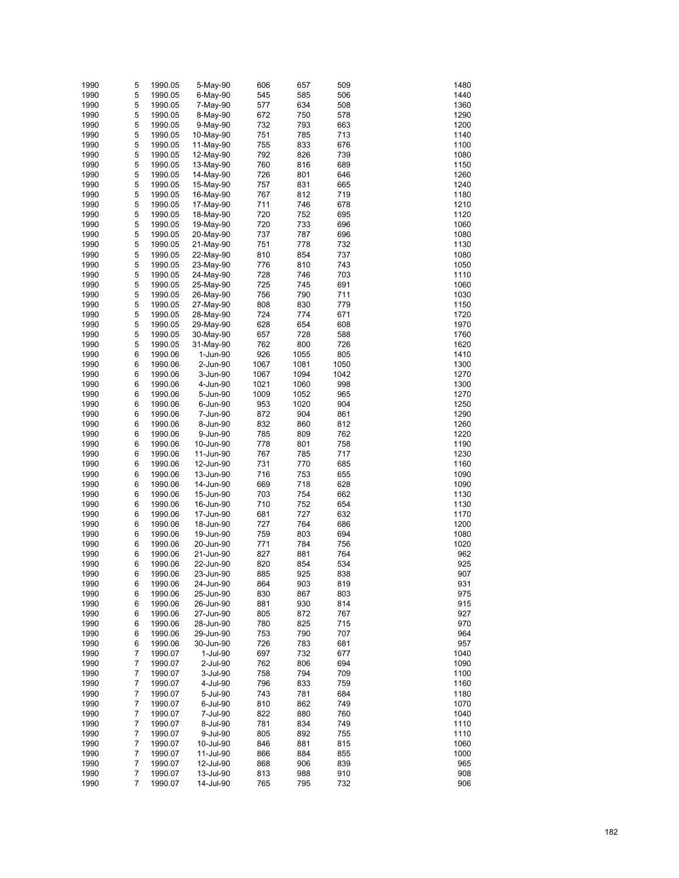| | | | | | | | | |
|---|---|---|---|---|---|---|---|---|
| 1990 | 5 | 1990.05 | 5-May-90 | 606 | 657 | 509 | | 1480 |
| 1990 | 5 | 1990.05 | 6-May-90 | 545 | 585 | 506 | | 1440 |
| 1990 | 5 | 1990.05 | 7-May-90 | 577 | 634 | 508 | | 1360 |
| 1990 | 5 | 1990.05 | 8-May-90 | 672 | 750 | 578 | | 1290 |
| 1990 | 5 | 1990.05 | 9-May-90 | 732 | 793 | 663 | | 1200 |
| 1990 | 5 | 1990.05 | 10-May-90 | 751 | 785 | 713 | | 1140 |
| 1990 | 5 | 1990.05 | 11-May-90 | 755 | 833 | 676 | | 1100 |
| 1990 | 5 | 1990.05 | 12-May-90 | 792 | 826 | 739 | | 1080 |
| 1990 | 5 | 1990.05 | 13-May-90 | 760 | 816 | 689 | | 1150 |
| 1990 | 5 | 1990.05 | 14-May-90 | 726 | 801 | 646 | | 1260 |
| 1990 | 5 | 1990.05 | 15-May-90 | 757 | 831 | 665 | | 1240 |
| 1990 | 5 | 1990.05 | 16-May-90 | 767 | 812 | 719 | | 1180 |
| 1990 | 5 | 1990.05 | 17-May-90 | 711 | 746 | 678 | | 1210 |
| 1990 | 5 | 1990.05 | 18-May-90 | 720 | 752 | 695 | | 1120 |
| 1990 | 5 | 1990.05 | 19-May-90 | 720 | 733 | 696 | | 1060 |
| 1990 | 5 | 1990.05 | 20-May-90 | 737 | 787 | 696 | | 1080 |
| 1990 | 5 | 1990.05 | 21-May-90 | 751 | 778 | 732 | | 1130 |
| 1990 | 5 | 1990.05 | 22-May-90 | 810 | 854 | 737 | | 1080 |
| 1990 | 5 | 1990.05 | 23-May-90 | 776 | 810 | 743 | | 1050 |
| 1990 | 5 | 1990.05 | 24-May-90 | 728 | 746 | 703 | | 1110 |
| 1990 | 5 | 1990.05 | 25-May-90 | 725 | 745 | 691 | | 1060 |
| 1990 | 5 | 1990.05 | 26-May-90 | 756 | 790 | 711 | | 1030 |
| 1990 | 5 | 1990.05 | 27-May-90 | 808 | 830 | 779 | | 1150 |
| 1990 | 5 | 1990.05 | 28-May-90 | 724 | 774 | 671 | | 1720 |
| 1990 | 5 | 1990.05 | 29-May-90 | 628 | 654 | 608 | | 1970 |
| 1990 | 5 | 1990.05 | 30-May-90 | 657 | 728 | 588 | | 1760 |
| 1990 | 5 | 1990.05 | 31-May-90 | 762 | 800 | 726 | | 1620 |
| 1990 | 6 | 1990.06 | 1-Jun-90 | 926 | 1055 | 805 | | 1410 |
| 1990 | 6 | 1990.06 | 2-Jun-90 | 1067 | 1081 | 1050 | | 1300 |
| 1990 | 6 | 1990.06 | 3-Jun-90 | 1067 | 1094 | 1042 | | 1270 |
| 1990 | 6 | 1990.06 | 4-Jun-90 | 1021 | 1060 | 998 | | 1300 |
| 1990 | 6 | 1990.06 | 5-Jun-90 | 1009 | 1052 | 965 | | 1270 |
| 1990 | 6 | 1990.06 | 6-Jun-90 | 953 | 1020 | 904 | | 1250 |
| 1990 | 6 | 1990.06 | 7-Jun-90 | 872 | 904 | 861 | | 1290 |
| 1990 | 6 | 1990.06 | 8-Jun-90 | 832 | 860 | 812 | | 1260 |
| 1990 | 6 | 1990.06 | 9-Jun-90 | 785 | 809 | 762 | | 1220 |
| 1990 | 6 | 1990.06 | 10-Jun-90 | 778 | 801 | 758 | | 1190 |
| 1990 | 6 | 1990.06 | 11-Jun-90 | 767 | 785 | 717 | | 1230 |
| 1990 | 6 | 1990.06 | 12-Jun-90 | 731 | 770 | 685 | | 1160 |
| 1990 | 6 | 1990.06 | 13-Jun-90 | 716 | 753 | 655 | | 1090 |
| 1990 | 6 | 1990.06 | 14-Jun-90 | 669 | 718 | 628 | | 1090 |
| 1990 | 6 | 1990.06 | 15-Jun-90 | 703 | 754 | 662 | | 1130 |
| 1990 | 6 | 1990.06 | 16-Jun-90 | 710 | 752 | 654 | | 1130 |
| 1990 | 6 | 1990.06 | 17-Jun-90 | 681 | 727 | 632 | | 1170 |
| 1990 | 6 | 1990.06 | 18-Jun-90 | 727 | 764 | 686 | | 1200 |
| 1990 | 6 | 1990.06 | 19-Jun-90 | 759 | 803 | 694 | | 1080 |
| 1990 | 6 | 1990.06 | 20-Jun-90 | 771 | 784 | 756 | | 1020 |
| 1990 | 6 | 1990.06 | 21-Jun-90 | 827 | 881 | 764 | | 962 |
| 1990 | 6 | 1990.06 | 22-Jun-90 | 820 | 854 | 534 | | 925 |
| 1990 | 6 | 1990.06 | 23-Jun-90 | 885 | 925 | 838 | | 907 |
| 1990 | 6 | 1990.06 | 24-Jun-90 | 864 | 903 | 819 | | 931 |
| 1990 | 6 | 1990.06 | 25-Jun-90 | 830 | 867 | 803 | | 975 |
| 1990 | 6 | 1990.06 | 26-Jun-90 | 881 | 930 | 814 | | 915 |
| 1990 | 6 | 1990.06 | 27-Jun-90 | 805 | 872 | 767 | | 927 |
| 1990 | 6 | 1990.06 | 28-Jun-90 | 780 | 825 | 715 | | 970 |
| 1990 | 6 | 1990.06 | 29-Jun-90 | 753 | 790 | 707 | | 964 |
| 1990 | 6 | 1990.06 | 30-Jun-90 | 726 | 783 | 681 | | 957 |
| 1990 | 7 | 1990.07 | 1-Jul-90 | 697 | 732 | 677 | | 1040 |
| 1990 | 7 | 1990.07 | 2-Jul-90 | 762 | 806 | 694 | | 1090 |
| 1990 | 7 | 1990.07 | 3-Jul-90 | 758 | 794 | 709 | | 1100 |
| 1990 | 7 | 1990.07 | 4-Jul-90 | 796 | 833 | 759 | | 1160 |
| 1990 | 7 | 1990.07 | 5-Jul-90 | 743 | 781 | 684 | | 1180 |
| 1990 | 7 | 1990.07 | 6-Jul-90 | 810 | 862 | 749 | | 1070 |
| 1990 | 7 | 1990.07 | 7-Jul-90 | 822 | 880 | 760 | | 1040 |
| 1990 | 7 | 1990.07 | 8-Jul-90 | 781 | 834 | 749 | | 1110 |
| 1990 | 7 | 1990.07 | 9-Jul-90 | 805 | 892 | 755 | | 1110 |
| 1990 | 7 | 1990.07 | 10-Jul-90 | 846 | 881 | 815 | | 1060 |
| 1990 | 7 | 1990.07 | 11-Jul-90 | 866 | 884 | 855 | | 1000 |
| 1990 | 7 | 1990.07 | 12-Jul-90 | 868 | 906 | 839 | | 965 |
| 1990 | 7 | 1990.07 | 13-Jul-90 | 813 | 988 | 910 | | 908 |
| 1990 | 7 | 1990.07 | 14-Jul-90 | 765 | 795 | 732 | | 906 |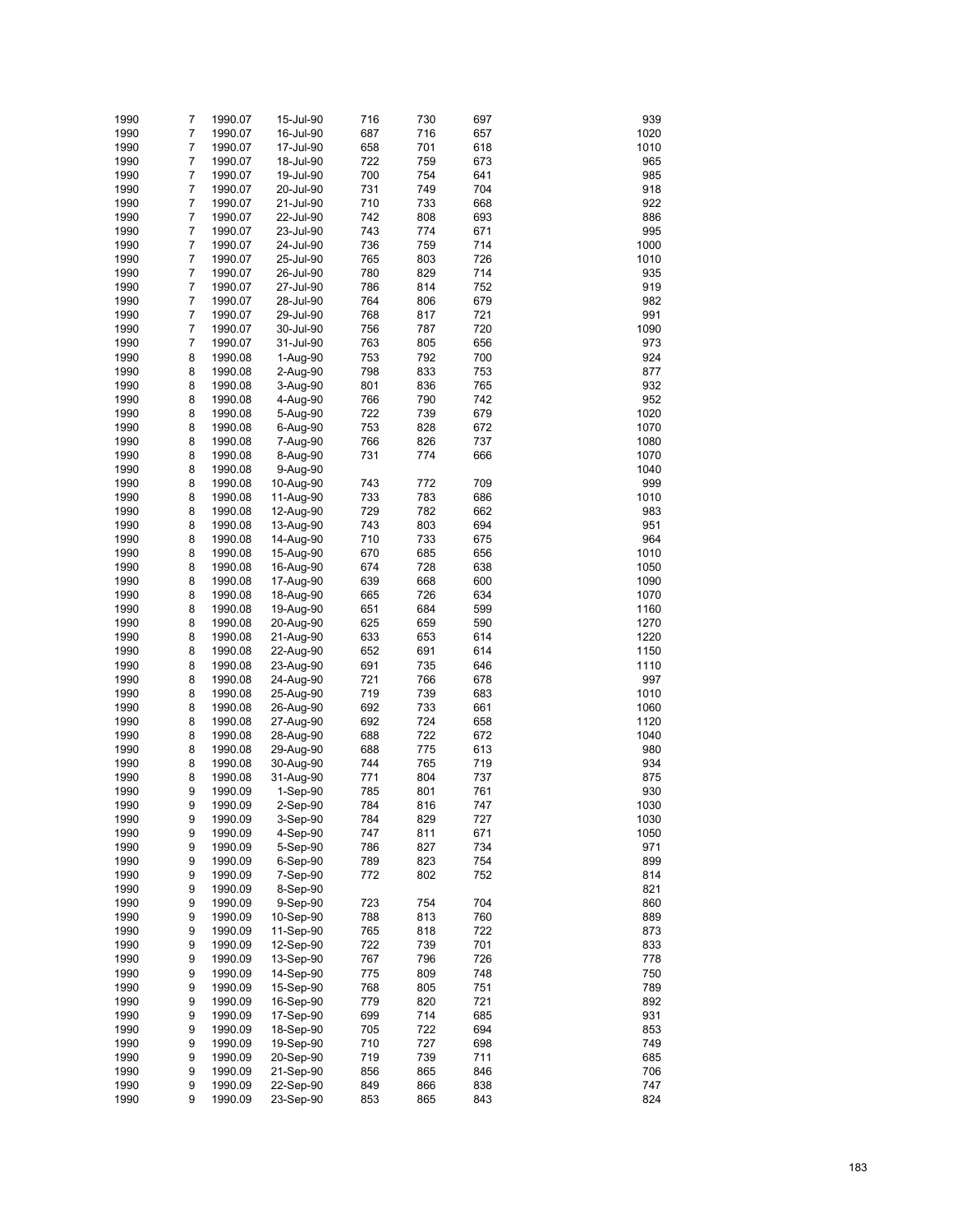| | | | | | | | | |
|---|---|---|---|---|---|---|---|---|
| 1990 | 7 | 1990.07 | 15-Jul-90 | 716 | 730 | 697 | | 939 |
| 1990 | 7 | 1990.07 | 16-Jul-90 | 687 | 716 | 657 | | 1020 |
| 1990 | 7 | 1990.07 | 17-Jul-90 | 658 | 701 | 618 | | 1010 |
| 1990 | 7 | 1990.07 | 18-Jul-90 | 722 | 759 | 673 | | 965 |
| 1990 | 7 | 1990.07 | 19-Jul-90 | 700 | 754 | 641 | | 985 |
| 1990 | 7 | 1990.07 | 20-Jul-90 | 731 | 749 | 704 | | 918 |
| 1990 | 7 | 1990.07 | 21-Jul-90 | 710 | 733 | 668 | | 922 |
| 1990 | 7 | 1990.07 | 22-Jul-90 | 742 | 808 | 693 | | 886 |
| 1990 | 7 | 1990.07 | 23-Jul-90 | 743 | 774 | 671 | | 995 |
| 1990 | 7 | 1990.07 | 24-Jul-90 | 736 | 759 | 714 | | 1000 |
| 1990 | 7 | 1990.07 | 25-Jul-90 | 765 | 803 | 726 | | 1010 |
| 1990 | 7 | 1990.07 | 26-Jul-90 | 780 | 829 | 714 | | 935 |
| 1990 | 7 | 1990.07 | 27-Jul-90 | 786 | 814 | 752 | | 919 |
| 1990 | 7 | 1990.07 | 28-Jul-90 | 764 | 806 | 679 | | 982 |
| 1990 | 7 | 1990.07 | 29-Jul-90 | 768 | 817 | 721 | | 991 |
| 1990 | 7 | 1990.07 | 30-Jul-90 | 756 | 787 | 720 | | 1090 |
| 1990 | 7 | 1990.07 | 31-Jul-90 | 763 | 805 | 656 | | 973 |
| 1990 | 8 | 1990.08 | 1-Aug-90 | 753 | 792 | 700 | | 924 |
| 1990 | 8 | 1990.08 | 2-Aug-90 | 798 | 833 | 753 | | 877 |
| 1990 | 8 | 1990.08 | 3-Aug-90 | 801 | 836 | 765 | | 932 |
| 1990 | 8 | 1990.08 | 4-Aug-90 | 766 | 790 | 742 | | 952 |
| 1990 | 8 | 1990.08 | 5-Aug-90 | 722 | 739 | 679 | | 1020 |
| 1990 | 8 | 1990.08 | 6-Aug-90 | 753 | 828 | 672 | | 1070 |
| 1990 | 8 | 1990.08 | 7-Aug-90 | 766 | 826 | 737 | | 1080 |
| 1990 | 8 | 1990.08 | 8-Aug-90 | 731 | 774 | 666 | | 1070 |
| 1990 | 8 | 1990.08 | 9-Aug-90 | | | | | 1040 |
| 1990 | 8 | 1990.08 | 10-Aug-90 | 743 | 772 | 709 | | 999 |
| 1990 | 8 | 1990.08 | 11-Aug-90 | 733 | 783 | 686 | | 1010 |
| 1990 | 8 | 1990.08 | 12-Aug-90 | 729 | 782 | 662 | | 983 |
| 1990 | 8 | 1990.08 | 13-Aug-90 | 743 | 803 | 694 | | 951 |
| 1990 | 8 | 1990.08 | 14-Aug-90 | 710 | 733 | 675 | | 964 |
| 1990 | 8 | 1990.08 | 15-Aug-90 | 670 | 685 | 656 | | 1010 |
| 1990 | 8 | 1990.08 | 16-Aug-90 | 674 | 728 | 638 | | 1050 |
| 1990 | 8 | 1990.08 | 17-Aug-90 | 639 | 668 | 600 | | 1090 |
| 1990 | 8 | 1990.08 | 18-Aug-90 | 665 | 726 | 634 | | 1070 |
| 1990 | 8 | 1990.08 | 19-Aug-90 | 651 | 684 | 599 | | 1160 |
| 1990 | 8 | 1990.08 | 20-Aug-90 | 625 | 659 | 590 | | 1270 |
| 1990 | 8 | 1990.08 | 21-Aug-90 | 633 | 653 | 614 | | 1220 |
| 1990 | 8 | 1990.08 | 22-Aug-90 | 652 | 691 | 614 | | 1150 |
| 1990 | 8 | 1990.08 | 23-Aug-90 | 691 | 735 | 646 | | 1110 |
| 1990 | 8 | 1990.08 | 24-Aug-90 | 721 | 766 | 678 | | 997 |
| 1990 | 8 | 1990.08 | 25-Aug-90 | 719 | 739 | 683 | | 1010 |
| 1990 | 8 | 1990.08 | 26-Aug-90 | 692 | 733 | 661 | | 1060 |
| 1990 | 8 | 1990.08 | 27-Aug-90 | 692 | 724 | 658 | | 1120 |
| 1990 | 8 | 1990.08 | 28-Aug-90 | 688 | 722 | 672 | | 1040 |
| 1990 | 8 | 1990.08 | 29-Aug-90 | 688 | 775 | 613 | | 980 |
| 1990 | 8 | 1990.08 | 30-Aug-90 | 744 | 765 | 719 | | 934 |
| 1990 | 8 | 1990.08 | 31-Aug-90 | 771 | 804 | 737 | | 875 |
| 1990 | 9 | 1990.09 | 1-Sep-90 | 785 | 801 | 761 | | 930 |
| 1990 | 9 | 1990.09 | 2-Sep-90 | 784 | 816 | 747 | | 1030 |
| 1990 | 9 | 1990.09 | 3-Sep-90 | 784 | 829 | 727 | | 1030 |
| 1990 | 9 | 1990.09 | 4-Sep-90 | 747 | 811 | 671 | | 1050 |
| 1990 | 9 | 1990.09 | 5-Sep-90 | 786 | 827 | 734 | | 971 |
| 1990 | 9 | 1990.09 | 6-Sep-90 | 789 | 823 | 754 | | 899 |
| 1990 | 9 | 1990.09 | 7-Sep-90 | 772 | 802 | 752 | | 814 |
| 1990 | 9 | 1990.09 | 8-Sep-90 | | | | | 821 |
| 1990 | 9 | 1990.09 | 9-Sep-90 | 723 | 754 | 704 | | 860 |
| 1990 | 9 | 1990.09 | 10-Sep-90 | 788 | 813 | 760 | | 889 |
| 1990 | 9 | 1990.09 | 11-Sep-90 | 765 | 818 | 722 | | 873 |
| 1990 | 9 | 1990.09 | 12-Sep-90 | 722 | 739 | 701 | | 833 |
| 1990 | 9 | 1990.09 | 13-Sep-90 | 767 | 796 | 726 | | 778 |
| 1990 | 9 | 1990.09 | 14-Sep-90 | 775 | 809 | 748 | | 750 |
| 1990 | 9 | 1990.09 | 15-Sep-90 | 768 | 805 | 751 | | 789 |
| 1990 | 9 | 1990.09 | 16-Sep-90 | 779 | 820 | 721 | | 892 |
| 1990 | 9 | 1990.09 | 17-Sep-90 | 699 | 714 | 685 | | 931 |
| 1990 | 9 | 1990.09 | 18-Sep-90 | 705 | 722 | 694 | | 853 |
| 1990 | 9 | 1990.09 | 19-Sep-90 | 710 | 727 | 698 | | 749 |
| 1990 | 9 | 1990.09 | 20-Sep-90 | 719 | 739 | 711 | | 685 |
| 1990 | 9 | 1990.09 | 21-Sep-90 | 856 | 865 | 846 | | 706 |
| 1990 | 9 | 1990.09 | 22-Sep-90 | 849 | 866 | 838 | | 747 |
| 1990 | 9 | 1990.09 | 23-Sep-90 | 853 | 865 | 843 | | 824 |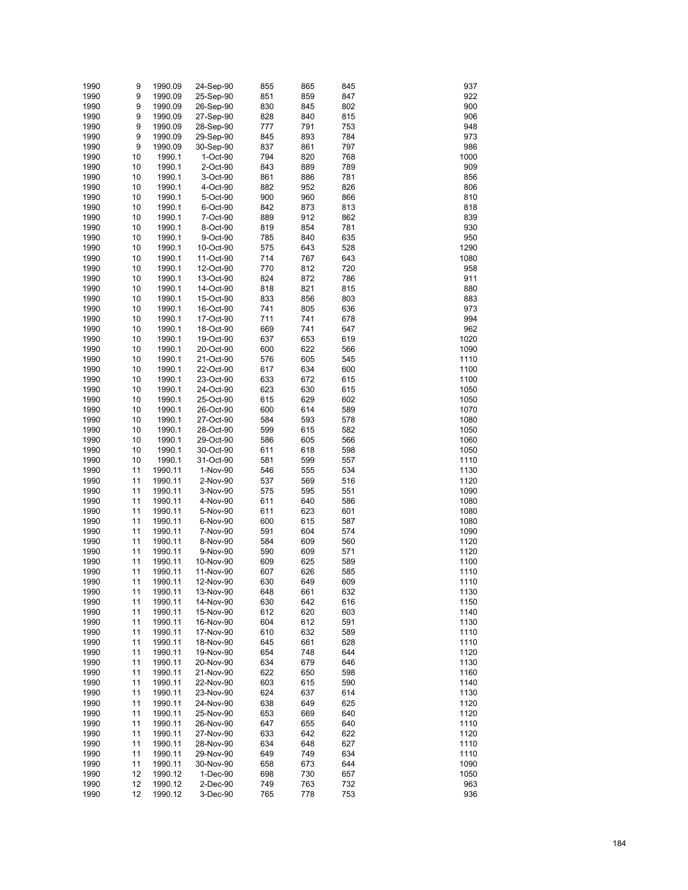| | | | | | | | |
|---|---|---|---|---|---|---|---|
| 1990 | 9 | 1990.09 | 24-Sep-90 | 855 | 865 | 845 | 937 |
| 1990 | 9 | 1990.09 | 25-Sep-90 | 851 | 859 | 847 | 922 |
| 1990 | 9 | 1990.09 | 26-Sep-90 | 830 | 845 | 802 | 900 |
| 1990 | 9 | 1990.09 | 27-Sep-90 | 828 | 840 | 815 | 906 |
| 1990 | 9 | 1990.09 | 28-Sep-90 | 777 | 791 | 753 | 948 |
| 1990 | 9 | 1990.09 | 29-Sep-90 | 845 | 893 | 784 | 973 |
| 1990 | 9 | 1990.09 | 30-Sep-90 | 837 | 861 | 797 | 986 |
| 1990 | 10 | 1990.1 | 1-Oct-90 | 794 | 820 | 768 | 1000 |
| 1990 | 10 | 1990.1 | 2-Oct-90 | 843 | 889 | 789 | 909 |
| 1990 | 10 | 1990.1 | 3-Oct-90 | 861 | 886 | 781 | 856 |
| 1990 | 10 | 1990.1 | 4-Oct-90 | 882 | 952 | 826 | 806 |
| 1990 | 10 | 1990.1 | 5-Oct-90 | 900 | 960 | 866 | 810 |
| 1990 | 10 | 1990.1 | 6-Oct-90 | 842 | 873 | 813 | 818 |
| 1990 | 10 | 1990.1 | 7-Oct-90 | 889 | 912 | 862 | 839 |
| 1990 | 10 | 1990.1 | 8-Oct-90 | 819 | 854 | 781 | 930 |
| 1990 | 10 | 1990.1 | 9-Oct-90 | 785 | 840 | 635 | 950 |
| 1990 | 10 | 1990.1 | 10-Oct-90 | 575 | 643 | 528 | 1290 |
| 1990 | 10 | 1990.1 | 11-Oct-90 | 714 | 767 | 643 | 1080 |
| 1990 | 10 | 1990.1 | 12-Oct-90 | 770 | 812 | 720 | 958 |
| 1990 | 10 | 1990.1 | 13-Oct-90 | 824 | 872 | 786 | 911 |
| 1990 | 10 | 1990.1 | 14-Oct-90 | 818 | 821 | 815 | 880 |
| 1990 | 10 | 1990.1 | 15-Oct-90 | 833 | 856 | 803 | 883 |
| 1990 | 10 | 1990.1 | 16-Oct-90 | 741 | 805 | 636 | 973 |
| 1990 | 10 | 1990.1 | 17-Oct-90 | 711 | 741 | 678 | 994 |
| 1990 | 10 | 1990.1 | 18-Oct-90 | 669 | 741 | 647 | 962 |
| 1990 | 10 | 1990.1 | 19-Oct-90 | 637 | 653 | 619 | 1020 |
| 1990 | 10 | 1990.1 | 20-Oct-90 | 600 | 622 | 566 | 1090 |
| 1990 | 10 | 1990.1 | 21-Oct-90 | 576 | 605 | 545 | 1110 |
| 1990 | 10 | 1990.1 | 22-Oct-90 | 617 | 634 | 600 | 1100 |
| 1990 | 10 | 1990.1 | 23-Oct-90 | 633 | 672 | 615 | 1100 |
| 1990 | 10 | 1990.1 | 24-Oct-90 | 623 | 630 | 615 | 1050 |
| 1990 | 10 | 1990.1 | 25-Oct-90 | 615 | 629 | 602 | 1050 |
| 1990 | 10 | 1990.1 | 26-Oct-90 | 600 | 614 | 589 | 1070 |
| 1990 | 10 | 1990.1 | 27-Oct-90 | 584 | 593 | 578 | 1080 |
| 1990 | 10 | 1990.1 | 28-Oct-90 | 599 | 615 | 582 | 1050 |
| 1990 | 10 | 1990.1 | 29-Oct-90 | 586 | 605 | 566 | 1060 |
| 1990 | 10 | 1990.1 | 30-Oct-90 | 611 | 618 | 598 | 1050 |
| 1990 | 10 | 1990.1 | 31-Oct-90 | 581 | 599 | 557 | 1110 |
| 1990 | 11 | 1990.11 | 1-Nov-90 | 546 | 555 | 534 | 1130 |
| 1990 | 11 | 1990.11 | 2-Nov-90 | 537 | 569 | 516 | 1120 |
| 1990 | 11 | 1990.11 | 3-Nov-90 | 575 | 595 | 551 | 1090 |
| 1990 | 11 | 1990.11 | 4-Nov-90 | 611 | 640 | 586 | 1080 |
| 1990 | 11 | 1990.11 | 5-Nov-90 | 611 | 623 | 601 | 1080 |
| 1990 | 11 | 1990.11 | 6-Nov-90 | 600 | 615 | 587 | 1080 |
| 1990 | 11 | 1990.11 | 7-Nov-90 | 591 | 604 | 574 | 1090 |
| 1990 | 11 | 1990.11 | 8-Nov-90 | 584 | 609 | 560 | 1120 |
| 1990 | 11 | 1990.11 | 9-Nov-90 | 590 | 609 | 571 | 1120 |
| 1990 | 11 | 1990.11 | 10-Nov-90 | 609 | 625 | 589 | 1100 |
| 1990 | 11 | 1990.11 | 11-Nov-90 | 607 | 626 | 585 | 1110 |
| 1990 | 11 | 1990.11 | 12-Nov-90 | 630 | 649 | 609 | 1110 |
| 1990 | 11 | 1990.11 | 13-Nov-90 | 648 | 661 | 632 | 1130 |
| 1990 | 11 | 1990.11 | 14-Nov-90 | 630 | 642 | 616 | 1150 |
| 1990 | 11 | 1990.11 | 15-Nov-90 | 612 | 620 | 603 | 1140 |
| 1990 | 11 | 1990.11 | 16-Nov-90 | 604 | 612 | 591 | 1130 |
| 1990 | 11 | 1990.11 | 17-Nov-90 | 610 | 632 | 589 | 1110 |
| 1990 | 11 | 1990.11 | 18-Nov-90 | 645 | 661 | 628 | 1110 |
| 1990 | 11 | 1990.11 | 19-Nov-90 | 654 | 748 | 644 | 1120 |
| 1990 | 11 | 1990.11 | 20-Nov-90 | 634 | 679 | 646 | 1130 |
| 1990 | 11 | 1990.11 | 21-Nov-90 | 622 | 650 | 598 | 1160 |
| 1990 | 11 | 1990.11 | 22-Nov-90 | 603 | 615 | 590 | 1140 |
| 1990 | 11 | 1990.11 | 23-Nov-90 | 624 | 637 | 614 | 1130 |
| 1990 | 11 | 1990.11 | 24-Nov-90 | 638 | 649 | 625 | 1120 |
| 1990 | 11 | 1990.11 | 25-Nov-90 | 653 | 669 | 640 | 1120 |
| 1990 | 11 | 1990.11 | 26-Nov-90 | 647 | 655 | 640 | 1110 |
| 1990 | 11 | 1990.11 | 27-Nov-90 | 633 | 642 | 622 | 1120 |
| 1990 | 11 | 1990.11 | 28-Nov-90 | 634 | 648 | 627 | 1110 |
| 1990 | 11 | 1990.11 | 29-Nov-90 | 649 | 749 | 634 | 1110 |
| 1990 | 11 | 1990.11 | 30-Nov-90 | 658 | 673 | 644 | 1090 |
| 1990 | 12 | 1990.12 | 1-Dec-90 | 698 | 730 | 657 | 1050 |
| 1990 | 12 | 1990.12 | 2-Dec-90 | 749 | 763 | 732 | 963 |
| 1990 | 12 | 1990.12 | 3-Dec-90 | 765 | 778 | 753 | 936 |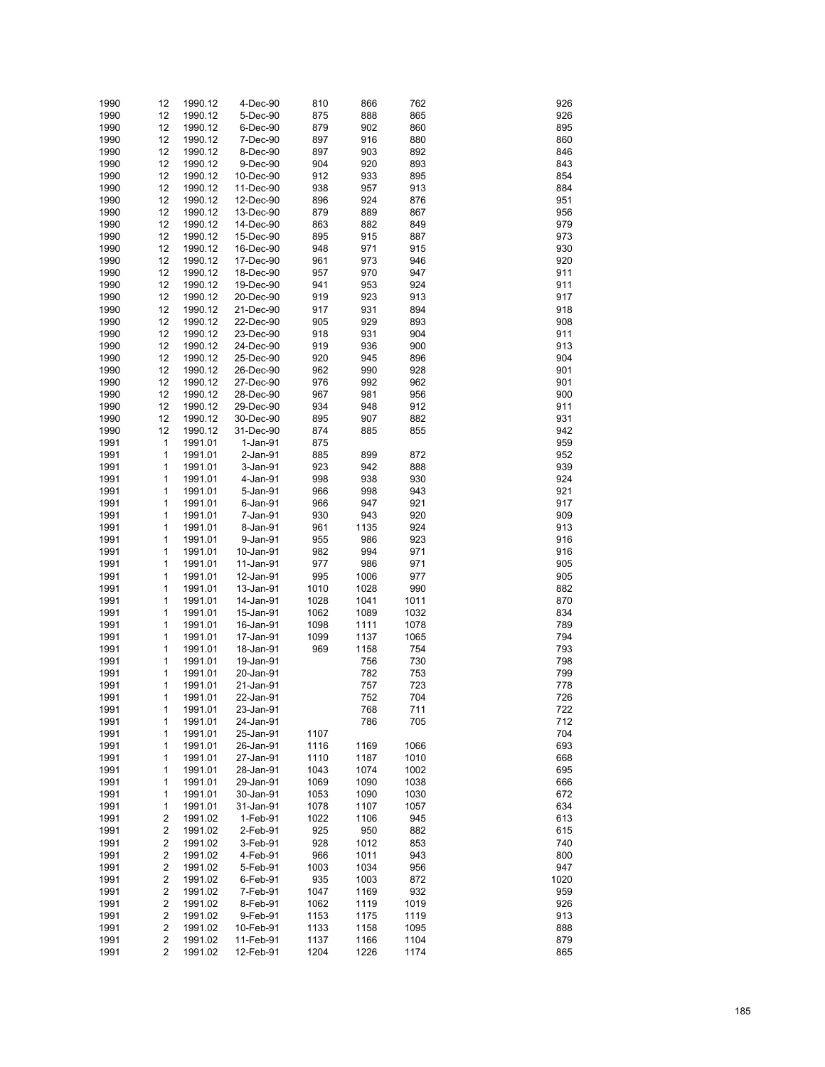| | | | | | | | | |
|---|---|---|---|---|---|---|---|---|
| 1990 | 12 | 1990.12 | 4-Dec-90 | 810 | 866 | 762 | | 926 |
| 1990 | 12 | 1990.12 | 5-Dec-90 | 875 | 888 | 865 | | 926 |
| 1990 | 12 | 1990.12 | 6-Dec-90 | 879 | 902 | 860 | | 895 |
| 1990 | 12 | 1990.12 | 7-Dec-90 | 897 | 916 | 880 | | 860 |
| 1990 | 12 | 1990.12 | 8-Dec-90 | 897 | 903 | 892 | | 846 |
| 1990 | 12 | 1990.12 | 9-Dec-90 | 904 | 920 | 893 | | 843 |
| 1990 | 12 | 1990.12 | 10-Dec-90 | 912 | 933 | 895 | | 854 |
| 1990 | 12 | 1990.12 | 11-Dec-90 | 938 | 957 | 913 | | 884 |
| 1990 | 12 | 1990.12 | 12-Dec-90 | 896 | 924 | 876 | | 951 |
| 1990 | 12 | 1990.12 | 13-Dec-90 | 879 | 889 | 867 | | 956 |
| 1990 | 12 | 1990.12 | 14-Dec-90 | 863 | 882 | 849 | | 979 |
| 1990 | 12 | 1990.12 | 15-Dec-90 | 895 | 915 | 887 | | 973 |
| 1990 | 12 | 1990.12 | 16-Dec-90 | 948 | 971 | 915 | | 930 |
| 1990 | 12 | 1990.12 | 17-Dec-90 | 961 | 973 | 946 | | 920 |
| 1990 | 12 | 1990.12 | 18-Dec-90 | 957 | 970 | 947 | | 911 |
| 1990 | 12 | 1990.12 | 19-Dec-90 | 941 | 953 | 924 | | 911 |
| 1990 | 12 | 1990.12 | 20-Dec-90 | 919 | 923 | 913 | | 917 |
| 1990 | 12 | 1990.12 | 21-Dec-90 | 917 | 931 | 894 | | 918 |
| 1990 | 12 | 1990.12 | 22-Dec-90 | 905 | 929 | 893 | | 908 |
| 1990 | 12 | 1990.12 | 23-Dec-90 | 918 | 931 | 904 | | 911 |
| 1990 | 12 | 1990.12 | 24-Dec-90 | 919 | 936 | 900 | | 913 |
| 1990 | 12 | 1990.12 | 25-Dec-90 | 920 | 945 | 896 | | 904 |
| 1990 | 12 | 1990.12 | 26-Dec-90 | 962 | 990 | 928 | | 901 |
| 1990 | 12 | 1990.12 | 27-Dec-90 | 976 | 992 | 962 | | 901 |
| 1990 | 12 | 1990.12 | 28-Dec-90 | 967 | 981 | 956 | | 900 |
| 1990 | 12 | 1990.12 | 29-Dec-90 | 934 | 948 | 912 | | 911 |
| 1990 | 12 | 1990.12 | 30-Dec-90 | 895 | 907 | 882 | | 931 |
| 1990 | 12 | 1990.12 | 31-Dec-90 | 874 | 885 | 855 | | 942 |
| 1991 | 1 | 1991.01 | 1-Jan-91 | 875 | | | | 959 |
| 1991 | 1 | 1991.01 | 2-Jan-91 | 885 | 899 | 872 | | 952 |
| 1991 | 1 | 1991.01 | 3-Jan-91 | 923 | 942 | 888 | | 939 |
| 1991 | 1 | 1991.01 | 4-Jan-91 | 998 | 938 | 930 | | 924 |
| 1991 | 1 | 1991.01 | 5-Jan-91 | 966 | 998 | 943 | | 921 |
| 1991 | 1 | 1991.01 | 6-Jan-91 | 966 | 947 | 921 | | 917 |
| 1991 | 1 | 1991.01 | 7-Jan-91 | 930 | 943 | 920 | | 909 |
| 1991 | 1 | 1991.01 | 8-Jan-91 | 961 | 1135 | 924 | | 913 |
| 1991 | 1 | 1991.01 | 9-Jan-91 | 955 | 986 | 923 | | 916 |
| 1991 | 1 | 1991.01 | 10-Jan-91 | 982 | 994 | 971 | | 916 |
| 1991 | 1 | 1991.01 | 11-Jan-91 | 977 | 986 | 971 | | 905 |
| 1991 | 1 | 1991.01 | 12-Jan-91 | 995 | 1006 | 977 | | 905 |
| 1991 | 1 | 1991.01 | 13-Jan-91 | 1010 | 1028 | 990 | | 882 |
| 1991 | 1 | 1991.01 | 14-Jan-91 | 1028 | 1041 | 1011 | | 870 |
| 1991 | 1 | 1991.01 | 15-Jan-91 | 1062 | 1089 | 1032 | | 834 |
| 1991 | 1 | 1991.01 | 16-Jan-91 | 1098 | 1111 | 1078 | | 789 |
| 1991 | 1 | 1991.01 | 17-Jan-91 | 1099 | 1137 | 1065 | | 794 |
| 1991 | 1 | 1991.01 | 18-Jan-91 | 969 | 1158 | 754 | | 793 |
| 1991 | 1 | 1991.01 | 19-Jan-91 | | 756 | 730 | | 798 |
| 1991 | 1 | 1991.01 | 20-Jan-91 | | 782 | 753 | | 799 |
| 1991 | 1 | 1991.01 | 21-Jan-91 | | 757 | 723 | | 778 |
| 1991 | 1 | 1991.01 | 22-Jan-91 | | 752 | 704 | | 726 |
| 1991 | 1 | 1991.01 | 23-Jan-91 | | 768 | 711 | | 722 |
| 1991 | 1 | 1991.01 | 24-Jan-91 | | 786 | 705 | | 712 |
| 1991 | 1 | 1991.01 | 25-Jan-91 | 1107 | | | | 704 |
| 1991 | 1 | 1991.01 | 26-Jan-91 | 1116 | 1169 | 1066 | | 693 |
| 1991 | 1 | 1991.01 | 27-Jan-91 | 1110 | 1187 | 1010 | | 668 |
| 1991 | 1 | 1991.01 | 28-Jan-91 | 1043 | 1074 | 1002 | | 695 |
| 1991 | 1 | 1991.01 | 29-Jan-91 | 1069 | 1090 | 1038 | | 666 |
| 1991 | 1 | 1991.01 | 30-Jan-91 | 1053 | 1090 | 1030 | | 672 |
| 1991 | 1 | 1991.01 | 31-Jan-91 | 1078 | 1107 | 1057 | | 634 |
| 1991 | 2 | 1991.02 | 1-Feb-91 | 1022 | 1106 | 945 | | 613 |
| 1991 | 2 | 1991.02 | 2-Feb-91 | 925 | 950 | 882 | | 615 |
| 1991 | 2 | 1991.02 | 3-Feb-91 | 928 | 1012 | 853 | | 740 |
| 1991 | 2 | 1991.02 | 4-Feb-91 | 966 | 1011 | 943 | | 800 |
| 1991 | 2 | 1991.02 | 5-Feb-91 | 1003 | 1034 | 956 | | 947 |
| 1991 | 2 | 1991.02 | 6-Feb-91 | 935 | 1003 | 872 | | 1020 |
| 1991 | 2 | 1991.02 | 7-Feb-91 | 1047 | 1169 | 932 | | 959 |
| 1991 | 2 | 1991.02 | 8-Feb-91 | 1062 | 1119 | 1019 | | 926 |
| 1991 | 2 | 1991.02 | 9-Feb-91 | 1153 | 1175 | 1119 | | 913 |
| 1991 | 2 | 1991.02 | 10-Feb-91 | 1133 | 1158 | 1095 | | 888 |
| 1991 | 2 | 1991.02 | 11-Feb-91 | 1137 | 1166 | 1104 | | 879 |
| 1991 | 2 | 1991.02 | 12-Feb-91 | 1204 | 1226 | 1174 | | 865 |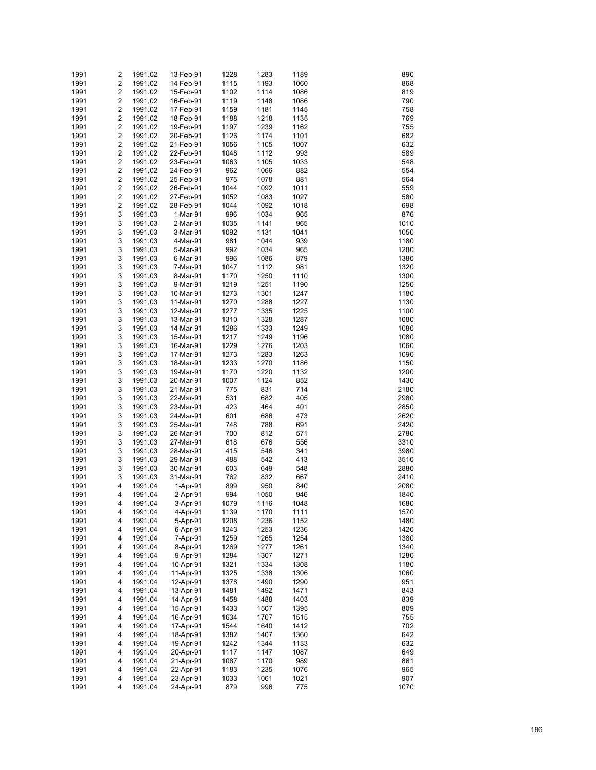| | | | | | | | |
|---|---|---|---|---|---|---|---|
| 1991 | 2 | 1991.02 | 13-Feb-91 | 1228 | 1283 | 1189 | 890 |
| 1991 | 2 | 1991.02 | 14-Feb-91 | 1115 | 1193 | 1060 | 868 |
| 1991 | 2 | 1991.02 | 15-Feb-91 | 1102 | 1114 | 1086 | 819 |
| 1991 | 2 | 1991.02 | 16-Feb-91 | 1119 | 1148 | 1086 | 790 |
| 1991 | 2 | 1991.02 | 17-Feb-91 | 1159 | 1181 | 1145 | 758 |
| 1991 | 2 | 1991.02 | 18-Feb-91 | 1188 | 1218 | 1135 | 769 |
| 1991 | 2 | 1991.02 | 19-Feb-91 | 1197 | 1239 | 1162 | 755 |
| 1991 | 2 | 1991.02 | 20-Feb-91 | 1126 | 1174 | 1101 | 682 |
| 1991 | 2 | 1991.02 | 21-Feb-91 | 1056 | 1105 | 1007 | 632 |
| 1991 | 2 | 1991.02 | 22-Feb-91 | 1048 | 1112 | 993 | 589 |
| 1991 | 2 | 1991.02 | 23-Feb-91 | 1063 | 1105 | 1033 | 548 |
| 1991 | 2 | 1991.02 | 24-Feb-91 | 962 | 1066 | 882 | 554 |
| 1991 | 2 | 1991.02 | 25-Feb-91 | 975 | 1078 | 881 | 564 |
| 1991 | 2 | 1991.02 | 26-Feb-91 | 1044 | 1092 | 1011 | 559 |
| 1991 | 2 | 1991.02 | 27-Feb-91 | 1052 | 1083 | 1027 | 580 |
| 1991 | 2 | 1991.02 | 28-Feb-91 | 1044 | 1092 | 1018 | 698 |
| 1991 | 3 | 1991.03 | 1-Mar-91 | 996 | 1034 | 965 | 876 |
| 1991 | 3 | 1991.03 | 2-Mar-91 | 1035 | 1141 | 965 | 1010 |
| 1991 | 3 | 1991.03 | 3-Mar-91 | 1092 | 1131 | 1041 | 1050 |
| 1991 | 3 | 1991.03 | 4-Mar-91 | 981 | 1044 | 939 | 1180 |
| 1991 | 3 | 1991.03 | 5-Mar-91 | 992 | 1034 | 965 | 1280 |
| 1991 | 3 | 1991.03 | 6-Mar-91 | 996 | 1086 | 879 | 1380 |
| 1991 | 3 | 1991.03 | 7-Mar-91 | 1047 | 1112 | 981 | 1320 |
| 1991 | 3 | 1991.03 | 8-Mar-91 | 1170 | 1250 | 1110 | 1300 |
| 1991 | 3 | 1991.03 | 9-Mar-91 | 1219 | 1251 | 1190 | 1250 |
| 1991 | 3 | 1991.03 | 10-Mar-91 | 1273 | 1301 | 1247 | 1180 |
| 1991 | 3 | 1991.03 | 11-Mar-91 | 1270 | 1288 | 1227 | 1130 |
| 1991 | 3 | 1991.03 | 12-Mar-91 | 1277 | 1335 | 1225 | 1100 |
| 1991 | 3 | 1991.03 | 13-Mar-91 | 1310 | 1328 | 1287 | 1080 |
| 1991 | 3 | 1991.03 | 14-Mar-91 | 1286 | 1333 | 1249 | 1080 |
| 1991 | 3 | 1991.03 | 15-Mar-91 | 1217 | 1249 | 1196 | 1080 |
| 1991 | 3 | 1991.03 | 16-Mar-91 | 1229 | 1276 | 1203 | 1060 |
| 1991 | 3 | 1991.03 | 17-Mar-91 | 1273 | 1283 | 1263 | 1090 |
| 1991 | 3 | 1991.03 | 18-Mar-91 | 1233 | 1270 | 1186 | 1150 |
| 1991 | 3 | 1991.03 | 19-Mar-91 | 1170 | 1220 | 1132 | 1200 |
| 1991 | 3 | 1991.03 | 20-Mar-91 | 1007 | 1124 | 852 | 1430 |
| 1991 | 3 | 1991.03 | 21-Mar-91 | 775 | 831 | 714 | 2180 |
| 1991 | 3 | 1991.03 | 22-Mar-91 | 531 | 682 | 405 | 2980 |
| 1991 | 3 | 1991.03 | 23-Mar-91 | 423 | 464 | 401 | 2850 |
| 1991 | 3 | 1991.03 | 24-Mar-91 | 601 | 686 | 473 | 2620 |
| 1991 | 3 | 1991.03 | 25-Mar-91 | 748 | 788 | 691 | 2420 |
| 1991 | 3 | 1991.03 | 26-Mar-91 | 700 | 812 | 571 | 2780 |
| 1991 | 3 | 1991.03 | 27-Mar-91 | 618 | 676 | 556 | 3310 |
| 1991 | 3 | 1991.03 | 28-Mar-91 | 415 | 546 | 341 | 3980 |
| 1991 | 3 | 1991.03 | 29-Mar-91 | 488 | 542 | 413 | 3510 |
| 1991 | 3 | 1991.03 | 30-Mar-91 | 603 | 649 | 548 | 2880 |
| 1991 | 3 | 1991.03 | 31-Mar-91 | 762 | 832 | 667 | 2410 |
| 1991 | 4 | 1991.04 | 1-Apr-91 | 899 | 950 | 840 | 2080 |
| 1991 | 4 | 1991.04 | 2-Apr-91 | 994 | 1050 | 946 | 1840 |
| 1991 | 4 | 1991.04 | 3-Apr-91 | 1079 | 1116 | 1048 | 1680 |
| 1991 | 4 | 1991.04 | 4-Apr-91 | 1139 | 1170 | 1111 | 1570 |
| 1991 | 4 | 1991.04 | 5-Apr-91 | 1208 | 1236 | 1152 | 1480 |
| 1991 | 4 | 1991.04 | 6-Apr-91 | 1243 | 1253 | 1236 | 1420 |
| 1991 | 4 | 1991.04 | 7-Apr-91 | 1259 | 1265 | 1254 | 1380 |
| 1991 | 4 | 1991.04 | 8-Apr-91 | 1269 | 1277 | 1261 | 1340 |
| 1991 | 4 | 1991.04 | 9-Apr-91 | 1284 | 1307 | 1271 | 1280 |
| 1991 | 4 | 1991.04 | 10-Apr-91 | 1321 | 1334 | 1308 | 1180 |
| 1991 | 4 | 1991.04 | 11-Apr-91 | 1325 | 1338 | 1306 | 1060 |
| 1991 | 4 | 1991.04 | 12-Apr-91 | 1378 | 1490 | 1290 | 951 |
| 1991 | 4 | 1991.04 | 13-Apr-91 | 1481 | 1492 | 1471 | 843 |
| 1991 | 4 | 1991.04 | 14-Apr-91 | 1458 | 1488 | 1403 | 839 |
| 1991 | 4 | 1991.04 | 15-Apr-91 | 1433 | 1507 | 1395 | 809 |
| 1991 | 4 | 1991.04 | 16-Apr-91 | 1634 | 1707 | 1515 | 755 |
| 1991 | 4 | 1991.04 | 17-Apr-91 | 1544 | 1640 | 1412 | 702 |
| 1991 | 4 | 1991.04 | 18-Apr-91 | 1382 | 1407 | 1360 | 642 |
| 1991 | 4 | 1991.04 | 19-Apr-91 | 1242 | 1344 | 1133 | 632 |
| 1991 | 4 | 1991.04 | 20-Apr-91 | 1117 | 1147 | 1087 | 649 |
| 1991 | 4 | 1991.04 | 21-Apr-91 | 1087 | 1170 | 989 | 861 |
| 1991 | 4 | 1991.04 | 22-Apr-91 | 1183 | 1235 | 1076 | 965 |
| 1991 | 4 | 1991.04 | 23-Apr-91 | 1033 | 1061 | 1021 | 907 |
| 1991 | 4 | 1991.04 | 24-Apr-91 | 879 | 996 | 775 | 1070 |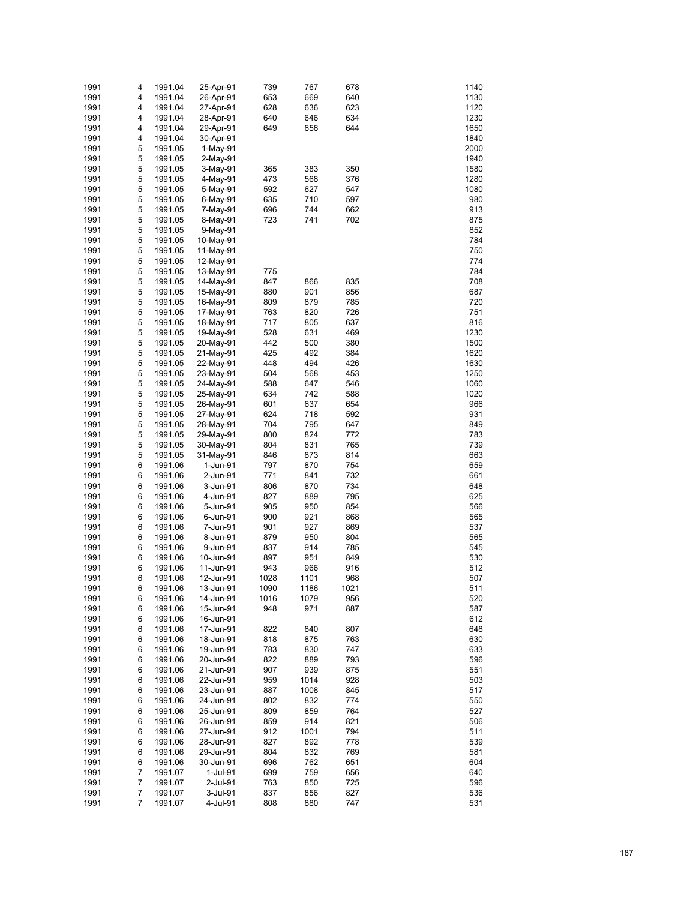| | | | | | | | | |
|---|---|---|---|---|---|---|---|---|
| 1991 | 4 | 1991.04 | 25-Apr-91 | 739 | 767 | 678 | | 1140 |
| 1991 | 4 | 1991.04 | 26-Apr-91 | 653 | 669 | 640 | | 1130 |
| 1991 | 4 | 1991.04 | 27-Apr-91 | 628 | 636 | 623 | | 1120 |
| 1991 | 4 | 1991.04 | 28-Apr-91 | 640 | 646 | 634 | | 1230 |
| 1991 | 4 | 1991.04 | 29-Apr-91 | 649 | 656 | 644 | | 1650 |
| 1991 | 4 | 1991.04 | 30-Apr-91 | | | | | 1840 |
| 1991 | 5 | 1991.05 | 1-May-91 | | | | | 2000 |
| 1991 | 5 | 1991.05 | 2-May-91 | | | | | 1940 |
| 1991 | 5 | 1991.05 | 3-May-91 | 365 | 383 | 350 | | 1580 |
| 1991 | 5 | 1991.05 | 4-May-91 | 473 | 568 | 376 | | 1280 |
| 1991 | 5 | 1991.05 | 5-May-91 | 592 | 627 | 547 | | 1080 |
| 1991 | 5 | 1991.05 | 6-May-91 | 635 | 710 | 597 | | 980 |
| 1991 | 5 | 1991.05 | 7-May-91 | 696 | 744 | 662 | | 913 |
| 1991 | 5 | 1991.05 | 8-May-91 | 723 | 741 | 702 | | 875 |
| 1991 | 5 | 1991.05 | 9-May-91 | | | | | 852 |
| 1991 | 5 | 1991.05 | 10-May-91 | | | | | 784 |
| 1991 | 5 | 1991.05 | 11-May-91 | | | | | 750 |
| 1991 | 5 | 1991.05 | 12-May-91 | | | | | 774 |
| 1991 | 5 | 1991.05 | 13-May-91 | 775 | | | | 784 |
| 1991 | 5 | 1991.05 | 14-May-91 | 847 | 866 | 835 | | 708 |
| 1991 | 5 | 1991.05 | 15-May-91 | 880 | 901 | 856 | | 687 |
| 1991 | 5 | 1991.05 | 16-May-91 | 809 | 879 | 785 | | 720 |
| 1991 | 5 | 1991.05 | 17-May-91 | 763 | 820 | 726 | | 751 |
| 1991 | 5 | 1991.05 | 18-May-91 | 717 | 805 | 637 | | 816 |
| 1991 | 5 | 1991.05 | 19-May-91 | 528 | 631 | 469 | | 1230 |
| 1991 | 5 | 1991.05 | 20-May-91 | 442 | 500 | 380 | | 1500 |
| 1991 | 5 | 1991.05 | 21-May-91 | 425 | 492 | 384 | | 1620 |
| 1991 | 5 | 1991.05 | 22-May-91 | 448 | 494 | 426 | | 1630 |
| 1991 | 5 | 1991.05 | 23-May-91 | 504 | 568 | 453 | | 1250 |
| 1991 | 5 | 1991.05 | 24-May-91 | 588 | 647 | 546 | | 1060 |
| 1991 | 5 | 1991.05 | 25-May-91 | 634 | 742 | 588 | | 1020 |
| 1991 | 5 | 1991.05 | 26-May-91 | 601 | 637 | 654 | | 966 |
| 1991 | 5 | 1991.05 | 27-May-91 | 624 | 718 | 592 | | 931 |
| 1991 | 5 | 1991.05 | 28-May-91 | 704 | 795 | 647 | | 849 |
| 1991 | 5 | 1991.05 | 29-May-91 | 800 | 824 | 772 | | 783 |
| 1991 | 5 | 1991.05 | 30-May-91 | 804 | 831 | 765 | | 739 |
| 1991 | 5 | 1991.05 | 31-May-91 | 846 | 873 | 814 | | 663 |
| 1991 | 6 | 1991.06 | 1-Jun-91 | 797 | 870 | 754 | | 659 |
| 1991 | 6 | 1991.06 | 2-Jun-91 | 771 | 841 | 732 | | 661 |
| 1991 | 6 | 1991.06 | 3-Jun-91 | 806 | 870 | 734 | | 648 |
| 1991 | 6 | 1991.06 | 4-Jun-91 | 827 | 889 | 795 | | 625 |
| 1991 | 6 | 1991.06 | 5-Jun-91 | 905 | 950 | 854 | | 566 |
| 1991 | 6 | 1991.06 | 6-Jun-91 | 900 | 921 | 868 | | 565 |
| 1991 | 6 | 1991.06 | 7-Jun-91 | 901 | 927 | 869 | | 537 |
| 1991 | 6 | 1991.06 | 8-Jun-91 | 879 | 950 | 804 | | 565 |
| 1991 | 6 | 1991.06 | 9-Jun-91 | 837 | 914 | 785 | | 545 |
| 1991 | 6 | 1991.06 | 10-Jun-91 | 897 | 951 | 849 | | 530 |
| 1991 | 6 | 1991.06 | 11-Jun-91 | 943 | 966 | 916 | | 512 |
| 1991 | 6 | 1991.06 | 12-Jun-91 | 1028 | 1101 | 968 | | 507 |
| 1991 | 6 | 1991.06 | 13-Jun-91 | 1090 | 1186 | 1021 | | 511 |
| 1991 | 6 | 1991.06 | 14-Jun-91 | 1016 | 1079 | 956 | | 520 |
| 1991 | 6 | 1991.06 | 15-Jun-91 | 948 | 971 | 887 | | 587 |
| 1991 | 6 | 1991.06 | 16-Jun-91 | | | | | 612 |
| 1991 | 6 | 1991.06 | 17-Jun-91 | 822 | 840 | 807 | | 648 |
| 1991 | 6 | 1991.06 | 18-Jun-91 | 818 | 875 | 763 | | 630 |
| 1991 | 6 | 1991.06 | 19-Jun-91 | 783 | 830 | 747 | | 633 |
| 1991 | 6 | 1991.06 | 20-Jun-91 | 822 | 889 | 793 | | 596 |
| 1991 | 6 | 1991.06 | 21-Jun-91 | 907 | 939 | 875 | | 551 |
| 1991 | 6 | 1991.06 | 22-Jun-91 | 959 | 1014 | 928 | | 503 |
| 1991 | 6 | 1991.06 | 23-Jun-91 | 887 | 1008 | 845 | | 517 |
| 1991 | 6 | 1991.06 | 24-Jun-91 | 802 | 832 | 774 | | 550 |
| 1991 | 6 | 1991.06 | 25-Jun-91 | 809 | 859 | 764 | | 527 |
| 1991 | 6 | 1991.06 | 26-Jun-91 | 859 | 914 | 821 | | 506 |
| 1991 | 6 | 1991.06 | 27-Jun-91 | 912 | 1001 | 794 | | 511 |
| 1991 | 6 | 1991.06 | 28-Jun-91 | 827 | 892 | 778 | | 539 |
| 1991 | 6 | 1991.06 | 29-Jun-91 | 804 | 832 | 769 | | 581 |
| 1991 | 6 | 1991.06 | 30-Jun-91 | 696 | 762 | 651 | | 604 |
| 1991 | 7 | 1991.07 | 1-Jul-91 | 699 | 759 | 656 | | 640 |
| 1991 | 7 | 1991.07 | 2-Jul-91 | 763 | 850 | 725 | | 596 |
| 1991 | 7 | 1991.07 | 3-Jul-91 | 837 | 856 | 827 | | 536 |
| 1991 | 7 | 1991.07 | 4-Jul-91 | 808 | 880 | 747 | | 531 |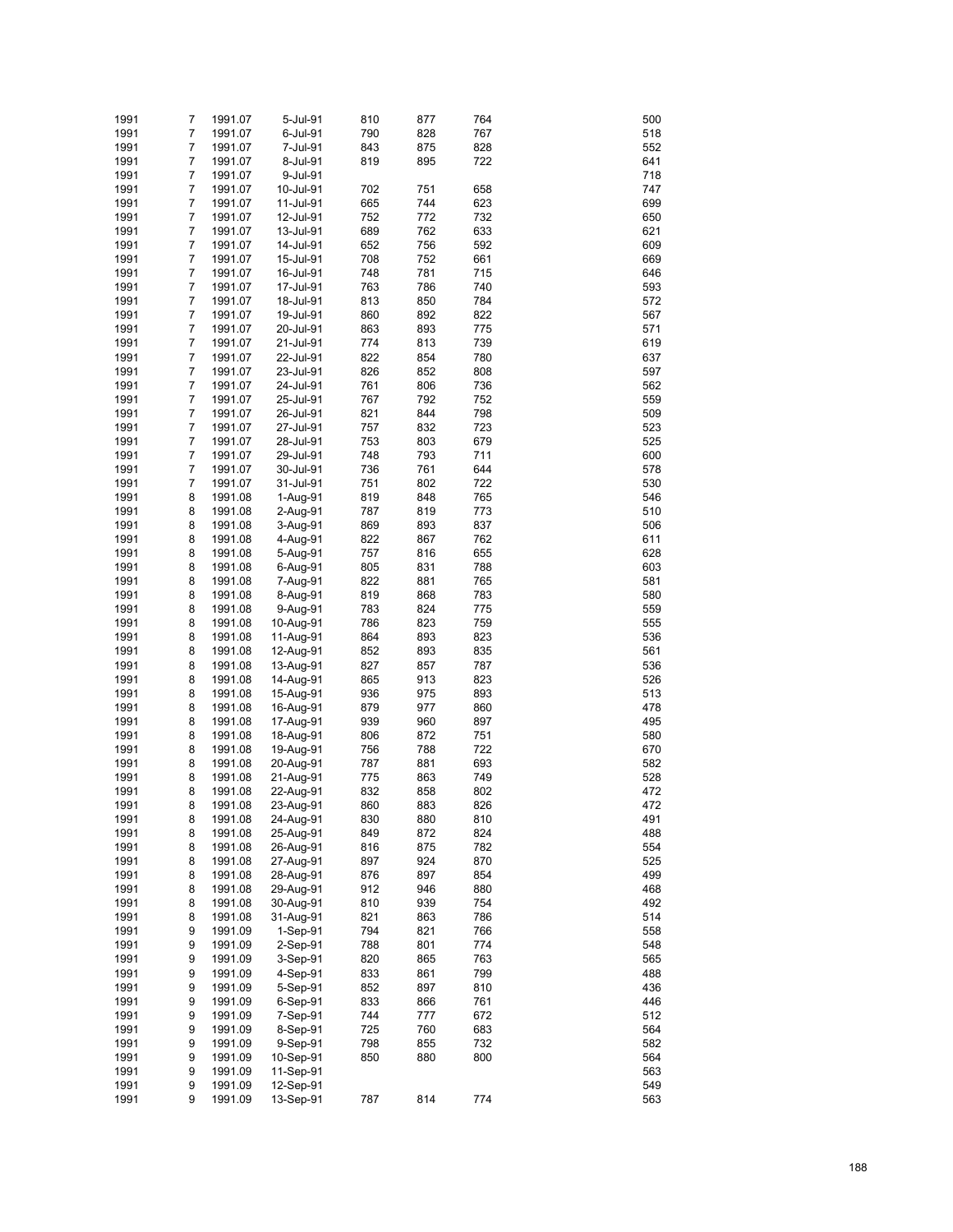| | | | | | | | | |
|---|---|---|---|---|---|---|---|---|
| 1991 | 7 | 1991.07 | 5-Jul-91 | 810 | 877 | 764 | | 500 |
| 1991 | 7 | 1991.07 | 6-Jul-91 | 790 | 828 | 767 | | 518 |
| 1991 | 7 | 1991.07 | 7-Jul-91 | 843 | 875 | 828 | | 552 |
| 1991 | 7 | 1991.07 | 8-Jul-91 | 819 | 895 | 722 | | 641 |
| 1991 | 7 | 1991.07 | 9-Jul-91 | | | | | 718 |
| 1991 | 7 | 1991.07 | 10-Jul-91 | 702 | 751 | 658 | | 747 |
| 1991 | 7 | 1991.07 | 11-Jul-91 | 665 | 744 | 623 | | 699 |
| 1991 | 7 | 1991.07 | 12-Jul-91 | 752 | 772 | 732 | | 650 |
| 1991 | 7 | 1991.07 | 13-Jul-91 | 689 | 762 | 633 | | 621 |
| 1991 | 7 | 1991.07 | 14-Jul-91 | 652 | 756 | 592 | | 609 |
| 1991 | 7 | 1991.07 | 15-Jul-91 | 708 | 752 | 661 | | 669 |
| 1991 | 7 | 1991.07 | 16-Jul-91 | 748 | 781 | 715 | | 646 |
| 1991 | 7 | 1991.07 | 17-Jul-91 | 763 | 786 | 740 | | 593 |
| 1991 | 7 | 1991.07 | 18-Jul-91 | 813 | 850 | 784 | | 572 |
| 1991 | 7 | 1991.07 | 19-Jul-91 | 860 | 892 | 822 | | 567 |
| 1991 | 7 | 1991.07 | 20-Jul-91 | 863 | 893 | 775 | | 571 |
| 1991 | 7 | 1991.07 | 21-Jul-91 | 774 | 813 | 739 | | 619 |
| 1991 | 7 | 1991.07 | 22-Jul-91 | 822 | 854 | 780 | | 637 |
| 1991 | 7 | 1991.07 | 23-Jul-91 | 826 | 852 | 808 | | 597 |
| 1991 | 7 | 1991.07 | 24-Jul-91 | 761 | 806 | 736 | | 562 |
| 1991 | 7 | 1991.07 | 25-Jul-91 | 767 | 792 | 752 | | 559 |
| 1991 | 7 | 1991.07 | 26-Jul-91 | 821 | 844 | 798 | | 509 |
| 1991 | 7 | 1991.07 | 27-Jul-91 | 757 | 832 | 723 | | 523 |
| 1991 | 7 | 1991.07 | 28-Jul-91 | 753 | 803 | 679 | | 525 |
| 1991 | 7 | 1991.07 | 29-Jul-91 | 748 | 793 | 711 | | 600 |
| 1991 | 7 | 1991.07 | 30-Jul-91 | 736 | 761 | 644 | | 578 |
| 1991 | 7 | 1991.07 | 31-Jul-91 | 751 | 802 | 722 | | 530 |
| 1991 | 8 | 1991.08 | 1-Aug-91 | 819 | 848 | 765 | | 546 |
| 1991 | 8 | 1991.08 | 2-Aug-91 | 787 | 819 | 773 | | 510 |
| 1991 | 8 | 1991.08 | 3-Aug-91 | 869 | 893 | 837 | | 506 |
| 1991 | 8 | 1991.08 | 4-Aug-91 | 822 | 867 | 762 | | 611 |
| 1991 | 8 | 1991.08 | 5-Aug-91 | 757 | 816 | 655 | | 628 |
| 1991 | 8 | 1991.08 | 6-Aug-91 | 805 | 831 | 788 | | 603 |
| 1991 | 8 | 1991.08 | 7-Aug-91 | 822 | 881 | 765 | | 581 |
| 1991 | 8 | 1991.08 | 8-Aug-91 | 819 | 868 | 783 | | 580 |
| 1991 | 8 | 1991.08 | 9-Aug-91 | 783 | 824 | 775 | | 559 |
| 1991 | 8 | 1991.08 | 10-Aug-91 | 786 | 823 | 759 | | 555 |
| 1991 | 8 | 1991.08 | 11-Aug-91 | 864 | 893 | 823 | | 536 |
| 1991 | 8 | 1991.08 | 12-Aug-91 | 852 | 893 | 835 | | 561 |
| 1991 | 8 | 1991.08 | 13-Aug-91 | 827 | 857 | 787 | | 536 |
| 1991 | 8 | 1991.08 | 14-Aug-91 | 865 | 913 | 823 | | 526 |
| 1991 | 8 | 1991.08 | 15-Aug-91 | 936 | 975 | 893 | | 513 |
| 1991 | 8 | 1991.08 | 16-Aug-91 | 879 | 977 | 860 | | 478 |
| 1991 | 8 | 1991.08 | 17-Aug-91 | 939 | 960 | 897 | | 495 |
| 1991 | 8 | 1991.08 | 18-Aug-91 | 806 | 872 | 751 | | 580 |
| 1991 | 8 | 1991.08 | 19-Aug-91 | 756 | 788 | 722 | | 670 |
| 1991 | 8 | 1991.08 | 20-Aug-91 | 787 | 881 | 693 | | 582 |
| 1991 | 8 | 1991.08 | 21-Aug-91 | 775 | 863 | 749 | | 528 |
| 1991 | 8 | 1991.08 | 22-Aug-91 | 832 | 858 | 802 | | 472 |
| 1991 | 8 | 1991.08 | 23-Aug-91 | 860 | 883 | 826 | | 472 |
| 1991 | 8 | 1991.08 | 24-Aug-91 | 830 | 880 | 810 | | 491 |
| 1991 | 8 | 1991.08 | 25-Aug-91 | 849 | 872 | 824 | | 488 |
| 1991 | 8 | 1991.08 | 26-Aug-91 | 816 | 875 | 782 | | 554 |
| 1991 | 8 | 1991.08 | 27-Aug-91 | 897 | 924 | 870 | | 525 |
| 1991 | 8 | 1991.08 | 28-Aug-91 | 876 | 897 | 854 | | 499 |
| 1991 | 8 | 1991.08 | 29-Aug-91 | 912 | 946 | 880 | | 468 |
| 1991 | 8 | 1991.08 | 30-Aug-91 | 810 | 939 | 754 | | 492 |
| 1991 | 8 | 1991.08 | 31-Aug-91 | 821 | 863 | 786 | | 514 |
| 1991 | 9 | 1991.09 | 1-Sep-91 | 794 | 821 | 766 | | 558 |
| 1991 | 9 | 1991.09 | 2-Sep-91 | 788 | 801 | 774 | | 548 |
| 1991 | 9 | 1991.09 | 3-Sep-91 | 820 | 865 | 763 | | 565 |
| 1991 | 9 | 1991.09 | 4-Sep-91 | 833 | 861 | 799 | | 488 |
| 1991 | 9 | 1991.09 | 5-Sep-91 | 852 | 897 | 810 | | 436 |
| 1991 | 9 | 1991.09 | 6-Sep-91 | 833 | 866 | 761 | | 446 |
| 1991 | 9 | 1991.09 | 7-Sep-91 | 744 | 777 | 672 | | 512 |
| 1991 | 9 | 1991.09 | 8-Sep-91 | 725 | 760 | 683 | | 564 |
| 1991 | 9 | 1991.09 | 9-Sep-91 | 798 | 855 | 732 | | 582 |
| 1991 | 9 | 1991.09 | 10-Sep-91 | 850 | 880 | 800 | | 564 |
| 1991 | 9 | 1991.09 | 11-Sep-91 | | | | | 563 |
| 1991 | 9 | 1991.09 | 12-Sep-91 | | | | | 549 |
| 1991 | 9 | 1991.09 | 13-Sep-91 | 787 | 814 | 774 | | 563 |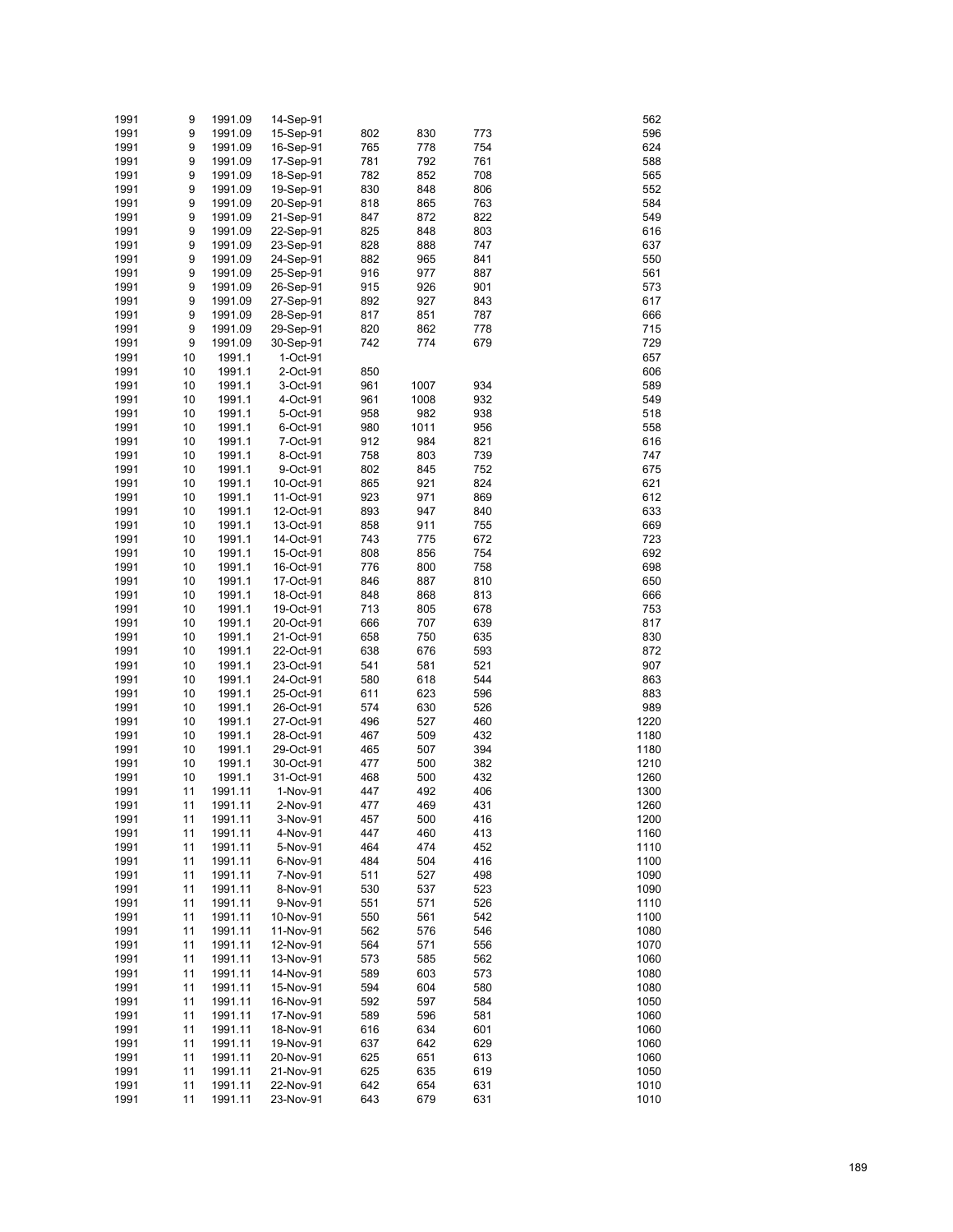| | | | | | | | | |
|---|---|---|---|---|---|---|---|---|
| 1991 | 9 | 1991.09 | 14-Sep-91 | | | | | 562 |
| 1991 | 9 | 1991.09 | 15-Sep-91 | 802 | 830 | 773 | | 596 |
| 1991 | 9 | 1991.09 | 16-Sep-91 | 765 | 778 | 754 | | 624 |
| 1991 | 9 | 1991.09 | 17-Sep-91 | 781 | 792 | 761 | | 588 |
| 1991 | 9 | 1991.09 | 18-Sep-91 | 782 | 852 | 708 | | 565 |
| 1991 | 9 | 1991.09 | 19-Sep-91 | 830 | 848 | 806 | | 552 |
| 1991 | 9 | 1991.09 | 20-Sep-91 | 818 | 865 | 763 | | 584 |
| 1991 | 9 | 1991.09 | 21-Sep-91 | 847 | 872 | 822 | | 549 |
| 1991 | 9 | 1991.09 | 22-Sep-91 | 825 | 848 | 803 | | 616 |
| 1991 | 9 | 1991.09 | 23-Sep-91 | 828 | 888 | 747 | | 637 |
| 1991 | 9 | 1991.09 | 24-Sep-91 | 882 | 965 | 841 | | 550 |
| 1991 | 9 | 1991.09 | 25-Sep-91 | 916 | 977 | 887 | | 561 |
| 1991 | 9 | 1991.09 | 26-Sep-91 | 915 | 926 | 901 | | 573 |
| 1991 | 9 | 1991.09 | 27-Sep-91 | 892 | 927 | 843 | | 617 |
| 1991 | 9 | 1991.09 | 28-Sep-91 | 817 | 851 | 787 | | 666 |
| 1991 | 9 | 1991.09 | 29-Sep-91 | 820 | 862 | 778 | | 715 |
| 1991 | 9 | 1991.09 | 30-Sep-91 | 742 | 774 | 679 | | 729 |
| 1991 | 10 | 1991.1 | 1-Oct-91 | | | | | 657 |
| 1991 | 10 | 1991.1 | 2-Oct-91 | 850 | | | | 606 |
| 1991 | 10 | 1991.1 | 3-Oct-91 | 961 | 1007 | 934 | | 589 |
| 1991 | 10 | 1991.1 | 4-Oct-91 | 961 | 1008 | 932 | | 549 |
| 1991 | 10 | 1991.1 | 5-Oct-91 | 958 | 982 | 938 | | 518 |
| 1991 | 10 | 1991.1 | 6-Oct-91 | 980 | 1011 | 956 | | 558 |
| 1991 | 10 | 1991.1 | 7-Oct-91 | 912 | 984 | 821 | | 616 |
| 1991 | 10 | 1991.1 | 8-Oct-91 | 758 | 803 | 739 | | 747 |
| 1991 | 10 | 1991.1 | 9-Oct-91 | 802 | 845 | 752 | | 675 |
| 1991 | 10 | 1991.1 | 10-Oct-91 | 865 | 921 | 824 | | 621 |
| 1991 | 10 | 1991.1 | 11-Oct-91 | 923 | 971 | 869 | | 612 |
| 1991 | 10 | 1991.1 | 12-Oct-91 | 893 | 947 | 840 | | 633 |
| 1991 | 10 | 1991.1 | 13-Oct-91 | 858 | 911 | 755 | | 669 |
| 1991 | 10 | 1991.1 | 14-Oct-91 | 743 | 775 | 672 | | 723 |
| 1991 | 10 | 1991.1 | 15-Oct-91 | 808 | 856 | 754 | | 692 |
| 1991 | 10 | 1991.1 | 16-Oct-91 | 776 | 800 | 758 | | 698 |
| 1991 | 10 | 1991.1 | 17-Oct-91 | 846 | 887 | 810 | | 650 |
| 1991 | 10 | 1991.1 | 18-Oct-91 | 848 | 868 | 813 | | 666 |
| 1991 | 10 | 1991.1 | 19-Oct-91 | 713 | 805 | 678 | | 753 |
| 1991 | 10 | 1991.1 | 20-Oct-91 | 666 | 707 | 639 | | 817 |
| 1991 | 10 | 1991.1 | 21-Oct-91 | 658 | 750 | 635 | | 830 |
| 1991 | 10 | 1991.1 | 22-Oct-91 | 638 | 676 | 593 | | 872 |
| 1991 | 10 | 1991.1 | 23-Oct-91 | 541 | 581 | 521 | | 907 |
| 1991 | 10 | 1991.1 | 24-Oct-91 | 580 | 618 | 544 | | 863 |
| 1991 | 10 | 1991.1 | 25-Oct-91 | 611 | 623 | 596 | | 883 |
| 1991 | 10 | 1991.1 | 26-Oct-91 | 574 | 630 | 526 | | 989 |
| 1991 | 10 | 1991.1 | 27-Oct-91 | 496 | 527 | 460 | | 1220 |
| 1991 | 10 | 1991.1 | 28-Oct-91 | 467 | 509 | 432 | | 1180 |
| 1991 | 10 | 1991.1 | 29-Oct-91 | 465 | 507 | 394 | | 1180 |
| 1991 | 10 | 1991.1 | 30-Oct-91 | 477 | 500 | 382 | | 1210 |
| 1991 | 10 | 1991.1 | 31-Oct-91 | 468 | 500 | 432 | | 1260 |
| 1991 | 11 | 1991.11 | 1-Nov-91 | 447 | 492 | 406 | | 1300 |
| 1991 | 11 | 1991.11 | 2-Nov-91 | 477 | 469 | 431 | | 1260 |
| 1991 | 11 | 1991.11 | 3-Nov-91 | 457 | 500 | 416 | | 1200 |
| 1991 | 11 | 1991.11 | 4-Nov-91 | 447 | 460 | 413 | | 1160 |
| 1991 | 11 | 1991.11 | 5-Nov-91 | 464 | 474 | 452 | | 1110 |
| 1991 | 11 | 1991.11 | 6-Nov-91 | 484 | 504 | 416 | | 1100 |
| 1991 | 11 | 1991.11 | 7-Nov-91 | 511 | 527 | 498 | | 1090 |
| 1991 | 11 | 1991.11 | 8-Nov-91 | 530 | 537 | 523 | | 1090 |
| 1991 | 11 | 1991.11 | 9-Nov-91 | 551 | 571 | 526 | | 1110 |
| 1991 | 11 | 1991.11 | 10-Nov-91 | 550 | 561 | 542 | | 1100 |
| 1991 | 11 | 1991.11 | 11-Nov-91 | 562 | 576 | 546 | | 1080 |
| 1991 | 11 | 1991.11 | 12-Nov-91 | 564 | 571 | 556 | | 1070 |
| 1991 | 11 | 1991.11 | 13-Nov-91 | 573 | 585 | 562 | | 1060 |
| 1991 | 11 | 1991.11 | 14-Nov-91 | 589 | 603 | 573 | | 1080 |
| 1991 | 11 | 1991.11 | 15-Nov-91 | 594 | 604 | 580 | | 1080 |
| 1991 | 11 | 1991.11 | 16-Nov-91 | 592 | 597 | 584 | | 1050 |
| 1991 | 11 | 1991.11 | 17-Nov-91 | 589 | 596 | 581 | | 1060 |
| 1991 | 11 | 1991.11 | 18-Nov-91 | 616 | 634 | 601 | | 1060 |
| 1991 | 11 | 1991.11 | 19-Nov-91 | 637 | 642 | 629 | | 1060 |
| 1991 | 11 | 1991.11 | 20-Nov-91 | 625 | 651 | 613 | | 1060 |
| 1991 | 11 | 1991.11 | 21-Nov-91 | 625 | 635 | 619 | | 1050 |
| 1991 | 11 | 1991.11 | 22-Nov-91 | 642 | 654 | 631 | | 1010 |
| 1991 | 11 | 1991.11 | 23-Nov-91 | 643 | 679 | 631 | | 1010 |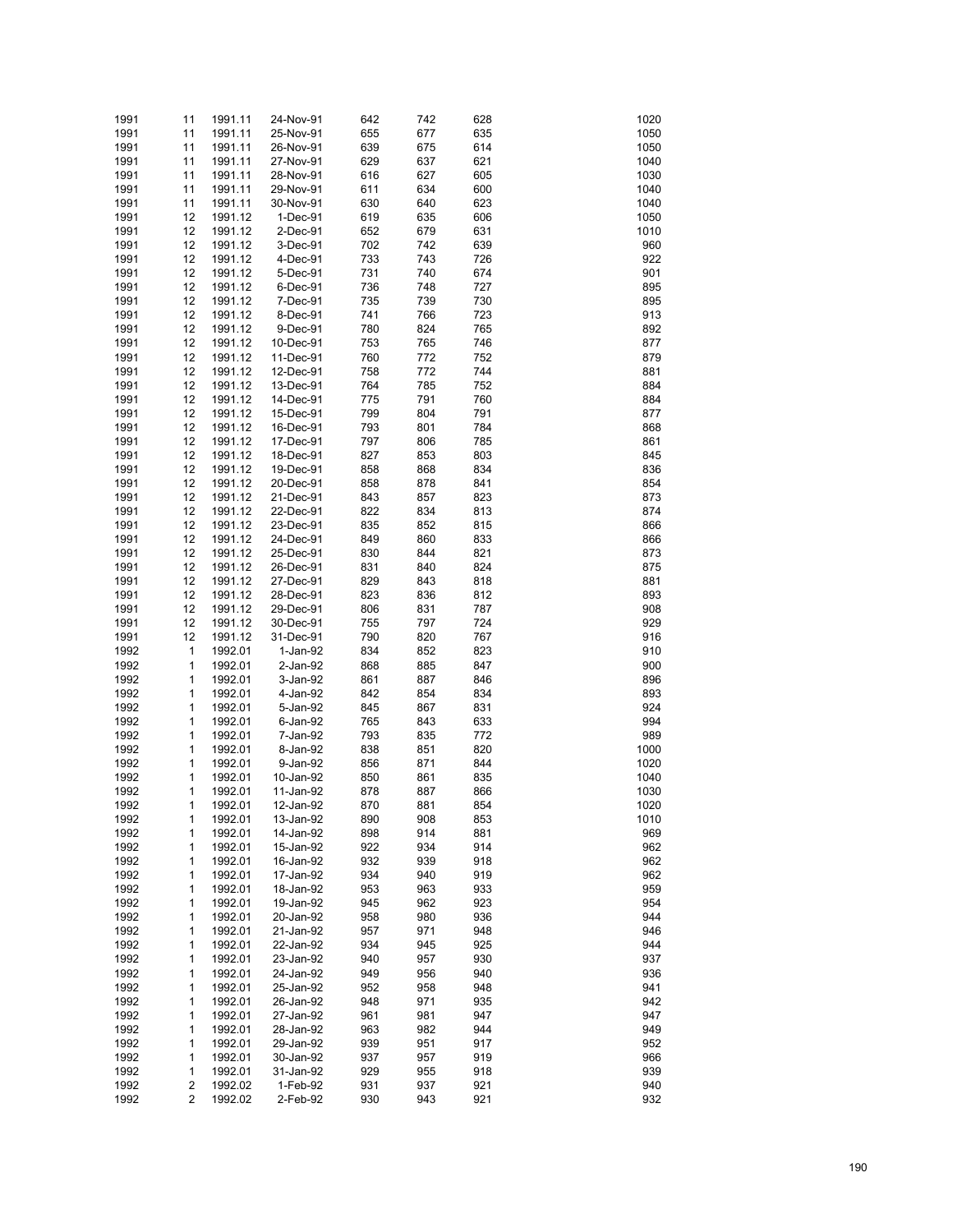| | | | | | | | | |
|---|---|---|---|---|---|---|---|---|
| 1991 | 11 | 1991.11 | 24-Nov-91 | 642 | 742 | 628 | | 1020 |
| 1991 | 11 | 1991.11 | 25-Nov-91 | 655 | 677 | 635 | | 1050 |
| 1991 | 11 | 1991.11 | 26-Nov-91 | 639 | 675 | 614 | | 1050 |
| 1991 | 11 | 1991.11 | 27-Nov-91 | 629 | 637 | 621 | | 1040 |
| 1991 | 11 | 1991.11 | 28-Nov-91 | 616 | 627 | 605 | | 1030 |
| 1991 | 11 | 1991.11 | 29-Nov-91 | 611 | 634 | 600 | | 1040 |
| 1991 | 11 | 1991.11 | 30-Nov-91 | 630 | 640 | 623 | | 1040 |
| 1991 | 12 | 1991.12 | 1-Dec-91 | 619 | 635 | 606 | | 1050 |
| 1991 | 12 | 1991.12 | 2-Dec-91 | 652 | 679 | 631 | | 1010 |
| 1991 | 12 | 1991.12 | 3-Dec-91 | 702 | 742 | 639 | | 960 |
| 1991 | 12 | 1991.12 | 4-Dec-91 | 733 | 743 | 726 | | 922 |
| 1991 | 12 | 1991.12 | 5-Dec-91 | 731 | 740 | 674 | | 901 |
| 1991 | 12 | 1991.12 | 6-Dec-91 | 736 | 748 | 727 | | 895 |
| 1991 | 12 | 1991.12 | 7-Dec-91 | 735 | 739 | 730 | | 895 |
| 1991 | 12 | 1991.12 | 8-Dec-91 | 741 | 766 | 723 | | 913 |
| 1991 | 12 | 1991.12 | 9-Dec-91 | 780 | 824 | 765 | | 892 |
| 1991 | 12 | 1991.12 | 10-Dec-91 | 753 | 765 | 746 | | 877 |
| 1991 | 12 | 1991.12 | 11-Dec-91 | 760 | 772 | 752 | | 879 |
| 1991 | 12 | 1991.12 | 12-Dec-91 | 758 | 772 | 744 | | 881 |
| 1991 | 12 | 1991.12 | 13-Dec-91 | 764 | 785 | 752 | | 884 |
| 1991 | 12 | 1991.12 | 14-Dec-91 | 775 | 791 | 760 | | 884 |
| 1991 | 12 | 1991.12 | 15-Dec-91 | 799 | 804 | 791 | | 877 |
| 1991 | 12 | 1991.12 | 16-Dec-91 | 793 | 801 | 784 | | 868 |
| 1991 | 12 | 1991.12 | 17-Dec-91 | 797 | 806 | 785 | | 861 |
| 1991 | 12 | 1991.12 | 18-Dec-91 | 827 | 853 | 803 | | 845 |
| 1991 | 12 | 1991.12 | 19-Dec-91 | 858 | 868 | 834 | | 836 |
| 1991 | 12 | 1991.12 | 20-Dec-91 | 858 | 878 | 841 | | 854 |
| 1991 | 12 | 1991.12 | 21-Dec-91 | 843 | 857 | 823 | | 873 |
| 1991 | 12 | 1991.12 | 22-Dec-91 | 822 | 834 | 813 | | 874 |
| 1991 | 12 | 1991.12 | 23-Dec-91 | 835 | 852 | 815 | | 866 |
| 1991 | 12 | 1991.12 | 24-Dec-91 | 849 | 860 | 833 | | 866 |
| 1991 | 12 | 1991.12 | 25-Dec-91 | 830 | 844 | 821 | | 873 |
| 1991 | 12 | 1991.12 | 26-Dec-91 | 831 | 840 | 824 | | 875 |
| 1991 | 12 | 1991.12 | 27-Dec-91 | 829 | 843 | 818 | | 881 |
| 1991 | 12 | 1991.12 | 28-Dec-91 | 823 | 836 | 812 | | 893 |
| 1991 | 12 | 1991.12 | 29-Dec-91 | 806 | 831 | 787 | | 908 |
| 1991 | 12 | 1991.12 | 30-Dec-91 | 755 | 797 | 724 | | 929 |
| 1991 | 12 | 1991.12 | 31-Dec-91 | 790 | 820 | 767 | | 916 |
| 1992 | 1 | 1992.01 | 1-Jan-92 | 834 | 852 | 823 | | 910 |
| 1992 | 1 | 1992.01 | 2-Jan-92 | 868 | 885 | 847 | | 900 |
| 1992 | 1 | 1992.01 | 3-Jan-92 | 861 | 887 | 846 | | 896 |
| 1992 | 1 | 1992.01 | 4-Jan-92 | 842 | 854 | 834 | | 893 |
| 1992 | 1 | 1992.01 | 5-Jan-92 | 845 | 867 | 831 | | 924 |
| 1992 | 1 | 1992.01 | 6-Jan-92 | 765 | 843 | 633 | | 994 |
| 1992 | 1 | 1992.01 | 7-Jan-92 | 793 | 835 | 772 | | 989 |
| 1992 | 1 | 1992.01 | 8-Jan-92 | 838 | 851 | 820 | | 1000 |
| 1992 | 1 | 1992.01 | 9-Jan-92 | 856 | 871 | 844 | | 1020 |
| 1992 | 1 | 1992.01 | 10-Jan-92 | 850 | 861 | 835 | | 1040 |
| 1992 | 1 | 1992.01 | 11-Jan-92 | 878 | 887 | 866 | | 1030 |
| 1992 | 1 | 1992.01 | 12-Jan-92 | 870 | 881 | 854 | | 1020 |
| 1992 | 1 | 1992.01 | 13-Jan-92 | 890 | 908 | 853 | | 1010 |
| 1992 | 1 | 1992.01 | 14-Jan-92 | 898 | 914 | 881 | | 969 |
| 1992 | 1 | 1992.01 | 15-Jan-92 | 922 | 934 | 914 | | 962 |
| 1992 | 1 | 1992.01 | 16-Jan-92 | 932 | 939 | 918 | | 962 |
| 1992 | 1 | 1992.01 | 17-Jan-92 | 934 | 940 | 919 | | 962 |
| 1992 | 1 | 1992.01 | 18-Jan-92 | 953 | 963 | 933 | | 959 |
| 1992 | 1 | 1992.01 | 19-Jan-92 | 945 | 962 | 923 | | 954 |
| 1992 | 1 | 1992.01 | 20-Jan-92 | 958 | 980 | 936 | | 944 |
| 1992 | 1 | 1992.01 | 21-Jan-92 | 957 | 971 | 948 | | 946 |
| 1992 | 1 | 1992.01 | 22-Jan-92 | 934 | 945 | 925 | | 944 |
| 1992 | 1 | 1992.01 | 23-Jan-92 | 940 | 957 | 930 | | 937 |
| 1992 | 1 | 1992.01 | 24-Jan-92 | 949 | 956 | 940 | | 936 |
| 1992 | 1 | 1992.01 | 25-Jan-92 | 952 | 958 | 948 | | 941 |
| 1992 | 1 | 1992.01 | 26-Jan-92 | 948 | 971 | 935 | | 942 |
| 1992 | 1 | 1992.01 | 27-Jan-92 | 961 | 981 | 947 | | 947 |
| 1992 | 1 | 1992.01 | 28-Jan-92 | 963 | 982 | 944 | | 949 |
| 1992 | 1 | 1992.01 | 29-Jan-92 | 939 | 951 | 917 | | 952 |
| 1992 | 1 | 1992.01 | 30-Jan-92 | 937 | 957 | 919 | | 966 |
| 1992 | 1 | 1992.01 | 31-Jan-92 | 929 | 955 | 918 | | 939 |
| 1992 | 2 | 1992.02 | 1-Feb-92 | 931 | 937 | 921 | | 940 |
| 1992 | 2 | 1992.02 | 2-Feb-92 | 930 | 943 | 921 | | 932 |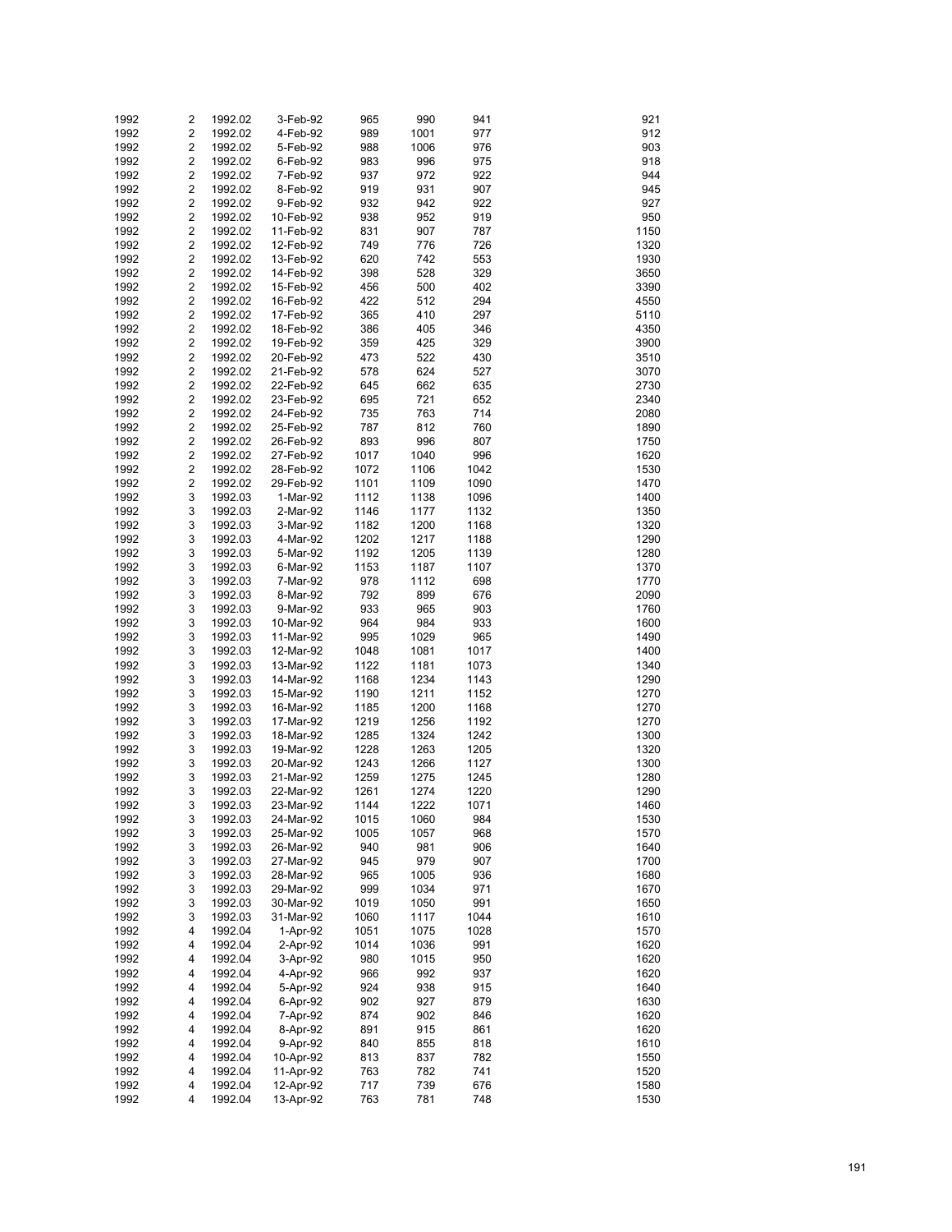| | | | | | | | | |
|---|---|---|---|---|---|---|---|---|
| 1992 | 2 | 1992.02 | 3-Feb-92 | 965 | 990 | 941 | | 921 |
| 1992 | 2 | 1992.02 | 4-Feb-92 | 989 | 1001 | 977 | | 912 |
| 1992 | 2 | 1992.02 | 5-Feb-92 | 988 | 1006 | 976 | | 903 |
| 1992 | 2 | 1992.02 | 6-Feb-92 | 983 | 996 | 975 | | 918 |
| 1992 | 2 | 1992.02 | 7-Feb-92 | 937 | 972 | 922 | | 944 |
| 1992 | 2 | 1992.02 | 8-Feb-92 | 919 | 931 | 907 | | 945 |
| 1992 | 2 | 1992.02 | 9-Feb-92 | 932 | 942 | 922 | | 927 |
| 1992 | 2 | 1992.02 | 10-Feb-92 | 938 | 952 | 919 | | 950 |
| 1992 | 2 | 1992.02 | 11-Feb-92 | 831 | 907 | 787 | | 1150 |
| 1992 | 2 | 1992.02 | 12-Feb-92 | 749 | 776 | 726 | | 1320 |
| 1992 | 2 | 1992.02 | 13-Feb-92 | 620 | 742 | 553 | | 1930 |
| 1992 | 2 | 1992.02 | 14-Feb-92 | 398 | 528 | 329 | | 3650 |
| 1992 | 2 | 1992.02 | 15-Feb-92 | 456 | 500 | 402 | | 3390 |
| 1992 | 2 | 1992.02 | 16-Feb-92 | 422 | 512 | 294 | | 4550 |
| 1992 | 2 | 1992.02 | 17-Feb-92 | 365 | 410 | 297 | | 5110 |
| 1992 | 2 | 1992.02 | 18-Feb-92 | 386 | 405 | 346 | | 4350 |
| 1992 | 2 | 1992.02 | 19-Feb-92 | 359 | 425 | 329 | | 3900 |
| 1992 | 2 | 1992.02 | 20-Feb-92 | 473 | 522 | 430 | | 3510 |
| 1992 | 2 | 1992.02 | 21-Feb-92 | 578 | 624 | 527 | | 3070 |
| 1992 | 2 | 1992.02 | 22-Feb-92 | 645 | 662 | 635 | | 2730 |
| 1992 | 2 | 1992.02 | 23-Feb-92 | 695 | 721 | 652 | | 2340 |
| 1992 | 2 | 1992.02 | 24-Feb-92 | 735 | 763 | 714 | | 2080 |
| 1992 | 2 | 1992.02 | 25-Feb-92 | 787 | 812 | 760 | | 1890 |
| 1992 | 2 | 1992.02 | 26-Feb-92 | 893 | 996 | 807 | | 1750 |
| 1992 | 2 | 1992.02 | 27-Feb-92 | 1017 | 1040 | 996 | | 1620 |
| 1992 | 2 | 1992.02 | 28-Feb-92 | 1072 | 1106 | 1042 | | 1530 |
| 1992 | 2 | 1992.02 | 29-Feb-92 | 1101 | 1109 | 1090 | | 1470 |
| 1992 | 3 | 1992.03 | 1-Mar-92 | 1112 | 1138 | 1096 | | 1400 |
| 1992 | 3 | 1992.03 | 2-Mar-92 | 1146 | 1177 | 1132 | | 1350 |
| 1992 | 3 | 1992.03 | 3-Mar-92 | 1182 | 1200 | 1168 | | 1320 |
| 1992 | 3 | 1992.03 | 4-Mar-92 | 1202 | 1217 | 1188 | | 1290 |
| 1992 | 3 | 1992.03 | 5-Mar-92 | 1192 | 1205 | 1139 | | 1280 |
| 1992 | 3 | 1992.03 | 6-Mar-92 | 1153 | 1187 | 1107 | | 1370 |
| 1992 | 3 | 1992.03 | 7-Mar-92 | 978 | 1112 | 698 | | 1770 |
| 1992 | 3 | 1992.03 | 8-Mar-92 | 792 | 899 | 676 | | 2090 |
| 1992 | 3 | 1992.03 | 9-Mar-92 | 933 | 965 | 903 | | 1760 |
| 1992 | 3 | 1992.03 | 10-Mar-92 | 964 | 984 | 933 | | 1600 |
| 1992 | 3 | 1992.03 | 11-Mar-92 | 995 | 1029 | 965 | | 1490 |
| 1992 | 3 | 1992.03 | 12-Mar-92 | 1048 | 1081 | 1017 | | 1400 |
| 1992 | 3 | 1992.03 | 13-Mar-92 | 1122 | 1181 | 1073 | | 1340 |
| 1992 | 3 | 1992.03 | 14-Mar-92 | 1168 | 1234 | 1143 | | 1290 |
| 1992 | 3 | 1992.03 | 15-Mar-92 | 1190 | 1211 | 1152 | | 1270 |
| 1992 | 3 | 1992.03 | 16-Mar-92 | 1185 | 1200 | 1168 | | 1270 |
| 1992 | 3 | 1992.03 | 17-Mar-92 | 1219 | 1256 | 1192 | | 1270 |
| 1992 | 3 | 1992.03 | 18-Mar-92 | 1285 | 1324 | 1242 | | 1300 |
| 1992 | 3 | 1992.03 | 19-Mar-92 | 1228 | 1263 | 1205 | | 1320 |
| 1992 | 3 | 1992.03 | 20-Mar-92 | 1243 | 1266 | 1127 | | 1300 |
| 1992 | 3 | 1992.03 | 21-Mar-92 | 1259 | 1275 | 1245 | | 1280 |
| 1992 | 3 | 1992.03 | 22-Mar-92 | 1261 | 1274 | 1220 | | 1290 |
| 1992 | 3 | 1992.03 | 23-Mar-92 | 1144 | 1222 | 1071 | | 1460 |
| 1992 | 3 | 1992.03 | 24-Mar-92 | 1015 | 1060 | 984 | | 1530 |
| 1992 | 3 | 1992.03 | 25-Mar-92 | 1005 | 1057 | 968 | | 1570 |
| 1992 | 3 | 1992.03 | 26-Mar-92 | 940 | 981 | 906 | | 1640 |
| 1992 | 3 | 1992.03 | 27-Mar-92 | 945 | 979 | 907 | | 1700 |
| 1992 | 3 | 1992.03 | 28-Mar-92 | 965 | 1005 | 936 | | 1680 |
| 1992 | 3 | 1992.03 | 29-Mar-92 | 999 | 1034 | 971 | | 1670 |
| 1992 | 3 | 1992.03 | 30-Mar-92 | 1019 | 1050 | 991 | | 1650 |
| 1992 | 3 | 1992.03 | 31-Mar-92 | 1060 | 1117 | 1044 | | 1610 |
| 1992 | 4 | 1992.04 | 1-Apr-92 | 1051 | 1075 | 1028 | | 1570 |
| 1992 | 4 | 1992.04 | 2-Apr-92 | 1014 | 1036 | 991 | | 1620 |
| 1992 | 4 | 1992.04 | 3-Apr-92 | 980 | 1015 | 950 | | 1620 |
| 1992 | 4 | 1992.04 | 4-Apr-92 | 966 | 992 | 937 | | 1620 |
| 1992 | 4 | 1992.04 | 5-Apr-92 | 924 | 938 | 915 | | 1640 |
| 1992 | 4 | 1992.04 | 6-Apr-92 | 902 | 927 | 879 | | 1630 |
| 1992 | 4 | 1992.04 | 7-Apr-92 | 874 | 902 | 846 | | 1620 |
| 1992 | 4 | 1992.04 | 8-Apr-92 | 891 | 915 | 861 | | 1620 |
| 1992 | 4 | 1992.04 | 9-Apr-92 | 840 | 855 | 818 | | 1610 |
| 1992 | 4 | 1992.04 | 10-Apr-92 | 813 | 837 | 782 | | 1550 |
| 1992 | 4 | 1992.04 | 11-Apr-92 | 763 | 782 | 741 | | 1520 |
| 1992 | 4 | 1992.04 | 12-Apr-92 | 717 | 739 | 676 | | 1580 |
| 1992 | 4 | 1992.04 | 13-Apr-92 | 763 | 781 | 748 | | 1530 |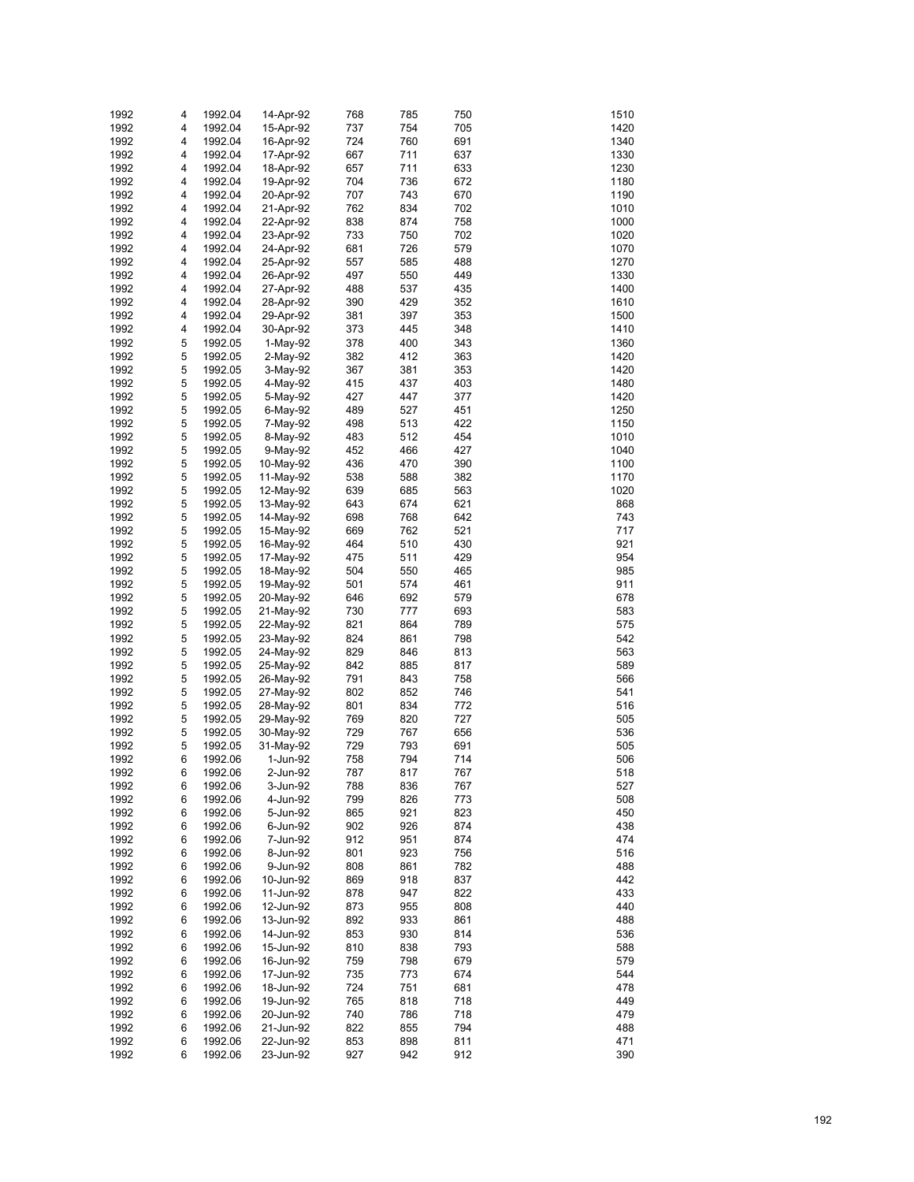| | | | | | | | | |
|---|---|---|---|---|---|---|---|---|
| 1992 | 4 | 1992.04 | 14-Apr-92 | 768 | 785 | 750 | | 1510 |
| 1992 | 4 | 1992.04 | 15-Apr-92 | 737 | 754 | 705 | | 1420 |
| 1992 | 4 | 1992.04 | 16-Apr-92 | 724 | 760 | 691 | | 1340 |
| 1992 | 4 | 1992.04 | 17-Apr-92 | 667 | 711 | 637 | | 1330 |
| 1992 | 4 | 1992.04 | 18-Apr-92 | 657 | 711 | 633 | | 1230 |
| 1992 | 4 | 1992.04 | 19-Apr-92 | 704 | 736 | 672 | | 1180 |
| 1992 | 4 | 1992.04 | 20-Apr-92 | 707 | 743 | 670 | | 1190 |
| 1992 | 4 | 1992.04 | 21-Apr-92 | 762 | 834 | 702 | | 1010 |
| 1992 | 4 | 1992.04 | 22-Apr-92 | 838 | 874 | 758 | | 1000 |
| 1992 | 4 | 1992.04 | 23-Apr-92 | 733 | 750 | 702 | | 1020 |
| 1992 | 4 | 1992.04 | 24-Apr-92 | 681 | 726 | 579 | | 1070 |
| 1992 | 4 | 1992.04 | 25-Apr-92 | 557 | 585 | 488 | | 1270 |
| 1992 | 4 | 1992.04 | 26-Apr-92 | 497 | 550 | 449 | | 1330 |
| 1992 | 4 | 1992.04 | 27-Apr-92 | 488 | 537 | 435 | | 1400 |
| 1992 | 4 | 1992.04 | 28-Apr-92 | 390 | 429 | 352 | | 1610 |
| 1992 | 4 | 1992.04 | 29-Apr-92 | 381 | 397 | 353 | | 1500 |
| 1992 | 4 | 1992.04 | 30-Apr-92 | 373 | 445 | 348 | | 1410 |
| 1992 | 5 | 1992.05 | 1-May-92 | 378 | 400 | 343 | | 1360 |
| 1992 | 5 | 1992.05 | 2-May-92 | 382 | 412 | 363 | | 1420 |
| 1992 | 5 | 1992.05 | 3-May-92 | 367 | 381 | 353 | | 1420 |
| 1992 | 5 | 1992.05 | 4-May-92 | 415 | 437 | 403 | | 1480 |
| 1992 | 5 | 1992.05 | 5-May-92 | 427 | 447 | 377 | | 1420 |
| 1992 | 5 | 1992.05 | 6-May-92 | 489 | 527 | 451 | | 1250 |
| 1992 | 5 | 1992.05 | 7-May-92 | 498 | 513 | 422 | | 1150 |
| 1992 | 5 | 1992.05 | 8-May-92 | 483 | 512 | 454 | | 1010 |
| 1992 | 5 | 1992.05 | 9-May-92 | 452 | 466 | 427 | | 1040 |
| 1992 | 5 | 1992.05 | 10-May-92 | 436 | 470 | 390 | | 1100 |
| 1992 | 5 | 1992.05 | 11-May-92 | 538 | 588 | 382 | | 1170 |
| 1992 | 5 | 1992.05 | 12-May-92 | 639 | 685 | 563 | | 1020 |
| 1992 | 5 | 1992.05 | 13-May-92 | 643 | 674 | 621 | | 868 |
| 1992 | 5 | 1992.05 | 14-May-92 | 698 | 768 | 642 | | 743 |
| 1992 | 5 | 1992.05 | 15-May-92 | 669 | 762 | 521 | | 717 |
| 1992 | 5 | 1992.05 | 16-May-92 | 464 | 510 | 430 | | 921 |
| 1992 | 5 | 1992.05 | 17-May-92 | 475 | 511 | 429 | | 954 |
| 1992 | 5 | 1992.05 | 18-May-92 | 504 | 550 | 465 | | 985 |
| 1992 | 5 | 1992.05 | 19-May-92 | 501 | 574 | 461 | | 911 |
| 1992 | 5 | 1992.05 | 20-May-92 | 646 | 692 | 579 | | 678 |
| 1992 | 5 | 1992.05 | 21-May-92 | 730 | 777 | 693 | | 583 |
| 1992 | 5 | 1992.05 | 22-May-92 | 821 | 864 | 789 | | 575 |
| 1992 | 5 | 1992.05 | 23-May-92 | 824 | 861 | 798 | | 542 |
| 1992 | 5 | 1992.05 | 24-May-92 | 829 | 846 | 813 | | 563 |
| 1992 | 5 | 1992.05 | 25-May-92 | 842 | 885 | 817 | | 589 |
| 1992 | 5 | 1992.05 | 26-May-92 | 791 | 843 | 758 | | 566 |
| 1992 | 5 | 1992.05 | 27-May-92 | 802 | 852 | 746 | | 541 |
| 1992 | 5 | 1992.05 | 28-May-92 | 801 | 834 | 772 | | 516 |
| 1992 | 5 | 1992.05 | 29-May-92 | 769 | 820 | 727 | | 505 |
| 1992 | 5 | 1992.05 | 30-May-92 | 729 | 767 | 656 | | 536 |
| 1992 | 5 | 1992.05 | 31-May-92 | 729 | 793 | 691 | | 505 |
| 1992 | 6 | 1992.06 | 1-Jun-92 | 758 | 794 | 714 | | 506 |
| 1992 | 6 | 1992.06 | 2-Jun-92 | 787 | 817 | 767 | | 518 |
| 1992 | 6 | 1992.06 | 3-Jun-92 | 788 | 836 | 767 | | 527 |
| 1992 | 6 | 1992.06 | 4-Jun-92 | 799 | 826 | 773 | | 508 |
| 1992 | 6 | 1992.06 | 5-Jun-92 | 865 | 921 | 823 | | 450 |
| 1992 | 6 | 1992.06 | 6-Jun-92 | 902 | 926 | 874 | | 438 |
| 1992 | 6 | 1992.06 | 7-Jun-92 | 912 | 951 | 874 | | 474 |
| 1992 | 6 | 1992.06 | 8-Jun-92 | 801 | 923 | 756 | | 516 |
| 1992 | 6 | 1992.06 | 9-Jun-92 | 808 | 861 | 782 | | 488 |
| 1992 | 6 | 1992.06 | 10-Jun-92 | 869 | 918 | 837 | | 442 |
| 1992 | 6 | 1992.06 | 11-Jun-92 | 878 | 947 | 822 | | 433 |
| 1992 | 6 | 1992.06 | 12-Jun-92 | 873 | 955 | 808 | | 440 |
| 1992 | 6 | 1992.06 | 13-Jun-92 | 892 | 933 | 861 | | 488 |
| 1992 | 6 | 1992.06 | 14-Jun-92 | 853 | 930 | 814 | | 536 |
| 1992 | 6 | 1992.06 | 15-Jun-92 | 810 | 838 | 793 | | 588 |
| 1992 | 6 | 1992.06 | 16-Jun-92 | 759 | 798 | 679 | | 579 |
| 1992 | 6 | 1992.06 | 17-Jun-92 | 735 | 773 | 674 | | 544 |
| 1992 | 6 | 1992.06 | 18-Jun-92 | 724 | 751 | 681 | | 478 |
| 1992 | 6 | 1992.06 | 19-Jun-92 | 765 | 818 | 718 | | 449 |
| 1992 | 6 | 1992.06 | 20-Jun-92 | 740 | 786 | 718 | | 479 |
| 1992 | 6 | 1992.06 | 21-Jun-92 | 822 | 855 | 794 | | 488 |
| 1992 | 6 | 1992.06 | 22-Jun-92 | 853 | 898 | 811 | | 471 |
| 1992 | 6 | 1992.06 | 23-Jun-92 | 927 | 942 | 912 | | 390 |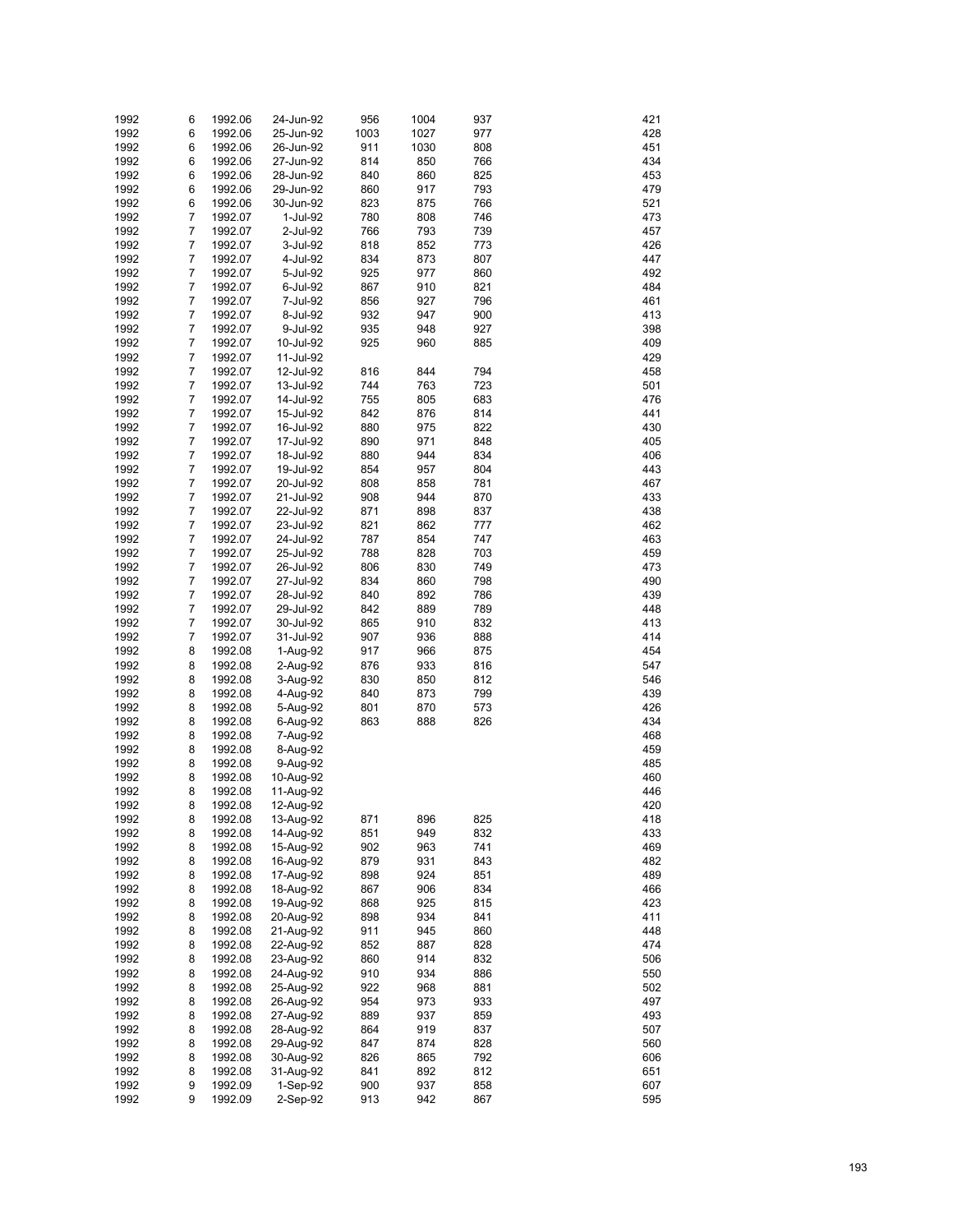| | | | | | | | | |
|---|---|---|---|---|---|---|---|---|
| 1992 | 6 | 1992.06 | 24-Jun-92 | 956 | 1004 | 937 | | 421 |
| 1992 | 6 | 1992.06 | 25-Jun-92 | 1003 | 1027 | 977 | | 428 |
| 1992 | 6 | 1992.06 | 26-Jun-92 | 911 | 1030 | 808 | | 451 |
| 1992 | 6 | 1992.06 | 27-Jun-92 | 814 | 850 | 766 | | 434 |
| 1992 | 6 | 1992.06 | 28-Jun-92 | 840 | 860 | 825 | | 453 |
| 1992 | 6 | 1992.06 | 29-Jun-92 | 860 | 917 | 793 | | 479 |
| 1992 | 6 | 1992.06 | 30-Jun-92 | 823 | 875 | 766 | | 521 |
| 1992 | 7 | 1992.07 | 1-Jul-92 | 780 | 808 | 746 | | 473 |
| 1992 | 7 | 1992.07 | 2-Jul-92 | 766 | 793 | 739 | | 457 |
| 1992 | 7 | 1992.07 | 3-Jul-92 | 818 | 852 | 773 | | 426 |
| 1992 | 7 | 1992.07 | 4-Jul-92 | 834 | 873 | 807 | | 447 |
| 1992 | 7 | 1992.07 | 5-Jul-92 | 925 | 977 | 860 | | 492 |
| 1992 | 7 | 1992.07 | 6-Jul-92 | 867 | 910 | 821 | | 484 |
| 1992 | 7 | 1992.07 | 7-Jul-92 | 856 | 927 | 796 | | 461 |
| 1992 | 7 | 1992.07 | 8-Jul-92 | 932 | 947 | 900 | | 413 |
| 1992 | 7 | 1992.07 | 9-Jul-92 | 935 | 948 | 927 | | 398 |
| 1992 | 7 | 1992.07 | 10-Jul-92 | 925 | 960 | 885 | | 409 |
| 1992 | 7 | 1992.07 | 11-Jul-92 | | | | | 429 |
| 1992 | 7 | 1992.07 | 12-Jul-92 | 816 | 844 | 794 | | 458 |
| 1992 | 7 | 1992.07 | 13-Jul-92 | 744 | 763 | 723 | | 501 |
| 1992 | 7 | 1992.07 | 14-Jul-92 | 755 | 805 | 683 | | 476 |
| 1992 | 7 | 1992.07 | 15-Jul-92 | 842 | 876 | 814 | | 441 |
| 1992 | 7 | 1992.07 | 16-Jul-92 | 880 | 975 | 822 | | 430 |
| 1992 | 7 | 1992.07 | 17-Jul-92 | 890 | 971 | 848 | | 405 |
| 1992 | 7 | 1992.07 | 18-Jul-92 | 880 | 944 | 834 | | 406 |
| 1992 | 7 | 1992.07 | 19-Jul-92 | 854 | 957 | 804 | | 443 |
| 1992 | 7 | 1992.07 | 20-Jul-92 | 808 | 858 | 781 | | 467 |
| 1992 | 7 | 1992.07 | 21-Jul-92 | 908 | 944 | 870 | | 433 |
| 1992 | 7 | 1992.07 | 22-Jul-92 | 871 | 898 | 837 | | 438 |
| 1992 | 7 | 1992.07 | 23-Jul-92 | 821 | 862 | 777 | | 462 |
| 1992 | 7 | 1992.07 | 24-Jul-92 | 787 | 854 | 747 | | 463 |
| 1992 | 7 | 1992.07 | 25-Jul-92 | 788 | 828 | 703 | | 459 |
| 1992 | 7 | 1992.07 | 26-Jul-92 | 806 | 830 | 749 | | 473 |
| 1992 | 7 | 1992.07 | 27-Jul-92 | 834 | 860 | 798 | | 490 |
| 1992 | 7 | 1992.07 | 28-Jul-92 | 840 | 892 | 786 | | 439 |
| 1992 | 7 | 1992.07 | 29-Jul-92 | 842 | 889 | 789 | | 448 |
| 1992 | 7 | 1992.07 | 30-Jul-92 | 865 | 910 | 832 | | 413 |
| 1992 | 7 | 1992.07 | 31-Jul-92 | 907 | 936 | 888 | | 414 |
| 1992 | 8 | 1992.08 | 1-Aug-92 | 917 | 966 | 875 | | 454 |
| 1992 | 8 | 1992.08 | 2-Aug-92 | 876 | 933 | 816 | | 547 |
| 1992 | 8 | 1992.08 | 3-Aug-92 | 830 | 850 | 812 | | 546 |
| 1992 | 8 | 1992.08 | 4-Aug-92 | 840 | 873 | 799 | | 439 |
| 1992 | 8 | 1992.08 | 5-Aug-92 | 801 | 870 | 573 | | 426 |
| 1992 | 8 | 1992.08 | 6-Aug-92 | 863 | 888 | 826 | | 434 |
| 1992 | 8 | 1992.08 | 7-Aug-92 | | | | | 468 |
| 1992 | 8 | 1992.08 | 8-Aug-92 | | | | | 459 |
| 1992 | 8 | 1992.08 | 9-Aug-92 | | | | | 485 |
| 1992 | 8 | 1992.08 | 10-Aug-92 | | | | | 460 |
| 1992 | 8 | 1992.08 | 11-Aug-92 | | | | | 446 |
| 1992 | 8 | 1992.08 | 12-Aug-92 | | | | | 420 |
| 1992 | 8 | 1992.08 | 13-Aug-92 | 871 | 896 | 825 | | 418 |
| 1992 | 8 | 1992.08 | 14-Aug-92 | 851 | 949 | 832 | | 433 |
| 1992 | 8 | 1992.08 | 15-Aug-92 | 902 | 963 | 741 | | 469 |
| 1992 | 8 | 1992.08 | 16-Aug-92 | 879 | 931 | 843 | | 482 |
| 1992 | 8 | 1992.08 | 17-Aug-92 | 898 | 924 | 851 | | 489 |
| 1992 | 8 | 1992.08 | 18-Aug-92 | 867 | 906 | 834 | | 466 |
| 1992 | 8 | 1992.08 | 19-Aug-92 | 868 | 925 | 815 | | 423 |
| 1992 | 8 | 1992.08 | 20-Aug-92 | 898 | 934 | 841 | | 411 |
| 1992 | 8 | 1992.08 | 21-Aug-92 | 911 | 945 | 860 | | 448 |
| 1992 | 8 | 1992.08 | 22-Aug-92 | 852 | 887 | 828 | | 474 |
| 1992 | 8 | 1992.08 | 23-Aug-92 | 860 | 914 | 832 | | 506 |
| 1992 | 8 | 1992.08 | 24-Aug-92 | 910 | 934 | 886 | | 550 |
| 1992 | 8 | 1992.08 | 25-Aug-92 | 922 | 968 | 881 | | 502 |
| 1992 | 8 | 1992.08 | 26-Aug-92 | 954 | 973 | 933 | | 497 |
| 1992 | 8 | 1992.08 | 27-Aug-92 | 889 | 937 | 859 | | 493 |
| 1992 | 8 | 1992.08 | 28-Aug-92 | 864 | 919 | 837 | | 507 |
| 1992 | 8 | 1992.08 | 29-Aug-92 | 847 | 874 | 828 | | 560 |
| 1992 | 8 | 1992.08 | 30-Aug-92 | 826 | 865 | 792 | | 606 |
| 1992 | 8 | 1992.08 | 31-Aug-92 | 841 | 892 | 812 | | 651 |
| 1992 | 9 | 1992.09 | 1-Sep-92 | 900 | 937 | 858 | | 607 |
| 1992 | 9 | 1992.09 | 2-Sep-92 | 913 | 942 | 867 | | 595 |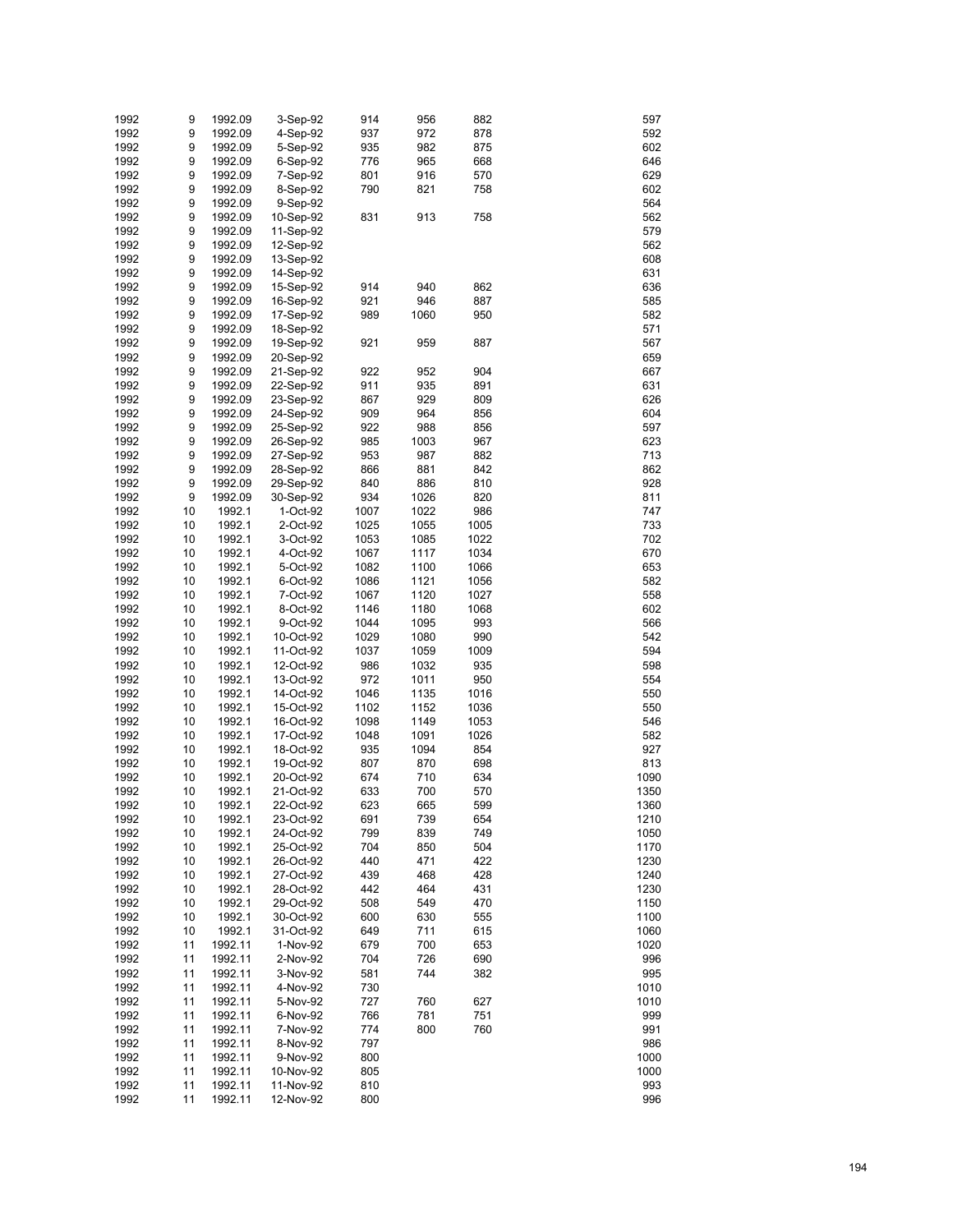| | | | | | | | |
|---|---|---|---|---|---|---|---|
| 1992 | 9 | 1992.09 | 3-Sep-92 | 914 | 956 | 882 | 597 |
| 1992 | 9 | 1992.09 | 4-Sep-92 | 937 | 972 | 878 | 592 |
| 1992 | 9 | 1992.09 | 5-Sep-92 | 935 | 982 | 875 | 602 |
| 1992 | 9 | 1992.09 | 6-Sep-92 | 776 | 965 | 668 | 646 |
| 1992 | 9 | 1992.09 | 7-Sep-92 | 801 | 916 | 570 | 629 |
| 1992 | 9 | 1992.09 | 8-Sep-92 | 790 | 821 | 758 | 602 |
| 1992 | 9 | 1992.09 | 9-Sep-92 | | | | 564 |
| 1992 | 9 | 1992.09 | 10-Sep-92 | 831 | 913 | 758 | 562 |
| 1992 | 9 | 1992.09 | 11-Sep-92 | | | | 579 |
| 1992 | 9 | 1992.09 | 12-Sep-92 | | | | 562 |
| 1992 | 9 | 1992.09 | 13-Sep-92 | | | | 608 |
| 1992 | 9 | 1992.09 | 14-Sep-92 | | | | 631 |
| 1992 | 9 | 1992.09 | 15-Sep-92 | 914 | 940 | 862 | 636 |
| 1992 | 9 | 1992.09 | 16-Sep-92 | 921 | 946 | 887 | 585 |
| 1992 | 9 | 1992.09 | 17-Sep-92 | 989 | 1060 | 950 | 582 |
| 1992 | 9 | 1992.09 | 18-Sep-92 | | | | 571 |
| 1992 | 9 | 1992.09 | 19-Sep-92 | 921 | 959 | 887 | 567 |
| 1992 | 9 | 1992.09 | 20-Sep-92 | | | | 659 |
| 1992 | 9 | 1992.09 | 21-Sep-92 | 922 | 952 | 904 | 667 |
| 1992 | 9 | 1992.09 | 22-Sep-92 | 911 | 935 | 891 | 631 |
| 1992 | 9 | 1992.09 | 23-Sep-92 | 867 | 929 | 809 | 626 |
| 1992 | 9 | 1992.09 | 24-Sep-92 | 909 | 964 | 856 | 604 |
| 1992 | 9 | 1992.09 | 25-Sep-92 | 922 | 988 | 856 | 597 |
| 1992 | 9 | 1992.09 | 26-Sep-92 | 985 | 1003 | 967 | 623 |
| 1992 | 9 | 1992.09 | 27-Sep-92 | 953 | 987 | 882 | 713 |
| 1992 | 9 | 1992.09 | 28-Sep-92 | 866 | 881 | 842 | 862 |
| 1992 | 9 | 1992.09 | 29-Sep-92 | 840 | 886 | 810 | 928 |
| 1992 | 9 | 1992.09 | 30-Sep-92 | 934 | 1026 | 820 | 811 |
| 1992 | 10 | 1992.1 | 1-Oct-92 | 1007 | 1022 | 986 | 747 |
| 1992 | 10 | 1992.1 | 2-Oct-92 | 1025 | 1055 | 1005 | 733 |
| 1992 | 10 | 1992.1 | 3-Oct-92 | 1053 | 1085 | 1022 | 702 |
| 1992 | 10 | 1992.1 | 4-Oct-92 | 1067 | 1117 | 1034 | 670 |
| 1992 | 10 | 1992.1 | 5-Oct-92 | 1082 | 1100 | 1066 | 653 |
| 1992 | 10 | 1992.1 | 6-Oct-92 | 1086 | 1121 | 1056 | 582 |
| 1992 | 10 | 1992.1 | 7-Oct-92 | 1067 | 1120 | 1027 | 558 |
| 1992 | 10 | 1992.1 | 8-Oct-92 | 1146 | 1180 | 1068 | 602 |
| 1992 | 10 | 1992.1 | 9-Oct-92 | 1044 | 1095 | 993 | 566 |
| 1992 | 10 | 1992.1 | 10-Oct-92 | 1029 | 1080 | 990 | 542 |
| 1992 | 10 | 1992.1 | 11-Oct-92 | 1037 | 1059 | 1009 | 594 |
| 1992 | 10 | 1992.1 | 12-Oct-92 | 986 | 1032 | 935 | 598 |
| 1992 | 10 | 1992.1 | 13-Oct-92 | 972 | 1011 | 950 | 554 |
| 1992 | 10 | 1992.1 | 14-Oct-92 | 1046 | 1135 | 1016 | 550 |
| 1992 | 10 | 1992.1 | 15-Oct-92 | 1102 | 1152 | 1036 | 550 |
| 1992 | 10 | 1992.1 | 16-Oct-92 | 1098 | 1149 | 1053 | 546 |
| 1992 | 10 | 1992.1 | 17-Oct-92 | 1048 | 1091 | 1026 | 582 |
| 1992 | 10 | 1992.1 | 18-Oct-92 | 935 | 1094 | 854 | 927 |
| 1992 | 10 | 1992.1 | 19-Oct-92 | 807 | 870 | 698 | 813 |
| 1992 | 10 | 1992.1 | 20-Oct-92 | 674 | 710 | 634 | 1090 |
| 1992 | 10 | 1992.1 | 21-Oct-92 | 633 | 700 | 570 | 1350 |
| 1992 | 10 | 1992.1 | 22-Oct-92 | 623 | 665 | 599 | 1360 |
| 1992 | 10 | 1992.1 | 23-Oct-92 | 691 | 739 | 654 | 1210 |
| 1992 | 10 | 1992.1 | 24-Oct-92 | 799 | 839 | 749 | 1050 |
| 1992 | 10 | 1992.1 | 25-Oct-92 | 704 | 850 | 504 | 1170 |
| 1992 | 10 | 1992.1 | 26-Oct-92 | 440 | 471 | 422 | 1230 |
| 1992 | 10 | 1992.1 | 27-Oct-92 | 439 | 468 | 428 | 1240 |
| 1992 | 10 | 1992.1 | 28-Oct-92 | 442 | 464 | 431 | 1230 |
| 1992 | 10 | 1992.1 | 29-Oct-92 | 508 | 549 | 470 | 1150 |
| 1992 | 10 | 1992.1 | 30-Oct-92 | 600 | 630 | 555 | 1100 |
| 1992 | 10 | 1992.1 | 31-Oct-92 | 649 | 711 | 615 | 1060 |
| 1992 | 11 | 1992.11 | 1-Nov-92 | 679 | 700 | 653 | 1020 |
| 1992 | 11 | 1992.11 | 2-Nov-92 | 704 | 726 | 690 | 996 |
| 1992 | 11 | 1992.11 | 3-Nov-92 | 581 | 744 | 382 | 995 |
| 1992 | 11 | 1992.11 | 4-Nov-92 | 730 | | | 1010 |
| 1992 | 11 | 1992.11 | 5-Nov-92 | 727 | 760 | 627 | 1010 |
| 1992 | 11 | 1992.11 | 6-Nov-92 | 766 | 781 | 751 | 999 |
| 1992 | 11 | 1992.11 | 7-Nov-92 | 774 | 800 | 760 | 991 |
| 1992 | 11 | 1992.11 | 8-Nov-92 | 797 | | | 986 |
| 1992 | 11 | 1992.11 | 9-Nov-92 | 800 | | | 1000 |
| 1992 | 11 | 1992.11 | 10-Nov-92 | 805 | | | 1000 |
| 1992 | 11 | 1992.11 | 11-Nov-92 | 810 | | | 993 |
| 1992 | 11 | 1992.11 | 12-Nov-92 | 800 | | | 996 |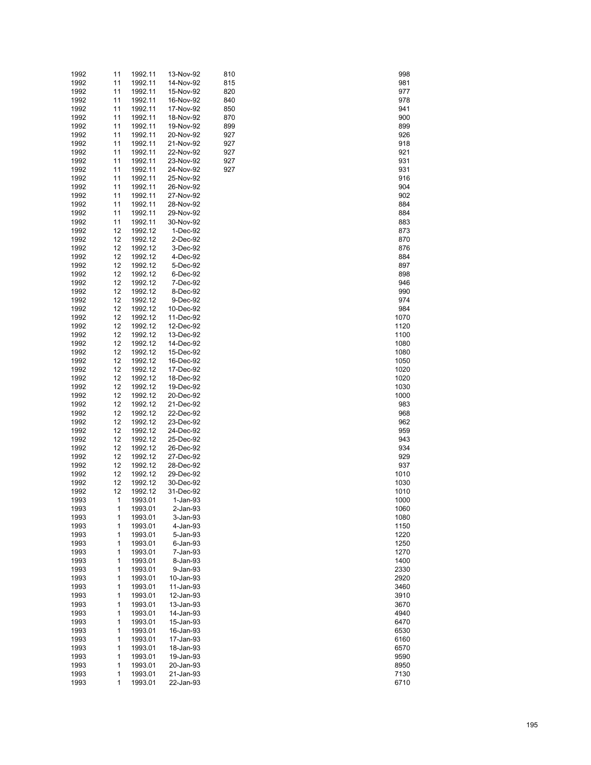| | | | | | |
|---|---|---|---|---|---|
| 1992 | 11 | 1992.11 | 13-Nov-92 | 810 | 998 |
| 1992 | 11 | 1992.11 | 14-Nov-92 | 815 | 981 |
| 1992 | 11 | 1992.11 | 15-Nov-92 | 820 | 977 |
| 1992 | 11 | 1992.11 | 16-Nov-92 | 840 | 978 |
| 1992 | 11 | 1992.11 | 17-Nov-92 | 850 | 941 |
| 1992 | 11 | 1992.11 | 18-Nov-92 | 870 | 900 |
| 1992 | 11 | 1992.11 | 19-Nov-92 | 899 | 899 |
| 1992 | 11 | 1992.11 | 20-Nov-92 | 927 | 926 |
| 1992 | 11 | 1992.11 | 21-Nov-92 | 927 | 918 |
| 1992 | 11 | 1992.11 | 22-Nov-92 | 927 | 921 |
| 1992 | 11 | 1992.11 | 23-Nov-92 | 927 | 931 |
| 1992 | 11 | 1992.11 | 24-Nov-92 | 927 | 931 |
| 1992 | 11 | 1992.11 | 25-Nov-92 | | 916 |
| 1992 | 11 | 1992.11 | 26-Nov-92 | | 904 |
| 1992 | 11 | 1992.11 | 27-Nov-92 | | 902 |
| 1992 | 11 | 1992.11 | 28-Nov-92 | | 884 |
| 1992 | 11 | 1992.11 | 29-Nov-92 | | 884 |
| 1992 | 11 | 1992.11 | 30-Nov-92 | | 883 |
| 1992 | 12 | 1992.12 | 1-Dec-92 | | 873 |
| 1992 | 12 | 1992.12 | 2-Dec-92 | | 870 |
| 1992 | 12 | 1992.12 | 3-Dec-92 | | 876 |
| 1992 | 12 | 1992.12 | 4-Dec-92 | | 884 |
| 1992 | 12 | 1992.12 | 5-Dec-92 | | 897 |
| 1992 | 12 | 1992.12 | 6-Dec-92 | | 898 |
| 1992 | 12 | 1992.12 | 7-Dec-92 | | 946 |
| 1992 | 12 | 1992.12 | 8-Dec-92 | | 990 |
| 1992 | 12 | 1992.12 | 9-Dec-92 | | 974 |
| 1992 | 12 | 1992.12 | 10-Dec-92 | | 984 |
| 1992 | 12 | 1992.12 | 11-Dec-92 | | 1070 |
| 1992 | 12 | 1992.12 | 12-Dec-92 | | 1120 |
| 1992 | 12 | 1992.12 | 13-Dec-92 | | 1100 |
| 1992 | 12 | 1992.12 | 14-Dec-92 | | 1080 |
| 1992 | 12 | 1992.12 | 15-Dec-92 | | 1080 |
| 1992 | 12 | 1992.12 | 16-Dec-92 | | 1050 |
| 1992 | 12 | 1992.12 | 17-Dec-92 | | 1020 |
| 1992 | 12 | 1992.12 | 18-Dec-92 | | 1020 |
| 1992 | 12 | 1992.12 | 19-Dec-92 | | 1030 |
| 1992 | 12 | 1992.12 | 20-Dec-92 | | 1000 |
| 1992 | 12 | 1992.12 | 21-Dec-92 | | 983 |
| 1992 | 12 | 1992.12 | 22-Dec-92 | | 968 |
| 1992 | 12 | 1992.12 | 23-Dec-92 | | 962 |
| 1992 | 12 | 1992.12 | 24-Dec-92 | | 959 |
| 1992 | 12 | 1992.12 | 25-Dec-92 | | 943 |
| 1992 | 12 | 1992.12 | 26-Dec-92 | | 934 |
| 1992 | 12 | 1992.12 | 27-Dec-92 | | 929 |
| 1992 | 12 | 1992.12 | 28-Dec-92 | | 937 |
| 1992 | 12 | 1992.12 | 29-Dec-92 | | 1010 |
| 1992 | 12 | 1992.12 | 30-Dec-92 | | 1030 |
| 1992 | 12 | 1992.12 | 31-Dec-92 | | 1010 |
| 1993 | 1 | 1993.01 | 1-Jan-93 | | 1000 |
| 1993 | 1 | 1993.01 | 2-Jan-93 | | 1060 |
| 1993 | 1 | 1993.01 | 3-Jan-93 | | 1080 |
| 1993 | 1 | 1993.01 | 4-Jan-93 | | 1150 |
| 1993 | 1 | 1993.01 | 5-Jan-93 | | 1220 |
| 1993 | 1 | 1993.01 | 6-Jan-93 | | 1250 |
| 1993 | 1 | 1993.01 | 7-Jan-93 | | 1270 |
| 1993 | 1 | 1993.01 | 8-Jan-93 | | 1400 |
| 1993 | 1 | 1993.01 | 9-Jan-93 | | 2330 |
| 1993 | 1 | 1993.01 | 10-Jan-93 | | 2920 |
| 1993 | 1 | 1993.01 | 11-Jan-93 | | 3460 |
| 1993 | 1 | 1993.01 | 12-Jan-93 | | 3910 |
| 1993 | 1 | 1993.01 | 13-Jan-93 | | 3670 |
| 1993 | 1 | 1993.01 | 14-Jan-93 | | 4940 |
| 1993 | 1 | 1993.01 | 15-Jan-93 | | 6470 |
| 1993 | 1 | 1993.01 | 16-Jan-93 | | 6530 |
| 1993 | 1 | 1993.01 | 17-Jan-93 | | 6160 |
| 1993 | 1 | 1993.01 | 18-Jan-93 | | 6570 |
| 1993 | 1 | 1993.01 | 19-Jan-93 | | 9590 |
| 1993 | 1 | 1993.01 | 20-Jan-93 | | 8950 |
| 1993 | 1 | 1993.01 | 21-Jan-93 | | 7130 |
| 1993 | 1 | 1993.01 | 22-Jan-93 | | 6710 |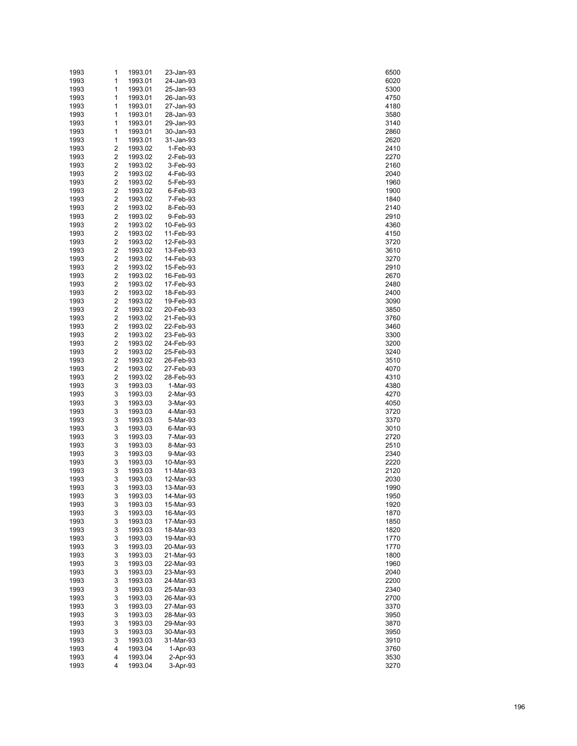| | | | | |
|---|---|---|---|---|
| 1993 | 1 | 1993.01 | 23-Jan-93 | 6500 |
| 1993 | 1 | 1993.01 | 24-Jan-93 | 6020 |
| 1993 | 1 | 1993.01 | 25-Jan-93 | 5300 |
| 1993 | 1 | 1993.01 | 26-Jan-93 | 4750 |
| 1993 | 1 | 1993.01 | 27-Jan-93 | 4180 |
| 1993 | 1 | 1993.01 | 28-Jan-93 | 3580 |
| 1993 | 1 | 1993.01 | 29-Jan-93 | 3140 |
| 1993 | 1 | 1993.01 | 30-Jan-93 | 2860 |
| 1993 | 1 | 1993.01 | 31-Jan-93 | 2620 |
| 1993 | 2 | 1993.02 | 1-Feb-93 | 2410 |
| 1993 | 2 | 1993.02 | 2-Feb-93 | 2270 |
| 1993 | 2 | 1993.02 | 3-Feb-93 | 2160 |
| 1993 | 2 | 1993.02 | 4-Feb-93 | 2040 |
| 1993 | 2 | 1993.02 | 5-Feb-93 | 1960 |
| 1993 | 2 | 1993.02 | 6-Feb-93 | 1900 |
| 1993 | 2 | 1993.02 | 7-Feb-93 | 1840 |
| 1993 | 2 | 1993.02 | 8-Feb-93 | 2140 |
| 1993 | 2 | 1993.02 | 9-Feb-93 | 2910 |
| 1993 | 2 | 1993.02 | 10-Feb-93 | 4360 |
| 1993 | 2 | 1993.02 | 11-Feb-93 | 4150 |
| 1993 | 2 | 1993.02 | 12-Feb-93 | 3720 |
| 1993 | 2 | 1993.02 | 13-Feb-93 | 3610 |
| 1993 | 2 | 1993.02 | 14-Feb-93 | 3270 |
| 1993 | 2 | 1993.02 | 15-Feb-93 | 2910 |
| 1993 | 2 | 1993.02 | 16-Feb-93 | 2670 |
| 1993 | 2 | 1993.02 | 17-Feb-93 | 2480 |
| 1993 | 2 | 1993.02 | 18-Feb-93 | 2400 |
| 1993 | 2 | 1993.02 | 19-Feb-93 | 3090 |
| 1993 | 2 | 1993.02 | 20-Feb-93 | 3850 |
| 1993 | 2 | 1993.02 | 21-Feb-93 | 3760 |
| 1993 | 2 | 1993.02 | 22-Feb-93 | 3460 |
| 1993 | 2 | 1993.02 | 23-Feb-93 | 3300 |
| 1993 | 2 | 1993.02 | 24-Feb-93 | 3200 |
| 1993 | 2 | 1993.02 | 25-Feb-93 | 3240 |
| 1993 | 2 | 1993.02 | 26-Feb-93 | 3510 |
| 1993 | 2 | 1993.02 | 27-Feb-93 | 4070 |
| 1993 | 2 | 1993.02 | 28-Feb-93 | 4310 |
| 1993 | 3 | 1993.03 | 1-Mar-93 | 4380 |
| 1993 | 3 | 1993.03 | 2-Mar-93 | 4270 |
| 1993 | 3 | 1993.03 | 3-Mar-93 | 4050 |
| 1993 | 3 | 1993.03 | 4-Mar-93 | 3720 |
| 1993 | 3 | 1993.03 | 5-Mar-93 | 3370 |
| 1993 | 3 | 1993.03 | 6-Mar-93 | 3010 |
| 1993 | 3 | 1993.03 | 7-Mar-93 | 2720 |
| 1993 | 3 | 1993.03 | 8-Mar-93 | 2510 |
| 1993 | 3 | 1993.03 | 9-Mar-93 | 2340 |
| 1993 | 3 | 1993.03 | 10-Mar-93 | 2220 |
| 1993 | 3 | 1993.03 | 11-Mar-93 | 2120 |
| 1993 | 3 | 1993.03 | 12-Mar-93 | 2030 |
| 1993 | 3 | 1993.03 | 13-Mar-93 | 1990 |
| 1993 | 3 | 1993.03 | 14-Mar-93 | 1950 |
| 1993 | 3 | 1993.03 | 15-Mar-93 | 1920 |
| 1993 | 3 | 1993.03 | 16-Mar-93 | 1870 |
| 1993 | 3 | 1993.03 | 17-Mar-93 | 1850 |
| 1993 | 3 | 1993.03 | 18-Mar-93 | 1820 |
| 1993 | 3 | 1993.03 | 19-Mar-93 | 1770 |
| 1993 | 3 | 1993.03 | 20-Mar-93 | 1770 |
| 1993 | 3 | 1993.03 | 21-Mar-93 | 1800 |
| 1993 | 3 | 1993.03 | 22-Mar-93 | 1960 |
| 1993 | 3 | 1993.03 | 23-Mar-93 | 2040 |
| 1993 | 3 | 1993.03 | 24-Mar-93 | 2200 |
| 1993 | 3 | 1993.03 | 25-Mar-93 | 2340 |
| 1993 | 3 | 1993.03 | 26-Mar-93 | 2700 |
| 1993 | 3 | 1993.03 | 27-Mar-93 | 3370 |
| 1993 | 3 | 1993.03 | 28-Mar-93 | 3950 |
| 1993 | 3 | 1993.03 | 29-Mar-93 | 3870 |
| 1993 | 3 | 1993.03 | 30-Mar-93 | 3950 |
| 1993 | 3 | 1993.03 | 31-Mar-93 | 3910 |
| 1993 | 4 | 1993.04 | 1-Apr-93 | 3760 |
| 1993 | 4 | 1993.04 | 2-Apr-93 | 3530 |
| 1993 | 4 | 1993.04 | 3-Apr-93 | 3270 |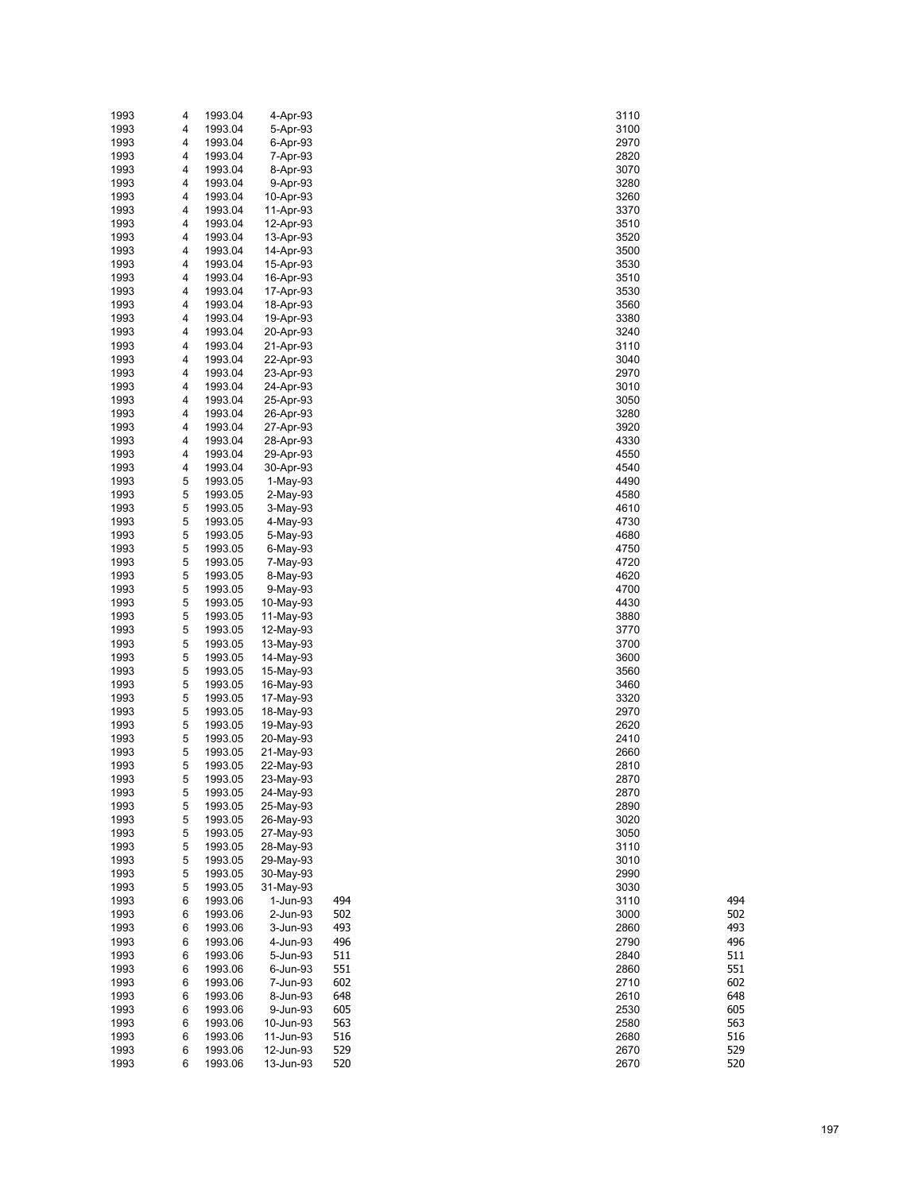| | | | | | | |
|---|---|---|---|---|---|---|
| 1993 | 4 | 1993.04 | 4-Apr-93 | | 3110 | |
| 1993 | 4 | 1993.04 | 5-Apr-93 | | 3100 | |
| 1993 | 4 | 1993.04 | 6-Apr-93 | | 2970 | |
| 1993 | 4 | 1993.04 | 7-Apr-93 | | 2820 | |
| 1993 | 4 | 1993.04 | 8-Apr-93 | | 3070 | |
| 1993 | 4 | 1993.04 | 9-Apr-93 | | 3280 | |
| 1993 | 4 | 1993.04 | 10-Apr-93 | | 3260 | |
| 1993 | 4 | 1993.04 | 11-Apr-93 | | 3370 | |
| 1993 | 4 | 1993.04 | 12-Apr-93 | | 3510 | |
| 1993 | 4 | 1993.04 | 13-Apr-93 | | 3520 | |
| 1993 | 4 | 1993.04 | 14-Apr-93 | | 3500 | |
| 1993 | 4 | 1993.04 | 15-Apr-93 | | 3530 | |
| 1993 | 4 | 1993.04 | 16-Apr-93 | | 3510 | |
| 1993 | 4 | 1993.04 | 17-Apr-93 | | 3530 | |
| 1993 | 4 | 1993.04 | 18-Apr-93 | | 3560 | |
| 1993 | 4 | 1993.04 | 19-Apr-93 | | 3380 | |
| 1993 | 4 | 1993.04 | 20-Apr-93 | | 3240 | |
| 1993 | 4 | 1993.04 | 21-Apr-93 | | 3110 | |
| 1993 | 4 | 1993.04 | 22-Apr-93 | | 3040 | |
| 1993 | 4 | 1993.04 | 23-Apr-93 | | 2970 | |
| 1993 | 4 | 1993.04 | 24-Apr-93 | | 3010 | |
| 1993 | 4 | 1993.04 | 25-Apr-93 | | 3050 | |
| 1993 | 4 | 1993.04 | 26-Apr-93 | | 3280 | |
| 1993 | 4 | 1993.04 | 27-Apr-93 | | 3920 | |
| 1993 | 4 | 1993.04 | 28-Apr-93 | | 4330 | |
| 1993 | 4 | 1993.04 | 29-Apr-93 | | 4550 | |
| 1993 | 4 | 1993.04 | 30-Apr-93 | | 4540 | |
| 1993 | 5 | 1993.05 | 1-May-93 | | 4490 | |
| 1993 | 5 | 1993.05 | 2-May-93 | | 4580 | |
| 1993 | 5 | 1993.05 | 3-May-93 | | 4610 | |
| 1993 | 5 | 1993.05 | 4-May-93 | | 4730 | |
| 1993 | 5 | 1993.05 | 5-May-93 | | 4680 | |
| 1993 | 5 | 1993.05 | 6-May-93 | | 4750 | |
| 1993 | 5 | 1993.05 | 7-May-93 | | 4720 | |
| 1993 | 5 | 1993.05 | 8-May-93 | | 4620 | |
| 1993 | 5 | 1993.05 | 9-May-93 | | 4700 | |
| 1993 | 5 | 1993.05 | 10-May-93 | | 4430 | |
| 1993 | 5 | 1993.05 | 11-May-93 | | 3880 | |
| 1993 | 5 | 1993.05 | 12-May-93 | | 3770 | |
| 1993 | 5 | 1993.05 | 13-May-93 | | 3700 | |
| 1993 | 5 | 1993.05 | 14-May-93 | | 3600 | |
| 1993 | 5 | 1993.05 | 15-May-93 | | 3560 | |
| 1993 | 5 | 1993.05 | 16-May-93 | | 3460 | |
| 1993 | 5 | 1993.05 | 17-May-93 | | 3320 | |
| 1993 | 5 | 1993.05 | 18-May-93 | | 2970 | |
| 1993 | 5 | 1993.05 | 19-May-93 | | 2620 | |
| 1993 | 5 | 1993.05 | 20-May-93 | | 2410 | |
| 1993 | 5 | 1993.05 | 21-May-93 | | 2660 | |
| 1993 | 5 | 1993.05 | 22-May-93 | | 2810 | |
| 1993 | 5 | 1993.05 | 23-May-93 | | 2870 | |
| 1993 | 5 | 1993.05 | 24-May-93 | | 2870 | |
| 1993 | 5 | 1993.05 | 25-May-93 | | 2890 | |
| 1993 | 5 | 1993.05 | 26-May-93 | | 3020 | |
| 1993 | 5 | 1993.05 | 27-May-93 | | 3050 | |
| 1993 | 5 | 1993.05 | 28-May-93 | | 3110 | |
| 1993 | 5 | 1993.05 | 29-May-93 | | 3010 | |
| 1993 | 5 | 1993.05 | 30-May-93 | | 2990 | |
| 1993 | 5 | 1993.05 | 31-May-93 | | 3030 | |
| 1993 | 6 | 1993.06 | 1-Jun-93 | 494 | 3110 | 494 |
| 1993 | 6 | 1993.06 | 2-Jun-93 | 502 | 3000 | 502 |
| 1993 | 6 | 1993.06 | 3-Jun-93 | 493 | 2860 | 493 |
| 1993 | 6 | 1993.06 | 4-Jun-93 | 496 | 2790 | 496 |
| 1993 | 6 | 1993.06 | 5-Jun-93 | 511 | 2840 | 511 |
| 1993 | 6 | 1993.06 | 6-Jun-93 | 551 | 2860 | 551 |
| 1993 | 6 | 1993.06 | 7-Jun-93 | 602 | 2710 | 602 |
| 1993 | 6 | 1993.06 | 8-Jun-93 | 648 | 2610 | 648 |
| 1993 | 6 | 1993.06 | 9-Jun-93 | 605 | 2530 | 605 |
| 1993 | 6 | 1993.06 | 10-Jun-93 | 563 | 2580 | 563 |
| 1993 | 6 | 1993.06 | 11-Jun-93 | 516 | 2680 | 516 |
| 1993 | 6 | 1993.06 | 12-Jun-93 | 529 | 2670 | 529 |
| 1993 | 6 | 1993.06 | 13-Jun-93 | 520 | 2670 | 520 |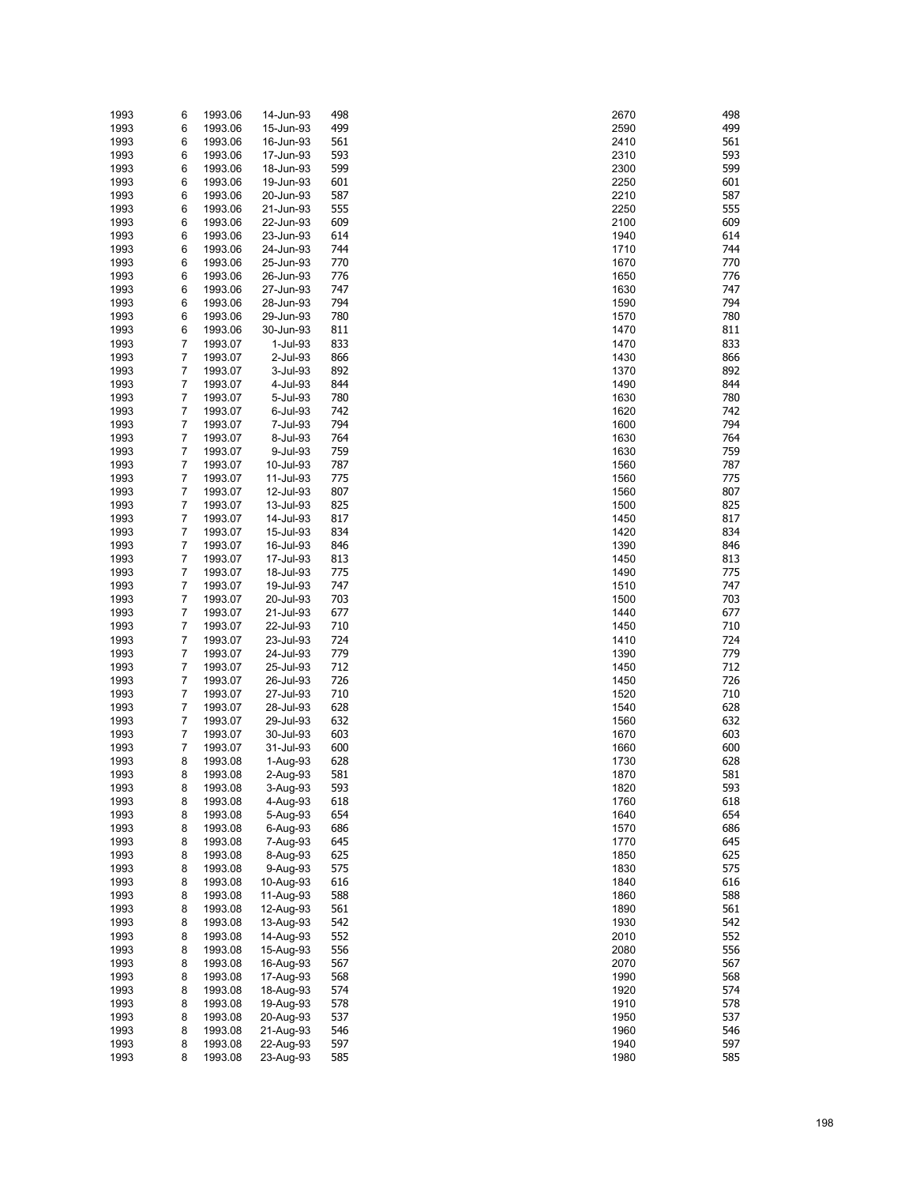| | | | | | | |
|---|---|---|---|---|---|---|
| 1993 | 6 | 1993.06 | 14-Jun-93 | 498 | 2670 | 498 |
| 1993 | 6 | 1993.06 | 15-Jun-93 | 499 | 2590 | 499 |
| 1993 | 6 | 1993.06 | 16-Jun-93 | 561 | 2410 | 561 |
| 1993 | 6 | 1993.06 | 17-Jun-93 | 593 | 2310 | 593 |
| 1993 | 6 | 1993.06 | 18-Jun-93 | 599 | 2300 | 599 |
| 1993 | 6 | 1993.06 | 19-Jun-93 | 601 | 2250 | 601 |
| 1993 | 6 | 1993.06 | 20-Jun-93 | 587 | 2210 | 587 |
| 1993 | 6 | 1993.06 | 21-Jun-93 | 555 | 2250 | 555 |
| 1993 | 6 | 1993.06 | 22-Jun-93 | 609 | 2100 | 609 |
| 1993 | 6 | 1993.06 | 23-Jun-93 | 614 | 1940 | 614 |
| 1993 | 6 | 1993.06 | 24-Jun-93 | 744 | 1710 | 744 |
| 1993 | 6 | 1993.06 | 25-Jun-93 | 770 | 1670 | 770 |
| 1993 | 6 | 1993.06 | 26-Jun-93 | 776 | 1650 | 776 |
| 1993 | 6 | 1993.06 | 27-Jun-93 | 747 | 1630 | 747 |
| 1993 | 6 | 1993.06 | 28-Jun-93 | 794 | 1590 | 794 |
| 1993 | 6 | 1993.06 | 29-Jun-93 | 780 | 1570 | 780 |
| 1993 | 6 | 1993.06 | 30-Jun-93 | 811 | 1470 | 811 |
| 1993 | 7 | 1993.07 | 1-Jul-93 | 833 | 1470 | 833 |
| 1993 | 7 | 1993.07 | 2-Jul-93 | 866 | 1430 | 866 |
| 1993 | 7 | 1993.07 | 3-Jul-93 | 892 | 1370 | 892 |
| 1993 | 7 | 1993.07 | 4-Jul-93 | 844 | 1490 | 844 |
| 1993 | 7 | 1993.07 | 5-Jul-93 | 780 | 1630 | 780 |
| 1993 | 7 | 1993.07 | 6-Jul-93 | 742 | 1620 | 742 |
| 1993 | 7 | 1993.07 | 7-Jul-93 | 794 | 1600 | 794 |
| 1993 | 7 | 1993.07 | 8-Jul-93 | 764 | 1630 | 764 |
| 1993 | 7 | 1993.07 | 9-Jul-93 | 759 | 1630 | 759 |
| 1993 | 7 | 1993.07 | 10-Jul-93 | 787 | 1560 | 787 |
| 1993 | 7 | 1993.07 | 11-Jul-93 | 775 | 1560 | 775 |
| 1993 | 7 | 1993.07 | 12-Jul-93 | 807 | 1560 | 807 |
| 1993 | 7 | 1993.07 | 13-Jul-93 | 825 | 1500 | 825 |
| 1993 | 7 | 1993.07 | 14-Jul-93 | 817 | 1450 | 817 |
| 1993 | 7 | 1993.07 | 15-Jul-93 | 834 | 1420 | 834 |
| 1993 | 7 | 1993.07 | 16-Jul-93 | 846 | 1390 | 846 |
| 1993 | 7 | 1993.07 | 17-Jul-93 | 813 | 1450 | 813 |
| 1993 | 7 | 1993.07 | 18-Jul-93 | 775 | 1490 | 775 |
| 1993 | 7 | 1993.07 | 19-Jul-93 | 747 | 1510 | 747 |
| 1993 | 7 | 1993.07 | 20-Jul-93 | 703 | 1500 | 703 |
| 1993 | 7 | 1993.07 | 21-Jul-93 | 677 | 1440 | 677 |
| 1993 | 7 | 1993.07 | 22-Jul-93 | 710 | 1450 | 710 |
| 1993 | 7 | 1993.07 | 23-Jul-93 | 724 | 1410 | 724 |
| 1993 | 7 | 1993.07 | 24-Jul-93 | 779 | 1390 | 779 |
| 1993 | 7 | 1993.07 | 25-Jul-93 | 712 | 1450 | 712 |
| 1993 | 7 | 1993.07 | 26-Jul-93 | 726 | 1450 | 726 |
| 1993 | 7 | 1993.07 | 27-Jul-93 | 710 | 1520 | 710 |
| 1993 | 7 | 1993.07 | 28-Jul-93 | 628 | 1540 | 628 |
| 1993 | 7 | 1993.07 | 29-Jul-93 | 632 | 1560 | 632 |
| 1993 | 7 | 1993.07 | 30-Jul-93 | 603 | 1670 | 603 |
| 1993 | 7 | 1993.07 | 31-Jul-93 | 600 | 1660 | 600 |
| 1993 | 8 | 1993.08 | 1-Aug-93 | 628 | 1730 | 628 |
| 1993 | 8 | 1993.08 | 2-Aug-93 | 581 | 1870 | 581 |
| 1993 | 8 | 1993.08 | 3-Aug-93 | 593 | 1820 | 593 |
| 1993 | 8 | 1993.08 | 4-Aug-93 | 618 | 1760 | 618 |
| 1993 | 8 | 1993.08 | 5-Aug-93 | 654 | 1640 | 654 |
| 1993 | 8 | 1993.08 | 6-Aug-93 | 686 | 1570 | 686 |
| 1993 | 8 | 1993.08 | 7-Aug-93 | 645 | 1770 | 645 |
| 1993 | 8 | 1993.08 | 8-Aug-93 | 625 | 1850 | 625 |
| 1993 | 8 | 1993.08 | 9-Aug-93 | 575 | 1830 | 575 |
| 1993 | 8 | 1993.08 | 10-Aug-93 | 616 | 1840 | 616 |
| 1993 | 8 | 1993.08 | 11-Aug-93 | 588 | 1860 | 588 |
| 1993 | 8 | 1993.08 | 12-Aug-93 | 561 | 1890 | 561 |
| 1993 | 8 | 1993.08 | 13-Aug-93 | 542 | 1930 | 542 |
| 1993 | 8 | 1993.08 | 14-Aug-93 | 552 | 2010 | 552 |
| 1993 | 8 | 1993.08 | 15-Aug-93 | 556 | 2080 | 556 |
| 1993 | 8 | 1993.08 | 16-Aug-93 | 567 | 2070 | 567 |
| 1993 | 8 | 1993.08 | 17-Aug-93 | 568 | 1990 | 568 |
| 1993 | 8 | 1993.08 | 18-Aug-93 | 574 | 1920 | 574 |
| 1993 | 8 | 1993.08 | 19-Aug-93 | 578 | 1910 | 578 |
| 1993 | 8 | 1993.08 | 20-Aug-93 | 537 | 1950 | 537 |
| 1993 | 8 | 1993.08 | 21-Aug-93 | 546 | 1960 | 546 |
| 1993 | 8 | 1993.08 | 22-Aug-93 | 597 | 1940 | 597 |
| 1993 | 8 | 1993.08 | 23-Aug-93 | 585 | 1980 | 585 |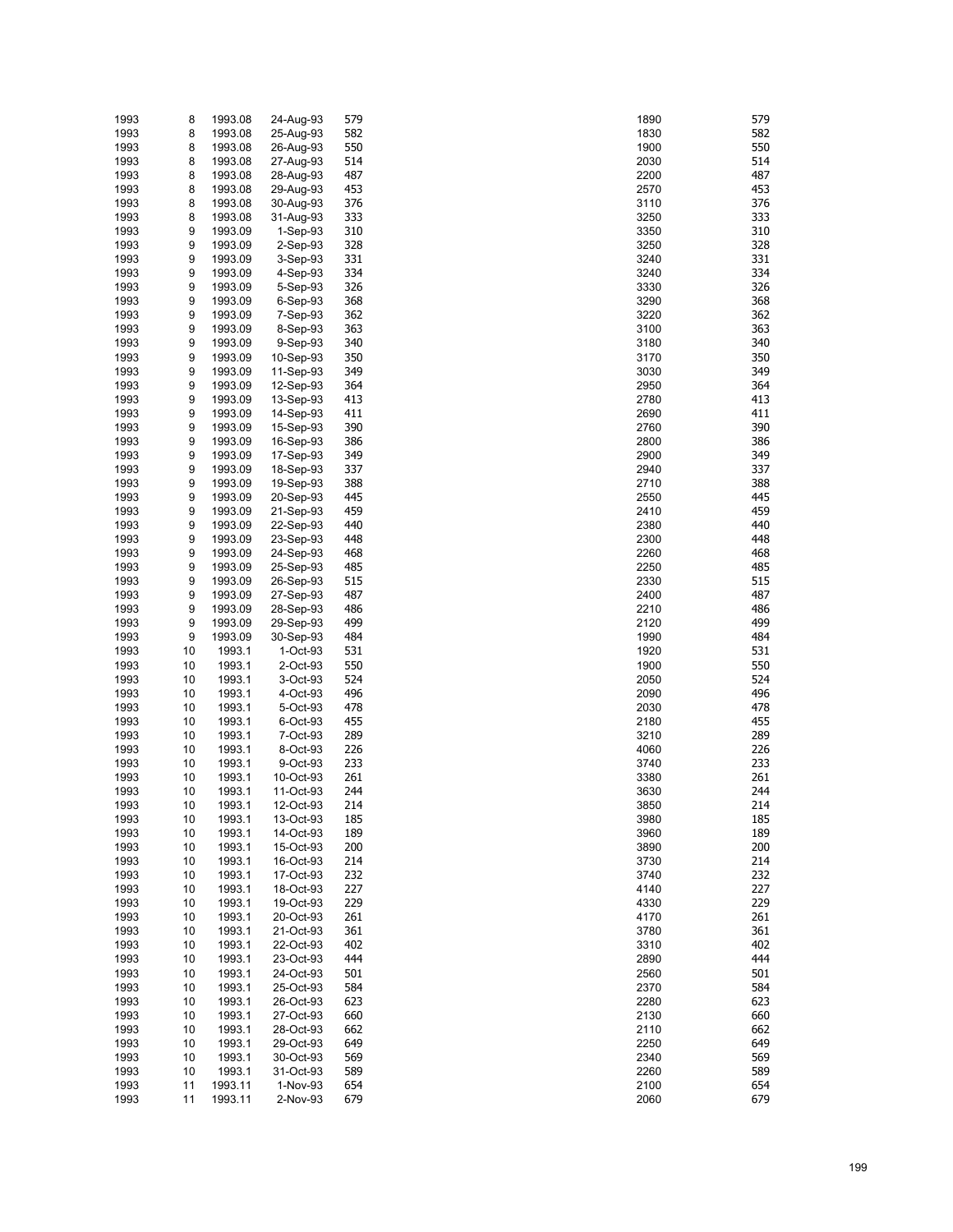| | | | | | | |
|---|---|---|---|---|---|---|
| 1993 | 8 | 1993.08 | 24-Aug-93 | 579 | 1890 | 579 |
| 1993 | 8 | 1993.08 | 25-Aug-93 | 582 | 1830 | 582 |
| 1993 | 8 | 1993.08 | 26-Aug-93 | 550 | 1900 | 550 |
| 1993 | 8 | 1993.08 | 27-Aug-93 | 514 | 2030 | 514 |
| 1993 | 8 | 1993.08 | 28-Aug-93 | 487 | 2200 | 487 |
| 1993 | 8 | 1993.08 | 29-Aug-93 | 453 | 2570 | 453 |
| 1993 | 8 | 1993.08 | 30-Aug-93 | 376 | 3110 | 376 |
| 1993 | 8 | 1993.08 | 31-Aug-93 | 333 | 3250 | 333 |
| 1993 | 9 | 1993.09 | 1-Sep-93 | 310 | 3350 | 310 |
| 1993 | 9 | 1993.09 | 2-Sep-93 | 328 | 3250 | 328 |
| 1993 | 9 | 1993.09 | 3-Sep-93 | 331 | 3240 | 331 |
| 1993 | 9 | 1993.09 | 4-Sep-93 | 334 | 3240 | 334 |
| 1993 | 9 | 1993.09 | 5-Sep-93 | 326 | 3330 | 326 |
| 1993 | 9 | 1993.09 | 6-Sep-93 | 368 | 3290 | 368 |
| 1993 | 9 | 1993.09 | 7-Sep-93 | 362 | 3220 | 362 |
| 1993 | 9 | 1993.09 | 8-Sep-93 | 363 | 3100 | 363 |
| 1993 | 9 | 1993.09 | 9-Sep-93 | 340 | 3180 | 340 |
| 1993 | 9 | 1993.09 | 10-Sep-93 | 350 | 3170 | 350 |
| 1993 | 9 | 1993.09 | 11-Sep-93 | 349 | 3030 | 349 |
| 1993 | 9 | 1993.09 | 12-Sep-93 | 364 | 2950 | 364 |
| 1993 | 9 | 1993.09 | 13-Sep-93 | 413 | 2780 | 413 |
| 1993 | 9 | 1993.09 | 14-Sep-93 | 411 | 2690 | 411 |
| 1993 | 9 | 1993.09 | 15-Sep-93 | 390 | 2760 | 390 |
| 1993 | 9 | 1993.09 | 16-Sep-93 | 386 | 2800 | 386 |
| 1993 | 9 | 1993.09 | 17-Sep-93 | 349 | 2900 | 349 |
| 1993 | 9 | 1993.09 | 18-Sep-93 | 337 | 2940 | 337 |
| 1993 | 9 | 1993.09 | 19-Sep-93 | 388 | 2710 | 388 |
| 1993 | 9 | 1993.09 | 20-Sep-93 | 445 | 2550 | 445 |
| 1993 | 9 | 1993.09 | 21-Sep-93 | 459 | 2410 | 459 |
| 1993 | 9 | 1993.09 | 22-Sep-93 | 440 | 2380 | 440 |
| 1993 | 9 | 1993.09 | 23-Sep-93 | 448 | 2300 | 448 |
| 1993 | 9 | 1993.09 | 24-Sep-93 | 468 | 2260 | 468 |
| 1993 | 9 | 1993.09 | 25-Sep-93 | 485 | 2250 | 485 |
| 1993 | 9 | 1993.09 | 26-Sep-93 | 515 | 2330 | 515 |
| 1993 | 9 | 1993.09 | 27-Sep-93 | 487 | 2400 | 487 |
| 1993 | 9 | 1993.09 | 28-Sep-93 | 486 | 2210 | 486 |
| 1993 | 9 | 1993.09 | 29-Sep-93 | 499 | 2120 | 499 |
| 1993 | 9 | 1993.09 | 30-Sep-93 | 484 | 1990 | 484 |
| 1993 | 10 | 1993.1 | 1-Oct-93 | 531 | 1920 | 531 |
| 1993 | 10 | 1993.1 | 2-Oct-93 | 550 | 1900 | 550 |
| 1993 | 10 | 1993.1 | 3-Oct-93 | 524 | 2050 | 524 |
| 1993 | 10 | 1993.1 | 4-Oct-93 | 496 | 2090 | 496 |
| 1993 | 10 | 1993.1 | 5-Oct-93 | 478 | 2030 | 478 |
| 1993 | 10 | 1993.1 | 6-Oct-93 | 455 | 2180 | 455 |
| 1993 | 10 | 1993.1 | 7-Oct-93 | 289 | 3210 | 289 |
| 1993 | 10 | 1993.1 | 8-Oct-93 | 226 | 4060 | 226 |
| 1993 | 10 | 1993.1 | 9-Oct-93 | 233 | 3740 | 233 |
| 1993 | 10 | 1993.1 | 10-Oct-93 | 261 | 3380 | 261 |
| 1993 | 10 | 1993.1 | 11-Oct-93 | 244 | 3630 | 244 |
| 1993 | 10 | 1993.1 | 12-Oct-93 | 214 | 3850 | 214 |
| 1993 | 10 | 1993.1 | 13-Oct-93 | 185 | 3980 | 185 |
| 1993 | 10 | 1993.1 | 14-Oct-93 | 189 | 3960 | 189 |
| 1993 | 10 | 1993.1 | 15-Oct-93 | 200 | 3890 | 200 |
| 1993 | 10 | 1993.1 | 16-Oct-93 | 214 | 3730 | 214 |
| 1993 | 10 | 1993.1 | 17-Oct-93 | 232 | 3740 | 232 |
| 1993 | 10 | 1993.1 | 18-Oct-93 | 227 | 4140 | 227 |
| 1993 | 10 | 1993.1 | 19-Oct-93 | 229 | 4330 | 229 |
| 1993 | 10 | 1993.1 | 20-Oct-93 | 261 | 4170 | 261 |
| 1993 | 10 | 1993.1 | 21-Oct-93 | 361 | 3780 | 361 |
| 1993 | 10 | 1993.1 | 22-Oct-93 | 402 | 3310 | 402 |
| 1993 | 10 | 1993.1 | 23-Oct-93 | 444 | 2890 | 444 |
| 1993 | 10 | 1993.1 | 24-Oct-93 | 501 | 2560 | 501 |
| 1993 | 10 | 1993.1 | 25-Oct-93 | 584 | 2370 | 584 |
| 1993 | 10 | 1993.1 | 26-Oct-93 | 623 | 2280 | 623 |
| 1993 | 10 | 1993.1 | 27-Oct-93 | 660 | 2130 | 660 |
| 1993 | 10 | 1993.1 | 28-Oct-93 | 662 | 2110 | 662 |
| 1993 | 10 | 1993.1 | 29-Oct-93 | 649 | 2250 | 649 |
| 1993 | 10 | 1993.1 | 30-Oct-93 | 569 | 2340 | 569 |
| 1993 | 10 | 1993.1 | 31-Oct-93 | 589 | 2260 | 589 |
| 1993 | 11 | 1993.11 | 1-Nov-93 | 654 | 2100 | 654 |
| 1993 | 11 | 1993.11 | 2-Nov-93 | 679 | 2060 | 679 |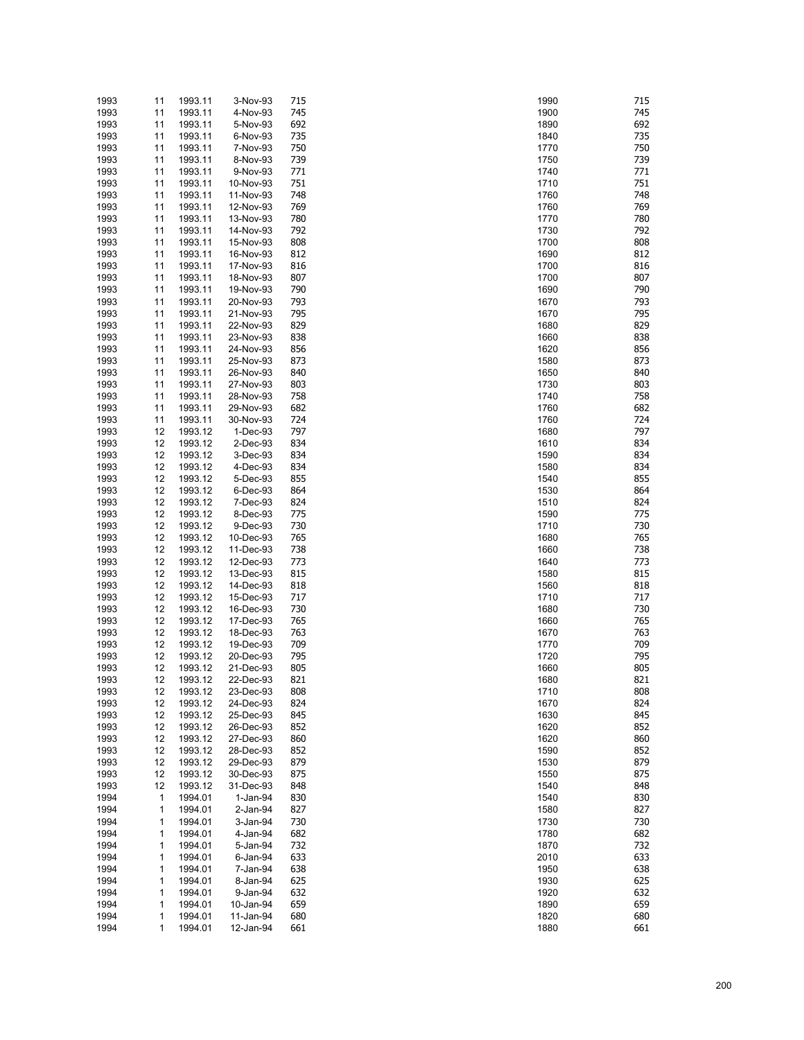| | | | | | | |
|---|---|---|---|---|---|---|
| 1993 | 11 | 1993.11 | 3-Nov-93 | 715 | 1990 | 715 |
| 1993 | 11 | 1993.11 | 4-Nov-93 | 745 | 1900 | 745 |
| 1993 | 11 | 1993.11 | 5-Nov-93 | 692 | 1890 | 692 |
| 1993 | 11 | 1993.11 | 6-Nov-93 | 735 | 1840 | 735 |
| 1993 | 11 | 1993.11 | 7-Nov-93 | 750 | 1770 | 750 |
| 1993 | 11 | 1993.11 | 8-Nov-93 | 739 | 1750 | 739 |
| 1993 | 11 | 1993.11 | 9-Nov-93 | 771 | 1740 | 771 |
| 1993 | 11 | 1993.11 | 10-Nov-93 | 751 | 1710 | 751 |
| 1993 | 11 | 1993.11 | 11-Nov-93 | 748 | 1760 | 748 |
| 1993 | 11 | 1993.11 | 12-Nov-93 | 769 | 1760 | 769 |
| 1993 | 11 | 1993.11 | 13-Nov-93 | 780 | 1770 | 780 |
| 1993 | 11 | 1993.11 | 14-Nov-93 | 792 | 1730 | 792 |
| 1993 | 11 | 1993.11 | 15-Nov-93 | 808 | 1700 | 808 |
| 1993 | 11 | 1993.11 | 16-Nov-93 | 812 | 1690 | 812 |
| 1993 | 11 | 1993.11 | 17-Nov-93 | 816 | 1700 | 816 |
| 1993 | 11 | 1993.11 | 18-Nov-93 | 807 | 1700 | 807 |
| 1993 | 11 | 1993.11 | 19-Nov-93 | 790 | 1690 | 790 |
| 1993 | 11 | 1993.11 | 20-Nov-93 | 793 | 1670 | 793 |
| 1993 | 11 | 1993.11 | 21-Nov-93 | 795 | 1670 | 795 |
| 1993 | 11 | 1993.11 | 22-Nov-93 | 829 | 1680 | 829 |
| 1993 | 11 | 1993.11 | 23-Nov-93 | 838 | 1660 | 838 |
| 1993 | 11 | 1993.11 | 24-Nov-93 | 856 | 1620 | 856 |
| 1993 | 11 | 1993.11 | 25-Nov-93 | 873 | 1580 | 873 |
| 1993 | 11 | 1993.11 | 26-Nov-93 | 840 | 1650 | 840 |
| 1993 | 11 | 1993.11 | 27-Nov-93 | 803 | 1730 | 803 |
| 1993 | 11 | 1993.11 | 28-Nov-93 | 758 | 1740 | 758 |
| 1993 | 11 | 1993.11 | 29-Nov-93 | 682 | 1760 | 682 |
| 1993 | 11 | 1993.11 | 30-Nov-93 | 724 | 1760 | 724 |
| 1993 | 12 | 1993.12 | 1-Dec-93 | 797 | 1680 | 797 |
| 1993 | 12 | 1993.12 | 2-Dec-93 | 834 | 1610 | 834 |
| 1993 | 12 | 1993.12 | 3-Dec-93 | 834 | 1590 | 834 |
| 1993 | 12 | 1993.12 | 4-Dec-93 | 834 | 1580 | 834 |
| 1993 | 12 | 1993.12 | 5-Dec-93 | 855 | 1540 | 855 |
| 1993 | 12 | 1993.12 | 6-Dec-93 | 864 | 1530 | 864 |
| 1993 | 12 | 1993.12 | 7-Dec-93 | 824 | 1510 | 824 |
| 1993 | 12 | 1993.12 | 8-Dec-93 | 775 | 1590 | 775 |
| 1993 | 12 | 1993.12 | 9-Dec-93 | 730 | 1710 | 730 |
| 1993 | 12 | 1993.12 | 10-Dec-93 | 765 | 1680 | 765 |
| 1993 | 12 | 1993.12 | 11-Dec-93 | 738 | 1660 | 738 |
| 1993 | 12 | 1993.12 | 12-Dec-93 | 773 | 1640 | 773 |
| 1993 | 12 | 1993.12 | 13-Dec-93 | 815 | 1580 | 815 |
| 1993 | 12 | 1993.12 | 14-Dec-93 | 818 | 1560 | 818 |
| 1993 | 12 | 1993.12 | 15-Dec-93 | 717 | 1710 | 717 |
| 1993 | 12 | 1993.12 | 16-Dec-93 | 730 | 1680 | 730 |
| 1993 | 12 | 1993.12 | 17-Dec-93 | 765 | 1660 | 765 |
| 1993 | 12 | 1993.12 | 18-Dec-93 | 763 | 1670 | 763 |
| 1993 | 12 | 1993.12 | 19-Dec-93 | 709 | 1770 | 709 |
| 1993 | 12 | 1993.12 | 20-Dec-93 | 795 | 1720 | 795 |
| 1993 | 12 | 1993.12 | 21-Dec-93 | 805 | 1660 | 805 |
| 1993 | 12 | 1993.12 | 22-Dec-93 | 821 | 1680 | 821 |
| 1993 | 12 | 1993.12 | 23-Dec-93 | 808 | 1710 | 808 |
| 1993 | 12 | 1993.12 | 24-Dec-93 | 824 | 1670 | 824 |
| 1993 | 12 | 1993.12 | 25-Dec-93 | 845 | 1630 | 845 |
| 1993 | 12 | 1993.12 | 26-Dec-93 | 852 | 1620 | 852 |
| 1993 | 12 | 1993.12 | 27-Dec-93 | 860 | 1620 | 860 |
| 1993 | 12 | 1993.12 | 28-Dec-93 | 852 | 1590 | 852 |
| 1993 | 12 | 1993.12 | 29-Dec-93 | 879 | 1530 | 879 |
| 1993 | 12 | 1993.12 | 30-Dec-93 | 875 | 1550 | 875 |
| 1993 | 12 | 1993.12 | 31-Dec-93 | 848 | 1540 | 848 |
| 1994 | 1 | 1994.01 | 1-Jan-94 | 830 | 1540 | 830 |
| 1994 | 1 | 1994.01 | 2-Jan-94 | 827 | 1580 | 827 |
| 1994 | 1 | 1994.01 | 3-Jan-94 | 730 | 1730 | 730 |
| 1994 | 1 | 1994.01 | 4-Jan-94 | 682 | 1780 | 682 |
| 1994 | 1 | 1994.01 | 5-Jan-94 | 732 | 1870 | 732 |
| 1994 | 1 | 1994.01 | 6-Jan-94 | 633 | 2010 | 633 |
| 1994 | 1 | 1994.01 | 7-Jan-94 | 638 | 1950 | 638 |
| 1994 | 1 | 1994.01 | 8-Jan-94 | 625 | 1930 | 625 |
| 1994 | 1 | 1994.01 | 9-Jan-94 | 632 | 1920 | 632 |
| 1994 | 1 | 1994.01 | 10-Jan-94 | 659 | 1890 | 659 |
| 1994 | 1 | 1994.01 | 11-Jan-94 | 680 | 1820 | 680 |
| 1994 | 1 | 1994.01 | 12-Jan-94 | 661 | 1880 | 661 |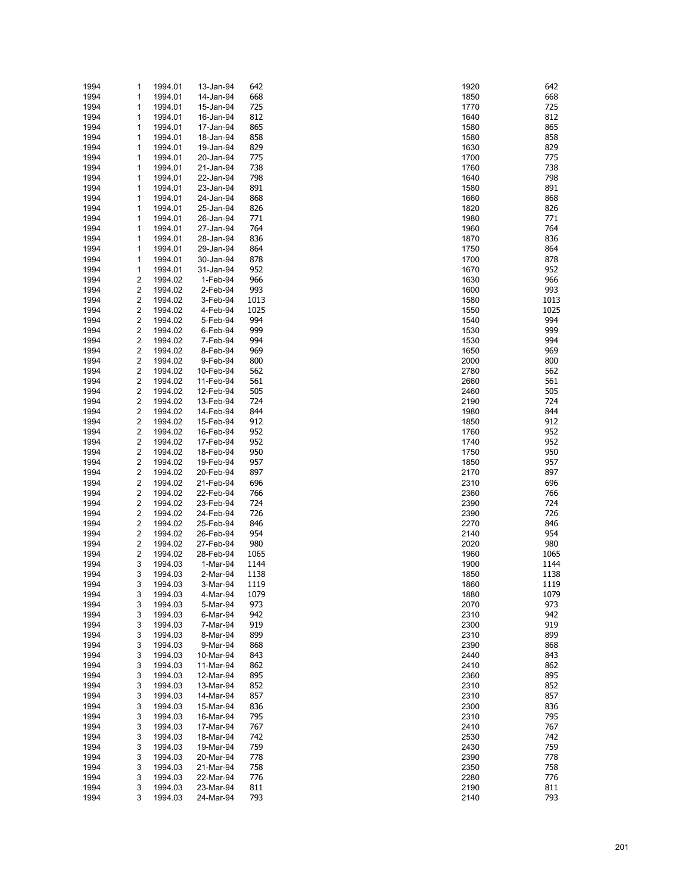| | | | | | | |
|---|---|---|---|---|---|---|
| 1994 | 1 | 1994.01 | 13-Jan-94 | 642 | 1920 | 642 |
| 1994 | 1 | 1994.01 | 14-Jan-94 | 668 | 1850 | 668 |
| 1994 | 1 | 1994.01 | 15-Jan-94 | 725 | 1770 | 725 |
| 1994 | 1 | 1994.01 | 16-Jan-94 | 812 | 1640 | 812 |
| 1994 | 1 | 1994.01 | 17-Jan-94 | 865 | 1580 | 865 |
| 1994 | 1 | 1994.01 | 18-Jan-94 | 858 | 1580 | 858 |
| 1994 | 1 | 1994.01 | 19-Jan-94 | 829 | 1630 | 829 |
| 1994 | 1 | 1994.01 | 20-Jan-94 | 775 | 1700 | 775 |
| 1994 | 1 | 1994.01 | 21-Jan-94 | 738 | 1760 | 738 |
| 1994 | 1 | 1994.01 | 22-Jan-94 | 798 | 1640 | 798 |
| 1994 | 1 | 1994.01 | 23-Jan-94 | 891 | 1580 | 891 |
| 1994 | 1 | 1994.01 | 24-Jan-94 | 868 | 1660 | 868 |
| 1994 | 1 | 1994.01 | 25-Jan-94 | 826 | 1820 | 826 |
| 1994 | 1 | 1994.01 | 26-Jan-94 | 771 | 1980 | 771 |
| 1994 | 1 | 1994.01 | 27-Jan-94 | 764 | 1960 | 764 |
| 1994 | 1 | 1994.01 | 28-Jan-94 | 836 | 1870 | 836 |
| 1994 | 1 | 1994.01 | 29-Jan-94 | 864 | 1750 | 864 |
| 1994 | 1 | 1994.01 | 30-Jan-94 | 878 | 1700 | 878 |
| 1994 | 1 | 1994.01 | 31-Jan-94 | 952 | 1670 | 952 |
| 1994 | 2 | 1994.02 | 1-Feb-94 | 966 | 1630 | 966 |
| 1994 | 2 | 1994.02 | 2-Feb-94 | 993 | 1600 | 993 |
| 1994 | 2 | 1994.02 | 3-Feb-94 | 1013 | 1580 | 1013 |
| 1994 | 2 | 1994.02 | 4-Feb-94 | 1025 | 1550 | 1025 |
| 1994 | 2 | 1994.02 | 5-Feb-94 | 994 | 1540 | 994 |
| 1994 | 2 | 1994.02 | 6-Feb-94 | 999 | 1530 | 999 |
| 1994 | 2 | 1994.02 | 7-Feb-94 | 994 | 1530 | 994 |
| 1994 | 2 | 1994.02 | 8-Feb-94 | 969 | 1650 | 969 |
| 1994 | 2 | 1994.02 | 9-Feb-94 | 800 | 2000 | 800 |
| 1994 | 2 | 1994.02 | 10-Feb-94 | 562 | 2780 | 562 |
| 1994 | 2 | 1994.02 | 11-Feb-94 | 561 | 2660 | 561 |
| 1994 | 2 | 1994.02 | 12-Feb-94 | 505 | 2460 | 505 |
| 1994 | 2 | 1994.02 | 13-Feb-94 | 724 | 2190 | 724 |
| 1994 | 2 | 1994.02 | 14-Feb-94 | 844 | 1980 | 844 |
| 1994 | 2 | 1994.02 | 15-Feb-94 | 912 | 1850 | 912 |
| 1994 | 2 | 1994.02 | 16-Feb-94 | 952 | 1760 | 952 |
| 1994 | 2 | 1994.02 | 17-Feb-94 | 952 | 1740 | 952 |
| 1994 | 2 | 1994.02 | 18-Feb-94 | 950 | 1750 | 950 |
| 1994 | 2 | 1994.02 | 19-Feb-94 | 957 | 1850 | 957 |
| 1994 | 2 | 1994.02 | 20-Feb-94 | 897 | 2170 | 897 |
| 1994 | 2 | 1994.02 | 21-Feb-94 | 696 | 2310 | 696 |
| 1994 | 2 | 1994.02 | 22-Feb-94 | 766 | 2360 | 766 |
| 1994 | 2 | 1994.02 | 23-Feb-94 | 724 | 2390 | 724 |
| 1994 | 2 | 1994.02 | 24-Feb-94 | 726 | 2390 | 726 |
| 1994 | 2 | 1994.02 | 25-Feb-94 | 846 | 2270 | 846 |
| 1994 | 2 | 1994.02 | 26-Feb-94 | 954 | 2140 | 954 |
| 1994 | 2 | 1994.02 | 27-Feb-94 | 980 | 2020 | 980 |
| 1994 | 2 | 1994.02 | 28-Feb-94 | 1065 | 1960 | 1065 |
| 1994 | 3 | 1994.03 | 1-Mar-94 | 1144 | 1900 | 1144 |
| 1994 | 3 | 1994.03 | 2-Mar-94 | 1138 | 1850 | 1138 |
| 1994 | 3 | 1994.03 | 3-Mar-94 | 1119 | 1860 | 1119 |
| 1994 | 3 | 1994.03 | 4-Mar-94 | 1079 | 1880 | 1079 |
| 1994 | 3 | 1994.03 | 5-Mar-94 | 973 | 2070 | 973 |
| 1994 | 3 | 1994.03 | 6-Mar-94 | 942 | 2310 | 942 |
| 1994 | 3 | 1994.03 | 7-Mar-94 | 919 | 2300 | 919 |
| 1994 | 3 | 1994.03 | 8-Mar-94 | 899 | 2310 | 899 |
| 1994 | 3 | 1994.03 | 9-Mar-94 | 868 | 2390 | 868 |
| 1994 | 3 | 1994.03 | 10-Mar-94 | 843 | 2440 | 843 |
| 1994 | 3 | 1994.03 | 11-Mar-94 | 862 | 2410 | 862 |
| 1994 | 3 | 1994.03 | 12-Mar-94 | 895 | 2360 | 895 |
| 1994 | 3 | 1994.03 | 13-Mar-94 | 852 | 2310 | 852 |
| 1994 | 3 | 1994.03 | 14-Mar-94 | 857 | 2310 | 857 |
| 1994 | 3 | 1994.03 | 15-Mar-94 | 836 | 2300 | 836 |
| 1994 | 3 | 1994.03 | 16-Mar-94 | 795 | 2310 | 795 |
| 1994 | 3 | 1994.03 | 17-Mar-94 | 767 | 2410 | 767 |
| 1994 | 3 | 1994.03 | 18-Mar-94 | 742 | 2530 | 742 |
| 1994 | 3 | 1994.03 | 19-Mar-94 | 759 | 2430 | 759 |
| 1994 | 3 | 1994.03 | 20-Mar-94 | 778 | 2390 | 778 |
| 1994 | 3 | 1994.03 | 21-Mar-94 | 758 | 2350 | 758 |
| 1994 | 3 | 1994.03 | 22-Mar-94 | 776 | 2280 | 776 |
| 1994 | 3 | 1994.03 | 23-Mar-94 | 811 | 2190 | 811 |
| 1994 | 3 | 1994.03 | 24-Mar-94 | 793 | 2140 | 793 |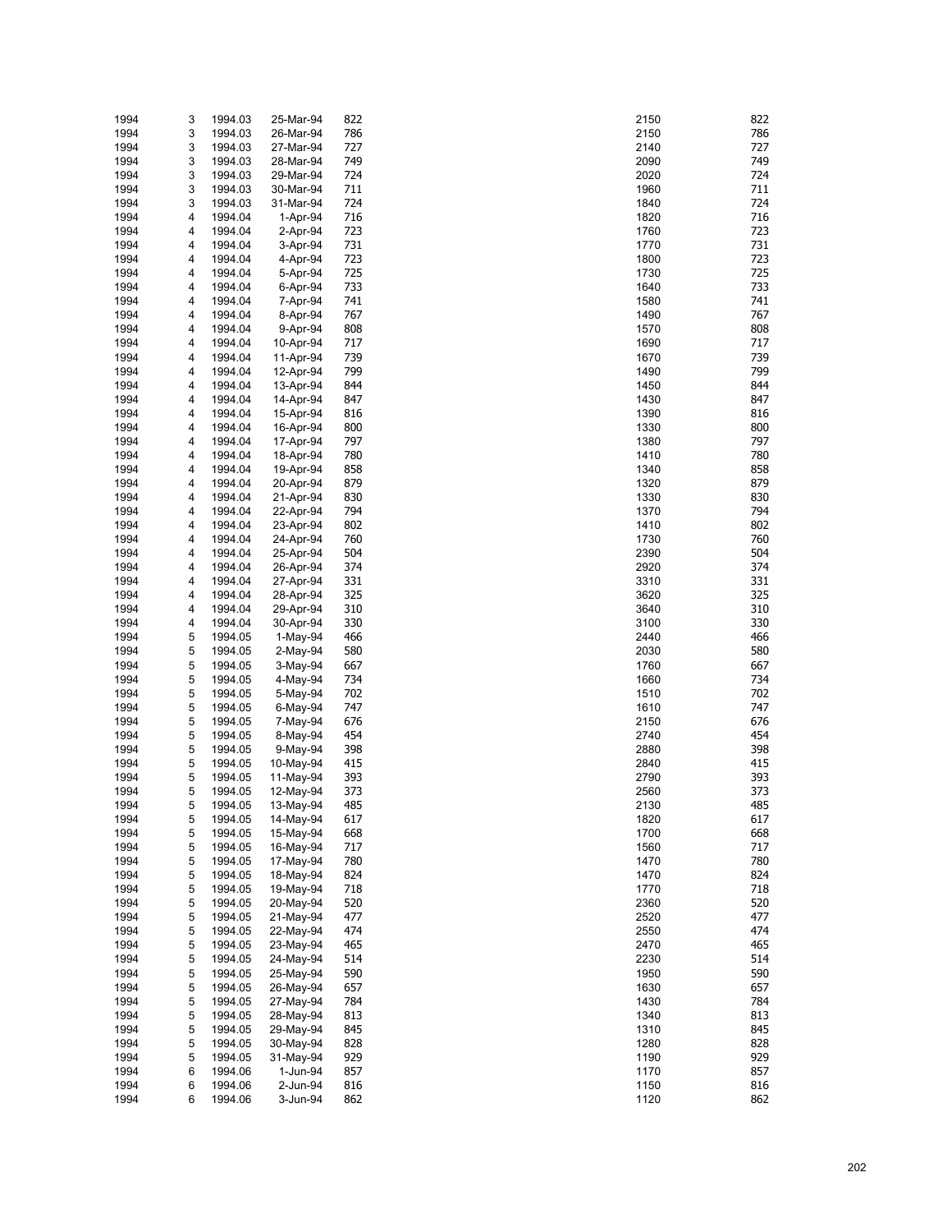| | | | | | | |
|---|---|---|---|---|---|---|
| 1994 | 3 | 1994.03 | 25-Mar-94 | 822 | 2150 | 822 |
| 1994 | 3 | 1994.03 | 26-Mar-94 | 786 | 2150 | 786 |
| 1994 | 3 | 1994.03 | 27-Mar-94 | 727 | 2140 | 727 |
| 1994 | 3 | 1994.03 | 28-Mar-94 | 749 | 2090 | 749 |
| 1994 | 3 | 1994.03 | 29-Mar-94 | 724 | 2020 | 724 |
| 1994 | 3 | 1994.03 | 30-Mar-94 | 711 | 1960 | 711 |
| 1994 | 3 | 1994.03 | 31-Mar-94 | 724 | 1840 | 724 |
| 1994 | 4 | 1994.04 | 1-Apr-94 | 716 | 1820 | 716 |
| 1994 | 4 | 1994.04 | 2-Apr-94 | 723 | 1760 | 723 |
| 1994 | 4 | 1994.04 | 3-Apr-94 | 731 | 1770 | 731 |
| 1994 | 4 | 1994.04 | 4-Apr-94 | 723 | 1800 | 723 |
| 1994 | 4 | 1994.04 | 5-Apr-94 | 725 | 1730 | 725 |
| 1994 | 4 | 1994.04 | 6-Apr-94 | 733 | 1640 | 733 |
| 1994 | 4 | 1994.04 | 7-Apr-94 | 741 | 1580 | 741 |
| 1994 | 4 | 1994.04 | 8-Apr-94 | 767 | 1490 | 767 |
| 1994 | 4 | 1994.04 | 9-Apr-94 | 808 | 1570 | 808 |
| 1994 | 4 | 1994.04 | 10-Apr-94 | 717 | 1690 | 717 |
| 1994 | 4 | 1994.04 | 11-Apr-94 | 739 | 1670 | 739 |
| 1994 | 4 | 1994.04 | 12-Apr-94 | 799 | 1490 | 799 |
| 1994 | 4 | 1994.04 | 13-Apr-94 | 844 | 1450 | 844 |
| 1994 | 4 | 1994.04 | 14-Apr-94 | 847 | 1430 | 847 |
| 1994 | 4 | 1994.04 | 15-Apr-94 | 816 | 1390 | 816 |
| 1994 | 4 | 1994.04 | 16-Apr-94 | 800 | 1330 | 800 |
| 1994 | 4 | 1994.04 | 17-Apr-94 | 797 | 1380 | 797 |
| 1994 | 4 | 1994.04 | 18-Apr-94 | 780 | 1410 | 780 |
| 1994 | 4 | 1994.04 | 19-Apr-94 | 858 | 1340 | 858 |
| 1994 | 4 | 1994.04 | 20-Apr-94 | 879 | 1320 | 879 |
| 1994 | 4 | 1994.04 | 21-Apr-94 | 830 | 1330 | 830 |
| 1994 | 4 | 1994.04 | 22-Apr-94 | 794 | 1370 | 794 |
| 1994 | 4 | 1994.04 | 23-Apr-94 | 802 | 1410 | 802 |
| 1994 | 4 | 1994.04 | 24-Apr-94 | 760 | 1730 | 760 |
| 1994 | 4 | 1994.04 | 25-Apr-94 | 504 | 2390 | 504 |
| 1994 | 4 | 1994.04 | 26-Apr-94 | 374 | 2920 | 374 |
| 1994 | 4 | 1994.04 | 27-Apr-94 | 331 | 3310 | 331 |
| 1994 | 4 | 1994.04 | 28-Apr-94 | 325 | 3620 | 325 |
| 1994 | 4 | 1994.04 | 29-Apr-94 | 310 | 3640 | 310 |
| 1994 | 4 | 1994.04 | 30-Apr-94 | 330 | 3100 | 330 |
| 1994 | 5 | 1994.05 | 1-May-94 | 466 | 2440 | 466 |
| 1994 | 5 | 1994.05 | 2-May-94 | 580 | 2030 | 580 |
| 1994 | 5 | 1994.05 | 3-May-94 | 667 | 1760 | 667 |
| 1994 | 5 | 1994.05 | 4-May-94 | 734 | 1660 | 734 |
| 1994 | 5 | 1994.05 | 5-May-94 | 702 | 1510 | 702 |
| 1994 | 5 | 1994.05 | 6-May-94 | 747 | 1610 | 747 |
| 1994 | 5 | 1994.05 | 7-May-94 | 676 | 2150 | 676 |
| 1994 | 5 | 1994.05 | 8-May-94 | 454 | 2740 | 454 |
| 1994 | 5 | 1994.05 | 9-May-94 | 398 | 2880 | 398 |
| 1994 | 5 | 1994.05 | 10-May-94 | 415 | 2840 | 415 |
| 1994 | 5 | 1994.05 | 11-May-94 | 393 | 2790 | 393 |
| 1994 | 5 | 1994.05 | 12-May-94 | 373 | 2560 | 373 |
| 1994 | 5 | 1994.05 | 13-May-94 | 485 | 2130 | 485 |
| 1994 | 5 | 1994.05 | 14-May-94 | 617 | 1820 | 617 |
| 1994 | 5 | 1994.05 | 15-May-94 | 668 | 1700 | 668 |
| 1994 | 5 | 1994.05 | 16-May-94 | 717 | 1560 | 717 |
| 1994 | 5 | 1994.05 | 17-May-94 | 780 | 1470 | 780 |
| 1994 | 5 | 1994.05 | 18-May-94 | 824 | 1470 | 824 |
| 1994 | 5 | 1994.05 | 19-May-94 | 718 | 1770 | 718 |
| 1994 | 5 | 1994.05 | 20-May-94 | 520 | 2360 | 520 |
| 1994 | 5 | 1994.05 | 21-May-94 | 477 | 2520 | 477 |
| 1994 | 5 | 1994.05 | 22-May-94 | 474 | 2550 | 474 |
| 1994 | 5 | 1994.05 | 23-May-94 | 465 | 2470 | 465 |
| 1994 | 5 | 1994.05 | 24-May-94 | 514 | 2230 | 514 |
| 1994 | 5 | 1994.05 | 25-May-94 | 590 | 1950 | 590 |
| 1994 | 5 | 1994.05 | 26-May-94 | 657 | 1630 | 657 |
| 1994 | 5 | 1994.05 | 27-May-94 | 784 | 1430 | 784 |
| 1994 | 5 | 1994.05 | 28-May-94 | 813 | 1340 | 813 |
| 1994 | 5 | 1994.05 | 29-May-94 | 845 | 1310 | 845 |
| 1994 | 5 | 1994.05 | 30-May-94 | 828 | 1280 | 828 |
| 1994 | 5 | 1994.05 | 31-May-94 | 929 | 1190 | 929 |
| 1994 | 6 | 1994.06 | 1-Jun-94 | 857 | 1170 | 857 |
| 1994 | 6 | 1994.06 | 2-Jun-94 | 816 | 1150 | 816 |
| 1994 | 6 | 1994.06 | 3-Jun-94 | 862 | 1120 | 862 |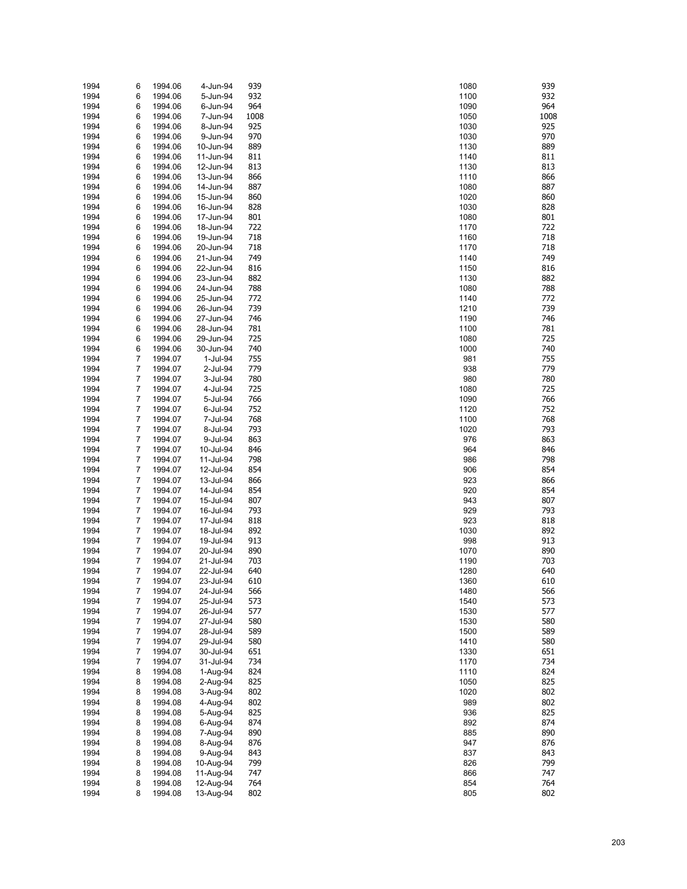| | | | | | | |
|---|---|---|---|---|---|---|
| 1994 | 6 | 1994.06 | 4-Jun-94 | 939 | 1080 | 939 |
| 1994 | 6 | 1994.06 | 5-Jun-94 | 932 | 1100 | 932 |
| 1994 | 6 | 1994.06 | 6-Jun-94 | 964 | 1090 | 964 |
| 1994 | 6 | 1994.06 | 7-Jun-94 | 1008 | 1050 | 1008 |
| 1994 | 6 | 1994.06 | 8-Jun-94 | 925 | 1030 | 925 |
| 1994 | 6 | 1994.06 | 9-Jun-94 | 970 | 1030 | 970 |
| 1994 | 6 | 1994.06 | 10-Jun-94 | 889 | 1130 | 889 |
| 1994 | 6 | 1994.06 | 11-Jun-94 | 811 | 1140 | 811 |
| 1994 | 6 | 1994.06 | 12-Jun-94 | 813 | 1130 | 813 |
| 1994 | 6 | 1994.06 | 13-Jun-94 | 866 | 1110 | 866 |
| 1994 | 6 | 1994.06 | 14-Jun-94 | 887 | 1080 | 887 |
| 1994 | 6 | 1994.06 | 15-Jun-94 | 860 | 1020 | 860 |
| 1994 | 6 | 1994.06 | 16-Jun-94 | 828 | 1030 | 828 |
| 1994 | 6 | 1994.06 | 17-Jun-94 | 801 | 1080 | 801 |
| 1994 | 6 | 1994.06 | 18-Jun-94 | 722 | 1170 | 722 |
| 1994 | 6 | 1994.06 | 19-Jun-94 | 718 | 1160 | 718 |
| 1994 | 6 | 1994.06 | 20-Jun-94 | 718 | 1170 | 718 |
| 1994 | 6 | 1994.06 | 21-Jun-94 | 749 | 1140 | 749 |
| 1994 | 6 | 1994.06 | 22-Jun-94 | 816 | 1150 | 816 |
| 1994 | 6 | 1994.06 | 23-Jun-94 | 882 | 1130 | 882 |
| 1994 | 6 | 1994.06 | 24-Jun-94 | 788 | 1080 | 788 |
| 1994 | 6 | 1994.06 | 25-Jun-94 | 772 | 1140 | 772 |
| 1994 | 6 | 1994.06 | 26-Jun-94 | 739 | 1210 | 739 |
| 1994 | 6 | 1994.06 | 27-Jun-94 | 746 | 1190 | 746 |
| 1994 | 6 | 1994.06 | 28-Jun-94 | 781 | 1100 | 781 |
| 1994 | 6 | 1994.06 | 29-Jun-94 | 725 | 1080 | 725 |
| 1994 | 6 | 1994.06 | 30-Jun-94 | 740 | 1000 | 740 |
| 1994 | 7 | 1994.07 | 1-Jul-94 | 755 | 981 | 755 |
| 1994 | 7 | 1994.07 | 2-Jul-94 | 779 | 938 | 779 |
| 1994 | 7 | 1994.07 | 3-Jul-94 | 780 | 980 | 780 |
| 1994 | 7 | 1994.07 | 4-Jul-94 | 725 | 1080 | 725 |
| 1994 | 7 | 1994.07 | 5-Jul-94 | 766 | 1090 | 766 |
| 1994 | 7 | 1994.07 | 6-Jul-94 | 752 | 1120 | 752 |
| 1994 | 7 | 1994.07 | 7-Jul-94 | 768 | 1100 | 768 |
| 1994 | 7 | 1994.07 | 8-Jul-94 | 793 | 1020 | 793 |
| 1994 | 7 | 1994.07 | 9-Jul-94 | 863 | 976 | 863 |
| 1994 | 7 | 1994.07 | 10-Jul-94 | 846 | 964 | 846 |
| 1994 | 7 | 1994.07 | 11-Jul-94 | 798 | 986 | 798 |
| 1994 | 7 | 1994.07 | 12-Jul-94 | 854 | 906 | 854 |
| 1994 | 7 | 1994.07 | 13-Jul-94 | 866 | 923 | 866 |
| 1994 | 7 | 1994.07 | 14-Jul-94 | 854 | 920 | 854 |
| 1994 | 7 | 1994.07 | 15-Jul-94 | 807 | 943 | 807 |
| 1994 | 7 | 1994.07 | 16-Jul-94 | 793 | 929 | 793 |
| 1994 | 7 | 1994.07 | 17-Jul-94 | 818 | 923 | 818 |
| 1994 | 7 | 1994.07 | 18-Jul-94 | 892 | 1030 | 892 |
| 1994 | 7 | 1994.07 | 19-Jul-94 | 913 | 998 | 913 |
| 1994 | 7 | 1994.07 | 20-Jul-94 | 890 | 1070 | 890 |
| 1994 | 7 | 1994.07 | 21-Jul-94 | 703 | 1190 | 703 |
| 1994 | 7 | 1994.07 | 22-Jul-94 | 640 | 1280 | 640 |
| 1994 | 7 | 1994.07 | 23-Jul-94 | 610 | 1360 | 610 |
| 1994 | 7 | 1994.07 | 24-Jul-94 | 566 | 1480 | 566 |
| 1994 | 7 | 1994.07 | 25-Jul-94 | 573 | 1540 | 573 |
| 1994 | 7 | 1994.07 | 26-Jul-94 | 577 | 1530 | 577 |
| 1994 | 7 | 1994.07 | 27-Jul-94 | 580 | 1530 | 580 |
| 1994 | 7 | 1994.07 | 28-Jul-94 | 589 | 1500 | 589 |
| 1994 | 7 | 1994.07 | 29-Jul-94 | 580 | 1410 | 580 |
| 1994 | 7 | 1994.07 | 30-Jul-94 | 651 | 1330 | 651 |
| 1994 | 7 | 1994.07 | 31-Jul-94 | 734 | 1170 | 734 |
| 1994 | 8 | 1994.08 | 1-Aug-94 | 824 | 1110 | 824 |
| 1994 | 8 | 1994.08 | 2-Aug-94 | 825 | 1050 | 825 |
| 1994 | 8 | 1994.08 | 3-Aug-94 | 802 | 1020 | 802 |
| 1994 | 8 | 1994.08 | 4-Aug-94 | 802 | 989 | 802 |
| 1994 | 8 | 1994.08 | 5-Aug-94 | 825 | 936 | 825 |
| 1994 | 8 | 1994.08 | 6-Aug-94 | 874 | 892 | 874 |
| 1994 | 8 | 1994.08 | 7-Aug-94 | 890 | 885 | 890 |
| 1994 | 8 | 1994.08 | 8-Aug-94 | 876 | 947 | 876 |
| 1994 | 8 | 1994.08 | 9-Aug-94 | 843 | 837 | 843 |
| 1994 | 8 | 1994.08 | 10-Aug-94 | 799 | 826 | 799 |
| 1994 | 8 | 1994.08 | 11-Aug-94 | 747 | 866 | 747 |
| 1994 | 8 | 1994.08 | 12-Aug-94 | 764 | 854 | 764 |
| 1994 | 8 | 1994.08 | 13-Aug-94 | 802 | 805 | 802 |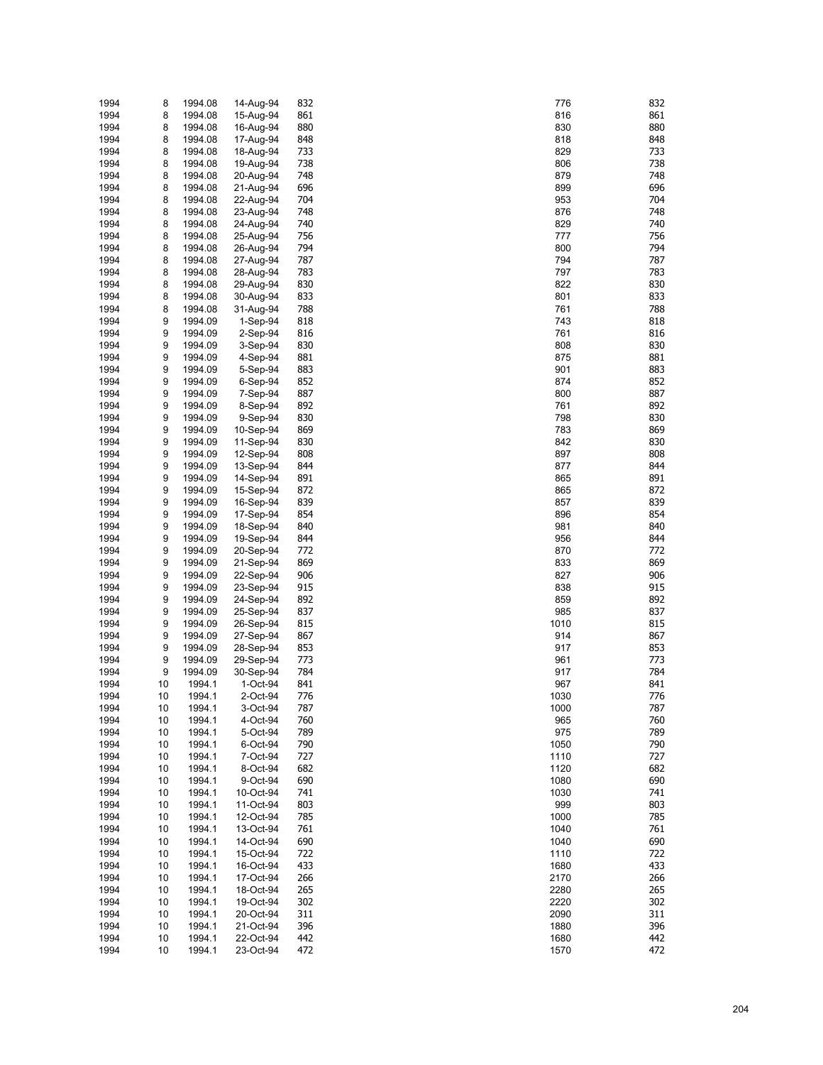| | | | | | | |
|---|---|---|---|---|---|---|
| 1994 | 8 | 1994.08 | 14-Aug-94 | 832 | 776 | 832 |
| 1994 | 8 | 1994.08 | 15-Aug-94 | 861 | 816 | 861 |
| 1994 | 8 | 1994.08 | 16-Aug-94 | 880 | 830 | 880 |
| 1994 | 8 | 1994.08 | 17-Aug-94 | 848 | 818 | 848 |
| 1994 | 8 | 1994.08 | 18-Aug-94 | 733 | 829 | 733 |
| 1994 | 8 | 1994.08 | 19-Aug-94 | 738 | 806 | 738 |
| 1994 | 8 | 1994.08 | 20-Aug-94 | 748 | 879 | 748 |
| 1994 | 8 | 1994.08 | 21-Aug-94 | 696 | 899 | 696 |
| 1994 | 8 | 1994.08 | 22-Aug-94 | 704 | 953 | 704 |
| 1994 | 8 | 1994.08 | 23-Aug-94 | 748 | 876 | 748 |
| 1994 | 8 | 1994.08 | 24-Aug-94 | 740 | 829 | 740 |
| 1994 | 8 | 1994.08 | 25-Aug-94 | 756 | 777 | 756 |
| 1994 | 8 | 1994.08 | 26-Aug-94 | 794 | 800 | 794 |
| 1994 | 8 | 1994.08 | 27-Aug-94 | 787 | 794 | 787 |
| 1994 | 8 | 1994.08 | 28-Aug-94 | 783 | 797 | 783 |
| 1994 | 8 | 1994.08 | 29-Aug-94 | 830 | 822 | 830 |
| 1994 | 8 | 1994.08 | 30-Aug-94 | 833 | 801 | 833 |
| 1994 | 8 | 1994.08 | 31-Aug-94 | 788 | 761 | 788 |
| 1994 | 9 | 1994.09 | 1-Sep-94 | 818 | 743 | 818 |
| 1994 | 9 | 1994.09 | 2-Sep-94 | 816 | 761 | 816 |
| 1994 | 9 | 1994.09 | 3-Sep-94 | 830 | 808 | 830 |
| 1994 | 9 | 1994.09 | 4-Sep-94 | 881 | 875 | 881 |
| 1994 | 9 | 1994.09 | 5-Sep-94 | 883 | 901 | 883 |
| 1994 | 9 | 1994.09 | 6-Sep-94 | 852 | 874 | 852 |
| 1994 | 9 | 1994.09 | 7-Sep-94 | 887 | 800 | 887 |
| 1994 | 9 | 1994.09 | 8-Sep-94 | 892 | 761 | 892 |
| 1994 | 9 | 1994.09 | 9-Sep-94 | 830 | 798 | 830 |
| 1994 | 9 | 1994.09 | 10-Sep-94 | 869 | 783 | 869 |
| 1994 | 9 | 1994.09 | 11-Sep-94 | 830 | 842 | 830 |
| 1994 | 9 | 1994.09 | 12-Sep-94 | 808 | 897 | 808 |
| 1994 | 9 | 1994.09 | 13-Sep-94 | 844 | 877 | 844 |
| 1994 | 9 | 1994.09 | 14-Sep-94 | 891 | 865 | 891 |
| 1994 | 9 | 1994.09 | 15-Sep-94 | 872 | 865 | 872 |
| 1994 | 9 | 1994.09 | 16-Sep-94 | 839 | 857 | 839 |
| 1994 | 9 | 1994.09 | 17-Sep-94 | 854 | 896 | 854 |
| 1994 | 9 | 1994.09 | 18-Sep-94 | 840 | 981 | 840 |
| 1994 | 9 | 1994.09 | 19-Sep-94 | 844 | 956 | 844 |
| 1994 | 9 | 1994.09 | 20-Sep-94 | 772 | 870 | 772 |
| 1994 | 9 | 1994.09 | 21-Sep-94 | 869 | 833 | 869 |
| 1994 | 9 | 1994.09 | 22-Sep-94 | 906 | 827 | 906 |
| 1994 | 9 | 1994.09 | 23-Sep-94 | 915 | 838 | 915 |
| 1994 | 9 | 1994.09 | 24-Sep-94 | 892 | 859 | 892 |
| 1994 | 9 | 1994.09 | 25-Sep-94 | 837 | 985 | 837 |
| 1994 | 9 | 1994.09 | 26-Sep-94 | 815 | 1010 | 815 |
| 1994 | 9 | 1994.09 | 27-Sep-94 | 867 | 914 | 867 |
| 1994 | 9 | 1994.09 | 28-Sep-94 | 853 | 917 | 853 |
| 1994 | 9 | 1994.09 | 29-Sep-94 | 773 | 961 | 773 |
| 1994 | 9 | 1994.09 | 30-Sep-94 | 784 | 917 | 784 |
| 1994 | 10 | 1994.1 | 1-Oct-94 | 841 | 967 | 841 |
| 1994 | 10 | 1994.1 | 2-Oct-94 | 776 | 1030 | 776 |
| 1994 | 10 | 1994.1 | 3-Oct-94 | 787 | 1000 | 787 |
| 1994 | 10 | 1994.1 | 4-Oct-94 | 760 | 965 | 760 |
| 1994 | 10 | 1994.1 | 5-Oct-94 | 789 | 975 | 789 |
| 1994 | 10 | 1994.1 | 6-Oct-94 | 790 | 1050 | 790 |
| 1994 | 10 | 1994.1 | 7-Oct-94 | 727 | 1110 | 727 |
| 1994 | 10 | 1994.1 | 8-Oct-94 | 682 | 1120 | 682 |
| 1994 | 10 | 1994.1 | 9-Oct-94 | 690 | 1080 | 690 |
| 1994 | 10 | 1994.1 | 10-Oct-94 | 741 | 1030 | 741 |
| 1994 | 10 | 1994.1 | 11-Oct-94 | 803 | 999 | 803 |
| 1994 | 10 | 1994.1 | 12-Oct-94 | 785 | 1000 | 785 |
| 1994 | 10 | 1994.1 | 13-Oct-94 | 761 | 1040 | 761 |
| 1994 | 10 | 1994.1 | 14-Oct-94 | 690 | 1040 | 690 |
| 1994 | 10 | 1994.1 | 15-Oct-94 | 722 | 1110 | 722 |
| 1994 | 10 | 1994.1 | 16-Oct-94 | 433 | 1680 | 433 |
| 1994 | 10 | 1994.1 | 17-Oct-94 | 266 | 2170 | 266 |
| 1994 | 10 | 1994.1 | 18-Oct-94 | 265 | 2280 | 265 |
| 1994 | 10 | 1994.1 | 19-Oct-94 | 302 | 2220 | 302 |
| 1994 | 10 | 1994.1 | 20-Oct-94 | 311 | 2090 | 311 |
| 1994 | 10 | 1994.1 | 21-Oct-94 | 396 | 1880 | 396 |
| 1994 | 10 | 1994.1 | 22-Oct-94 | 442 | 1680 | 442 |
| 1994 | 10 | 1994.1 | 23-Oct-94 | 472 | 1570 | 472 |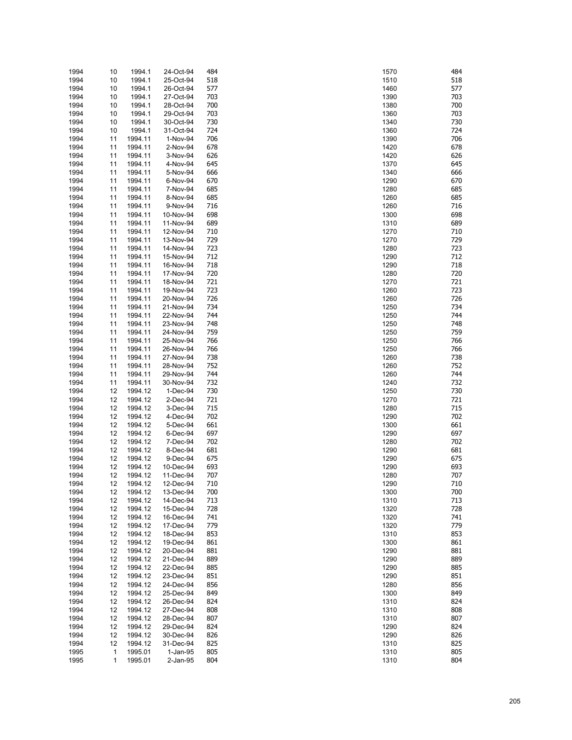| | | | | | | |
|---|---|---|---|---|---|---|
| 1994 | 10 | 1994.1 | 24-Oct-94 | 484 | 1570 | 484 |
| 1994 | 10 | 1994.1 | 25-Oct-94 | 518 | 1510 | 518 |
| 1994 | 10 | 1994.1 | 26-Oct-94 | 577 | 1460 | 577 |
| 1994 | 10 | 1994.1 | 27-Oct-94 | 703 | 1390 | 703 |
| 1994 | 10 | 1994.1 | 28-Oct-94 | 700 | 1380 | 700 |
| 1994 | 10 | 1994.1 | 29-Oct-94 | 703 | 1360 | 703 |
| 1994 | 10 | 1994.1 | 30-Oct-94 | 730 | 1340 | 730 |
| 1994 | 10 | 1994.1 | 31-Oct-94 | 724 | 1360 | 724 |
| 1994 | 11 | 1994.11 | 1-Nov-94 | 706 | 1390 | 706 |
| 1994 | 11 | 1994.11 | 2-Nov-94 | 678 | 1420 | 678 |
| 1994 | 11 | 1994.11 | 3-Nov-94 | 626 | 1420 | 626 |
| 1994 | 11 | 1994.11 | 4-Nov-94 | 645 | 1370 | 645 |
| 1994 | 11 | 1994.11 | 5-Nov-94 | 666 | 1340 | 666 |
| 1994 | 11 | 1994.11 | 6-Nov-94 | 670 | 1290 | 670 |
| 1994 | 11 | 1994.11 | 7-Nov-94 | 685 | 1280 | 685 |
| 1994 | 11 | 1994.11 | 8-Nov-94 | 685 | 1260 | 685 |
| 1994 | 11 | 1994.11 | 9-Nov-94 | 716 | 1260 | 716 |
| 1994 | 11 | 1994.11 | 10-Nov-94 | 698 | 1300 | 698 |
| 1994 | 11 | 1994.11 | 11-Nov-94 | 689 | 1310 | 689 |
| 1994 | 11 | 1994.11 | 12-Nov-94 | 710 | 1270 | 710 |
| 1994 | 11 | 1994.11 | 13-Nov-94 | 729 | 1270 | 729 |
| 1994 | 11 | 1994.11 | 14-Nov-94 | 723 | 1280 | 723 |
| 1994 | 11 | 1994.11 | 15-Nov-94 | 712 | 1290 | 712 |
| 1994 | 11 | 1994.11 | 16-Nov-94 | 718 | 1290 | 718 |
| 1994 | 11 | 1994.11 | 17-Nov-94 | 720 | 1280 | 720 |
| 1994 | 11 | 1994.11 | 18-Nov-94 | 721 | 1270 | 721 |
| 1994 | 11 | 1994.11 | 19-Nov-94 | 723 | 1260 | 723 |
| 1994 | 11 | 1994.11 | 20-Nov-94 | 726 | 1260 | 726 |
| 1994 | 11 | 1994.11 | 21-Nov-94 | 734 | 1250 | 734 |
| 1994 | 11 | 1994.11 | 22-Nov-94 | 744 | 1250 | 744 |
| 1994 | 11 | 1994.11 | 23-Nov-94 | 748 | 1250 | 748 |
| 1994 | 11 | 1994.11 | 24-Nov-94 | 759 | 1250 | 759 |
| 1994 | 11 | 1994.11 | 25-Nov-94 | 766 | 1250 | 766 |
| 1994 | 11 | 1994.11 | 26-Nov-94 | 766 | 1250 | 766 |
| 1994 | 11 | 1994.11 | 27-Nov-94 | 738 | 1260 | 738 |
| 1994 | 11 | 1994.11 | 28-Nov-94 | 752 | 1260 | 752 |
| 1994 | 11 | 1994.11 | 29-Nov-94 | 744 | 1260 | 744 |
| 1994 | 11 | 1994.11 | 30-Nov-94 | 732 | 1240 | 732 |
| 1994 | 12 | 1994.12 | 1-Dec-94 | 730 | 1250 | 730 |
| 1994 | 12 | 1994.12 | 2-Dec-94 | 721 | 1270 | 721 |
| 1994 | 12 | 1994.12 | 3-Dec-94 | 715 | 1280 | 715 |
| 1994 | 12 | 1994.12 | 4-Dec-94 | 702 | 1290 | 702 |
| 1994 | 12 | 1994.12 | 5-Dec-94 | 661 | 1300 | 661 |
| 1994 | 12 | 1994.12 | 6-Dec-94 | 697 | 1290 | 697 |
| 1994 | 12 | 1994.12 | 7-Dec-94 | 702 | 1280 | 702 |
| 1994 | 12 | 1994.12 | 8-Dec-94 | 681 | 1290 | 681 |
| 1994 | 12 | 1994.12 | 9-Dec-94 | 675 | 1290 | 675 |
| 1994 | 12 | 1994.12 | 10-Dec-94 | 693 | 1290 | 693 |
| 1994 | 12 | 1994.12 | 11-Dec-94 | 707 | 1280 | 707 |
| 1994 | 12 | 1994.12 | 12-Dec-94 | 710 | 1290 | 710 |
| 1994 | 12 | 1994.12 | 13-Dec-94 | 700 | 1300 | 700 |
| 1994 | 12 | 1994.12 | 14-Dec-94 | 713 | 1310 | 713 |
| 1994 | 12 | 1994.12 | 15-Dec-94 | 728 | 1320 | 728 |
| 1994 | 12 | 1994.12 | 16-Dec-94 | 741 | 1320 | 741 |
| 1994 | 12 | 1994.12 | 17-Dec-94 | 779 | 1320 | 779 |
| 1994 | 12 | 1994.12 | 18-Dec-94 | 853 | 1310 | 853 |
| 1994 | 12 | 1994.12 | 19-Dec-94 | 861 | 1300 | 861 |
| 1994 | 12 | 1994.12 | 20-Dec-94 | 881 | 1290 | 881 |
| 1994 | 12 | 1994.12 | 21-Dec-94 | 889 | 1290 | 889 |
| 1994 | 12 | 1994.12 | 22-Dec-94 | 885 | 1290 | 885 |
| 1994 | 12 | 1994.12 | 23-Dec-94 | 851 | 1290 | 851 |
| 1994 | 12 | 1994.12 | 24-Dec-94 | 856 | 1280 | 856 |
| 1994 | 12 | 1994.12 | 25-Dec-94 | 849 | 1300 | 849 |
| 1994 | 12 | 1994.12 | 26-Dec-94 | 824 | 1310 | 824 |
| 1994 | 12 | 1994.12 | 27-Dec-94 | 808 | 1310 | 808 |
| 1994 | 12 | 1994.12 | 28-Dec-94 | 807 | 1310 | 807 |
| 1994 | 12 | 1994.12 | 29-Dec-94 | 824 | 1290 | 824 |
| 1994 | 12 | 1994.12 | 30-Dec-94 | 826 | 1290 | 826 |
| 1994 | 12 | 1994.12 | 31-Dec-94 | 825 | 1310 | 825 |
| 1995 | 1 | 1995.01 | 1-Jan-95 | 805 | 1310 | 805 |
| 1995 | 1 | 1995.01 | 2-Jan-95 | 804 | 1310 | 804 |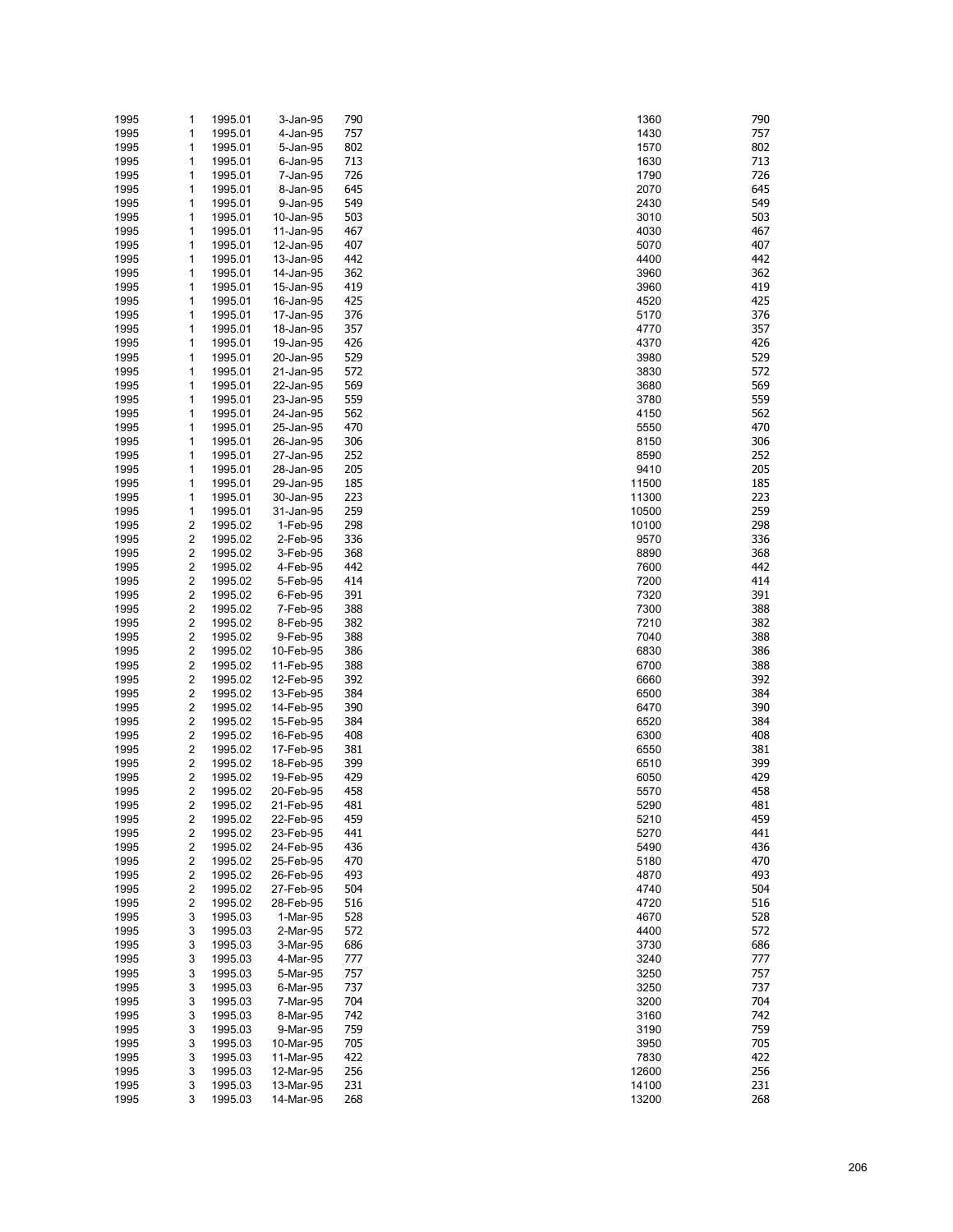| | | | | | | |
|---|---|---|---|---|---|---|
| 1995 | 1 | 1995.01 | 3-Jan-95 | 790 | 1360 | 790 |
| 1995 | 1 | 1995.01 | 4-Jan-95 | 757 | 1430 | 757 |
| 1995 | 1 | 1995.01 | 5-Jan-95 | 802 | 1570 | 802 |
| 1995 | 1 | 1995.01 | 6-Jan-95 | 713 | 1630 | 713 |
| 1995 | 1 | 1995.01 | 7-Jan-95 | 726 | 1790 | 726 |
| 1995 | 1 | 1995.01 | 8-Jan-95 | 645 | 2070 | 645 |
| 1995 | 1 | 1995.01 | 9-Jan-95 | 549 | 2430 | 549 |
| 1995 | 1 | 1995.01 | 10-Jan-95 | 503 | 3010 | 503 |
| 1995 | 1 | 1995.01 | 11-Jan-95 | 467 | 4030 | 467 |
| 1995 | 1 | 1995.01 | 12-Jan-95 | 407 | 5070 | 407 |
| 1995 | 1 | 1995.01 | 13-Jan-95 | 442 | 4400 | 442 |
| 1995 | 1 | 1995.01 | 14-Jan-95 | 362 | 3960 | 362 |
| 1995 | 1 | 1995.01 | 15-Jan-95 | 419 | 3960 | 419 |
| 1995 | 1 | 1995.01 | 16-Jan-95 | 425 | 4520 | 425 |
| 1995 | 1 | 1995.01 | 17-Jan-95 | 376 | 5170 | 376 |
| 1995 | 1 | 1995.01 | 18-Jan-95 | 357 | 4770 | 357 |
| 1995 | 1 | 1995.01 | 19-Jan-95 | 426 | 4370 | 426 |
| 1995 | 1 | 1995.01 | 20-Jan-95 | 529 | 3980 | 529 |
| 1995 | 1 | 1995.01 | 21-Jan-95 | 572 | 3830 | 572 |
| 1995 | 1 | 1995.01 | 22-Jan-95 | 569 | 3680 | 569 |
| 1995 | 1 | 1995.01 | 23-Jan-95 | 559 | 3780 | 559 |
| 1995 | 1 | 1995.01 | 24-Jan-95 | 562 | 4150 | 562 |
| 1995 | 1 | 1995.01 | 25-Jan-95 | 470 | 5550 | 470 |
| 1995 | 1 | 1995.01 | 26-Jan-95 | 306 | 8150 | 306 |
| 1995 | 1 | 1995.01 | 27-Jan-95 | 252 | 8590 | 252 |
| 1995 | 1 | 1995.01 | 28-Jan-95 | 205 | 9410 | 205 |
| 1995 | 1 | 1995.01 | 29-Jan-95 | 185 | 11500 | 185 |
| 1995 | 1 | 1995.01 | 30-Jan-95 | 223 | 11300 | 223 |
| 1995 | 1 | 1995.01 | 31-Jan-95 | 259 | 10500 | 259 |
| 1995 | 2 | 1995.02 | 1-Feb-95 | 298 | 10100 | 298 |
| 1995 | 2 | 1995.02 | 2-Feb-95 | 336 | 9570 | 336 |
| 1995 | 2 | 1995.02 | 3-Feb-95 | 368 | 8890 | 368 |
| 1995 | 2 | 1995.02 | 4-Feb-95 | 442 | 7600 | 442 |
| 1995 | 2 | 1995.02 | 5-Feb-95 | 414 | 7200 | 414 |
| 1995 | 2 | 1995.02 | 6-Feb-95 | 391 | 7320 | 391 |
| 1995 | 2 | 1995.02 | 7-Feb-95 | 388 | 7300 | 388 |
| 1995 | 2 | 1995.02 | 8-Feb-95 | 382 | 7210 | 382 |
| 1995 | 2 | 1995.02 | 9-Feb-95 | 388 | 7040 | 388 |
| 1995 | 2 | 1995.02 | 10-Feb-95 | 386 | 6830 | 386 |
| 1995 | 2 | 1995.02 | 11-Feb-95 | 388 | 6700 | 388 |
| 1995 | 2 | 1995.02 | 12-Feb-95 | 392 | 6660 | 392 |
| 1995 | 2 | 1995.02 | 13-Feb-95 | 384 | 6500 | 384 |
| 1995 | 2 | 1995.02 | 14-Feb-95 | 390 | 6470 | 390 |
| 1995 | 2 | 1995.02 | 15-Feb-95 | 384 | 6520 | 384 |
| 1995 | 2 | 1995.02 | 16-Feb-95 | 408 | 6300 | 408 |
| 1995 | 2 | 1995.02 | 17-Feb-95 | 381 | 6550 | 381 |
| 1995 | 2 | 1995.02 | 18-Feb-95 | 399 | 6510 | 399 |
| 1995 | 2 | 1995.02 | 19-Feb-95 | 429 | 6050 | 429 |
| 1995 | 2 | 1995.02 | 20-Feb-95 | 458 | 5570 | 458 |
| 1995 | 2 | 1995.02 | 21-Feb-95 | 481 | 5290 | 481 |
| 1995 | 2 | 1995.02 | 22-Feb-95 | 459 | 5210 | 459 |
| 1995 | 2 | 1995.02 | 23-Feb-95 | 441 | 5270 | 441 |
| 1995 | 2 | 1995.02 | 24-Feb-95 | 436 | 5490 | 436 |
| 1995 | 2 | 1995.02 | 25-Feb-95 | 470 | 5180 | 470 |
| 1995 | 2 | 1995.02 | 26-Feb-95 | 493 | 4870 | 493 |
| 1995 | 2 | 1995.02 | 27-Feb-95 | 504 | 4740 | 504 |
| 1995 | 2 | 1995.02 | 28-Feb-95 | 516 | 4720 | 516 |
| 1995 | 3 | 1995.03 | 1-Mar-95 | 528 | 4670 | 528 |
| 1995 | 3 | 1995.03 | 2-Mar-95 | 572 | 4400 | 572 |
| 1995 | 3 | 1995.03 | 3-Mar-95 | 686 | 3730 | 686 |
| 1995 | 3 | 1995.03 | 4-Mar-95 | 777 | 3240 | 777 |
| 1995 | 3 | 1995.03 | 5-Mar-95 | 757 | 3250 | 757 |
| 1995 | 3 | 1995.03 | 6-Mar-95 | 737 | 3250 | 737 |
| 1995 | 3 | 1995.03 | 7-Mar-95 | 704 | 3200 | 704 |
| 1995 | 3 | 1995.03 | 8-Mar-95 | 742 | 3160 | 742 |
| 1995 | 3 | 1995.03 | 9-Mar-95 | 759 | 3190 | 759 |
| 1995 | 3 | 1995.03 | 10-Mar-95 | 705 | 3950 | 705 |
| 1995 | 3 | 1995.03 | 11-Mar-95 | 422 | 7830 | 422 |
| 1995 | 3 | 1995.03 | 12-Mar-95 | 256 | 12600 | 256 |
| 1995 | 3 | 1995.03 | 13-Mar-95 | 231 | 14100 | 231 |
| 1995 | 3 | 1995.03 | 14-Mar-95 | 268 | 13200 | 268 |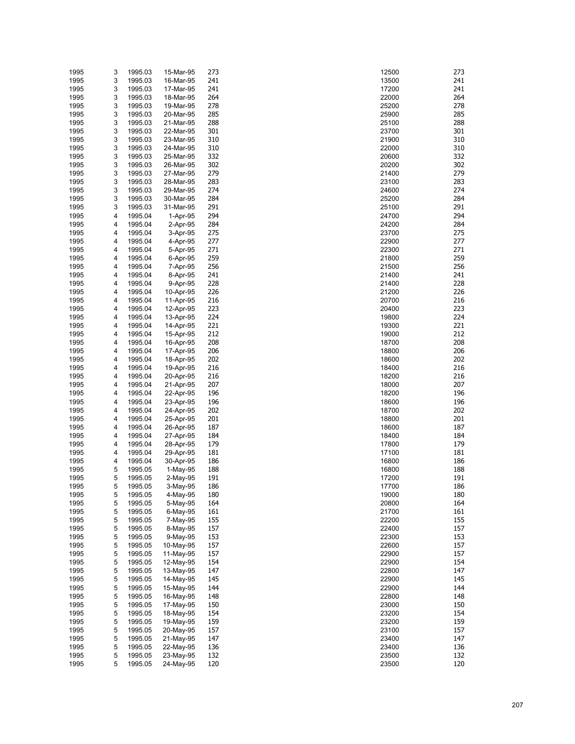| | | | | | | |
|---|---|---|---|---|---|---|
| 1995 | 3 | 1995.03 | 15-Mar-95 | 273 | 12500 | 273 |
| 1995 | 3 | 1995.03 | 16-Mar-95 | 241 | 13500 | 241 |
| 1995 | 3 | 1995.03 | 17-Mar-95 | 241 | 17200 | 241 |
| 1995 | 3 | 1995.03 | 18-Mar-95 | 264 | 22000 | 264 |
| 1995 | 3 | 1995.03 | 19-Mar-95 | 278 | 25200 | 278 |
| 1995 | 3 | 1995.03 | 20-Mar-95 | 285 | 25900 | 285 |
| 1995 | 3 | 1995.03 | 21-Mar-95 | 288 | 25100 | 288 |
| 1995 | 3 | 1995.03 | 22-Mar-95 | 301 | 23700 | 301 |
| 1995 | 3 | 1995.03 | 23-Mar-95 | 310 | 21900 | 310 |
| 1995 | 3 | 1995.03 | 24-Mar-95 | 310 | 22000 | 310 |
| 1995 | 3 | 1995.03 | 25-Mar-95 | 332 | 20600 | 332 |
| 1995 | 3 | 1995.03 | 26-Mar-95 | 302 | 20200 | 302 |
| 1995 | 3 | 1995.03 | 27-Mar-95 | 279 | 21400 | 279 |
| 1995 | 3 | 1995.03 | 28-Mar-95 | 283 | 23100 | 283 |
| 1995 | 3 | 1995.03 | 29-Mar-95 | 274 | 24600 | 274 |
| 1995 | 3 | 1995.03 | 30-Mar-95 | 284 | 25200 | 284 |
| 1995 | 3 | 1995.03 | 31-Mar-95 | 291 | 25100 | 291 |
| 1995 | 4 | 1995.04 | 1-Apr-95 | 294 | 24700 | 294 |
| 1995 | 4 | 1995.04 | 2-Apr-95 | 284 | 24200 | 284 |
| 1995 | 4 | 1995.04 | 3-Apr-95 | 275 | 23700 | 275 |
| 1995 | 4 | 1995.04 | 4-Apr-95 | 277 | 22900 | 277 |
| 1995 | 4 | 1995.04 | 5-Apr-95 | 271 | 22300 | 271 |
| 1995 | 4 | 1995.04 | 6-Apr-95 | 259 | 21800 | 259 |
| 1995 | 4 | 1995.04 | 7-Apr-95 | 256 | 21500 | 256 |
| 1995 | 4 | 1995.04 | 8-Apr-95 | 241 | 21400 | 241 |
| 1995 | 4 | 1995.04 | 9-Apr-95 | 228 | 21400 | 228 |
| 1995 | 4 | 1995.04 | 10-Apr-95 | 226 | 21200 | 226 |
| 1995 | 4 | 1995.04 | 11-Apr-95 | 216 | 20700 | 216 |
| 1995 | 4 | 1995.04 | 12-Apr-95 | 223 | 20400 | 223 |
| 1995 | 4 | 1995.04 | 13-Apr-95 | 224 | 19800 | 224 |
| 1995 | 4 | 1995.04 | 14-Apr-95 | 221 | 19300 | 221 |
| 1995 | 4 | 1995.04 | 15-Apr-95 | 212 | 19000 | 212 |
| 1995 | 4 | 1995.04 | 16-Apr-95 | 208 | 18700 | 208 |
| 1995 | 4 | 1995.04 | 17-Apr-95 | 206 | 18800 | 206 |
| 1995 | 4 | 1995.04 | 18-Apr-95 | 202 | 18600 | 202 |
| 1995 | 4 | 1995.04 | 19-Apr-95 | 216 | 18400 | 216 |
| 1995 | 4 | 1995.04 | 20-Apr-95 | 216 | 18200 | 216 |
| 1995 | 4 | 1995.04 | 21-Apr-95 | 207 | 18000 | 207 |
| 1995 | 4 | 1995.04 | 22-Apr-95 | 196 | 18200 | 196 |
| 1995 | 4 | 1995.04 | 23-Apr-95 | 196 | 18600 | 196 |
| 1995 | 4 | 1995.04 | 24-Apr-95 | 202 | 18700 | 202 |
| 1995 | 4 | 1995.04 | 25-Apr-95 | 201 | 18800 | 201 |
| 1995 | 4 | 1995.04 | 26-Apr-95 | 187 | 18600 | 187 |
| 1995 | 4 | 1995.04 | 27-Apr-95 | 184 | 18400 | 184 |
| 1995 | 4 | 1995.04 | 28-Apr-95 | 179 | 17800 | 179 |
| 1995 | 4 | 1995.04 | 29-Apr-95 | 181 | 17100 | 181 |
| 1995 | 4 | 1995.04 | 30-Apr-95 | 186 | 16800 | 186 |
| 1995 | 5 | 1995.05 | 1-May-95 | 188 | 16800 | 188 |
| 1995 | 5 | 1995.05 | 2-May-95 | 191 | 17200 | 191 |
| 1995 | 5 | 1995.05 | 3-May-95 | 186 | 17700 | 186 |
| 1995 | 5 | 1995.05 | 4-May-95 | 180 | 19000 | 180 |
| 1995 | 5 | 1995.05 | 5-May-95 | 164 | 20800 | 164 |
| 1995 | 5 | 1995.05 | 6-May-95 | 161 | 21700 | 161 |
| 1995 | 5 | 1995.05 | 7-May-95 | 155 | 22200 | 155 |
| 1995 | 5 | 1995.05 | 8-May-95 | 157 | 22400 | 157 |
| 1995 | 5 | 1995.05 | 9-May-95 | 153 | 22300 | 153 |
| 1995 | 5 | 1995.05 | 10-May-95 | 157 | 22600 | 157 |
| 1995 | 5 | 1995.05 | 11-May-95 | 157 | 22900 | 157 |
| 1995 | 5 | 1995.05 | 12-May-95 | 154 | 22900 | 154 |
| 1995 | 5 | 1995.05 | 13-May-95 | 147 | 22800 | 147 |
| 1995 | 5 | 1995.05 | 14-May-95 | 145 | 22900 | 145 |
| 1995 | 5 | 1995.05 | 15-May-95 | 144 | 22900 | 144 |
| 1995 | 5 | 1995.05 | 16-May-95 | 148 | 22800 | 148 |
| 1995 | 5 | 1995.05 | 17-May-95 | 150 | 23000 | 150 |
| 1995 | 5 | 1995.05 | 18-May-95 | 154 | 23200 | 154 |
| 1995 | 5 | 1995.05 | 19-May-95 | 159 | 23200 | 159 |
| 1995 | 5 | 1995.05 | 20-May-95 | 157 | 23100 | 157 |
| 1995 | 5 | 1995.05 | 21-May-95 | 147 | 23400 | 147 |
| 1995 | 5 | 1995.05 | 22-May-95 | 136 | 23400 | 136 |
| 1995 | 5 | 1995.05 | 23-May-95 | 132 | 23500 | 132 |
| 1995 | 5 | 1995.05 | 24-May-95 | 120 | 23500 | 120 |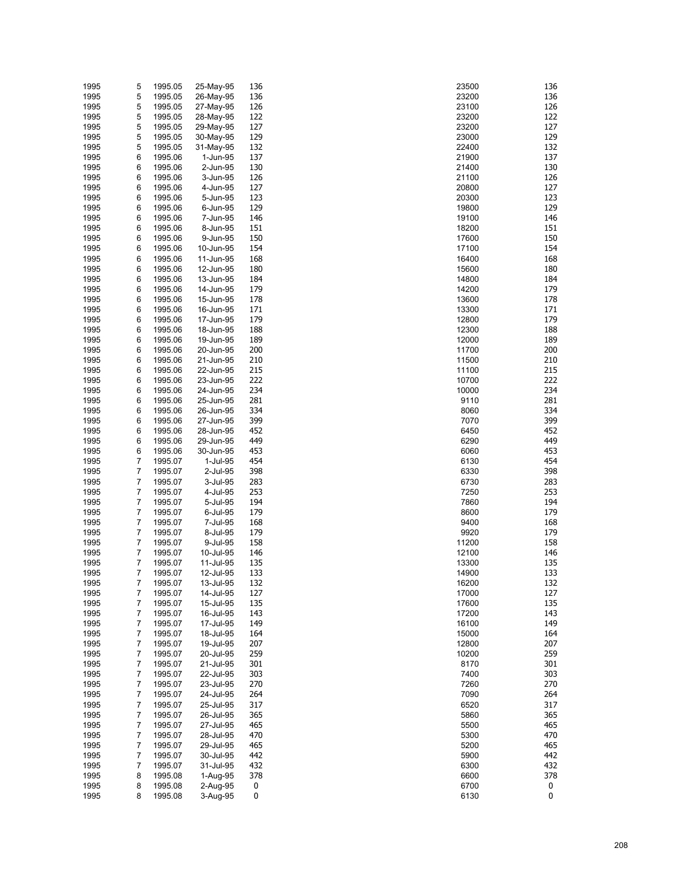| | | | | | | |
|---|---|---|---|---|---|---|
| 1995 | 5 | 1995.05 | 25-May-95 | 136 | 23500 | 136 |
| 1995 | 5 | 1995.05 | 26-May-95 | 136 | 23200 | 136 |
| 1995 | 5 | 1995.05 | 27-May-95 | 126 | 23100 | 126 |
| 1995 | 5 | 1995.05 | 28-May-95 | 122 | 23200 | 122 |
| 1995 | 5 | 1995.05 | 29-May-95 | 127 | 23200 | 127 |
| 1995 | 5 | 1995.05 | 30-May-95 | 129 | 23000 | 129 |
| 1995 | 5 | 1995.05 | 31-May-95 | 132 | 22400 | 132 |
| 1995 | 6 | 1995.06 | 1-Jun-95 | 137 | 21900 | 137 |
| 1995 | 6 | 1995.06 | 2-Jun-95 | 130 | 21400 | 130 |
| 1995 | 6 | 1995.06 | 3-Jun-95 | 126 | 21100 | 126 |
| 1995 | 6 | 1995.06 | 4-Jun-95 | 127 | 20800 | 127 |
| 1995 | 6 | 1995.06 | 5-Jun-95 | 123 | 20300 | 123 |
| 1995 | 6 | 1995.06 | 6-Jun-95 | 129 | 19800 | 129 |
| 1995 | 6 | 1995.06 | 7-Jun-95 | 146 | 19100 | 146 |
| 1995 | 6 | 1995.06 | 8-Jun-95 | 151 | 18200 | 151 |
| 1995 | 6 | 1995.06 | 9-Jun-95 | 150 | 17600 | 150 |
| 1995 | 6 | 1995.06 | 10-Jun-95 | 154 | 17100 | 154 |
| 1995 | 6 | 1995.06 | 11-Jun-95 | 168 | 16400 | 168 |
| 1995 | 6 | 1995.06 | 12-Jun-95 | 180 | 15600 | 180 |
| 1995 | 6 | 1995.06 | 13-Jun-95 | 184 | 14800 | 184 |
| 1995 | 6 | 1995.06 | 14-Jun-95 | 179 | 14200 | 179 |
| 1995 | 6 | 1995.06 | 15-Jun-95 | 178 | 13600 | 178 |
| 1995 | 6 | 1995.06 | 16-Jun-95 | 171 | 13300 | 171 |
| 1995 | 6 | 1995.06 | 17-Jun-95 | 179 | 12800 | 179 |
| 1995 | 6 | 1995.06 | 18-Jun-95 | 188 | 12300 | 188 |
| 1995 | 6 | 1995.06 | 19-Jun-95 | 189 | 12000 | 189 |
| 1995 | 6 | 1995.06 | 20-Jun-95 | 200 | 11700 | 200 |
| 1995 | 6 | 1995.06 | 21-Jun-95 | 210 | 11500 | 210 |
| 1995 | 6 | 1995.06 | 22-Jun-95 | 215 | 11100 | 215 |
| 1995 | 6 | 1995.06 | 23-Jun-95 | 222 | 10700 | 222 |
| 1995 | 6 | 1995.06 | 24-Jun-95 | 234 | 10000 | 234 |
| 1995 | 6 | 1995.06 | 25-Jun-95 | 281 | 9110 | 281 |
| 1995 | 6 | 1995.06 | 26-Jun-95 | 334 | 8060 | 334 |
| 1995 | 6 | 1995.06 | 27-Jun-95 | 399 | 7070 | 399 |
| 1995 | 6 | 1995.06 | 28-Jun-95 | 452 | 6450 | 452 |
| 1995 | 6 | 1995.06 | 29-Jun-95 | 449 | 6290 | 449 |
| 1995 | 6 | 1995.06 | 30-Jun-95 | 453 | 6060 | 453 |
| 1995 | 7 | 1995.07 | 1-Jul-95 | 454 | 6130 | 454 |
| 1995 | 7 | 1995.07 | 2-Jul-95 | 398 | 6330 | 398 |
| 1995 | 7 | 1995.07 | 3-Jul-95 | 283 | 6730 | 283 |
| 1995 | 7 | 1995.07 | 4-Jul-95 | 253 | 7250 | 253 |
| 1995 | 7 | 1995.07 | 5-Jul-95 | 194 | 7860 | 194 |
| 1995 | 7 | 1995.07 | 6-Jul-95 | 179 | 8600 | 179 |
| 1995 | 7 | 1995.07 | 7-Jul-95 | 168 | 9400 | 168 |
| 1995 | 7 | 1995.07 | 8-Jul-95 | 179 | 9920 | 179 |
| 1995 | 7 | 1995.07 | 9-Jul-95 | 158 | 11200 | 158 |
| 1995 | 7 | 1995.07 | 10-Jul-95 | 146 | 12100 | 146 |
| 1995 | 7 | 1995.07 | 11-Jul-95 | 135 | 13300 | 135 |
| 1995 | 7 | 1995.07 | 12-Jul-95 | 133 | 14900 | 133 |
| 1995 | 7 | 1995.07 | 13-Jul-95 | 132 | 16200 | 132 |
| 1995 | 7 | 1995.07 | 14-Jul-95 | 127 | 17000 | 127 |
| 1995 | 7 | 1995.07 | 15-Jul-95 | 135 | 17600 | 135 |
| 1995 | 7 | 1995.07 | 16-Jul-95 | 143 | 17200 | 143 |
| 1995 | 7 | 1995.07 | 17-Jul-95 | 149 | 16100 | 149 |
| 1995 | 7 | 1995.07 | 18-Jul-95 | 164 | 15000 | 164 |
| 1995 | 7 | 1995.07 | 19-Jul-95 | 207 | 12800 | 207 |
| 1995 | 7 | 1995.07 | 20-Jul-95 | 259 | 10200 | 259 |
| 1995 | 7 | 1995.07 | 21-Jul-95 | 301 | 8170 | 301 |
| 1995 | 7 | 1995.07 | 22-Jul-95 | 303 | 7400 | 303 |
| 1995 | 7 | 1995.07 | 23-Jul-95 | 270 | 7260 | 270 |
| 1995 | 7 | 1995.07 | 24-Jul-95 | 264 | 7090 | 264 |
| 1995 | 7 | 1995.07 | 25-Jul-95 | 317 | 6520 | 317 |
| 1995 | 7 | 1995.07 | 26-Jul-95 | 365 | 5860 | 365 |
| 1995 | 7 | 1995.07 | 27-Jul-95 | 465 | 5500 | 465 |
| 1995 | 7 | 1995.07 | 28-Jul-95 | 470 | 5300 | 470 |
| 1995 | 7 | 1995.07 | 29-Jul-95 | 465 | 5200 | 465 |
| 1995 | 7 | 1995.07 | 30-Jul-95 | 442 | 5900 | 442 |
| 1995 | 7 | 1995.07 | 31-Jul-95 | 432 | 6300 | 432 |
| 1995 | 8 | 1995.08 | 1-Aug-95 | 378 | 6600 | 378 |
| 1995 | 8 | 1995.08 | 2-Aug-95 | 0 | 6700 | 0 |
| 1995 | 8 | 1995.08 | 3-Aug-95 | 0 | 6130 | 0 |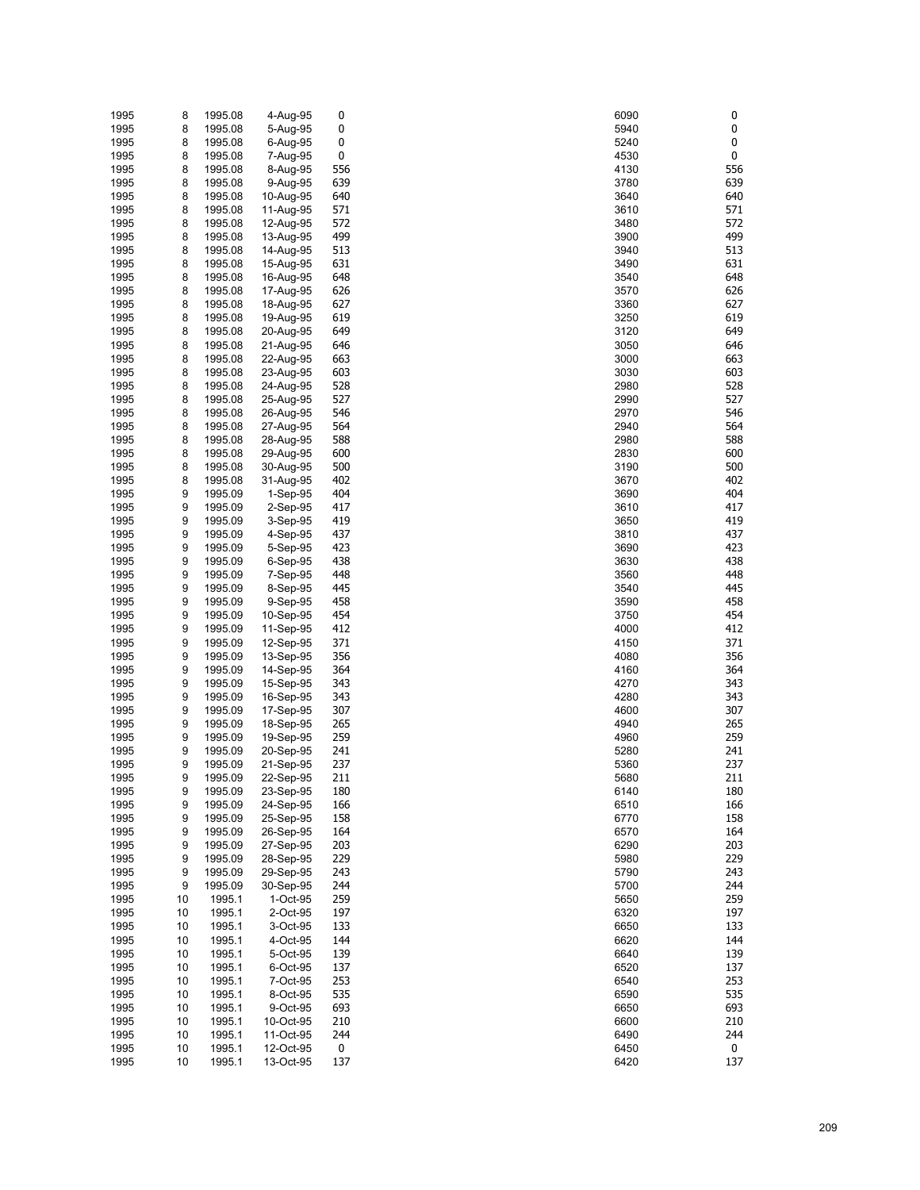| | | | | | | |
|---|---|---|---|---|---|---|
| 1995 | 8 | 1995.08 | 4-Aug-95 | 0 | 6090 | 0 |
| 1995 | 8 | 1995.08 | 5-Aug-95 | 0 | 5940 | 0 |
| 1995 | 8 | 1995.08 | 6-Aug-95 | 0 | 5240 | 0 |
| 1995 | 8 | 1995.08 | 7-Aug-95 | 0 | 4530 | 0 |
| 1995 | 8 | 1995.08 | 8-Aug-95 | 556 | 4130 | 556 |
| 1995 | 8 | 1995.08 | 9-Aug-95 | 639 | 3780 | 639 |
| 1995 | 8 | 1995.08 | 10-Aug-95 | 640 | 3640 | 640 |
| 1995 | 8 | 1995.08 | 11-Aug-95 | 571 | 3610 | 571 |
| 1995 | 8 | 1995.08 | 12-Aug-95 | 572 | 3480 | 572 |
| 1995 | 8 | 1995.08 | 13-Aug-95 | 499 | 3900 | 499 |
| 1995 | 8 | 1995.08 | 14-Aug-95 | 513 | 3940 | 513 |
| 1995 | 8 | 1995.08 | 15-Aug-95 | 631 | 3490 | 631 |
| 1995 | 8 | 1995.08 | 16-Aug-95 | 648 | 3540 | 648 |
| 1995 | 8 | 1995.08 | 17-Aug-95 | 626 | 3570 | 626 |
| 1995 | 8 | 1995.08 | 18-Aug-95 | 627 | 3360 | 627 |
| 1995 | 8 | 1995.08 | 19-Aug-95 | 619 | 3250 | 619 |
| 1995 | 8 | 1995.08 | 20-Aug-95 | 649 | 3120 | 649 |
| 1995 | 8 | 1995.08 | 21-Aug-95 | 646 | 3050 | 646 |
| 1995 | 8 | 1995.08 | 22-Aug-95 | 663 | 3000 | 663 |
| 1995 | 8 | 1995.08 | 23-Aug-95 | 603 | 3030 | 603 |
| 1995 | 8 | 1995.08 | 24-Aug-95 | 528 | 2980 | 528 |
| 1995 | 8 | 1995.08 | 25-Aug-95 | 527 | 2990 | 527 |
| 1995 | 8 | 1995.08 | 26-Aug-95 | 546 | 2970 | 546 |
| 1995 | 8 | 1995.08 | 27-Aug-95 | 564 | 2940 | 564 |
| 1995 | 8 | 1995.08 | 28-Aug-95 | 588 | 2980 | 588 |
| 1995 | 8 | 1995.08 | 29-Aug-95 | 600 | 2830 | 600 |
| 1995 | 8 | 1995.08 | 30-Aug-95 | 500 | 3190 | 500 |
| 1995 | 8 | 1995.08 | 31-Aug-95 | 402 | 3670 | 402 |
| 1995 | 9 | 1995.09 | 1-Sep-95 | 404 | 3690 | 404 |
| 1995 | 9 | 1995.09 | 2-Sep-95 | 417 | 3610 | 417 |
| 1995 | 9 | 1995.09 | 3-Sep-95 | 419 | 3650 | 419 |
| 1995 | 9 | 1995.09 | 4-Sep-95 | 437 | 3810 | 437 |
| 1995 | 9 | 1995.09 | 5-Sep-95 | 423 | 3690 | 423 |
| 1995 | 9 | 1995.09 | 6-Sep-95 | 438 | 3630 | 438 |
| 1995 | 9 | 1995.09 | 7-Sep-95 | 448 | 3560 | 448 |
| 1995 | 9 | 1995.09 | 8-Sep-95 | 445 | 3540 | 445 |
| 1995 | 9 | 1995.09 | 9-Sep-95 | 458 | 3590 | 458 |
| 1995 | 9 | 1995.09 | 10-Sep-95 | 454 | 3750 | 454 |
| 1995 | 9 | 1995.09 | 11-Sep-95 | 412 | 4000 | 412 |
| 1995 | 9 | 1995.09 | 12-Sep-95 | 371 | 4150 | 371 |
| 1995 | 9 | 1995.09 | 13-Sep-95 | 356 | 4080 | 356 |
| 1995 | 9 | 1995.09 | 14-Sep-95 | 364 | 4160 | 364 |
| 1995 | 9 | 1995.09 | 15-Sep-95 | 343 | 4270 | 343 |
| 1995 | 9 | 1995.09 | 16-Sep-95 | 343 | 4280 | 343 |
| 1995 | 9 | 1995.09 | 17-Sep-95 | 307 | 4600 | 307 |
| 1995 | 9 | 1995.09 | 18-Sep-95 | 265 | 4940 | 265 |
| 1995 | 9 | 1995.09 | 19-Sep-95 | 259 | 4960 | 259 |
| 1995 | 9 | 1995.09 | 20-Sep-95 | 241 | 5280 | 241 |
| 1995 | 9 | 1995.09 | 21-Sep-95 | 237 | 5360 | 237 |
| 1995 | 9 | 1995.09 | 22-Sep-95 | 211 | 5680 | 211 |
| 1995 | 9 | 1995.09 | 23-Sep-95 | 180 | 6140 | 180 |
| 1995 | 9 | 1995.09 | 24-Sep-95 | 166 | 6510 | 166 |
| 1995 | 9 | 1995.09 | 25-Sep-95 | 158 | 6770 | 158 |
| 1995 | 9 | 1995.09 | 26-Sep-95 | 164 | 6570 | 164 |
| 1995 | 9 | 1995.09 | 27-Sep-95 | 203 | 6290 | 203 |
| 1995 | 9 | 1995.09 | 28-Sep-95 | 229 | 5980 | 229 |
| 1995 | 9 | 1995.09 | 29-Sep-95 | 243 | 5790 | 243 |
| 1995 | 9 | 1995.09 | 30-Sep-95 | 244 | 5700 | 244 |
| 1995 | 10 | 1995.1 | 1-Oct-95 | 259 | 5650 | 259 |
| 1995 | 10 | 1995.1 | 2-Oct-95 | 197 | 6320 | 197 |
| 1995 | 10 | 1995.1 | 3-Oct-95 | 133 | 6650 | 133 |
| 1995 | 10 | 1995.1 | 4-Oct-95 | 144 | 6620 | 144 |
| 1995 | 10 | 1995.1 | 5-Oct-95 | 139 | 6640 | 139 |
| 1995 | 10 | 1995.1 | 6-Oct-95 | 137 | 6520 | 137 |
| 1995 | 10 | 1995.1 | 7-Oct-95 | 253 | 6540 | 253 |
| 1995 | 10 | 1995.1 | 8-Oct-95 | 535 | 6590 | 535 |
| 1995 | 10 | 1995.1 | 9-Oct-95 | 693 | 6650 | 693 |
| 1995 | 10 | 1995.1 | 10-Oct-95 | 210 | 6600 | 210 |
| 1995 | 10 | 1995.1 | 11-Oct-95 | 244 | 6490 | 244 |
| 1995 | 10 | 1995.1 | 12-Oct-95 | 0 | 6450 | 0 |
| 1995 | 10 | 1995.1 | 13-Oct-95 | 137 | 6420 | 137 |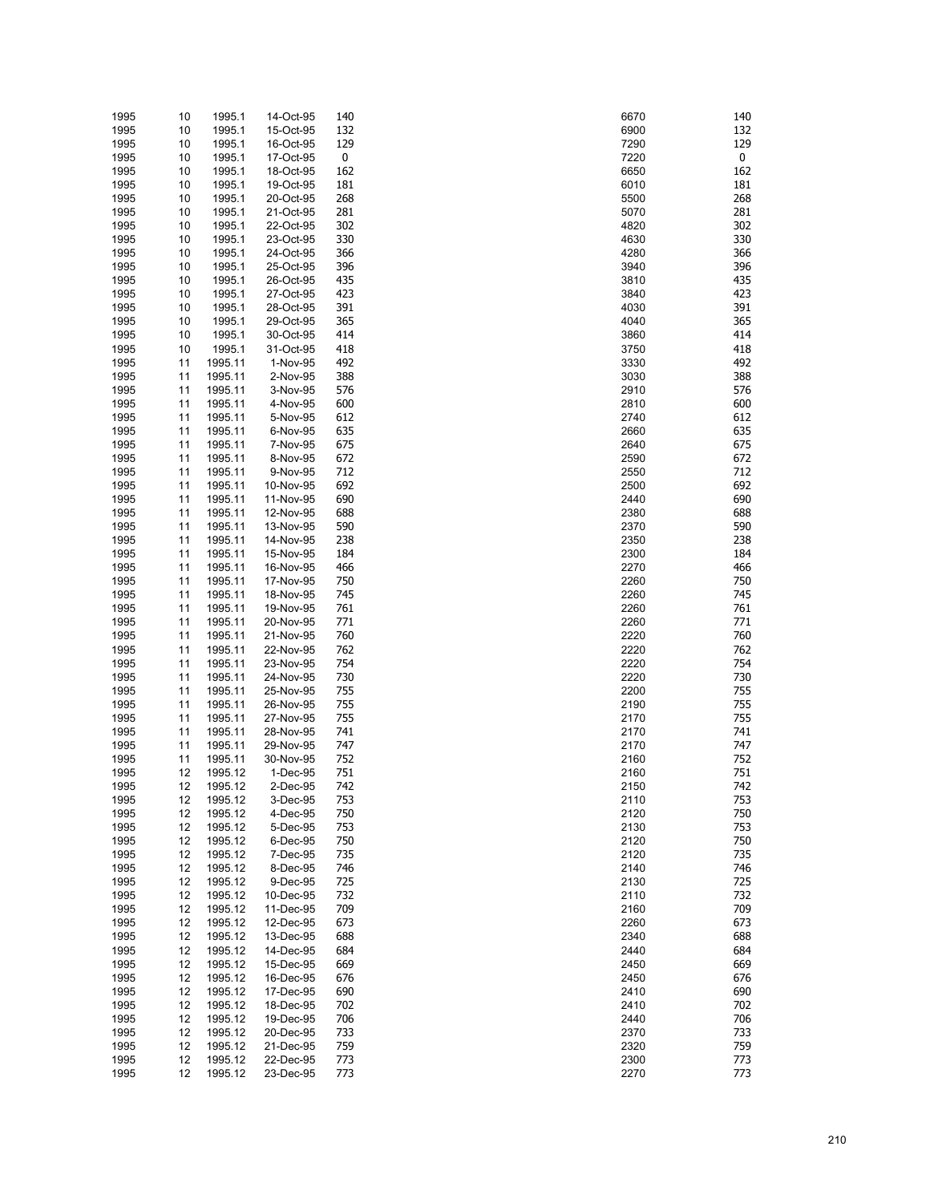| | | | | | | |
|---|---|---|---|---|---|---|
| 1995 | 10 | 1995.1 | 14-Oct-95 | 140 | 6670 | 140 |
| 1995 | 10 | 1995.1 | 15-Oct-95 | 132 | 6900 | 132 |
| 1995 | 10 | 1995.1 | 16-Oct-95 | 129 | 7290 | 129 |
| 1995 | 10 | 1995.1 | 17-Oct-95 | 0 | 7220 | 0 |
| 1995 | 10 | 1995.1 | 18-Oct-95 | 162 | 6650 | 162 |
| 1995 | 10 | 1995.1 | 19-Oct-95 | 181 | 6010 | 181 |
| 1995 | 10 | 1995.1 | 20-Oct-95 | 268 | 5500 | 268 |
| 1995 | 10 | 1995.1 | 21-Oct-95 | 281 | 5070 | 281 |
| 1995 | 10 | 1995.1 | 22-Oct-95 | 302 | 4820 | 302 |
| 1995 | 10 | 1995.1 | 23-Oct-95 | 330 | 4630 | 330 |
| 1995 | 10 | 1995.1 | 24-Oct-95 | 366 | 4280 | 366 |
| 1995 | 10 | 1995.1 | 25-Oct-95 | 396 | 3940 | 396 |
| 1995 | 10 | 1995.1 | 26-Oct-95 | 435 | 3810 | 435 |
| 1995 | 10 | 1995.1 | 27-Oct-95 | 423 | 3840 | 423 |
| 1995 | 10 | 1995.1 | 28-Oct-95 | 391 | 4030 | 391 |
| 1995 | 10 | 1995.1 | 29-Oct-95 | 365 | 4040 | 365 |
| 1995 | 10 | 1995.1 | 30-Oct-95 | 414 | 3860 | 414 |
| 1995 | 10 | 1995.1 | 31-Oct-95 | 418 | 3750 | 418 |
| 1995 | 11 | 1995.11 | 1-Nov-95 | 492 | 3330 | 492 |
| 1995 | 11 | 1995.11 | 2-Nov-95 | 388 | 3030 | 388 |
| 1995 | 11 | 1995.11 | 3-Nov-95 | 576 | 2910 | 576 |
| 1995 | 11 | 1995.11 | 4-Nov-95 | 600 | 2810 | 600 |
| 1995 | 11 | 1995.11 | 5-Nov-95 | 612 | 2740 | 612 |
| 1995 | 11 | 1995.11 | 6-Nov-95 | 635 | 2660 | 635 |
| 1995 | 11 | 1995.11 | 7-Nov-95 | 675 | 2640 | 675 |
| 1995 | 11 | 1995.11 | 8-Nov-95 | 672 | 2590 | 672 |
| 1995 | 11 | 1995.11 | 9-Nov-95 | 712 | 2550 | 712 |
| 1995 | 11 | 1995.11 | 10-Nov-95 | 692 | 2500 | 692 |
| 1995 | 11 | 1995.11 | 11-Nov-95 | 690 | 2440 | 690 |
| 1995 | 11 | 1995.11 | 12-Nov-95 | 688 | 2380 | 688 |
| 1995 | 11 | 1995.11 | 13-Nov-95 | 590 | 2370 | 590 |
| 1995 | 11 | 1995.11 | 14-Nov-95 | 238 | 2350 | 238 |
| 1995 | 11 | 1995.11 | 15-Nov-95 | 184 | 2300 | 184 |
| 1995 | 11 | 1995.11 | 16-Nov-95 | 466 | 2270 | 466 |
| 1995 | 11 | 1995.11 | 17-Nov-95 | 750 | 2260 | 750 |
| 1995 | 11 | 1995.11 | 18-Nov-95 | 745 | 2260 | 745 |
| 1995 | 11 | 1995.11 | 19-Nov-95 | 761 | 2260 | 761 |
| 1995 | 11 | 1995.11 | 20-Nov-95 | 771 | 2260 | 771 |
| 1995 | 11 | 1995.11 | 21-Nov-95 | 760 | 2220 | 760 |
| 1995 | 11 | 1995.11 | 22-Nov-95 | 762 | 2220 | 762 |
| 1995 | 11 | 1995.11 | 23-Nov-95 | 754 | 2220 | 754 |
| 1995 | 11 | 1995.11 | 24-Nov-95 | 730 | 2220 | 730 |
| 1995 | 11 | 1995.11 | 25-Nov-95 | 755 | 2200 | 755 |
| 1995 | 11 | 1995.11 | 26-Nov-95 | 755 | 2190 | 755 |
| 1995 | 11 | 1995.11 | 27-Nov-95 | 755 | 2170 | 755 |
| 1995 | 11 | 1995.11 | 28-Nov-95 | 741 | 2170 | 741 |
| 1995 | 11 | 1995.11 | 29-Nov-95 | 747 | 2170 | 747 |
| 1995 | 11 | 1995.11 | 30-Nov-95 | 752 | 2160 | 752 |
| 1995 | 12 | 1995.12 | 1-Dec-95 | 751 | 2160 | 751 |
| 1995 | 12 | 1995.12 | 2-Dec-95 | 742 | 2150 | 742 |
| 1995 | 12 | 1995.12 | 3-Dec-95 | 753 | 2110 | 753 |
| 1995 | 12 | 1995.12 | 4-Dec-95 | 750 | 2120 | 750 |
| 1995 | 12 | 1995.12 | 5-Dec-95 | 753 | 2130 | 753 |
| 1995 | 12 | 1995.12 | 6-Dec-95 | 750 | 2120 | 750 |
| 1995 | 12 | 1995.12 | 7-Dec-95 | 735 | 2120 | 735 |
| 1995 | 12 | 1995.12 | 8-Dec-95 | 746 | 2140 | 746 |
| 1995 | 12 | 1995.12 | 9-Dec-95 | 725 | 2130 | 725 |
| 1995 | 12 | 1995.12 | 10-Dec-95 | 732 | 2110 | 732 |
| 1995 | 12 | 1995.12 | 11-Dec-95 | 709 | 2160 | 709 |
| 1995 | 12 | 1995.12 | 12-Dec-95 | 673 | 2260 | 673 |
| 1995 | 12 | 1995.12 | 13-Dec-95 | 688 | 2340 | 688 |
| 1995 | 12 | 1995.12 | 14-Dec-95 | 684 | 2440 | 684 |
| 1995 | 12 | 1995.12 | 15-Dec-95 | 669 | 2450 | 669 |
| 1995 | 12 | 1995.12 | 16-Dec-95 | 676 | 2450 | 676 |
| 1995 | 12 | 1995.12 | 17-Dec-95 | 690 | 2410 | 690 |
| 1995 | 12 | 1995.12 | 18-Dec-95 | 702 | 2410 | 702 |
| 1995 | 12 | 1995.12 | 19-Dec-95 | 706 | 2440 | 706 |
| 1995 | 12 | 1995.12 | 20-Dec-95 | 733 | 2370 | 733 |
| 1995 | 12 | 1995.12 | 21-Dec-95 | 759 | 2320 | 759 |
| 1995 | 12 | 1995.12 | 22-Dec-95 | 773 | 2300 | 773 |
| 1995 | 12 | 1995.12 | 23-Dec-95 | 773 | 2270 | 773 |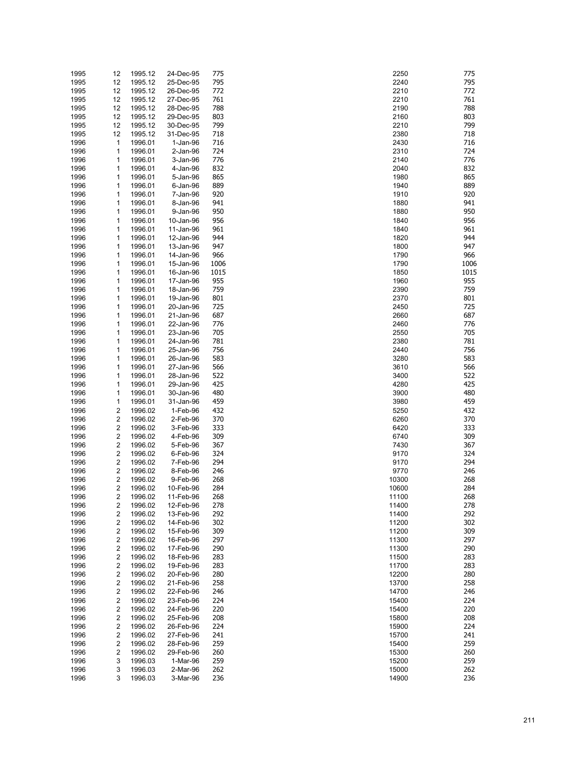| | | | | | | |
|---|---|---|---|---|---|---|
| 1995 | 12 | 1995.12 | 24-Dec-95 | 775 | 2250 | 775 |
| 1995 | 12 | 1995.12 | 25-Dec-95 | 795 | 2240 | 795 |
| 1995 | 12 | 1995.12 | 26-Dec-95 | 772 | 2210 | 772 |
| 1995 | 12 | 1995.12 | 27-Dec-95 | 761 | 2210 | 761 |
| 1995 | 12 | 1995.12 | 28-Dec-95 | 788 | 2190 | 788 |
| 1995 | 12 | 1995.12 | 29-Dec-95 | 803 | 2160 | 803 |
| 1995 | 12 | 1995.12 | 30-Dec-95 | 799 | 2210 | 799 |
| 1995 | 12 | 1995.12 | 31-Dec-95 | 718 | 2380 | 718 |
| 1996 | 1 | 1996.01 | 1-Jan-96 | 716 | 2430 | 716 |
| 1996 | 1 | 1996.01 | 2-Jan-96 | 724 | 2310 | 724 |
| 1996 | 1 | 1996.01 | 3-Jan-96 | 776 | 2140 | 776 |
| 1996 | 1 | 1996.01 | 4-Jan-96 | 832 | 2040 | 832 |
| 1996 | 1 | 1996.01 | 5-Jan-96 | 865 | 1980 | 865 |
| 1996 | 1 | 1996.01 | 6-Jan-96 | 889 | 1940 | 889 |
| 1996 | 1 | 1996.01 | 7-Jan-96 | 920 | 1910 | 920 |
| 1996 | 1 | 1996.01 | 8-Jan-96 | 941 | 1880 | 941 |
| 1996 | 1 | 1996.01 | 9-Jan-96 | 950 | 1880 | 950 |
| 1996 | 1 | 1996.01 | 10-Jan-96 | 956 | 1840 | 956 |
| 1996 | 1 | 1996.01 | 11-Jan-96 | 961 | 1840 | 961 |
| 1996 | 1 | 1996.01 | 12-Jan-96 | 944 | 1820 | 944 |
| 1996 | 1 | 1996.01 | 13-Jan-96 | 947 | 1800 | 947 |
| 1996 | 1 | 1996.01 | 14-Jan-96 | 966 | 1790 | 966 |
| 1996 | 1 | 1996.01 | 15-Jan-96 | 1006 | 1790 | 1006 |
| 1996 | 1 | 1996.01 | 16-Jan-96 | 1015 | 1850 | 1015 |
| 1996 | 1 | 1996.01 | 17-Jan-96 | 955 | 1960 | 955 |
| 1996 | 1 | 1996.01 | 18-Jan-96 | 759 | 2390 | 759 |
| 1996 | 1 | 1996.01 | 19-Jan-96 | 801 | 2370 | 801 |
| 1996 | 1 | 1996.01 | 20-Jan-96 | 725 | 2450 | 725 |
| 1996 | 1 | 1996.01 | 21-Jan-96 | 687 | 2660 | 687 |
| 1996 | 1 | 1996.01 | 22-Jan-96 | 776 | 2460 | 776 |
| 1996 | 1 | 1996.01 | 23-Jan-96 | 705 | 2550 | 705 |
| 1996 | 1 | 1996.01 | 24-Jan-96 | 781 | 2380 | 781 |
| 1996 | 1 | 1996.01 | 25-Jan-96 | 756 | 2440 | 756 |
| 1996 | 1 | 1996.01 | 26-Jan-96 | 583 | 3280 | 583 |
| 1996 | 1 | 1996.01 | 27-Jan-96 | 566 | 3610 | 566 |
| 1996 | 1 | 1996.01 | 28-Jan-96 | 522 | 3400 | 522 |
| 1996 | 1 | 1996.01 | 29-Jan-96 | 425 | 4280 | 425 |
| 1996 | 1 | 1996.01 | 30-Jan-96 | 480 | 3900 | 480 |
| 1996 | 1 | 1996.01 | 31-Jan-96 | 459 | 3980 | 459 |
| 1996 | 2 | 1996.02 | 1-Feb-96 | 432 | 5250 | 432 |
| 1996 | 2 | 1996.02 | 2-Feb-96 | 370 | 6260 | 370 |
| 1996 | 2 | 1996.02 | 3-Feb-96 | 333 | 6420 | 333 |
| 1996 | 2 | 1996.02 | 4-Feb-96 | 309 | 6740 | 309 |
| 1996 | 2 | 1996.02 | 5-Feb-96 | 367 | 7430 | 367 |
| 1996 | 2 | 1996.02 | 6-Feb-96 | 324 | 9170 | 324 |
| 1996 | 2 | 1996.02 | 7-Feb-96 | 294 | 9170 | 294 |
| 1996 | 2 | 1996.02 | 8-Feb-96 | 246 | 9770 | 246 |
| 1996 | 2 | 1996.02 | 9-Feb-96 | 268 | 10300 | 268 |
| 1996 | 2 | 1996.02 | 10-Feb-96 | 284 | 10600 | 284 |
| 1996 | 2 | 1996.02 | 11-Feb-96 | 268 | 11100 | 268 |
| 1996 | 2 | 1996.02 | 12-Feb-96 | 278 | 11400 | 278 |
| 1996 | 2 | 1996.02 | 13-Feb-96 | 292 | 11400 | 292 |
| 1996 | 2 | 1996.02 | 14-Feb-96 | 302 | 11200 | 302 |
| 1996 | 2 | 1996.02 | 15-Feb-96 | 309 | 11200 | 309 |
| 1996 | 2 | 1996.02 | 16-Feb-96 | 297 | 11300 | 297 |
| 1996 | 2 | 1996.02 | 17-Feb-96 | 290 | 11300 | 290 |
| 1996 | 2 | 1996.02 | 18-Feb-96 | 283 | 11500 | 283 |
| 1996 | 2 | 1996.02 | 19-Feb-96 | 283 | 11700 | 283 |
| 1996 | 2 | 1996.02 | 20-Feb-96 | 280 | 12200 | 280 |
| 1996 | 2 | 1996.02 | 21-Feb-96 | 258 | 13700 | 258 |
| 1996 | 2 | 1996.02 | 22-Feb-96 | 246 | 14700 | 246 |
| 1996 | 2 | 1996.02 | 23-Feb-96 | 224 | 15400 | 224 |
| 1996 | 2 | 1996.02 | 24-Feb-96 | 220 | 15400 | 220 |
| 1996 | 2 | 1996.02 | 25-Feb-96 | 208 | 15800 | 208 |
| 1996 | 2 | 1996.02 | 26-Feb-96 | 224 | 15900 | 224 |
| 1996 | 2 | 1996.02 | 27-Feb-96 | 241 | 15700 | 241 |
| 1996 | 2 | 1996.02 | 28-Feb-96 | 259 | 15400 | 259 |
| 1996 | 2 | 1996.02 | 29-Feb-96 | 260 | 15300 | 260 |
| 1996 | 3 | 1996.03 | 1-Mar-96 | 259 | 15200 | 259 |
| 1996 | 3 | 1996.03 | 2-Mar-96 | 262 | 15000 | 262 |
| 1996 | 3 | 1996.03 | 3-Mar-96 | 236 | 14900 | 236 |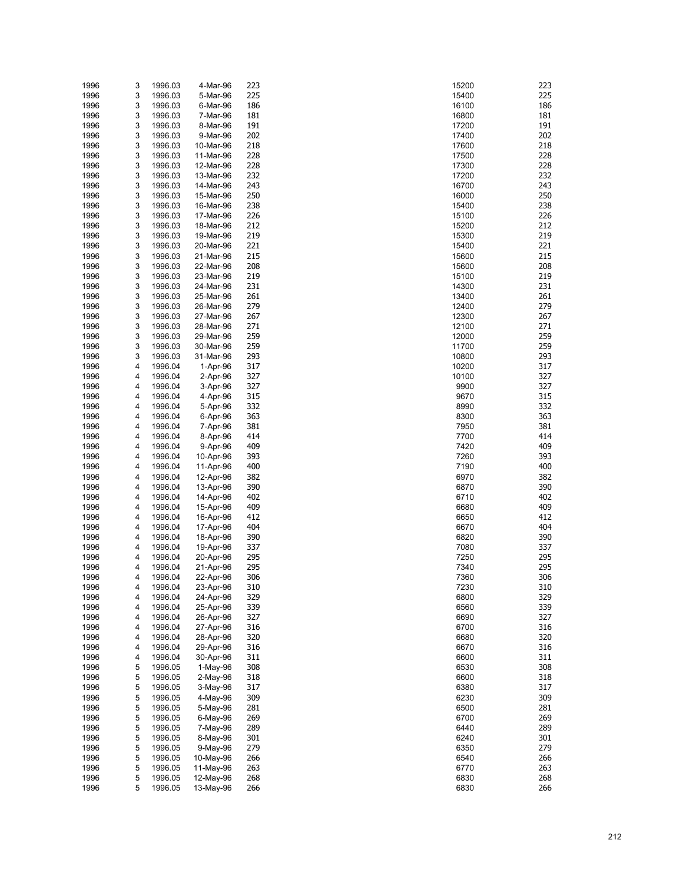| | | | | | | |
|---|---|---|---|---|---|---|
| 1996 | 3 | 1996.03 | 4-Mar-96 | 223 | 15200 | 223 |
| 1996 | 3 | 1996.03 | 5-Mar-96 | 225 | 15400 | 225 |
| 1996 | 3 | 1996.03 | 6-Mar-96 | 186 | 16100 | 186 |
| 1996 | 3 | 1996.03 | 7-Mar-96 | 181 | 16800 | 181 |
| 1996 | 3 | 1996.03 | 8-Mar-96 | 191 | 17200 | 191 |
| 1996 | 3 | 1996.03 | 9-Mar-96 | 202 | 17400 | 202 |
| 1996 | 3 | 1996.03 | 10-Mar-96 | 218 | 17600 | 218 |
| 1996 | 3 | 1996.03 | 11-Mar-96 | 228 | 17500 | 228 |
| 1996 | 3 | 1996.03 | 12-Mar-96 | 228 | 17300 | 228 |
| 1996 | 3 | 1996.03 | 13-Mar-96 | 232 | 17200 | 232 |
| 1996 | 3 | 1996.03 | 14-Mar-96 | 243 | 16700 | 243 |
| 1996 | 3 | 1996.03 | 15-Mar-96 | 250 | 16000 | 250 |
| 1996 | 3 | 1996.03 | 16-Mar-96 | 238 | 15400 | 238 |
| 1996 | 3 | 1996.03 | 17-Mar-96 | 226 | 15100 | 226 |
| 1996 | 3 | 1996.03 | 18-Mar-96 | 212 | 15200 | 212 |
| 1996 | 3 | 1996.03 | 19-Mar-96 | 219 | 15300 | 219 |
| 1996 | 3 | 1996.03 | 20-Mar-96 | 221 | 15400 | 221 |
| 1996 | 3 | 1996.03 | 21-Mar-96 | 215 | 15600 | 215 |
| 1996 | 3 | 1996.03 | 22-Mar-96 | 208 | 15600 | 208 |
| 1996 | 3 | 1996.03 | 23-Mar-96 | 219 | 15100 | 219 |
| 1996 | 3 | 1996.03 | 24-Mar-96 | 231 | 14300 | 231 |
| 1996 | 3 | 1996.03 | 25-Mar-96 | 261 | 13400 | 261 |
| 1996 | 3 | 1996.03 | 26-Mar-96 | 279 | 12400 | 279 |
| 1996 | 3 | 1996.03 | 27-Mar-96 | 267 | 12300 | 267 |
| 1996 | 3 | 1996.03 | 28-Mar-96 | 271 | 12100 | 271 |
| 1996 | 3 | 1996.03 | 29-Mar-96 | 259 | 12000 | 259 |
| 1996 | 3 | 1996.03 | 30-Mar-96 | 259 | 11700 | 259 |
| 1996 | 3 | 1996.03 | 31-Mar-96 | 293 | 10800 | 293 |
| 1996 | 4 | 1996.04 | 1-Apr-96 | 317 | 10200 | 317 |
| 1996 | 4 | 1996.04 | 2-Apr-96 | 327 | 10100 | 327 |
| 1996 | 4 | 1996.04 | 3-Apr-96 | 327 | 9900 | 327 |
| 1996 | 4 | 1996.04 | 4-Apr-96 | 315 | 9670 | 315 |
| 1996 | 4 | 1996.04 | 5-Apr-96 | 332 | 8990 | 332 |
| 1996 | 4 | 1996.04 | 6-Apr-96 | 363 | 8300 | 363 |
| 1996 | 4 | 1996.04 | 7-Apr-96 | 381 | 7950 | 381 |
| 1996 | 4 | 1996.04 | 8-Apr-96 | 414 | 7700 | 414 |
| 1996 | 4 | 1996.04 | 9-Apr-96 | 409 | 7420 | 409 |
| 1996 | 4 | 1996.04 | 10-Apr-96 | 393 | 7260 | 393 |
| 1996 | 4 | 1996.04 | 11-Apr-96 | 400 | 7190 | 400 |
| 1996 | 4 | 1996.04 | 12-Apr-96 | 382 | 6970 | 382 |
| 1996 | 4 | 1996.04 | 13-Apr-96 | 390 | 6870 | 390 |
| 1996 | 4 | 1996.04 | 14-Apr-96 | 402 | 6710 | 402 |
| 1996 | 4 | 1996.04 | 15-Apr-96 | 409 | 6680 | 409 |
| 1996 | 4 | 1996.04 | 16-Apr-96 | 412 | 6650 | 412 |
| 1996 | 4 | 1996.04 | 17-Apr-96 | 404 | 6670 | 404 |
| 1996 | 4 | 1996.04 | 18-Apr-96 | 390 | 6820 | 390 |
| 1996 | 4 | 1996.04 | 19-Apr-96 | 337 | 7080 | 337 |
| 1996 | 4 | 1996.04 | 20-Apr-96 | 295 | 7250 | 295 |
| 1996 | 4 | 1996.04 | 21-Apr-96 | 295 | 7340 | 295 |
| 1996 | 4 | 1996.04 | 22-Apr-96 | 306 | 7360 | 306 |
| 1996 | 4 | 1996.04 | 23-Apr-96 | 310 | 7230 | 310 |
| 1996 | 4 | 1996.04 | 24-Apr-96 | 329 | 6800 | 329 |
| 1996 | 4 | 1996.04 | 25-Apr-96 | 339 | 6560 | 339 |
| 1996 | 4 | 1996.04 | 26-Apr-96 | 327 | 6690 | 327 |
| 1996 | 4 | 1996.04 | 27-Apr-96 | 316 | 6700 | 316 |
| 1996 | 4 | 1996.04 | 28-Apr-96 | 320 | 6680 | 320 |
| 1996 | 4 | 1996.04 | 29-Apr-96 | 316 | 6670 | 316 |
| 1996 | 4 | 1996.04 | 30-Apr-96 | 311 | 6600 | 311 |
| 1996 | 5 | 1996.05 | 1-May-96 | 308 | 6530 | 308 |
| 1996 | 5 | 1996.05 | 2-May-96 | 318 | 6600 | 318 |
| 1996 | 5 | 1996.05 | 3-May-96 | 317 | 6380 | 317 |
| 1996 | 5 | 1996.05 | 4-May-96 | 309 | 6230 | 309 |
| 1996 | 5 | 1996.05 | 5-May-96 | 281 | 6500 | 281 |
| 1996 | 5 | 1996.05 | 6-May-96 | 269 | 6700 | 269 |
| 1996 | 5 | 1996.05 | 7-May-96 | 289 | 6440 | 289 |
| 1996 | 5 | 1996.05 | 8-May-96 | 301 | 6240 | 301 |
| 1996 | 5 | 1996.05 | 9-May-96 | 279 | 6350 | 279 |
| 1996 | 5 | 1996.05 | 10-May-96 | 266 | 6540 | 266 |
| 1996 | 5 | 1996.05 | 11-May-96 | 263 | 6770 | 263 |
| 1996 | 5 | 1996.05 | 12-May-96 | 268 | 6830 | 268 |
| 1996 | 5 | 1996.05 | 13-May-96 | 266 | 6830 | 266 |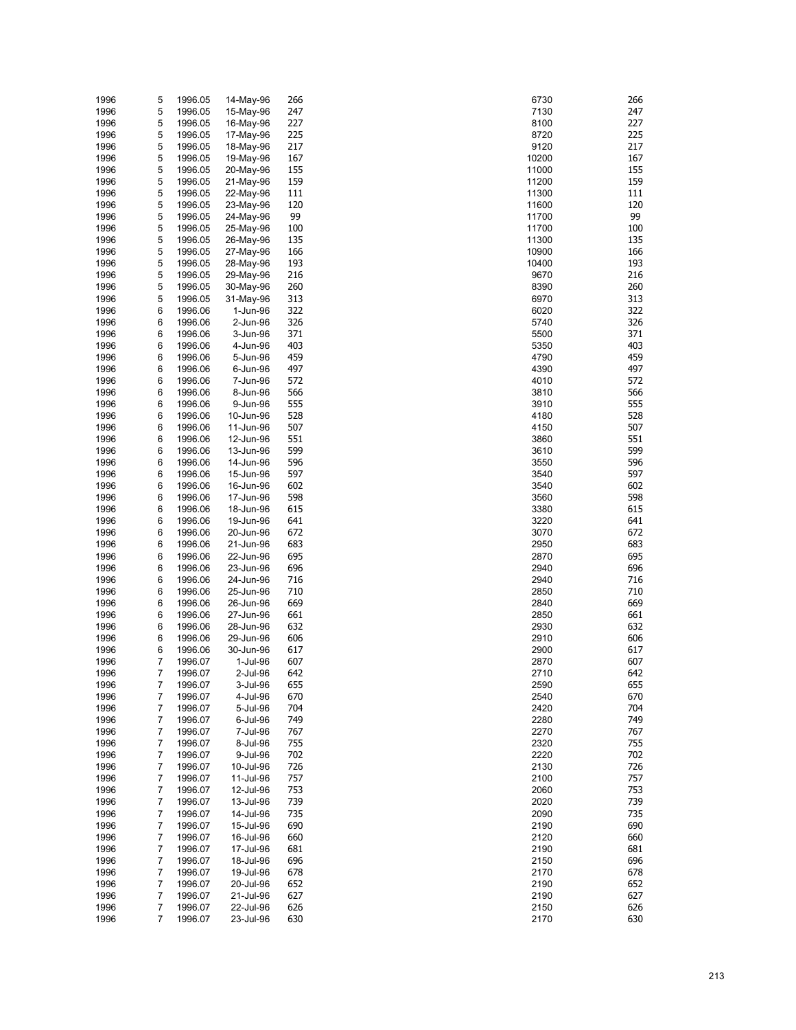| | | | | | | |
|---|---|---|---|---|---|---|
| 1996 | 5 | 1996.05 | 14-May-96 | 266 | 6730 | 266 |
| 1996 | 5 | 1996.05 | 15-May-96 | 247 | 7130 | 247 |
| 1996 | 5 | 1996.05 | 16-May-96 | 227 | 8100 | 227 |
| 1996 | 5 | 1996.05 | 17-May-96 | 225 | 8720 | 225 |
| 1996 | 5 | 1996.05 | 18-May-96 | 217 | 9120 | 217 |
| 1996 | 5 | 1996.05 | 19-May-96 | 167 | 10200 | 167 |
| 1996 | 5 | 1996.05 | 20-May-96 | 155 | 11000 | 155 |
| 1996 | 5 | 1996.05 | 21-May-96 | 159 | 11200 | 159 |
| 1996 | 5 | 1996.05 | 22-May-96 | 111 | 11300 | 111 |
| 1996 | 5 | 1996.05 | 23-May-96 | 120 | 11600 | 120 |
| 1996 | 5 | 1996.05 | 24-May-96 | 99 | 11700 | 99 |
| 1996 | 5 | 1996.05 | 25-May-96 | 100 | 11700 | 100 |
| 1996 | 5 | 1996.05 | 26-May-96 | 135 | 11300 | 135 |
| 1996 | 5 | 1996.05 | 27-May-96 | 166 | 10900 | 166 |
| 1996 | 5 | 1996.05 | 28-May-96 | 193 | 10400 | 193 |
| 1996 | 5 | 1996.05 | 29-May-96 | 216 | 9670 | 216 |
| 1996 | 5 | 1996.05 | 30-May-96 | 260 | 8390 | 260 |
| 1996 | 5 | 1996.05 | 31-May-96 | 313 | 6970 | 313 |
| 1996 | 6 | 1996.06 | 1-Jun-96 | 322 | 6020 | 322 |
| 1996 | 6 | 1996.06 | 2-Jun-96 | 326 | 5740 | 326 |
| 1996 | 6 | 1996.06 | 3-Jun-96 | 371 | 5500 | 371 |
| 1996 | 6 | 1996.06 | 4-Jun-96 | 403 | 5350 | 403 |
| 1996 | 6 | 1996.06 | 5-Jun-96 | 459 | 4790 | 459 |
| 1996 | 6 | 1996.06 | 6-Jun-96 | 497 | 4390 | 497 |
| 1996 | 6 | 1996.06 | 7-Jun-96 | 572 | 4010 | 572 |
| 1996 | 6 | 1996.06 | 8-Jun-96 | 566 | 3810 | 566 |
| 1996 | 6 | 1996.06 | 9-Jun-96 | 555 | 3910 | 555 |
| 1996 | 6 | 1996.06 | 10-Jun-96 | 528 | 4180 | 528 |
| 1996 | 6 | 1996.06 | 11-Jun-96 | 507 | 4150 | 507 |
| 1996 | 6 | 1996.06 | 12-Jun-96 | 551 | 3860 | 551 |
| 1996 | 6 | 1996.06 | 13-Jun-96 | 599 | 3610 | 599 |
| 1996 | 6 | 1996.06 | 14-Jun-96 | 596 | 3550 | 596 |
| 1996 | 6 | 1996.06 | 15-Jun-96 | 597 | 3540 | 597 |
| 1996 | 6 | 1996.06 | 16-Jun-96 | 602 | 3540 | 602 |
| 1996 | 6 | 1996.06 | 17-Jun-96 | 598 | 3560 | 598 |
| 1996 | 6 | 1996.06 | 18-Jun-96 | 615 | 3380 | 615 |
| 1996 | 6 | 1996.06 | 19-Jun-96 | 641 | 3220 | 641 |
| 1996 | 6 | 1996.06 | 20-Jun-96 | 672 | 3070 | 672 |
| 1996 | 6 | 1996.06 | 21-Jun-96 | 683 | 2950 | 683 |
| 1996 | 6 | 1996.06 | 22-Jun-96 | 695 | 2870 | 695 |
| 1996 | 6 | 1996.06 | 23-Jun-96 | 696 | 2940 | 696 |
| 1996 | 6 | 1996.06 | 24-Jun-96 | 716 | 2940 | 716 |
| 1996 | 6 | 1996.06 | 25-Jun-96 | 710 | 2850 | 710 |
| 1996 | 6 | 1996.06 | 26-Jun-96 | 669 | 2840 | 669 |
| 1996 | 6 | 1996.06 | 27-Jun-96 | 661 | 2850 | 661 |
| 1996 | 6 | 1996.06 | 28-Jun-96 | 632 | 2930 | 632 |
| 1996 | 6 | 1996.06 | 29-Jun-96 | 606 | 2910 | 606 |
| 1996 | 6 | 1996.06 | 30-Jun-96 | 617 | 2900 | 617 |
| 1996 | 7 | 1996.07 | 1-Jul-96 | 607 | 2870 | 607 |
| 1996 | 7 | 1996.07 | 2-Jul-96 | 642 | 2710 | 642 |
| 1996 | 7 | 1996.07 | 3-Jul-96 | 655 | 2590 | 655 |
| 1996 | 7 | 1996.07 | 4-Jul-96 | 670 | 2540 | 670 |
| 1996 | 7 | 1996.07 | 5-Jul-96 | 704 | 2420 | 704 |
| 1996 | 7 | 1996.07 | 6-Jul-96 | 749 | 2280 | 749 |
| 1996 | 7 | 1996.07 | 7-Jul-96 | 767 | 2270 | 767 |
| 1996 | 7 | 1996.07 | 8-Jul-96 | 755 | 2320 | 755 |
| 1996 | 7 | 1996.07 | 9-Jul-96 | 702 | 2220 | 702 |
| 1996 | 7 | 1996.07 | 10-Jul-96 | 726 | 2130 | 726 |
| 1996 | 7 | 1996.07 | 11-Jul-96 | 757 | 2100 | 757 |
| 1996 | 7 | 1996.07 | 12-Jul-96 | 753 | 2060 | 753 |
| 1996 | 7 | 1996.07 | 13-Jul-96 | 739 | 2020 | 739 |
| 1996 | 7 | 1996.07 | 14-Jul-96 | 735 | 2090 | 735 |
| 1996 | 7 | 1996.07 | 15-Jul-96 | 690 | 2190 | 690 |
| 1996 | 7 | 1996.07 | 16-Jul-96 | 660 | 2120 | 660 |
| 1996 | 7 | 1996.07 | 17-Jul-96 | 681 | 2190 | 681 |
| 1996 | 7 | 1996.07 | 18-Jul-96 | 696 | 2150 | 696 |
| 1996 | 7 | 1996.07 | 19-Jul-96 | 678 | 2170 | 678 |
| 1996 | 7 | 1996.07 | 20-Jul-96 | 652 | 2190 | 652 |
| 1996 | 7 | 1996.07 | 21-Jul-96 | 627 | 2190 | 627 |
| 1996 | 7 | 1996.07 | 22-Jul-96 | 626 | 2150 | 626 |
| 1996 | 7 | 1996.07 | 23-Jul-96 | 630 | 2170 | 630 |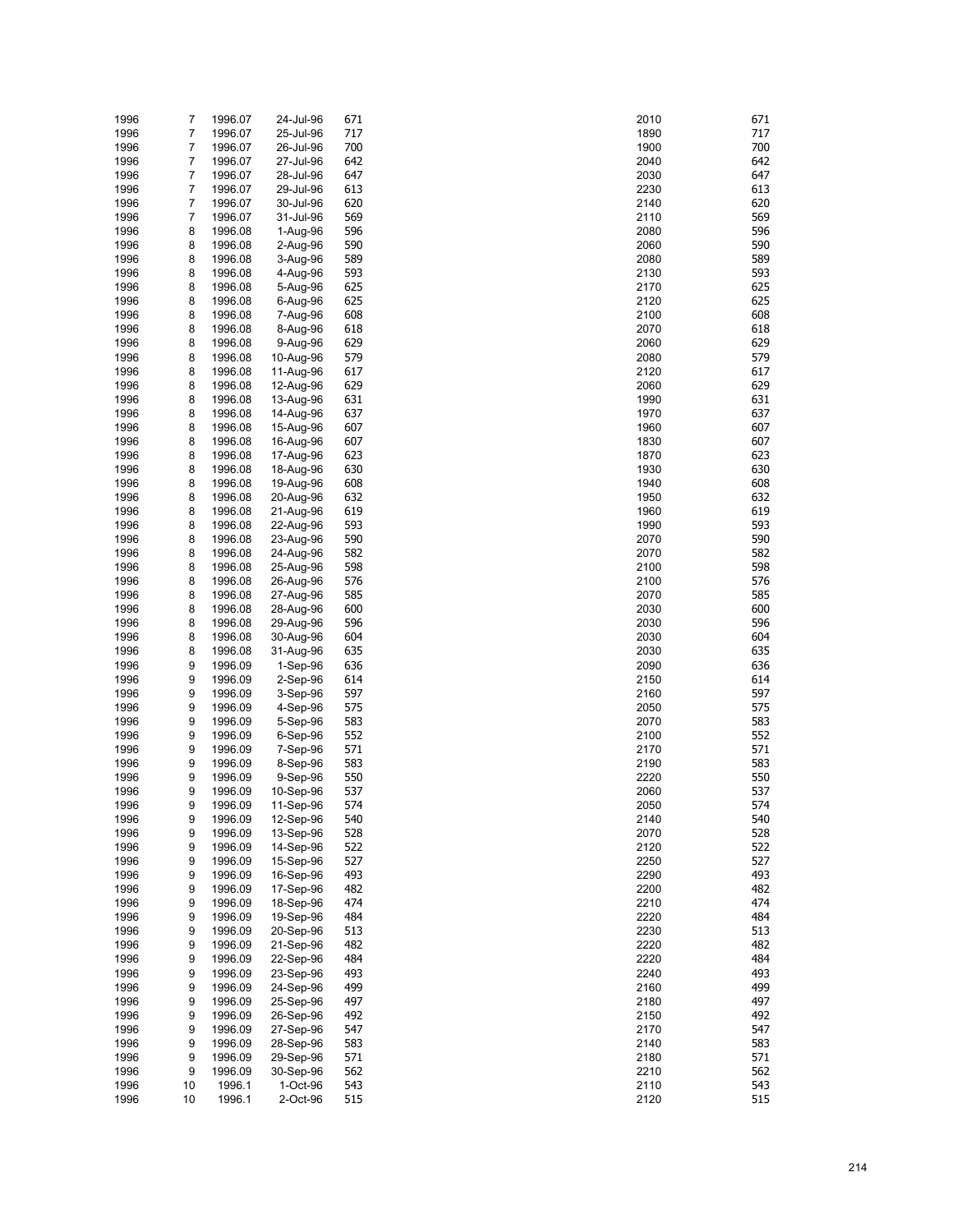| | | | | | | |
|---|---|---|---|---|---|---|
| 1996 | 7 | 1996.07 | 24-Jul-96 | 671 | 2010 | 671 |
| 1996 | 7 | 1996.07 | 25-Jul-96 | 717 | 1890 | 717 |
| 1996 | 7 | 1996.07 | 26-Jul-96 | 700 | 1900 | 700 |
| 1996 | 7 | 1996.07 | 27-Jul-96 | 642 | 2040 | 642 |
| 1996 | 7 | 1996.07 | 28-Jul-96 | 647 | 2030 | 647 |
| 1996 | 7 | 1996.07 | 29-Jul-96 | 613 | 2230 | 613 |
| 1996 | 7 | 1996.07 | 30-Jul-96 | 620 | 2140 | 620 |
| 1996 | 7 | 1996.07 | 31-Jul-96 | 569 | 2110 | 569 |
| 1996 | 8 | 1996.08 | 1-Aug-96 | 596 | 2080 | 596 |
| 1996 | 8 | 1996.08 | 2-Aug-96 | 590 | 2060 | 590 |
| 1996 | 8 | 1996.08 | 3-Aug-96 | 589 | 2080 | 589 |
| 1996 | 8 | 1996.08 | 4-Aug-96 | 593 | 2130 | 593 |
| 1996 | 8 | 1996.08 | 5-Aug-96 | 625 | 2170 | 625 |
| 1996 | 8 | 1996.08 | 6-Aug-96 | 625 | 2120 | 625 |
| 1996 | 8 | 1996.08 | 7-Aug-96 | 608 | 2100 | 608 |
| 1996 | 8 | 1996.08 | 8-Aug-96 | 618 | 2070 | 618 |
| 1996 | 8 | 1996.08 | 9-Aug-96 | 629 | 2060 | 629 |
| 1996 | 8 | 1996.08 | 10-Aug-96 | 579 | 2080 | 579 |
| 1996 | 8 | 1996.08 | 11-Aug-96 | 617 | 2120 | 617 |
| 1996 | 8 | 1996.08 | 12-Aug-96 | 629 | 2060 | 629 |
| 1996 | 8 | 1996.08 | 13-Aug-96 | 631 | 1990 | 631 |
| 1996 | 8 | 1996.08 | 14-Aug-96 | 637 | 1970 | 637 |
| 1996 | 8 | 1996.08 | 15-Aug-96 | 607 | 1960 | 607 |
| 1996 | 8 | 1996.08 | 16-Aug-96 | 607 | 1830 | 607 |
| 1996 | 8 | 1996.08 | 17-Aug-96 | 623 | 1870 | 623 |
| 1996 | 8 | 1996.08 | 18-Aug-96 | 630 | 1930 | 630 |
| 1996 | 8 | 1996.08 | 19-Aug-96 | 608 | 1940 | 608 |
| 1996 | 8 | 1996.08 | 20-Aug-96 | 632 | 1950 | 632 |
| 1996 | 8 | 1996.08 | 21-Aug-96 | 619 | 1960 | 619 |
| 1996 | 8 | 1996.08 | 22-Aug-96 | 593 | 1990 | 593 |
| 1996 | 8 | 1996.08 | 23-Aug-96 | 590 | 2070 | 590 |
| 1996 | 8 | 1996.08 | 24-Aug-96 | 582 | 2070 | 582 |
| 1996 | 8 | 1996.08 | 25-Aug-96 | 598 | 2100 | 598 |
| 1996 | 8 | 1996.08 | 26-Aug-96 | 576 | 2100 | 576 |
| 1996 | 8 | 1996.08 | 27-Aug-96 | 585 | 2070 | 585 |
| 1996 | 8 | 1996.08 | 28-Aug-96 | 600 | 2030 | 600 |
| 1996 | 8 | 1996.08 | 29-Aug-96 | 596 | 2030 | 596 |
| 1996 | 8 | 1996.08 | 30-Aug-96 | 604 | 2030 | 604 |
| 1996 | 8 | 1996.08 | 31-Aug-96 | 635 | 2030 | 635 |
| 1996 | 9 | 1996.09 | 1-Sep-96 | 636 | 2090 | 636 |
| 1996 | 9 | 1996.09 | 2-Sep-96 | 614 | 2150 | 614 |
| 1996 | 9 | 1996.09 | 3-Sep-96 | 597 | 2160 | 597 |
| 1996 | 9 | 1996.09 | 4-Sep-96 | 575 | 2050 | 575 |
| 1996 | 9 | 1996.09 | 5-Sep-96 | 583 | 2070 | 583 |
| 1996 | 9 | 1996.09 | 6-Sep-96 | 552 | 2100 | 552 |
| 1996 | 9 | 1996.09 | 7-Sep-96 | 571 | 2170 | 571 |
| 1996 | 9 | 1996.09 | 8-Sep-96 | 583 | 2190 | 583 |
| 1996 | 9 | 1996.09 | 9-Sep-96 | 550 | 2220 | 550 |
| 1996 | 9 | 1996.09 | 10-Sep-96 | 537 | 2060 | 537 |
| 1996 | 9 | 1996.09 | 11-Sep-96 | 574 | 2050 | 574 |
| 1996 | 9 | 1996.09 | 12-Sep-96 | 540 | 2140 | 540 |
| 1996 | 9 | 1996.09 | 13-Sep-96 | 528 | 2070 | 528 |
| 1996 | 9 | 1996.09 | 14-Sep-96 | 522 | 2120 | 522 |
| 1996 | 9 | 1996.09 | 15-Sep-96 | 527 | 2250 | 527 |
| 1996 | 9 | 1996.09 | 16-Sep-96 | 493 | 2290 | 493 |
| 1996 | 9 | 1996.09 | 17-Sep-96 | 482 | 2200 | 482 |
| 1996 | 9 | 1996.09 | 18-Sep-96 | 474 | 2210 | 474 |
| 1996 | 9 | 1996.09 | 19-Sep-96 | 484 | 2220 | 484 |
| 1996 | 9 | 1996.09 | 20-Sep-96 | 513 | 2230 | 513 |
| 1996 | 9 | 1996.09 | 21-Sep-96 | 482 | 2220 | 482 |
| 1996 | 9 | 1996.09 | 22-Sep-96 | 484 | 2220 | 484 |
| 1996 | 9 | 1996.09 | 23-Sep-96 | 493 | 2240 | 493 |
| 1996 | 9 | 1996.09 | 24-Sep-96 | 499 | 2160 | 499 |
| 1996 | 9 | 1996.09 | 25-Sep-96 | 497 | 2180 | 497 |
| 1996 | 9 | 1996.09 | 26-Sep-96 | 492 | 2150 | 492 |
| 1996 | 9 | 1996.09 | 27-Sep-96 | 547 | 2170 | 547 |
| 1996 | 9 | 1996.09 | 28-Sep-96 | 583 | 2140 | 583 |
| 1996 | 9 | 1996.09 | 29-Sep-96 | 571 | 2180 | 571 |
| 1996 | 9 | 1996.09 | 30-Sep-96 | 562 | 2210 | 562 |
| 1996 | 10 | 1996.1 | 1-Oct-96 | 543 | 2110 | 543 |
| 1996 | 10 | 1996.1 | 2-Oct-96 | 515 | 2120 | 515 |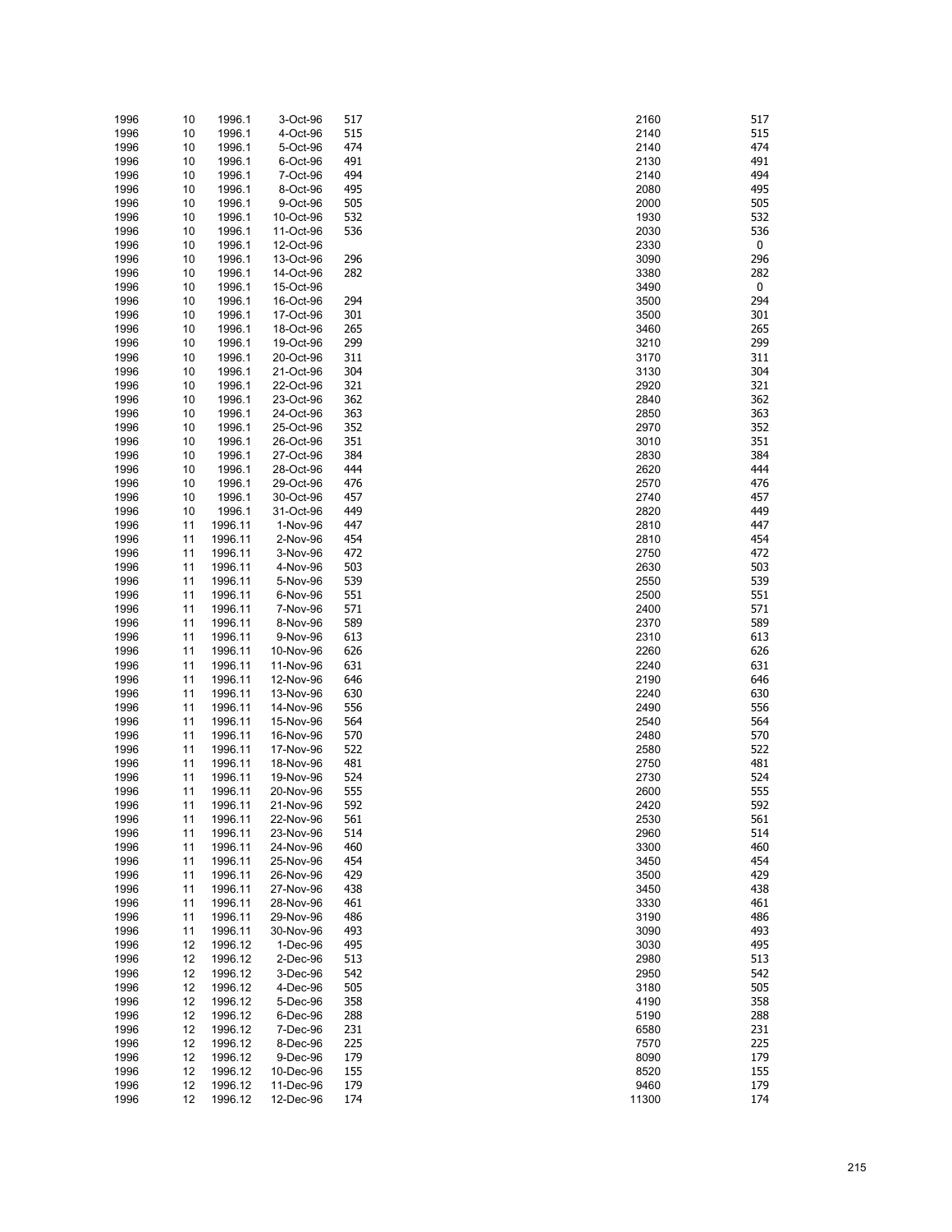| | | | | | | |
|---|---|---|---|---|---|---|
| 1996 | 10 | 1996.1 | 3-Oct-96 | 517 | 2160 | 517 |
| 1996 | 10 | 1996.1 | 4-Oct-96 | 515 | 2140 | 515 |
| 1996 | 10 | 1996.1 | 5-Oct-96 | 474 | 2140 | 474 |
| 1996 | 10 | 1996.1 | 6-Oct-96 | 491 | 2130 | 491 |
| 1996 | 10 | 1996.1 | 7-Oct-96 | 494 | 2140 | 494 |
| 1996 | 10 | 1996.1 | 8-Oct-96 | 495 | 2080 | 495 |
| 1996 | 10 | 1996.1 | 9-Oct-96 | 505 | 2000 | 505 |
| 1996 | 10 | 1996.1 | 10-Oct-96 | 532 | 1930 | 532 |
| 1996 | 10 | 1996.1 | 11-Oct-96 | 536 | 2030 | 536 |
| 1996 | 10 | 1996.1 | 12-Oct-96 | | 2330 | 0 |
| 1996 | 10 | 1996.1 | 13-Oct-96 | 296 | 3090 | 296 |
| 1996 | 10 | 1996.1 | 14-Oct-96 | 282 | 3380 | 282 |
| 1996 | 10 | 1996.1 | 15-Oct-96 | | 3490 | 0 |
| 1996 | 10 | 1996.1 | 16-Oct-96 | 294 | 3500 | 294 |
| 1996 | 10 | 1996.1 | 17-Oct-96 | 301 | 3500 | 301 |
| 1996 | 10 | 1996.1 | 18-Oct-96 | 265 | 3460 | 265 |
| 1996 | 10 | 1996.1 | 19-Oct-96 | 299 | 3210 | 299 |
| 1996 | 10 | 1996.1 | 20-Oct-96 | 311 | 3170 | 311 |
| 1996 | 10 | 1996.1 | 21-Oct-96 | 304 | 3130 | 304 |
| 1996 | 10 | 1996.1 | 22-Oct-96 | 321 | 2920 | 321 |
| 1996 | 10 | 1996.1 | 23-Oct-96 | 362 | 2840 | 362 |
| 1996 | 10 | 1996.1 | 24-Oct-96 | 363 | 2850 | 363 |
| 1996 | 10 | 1996.1 | 25-Oct-96 | 352 | 2970 | 352 |
| 1996 | 10 | 1996.1 | 26-Oct-96 | 351 | 3010 | 351 |
| 1996 | 10 | 1996.1 | 27-Oct-96 | 384 | 2830 | 384 |
| 1996 | 10 | 1996.1 | 28-Oct-96 | 444 | 2620 | 444 |
| 1996 | 10 | 1996.1 | 29-Oct-96 | 476 | 2570 | 476 |
| 1996 | 10 | 1996.1 | 30-Oct-96 | 457 | 2740 | 457 |
| 1996 | 10 | 1996.1 | 31-Oct-96 | 449 | 2820 | 449 |
| 1996 | 11 | 1996.11 | 1-Nov-96 | 447 | 2810 | 447 |
| 1996 | 11 | 1996.11 | 2-Nov-96 | 454 | 2810 | 454 |
| 1996 | 11 | 1996.11 | 3-Nov-96 | 472 | 2750 | 472 |
| 1996 | 11 | 1996.11 | 4-Nov-96 | 503 | 2630 | 503 |
| 1996 | 11 | 1996.11 | 5-Nov-96 | 539 | 2550 | 539 |
| 1996 | 11 | 1996.11 | 6-Nov-96 | 551 | 2500 | 551 |
| 1996 | 11 | 1996.11 | 7-Nov-96 | 571 | 2400 | 571 |
| 1996 | 11 | 1996.11 | 8-Nov-96 | 589 | 2370 | 589 |
| 1996 | 11 | 1996.11 | 9-Nov-96 | 613 | 2310 | 613 |
| 1996 | 11 | 1996.11 | 10-Nov-96 | 626 | 2260 | 626 |
| 1996 | 11 | 1996.11 | 11-Nov-96 | 631 | 2240 | 631 |
| 1996 | 11 | 1996.11 | 12-Nov-96 | 646 | 2190 | 646 |
| 1996 | 11 | 1996.11 | 13-Nov-96 | 630 | 2240 | 630 |
| 1996 | 11 | 1996.11 | 14-Nov-96 | 556 | 2490 | 556 |
| 1996 | 11 | 1996.11 | 15-Nov-96 | 564 | 2540 | 564 |
| 1996 | 11 | 1996.11 | 16-Nov-96 | 570 | 2480 | 570 |
| 1996 | 11 | 1996.11 | 17-Nov-96 | 522 | 2580 | 522 |
| 1996 | 11 | 1996.11 | 18-Nov-96 | 481 | 2750 | 481 |
| 1996 | 11 | 1996.11 | 19-Nov-96 | 524 | 2730 | 524 |
| 1996 | 11 | 1996.11 | 20-Nov-96 | 555 | 2600 | 555 |
| 1996 | 11 | 1996.11 | 21-Nov-96 | 592 | 2420 | 592 |
| 1996 | 11 | 1996.11 | 22-Nov-96 | 561 | 2530 | 561 |
| 1996 | 11 | 1996.11 | 23-Nov-96 | 514 | 2960 | 514 |
| 1996 | 11 | 1996.11 | 24-Nov-96 | 460 | 3300 | 460 |
| 1996 | 11 | 1996.11 | 25-Nov-96 | 454 | 3450 | 454 |
| 1996 | 11 | 1996.11 | 26-Nov-96 | 429 | 3500 | 429 |
| 1996 | 11 | 1996.11 | 27-Nov-96 | 438 | 3450 | 438 |
| 1996 | 11 | 1996.11 | 28-Nov-96 | 461 | 3330 | 461 |
| 1996 | 11 | 1996.11 | 29-Nov-96 | 486 | 3190 | 486 |
| 1996 | 11 | 1996.11 | 30-Nov-96 | 493 | 3090 | 493 |
| 1996 | 12 | 1996.12 | 1-Dec-96 | 495 | 3030 | 495 |
| 1996 | 12 | 1996.12 | 2-Dec-96 | 513 | 2980 | 513 |
| 1996 | 12 | 1996.12 | 3-Dec-96 | 542 | 2950 | 542 |
| 1996 | 12 | 1996.12 | 4-Dec-96 | 505 | 3180 | 505 |
| 1996 | 12 | 1996.12 | 5-Dec-96 | 358 | 4190 | 358 |
| 1996 | 12 | 1996.12 | 6-Dec-96 | 288 | 5190 | 288 |
| 1996 | 12 | 1996.12 | 7-Dec-96 | 231 | 6580 | 231 |
| 1996 | 12 | 1996.12 | 8-Dec-96 | 225 | 7570 | 225 |
| 1996 | 12 | 1996.12 | 9-Dec-96 | 179 | 8090 | 179 |
| 1996 | 12 | 1996.12 | 10-Dec-96 | 155 | 8520 | 155 |
| 1996 | 12 | 1996.12 | 11-Dec-96 | 179 | 9460 | 179 |
| 1996 | 12 | 1996.12 | 12-Dec-96 | 174 | 11300 | 174 |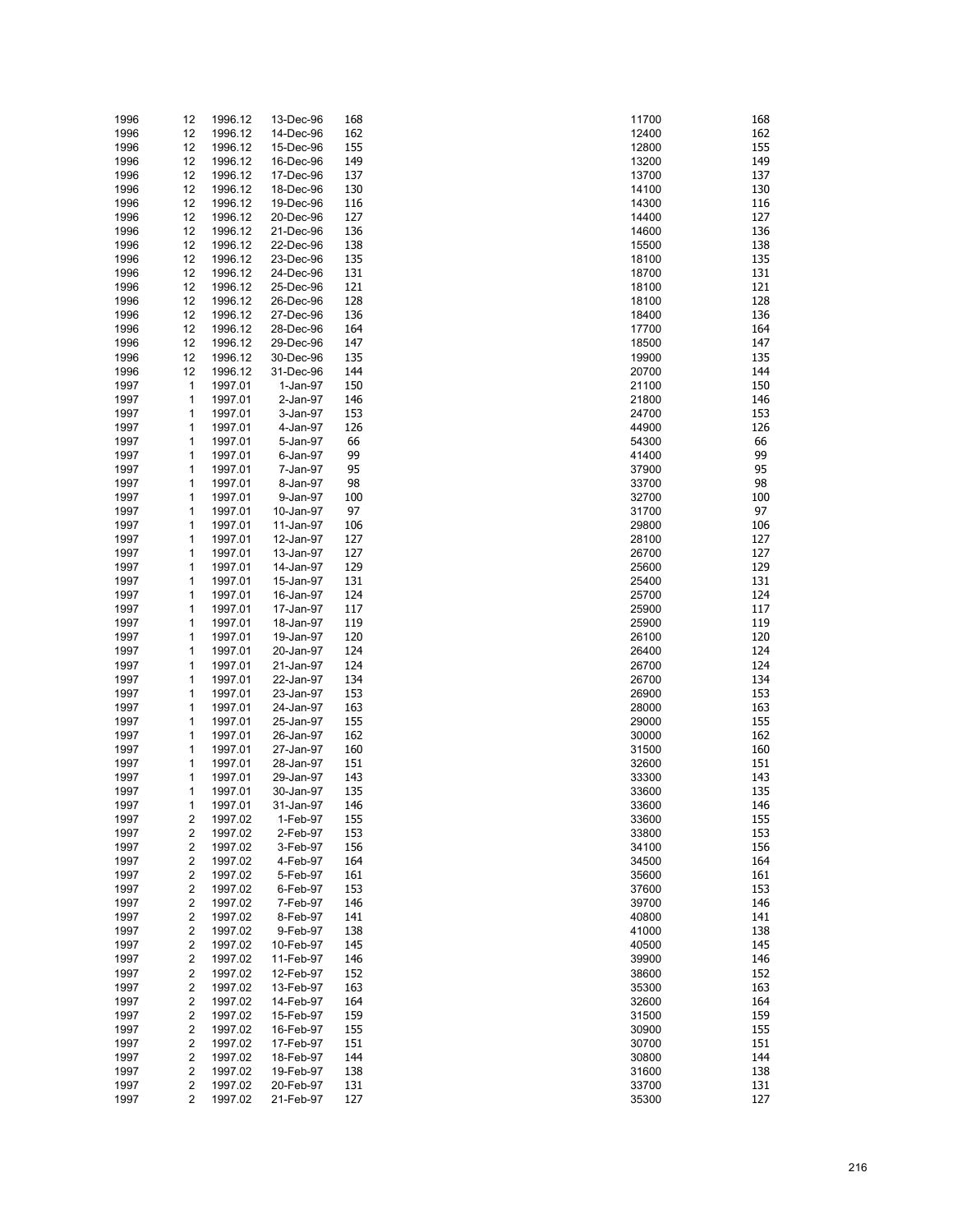| | | | | | | |
|---|---|---|---|---|---|---|
| 1996 | 12 | 1996.12 | 13-Dec-96 | 168 | 11700 | 168 |
| 1996 | 12 | 1996.12 | 14-Dec-96 | 162 | 12400 | 162 |
| 1996 | 12 | 1996.12 | 15-Dec-96 | 155 | 12800 | 155 |
| 1996 | 12 | 1996.12 | 16-Dec-96 | 149 | 13200 | 149 |
| 1996 | 12 | 1996.12 | 17-Dec-96 | 137 | 13700 | 137 |
| 1996 | 12 | 1996.12 | 18-Dec-96 | 130 | 14100 | 130 |
| 1996 | 12 | 1996.12 | 19-Dec-96 | 116 | 14300 | 116 |
| 1996 | 12 | 1996.12 | 20-Dec-96 | 127 | 14400 | 127 |
| 1996 | 12 | 1996.12 | 21-Dec-96 | 136 | 14600 | 136 |
| 1996 | 12 | 1996.12 | 22-Dec-96 | 138 | 15500 | 138 |
| 1996 | 12 | 1996.12 | 23-Dec-96 | 135 | 18100 | 135 |
| 1996 | 12 | 1996.12 | 24-Dec-96 | 131 | 18700 | 131 |
| 1996 | 12 | 1996.12 | 25-Dec-96 | 121 | 18100 | 121 |
| 1996 | 12 | 1996.12 | 26-Dec-96 | 128 | 18100 | 128 |
| 1996 | 12 | 1996.12 | 27-Dec-96 | 136 | 18400 | 136 |
| 1996 | 12 | 1996.12 | 28-Dec-96 | 164 | 17700 | 164 |
| 1996 | 12 | 1996.12 | 29-Dec-96 | 147 | 18500 | 147 |
| 1996 | 12 | 1996.12 | 30-Dec-96 | 135 | 19900 | 135 |
| 1996 | 12 | 1996.12 | 31-Dec-96 | 144 | 20700 | 144 |
| 1997 | 1 | 1997.01 | 1-Jan-97 | 150 | 21100 | 150 |
| 1997 | 1 | 1997.01 | 2-Jan-97 | 146 | 21800 | 146 |
| 1997 | 1 | 1997.01 | 3-Jan-97 | 153 | 24700 | 153 |
| 1997 | 1 | 1997.01 | 4-Jan-97 | 126 | 44900 | 126 |
| 1997 | 1 | 1997.01 | 5-Jan-97 | 66 | 54300 | 66 |
| 1997 | 1 | 1997.01 | 6-Jan-97 | 99 | 41400 | 99 |
| 1997 | 1 | 1997.01 | 7-Jan-97 | 95 | 37900 | 95 |
| 1997 | 1 | 1997.01 | 8-Jan-97 | 98 | 33700 | 98 |
| 1997 | 1 | 1997.01 | 9-Jan-97 | 100 | 32700 | 100 |
| 1997 | 1 | 1997.01 | 10-Jan-97 | 97 | 31700 | 97 |
| 1997 | 1 | 1997.01 | 11-Jan-97 | 106 | 29800 | 106 |
| 1997 | 1 | 1997.01 | 12-Jan-97 | 127 | 28100 | 127 |
| 1997 | 1 | 1997.01 | 13-Jan-97 | 127 | 26700 | 127 |
| 1997 | 1 | 1997.01 | 14-Jan-97 | 129 | 25600 | 129 |
| 1997 | 1 | 1997.01 | 15-Jan-97 | 131 | 25400 | 131 |
| 1997 | 1 | 1997.01 | 16-Jan-97 | 124 | 25700 | 124 |
| 1997 | 1 | 1997.01 | 17-Jan-97 | 117 | 25900 | 117 |
| 1997 | 1 | 1997.01 | 18-Jan-97 | 119 | 25900 | 119 |
| 1997 | 1 | 1997.01 | 19-Jan-97 | 120 | 26100 | 120 |
| 1997 | 1 | 1997.01 | 20-Jan-97 | 124 | 26400 | 124 |
| 1997 | 1 | 1997.01 | 21-Jan-97 | 124 | 26700 | 124 |
| 1997 | 1 | 1997.01 | 22-Jan-97 | 134 | 26700 | 134 |
| 1997 | 1 | 1997.01 | 23-Jan-97 | 153 | 26900 | 153 |
| 1997 | 1 | 1997.01 | 24-Jan-97 | 163 | 28000 | 163 |
| 1997 | 1 | 1997.01 | 25-Jan-97 | 155 | 29000 | 155 |
| 1997 | 1 | 1997.01 | 26-Jan-97 | 162 | 30000 | 162 |
| 1997 | 1 | 1997.01 | 27-Jan-97 | 160 | 31500 | 160 |
| 1997 | 1 | 1997.01 | 28-Jan-97 | 151 | 32600 | 151 |
| 1997 | 1 | 1997.01 | 29-Jan-97 | 143 | 33300 | 143 |
| 1997 | 1 | 1997.01 | 30-Jan-97 | 135 | 33600 | 135 |
| 1997 | 1 | 1997.01 | 31-Jan-97 | 146 | 33600 | 146 |
| 1997 | 2 | 1997.02 | 1-Feb-97 | 155 | 33600 | 155 |
| 1997 | 2 | 1997.02 | 2-Feb-97 | 153 | 33800 | 153 |
| 1997 | 2 | 1997.02 | 3-Feb-97 | 156 | 34100 | 156 |
| 1997 | 2 | 1997.02 | 4-Feb-97 | 164 | 34500 | 164 |
| 1997 | 2 | 1997.02 | 5-Feb-97 | 161 | 35600 | 161 |
| 1997 | 2 | 1997.02 | 6-Feb-97 | 153 | 37600 | 153 |
| 1997 | 2 | 1997.02 | 7-Feb-97 | 146 | 39700 | 146 |
| 1997 | 2 | 1997.02 | 8-Feb-97 | 141 | 40800 | 141 |
| 1997 | 2 | 1997.02 | 9-Feb-97 | 138 | 41000 | 138 |
| 1997 | 2 | 1997.02 | 10-Feb-97 | 145 | 40500 | 145 |
| 1997 | 2 | 1997.02 | 11-Feb-97 | 146 | 39900 | 146 |
| 1997 | 2 | 1997.02 | 12-Feb-97 | 152 | 38600 | 152 |
| 1997 | 2 | 1997.02 | 13-Feb-97 | 163 | 35300 | 163 |
| 1997 | 2 | 1997.02 | 14-Feb-97 | 164 | 32600 | 164 |
| 1997 | 2 | 1997.02 | 15-Feb-97 | 159 | 31500 | 159 |
| 1997 | 2 | 1997.02 | 16-Feb-97 | 155 | 30900 | 155 |
| 1997 | 2 | 1997.02 | 17-Feb-97 | 151 | 30700 | 151 |
| 1997 | 2 | 1997.02 | 18-Feb-97 | 144 | 30800 | 144 |
| 1997 | 2 | 1997.02 | 19-Feb-97 | 138 | 31600 | 138 |
| 1997 | 2 | 1997.02 | 20-Feb-97 | 131 | 33700 | 131 |
| 1997 | 2 | 1997.02 | 21-Feb-97 | 127 | 35300 | 127 |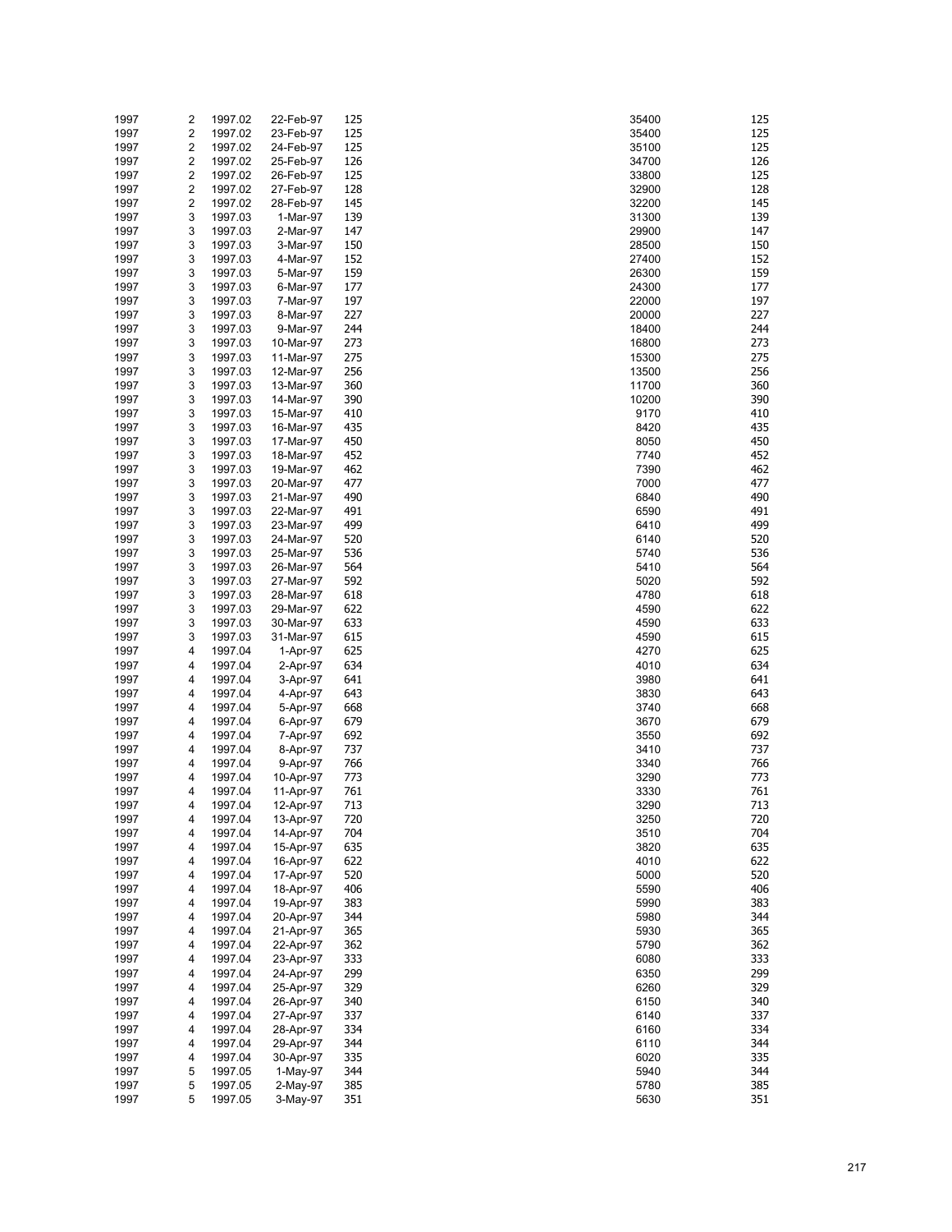| | | | | | | |
|---|---|---|---|---|---|---|
| 1997 | 2 | 1997.02 | 22-Feb-97 | 125 | 35400 | 125 |
| 1997 | 2 | 1997.02 | 23-Feb-97 | 125 | 35400 | 125 |
| 1997 | 2 | 1997.02 | 24-Feb-97 | 125 | 35100 | 125 |
| 1997 | 2 | 1997.02 | 25-Feb-97 | 126 | 34700 | 126 |
| 1997 | 2 | 1997.02 | 26-Feb-97 | 125 | 33800 | 125 |
| 1997 | 2 | 1997.02 | 27-Feb-97 | 128 | 32900 | 128 |
| 1997 | 2 | 1997.02 | 28-Feb-97 | 145 | 32200 | 145 |
| 1997 | 3 | 1997.03 | 1-Mar-97 | 139 | 31300 | 139 |
| 1997 | 3 | 1997.03 | 2-Mar-97 | 147 | 29900 | 147 |
| 1997 | 3 | 1997.03 | 3-Mar-97 | 150 | 28500 | 150 |
| 1997 | 3 | 1997.03 | 4-Mar-97 | 152 | 27400 | 152 |
| 1997 | 3 | 1997.03 | 5-Mar-97 | 159 | 26300 | 159 |
| 1997 | 3 | 1997.03 | 6-Mar-97 | 177 | 24300 | 177 |
| 1997 | 3 | 1997.03 | 7-Mar-97 | 197 | 22000 | 197 |
| 1997 | 3 | 1997.03 | 8-Mar-97 | 227 | 20000 | 227 |
| 1997 | 3 | 1997.03 | 9-Mar-97 | 244 | 18400 | 244 |
| 1997 | 3 | 1997.03 | 10-Mar-97 | 273 | 16800 | 273 |
| 1997 | 3 | 1997.03 | 11-Mar-97 | 275 | 15300 | 275 |
| 1997 | 3 | 1997.03 | 12-Mar-97 | 256 | 13500 | 256 |
| 1997 | 3 | 1997.03 | 13-Mar-97 | 360 | 11700 | 360 |
| 1997 | 3 | 1997.03 | 14-Mar-97 | 390 | 10200 | 390 |
| 1997 | 3 | 1997.03 | 15-Mar-97 | 410 | 9170 | 410 |
| 1997 | 3 | 1997.03 | 16-Mar-97 | 435 | 8420 | 435 |
| 1997 | 3 | 1997.03 | 17-Mar-97 | 450 | 8050 | 450 |
| 1997 | 3 | 1997.03 | 18-Mar-97 | 452 | 7740 | 452 |
| 1997 | 3 | 1997.03 | 19-Mar-97 | 462 | 7390 | 462 |
| 1997 | 3 | 1997.03 | 20-Mar-97 | 477 | 7000 | 477 |
| 1997 | 3 | 1997.03 | 21-Mar-97 | 490 | 6840 | 490 |
| 1997 | 3 | 1997.03 | 22-Mar-97 | 491 | 6590 | 491 |
| 1997 | 3 | 1997.03 | 23-Mar-97 | 499 | 6410 | 499 |
| 1997 | 3 | 1997.03 | 24-Mar-97 | 520 | 6140 | 520 |
| 1997 | 3 | 1997.03 | 25-Mar-97 | 536 | 5740 | 536 |
| 1997 | 3 | 1997.03 | 26-Mar-97 | 564 | 5410 | 564 |
| 1997 | 3 | 1997.03 | 27-Mar-97 | 592 | 5020 | 592 |
| 1997 | 3 | 1997.03 | 28-Mar-97 | 618 | 4780 | 618 |
| 1997 | 3 | 1997.03 | 29-Mar-97 | 622 | 4590 | 622 |
| 1997 | 3 | 1997.03 | 30-Mar-97 | 633 | 4590 | 633 |
| 1997 | 3 | 1997.03 | 31-Mar-97 | 615 | 4590 | 615 |
| 1997 | 4 | 1997.04 | 1-Apr-97 | 625 | 4270 | 625 |
| 1997 | 4 | 1997.04 | 2-Apr-97 | 634 | 4010 | 634 |
| 1997 | 4 | 1997.04 | 3-Apr-97 | 641 | 3980 | 641 |
| 1997 | 4 | 1997.04 | 4-Apr-97 | 643 | 3830 | 643 |
| 1997 | 4 | 1997.04 | 5-Apr-97 | 668 | 3740 | 668 |
| 1997 | 4 | 1997.04 | 6-Apr-97 | 679 | 3670 | 679 |
| 1997 | 4 | 1997.04 | 7-Apr-97 | 692 | 3550 | 692 |
| 1997 | 4 | 1997.04 | 8-Apr-97 | 737 | 3410 | 737 |
| 1997 | 4 | 1997.04 | 9-Apr-97 | 766 | 3340 | 766 |
| 1997 | 4 | 1997.04 | 10-Apr-97 | 773 | 3290 | 773 |
| 1997 | 4 | 1997.04 | 11-Apr-97 | 761 | 3330 | 761 |
| 1997 | 4 | 1997.04 | 12-Apr-97 | 713 | 3290 | 713 |
| 1997 | 4 | 1997.04 | 13-Apr-97 | 720 | 3250 | 720 |
| 1997 | 4 | 1997.04 | 14-Apr-97 | 704 | 3510 | 704 |
| 1997 | 4 | 1997.04 | 15-Apr-97 | 635 | 3820 | 635 |
| 1997 | 4 | 1997.04 | 16-Apr-97 | 622 | 4010 | 622 |
| 1997 | 4 | 1997.04 | 17-Apr-97 | 520 | 5000 | 520 |
| 1997 | 4 | 1997.04 | 18-Apr-97 | 406 | 5590 | 406 |
| 1997 | 4 | 1997.04 | 19-Apr-97 | 383 | 5990 | 383 |
| 1997 | 4 | 1997.04 | 20-Apr-97 | 344 | 5980 | 344 |
| 1997 | 4 | 1997.04 | 21-Apr-97 | 365 | 5930 | 365 |
| 1997 | 4 | 1997.04 | 22-Apr-97 | 362 | 5790 | 362 |
| 1997 | 4 | 1997.04 | 23-Apr-97 | 333 | 6080 | 333 |
| 1997 | 4 | 1997.04 | 24-Apr-97 | 299 | 6350 | 299 |
| 1997 | 4 | 1997.04 | 25-Apr-97 | 329 | 6260 | 329 |
| 1997 | 4 | 1997.04 | 26-Apr-97 | 340 | 6150 | 340 |
| 1997 | 4 | 1997.04 | 27-Apr-97 | 337 | 6140 | 337 |
| 1997 | 4 | 1997.04 | 28-Apr-97 | 334 | 6160 | 334 |
| 1997 | 4 | 1997.04 | 29-Apr-97 | 344 | 6110 | 344 |
| 1997 | 4 | 1997.04 | 30-Apr-97 | 335 | 6020 | 335 |
| 1997 | 5 | 1997.05 | 1-May-97 | 344 | 5940 | 344 |
| 1997 | 5 | 1997.05 | 2-May-97 | 385 | 5780 | 385 |
| 1997 | 5 | 1997.05 | 3-May-97 | 351 | 5630 | 351 |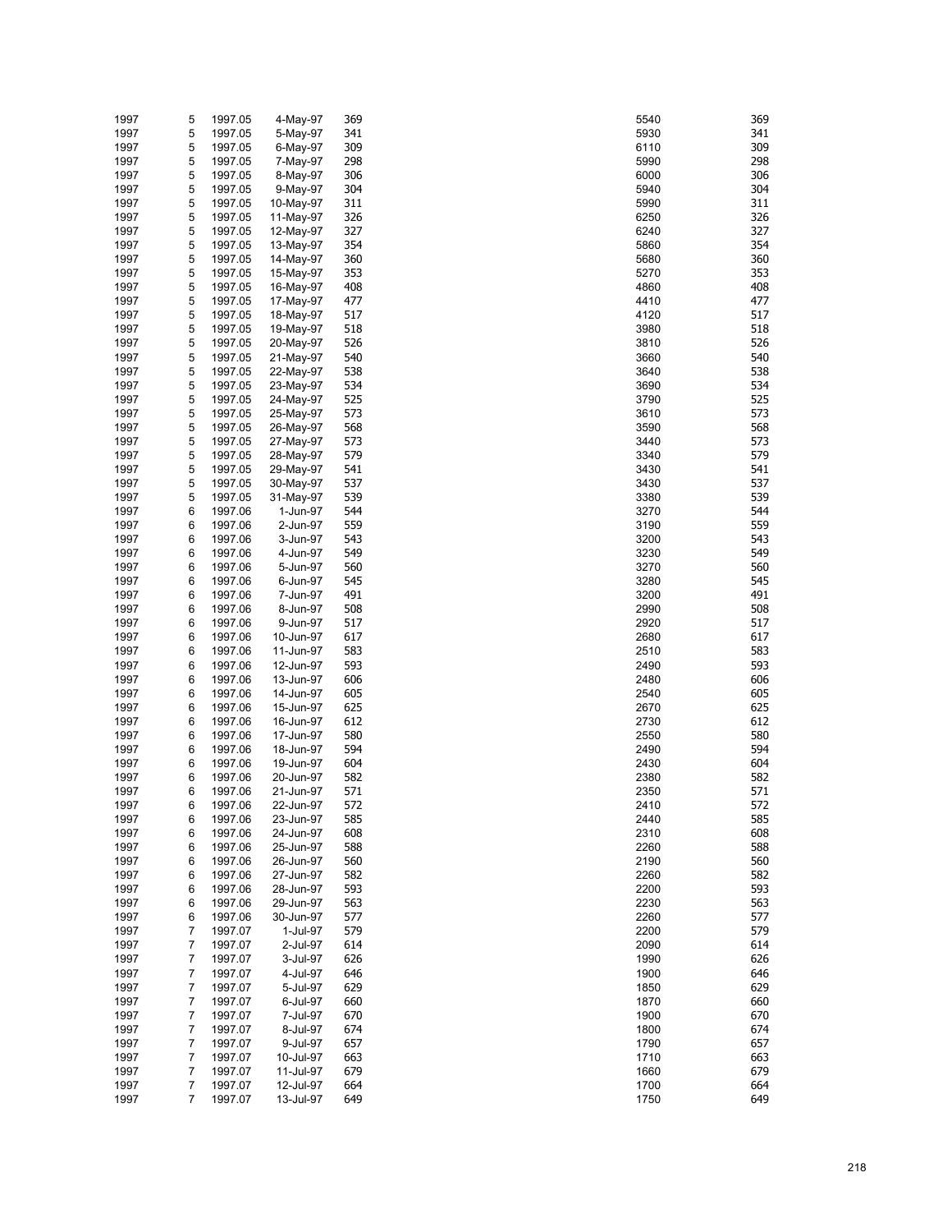| | | | | | | |
|---|---|---|---|---|---|---|
| 1997 | 5 | 1997.05 | 4-May-97 | 369 | 5540 | 369 |
| 1997 | 5 | 1997.05 | 5-May-97 | 341 | 5930 | 341 |
| 1997 | 5 | 1997.05 | 6-May-97 | 309 | 6110 | 309 |
| 1997 | 5 | 1997.05 | 7-May-97 | 298 | 5990 | 298 |
| 1997 | 5 | 1997.05 | 8-May-97 | 306 | 6000 | 306 |
| 1997 | 5 | 1997.05 | 9-May-97 | 304 | 5940 | 304 |
| 1997 | 5 | 1997.05 | 10-May-97 | 311 | 5990 | 311 |
| 1997 | 5 | 1997.05 | 11-May-97 | 326 | 6250 | 326 |
| 1997 | 5 | 1997.05 | 12-May-97 | 327 | 6240 | 327 |
| 1997 | 5 | 1997.05 | 13-May-97 | 354 | 5860 | 354 |
| 1997 | 5 | 1997.05 | 14-May-97 | 360 | 5680 | 360 |
| 1997 | 5 | 1997.05 | 15-May-97 | 353 | 5270 | 353 |
| 1997 | 5 | 1997.05 | 16-May-97 | 408 | 4860 | 408 |
| 1997 | 5 | 1997.05 | 17-May-97 | 477 | 4410 | 477 |
| 1997 | 5 | 1997.05 | 18-May-97 | 517 | 4120 | 517 |
| 1997 | 5 | 1997.05 | 19-May-97 | 518 | 3980 | 518 |
| 1997 | 5 | 1997.05 | 20-May-97 | 526 | 3810 | 526 |
| 1997 | 5 | 1997.05 | 21-May-97 | 540 | 3660 | 540 |
| 1997 | 5 | 1997.05 | 22-May-97 | 538 | 3640 | 538 |
| 1997 | 5 | 1997.05 | 23-May-97 | 534 | 3690 | 534 |
| 1997 | 5 | 1997.05 | 24-May-97 | 525 | 3790 | 525 |
| 1997 | 5 | 1997.05 | 25-May-97 | 573 | 3610 | 573 |
| 1997 | 5 | 1997.05 | 26-May-97 | 568 | 3590 | 568 |
| 1997 | 5 | 1997.05 | 27-May-97 | 573 | 3440 | 573 |
| 1997 | 5 | 1997.05 | 28-May-97 | 579 | 3340 | 579 |
| 1997 | 5 | 1997.05 | 29-May-97 | 541 | 3430 | 541 |
| 1997 | 5 | 1997.05 | 30-May-97 | 537 | 3430 | 537 |
| 1997 | 5 | 1997.05 | 31-May-97 | 539 | 3380 | 539 |
| 1997 | 6 | 1997.06 | 1-Jun-97 | 544 | 3270 | 544 |
| 1997 | 6 | 1997.06 | 2-Jun-97 | 559 | 3190 | 559 |
| 1997 | 6 | 1997.06 | 3-Jun-97 | 543 | 3200 | 543 |
| 1997 | 6 | 1997.06 | 4-Jun-97 | 549 | 3230 | 549 |
| 1997 | 6 | 1997.06 | 5-Jun-97 | 560 | 3270 | 560 |
| 1997 | 6 | 1997.06 | 6-Jun-97 | 545 | 3280 | 545 |
| 1997 | 6 | 1997.06 | 7-Jun-97 | 491 | 3200 | 491 |
| 1997 | 6 | 1997.06 | 8-Jun-97 | 508 | 2990 | 508 |
| 1997 | 6 | 1997.06 | 9-Jun-97 | 517 | 2920 | 517 |
| 1997 | 6 | 1997.06 | 10-Jun-97 | 617 | 2680 | 617 |
| 1997 | 6 | 1997.06 | 11-Jun-97 | 583 | 2510 | 583 |
| 1997 | 6 | 1997.06 | 12-Jun-97 | 593 | 2490 | 593 |
| 1997 | 6 | 1997.06 | 13-Jun-97 | 606 | 2480 | 606 |
| 1997 | 6 | 1997.06 | 14-Jun-97 | 605 | 2540 | 605 |
| 1997 | 6 | 1997.06 | 15-Jun-97 | 625 | 2670 | 625 |
| 1997 | 6 | 1997.06 | 16-Jun-97 | 612 | 2730 | 612 |
| 1997 | 6 | 1997.06 | 17-Jun-97 | 580 | 2550 | 580 |
| 1997 | 6 | 1997.06 | 18-Jun-97 | 594 | 2490 | 594 |
| 1997 | 6 | 1997.06 | 19-Jun-97 | 604 | 2430 | 604 |
| 1997 | 6 | 1997.06 | 20-Jun-97 | 582 | 2380 | 582 |
| 1997 | 6 | 1997.06 | 21-Jun-97 | 571 | 2350 | 571 |
| 1997 | 6 | 1997.06 | 22-Jun-97 | 572 | 2410 | 572 |
| 1997 | 6 | 1997.06 | 23-Jun-97 | 585 | 2440 | 585 |
| 1997 | 6 | 1997.06 | 24-Jun-97 | 608 | 2310 | 608 |
| 1997 | 6 | 1997.06 | 25-Jun-97 | 588 | 2260 | 588 |
| 1997 | 6 | 1997.06 | 26-Jun-97 | 560 | 2190 | 560 |
| 1997 | 6 | 1997.06 | 27-Jun-97 | 582 | 2260 | 582 |
| 1997 | 6 | 1997.06 | 28-Jun-97 | 593 | 2200 | 593 |
| 1997 | 6 | 1997.06 | 29-Jun-97 | 563 | 2230 | 563 |
| 1997 | 6 | 1997.06 | 30-Jun-97 | 577 | 2260 | 577 |
| 1997 | 7 | 1997.07 | 1-Jul-97 | 579 | 2200 | 579 |
| 1997 | 7 | 1997.07 | 2-Jul-97 | 614 | 2090 | 614 |
| 1997 | 7 | 1997.07 | 3-Jul-97 | 626 | 1990 | 626 |
| 1997 | 7 | 1997.07 | 4-Jul-97 | 646 | 1900 | 646 |
| 1997 | 7 | 1997.07 | 5-Jul-97 | 629 | 1850 | 629 |
| 1997 | 7 | 1997.07 | 6-Jul-97 | 660 | 1870 | 660 |
| 1997 | 7 | 1997.07 | 7-Jul-97 | 670 | 1900 | 670 |
| 1997 | 7 | 1997.07 | 8-Jul-97 | 674 | 1800 | 674 |
| 1997 | 7 | 1997.07 | 9-Jul-97 | 657 | 1790 | 657 |
| 1997 | 7 | 1997.07 | 10-Jul-97 | 663 | 1710 | 663 |
| 1997 | 7 | 1997.07 | 11-Jul-97 | 679 | 1660 | 679 |
| 1997 | 7 | 1997.07 | 12-Jul-97 | 664 | 1700 | 664 |
| 1997 | 7 | 1997.07 | 13-Jul-97 | 649 | 1750 | 649 |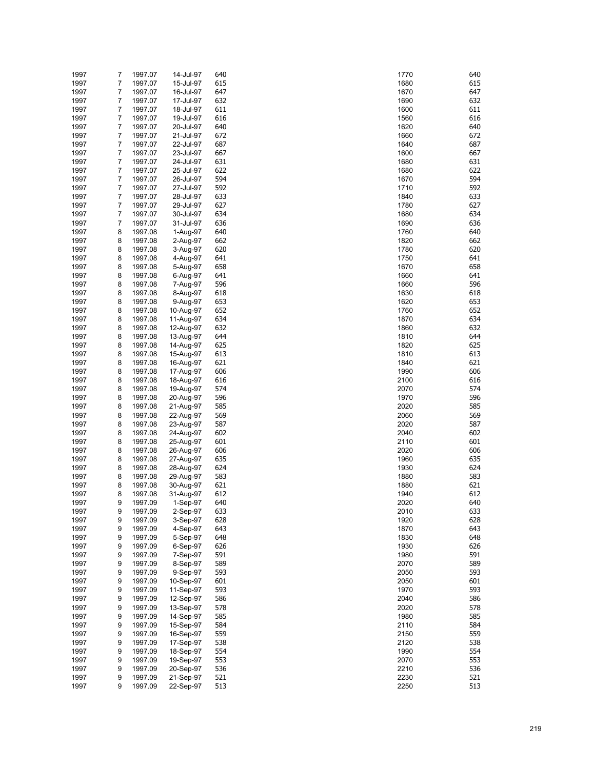| | | | | | | |
|---|---|---|---|---|---|---|
| 1997 | 7 | 1997.07 | 14-Jul-97 | 640 | 1770 | 640 |
| 1997 | 7 | 1997.07 | 15-Jul-97 | 615 | 1680 | 615 |
| 1997 | 7 | 1997.07 | 16-Jul-97 | 647 | 1670 | 647 |
| 1997 | 7 | 1997.07 | 17-Jul-97 | 632 | 1690 | 632 |
| 1997 | 7 | 1997.07 | 18-Jul-97 | 611 | 1600 | 611 |
| 1997 | 7 | 1997.07 | 19-Jul-97 | 616 | 1560 | 616 |
| 1997 | 7 | 1997.07 | 20-Jul-97 | 640 | 1620 | 640 |
| 1997 | 7 | 1997.07 | 21-Jul-97 | 672 | 1660 | 672 |
| 1997 | 7 | 1997.07 | 22-Jul-97 | 687 | 1640 | 687 |
| 1997 | 7 | 1997.07 | 23-Jul-97 | 667 | 1600 | 667 |
| 1997 | 7 | 1997.07 | 24-Jul-97 | 631 | 1680 | 631 |
| 1997 | 7 | 1997.07 | 25-Jul-97 | 622 | 1680 | 622 |
| 1997 | 7 | 1997.07 | 26-Jul-97 | 594 | 1670 | 594 |
| 1997 | 7 | 1997.07 | 27-Jul-97 | 592 | 1710 | 592 |
| 1997 | 7 | 1997.07 | 28-Jul-97 | 633 | 1840 | 633 |
| 1997 | 7 | 1997.07 | 29-Jul-97 | 627 | 1780 | 627 |
| 1997 | 7 | 1997.07 | 30-Jul-97 | 634 | 1680 | 634 |
| 1997 | 7 | 1997.07 | 31-Jul-97 | 636 | 1690 | 636 |
| 1997 | 8 | 1997.08 | 1-Aug-97 | 640 | 1760 | 640 |
| 1997 | 8 | 1997.08 | 2-Aug-97 | 662 | 1820 | 662 |
| 1997 | 8 | 1997.08 | 3-Aug-97 | 620 | 1780 | 620 |
| 1997 | 8 | 1997.08 | 4-Aug-97 | 641 | 1750 | 641 |
| 1997 | 8 | 1997.08 | 5-Aug-97 | 658 | 1670 | 658 |
| 1997 | 8 | 1997.08 | 6-Aug-97 | 641 | 1660 | 641 |
| 1997 | 8 | 1997.08 | 7-Aug-97 | 596 | 1660 | 596 |
| 1997 | 8 | 1997.08 | 8-Aug-97 | 618 | 1630 | 618 |
| 1997 | 8 | 1997.08 | 9-Aug-97 | 653 | 1620 | 653 |
| 1997 | 8 | 1997.08 | 10-Aug-97 | 652 | 1760 | 652 |
| 1997 | 8 | 1997.08 | 11-Aug-97 | 634 | 1870 | 634 |
| 1997 | 8 | 1997.08 | 12-Aug-97 | 632 | 1860 | 632 |
| 1997 | 8 | 1997.08 | 13-Aug-97 | 644 | 1810 | 644 |
| 1997 | 8 | 1997.08 | 14-Aug-97 | 625 | 1820 | 625 |
| 1997 | 8 | 1997.08 | 15-Aug-97 | 613 | 1810 | 613 |
| 1997 | 8 | 1997.08 | 16-Aug-97 | 621 | 1840 | 621 |
| 1997 | 8 | 1997.08 | 17-Aug-97 | 606 | 1990 | 606 |
| 1997 | 8 | 1997.08 | 18-Aug-97 | 616 | 2100 | 616 |
| 1997 | 8 | 1997.08 | 19-Aug-97 | 574 | 2070 | 574 |
| 1997 | 8 | 1997.08 | 20-Aug-97 | 596 | 1970 | 596 |
| 1997 | 8 | 1997.08 | 21-Aug-97 | 585 | 2020 | 585 |
| 1997 | 8 | 1997.08 | 22-Aug-97 | 569 | 2060 | 569 |
| 1997 | 8 | 1997.08 | 23-Aug-97 | 587 | 2020 | 587 |
| 1997 | 8 | 1997.08 | 24-Aug-97 | 602 | 2040 | 602 |
| 1997 | 8 | 1997.08 | 25-Aug-97 | 601 | 2110 | 601 |
| 1997 | 8 | 1997.08 | 26-Aug-97 | 606 | 2020 | 606 |
| 1997 | 8 | 1997.08 | 27-Aug-97 | 635 | 1960 | 635 |
| 1997 | 8 | 1997.08 | 28-Aug-97 | 624 | 1930 | 624 |
| 1997 | 8 | 1997.08 | 29-Aug-97 | 583 | 1880 | 583 |
| 1997 | 8 | 1997.08 | 30-Aug-97 | 621 | 1880 | 621 |
| 1997 | 8 | 1997.08 | 31-Aug-97 | 612 | 1940 | 612 |
| 1997 | 9 | 1997.09 | 1-Sep-97 | 640 | 2020 | 640 |
| 1997 | 9 | 1997.09 | 2-Sep-97 | 633 | 2010 | 633 |
| 1997 | 9 | 1997.09 | 3-Sep-97 | 628 | 1920 | 628 |
| 1997 | 9 | 1997.09 | 4-Sep-97 | 643 | 1870 | 643 |
| 1997 | 9 | 1997.09 | 5-Sep-97 | 648 | 1830 | 648 |
| 1997 | 9 | 1997.09 | 6-Sep-97 | 626 | 1930 | 626 |
| 1997 | 9 | 1997.09 | 7-Sep-97 | 591 | 1980 | 591 |
| 1997 | 9 | 1997.09 | 8-Sep-97 | 589 | 2070 | 589 |
| 1997 | 9 | 1997.09 | 9-Sep-97 | 593 | 2050 | 593 |
| 1997 | 9 | 1997.09 | 10-Sep-97 | 601 | 2050 | 601 |
| 1997 | 9 | 1997.09 | 11-Sep-97 | 593 | 1970 | 593 |
| 1997 | 9 | 1997.09 | 12-Sep-97 | 586 | 2040 | 586 |
| 1997 | 9 | 1997.09 | 13-Sep-97 | 578 | 2020 | 578 |
| 1997 | 9 | 1997.09 | 14-Sep-97 | 585 | 1980 | 585 |
| 1997 | 9 | 1997.09 | 15-Sep-97 | 584 | 2110 | 584 |
| 1997 | 9 | 1997.09 | 16-Sep-97 | 559 | 2150 | 559 |
| 1997 | 9 | 1997.09 | 17-Sep-97 | 538 | 2120 | 538 |
| 1997 | 9 | 1997.09 | 18-Sep-97 | 554 | 1990 | 554 |
| 1997 | 9 | 1997.09 | 19-Sep-97 | 553 | 2070 | 553 |
| 1997 | 9 | 1997.09 | 20-Sep-97 | 536 | 2210 | 536 |
| 1997 | 9 | 1997.09 | 21-Sep-97 | 521 | 2230 | 521 |
| 1997 | 9 | 1997.09 | 22-Sep-97 | 513 | 2250 | 513 |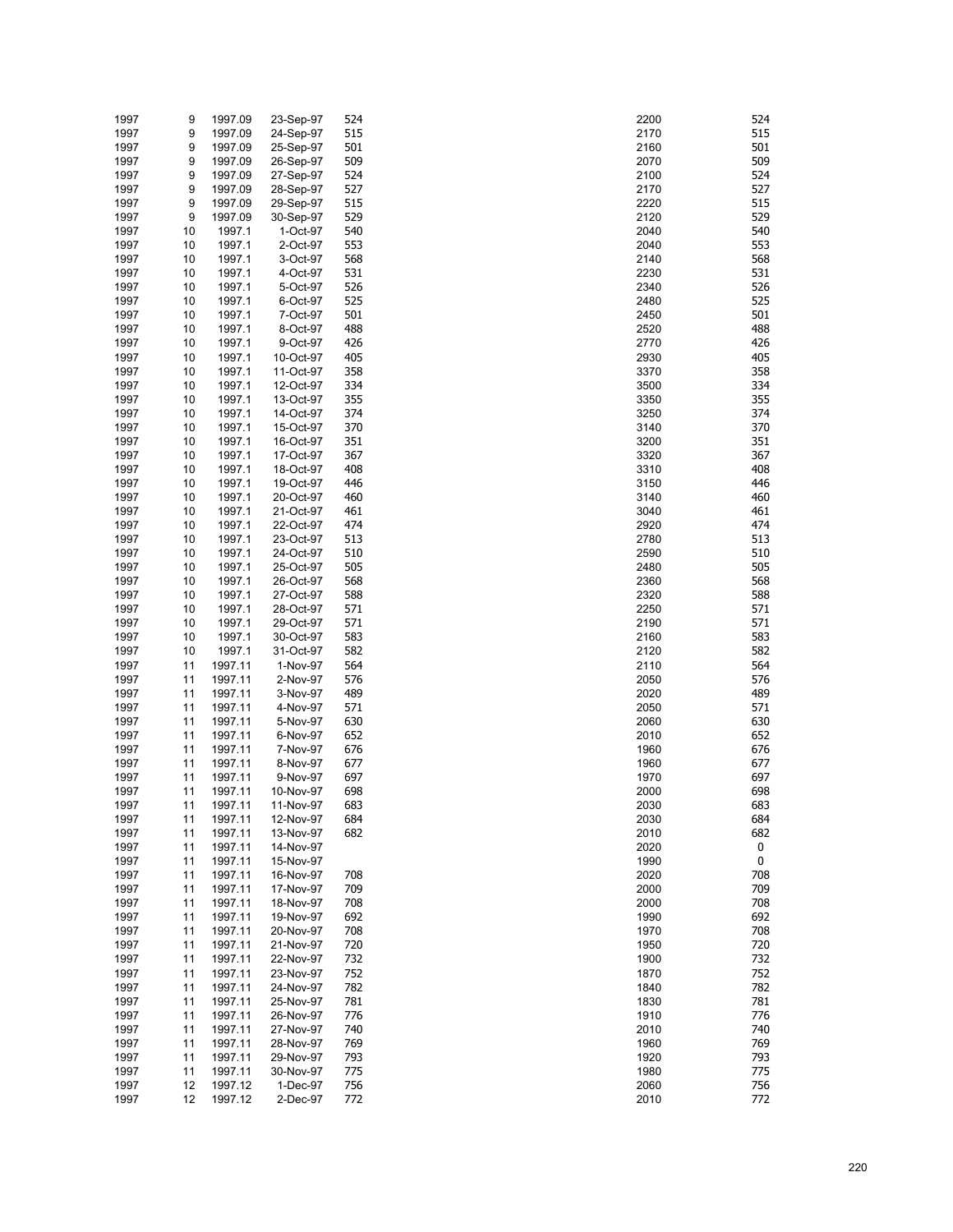| | | | | | | |
|---|---|---|---|---|---|---|
| 1997 | 9 | 1997.09 | 23-Sep-97 | 524 | 2200 | 524 |
| 1997 | 9 | 1997.09 | 24-Sep-97 | 515 | 2170 | 515 |
| 1997 | 9 | 1997.09 | 25-Sep-97 | 501 | 2160 | 501 |
| 1997 | 9 | 1997.09 | 26-Sep-97 | 509 | 2070 | 509 |
| 1997 | 9 | 1997.09 | 27-Sep-97 | 524 | 2100 | 524 |
| 1997 | 9 | 1997.09 | 28-Sep-97 | 527 | 2170 | 527 |
| 1997 | 9 | 1997.09 | 29-Sep-97 | 515 | 2220 | 515 |
| 1997 | 9 | 1997.09 | 30-Sep-97 | 529 | 2120 | 529 |
| 1997 | 10 | 1997.1 | 1-Oct-97 | 540 | 2040 | 540 |
| 1997 | 10 | 1997.1 | 2-Oct-97 | 553 | 2040 | 553 |
| 1997 | 10 | 1997.1 | 3-Oct-97 | 568 | 2140 | 568 |
| 1997 | 10 | 1997.1 | 4-Oct-97 | 531 | 2230 | 531 |
| 1997 | 10 | 1997.1 | 5-Oct-97 | 526 | 2340 | 526 |
| 1997 | 10 | 1997.1 | 6-Oct-97 | 525 | 2480 | 525 |
| 1997 | 10 | 1997.1 | 7-Oct-97 | 501 | 2450 | 501 |
| 1997 | 10 | 1997.1 | 8-Oct-97 | 488 | 2520 | 488 |
| 1997 | 10 | 1997.1 | 9-Oct-97 | 426 | 2770 | 426 |
| 1997 | 10 | 1997.1 | 10-Oct-97 | 405 | 2930 | 405 |
| 1997 | 10 | 1997.1 | 11-Oct-97 | 358 | 3370 | 358 |
| 1997 | 10 | 1997.1 | 12-Oct-97 | 334 | 3500 | 334 |
| 1997 | 10 | 1997.1 | 13-Oct-97 | 355 | 3350 | 355 |
| 1997 | 10 | 1997.1 | 14-Oct-97 | 374 | 3250 | 374 |
| 1997 | 10 | 1997.1 | 15-Oct-97 | 370 | 3140 | 370 |
| 1997 | 10 | 1997.1 | 16-Oct-97 | 351 | 3200 | 351 |
| 1997 | 10 | 1997.1 | 17-Oct-97 | 367 | 3320 | 367 |
| 1997 | 10 | 1997.1 | 18-Oct-97 | 408 | 3310 | 408 |
| 1997 | 10 | 1997.1 | 19-Oct-97 | 446 | 3150 | 446 |
| 1997 | 10 | 1997.1 | 20-Oct-97 | 460 | 3140 | 460 |
| 1997 | 10 | 1997.1 | 21-Oct-97 | 461 | 3040 | 461 |
| 1997 | 10 | 1997.1 | 22-Oct-97 | 474 | 2920 | 474 |
| 1997 | 10 | 1997.1 | 23-Oct-97 | 513 | 2780 | 513 |
| 1997 | 10 | 1997.1 | 24-Oct-97 | 510 | 2590 | 510 |
| 1997 | 10 | 1997.1 | 25-Oct-97 | 505 | 2480 | 505 |
| 1997 | 10 | 1997.1 | 26-Oct-97 | 568 | 2360 | 568 |
| 1997 | 10 | 1997.1 | 27-Oct-97 | 588 | 2320 | 588 |
| 1997 | 10 | 1997.1 | 28-Oct-97 | 571 | 2250 | 571 |
| 1997 | 10 | 1997.1 | 29-Oct-97 | 571 | 2190 | 571 |
| 1997 | 10 | 1997.1 | 30-Oct-97 | 583 | 2160 | 583 |
| 1997 | 10 | 1997.1 | 31-Oct-97 | 582 | 2120 | 582 |
| 1997 | 11 | 1997.11 | 1-Nov-97 | 564 | 2110 | 564 |
| 1997 | 11 | 1997.11 | 2-Nov-97 | 576 | 2050 | 576 |
| 1997 | 11 | 1997.11 | 3-Nov-97 | 489 | 2020 | 489 |
| 1997 | 11 | 1997.11 | 4-Nov-97 | 571 | 2050 | 571 |
| 1997 | 11 | 1997.11 | 5-Nov-97 | 630 | 2060 | 630 |
| 1997 | 11 | 1997.11 | 6-Nov-97 | 652 | 2010 | 652 |
| 1997 | 11 | 1997.11 | 7-Nov-97 | 676 | 1960 | 676 |
| 1997 | 11 | 1997.11 | 8-Nov-97 | 677 | 1960 | 677 |
| 1997 | 11 | 1997.11 | 9-Nov-97 | 697 | 1970 | 697 |
| 1997 | 11 | 1997.11 | 10-Nov-97 | 698 | 2000 | 698 |
| 1997 | 11 | 1997.11 | 11-Nov-97 | 683 | 2030 | 683 |
| 1997 | 11 | 1997.11 | 12-Nov-97 | 684 | 2030 | 684 |
| 1997 | 11 | 1997.11 | 13-Nov-97 | 682 | 2010 | 682 |
| 1997 | 11 | 1997.11 | 14-Nov-97 | | 2020 | 0 |
| 1997 | 11 | 1997.11 | 15-Nov-97 | | 1990 | 0 |
| 1997 | 11 | 1997.11 | 16-Nov-97 | 708 | 2020 | 708 |
| 1997 | 11 | 1997.11 | 17-Nov-97 | 709 | 2000 | 709 |
| 1997 | 11 | 1997.11 | 18-Nov-97 | 708 | 2000 | 708 |
| 1997 | 11 | 1997.11 | 19-Nov-97 | 692 | 1990 | 692 |
| 1997 | 11 | 1997.11 | 20-Nov-97 | 708 | 1970 | 708 |
| 1997 | 11 | 1997.11 | 21-Nov-97 | 720 | 1950 | 720 |
| 1997 | 11 | 1997.11 | 22-Nov-97 | 732 | 1900 | 732 |
| 1997 | 11 | 1997.11 | 23-Nov-97 | 752 | 1870 | 752 |
| 1997 | 11 | 1997.11 | 24-Nov-97 | 782 | 1840 | 782 |
| 1997 | 11 | 1997.11 | 25-Nov-97 | 781 | 1830 | 781 |
| 1997 | 11 | 1997.11 | 26-Nov-97 | 776 | 1910 | 776 |
| 1997 | 11 | 1997.11 | 27-Nov-97 | 740 | 2010 | 740 |
| 1997 | 11 | 1997.11 | 28-Nov-97 | 769 | 1960 | 769 |
| 1997 | 11 | 1997.11 | 29-Nov-97 | 793 | 1920 | 793 |
| 1997 | 11 | 1997.11 | 30-Nov-97 | 775 | 1980 | 775 |
| 1997 | 12 | 1997.12 | 1-Dec-97 | 756 | 2060 | 756 |
| 1997 | 12 | 1997.12 | 2-Dec-97 | 772 | 2010 | 772 |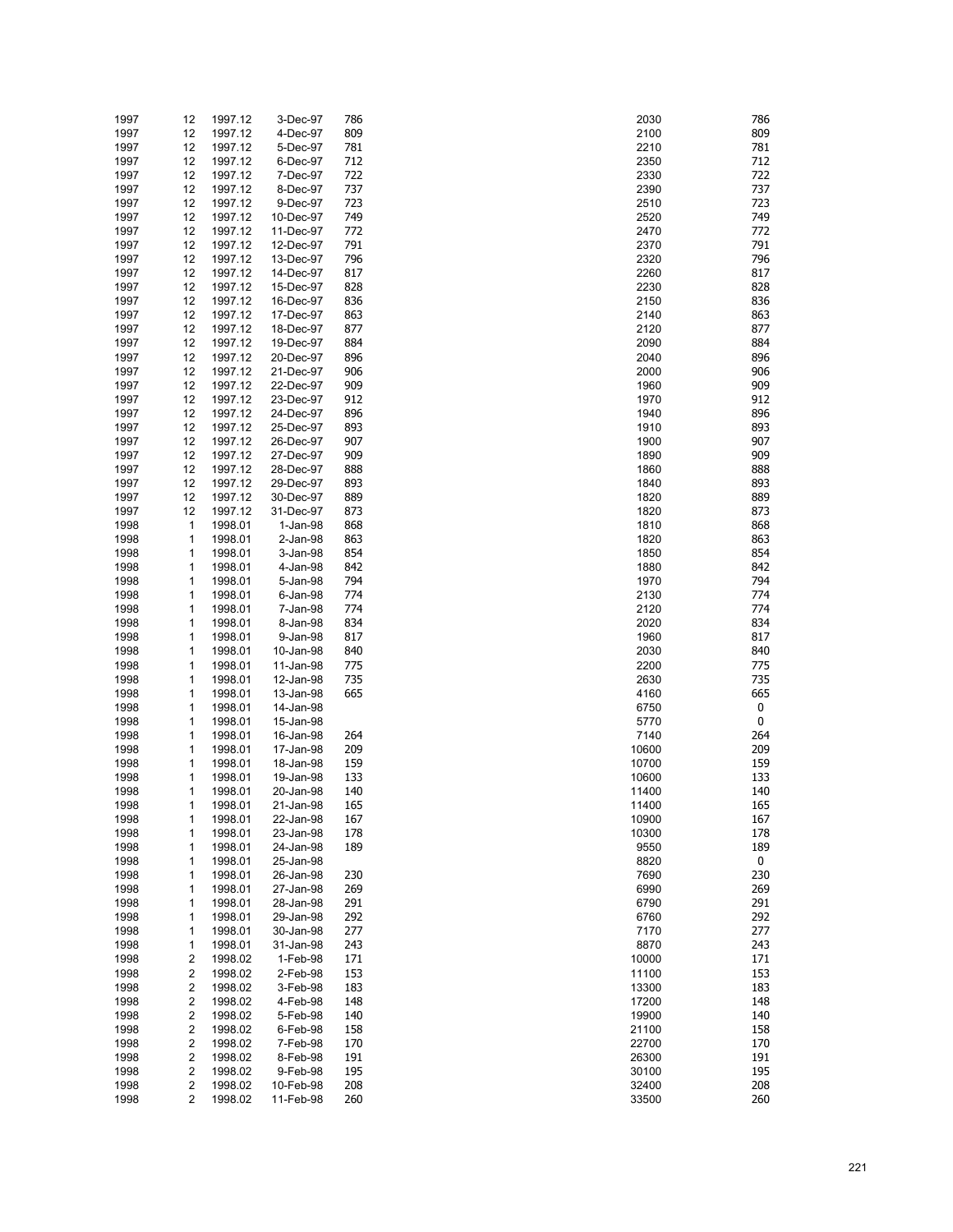| | | | | | | |
|---|---|---|---|---|---|---|
| 1997 | 12 | 1997.12 | 3-Dec-97 | 786 | 2030 | 786 |
| 1997 | 12 | 1997.12 | 4-Dec-97 | 809 | 2100 | 809 |
| 1997 | 12 | 1997.12 | 5-Dec-97 | 781 | 2210 | 781 |
| 1997 | 12 | 1997.12 | 6-Dec-97 | 712 | 2350 | 712 |
| 1997 | 12 | 1997.12 | 7-Dec-97 | 722 | 2330 | 722 |
| 1997 | 12 | 1997.12 | 8-Dec-97 | 737 | 2390 | 737 |
| 1997 | 12 | 1997.12 | 9-Dec-97 | 723 | 2510 | 723 |
| 1997 | 12 | 1997.12 | 10-Dec-97 | 749 | 2520 | 749 |
| 1997 | 12 | 1997.12 | 11-Dec-97 | 772 | 2470 | 772 |
| 1997 | 12 | 1997.12 | 12-Dec-97 | 791 | 2370 | 791 |
| 1997 | 12 | 1997.12 | 13-Dec-97 | 796 | 2320 | 796 |
| 1997 | 12 | 1997.12 | 14-Dec-97 | 817 | 2260 | 817 |
| 1997 | 12 | 1997.12 | 15-Dec-97 | 828 | 2230 | 828 |
| 1997 | 12 | 1997.12 | 16-Dec-97 | 836 | 2150 | 836 |
| 1997 | 12 | 1997.12 | 17-Dec-97 | 863 | 2140 | 863 |
| 1997 | 12 | 1997.12 | 18-Dec-97 | 877 | 2120 | 877 |
| 1997 | 12 | 1997.12 | 19-Dec-97 | 884 | 2090 | 884 |
| 1997 | 12 | 1997.12 | 20-Dec-97 | 896 | 2040 | 896 |
| 1997 | 12 | 1997.12 | 21-Dec-97 | 906 | 2000 | 906 |
| 1997 | 12 | 1997.12 | 22-Dec-97 | 909 | 1960 | 909 |
| 1997 | 12 | 1997.12 | 23-Dec-97 | 912 | 1970 | 912 |
| 1997 | 12 | 1997.12 | 24-Dec-97 | 896 | 1940 | 896 |
| 1997 | 12 | 1997.12 | 25-Dec-97 | 893 | 1910 | 893 |
| 1997 | 12 | 1997.12 | 26-Dec-97 | 907 | 1900 | 907 |
| 1997 | 12 | 1997.12 | 27-Dec-97 | 909 | 1890 | 909 |
| 1997 | 12 | 1997.12 | 28-Dec-97 | 888 | 1860 | 888 |
| 1997 | 12 | 1997.12 | 29-Dec-97 | 893 | 1840 | 893 |
| 1997 | 12 | 1997.12 | 30-Dec-97 | 889 | 1820 | 889 |
| 1997 | 12 | 1997.12 | 31-Dec-97 | 873 | 1820 | 873 |
| 1998 | 1 | 1998.01 | 1-Jan-98 | 868 | 1810 | 868 |
| 1998 | 1 | 1998.01 | 2-Jan-98 | 863 | 1820 | 863 |
| 1998 | 1 | 1998.01 | 3-Jan-98 | 854 | 1850 | 854 |
| 1998 | 1 | 1998.01 | 4-Jan-98 | 842 | 1880 | 842 |
| 1998 | 1 | 1998.01 | 5-Jan-98 | 794 | 1970 | 794 |
| 1998 | 1 | 1998.01 | 6-Jan-98 | 774 | 2130 | 774 |
| 1998 | 1 | 1998.01 | 7-Jan-98 | 774 | 2120 | 774 |
| 1998 | 1 | 1998.01 | 8-Jan-98 | 834 | 2020 | 834 |
| 1998 | 1 | 1998.01 | 9-Jan-98 | 817 | 1960 | 817 |
| 1998 | 1 | 1998.01 | 10-Jan-98 | 840 | 2030 | 840 |
| 1998 | 1 | 1998.01 | 11-Jan-98 | 775 | 2200 | 775 |
| 1998 | 1 | 1998.01 | 12-Jan-98 | 735 | 2630 | 735 |
| 1998 | 1 | 1998.01 | 13-Jan-98 | 665 | 4160 | 665 |
| 1998 | 1 | 1998.01 | 14-Jan-98 | | 6750 | 0 |
| 1998 | 1 | 1998.01 | 15-Jan-98 | | 5770 | 0 |
| 1998 | 1 | 1998.01 | 16-Jan-98 | 264 | 7140 | 264 |
| 1998 | 1 | 1998.01 | 17-Jan-98 | 209 | 10600 | 209 |
| 1998 | 1 | 1998.01 | 18-Jan-98 | 159 | 10700 | 159 |
| 1998 | 1 | 1998.01 | 19-Jan-98 | 133 | 10600 | 133 |
| 1998 | 1 | 1998.01 | 20-Jan-98 | 140 | 11400 | 140 |
| 1998 | 1 | 1998.01 | 21-Jan-98 | 165 | 11400 | 165 |
| 1998 | 1 | 1998.01 | 22-Jan-98 | 167 | 10900 | 167 |
| 1998 | 1 | 1998.01 | 23-Jan-98 | 178 | 10300 | 178 |
| 1998 | 1 | 1998.01 | 24-Jan-98 | 189 | 9550 | 189 |
| 1998 | 1 | 1998.01 | 25-Jan-98 | | 8820 | 0 |
| 1998 | 1 | 1998.01 | 26-Jan-98 | 230 | 7690 | 230 |
| 1998 | 1 | 1998.01 | 27-Jan-98 | 269 | 6990 | 269 |
| 1998 | 1 | 1998.01 | 28-Jan-98 | 291 | 6790 | 291 |
| 1998 | 1 | 1998.01 | 29-Jan-98 | 292 | 6760 | 292 |
| 1998 | 1 | 1998.01 | 30-Jan-98 | 277 | 7170 | 277 |
| 1998 | 1 | 1998.01 | 31-Jan-98 | 243 | 8870 | 243 |
| 1998 | 2 | 1998.02 | 1-Feb-98 | 171 | 10000 | 171 |
| 1998 | 2 | 1998.02 | 2-Feb-98 | 153 | 11100 | 153 |
| 1998 | 2 | 1998.02 | 3-Feb-98 | 183 | 13300 | 183 |
| 1998 | 2 | 1998.02 | 4-Feb-98 | 148 | 17200 | 148 |
| 1998 | 2 | 1998.02 | 5-Feb-98 | 140 | 19900 | 140 |
| 1998 | 2 | 1998.02 | 6-Feb-98 | 158 | 21100 | 158 |
| 1998 | 2 | 1998.02 | 7-Feb-98 | 170 | 22700 | 170 |
| 1998 | 2 | 1998.02 | 8-Feb-98 | 191 | 26300 | 191 |
| 1998 | 2 | 1998.02 | 9-Feb-98 | 195 | 30100 | 195 |
| 1998 | 2 | 1998.02 | 10-Feb-98 | 208 | 32400 | 208 |
| 1998 | 2 | 1998.02 | 11-Feb-98 | 260 | 33500 | 260 |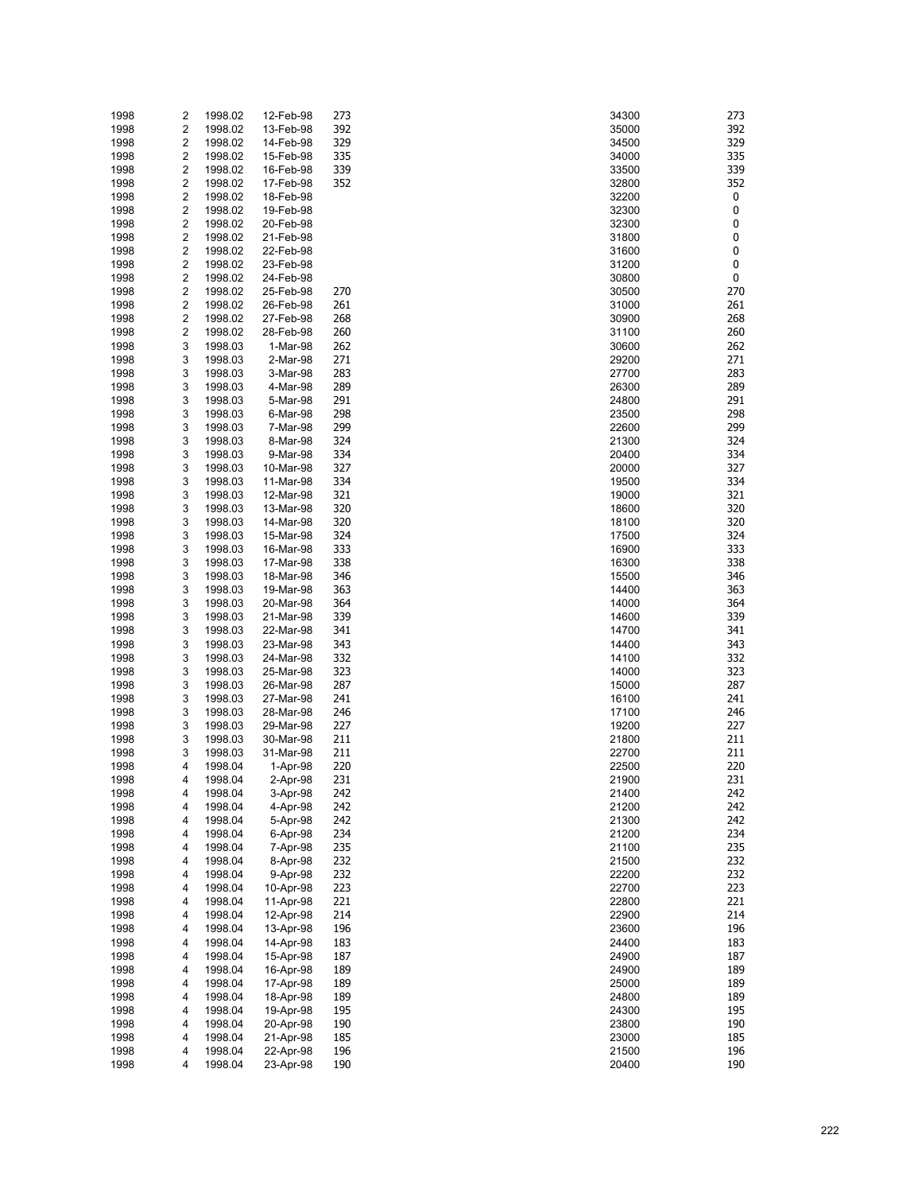| | | | | | | |
|---|---|---|---|---|---|---|
| 1998 | 2 | 1998.02 | 12-Feb-98 | 273 | 34300 | 273 |
| 1998 | 2 | 1998.02 | 13-Feb-98 | 392 | 35000 | 392 |
| 1998 | 2 | 1998.02 | 14-Feb-98 | 329 | 34500 | 329 |
| 1998 | 2 | 1998.02 | 15-Feb-98 | 335 | 34000 | 335 |
| 1998 | 2 | 1998.02 | 16-Feb-98 | 339 | 33500 | 339 |
| 1998 | 2 | 1998.02 | 17-Feb-98 | 352 | 32800 | 352 |
| 1998 | 2 | 1998.02 | 18-Feb-98 | | 32200 | 0 |
| 1998 | 2 | 1998.02 | 19-Feb-98 | | 32300 | 0 |
| 1998 | 2 | 1998.02 | 20-Feb-98 | | 32300 | 0 |
| 1998 | 2 | 1998.02 | 21-Feb-98 | | 31800 | 0 |
| 1998 | 2 | 1998.02 | 22-Feb-98 | | 31600 | 0 |
| 1998 | 2 | 1998.02 | 23-Feb-98 | | 31200 | 0 |
| 1998 | 2 | 1998.02 | 24-Feb-98 | | 30800 | 0 |
| 1998 | 2 | 1998.02 | 25-Feb-98 | 270 | 30500 | 270 |
| 1998 | 2 | 1998.02 | 26-Feb-98 | 261 | 31000 | 261 |
| 1998 | 2 | 1998.02 | 27-Feb-98 | 268 | 30900 | 268 |
| 1998 | 2 | 1998.02 | 28-Feb-98 | 260 | 31100 | 260 |
| 1998 | 3 | 1998.03 | 1-Mar-98 | 262 | 30600 | 262 |
| 1998 | 3 | 1998.03 | 2-Mar-98 | 271 | 29200 | 271 |
| 1998 | 3 | 1998.03 | 3-Mar-98 | 283 | 27700 | 283 |
| 1998 | 3 | 1998.03 | 4-Mar-98 | 289 | 26300 | 289 |
| 1998 | 3 | 1998.03 | 5-Mar-98 | 291 | 24800 | 291 |
| 1998 | 3 | 1998.03 | 6-Mar-98 | 298 | 23500 | 298 |
| 1998 | 3 | 1998.03 | 7-Mar-98 | 299 | 22600 | 299 |
| 1998 | 3 | 1998.03 | 8-Mar-98 | 324 | 21300 | 324 |
| 1998 | 3 | 1998.03 | 9-Mar-98 | 334 | 20400 | 334 |
| 1998 | 3 | 1998.03 | 10-Mar-98 | 327 | 20000 | 327 |
| 1998 | 3 | 1998.03 | 11-Mar-98 | 334 | 19500 | 334 |
| 1998 | 3 | 1998.03 | 12-Mar-98 | 321 | 19000 | 321 |
| 1998 | 3 | 1998.03 | 13-Mar-98 | 320 | 18600 | 320 |
| 1998 | 3 | 1998.03 | 14-Mar-98 | 320 | 18100 | 320 |
| 1998 | 3 | 1998.03 | 15-Mar-98 | 324 | 17500 | 324 |
| 1998 | 3 | 1998.03 | 16-Mar-98 | 333 | 16900 | 333 |
| 1998 | 3 | 1998.03 | 17-Mar-98 | 338 | 16300 | 338 |
| 1998 | 3 | 1998.03 | 18-Mar-98 | 346 | 15500 | 346 |
| 1998 | 3 | 1998.03 | 19-Mar-98 | 363 | 14400 | 363 |
| 1998 | 3 | 1998.03 | 20-Mar-98 | 364 | 14000 | 364 |
| 1998 | 3 | 1998.03 | 21-Mar-98 | 339 | 14600 | 339 |
| 1998 | 3 | 1998.03 | 22-Mar-98 | 341 | 14700 | 341 |
| 1998 | 3 | 1998.03 | 23-Mar-98 | 343 | 14400 | 343 |
| 1998 | 3 | 1998.03 | 24-Mar-98 | 332 | 14100 | 332 |
| 1998 | 3 | 1998.03 | 25-Mar-98 | 323 | 14000 | 323 |
| 1998 | 3 | 1998.03 | 26-Mar-98 | 287 | 15000 | 287 |
| 1998 | 3 | 1998.03 | 27-Mar-98 | 241 | 16100 | 241 |
| 1998 | 3 | 1998.03 | 28-Mar-98 | 246 | 17100 | 246 |
| 1998 | 3 | 1998.03 | 29-Mar-98 | 227 | 19200 | 227 |
| 1998 | 3 | 1998.03 | 30-Mar-98 | 211 | 21800 | 211 |
| 1998 | 3 | 1998.03 | 31-Mar-98 | 211 | 22700 | 211 |
| 1998 | 4 | 1998.04 | 1-Apr-98 | 220 | 22500 | 220 |
| 1998 | 4 | 1998.04 | 2-Apr-98 | 231 | 21900 | 231 |
| 1998 | 4 | 1998.04 | 3-Apr-98 | 242 | 21400 | 242 |
| 1998 | 4 | 1998.04 | 4-Apr-98 | 242 | 21200 | 242 |
| 1998 | 4 | 1998.04 | 5-Apr-98 | 242 | 21300 | 242 |
| 1998 | 4 | 1998.04 | 6-Apr-98 | 234 | 21200 | 234 |
| 1998 | 4 | 1998.04 | 7-Apr-98 | 235 | 21100 | 235 |
| 1998 | 4 | 1998.04 | 8-Apr-98 | 232 | 21500 | 232 |
| 1998 | 4 | 1998.04 | 9-Apr-98 | 232 | 22200 | 232 |
| 1998 | 4 | 1998.04 | 10-Apr-98 | 223 | 22700 | 223 |
| 1998 | 4 | 1998.04 | 11-Apr-98 | 221 | 22800 | 221 |
| 1998 | 4 | 1998.04 | 12-Apr-98 | 214 | 22900 | 214 |
| 1998 | 4 | 1998.04 | 13-Apr-98 | 196 | 23600 | 196 |
| 1998 | 4 | 1998.04 | 14-Apr-98 | 183 | 24400 | 183 |
| 1998 | 4 | 1998.04 | 15-Apr-98 | 187 | 24900 | 187 |
| 1998 | 4 | 1998.04 | 16-Apr-98 | 189 | 24900 | 189 |
| 1998 | 4 | 1998.04 | 17-Apr-98 | 189 | 25000 | 189 |
| 1998 | 4 | 1998.04 | 18-Apr-98 | 189 | 24800 | 189 |
| 1998 | 4 | 1998.04 | 19-Apr-98 | 195 | 24300 | 195 |
| 1998 | 4 | 1998.04 | 20-Apr-98 | 190 | 23800 | 190 |
| 1998 | 4 | 1998.04 | 21-Apr-98 | 185 | 23000 | 185 |
| 1998 | 4 | 1998.04 | 22-Apr-98 | 196 | 21500 | 196 |
| 1998 | 4 | 1998.04 | 23-Apr-98 | 190 | 20400 | 190 |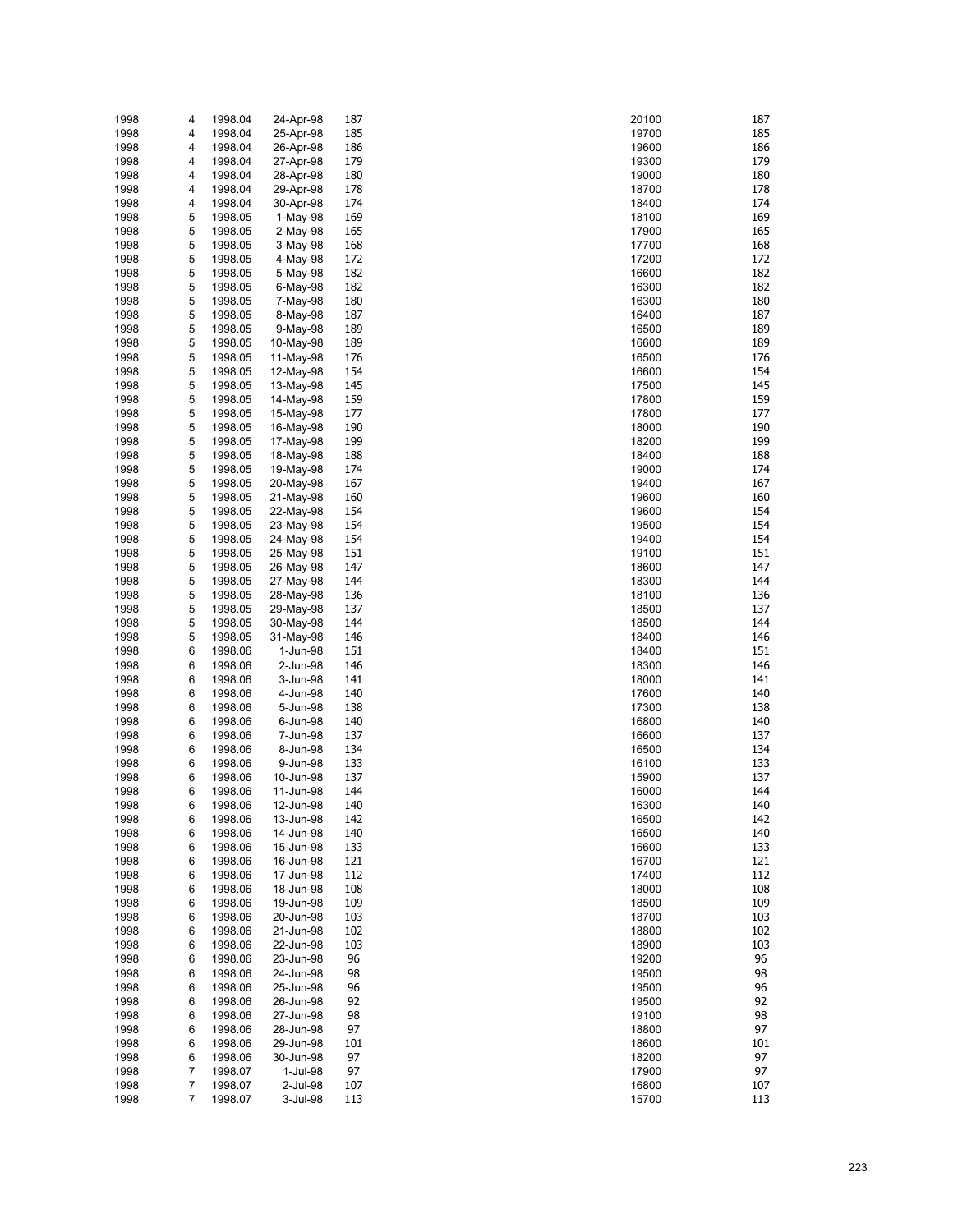| | | | | | | |
|---|---|---|---|---|---|---|
| 1998 | 4 | 1998.04 | 24-Apr-98 | 187 | 20100 | 187 |
| 1998 | 4 | 1998.04 | 25-Apr-98 | 185 | 19700 | 185 |
| 1998 | 4 | 1998.04 | 26-Apr-98 | 186 | 19600 | 186 |
| 1998 | 4 | 1998.04 | 27-Apr-98 | 179 | 19300 | 179 |
| 1998 | 4 | 1998.04 | 28-Apr-98 | 180 | 19000 | 180 |
| 1998 | 4 | 1998.04 | 29-Apr-98 | 178 | 18700 | 178 |
| 1998 | 4 | 1998.04 | 30-Apr-98 | 174 | 18400 | 174 |
| 1998 | 5 | 1998.05 | 1-May-98 | 169 | 18100 | 169 |
| 1998 | 5 | 1998.05 | 2-May-98 | 165 | 17900 | 165 |
| 1998 | 5 | 1998.05 | 3-May-98 | 168 | 17700 | 168 |
| 1998 | 5 | 1998.05 | 4-May-98 | 172 | 17200 | 172 |
| 1998 | 5 | 1998.05 | 5-May-98 | 182 | 16600 | 182 |
| 1998 | 5 | 1998.05 | 6-May-98 | 182 | 16300 | 182 |
| 1998 | 5 | 1998.05 | 7-May-98 | 180 | 16300 | 180 |
| 1998 | 5 | 1998.05 | 8-May-98 | 187 | 16400 | 187 |
| 1998 | 5 | 1998.05 | 9-May-98 | 189 | 16500 | 189 |
| 1998 | 5 | 1998.05 | 10-May-98 | 189 | 16600 | 189 |
| 1998 | 5 | 1998.05 | 11-May-98 | 176 | 16500 | 176 |
| 1998 | 5 | 1998.05 | 12-May-98 | 154 | 16600 | 154 |
| 1998 | 5 | 1998.05 | 13-May-98 | 145 | 17500 | 145 |
| 1998 | 5 | 1998.05 | 14-May-98 | 159 | 17800 | 159 |
| 1998 | 5 | 1998.05 | 15-May-98 | 177 | 17800 | 177 |
| 1998 | 5 | 1998.05 | 16-May-98 | 190 | 18000 | 190 |
| 1998 | 5 | 1998.05 | 17-May-98 | 199 | 18200 | 199 |
| 1998 | 5 | 1998.05 | 18-May-98 | 188 | 18400 | 188 |
| 1998 | 5 | 1998.05 | 19-May-98 | 174 | 19000 | 174 |
| 1998 | 5 | 1998.05 | 20-May-98 | 167 | 19400 | 167 |
| 1998 | 5 | 1998.05 | 21-May-98 | 160 | 19600 | 160 |
| 1998 | 5 | 1998.05 | 22-May-98 | 154 | 19600 | 154 |
| 1998 | 5 | 1998.05 | 23-May-98 | 154 | 19500 | 154 |
| 1998 | 5 | 1998.05 | 24-May-98 | 154 | 19400 | 154 |
| 1998 | 5 | 1998.05 | 25-May-98 | 151 | 19100 | 151 |
| 1998 | 5 | 1998.05 | 26-May-98 | 147 | 18600 | 147 |
| 1998 | 5 | 1998.05 | 27-May-98 | 144 | 18300 | 144 |
| 1998 | 5 | 1998.05 | 28-May-98 | 136 | 18100 | 136 |
| 1998 | 5 | 1998.05 | 29-May-98 | 137 | 18500 | 137 |
| 1998 | 5 | 1998.05 | 30-May-98 | 144 | 18500 | 144 |
| 1998 | 5 | 1998.05 | 31-May-98 | 146 | 18400 | 146 |
| 1998 | 6 | 1998.06 | 1-Jun-98 | 151 | 18400 | 151 |
| 1998 | 6 | 1998.06 | 2-Jun-98 | 146 | 18300 | 146 |
| 1998 | 6 | 1998.06 | 3-Jun-98 | 141 | 18000 | 141 |
| 1998 | 6 | 1998.06 | 4-Jun-98 | 140 | 17600 | 140 |
| 1998 | 6 | 1998.06 | 5-Jun-98 | 138 | 17300 | 138 |
| 1998 | 6 | 1998.06 | 6-Jun-98 | 140 | 16800 | 140 |
| 1998 | 6 | 1998.06 | 7-Jun-98 | 137 | 16600 | 137 |
| 1998 | 6 | 1998.06 | 8-Jun-98 | 134 | 16500 | 134 |
| 1998 | 6 | 1998.06 | 9-Jun-98 | 133 | 16100 | 133 |
| 1998 | 6 | 1998.06 | 10-Jun-98 | 137 | 15900 | 137 |
| 1998 | 6 | 1998.06 | 11-Jun-98 | 144 | 16000 | 144 |
| 1998 | 6 | 1998.06 | 12-Jun-98 | 140 | 16300 | 140 |
| 1998 | 6 | 1998.06 | 13-Jun-98 | 142 | 16500 | 142 |
| 1998 | 6 | 1998.06 | 14-Jun-98 | 140 | 16500 | 140 |
| 1998 | 6 | 1998.06 | 15-Jun-98 | 133 | 16600 | 133 |
| 1998 | 6 | 1998.06 | 16-Jun-98 | 121 | 16700 | 121 |
| 1998 | 6 | 1998.06 | 17-Jun-98 | 112 | 17400 | 112 |
| 1998 | 6 | 1998.06 | 18-Jun-98 | 108 | 18000 | 108 |
| 1998 | 6 | 1998.06 | 19-Jun-98 | 109 | 18500 | 109 |
| 1998 | 6 | 1998.06 | 20-Jun-98 | 103 | 18700 | 103 |
| 1998 | 6 | 1998.06 | 21-Jun-98 | 102 | 18800 | 102 |
| 1998 | 6 | 1998.06 | 22-Jun-98 | 103 | 18900 | 103 |
| 1998 | 6 | 1998.06 | 23-Jun-98 | 96 | 19200 | 96 |
| 1998 | 6 | 1998.06 | 24-Jun-98 | 98 | 19500 | 98 |
| 1998 | 6 | 1998.06 | 25-Jun-98 | 96 | 19500 | 96 |
| 1998 | 6 | 1998.06 | 26-Jun-98 | 92 | 19500 | 92 |
| 1998 | 6 | 1998.06 | 27-Jun-98 | 98 | 19100 | 98 |
| 1998 | 6 | 1998.06 | 28-Jun-98 | 97 | 18800 | 97 |
| 1998 | 6 | 1998.06 | 29-Jun-98 | 101 | 18600 | 101 |
| 1998 | 6 | 1998.06 | 30-Jun-98 | 97 | 18200 | 97 |
| 1998 | 7 | 1998.07 | 1-Jul-98 | 97 | 17900 | 97 |
| 1998 | 7 | 1998.07 | 2-Jul-98 | 107 | 16800 | 107 |
| 1998 | 7 | 1998.07 | 3-Jul-98 | 113 | 15700 | 113 |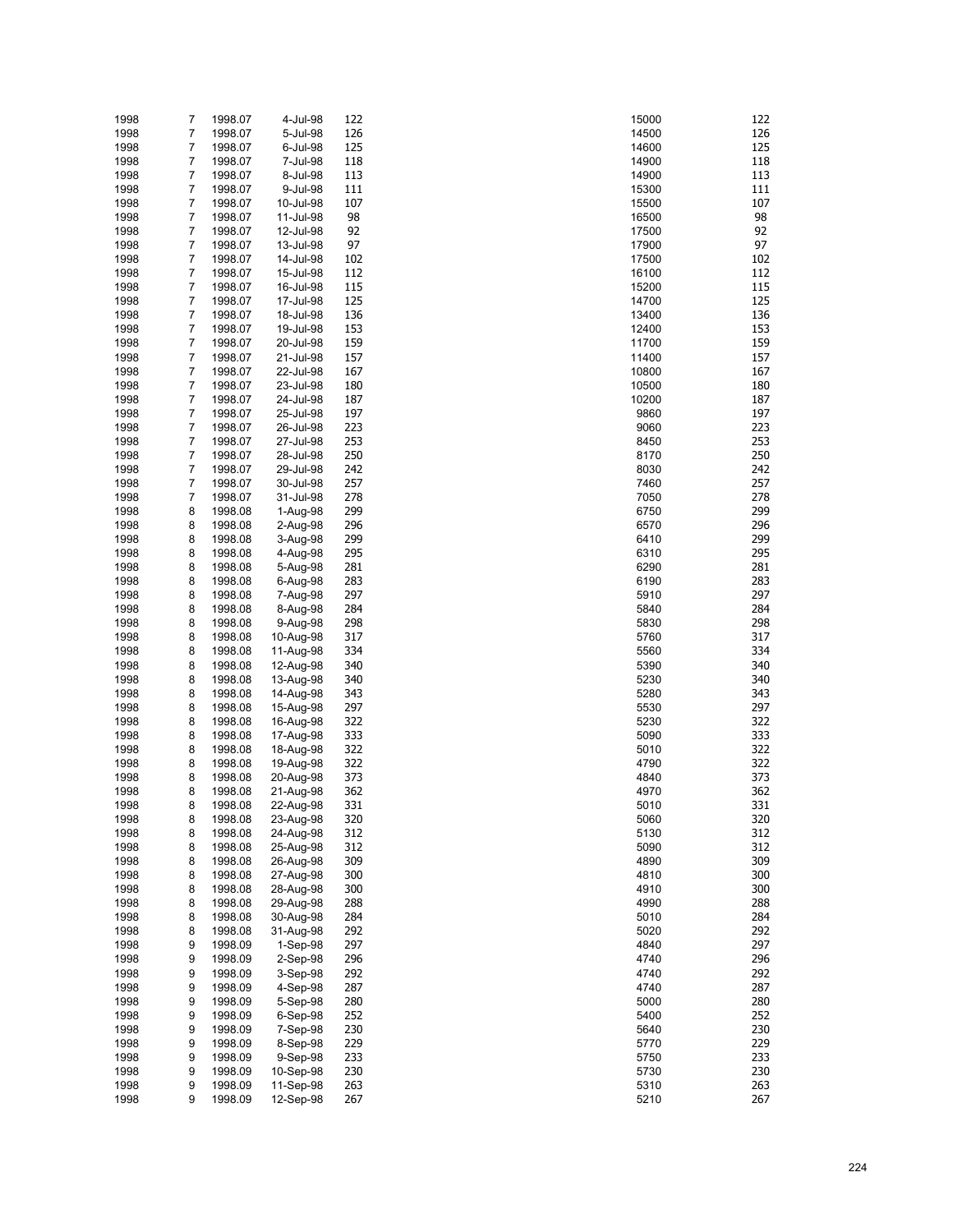| | | | | | | |
|---|---|---|---|---|---|---|
| 1998 | 7 | 1998.07 | 4-Jul-98 | 122 | 15000 | 122 |
| 1998 | 7 | 1998.07 | 5-Jul-98 | 126 | 14500 | 126 |
| 1998 | 7 | 1998.07 | 6-Jul-98 | 125 | 14600 | 125 |
| 1998 | 7 | 1998.07 | 7-Jul-98 | 118 | 14900 | 118 |
| 1998 | 7 | 1998.07 | 8-Jul-98 | 113 | 14900 | 113 |
| 1998 | 7 | 1998.07 | 9-Jul-98 | 111 | 15300 | 111 |
| 1998 | 7 | 1998.07 | 10-Jul-98 | 107 | 15500 | 107 |
| 1998 | 7 | 1998.07 | 11-Jul-98 | 98 | 16500 | 98 |
| 1998 | 7 | 1998.07 | 12-Jul-98 | 92 | 17500 | 92 |
| 1998 | 7 | 1998.07 | 13-Jul-98 | 97 | 17900 | 97 |
| 1998 | 7 | 1998.07 | 14-Jul-98 | 102 | 17500 | 102 |
| 1998 | 7 | 1998.07 | 15-Jul-98 | 112 | 16100 | 112 |
| 1998 | 7 | 1998.07 | 16-Jul-98 | 115 | 15200 | 115 |
| 1998 | 7 | 1998.07 | 17-Jul-98 | 125 | 14700 | 125 |
| 1998 | 7 | 1998.07 | 18-Jul-98 | 136 | 13400 | 136 |
| 1998 | 7 | 1998.07 | 19-Jul-98 | 153 | 12400 | 153 |
| 1998 | 7 | 1998.07 | 20-Jul-98 | 159 | 11700 | 159 |
| 1998 | 7 | 1998.07 | 21-Jul-98 | 157 | 11400 | 157 |
| 1998 | 7 | 1998.07 | 22-Jul-98 | 167 | 10800 | 167 |
| 1998 | 7 | 1998.07 | 23-Jul-98 | 180 | 10500 | 180 |
| 1998 | 7 | 1998.07 | 24-Jul-98 | 187 | 10200 | 187 |
| 1998 | 7 | 1998.07 | 25-Jul-98 | 197 | 9860 | 197 |
| 1998 | 7 | 1998.07 | 26-Jul-98 | 223 | 9060 | 223 |
| 1998 | 7 | 1998.07 | 27-Jul-98 | 253 | 8450 | 253 |
| 1998 | 7 | 1998.07 | 28-Jul-98 | 250 | 8170 | 250 |
| 1998 | 7 | 1998.07 | 29-Jul-98 | 242 | 8030 | 242 |
| 1998 | 7 | 1998.07 | 30-Jul-98 | 257 | 7460 | 257 |
| 1998 | 7 | 1998.07 | 31-Jul-98 | 278 | 7050 | 278 |
| 1998 | 8 | 1998.08 | 1-Aug-98 | 299 | 6750 | 299 |
| 1998 | 8 | 1998.08 | 2-Aug-98 | 296 | 6570 | 296 |
| 1998 | 8 | 1998.08 | 3-Aug-98 | 299 | 6410 | 299 |
| 1998 | 8 | 1998.08 | 4-Aug-98 | 295 | 6310 | 295 |
| 1998 | 8 | 1998.08 | 5-Aug-98 | 281 | 6290 | 281 |
| 1998 | 8 | 1998.08 | 6-Aug-98 | 283 | 6190 | 283 |
| 1998 | 8 | 1998.08 | 7-Aug-98 | 297 | 5910 | 297 |
| 1998 | 8 | 1998.08 | 8-Aug-98 | 284 | 5840 | 284 |
| 1998 | 8 | 1998.08 | 9-Aug-98 | 298 | 5830 | 298 |
| 1998 | 8 | 1998.08 | 10-Aug-98 | 317 | 5760 | 317 |
| 1998 | 8 | 1998.08 | 11-Aug-98 | 334 | 5560 | 334 |
| 1998 | 8 | 1998.08 | 12-Aug-98 | 340 | 5390 | 340 |
| 1998 | 8 | 1998.08 | 13-Aug-98 | 340 | 5230 | 340 |
| 1998 | 8 | 1998.08 | 14-Aug-98 | 343 | 5280 | 343 |
| 1998 | 8 | 1998.08 | 15-Aug-98 | 297 | 5530 | 297 |
| 1998 | 8 | 1998.08 | 16-Aug-98 | 322 | 5230 | 322 |
| 1998 | 8 | 1998.08 | 17-Aug-98 | 333 | 5090 | 333 |
| 1998 | 8 | 1998.08 | 18-Aug-98 | 322 | 5010 | 322 |
| 1998 | 8 | 1998.08 | 19-Aug-98 | 322 | 4790 | 322 |
| 1998 | 8 | 1998.08 | 20-Aug-98 | 373 | 4840 | 373 |
| 1998 | 8 | 1998.08 | 21-Aug-98 | 362 | 4970 | 362 |
| 1998 | 8 | 1998.08 | 22-Aug-98 | 331 | 5010 | 331 |
| 1998 | 8 | 1998.08 | 23-Aug-98 | 320 | 5060 | 320 |
| 1998 | 8 | 1998.08 | 24-Aug-98 | 312 | 5130 | 312 |
| 1998 | 8 | 1998.08 | 25-Aug-98 | 312 | 5090 | 312 |
| 1998 | 8 | 1998.08 | 26-Aug-98 | 309 | 4890 | 309 |
| 1998 | 8 | 1998.08 | 27-Aug-98 | 300 | 4810 | 300 |
| 1998 | 8 | 1998.08 | 28-Aug-98 | 300 | 4910 | 300 |
| 1998 | 8 | 1998.08 | 29-Aug-98 | 288 | 4990 | 288 |
| 1998 | 8 | 1998.08 | 30-Aug-98 | 284 | 5010 | 284 |
| 1998 | 8 | 1998.08 | 31-Aug-98 | 292 | 5020 | 292 |
| 1998 | 9 | 1998.09 | 1-Sep-98 | 297 | 4840 | 297 |
| 1998 | 9 | 1998.09 | 2-Sep-98 | 296 | 4740 | 296 |
| 1998 | 9 | 1998.09 | 3-Sep-98 | 292 | 4740 | 292 |
| 1998 | 9 | 1998.09 | 4-Sep-98 | 287 | 4740 | 287 |
| 1998 | 9 | 1998.09 | 5-Sep-98 | 280 | 5000 | 280 |
| 1998 | 9 | 1998.09 | 6-Sep-98 | 252 | 5400 | 252 |
| 1998 | 9 | 1998.09 | 7-Sep-98 | 230 | 5640 | 230 |
| 1998 | 9 | 1998.09 | 8-Sep-98 | 229 | 5770 | 229 |
| 1998 | 9 | 1998.09 | 9-Sep-98 | 233 | 5750 | 233 |
| 1998 | 9 | 1998.09 | 10-Sep-98 | 230 | 5730 | 230 |
| 1998 | 9 | 1998.09 | 11-Sep-98 | 263 | 5310 | 263 |
| 1998 | 9 | 1998.09 | 12-Sep-98 | 267 | 5210 | 267 |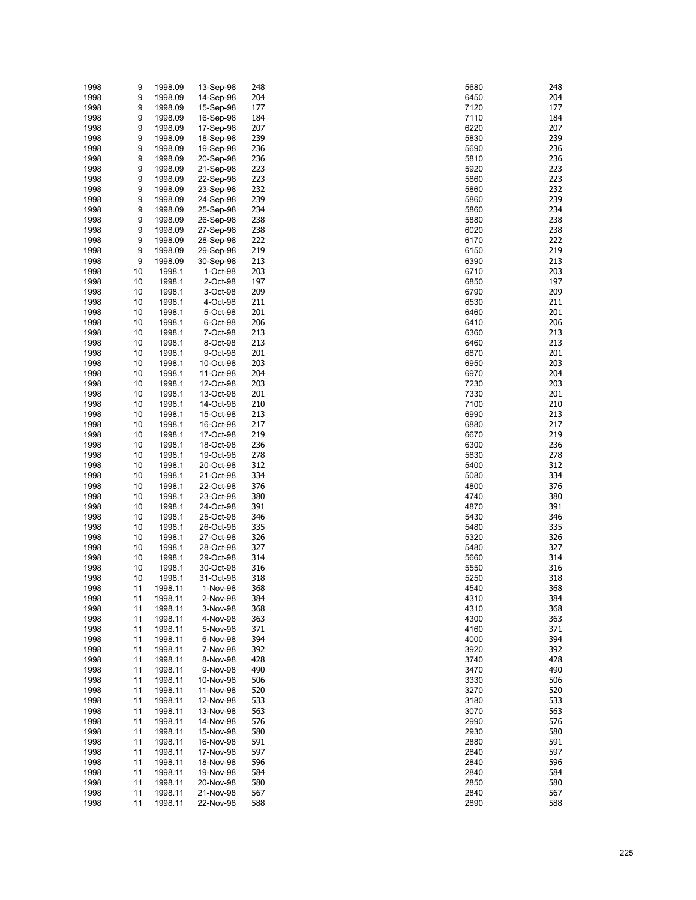| | | | | | | |
|---|---|---|---|---|---|---|
| 1998 | 9 | 1998.09 | 13-Sep-98 | 248 | 5680 | 248 |
| 1998 | 9 | 1998.09 | 14-Sep-98 | 204 | 6450 | 204 |
| 1998 | 9 | 1998.09 | 15-Sep-98 | 177 | 7120 | 177 |
| 1998 | 9 | 1998.09 | 16-Sep-98 | 184 | 7110 | 184 |
| 1998 | 9 | 1998.09 | 17-Sep-98 | 207 | 6220 | 207 |
| 1998 | 9 | 1998.09 | 18-Sep-98 | 239 | 5830 | 239 |
| 1998 | 9 | 1998.09 | 19-Sep-98 | 236 | 5690 | 236 |
| 1998 | 9 | 1998.09 | 20-Sep-98 | 236 | 5810 | 236 |
| 1998 | 9 | 1998.09 | 21-Sep-98 | 223 | 5920 | 223 |
| 1998 | 9 | 1998.09 | 22-Sep-98 | 223 | 5860 | 223 |
| 1998 | 9 | 1998.09 | 23-Sep-98 | 232 | 5860 | 232 |
| 1998 | 9 | 1998.09 | 24-Sep-98 | 239 | 5860 | 239 |
| 1998 | 9 | 1998.09 | 25-Sep-98 | 234 | 5860 | 234 |
| 1998 | 9 | 1998.09 | 26-Sep-98 | 238 | 5880 | 238 |
| 1998 | 9 | 1998.09 | 27-Sep-98 | 238 | 6020 | 238 |
| 1998 | 9 | 1998.09 | 28-Sep-98 | 222 | 6170 | 222 |
| 1998 | 9 | 1998.09 | 29-Sep-98 | 219 | 6150 | 219 |
| 1998 | 9 | 1998.09 | 30-Sep-98 | 213 | 6390 | 213 |
| 1998 | 10 | 1998.1 | 1-Oct-98 | 203 | 6710 | 203 |
| 1998 | 10 | 1998.1 | 2-Oct-98 | 197 | 6850 | 197 |
| 1998 | 10 | 1998.1 | 3-Oct-98 | 209 | 6790 | 209 |
| 1998 | 10 | 1998.1 | 4-Oct-98 | 211 | 6530 | 211 |
| 1998 | 10 | 1998.1 | 5-Oct-98 | 201 | 6460 | 201 |
| 1998 | 10 | 1998.1 | 6-Oct-98 | 206 | 6410 | 206 |
| 1998 | 10 | 1998.1 | 7-Oct-98 | 213 | 6360 | 213 |
| 1998 | 10 | 1998.1 | 8-Oct-98 | 213 | 6460 | 213 |
| 1998 | 10 | 1998.1 | 9-Oct-98 | 201 | 6870 | 201 |
| 1998 | 10 | 1998.1 | 10-Oct-98 | 203 | 6950 | 203 |
| 1998 | 10 | 1998.1 | 11-Oct-98 | 204 | 6970 | 204 |
| 1998 | 10 | 1998.1 | 12-Oct-98 | 203 | 7230 | 203 |
| 1998 | 10 | 1998.1 | 13-Oct-98 | 201 | 7330 | 201 |
| 1998 | 10 | 1998.1 | 14-Oct-98 | 210 | 7100 | 210 |
| 1998 | 10 | 1998.1 | 15-Oct-98 | 213 | 6990 | 213 |
| 1998 | 10 | 1998.1 | 16-Oct-98 | 217 | 6880 | 217 |
| 1998 | 10 | 1998.1 | 17-Oct-98 | 219 | 6670 | 219 |
| 1998 | 10 | 1998.1 | 18-Oct-98 | 236 | 6300 | 236 |
| 1998 | 10 | 1998.1 | 19-Oct-98 | 278 | 5830 | 278 |
| 1998 | 10 | 1998.1 | 20-Oct-98 | 312 | 5400 | 312 |
| 1998 | 10 | 1998.1 | 21-Oct-98 | 334 | 5080 | 334 |
| 1998 | 10 | 1998.1 | 22-Oct-98 | 376 | 4800 | 376 |
| 1998 | 10 | 1998.1 | 23-Oct-98 | 380 | 4740 | 380 |
| 1998 | 10 | 1998.1 | 24-Oct-98 | 391 | 4870 | 391 |
| 1998 | 10 | 1998.1 | 25-Oct-98 | 346 | 5430 | 346 |
| 1998 | 10 | 1998.1 | 26-Oct-98 | 335 | 5480 | 335 |
| 1998 | 10 | 1998.1 | 27-Oct-98 | 326 | 5320 | 326 |
| 1998 | 10 | 1998.1 | 28-Oct-98 | 327 | 5480 | 327 |
| 1998 | 10 | 1998.1 | 29-Oct-98 | 314 | 5660 | 314 |
| 1998 | 10 | 1998.1 | 30-Oct-98 | 316 | 5550 | 316 |
| 1998 | 10 | 1998.1 | 31-Oct-98 | 318 | 5250 | 318 |
| 1998 | 11 | 1998.11 | 1-Nov-98 | 368 | 4540 | 368 |
| 1998 | 11 | 1998.11 | 2-Nov-98 | 384 | 4310 | 384 |
| 1998 | 11 | 1998.11 | 3-Nov-98 | 368 | 4310 | 368 |
| 1998 | 11 | 1998.11 | 4-Nov-98 | 363 | 4300 | 363 |
| 1998 | 11 | 1998.11 | 5-Nov-98 | 371 | 4160 | 371 |
| 1998 | 11 | 1998.11 | 6-Nov-98 | 394 | 4000 | 394 |
| 1998 | 11 | 1998.11 | 7-Nov-98 | 392 | 3920 | 392 |
| 1998 | 11 | 1998.11 | 8-Nov-98 | 428 | 3740 | 428 |
| 1998 | 11 | 1998.11 | 9-Nov-98 | 490 | 3470 | 490 |
| 1998 | 11 | 1998.11 | 10-Nov-98 | 506 | 3330 | 506 |
| 1998 | 11 | 1998.11 | 11-Nov-98 | 520 | 3270 | 520 |
| 1998 | 11 | 1998.11 | 12-Nov-98 | 533 | 3180 | 533 |
| 1998 | 11 | 1998.11 | 13-Nov-98 | 563 | 3070 | 563 |
| 1998 | 11 | 1998.11 | 14-Nov-98 | 576 | 2990 | 576 |
| 1998 | 11 | 1998.11 | 15-Nov-98 | 580 | 2930 | 580 |
| 1998 | 11 | 1998.11 | 16-Nov-98 | 591 | 2880 | 591 |
| 1998 | 11 | 1998.11 | 17-Nov-98 | 597 | 2840 | 597 |
| 1998 | 11 | 1998.11 | 18-Nov-98 | 596 | 2840 | 596 |
| 1998 | 11 | 1998.11 | 19-Nov-98 | 584 | 2840 | 584 |
| 1998 | 11 | 1998.11 | 20-Nov-98 | 580 | 2850 | 580 |
| 1998 | 11 | 1998.11 | 21-Nov-98 | 567 | 2840 | 567 |
| 1998 | 11 | 1998.11 | 22-Nov-98 | 588 | 2890 | 588 |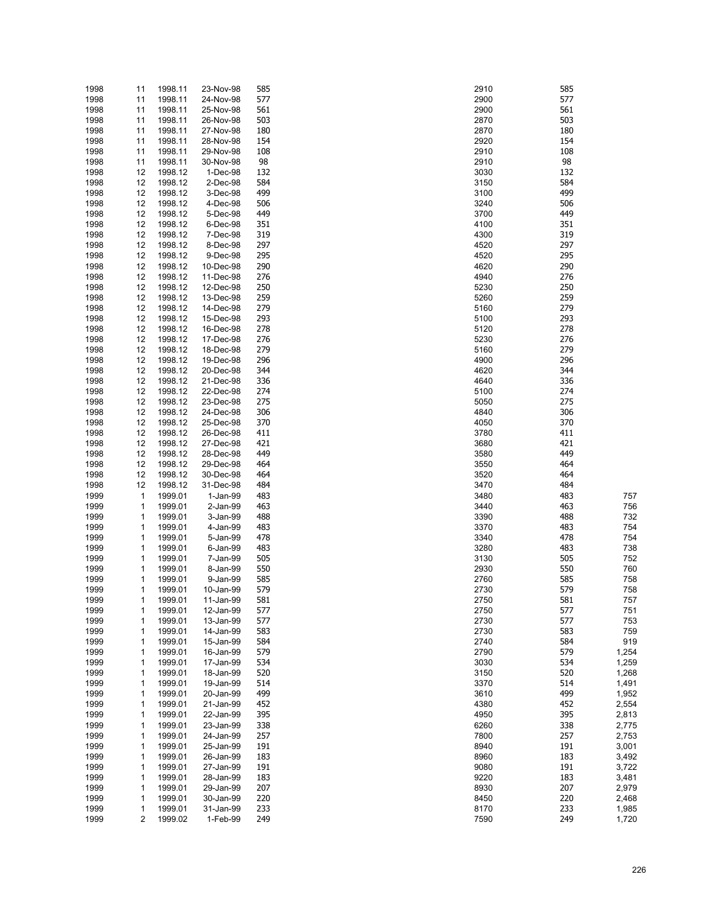| | | | | | | | |
|---|---|---|---|---|---|---|---|
| 1998 | 11 | 1998.11 | 23-Nov-98 | 585 | 2910 | 585 | |
| 1998 | 11 | 1998.11 | 24-Nov-98 | 577 | 2900 | 577 | |
| 1998 | 11 | 1998.11 | 25-Nov-98 | 561 | 2900 | 561 | |
| 1998 | 11 | 1998.11 | 26-Nov-98 | 503 | 2870 | 503 | |
| 1998 | 11 | 1998.11 | 27-Nov-98 | 180 | 2870 | 180 | |
| 1998 | 11 | 1998.11 | 28-Nov-98 | 154 | 2920 | 154 | |
| 1998 | 11 | 1998.11 | 29-Nov-98 | 108 | 2910 | 108 | |
| 1998 | 11 | 1998.11 | 30-Nov-98 | 98 | 2910 | 98 | |
| 1998 | 12 | 1998.12 | 1-Dec-98 | 132 | 3030 | 132 | |
| 1998 | 12 | 1998.12 | 2-Dec-98 | 584 | 3150 | 584 | |
| 1998 | 12 | 1998.12 | 3-Dec-98 | 499 | 3100 | 499 | |
| 1998 | 12 | 1998.12 | 4-Dec-98 | 506 | 3240 | 506 | |
| 1998 | 12 | 1998.12 | 5-Dec-98 | 449 | 3700 | 449 | |
| 1998 | 12 | 1998.12 | 6-Dec-98 | 351 | 4100 | 351 | |
| 1998 | 12 | 1998.12 | 7-Dec-98 | 319 | 4300 | 319 | |
| 1998 | 12 | 1998.12 | 8-Dec-98 | 297 | 4520 | 297 | |
| 1998 | 12 | 1998.12 | 9-Dec-98 | 295 | 4520 | 295 | |
| 1998 | 12 | 1998.12 | 10-Dec-98 | 290 | 4620 | 290 | |
| 1998 | 12 | 1998.12 | 11-Dec-98 | 276 | 4940 | 276 | |
| 1998 | 12 | 1998.12 | 12-Dec-98 | 250 | 5230 | 250 | |
| 1998 | 12 | 1998.12 | 13-Dec-98 | 259 | 5260 | 259 | |
| 1998 | 12 | 1998.12 | 14-Dec-98 | 279 | 5160 | 279 | |
| 1998 | 12 | 1998.12 | 15-Dec-98 | 293 | 5100 | 293 | |
| 1998 | 12 | 1998.12 | 16-Dec-98 | 278 | 5120 | 278 | |
| 1998 | 12 | 1998.12 | 17-Dec-98 | 276 | 5230 | 276 | |
| 1998 | 12 | 1998.12 | 18-Dec-98 | 279 | 5160 | 279 | |
| 1998 | 12 | 1998.12 | 19-Dec-98 | 296 | 4900 | 296 | |
| 1998 | 12 | 1998.12 | 20-Dec-98 | 344 | 4620 | 344 | |
| 1998 | 12 | 1998.12 | 21-Dec-98 | 336 | 4640 | 336 | |
| 1998 | 12 | 1998.12 | 22-Dec-98 | 274 | 5100 | 274 | |
| 1998 | 12 | 1998.12 | 23-Dec-98 | 275 | 5050 | 275 | |
| 1998 | 12 | 1998.12 | 24-Dec-98 | 306 | 4840 | 306 | |
| 1998 | 12 | 1998.12 | 25-Dec-98 | 370 | 4050 | 370 | |
| 1998 | 12 | 1998.12 | 26-Dec-98 | 411 | 3780 | 411 | |
| 1998 | 12 | 1998.12 | 27-Dec-98 | 421 | 3680 | 421 | |
| 1998 | 12 | 1998.12 | 28-Dec-98 | 449 | 3580 | 449 | |
| 1998 | 12 | 1998.12 | 29-Dec-98 | 464 | 3550 | 464 | |
| 1998 | 12 | 1998.12 | 30-Dec-98 | 464 | 3520 | 464 | |
| 1998 | 12 | 1998.12 | 31-Dec-98 | 484 | 3470 | 484 | |
| 1999 | 1 | 1999.01 | 1-Jan-99 | 483 | 3480 | 483 | 757 |
| 1999 | 1 | 1999.01 | 2-Jan-99 | 463 | 3440 | 463 | 756 |
| 1999 | 1 | 1999.01 | 3-Jan-99 | 488 | 3390 | 488 | 732 |
| 1999 | 1 | 1999.01 | 4-Jan-99 | 483 | 3370 | 483 | 754 |
| 1999 | 1 | 1999.01 | 5-Jan-99 | 478 | 3340 | 478 | 754 |
| 1999 | 1 | 1999.01 | 6-Jan-99 | 483 | 3280 | 483 | 738 |
| 1999 | 1 | 1999.01 | 7-Jan-99 | 505 | 3130 | 505 | 752 |
| 1999 | 1 | 1999.01 | 8-Jan-99 | 550 | 2930 | 550 | 760 |
| 1999 | 1 | 1999.01 | 9-Jan-99 | 585 | 2760 | 585 | 758 |
| 1999 | 1 | 1999.01 | 10-Jan-99 | 579 | 2730 | 579 | 758 |
| 1999 | 1 | 1999.01 | 11-Jan-99 | 581 | 2750 | 581 | 757 |
| 1999 | 1 | 1999.01 | 12-Jan-99 | 577 | 2750 | 577 | 751 |
| 1999 | 1 | 1999.01 | 13-Jan-99 | 577 | 2730 | 577 | 753 |
| 1999 | 1 | 1999.01 | 14-Jan-99 | 583 | 2730 | 583 | 759 |
| 1999 | 1 | 1999.01 | 15-Jan-99 | 584 | 2740 | 584 | 919 |
| 1999 | 1 | 1999.01 | 16-Jan-99 | 579 | 2790 | 579 | 1,254 |
| 1999 | 1 | 1999.01 | 17-Jan-99 | 534 | 3030 | 534 | 1,259 |
| 1999 | 1 | 1999.01 | 18-Jan-99 | 520 | 3150 | 520 | 1,268 |
| 1999 | 1 | 1999.01 | 19-Jan-99 | 514 | 3370 | 514 | 1,491 |
| 1999 | 1 | 1999.01 | 20-Jan-99 | 499 | 3610 | 499 | 1,952 |
| 1999 | 1 | 1999.01 | 21-Jan-99 | 452 | 4380 | 452 | 2,554 |
| 1999 | 1 | 1999.01 | 22-Jan-99 | 395 | 4950 | 395 | 2,813 |
| 1999 | 1 | 1999.01 | 23-Jan-99 | 338 | 6260 | 338 | 2,775 |
| 1999 | 1 | 1999.01 | 24-Jan-99 | 257 | 7800 | 257 | 2,753 |
| 1999 | 1 | 1999.01 | 25-Jan-99 | 191 | 8940 | 191 | 3,001 |
| 1999 | 1 | 1999.01 | 26-Jan-99 | 183 | 8960 | 183 | 3,492 |
| 1999 | 1 | 1999.01 | 27-Jan-99 | 191 | 9080 | 191 | 3,722 |
| 1999 | 1 | 1999.01 | 28-Jan-99 | 183 | 9220 | 183 | 3,481 |
| 1999 | 1 | 1999.01 | 29-Jan-99 | 207 | 8930 | 207 | 2,979 |
| 1999 | 1 | 1999.01 | 30-Jan-99 | 220 | 8450 | 220 | 2,468 |
| 1999 | 1 | 1999.01 | 31-Jan-99 | 233 | 8170 | 233 | 1,985 |
| 1999 | 2 | 1999.02 | 1-Feb-99 | 249 | 7590 | 249 | 1,720 |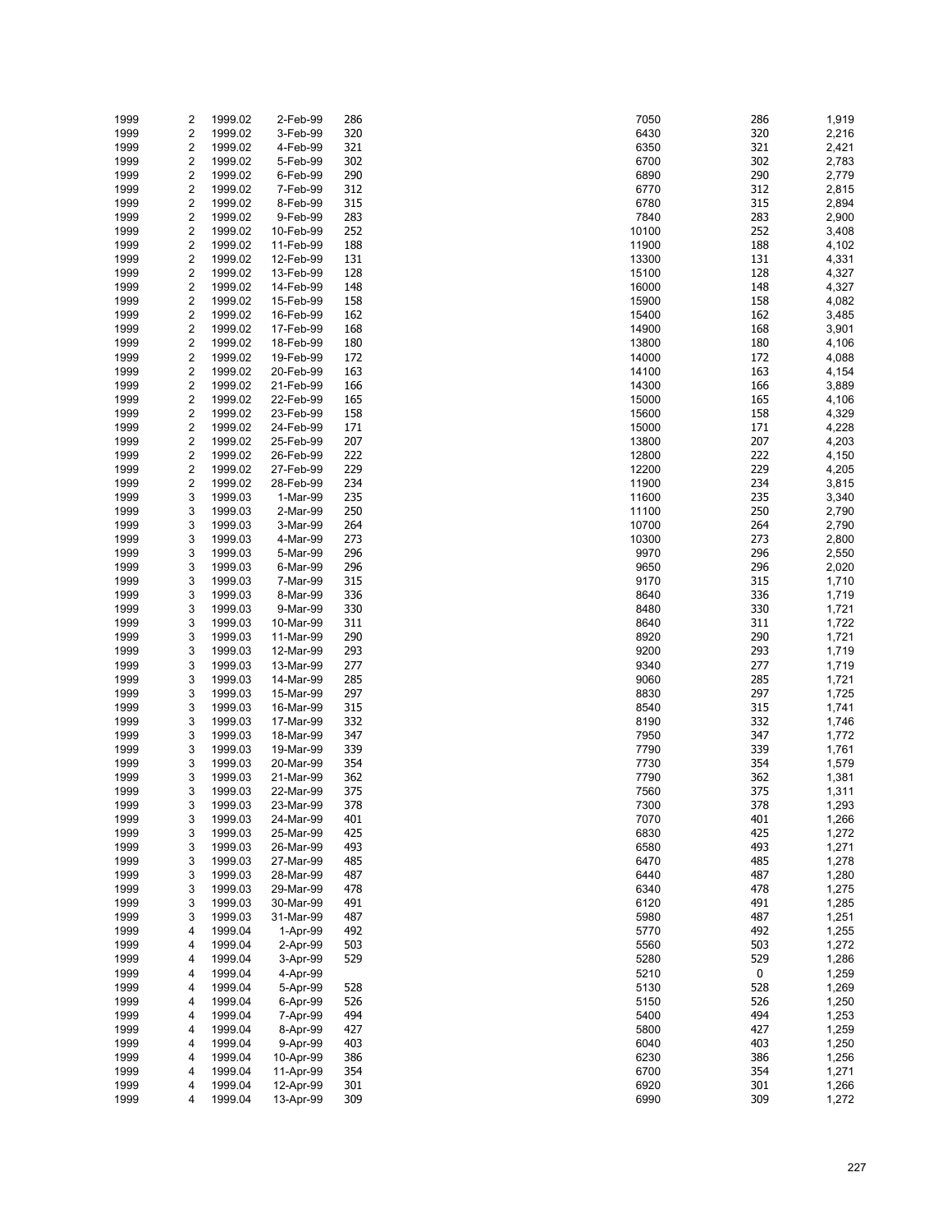| | | | | | | | |
|---|---|---|---|---|---|---|---|
| 1999 | 2 | 1999.02 | 2-Feb-99 | 286 | 7050 | 286 | 1,919 |
| 1999 | 2 | 1999.02 | 3-Feb-99 | 320 | 6430 | 320 | 2,216 |
| 1999 | 2 | 1999.02 | 4-Feb-99 | 321 | 6350 | 321 | 2,421 |
| 1999 | 2 | 1999.02 | 5-Feb-99 | 302 | 6700 | 302 | 2,783 |
| 1999 | 2 | 1999.02 | 6-Feb-99 | 290 | 6890 | 290 | 2,779 |
| 1999 | 2 | 1999.02 | 7-Feb-99 | 312 | 6770 | 312 | 2,815 |
| 1999 | 2 | 1999.02 | 8-Feb-99 | 315 | 6780 | 315 | 2,894 |
| 1999 | 2 | 1999.02 | 9-Feb-99 | 283 | 7840 | 283 | 2,900 |
| 1999 | 2 | 1999.02 | 10-Feb-99 | 252 | 10100 | 252 | 3,408 |
| 1999 | 2 | 1999.02 | 11-Feb-99 | 188 | 11900 | 188 | 4,102 |
| 1999 | 2 | 1999.02 | 12-Feb-99 | 131 | 13300 | 131 | 4,331 |
| 1999 | 2 | 1999.02 | 13-Feb-99 | 128 | 15100 | 128 | 4,327 |
| 1999 | 2 | 1999.02 | 14-Feb-99 | 148 | 16000 | 148 | 4,327 |
| 1999 | 2 | 1999.02 | 15-Feb-99 | 158 | 15900 | 158 | 4,082 |
| 1999 | 2 | 1999.02 | 16-Feb-99 | 162 | 15400 | 162 | 3,485 |
| 1999 | 2 | 1999.02 | 17-Feb-99 | 168 | 14900 | 168 | 3,901 |
| 1999 | 2 | 1999.02 | 18-Feb-99 | 180 | 13800 | 180 | 4,106 |
| 1999 | 2 | 1999.02 | 19-Feb-99 | 172 | 14000 | 172 | 4,088 |
| 1999 | 2 | 1999.02 | 20-Feb-99 | 163 | 14100 | 163 | 4,154 |
| 1999 | 2 | 1999.02 | 21-Feb-99 | 166 | 14300 | 166 | 3,889 |
| 1999 | 2 | 1999.02 | 22-Feb-99 | 165 | 15000 | 165 | 4,106 |
| 1999 | 2 | 1999.02 | 23-Feb-99 | 158 | 15600 | 158 | 4,329 |
| 1999 | 2 | 1999.02 | 24-Feb-99 | 171 | 15000 | 171 | 4,228 |
| 1999 | 2 | 1999.02 | 25-Feb-99 | 207 | 13800 | 207 | 4,203 |
| 1999 | 2 | 1999.02 | 26-Feb-99 | 222 | 12800 | 222 | 4,150 |
| 1999 | 2 | 1999.02 | 27-Feb-99 | 229 | 12200 | 229 | 4,205 |
| 1999 | 2 | 1999.02 | 28-Feb-99 | 234 | 11900 | 234 | 3,815 |
| 1999 | 3 | 1999.03 | 1-Mar-99 | 235 | 11600 | 235 | 3,340 |
| 1999 | 3 | 1999.03 | 2-Mar-99 | 250 | 11100 | 250 | 2,790 |
| 1999 | 3 | 1999.03 | 3-Mar-99 | 264 | 10700 | 264 | 2,790 |
| 1999 | 3 | 1999.03 | 4-Mar-99 | 273 | 10300 | 273 | 2,800 |
| 1999 | 3 | 1999.03 | 5-Mar-99 | 296 | 9970 | 296 | 2,550 |
| 1999 | 3 | 1999.03 | 6-Mar-99 | 296 | 9650 | 296 | 2,020 |
| 1999 | 3 | 1999.03 | 7-Mar-99 | 315 | 9170 | 315 | 1,710 |
| 1999 | 3 | 1999.03 | 8-Mar-99 | 336 | 8640 | 336 | 1,719 |
| 1999 | 3 | 1999.03 | 9-Mar-99 | 330 | 8480 | 330 | 1,721 |
| 1999 | 3 | 1999.03 | 10-Mar-99 | 311 | 8640 | 311 | 1,722 |
| 1999 | 3 | 1999.03 | 11-Mar-99 | 290 | 8920 | 290 | 1,721 |
| 1999 | 3 | 1999.03 | 12-Mar-99 | 293 | 9200 | 293 | 1,719 |
| 1999 | 3 | 1999.03 | 13-Mar-99 | 277 | 9340 | 277 | 1,719 |
| 1999 | 3 | 1999.03 | 14-Mar-99 | 285 | 9060 | 285 | 1,721 |
| 1999 | 3 | 1999.03 | 15-Mar-99 | 297 | 8830 | 297 | 1,725 |
| 1999 | 3 | 1999.03 | 16-Mar-99 | 315 | 8540 | 315 | 1,741 |
| 1999 | 3 | 1999.03 | 17-Mar-99 | 332 | 8190 | 332 | 1,746 |
| 1999 | 3 | 1999.03 | 18-Mar-99 | 347 | 7950 | 347 | 1,772 |
| 1999 | 3 | 1999.03 | 19-Mar-99 | 339 | 7790 | 339 | 1,761 |
| 1999 | 3 | 1999.03 | 20-Mar-99 | 354 | 7730 | 354 | 1,579 |
| 1999 | 3 | 1999.03 | 21-Mar-99 | 362 | 7790 | 362 | 1,381 |
| 1999 | 3 | 1999.03 | 22-Mar-99 | 375 | 7560 | 375 | 1,311 |
| 1999 | 3 | 1999.03 | 23-Mar-99 | 378 | 7300 | 378 | 1,293 |
| 1999 | 3 | 1999.03 | 24-Mar-99 | 401 | 7070 | 401 | 1,266 |
| 1999 | 3 | 1999.03 | 25-Mar-99 | 425 | 6830 | 425 | 1,272 |
| 1999 | 3 | 1999.03 | 26-Mar-99 | 493 | 6580 | 493 | 1,271 |
| 1999 | 3 | 1999.03 | 27-Mar-99 | 485 | 6470 | 485 | 1,278 |
| 1999 | 3 | 1999.03 | 28-Mar-99 | 487 | 6440 | 487 | 1,280 |
| 1999 | 3 | 1999.03 | 29-Mar-99 | 478 | 6340 | 478 | 1,275 |
| 1999 | 3 | 1999.03 | 30-Mar-99 | 491 | 6120 | 491 | 1,285 |
| 1999 | 3 | 1999.03 | 31-Mar-99 | 487 | 5980 | 487 | 1,251 |
| 1999 | 4 | 1999.04 | 1-Apr-99 | 492 | 5770 | 492 | 1,255 |
| 1999 | 4 | 1999.04 | 2-Apr-99 | 503 | 5560 | 503 | 1,272 |
| 1999 | 4 | 1999.04 | 3-Apr-99 | 529 | 5280 | 529 | 1,286 |
| 1999 | 4 | 1999.04 | 4-Apr-99 | | 5210 | 0 | 1,259 |
| 1999 | 4 | 1999.04 | 5-Apr-99 | 528 | 5130 | 528 | 1,269 |
| 1999 | 4 | 1999.04 | 6-Apr-99 | 526 | 5150 | 526 | 1,250 |
| 1999 | 4 | 1999.04 | 7-Apr-99 | 494 | 5400 | 494 | 1,253 |
| 1999 | 4 | 1999.04 | 8-Apr-99 | 427 | 5800 | 427 | 1,259 |
| 1999 | 4 | 1999.04 | 9-Apr-99 | 403 | 6040 | 403 | 1,250 |
| 1999 | 4 | 1999.04 | 10-Apr-99 | 386 | 6230 | 386 | 1,256 |
| 1999 | 4 | 1999.04 | 11-Apr-99 | 354 | 6700 | 354 | 1,271 |
| 1999 | 4 | 1999.04 | 12-Apr-99 | 301 | 6920 | 301 | 1,266 |
| 1999 | 4 | 1999.04 | 13-Apr-99 | 309 | 6990 | 309 | 1,272 |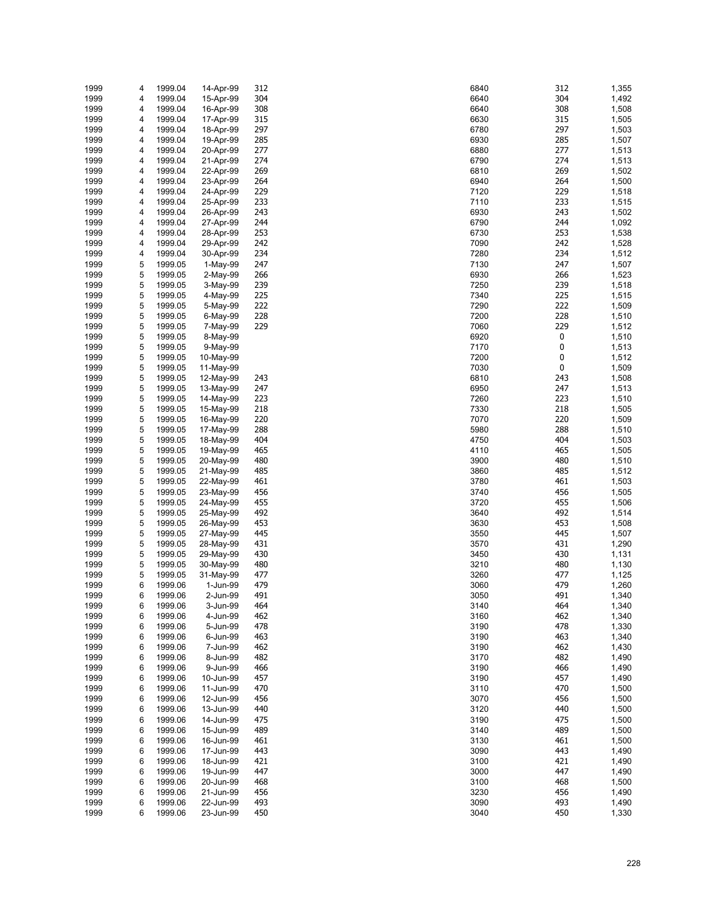| | | | | | | | |
|---|---|---|---|---|---|---|---|
| 1999 | 4 | 1999.04 | 14-Apr-99 | 312 | 6840 | 312 | 1,355 |
| 1999 | 4 | 1999.04 | 15-Apr-99 | 304 | 6640 | 304 | 1,492 |
| 1999 | 4 | 1999.04 | 16-Apr-99 | 308 | 6640 | 308 | 1,508 |
| 1999 | 4 | 1999.04 | 17-Apr-99 | 315 | 6630 | 315 | 1,505 |
| 1999 | 4 | 1999.04 | 18-Apr-99 | 297 | 6780 | 297 | 1,503 |
| 1999 | 4 | 1999.04 | 19-Apr-99 | 285 | 6930 | 285 | 1,507 |
| 1999 | 4 | 1999.04 | 20-Apr-99 | 277 | 6880 | 277 | 1,513 |
| 1999 | 4 | 1999.04 | 21-Apr-99 | 274 | 6790 | 274 | 1,513 |
| 1999 | 4 | 1999.04 | 22-Apr-99 | 269 | 6810 | 269 | 1,502 |
| 1999 | 4 | 1999.04 | 23-Apr-99 | 264 | 6940 | 264 | 1,500 |
| 1999 | 4 | 1999.04 | 24-Apr-99 | 229 | 7120 | 229 | 1,518 |
| 1999 | 4 | 1999.04 | 25-Apr-99 | 233 | 7110 | 233 | 1,515 |
| 1999 | 4 | 1999.04 | 26-Apr-99 | 243 | 6930 | 243 | 1,502 |
| 1999 | 4 | 1999.04 | 27-Apr-99 | 244 | 6790 | 244 | 1,092 |
| 1999 | 4 | 1999.04 | 28-Apr-99 | 253 | 6730 | 253 | 1,538 |
| 1999 | 4 | 1999.04 | 29-Apr-99 | 242 | 7090 | 242 | 1,528 |
| 1999 | 4 | 1999.04 | 30-Apr-99 | 234 | 7280 | 234 | 1,512 |
| 1999 | 5 | 1999.05 | 1-May-99 | 247 | 7130 | 247 | 1,507 |
| 1999 | 5 | 1999.05 | 2-May-99 | 266 | 6930 | 266 | 1,523 |
| 1999 | 5 | 1999.05 | 3-May-99 | 239 | 7250 | 239 | 1,518 |
| 1999 | 5 | 1999.05 | 4-May-99 | 225 | 7340 | 225 | 1,515 |
| 1999 | 5 | 1999.05 | 5-May-99 | 222 | 7290 | 222 | 1,509 |
| 1999 | 5 | 1999.05 | 6-May-99 | 228 | 7200 | 228 | 1,510 |
| 1999 | 5 | 1999.05 | 7-May-99 | 229 | 7060 | 229 | 1,512 |
| 1999 | 5 | 1999.05 | 8-May-99 | | 6920 | 0 | 1,510 |
| 1999 | 5 | 1999.05 | 9-May-99 | | 7170 | 0 | 1,513 |
| 1999 | 5 | 1999.05 | 10-May-99 | | 7200 | 0 | 1,512 |
| 1999 | 5 | 1999.05 | 11-May-99 | | 7030 | 0 | 1,509 |
| 1999 | 5 | 1999.05 | 12-May-99 | 243 | 6810 | 243 | 1,508 |
| 1999 | 5 | 1999.05 | 13-May-99 | 247 | 6950 | 247 | 1,513 |
| 1999 | 5 | 1999.05 | 14-May-99 | 223 | 7260 | 223 | 1,510 |
| 1999 | 5 | 1999.05 | 15-May-99 | 218 | 7330 | 218 | 1,505 |
| 1999 | 5 | 1999.05 | 16-May-99 | 220 | 7070 | 220 | 1,509 |
| 1999 | 5 | 1999.05 | 17-May-99 | 288 | 5980 | 288 | 1,510 |
| 1999 | 5 | 1999.05 | 18-May-99 | 404 | 4750 | 404 | 1,503 |
| 1999 | 5 | 1999.05 | 19-May-99 | 465 | 4110 | 465 | 1,505 |
| 1999 | 5 | 1999.05 | 20-May-99 | 480 | 3900 | 480 | 1,510 |
| 1999 | 5 | 1999.05 | 21-May-99 | 485 | 3860 | 485 | 1,512 |
| 1999 | 5 | 1999.05 | 22-May-99 | 461 | 3780 | 461 | 1,503 |
| 1999 | 5 | 1999.05 | 23-May-99 | 456 | 3740 | 456 | 1,505 |
| 1999 | 5 | 1999.05 | 24-May-99 | 455 | 3720 | 455 | 1,506 |
| 1999 | 5 | 1999.05 | 25-May-99 | 492 | 3640 | 492 | 1,514 |
| 1999 | 5 | 1999.05 | 26-May-99 | 453 | 3630 | 453 | 1,508 |
| 1999 | 5 | 1999.05 | 27-May-99 | 445 | 3550 | 445 | 1,507 |
| 1999 | 5 | 1999.05 | 28-May-99 | 431 | 3570 | 431 | 1,290 |
| 1999 | 5 | 1999.05 | 29-May-99 | 430 | 3450 | 430 | 1,131 |
| 1999 | 5 | 1999.05 | 30-May-99 | 480 | 3210 | 480 | 1,130 |
| 1999 | 5 | 1999.05 | 31-May-99 | 477 | 3260 | 477 | 1,125 |
| 1999 | 6 | 1999.06 | 1-Jun-99 | 479 | 3060 | 479 | 1,260 |
| 1999 | 6 | 1999.06 | 2-Jun-99 | 491 | 3050 | 491 | 1,340 |
| 1999 | 6 | 1999.06 | 3-Jun-99 | 464 | 3140 | 464 | 1,340 |
| 1999 | 6 | 1999.06 | 4-Jun-99 | 462 | 3160 | 462 | 1,340 |
| 1999 | 6 | 1999.06 | 5-Jun-99 | 478 | 3190 | 478 | 1,330 |
| 1999 | 6 | 1999.06 | 6-Jun-99 | 463 | 3190 | 463 | 1,340 |
| 1999 | 6 | 1999.06 | 7-Jun-99 | 462 | 3190 | 462 | 1,430 |
| 1999 | 6 | 1999.06 | 8-Jun-99 | 482 | 3170 | 482 | 1,490 |
| 1999 | 6 | 1999.06 | 9-Jun-99 | 466 | 3190 | 466 | 1,490 |
| 1999 | 6 | 1999.06 | 10-Jun-99 | 457 | 3190 | 457 | 1,490 |
| 1999 | 6 | 1999.06 | 11-Jun-99 | 470 | 3110 | 470 | 1,500 |
| 1999 | 6 | 1999.06 | 12-Jun-99 | 456 | 3070 | 456 | 1,500 |
| 1999 | 6 | 1999.06 | 13-Jun-99 | 440 | 3120 | 440 | 1,500 |
| 1999 | 6 | 1999.06 | 14-Jun-99 | 475 | 3190 | 475 | 1,500 |
| 1999 | 6 | 1999.06 | 15-Jun-99 | 489 | 3140 | 489 | 1,500 |
| 1999 | 6 | 1999.06 | 16-Jun-99 | 461 | 3130 | 461 | 1,500 |
| 1999 | 6 | 1999.06 | 17-Jun-99 | 443 | 3090 | 443 | 1,490 |
| 1999 | 6 | 1999.06 | 18-Jun-99 | 421 | 3100 | 421 | 1,490 |
| 1999 | 6 | 1999.06 | 19-Jun-99 | 447 | 3000 | 447 | 1,490 |
| 1999 | 6 | 1999.06 | 20-Jun-99 | 468 | 3100 | 468 | 1,500 |
| 1999 | 6 | 1999.06 | 21-Jun-99 | 456 | 3230 | 456 | 1,490 |
| 1999 | 6 | 1999.06 | 22-Jun-99 | 493 | 3090 | 493 | 1,490 |
| 1999 | 6 | 1999.06 | 23-Jun-99 | 450 | 3040 | 450 | 1,330 |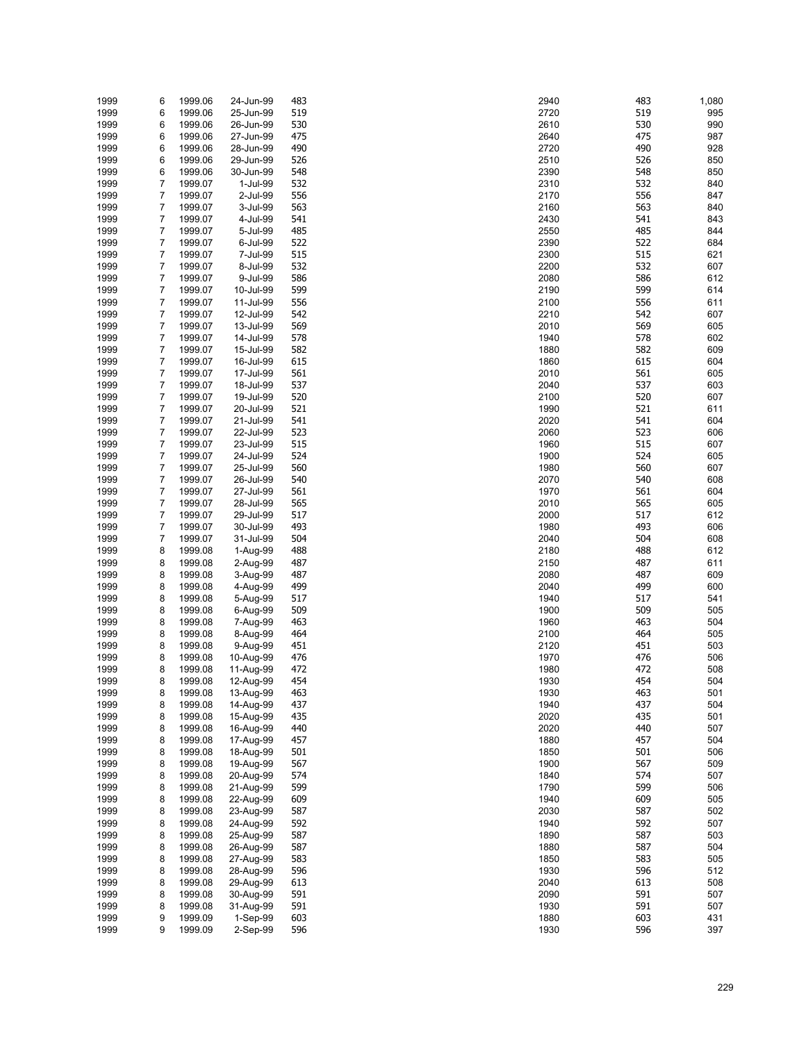| | | | | | | | |
|---|---|---|---|---|---|---|---|
| 1999 | 6 | 1999.06 | 24-Jun-99 | 483 | 2940 | 483 | 1,080 |
| 1999 | 6 | 1999.06 | 25-Jun-99 | 519 | 2720 | 519 | 995 |
| 1999 | 6 | 1999.06 | 26-Jun-99 | 530 | 2610 | 530 | 990 |
| 1999 | 6 | 1999.06 | 27-Jun-99 | 475 | 2640 | 475 | 987 |
| 1999 | 6 | 1999.06 | 28-Jun-99 | 490 | 2720 | 490 | 928 |
| 1999 | 6 | 1999.06 | 29-Jun-99 | 526 | 2510 | 526 | 850 |
| 1999 | 6 | 1999.06 | 30-Jun-99 | 548 | 2390 | 548 | 850 |
| 1999 | 7 | 1999.07 | 1-Jul-99 | 532 | 2310 | 532 | 840 |
| 1999 | 7 | 1999.07 | 2-Jul-99 | 556 | 2170 | 556 | 847 |
| 1999 | 7 | 1999.07 | 3-Jul-99 | 563 | 2160 | 563 | 840 |
| 1999 | 7 | 1999.07 | 4-Jul-99 | 541 | 2430 | 541 | 843 |
| 1999 | 7 | 1999.07 | 5-Jul-99 | 485 | 2550 | 485 | 844 |
| 1999 | 7 | 1999.07 | 6-Jul-99 | 522 | 2390 | 522 | 684 |
| 1999 | 7 | 1999.07 | 7-Jul-99 | 515 | 2300 | 515 | 621 |
| 1999 | 7 | 1999.07 | 8-Jul-99 | 532 | 2200 | 532 | 607 |
| 1999 | 7 | 1999.07 | 9-Jul-99 | 586 | 2080 | 586 | 612 |
| 1999 | 7 | 1999.07 | 10-Jul-99 | 599 | 2190 | 599 | 614 |
| 1999 | 7 | 1999.07 | 11-Jul-99 | 556 | 2100 | 556 | 611 |
| 1999 | 7 | 1999.07 | 12-Jul-99 | 542 | 2210 | 542 | 607 |
| 1999 | 7 | 1999.07 | 13-Jul-99 | 569 | 2010 | 569 | 605 |
| 1999 | 7 | 1999.07 | 14-Jul-99 | 578 | 1940 | 578 | 602 |
| 1999 | 7 | 1999.07 | 15-Jul-99 | 582 | 1880 | 582 | 609 |
| 1999 | 7 | 1999.07 | 16-Jul-99 | 615 | 1860 | 615 | 604 |
| 1999 | 7 | 1999.07 | 17-Jul-99 | 561 | 2010 | 561 | 605 |
| 1999 | 7 | 1999.07 | 18-Jul-99 | 537 | 2040 | 537 | 603 |
| 1999 | 7 | 1999.07 | 19-Jul-99 | 520 | 2100 | 520 | 607 |
| 1999 | 7 | 1999.07 | 20-Jul-99 | 521 | 1990 | 521 | 611 |
| 1999 | 7 | 1999.07 | 21-Jul-99 | 541 | 2020 | 541 | 604 |
| 1999 | 7 | 1999.07 | 22-Jul-99 | 523 | 2060 | 523 | 606 |
| 1999 | 7 | 1999.07 | 23-Jul-99 | 515 | 1960 | 515 | 607 |
| 1999 | 7 | 1999.07 | 24-Jul-99 | 524 | 1900 | 524 | 605 |
| 1999 | 7 | 1999.07 | 25-Jul-99 | 560 | 1980 | 560 | 607 |
| 1999 | 7 | 1999.07 | 26-Jul-99 | 540 | 2070 | 540 | 608 |
| 1999 | 7 | 1999.07 | 27-Jul-99 | 561 | 1970 | 561 | 604 |
| 1999 | 7 | 1999.07 | 28-Jul-99 | 565 | 2010 | 565 | 605 |
| 1999 | 7 | 1999.07 | 29-Jul-99 | 517 | 2000 | 517 | 612 |
| 1999 | 7 | 1999.07 | 30-Jul-99 | 493 | 1980 | 493 | 606 |
| 1999 | 7 | 1999.07 | 31-Jul-99 | 504 | 2040 | 504 | 608 |
| 1999 | 8 | 1999.08 | 1-Aug-99 | 488 | 2180 | 488 | 612 |
| 1999 | 8 | 1999.08 | 2-Aug-99 | 487 | 2150 | 487 | 611 |
| 1999 | 8 | 1999.08 | 3-Aug-99 | 487 | 2080 | 487 | 609 |
| 1999 | 8 | 1999.08 | 4-Aug-99 | 499 | 2040 | 499 | 600 |
| 1999 | 8 | 1999.08 | 5-Aug-99 | 517 | 1940 | 517 | 541 |
| 1999 | 8 | 1999.08 | 6-Aug-99 | 509 | 1900 | 509 | 505 |
| 1999 | 8 | 1999.08 | 7-Aug-99 | 463 | 1960 | 463 | 504 |
| 1999 | 8 | 1999.08 | 8-Aug-99 | 464 | 2100 | 464 | 505 |
| 1999 | 8 | 1999.08 | 9-Aug-99 | 451 | 2120 | 451 | 503 |
| 1999 | 8 | 1999.08 | 10-Aug-99 | 476 | 1970 | 476 | 506 |
| 1999 | 8 | 1999.08 | 11-Aug-99 | 472 | 1980 | 472 | 508 |
| 1999 | 8 | 1999.08 | 12-Aug-99 | 454 | 1930 | 454 | 504 |
| 1999 | 8 | 1999.08 | 13-Aug-99 | 463 | 1930 | 463 | 501 |
| 1999 | 8 | 1999.08 | 14-Aug-99 | 437 | 1940 | 437 | 504 |
| 1999 | 8 | 1999.08 | 15-Aug-99 | 435 | 2020 | 435 | 501 |
| 1999 | 8 | 1999.08 | 16-Aug-99 | 440 | 2020 | 440 | 507 |
| 1999 | 8 | 1999.08 | 17-Aug-99 | 457 | 1880 | 457 | 504 |
| 1999 | 8 | 1999.08 | 18-Aug-99 | 501 | 1850 | 501 | 506 |
| 1999 | 8 | 1999.08 | 19-Aug-99 | 567 | 1900 | 567 | 509 |
| 1999 | 8 | 1999.08 | 20-Aug-99 | 574 | 1840 | 574 | 507 |
| 1999 | 8 | 1999.08 | 21-Aug-99 | 599 | 1790 | 599 | 506 |
| 1999 | 8 | 1999.08 | 22-Aug-99 | 609 | 1940 | 609 | 505 |
| 1999 | 8 | 1999.08 | 23-Aug-99 | 587 | 2030 | 587 | 502 |
| 1999 | 8 | 1999.08 | 24-Aug-99 | 592 | 1940 | 592 | 507 |
| 1999 | 8 | 1999.08 | 25-Aug-99 | 587 | 1890 | 587 | 503 |
| 1999 | 8 | 1999.08 | 26-Aug-99 | 587 | 1880 | 587 | 504 |
| 1999 | 8 | 1999.08 | 27-Aug-99 | 583 | 1850 | 583 | 505 |
| 1999 | 8 | 1999.08 | 28-Aug-99 | 596 | 1930 | 596 | 512 |
| 1999 | 8 | 1999.08 | 29-Aug-99 | 613 | 2040 | 613 | 508 |
| 1999 | 8 | 1999.08 | 30-Aug-99 | 591 | 2090 | 591 | 507 |
| 1999 | 8 | 1999.08 | 31-Aug-99 | 591 | 1930 | 591 | 507 |
| 1999 | 9 | 1999.09 | 1-Sep-99 | 603 | 1880 | 603 | 431 |
| 1999 | 9 | 1999.09 | 2-Sep-99 | 596 | 1930 | 596 | 397 |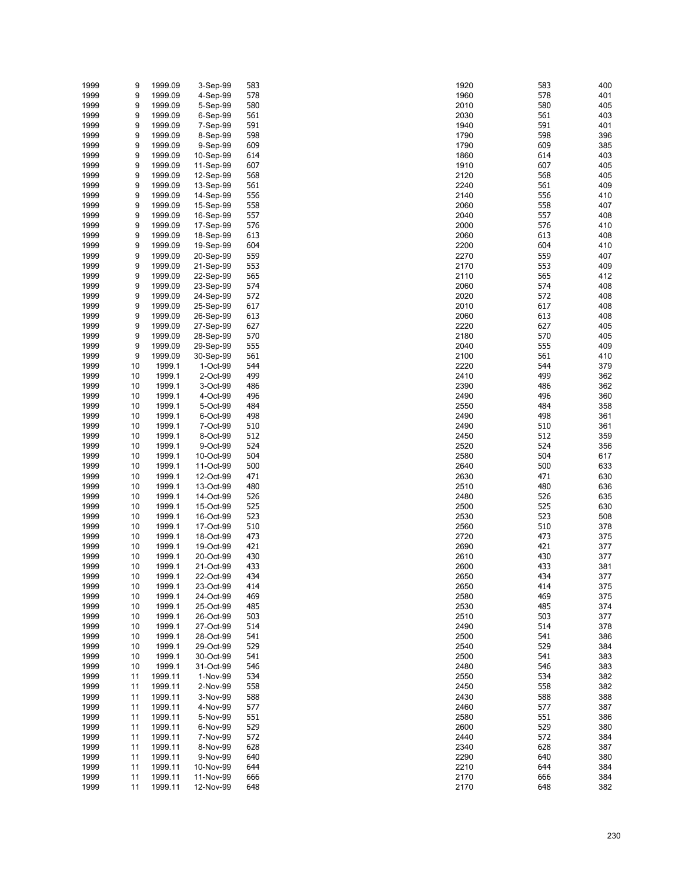| | | | | | | | |
|---|---|---|---|---|---|---|---|
| 1999 | 9 | 1999.09 | 3-Sep-99 | 583 | 1920 | 583 | 400 |
| 1999 | 9 | 1999.09 | 4-Sep-99 | 578 | 1960 | 578 | 401 |
| 1999 | 9 | 1999.09 | 5-Sep-99 | 580 | 2010 | 580 | 405 |
| 1999 | 9 | 1999.09 | 6-Sep-99 | 561 | 2030 | 561 | 403 |
| 1999 | 9 | 1999.09 | 7-Sep-99 | 591 | 1940 | 591 | 401 |
| 1999 | 9 | 1999.09 | 8-Sep-99 | 598 | 1790 | 598 | 396 |
| 1999 | 9 | 1999.09 | 9-Sep-99 | 609 | 1790 | 609 | 385 |
| 1999 | 9 | 1999.09 | 10-Sep-99 | 614 | 1860 | 614 | 403 |
| 1999 | 9 | 1999.09 | 11-Sep-99 | 607 | 1910 | 607 | 405 |
| 1999 | 9 | 1999.09 | 12-Sep-99 | 568 | 2120 | 568 | 405 |
| 1999 | 9 | 1999.09 | 13-Sep-99 | 561 | 2240 | 561 | 409 |
| 1999 | 9 | 1999.09 | 14-Sep-99 | 556 | 2140 | 556 | 410 |
| 1999 | 9 | 1999.09 | 15-Sep-99 | 558 | 2060 | 558 | 407 |
| 1999 | 9 | 1999.09 | 16-Sep-99 | 557 | 2040 | 557 | 408 |
| 1999 | 9 | 1999.09 | 17-Sep-99 | 576 | 2000 | 576 | 410 |
| 1999 | 9 | 1999.09 | 18-Sep-99 | 613 | 2060 | 613 | 408 |
| 1999 | 9 | 1999.09 | 19-Sep-99 | 604 | 2200 | 604 | 410 |
| 1999 | 9 | 1999.09 | 20-Sep-99 | 559 | 2270 | 559 | 407 |
| 1999 | 9 | 1999.09 | 21-Sep-99 | 553 | 2170 | 553 | 409 |
| 1999 | 9 | 1999.09 | 22-Sep-99 | 565 | 2110 | 565 | 412 |
| 1999 | 9 | 1999.09 | 23-Sep-99 | 574 | 2060 | 574 | 408 |
| 1999 | 9 | 1999.09 | 24-Sep-99 | 572 | 2020 | 572 | 408 |
| 1999 | 9 | 1999.09 | 25-Sep-99 | 617 | 2010 | 617 | 408 |
| 1999 | 9 | 1999.09 | 26-Sep-99 | 613 | 2060 | 613 | 408 |
| 1999 | 9 | 1999.09 | 27-Sep-99 | 627 | 2220 | 627 | 405 |
| 1999 | 9 | 1999.09 | 28-Sep-99 | 570 | 2180 | 570 | 405 |
| 1999 | 9 | 1999.09 | 29-Sep-99 | 555 | 2040 | 555 | 409 |
| 1999 | 9 | 1999.09 | 30-Sep-99 | 561 | 2100 | 561 | 410 |
| 1999 | 10 | 1999.1 | 1-Oct-99 | 544 | 2220 | 544 | 379 |
| 1999 | 10 | 1999.1 | 2-Oct-99 | 499 | 2410 | 499 | 362 |
| 1999 | 10 | 1999.1 | 3-Oct-99 | 486 | 2390 | 486 | 362 |
| 1999 | 10 | 1999.1 | 4-Oct-99 | 496 | 2490 | 496 | 360 |
| 1999 | 10 | 1999.1 | 5-Oct-99 | 484 | 2550 | 484 | 358 |
| 1999 | 10 | 1999.1 | 6-Oct-99 | 498 | 2490 | 498 | 361 |
| 1999 | 10 | 1999.1 | 7-Oct-99 | 510 | 2490 | 510 | 361 |
| 1999 | 10 | 1999.1 | 8-Oct-99 | 512 | 2450 | 512 | 359 |
| 1999 | 10 | 1999.1 | 9-Oct-99 | 524 | 2520 | 524 | 356 |
| 1999 | 10 | 1999.1 | 10-Oct-99 | 504 | 2580 | 504 | 617 |
| 1999 | 10 | 1999.1 | 11-Oct-99 | 500 | 2640 | 500 | 633 |
| 1999 | 10 | 1999.1 | 12-Oct-99 | 471 | 2630 | 471 | 630 |
| 1999 | 10 | 1999.1 | 13-Oct-99 | 480 | 2510 | 480 | 636 |
| 1999 | 10 | 1999.1 | 14-Oct-99 | 526 | 2480 | 526 | 635 |
| 1999 | 10 | 1999.1 | 15-Oct-99 | 525 | 2500 | 525 | 630 |
| 1999 | 10 | 1999.1 | 16-Oct-99 | 523 | 2530 | 523 | 508 |
| 1999 | 10 | 1999.1 | 17-Oct-99 | 510 | 2560 | 510 | 378 |
| 1999 | 10 | 1999.1 | 18-Oct-99 | 473 | 2720 | 473 | 375 |
| 1999 | 10 | 1999.1 | 19-Oct-99 | 421 | 2690 | 421 | 377 |
| 1999 | 10 | 1999.1 | 20-Oct-99 | 430 | 2610 | 430 | 377 |
| 1999 | 10 | 1999.1 | 21-Oct-99 | 433 | 2600 | 433 | 381 |
| 1999 | 10 | 1999.1 | 22-Oct-99 | 434 | 2650 | 434 | 377 |
| 1999 | 10 | 1999.1 | 23-Oct-99 | 414 | 2650 | 414 | 375 |
| 1999 | 10 | 1999.1 | 24-Oct-99 | 469 | 2580 | 469 | 375 |
| 1999 | 10 | 1999.1 | 25-Oct-99 | 485 | 2530 | 485 | 374 |
| 1999 | 10 | 1999.1 | 26-Oct-99 | 503 | 2510 | 503 | 377 |
| 1999 | 10 | 1999.1 | 27-Oct-99 | 514 | 2490 | 514 | 378 |
| 1999 | 10 | 1999.1 | 28-Oct-99 | 541 | 2500 | 541 | 386 |
| 1999 | 10 | 1999.1 | 29-Oct-99 | 529 | 2540 | 529 | 384 |
| 1999 | 10 | 1999.1 | 30-Oct-99 | 541 | 2500 | 541 | 383 |
| 1999 | 10 | 1999.1 | 31-Oct-99 | 546 | 2480 | 546 | 383 |
| 1999 | 11 | 1999.11 | 1-Nov-99 | 534 | 2550 | 534 | 382 |
| 1999 | 11 | 1999.11 | 2-Nov-99 | 558 | 2450 | 558 | 382 |
| 1999 | 11 | 1999.11 | 3-Nov-99 | 588 | 2430 | 588 | 388 |
| 1999 | 11 | 1999.11 | 4-Nov-99 | 577 | 2460 | 577 | 387 |
| 1999 | 11 | 1999.11 | 5-Nov-99 | 551 | 2580 | 551 | 386 |
| 1999 | 11 | 1999.11 | 6-Nov-99 | 529 | 2600 | 529 | 380 |
| 1999 | 11 | 1999.11 | 7-Nov-99 | 572 | 2440 | 572 | 384 |
| 1999 | 11 | 1999.11 | 8-Nov-99 | 628 | 2340 | 628 | 387 |
| 1999 | 11 | 1999.11 | 9-Nov-99 | 640 | 2290 | 640 | 380 |
| 1999 | 11 | 1999.11 | 10-Nov-99 | 644 | 2210 | 644 | 384 |
| 1999 | 11 | 1999.11 | 11-Nov-99 | 666 | 2170 | 666 | 384 |
| 1999 | 11 | 1999.11 | 12-Nov-99 | 648 | 2170 | 648 | 382 |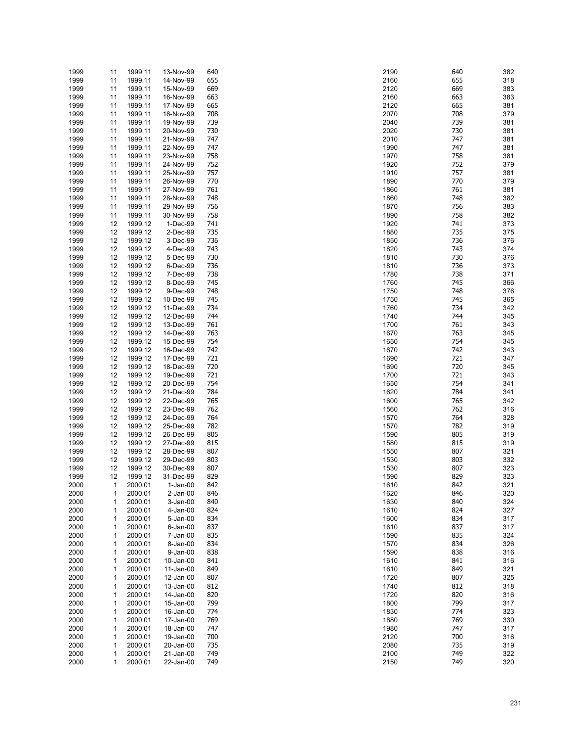| | | | | | | | |
|---|---|---|---|---|---|---|---|
| 1999 | 11 | 1999.11 | 13-Nov-99 | 640 | 2190 | 640 | 382 |
| 1999 | 11 | 1999.11 | 14-Nov-99 | 655 | 2160 | 655 | 318 |
| 1999 | 11 | 1999.11 | 15-Nov-99 | 669 | 2120 | 669 | 383 |
| 1999 | 11 | 1999.11 | 16-Nov-99 | 663 | 2160 | 663 | 383 |
| 1999 | 11 | 1999.11 | 17-Nov-99 | 665 | 2120 | 665 | 381 |
| 1999 | 11 | 1999.11 | 18-Nov-99 | 708 | 2070 | 708 | 379 |
| 1999 | 11 | 1999.11 | 19-Nov-99 | 739 | 2040 | 739 | 381 |
| 1999 | 11 | 1999.11 | 20-Nov-99 | 730 | 2020 | 730 | 381 |
| 1999 | 11 | 1999.11 | 21-Nov-99 | 747 | 2010 | 747 | 381 |
| 1999 | 11 | 1999.11 | 22-Nov-99 | 747 | 1990 | 747 | 381 |
| 1999 | 11 | 1999.11 | 23-Nov-99 | 758 | 1970 | 758 | 381 |
| 1999 | 11 | 1999.11 | 24-Nov-99 | 752 | 1920 | 752 | 379 |
| 1999 | 11 | 1999.11 | 25-Nov-99 | 757 | 1910 | 757 | 381 |
| 1999 | 11 | 1999.11 | 26-Nov-99 | 770 | 1890 | 770 | 379 |
| 1999 | 11 | 1999.11 | 27-Nov-99 | 761 | 1860 | 761 | 381 |
| 1999 | 11 | 1999.11 | 28-Nov-99 | 748 | 1860 | 748 | 382 |
| 1999 | 11 | 1999.11 | 29-Nov-99 | 756 | 1870 | 756 | 383 |
| 1999 | 11 | 1999.11 | 30-Nov-99 | 758 | 1890 | 758 | 382 |
| 1999 | 12 | 1999.12 | 1-Dec-99 | 741 | 1920 | 741 | 373 |
| 1999 | 12 | 1999.12 | 2-Dec-99 | 735 | 1880 | 735 | 375 |
| 1999 | 12 | 1999.12 | 3-Dec-99 | 736 | 1850 | 736 | 376 |
| 1999 | 12 | 1999.12 | 4-Dec-99 | 743 | 1820 | 743 | 374 |
| 1999 | 12 | 1999.12 | 5-Dec-99 | 730 | 1810 | 730 | 376 |
| 1999 | 12 | 1999.12 | 6-Dec-99 | 736 | 1810 | 736 | 373 |
| 1999 | 12 | 1999.12 | 7-Dec-99 | 738 | 1780 | 738 | 371 |
| 1999 | 12 | 1999.12 | 8-Dec-99 | 745 | 1760 | 745 | 366 |
| 1999 | 12 | 1999.12 | 9-Dec-99 | 748 | 1750 | 748 | 376 |
| 1999 | 12 | 1999.12 | 10-Dec-99 | 745 | 1750 | 745 | 365 |
| 1999 | 12 | 1999.12 | 11-Dec-99 | 734 | 1760 | 734 | 342 |
| 1999 | 12 | 1999.12 | 12-Dec-99 | 744 | 1740 | 744 | 345 |
| 1999 | 12 | 1999.12 | 13-Dec-99 | 761 | 1700 | 761 | 343 |
| 1999 | 12 | 1999.12 | 14-Dec-99 | 763 | 1670 | 763 | 345 |
| 1999 | 12 | 1999.12 | 15-Dec-99 | 754 | 1650 | 754 | 345 |
| 1999 | 12 | 1999.12 | 16-Dec-99 | 742 | 1670 | 742 | 343 |
| 1999 | 12 | 1999.12 | 17-Dec-99 | 721 | 1690 | 721 | 347 |
| 1999 | 12 | 1999.12 | 18-Dec-99 | 720 | 1690 | 720 | 345 |
| 1999 | 12 | 1999.12 | 19-Dec-99 | 721 | 1700 | 721 | 343 |
| 1999 | 12 | 1999.12 | 20-Dec-99 | 754 | 1650 | 754 | 341 |
| 1999 | 12 | 1999.12 | 21-Dec-99 | 784 | 1620 | 784 | 341 |
| 1999 | 12 | 1999.12 | 22-Dec-99 | 765 | 1600 | 765 | 342 |
| 1999 | 12 | 1999.12 | 23-Dec-99 | 762 | 1560 | 762 | 316 |
| 1999 | 12 | 1999.12 | 24-Dec-99 | 764 | 1570 | 764 | 328 |
| 1999 | 12 | 1999.12 | 25-Dec-99 | 782 | 1570 | 782 | 319 |
| 1999 | 12 | 1999.12 | 26-Dec-99 | 805 | 1590 | 805 | 319 |
| 1999 | 12 | 1999.12 | 27-Dec-99 | 815 | 1580 | 815 | 319 |
| 1999 | 12 | 1999.12 | 28-Dec-99 | 807 | 1550 | 807 | 321 |
| 1999 | 12 | 1999.12 | 29-Dec-99 | 803 | 1530 | 803 | 332 |
| 1999 | 12 | 1999.12 | 30-Dec-99 | 807 | 1530 | 807 | 323 |
| 1999 | 12 | 1999.12 | 31-Dec-99 | 829 | 1590 | 829 | 323 |
| 2000 | 1 | 2000.01 | 1-Jan-00 | 842 | 1610 | 842 | 321 |
| 2000 | 1 | 2000.01 | 2-Jan-00 | 846 | 1620 | 846 | 320 |
| 2000 | 1 | 2000.01 | 3-Jan-00 | 840 | 1630 | 840 | 324 |
| 2000 | 1 | 2000.01 | 4-Jan-00 | 824 | 1610 | 824 | 327 |
| 2000 | 1 | 2000.01 | 5-Jan-00 | 834 | 1600 | 834 | 317 |
| 2000 | 1 | 2000.01 | 6-Jan-00 | 837 | 1610 | 837 | 317 |
| 2000 | 1 | 2000.01 | 7-Jan-00 | 835 | 1590 | 835 | 324 |
| 2000 | 1 | 2000.01 | 8-Jan-00 | 834 | 1570 | 834 | 326 |
| 2000 | 1 | 2000.01 | 9-Jan-00 | 838 | 1590 | 838 | 316 |
| 2000 | 1 | 2000.01 | 10-Jan-00 | 841 | 1610 | 841 | 316 |
| 2000 | 1 | 2000.01 | 11-Jan-00 | 849 | 1610 | 849 | 321 |
| 2000 | 1 | 2000.01 | 12-Jan-00 | 807 | 1720 | 807 | 325 |
| 2000 | 1 | 2000.01 | 13-Jan-00 | 812 | 1740 | 812 | 318 |
| 2000 | 1 | 2000.01 | 14-Jan-00 | 820 | 1720 | 820 | 316 |
| 2000 | 1 | 2000.01 | 15-Jan-00 | 799 | 1800 | 799 | 317 |
| 2000 | 1 | 2000.01 | 16-Jan-00 | 774 | 1830 | 774 | 323 |
| 2000 | 1 | 2000.01 | 17-Jan-00 | 769 | 1880 | 769 | 330 |
| 2000 | 1 | 2000.01 | 18-Jan-00 | 747 | 1980 | 747 | 317 |
| 2000 | 1 | 2000.01 | 19-Jan-00 | 700 | 2120 | 700 | 316 |
| 2000 | 1 | 2000.01 | 20-Jan-00 | 735 | 2080 | 735 | 319 |
| 2000 | 1 | 2000.01 | 21-Jan-00 | 749 | 2100 | 749 | 322 |
| 2000 | 1 | 2000.01 | 22-Jan-00 | 749 | 2150 | 749 | 320 |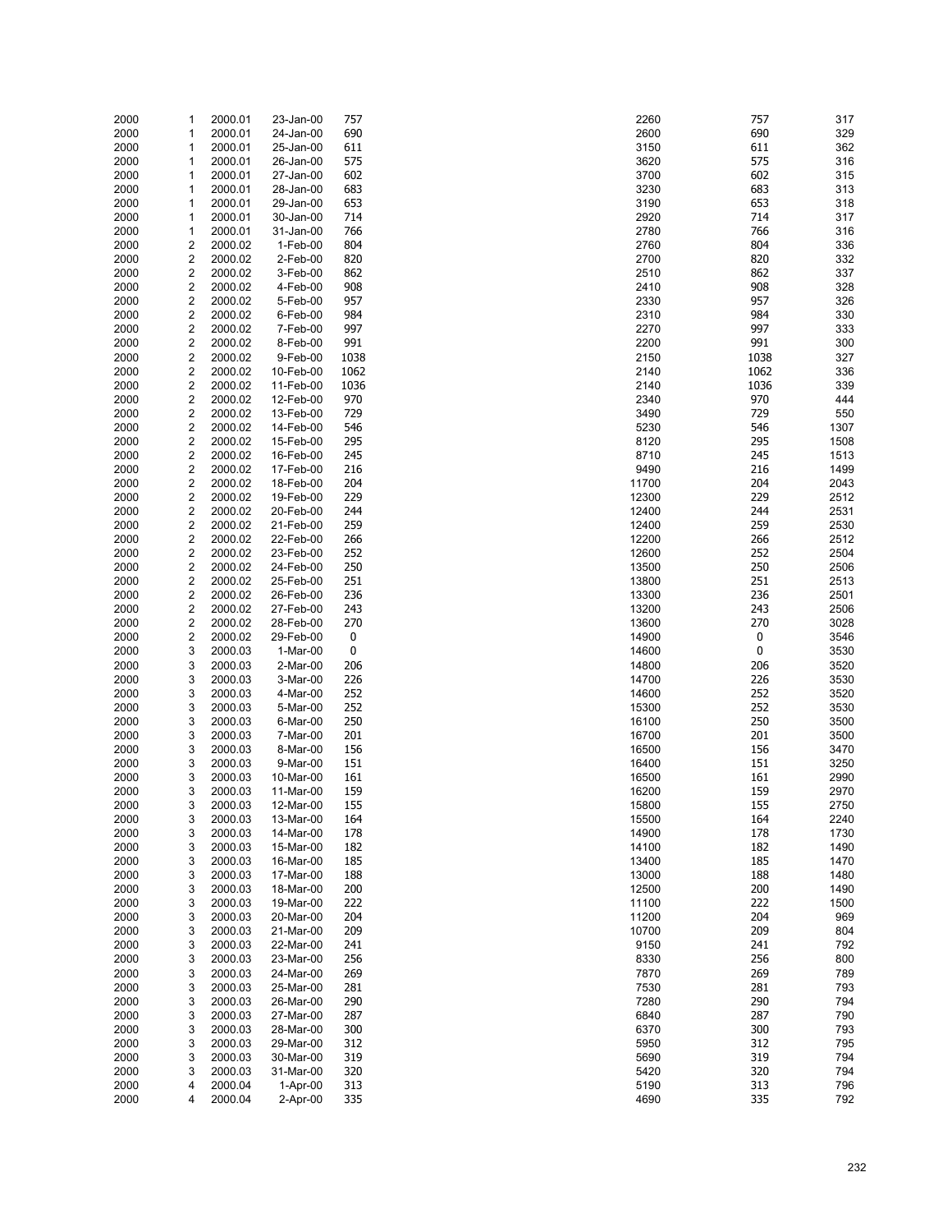| | | | | | | | |
|---|---|---|---|---|---|---|---|
| 2000 | 1 | 2000.01 | 23-Jan-00 | 757 | 2260 | 757 | 317 |
| 2000 | 1 | 2000.01 | 24-Jan-00 | 690 | 2600 | 690 | 329 |
| 2000 | 1 | 2000.01 | 25-Jan-00 | 611 | 3150 | 611 | 362 |
| 2000 | 1 | 2000.01 | 26-Jan-00 | 575 | 3620 | 575 | 316 |
| 2000 | 1 | 2000.01 | 27-Jan-00 | 602 | 3700 | 602 | 315 |
| 2000 | 1 | 2000.01 | 28-Jan-00 | 683 | 3230 | 683 | 313 |
| 2000 | 1 | 2000.01 | 29-Jan-00 | 653 | 3190 | 653 | 318 |
| 2000 | 1 | 2000.01 | 30-Jan-00 | 714 | 2920 | 714 | 317 |
| 2000 | 1 | 2000.01 | 31-Jan-00 | 766 | 2780 | 766 | 316 |
| 2000 | 2 | 2000.02 | 1-Feb-00 | 804 | 2760 | 804 | 336 |
| 2000 | 2 | 2000.02 | 2-Feb-00 | 820 | 2700 | 820 | 332 |
| 2000 | 2 | 2000.02 | 3-Feb-00 | 862 | 2510 | 862 | 337 |
| 2000 | 2 | 2000.02 | 4-Feb-00 | 908 | 2410 | 908 | 328 |
| 2000 | 2 | 2000.02 | 5-Feb-00 | 957 | 2330 | 957 | 326 |
| 2000 | 2 | 2000.02 | 6-Feb-00 | 984 | 2310 | 984 | 330 |
| 2000 | 2 | 2000.02 | 7-Feb-00 | 997 | 2270 | 997 | 333 |
| 2000 | 2 | 2000.02 | 8-Feb-00 | 991 | 2200 | 991 | 300 |
| 2000 | 2 | 2000.02 | 9-Feb-00 | 1038 | 2150 | 1038 | 327 |
| 2000 | 2 | 2000.02 | 10-Feb-00 | 1062 | 2140 | 1062 | 336 |
| 2000 | 2 | 2000.02 | 11-Feb-00 | 1036 | 2140 | 1036 | 339 |
| 2000 | 2 | 2000.02 | 12-Feb-00 | 970 | 2340 | 970 | 444 |
| 2000 | 2 | 2000.02 | 13-Feb-00 | 729 | 3490 | 729 | 550 |
| 2000 | 2 | 2000.02 | 14-Feb-00 | 546 | 5230 | 546 | 1307 |
| 2000 | 2 | 2000.02 | 15-Feb-00 | 295 | 8120 | 295 | 1508 |
| 2000 | 2 | 2000.02 | 16-Feb-00 | 245 | 8710 | 245 | 1513 |
| 2000 | 2 | 2000.02 | 17-Feb-00 | 216 | 9490 | 216 | 1499 |
| 2000 | 2 | 2000.02 | 18-Feb-00 | 204 | 11700 | 204 | 2043 |
| 2000 | 2 | 2000.02 | 19-Feb-00 | 229 | 12300 | 229 | 2512 |
| 2000 | 2 | 2000.02 | 20-Feb-00 | 244 | 12400 | 244 | 2531 |
| 2000 | 2 | 2000.02 | 21-Feb-00 | 259 | 12400 | 259 | 2530 |
| 2000 | 2 | 2000.02 | 22-Feb-00 | 266 | 12200 | 266 | 2512 |
| 2000 | 2 | 2000.02 | 23-Feb-00 | 252 | 12600 | 252 | 2504 |
| 2000 | 2 | 2000.02 | 24-Feb-00 | 250 | 13500 | 250 | 2506 |
| 2000 | 2 | 2000.02 | 25-Feb-00 | 251 | 13800 | 251 | 2513 |
| 2000 | 2 | 2000.02 | 26-Feb-00 | 236 | 13300 | 236 | 2501 |
| 2000 | 2 | 2000.02 | 27-Feb-00 | 243 | 13200 | 243 | 2506 |
| 2000 | 2 | 2000.02 | 28-Feb-00 | 270 | 13600 | 270 | 3028 |
| 2000 | 2 | 2000.02 | 29-Feb-00 | 0 | 14900 | 0 | 3546 |
| 2000 | 3 | 2000.03 | 1-Mar-00 | 0 | 14600 | 0 | 3530 |
| 2000 | 3 | 2000.03 | 2-Mar-00 | 206 | 14800 | 206 | 3520 |
| 2000 | 3 | 2000.03 | 3-Mar-00 | 226 | 14700 | 226 | 3530 |
| 2000 | 3 | 2000.03 | 4-Mar-00 | 252 | 14600 | 252 | 3520 |
| 2000 | 3 | 2000.03 | 5-Mar-00 | 252 | 15300 | 252 | 3530 |
| 2000 | 3 | 2000.03 | 6-Mar-00 | 250 | 16100 | 250 | 3500 |
| 2000 | 3 | 2000.03 | 7-Mar-00 | 201 | 16700 | 201 | 3500 |
| 2000 | 3 | 2000.03 | 8-Mar-00 | 156 | 16500 | 156 | 3470 |
| 2000 | 3 | 2000.03 | 9-Mar-00 | 151 | 16400 | 151 | 3250 |
| 2000 | 3 | 2000.03 | 10-Mar-00 | 161 | 16500 | 161 | 2990 |
| 2000 | 3 | 2000.03 | 11-Mar-00 | 159 | 16200 | 159 | 2970 |
| 2000 | 3 | 2000.03 | 12-Mar-00 | 155 | 15800 | 155 | 2750 |
| 2000 | 3 | 2000.03 | 13-Mar-00 | 164 | 15500 | 164 | 2240 |
| 2000 | 3 | 2000.03 | 14-Mar-00 | 178 | 14900 | 178 | 1730 |
| 2000 | 3 | 2000.03 | 15-Mar-00 | 182 | 14100 | 182 | 1490 |
| 2000 | 3 | 2000.03 | 16-Mar-00 | 185 | 13400 | 185 | 1470 |
| 2000 | 3 | 2000.03 | 17-Mar-00 | 188 | 13000 | 188 | 1480 |
| 2000 | 3 | 2000.03 | 18-Mar-00 | 200 | 12500 | 200 | 1490 |
| 2000 | 3 | 2000.03 | 19-Mar-00 | 222 | 11100 | 222 | 1500 |
| 2000 | 3 | 2000.03 | 20-Mar-00 | 204 | 11200 | 204 | 969 |
| 2000 | 3 | 2000.03 | 21-Mar-00 | 209 | 10700 | 209 | 804 |
| 2000 | 3 | 2000.03 | 22-Mar-00 | 241 | 9150 | 241 | 792 |
| 2000 | 3 | 2000.03 | 23-Mar-00 | 256 | 8330 | 256 | 800 |
| 2000 | 3 | 2000.03 | 24-Mar-00 | 269 | 7870 | 269 | 789 |
| 2000 | 3 | 2000.03 | 25-Mar-00 | 281 | 7530 | 281 | 793 |
| 2000 | 3 | 2000.03 | 26-Mar-00 | 290 | 7280 | 290 | 794 |
| 2000 | 3 | 2000.03 | 27-Mar-00 | 287 | 6840 | 287 | 790 |
| 2000 | 3 | 2000.03 | 28-Mar-00 | 300 | 6370 | 300 | 793 |
| 2000 | 3 | 2000.03 | 29-Mar-00 | 312 | 5950 | 312 | 795 |
| 2000 | 3 | 2000.03 | 30-Mar-00 | 319 | 5690 | 319 | 794 |
| 2000 | 3 | 2000.03 | 31-Mar-00 | 320 | 5420 | 320 | 794 |
| 2000 | 4 | 2000.04 | 1-Apr-00 | 313 | 5190 | 313 | 796 |
| 2000 | 4 | 2000.04 | 2-Apr-00 | 335 | 4690 | 335 | 792 |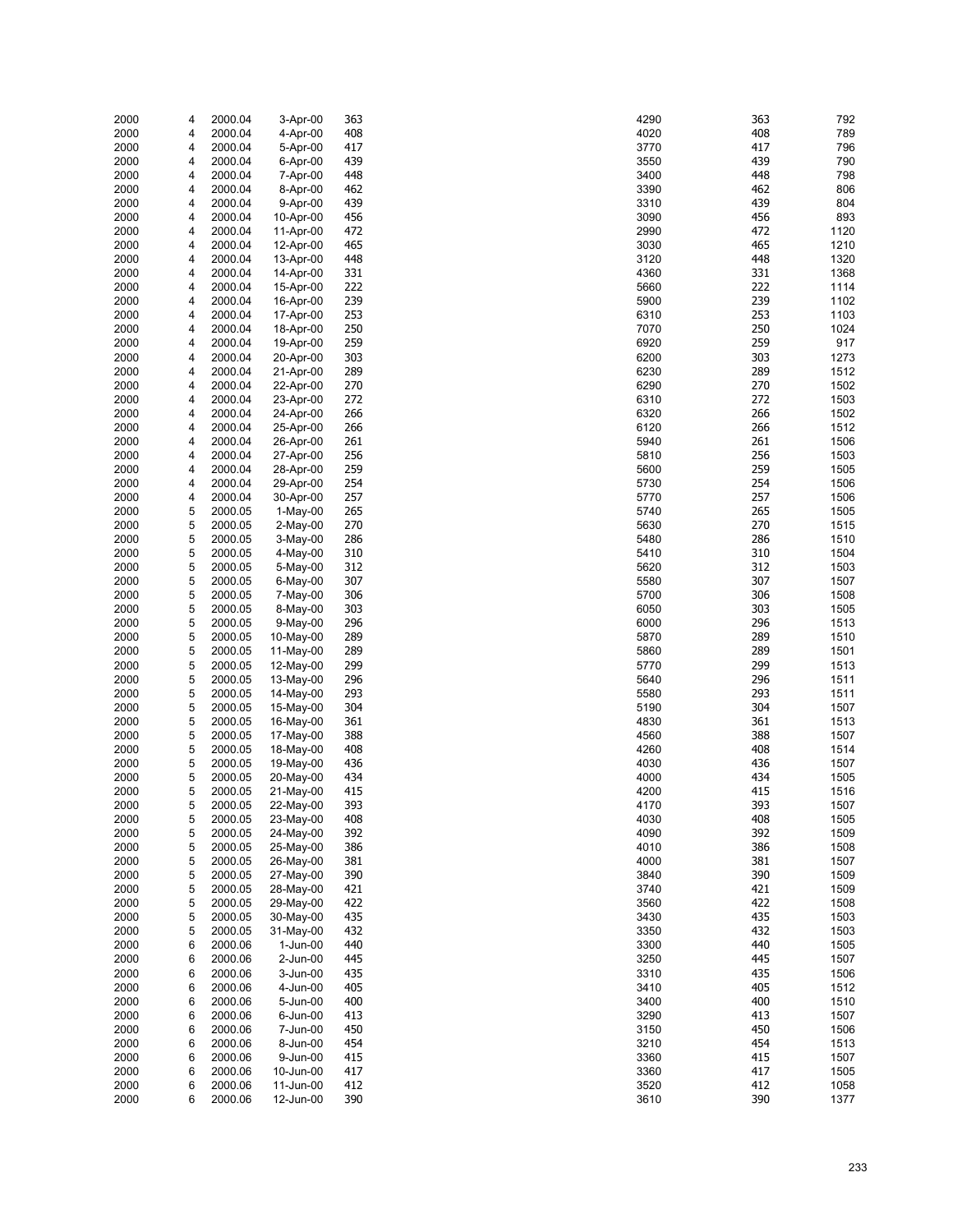| | | | | | | | |
|---|---|---|---|---|---|---|---|
| 2000 | 4 | 2000.04 | 3-Apr-00 | 363 | 4290 | 363 | 792 |
| 2000 | 4 | 2000.04 | 4-Apr-00 | 408 | 4020 | 408 | 789 |
| 2000 | 4 | 2000.04 | 5-Apr-00 | 417 | 3770 | 417 | 796 |
| 2000 | 4 | 2000.04 | 6-Apr-00 | 439 | 3550 | 439 | 790 |
| 2000 | 4 | 2000.04 | 7-Apr-00 | 448 | 3400 | 448 | 798 |
| 2000 | 4 | 2000.04 | 8-Apr-00 | 462 | 3390 | 462 | 806 |
| 2000 | 4 | 2000.04 | 9-Apr-00 | 439 | 3310 | 439 | 804 |
| 2000 | 4 | 2000.04 | 10-Apr-00 | 456 | 3090 | 456 | 893 |
| 2000 | 4 | 2000.04 | 11-Apr-00 | 472 | 2990 | 472 | 1120 |
| 2000 | 4 | 2000.04 | 12-Apr-00 | 465 | 3030 | 465 | 1210 |
| 2000 | 4 | 2000.04 | 13-Apr-00 | 448 | 3120 | 448 | 1320 |
| 2000 | 4 | 2000.04 | 14-Apr-00 | 331 | 4360 | 331 | 1368 |
| 2000 | 4 | 2000.04 | 15-Apr-00 | 222 | 5660 | 222 | 1114 |
| 2000 | 4 | 2000.04 | 16-Apr-00 | 239 | 5900 | 239 | 1102 |
| 2000 | 4 | 2000.04 | 17-Apr-00 | 253 | 6310 | 253 | 1103 |
| 2000 | 4 | 2000.04 | 18-Apr-00 | 250 | 7070 | 250 | 1024 |
| 2000 | 4 | 2000.04 | 19-Apr-00 | 259 | 6920 | 259 | 917 |
| 2000 | 4 | 2000.04 | 20-Apr-00 | 303 | 6200 | 303 | 1273 |
| 2000 | 4 | 2000.04 | 21-Apr-00 | 289 | 6230 | 289 | 1512 |
| 2000 | 4 | 2000.04 | 22-Apr-00 | 270 | 6290 | 270 | 1502 |
| 2000 | 4 | 2000.04 | 23-Apr-00 | 272 | 6310 | 272 | 1503 |
| 2000 | 4 | 2000.04 | 24-Apr-00 | 266 | 6320 | 266 | 1502 |
| 2000 | 4 | 2000.04 | 25-Apr-00 | 266 | 6120 | 266 | 1512 |
| 2000 | 4 | 2000.04 | 26-Apr-00 | 261 | 5940 | 261 | 1506 |
| 2000 | 4 | 2000.04 | 27-Apr-00 | 256 | 5810 | 256 | 1503 |
| 2000 | 4 | 2000.04 | 28-Apr-00 | 259 | 5600 | 259 | 1505 |
| 2000 | 4 | 2000.04 | 29-Apr-00 | 254 | 5730 | 254 | 1506 |
| 2000 | 4 | 2000.04 | 30-Apr-00 | 257 | 5770 | 257 | 1506 |
| 2000 | 5 | 2000.05 | 1-May-00 | 265 | 5740 | 265 | 1505 |
| 2000 | 5 | 2000.05 | 2-May-00 | 270 | 5630 | 270 | 1515 |
| 2000 | 5 | 2000.05 | 3-May-00 | 286 | 5480 | 286 | 1510 |
| 2000 | 5 | 2000.05 | 4-May-00 | 310 | 5410 | 310 | 1504 |
| 2000 | 5 | 2000.05 | 5-May-00 | 312 | 5620 | 312 | 1503 |
| 2000 | 5 | 2000.05 | 6-May-00 | 307 | 5580 | 307 | 1507 |
| 2000 | 5 | 2000.05 | 7-May-00 | 306 | 5700 | 306 | 1508 |
| 2000 | 5 | 2000.05 | 8-May-00 | 303 | 6050 | 303 | 1505 |
| 2000 | 5 | 2000.05 | 9-May-00 | 296 | 6000 | 296 | 1513 |
| 2000 | 5 | 2000.05 | 10-May-00 | 289 | 5870 | 289 | 1510 |
| 2000 | 5 | 2000.05 | 11-May-00 | 289 | 5860 | 289 | 1501 |
| 2000 | 5 | 2000.05 | 12-May-00 | 299 | 5770 | 299 | 1513 |
| 2000 | 5 | 2000.05 | 13-May-00 | 296 | 5640 | 296 | 1511 |
| 2000 | 5 | 2000.05 | 14-May-00 | 293 | 5580 | 293 | 1511 |
| 2000 | 5 | 2000.05 | 15-May-00 | 304 | 5190 | 304 | 1507 |
| 2000 | 5 | 2000.05 | 16-May-00 | 361 | 4830 | 361 | 1513 |
| 2000 | 5 | 2000.05 | 17-May-00 | 388 | 4560 | 388 | 1507 |
| 2000 | 5 | 2000.05 | 18-May-00 | 408 | 4260 | 408 | 1514 |
| 2000 | 5 | 2000.05 | 19-May-00 | 436 | 4030 | 436 | 1507 |
| 2000 | 5 | 2000.05 | 20-May-00 | 434 | 4000 | 434 | 1505 |
| 2000 | 5 | 2000.05 | 21-May-00 | 415 | 4200 | 415 | 1516 |
| 2000 | 5 | 2000.05 | 22-May-00 | 393 | 4170 | 393 | 1507 |
| 2000 | 5 | 2000.05 | 23-May-00 | 408 | 4030 | 408 | 1505 |
| 2000 | 5 | 2000.05 | 24-May-00 | 392 | 4090 | 392 | 1509 |
| 2000 | 5 | 2000.05 | 25-May-00 | 386 | 4010 | 386 | 1508 |
| 2000 | 5 | 2000.05 | 26-May-00 | 381 | 4000 | 381 | 1507 |
| 2000 | 5 | 2000.05 | 27-May-00 | 390 | 3840 | 390 | 1509 |
| 2000 | 5 | 2000.05 | 28-May-00 | 421 | 3740 | 421 | 1509 |
| 2000 | 5 | 2000.05 | 29-May-00 | 422 | 3560 | 422 | 1508 |
| 2000 | 5 | 2000.05 | 30-May-00 | 435 | 3430 | 435 | 1503 |
| 2000 | 5 | 2000.05 | 31-May-00 | 432 | 3350 | 432 | 1503 |
| 2000 | 6 | 2000.06 | 1-Jun-00 | 440 | 3300 | 440 | 1505 |
| 2000 | 6 | 2000.06 | 2-Jun-00 | 445 | 3250 | 445 | 1507 |
| 2000 | 6 | 2000.06 | 3-Jun-00 | 435 | 3310 | 435 | 1506 |
| 2000 | 6 | 2000.06 | 4-Jun-00 | 405 | 3410 | 405 | 1512 |
| 2000 | 6 | 2000.06 | 5-Jun-00 | 400 | 3400 | 400 | 1510 |
| 2000 | 6 | 2000.06 | 6-Jun-00 | 413 | 3290 | 413 | 1507 |
| 2000 | 6 | 2000.06 | 7-Jun-00 | 450 | 3150 | 450 | 1506 |
| 2000 | 6 | 2000.06 | 8-Jun-00 | 454 | 3210 | 454 | 1513 |
| 2000 | 6 | 2000.06 | 9-Jun-00 | 415 | 3360 | 415 | 1507 |
| 2000 | 6 | 2000.06 | 10-Jun-00 | 417 | 3360 | 417 | 1505 |
| 2000 | 6 | 2000.06 | 11-Jun-00 | 412 | 3520 | 412 | 1058 |
| 2000 | 6 | 2000.06 | 12-Jun-00 | 390 | 3610 | 390 | 1377 |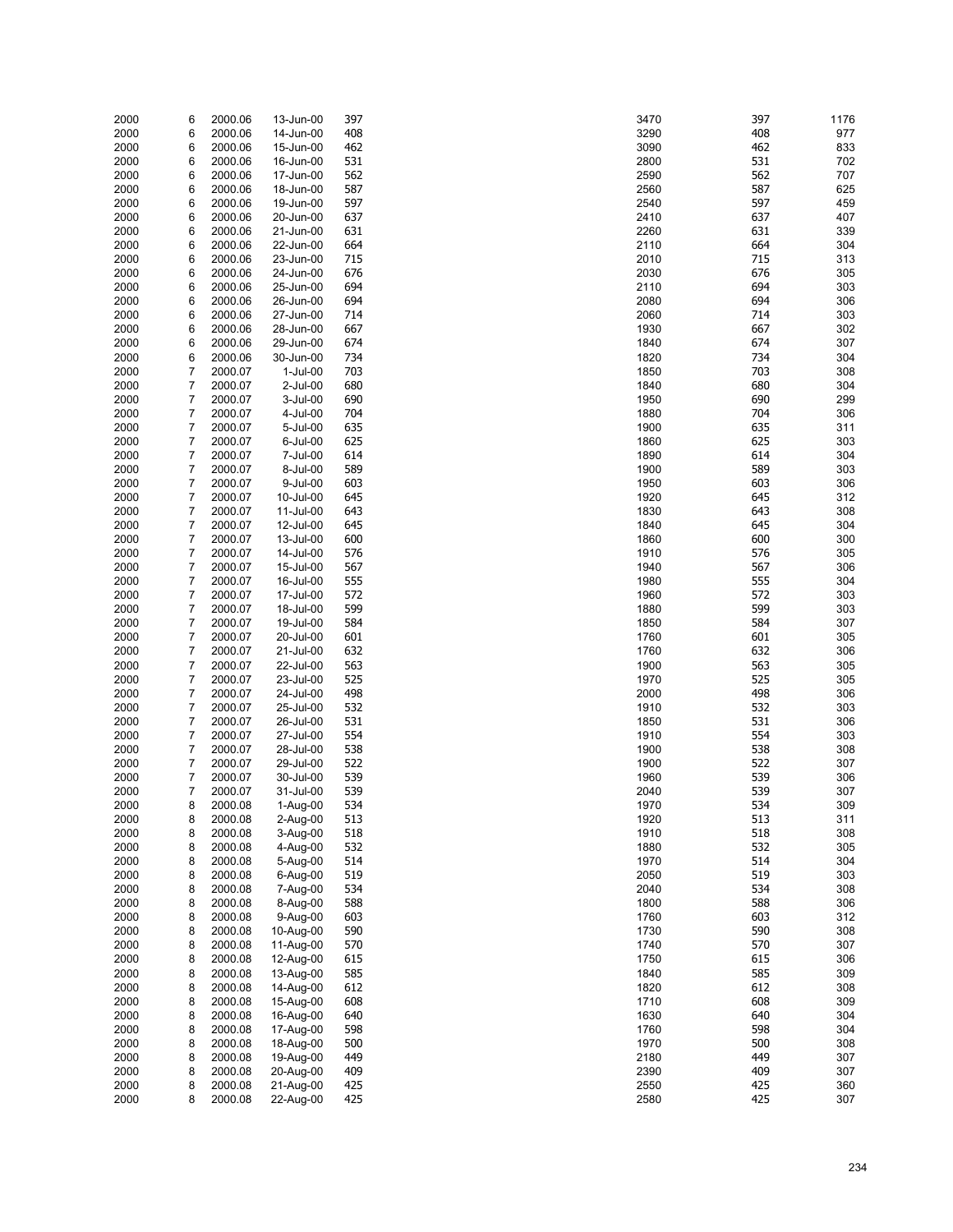| | | | | | | | |
|---|---|---|---|---|---|---|---|
| 2000 | 6 | 2000.06 | 13-Jun-00 | 397 | 3470 | 397 | 1176 |
| 2000 | 6 | 2000.06 | 14-Jun-00 | 408 | 3290 | 408 | 977 |
| 2000 | 6 | 2000.06 | 15-Jun-00 | 462 | 3090 | 462 | 833 |
| 2000 | 6 | 2000.06 | 16-Jun-00 | 531 | 2800 | 531 | 702 |
| 2000 | 6 | 2000.06 | 17-Jun-00 | 562 | 2590 | 562 | 707 |
| 2000 | 6 | 2000.06 | 18-Jun-00 | 587 | 2560 | 587 | 625 |
| 2000 | 6 | 2000.06 | 19-Jun-00 | 597 | 2540 | 597 | 459 |
| 2000 | 6 | 2000.06 | 20-Jun-00 | 637 | 2410 | 637 | 407 |
| 2000 | 6 | 2000.06 | 21-Jun-00 | 631 | 2260 | 631 | 339 |
| 2000 | 6 | 2000.06 | 22-Jun-00 | 664 | 2110 | 664 | 304 |
| 2000 | 6 | 2000.06 | 23-Jun-00 | 715 | 2010 | 715 | 313 |
| 2000 | 6 | 2000.06 | 24-Jun-00 | 676 | 2030 | 676 | 305 |
| 2000 | 6 | 2000.06 | 25-Jun-00 | 694 | 2110 | 694 | 303 |
| 2000 | 6 | 2000.06 | 26-Jun-00 | 694 | 2080 | 694 | 306 |
| 2000 | 6 | 2000.06 | 27-Jun-00 | 714 | 2060 | 714 | 303 |
| 2000 | 6 | 2000.06 | 28-Jun-00 | 667 | 1930 | 667 | 302 |
| 2000 | 6 | 2000.06 | 29-Jun-00 | 674 | 1840 | 674 | 307 |
| 2000 | 6 | 2000.06 | 30-Jun-00 | 734 | 1820 | 734 | 304 |
| 2000 | 7 | 2000.07 | 1-Jul-00 | 703 | 1850 | 703 | 308 |
| 2000 | 7 | 2000.07 | 2-Jul-00 | 680 | 1840 | 680 | 304 |
| 2000 | 7 | 2000.07 | 3-Jul-00 | 690 | 1950 | 690 | 299 |
| 2000 | 7 | 2000.07 | 4-Jul-00 | 704 | 1880 | 704 | 306 |
| 2000 | 7 | 2000.07 | 5-Jul-00 | 635 | 1900 | 635 | 311 |
| 2000 | 7 | 2000.07 | 6-Jul-00 | 625 | 1860 | 625 | 303 |
| 2000 | 7 | 2000.07 | 7-Jul-00 | 614 | 1890 | 614 | 304 |
| 2000 | 7 | 2000.07 | 8-Jul-00 | 589 | 1900 | 589 | 303 |
| 2000 | 7 | 2000.07 | 9-Jul-00 | 603 | 1950 | 603 | 306 |
| 2000 | 7 | 2000.07 | 10-Jul-00 | 645 | 1920 | 645 | 312 |
| 2000 | 7 | 2000.07 | 11-Jul-00 | 643 | 1830 | 643 | 308 |
| 2000 | 7 | 2000.07 | 12-Jul-00 | 645 | 1840 | 645 | 304 |
| 2000 | 7 | 2000.07 | 13-Jul-00 | 600 | 1860 | 600 | 300 |
| 2000 | 7 | 2000.07 | 14-Jul-00 | 576 | 1910 | 576 | 305 |
| 2000 | 7 | 2000.07 | 15-Jul-00 | 567 | 1940 | 567 | 306 |
| 2000 | 7 | 2000.07 | 16-Jul-00 | 555 | 1980 | 555 | 304 |
| 2000 | 7 | 2000.07 | 17-Jul-00 | 572 | 1960 | 572 | 303 |
| 2000 | 7 | 2000.07 | 18-Jul-00 | 599 | 1880 | 599 | 303 |
| 2000 | 7 | 2000.07 | 19-Jul-00 | 584 | 1850 | 584 | 307 |
| 2000 | 7 | 2000.07 | 20-Jul-00 | 601 | 1760 | 601 | 305 |
| 2000 | 7 | 2000.07 | 21-Jul-00 | 632 | 1760 | 632 | 306 |
| 2000 | 7 | 2000.07 | 22-Jul-00 | 563 | 1900 | 563 | 305 |
| 2000 | 7 | 2000.07 | 23-Jul-00 | 525 | 1970 | 525 | 305 |
| 2000 | 7 | 2000.07 | 24-Jul-00 | 498 | 2000 | 498 | 306 |
| 2000 | 7 | 2000.07 | 25-Jul-00 | 532 | 1910 | 532 | 303 |
| 2000 | 7 | 2000.07 | 26-Jul-00 | 531 | 1850 | 531 | 306 |
| 2000 | 7 | 2000.07 | 27-Jul-00 | 554 | 1910 | 554 | 303 |
| 2000 | 7 | 2000.07 | 28-Jul-00 | 538 | 1900 | 538 | 308 |
| 2000 | 7 | 2000.07 | 29-Jul-00 | 522 | 1900 | 522 | 307 |
| 2000 | 7 | 2000.07 | 30-Jul-00 | 539 | 1960 | 539 | 306 |
| 2000 | 7 | 2000.07 | 31-Jul-00 | 539 | 2040 | 539 | 307 |
| 2000 | 8 | 2000.08 | 1-Aug-00 | 534 | 1970 | 534 | 309 |
| 2000 | 8 | 2000.08 | 2-Aug-00 | 513 | 1920 | 513 | 311 |
| 2000 | 8 | 2000.08 | 3-Aug-00 | 518 | 1910 | 518 | 308 |
| 2000 | 8 | 2000.08 | 4-Aug-00 | 532 | 1880 | 532 | 305 |
| 2000 | 8 | 2000.08 | 5-Aug-00 | 514 | 1970 | 514 | 304 |
| 2000 | 8 | 2000.08 | 6-Aug-00 | 519 | 2050 | 519 | 303 |
| 2000 | 8 | 2000.08 | 7-Aug-00 | 534 | 2040 | 534 | 308 |
| 2000 | 8 | 2000.08 | 8-Aug-00 | 588 | 1800 | 588 | 306 |
| 2000 | 8 | 2000.08 | 9-Aug-00 | 603 | 1760 | 603 | 312 |
| 2000 | 8 | 2000.08 | 10-Aug-00 | 590 | 1730 | 590 | 308 |
| 2000 | 8 | 2000.08 | 11-Aug-00 | 570 | 1740 | 570 | 307 |
| 2000 | 8 | 2000.08 | 12-Aug-00 | 615 | 1750 | 615 | 306 |
| 2000 | 8 | 2000.08 | 13-Aug-00 | 585 | 1840 | 585 | 309 |
| 2000 | 8 | 2000.08 | 14-Aug-00 | 612 | 1820 | 612 | 308 |
| 2000 | 8 | 2000.08 | 15-Aug-00 | 608 | 1710 | 608 | 309 |
| 2000 | 8 | 2000.08 | 16-Aug-00 | 640 | 1630 | 640 | 304 |
| 2000 | 8 | 2000.08 | 17-Aug-00 | 598 | 1760 | 598 | 304 |
| 2000 | 8 | 2000.08 | 18-Aug-00 | 500 | 1970 | 500 | 308 |
| 2000 | 8 | 2000.08 | 19-Aug-00 | 449 | 2180 | 449 | 307 |
| 2000 | 8 | 2000.08 | 20-Aug-00 | 409 | 2390 | 409 | 307 |
| 2000 | 8 | 2000.08 | 21-Aug-00 | 425 | 2550 | 425 | 360 |
| 2000 | 8 | 2000.08 | 22-Aug-00 | 425 | 2580 | 425 | 307 |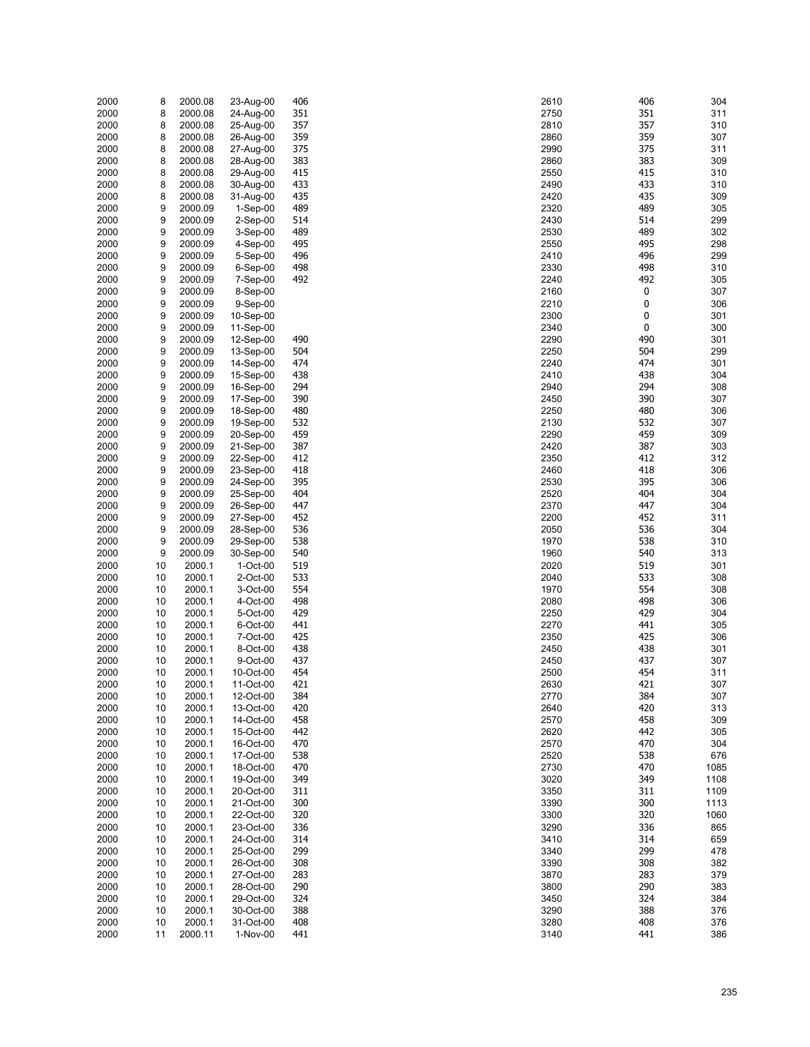| | | | | | | | |
|---|---|---|---|---|---|---|---|
| 2000 | 8 | 2000.08 | 23-Aug-00 | 406 | 2610 | 406 | 304 |
| 2000 | 8 | 2000.08 | 24-Aug-00 | 351 | 2750 | 351 | 311 |
| 2000 | 8 | 2000.08 | 25-Aug-00 | 357 | 2810 | 357 | 310 |
| 2000 | 8 | 2000.08 | 26-Aug-00 | 359 | 2860 | 359 | 307 |
| 2000 | 8 | 2000.08 | 27-Aug-00 | 375 | 2990 | 375 | 311 |
| 2000 | 8 | 2000.08 | 28-Aug-00 | 383 | 2860 | 383 | 309 |
| 2000 | 8 | 2000.08 | 29-Aug-00 | 415 | 2550 | 415 | 310 |
| 2000 | 8 | 2000.08 | 30-Aug-00 | 433 | 2490 | 433 | 310 |
| 2000 | 8 | 2000.08 | 31-Aug-00 | 435 | 2420 | 435 | 309 |
| 2000 | 9 | 2000.09 | 1-Sep-00 | 489 | 2320 | 489 | 305 |
| 2000 | 9 | 2000.09 | 2-Sep-00 | 514 | 2430 | 514 | 299 |
| 2000 | 9 | 2000.09 | 3-Sep-00 | 489 | 2530 | 489 | 302 |
| 2000 | 9 | 2000.09 | 4-Sep-00 | 495 | 2550 | 495 | 298 |
| 2000 | 9 | 2000.09 | 5-Sep-00 | 496 | 2410 | 496 | 299 |
| 2000 | 9 | 2000.09 | 6-Sep-00 | 498 | 2330 | 498 | 310 |
| 2000 | 9 | 2000.09 | 7-Sep-00 | 492 | 2240 | 492 | 305 |
| 2000 | 9 | 2000.09 | 8-Sep-00 | | 2160 | 0 | 307 |
| 2000 | 9 | 2000.09 | 9-Sep-00 | | 2210 | 0 | 306 |
| 2000 | 9 | 2000.09 | 10-Sep-00 | | 2300 | 0 | 301 |
| 2000 | 9 | 2000.09 | 11-Sep-00 | | 2340 | 0 | 300 |
| 2000 | 9 | 2000.09 | 12-Sep-00 | 490 | 2290 | 490 | 301 |
| 2000 | 9 | 2000.09 | 13-Sep-00 | 504 | 2250 | 504 | 299 |
| 2000 | 9 | 2000.09 | 14-Sep-00 | 474 | 2240 | 474 | 301 |
| 2000 | 9 | 2000.09 | 15-Sep-00 | 438 | 2410 | 438 | 304 |
| 2000 | 9 | 2000.09 | 16-Sep-00 | 294 | 2940 | 294 | 308 |
| 2000 | 9 | 2000.09 | 17-Sep-00 | 390 | 2450 | 390 | 307 |
| 2000 | 9 | 2000.09 | 18-Sep-00 | 480 | 2250 | 480 | 306 |
| 2000 | 9 | 2000.09 | 19-Sep-00 | 532 | 2130 | 532 | 307 |
| 2000 | 9 | 2000.09 | 20-Sep-00 | 459 | 2290 | 459 | 309 |
| 2000 | 9 | 2000.09 | 21-Sep-00 | 387 | 2420 | 387 | 303 |
| 2000 | 9 | 2000.09 | 22-Sep-00 | 412 | 2350 | 412 | 312 |
| 2000 | 9 | 2000.09 | 23-Sep-00 | 418 | 2460 | 418 | 306 |
| 2000 | 9 | 2000.09 | 24-Sep-00 | 395 | 2530 | 395 | 306 |
| 2000 | 9 | 2000.09 | 25-Sep-00 | 404 | 2520 | 404 | 304 |
| 2000 | 9 | 2000.09 | 26-Sep-00 | 447 | 2370 | 447 | 304 |
| 2000 | 9 | 2000.09 | 27-Sep-00 | 452 | 2200 | 452 | 311 |
| 2000 | 9 | 2000.09 | 28-Sep-00 | 536 | 2050 | 536 | 304 |
| 2000 | 9 | 2000.09 | 29-Sep-00 | 538 | 1970 | 538 | 310 |
| 2000 | 9 | 2000.09 | 30-Sep-00 | 540 | 1960 | 540 | 313 |
| 2000 | 10 | 2000.1 | 1-Oct-00 | 519 | 2020 | 519 | 301 |
| 2000 | 10 | 2000.1 | 2-Oct-00 | 533 | 2040 | 533 | 308 |
| 2000 | 10 | 2000.1 | 3-Oct-00 | 554 | 1970 | 554 | 308 |
| 2000 | 10 | 2000.1 | 4-Oct-00 | 498 | 2080 | 498 | 306 |
| 2000 | 10 | 2000.1 | 5-Oct-00 | 429 | 2250 | 429 | 304 |
| 2000 | 10 | 2000.1 | 6-Oct-00 | 441 | 2270 | 441 | 305 |
| 2000 | 10 | 2000.1 | 7-Oct-00 | 425 | 2350 | 425 | 306 |
| 2000 | 10 | 2000.1 | 8-Oct-00 | 438 | 2450 | 438 | 301 |
| 2000 | 10 | 2000.1 | 9-Oct-00 | 437 | 2450 | 437 | 307 |
| 2000 | 10 | 2000.1 | 10-Oct-00 | 454 | 2500 | 454 | 311 |
| 2000 | 10 | 2000.1 | 11-Oct-00 | 421 | 2630 | 421 | 307 |
| 2000 | 10 | 2000.1 | 12-Oct-00 | 384 | 2770 | 384 | 307 |
| 2000 | 10 | 2000.1 | 13-Oct-00 | 420 | 2640 | 420 | 313 |
| 2000 | 10 | 2000.1 | 14-Oct-00 | 458 | 2570 | 458 | 309 |
| 2000 | 10 | 2000.1 | 15-Oct-00 | 442 | 2620 | 442 | 305 |
| 2000 | 10 | 2000.1 | 16-Oct-00 | 470 | 2570 | 470 | 304 |
| 2000 | 10 | 2000.1 | 17-Oct-00 | 538 | 2520 | 538 | 676 |
| 2000 | 10 | 2000.1 | 18-Oct-00 | 470 | 2730 | 470 | 1085 |
| 2000 | 10 | 2000.1 | 19-Oct-00 | 349 | 3020 | 349 | 1108 |
| 2000 | 10 | 2000.1 | 20-Oct-00 | 311 | 3350 | 311 | 1109 |
| 2000 | 10 | 2000.1 | 21-Oct-00 | 300 | 3390 | 300 | 1113 |
| 2000 | 10 | 2000.1 | 22-Oct-00 | 320 | 3300 | 320 | 1060 |
| 2000 | 10 | 2000.1 | 23-Oct-00 | 336 | 3290 | 336 | 865 |
| 2000 | 10 | 2000.1 | 24-Oct-00 | 314 | 3410 | 314 | 659 |
| 2000 | 10 | 2000.1 | 25-Oct-00 | 299 | 3340 | 299 | 478 |
| 2000 | 10 | 2000.1 | 26-Oct-00 | 308 | 3390 | 308 | 382 |
| 2000 | 10 | 2000.1 | 27-Oct-00 | 283 | 3870 | 283 | 379 |
| 2000 | 10 | 2000.1 | 28-Oct-00 | 290 | 3800 | 290 | 383 |
| 2000 | 10 | 2000.1 | 29-Oct-00 | 324 | 3450 | 324 | 384 |
| 2000 | 10 | 2000.1 | 30-Oct-00 | 388 | 3290 | 388 | 376 |
| 2000 | 10 | 2000.1 | 31-Oct-00 | 408 | 3280 | 408 | 376 |
| 2000 | 11 | 2000.11 | 1-Nov-00 | 441 | 3140 | 441 | 386 |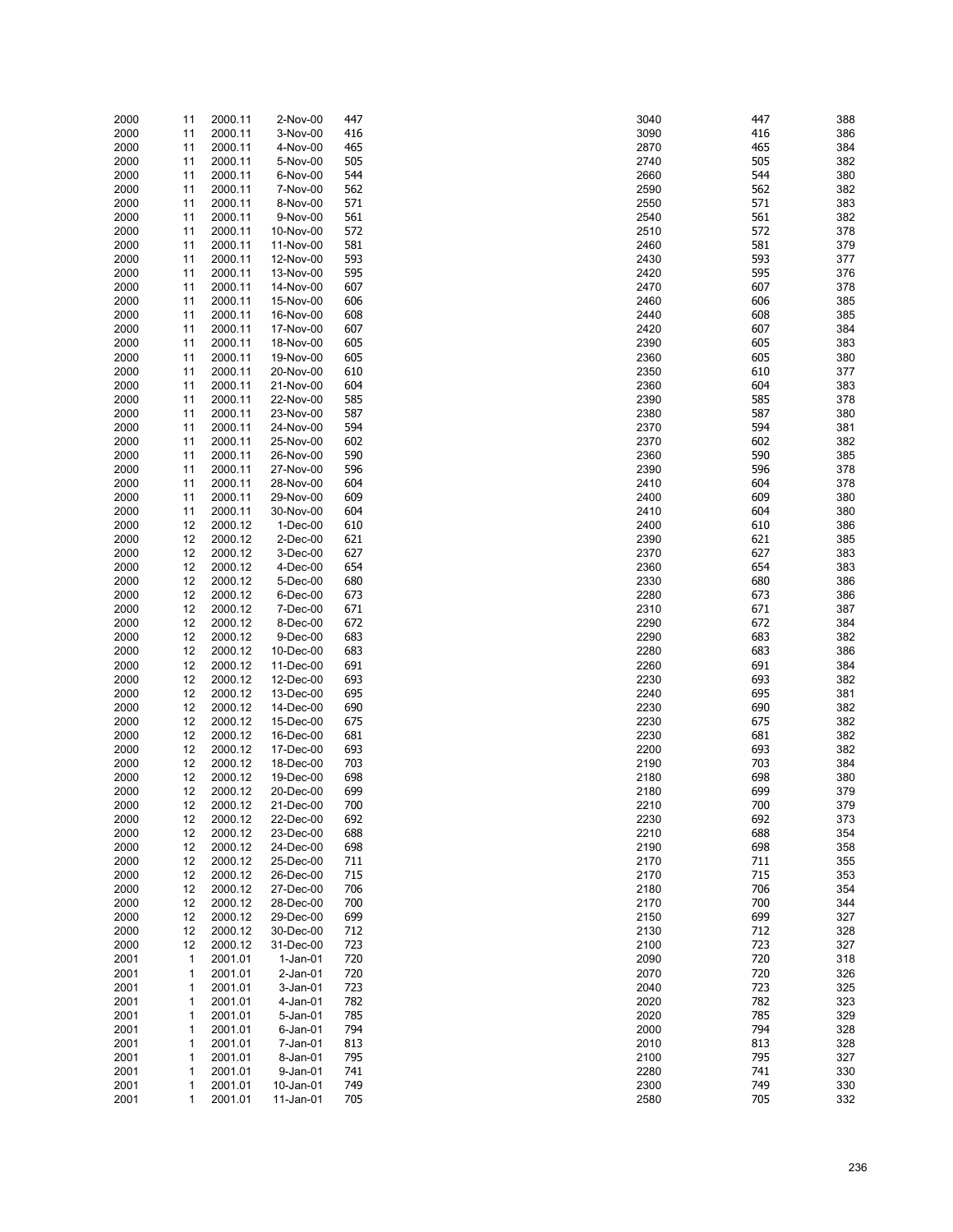| | | | | | | | |
|---|---|---|---|---|---|---|---|
| 2000 | 11 | 2000.11 | 2-Nov-00 | 447 | 3040 | 447 | 388 |
| 2000 | 11 | 2000.11 | 3-Nov-00 | 416 | 3090 | 416 | 386 |
| 2000 | 11 | 2000.11 | 4-Nov-00 | 465 | 2870 | 465 | 384 |
| 2000 | 11 | 2000.11 | 5-Nov-00 | 505 | 2740 | 505 | 382 |
| 2000 | 11 | 2000.11 | 6-Nov-00 | 544 | 2660 | 544 | 380 |
| 2000 | 11 | 2000.11 | 7-Nov-00 | 562 | 2590 | 562 | 382 |
| 2000 | 11 | 2000.11 | 8-Nov-00 | 571 | 2550 | 571 | 383 |
| 2000 | 11 | 2000.11 | 9-Nov-00 | 561 | 2540 | 561 | 382 |
| 2000 | 11 | 2000.11 | 10-Nov-00 | 572 | 2510 | 572 | 378 |
| 2000 | 11 | 2000.11 | 11-Nov-00 | 581 | 2460 | 581 | 379 |
| 2000 | 11 | 2000.11 | 12-Nov-00 | 593 | 2430 | 593 | 377 |
| 2000 | 11 | 2000.11 | 13-Nov-00 | 595 | 2420 | 595 | 376 |
| 2000 | 11 | 2000.11 | 14-Nov-00 | 607 | 2470 | 607 | 378 |
| 2000 | 11 | 2000.11 | 15-Nov-00 | 606 | 2460 | 606 | 385 |
| 2000 | 11 | 2000.11 | 16-Nov-00 | 608 | 2440 | 608 | 385 |
| 2000 | 11 | 2000.11 | 17-Nov-00 | 607 | 2420 | 607 | 384 |
| 2000 | 11 | 2000.11 | 18-Nov-00 | 605 | 2390 | 605 | 383 |
| 2000 | 11 | 2000.11 | 19-Nov-00 | 605 | 2360 | 605 | 380 |
| 2000 | 11 | 2000.11 | 20-Nov-00 | 610 | 2350 | 610 | 377 |
| 2000 | 11 | 2000.11 | 21-Nov-00 | 604 | 2360 | 604 | 383 |
| 2000 | 11 | 2000.11 | 22-Nov-00 | 585 | 2390 | 585 | 378 |
| 2000 | 11 | 2000.11 | 23-Nov-00 | 587 | 2380 | 587 | 380 |
| 2000 | 11 | 2000.11 | 24-Nov-00 | 594 | 2370 | 594 | 381 |
| 2000 | 11 | 2000.11 | 25-Nov-00 | 602 | 2370 | 602 | 382 |
| 2000 | 11 | 2000.11 | 26-Nov-00 | 590 | 2360 | 590 | 385 |
| 2000 | 11 | 2000.11 | 27-Nov-00 | 596 | 2390 | 596 | 378 |
| 2000 | 11 | 2000.11 | 28-Nov-00 | 604 | 2410 | 604 | 378 |
| 2000 | 11 | 2000.11 | 29-Nov-00 | 609 | 2400 | 609 | 380 |
| 2000 | 11 | 2000.11 | 30-Nov-00 | 604 | 2410 | 604 | 380 |
| 2000 | 12 | 2000.12 | 1-Dec-00 | 610 | 2400 | 610 | 386 |
| 2000 | 12 | 2000.12 | 2-Dec-00 | 621 | 2390 | 621 | 385 |
| 2000 | 12 | 2000.12 | 3-Dec-00 | 627 | 2370 | 627 | 383 |
| 2000 | 12 | 2000.12 | 4-Dec-00 | 654 | 2360 | 654 | 383 |
| 2000 | 12 | 2000.12 | 5-Dec-00 | 680 | 2330 | 680 | 386 |
| 2000 | 12 | 2000.12 | 6-Dec-00 | 673 | 2280 | 673 | 386 |
| 2000 | 12 | 2000.12 | 7-Dec-00 | 671 | 2310 | 671 | 387 |
| 2000 | 12 | 2000.12 | 8-Dec-00 | 672 | 2290 | 672 | 384 |
| 2000 | 12 | 2000.12 | 9-Dec-00 | 683 | 2290 | 683 | 382 |
| 2000 | 12 | 2000.12 | 10-Dec-00 | 683 | 2280 | 683 | 386 |
| 2000 | 12 | 2000.12 | 11-Dec-00 | 691 | 2260 | 691 | 384 |
| 2000 | 12 | 2000.12 | 12-Dec-00 | 693 | 2230 | 693 | 382 |
| 2000 | 12 | 2000.12 | 13-Dec-00 | 695 | 2240 | 695 | 381 |
| 2000 | 12 | 2000.12 | 14-Dec-00 | 690 | 2230 | 690 | 382 |
| 2000 | 12 | 2000.12 | 15-Dec-00 | 675 | 2230 | 675 | 382 |
| 2000 | 12 | 2000.12 | 16-Dec-00 | 681 | 2230 | 681 | 382 |
| 2000 | 12 | 2000.12 | 17-Dec-00 | 693 | 2200 | 693 | 382 |
| 2000 | 12 | 2000.12 | 18-Dec-00 | 703 | 2190 | 703 | 384 |
| 2000 | 12 | 2000.12 | 19-Dec-00 | 698 | 2180 | 698 | 380 |
| 2000 | 12 | 2000.12 | 20-Dec-00 | 699 | 2180 | 699 | 379 |
| 2000 | 12 | 2000.12 | 21-Dec-00 | 700 | 2210 | 700 | 379 |
| 2000 | 12 | 2000.12 | 22-Dec-00 | 692 | 2230 | 692 | 373 |
| 2000 | 12 | 2000.12 | 23-Dec-00 | 688 | 2210 | 688 | 354 |
| 2000 | 12 | 2000.12 | 24-Dec-00 | 698 | 2190 | 698 | 358 |
| 2000 | 12 | 2000.12 | 25-Dec-00 | 711 | 2170 | 711 | 355 |
| 2000 | 12 | 2000.12 | 26-Dec-00 | 715 | 2170 | 715 | 353 |
| 2000 | 12 | 2000.12 | 27-Dec-00 | 706 | 2180 | 706 | 354 |
| 2000 | 12 | 2000.12 | 28-Dec-00 | 700 | 2170 | 700 | 344 |
| 2000 | 12 | 2000.12 | 29-Dec-00 | 699 | 2150 | 699 | 327 |
| 2000 | 12 | 2000.12 | 30-Dec-00 | 712 | 2130 | 712 | 328 |
| 2000 | 12 | 2000.12 | 31-Dec-00 | 723 | 2100 | 723 | 327 |
| 2001 | 1 | 2001.01 | 1-Jan-01 | 720 | 2090 | 720 | 318 |
| 2001 | 1 | 2001.01 | 2-Jan-01 | 720 | 2070 | 720 | 326 |
| 2001 | 1 | 2001.01 | 3-Jan-01 | 723 | 2040 | 723 | 325 |
| 2001 | 1 | 2001.01 | 4-Jan-01 | 782 | 2020 | 782 | 323 |
| 2001 | 1 | 2001.01 | 5-Jan-01 | 785 | 2020 | 785 | 329 |
| 2001 | 1 | 2001.01 | 6-Jan-01 | 794 | 2000 | 794 | 328 |
| 2001 | 1 | 2001.01 | 7-Jan-01 | 813 | 2010 | 813 | 328 |
| 2001 | 1 | 2001.01 | 8-Jan-01 | 795 | 2100 | 795 | 327 |
| 2001 | 1 | 2001.01 | 9-Jan-01 | 741 | 2280 | 741 | 330 |
| 2001 | 1 | 2001.01 | 10-Jan-01 | 749 | 2300 | 749 | 330 |
| 2001 | 1 | 2001.01 | 11-Jan-01 | 705 | 2580 | 705 | 332 |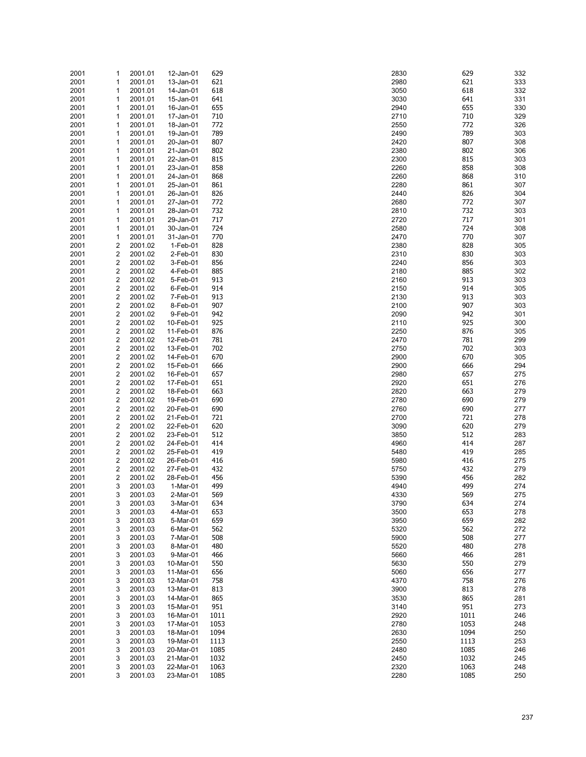| | | | | | | | |
|---|---|---|---|---|---|---|---|
| 2001 | 1 | 2001.01 | 12-Jan-01 | 629 | 2830 | 629 | 332 |
| 2001 | 1 | 2001.01 | 13-Jan-01 | 621 | 2980 | 621 | 333 |
| 2001 | 1 | 2001.01 | 14-Jan-01 | 618 | 3050 | 618 | 332 |
| 2001 | 1 | 2001.01 | 15-Jan-01 | 641 | 3030 | 641 | 331 |
| 2001 | 1 | 2001.01 | 16-Jan-01 | 655 | 2940 | 655 | 330 |
| 2001 | 1 | 2001.01 | 17-Jan-01 | 710 | 2710 | 710 | 329 |
| 2001 | 1 | 2001.01 | 18-Jan-01 | 772 | 2550 | 772 | 326 |
| 2001 | 1 | 2001.01 | 19-Jan-01 | 789 | 2490 | 789 | 303 |
| 2001 | 1 | 2001.01 | 20-Jan-01 | 807 | 2420 | 807 | 308 |
| 2001 | 1 | 2001.01 | 21-Jan-01 | 802 | 2380 | 802 | 306 |
| 2001 | 1 | 2001.01 | 22-Jan-01 | 815 | 2300 | 815 | 303 |
| 2001 | 1 | 2001.01 | 23-Jan-01 | 858 | 2260 | 858 | 308 |
| 2001 | 1 | 2001.01 | 24-Jan-01 | 868 | 2260 | 868 | 310 |
| 2001 | 1 | 2001.01 | 25-Jan-01 | 861 | 2280 | 861 | 307 |
| 2001 | 1 | 2001.01 | 26-Jan-01 | 826 | 2440 | 826 | 304 |
| 2001 | 1 | 2001.01 | 27-Jan-01 | 772 | 2680 | 772 | 307 |
| 2001 | 1 | 2001.01 | 28-Jan-01 | 732 | 2810 | 732 | 303 |
| 2001 | 1 | 2001.01 | 29-Jan-01 | 717 | 2720 | 717 | 301 |
| 2001 | 1 | 2001.01 | 30-Jan-01 | 724 | 2580 | 724 | 308 |
| 2001 | 1 | 2001.01 | 31-Jan-01 | 770 | 2470 | 770 | 307 |
| 2001 | 2 | 2001.02 | 1-Feb-01 | 828 | 2380 | 828 | 305 |
| 2001 | 2 | 2001.02 | 2-Feb-01 | 830 | 2310 | 830 | 303 |
| 2001 | 2 | 2001.02 | 3-Feb-01 | 856 | 2240 | 856 | 303 |
| 2001 | 2 | 2001.02 | 4-Feb-01 | 885 | 2180 | 885 | 302 |
| 2001 | 2 | 2001.02 | 5-Feb-01 | 913 | 2160 | 913 | 303 |
| 2001 | 2 | 2001.02 | 6-Feb-01 | 914 | 2150 | 914 | 305 |
| 2001 | 2 | 2001.02 | 7-Feb-01 | 913 | 2130 | 913 | 303 |
| 2001 | 2 | 2001.02 | 8-Feb-01 | 907 | 2100 | 907 | 303 |
| 2001 | 2 | 2001.02 | 9-Feb-01 | 942 | 2090 | 942 | 301 |
| 2001 | 2 | 2001.02 | 10-Feb-01 | 925 | 2110 | 925 | 300 |
| 2001 | 2 | 2001.02 | 11-Feb-01 | 876 | 2250 | 876 | 305 |
| 2001 | 2 | 2001.02 | 12-Feb-01 | 781 | 2470 | 781 | 299 |
| 2001 | 2 | 2001.02 | 13-Feb-01 | 702 | 2750 | 702 | 303 |
| 2001 | 2 | 2001.02 | 14-Feb-01 | 670 | 2900 | 670 | 305 |
| 2001 | 2 | 2001.02 | 15-Feb-01 | 666 | 2900 | 666 | 294 |
| 2001 | 2 | 2001.02 | 16-Feb-01 | 657 | 2980 | 657 | 275 |
| 2001 | 2 | 2001.02 | 17-Feb-01 | 651 | 2920 | 651 | 276 |
| 2001 | 2 | 2001.02 | 18-Feb-01 | 663 | 2820 | 663 | 279 |
| 2001 | 2 | 2001.02 | 19-Feb-01 | 690 | 2780 | 690 | 279 |
| 2001 | 2 | 2001.02 | 20-Feb-01 | 690 | 2760 | 690 | 277 |
| 2001 | 2 | 2001.02 | 21-Feb-01 | 721 | 2700 | 721 | 278 |
| 2001 | 2 | 2001.02 | 22-Feb-01 | 620 | 3090 | 620 | 279 |
| 2001 | 2 | 2001.02 | 23-Feb-01 | 512 | 3850 | 512 | 283 |
| 2001 | 2 | 2001.02 | 24-Feb-01 | 414 | 4960 | 414 | 287 |
| 2001 | 2 | 2001.02 | 25-Feb-01 | 419 | 5480 | 419 | 285 |
| 2001 | 2 | 2001.02 | 26-Feb-01 | 416 | 5980 | 416 | 275 |
| 2001 | 2 | 2001.02 | 27-Feb-01 | 432 | 5750 | 432 | 279 |
| 2001 | 2 | 2001.02 | 28-Feb-01 | 456 | 5390 | 456 | 282 |
| 2001 | 3 | 2001.03 | 1-Mar-01 | 499 | 4940 | 499 | 274 |
| 2001 | 3 | 2001.03 | 2-Mar-01 | 569 | 4330 | 569 | 275 |
| 2001 | 3 | 2001.03 | 3-Mar-01 | 634 | 3790 | 634 | 274 |
| 2001 | 3 | 2001.03 | 4-Mar-01 | 653 | 3500 | 653 | 278 |
| 2001 | 3 | 2001.03 | 5-Mar-01 | 659 | 3950 | 659 | 282 |
| 2001 | 3 | 2001.03 | 6-Mar-01 | 562 | 5320 | 562 | 272 |
| 2001 | 3 | 2001.03 | 7-Mar-01 | 508 | 5900 | 508 | 277 |
| 2001 | 3 | 2001.03 | 8-Mar-01 | 480 | 5520 | 480 | 278 |
| 2001 | 3 | 2001.03 | 9-Mar-01 | 466 | 5660 | 466 | 281 |
| 2001 | 3 | 2001.03 | 10-Mar-01 | 550 | 5630 | 550 | 279 |
| 2001 | 3 | 2001.03 | 11-Mar-01 | 656 | 5060 | 656 | 277 |
| 2001 | 3 | 2001.03 | 12-Mar-01 | 758 | 4370 | 758 | 276 |
| 2001 | 3 | 2001.03 | 13-Mar-01 | 813 | 3900 | 813 | 278 |
| 2001 | 3 | 2001.03 | 14-Mar-01 | 865 | 3530 | 865 | 281 |
| 2001 | 3 | 2001.03 | 15-Mar-01 | 951 | 3140 | 951 | 273 |
| 2001 | 3 | 2001.03 | 16-Mar-01 | 1011 | 2920 | 1011 | 246 |
| 2001 | 3 | 2001.03 | 17-Mar-01 | 1053 | 2780 | 1053 | 248 |
| 2001 | 3 | 2001.03 | 18-Mar-01 | 1094 | 2630 | 1094 | 250 |
| 2001 | 3 | 2001.03 | 19-Mar-01 | 1113 | 2550 | 1113 | 253 |
| 2001 | 3 | 2001.03 | 20-Mar-01 | 1085 | 2480 | 1085 | 246 |
| 2001 | 3 | 2001.03 | 21-Mar-01 | 1032 | 2450 | 1032 | 245 |
| 2001 | 3 | 2001.03 | 22-Mar-01 | 1063 | 2320 | 1063 | 248 |
| 2001 | 3 | 2001.03 | 23-Mar-01 | 1085 | 2280 | 1085 | 250 |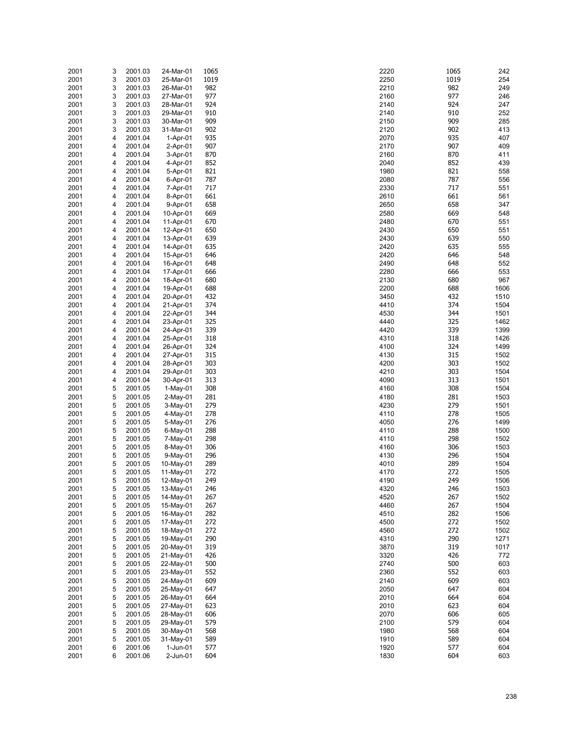| | | | | | | | |
|---|---|---|---|---|---|---|---|
| 2001 | 3 | 2001.03 | 24-Mar-01 | 1065 | 2220 | 1065 | 242 |
| 2001 | 3 | 2001.03 | 25-Mar-01 | 1019 | 2250 | 1019 | 254 |
| 2001 | 3 | 2001.03 | 26-Mar-01 | 982 | 2210 | 982 | 249 |
| 2001 | 3 | 2001.03 | 27-Mar-01 | 977 | 2160 | 977 | 246 |
| 2001 | 3 | 2001.03 | 28-Mar-01 | 924 | 2140 | 924 | 247 |
| 2001 | 3 | 2001.03 | 29-Mar-01 | 910 | 2140 | 910 | 252 |
| 2001 | 3 | 2001.03 | 30-Mar-01 | 909 | 2150 | 909 | 285 |
| 2001 | 3 | 2001.03 | 31-Mar-01 | 902 | 2120 | 902 | 413 |
| 2001 | 4 | 2001.04 | 1-Apr-01 | 935 | 2070 | 935 | 407 |
| 2001 | 4 | 2001.04 | 2-Apr-01 | 907 | 2170 | 907 | 409 |
| 2001 | 4 | 2001.04 | 3-Apr-01 | 870 | 2160 | 870 | 411 |
| 2001 | 4 | 2001.04 | 4-Apr-01 | 852 | 2040 | 852 | 439 |
| 2001 | 4 | 2001.04 | 5-Apr-01 | 821 | 1980 | 821 | 558 |
| 2001 | 4 | 2001.04 | 6-Apr-01 | 787 | 2080 | 787 | 556 |
| 2001 | 4 | 2001.04 | 7-Apr-01 | 717 | 2330 | 717 | 551 |
| 2001 | 4 | 2001.04 | 8-Apr-01 | 661 | 2610 | 661 | 561 |
| 2001 | 4 | 2001.04 | 9-Apr-01 | 658 | 2650 | 658 | 347 |
| 2001 | 4 | 2001.04 | 10-Apr-01 | 669 | 2580 | 669 | 548 |
| 2001 | 4 | 2001.04 | 11-Apr-01 | 670 | 2480 | 670 | 551 |
| 2001 | 4 | 2001.04 | 12-Apr-01 | 650 | 2430 | 650 | 551 |
| 2001 | 4 | 2001.04 | 13-Apr-01 | 639 | 2430 | 639 | 550 |
| 2001 | 4 | 2001.04 | 14-Apr-01 | 635 | 2420 | 635 | 555 |
| 2001 | 4 | 2001.04 | 15-Apr-01 | 646 | 2420 | 646 | 548 |
| 2001 | 4 | 2001.04 | 16-Apr-01 | 648 | 2490 | 648 | 552 |
| 2001 | 4 | 2001.04 | 17-Apr-01 | 666 | 2280 | 666 | 553 |
| 2001 | 4 | 2001.04 | 18-Apr-01 | 680 | 2130 | 680 | 967 |
| 2001 | 4 | 2001.04 | 19-Apr-01 | 688 | 2200 | 688 | 1606 |
| 2001 | 4 | 2001.04 | 20-Apr-01 | 432 | 3450 | 432 | 1510 |
| 2001 | 4 | 2001.04 | 21-Apr-01 | 374 | 4410 | 374 | 1504 |
| 2001 | 4 | 2001.04 | 22-Apr-01 | 344 | 4530 | 344 | 1501 |
| 2001 | 4 | 2001.04 | 23-Apr-01 | 325 | 4440 | 325 | 1462 |
| 2001 | 4 | 2001.04 | 24-Apr-01 | 339 | 4420 | 339 | 1399 |
| 2001 | 4 | 2001.04 | 25-Apr-01 | 318 | 4310 | 318 | 1426 |
| 2001 | 4 | 2001.04 | 26-Apr-01 | 324 | 4100 | 324 | 1499 |
| 2001 | 4 | 2001.04 | 27-Apr-01 | 315 | 4130 | 315 | 1502 |
| 2001 | 4 | 2001.04 | 28-Apr-01 | 303 | 4200 | 303 | 1502 |
| 2001 | 4 | 2001.04 | 29-Apr-01 | 303 | 4210 | 303 | 1504 |
| 2001 | 4 | 2001.04 | 30-Apr-01 | 313 | 4090 | 313 | 1501 |
| 2001 | 5 | 2001.05 | 1-May-01 | 308 | 4160 | 308 | 1504 |
| 2001 | 5 | 2001.05 | 2-May-01 | 281 | 4180 | 281 | 1503 |
| 2001 | 5 | 2001.05 | 3-May-01 | 279 | 4230 | 279 | 1501 |
| 2001 | 5 | 2001.05 | 4-May-01 | 278 | 4110 | 278 | 1505 |
| 2001 | 5 | 2001.05 | 5-May-01 | 276 | 4050 | 276 | 1499 |
| 2001 | 5 | 2001.05 | 6-May-01 | 288 | 4110 | 288 | 1500 |
| 2001 | 5 | 2001.05 | 7-May-01 | 298 | 4110 | 298 | 1502 |
| 2001 | 5 | 2001.05 | 8-May-01 | 306 | 4160 | 306 | 1503 |
| 2001 | 5 | 2001.05 | 9-May-01 | 296 | 4130 | 296 | 1504 |
| 2001 | 5 | 2001.05 | 10-May-01 | 289 | 4010 | 289 | 1504 |
| 2001 | 5 | 2001.05 | 11-May-01 | 272 | 4170 | 272 | 1505 |
| 2001 | 5 | 2001.05 | 12-May-01 | 249 | 4190 | 249 | 1506 |
| 2001 | 5 | 2001.05 | 13-May-01 | 246 | 4320 | 246 | 1503 |
| 2001 | 5 | 2001.05 | 14-May-01 | 267 | 4520 | 267 | 1502 |
| 2001 | 5 | 2001.05 | 15-May-01 | 267 | 4460 | 267 | 1504 |
| 2001 | 5 | 2001.05 | 16-May-01 | 282 | 4510 | 282 | 1506 |
| 2001 | 5 | 2001.05 | 17-May-01 | 272 | 4500 | 272 | 1502 |
| 2001 | 5 | 2001.05 | 18-May-01 | 272 | 4560 | 272 | 1502 |
| 2001 | 5 | 2001.05 | 19-May-01 | 290 | 4310 | 290 | 1271 |
| 2001 | 5 | 2001.05 | 20-May-01 | 319 | 3870 | 319 | 1017 |
| 2001 | 5 | 2001.05 | 21-May-01 | 426 | 3320 | 426 | 772 |
| 2001 | 5 | 2001.05 | 22-May-01 | 500 | 2740 | 500 | 603 |
| 2001 | 5 | 2001.05 | 23-May-01 | 552 | 2360 | 552 | 603 |
| 2001 | 5 | 2001.05 | 24-May-01 | 609 | 2140 | 609 | 603 |
| 2001 | 5 | 2001.05 | 25-May-01 | 647 | 2050 | 647 | 604 |
| 2001 | 5 | 2001.05 | 26-May-01 | 664 | 2010 | 664 | 604 |
| 2001 | 5 | 2001.05 | 27-May-01 | 623 | 2010 | 623 | 604 |
| 2001 | 5 | 2001.05 | 28-May-01 | 606 | 2070 | 606 | 605 |
| 2001 | 5 | 2001.05 | 29-May-01 | 579 | 2100 | 579 | 604 |
| 2001 | 5 | 2001.05 | 30-May-01 | 568 | 1980 | 568 | 604 |
| 2001 | 5 | 2001.05 | 31-May-01 | 589 | 1910 | 589 | 604 |
| 2001 | 6 | 2001.06 | 1-Jun-01 | 577 | 1920 | 577 | 604 |
| 2001 | 6 | 2001.06 | 2-Jun-01 | 604 | 1830 | 604 | 603 |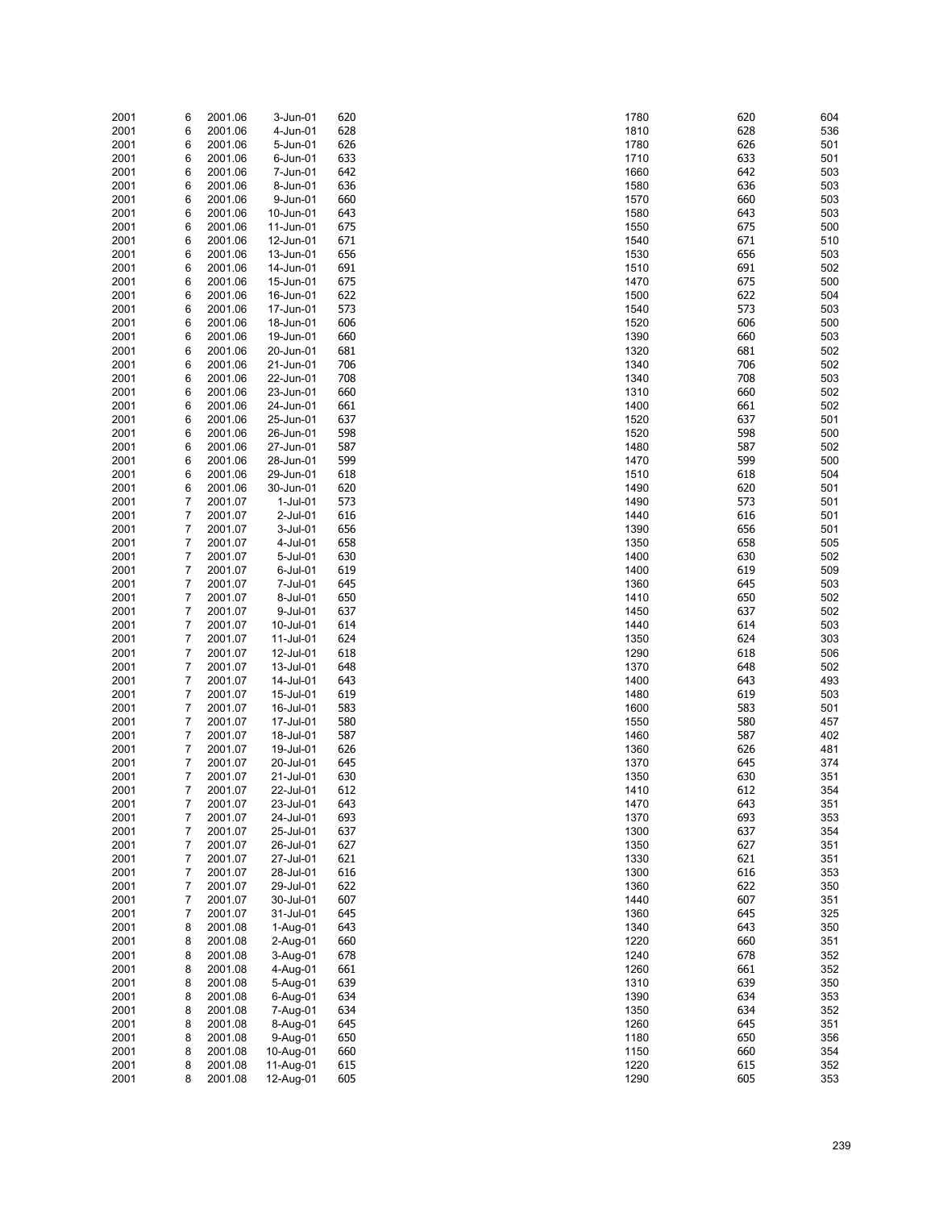| | | | | | | | |
|---|---|---|---|---|---|---|---|
| 2001 | 6 | 2001.06 | 3-Jun-01 | 620 | 1780 | 620 | 604 |
| 2001 | 6 | 2001.06 | 4-Jun-01 | 628 | 1810 | 628 | 536 |
| 2001 | 6 | 2001.06 | 5-Jun-01 | 626 | 1780 | 626 | 501 |
| 2001 | 6 | 2001.06 | 6-Jun-01 | 633 | 1710 | 633 | 501 |
| 2001 | 6 | 2001.06 | 7-Jun-01 | 642 | 1660 | 642 | 503 |
| 2001 | 6 | 2001.06 | 8-Jun-01 | 636 | 1580 | 636 | 503 |
| 2001 | 6 | 2001.06 | 9-Jun-01 | 660 | 1570 | 660 | 503 |
| 2001 | 6 | 2001.06 | 10-Jun-01 | 643 | 1580 | 643 | 503 |
| 2001 | 6 | 2001.06 | 11-Jun-01 | 675 | 1550 | 675 | 500 |
| 2001 | 6 | 2001.06 | 12-Jun-01 | 671 | 1540 | 671 | 510 |
| 2001 | 6 | 2001.06 | 13-Jun-01 | 656 | 1530 | 656 | 503 |
| 2001 | 6 | 2001.06 | 14-Jun-01 | 691 | 1510 | 691 | 502 |
| 2001 | 6 | 2001.06 | 15-Jun-01 | 675 | 1470 | 675 | 500 |
| 2001 | 6 | 2001.06 | 16-Jun-01 | 622 | 1500 | 622 | 504 |
| 2001 | 6 | 2001.06 | 17-Jun-01 | 573 | 1540 | 573 | 503 |
| 2001 | 6 | 2001.06 | 18-Jun-01 | 606 | 1520 | 606 | 500 |
| 2001 | 6 | 2001.06 | 19-Jun-01 | 660 | 1390 | 660 | 503 |
| 2001 | 6 | 2001.06 | 20-Jun-01 | 681 | 1320 | 681 | 502 |
| 2001 | 6 | 2001.06 | 21-Jun-01 | 706 | 1340 | 706 | 502 |
| 2001 | 6 | 2001.06 | 22-Jun-01 | 708 | 1340 | 708 | 503 |
| 2001 | 6 | 2001.06 | 23-Jun-01 | 660 | 1310 | 660 | 502 |
| 2001 | 6 | 2001.06 | 24-Jun-01 | 661 | 1400 | 661 | 502 |
| 2001 | 6 | 2001.06 | 25-Jun-01 | 637 | 1520 | 637 | 501 |
| 2001 | 6 | 2001.06 | 26-Jun-01 | 598 | 1520 | 598 | 500 |
| 2001 | 6 | 2001.06 | 27-Jun-01 | 587 | 1480 | 587 | 502 |
| 2001 | 6 | 2001.06 | 28-Jun-01 | 599 | 1470 | 599 | 500 |
| 2001 | 6 | 2001.06 | 29-Jun-01 | 618 | 1510 | 618 | 504 |
| 2001 | 6 | 2001.06 | 30-Jun-01 | 620 | 1490 | 620 | 501 |
| 2001 | 7 | 2001.07 | 1-Jul-01 | 573 | 1490 | 573 | 501 |
| 2001 | 7 | 2001.07 | 2-Jul-01 | 616 | 1440 | 616 | 501 |
| 2001 | 7 | 2001.07 | 3-Jul-01 | 656 | 1390 | 656 | 501 |
| 2001 | 7 | 2001.07 | 4-Jul-01 | 658 | 1350 | 658 | 505 |
| 2001 | 7 | 2001.07 | 5-Jul-01 | 630 | 1400 | 630 | 502 |
| 2001 | 7 | 2001.07 | 6-Jul-01 | 619 | 1400 | 619 | 509 |
| 2001 | 7 | 2001.07 | 7-Jul-01 | 645 | 1360 | 645 | 503 |
| 2001 | 7 | 2001.07 | 8-Jul-01 | 650 | 1410 | 650 | 502 |
| 2001 | 7 | 2001.07 | 9-Jul-01 | 637 | 1450 | 637 | 502 |
| 2001 | 7 | 2001.07 | 10-Jul-01 | 614 | 1440 | 614 | 503 |
| 2001 | 7 | 2001.07 | 11-Jul-01 | 624 | 1350 | 624 | 303 |
| 2001 | 7 | 2001.07 | 12-Jul-01 | 618 | 1290 | 618 | 506 |
| 2001 | 7 | 2001.07 | 13-Jul-01 | 648 | 1370 | 648 | 502 |
| 2001 | 7 | 2001.07 | 14-Jul-01 | 643 | 1400 | 643 | 493 |
| 2001 | 7 | 2001.07 | 15-Jul-01 | 619 | 1480 | 619 | 503 |
| 2001 | 7 | 2001.07 | 16-Jul-01 | 583 | 1600 | 583 | 501 |
| 2001 | 7 | 2001.07 | 17-Jul-01 | 580 | 1550 | 580 | 457 |
| 2001 | 7 | 2001.07 | 18-Jul-01 | 587 | 1460 | 587 | 402 |
| 2001 | 7 | 2001.07 | 19-Jul-01 | 626 | 1360 | 626 | 481 |
| 2001 | 7 | 2001.07 | 20-Jul-01 | 645 | 1370 | 645 | 374 |
| 2001 | 7 | 2001.07 | 21-Jul-01 | 630 | 1350 | 630 | 351 |
| 2001 | 7 | 2001.07 | 22-Jul-01 | 612 | 1410 | 612 | 354 |
| 2001 | 7 | 2001.07 | 23-Jul-01 | 643 | 1470 | 643 | 351 |
| 2001 | 7 | 2001.07 | 24-Jul-01 | 693 | 1370 | 693 | 353 |
| 2001 | 7 | 2001.07 | 25-Jul-01 | 637 | 1300 | 637 | 354 |
| 2001 | 7 | 2001.07 | 26-Jul-01 | 627 | 1350 | 627 | 351 |
| 2001 | 7 | 2001.07 | 27-Jul-01 | 621 | 1330 | 621 | 351 |
| 2001 | 7 | 2001.07 | 28-Jul-01 | 616 | 1300 | 616 | 353 |
| 2001 | 7 | 2001.07 | 29-Jul-01 | 622 | 1360 | 622 | 350 |
| 2001 | 7 | 2001.07 | 30-Jul-01 | 607 | 1440 | 607 | 351 |
| 2001 | 7 | 2001.07 | 31-Jul-01 | 645 | 1360 | 645 | 325 |
| 2001 | 8 | 2001.08 | 1-Aug-01 | 643 | 1340 | 643 | 350 |
| 2001 | 8 | 2001.08 | 2-Aug-01 | 660 | 1220 | 660 | 351 |
| 2001 | 8 | 2001.08 | 3-Aug-01 | 678 | 1240 | 678 | 352 |
| 2001 | 8 | 2001.08 | 4-Aug-01 | 661 | 1260 | 661 | 352 |
| 2001 | 8 | 2001.08 | 5-Aug-01 | 639 | 1310 | 639 | 350 |
| 2001 | 8 | 2001.08 | 6-Aug-01 | 634 | 1390 | 634 | 353 |
| 2001 | 8 | 2001.08 | 7-Aug-01 | 634 | 1350 | 634 | 352 |
| 2001 | 8 | 2001.08 | 8-Aug-01 | 645 | 1260 | 645 | 351 |
| 2001 | 8 | 2001.08 | 9-Aug-01 | 650 | 1180 | 650 | 356 |
| 2001 | 8 | 2001.08 | 10-Aug-01 | 660 | 1150 | 660 | 354 |
| 2001 | 8 | 2001.08 | 11-Aug-01 | 615 | 1220 | 615 | 352 |
| 2001 | 8 | 2001.08 | 12-Aug-01 | 605 | 1290 | 605 | 353 |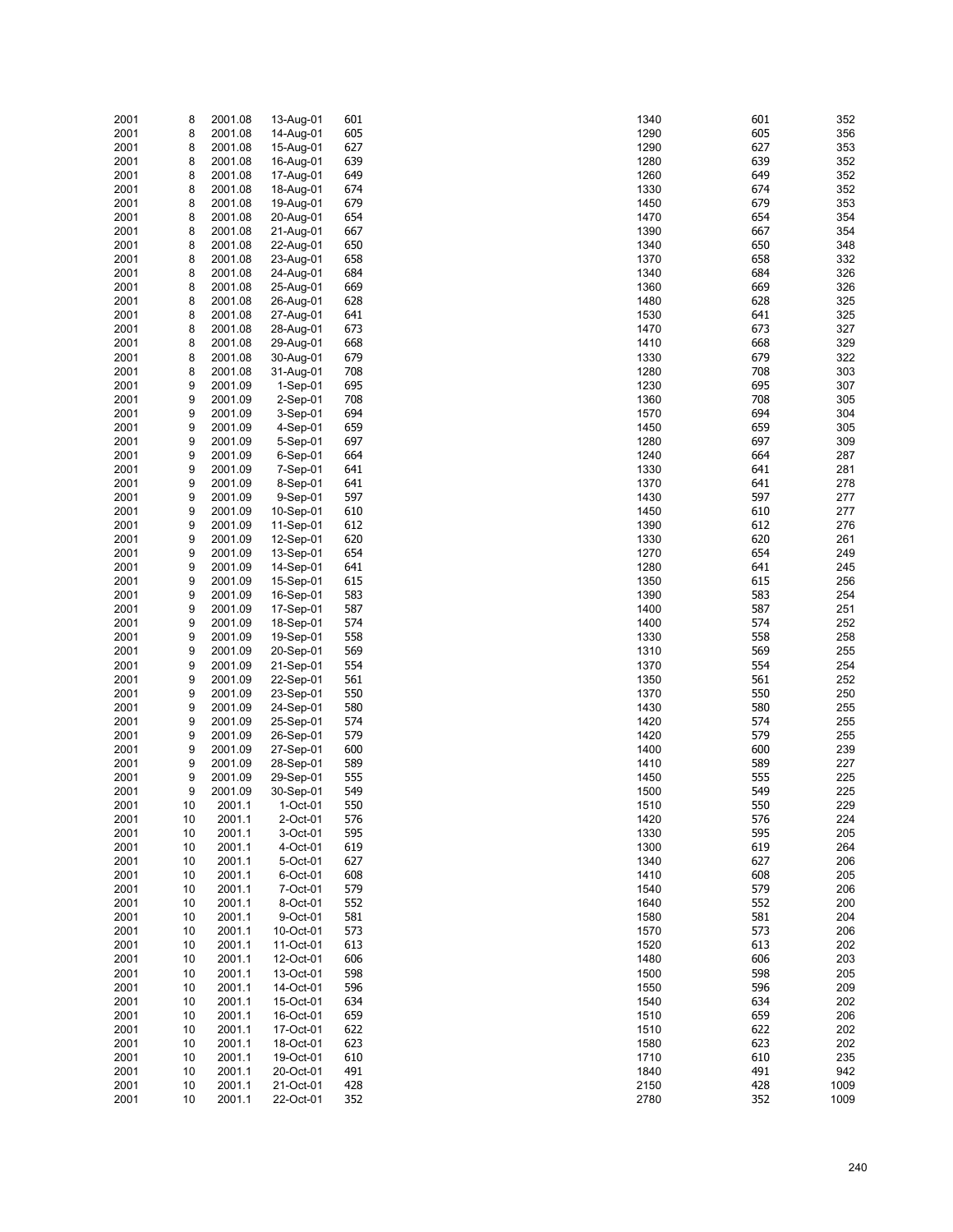| | | | | | | | |
|---|---|---|---|---|---|---|---|
| 2001 | 8 | 2001.08 | 13-Aug-01 | 601 | 1340 | 601 | 352 |
| 2001 | 8 | 2001.08 | 14-Aug-01 | 605 | 1290 | 605 | 356 |
| 2001 | 8 | 2001.08 | 15-Aug-01 | 627 | 1290 | 627 | 353 |
| 2001 | 8 | 2001.08 | 16-Aug-01 | 639 | 1280 | 639 | 352 |
| 2001 | 8 | 2001.08 | 17-Aug-01 | 649 | 1260 | 649 | 352 |
| 2001 | 8 | 2001.08 | 18-Aug-01 | 674 | 1330 | 674 | 352 |
| 2001 | 8 | 2001.08 | 19-Aug-01 | 679 | 1450 | 679 | 353 |
| 2001 | 8 | 2001.08 | 20-Aug-01 | 654 | 1470 | 654 | 354 |
| 2001 | 8 | 2001.08 | 21-Aug-01 | 667 | 1390 | 667 | 354 |
| 2001 | 8 | 2001.08 | 22-Aug-01 | 650 | 1340 | 650 | 348 |
| 2001 | 8 | 2001.08 | 23-Aug-01 | 658 | 1370 | 658 | 332 |
| 2001 | 8 | 2001.08 | 24-Aug-01 | 684 | 1340 | 684 | 326 |
| 2001 | 8 | 2001.08 | 25-Aug-01 | 669 | 1360 | 669 | 326 |
| 2001 | 8 | 2001.08 | 26-Aug-01 | 628 | 1480 | 628 | 325 |
| 2001 | 8 | 2001.08 | 27-Aug-01 | 641 | 1530 | 641 | 325 |
| 2001 | 8 | 2001.08 | 28-Aug-01 | 673 | 1470 | 673 | 327 |
| 2001 | 8 | 2001.08 | 29-Aug-01 | 668 | 1410 | 668 | 329 |
| 2001 | 8 | 2001.08 | 30-Aug-01 | 679 | 1330 | 679 | 322 |
| 2001 | 8 | 2001.08 | 31-Aug-01 | 708 | 1280 | 708 | 303 |
| 2001 | 9 | 2001.09 | 1-Sep-01 | 695 | 1230 | 695 | 307 |
| 2001 | 9 | 2001.09 | 2-Sep-01 | 708 | 1360 | 708 | 305 |
| 2001 | 9 | 2001.09 | 3-Sep-01 | 694 | 1570 | 694 | 304 |
| 2001 | 9 | 2001.09 | 4-Sep-01 | 659 | 1450 | 659 | 305 |
| 2001 | 9 | 2001.09 | 5-Sep-01 | 697 | 1280 | 697 | 309 |
| 2001 | 9 | 2001.09 | 6-Sep-01 | 664 | 1240 | 664 | 287 |
| 2001 | 9 | 2001.09 | 7-Sep-01 | 641 | 1330 | 641 | 281 |
| 2001 | 9 | 2001.09 | 8-Sep-01 | 641 | 1370 | 641 | 278 |
| 2001 | 9 | 2001.09 | 9-Sep-01 | 597 | 1430 | 597 | 277 |
| 2001 | 9 | 2001.09 | 10-Sep-01 | 610 | 1450 | 610 | 277 |
| 2001 | 9 | 2001.09 | 11-Sep-01 | 612 | 1390 | 612 | 276 |
| 2001 | 9 | 2001.09 | 12-Sep-01 | 620 | 1330 | 620 | 261 |
| 2001 | 9 | 2001.09 | 13-Sep-01 | 654 | 1270 | 654 | 249 |
| 2001 | 9 | 2001.09 | 14-Sep-01 | 641 | 1280 | 641 | 245 |
| 2001 | 9 | 2001.09 | 15-Sep-01 | 615 | 1350 | 615 | 256 |
| 2001 | 9 | 2001.09 | 16-Sep-01 | 583 | 1390 | 583 | 254 |
| 2001 | 9 | 2001.09 | 17-Sep-01 | 587 | 1400 | 587 | 251 |
| 2001 | 9 | 2001.09 | 18-Sep-01 | 574 | 1400 | 574 | 252 |
| 2001 | 9 | 2001.09 | 19-Sep-01 | 558 | 1330 | 558 | 258 |
| 2001 | 9 | 2001.09 | 20-Sep-01 | 569 | 1310 | 569 | 255 |
| 2001 | 9 | 2001.09 | 21-Sep-01 | 554 | 1370 | 554 | 254 |
| 2001 | 9 | 2001.09 | 22-Sep-01 | 561 | 1350 | 561 | 252 |
| 2001 | 9 | 2001.09 | 23-Sep-01 | 550 | 1370 | 550 | 250 |
| 2001 | 9 | 2001.09 | 24-Sep-01 | 580 | 1430 | 580 | 255 |
| 2001 | 9 | 2001.09 | 25-Sep-01 | 574 | 1420 | 574 | 255 |
| 2001 | 9 | 2001.09 | 26-Sep-01 | 579 | 1420 | 579 | 255 |
| 2001 | 9 | 2001.09 | 27-Sep-01 | 600 | 1400 | 600 | 239 |
| 2001 | 9 | 2001.09 | 28-Sep-01 | 589 | 1410 | 589 | 227 |
| 2001 | 9 | 2001.09 | 29-Sep-01 | 555 | 1450 | 555 | 225 |
| 2001 | 9 | 2001.09 | 30-Sep-01 | 549 | 1500 | 549 | 225 |
| 2001 | 10 | 2001.1 | 1-Oct-01 | 550 | 1510 | 550 | 229 |
| 2001 | 10 | 2001.1 | 2-Oct-01 | 576 | 1420 | 576 | 224 |
| 2001 | 10 | 2001.1 | 3-Oct-01 | 595 | 1330 | 595 | 205 |
| 2001 | 10 | 2001.1 | 4-Oct-01 | 619 | 1300 | 619 | 264 |
| 2001 | 10 | 2001.1 | 5-Oct-01 | 627 | 1340 | 627 | 206 |
| 2001 | 10 | 2001.1 | 6-Oct-01 | 608 | 1410 | 608 | 205 |
| 2001 | 10 | 2001.1 | 7-Oct-01 | 579 | 1540 | 579 | 206 |
| 2001 | 10 | 2001.1 | 8-Oct-01 | 552 | 1640 | 552 | 200 |
| 2001 | 10 | 2001.1 | 9-Oct-01 | 581 | 1580 | 581 | 204 |
| 2001 | 10 | 2001.1 | 10-Oct-01 | 573 | 1570 | 573 | 206 |
| 2001 | 10 | 2001.1 | 11-Oct-01 | 613 | 1520 | 613 | 202 |
| 2001 | 10 | 2001.1 | 12-Oct-01 | 606 | 1480 | 606 | 203 |
| 2001 | 10 | 2001.1 | 13-Oct-01 | 598 | 1500 | 598 | 205 |
| 2001 | 10 | 2001.1 | 14-Oct-01 | 596 | 1550 | 596 | 209 |
| 2001 | 10 | 2001.1 | 15-Oct-01 | 634 | 1540 | 634 | 202 |
| 2001 | 10 | 2001.1 | 16-Oct-01 | 659 | 1510 | 659 | 206 |
| 2001 | 10 | 2001.1 | 17-Oct-01 | 622 | 1510 | 622 | 202 |
| 2001 | 10 | 2001.1 | 18-Oct-01 | 623 | 1580 | 623 | 202 |
| 2001 | 10 | 2001.1 | 19-Oct-01 | 610 | 1710 | 610 | 235 |
| 2001 | 10 | 2001.1 | 20-Oct-01 | 491 | 1840 | 491 | 942 |
| 2001 | 10 | 2001.1 | 21-Oct-01 | 428 | 2150 | 428 | 1009 |
| 2001 | 10 | 2001.1 | 22-Oct-01 | 352 | 2780 | 352 | 1009 |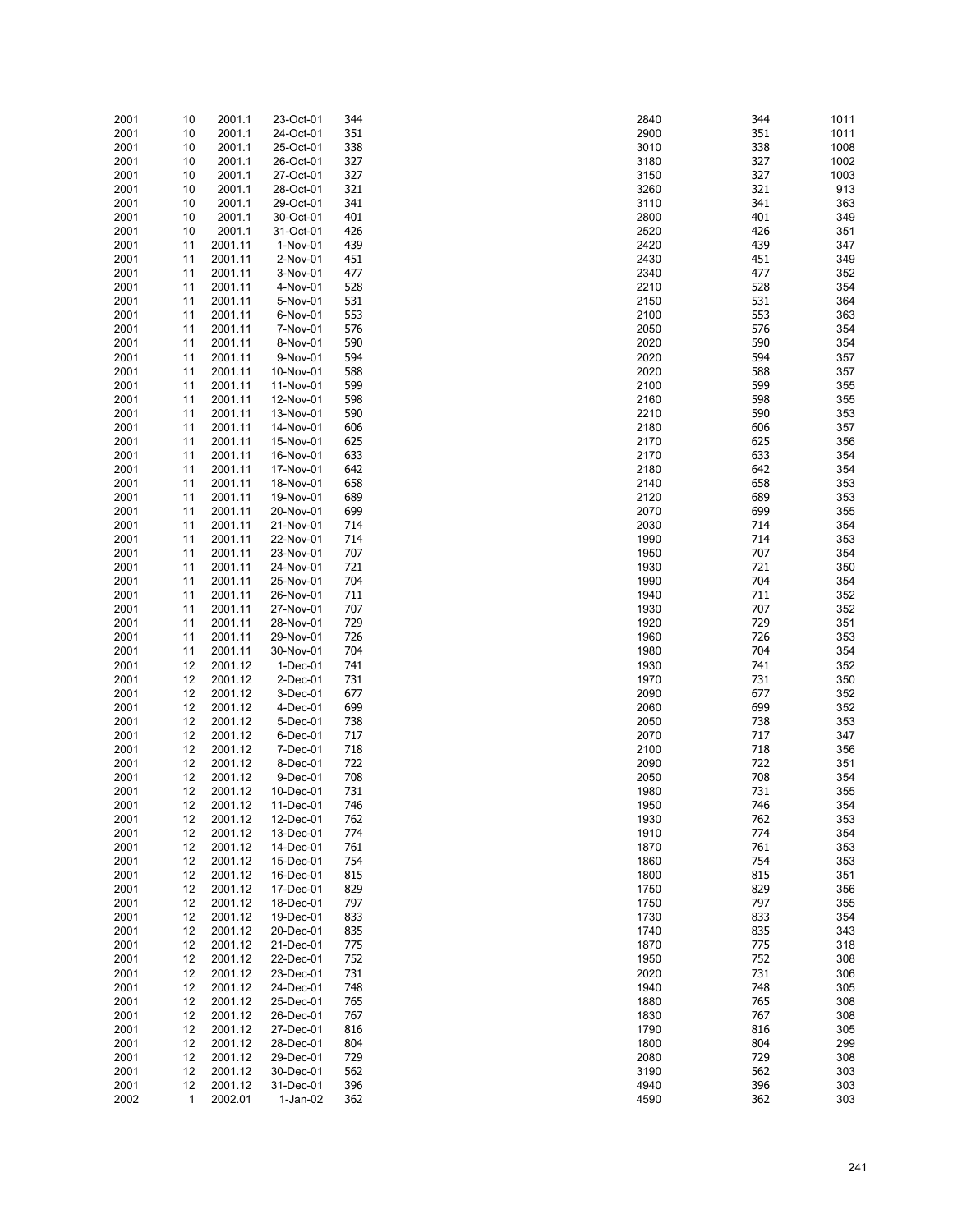| | | | | | | | |
|---|---|---|---|---|---|---|---|
| 2001 | 10 | 2001.1 | 23-Oct-01 | 344 | 2840 | 344 | 1011 |
| 2001 | 10 | 2001.1 | 24-Oct-01 | 351 | 2900 | 351 | 1011 |
| 2001 | 10 | 2001.1 | 25-Oct-01 | 338 | 3010 | 338 | 1008 |
| 2001 | 10 | 2001.1 | 26-Oct-01 | 327 | 3180 | 327 | 1002 |
| 2001 | 10 | 2001.1 | 27-Oct-01 | 327 | 3150 | 327 | 1003 |
| 2001 | 10 | 2001.1 | 28-Oct-01 | 321 | 3260 | 321 | 913 |
| 2001 | 10 | 2001.1 | 29-Oct-01 | 341 | 3110 | 341 | 363 |
| 2001 | 10 | 2001.1 | 30-Oct-01 | 401 | 2800 | 401 | 349 |
| 2001 | 10 | 2001.1 | 31-Oct-01 | 426 | 2520 | 426 | 351 |
| 2001 | 11 | 2001.11 | 1-Nov-01 | 439 | 2420 | 439 | 347 |
| 2001 | 11 | 2001.11 | 2-Nov-01 | 451 | 2430 | 451 | 349 |
| 2001 | 11 | 2001.11 | 3-Nov-01 | 477 | 2340 | 477 | 352 |
| 2001 | 11 | 2001.11 | 4-Nov-01 | 528 | 2210 | 528 | 354 |
| 2001 | 11 | 2001.11 | 5-Nov-01 | 531 | 2150 | 531 | 364 |
| 2001 | 11 | 2001.11 | 6-Nov-01 | 553 | 2100 | 553 | 363 |
| 2001 | 11 | 2001.11 | 7-Nov-01 | 576 | 2050 | 576 | 354 |
| 2001 | 11 | 2001.11 | 8-Nov-01 | 590 | 2020 | 590 | 354 |
| 2001 | 11 | 2001.11 | 9-Nov-01 | 594 | 2020 | 594 | 357 |
| 2001 | 11 | 2001.11 | 10-Nov-01 | 588 | 2020 | 588 | 357 |
| 2001 | 11 | 2001.11 | 11-Nov-01 | 599 | 2100 | 599 | 355 |
| 2001 | 11 | 2001.11 | 12-Nov-01 | 598 | 2160 | 598 | 355 |
| 2001 | 11 | 2001.11 | 13-Nov-01 | 590 | 2210 | 590 | 353 |
| 2001 | 11 | 2001.11 | 14-Nov-01 | 606 | 2180 | 606 | 357 |
| 2001 | 11 | 2001.11 | 15-Nov-01 | 625 | 2170 | 625 | 356 |
| 2001 | 11 | 2001.11 | 16-Nov-01 | 633 | 2170 | 633 | 354 |
| 2001 | 11 | 2001.11 | 17-Nov-01 | 642 | 2180 | 642 | 354 |
| 2001 | 11 | 2001.11 | 18-Nov-01 | 658 | 2140 | 658 | 353 |
| 2001 | 11 | 2001.11 | 19-Nov-01 | 689 | 2120 | 689 | 353 |
| 2001 | 11 | 2001.11 | 20-Nov-01 | 699 | 2070 | 699 | 355 |
| 2001 | 11 | 2001.11 | 21-Nov-01 | 714 | 2030 | 714 | 354 |
| 2001 | 11 | 2001.11 | 22-Nov-01 | 714 | 1990 | 714 | 353 |
| 2001 | 11 | 2001.11 | 23-Nov-01 | 707 | 1950 | 707 | 354 |
| 2001 | 11 | 2001.11 | 24-Nov-01 | 721 | 1930 | 721 | 350 |
| 2001 | 11 | 2001.11 | 25-Nov-01 | 704 | 1990 | 704 | 354 |
| 2001 | 11 | 2001.11 | 26-Nov-01 | 711 | 1940 | 711 | 352 |
| 2001 | 11 | 2001.11 | 27-Nov-01 | 707 | 1930 | 707 | 352 |
| 2001 | 11 | 2001.11 | 28-Nov-01 | 729 | 1920 | 729 | 351 |
| 2001 | 11 | 2001.11 | 29-Nov-01 | 726 | 1960 | 726 | 353 |
| 2001 | 11 | 2001.11 | 30-Nov-01 | 704 | 1980 | 704 | 354 |
| 2001 | 12 | 2001.12 | 1-Dec-01 | 741 | 1930 | 741 | 352 |
| 2001 | 12 | 2001.12 | 2-Dec-01 | 731 | 1970 | 731 | 350 |
| 2001 | 12 | 2001.12 | 3-Dec-01 | 677 | 2090 | 677 | 352 |
| 2001 | 12 | 2001.12 | 4-Dec-01 | 699 | 2060 | 699 | 352 |
| 2001 | 12 | 2001.12 | 5-Dec-01 | 738 | 2050 | 738 | 353 |
| 2001 | 12 | 2001.12 | 6-Dec-01 | 717 | 2070 | 717 | 347 |
| 2001 | 12 | 2001.12 | 7-Dec-01 | 718 | 2100 | 718 | 356 |
| 2001 | 12 | 2001.12 | 8-Dec-01 | 722 | 2090 | 722 | 351 |
| 2001 | 12 | 2001.12 | 9-Dec-01 | 708 | 2050 | 708 | 354 |
| 2001 | 12 | 2001.12 | 10-Dec-01 | 731 | 1980 | 731 | 355 |
| 2001 | 12 | 2001.12 | 11-Dec-01 | 746 | 1950 | 746 | 354 |
| 2001 | 12 | 2001.12 | 12-Dec-01 | 762 | 1930 | 762 | 353 |
| 2001 | 12 | 2001.12 | 13-Dec-01 | 774 | 1910 | 774 | 354 |
| 2001 | 12 | 2001.12 | 14-Dec-01 | 761 | 1870 | 761 | 353 |
| 2001 | 12 | 2001.12 | 15-Dec-01 | 754 | 1860 | 754 | 353 |
| 2001 | 12 | 2001.12 | 16-Dec-01 | 815 | 1800 | 815 | 351 |
| 2001 | 12 | 2001.12 | 17-Dec-01 | 829 | 1750 | 829 | 356 |
| 2001 | 12 | 2001.12 | 18-Dec-01 | 797 | 1750 | 797 | 355 |
| 2001 | 12 | 2001.12 | 19-Dec-01 | 833 | 1730 | 833 | 354 |
| 2001 | 12 | 2001.12 | 20-Dec-01 | 835 | 1740 | 835 | 343 |
| 2001 | 12 | 2001.12 | 21-Dec-01 | 775 | 1870 | 775 | 318 |
| 2001 | 12 | 2001.12 | 22-Dec-01 | 752 | 1950 | 752 | 308 |
| 2001 | 12 | 2001.12 | 23-Dec-01 | 731 | 2020 | 731 | 306 |
| 2001 | 12 | 2001.12 | 24-Dec-01 | 748 | 1940 | 748 | 305 |
| 2001 | 12 | 2001.12 | 25-Dec-01 | 765 | 1880 | 765 | 308 |
| 2001 | 12 | 2001.12 | 26-Dec-01 | 767 | 1830 | 767 | 308 |
| 2001 | 12 | 2001.12 | 27-Dec-01 | 816 | 1790 | 816 | 305 |
| 2001 | 12 | 2001.12 | 28-Dec-01 | 804 | 1800 | 804 | 299 |
| 2001 | 12 | 2001.12 | 29-Dec-01 | 729 | 2080 | 729 | 308 |
| 2001 | 12 | 2001.12 | 30-Dec-01 | 562 | 3190 | 562 | 303 |
| 2001 | 12 | 2001.12 | 31-Dec-01 | 396 | 4940 | 396 | 303 |
| 2002 | 1 | 2002.01 | 1-Jan-02 | 362 | 4590 | 362 | 303 |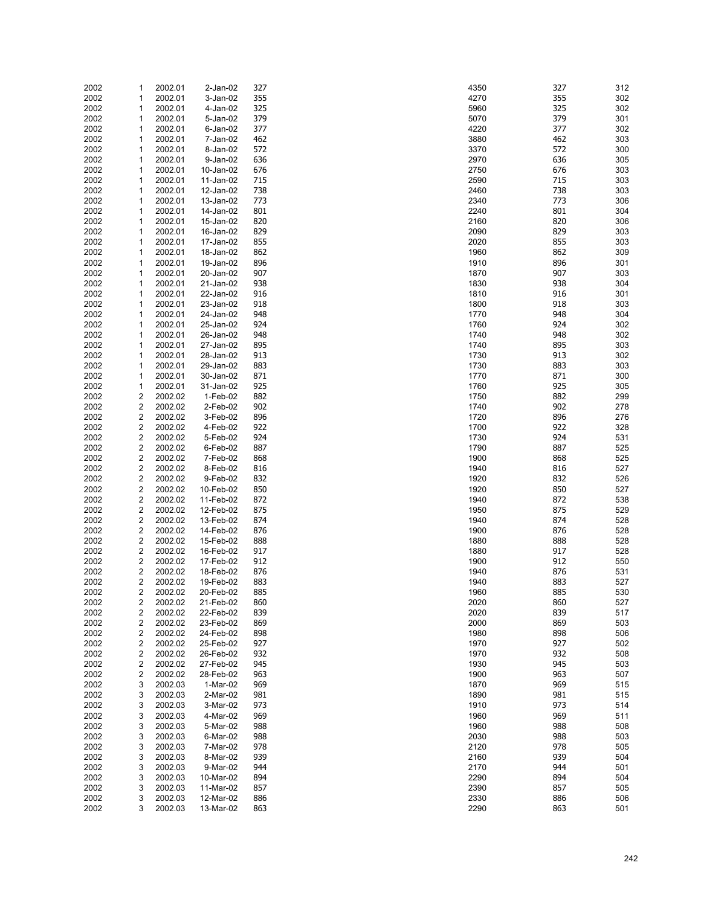| | | | | | | | |
|---|---|---|---|---|---|---|---|
| 2002 | 1 | 2002.01 | 2-Jan-02 | 327 | 4350 | 327 | 312 |
| 2002 | 1 | 2002.01 | 3-Jan-02 | 355 | 4270 | 355 | 302 |
| 2002 | 1 | 2002.01 | 4-Jan-02 | 325 | 5960 | 325 | 302 |
| 2002 | 1 | 2002.01 | 5-Jan-02 | 379 | 5070 | 379 | 301 |
| 2002 | 1 | 2002.01 | 6-Jan-02 | 377 | 4220 | 377 | 302 |
| 2002 | 1 | 2002.01 | 7-Jan-02 | 462 | 3880 | 462 | 303 |
| 2002 | 1 | 2002.01 | 8-Jan-02 | 572 | 3370 | 572 | 300 |
| 2002 | 1 | 2002.01 | 9-Jan-02 | 636 | 2970 | 636 | 305 |
| 2002 | 1 | 2002.01 | 10-Jan-02 | 676 | 2750 | 676 | 303 |
| 2002 | 1 | 2002.01 | 11-Jan-02 | 715 | 2590 | 715 | 303 |
| 2002 | 1 | 2002.01 | 12-Jan-02 | 738 | 2460 | 738 | 303 |
| 2002 | 1 | 2002.01 | 13-Jan-02 | 773 | 2340 | 773 | 306 |
| 2002 | 1 | 2002.01 | 14-Jan-02 | 801 | 2240 | 801 | 304 |
| 2002 | 1 | 2002.01 | 15-Jan-02 | 820 | 2160 | 820 | 306 |
| 2002 | 1 | 2002.01 | 16-Jan-02 | 829 | 2090 | 829 | 303 |
| 2002 | 1 | 2002.01 | 17-Jan-02 | 855 | 2020 | 855 | 303 |
| 2002 | 1 | 2002.01 | 18-Jan-02 | 862 | 1960 | 862 | 309 |
| 2002 | 1 | 2002.01 | 19-Jan-02 | 896 | 1910 | 896 | 301 |
| 2002 | 1 | 2002.01 | 20-Jan-02 | 907 | 1870 | 907 | 303 |
| 2002 | 1 | 2002.01 | 21-Jan-02 | 938 | 1830 | 938 | 304 |
| 2002 | 1 | 2002.01 | 22-Jan-02 | 916 | 1810 | 916 | 301 |
| 2002 | 1 | 2002.01 | 23-Jan-02 | 918 | 1800 | 918 | 303 |
| 2002 | 1 | 2002.01 | 24-Jan-02 | 948 | 1770 | 948 | 304 |
| 2002 | 1 | 2002.01 | 25-Jan-02 | 924 | 1760 | 924 | 302 |
| 2002 | 1 | 2002.01 | 26-Jan-02 | 948 | 1740 | 948 | 302 |
| 2002 | 1 | 2002.01 | 27-Jan-02 | 895 | 1740 | 895 | 303 |
| 2002 | 1 | 2002.01 | 28-Jan-02 | 913 | 1730 | 913 | 302 |
| 2002 | 1 | 2002.01 | 29-Jan-02 | 883 | 1730 | 883 | 303 |
| 2002 | 1 | 2002.01 | 30-Jan-02 | 871 | 1770 | 871 | 300 |
| 2002 | 1 | 2002.01 | 31-Jan-02 | 925 | 1760 | 925 | 305 |
| 2002 | 2 | 2002.02 | 1-Feb-02 | 882 | 1750 | 882 | 299 |
| 2002 | 2 | 2002.02 | 2-Feb-02 | 902 | 1740 | 902 | 278 |
| 2002 | 2 | 2002.02 | 3-Feb-02 | 896 | 1720 | 896 | 276 |
| 2002 | 2 | 2002.02 | 4-Feb-02 | 922 | 1700 | 922 | 328 |
| 2002 | 2 | 2002.02 | 5-Feb-02 | 924 | 1730 | 924 | 531 |
| 2002 | 2 | 2002.02 | 6-Feb-02 | 887 | 1790 | 887 | 525 |
| 2002 | 2 | 2002.02 | 7-Feb-02 | 868 | 1900 | 868 | 525 |
| 2002 | 2 | 2002.02 | 8-Feb-02 | 816 | 1940 | 816 | 527 |
| 2002 | 2 | 2002.02 | 9-Feb-02 | 832 | 1920 | 832 | 526 |
| 2002 | 2 | 2002.02 | 10-Feb-02 | 850 | 1920 | 850 | 527 |
| 2002 | 2 | 2002.02 | 11-Feb-02 | 872 | 1940 | 872 | 538 |
| 2002 | 2 | 2002.02 | 12-Feb-02 | 875 | 1950 | 875 | 529 |
| 2002 | 2 | 2002.02 | 13-Feb-02 | 874 | 1940 | 874 | 528 |
| 2002 | 2 | 2002.02 | 14-Feb-02 | 876 | 1900 | 876 | 528 |
| 2002 | 2 | 2002.02 | 15-Feb-02 | 888 | 1880 | 888 | 528 |
| 2002 | 2 | 2002.02 | 16-Feb-02 | 917 | 1880 | 917 | 528 |
| 2002 | 2 | 2002.02 | 17-Feb-02 | 912 | 1900 | 912 | 550 |
| 2002 | 2 | 2002.02 | 18-Feb-02 | 876 | 1940 | 876 | 531 |
| 2002 | 2 | 2002.02 | 19-Feb-02 | 883 | 1940 | 883 | 527 |
| 2002 | 2 | 2002.02 | 20-Feb-02 | 885 | 1960 | 885 | 530 |
| 2002 | 2 | 2002.02 | 21-Feb-02 | 860 | 2020 | 860 | 527 |
| 2002 | 2 | 2002.02 | 22-Feb-02 | 839 | 2020 | 839 | 517 |
| 2002 | 2 | 2002.02 | 23-Feb-02 | 869 | 2000 | 869 | 503 |
| 2002 | 2 | 2002.02 | 24-Feb-02 | 898 | 1980 | 898 | 506 |
| 2002 | 2 | 2002.02 | 25-Feb-02 | 927 | 1970 | 927 | 502 |
| 2002 | 2 | 2002.02 | 26-Feb-02 | 932 | 1970 | 932 | 508 |
| 2002 | 2 | 2002.02 | 27-Feb-02 | 945 | 1930 | 945 | 503 |
| 2002 | 2 | 2002.02 | 28-Feb-02 | 963 | 1900 | 963 | 507 |
| 2002 | 3 | 2002.03 | 1-Mar-02 | 969 | 1870 | 969 | 515 |
| 2002 | 3 | 2002.03 | 2-Mar-02 | 981 | 1890 | 981 | 515 |
| 2002 | 3 | 2002.03 | 3-Mar-02 | 973 | 1910 | 973 | 514 |
| 2002 | 3 | 2002.03 | 4-Mar-02 | 969 | 1960 | 969 | 511 |
| 2002 | 3 | 2002.03 | 5-Mar-02 | 988 | 1960 | 988 | 508 |
| 2002 | 3 | 2002.03 | 6-Mar-02 | 988 | 2030 | 988 | 503 |
| 2002 | 3 | 2002.03 | 7-Mar-02 | 978 | 2120 | 978 | 505 |
| 2002 | 3 | 2002.03 | 8-Mar-02 | 939 | 2160 | 939 | 504 |
| 2002 | 3 | 2002.03 | 9-Mar-02 | 944 | 2170 | 944 | 501 |
| 2002 | 3 | 2002.03 | 10-Mar-02 | 894 | 2290 | 894 | 504 |
| 2002 | 3 | 2002.03 | 11-Mar-02 | 857 | 2390 | 857 | 505 |
| 2002 | 3 | 2002.03 | 12-Mar-02 | 886 | 2330 | 886 | 506 |
| 2002 | 3 | 2002.03 | 13-Mar-02 | 863 | 2290 | 863 | 501 |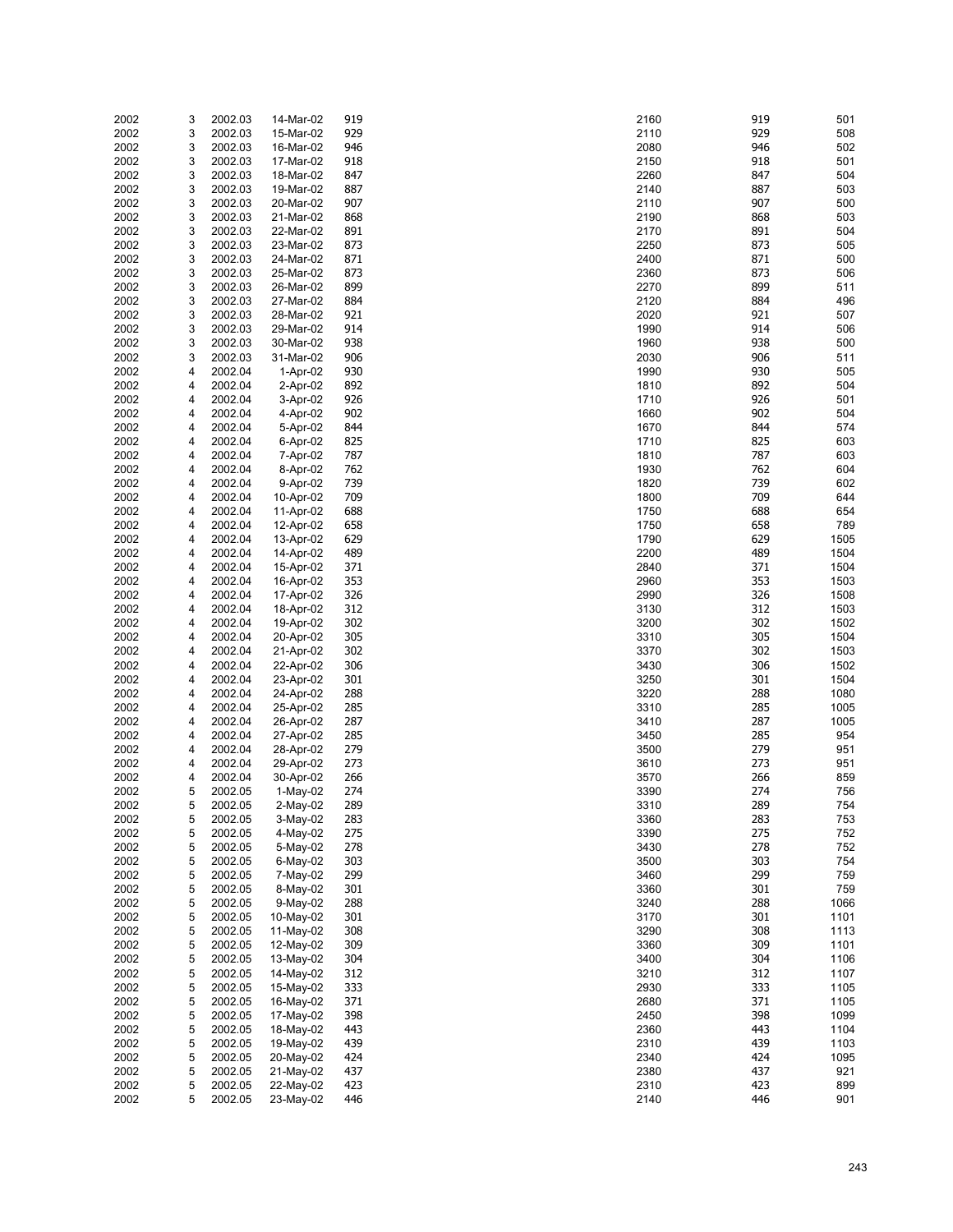| | | | | | | | |
|---|---|---|---|---|---|---|---|
| 2002 | 3 | 2002.03 | 14-Mar-02 | 919 | 2160 | 919 | 501 |
| 2002 | 3 | 2002.03 | 15-Mar-02 | 929 | 2110 | 929 | 508 |
| 2002 | 3 | 2002.03 | 16-Mar-02 | 946 | 2080 | 946 | 502 |
| 2002 | 3 | 2002.03 | 17-Mar-02 | 918 | 2150 | 918 | 501 |
| 2002 | 3 | 2002.03 | 18-Mar-02 | 847 | 2260 | 847 | 504 |
| 2002 | 3 | 2002.03 | 19-Mar-02 | 887 | 2140 | 887 | 503 |
| 2002 | 3 | 2002.03 | 20-Mar-02 | 907 | 2110 | 907 | 500 |
| 2002 | 3 | 2002.03 | 21-Mar-02 | 868 | 2190 | 868 | 503 |
| 2002 | 3 | 2002.03 | 22-Mar-02 | 891 | 2170 | 891 | 504 |
| 2002 | 3 | 2002.03 | 23-Mar-02 | 873 | 2250 | 873 | 505 |
| 2002 | 3 | 2002.03 | 24-Mar-02 | 871 | 2400 | 871 | 500 |
| 2002 | 3 | 2002.03 | 25-Mar-02 | 873 | 2360 | 873 | 506 |
| 2002 | 3 | 2002.03 | 26-Mar-02 | 899 | 2270 | 899 | 511 |
| 2002 | 3 | 2002.03 | 27-Mar-02 | 884 | 2120 | 884 | 496 |
| 2002 | 3 | 2002.03 | 28-Mar-02 | 921 | 2020 | 921 | 507 |
| 2002 | 3 | 2002.03 | 29-Mar-02 | 914 | 1990 | 914 | 506 |
| 2002 | 3 | 2002.03 | 30-Mar-02 | 938 | 1960 | 938 | 500 |
| 2002 | 3 | 2002.03 | 31-Mar-02 | 906 | 2030 | 906 | 511 |
| 2002 | 4 | 2002.04 | 1-Apr-02 | 930 | 1990 | 930 | 505 |
| 2002 | 4 | 2002.04 | 2-Apr-02 | 892 | 1810 | 892 | 504 |
| 2002 | 4 | 2002.04 | 3-Apr-02 | 926 | 1710 | 926 | 501 |
| 2002 | 4 | 2002.04 | 4-Apr-02 | 902 | 1660 | 902 | 504 |
| 2002 | 4 | 2002.04 | 5-Apr-02 | 844 | 1670 | 844 | 574 |
| 2002 | 4 | 2002.04 | 6-Apr-02 | 825 | 1710 | 825 | 603 |
| 2002 | 4 | 2002.04 | 7-Apr-02 | 787 | 1810 | 787 | 603 |
| 2002 | 4 | 2002.04 | 8-Apr-02 | 762 | 1930 | 762 | 604 |
| 2002 | 4 | 2002.04 | 9-Apr-02 | 739 | 1820 | 739 | 602 |
| 2002 | 4 | 2002.04 | 10-Apr-02 | 709 | 1800 | 709 | 644 |
| 2002 | 4 | 2002.04 | 11-Apr-02 | 688 | 1750 | 688 | 654 |
| 2002 | 4 | 2002.04 | 12-Apr-02 | 658 | 1750 | 658 | 789 |
| 2002 | 4 | 2002.04 | 13-Apr-02 | 629 | 1790 | 629 | 1505 |
| 2002 | 4 | 2002.04 | 14-Apr-02 | 489 | 2200 | 489 | 1504 |
| 2002 | 4 | 2002.04 | 15-Apr-02 | 371 | 2840 | 371 | 1504 |
| 2002 | 4 | 2002.04 | 16-Apr-02 | 353 | 2960 | 353 | 1503 |
| 2002 | 4 | 2002.04 | 17-Apr-02 | 326 | 2990 | 326 | 1508 |
| 2002 | 4 | 2002.04 | 18-Apr-02 | 312 | 3130 | 312 | 1503 |
| 2002 | 4 | 2002.04 | 19-Apr-02 | 302 | 3200 | 302 | 1502 |
| 2002 | 4 | 2002.04 | 20-Apr-02 | 305 | 3310 | 305 | 1504 |
| 2002 | 4 | 2002.04 | 21-Apr-02 | 302 | 3370 | 302 | 1503 |
| 2002 | 4 | 2002.04 | 22-Apr-02 | 306 | 3430 | 306 | 1502 |
| 2002 | 4 | 2002.04 | 23-Apr-02 | 301 | 3250 | 301 | 1504 |
| 2002 | 4 | 2002.04 | 24-Apr-02 | 288 | 3220 | 288 | 1080 |
| 2002 | 4 | 2002.04 | 25-Apr-02 | 285 | 3310 | 285 | 1005 |
| 2002 | 4 | 2002.04 | 26-Apr-02 | 287 | 3410 | 287 | 1005 |
| 2002 | 4 | 2002.04 | 27-Apr-02 | 285 | 3450 | 285 | 954 |
| 2002 | 4 | 2002.04 | 28-Apr-02 | 279 | 3500 | 279 | 951 |
| 2002 | 4 | 2002.04 | 29-Apr-02 | 273 | 3610 | 273 | 951 |
| 2002 | 4 | 2002.04 | 30-Apr-02 | 266 | 3570 | 266 | 859 |
| 2002 | 5 | 2002.05 | 1-May-02 | 274 | 3390 | 274 | 756 |
| 2002 | 5 | 2002.05 | 2-May-02 | 289 | 3310 | 289 | 754 |
| 2002 | 5 | 2002.05 | 3-May-02 | 283 | 3360 | 283 | 753 |
| 2002 | 5 | 2002.05 | 4-May-02 | 275 | 3390 | 275 | 752 |
| 2002 | 5 | 2002.05 | 5-May-02 | 278 | 3430 | 278 | 752 |
| 2002 | 5 | 2002.05 | 6-May-02 | 303 | 3500 | 303 | 754 |
| 2002 | 5 | 2002.05 | 7-May-02 | 299 | 3460 | 299 | 759 |
| 2002 | 5 | 2002.05 | 8-May-02 | 301 | 3360 | 301 | 759 |
| 2002 | 5 | 2002.05 | 9-May-02 | 288 | 3240 | 288 | 1066 |
| 2002 | 5 | 2002.05 | 10-May-02 | 301 | 3170 | 301 | 1101 |
| 2002 | 5 | 2002.05 | 11-May-02 | 308 | 3290 | 308 | 1113 |
| 2002 | 5 | 2002.05 | 12-May-02 | 309 | 3360 | 309 | 1101 |
| 2002 | 5 | 2002.05 | 13-May-02 | 304 | 3400 | 304 | 1106 |
| 2002 | 5 | 2002.05 | 14-May-02 | 312 | 3210 | 312 | 1107 |
| 2002 | 5 | 2002.05 | 15-May-02 | 333 | 2930 | 333 | 1105 |
| 2002 | 5 | 2002.05 | 16-May-02 | 371 | 2680 | 371 | 1105 |
| 2002 | 5 | 2002.05 | 17-May-02 | 398 | 2450 | 398 | 1099 |
| 2002 | 5 | 2002.05 | 18-May-02 | 443 | 2360 | 443 | 1104 |
| 2002 | 5 | 2002.05 | 19-May-02 | 439 | 2310 | 439 | 1103 |
| 2002 | 5 | 2002.05 | 20-May-02 | 424 | 2340 | 424 | 1095 |
| 2002 | 5 | 2002.05 | 21-May-02 | 437 | 2380 | 437 | 921 |
| 2002 | 5 | 2002.05 | 22-May-02 | 423 | 2310 | 423 | 899 |
| 2002 | 5 | 2002.05 | 23-May-02 | 446 | 2140 | 446 | 901 |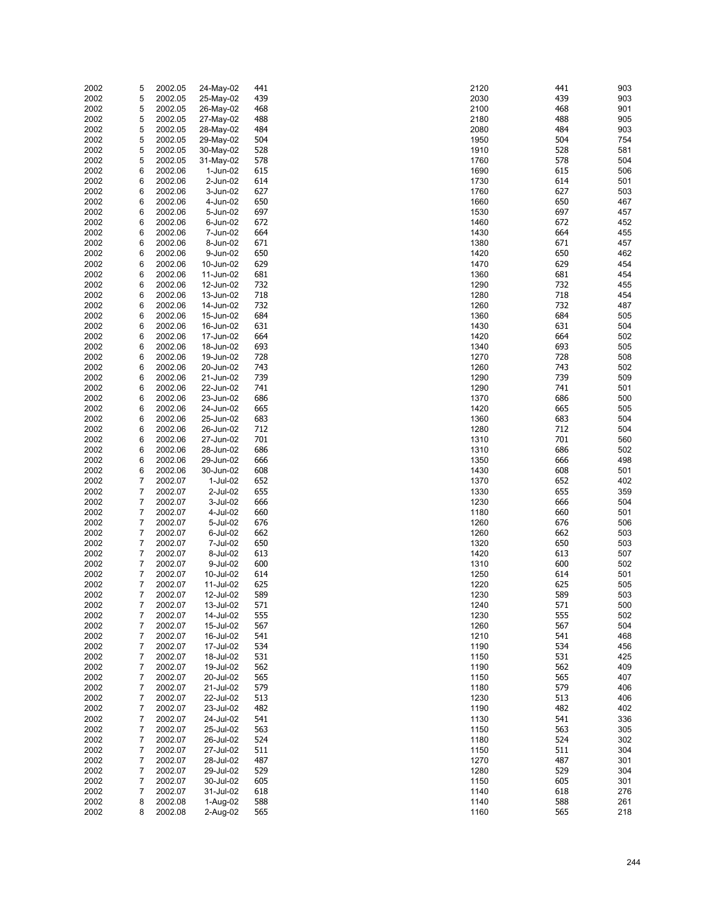| | | | | | | | |
|---|---|---|---|---|---|---|---|
| 2002 | 5 | 2002.05 | 24-May-02 | 441 | 2120 | 441 | 903 |
| 2002 | 5 | 2002.05 | 25-May-02 | 439 | 2030 | 439 | 903 |
| 2002 | 5 | 2002.05 | 26-May-02 | 468 | 2100 | 468 | 901 |
| 2002 | 5 | 2002.05 | 27-May-02 | 488 | 2180 | 488 | 905 |
| 2002 | 5 | 2002.05 | 28-May-02 | 484 | 2080 | 484 | 903 |
| 2002 | 5 | 2002.05 | 29-May-02 | 504 | 1950 | 504 | 754 |
| 2002 | 5 | 2002.05 | 30-May-02 | 528 | 1910 | 528 | 581 |
| 2002 | 5 | 2002.05 | 31-May-02 | 578 | 1760 | 578 | 504 |
| 2002 | 6 | 2002.06 | 1-Jun-02 | 615 | 1690 | 615 | 506 |
| 2002 | 6 | 2002.06 | 2-Jun-02 | 614 | 1730 | 614 | 501 |
| 2002 | 6 | 2002.06 | 3-Jun-02 | 627 | 1760 | 627 | 503 |
| 2002 | 6 | 2002.06 | 4-Jun-02 | 650 | 1660 | 650 | 467 |
| 2002 | 6 | 2002.06 | 5-Jun-02 | 697 | 1530 | 697 | 457 |
| 2002 | 6 | 2002.06 | 6-Jun-02 | 672 | 1460 | 672 | 452 |
| 2002 | 6 | 2002.06 | 7-Jun-02 | 664 | 1430 | 664 | 455 |
| 2002 | 6 | 2002.06 | 8-Jun-02 | 671 | 1380 | 671 | 457 |
| 2002 | 6 | 2002.06 | 9-Jun-02 | 650 | 1420 | 650 | 462 |
| 2002 | 6 | 2002.06 | 10-Jun-02 | 629 | 1470 | 629 | 454 |
| 2002 | 6 | 2002.06 | 11-Jun-02 | 681 | 1360 | 681 | 454 |
| 2002 | 6 | 2002.06 | 12-Jun-02 | 732 | 1290 | 732 | 455 |
| 2002 | 6 | 2002.06 | 13-Jun-02 | 718 | 1280 | 718 | 454 |
| 2002 | 6 | 2002.06 | 14-Jun-02 | 732 | 1260 | 732 | 487 |
| 2002 | 6 | 2002.06 | 15-Jun-02 | 684 | 1360 | 684 | 505 |
| 2002 | 6 | 2002.06 | 16-Jun-02 | 631 | 1430 | 631 | 504 |
| 2002 | 6 | 2002.06 | 17-Jun-02 | 664 | 1420 | 664 | 502 |
| 2002 | 6 | 2002.06 | 18-Jun-02 | 693 | 1340 | 693 | 505 |
| 2002 | 6 | 2002.06 | 19-Jun-02 | 728 | 1270 | 728 | 508 |
| 2002 | 6 | 2002.06 | 20-Jun-02 | 743 | 1260 | 743 | 502 |
| 2002 | 6 | 2002.06 | 21-Jun-02 | 739 | 1290 | 739 | 509 |
| 2002 | 6 | 2002.06 | 22-Jun-02 | 741 | 1290 | 741 | 501 |
| 2002 | 6 | 2002.06 | 23-Jun-02 | 686 | 1370 | 686 | 500 |
| 2002 | 6 | 2002.06 | 24-Jun-02 | 665 | 1420 | 665 | 505 |
| 2002 | 6 | 2002.06 | 25-Jun-02 | 683 | 1360 | 683 | 504 |
| 2002 | 6 | 2002.06 | 26-Jun-02 | 712 | 1280 | 712 | 504 |
| 2002 | 6 | 2002.06 | 27-Jun-02 | 701 | 1310 | 701 | 560 |
| 2002 | 6 | 2002.06 | 28-Jun-02 | 686 | 1310 | 686 | 502 |
| 2002 | 6 | 2002.06 | 29-Jun-02 | 666 | 1350 | 666 | 498 |
| 2002 | 6 | 2002.06 | 30-Jun-02 | 608 | 1430 | 608 | 501 |
| 2002 | 7 | 2002.07 | 1-Jul-02 | 652 | 1370 | 652 | 402 |
| 2002 | 7 | 2002.07 | 2-Jul-02 | 655 | 1330 | 655 | 359 |
| 2002 | 7 | 2002.07 | 3-Jul-02 | 666 | 1230 | 666 | 504 |
| 2002 | 7 | 2002.07 | 4-Jul-02 | 660 | 1180 | 660 | 501 |
| 2002 | 7 | 2002.07 | 5-Jul-02 | 676 | 1260 | 676 | 506 |
| 2002 | 7 | 2002.07 | 6-Jul-02 | 662 | 1260 | 662 | 503 |
| 2002 | 7 | 2002.07 | 7-Jul-02 | 650 | 1320 | 650 | 503 |
| 2002 | 7 | 2002.07 | 8-Jul-02 | 613 | 1420 | 613 | 507 |
| 2002 | 7 | 2002.07 | 9-Jul-02 | 600 | 1310 | 600 | 502 |
| 2002 | 7 | 2002.07 | 10-Jul-02 | 614 | 1250 | 614 | 501 |
| 2002 | 7 | 2002.07 | 11-Jul-02 | 625 | 1220 | 625 | 505 |
| 2002 | 7 | 2002.07 | 12-Jul-02 | 589 | 1230 | 589 | 503 |
| 2002 | 7 | 2002.07 | 13-Jul-02 | 571 | 1240 | 571 | 500 |
| 2002 | 7 | 2002.07 | 14-Jul-02 | 555 | 1230 | 555 | 502 |
| 2002 | 7 | 2002.07 | 15-Jul-02 | 567 | 1260 | 567 | 504 |
| 2002 | 7 | 2002.07 | 16-Jul-02 | 541 | 1210 | 541 | 468 |
| 2002 | 7 | 2002.07 | 17-Jul-02 | 534 | 1190 | 534 | 456 |
| 2002 | 7 | 2002.07 | 18-Jul-02 | 531 | 1150 | 531 | 425 |
| 2002 | 7 | 2002.07 | 19-Jul-02 | 562 | 1190 | 562 | 409 |
| 2002 | 7 | 2002.07 | 20-Jul-02 | 565 | 1150 | 565 | 407 |
| 2002 | 7 | 2002.07 | 21-Jul-02 | 579 | 1180 | 579 | 406 |
| 2002 | 7 | 2002.07 | 22-Jul-02 | 513 | 1230 | 513 | 406 |
| 2002 | 7 | 2002.07 | 23-Jul-02 | 482 | 1190 | 482 | 402 |
| 2002 | 7 | 2002.07 | 24-Jul-02 | 541 | 1130 | 541 | 336 |
| 2002 | 7 | 2002.07 | 25-Jul-02 | 563 | 1150 | 563 | 305 |
| 2002 | 7 | 2002.07 | 26-Jul-02 | 524 | 1180 | 524 | 302 |
| 2002 | 7 | 2002.07 | 27-Jul-02 | 511 | 1150 | 511 | 304 |
| 2002 | 7 | 2002.07 | 28-Jul-02 | 487 | 1270 | 487 | 301 |
| 2002 | 7 | 2002.07 | 29-Jul-02 | 529 | 1280 | 529 | 304 |
| 2002 | 7 | 2002.07 | 30-Jul-02 | 605 | 1150 | 605 | 301 |
| 2002 | 7 | 2002.07 | 31-Jul-02 | 618 | 1140 | 618 | 276 |
| 2002 | 8 | 2002.08 | 1-Aug-02 | 588 | 1140 | 588 | 261 |
| 2002 | 8 | 2002.08 | 2-Aug-02 | 565 | 1160 | 565 | 218 |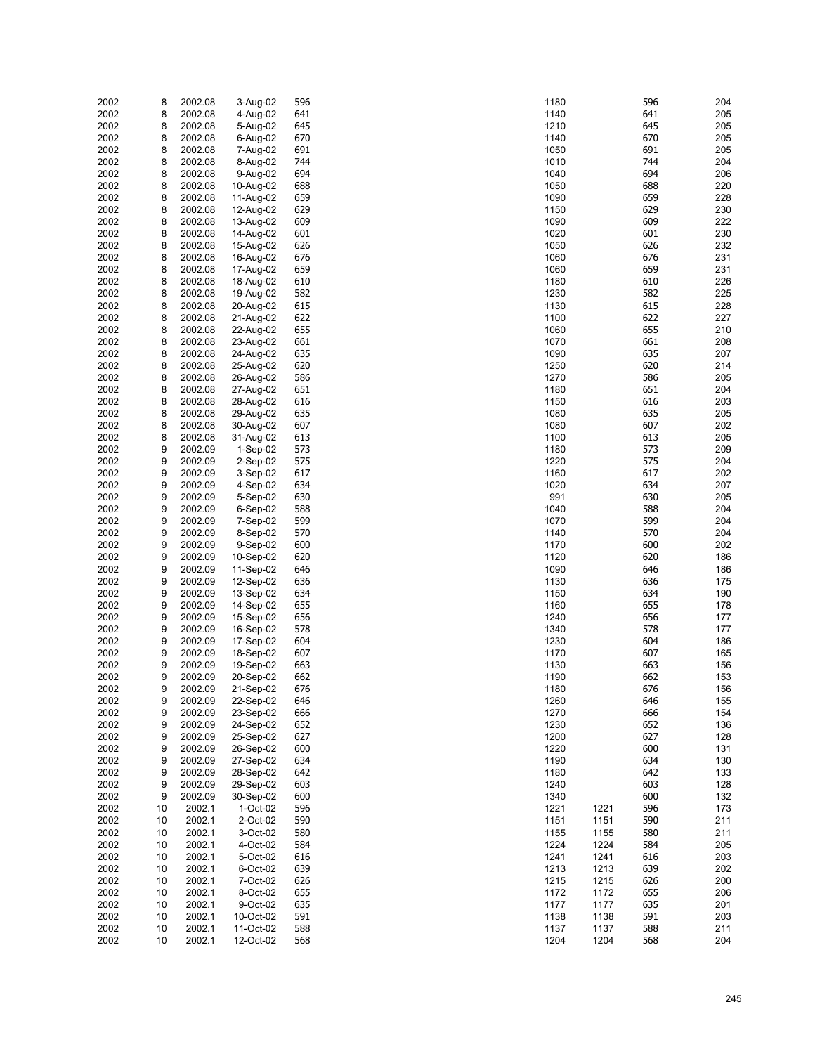| | | | | | | | | |
|---|---|---|---|---|---|---|---|---|
| 2002 | 8 | 2002.08 | 3-Aug-02 | 596 | 1180 | | 596 | 204 |
| 2002 | 8 | 2002.08 | 4-Aug-02 | 641 | 1140 | | 641 | 205 |
| 2002 | 8 | 2002.08 | 5-Aug-02 | 645 | 1210 | | 645 | 205 |
| 2002 | 8 | 2002.08 | 6-Aug-02 | 670 | 1140 | | 670 | 205 |
| 2002 | 8 | 2002.08 | 7-Aug-02 | 691 | 1050 | | 691 | 205 |
| 2002 | 8 | 2002.08 | 8-Aug-02 | 744 | 1010 | | 744 | 204 |
| 2002 | 8 | 2002.08 | 9-Aug-02 | 694 | 1040 | | 694 | 206 |
| 2002 | 8 | 2002.08 | 10-Aug-02 | 688 | 1050 | | 688 | 220 |
| 2002 | 8 | 2002.08 | 11-Aug-02 | 659 | 1090 | | 659 | 228 |
| 2002 | 8 | 2002.08 | 12-Aug-02 | 629 | 1150 | | 629 | 230 |
| 2002 | 8 | 2002.08 | 13-Aug-02 | 609 | 1090 | | 609 | 222 |
| 2002 | 8 | 2002.08 | 14-Aug-02 | 601 | 1020 | | 601 | 230 |
| 2002 | 8 | 2002.08 | 15-Aug-02 | 626 | 1050 | | 626 | 232 |
| 2002 | 8 | 2002.08 | 16-Aug-02 | 676 | 1060 | | 676 | 231 |
| 2002 | 8 | 2002.08 | 17-Aug-02 | 659 | 1060 | | 659 | 231 |
| 2002 | 8 | 2002.08 | 18-Aug-02 | 610 | 1180 | | 610 | 226 |
| 2002 | 8 | 2002.08 | 19-Aug-02 | 582 | 1230 | | 582 | 225 |
| 2002 | 8 | 2002.08 | 20-Aug-02 | 615 | 1130 | | 615 | 228 |
| 2002 | 8 | 2002.08 | 21-Aug-02 | 622 | 1100 | | 622 | 227 |
| 2002 | 8 | 2002.08 | 22-Aug-02 | 655 | 1060 | | 655 | 210 |
| 2002 | 8 | 2002.08 | 23-Aug-02 | 661 | 1070 | | 661 | 208 |
| 2002 | 8 | 2002.08 | 24-Aug-02 | 635 | 1090 | | 635 | 207 |
| 2002 | 8 | 2002.08 | 25-Aug-02 | 620 | 1250 | | 620 | 214 |
| 2002 | 8 | 2002.08 | 26-Aug-02 | 586 | 1270 | | 586 | 205 |
| 2002 | 8 | 2002.08 | 27-Aug-02 | 651 | 1180 | | 651 | 204 |
| 2002 | 8 | 2002.08 | 28-Aug-02 | 616 | 1150 | | 616 | 203 |
| 2002 | 8 | 2002.08 | 29-Aug-02 | 635 | 1080 | | 635 | 205 |
| 2002 | 8 | 2002.08 | 30-Aug-02 | 607 | 1080 | | 607 | 202 |
| 2002 | 8 | 2002.08 | 31-Aug-02 | 613 | 1100 | | 613 | 205 |
| 2002 | 9 | 2002.09 | 1-Sep-02 | 573 | 1180 | | 573 | 209 |
| 2002 | 9 | 2002.09 | 2-Sep-02 | 575 | 1220 | | 575 | 204 |
| 2002 | 9 | 2002.09 | 3-Sep-02 | 617 | 1160 | | 617 | 202 |
| 2002 | 9 | 2002.09 | 4-Sep-02 | 634 | 1020 | | 634 | 207 |
| 2002 | 9 | 2002.09 | 5-Sep-02 | 630 | 991 | | 630 | 205 |
| 2002 | 9 | 2002.09 | 6-Sep-02 | 588 | 1040 | | 588 | 204 |
| 2002 | 9 | 2002.09 | 7-Sep-02 | 599 | 1070 | | 599 | 204 |
| 2002 | 9 | 2002.09 | 8-Sep-02 | 570 | 1140 | | 570 | 204 |
| 2002 | 9 | 2002.09 | 9-Sep-02 | 600 | 1170 | | 600 | 202 |
| 2002 | 9 | 2002.09 | 10-Sep-02 | 620 | 1120 | | 620 | 186 |
| 2002 | 9 | 2002.09 | 11-Sep-02 | 646 | 1090 | | 646 | 186 |
| 2002 | 9 | 2002.09 | 12-Sep-02 | 636 | 1130 | | 636 | 175 |
| 2002 | 9 | 2002.09 | 13-Sep-02 | 634 | 1150 | | 634 | 190 |
| 2002 | 9 | 2002.09 | 14-Sep-02 | 655 | 1160 | | 655 | 178 |
| 2002 | 9 | 2002.09 | 15-Sep-02 | 656 | 1240 | | 656 | 177 |
| 2002 | 9 | 2002.09 | 16-Sep-02 | 578 | 1340 | | 578 | 177 |
| 2002 | 9 | 2002.09 | 17-Sep-02 | 604 | 1230 | | 604 | 186 |
| 2002 | 9 | 2002.09 | 18-Sep-02 | 607 | 1170 | | 607 | 165 |
| 2002 | 9 | 2002.09 | 19-Sep-02 | 663 | 1130 | | 663 | 156 |
| 2002 | 9 | 2002.09 | 20-Sep-02 | 662 | 1190 | | 662 | 153 |
| 2002 | 9 | 2002.09 | 21-Sep-02 | 676 | 1180 | | 676 | 156 |
| 2002 | 9 | 2002.09 | 22-Sep-02 | 646 | 1260 | | 646 | 155 |
| 2002 | 9 | 2002.09 | 23-Sep-02 | 666 | 1270 | | 666 | 154 |
| 2002 | 9 | 2002.09 | 24-Sep-02 | 652 | 1230 | | 652 | 136 |
| 2002 | 9 | 2002.09 | 25-Sep-02 | 627 | 1200 | | 627 | 128 |
| 2002 | 9 | 2002.09 | 26-Sep-02 | 600 | 1220 | | 600 | 131 |
| 2002 | 9 | 2002.09 | 27-Sep-02 | 634 | 1190 | | 634 | 130 |
| 2002 | 9 | 2002.09 | 28-Sep-02 | 642 | 1180 | | 642 | 133 |
| 2002 | 9 | 2002.09 | 29-Sep-02 | 603 | 1240 | | 603 | 128 |
| 2002 | 9 | 2002.09 | 30-Sep-02 | 600 | 1340 | | 600 | 132 |
| 2002 | 10 | 2002.1 | 1-Oct-02 | 596 | 1221 | 1221 | 596 | 173 |
| 2002 | 10 | 2002.1 | 2-Oct-02 | 590 | 1151 | 1151 | 590 | 211 |
| 2002 | 10 | 2002.1 | 3-Oct-02 | 580 | 1155 | 1155 | 580 | 211 |
| 2002 | 10 | 2002.1 | 4-Oct-02 | 584 | 1224 | 1224 | 584 | 205 |
| 2002 | 10 | 2002.1 | 5-Oct-02 | 616 | 1241 | 1241 | 616 | 203 |
| 2002 | 10 | 2002.1 | 6-Oct-02 | 639 | 1213 | 1213 | 639 | 202 |
| 2002 | 10 | 2002.1 | 7-Oct-02 | 626 | 1215 | 1215 | 626 | 200 |
| 2002 | 10 | 2002.1 | 8-Oct-02 | 655 | 1172 | 1172 | 655 | 206 |
| 2002 | 10 | 2002.1 | 9-Oct-02 | 635 | 1177 | 1177 | 635 | 201 |
| 2002 | 10 | 2002.1 | 10-Oct-02 | 591 | 1138 | 1138 | 591 | 203 |
| 2002 | 10 | 2002.1 | 11-Oct-02 | 588 | 1137 | 1137 | 588 | 211 |
| 2002 | 10 | 2002.1 | 12-Oct-02 | 568 | 1204 | 1204 | 568 | 204 |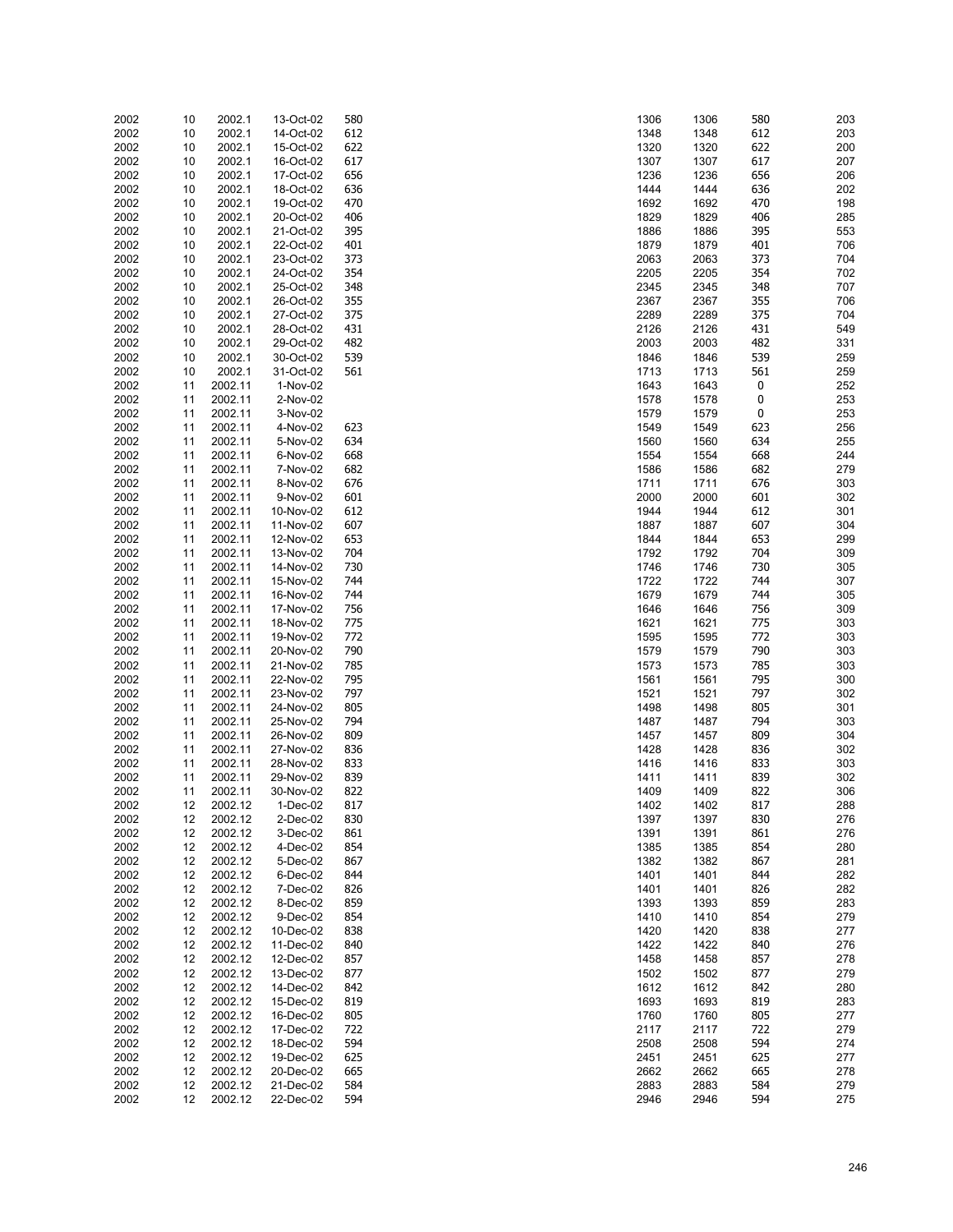| | | | | | | | | |
|---|---|---|---|---|---|---|---|---|
| 2002 | 10 | 2002.1 | 13-Oct-02 | 580 | 1306 | 1306 | 580 | 203 |
| 2002 | 10 | 2002.1 | 14-Oct-02 | 612 | 1348 | 1348 | 612 | 203 |
| 2002 | 10 | 2002.1 | 15-Oct-02 | 622 | 1320 | 1320 | 622 | 200 |
| 2002 | 10 | 2002.1 | 16-Oct-02 | 617 | 1307 | 1307 | 617 | 207 |
| 2002 | 10 | 2002.1 | 17-Oct-02 | 656 | 1236 | 1236 | 656 | 206 |
| 2002 | 10 | 2002.1 | 18-Oct-02 | 636 | 1444 | 1444 | 636 | 202 |
| 2002 | 10 | 2002.1 | 19-Oct-02 | 470 | 1692 | 1692 | 470 | 198 |
| 2002 | 10 | 2002.1 | 20-Oct-02 | 406 | 1829 | 1829 | 406 | 285 |
| 2002 | 10 | 2002.1 | 21-Oct-02 | 395 | 1886 | 1886 | 395 | 553 |
| 2002 | 10 | 2002.1 | 22-Oct-02 | 401 | 1879 | 1879 | 401 | 706 |
| 2002 | 10 | 2002.1 | 23-Oct-02 | 373 | 2063 | 2063 | 373 | 704 |
| 2002 | 10 | 2002.1 | 24-Oct-02 | 354 | 2205 | 2205 | 354 | 702 |
| 2002 | 10 | 2002.1 | 25-Oct-02 | 348 | 2345 | 2345 | 348 | 707 |
| 2002 | 10 | 2002.1 | 26-Oct-02 | 355 | 2367 | 2367 | 355 | 706 |
| 2002 | 10 | 2002.1 | 27-Oct-02 | 375 | 2289 | 2289 | 375 | 704 |
| 2002 | 10 | 2002.1 | 28-Oct-02 | 431 | 2126 | 2126 | 431 | 549 |
| 2002 | 10 | 2002.1 | 29-Oct-02 | 482 | 2003 | 2003 | 482 | 331 |
| 2002 | 10 | 2002.1 | 30-Oct-02 | 539 | 1846 | 1846 | 539 | 259 |
| 2002 | 10 | 2002.1 | 31-Oct-02 | 561 | 1713 | 1713 | 561 | 259 |
| 2002 | 11 | 2002.11 | 1-Nov-02 | | 1643 | 1643 | 0 | 252 |
| 2002 | 11 | 2002.11 | 2-Nov-02 | | 1578 | 1578 | 0 | 253 |
| 2002 | 11 | 2002.11 | 3-Nov-02 | | 1579 | 1579 | 0 | 253 |
| 2002 | 11 | 2002.11 | 4-Nov-02 | 623 | 1549 | 1549 | 623 | 256 |
| 2002 | 11 | 2002.11 | 5-Nov-02 | 634 | 1560 | 1560 | 634 | 255 |
| 2002 | 11 | 2002.11 | 6-Nov-02 | 668 | 1554 | 1554 | 668 | 244 |
| 2002 | 11 | 2002.11 | 7-Nov-02 | 682 | 1586 | 1586 | 682 | 279 |
| 2002 | 11 | 2002.11 | 8-Nov-02 | 676 | 1711 | 1711 | 676 | 303 |
| 2002 | 11 | 2002.11 | 9-Nov-02 | 601 | 2000 | 2000 | 601 | 302 |
| 2002 | 11 | 2002.11 | 10-Nov-02 | 612 | 1944 | 1944 | 612 | 301 |
| 2002 | 11 | 2002.11 | 11-Nov-02 | 607 | 1887 | 1887 | 607 | 304 |
| 2002 | 11 | 2002.11 | 12-Nov-02 | 653 | 1844 | 1844 | 653 | 299 |
| 2002 | 11 | 2002.11 | 13-Nov-02 | 704 | 1792 | 1792 | 704 | 309 |
| 2002 | 11 | 2002.11 | 14-Nov-02 | 730 | 1746 | 1746 | 730 | 305 |
| 2002 | 11 | 2002.11 | 15-Nov-02 | 744 | 1722 | 1722 | 744 | 307 |
| 2002 | 11 | 2002.11 | 16-Nov-02 | 744 | 1679 | 1679 | 744 | 305 |
| 2002 | 11 | 2002.11 | 17-Nov-02 | 756 | 1646 | 1646 | 756 | 309 |
| 2002 | 11 | 2002.11 | 18-Nov-02 | 775 | 1621 | 1621 | 775 | 303 |
| 2002 | 11 | 2002.11 | 19-Nov-02 | 772 | 1595 | 1595 | 772 | 303 |
| 2002 | 11 | 2002.11 | 20-Nov-02 | 790 | 1579 | 1579 | 790 | 303 |
| 2002 | 11 | 2002.11 | 21-Nov-02 | 785 | 1573 | 1573 | 785 | 303 |
| 2002 | 11 | 2002.11 | 22-Nov-02 | 795 | 1561 | 1561 | 795 | 300 |
| 2002 | 11 | 2002.11 | 23-Nov-02 | 797 | 1521 | 1521 | 797 | 302 |
| 2002 | 11 | 2002.11 | 24-Nov-02 | 805 | 1498 | 1498 | 805 | 301 |
| 2002 | 11 | 2002.11 | 25-Nov-02 | 794 | 1487 | 1487 | 794 | 303 |
| 2002 | 11 | 2002.11 | 26-Nov-02 | 809 | 1457 | 1457 | 809 | 304 |
| 2002 | 11 | 2002.11 | 27-Nov-02 | 836 | 1428 | 1428 | 836 | 302 |
| 2002 | 11 | 2002.11 | 28-Nov-02 | 833 | 1416 | 1416 | 833 | 303 |
| 2002 | 11 | 2002.11 | 29-Nov-02 | 839 | 1411 | 1411 | 839 | 302 |
| 2002 | 11 | 2002.11 | 30-Nov-02 | 822 | 1409 | 1409 | 822 | 306 |
| 2002 | 12 | 2002.12 | 1-Dec-02 | 817 | 1402 | 1402 | 817 | 288 |
| 2002 | 12 | 2002.12 | 2-Dec-02 | 830 | 1397 | 1397 | 830 | 276 |
| 2002 | 12 | 2002.12 | 3-Dec-02 | 861 | 1391 | 1391 | 861 | 276 |
| 2002 | 12 | 2002.12 | 4-Dec-02 | 854 | 1385 | 1385 | 854 | 280 |
| 2002 | 12 | 2002.12 | 5-Dec-02 | 867 | 1382 | 1382 | 867 | 281 |
| 2002 | 12 | 2002.12 | 6-Dec-02 | 844 | 1401 | 1401 | 844 | 282 |
| 2002 | 12 | 2002.12 | 7-Dec-02 | 826 | 1401 | 1401 | 826 | 282 |
| 2002 | 12 | 2002.12 | 8-Dec-02 | 859 | 1393 | 1393 | 859 | 283 |
| 2002 | 12 | 2002.12 | 9-Dec-02 | 854 | 1410 | 1410 | 854 | 279 |
| 2002 | 12 | 2002.12 | 10-Dec-02 | 838 | 1420 | 1420 | 838 | 277 |
| 2002 | 12 | 2002.12 | 11-Dec-02 | 840 | 1422 | 1422 | 840 | 276 |
| 2002 | 12 | 2002.12 | 12-Dec-02 | 857 | 1458 | 1458 | 857 | 278 |
| 2002 | 12 | 2002.12 | 13-Dec-02 | 877 | 1502 | 1502 | 877 | 279 |
| 2002 | 12 | 2002.12 | 14-Dec-02 | 842 | 1612 | 1612 | 842 | 280 |
| 2002 | 12 | 2002.12 | 15-Dec-02 | 819 | 1693 | 1693 | 819 | 283 |
| 2002 | 12 | 2002.12 | 16-Dec-02 | 805 | 1760 | 1760 | 805 | 277 |
| 2002 | 12 | 2002.12 | 17-Dec-02 | 722 | 2117 | 2117 | 722 | 279 |
| 2002 | 12 | 2002.12 | 18-Dec-02 | 594 | 2508 | 2508 | 594 | 274 |
| 2002 | 12 | 2002.12 | 19-Dec-02 | 625 | 2451 | 2451 | 625 | 277 |
| 2002 | 12 | 2002.12 | 20-Dec-02 | 665 | 2662 | 2662 | 665 | 278 |
| 2002 | 12 | 2002.12 | 21-Dec-02 | 584 | 2883 | 2883 | 584 | 279 |
| 2002 | 12 | 2002.12 | 22-Dec-02 | 594 | 2946 | 2946 | 594 | 275 |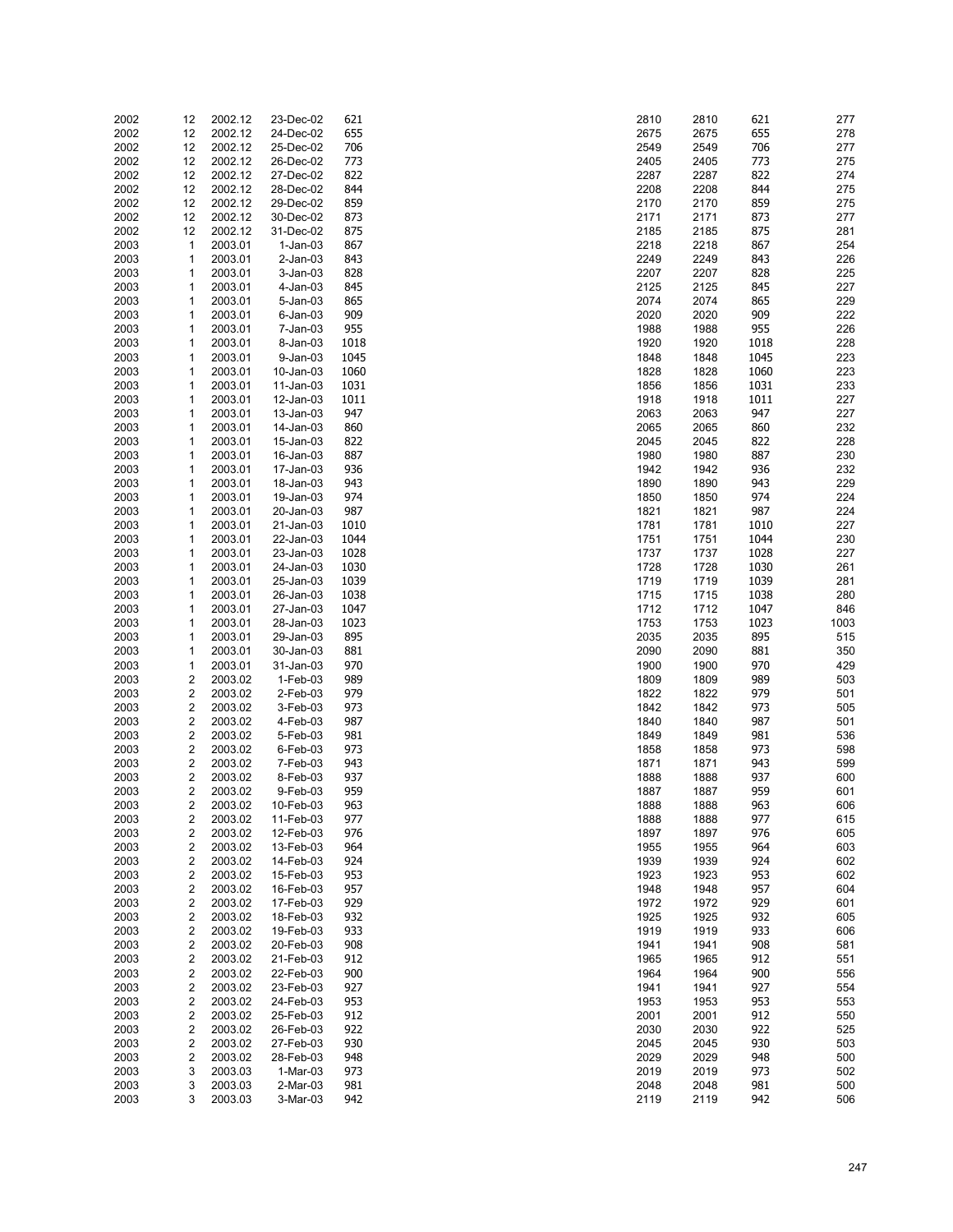| | | | | | | | | |
|---|---|---|---|---|---|---|---|---|
| 2002 | 12 | 2002.12 | 23-Dec-02 | 621 | 2810 | 2810 | 621 | 277 |
| 2002 | 12 | 2002.12 | 24-Dec-02 | 655 | 2675 | 2675 | 655 | 278 |
| 2002 | 12 | 2002.12 | 25-Dec-02 | 706 | 2549 | 2549 | 706 | 277 |
| 2002 | 12 | 2002.12 | 26-Dec-02 | 773 | 2405 | 2405 | 773 | 275 |
| 2002 | 12 | 2002.12 | 27-Dec-02 | 822 | 2287 | 2287 | 822 | 274 |
| 2002 | 12 | 2002.12 | 28-Dec-02 | 844 | 2208 | 2208 | 844 | 275 |
| 2002 | 12 | 2002.12 | 29-Dec-02 | 859 | 2170 | 2170 | 859 | 275 |
| 2002 | 12 | 2002.12 | 30-Dec-02 | 873 | 2171 | 2171 | 873 | 277 |
| 2002 | 12 | 2002.12 | 31-Dec-02 | 875 | 2185 | 2185 | 875 | 281 |
| 2003 | 1 | 2003.01 | 1-Jan-03 | 867 | 2218 | 2218 | 867 | 254 |
| 2003 | 1 | 2003.01 | 2-Jan-03 | 843 | 2249 | 2249 | 843 | 226 |
| 2003 | 1 | 2003.01 | 3-Jan-03 | 828 | 2207 | 2207 | 828 | 225 |
| 2003 | 1 | 2003.01 | 4-Jan-03 | 845 | 2125 | 2125 | 845 | 227 |
| 2003 | 1 | 2003.01 | 5-Jan-03 | 865 | 2074 | 2074 | 865 | 229 |
| 2003 | 1 | 2003.01 | 6-Jan-03 | 909 | 2020 | 2020 | 909 | 222 |
| 2003 | 1 | 2003.01 | 7-Jan-03 | 955 | 1988 | 1988 | 955 | 226 |
| 2003 | 1 | 2003.01 | 8-Jan-03 | 1018 | 1920 | 1920 | 1018 | 228 |
| 2003 | 1 | 2003.01 | 9-Jan-03 | 1045 | 1848 | 1848 | 1045 | 223 |
| 2003 | 1 | 2003.01 | 10-Jan-03 | 1060 | 1828 | 1828 | 1060 | 223 |
| 2003 | 1 | 2003.01 | 11-Jan-03 | 1031 | 1856 | 1856 | 1031 | 233 |
| 2003 | 1 | 2003.01 | 12-Jan-03 | 1011 | 1918 | 1918 | 1011 | 227 |
| 2003 | 1 | 2003.01 | 13-Jan-03 | 947 | 2063 | 2063 | 947 | 227 |
| 2003 | 1 | 2003.01 | 14-Jan-03 | 860 | 2065 | 2065 | 860 | 232 |
| 2003 | 1 | 2003.01 | 15-Jan-03 | 822 | 2045 | 2045 | 822 | 228 |
| 2003 | 1 | 2003.01 | 16-Jan-03 | 887 | 1980 | 1980 | 887 | 230 |
| 2003 | 1 | 2003.01 | 17-Jan-03 | 936 | 1942 | 1942 | 936 | 232 |
| 2003 | 1 | 2003.01 | 18-Jan-03 | 943 | 1890 | 1890 | 943 | 229 |
| 2003 | 1 | 2003.01 | 19-Jan-03 | 974 | 1850 | 1850 | 974 | 224 |
| 2003 | 1 | 2003.01 | 20-Jan-03 | 987 | 1821 | 1821 | 987 | 224 |
| 2003 | 1 | 2003.01 | 21-Jan-03 | 1010 | 1781 | 1781 | 1010 | 227 |
| 2003 | 1 | 2003.01 | 22-Jan-03 | 1044 | 1751 | 1751 | 1044 | 230 |
| 2003 | 1 | 2003.01 | 23-Jan-03 | 1028 | 1737 | 1737 | 1028 | 227 |
| 2003 | 1 | 2003.01 | 24-Jan-03 | 1030 | 1728 | 1728 | 1030 | 261 |
| 2003 | 1 | 2003.01 | 25-Jan-03 | 1039 | 1719 | 1719 | 1039 | 281 |
| 2003 | 1 | 2003.01 | 26-Jan-03 | 1038 | 1715 | 1715 | 1038 | 280 |
| 2003 | 1 | 2003.01 | 27-Jan-03 | 1047 | 1712 | 1712 | 1047 | 846 |
| 2003 | 1 | 2003.01 | 28-Jan-03 | 1023 | 1753 | 1753 | 1023 | 1003 |
| 2003 | 1 | 2003.01 | 29-Jan-03 | 895 | 2035 | 2035 | 895 | 515 |
| 2003 | 1 | 2003.01 | 30-Jan-03 | 881 | 2090 | 2090 | 881 | 350 |
| 2003 | 1 | 2003.01 | 31-Jan-03 | 970 | 1900 | 1900 | 970 | 429 |
| 2003 | 2 | 2003.02 | 1-Feb-03 | 989 | 1809 | 1809 | 989 | 503 |
| 2003 | 2 | 2003.02 | 2-Feb-03 | 979 | 1822 | 1822 | 979 | 501 |
| 2003 | 2 | 2003.02 | 3-Feb-03 | 973 | 1842 | 1842 | 973 | 505 |
| 2003 | 2 | 2003.02 | 4-Feb-03 | 987 | 1840 | 1840 | 987 | 501 |
| 2003 | 2 | 2003.02 | 5-Feb-03 | 981 | 1849 | 1849 | 981 | 536 |
| 2003 | 2 | 2003.02 | 6-Feb-03 | 973 | 1858 | 1858 | 973 | 598 |
| 2003 | 2 | 2003.02 | 7-Feb-03 | 943 | 1871 | 1871 | 943 | 599 |
| 2003 | 2 | 2003.02 | 8-Feb-03 | 937 | 1888 | 1888 | 937 | 600 |
| 2003 | 2 | 2003.02 | 9-Feb-03 | 959 | 1887 | 1887 | 959 | 601 |
| 2003 | 2 | 2003.02 | 10-Feb-03 | 963 | 1888 | 1888 | 963 | 606 |
| 2003 | 2 | 2003.02 | 11-Feb-03 | 977 | 1888 | 1888 | 977 | 615 |
| 2003 | 2 | 2003.02 | 12-Feb-03 | 976 | 1897 | 1897 | 976 | 605 |
| 2003 | 2 | 2003.02 | 13-Feb-03 | 964 | 1955 | 1955 | 964 | 603 |
| 2003 | 2 | 2003.02 | 14-Feb-03 | 924 | 1939 | 1939 | 924 | 602 |
| 2003 | 2 | 2003.02 | 15-Feb-03 | 953 | 1923 | 1923 | 953 | 602 |
| 2003 | 2 | 2003.02 | 16-Feb-03 | 957 | 1948 | 1948 | 957 | 604 |
| 2003 | 2 | 2003.02 | 17-Feb-03 | 929 | 1972 | 1972 | 929 | 601 |
| 2003 | 2 | 2003.02 | 18-Feb-03 | 932 | 1925 | 1925 | 932 | 605 |
| 2003 | 2 | 2003.02 | 19-Feb-03 | 933 | 1919 | 1919 | 933 | 606 |
| 2003 | 2 | 2003.02 | 20-Feb-03 | 908 | 1941 | 1941 | 908 | 581 |
| 2003 | 2 | 2003.02 | 21-Feb-03 | 912 | 1965 | 1965 | 912 | 551 |
| 2003 | 2 | 2003.02 | 22-Feb-03 | 900 | 1964 | 1964 | 900 | 556 |
| 2003 | 2 | 2003.02 | 23-Feb-03 | 927 | 1941 | 1941 | 927 | 554 |
| 2003 | 2 | 2003.02 | 24-Feb-03 | 953 | 1953 | 1953 | 953 | 553 |
| 2003 | 2 | 2003.02 | 25-Feb-03 | 912 | 2001 | 2001 | 912 | 550 |
| 2003 | 2 | 2003.02 | 26-Feb-03 | 922 | 2030 | 2030 | 922 | 525 |
| 2003 | 2 | 2003.02 | 27-Feb-03 | 930 | 2045 | 2045 | 930 | 503 |
| 2003 | 2 | 2003.02 | 28-Feb-03 | 948 | 2029 | 2029 | 948 | 500 |
| 2003 | 3 | 2003.03 | 1-Mar-03 | 973 | 2019 | 2019 | 973 | 502 |
| 2003 | 3 | 2003.03 | 2-Mar-03 | 981 | 2048 | 2048 | 981 | 500 |
| 2003 | 3 | 2003.03 | 3-Mar-03 | 942 | 2119 | 2119 | 942 | 506 |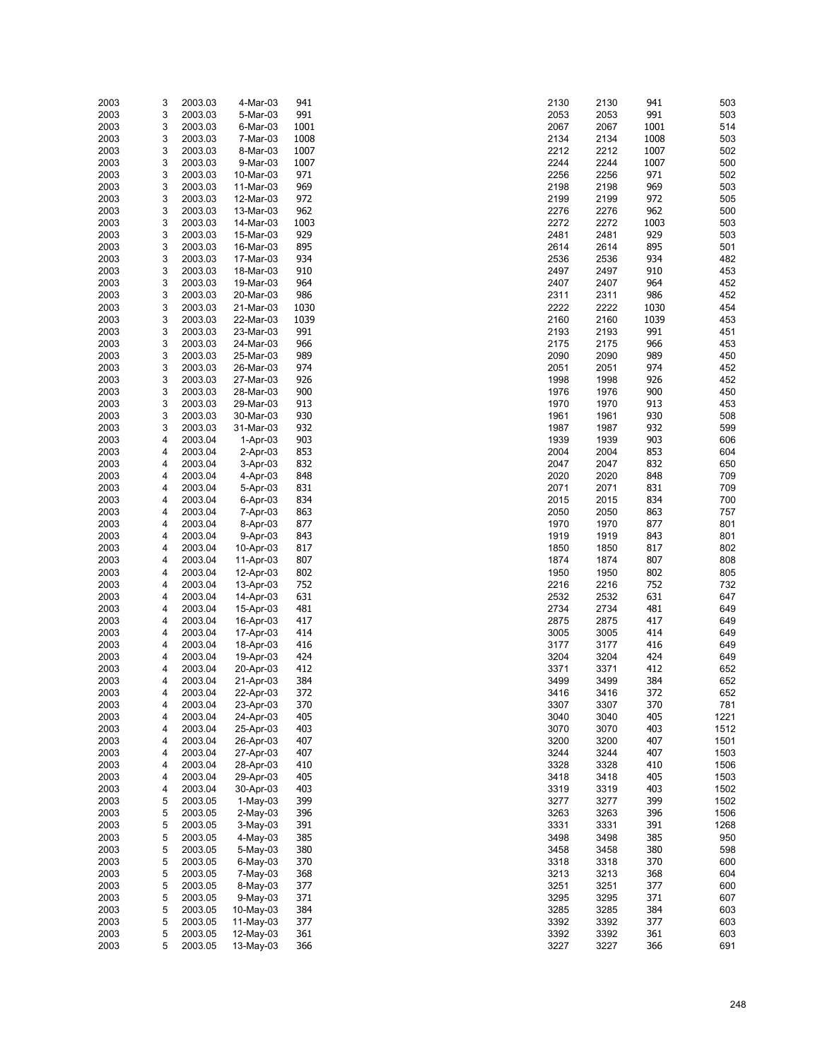| | | | | | | | | |
|---|---|---|---|---|---|---|---|---|
| 2003 | 3 | 2003.03 | 4-Mar-03 | 941 | 2130 | 2130 | 941 | 503 |
| 2003 | 3 | 2003.03 | 5-Mar-03 | 991 | 2053 | 2053 | 991 | 503 |
| 2003 | 3 | 2003.03 | 6-Mar-03 | 1001 | 2067 | 2067 | 1001 | 514 |
| 2003 | 3 | 2003.03 | 7-Mar-03 | 1008 | 2134 | 2134 | 1008 | 503 |
| 2003 | 3 | 2003.03 | 8-Mar-03 | 1007 | 2212 | 2212 | 1007 | 502 |
| 2003 | 3 | 2003.03 | 9-Mar-03 | 1007 | 2244 | 2244 | 1007 | 500 |
| 2003 | 3 | 2003.03 | 10-Mar-03 | 971 | 2256 | 2256 | 971 | 502 |
| 2003 | 3 | 2003.03 | 11-Mar-03 | 969 | 2198 | 2198 | 969 | 503 |
| 2003 | 3 | 2003.03 | 12-Mar-03 | 972 | 2199 | 2199 | 972 | 505 |
| 2003 | 3 | 2003.03 | 13-Mar-03 | 962 | 2276 | 2276 | 962 | 500 |
| 2003 | 3 | 2003.03 | 14-Mar-03 | 1003 | 2272 | 2272 | 1003 | 503 |
| 2003 | 3 | 2003.03 | 15-Mar-03 | 929 | 2481 | 2481 | 929 | 503 |
| 2003 | 3 | 2003.03 | 16-Mar-03 | 895 | 2614 | 2614 | 895 | 501 |
| 2003 | 3 | 2003.03 | 17-Mar-03 | 934 | 2536 | 2536 | 934 | 482 |
| 2003 | 3 | 2003.03 | 18-Mar-03 | 910 | 2497 | 2497 | 910 | 453 |
| 2003 | 3 | 2003.03 | 19-Mar-03 | 964 | 2407 | 2407 | 964 | 452 |
| 2003 | 3 | 2003.03 | 20-Mar-03 | 986 | 2311 | 2311 | 986 | 452 |
| 2003 | 3 | 2003.03 | 21-Mar-03 | 1030 | 2222 | 2222 | 1030 | 454 |
| 2003 | 3 | 2003.03 | 22-Mar-03 | 1039 | 2160 | 2160 | 1039 | 453 |
| 2003 | 3 | 2003.03 | 23-Mar-03 | 991 | 2193 | 2193 | 991 | 451 |
| 2003 | 3 | 2003.03 | 24-Mar-03 | 966 | 2175 | 2175 | 966 | 453 |
| 2003 | 3 | 2003.03 | 25-Mar-03 | 989 | 2090 | 2090 | 989 | 450 |
| 2003 | 3 | 2003.03 | 26-Mar-03 | 974 | 2051 | 2051 | 974 | 452 |
| 2003 | 3 | 2003.03 | 27-Mar-03 | 926 | 1998 | 1998 | 926 | 452 |
| 2003 | 3 | 2003.03 | 28-Mar-03 | 900 | 1976 | 1976 | 900 | 450 |
| 2003 | 3 | 2003.03 | 29-Mar-03 | 913 | 1970 | 1970 | 913 | 453 |
| 2003 | 3 | 2003.03 | 30-Mar-03 | 930 | 1961 | 1961 | 930 | 508 |
| 2003 | 3 | 2003.03 | 31-Mar-03 | 932 | 1987 | 1987 | 932 | 599 |
| 2003 | 4 | 2003.04 | 1-Apr-03 | 903 | 1939 | 1939 | 903 | 606 |
| 2003 | 4 | 2003.04 | 2-Apr-03 | 853 | 2004 | 2004 | 853 | 604 |
| 2003 | 4 | 2003.04 | 3-Apr-03 | 832 | 2047 | 2047 | 832 | 650 |
| 2003 | 4 | 2003.04 | 4-Apr-03 | 848 | 2020 | 2020 | 848 | 709 |
| 2003 | 4 | 2003.04 | 5-Apr-03 | 831 | 2071 | 2071 | 831 | 709 |
| 2003 | 4 | 2003.04 | 6-Apr-03 | 834 | 2015 | 2015 | 834 | 700 |
| 2003 | 4 | 2003.04 | 7-Apr-03 | 863 | 2050 | 2050 | 863 | 757 |
| 2003 | 4 | 2003.04 | 8-Apr-03 | 877 | 1970 | 1970 | 877 | 801 |
| 2003 | 4 | 2003.04 | 9-Apr-03 | 843 | 1919 | 1919 | 843 | 801 |
| 2003 | 4 | 2003.04 | 10-Apr-03 | 817 | 1850 | 1850 | 817 | 802 |
| 2003 | 4 | 2003.04 | 11-Apr-03 | 807 | 1874 | 1874 | 807 | 808 |
| 2003 | 4 | 2003.04 | 12-Apr-03 | 802 | 1950 | 1950 | 802 | 805 |
| 2003 | 4 | 2003.04 | 13-Apr-03 | 752 | 2216 | 2216 | 752 | 732 |
| 2003 | 4 | 2003.04 | 14-Apr-03 | 631 | 2532 | 2532 | 631 | 647 |
| 2003 | 4 | 2003.04 | 15-Apr-03 | 481 | 2734 | 2734 | 481 | 649 |
| 2003 | 4 | 2003.04 | 16-Apr-03 | 417 | 2875 | 2875 | 417 | 649 |
| 2003 | 4 | 2003.04 | 17-Apr-03 | 414 | 3005 | 3005 | 414 | 649 |
| 2003 | 4 | 2003.04 | 18-Apr-03 | 416 | 3177 | 3177 | 416 | 649 |
| 2003 | 4 | 2003.04 | 19-Apr-03 | 424 | 3204 | 3204 | 424 | 649 |
| 2003 | 4 | 2003.04 | 20-Apr-03 | 412 | 3371 | 3371 | 412 | 652 |
| 2003 | 4 | 2003.04 | 21-Apr-03 | 384 | 3499 | 3499 | 384 | 652 |
| 2003 | 4 | 2003.04 | 22-Apr-03 | 372 | 3416 | 3416 | 372 | 652 |
| 2003 | 4 | 2003.04 | 23-Apr-03 | 370 | 3307 | 3307 | 370 | 781 |
| 2003 | 4 | 2003.04 | 24-Apr-03 | 405 | 3040 | 3040 | 405 | 1221 |
| 2003 | 4 | 2003.04 | 25-Apr-03 | 403 | 3070 | 3070 | 403 | 1512 |
| 2003 | 4 | 2003.04 | 26-Apr-03 | 407 | 3200 | 3200 | 407 | 1501 |
| 2003 | 4 | 2003.04 | 27-Apr-03 | 407 | 3244 | 3244 | 407 | 1503 |
| 2003 | 4 | 2003.04 | 28-Apr-03 | 410 | 3328 | 3328 | 410 | 1506 |
| 2003 | 4 | 2003.04 | 29-Apr-03 | 405 | 3418 | 3418 | 405 | 1503 |
| 2003 | 4 | 2003.04 | 30-Apr-03 | 403 | 3319 | 3319 | 403 | 1502 |
| 2003 | 5 | 2003.05 | 1-May-03 | 399 | 3277 | 3277 | 399 | 1502 |
| 2003 | 5 | 2003.05 | 2-May-03 | 396 | 3263 | 3263 | 396 | 1506 |
| 2003 | 5 | 2003.05 | 3-May-03 | 391 | 3331 | 3331 | 391 | 1268 |
| 2003 | 5 | 2003.05 | 4-May-03 | 385 | 3498 | 3498 | 385 | 950 |
| 2003 | 5 | 2003.05 | 5-May-03 | 380 | 3458 | 3458 | 380 | 598 |
| 2003 | 5 | 2003.05 | 6-May-03 | 370 | 3318 | 3318 | 370 | 600 |
| 2003 | 5 | 2003.05 | 7-May-03 | 368 | 3213 | 3213 | 368 | 604 |
| 2003 | 5 | 2003.05 | 8-May-03 | 377 | 3251 | 3251 | 377 | 600 |
| 2003 | 5 | 2003.05 | 9-May-03 | 371 | 3295 | 3295 | 371 | 607 |
| 2003 | 5 | 2003.05 | 10-May-03 | 384 | 3285 | 3285 | 384 | 603 |
| 2003 | 5 | 2003.05 | 11-May-03 | 377 | 3392 | 3392 | 377 | 603 |
| 2003 | 5 | 2003.05 | 12-May-03 | 361 | 3392 | 3392 | 361 | 603 |
| 2003 | 5 | 2003.05 | 13-May-03 | 366 | 3227 | 3227 | 366 | 691 |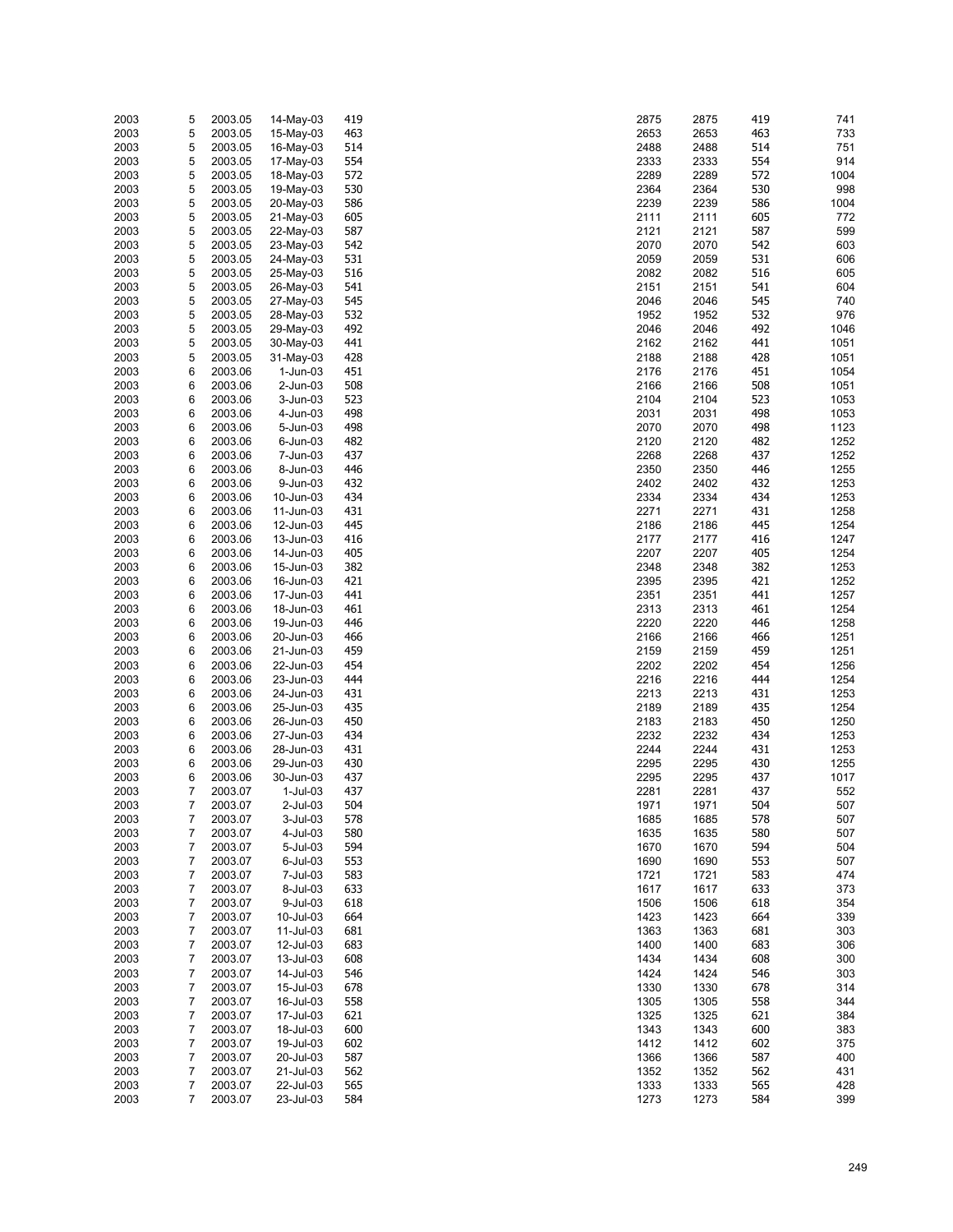| | | | | | | | | |
|---|---|---|---|---|---|---|---|---|
| 2003 | 5 | 2003.05 | 14-May-03 | 419 | 2875 | 2875 | 419 | 741 |
| 2003 | 5 | 2003.05 | 15-May-03 | 463 | 2653 | 2653 | 463 | 733 |
| 2003 | 5 | 2003.05 | 16-May-03 | 514 | 2488 | 2488 | 514 | 751 |
| 2003 | 5 | 2003.05 | 17-May-03 | 554 | 2333 | 2333 | 554 | 914 |
| 2003 | 5 | 2003.05 | 18-May-03 | 572 | 2289 | 2289 | 572 | 1004 |
| 2003 | 5 | 2003.05 | 19-May-03 | 530 | 2364 | 2364 | 530 | 998 |
| 2003 | 5 | 2003.05 | 20-May-03 | 586 | 2239 | 2239 | 586 | 1004 |
| 2003 | 5 | 2003.05 | 21-May-03 | 605 | 2111 | 2111 | 605 | 772 |
| 2003 | 5 | 2003.05 | 22-May-03 | 587 | 2121 | 2121 | 587 | 599 |
| 2003 | 5 | 2003.05 | 23-May-03 | 542 | 2070 | 2070 | 542 | 603 |
| 2003 | 5 | 2003.05 | 24-May-03 | 531 | 2059 | 2059 | 531 | 606 |
| 2003 | 5 | 2003.05 | 25-May-03 | 516 | 2082 | 2082 | 516 | 605 |
| 2003 | 5 | 2003.05 | 26-May-03 | 541 | 2151 | 2151 | 541 | 604 |
| 2003 | 5 | 2003.05 | 27-May-03 | 545 | 2046 | 2046 | 545 | 740 |
| 2003 | 5 | 2003.05 | 28-May-03 | 532 | 1952 | 1952 | 532 | 976 |
| 2003 | 5 | 2003.05 | 29-May-03 | 492 | 2046 | 2046 | 492 | 1046 |
| 2003 | 5 | 2003.05 | 30-May-03 | 441 | 2162 | 2162 | 441 | 1051 |
| 2003 | 5 | 2003.05 | 31-May-03 | 428 | 2188 | 2188 | 428 | 1051 |
| 2003 | 6 | 2003.06 | 1-Jun-03 | 451 | 2176 | 2176 | 451 | 1054 |
| 2003 | 6 | 2003.06 | 2-Jun-03 | 508 | 2166 | 2166 | 508 | 1051 |
| 2003 | 6 | 2003.06 | 3-Jun-03 | 523 | 2104 | 2104 | 523 | 1053 |
| 2003 | 6 | 2003.06 | 4-Jun-03 | 498 | 2031 | 2031 | 498 | 1053 |
| 2003 | 6 | 2003.06 | 5-Jun-03 | 498 | 2070 | 2070 | 498 | 1123 |
| 2003 | 6 | 2003.06 | 6-Jun-03 | 482 | 2120 | 2120 | 482 | 1252 |
| 2003 | 6 | 2003.06 | 7-Jun-03 | 437 | 2268 | 2268 | 437 | 1252 |
| 2003 | 6 | 2003.06 | 8-Jun-03 | 446 | 2350 | 2350 | 446 | 1255 |
| 2003 | 6 | 2003.06 | 9-Jun-03 | 432 | 2402 | 2402 | 432 | 1253 |
| 2003 | 6 | 2003.06 | 10-Jun-03 | 434 | 2334 | 2334 | 434 | 1253 |
| 2003 | 6 | 2003.06 | 11-Jun-03 | 431 | 2271 | 2271 | 431 | 1258 |
| 2003 | 6 | 2003.06 | 12-Jun-03 | 445 | 2186 | 2186 | 445 | 1254 |
| 2003 | 6 | 2003.06 | 13-Jun-03 | 416 | 2177 | 2177 | 416 | 1247 |
| 2003 | 6 | 2003.06 | 14-Jun-03 | 405 | 2207 | 2207 | 405 | 1254 |
| 2003 | 6 | 2003.06 | 15-Jun-03 | 382 | 2348 | 2348 | 382 | 1253 |
| 2003 | 6 | 2003.06 | 16-Jun-03 | 421 | 2395 | 2395 | 421 | 1252 |
| 2003 | 6 | 2003.06 | 17-Jun-03 | 441 | 2351 | 2351 | 441 | 1257 |
| 2003 | 6 | 2003.06 | 18-Jun-03 | 461 | 2313 | 2313 | 461 | 1254 |
| 2003 | 6 | 2003.06 | 19-Jun-03 | 446 | 2220 | 2220 | 446 | 1258 |
| 2003 | 6 | 2003.06 | 20-Jun-03 | 466 | 2166 | 2166 | 466 | 1251 |
| 2003 | 6 | 2003.06 | 21-Jun-03 | 459 | 2159 | 2159 | 459 | 1251 |
| 2003 | 6 | 2003.06 | 22-Jun-03 | 454 | 2202 | 2202 | 454 | 1256 |
| 2003 | 6 | 2003.06 | 23-Jun-03 | 444 | 2216 | 2216 | 444 | 1254 |
| 2003 | 6 | 2003.06 | 24-Jun-03 | 431 | 2213 | 2213 | 431 | 1253 |
| 2003 | 6 | 2003.06 | 25-Jun-03 | 435 | 2189 | 2189 | 435 | 1254 |
| 2003 | 6 | 2003.06 | 26-Jun-03 | 450 | 2183 | 2183 | 450 | 1250 |
| 2003 | 6 | 2003.06 | 27-Jun-03 | 434 | 2232 | 2232 | 434 | 1253 |
| 2003 | 6 | 2003.06 | 28-Jun-03 | 431 | 2244 | 2244 | 431 | 1253 |
| 2003 | 6 | 2003.06 | 29-Jun-03 | 430 | 2295 | 2295 | 430 | 1255 |
| 2003 | 6 | 2003.06 | 30-Jun-03 | 437 | 2295 | 2295 | 437 | 1017 |
| 2003 | 7 | 2003.07 | 1-Jul-03 | 437 | 2281 | 2281 | 437 | 552 |
| 2003 | 7 | 2003.07 | 2-Jul-03 | 504 | 1971 | 1971 | 504 | 507 |
| 2003 | 7 | 2003.07 | 3-Jul-03 | 578 | 1685 | 1685 | 578 | 507 |
| 2003 | 7 | 2003.07 | 4-Jul-03 | 580 | 1635 | 1635 | 580 | 507 |
| 2003 | 7 | 2003.07 | 5-Jul-03 | 594 | 1670 | 1670 | 594 | 504 |
| 2003 | 7 | 2003.07 | 6-Jul-03 | 553 | 1690 | 1690 | 553 | 507 |
| 2003 | 7 | 2003.07 | 7-Jul-03 | 583 | 1721 | 1721 | 583 | 474 |
| 2003 | 7 | 2003.07 | 8-Jul-03 | 633 | 1617 | 1617 | 633 | 373 |
| 2003 | 7 | 2003.07 | 9-Jul-03 | 618 | 1506 | 1506 | 618 | 354 |
| 2003 | 7 | 2003.07 | 10-Jul-03 | 664 | 1423 | 1423 | 664 | 339 |
| 2003 | 7 | 2003.07 | 11-Jul-03 | 681 | 1363 | 1363 | 681 | 303 |
| 2003 | 7 | 2003.07 | 12-Jul-03 | 683 | 1400 | 1400 | 683 | 306 |
| 2003 | 7 | 2003.07 | 13-Jul-03 | 608 | 1434 | 1434 | 608 | 300 |
| 2003 | 7 | 2003.07 | 14-Jul-03 | 546 | 1424 | 1424 | 546 | 303 |
| 2003 | 7 | 2003.07 | 15-Jul-03 | 678 | 1330 | 1330 | 678 | 314 |
| 2003 | 7 | 2003.07 | 16-Jul-03 | 558 | 1305 | 1305 | 558 | 344 |
| 2003 | 7 | 2003.07 | 17-Jul-03 | 621 | 1325 | 1325 | 621 | 384 |
| 2003 | 7 | 2003.07 | 18-Jul-03 | 600 | 1343 | 1343 | 600 | 383 |
| 2003 | 7 | 2003.07 | 19-Jul-03 | 602 | 1412 | 1412 | 602 | 375 |
| 2003 | 7 | 2003.07 | 20-Jul-03 | 587 | 1366 | 1366 | 587 | 400 |
| 2003 | 7 | 2003.07 | 21-Jul-03 | 562 | 1352 | 1352 | 562 | 431 |
| 2003 | 7 | 2003.07 | 22-Jul-03 | 565 | 1333 | 1333 | 565 | 428 |
| 2003 | 7 | 2003.07 | 23-Jul-03 | 584 | 1273 | 1273 | 584 | 399 |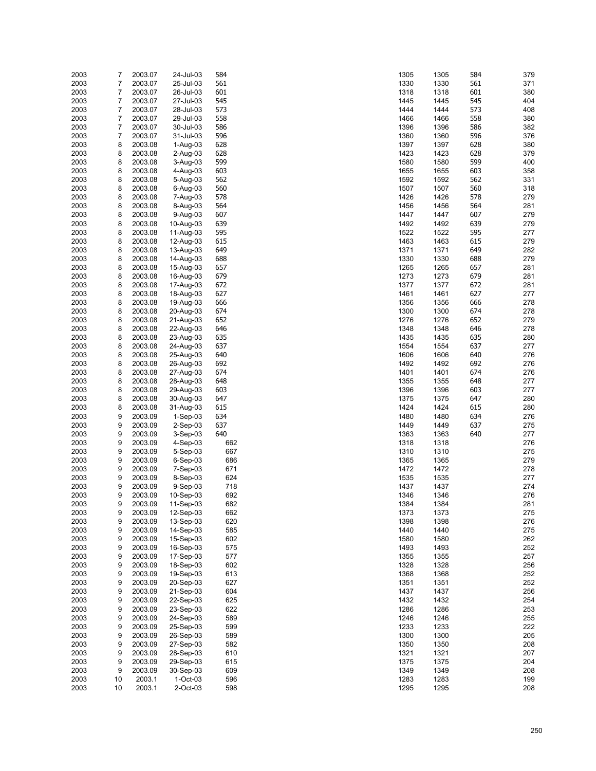| | | | | | | | | |
|---|---|---|---|---|---|---|---|---|
| 2003 | 7 | 2003.07 | 24-Jul-03 | 584 | 1305 | 1305 | 584 | 379 |
| 2003 | 7 | 2003.07 | 25-Jul-03 | 561 | 1330 | 1330 | 561 | 371 |
| 2003 | 7 | 2003.07 | 26-Jul-03 | 601 | 1318 | 1318 | 601 | 380 |
| 2003 | 7 | 2003.07 | 27-Jul-03 | 545 | 1445 | 1445 | 545 | 404 |
| 2003 | 7 | 2003.07 | 28-Jul-03 | 573 | 1444 | 1444 | 573 | 408 |
| 2003 | 7 | 2003.07 | 29-Jul-03 | 558 | 1466 | 1466 | 558 | 380 |
| 2003 | 7 | 2003.07 | 30-Jul-03 | 586 | 1396 | 1396 | 586 | 382 |
| 2003 | 7 | 2003.07 | 31-Jul-03 | 596 | 1360 | 1360 | 596 | 376 |
| 2003 | 8 | 2003.08 | 1-Aug-03 | 628 | 1397 | 1397 | 628 | 380 |
| 2003 | 8 | 2003.08 | 2-Aug-03 | 628 | 1423 | 1423 | 628 | 379 |
| 2003 | 8 | 2003.08 | 3-Aug-03 | 599 | 1580 | 1580 | 599 | 400 |
| 2003 | 8 | 2003.08 | 4-Aug-03 | 603 | 1655 | 1655 | 603 | 358 |
| 2003 | 8 | 2003.08 | 5-Aug-03 | 562 | 1592 | 1592 | 562 | 331 |
| 2003 | 8 | 2003.08 | 6-Aug-03 | 560 | 1507 | 1507 | 560 | 318 |
| 2003 | 8 | 2003.08 | 7-Aug-03 | 578 | 1426 | 1426 | 578 | 279 |
| 2003 | 8 | 2003.08 | 8-Aug-03 | 564 | 1456 | 1456 | 564 | 281 |
| 2003 | 8 | 2003.08 | 9-Aug-03 | 607 | 1447 | 1447 | 607 | 279 |
| 2003 | 8 | 2003.08 | 10-Aug-03 | 639 | 1492 | 1492 | 639 | 279 |
| 2003 | 8 | 2003.08 | 11-Aug-03 | 595 | 1522 | 1522 | 595 | 277 |
| 2003 | 8 | 2003.08 | 12-Aug-03 | 615 | 1463 | 1463 | 615 | 279 |
| 2003 | 8 | 2003.08 | 13-Aug-03 | 649 | 1371 | 1371 | 649 | 282 |
| 2003 | 8 | 2003.08 | 14-Aug-03 | 688 | 1330 | 1330 | 688 | 279 |
| 2003 | 8 | 2003.08 | 15-Aug-03 | 657 | 1265 | 1265 | 657 | 281 |
| 2003 | 8 | 2003.08 | 16-Aug-03 | 679 | 1273 | 1273 | 679 | 281 |
| 2003 | 8 | 2003.08 | 17-Aug-03 | 672 | 1377 | 1377 | 672 | 281 |
| 2003 | 8 | 2003.08 | 18-Aug-03 | 627 | 1461 | 1461 | 627 | 277 |
| 2003 | 8 | 2003.08 | 19-Aug-03 | 666 | 1356 | 1356 | 666 | 278 |
| 2003 | 8 | 2003.08 | 20-Aug-03 | 674 | 1300 | 1300 | 674 | 278 |
| 2003 | 8 | 2003.08 | 21-Aug-03 | 652 | 1276 | 1276 | 652 | 279 |
| 2003 | 8 | 2003.08 | 22-Aug-03 | 646 | 1348 | 1348 | 646 | 278 |
| 2003 | 8 | 2003.08 | 23-Aug-03 | 635 | 1435 | 1435 | 635 | 280 |
| 2003 | 8 | 2003.08 | 24-Aug-03 | 637 | 1554 | 1554 | 637 | 277 |
| 2003 | 8 | 2003.08 | 25-Aug-03 | 640 | 1606 | 1606 | 640 | 276 |
| 2003 | 8 | 2003.08 | 26-Aug-03 | 692 | 1492 | 1492 | 692 | 276 |
| 2003 | 8 | 2003.08 | 27-Aug-03 | 674 | 1401 | 1401 | 674 | 276 |
| 2003 | 8 | 2003.08 | 28-Aug-03 | 648 | 1355 | 1355 | 648 | 277 |
| 2003 | 8 | 2003.08 | 29-Aug-03 | 603 | 1396 | 1396 | 603 | 277 |
| 2003 | 8 | 2003.08 | 30-Aug-03 | 647 | 1375 | 1375 | 647 | 280 |
| 2003 | 8 | 2003.08 | 31-Aug-03 | 615 | 1424 | 1424 | 615 | 280 |
| 2003 | 9 | 2003.09 | 1-Sep-03 | 634 | 1480 | 1480 | 634 | 276 |
| 2003 | 9 | 2003.09 | 2-Sep-03 | 637 | 1449 | 1449 | 637 | 275 |
| 2003 | 9 | 2003.09 | 3-Sep-03 | 640 | 1363 | 1363 | 640 | 277 |
| 2003 | 9 | 2003.09 | 4-Sep-03 | 662 | 1318 | 1318 | | 276 |
| 2003 | 9 | 2003.09 | 5-Sep-03 | 667 | 1310 | 1310 | | 275 |
| 2003 | 9 | 2003.09 | 6-Sep-03 | 686 | 1365 | 1365 | | 279 |
| 2003 | 9 | 2003.09 | 7-Sep-03 | 671 | 1472 | 1472 | | 278 |
| 2003 | 9 | 2003.09 | 8-Sep-03 | 624 | 1535 | 1535 | | 277 |
| 2003 | 9 | 2003.09 | 9-Sep-03 | 718 | 1437 | 1437 | | 274 |
| 2003 | 9 | 2003.09 | 10-Sep-03 | 692 | 1346 | 1346 | | 276 |
| 2003 | 9 | 2003.09 | 11-Sep-03 | 682 | 1384 | 1384 | | 281 |
| 2003 | 9 | 2003.09 | 12-Sep-03 | 662 | 1373 | 1373 | | 275 |
| 2003 | 9 | 2003.09 | 13-Sep-03 | 620 | 1398 | 1398 | | 276 |
| 2003 | 9 | 2003.09 | 14-Sep-03 | 585 | 1440 | 1440 | | 275 |
| 2003 | 9 | 2003.09 | 15-Sep-03 | 602 | 1580 | 1580 | | 262 |
| 2003 | 9 | 2003.09 | 16-Sep-03 | 575 | 1493 | 1493 | | 252 |
| 2003 | 9 | 2003.09 | 17-Sep-03 | 577 | 1355 | 1355 | | 257 |
| 2003 | 9 | 2003.09 | 18-Sep-03 | 602 | 1328 | 1328 | | 256 |
| 2003 | 9 | 2003.09 | 19-Sep-03 | 613 | 1368 | 1368 | | 252 |
| 2003 | 9 | 2003.09 | 20-Sep-03 | 627 | 1351 | 1351 | | 252 |
| 2003 | 9 | 2003.09 | 21-Sep-03 | 604 | 1437 | 1437 | | 256 |
| 2003 | 9 | 2003.09 | 22-Sep-03 | 625 | 1432 | 1432 | | 254 |
| 2003 | 9 | 2003.09 | 23-Sep-03 | 622 | 1286 | 1286 | | 253 |
| 2003 | 9 | 2003.09 | 24-Sep-03 | 589 | 1246 | 1246 | | 255 |
| 2003 | 9 | 2003.09 | 25-Sep-03 | 599 | 1233 | 1233 | | 222 |
| 2003 | 9 | 2003.09 | 26-Sep-03 | 589 | 1300 | 1300 | | 205 |
| 2003 | 9 | 2003.09 | 27-Sep-03 | 582 | 1350 | 1350 | | 208 |
| 2003 | 9 | 2003.09 | 28-Sep-03 | 610 | 1321 | 1321 | | 207 |
| 2003 | 9 | 2003.09 | 29-Sep-03 | 615 | 1375 | 1375 | | 204 |
| 2003 | 9 | 2003.09 | 30-Sep-03 | 609 | 1349 | 1349 | | 208 |
| 2003 | 10 | 2003.1 | 1-Oct-03 | 596 | 1283 | 1283 | | 199 |
| 2003 | 10 | 2003.1 | 2-Oct-03 | 598 | 1295 | 1295 | | 208 |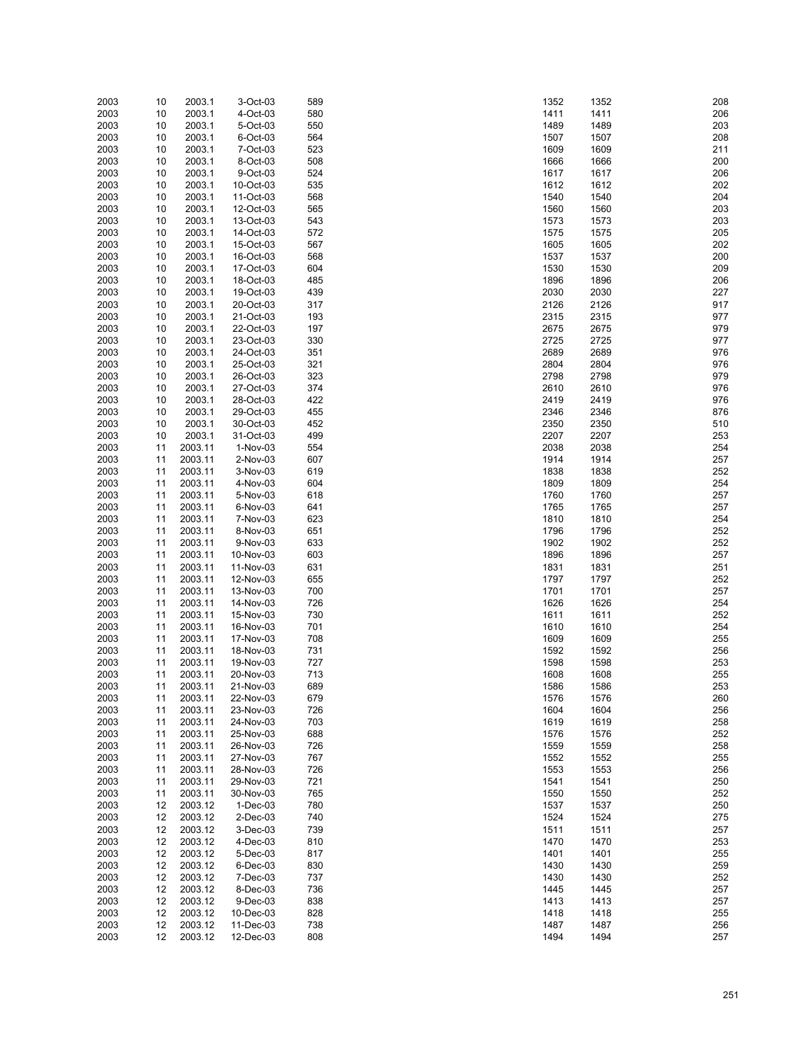| | | | | | | | |
|---|---|---|---|---|---|---|---|
| 2003 | 10 | 2003.1 | 3-Oct-03 | 589 | 1352 | 1352 | 208 |
| 2003 | 10 | 2003.1 | 4-Oct-03 | 580 | 1411 | 1411 | 206 |
| 2003 | 10 | 2003.1 | 5-Oct-03 | 550 | 1489 | 1489 | 203 |
| 2003 | 10 | 2003.1 | 6-Oct-03 | 564 | 1507 | 1507 | 208 |
| 2003 | 10 | 2003.1 | 7-Oct-03 | 523 | 1609 | 1609 | 211 |
| 2003 | 10 | 2003.1 | 8-Oct-03 | 508 | 1666 | 1666 | 200 |
| 2003 | 10 | 2003.1 | 9-Oct-03 | 524 | 1617 | 1617 | 206 |
| 2003 | 10 | 2003.1 | 10-Oct-03 | 535 | 1612 | 1612 | 202 |
| 2003 | 10 | 2003.1 | 11-Oct-03 | 568 | 1540 | 1540 | 204 |
| 2003 | 10 | 2003.1 | 12-Oct-03 | 565 | 1560 | 1560 | 203 |
| 2003 | 10 | 2003.1 | 13-Oct-03 | 543 | 1573 | 1573 | 203 |
| 2003 | 10 | 2003.1 | 14-Oct-03 | 572 | 1575 | 1575 | 205 |
| 2003 | 10 | 2003.1 | 15-Oct-03 | 567 | 1605 | 1605 | 202 |
| 2003 | 10 | 2003.1 | 16-Oct-03 | 568 | 1537 | 1537 | 200 |
| 2003 | 10 | 2003.1 | 17-Oct-03 | 604 | 1530 | 1530 | 209 |
| 2003 | 10 | 2003.1 | 18-Oct-03 | 485 | 1896 | 1896 | 206 |
| 2003 | 10 | 2003.1 | 19-Oct-03 | 439 | 2030 | 2030 | 227 |
| 2003 | 10 | 2003.1 | 20-Oct-03 | 317 | 2126 | 2126 | 917 |
| 2003 | 10 | 2003.1 | 21-Oct-03 | 193 | 2315 | 2315 | 977 |
| 2003 | 10 | 2003.1 | 22-Oct-03 | 197 | 2675 | 2675 | 979 |
| 2003 | 10 | 2003.1 | 23-Oct-03 | 330 | 2725 | 2725 | 977 |
| 2003 | 10 | 2003.1 | 24-Oct-03 | 351 | 2689 | 2689 | 976 |
| 2003 | 10 | 2003.1 | 25-Oct-03 | 321 | 2804 | 2804 | 976 |
| 2003 | 10 | 2003.1 | 26-Oct-03 | 323 | 2798 | 2798 | 979 |
| 2003 | 10 | 2003.1 | 27-Oct-03 | 374 | 2610 | 2610 | 976 |
| 2003 | 10 | 2003.1 | 28-Oct-03 | 422 | 2419 | 2419 | 976 |
| 2003 | 10 | 2003.1 | 29-Oct-03 | 455 | 2346 | 2346 | 876 |
| 2003 | 10 | 2003.1 | 30-Oct-03 | 452 | 2350 | 2350 | 510 |
| 2003 | 10 | 2003.1 | 31-Oct-03 | 499 | 2207 | 2207 | 253 |
| 2003 | 11 | 2003.11 | 1-Nov-03 | 554 | 2038 | 2038 | 254 |
| 2003 | 11 | 2003.11 | 2-Nov-03 | 607 | 1914 | 1914 | 257 |
| 2003 | 11 | 2003.11 | 3-Nov-03 | 619 | 1838 | 1838 | 252 |
| 2003 | 11 | 2003.11 | 4-Nov-03 | 604 | 1809 | 1809 | 254 |
| 2003 | 11 | 2003.11 | 5-Nov-03 | 618 | 1760 | 1760 | 257 |
| 2003 | 11 | 2003.11 | 6-Nov-03 | 641 | 1765 | 1765 | 257 |
| 2003 | 11 | 2003.11 | 7-Nov-03 | 623 | 1810 | 1810 | 254 |
| 2003 | 11 | 2003.11 | 8-Nov-03 | 651 | 1796 | 1796 | 252 |
| 2003 | 11 | 2003.11 | 9-Nov-03 | 633 | 1902 | 1902 | 252 |
| 2003 | 11 | 2003.11 | 10-Nov-03 | 603 | 1896 | 1896 | 257 |
| 2003 | 11 | 2003.11 | 11-Nov-03 | 631 | 1831 | 1831 | 251 |
| 2003 | 11 | 2003.11 | 12-Nov-03 | 655 | 1797 | 1797 | 252 |
| 2003 | 11 | 2003.11 | 13-Nov-03 | 700 | 1701 | 1701 | 257 |
| 2003 | 11 | 2003.11 | 14-Nov-03 | 726 | 1626 | 1626 | 254 |
| 2003 | 11 | 2003.11 | 15-Nov-03 | 730 | 1611 | 1611 | 252 |
| 2003 | 11 | 2003.11 | 16-Nov-03 | 701 | 1610 | 1610 | 254 |
| 2003 | 11 | 2003.11 | 17-Nov-03 | 708 | 1609 | 1609 | 255 |
| 2003 | 11 | 2003.11 | 18-Nov-03 | 731 | 1592 | 1592 | 256 |
| 2003 | 11 | 2003.11 | 19-Nov-03 | 727 | 1598 | 1598 | 253 |
| 2003 | 11 | 2003.11 | 20-Nov-03 | 713 | 1608 | 1608 | 255 |
| 2003 | 11 | 2003.11 | 21-Nov-03 | 689 | 1586 | 1586 | 253 |
| 2003 | 11 | 2003.11 | 22-Nov-03 | 679 | 1576 | 1576 | 260 |
| 2003 | 11 | 2003.11 | 23-Nov-03 | 726 | 1604 | 1604 | 256 |
| 2003 | 11 | 2003.11 | 24-Nov-03 | 703 | 1619 | 1619 | 258 |
| 2003 | 11 | 2003.11 | 25-Nov-03 | 688 | 1576 | 1576 | 252 |
| 2003 | 11 | 2003.11 | 26-Nov-03 | 726 | 1559 | 1559 | 258 |
| 2003 | 11 | 2003.11 | 27-Nov-03 | 767 | 1552 | 1552 | 255 |
| 2003 | 11 | 2003.11 | 28-Nov-03 | 726 | 1553 | 1553 | 256 |
| 2003 | 11 | 2003.11 | 29-Nov-03 | 721 | 1541 | 1541 | 250 |
| 2003 | 11 | 2003.11 | 30-Nov-03 | 765 | 1550 | 1550 | 252 |
| 2003 | 12 | 2003.12 | 1-Dec-03 | 780 | 1537 | 1537 | 250 |
| 2003 | 12 | 2003.12 | 2-Dec-03 | 740 | 1524 | 1524 | 275 |
| 2003 | 12 | 2003.12 | 3-Dec-03 | 739 | 1511 | 1511 | 257 |
| 2003 | 12 | 2003.12 | 4-Dec-03 | 810 | 1470 | 1470 | 253 |
| 2003 | 12 | 2003.12 | 5-Dec-03 | 817 | 1401 | 1401 | 255 |
| 2003 | 12 | 2003.12 | 6-Dec-03 | 830 | 1430 | 1430 | 259 |
| 2003 | 12 | 2003.12 | 7-Dec-03 | 737 | 1430 | 1430 | 252 |
| 2003 | 12 | 2003.12 | 8-Dec-03 | 736 | 1445 | 1445 | 257 |
| 2003 | 12 | 2003.12 | 9-Dec-03 | 838 | 1413 | 1413 | 257 |
| 2003 | 12 | 2003.12 | 10-Dec-03 | 828 | 1418 | 1418 | 255 |
| 2003 | 12 | 2003.12 | 11-Dec-03 | 738 | 1487 | 1487 | 256 |
| 2003 | 12 | 2003.12 | 12-Dec-03 | 808 | 1494 | 1494 | 257 |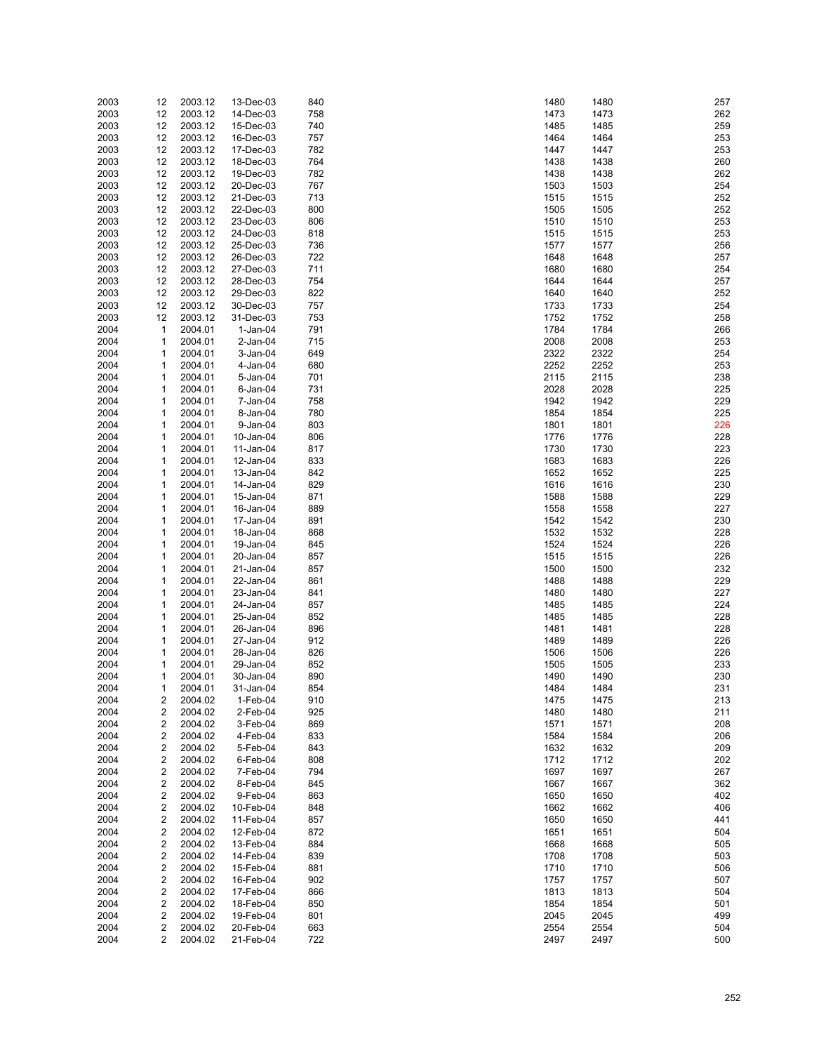| | | | | | | | |
|---|---|---|---|---|---|---|---|
| 2003 | 12 | 2003.12 | 13-Dec-03 | 840 | 1480 | 1480 | 257 |
| 2003 | 12 | 2003.12 | 14-Dec-03 | 758 | 1473 | 1473 | 262 |
| 2003 | 12 | 2003.12 | 15-Dec-03 | 740 | 1485 | 1485 | 259 |
| 2003 | 12 | 2003.12 | 16-Dec-03 | 757 | 1464 | 1464 | 253 |
| 2003 | 12 | 2003.12 | 17-Dec-03 | 782 | 1447 | 1447 | 253 |
| 2003 | 12 | 2003.12 | 18-Dec-03 | 764 | 1438 | 1438 | 260 |
| 2003 | 12 | 2003.12 | 19-Dec-03 | 782 | 1438 | 1438 | 262 |
| 2003 | 12 | 2003.12 | 20-Dec-03 | 767 | 1503 | 1503 | 254 |
| 2003 | 12 | 2003.12 | 21-Dec-03 | 713 | 1515 | 1515 | 252 |
| 2003 | 12 | 2003.12 | 22-Dec-03 | 800 | 1505 | 1505 | 252 |
| 2003 | 12 | 2003.12 | 23-Dec-03 | 806 | 1510 | 1510 | 253 |
| 2003 | 12 | 2003.12 | 24-Dec-03 | 818 | 1515 | 1515 | 253 |
| 2003 | 12 | 2003.12 | 25-Dec-03 | 736 | 1577 | 1577 | 256 |
| 2003 | 12 | 2003.12 | 26-Dec-03 | 722 | 1648 | 1648 | 257 |
| 2003 | 12 | 2003.12 | 27-Dec-03 | 711 | 1680 | 1680 | 254 |
| 2003 | 12 | 2003.12 | 28-Dec-03 | 754 | 1644 | 1644 | 257 |
| 2003 | 12 | 2003.12 | 29-Dec-03 | 822 | 1640 | 1640 | 252 |
| 2003 | 12 | 2003.12 | 30-Dec-03 | 757 | 1733 | 1733 | 254 |
| 2003 | 12 | 2003.12 | 31-Dec-03 | 753 | 1752 | 1752 | 258 |
| 2004 | 1 | 2004.01 | 1-Jan-04 | 791 | 1784 | 1784 | 266 |
| 2004 | 1 | 2004.01 | 2-Jan-04 | 715 | 2008 | 2008 | 253 |
| 2004 | 1 | 2004.01 | 3-Jan-04 | 649 | 2322 | 2322 | 254 |
| 2004 | 1 | 2004.01 | 4-Jan-04 | 680 | 2252 | 2252 | 253 |
| 2004 | 1 | 2004.01 | 5-Jan-04 | 701 | 2115 | 2115 | 238 |
| 2004 | 1 | 2004.01 | 6-Jan-04 | 731 | 2028 | 2028 | 225 |
| 2004 | 1 | 2004.01 | 7-Jan-04 | 758 | 1942 | 1942 | 229 |
| 2004 | 1 | 2004.01 | 8-Jan-04 | 780 | 1854 | 1854 | 225 |
| 2004 | 1 | 2004.01 | 9-Jan-04 | 803 | 1801 | 1801 | 226 |
| 2004 | 1 | 2004.01 | 10-Jan-04 | 806 | 1776 | 1776 | 228 |
| 2004 | 1 | 2004.01 | 11-Jan-04 | 817 | 1730 | 1730 | 223 |
| 2004 | 1 | 2004.01 | 12-Jan-04 | 833 | 1683 | 1683 | 226 |
| 2004 | 1 | 2004.01 | 13-Jan-04 | 842 | 1652 | 1652 | 225 |
| 2004 | 1 | 2004.01 | 14-Jan-04 | 829 | 1616 | 1616 | 230 |
| 2004 | 1 | 2004.01 | 15-Jan-04 | 871 | 1588 | 1588 | 229 |
| 2004 | 1 | 2004.01 | 16-Jan-04 | 889 | 1558 | 1558 | 227 |
| 2004 | 1 | 2004.01 | 17-Jan-04 | 891 | 1542 | 1542 | 230 |
| 2004 | 1 | 2004.01 | 18-Jan-04 | 868 | 1532 | 1532 | 228 |
| 2004 | 1 | 2004.01 | 19-Jan-04 | 845 | 1524 | 1524 | 226 |
| 2004 | 1 | 2004.01 | 20-Jan-04 | 857 | 1515 | 1515 | 226 |
| 2004 | 1 | 2004.01 | 21-Jan-04 | 857 | 1500 | 1500 | 232 |
| 2004 | 1 | 2004.01 | 22-Jan-04 | 861 | 1488 | 1488 | 229 |
| 2004 | 1 | 2004.01 | 23-Jan-04 | 841 | 1480 | 1480 | 227 |
| 2004 | 1 | 2004.01 | 24-Jan-04 | 857 | 1485 | 1485 | 224 |
| 2004 | 1 | 2004.01 | 25-Jan-04 | 852 | 1485 | 1485 | 228 |
| 2004 | 1 | 2004.01 | 26-Jan-04 | 896 | 1481 | 1481 | 228 |
| 2004 | 1 | 2004.01 | 27-Jan-04 | 912 | 1489 | 1489 | 226 |
| 2004 | 1 | 2004.01 | 28-Jan-04 | 826 | 1506 | 1506 | 226 |
| 2004 | 1 | 2004.01 | 29-Jan-04 | 852 | 1505 | 1505 | 233 |
| 2004 | 1 | 2004.01 | 30-Jan-04 | 890 | 1490 | 1490 | 230 |
| 2004 | 1 | 2004.01 | 31-Jan-04 | 854 | 1484 | 1484 | 231 |
| 2004 | 2 | 2004.02 | 1-Feb-04 | 910 | 1475 | 1475 | 213 |
| 2004 | 2 | 2004.02 | 2-Feb-04 | 925 | 1480 | 1480 | 211 |
| 2004 | 2 | 2004.02 | 3-Feb-04 | 869 | 1571 | 1571 | 208 |
| 2004 | 2 | 2004.02 | 4-Feb-04 | 833 | 1584 | 1584 | 206 |
| 2004 | 2 | 2004.02 | 5-Feb-04 | 843 | 1632 | 1632 | 209 |
| 2004 | 2 | 2004.02 | 6-Feb-04 | 808 | 1712 | 1712 | 202 |
| 2004 | 2 | 2004.02 | 7-Feb-04 | 794 | 1697 | 1697 | 267 |
| 2004 | 2 | 2004.02 | 8-Feb-04 | 845 | 1667 | 1667 | 362 |
| 2004 | 2 | 2004.02 | 9-Feb-04 | 863 | 1650 | 1650 | 402 |
| 2004 | 2 | 2004.02 | 10-Feb-04 | 848 | 1662 | 1662 | 406 |
| 2004 | 2 | 2004.02 | 11-Feb-04 | 857 | 1650 | 1650 | 441 |
| 2004 | 2 | 2004.02 | 12-Feb-04 | 872 | 1651 | 1651 | 504 |
| 2004 | 2 | 2004.02 | 13-Feb-04 | 884 | 1668 | 1668 | 505 |
| 2004 | 2 | 2004.02 | 14-Feb-04 | 839 | 1708 | 1708 | 503 |
| 2004 | 2 | 2004.02 | 15-Feb-04 | 881 | 1710 | 1710 | 506 |
| 2004 | 2 | 2004.02 | 16-Feb-04 | 902 | 1757 | 1757 | 507 |
| 2004 | 2 | 2004.02 | 17-Feb-04 | 866 | 1813 | 1813 | 504 |
| 2004 | 2 | 2004.02 | 18-Feb-04 | 850 | 1854 | 1854 | 501 |
| 2004 | 2 | 2004.02 | 19-Feb-04 | 801 | 2045 | 2045 | 499 |
| 2004 | 2 | 2004.02 | 20-Feb-04 | 663 | 2554 | 2554 | 504 |
| 2004 | 2 | 2004.02 | 21-Feb-04 | 722 | 2497 | 2497 | 500 |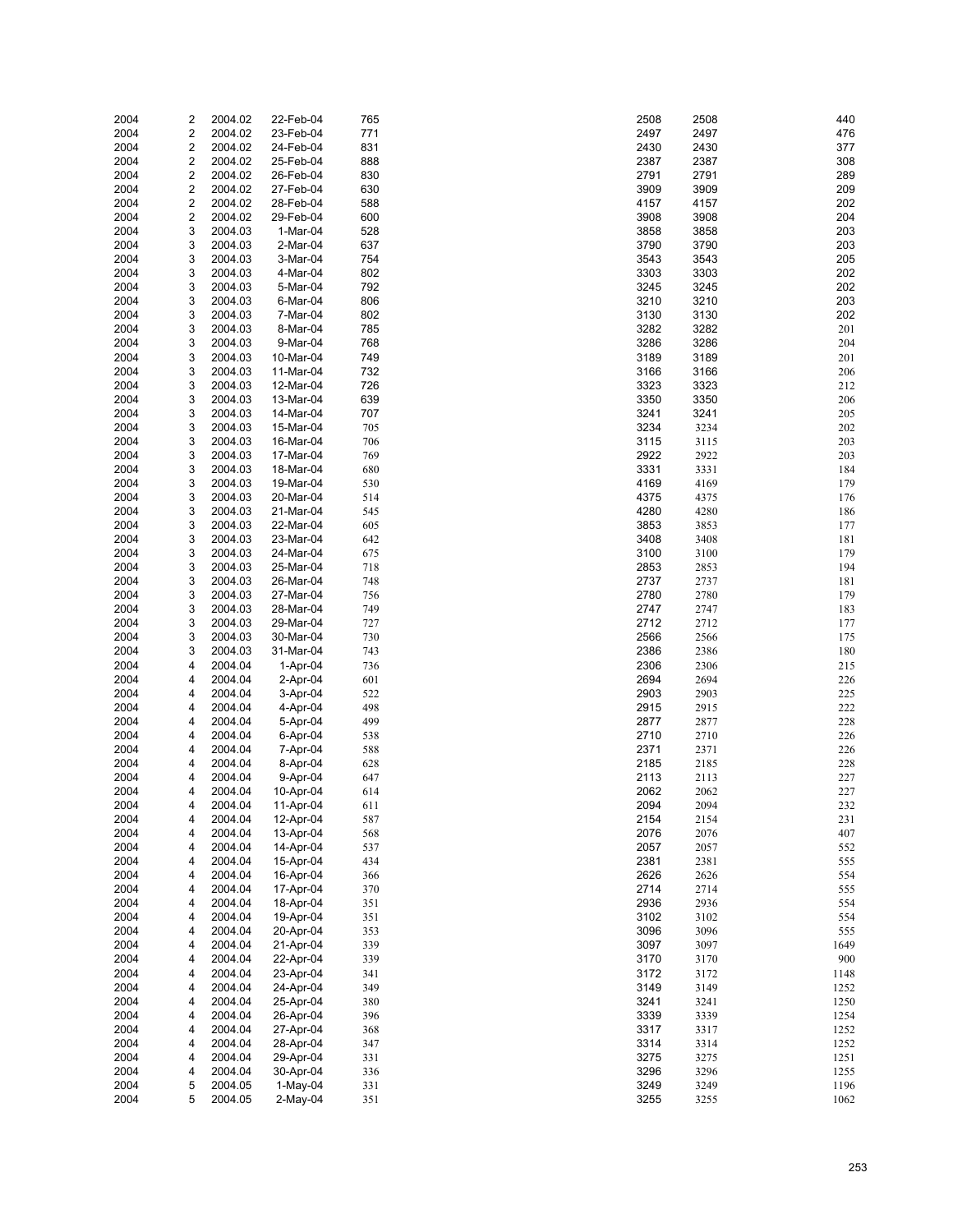| | | | | | | | |
|---|---|---|---|---|---|---|---|
| 2004 | 2 | 2004.02 | 22-Feb-04 | 765 | 2508 | 2508 | 440 |
| 2004 | 2 | 2004.02 | 23-Feb-04 | 771 | 2497 | 2497 | 476 |
| 2004 | 2 | 2004.02 | 24-Feb-04 | 831 | 2430 | 2430 | 377 |
| 2004 | 2 | 2004.02 | 25-Feb-04 | 888 | 2387 | 2387 | 308 |
| 2004 | 2 | 2004.02 | 26-Feb-04 | 830 | 2791 | 2791 | 289 |
| 2004 | 2 | 2004.02 | 27-Feb-04 | 630 | 3909 | 3909 | 209 |
| 2004 | 2 | 2004.02 | 28-Feb-04 | 588 | 4157 | 4157 | 202 |
| 2004 | 2 | 2004.02 | 29-Feb-04 | 600 | 3908 | 3908 | 204 |
| 2004 | 3 | 2004.03 | 1-Mar-04 | 528 | 3858 | 3858 | 203 |
| 2004 | 3 | 2004.03 | 2-Mar-04 | 637 | 3790 | 3790 | 203 |
| 2004 | 3 | 2004.03 | 3-Mar-04 | 754 | 3543 | 3543 | 205 |
| 2004 | 3 | 2004.03 | 4-Mar-04 | 802 | 3303 | 3303 | 202 |
| 2004 | 3 | 2004.03 | 5-Mar-04 | 792 | 3245 | 3245 | 202 |
| 2004 | 3 | 2004.03 | 6-Mar-04 | 806 | 3210 | 3210 | 203 |
| 2004 | 3 | 2004.03 | 7-Mar-04 | 802 | 3130 | 3130 | 202 |
| 2004 | 3 | 2004.03 | 8-Mar-04 | 785 | 3282 | 3282 | 201 |
| 2004 | 3 | 2004.03 | 9-Mar-04 | 768 | 3286 | 3286 | 204 |
| 2004 | 3 | 2004.03 | 10-Mar-04 | 749 | 3189 | 3189 | 201 |
| 2004 | 3 | 2004.03 | 11-Mar-04 | 732 | 3166 | 3166 | 206 |
| 2004 | 3 | 2004.03 | 12-Mar-04 | 726 | 3323 | 3323 | 212 |
| 2004 | 3 | 2004.03 | 13-Mar-04 | 639 | 3350 | 3350 | 206 |
| 2004 | 3 | 2004.03 | 14-Mar-04 | 707 | 3241 | 3241 | 205 |
| 2004 | 3 | 2004.03 | 15-Mar-04 | 705 | 3234 | 3234 | 202 |
| 2004 | 3 | 2004.03 | 16-Mar-04 | 706 | 3115 | 3115 | 203 |
| 2004 | 3 | 2004.03 | 17-Mar-04 | 769 | 2922 | 2922 | 203 |
| 2004 | 3 | 2004.03 | 18-Mar-04 | 680 | 3331 | 3331 | 184 |
| 2004 | 3 | 2004.03 | 19-Mar-04 | 530 | 4169 | 4169 | 179 |
| 2004 | 3 | 2004.03 | 20-Mar-04 | 514 | 4375 | 4375 | 176 |
| 2004 | 3 | 2004.03 | 21-Mar-04 | 545 | 4280 | 4280 | 186 |
| 2004 | 3 | 2004.03 | 22-Mar-04 | 605 | 3853 | 3853 | 177 |
| 2004 | 3 | 2004.03 | 23-Mar-04 | 642 | 3408 | 3408 | 181 |
| 2004 | 3 | 2004.03 | 24-Mar-04 | 675 | 3100 | 3100 | 179 |
| 2004 | 3 | 2004.03 | 25-Mar-04 | 718 | 2853 | 2853 | 194 |
| 2004 | 3 | 2004.03 | 26-Mar-04 | 748 | 2737 | 2737 | 181 |
| 2004 | 3 | 2004.03 | 27-Mar-04 | 756 | 2780 | 2780 | 179 |
| 2004 | 3 | 2004.03 | 28-Mar-04 | 749 | 2747 | 2747 | 183 |
| 2004 | 3 | 2004.03 | 29-Mar-04 | 727 | 2712 | 2712 | 177 |
| 2004 | 3 | 2004.03 | 30-Mar-04 | 730 | 2566 | 2566 | 175 |
| 2004 | 3 | 2004.03 | 31-Mar-04 | 743 | 2386 | 2386 | 180 |
| 2004 | 4 | 2004.04 | 1-Apr-04 | 736 | 2306 | 2306 | 215 |
| 2004 | 4 | 2004.04 | 2-Apr-04 | 601 | 2694 | 2694 | 226 |
| 2004 | 4 | 2004.04 | 3-Apr-04 | 522 | 2903 | 2903 | 225 |
| 2004 | 4 | 2004.04 | 4-Apr-04 | 498 | 2915 | 2915 | 222 |
| 2004 | 4 | 2004.04 | 5-Apr-04 | 499 | 2877 | 2877 | 228 |
| 2004 | 4 | 2004.04 | 6-Apr-04 | 538 | 2710 | 2710 | 226 |
| 2004 | 4 | 2004.04 | 7-Apr-04 | 588 | 2371 | 2371 | 226 |
| 2004 | 4 | 2004.04 | 8-Apr-04 | 628 | 2185 | 2185 | 228 |
| 2004 | 4 | 2004.04 | 9-Apr-04 | 647 | 2113 | 2113 | 227 |
| 2004 | 4 | 2004.04 | 10-Apr-04 | 614 | 2062 | 2062 | 227 |
| 2004 | 4 | 2004.04 | 11-Apr-04 | 611 | 2094 | 2094 | 232 |
| 2004 | 4 | 2004.04 | 12-Apr-04 | 587 | 2154 | 2154 | 231 |
| 2004 | 4 | 2004.04 | 13-Apr-04 | 568 | 2076 | 2076 | 407 |
| 2004 | 4 | 2004.04 | 14-Apr-04 | 537 | 2057 | 2057 | 552 |
| 2004 | 4 | 2004.04 | 15-Apr-04 | 434 | 2381 | 2381 | 555 |
| 2004 | 4 | 2004.04 | 16-Apr-04 | 366 | 2626 | 2626 | 554 |
| 2004 | 4 | 2004.04 | 17-Apr-04 | 370 | 2714 | 2714 | 555 |
| 2004 | 4 | 2004.04 | 18-Apr-04 | 351 | 2936 | 2936 | 554 |
| 2004 | 4 | 2004.04 | 19-Apr-04 | 351 | 3102 | 3102 | 554 |
| 2004 | 4 | 2004.04 | 20-Apr-04 | 353 | 3096 | 3096 | 555 |
| 2004 | 4 | 2004.04 | 21-Apr-04 | 339 | 3097 | 3097 | 1649 |
| 2004 | 4 | 2004.04 | 22-Apr-04 | 339 | 3170 | 3170 | 900 |
| 2004 | 4 | 2004.04 | 23-Apr-04 | 341 | 3172 | 3172 | 1148 |
| 2004 | 4 | 2004.04 | 24-Apr-04 | 349 | 3149 | 3149 | 1252 |
| 2004 | 4 | 2004.04 | 25-Apr-04 | 380 | 3241 | 3241 | 1250 |
| 2004 | 4 | 2004.04 | 26-Apr-04 | 396 | 3339 | 3339 | 1254 |
| 2004 | 4 | 2004.04 | 27-Apr-04 | 368 | 3317 | 3317 | 1252 |
| 2004 | 4 | 2004.04 | 28-Apr-04 | 347 | 3314 | 3314 | 1252 |
| 2004 | 4 | 2004.04 | 29-Apr-04 | 331 | 3275 | 3275 | 1251 |
| 2004 | 4 | 2004.04 | 30-Apr-04 | 336 | 3296 | 3296 | 1255 |
| 2004 | 5 | 2004.05 | 1-May-04 | 331 | 3249 | 3249 | 1196 |
| 2004 | 5 | 2004.05 | 2-May-04 | 351 | 3255 | 3255 | 1062 |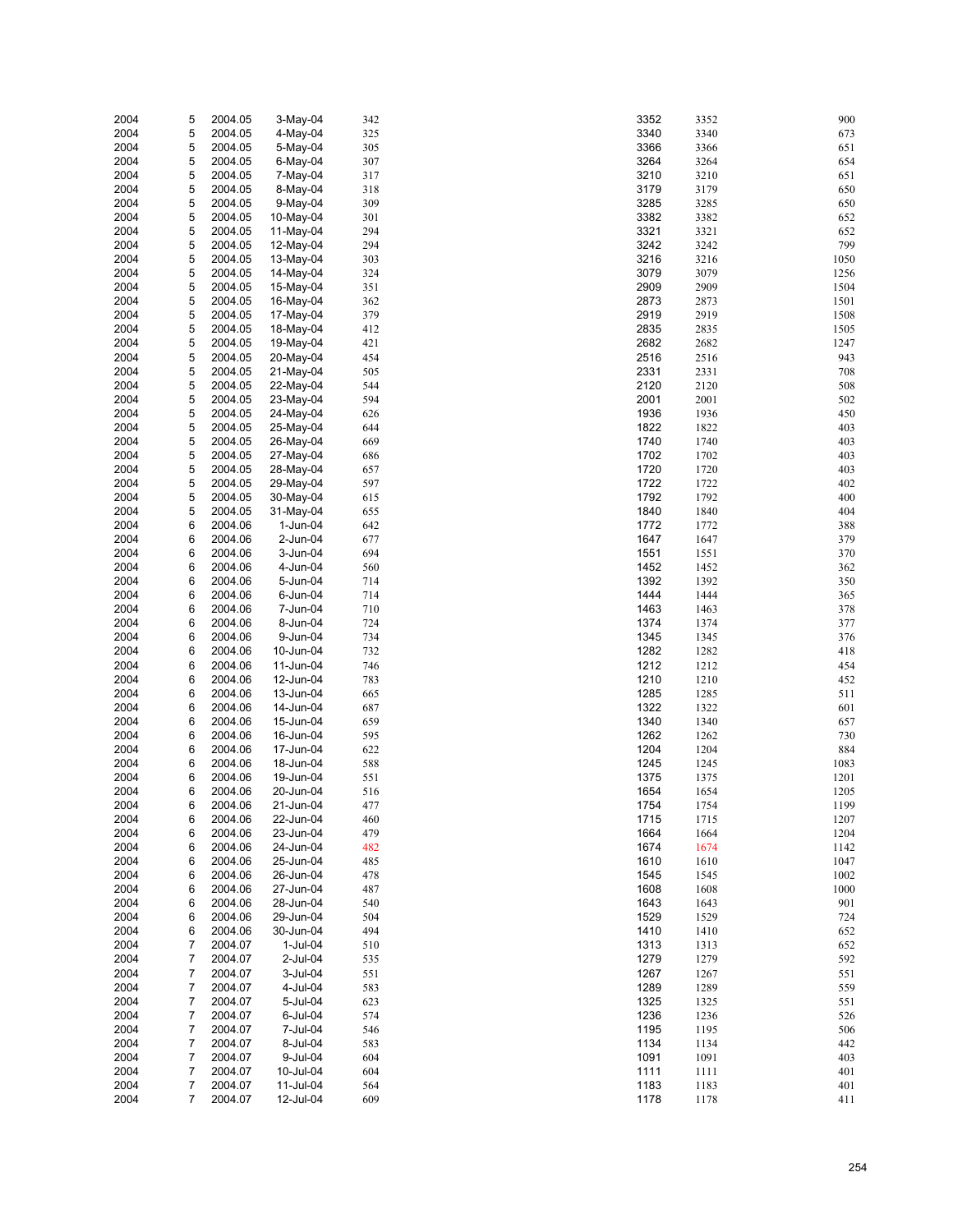| | | | | | | | |
|---|---|---|---|---|---|---|---|
| 2004 | 5 | 2004.05 | 3-May-04 | 342 | 3352 | 3352 | 900 |
| 2004 | 5 | 2004.05 | 4-May-04 | 325 | 3340 | 3340 | 673 |
| 2004 | 5 | 2004.05 | 5-May-04 | 305 | 3366 | 3366 | 651 |
| 2004 | 5 | 2004.05 | 6-May-04 | 307 | 3264 | 3264 | 654 |
| 2004 | 5 | 2004.05 | 7-May-04 | 317 | 3210 | 3210 | 651 |
| 2004 | 5 | 2004.05 | 8-May-04 | 318 | 3179 | 3179 | 650 |
| 2004 | 5 | 2004.05 | 9-May-04 | 309 | 3285 | 3285 | 650 |
| 2004 | 5 | 2004.05 | 10-May-04 | 301 | 3382 | 3382 | 652 |
| 2004 | 5 | 2004.05 | 11-May-04 | 294 | 3321 | 3321 | 652 |
| 2004 | 5 | 2004.05 | 12-May-04 | 294 | 3242 | 3242 | 799 |
| 2004 | 5 | 2004.05 | 13-May-04 | 303 | 3216 | 3216 | 1050 |
| 2004 | 5 | 2004.05 | 14-May-04 | 324 | 3079 | 3079 | 1256 |
| 2004 | 5 | 2004.05 | 15-May-04 | 351 | 2909 | 2909 | 1504 |
| 2004 | 5 | 2004.05 | 16-May-04 | 362 | 2873 | 2873 | 1501 |
| 2004 | 5 | 2004.05 | 17-May-04 | 379 | 2919 | 2919 | 1508 |
| 2004 | 5 | 2004.05 | 18-May-04 | 412 | 2835 | 2835 | 1505 |
| 2004 | 5 | 2004.05 | 19-May-04 | 421 | 2682 | 2682 | 1247 |
| 2004 | 5 | 2004.05 | 20-May-04 | 454 | 2516 | 2516 | 943 |
| 2004 | 5 | 2004.05 | 21-May-04 | 505 | 2331 | 2331 | 708 |
| 2004 | 5 | 2004.05 | 22-May-04 | 544 | 2120 | 2120 | 508 |
| 2004 | 5 | 2004.05 | 23-May-04 | 594 | 2001 | 2001 | 502 |
| 2004 | 5 | 2004.05 | 24-May-04 | 626 | 1936 | 1936 | 450 |
| 2004 | 5 | 2004.05 | 25-May-04 | 644 | 1822 | 1822 | 403 |
| 2004 | 5 | 2004.05 | 26-May-04 | 669 | 1740 | 1740 | 403 |
| 2004 | 5 | 2004.05 | 27-May-04 | 686 | 1702 | 1702 | 403 |
| 2004 | 5 | 2004.05 | 28-May-04 | 657 | 1720 | 1720 | 403 |
| 2004 | 5 | 2004.05 | 29-May-04 | 597 | 1722 | 1722 | 402 |
| 2004 | 5 | 2004.05 | 30-May-04 | 615 | 1792 | 1792 | 400 |
| 2004 | 5 | 2004.05 | 31-May-04 | 655 | 1840 | 1840 | 404 |
| 2004 | 6 | 2004.06 | 1-Jun-04 | 642 | 1772 | 1772 | 388 |
| 2004 | 6 | 2004.06 | 2-Jun-04 | 677 | 1647 | 1647 | 379 |
| 2004 | 6 | 2004.06 | 3-Jun-04 | 694 | 1551 | 1551 | 370 |
| 2004 | 6 | 2004.06 | 4-Jun-04 | 560 | 1452 | 1452 | 362 |
| 2004 | 6 | 2004.06 | 5-Jun-04 | 714 | 1392 | 1392 | 350 |
| 2004 | 6 | 2004.06 | 6-Jun-04 | 714 | 1444 | 1444 | 365 |
| 2004 | 6 | 2004.06 | 7-Jun-04 | 710 | 1463 | 1463 | 378 |
| 2004 | 6 | 2004.06 | 8-Jun-04 | 724 | 1374 | 1374 | 377 |
| 2004 | 6 | 2004.06 | 9-Jun-04 | 734 | 1345 | 1345 | 376 |
| 2004 | 6 | 2004.06 | 10-Jun-04 | 732 | 1282 | 1282 | 418 |
| 2004 | 6 | 2004.06 | 11-Jun-04 | 746 | 1212 | 1212 | 454 |
| 2004 | 6 | 2004.06 | 12-Jun-04 | 783 | 1210 | 1210 | 452 |
| 2004 | 6 | 2004.06 | 13-Jun-04 | 665 | 1285 | 1285 | 511 |
| 2004 | 6 | 2004.06 | 14-Jun-04 | 687 | 1322 | 1322 | 601 |
| 2004 | 6 | 2004.06 | 15-Jun-04 | 659 | 1340 | 1340 | 657 |
| 2004 | 6 | 2004.06 | 16-Jun-04 | 595 | 1262 | 1262 | 730 |
| 2004 | 6 | 2004.06 | 17-Jun-04 | 622 | 1204 | 1204 | 884 |
| 2004 | 6 | 2004.06 | 18-Jun-04 | 588 | 1245 | 1245 | 1083 |
| 2004 | 6 | 2004.06 | 19-Jun-04 | 551 | 1375 | 1375 | 1201 |
| 2004 | 6 | 2004.06 | 20-Jun-04 | 516 | 1654 | 1654 | 1205 |
| 2004 | 6 | 2004.06 | 21-Jun-04 | 477 | 1754 | 1754 | 1199 |
| 2004 | 6 | 2004.06 | 22-Jun-04 | 460 | 1715 | 1715 | 1207 |
| 2004 | 6 | 2004.06 | 23-Jun-04 | 479 | 1664 | 1664 | 1204 |
| 2004 | 6 | 2004.06 | 24-Jun-04 | 482 | 1674 | 1674 | 1142 |
| 2004 | 6 | 2004.06 | 25-Jun-04 | 485 | 1610 | 1610 | 1047 |
| 2004 | 6 | 2004.06 | 26-Jun-04 | 478 | 1545 | 1545 | 1002 |
| 2004 | 6 | 2004.06 | 27-Jun-04 | 487 | 1608 | 1608 | 1000 |
| 2004 | 6 | 2004.06 | 28-Jun-04 | 540 | 1643 | 1643 | 901 |
| 2004 | 6 | 2004.06 | 29-Jun-04 | 504 | 1529 | 1529 | 724 |
| 2004 | 6 | 2004.06 | 30-Jun-04 | 494 | 1410 | 1410 | 652 |
| 2004 | 7 | 2004.07 | 1-Jul-04 | 510 | 1313 | 1313 | 652 |
| 2004 | 7 | 2004.07 | 2-Jul-04 | 535 | 1279 | 1279 | 592 |
| 2004 | 7 | 2004.07 | 3-Jul-04 | 551 | 1267 | 1267 | 551 |
| 2004 | 7 | 2004.07 | 4-Jul-04 | 583 | 1289 | 1289 | 559 |
| 2004 | 7 | 2004.07 | 5-Jul-04 | 623 | 1325 | 1325 | 551 |
| 2004 | 7 | 2004.07 | 6-Jul-04 | 574 | 1236 | 1236 | 526 |
| 2004 | 7 | 2004.07 | 7-Jul-04 | 546 | 1195 | 1195 | 506 |
| 2004 | 7 | 2004.07 | 8-Jul-04 | 583 | 1134 | 1134 | 442 |
| 2004 | 7 | 2004.07 | 9-Jul-04 | 604 | 1091 | 1091 | 403 |
| 2004 | 7 | 2004.07 | 10-Jul-04 | 604 | 1111 | 1111 | 401 |
| 2004 | 7 | 2004.07 | 11-Jul-04 | 564 | 1183 | 1183 | 401 |
| 2004 | 7 | 2004.07 | 12-Jul-04 | 609 | 1178 | 1178 | 411 |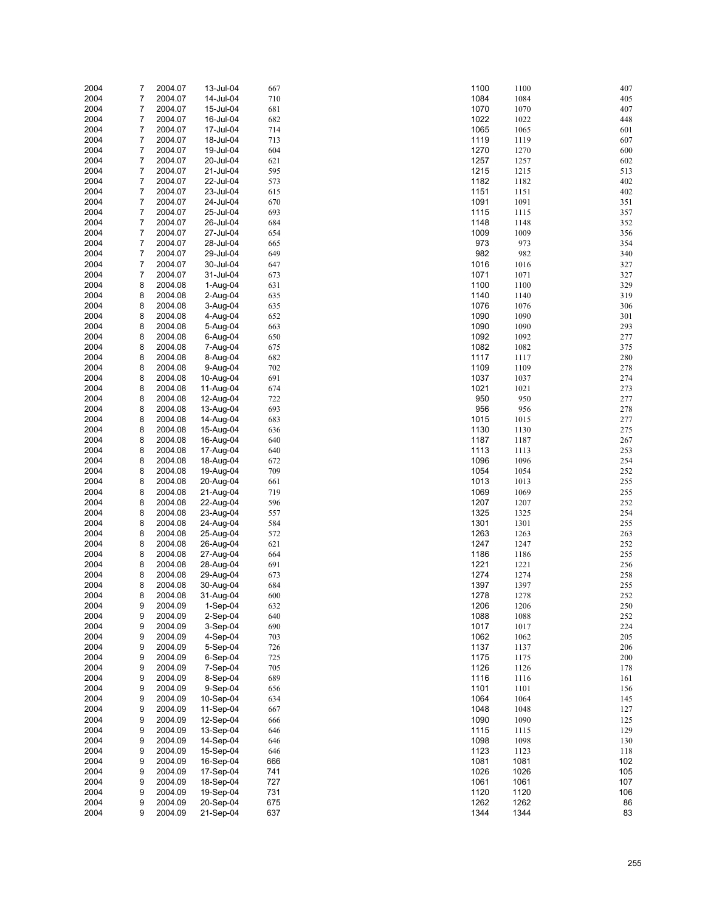| | | | | | | | |
|---|---|---|---|---|---|---|---|
| 2004 | 7 | 2004.07 | 13-Jul-04 | 667 | 1100 | 1100 | 407 |
| 2004 | 7 | 2004.07 | 14-Jul-04 | 710 | 1084 | 1084 | 405 |
| 2004 | 7 | 2004.07 | 15-Jul-04 | 681 | 1070 | 1070 | 407 |
| 2004 | 7 | 2004.07 | 16-Jul-04 | 682 | 1022 | 1022 | 448 |
| 2004 | 7 | 2004.07 | 17-Jul-04 | 714 | 1065 | 1065 | 601 |
| 2004 | 7 | 2004.07 | 18-Jul-04 | 713 | 1119 | 1119 | 607 |
| 2004 | 7 | 2004.07 | 19-Jul-04 | 604 | 1270 | 1270 | 600 |
| 2004 | 7 | 2004.07 | 20-Jul-04 | 621 | 1257 | 1257 | 602 |
| 2004 | 7 | 2004.07 | 21-Jul-04 | 595 | 1215 | 1215 | 513 |
| 2004 | 7 | 2004.07 | 22-Jul-04 | 573 | 1182 | 1182 | 402 |
| 2004 | 7 | 2004.07 | 23-Jul-04 | 615 | 1151 | 1151 | 402 |
| 2004 | 7 | 2004.07 | 24-Jul-04 | 670 | 1091 | 1091 | 351 |
| 2004 | 7 | 2004.07 | 25-Jul-04 | 693 | 1115 | 1115 | 357 |
| 2004 | 7 | 2004.07 | 26-Jul-04 | 684 | 1148 | 1148 | 352 |
| 2004 | 7 | 2004.07 | 27-Jul-04 | 654 | 1009 | 1009 | 356 |
| 2004 | 7 | 2004.07 | 28-Jul-04 | 665 | 973 | 973 | 354 |
| 2004 | 7 | 2004.07 | 29-Jul-04 | 649 | 982 | 982 | 340 |
| 2004 | 7 | 2004.07 | 30-Jul-04 | 647 | 1016 | 1016 | 327 |
| 2004 | 7 | 2004.07 | 31-Jul-04 | 673 | 1071 | 1071 | 327 |
| 2004 | 8 | 2004.08 | 1-Aug-04 | 631 | 1100 | 1100 | 329 |
| 2004 | 8 | 2004.08 | 2-Aug-04 | 635 | 1140 | 1140 | 319 |
| 2004 | 8 | 2004.08 | 3-Aug-04 | 635 | 1076 | 1076 | 306 |
| 2004 | 8 | 2004.08 | 4-Aug-04 | 652 | 1090 | 1090 | 301 |
| 2004 | 8 | 2004.08 | 5-Aug-04 | 663 | 1090 | 1090 | 293 |
| 2004 | 8 | 2004.08 | 6-Aug-04 | 650 | 1092 | 1092 | 277 |
| 2004 | 8 | 2004.08 | 7-Aug-04 | 675 | 1082 | 1082 | 375 |
| 2004 | 8 | 2004.08 | 8-Aug-04 | 682 | 1117 | 1117 | 280 |
| 2004 | 8 | 2004.08 | 9-Aug-04 | 702 | 1109 | 1109 | 278 |
| 2004 | 8 | 2004.08 | 10-Aug-04 | 691 | 1037 | 1037 | 274 |
| 2004 | 8 | 2004.08 | 11-Aug-04 | 674 | 1021 | 1021 | 273 |
| 2004 | 8 | 2004.08 | 12-Aug-04 | 722 | 950 | 950 | 277 |
| 2004 | 8 | 2004.08 | 13-Aug-04 | 693 | 956 | 956 | 278 |
| 2004 | 8 | 2004.08 | 14-Aug-04 | 683 | 1015 | 1015 | 277 |
| 2004 | 8 | 2004.08 | 15-Aug-04 | 636 | 1130 | 1130 | 275 |
| 2004 | 8 | 2004.08 | 16-Aug-04 | 640 | 1187 | 1187 | 267 |
| 2004 | 8 | 2004.08 | 17-Aug-04 | 640 | 1113 | 1113 | 253 |
| 2004 | 8 | 2004.08 | 18-Aug-04 | 672 | 1096 | 1096 | 254 |
| 2004 | 8 | 2004.08 | 19-Aug-04 | 709 | 1054 | 1054 | 252 |
| 2004 | 8 | 2004.08 | 20-Aug-04 | 661 | 1013 | 1013 | 255 |
| 2004 | 8 | 2004.08 | 21-Aug-04 | 719 | 1069 | 1069 | 255 |
| 2004 | 8 | 2004.08 | 22-Aug-04 | 596 | 1207 | 1207 | 252 |
| 2004 | 8 | 2004.08 | 23-Aug-04 | 557 | 1325 | 1325 | 254 |
| 2004 | 8 | 2004.08 | 24-Aug-04 | 584 | 1301 | 1301 | 255 |
| 2004 | 8 | 2004.08 | 25-Aug-04 | 572 | 1263 | 1263 | 263 |
| 2004 | 8 | 2004.08 | 26-Aug-04 | 621 | 1247 | 1247 | 252 |
| 2004 | 8 | 2004.08 | 27-Aug-04 | 664 | 1186 | 1186 | 255 |
| 2004 | 8 | 2004.08 | 28-Aug-04 | 691 | 1221 | 1221 | 256 |
| 2004 | 8 | 2004.08 | 29-Aug-04 | 673 | 1274 | 1274 | 258 |
| 2004 | 8 | 2004.08 | 30-Aug-04 | 684 | 1397 | 1397 | 255 |
| 2004 | 8 | 2004.08 | 31-Aug-04 | 600 | 1278 | 1278 | 252 |
| 2004 | 9 | 2004.09 | 1-Sep-04 | 632 | 1206 | 1206 | 250 |
| 2004 | 9 | 2004.09 | 2-Sep-04 | 640 | 1088 | 1088 | 252 |
| 2004 | 9 | 2004.09 | 3-Sep-04 | 690 | 1017 | 1017 | 224 |
| 2004 | 9 | 2004.09 | 4-Sep-04 | 703 | 1062 | 1062 | 205 |
| 2004 | 9 | 2004.09 | 5-Sep-04 | 726 | 1137 | 1137 | 206 |
| 2004 | 9 | 2004.09 | 6-Sep-04 | 725 | 1175 | 1175 | 200 |
| 2004 | 9 | 2004.09 | 7-Sep-04 | 705 | 1126 | 1126 | 178 |
| 2004 | 9 | 2004.09 | 8-Sep-04 | 689 | 1116 | 1116 | 161 |
| 2004 | 9 | 2004.09 | 9-Sep-04 | 656 | 1101 | 1101 | 156 |
| 2004 | 9 | 2004.09 | 10-Sep-04 | 634 | 1064 | 1064 | 145 |
| 2004 | 9 | 2004.09 | 11-Sep-04 | 667 | 1048 | 1048 | 127 |
| 2004 | 9 | 2004.09 | 12-Sep-04 | 666 | 1090 | 1090 | 125 |
| 2004 | 9 | 2004.09 | 13-Sep-04 | 646 | 1115 | 1115 | 129 |
| 2004 | 9 | 2004.09 | 14-Sep-04 | 646 | 1098 | 1098 | 130 |
| 2004 | 9 | 2004.09 | 15-Sep-04 | 646 | 1123 | 1123 | 118 |
| 2004 | 9 | 2004.09 | 16-Sep-04 | 666 | 1081 | 1081 | 102 |
| 2004 | 9 | 2004.09 | 17-Sep-04 | 741 | 1026 | 1026 | 105 |
| 2004 | 9 | 2004.09 | 18-Sep-04 | 727 | 1061 | 1061 | 107 |
| 2004 | 9 | 2004.09 | 19-Sep-04 | 731 | 1120 | 1120 | 106 |
| 2004 | 9 | 2004.09 | 20-Sep-04 | 675 | 1262 | 1262 | 86 |
| 2004 | 9 | 2004.09 | 21-Sep-04 | 637 | 1344 | 1344 | 83 |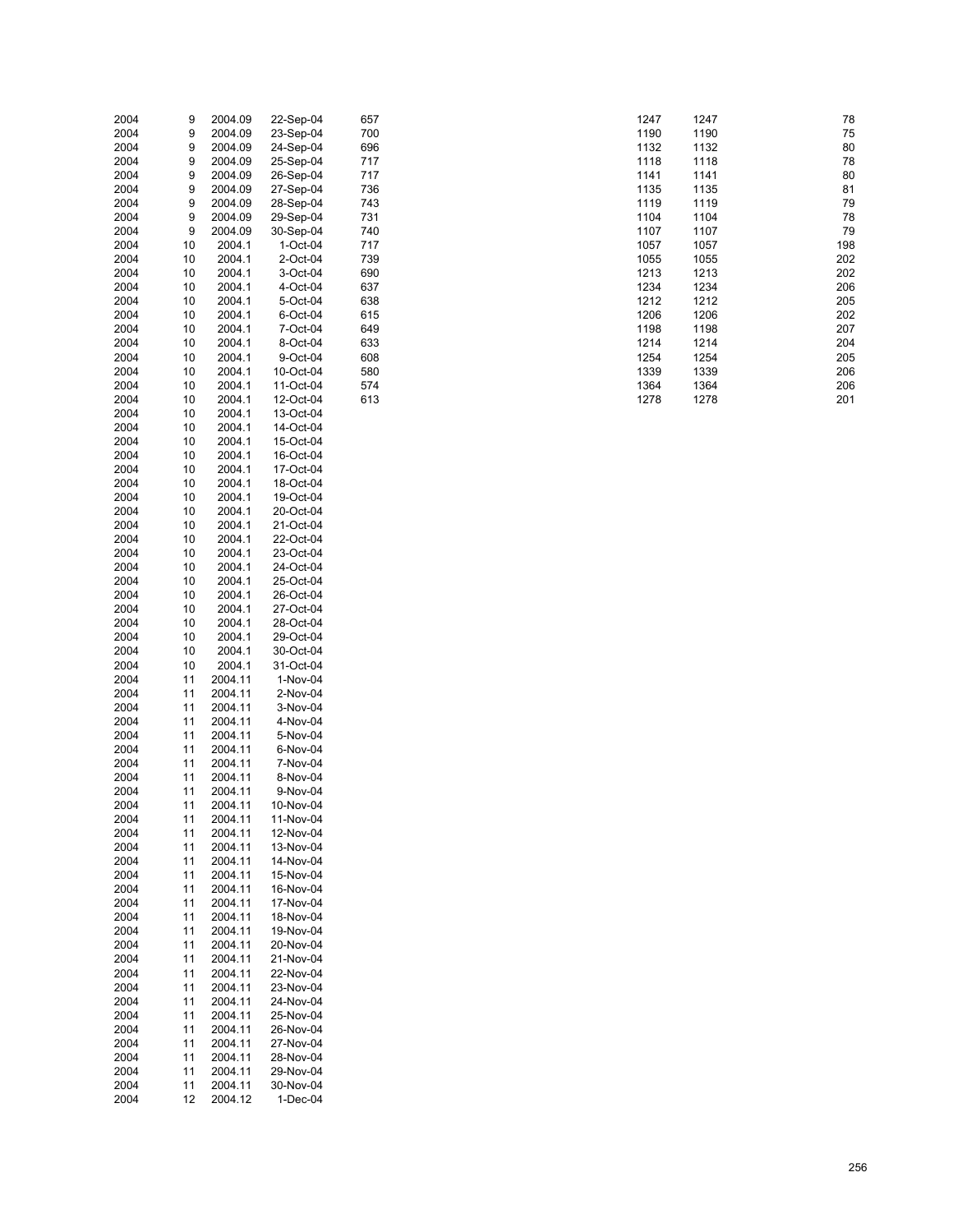| | | | | | | | |
|---|---|---|---|---|---|---|---|
| 2004 | 9 | 2004.09 | 22-Sep-04 | 657 | 1247 | 1247 | 78 |
| 2004 | 9 | 2004.09 | 23-Sep-04 | 700 | 1190 | 1190 | 75 |
| 2004 | 9 | 2004.09 | 24-Sep-04 | 696 | 1132 | 1132 | 80 |
| 2004 | 9 | 2004.09 | 25-Sep-04 | 717 | 1118 | 1118 | 78 |
| 2004 | 9 | 2004.09 | 26-Sep-04 | 717 | 1141 | 1141 | 80 |
| 2004 | 9 | 2004.09 | 27-Sep-04 | 736 | 1135 | 1135 | 81 |
| 2004 | 9 | 2004.09 | 28-Sep-04 | 743 | 1119 | 1119 | 79 |
| 2004 | 9 | 2004.09 | 29-Sep-04 | 731 | 1104 | 1104 | 78 |
| 2004 | 9 | 2004.09 | 30-Sep-04 | 740 | 1107 | 1107 | 79 |
| 2004 | 10 | 2004.1 | 1-Oct-04 | 717 | 1057 | 1057 | 198 |
| 2004 | 10 | 2004.1 | 2-Oct-04 | 739 | 1055 | 1055 | 202 |
| 2004 | 10 | 2004.1 | 3-Oct-04 | 690 | 1213 | 1213 | 202 |
| 2004 | 10 | 2004.1 | 4-Oct-04 | 637 | 1234 | 1234 | 206 |
| 2004 | 10 | 2004.1 | 5-Oct-04 | 638 | 1212 | 1212 | 205 |
| 2004 | 10 | 2004.1 | 6-Oct-04 | 615 | 1206 | 1206 | 202 |
| 2004 | 10 | 2004.1 | 7-Oct-04 | 649 | 1198 | 1198 | 207 |
| 2004 | 10 | 2004.1 | 8-Oct-04 | 633 | 1214 | 1214 | 204 |
| 2004 | 10 | 2004.1 | 9-Oct-04 | 608 | 1254 | 1254 | 205 |
| 2004 | 10 | 2004.1 | 10-Oct-04 | 580 | 1339 | 1339 | 206 |
| 2004 | 10 | 2004.1 | 11-Oct-04 | 574 | 1364 | 1364 | 206 |
| 2004 | 10 | 2004.1 | 12-Oct-04 | 613 | 1278 | 1278 | 201 |
| 2004 | 10 | 2004.1 | 13-Oct-04 | | | | |
| 2004 | 10 | 2004.1 | 14-Oct-04 | | | | |
| 2004 | 10 | 2004.1 | 15-Oct-04 | | | | |
| 2004 | 10 | 2004.1 | 16-Oct-04 | | | | |
| 2004 | 10 | 2004.1 | 17-Oct-04 | | | | |
| 2004 | 10 | 2004.1 | 18-Oct-04 | | | | |
| 2004 | 10 | 2004.1 | 19-Oct-04 | | | | |
| 2004 | 10 | 2004.1 | 20-Oct-04 | | | | |
| 2004 | 10 | 2004.1 | 21-Oct-04 | | | | |
| 2004 | 10 | 2004.1 | 22-Oct-04 | | | | |
| 2004 | 10 | 2004.1 | 23-Oct-04 | | | | |
| 2004 | 10 | 2004.1 | 24-Oct-04 | | | | |
| 2004 | 10 | 2004.1 | 25-Oct-04 | | | | |
| 2004 | 10 | 2004.1 | 26-Oct-04 | | | | |
| 2004 | 10 | 2004.1 | 27-Oct-04 | | | | |
| 2004 | 10 | 2004.1 | 28-Oct-04 | | | | |
| 2004 | 10 | 2004.1 | 29-Oct-04 | | | | |
| 2004 | 10 | 2004.1 | 30-Oct-04 | | | | |
| 2004 | 10 | 2004.1 | 31-Oct-04 | | | | |
| 2004 | 11 | 2004.11 | 1-Nov-04 | | | | |
| 2004 | 11 | 2004.11 | 2-Nov-04 | | | | |
| 2004 | 11 | 2004.11 | 3-Nov-04 | | | | |
| 2004 | 11 | 2004.11 | 4-Nov-04 | | | | |
| 2004 | 11 | 2004.11 | 5-Nov-04 | | | | |
| 2004 | 11 | 2004.11 | 6-Nov-04 | | | | |
| 2004 | 11 | 2004.11 | 7-Nov-04 | | | | |
| 2004 | 11 | 2004.11 | 8-Nov-04 | | | | |
| 2004 | 11 | 2004.11 | 9-Nov-04 | | | | |
| 2004 | 11 | 2004.11 | 10-Nov-04 | | | | |
| 2004 | 11 | 2004.11 | 11-Nov-04 | | | | |
| 2004 | 11 | 2004.11 | 12-Nov-04 | | | | |
| 2004 | 11 | 2004.11 | 13-Nov-04 | | | | |
| 2004 | 11 | 2004.11 | 14-Nov-04 | | | | |
| 2004 | 11 | 2004.11 | 15-Nov-04 | | | | |
| 2004 | 11 | 2004.11 | 16-Nov-04 | | | | |
| 2004 | 11 | 2004.11 | 17-Nov-04 | | | | |
| 2004 | 11 | 2004.11 | 18-Nov-04 | | | | |
| 2004 | 11 | 2004.11 | 19-Nov-04 | | | | |
| 2004 | 11 | 2004.11 | 20-Nov-04 | | | | |
| 2004 | 11 | 2004.11 | 21-Nov-04 | | | | |
| 2004 | 11 | 2004.11 | 22-Nov-04 | | | | |
| 2004 | 11 | 2004.11 | 23-Nov-04 | | | | |
| 2004 | 11 | 2004.11 | 24-Nov-04 | | | | |
| 2004 | 11 | 2004.11 | 25-Nov-04 | | | | |
| 2004 | 11 | 2004.11 | 26-Nov-04 | | | | |
| 2004 | 11 | 2004.11 | 27-Nov-04 | | | | |
| 2004 | 11 | 2004.11 | 28-Nov-04 | | | | |
| 2004 | 11 | 2004.11 | 29-Nov-04 | | | | |
| 2004 | 11 | 2004.11 | 30-Nov-04 | | | | |
| 2004 | 12 | 2004.12 | 1-Dec-04 | | | | |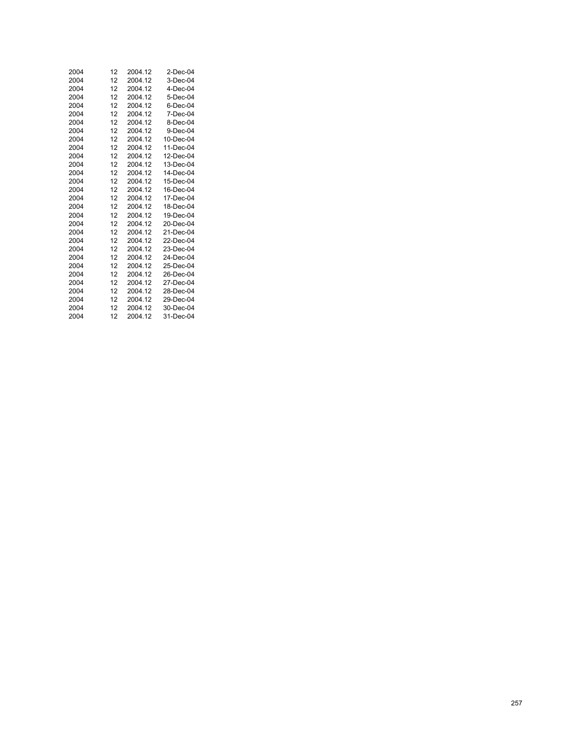| | | | |
|---|---|---|---|
| 2004 | 12 | 2004.12 | 2-Dec-04 |
| 2004 | 12 | 2004.12 | 3-Dec-04 |
| 2004 | 12 | 2004.12 | 4-Dec-04 |
| 2004 | 12 | 2004.12 | 5-Dec-04 |
| 2004 | 12 | 2004.12 | 6-Dec-04 |
| 2004 | 12 | 2004.12 | 7-Dec-04 |
| 2004 | 12 | 2004.12 | 8-Dec-04 |
| 2004 | 12 | 2004.12 | 9-Dec-04 |
| 2004 | 12 | 2004.12 | 10-Dec-04 |
| 2004 | 12 | 2004.12 | 11-Dec-04 |
| 2004 | 12 | 2004.12 | 12-Dec-04 |
| 2004 | 12 | 2004.12 | 13-Dec-04 |
| 2004 | 12 | 2004.12 | 14-Dec-04 |
| 2004 | 12 | 2004.12 | 15-Dec-04 |
| 2004 | 12 | 2004.12 | 16-Dec-04 |
| 2004 | 12 | 2004.12 | 17-Dec-04 |
| 2004 | 12 | 2004.12 | 18-Dec-04 |
| 2004 | 12 | 2004.12 | 19-Dec-04 |
| 2004 | 12 | 2004.12 | 20-Dec-04 |
| 2004 | 12 | 2004.12 | 21-Dec-04 |
| 2004 | 12 | 2004.12 | 22-Dec-04 |
| 2004 | 12 | 2004.12 | 23-Dec-04 |
| 2004 | 12 | 2004.12 | 24-Dec-04 |
| 2004 | 12 | 2004.12 | 25-Dec-04 |
| 2004 | 12 | 2004.12 | 26-Dec-04 |
| 2004 | 12 | 2004.12 | 27-Dec-04 |
| 2004 | 12 | 2004.12 | 28-Dec-04 |
| 2004 | 12 | 2004.12 | 29-Dec-04 |
| 2004 | 12 | 2004.12 | 30-Dec-04 |
| 2004 | 12 | 2004.12 | 31-Dec-04 |